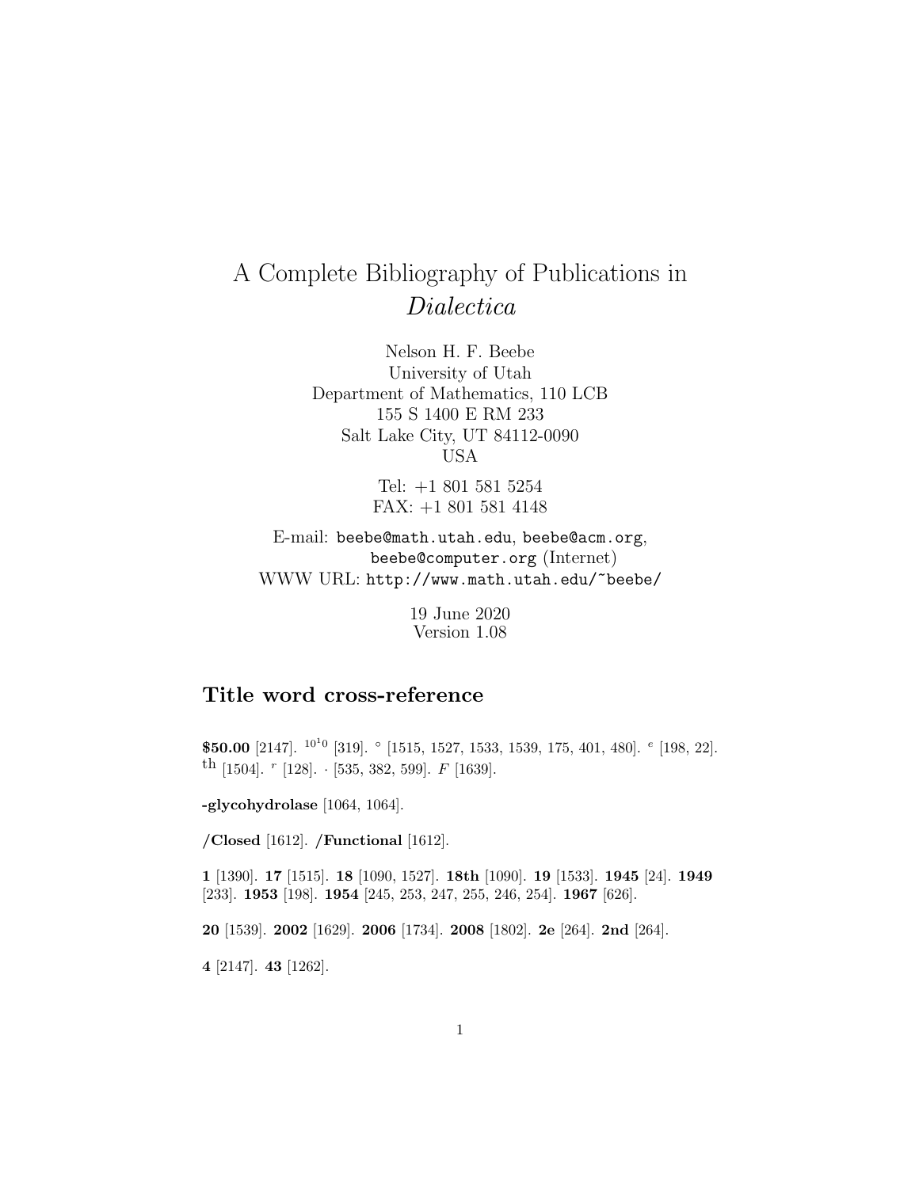# A Complete Bibliography of Publications in *Dialectica*

Nelson H. F. Beebe
University of Utah
Department of Mathematics, 110 LCB
155 S 1400 E RM 233
Salt Lake City, UT 84112-0090
USA

Tel: +1 801 581 5254
FAX: +1 801 581 4148

E-mail: `beebe@math.utah.edu`, `beebe@acm.org`, `beebe@computer.org` (Internet)
WWW URL: `http://www.math.utah.edu/~beebe/`

19 June 2020
Version 1.08

## Title word cross-reference

**$50.00** [2147]. $^{10^10}$ [319]. $^{\circ}$ [1515, 1527, 1533, 1539, 175, 401, 480]. $^{e}$ [198, 22]. $^{\rm th}$ [1504]. $^{r}$ [128]. $\cdot$ [535, 382, 599]. $F$ [1639].

**-glycohydrolase** [1064, 1064].

**/Closed** [1612]. **/Functional** [1612].

**1** [1390]. **17** [1515]. **18** [1090, 1527]. **18th** [1090]. **19** [1533]. **1945** [24]. **1949** [233]. **1953** [198]. **1954** [245, 253, 247, 255, 246, 254]. **1967** [626].

**20** [1539]. **2002** [1629]. **2006** [1734]. **2008** [1802]. **2e** [264]. **2nd** [264].

**4** [2147]. **43** [1262].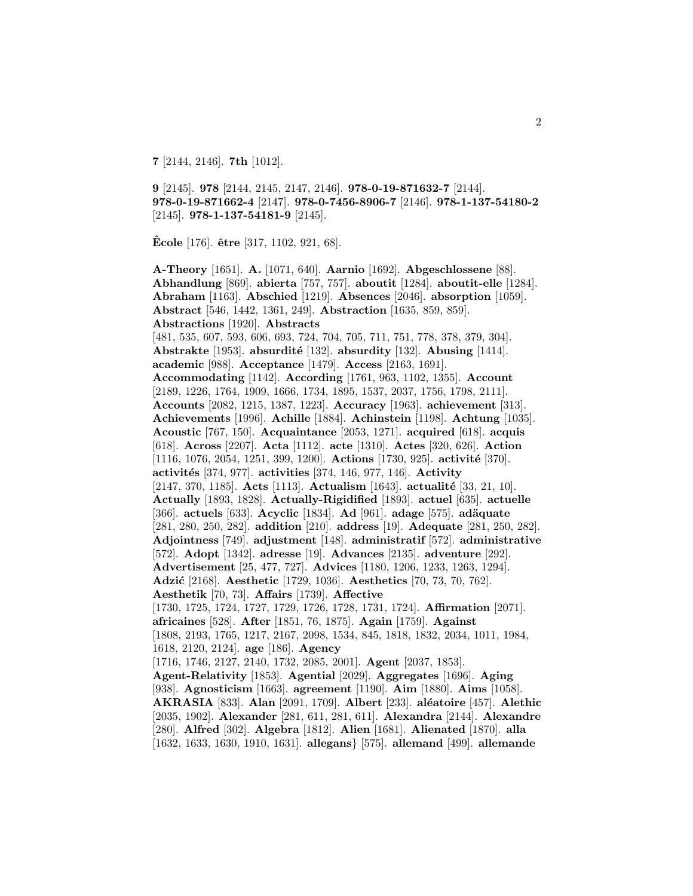**7** [2144, 2146]. **7th** [1012].

**9** [2145]. **978** [2144, 2145, 2147, 2146]. **978-0-19-871632-7** [2144]. **978-0-19-871662-4** [2147]. **978-0-7456-8906-7** [2146]. **978-1-137-54180-2** [2145]. **978-1-137-54181-9** [2145].

**École** [176]. **être** [317, 1102, 921, 68].

**A-Theory** [1651]. **A.** [1071, 640]. **Aarnio** [1692]. **Abgeschlossene** [88]. **Abhandlung** [869]. **abierta** [757, 757]. **aboutit** [1284]. **aboutit-elle** [1284]. **Abraham** [1163]. **Abschied** [1219]. **Absences** [2046]. **absorption** [1059]. **Abstract** [546, 1442, 1361, 249]. **Abstraction** [1635, 859, 859]. **Abstractions** [1920]. **Abstracts** [481, 535, 607, 593, 606, 693, 724, 704, 705, 711, 751, 778, 378, 379, 304]. **Abstrakte** [1953]. **absurdité** [132]. **absurdity** [132]. **Abusing** [1414]. **academic** [988]. **Acceptance** [1479]. **Access** [2163, 1691]. **Accommodating** [1142]. **According** [1761, 963, 1102, 1355]. **Account** [2189, 1226, 1764, 1909, 1666, 1734, 1895, 1537, 2037, 1756, 1798, 2111]. **Accounts** [2082, 1215, 1387, 1223]. **Accuracy** [1963]. **achievement** [313]. **Achievements** [1996]. **Achille** [1884]. **Achinstein** [1198]. **Achtung** [1035]. **Acoustic** [767, 150]. **Acquaintance** [2053, 1271]. **acquired** [618]. **acquis** [618]. **Across** [2207]. **Acta** [1112]. **acte** [1310]. **Actes** [320, 626]. **Action** [1116, 1076, 2054, 1251, 399, 1200]. **Actions** [1730, 925]. **activité** [370]. **activités** [374, 977]. **activities** [374, 146, 977, 146]. **Activity** [2147, 370, 1185]. **Acts** [1113]. **Actualism** [1643]. **actualité** [33, 21, 10]. **Actually** [1893, 1828]. **Actually-Rigidified** [1893]. **actuel** [635]. **actuelle** [366]. **actuels** [633]. **Acyclic** [1834]. **Ad** [961]. **adage** [575]. **adäquate** [281, 280, 250, 282]. **addition** [210]. **address** [19]. **Adequate** [281, 250, 282]. **Adjointness** [749]. **adjustment** [148]. **administratif** [572]. **administrative** [572]. **Adopt** [1342]. **adresse** [19]. **Advances** [2135]. **adventure** [292]. **Advertisement** [25, 477, 727]. **Advices** [1180, 1206, 1233, 1263, 1294]. **Adzić** [2168]. **Aesthetic** [1729, 1036]. **Aesthetics** [70, 73, 70, 762]. **Aesthetik** [70, 73]. **Affairs** [1739]. **Affective** [1730, 1725, 1724, 1727, 1729, 1726, 1728, 1731, 1724]. **Affirmation** [2071]. **africaines** [528]. **After** [1851, 76, 1875]. **Again** [1759]. **Against** [1808, 2193, 1765, 1217, 2167, 2098, 1534, 845, 1818, 1832, 2034, 1011, 1984, 1618, 2120, 2124]. **age** [186]. **Agency** [1716, 1746, 2127, 2140, 1732, 2085, 2001]. **Agent** [2037, 1853]. **Agent-Relativity** [1853]. **Agential** [2029]. **Aggregates** [1696]. **Aging** [938]. **Agnosticism** [1663]. **agreement** [1190]. **Aim** [1880]. **Aims** [1058]. **AKRASIA** [833]. **Alan** [2091, 1709]. **Albert** [233]. **aléatoire** [457]. **Alethic** [2035, 1902]. **Alexander** [281, 611, 281, 611]. **Alexandra** [2144]. **Alexandre** [280]. **Alfred** [302]. **Algebra** [1812]. **Alien** [1681]. **Alienated** [1870]. **alla** [1632, 1633, 1630, 1910, 1631]. **allegans**} [575]. **allemand** [499]. **allemande**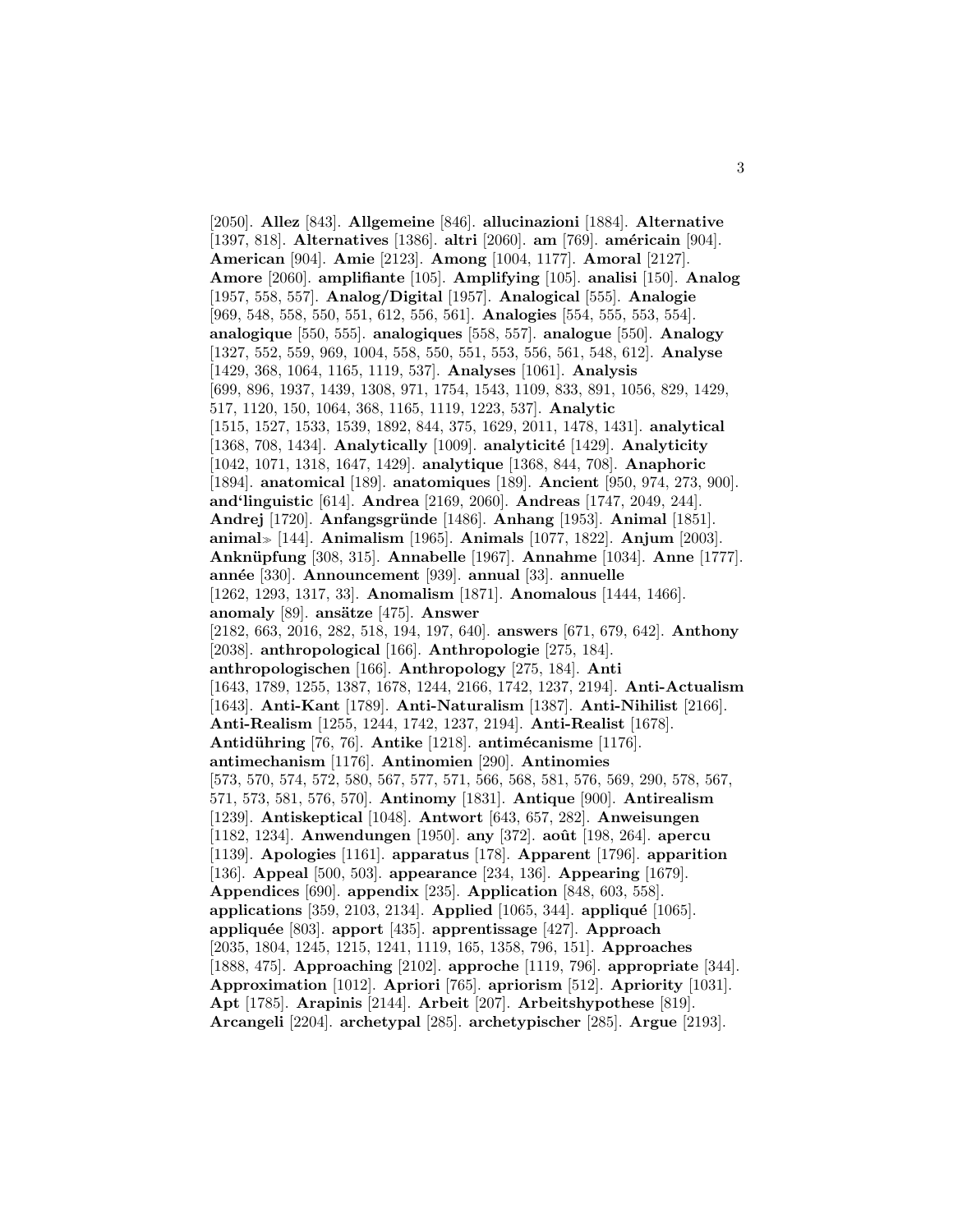[2050]. **Allez** [843]. **Allgemeine** [846]. **allucinazioni** [1884]. **Alternative** [1397, 818]. **Alternatives** [1386]. **altri** [2060]. **am** [769]. **américain** [904]. **American** [904]. **Amie** [2123]. **Among** [1004, 1177]. **Amoral** [2127]. **Amore** [2060]. **amplifiante** [105]. **Amplifying** [105]. **analisi** [150]. **Analog** [1957, 558, 557]. **Analog/Digital** [1957]. **Analogical** [555]. **Analogie** [969, 548, 558, 550, 551, 612, 556, 561]. **Analogies** [554, 555, 553, 554]. **analogique** [550, 555]. **analogiques** [558, 557]. **analogue** [550]. **Analogy** [1327, 552, 559, 969, 1004, 558, 550, 551, 553, 556, 561, 548, 612]. **Analyse** [1429, 368, 1064, 1165, 1119, 537]. **Analyses** [1061]. **Analysis** [699, 896, 1937, 1439, 1308, 971, 1754, 1543, 1109, 833, 891, 1056, 829, 1429, 517, 1120, 150, 1064, 368, 1165, 1119, 1223, 537]. **Analytic** [1515, 1527, 1533, 1539, 1892, 844, 375, 1629, 2011, 1478, 1431]. **analytical** [1368, 708, 1434]. **Analytically** [1009]. **analyticité** [1429]. **Analyticity** [1042, 1071, 1318, 1647, 1429]. **analytique** [1368, 844, 708]. **Anaphoric** [1894]. **anatomical** [189]. **anatomiques** [189]. **Ancient** [950, 974, 273, 900]. **and'linguistic** [614]. **Andrea** [2169, 2060]. **Andreas** [1747, 2049, 244]. **Andrej** [1720]. **Anfangsgründe** [1486]. **Anhang** [1953]. **Animal** [1851]. **animal≫** [144]. **Animalism** [1965]. **Animals** [1077, 1822]. **Anjum** [2003]. **Anknüpfung** [308, 315]. **Annabelle** [1967]. **Annahme** [1034]. **Anne** [1777]. **année** [330]. **Announcement** [939]. **annual** [33]. **annuelle** [1262, 1293, 1317, 33]. **Anomalism** [1871]. **Anomalous** [1444, 1466]. **anomaly** [89]. **ansätze** [475]. **Answer** [2182, 663, 2016, 282, 518, 194, 197, 640]. **answers** [671, 679, 642]. **Anthony** [2038]. **anthropological** [166]. **Anthropologie** [275, 184]. **anthropologischen** [166]. **Anthropology** [275, 184]. **Anti** [1643, 1789, 1255, 1387, 1678, 1244, 2166, 1742, 1237, 2194]. **Anti-Actualism** [1643]. **Anti-Kant** [1789]. **Anti-Naturalism** [1387]. **Anti-Nihilist** [2166]. **Anti-Realism** [1255, 1244, 1742, 1237, 2194]. **Anti-Realist** [1678]. **Antidühring** [76, 76]. **Antike** [1218]. **antimécanisme** [1176]. **antimechanism** [1176]. **Antinomien** [290]. **Antinomies** [573, 570, 574, 572, 580, 567, 577, 571, 566, 568, 581, 576, 569, 290, 578, 567, 571, 573, 581, 576, 570]. **Antinomy** [1831]. **Antique** [900]. **Antirealism** [1239]. **Antiskeptical** [1048]. **Antwort** [643, 657, 282]. **Anweisungen** [1182, 1234]. **Anwendungen** [1950]. **any** [372]. **août** [198, 264]. **apercu** [1139]. **Apologies** [1161]. **apparatus** [178]. **Apparent** [1796]. **apparition** [136]. **Appeal** [500, 503]. **appearance** [234, 136]. **Appearing** [1679]. **Appendices** [690]. **appendix** [235]. **Application** [848, 603, 558]. **applications** [359, 2103, 2134]. **Applied** [1065, 344]. **appliqué** [1065]. **appliquée** [803]. **apport** [435]. **apprentissage** [427]. **Approach** [2035, 1804, 1245, 1215, 1241, 1119, 165, 1358, 796, 151]. **Approaches** [1888, 475]. **Approaching** [2102]. **approche** [1119, 796]. **appropriate** [344]. **Approximation** [1012]. **Apriori** [765]. **apriorism** [512]. **Apriority** [1031]. **Apt** [1785]. **Arapinis** [2144]. **Arbeit** [207]. **Arbeitshypothese** [819]. **Arcangeli** [2204]. **archetypal** [285]. **archetypischer** [285]. **Argue** [2193].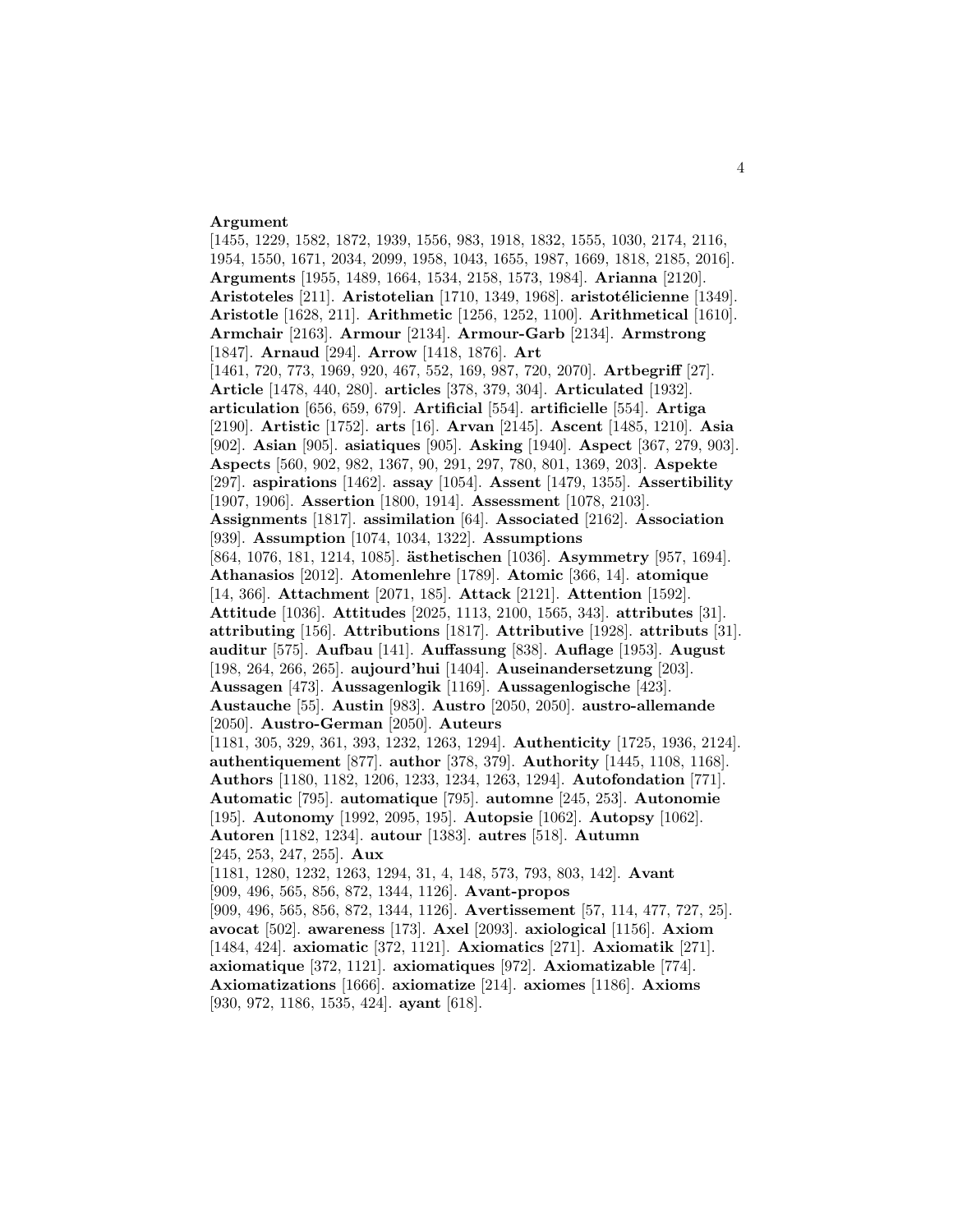**Argument** [1455, 1229, 1582, 1872, 1939, 1556, 983, 1918, 1832, 1555, 1030, 2174, 2116, 1954, 1550, 1671, 2034, 2099, 1958, 1043, 1655, 1987, 1669, 1818, 2185, 2016]. **Arguments** [1955, 1489, 1664, 1534, 2158, 1573, 1984]. **Arianna** [2120]. **Aristoteles** [211]. **Aristotelian** [1710, 1349, 1968]. **aristotélicienne** [1349]. **Aristotle** [1628, 211]. **Arithmetic** [1256, 1252, 1100]. **Arithmetical** [1610]. **Armchair** [2163]. **Armour** [2134]. **Armour-Garb** [2134]. **Armstrong** [1847]. **Arnaud** [294]. **Arrow** [1418, 1876]. **Art** [1461, 720, 773, 1969, 920, 467, 552, 169, 987, 720, 2070]. **Artbegriff** [27]. **Article** [1478, 440, 280]. **articles** [378, 379, 304]. **Articulated** [1932]. **articulation** [656, 659, 679]. **Artificial** [554]. **artificielle** [554]. **Artiga** [2190]. **Artistic** [1752]. **arts** [16]. **Arvan** [2145]. **Ascent** [1485, 1210]. **Asia** [902]. **Asian** [905]. **asiatiques** [905]. **Asking** [1940]. **Aspect** [367, 279, 903]. **Aspects** [560, 902, 982, 1367, 90, 291, 297, 780, 801, 1369, 203]. **Aspekte** [297]. **aspirations** [1462]. **assay** [1054]. **Assent** [1479, 1355]. **Assertibility** [1907, 1906]. **Assertion** [1800, 1914]. **Assessment** [1078, 2103]. **Assignments** [1817]. **assimilation** [64]. **Associated** [2162]. **Association** [939]. **Assumption** [1074, 1034, 1322]. **Assumptions** [864, 1076, 181, 1214, 1085]. **ästhetischen** [1036]. **Asymmetry** [957, 1694]. **Athanasios** [2012]. **Atomenlehre** [1789]. **Atomic** [366, 14]. **atomique** [14, 366]. **Attachment** [2071, 185]. **Attack** [2121]. **Attention** [1592]. **Attitude** [1036]. **Attitudes** [2025, 1113, 2100, 1565, 343]. **attributes** [31]. **attributing** [156]. **Attributions** [1817]. **Attributive** [1928]. **attributs** [31]. **auditur** [575]. **Aufbau** [141]. **Auffassung** [838]. **Auflage** [1953]. **August** [198, 264, 266, 265]. **aujourd'hui** [1404]. **Auseinandersetzung** [203]. **Aussagen** [473]. **Aussagenlogik** [1169]. **Aussagenlogische** [423]. **Austauche** [55]. **Austin** [983]. **Austro** [2050, 2050]. **austro-allemande** [2050]. **Austro-German** [2050]. **Auteurs** [1181, 305, 329, 361, 393, 1232, 1263, 1294]. **Authenticity** [1725, 1936, 2124]. **authentiquement** [877]. **author** [378, 379]. **Authority** [1445, 1108, 1168]. **Authors** [1180, 1182, 1206, 1233, 1234, 1263, 1294]. **Autofondation** [771]. **Automatic** [795]. **automatique** [795]. **automne** [245, 253]. **Autonomie** [195]. **Autonomy** [1992, 2095, 195]. **Autopsie** [1062]. **Autopsy** [1062]. **Autoren** [1182, 1234]. **autour** [1383]. **autres** [518]. **Autumn** [245, 253, 247, 255]. **Aux** [1181, 1280, 1232, 1263, 1294, 31, 4, 148, 573, 793, 803, 142]. **Avant** [909, 496, 565, 856, 872, 1344, 1126]. **Avant-propos** [909, 496, 565, 856, 872, 1344, 1126]. **Avertissement** [57, 114, 477, 727, 25]. **avocat** [502]. **awareness** [173]. **Axel** [2093]. **axiological** [1156]. **Axiom** [1484, 424]. **axiomatic** [372, 1121]. **Axiomatics** [271]. **Axiomatik** [271]. **axiomatique** [372, 1121]. **axiomatiques** [972]. **Axiomatizable** [774]. **Axiomatizations** [1666]. **axiomatize** [214]. **axiomes** [1186]. **Axioms** [930, 972, 1186, 1535, 424]. **ayant** [618].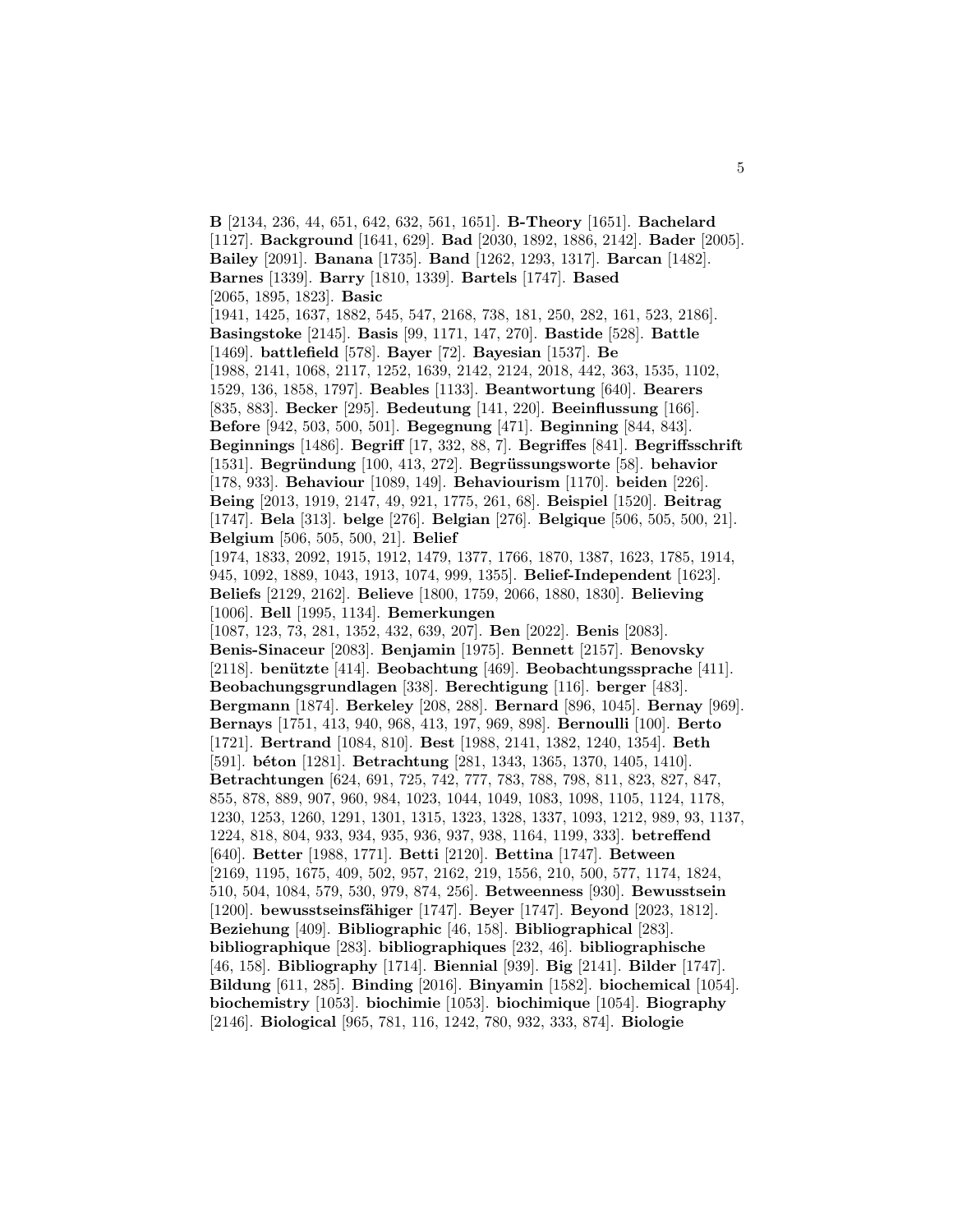**B** [2134, 236, 44, 651, 642, 632, 561, 1651]. **B-Theory** [1651]. **Bachelard** [1127]. **Background** [1641, 629]. **Bad** [2030, 1892, 1886, 2142]. **Bader** [2005]. **Bailey** [2091]. **Banana** [1735]. **Band** [1262, 1293, 1317]. **Barcan** [1482]. **Barnes** [1339]. **Barry** [1810, 1339]. **Bartels** [1747]. **Based** [2065, 1895, 1823]. **Basic** [1941, 1425, 1637, 1882, 545, 547, 2168, 738, 181, 250, 282, 161, 523, 2186]. **Basingstoke** [2145]. **Basis** [99, 1171, 147, 270]. **Bastide** [528]. **Battle** [1469]. **battlefield** [578]. **Bayer** [72]. **Bayesian** [1537]. **Be** [1988, 2141, 1068, 2117, 1252, 1639, 2142, 2124, 2018, 442, 363, 1535, 1102, 1529, 136, 1858, 1797]. **Beables** [1133]. **Beantwortung** [640]. **Bearers** [835, 883]. **Becker** [295]. **Bedeutung** [141, 220]. **Beeinflussung** [166]. **Before** [942, 503, 500, 501]. **Begegnung** [471]. **Beginning** [844, 843]. **Beginnings** [1486]. **Begriff** [17, 332, 88, 7]. **Begriffes** [841]. **Begriffsschrift** [1531]. **Begründung** [100, 413, 272]. **Begrüssungsworte** [58]. **behavior** [178, 933]. **Behaviour** [1089, 149]. **Behaviourism** [1170]. **beiden** [226]. **Being** [2013, 1919, 2147, 49, 921, 1775, 261, 68]. **Beispiel** [1520]. **Beitrag** [1747]. **Bela** [313]. **belge** [276]. **Belgian** [276]. **Belgique** [506, 505, 500, 21]. **Belgium** [506, 505, 500, 21]. **Belief** [1974, 1833, 2092, 1915, 1912, 1479, 1377, 1766, 1870, 1387, 1623, 1785, 1914, 945, 1092, 1889, 1043, 1913, 1074, 999, 1355]. **Belief-Independent** [1623]. **Beliefs** [2129, 2162]. **Believe** [1800, 1759, 2066, 1880, 1830]. **Believing** [1006]. **Bell** [1995, 1134]. **Bemerkungen** [1087, 123, 73, 281, 1352, 432, 639, 207]. **Ben** [2022]. **Benis** [2083]. **Benis-Sinaceur** [2083]. **Benjamin** [1975]. **Bennett** [2157]. **Benovsky** [2118]. **benützte** [414]. **Beobachtung** [469]. **Beobachtungssprache** [411]. **Beobachungsgrundlagen** [338]. **Berechtigung** [116]. **berger** [483]. **Bergmann** [1874]. **Berkeley** [208, 288]. **Bernard** [896, 1045]. **Bernay** [969]. **Bernays** [1751, 413, 940, 968, 413, 197, 969, 898]. **Bernoulli** [100]. **Berto** [1721]. **Bertrand** [1084, 810]. **Best** [1988, 2141, 1382, 1240, 1354]. **Beth** [591]. **béton** [1281]. **Betrachtung** [281, 1343, 1365, 1370, 1405, 1410]. **Betrachtungen** [624, 691, 725, 742, 777, 783, 788, 798, 811, 823, 827, 847, 855, 878, 889, 907, 960, 984, 1023, 1044, 1049, 1083, 1098, 1105, 1124, 1178, 1230, 1253, 1260, 1291, 1301, 1315, 1323, 1328, 1337, 1093, 1212, 989, 93, 1137, 1224, 818, 804, 933, 934, 935, 936, 937, 938, 1164, 1199, 333]. **betreffend** [640]. **Better** [1988, 1771]. **Betti** [2120]. **Bettina** [1747]. **Between** [2169, 1195, 1675, 409, 502, 957, 2162, 219, 1556, 210, 500, 577, 1174, 1824, 510, 504, 1084, 579, 530, 979, 874, 256]. **Betweenness** [930]. **Bewusstsein** [1200]. **bewusstseinsfähiger** [1747]. **Beyer** [1747]. **Beyond** [2023, 1812]. **Beziehung** [409]. **Bibliographic** [46, 158]. **Bibliographical** [283]. **bibliographique** [283]. **bibliographiques** [232, 46]. **bibliographische** [46, 158]. **Bibliography** [1714]. **Biennial** [939]. **Big** [2141]. **Bilder** [1747]. **Bildung** [611, 285]. **Binding** [2016]. **Binyamin** [1582]. **biochemical** [1054]. **biochemistry** [1053]. **biochimie** [1053]. **biochimique** [1054]. **Biography** [2146]. **Biological** [965, 781, 116, 1242, 780, 932, 333, 874]. **Biologie**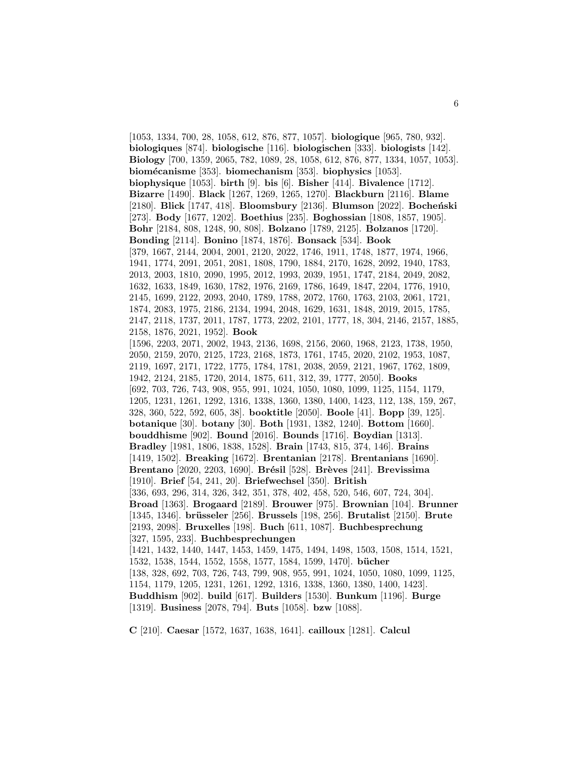[1053, 1334, 700, 28, 1058, 612, 876, 877, 1057]. **biologique** [965, 780, 932]. **biologiques** [874]. **biologische** [116]. **biologischen** [333]. **biologists** [142]. **Biology** [700, 1359, 2065, 782, 1089, 28, 1058, 612, 876, 877, 1334, 1057, 1053]. **biomécanisme** [353]. **biomechanism** [353]. **biophysics** [1053]. **biophysique** [1053]. **birth** [9]. **bis** [6]. **Bisher** [414]. **Bivalence** [1712]. **Bizarre** [1490]. **Black** [1267, 1269, 1265, 1270]. **Blackburn** [2116]. **Blame** [2180]. **Blick** [1747, 418]. **Bloomsbury** [2136]. **Blumson** [2022]. **Bocheński** [273]. **Body** [1677, 1202]. **Boethius** [235]. **Boghossian** [1808, 1857, 1905]. **Bohr** [2184, 808, 1248, 90, 808]. **Bolzano** [1789, 2125]. **Bolzanos** [1720]. **Bonding** [2114]. **Bonino** [1874, 1876]. **Bonsack** [534]. **Book** [379, 1667, 2144, 2004, 2001, 2120, 2022, 1746, 1911, 1748, 1877, 1974, 1966, 1941, 1774, 2091, 2051, 2081, 1808, 1790, 1884, 2170, 1628, 2092, 1940, 1783, 2013, 2003, 1810, 2090, 1995, 2012, 1993, 2039, 1951, 1747, 2184, 2049, 2082, 1632, 1633, 1849, 1630, 1782, 1976, 2169, 1786, 1649, 1847, 2204, 1776, 1910, 2145, 1699, 2122, 2093, 2040, 1789, 1788, 2072, 1760, 1763, 2103, 2061, 1721, 1874, 2083, 1975, 2186, 2134, 1994, 2048, 1629, 1631, 1848, 2019, 2015, 1785, 2147, 2118, 1737, 2011, 1787, 1773, 2202, 2101, 1777, 18, 304, 2146, 2157, 1885, 2158, 1876, 2021, 1952]. **Book** [1596, 2203, 2071, 2002, 1943, 2136, 1698, 2156, 2060, 1968, 2123, 1738, 1950, 2050, 2159, 2070, 2125, 1723, 2168, 1873, 1761, 1745, 2020, 2102, 1953, 1087, 2119, 1697, 2171, 1722, 1775, 1784, 1781, 2038, 2059, 2121, 1967, 1762, 1809, 1942, 2124, 2185, 1720, 2014, 1875, 611, 312, 39, 1777, 2050]. **Books** [692, 703, 726, 743, 908, 955, 991, 1024, 1050, 1080, 1099, 1125, 1154, 1179, 1205, 1231, 1261, 1292, 1316, 1338, 1360, 1380, 1400, 1423, 112, 138, 159, 267, 328, 360, 522, 592, 605, 38]. **booktitle** [2050]. **Boole** [41]. **Bopp** [39, 125]. **botanique** [30]. **botany** [30]. **Both** [1931, 1382, 1240]. **Bottom** [1660]. **bouddhisme** [902]. **Bound** [2016]. **Bounds** [1716]. **Boydian** [1313]. **Bradley** [1981, 1806, 1838, 1528]. **Brain** [1743, 815, 374, 146]. **Brains** [1419, 1502]. **Breaking** [1672]. **Brentanian** [2178]. **Brentanians** [1690]. **Brentano** [2020, 2203, 1690]. **Brésil** [528]. **Brèves** [241]. **Brevissima** [1910]. **Brief** [54, 241, 20]. **Briefwechsel** [350]. **British** [336, 693, 296, 314, 326, 342, 351, 378, 402, 458, 520, 546, 607, 724, 304]. **Broad** [1363]. **Brogaard** [2189]. **Brouwer** [975]. **Brownian** [104]. **Brunner** [1345, 1346]. **brüsseler** [256]. **Brussels** [198, 256]. **Brutalist** [2150]. **Brute** [2193, 2098]. **Bruxelles** [198]. **Buch** [611, 1087]. **Buchbesprechung** [327, 1595, 233]. **Buchbesprechungen** [1421, 1432, 1440, 1447, 1453, 1459, 1475, 1494, 1498, 1503, 1508, 1514, 1521, 1532, 1538, 1544, 1552, 1558, 1577, 1584, 1599, 1470]. **bücher** [138, 328, 692, 703, 726, 743, 799, 908, 955, 991, 1024, 1050, 1080, 1099, 1125, 1154, 1179, 1205, 1231, 1261, 1292, 1316, 1338, 1360, 1380, 1400, 1423]. **Buddhism** [902]. **build** [617]. **Builders** [1530]. **Bunkum** [1196]. **Burge** [1319]. **Business** [2078, 794]. **Buts** [1058]. **bzw** [1088].

**C** [210]. **Caesar** [1572, 1637, 1638, 1641]. **cailloux** [1281]. **Calcul**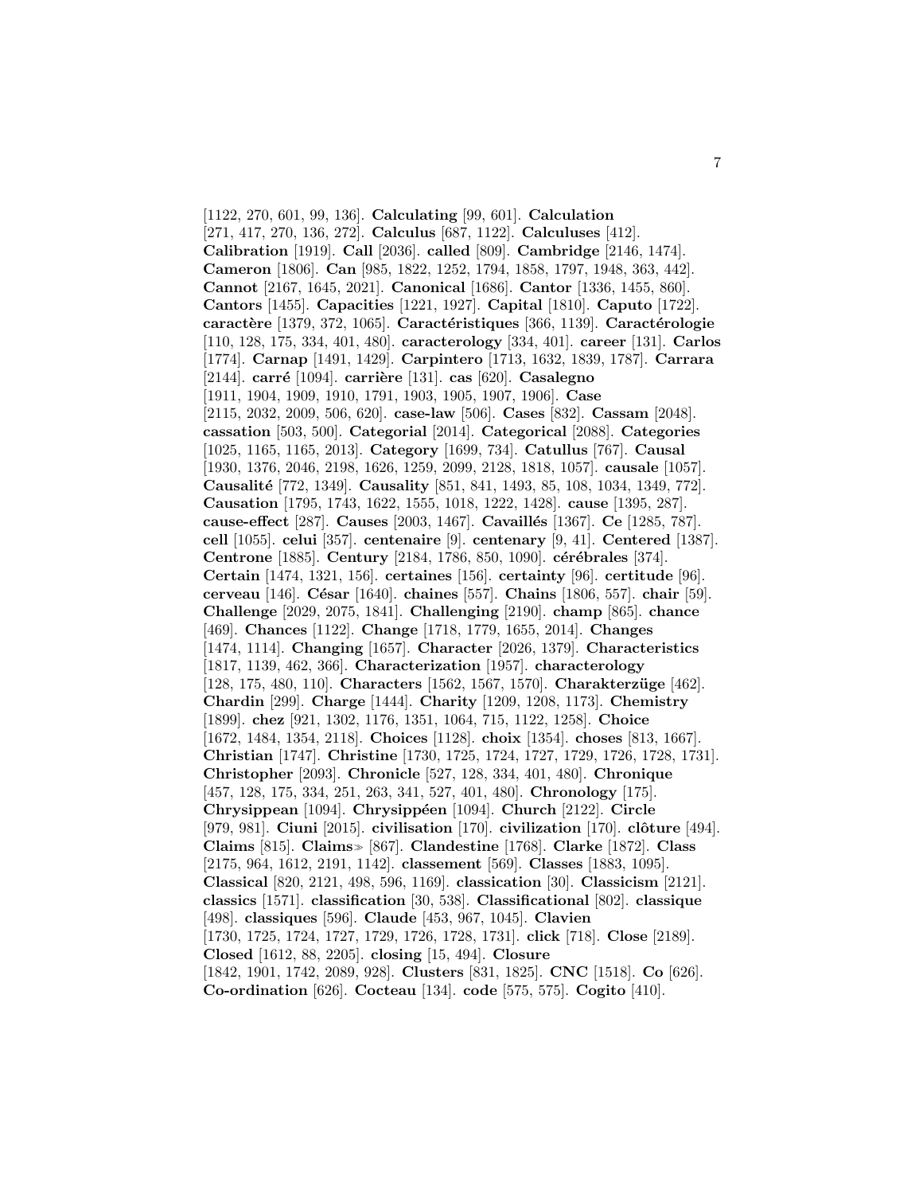[1122, 270, 601, 99, 136]. **Calculating** [99, 601]. **Calculation** [271, 417, 270, 136, 272]. **Calculus** [687, 1122]. **Calculuses** [412]. **Calibration** [1919]. **Call** [2036]. **called** [809]. **Cambridge** [2146, 1474]. **Cameron** [1806]. **Can** [985, 1822, 1252, 1794, 1858, 1797, 1948, 363, 442]. **Cannot** [2167, 1645, 2021]. **Canonical** [1686]. **Cantor** [1336, 1455, 860]. **Cantors** [1455]. **Capacities** [1221, 1927]. **Capital** [1810]. **Caputo** [1722]. **caractère** [1379, 372, 1065]. **Caractéristiques** [366, 1139]. **Caractérologie** [110, 128, 175, 334, 401, 480]. **caracterology** [334, 401]. **career** [131]. **Carlos** [1774]. **Carnap** [1491, 1429]. **Carpintero** [1713, 1632, 1839, 1787]. **Carrara** [2144]. **carré** [1094]. **carrière** [131]. **cas** [620]. **Casalegno** [1911, 1904, 1909, 1910, 1791, 1903, 1905, 1907, 1906]. **Case** [2115, 2032, 2009, 506, 620]. **case-law** [506]. **Cases** [832]. **Cassam** [2048]. **cassation** [503, 500]. **Categorial** [2014]. **Categorical** [2088]. **Categories** [1025, 1165, 1165, 2013]. **Category** [1699, 734]. **Catullus** [767]. **Causal** [1930, 1376, 2046, 2198, 1626, 1259, 2099, 2128, 1818, 1057]. **causale** [1057]. **Causalité** [772, 1349]. **Causality** [851, 841, 1493, 85, 108, 1034, 1349, 772]. **Causation** [1795, 1743, 1622, 1555, 1018, 1222, 1428]. **cause** [1395, 287]. **cause-effect** [287]. **Causes** [2003, 1467]. **Cavaillés** [1367]. **Ce** [1285, 787]. **cell** [1055]. **celui** [357]. **centenaire** [9]. **centenary** [9, 41]. **Centered** [1387]. **Centrone** [1885]. **Century** [2184, 1786, 850, 1090]. **cérébrales** [374]. **Certain** [1474, 1321, 156]. **certaines** [156]. **certainty** [96]. **certitude** [96]. **cerveau** [146]. **César** [1640]. **chaines** [557]. **Chains** [1806, 557]. **chair** [59]. **Challenge** [2029, 2075, 1841]. **Challenging** [2190]. **champ** [865]. **chance** [469]. **Chances** [1122]. **Change** [1718, 1779, 1655, 2014]. **Changes** [1474, 1114]. **Changing** [1657]. **Character** [2026, 1379]. **Characteristics** [1817, 1139, 462, 366]. **Characterization** [1957]. **characterology** [128, 175, 480, 110]. **Characters** [1562, 1567, 1570]. **Charakterzüge** [462]. **Chardin** [299]. **Charge** [1444]. **Charity** [1209, 1208, 1173]. **Chemistry** [1899]. **chez** [921, 1302, 1176, 1351, 1064, 715, 1122, 1258]. **Choice** [1672, 1484, 1354, 2118]. **Choices** [1128]. **choix** [1354]. **choses** [813, 1667]. **Christian** [1747]. **Christine** [1730, 1725, 1724, 1727, 1729, 1726, 1728, 1731]. **Christopher** [2093]. **Chronicle** [527, 128, 334, 401, 480]. **Chronique** [457, 128, 175, 334, 251, 263, 341, 527, 401, 480]. **Chronology** [175]. **Chrysippean** [1094]. **Chrysippéen** [1094]. **Church** [2122]. **Circle** [979, 981]. **Ciuni** [2015]. **civilisation** [170]. **civilization** [170]. **clôture** [494]. **Claims** [815]. **Claims≫** [867]. **Clandestine** [1768]. **Clarke** [1872]. **Class** [2175, 964, 1612, 2191, 1142]. **classement** [569]. **Classes** [1883, 1095]. **Classical** [820, 2121, 498, 596, 1169]. **classication** [30]. **Classicism** [2121]. **classics** [1571]. **classification** [30, 538]. **Classificational** [802]. **classique** [498]. **classiques** [596]. **Claude** [453, 967, 1045]. **Clavien** [1730, 1725, 1724, 1727, 1729, 1726, 1728, 1731]. **click** [718]. **Close** [2189]. **Closed** [1612, 88, 2205]. **closing** [15, 494]. **Closure** [1842, 1901, 1742, 2089, 928]. **Clusters** [831, 1825]. **CNC** [1518]. **Co** [626]. **Co-ordination** [626]. **Cocteau** [134]. **code** [575, 575]. **Cogito** [410].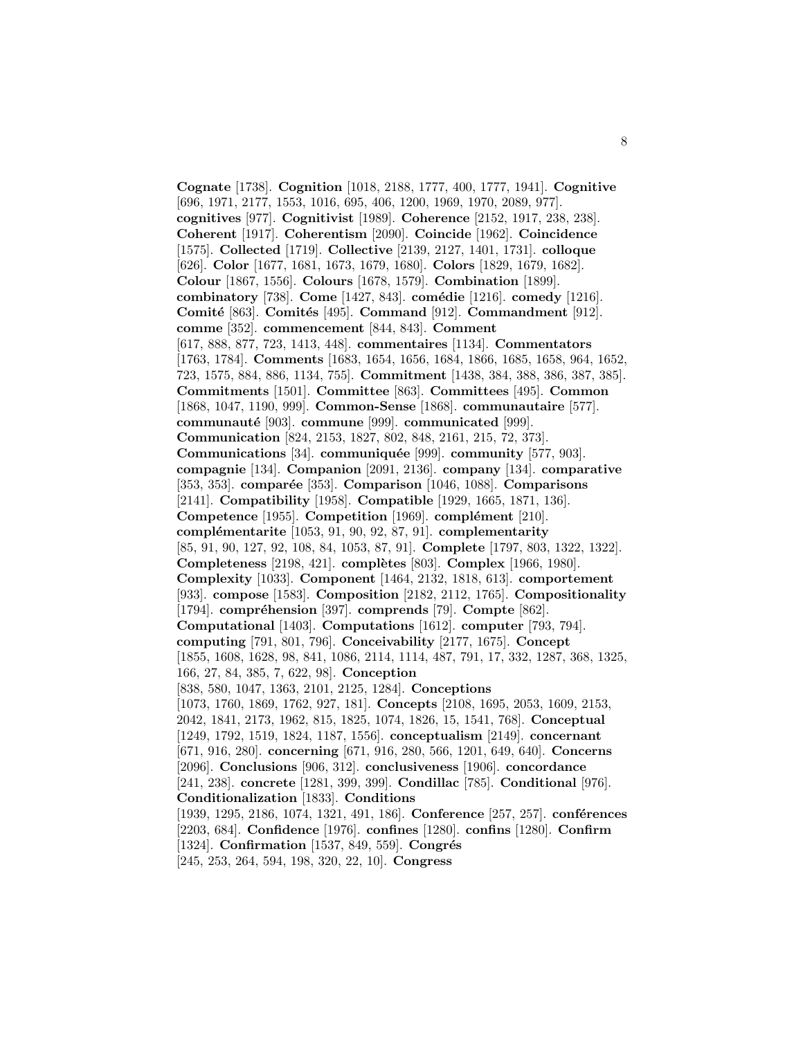**Cognate** [1738]. **Cognition** [1018, 2188, 1777, 400, 1777, 1941]. **Cognitive** [696, 1971, 2177, 1553, 1016, 695, 406, 1200, 1969, 1970, 2089, 977]. **cognitives** [977]. **Cognitivist** [1989]. **Coherence** [2152, 1917, 238, 238]. **Coherent** [1917]. **Coherentism** [2090]. **Coincide** [1962]. **Coincidence** [1575]. **Collected** [1719]. **Collective** [2139, 2127, 1401, 1731]. **colloque** [626]. **Color** [1677, 1681, 1673, 1679, 1680]. **Colors** [1829, 1679, 1682]. **Colour** [1867, 1556]. **Colours** [1678, 1579]. **Combination** [1899]. **combinatory** [738]. **Come** [1427, 843]. **comédie** [1216]. **comedy** [1216]. **Comité** [863]. **Comités** [495]. **Command** [912]. **Commandment** [912]. **comme** [352]. **commencement** [844, 843]. **Comment** [617, 888, 877, 723, 1413, 448]. **commentaires** [1134]. **Commentators** [1763, 1784]. **Comments** [1683, 1654, 1656, 1684, 1866, 1685, 1658, 964, 1652, 723, 1575, 884, 886, 1134, 755]. **Commitment** [1438, 384, 388, 386, 387, 385]. **Commitments** [1501]. **Committee** [863]. **Committees** [495]. **Common** [1868, 1047, 1190, 999]. **Common-Sense** [1868]. **communautaire** [577]. **communauté** [903]. **commune** [999]. **communicated** [999]. **Communication** [824, 2153, 1827, 802, 848, 2161, 215, 72, 373]. **Communications** [34]. **communiquée** [999]. **community** [577, 903]. **compagnie** [134]. **Companion** [2091, 2136]. **company** [134]. **comparative** [353, 353]. **comparée** [353]. **Comparison** [1046, 1088]. **Comparisons** [2141]. **Compatibility** [1958]. **Compatible** [1929, 1665, 1871, 136]. **Competence** [1955]. **Competition** [1969]. **complément** [210]. **complémentarite** [1053, 91, 90, 92, 87, 91]. **complementarity** [85, 91, 90, 127, 92, 108, 84, 1053, 87, 91]. **Complete** [1797, 803, 1322, 1322]. **Completeness** [2198, 421]. **complètes** [803]. **Complex** [1966, 1980]. **Complexity** [1033]. **Component** [1464, 2132, 1818, 613]. **comportement** [933]. **compose** [1583]. **Composition** [2182, 2112, 1765]. **Compositionality** [1794]. **compréhension** [397]. **comprends** [79]. **Compte** [862]. **Computational** [1403]. **Computations** [1612]. **computer** [793, 794]. **computing** [791, 801, 796]. **Conceivability** [2177, 1675]. **Concept** [1855, 1608, 1628, 98, 841, 1086, 2114, 1114, 487, 791, 17, 332, 1287, 368, 1325, 166, 27, 84, 385, 7, 622, 98]. **Conception** [838, 580, 1047, 1363, 2101, 2125, 1284]. **Conceptions** [1073, 1760, 1869, 1762, 927, 181]. **Concepts** [2108, 1695, 2053, 1609, 2153, 2042, 1841, 2173, 1962, 815, 1825, 1074, 1826, 15, 1541, 768]. **Conceptual** [1249, 1792, 1519, 1824, 1187, 1556]. **conceptualism** [2149]. **concernant** [671, 916, 280]. **concerning** [671, 916, 280, 566, 1201, 649, 640]. **Concerns** [2096]. **Conclusions** [906, 312]. **conclusiveness** [1906]. **concordance** [241, 238]. **concrete** [1281, 399, 399]. **Condillac** [785]. **Conditional** [976]. **Conditionalization** [1833]. **Conditions** [1939, 1295, 2186, 1074, 1321, 491, 186]. **Conference** [257, 257]. **conférences** [2203, 684]. **Confidence** [1976]. **confines** [1280]. **confins** [1280]. **Confirm** [1324]. **Confirmation** [1537, 849, 559]. **Congrés** [245, 253, 264, 594, 198, 320, 22, 10]. **Congress**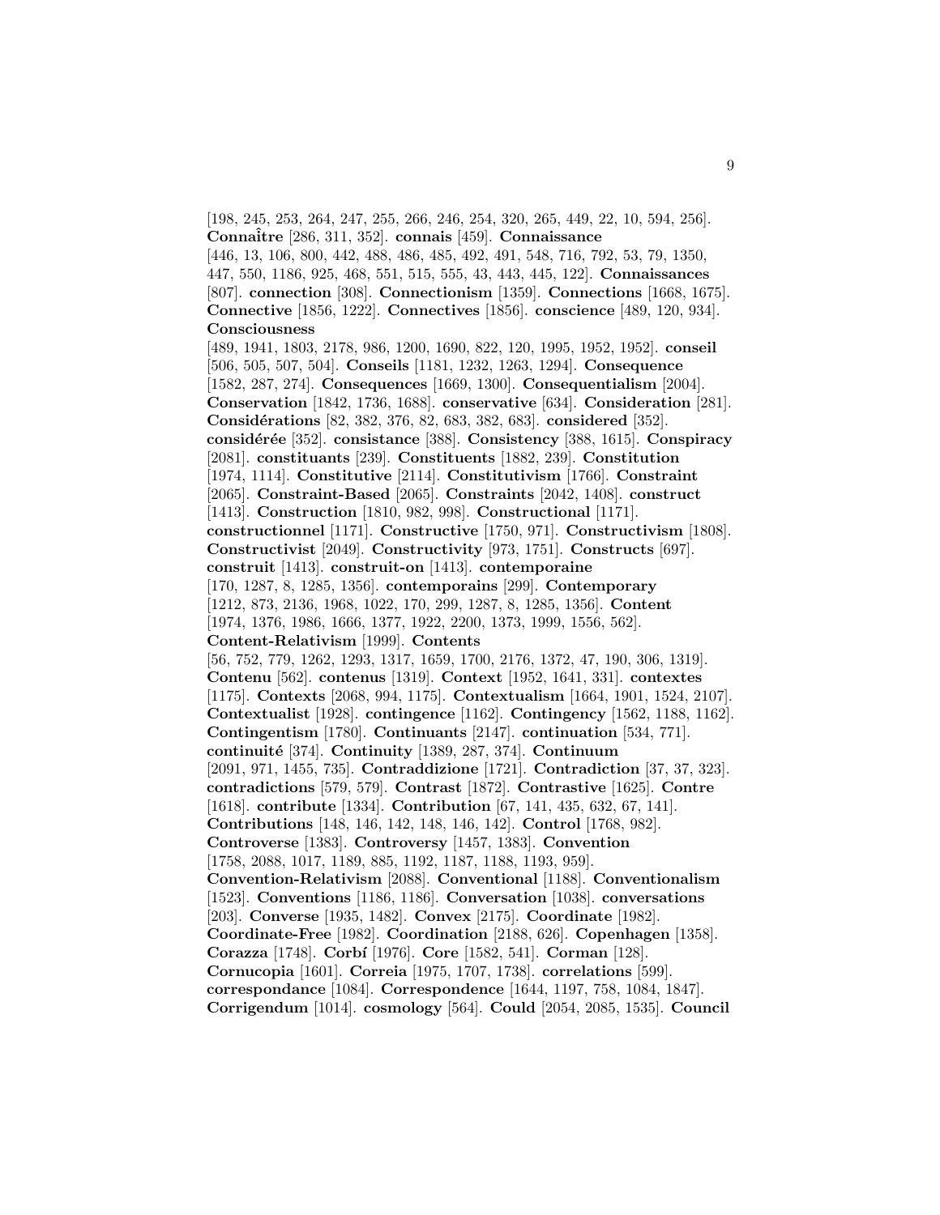[198, 245, 253, 264, 247, 255, 266, 246, 254, 320, 265, 449, 22, 10, 594, 256]. **Connaître** [286, 311, 352]. **connais** [459]. **Connaissance** [446, 13, 106, 800, 442, 488, 486, 485, 492, 491, 548, 716, 792, 53, 79, 1350, 447, 550, 1186, 925, 468, 551, 515, 555, 43, 443, 445, 122]. **Connaissances** [807]. **connection** [308]. **Connectionism** [1359]. **Connections** [1668, 1675]. **Connective** [1856, 1222]. **Connectives** [1856]. **conscience** [489, 120, 934]. **Consciousness** [489, 1941, 1803, 2178, 986, 1200, 1690, 822, 120, 1995, 1952, 1952]. **conseil** [506, 505, 507, 504]. **Conseils** [1181, 1232, 1263, 1294]. **Consequence** [1582, 287, 274]. **Consequences** [1669, 1300]. **Consequentialism** [2004]. **Conservation** [1842, 1736, 1688]. **conservative** [634]. **Consideration** [281]. **Considérations** [82, 382, 376, 82, 683, 382, 683]. **considered** [352]. **considérée** [352]. **consistance** [388]. **Consistency** [388, 1615]. **Conspiracy** [2081]. **constituants** [239]. **Constituents** [1882, 239]. **Constitution** [1974, 1114]. **Constitutive** [2114]. **Constitutivism** [1766]. **Constraint** [2065]. **Constraint-Based** [2065]. **Constraints** [2042, 1408]. **construct** [1413]. **Construction** [1810, 982, 998]. **Constructional** [1171]. **constructionnel** [1171]. **Constructive** [1750, 971]. **Constructivism** [1808]. **Constructivist** [2049]. **Constructivity** [973, 1751]. **Constructs** [697]. **construit** [1413]. **construit-on** [1413]. **contemporaine** [170, 1287, 8, 1285, 1356]. **contemporains** [299]. **Contemporary** [1212, 873, 2136, 1968, 1022, 170, 299, 1287, 8, 1285, 1356]. **Content** [1974, 1376, 1986, 1666, 1377, 1922, 2200, 1373, 1999, 1556, 562]. **Content-Relativism** [1999]. **Contents** [56, 752, 779, 1262, 1293, 1317, 1659, 1700, 2176, 1372, 47, 190, 306, 1319]. **Contenu** [562]. **contenus** [1319]. **Context** [1952, 1641, 331]. **contextes** [1175]. **Contexts** [2068, 994, 1175]. **Contextualism** [1664, 1901, 1524, 2107]. **Contextualist** [1928]. **contingence** [1162]. **Contingency** [1562, 1188, 1162]. **Contingentism** [1780]. **Continuants** [2147]. **continuation** [534, 771]. **continuité** [374]. **Continuity** [1389, 287, 374]. **Continuum** [2091, 971, 1455, 735]. **Contraddizione** [1721]. **Contradiction** [37, 37, 323]. **contradictions** [579, 579]. **Contrast** [1872]. **Contrastive** [1625]. **Contre** [1618]. **contribute** [1334]. **Contribution** [67, 141, 435, 632, 67, 141]. **Contributions** [148, 146, 142, 148, 146, 142]. **Control** [1768, 982]. **Controverse** [1383]. **Controversy** [1457, 1383]. **Convention** [1758, 2088, 1017, 1189, 885, 1192, 1187, 1188, 1193, 959]. **Convention-Relativism** [2088]. **Conventional** [1188]. **Conventionalism** [1523]. **Conventions** [1186, 1186]. **Conversation** [1038]. **conversations** [203]. **Converse** [1935, 1482]. **Convex** [2175]. **Coordinate** [1982]. **Coordinate-Free** [1982]. **Coordination** [2188, 626]. **Copenhagen** [1358]. **Corazza** [1748]. **Corbí** [1976]. **Core** [1582, 541]. **Corman** [128]. **Cornucopia** [1601]. **Correia** [1975, 1707, 1738]. **correlations** [599]. **correspondance** [1084]. **Correspondence** [1644, 1197, 758, 1084, 1847]. **Corrigendum** [1014]. **cosmology** [564]. **Could** [2054, 2085, 1535]. **Council**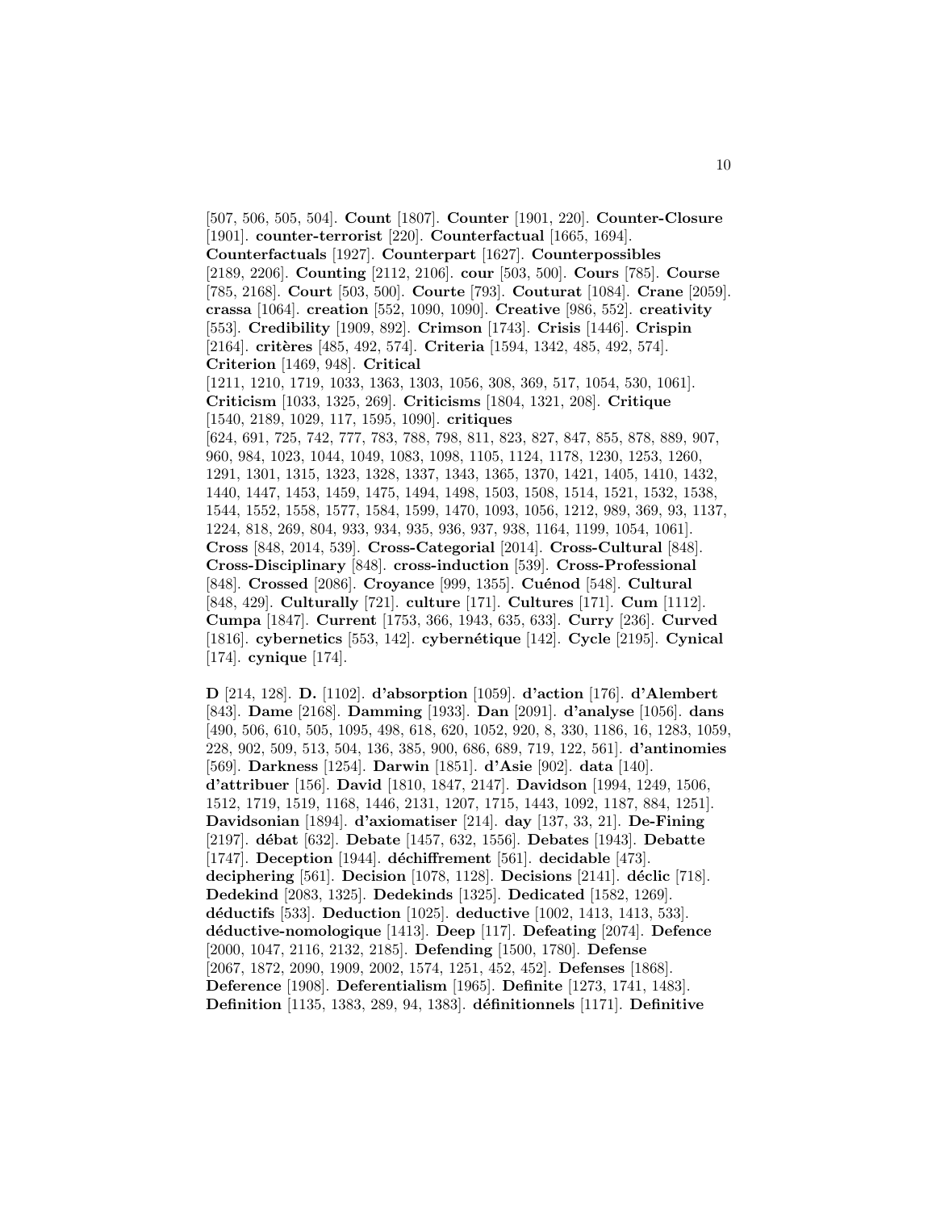[507, 506, 505, 504]. **Count** [1807]. **Counter** [1901, 220]. **Counter-Closure** [1901]. **counter-terrorist** [220]. **Counterfactual** [1665, 1694]. **Counterfactuals** [1927]. **Counterpart** [1627]. **Counterpossibles** [2189, 2206]. **Counting** [2112, 2106]. **cour** [503, 500]. **Cours** [785]. **Course** [785, 2168]. **Court** [503, 500]. **Courte** [793]. **Couturat** [1084]. **Crane** [2059]. **crassa** [1064]. **creation** [552, 1090, 1090]. **Creative** [986, 552]. **creativity** [553]. **Credibility** [1909, 892]. **Crimson** [1743]. **Crisis** [1446]. **Crispin** [2164]. **critères** [485, 492, 574]. **Criteria** [1594, 1342, 485, 492, 574]. **Criterion** [1469, 948]. **Critical** [1211, 1210, 1719, 1033, 1363, 1303, 1056, 308, 369, 517, 1054, 530, 1061]. **Criticism** [1033, 1325, 269]. **Criticisms** [1804, 1321, 208]. **Critique** [1540, 2189, 1029, 117, 1595, 1090]. **critiques** [624, 691, 725, 742, 777, 783, 788, 798, 811, 823, 827, 847, 855, 878, 889, 907, 960, 984, 1023, 1044, 1049, 1083, 1098, 1105, 1124, 1178, 1230, 1253, 1260, 1291, 1301, 1315, 1323, 1328, 1337, 1343, 1365, 1370, 1421, 1405, 1410, 1432, 1440, 1447, 1453, 1459, 1475, 1494, 1498, 1503, 1508, 1514, 1521, 1532, 1538, 1544, 1552, 1558, 1577, 1584, 1599, 1470, 1093, 1056, 1212, 989, 369, 93, 1137, 1224, 818, 269, 804, 933, 934, 935, 936, 937, 938, 1164, 1199, 1054, 1061]. **Cross** [848, 2014, 539]. **Cross-Categorial** [2014]. **Cross-Cultural** [848]. **Cross-Disciplinary** [848]. **cross-induction** [539]. **Cross-Professional** [848]. **Crossed** [2086]. **Croyance** [999, 1355]. **Cuénod** [548]. **Cultural** [848, 429]. **Culturally** [721]. **culture** [171]. **Cultures** [171]. **Cum** [1112]. **Cumpa** [1847]. **Current** [1753, 366, 1943, 635, 633]. **Curry** [236]. **Curved** [1816]. **cybernetics** [553, 142]. **cybernétique** [142]. **Cycle** [2195]. **Cynical** [174]. **cynique** [174].

**D** [214, 128]. **D.** [1102]. **d'absorption** [1059]. **d'action** [176]. **d'Alembert** [843]. **Dame** [2168]. **Damming** [1933]. **Dan** [2091]. **d'analyse** [1056]. **dans** [490, 506, 610, 505, 1095, 498, 618, 620, 1052, 920, 8, 330, 1186, 16, 1283, 1059, 228, 902, 509, 513, 504, 136, 385, 900, 686, 689, 719, 122, 561]. **d'antinomies** [569]. **Darkness** [1254]. **Darwin** [1851]. **d'Asie** [902]. **data** [140]. **d'attribuer** [156]. **David** [1810, 1847, 2147]. **Davidson** [1994, 1249, 1506, 1512, 1719, 1519, 1168, 1446, 2131, 1207, 1715, 1443, 1092, 1187, 884, 1251]. **Davidsonian** [1894]. **d'axiomatiser** [214]. **day** [137, 33, 21]. **De-Fining** [2197]. **débat** [632]. **Debate** [1457, 632, 1556]. **Debates** [1943]. **Debatte** [1747]. **Deception** [1944]. **déchiffrement** [561]. **decidable** [473]. **deciphering** [561]. **Decision** [1078, 1128]. **Decisions** [2141]. **déclic** [718]. **Dedekind** [2083, 1325]. **Dedekinds** [1325]. **Dedicated** [1582, 1269]. **déductifs** [533]. **Deduction** [1025]. **deductive** [1002, 1413, 1413, 533]. **déductive-nomologique** [1413]. **Deep** [117]. **Defeating** [2074]. **Defence** [2000, 1047, 2116, 2132, 2185]. **Defending** [1500, 1780]. **Defense** [2067, 1872, 2090, 1909, 2002, 1574, 1251, 452, 452]. **Defenses** [1868]. **Deference** [1908]. **Deferentialism** [1965]. **Definite** [1273, 1741, 1483]. **Definition** [1135, 1383, 289, 94, 1383]. **définitionnels** [1171]. **Definitive**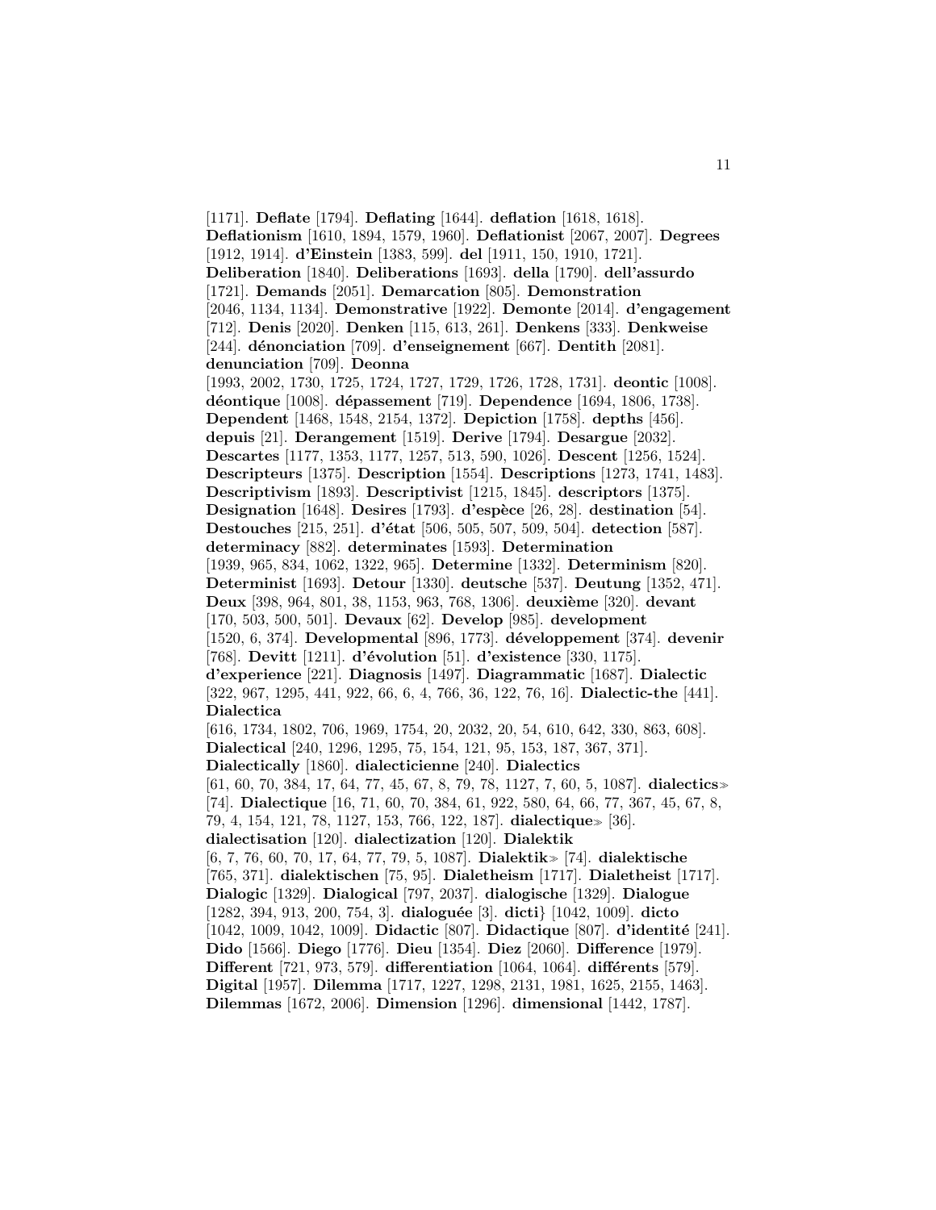[1171]. **Deflate** [1794]. **Deflating** [1644]. **deflation** [1618, 1618]. **Deflationism** [1610, 1894, 1579, 1960]. **Deflationist** [2067, 2007]. **Degrees** [1912, 1914]. **d'Einstein** [1383, 599]. **del** [1911, 150, 1910, 1721]. **Deliberation** [1840]. **Deliberations** [1693]. **della** [1790]. **dell'assurdo** [1721]. **Demands** [2051]. **Demarcation** [805]. **Demonstration** [2046, 1134, 1134]. **Demonstrative** [1922]. **Demonte** [2014]. **d'engagement** [712]. **Denis** [2020]. **Denken** [115, 613, 261]. **Denkens** [333]. **Denkweise** [244]. **dénonciation** [709]. **d'enseignement** [667]. **Dentith** [2081]. **denunciation** [709]. **Deonna** [1993, 2002, 1730, 1725, 1724, 1727, 1729, 1726, 1728, 1731]. **deontic** [1008]. **déontique** [1008]. **dépassement** [719]. **Dependence** [1694, 1806, 1738]. **Dependent** [1468, 1548, 2154, 1372]. **Depiction** [1758]. **depths** [456]. **depuis** [21]. **Derangement** [1519]. **Derive** [1794]. **Desargue** [2032]. **Descartes** [1177, 1353, 1177, 1257, 513, 590, 1026]. **Descent** [1256, 1524]. **Descripteurs** [1375]. **Description** [1554]. **Descriptions** [1273, 1741, 1483]. **Descriptivism** [1893]. **Descriptivist** [1215, 1845]. **descriptors** [1375]. **Designation** [1648]. **Desires** [1793]. **d'espèce** [26, 28]. **destination** [54]. **Destouches** [215, 251]. **d'état** [506, 505, 507, 509, 504]. **detection** [587]. **determinacy** [882]. **determinates** [1593]. **Determination** [1939, 965, 834, 1062, 1322, 965]. **Determine** [1332]. **Determinism** [820]. **Determinist** [1693]. **Detour** [1330]. **deutsche** [537]. **Deutung** [1352, 471]. **Deux** [398, 964, 801, 38, 1153, 963, 768, 1306]. **deuxième** [320]. **devant** [170, 503, 500, 501]. **Devaux** [62]. **Develop** [985]. **development** [1520, 6, 374]. **Developmental** [896, 1773]. **développement** [374]. **devenir** [768]. **Devitt** [1211]. **d'évolution** [51]. **d'existence** [330, 1175]. **d'experience** [221]. **Diagnosis** [1497]. **Diagrammatic** [1687]. **Dialectic** [322, 967, 1295, 441, 922, 66, 6, 4, 766, 36, 122, 76, 16]. **Dialectic-the** [441]. **Dialectica** [616, 1734, 1802, 706, 1969, 1754, 20, 2032, 20, 54, 610, 642, 330, 863, 608]. **Dialectical** [240, 1296, 1295, 75, 154, 121, 95, 153, 187, 367, 371]. **Dialectically** [1860]. **dialecticienne** [240]. **Dialectics** [61, 60, 70, 384, 17, 64, 77, 45, 67, 8, 79, 78, 1127, 7, 60, 5, 1087]. **dialectics**≫ [74]. **Dialectique** [16, 71, 60, 70, 384, 61, 922, 580, 64, 66, 77, 367, 45, 67, 8, 79, 4, 154, 121, 78, 1127, 153, 766, 122, 187]. **dialectique**≫ [36]. **dialectisation** [120]. **dialectization** [120]. **Dialektik** [6, 7, 76, 60, 70, 17, 64, 77, 79, 5, 1087]. **Dialektik**≫ [74]. **dialektische** [765, 371]. **dialektischen** [75, 95]. **Dialetheism** [1717]. **Dialetheist** [1717]. **Dialogic** [1329]. **Dialogical** [797, 2037]. **dialogische** [1329]. **Dialogue** [1282, 394, 913, 200, 754, 3]. **dialoguée** [3]. **dicti}** [1042, 1009]. **dicto** [1042, 1009, 1042, 1009]. **Didactic** [807]. **Didactique** [807]. **d'identité** [241]. **Dido** [1566]. **Diego** [1776]. **Dieu** [1354]. **Diez** [2060]. **Difference** [1979]. **Different** [721, 973, 579]. **differentiation** [1064, 1064]. **différents** [579]. **Digital** [1957]. **Dilemma** [1717, 1227, 1298, 2131, 1981, 1625, 2155, 1463]. **Dilemmas** [1672, 2006]. **Dimension** [1296]. **dimensional** [1442, 1787].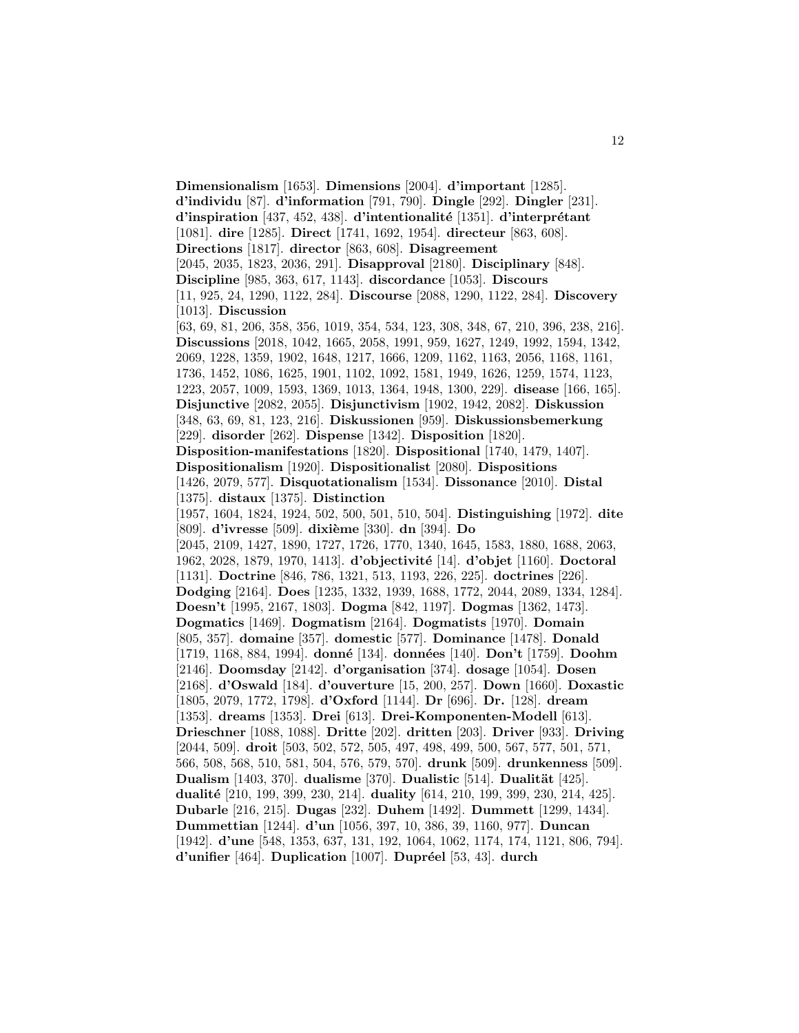**Dimensionalism** [1653]. **Dimensions** [2004]. **d'important** [1285]. **d'individu** [87]. **d'information** [791, 790]. **Dingle** [292]. **Dingler** [231]. **d'inspiration** [437, 452, 438]. **d'intentionalité** [1351]. **d'interprétant** [1081]. **dire** [1285]. **Direct** [1741, 1692, 1954]. **directeur** [863, 608]. **Directions** [1817]. **director** [863, 608]. **Disagreement** [2045, 2035, 1823, 2036, 291]. **Disapproval** [2180]. **Disciplinary** [848]. **Discipline** [985, 363, 617, 1143]. **discordance** [1053]. **Discours** [11, 925, 24, 1290, 1122, 284]. **Discourse** [2088, 1290, 1122, 284]. **Discovery** [1013]. **Discussion** [63, 69, 81, 206, 358, 356, 1019, 354, 534, 123, 308, 348, 67, 210, 396, 238, 216]. **Discussions** [2018, 1042, 1665, 2058, 1991, 959, 1627, 1249, 1992, 1594, 1342, 2069, 1228, 1359, 1902, 1648, 1217, 1666, 1209, 1162, 1163, 2056, 1168, 1161, 1736, 1452, 1086, 1625, 1901, 1102, 1092, 1581, 1949, 1626, 1259, 1574, 1123, 1223, 2057, 1009, 1593, 1369, 1013, 1364, 1948, 1300, 229]. **disease** [166, 165]. **Disjunctive** [2082, 2055]. **Disjunctivism** [1902, 1942, 2082]. **Diskussion** [348, 63, 69, 81, 123, 216]. **Diskussionen** [959]. **Diskussionsbemerkung** [229]. **disorder** [262]. **Dispense** [1342]. **Disposition** [1820]. **Disposition-manifestations** [1820]. **Dispositional** [1740, 1479, 1407]. **Dispositionalism** [1920]. **Dispositionalist** [2080]. **Dispositions** [1426, 2079, 577]. **Disquotationalism** [1534]. **Dissonance** [2010]. **Distal** [1375]. **distaux** [1375]. **Distinction** [1957, 1604, 1824, 1924, 502, 500, 501, 510, 504]. **Distinguishing** [1972]. **dite** [809]. **d'ivresse** [509]. **dixième** [330]. **dn** [394]. **Do** [2045, 2109, 1427, 1890, 1727, 1726, 1770, 1340, 1645, 1583, 1880, 1688, 2063, 1962, 2028, 1879, 1970, 1413]. **d'objectivité** [14]. **d'objet** [1160]. **Doctoral** [1131]. **Doctrine** [846, 786, 1321, 513, 1193, 226, 225]. **doctrines** [226]. **Dodging** [2164]. **Does** [1235, 1332, 1939, 1688, 1772, 2044, 2089, 1334, 1284]. **Doesn't** [1995, 2167, 1803]. **Dogma** [842, 1197]. **Dogmas** [1362, 1473]. **Dogmatics** [1469]. **Dogmatism** [2164]. **Dogmatists** [1970]. **Domain** [805, 357]. **domaine** [357]. **domestic** [577]. **Dominance** [1478]. **Donald** [1719, 1168, 884, 1994]. **donné** [134]. **données** [140]. **Don't** [1759]. **Doohm** [2146]. **Doomsday** [2142]. **d'organisation** [374]. **dosage** [1054]. **Dosen** [2168]. **d'Oswald** [184]. **d'ouverture** [15, 200, 257]. **Down** [1660]. **Doxastic** [1805, 2079, 1772, 1798]. **d'Oxford** [1144]. **Dr** [696]. **Dr.** [128]. **dream** [1353]. **dreams** [1353]. **Drei** [613]. **Drei-Komponenten-Modell** [613]. **Drieschner** [1088, 1088]. **Dritte** [202]. **dritten** [203]. **Driver** [933]. **Driving** [2044, 509]. **droit** [503, 502, 572, 505, 497, 498, 499, 500, 567, 577, 501, 571, 566, 508, 568, 510, 581, 504, 576, 579, 570]. **drunk** [509]. **drunkenness** [509]. **Dualism** [1403, 370]. **dualisme** [370]. **Dualistic** [514]. **Dualität** [425]. **dualité** [210, 199, 399, 230, 214]. **duality** [614, 210, 199, 399, 230, 214, 425]. **Dubarle** [216, 215]. **Dugas** [232]. **Duhem** [1492]. **Dummett** [1299, 1434]. **Dummettian** [1244]. **d'un** [1056, 397, 10, 386, 39, 1160, 977]. **Duncan** [1942]. **d'une** [548, 1353, 637, 131, 192, 1064, 1062, 1174, 174, 1121, 806, 794]. **d'unifier** [464]. **Duplication** [1007]. **Dupréel** [53, 43]. **durch**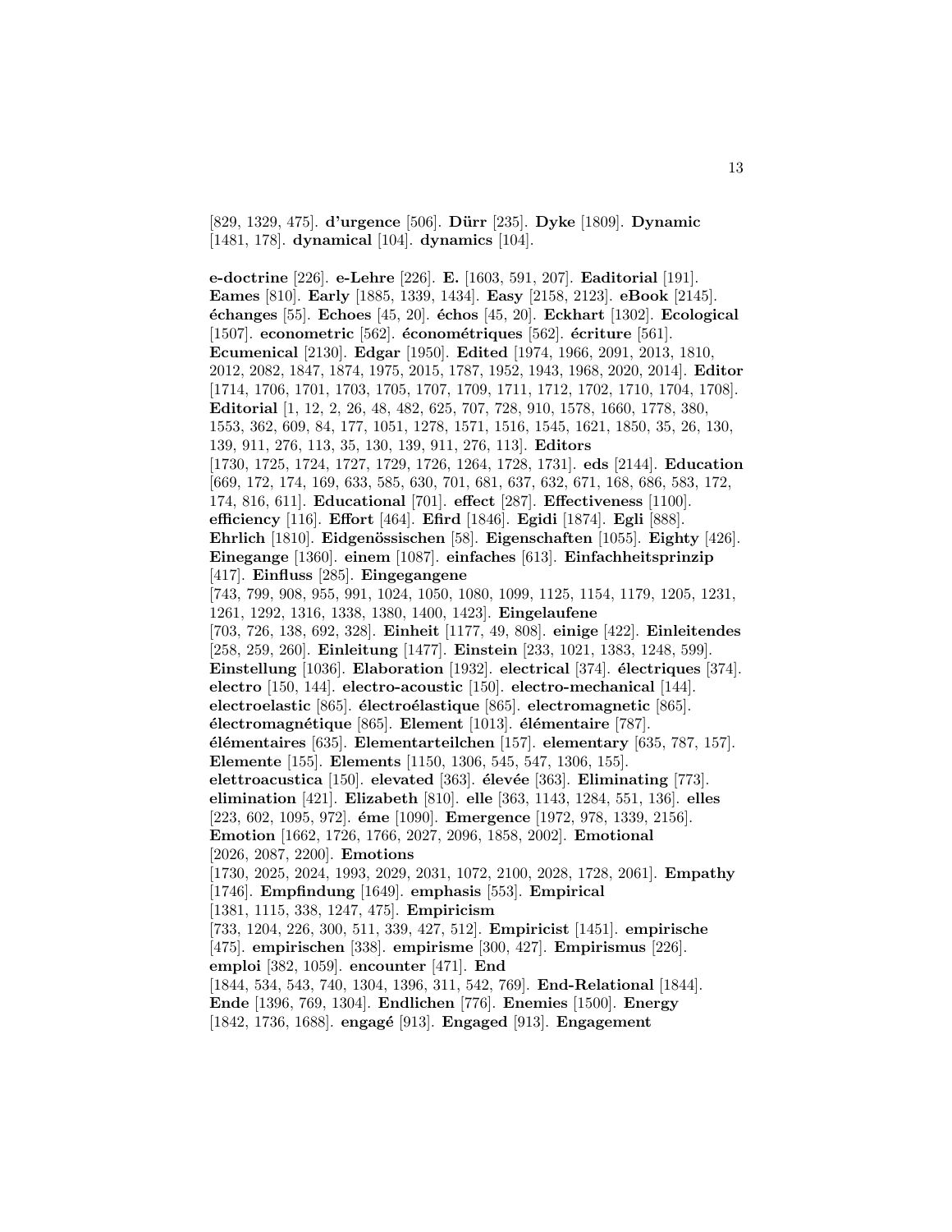[829, 1329, 475]. **d'urgence** [506]. **Dürr** [235]. **Dyke** [1809]. **Dynamic** [1481, 178]. **dynamical** [104]. **dynamics** [104].

**e-doctrine** [226]. **e-Lehre** [226]. **E.** [1603, 591, 207]. **Eaditorial** [191]. **Eames** [810]. **Early** [1885, 1339, 1434]. **Easy** [2158, 2123]. **eBook** [2145]. **échanges** [55]. **Echoes** [45, 20]. **échos** [45, 20]. **Eckhart** [1302]. **Ecological** [1507]. **econometric** [562]. **économétriques** [562]. **écriture** [561]. **Ecumenical** [2130]. **Edgar** [1950]. **Edited** [1974, 1966, 2091, 2013, 1810, 2012, 2082, 1847, 1874, 1975, 2015, 1787, 1952, 1943, 1968, 2020, 2014]. **Editor** [1714, 1706, 1701, 1703, 1705, 1707, 1709, 1711, 1712, 1702, 1710, 1704, 1708]. **Editorial** [1, 12, 2, 26, 48, 482, 625, 707, 728, 910, 1578, 1660, 1778, 380, 1553, 362, 609, 84, 177, 1051, 1278, 1571, 1516, 1545, 1621, 1850, 35, 26, 130, 139, 911, 276, 113, 35, 130, 139, 911, 276, 113]. **Editors** [1730, 1725, 1724, 1727, 1729, 1726, 1264, 1728, 1731]. **eds** [2144]. **Education** [669, 172, 174, 169, 633, 585, 630, 701, 681, 637, 632, 671, 168, 686, 583, 172, 174, 816, 611]. **Educational** [701]. **effect** [287]. **Effectiveness** [1100]. **efficiency** [116]. **Effort** [464]. **Efird** [1846]. **Egidi** [1874]. **Egli** [888]. **Ehrlich** [1810]. **Eidgenössischen** [58]. **Eigenschaften** [1055]. **Eighty** [426]. **Einegange** [1360]. **einem** [1087]. **einfaches** [613]. **Einfachheitsprinzip** [417]. **Einfluss** [285]. **Eingegangene** [743, 799, 908, 955, 991, 1024, 1050, 1080, 1099, 1125, 1154, 1179, 1205, 1231, 1261, 1292, 1316, 1338, 1380, 1400, 1423]. **Eingelaufene** [703, 726, 138, 692, 328]. **Einheit** [1177, 49, 808]. **einige** [422]. **Einleitendes** [258, 259, 260]. **Einleitung** [1477]. **Einstein** [233, 1021, 1383, 1248, 599]. **Einstellung** [1036]. **Elaboration** [1932]. **electrical** [374]. **électriques** [374]. **electro** [150, 144]. **electro-acoustic** [150]. **electro-mechanical** [144]. **electroelastic** [865]. **électroélastique** [865]. **electromagnetic** [865]. **électromagnétique** [865]. **Element** [1013]. **élémentaire** [787]. **élémentaires** [635]. **Elementarteilchen** [157]. **elementary** [635, 787, 157]. **Elemente** [155]. **Elements** [1150, 1306, 545, 547, 1306, 155]. **elettroacustica** [150]. **elevated** [363]. **élevée** [363]. **Eliminating** [773]. **elimination** [421]. **Elizabeth** [810]. **elle** [363, 1143, 1284, 551, 136]. **elles** [223, 602, 1095, 972]. **éme** [1090]. **Emergence** [1972, 978, 1339, 2156]. **Emotion** [1662, 1726, 1766, 2027, 2096, 1858, 2002]. **Emotional** [2026, 2087, 2200]. **Emotions** [1730, 2025, 2024, 1993, 2029, 2031, 1072, 2100, 2028, 1728, 2061]. **Empathy** [1746]. **Empfindung** [1649]. **emphasis** [553]. **Empirical** [1381, 1115, 338, 1247, 475]. **Empiricism** [733, 1204, 226, 300, 511, 339, 427, 512]. **Empiricist** [1451]. **empirische** [475]. **empirischen** [338]. **empirisme** [300, 427]. **Empirismus** [226]. **emploi** [382, 1059]. **encounter** [471]. **End** [1844, 534, 543, 740, 1304, 1396, 311, 542, 769]. **End-Relational** [1844]. **Ende** [1396, 769, 1304]. **Endlichen** [776]. **Enemies** [1500]. **Energy** [1842, 1736, 1688]. **engagé** [913]. **Engaged** [913]. **Engagement**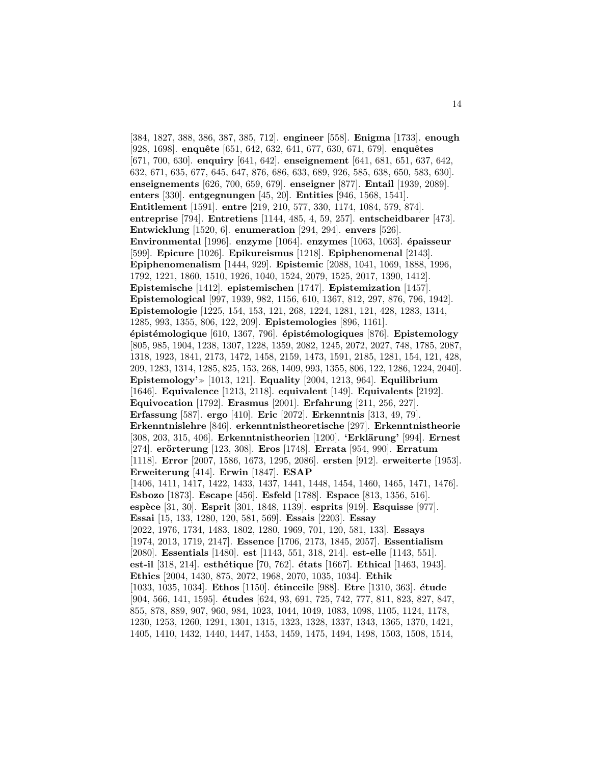[384, 1827, 388, 386, 387, 385, 712]. **engineer** [558]. **Enigma** [1733]. **enough** [928, 1698]. **enquête** [651, 642, 632, 641, 677, 630, 671, 679]. **enquêtes** [671, 700, 630]. **enquiry** [641, 642]. **enseignement** [641, 681, 651, 637, 642, 632, 671, 635, 677, 645, 647, 876, 686, 633, 689, 926, 585, 638, 650, 583, 630]. **enseignements** [626, 700, 659, 679]. **enseigner** [877]. **Entail** [1939, 2089]. **enters** [330]. **entgegnungen** [45, 20]. **Entities** [946, 1568, 1541]. **Entitlement** [1591]. **entre** [219, 210, 577, 330, 1174, 1084, 579, 874]. **entreprise** [794]. **Entretiens** [1144, 485, 4, 59, 257]. **entscheidbarer** [473]. **Entwicklung** [1520, 6]. **enumeration** [294, 294]. **envers** [526]. **Environmental** [1996]. **enzyme** [1064]. **enzymes** [1063, 1063]. **épaisseur** [599]. **Epicure** [1026]. **Epikureismus** [1218]. **Epiphenomenal** [2143]. **Epiphenomenalism** [1444, 929]. **Epistemic** [2088, 1041, 1069, 1888, 1996, 1792, 1221, 1860, 1510, 1926, 1040, 1524, 2079, 1525, 2017, 1390, 1412]. **Epistemische** [1412]. **epistemischen** [1747]. **Epistemization** [1457]. **Epistemological** [997, 1939, 982, 1156, 610, 1367, 812, 297, 876, 796, 1942]. **Epistemologie** [1225, 154, 153, 121, 268, 1224, 1281, 121, 428, 1283, 1314, 1285, 993, 1355, 806, 122, 209]. **Epistemologies** [896, 1161]. **épistémologique** [610, 1367, 796]. **épistémologiques** [876]. **Epistemology** [805, 985, 1904, 1238, 1307, 1228, 1359, 2082, 1245, 2072, 2027, 748, 1785, 2087, 1318, 1923, 1841, 2173, 1472, 1458, 2159, 1473, 1591, 2185, 1281, 154, 121, 428, 209, 1283, 1314, 1285, 825, 153, 268, 1409, 993, 1355, 806, 122, 1286, 1224, 2040]. **Epistemology'≫** [1013, 121]. **Equality** [2004, 1213, 964]. **Equilibrium** [1646]. **Equivalence** [1213, 2118]. **equivalent** [149]. **Equivalents** [2192]. **Equivocation** [1792]. **Erasmus** [2001]. **Erfahrung** [211, 256, 227]. **Erfassung** [587]. **ergo** [410]. **Eric** [2072]. **Erkenntnis** [313, 49, 79]. **Erkenntnislehre** [846]. **erkenntnistheoretische** [297]. **Erkenntnistheorie** [308, 203, 315, 406]. **Erkenntnistheorien** [1200]. **'Erklärung'** [994]. **Ernest** [274]. **erörterung** [123, 308]. **Eros** [1748]. **Errata** [954, 990]. **Erratum** [1118]. **Error** [2007, 1586, 1673, 1295, 2086]. **ersten** [912]. **erweiterte** [1953]. **Erweiterung** [414]. **Erwin** [1847]. **ESAP** [1406, 1411, 1417, 1422, 1433, 1437, 1441, 1448, 1454, 1460, 1465, 1471, 1476]. **Esbozo** [1873]. **Escape** [456]. **Esfeld** [1788]. **Espace** [813, 1356, 516]. **espèce** [31, 30]. **Esprit** [301, 1848, 1139]. **esprits** [919]. **Esquisse** [977]. **Essai** [15, 133, 1280, 120, 581, 569]. **Essais** [2203]. **Essay** [2022, 1976, 1734, 1483, 1802, 1280, 1969, 701, 120, 581, 133]. **Essays** [1974, 2013, 1719, 2147]. **Essence** [1706, 2173, 1845, 2057]. **Essentialism** [2080]. **Essentials** [1480]. **est** [1143, 551, 318, 214]. **est-elle** [1143, 551]. **est-il** [318, 214]. **esthétique** [70, 762]. **états** [1667]. **Ethical** [1463, 1943]. **Ethics** [2004, 1430, 875, 2072, 1968, 2070, 1035, 1034]. **Ethik** [1033, 1035, 1034]. **Ethos** [1150]. **étinceile** [988]. **Etre** [1310, 363]. **étude** [904, 566, 141, 1595]. **études** [624, 93, 691, 725, 742, 777, 811, 823, 827, 847, 855, 878, 889, 907, 960, 984, 1023, 1044, 1049, 1083, 1098, 1105, 1124, 1178, 1230, 1253, 1260, 1291, 1301, 1315, 1323, 1328, 1337, 1343, 1365, 1370, 1421, 1405, 1410, 1432, 1440, 1447, 1453, 1459, 1475, 1494, 1498, 1503, 1508, 1514,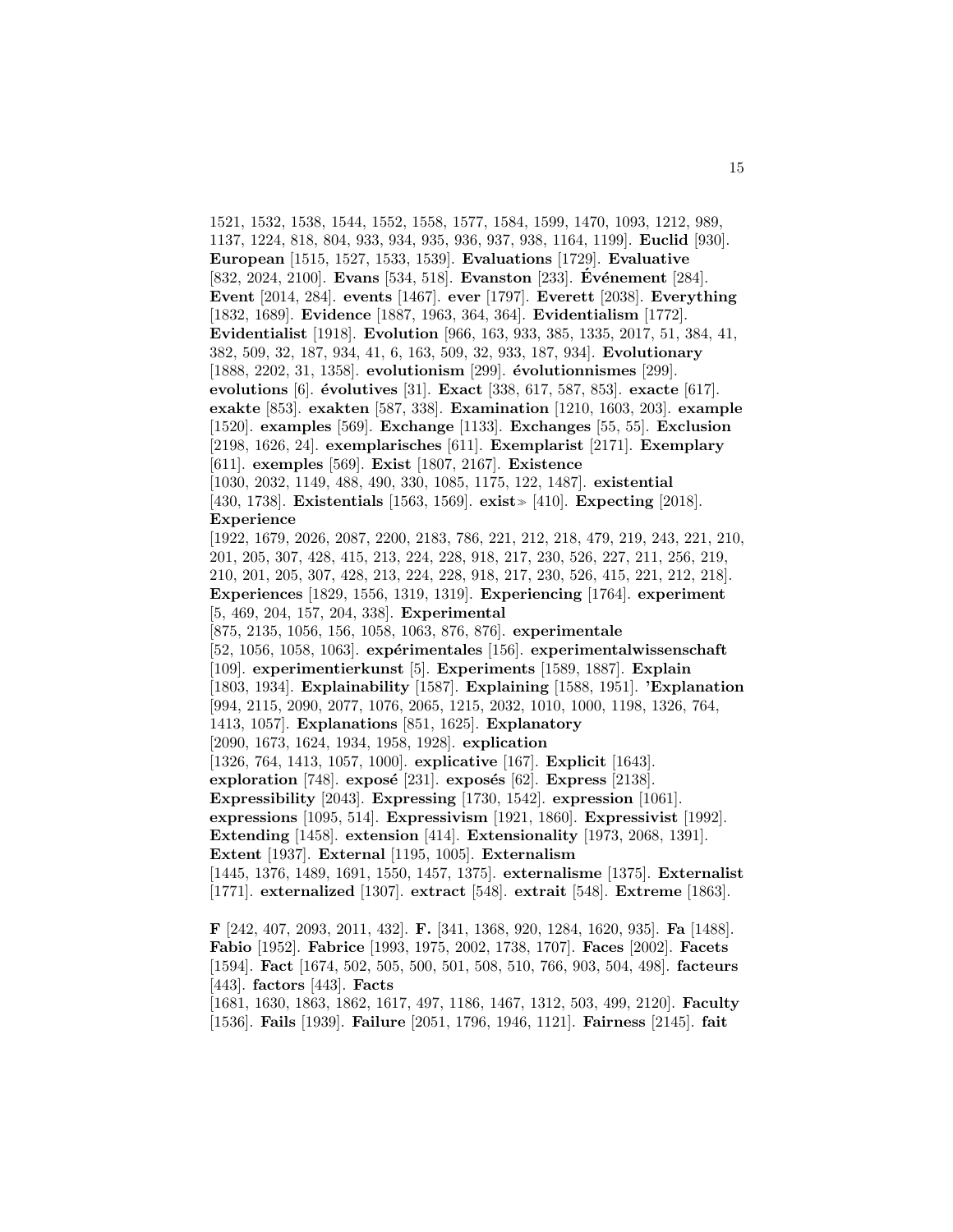1521, 1532, 1538, 1544, 1552, 1558, 1577, 1584, 1599, 1470, 1093, 1212, 989, 1137, 1224, 818, 804, 933, 934, 935, 936, 937, 938, 1164, 1199]. **Euclid** [930]. **European** [1515, 1527, 1533, 1539]. **Evaluations** [1729]. **Evaluative** [832, 2024, 2100]. **Evans** [534, 518]. **Evanston** [233]. **Événement** [284]. **Event** [2014, 284]. **events** [1467]. **ever** [1797]. **Everett** [2038]. **Everything** [1832, 1689]. **Evidence** [1887, 1963, 364, 364]. **Evidentialism** [1772]. **Evidentialist** [1918]. **Evolution** [966, 163, 933, 385, 1335, 2017, 51, 384, 41, 382, 509, 32, 187, 934, 41, 6, 163, 509, 32, 933, 187, 934]. **Evolutionary** [1888, 2202, 31, 1358]. **evolutionism** [299]. **évolutionnismes** [299]. **evolutions** [6]. **évolutives** [31]. **Exact** [338, 617, 587, 853]. **exacte** [617]. **exakte** [853]. **exakten** [587, 338]. **Examination** [1210, 1603, 203]. **example** [1520]. **examples** [569]. **Exchange** [1133]. **Exchanges** [55, 55]. **Exclusion** [2198, 1626, 24]. **exemplarisches** [611]. **Exemplarist** [2171]. **Exemplary** [611]. **exemples** [569]. **Exist** [1807, 2167]. **Existence** [1030, 2032, 1149, 488, 490, 330, 1085, 1175, 122, 1487]. **existential** [430, 1738]. **Existentials** [1563, 1569]. **exist≫** [410]. **Expecting** [2018]. **Experience** [1922, 1679, 2026, 2087, 2200, 2183, 786, 221, 212, 218, 479, 219, 243, 221, 210, 201, 205, 307, 428, 415, 213, 224, 228, 918, 217, 230, 526, 227, 211, 256, 219, 210, 201, 205, 307, 428, 213, 224, 228, 918, 217, 230, 526, 415, 221, 212, 218]. **Experiences** [1829, 1556, 1319, 1319]. **Experiencing** [1764]. **experiment** [5, 469, 204, 157, 204, 338]. **Experimental** [875, 2135, 1056, 156, 1058, 1063, 876, 876]. **experimentale** [52, 1056, 1058, 1063]. **expérimentales** [156]. **experimentalwissenschaft** [109]. **experimentierkunst** [5]. **Experiments** [1589, 1887]. **Explain** [1803, 1934]. **Explainability** [1587]. **Explaining** [1588, 1951]. **'Explanation** [994, 2115, 2090, 2077, 1076, 2065, 1215, 2032, 1010, 1000, 1198, 1326, 764, 1413, 1057]. **Explanations** [851, 1625]. **Explanatory** [2090, 1673, 1624, 1934, 1958, 1928]. **explication** [1326, 764, 1413, 1057, 1000]. **explicative** [167]. **Explicit** [1643]. **exploration** [748]. **exposé** [231]. **exposés** [62]. **Express** [2138]. **Expressibility** [2043]. **Expressing** [1730, 1542]. **expression** [1061]. **expressions** [1095, 514]. **Expressivism** [1921, 1860]. **Expressivist** [1992]. **Extending** [1458]. **extension** [414]. **Extensionality** [1973, 2068, 1391]. **Extent** [1937]. **External** [1195, 1005]. **Externalism** [1445, 1376, 1489, 1691, 1550, 1457, 1375]. **externalisme** [1375]. **Externalist** [1771]. **externalized** [1307]. **extract** [548]. **extrait** [548]. **Extreme** [1863].

**F** [242, 407, 2093, 2011, 432]. **F.** [341, 1368, 920, 1284, 1620, 935]. **Fa** [1488]. **Fabio** [1952]. **Fabrice** [1993, 1975, 2002, 1738, 1707]. **Faces** [2002]. **Facets** [1594]. **Fact** [1674, 502, 505, 500, 501, 508, 510, 766, 903, 504, 498]. **facteurs** [443]. **factors** [443]. **Facts** [1681, 1630, 1863, 1862, 1617, 497, 1186, 1467, 1312, 503, 499, 2120]. **Faculty** [1536]. **Fails** [1939]. **Failure** [2051, 1796, 1946, 1121]. **Fairness** [2145]. **fait**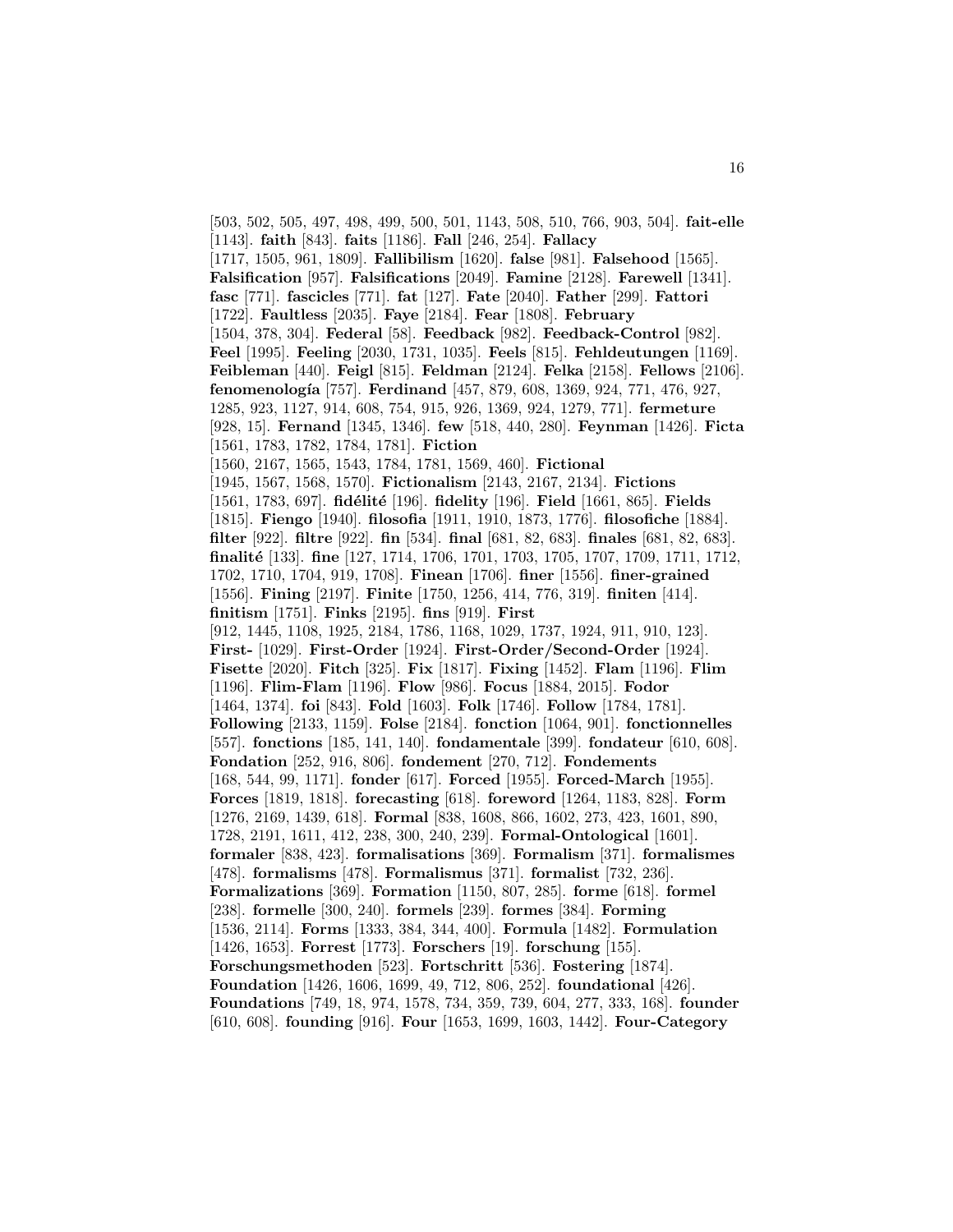[503, 502, 505, 497, 498, 499, 500, 501, 1143, 508, 510, 766, 903, 504]. **fait-elle** [1143]. **faith** [843]. **faits** [1186]. **Fall** [246, 254]. **Fallacy** [1717, 1505, 961, 1809]. **Fallibilism** [1620]. **false** [981]. **Falsehood** [1565]. **Falsification** [957]. **Falsifications** [2049]. **Famine** [2128]. **Farewell** [1341]. **fasc** [771]. **fascicles** [771]. **fat** [127]. **Fate** [2040]. **Father** [299]. **Fattori** [1722]. **Faultless** [2035]. **Faye** [2184]. **Fear** [1808]. **February** [1504, 378, 304]. **Federal** [58]. **Feedback** [982]. **Feedback-Control** [982]. **Feel** [1995]. **Feeling** [2030, 1731, 1035]. **Feels** [815]. **Fehldeutungen** [1169]. **Feibleman** [440]. **Feigl** [815]. **Feldman** [2124]. **Felka** [2158]. **Fellows** [2106]. **fenomenología** [757]. **Ferdinand** [457, 879, 608, 1369, 924, 771, 476, 927, 1285, 923, 1127, 914, 608, 754, 915, 926, 1369, 924, 1279, 771]. **fermeture** [928, 15]. **Fernand** [1345, 1346]. **few** [518, 440, 280]. **Feynman** [1426]. **Ficta** [1561, 1783, 1782, 1784, 1781]. **Fiction** [1560, 2167, 1565, 1543, 1784, 1781, 1569, 460]. **Fictional** [1945, 1567, 1568, 1570]. **Fictionalism** [2143, 2167, 2134]. **Fictions** [1561, 1783, 697]. **fidélité** [196]. **fidelity** [196]. **Field** [1661, 865]. **Fields** [1815]. **Fiengo** [1940]. **filosofia** [1911, 1910, 1873, 1776]. **filosofiche** [1884]. **filter** [922]. **filtre** [922]. **fin** [534]. **final** [681, 82, 683]. **finales** [681, 82, 683]. **finalité** [133]. **fine** [127, 1714, 1706, 1701, 1703, 1705, 1707, 1709, 1711, 1712, 1702, 1710, 1704, 919, 1708]. **Finean** [1706]. **finer** [1556]. **finer-grained** [1556]. **Fining** [2197]. **Finite** [1750, 1256, 414, 776, 319]. **finiten** [414]. **finitism** [1751]. **Finks** [2195]. **fins** [919]. **First** [912, 1445, 1108, 1925, 2184, 1786, 1168, 1029, 1737, 1924, 911, 910, 123]. **First-** [1029]. **First-Order** [1924]. **First-Order/Second-Order** [1924]. **Fisette** [2020]. **Fitch** [325]. **Fix** [1817]. **Fixing** [1452]. **Flam** [1196]. **Flim** [1196]. **Flim-Flam** [1196]. **Flow** [986]. **Focus** [1884, 2015]. **Fodor** [1464, 1374]. **foi** [843]. **Fold** [1603]. **Folk** [1746]. **Follow** [1784, 1781]. **Following** [2133, 1159]. **Folse** [2184]. **fonction** [1064, 901]. **fonctionnelles** [557]. **fonctions** [185, 141, 140]. **fondamentale** [399]. **fondateur** [610, 608]. **Fondation** [252, 916, 806]. **fondement** [270, 712]. **Fondements** [168, 544, 99, 1171]. **fonder** [617]. **Forced** [1955]. **Forced-March** [1955]. **Forces** [1819, 1818]. **forecasting** [618]. **foreword** [1264, 1183, 828]. **Form** [1276, 2169, 1439, 618]. **Formal** [838, 1608, 866, 1602, 273, 423, 1601, 890, 1728, 2191, 1611, 412, 238, 300, 240, 239]. **Formal-Ontological** [1601]. **formaler** [838, 423]. **formalisations** [369]. **Formalism** [371]. **formalismes** [478]. **formalisms** [478]. **Formalismus** [371]. **formalist** [732, 236]. **Formalizations** [369]. **Formation** [1150, 807, 285]. **forme** [618]. **formel** [238]. **formelle** [300, 240]. **formels** [239]. **formes** [384]. **Forming** [1536, 2114]. **Forms** [1333, 384, 344, 400]. **Formula** [1482]. **Formulation** [1426, 1653]. **Forrest** [1773]. **Forschers** [19]. **forschung** [155]. **Forschungsmethoden** [523]. **Fortschritt** [536]. **Fostering** [1874]. **Foundation** [1426, 1606, 1699, 49, 712, 806, 252]. **foundational** [426]. **Foundations** [749, 18, 974, 1578, 734, 359, 739, 604, 277, 333, 168]. **founder** [610, 608]. **founding** [916]. **Four** [1653, 1699, 1603, 1442]. **Four-Category**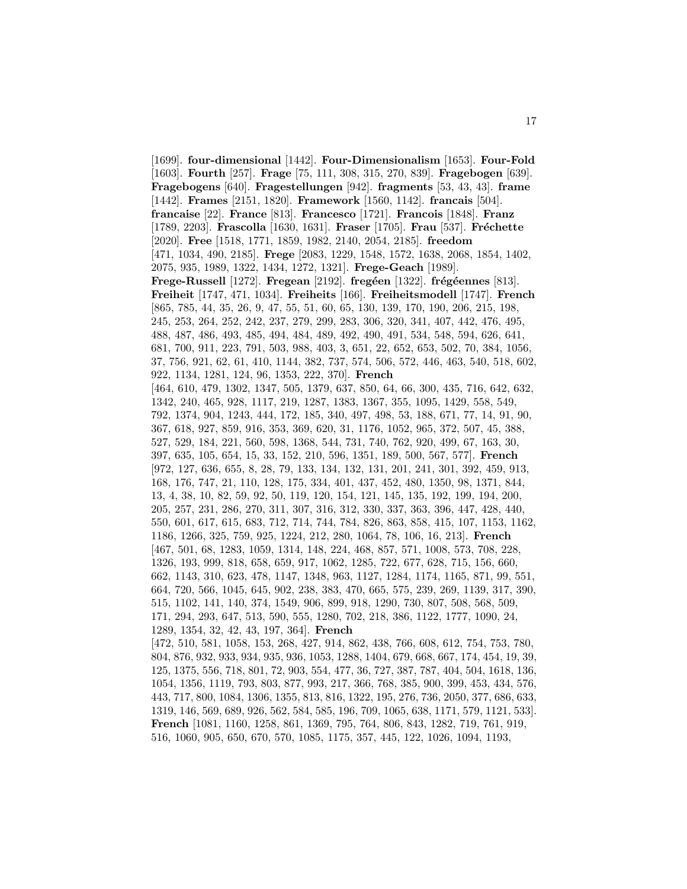[1699]. **four-dimensional** [1442]. **Four-Dimensionalism** [1653]. **Four-Fold** [1603]. **Fourth** [257]. **Frage** [75, 111, 308, 315, 270, 839]. **Fragebogen** [639]. **Fragebogens** [640]. **Fragestellungen** [942]. **fragments** [53, 43, 43]. **frame** [1442]. **Frames** [2151, 1820]. **Framework** [1560, 1142]. **francais** [504]. **francaise** [22]. **France** [813]. **Francesco** [1721]. **Francois** [1848]. **Franz** [1789, 2203]. **Frascolla** [1630, 1631]. **Fraser** [1705]. **Frau** [537]. **Fréchette** [2020]. **Free** [1518, 1771, 1859, 1982, 2140, 2054, 2185]. **freedom** [471, 1034, 490, 2185]. **Frege** [2083, 1229, 1548, 1572, 1638, 2068, 1854, 1402, 2075, 935, 1989, 1322, 1434, 1272, 1321]. **Frege-Geach** [1989]. **Frege-Russell** [1272]. **Fregean** [2192]. **fregéen** [1322]. **frégéennes** [813]. **Freiheit** [1747, 471, 1034]. **Freiheits** [166]. **Freiheitsmodell** [1747]. **French** [865, 785, 44, 35, 26, 9, 47, 55, 51, 60, 65, 130, 139, 170, 190, 206, 215, 198, 245, 253, 264, 252, 242, 237, 279, 299, 283, 306, 320, 341, 407, 442, 476, 495, 488, 487, 486, 493, 485, 494, 484, 489, 492, 490, 491, 534, 548, 594, 626, 641, 681, 700, 911, 223, 791, 503, 988, 403, 3, 651, 22, 652, 653, 502, 70, 384, 1056, 37, 756, 921, 62, 61, 410, 1144, 382, 737, 574, 506, 572, 446, 463, 540, 518, 602, 922, 1134, 1281, 124, 96, 1353, 222, 370]. **French** [464, 610, 479, 1302, 1347, 505, 1379, 637, 850, 64, 66, 300, 435, 716, 642, 632, 1342, 240, 465, 928, 1117, 219, 1287, 1383, 1367, 355, 1095, 1429, 558, 549, 792, 1374, 904, 1243, 444, 172, 185, 340, 497, 498, 53, 188, 671, 77, 14, 91, 90, 367, 618, 927, 859, 916, 353, 369, 620, 31, 1176, 1052, 965, 372, 507, 45, 388, 527, 529, 184, 221, 560, 598, 1368, 544, 731, 740, 762, 920, 499, 67, 163, 30, 397, 635, 105, 654, 15, 33, 152, 210, 596, 1351, 189, 500, 567, 577]. **French** [972, 127, 636, 655, 8, 28, 79, 133, 134, 132, 131, 201, 241, 301, 392, 459, 913, 168, 176, 747, 21, 110, 128, 175, 334, 401, 437, 452, 480, 1350, 98, 1371, 844, 13, 4, 38, 10, 82, 59, 92, 50, 119, 120, 154, 121, 145, 135, 192, 199, 194, 200, 205, 257, 231, 286, 270, 311, 307, 316, 312, 330, 337, 363, 396, 447, 428, 440, 550, 601, 617, 615, 683, 712, 714, 744, 784, 826, 863, 858, 415, 107, 1153, 1162, 1186, 1266, 325, 759, 925, 1224, 212, 280, 1064, 78, 106, 16, 213]. **French** [467, 501, 68, 1283, 1059, 1314, 148, 224, 468, 857, 571, 1008, 573, 708, 228, 1326, 193, 999, 818, 658, 659, 917, 1062, 1285, 722, 677, 628, 715, 156, 660, 662, 1143, 310, 623, 478, 1147, 1348, 963, 1127, 1284, 1174, 1165, 871, 99, 551, 664, 720, 566, 1045, 645, 902, 238, 383, 470, 665, 575, 239, 269, 1139, 317, 390, 515, 1102, 141, 140, 374, 1549, 906, 899, 918, 1290, 730, 807, 508, 568, 509, 171, 294, 293, 647, 513, 590, 555, 1280, 702, 218, 386, 1122, 1777, 1090, 24, 1289, 1354, 32, 42, 43, 197, 364]. **French** [472, 510, 581, 1058, 153, 268, 427, 914, 862, 438, 766, 608, 612, 754, 753, 780, 804, 876, 932, 933, 934, 935, 936, 1053, 1288, 1404, 679, 668, 667, 174, 454, 19, 39, 125, 1375, 556, 718, 801, 72, 903, 554, 477, 36, 727, 387, 787, 404, 504, 1618, 136, 1054, 1356, 1119, 793, 803, 877, 993, 217, 366, 768, 385, 900, 399, 453, 434, 576, 443, 717, 800, 1084, 1306, 1355, 813, 816, 1322, 195, 276, 736, 2050, 377, 686, 633, 1319, 146, 569, 689, 926, 562, 584, 585, 196, 709, 1065, 638, 1171, 579, 1121, 533]. **French** [1081, 1160, 1258, 861, 1369, 795, 764, 806, 843, 1282, 719, 761, 919, 516, 1060, 905, 650, 670, 570, 1085, 1175, 357, 445, 122, 1026, 1094, 1193,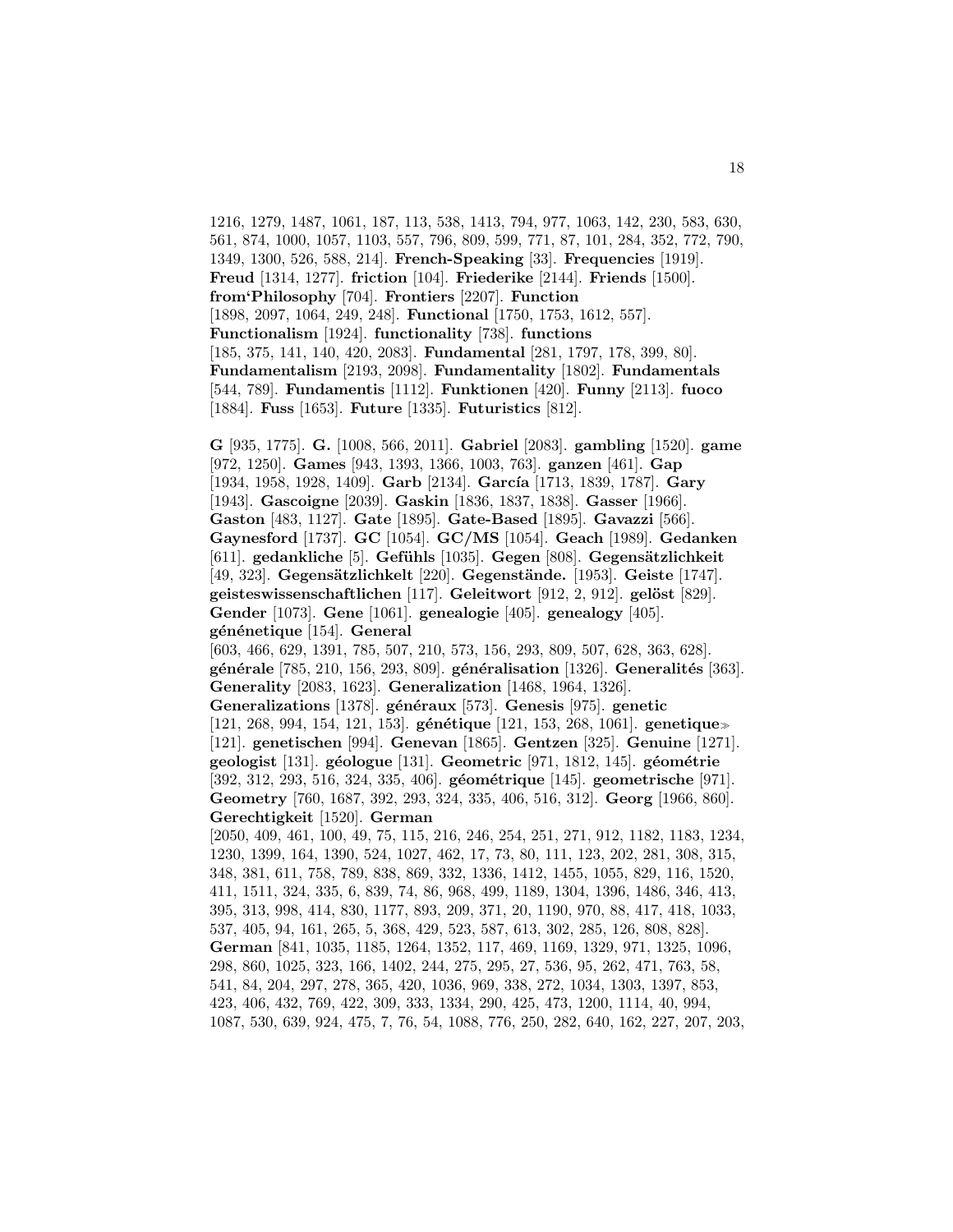1216, 1279, 1487, 1061, 187, 113, 538, 1413, 794, 977, 1063, 142, 230, 583, 630, 561, 874, 1000, 1057, 1103, 557, 796, 809, 599, 771, 87, 101, 284, 352, 772, 790, 1349, 1300, 526, 588, 214]. **French-Speaking** [33]. **Frequencies** [1919]. **Freud** [1314, 1277]. **friction** [104]. **Friederike** [2144]. **Friends** [1500]. **from'Philosophy** [704]. **Frontiers** [2207]. **Function** [1898, 2097, 1064, 249, 248]. **Functional** [1750, 1753, 1612, 557]. **Functionalism** [1924]. **functionality** [738]. **functions** [185, 375, 141, 140, 420, 2083]. **Fundamental** [281, 1797, 178, 399, 80]. **Fundamentalism** [2193, 2098]. **Fundamentality** [1802]. **Fundamentals** [544, 789]. **Fundamentis** [1112]. **Funktionen** [420]. **Funny** [2113]. **fuoco** [1884]. **Fuss** [1653]. **Future** [1335]. **Futuristics** [812].

**G** [935, 1775]. **G.** [1008, 566, 2011]. **Gabriel** [2083]. **gambling** [1520]. **game** [972, 1250]. **Games** [943, 1393, 1366, 1003, 763]. **ganzen** [461]. **Gap** [1934, 1958, 1928, 1409]. **Garb** [2134]. **García** [1713, 1839, 1787]. **Gary** [1943]. **Gascoigne** [2039]. **Gaskin** [1836, 1837, 1838]. **Gasser** [1966]. **Gaston** [483, 1127]. **Gate** [1895]. **Gate-Based** [1895]. **Gavazzi** [566]. **Gaynesford** [1737]. **GC** [1054]. **GC/MS** [1054]. **Geach** [1989]. **Gedanken** [611]. **gedankliche** [5]. **Gefühls** [1035]. **Gegen** [808]. **Gegensätzlichkeit** [49, 323]. **Gegensätzlichkelt** [220]. **Gegenstände.** [1953]. **Geiste** [1747]. **geisteswissenschaftlichen** [117]. **Geleitwort** [912, 2, 912]. **gelöst** [829]. **Gender** [1073]. **Gene** [1061]. **genealogie** [405]. **genealogy** [405]. **génénetique** [154]. **General** [603, 466, 629, 1391, 785, 507, 210, 573, 156, 293, 809, 507, 628, 363, 628]. **générale** [785, 210, 156, 293, 809]. **généralisation** [1326]. **Generalités** [363]. **Generality** [2083, 1623]. **Generalization** [1468, 1964, 1326]. **Generalizations** [1378]. **généraux** [573]. **Genesis** [975]. **genetic** [121, 268, 994, 154, 121, 153]. **génétique** [121, 153, 268, 1061]. **genetique≫** [121]. **genetischen** [994]. **Genevan** [1865]. **Gentzen** [325]. **Genuine** [1271]. **geologist** [131]. **géologue** [131]. **Geometric** [971, 1812, 145]. **géométrie** [392, 312, 293, 516, 324, 335, 406]. **géométrique** [145]. **geometrische** [971]. **Geometry** [760, 1687, 392, 293, 324, 335, 406, 516, 312]. **Georg** [1966, 860]. **Gerechtigkeit** [1520]. **German** [2050, 409, 461, 100, 49, 75, 115, 216, 246, 254, 251, 271, 912, 1182, 1183, 1234, 1230, 1399, 164, 1390, 524, 1027, 462, 17, 73, 80, 111, 123, 202, 281, 308, 315, 348, 381, 611, 758, 789, 838, 869, 332, 1336, 1412, 1455, 1055, 829, 116, 1520, 411, 1511, 324, 335, 6, 839, 74, 86, 968, 499, 1189, 1304, 1396, 1486, 346, 413, 395, 313, 998, 414, 830, 1177, 893, 209, 371, 20, 1190, 970, 88, 417, 418, 1033, 537, 405, 94, 161, 265, 5, 368, 429, 523, 587, 613, 302, 285, 126, 808, 828]. **German** [841, 1035, 1185, 1264, 1352, 117, 469, 1169, 1329, 971, 1325, 1096, 298, 860, 1025, 323, 166, 1402, 244, 275, 295, 27, 536, 95, 262, 471, 763, 58, 541, 84, 204, 297, 278, 365, 420, 1036, 969, 338, 272, 1034, 1303, 1397, 853, 423, 406, 432, 769, 422, 309, 333, 1334, 290, 425, 473, 1200, 1114, 40, 994, 1087, 530, 639, 924, 475, 7, 76, 54, 1088, 776, 250, 282, 640, 162, 227, 207, 203,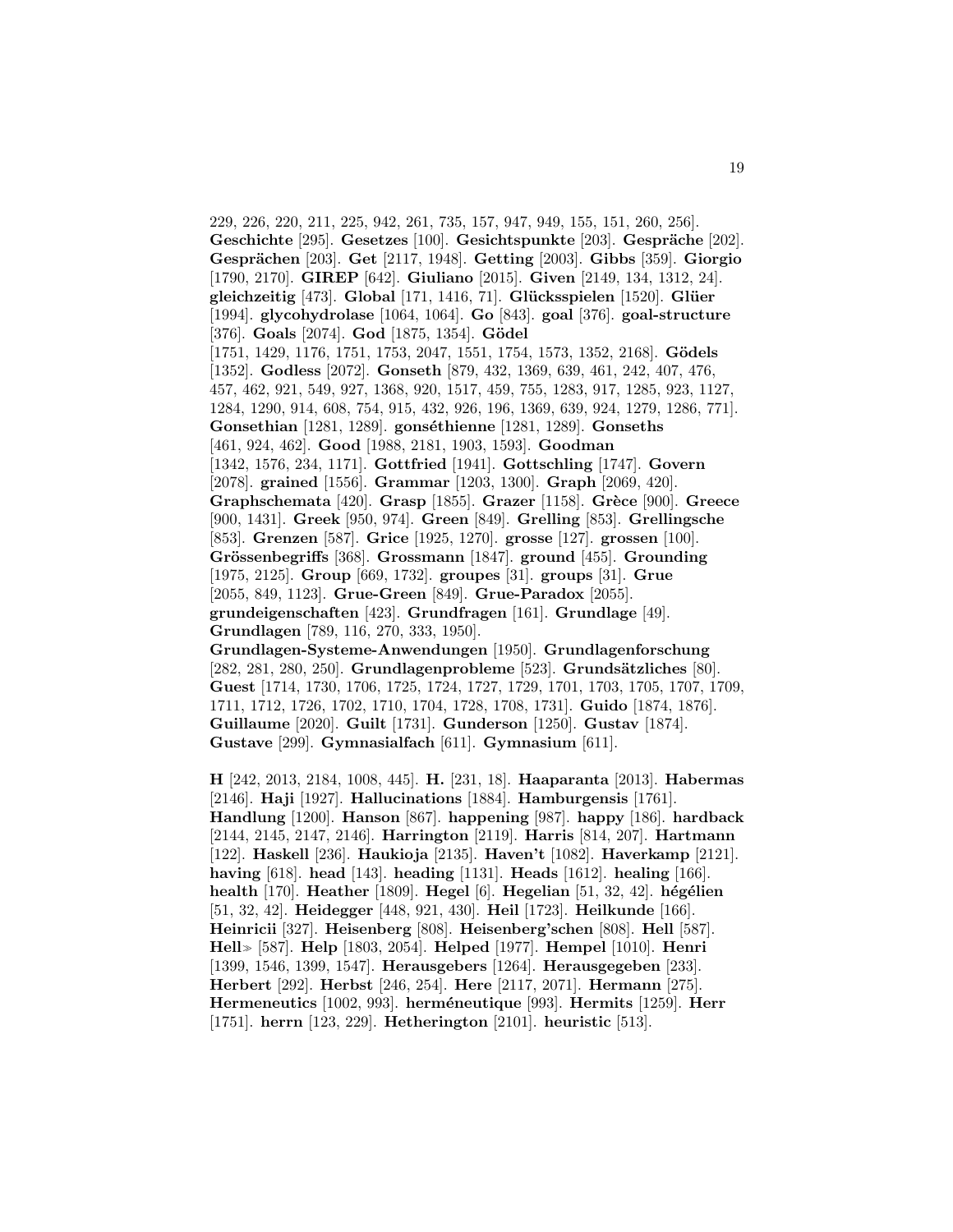229, 226, 220, 211, 225, 942, 261, 735, 157, 947, 949, 155, 151, 260, 256]. **Geschichte** [295]. **Gesetzes** [100]. **Gesichtspunkte** [203]. **Gespräche** [202]. **Gesprächen** [203]. **Get** [2117, 1948]. **Getting** [2003]. **Gibbs** [359]. **Giorgio** [1790, 2170]. **GIREP** [642]. **Giuliano** [2015]. **Given** [2149, 134, 1312, 24]. **gleichzeitig** [473]. **Global** [171, 1416, 71]. **Glücksspielen** [1520]. **Glüer** [1994]. **glycohydrolase** [1064, 1064]. **Go** [843]. **goal** [376]. **goal-structure** [376]. **Goals** [2074]. **God** [1875, 1354]. **Gödel** [1751, 1429, 1176, 1751, 1753, 2047, 1551, 1754, 1573, 1352, 2168]. **Gödels** [1352]. **Godless** [2072]. **Gonseth** [879, 432, 1369, 639, 461, 242, 407, 476, 457, 462, 921, 549, 927, 1368, 920, 1517, 459, 755, 1283, 917, 1285, 923, 1127, 1284, 1290, 914, 608, 754, 915, 432, 926, 196, 1369, 639, 924, 1279, 1286, 771]. **Gonsethian** [1281, 1289]. **gonséthienne** [1281, 1289]. **Gonseths** [461, 924, 462]. **Good** [1988, 2181, 1903, 1593]. **Goodman** [1342, 1576, 234, 1171]. **Gottfried** [1941]. **Gottschling** [1747]. **Govern** [2078]. **grained** [1556]. **Grammar** [1203, 1300]. **Graph** [2069, 420]. **Graphschemata** [420]. **Grasp** [1855]. **Grazer** [1158]. **Grèce** [900]. **Greece** [900, 1431]. **Greek** [950, 974]. **Green** [849]. **Grelling** [853]. **Grellingsche** [853]. **Grenzen** [587]. **Grice** [1925, 1270]. **grosse** [127]. **grossen** [100]. **Grössenbegriffs** [368]. **Grossmann** [1847]. **ground** [455]. **Grounding** [1975, 2125]. **Group** [669, 1732]. **groupes** [31]. **groups** [31]. **Grue** [2055, 849, 1123]. **Grue-Green** [849]. **Grue-Paradox** [2055]. **grundeigenschaften** [423]. **Grundfragen** [161]. **Grundlage** [49]. **Grundlagen** [789, 116, 270, 333, 1950]. **Grundlagen-Systeme-Anwendungen** [1950]. **Grundlagenforschung** [282, 281, 280, 250]. **Grundlagenprobleme** [523]. **Grundsätzliches** [80]. **Guest** [1714, 1730, 1706, 1725, 1724, 1727, 1729, 1701, 1703, 1705, 1707, 1709, 1711, 1712, 1726, 1702, 1710, 1704, 1728, 1708, 1731]. **Guido** [1874, 1876]. **Guillaume** [2020]. **Guilt** [1731]. **Gunderson** [1250]. **Gustav** [1874]. **Gustave** [299]. **Gymnasialfach** [611]. **Gymnasium** [611].

**H** [242, 2013, 2184, 1008, 445]. **H.** [231, 18]. **Haaparanta** [2013]. **Habermas** [2146]. **Haji** [1927]. **Hallucinations** [1884]. **Hamburgensis** [1761]. **Handlung** [1200]. **Hanson** [867]. **happening** [987]. **happy** [186]. **hardback** [2144, 2145, 2147, 2146]. **Harrington** [2119]. **Harris** [814, 207]. **Hartmann** [122]. **Haskell** [236]. **Haukioja** [2135]. **Haven't** [1082]. **Haverkamp** [2121]. **having** [618]. **head** [143]. **heading** [1131]. **Heads** [1612]. **healing** [166]. **health** [170]. **Heather** [1809]. **Hegel** [6]. **Hegelian** [51, 32, 42]. **hégélien** [51, 32, 42]. **Heidegger** [448, 921, 430]. **Heil** [1723]. **Heilkunde** [166]. **Heinricii** [327]. **Heisenberg** [808]. **Heisenberg'schen** [808]. **Hell** [587]. **Hell≫** [587]. **Help** [1803, 2054]. **Helped** [1977]. **Hempel** [1010]. **Henri** [1399, 1546, 1399, 1547]. **Herausgebers** [1264]. **Herausgegeben** [233]. **Herbert** [292]. **Herbst** [246, 254]. **Here** [2117, 2071]. **Hermann** [275]. **Hermeneutics** [1002, 993]. **herméneutique** [993]. **Hermits** [1259]. **Herr** [1751]. **herrn** [123, 229]. **Hetherington** [2101]. **heuristic** [513].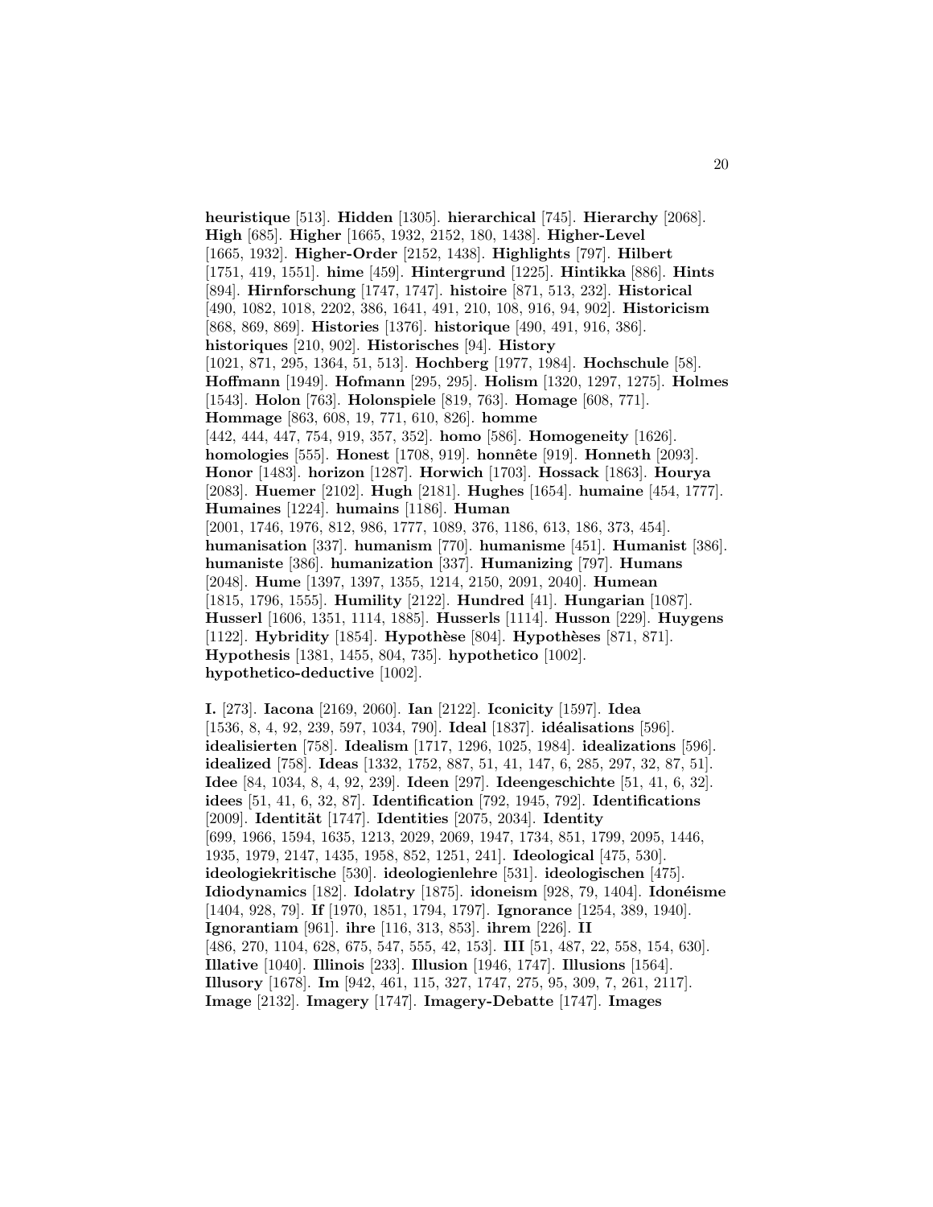**heuristique** [513]. **Hidden** [1305]. **hierarchical** [745]. **Hierarchy** [2068]. **High** [685]. **Higher** [1665, 1932, 2152, 180, 1438]. **Higher-Level** [1665, 1932]. **Higher-Order** [2152, 1438]. **Highlights** [797]. **Hilbert** [1751, 419, 1551]. **hime** [459]. **Hintergrund** [1225]. **Hintikka** [886]. **Hints** [894]. **Hirnforschung** [1747, 1747]. **histoire** [871, 513, 232]. **Historical** [490, 1082, 1018, 2202, 386, 1641, 491, 210, 108, 916, 94, 902]. **Historicism** [868, 869, 869]. **Histories** [1376]. **historique** [490, 491, 916, 386]. **historiques** [210, 902]. **Historisches** [94]. **History** [1021, 871, 295, 1364, 51, 513]. **Hochberg** [1977, 1984]. **Hochschule** [58]. **Hoffmann** [1949]. **Hofmann** [295, 295]. **Holism** [1320, 1297, 1275]. **Holmes** [1543]. **Holon** [763]. **Holonspiele** [819, 763]. **Homage** [608, 771]. **Hommage** [863, 608, 19, 771, 610, 826]. **homme** [442, 444, 447, 754, 919, 357, 352]. **homo** [586]. **Homogeneity** [1626]. **homologies** [555]. **Honest** [1708, 919]. **honnête** [919]. **Honneth** [2093]. **Honor** [1483]. **horizon** [1287]. **Horwich** [1703]. **Hossack** [1863]. **Hourya** [2083]. **Huemer** [2102]. **Hugh** [2181]. **Hughes** [1654]. **humaine** [454, 1777]. **Humaines** [1224]. **humains** [1186]. **Human** [2001, 1746, 1976, 812, 986, 1777, 1089, 376, 1186, 613, 186, 373, 454]. **humanisation** [337]. **humanism** [770]. **humanisme** [451]. **Humanist** [386]. **humaniste** [386]. **humanization** [337]. **Humanizing** [797]. **Humans** [2048]. **Hume** [1397, 1397, 1355, 1214, 2150, 2091, 2040]. **Humean** [1815, 1796, 1555]. **Humility** [2122]. **Hundred** [41]. **Hungarian** [1087]. **Husserl** [1606, 1351, 1114, 1885]. **Husserls** [1114]. **Husson** [229]. **Huygens** [1122]. **Hybridity** [1854]. **Hypothèse** [804]. **Hypothèses** [871, 871]. **Hypothesis** [1381, 1455, 804, 735]. **hypothetico** [1002]. **hypothetico-deductive** [1002].

**I.** [273]. **Iacona** [2169, 2060]. **Ian** [2122]. **Iconicity** [1597]. **Idea** [1536, 8, 4, 92, 239, 597, 1034, 790]. **Ideal** [1837]. **idéalisations** [596]. **idealisierten** [758]. **Idealism** [1717, 1296, 1025, 1984]. **idealizations** [596]. **idealized** [758]. **Ideas** [1332, 1752, 887, 51, 41, 147, 6, 285, 297, 32, 87, 51]. **Idee** [84, 1034, 8, 4, 92, 239]. **Ideen** [297]. **Ideengeschichte** [51, 41, 6, 32]. **idees** [51, 41, 6, 32, 87]. **Identification** [792, 1945, 792]. **Identifications** [2009]. **Identität** [1747]. **Identities** [2075, 2034]. **Identity** [699, 1966, 1594, 1635, 1213, 2029, 2069, 1947, 1734, 851, 1799, 2095, 1446, 1935, 1979, 2147, 1435, 1958, 852, 1251, 241]. **Ideological** [475, 530]. **ideologiekritische** [530]. **ideologienlehre** [531]. **ideologischen** [475]. **Idiodynamics** [182]. **Idolatry** [1875]. **idoneism** [928, 79, 1404]. **Idonéisme** [1404, 928, 79]. **If** [1970, 1851, 1794, 1797]. **Ignorance** [1254, 389, 1940]. **Ignorantiam** [961]. **ihre** [116, 313, 853]. **ihrem** [226]. **II** [486, 270, 1104, 628, 675, 547, 555, 42, 153]. **III** [51, 487, 22, 558, 154, 630]. **Illative** [1040]. **Illinois** [233]. **Illusion** [1946, 1747]. **Illusions** [1564]. **Illusory** [1678]. **Im** [942, 461, 115, 327, 1747, 275, 95, 309, 7, 261, 2117]. **Image** [2132]. **Imagery** [1747]. **Imagery-Debatte** [1747]. **Images**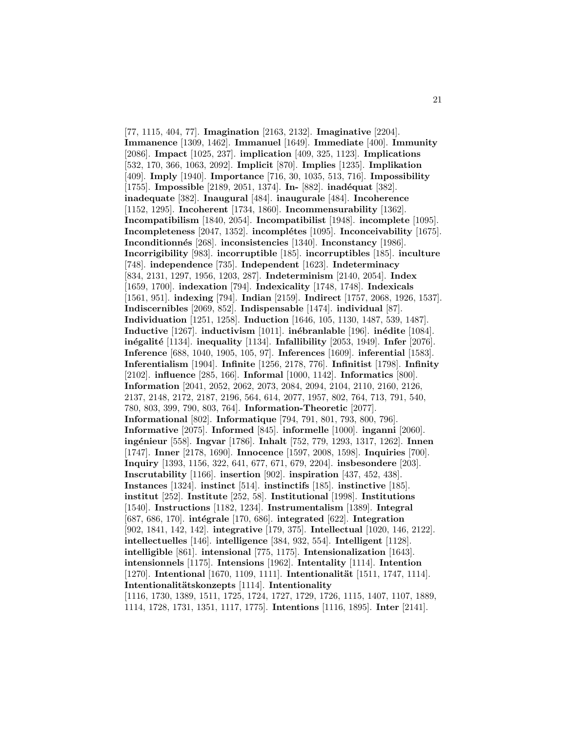[77, 1115, 404, 77]. **Imagination** [2163, 2132]. **Imaginative** [2204]. **Immanence** [1309, 1462]. **Immanuel** [1649]. **Immediate** [400]. **Immunity** [2086]. **Impact** [1025, 237]. **implication** [409, 325, 1123]. **Implications** [532, 170, 366, 1063, 2092]. **Implicit** [870]. **Implies** [1235]. **Implikation** [409]. **Imply** [1940]. **Importance** [716, 30, 1035, 513, 716]. **Impossibility** [1755]. **Impossible** [2189, 2051, 1374]. **In-** [882]. **inadéquat** [382]. **inadequate** [382]. **Inaugural** [484]. **inaugurale** [484]. **Incoherence** [1152, 1295]. **Incoherent** [1734, 1860]. **Incommensurability** [1362]. **Incompatibilism** [1840, 2054]. **Incompatibilist** [1948]. **incomplete** [1095]. **Incompleteness** [2047, 1352]. **incomplétes** [1095]. **Inconceivability** [1675]. **Inconditionnés** [268]. **inconsistencies** [1340]. **Inconstancy** [1986]. **Incorrigibility** [983]. **incorruptible** [185]. **incorruptibles** [185]. **inculture** [748]. **independence** [735]. **Independent** [1623]. **Indeterminacy** [834, 2131, 1297, 1956, 1203, 287]. **Indeterminism** [2140, 2054]. **Index** [1659, 1700]. **indexation** [794]. **Indexicality** [1748, 1748]. **Indexicals** [1561, 951]. **indexing** [794]. **Indian** [2159]. **Indirect** [1757, 2068, 1926, 1537]. **Indiscernibles** [2069, 852]. **Indispensable** [1474]. **individual** [87]. **Individuation** [1251, 1258]. **Induction** [1646, 105, 1130, 1487, 539, 1487]. **Inductive** [1267]. **inductivism** [1011]. **inébranlable** [196]. **inédite** [1084]. **inégalité** [1134]. **inequality** [1134]. **Infallibility** [2053, 1949]. **Infer** [2076]. **Inference** [688, 1040, 1905, 105, 97]. **Inferences** [1609]. **inferential** [1583]. **Inferentialism** [1904]. **Infinite** [1256, 2178, 776]. **Infinitist** [1798]. **Infinity** [2102]. **influence** [285, 166]. **Informal** [1000, 1142]. **Informatics** [800]. **Information** [2041, 2052, 2062, 2073, 2084, 2094, 2104, 2110, 2160, 2126, 2137, 2148, 2172, 2187, 2196, 564, 614, 2077, 1957, 802, 764, 713, 791, 540, 780, 803, 399, 790, 803, 764]. **Information-Theoretic** [2077]. **Informational** [802]. **Informatique** [794, 791, 801, 793, 800, 796]. **Informative** [2075]. **Informed** [845]. **informelle** [1000]. **inganni** [2060]. **ingénieur** [558]. **Ingvar** [1786]. **Inhalt** [752, 779, 1293, 1317, 1262]. **Innen** [1747]. **Inner** [2178, 1690]. **Innocence** [1597, 2008, 1598]. **Inquiries** [700]. **Inquiry** [1393, 1156, 322, 641, 677, 671, 679, 2204]. **insbesondere** [203]. **Inscrutability** [1166]. **insertion** [902]. **inspiration** [437, 452, 438]. **Instances** [1324]. **instinct** [514]. **instinctifs** [185]. **instinctive** [185]. **institut** [252]. **Institute** [252, 58]. **Institutional** [1998]. **Institutions** [1540]. **Instructions** [1182, 1234]. **Instrumentalism** [1389]. **Integral** [687, 686, 170]. **intégrale** [170, 686]. **integrated** [622]. **Integration** [902, 1841, 142, 142]. **integrative** [179, 375]. **Intellectual** [1020, 146, 2122]. **intellectuelles** [146]. **intelligence** [384, 932, 554]. **Intelligent** [1128]. **intelligible** [861]. **intensional** [775, 1175]. **Intensionalization** [1643]. **intensionnels** [1175]. **Intensions** [1962]. **Intentality** [1114]. **Intention** [1270]. **Intentional** [1670, 1109, 1111]. **Intentionalität** [1511, 1747, 1114]. **Intentionalitätskonzepts** [1114]. **Intentionality** [1116, 1730, 1389, 1511, 1725, 1724, 1727, 1729, 1726, 1115, 1407, 1107, 1889, 1114, 1728, 1731, 1351, 1117, 1775]. **Intentions** [1116, 1895]. **Inter** [2141].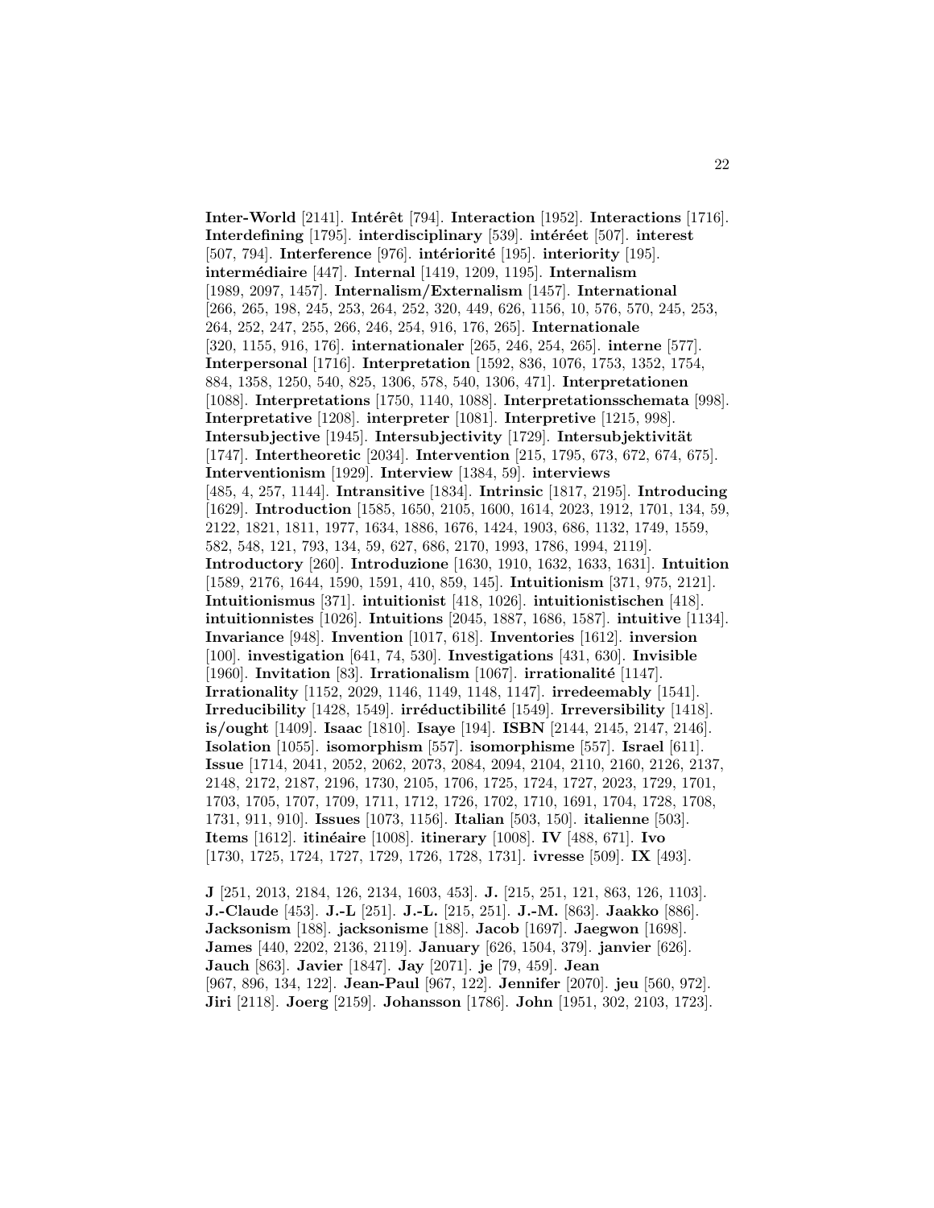**Inter-World** [2141]. **Intérêt** [794]. **Interaction** [1952]. **Interactions** [1716]. **Interdefining** [1795]. **interdisciplinary** [539]. **intéréet** [507]. **interest** [507, 794]. **Interference** [976]. **intériorité** [195]. **interiority** [195]. **intermédiaire** [447]. **Internal** [1419, 1209, 1195]. **Internalism** [1989, 2097, 1457]. **Internalism/Externalism** [1457]. **International** [266, 265, 198, 245, 253, 264, 252, 320, 449, 626, 1156, 10, 576, 570, 245, 253, 264, 252, 247, 255, 266, 246, 254, 916, 176, 265]. **Internationale** [320, 1155, 916, 176]. **internationaler** [265, 246, 254, 265]. **interne** [577]. **Interpersonal** [1716]. **Interpretation** [1592, 836, 1076, 1753, 1352, 1754, 884, 1358, 1250, 540, 825, 1306, 578, 540, 1306, 471]. **Interpretationen** [1088]. **Interpretations** [1750, 1140, 1088]. **Interpretationsschemata** [998]. **Interpretative** [1208]. **interpreter** [1081]. **Interpretive** [1215, 998]. **Intersubjective** [1945]. **Intersubjectivity** [1729]. **Intersubjektivität** [1747]. **Intertheoretic** [2034]. **Intervention** [215, 1795, 673, 672, 674, 675]. **Interventionism** [1929]. **Interview** [1384, 59]. **interviews** [485, 4, 257, 1144]. **Intransitive** [1834]. **Intrinsic** [1817, 2195]. **Introducing** [1629]. **Introduction** [1585, 1650, 2105, 1600, 1614, 2023, 1912, 1701, 134, 59, 2122, 1821, 1811, 1977, 1634, 1886, 1676, 1424, 1903, 686, 1132, 1749, 1559, 582, 548, 121, 793, 134, 59, 627, 686, 2170, 1993, 1786, 1994, 2119]. **Introductory** [260]. **Introduzione** [1630, 1910, 1632, 1633, 1631]. **Intuition** [1589, 2176, 1644, 1590, 1591, 410, 859, 145]. **Intuitionism** [371, 975, 2121]. **Intuitionismus** [371]. **intuitionist** [418, 1026]. **intuitionistischen** [418]. **intuitionnistes** [1026]. **Intuitions** [2045, 1887, 1686, 1587]. **intuitive** [1134]. **Invariance** [948]. **Invention** [1017, 618]. **Inventories** [1612]. **inversion** [100]. **investigation** [641, 74, 530]. **Investigations** [431, 630]. **Invisible** [1960]. **Invitation** [83]. **Irrationalism** [1067]. **irrationalité** [1147]. **Irrationality** [1152, 2029, 1146, 1149, 1148, 1147]. **irredeemably** [1541]. **Irreducibility** [1428, 1549]. **irréductibilité** [1549]. **Irreversibility** [1418]. **is/ought** [1409]. **Isaac** [1810]. **Isaye** [194]. **ISBN** [2144, 2145, 2147, 2146]. **Isolation** [1055]. **isomorphism** [557]. **isomorphisme** [557]. **Israel** [611]. **Issue** [1714, 2041, 2052, 2062, 2073, 2084, 2094, 2104, 2110, 2160, 2126, 2137, 2148, 2172, 2187, 2196, 1730, 2105, 1706, 1725, 1724, 1727, 2023, 1729, 1701, 1703, 1705, 1707, 1709, 1711, 1712, 1726, 1702, 1710, 1691, 1704, 1728, 1708, 1731, 911, 910]. **Issues** [1073, 1156]. **Italian** [503, 150]. **italienne** [503]. **Items** [1612]. **itinéaire** [1008]. **itinerary** [1008]. **IV** [488, 671]. **Ivo** [1730, 1725, 1724, 1727, 1729, 1726, 1728, 1731]. **ivresse** [509]. **IX** [493].

**J** [251, 2013, 2184, 126, 2134, 1603, 453]. **J.** [215, 251, 121, 863, 126, 1103]. **J.-Claude** [453]. **J.-L** [251]. **J.-L.** [215, 251]. **J.-M.** [863]. **Jaakko** [886]. **Jacksonism** [188]. **jacksonisme** [188]. **Jacob** [1697]. **Jaegwon** [1698]. **James** [440, 2202, 2136, 2119]. **January** [626, 1504, 379]. **janvier** [626]. **Jauch** [863]. **Javier** [1847]. **Jay** [2071]. **je** [79, 459]. **Jean** [967, 896, 134, 122]. **Jean-Paul** [967, 122]. **Jennifer** [2070]. **jeu** [560, 972]. **Jiri** [2118]. **Joerg** [2159]. **Johansson** [1786]. **John** [1951, 302, 2103, 1723].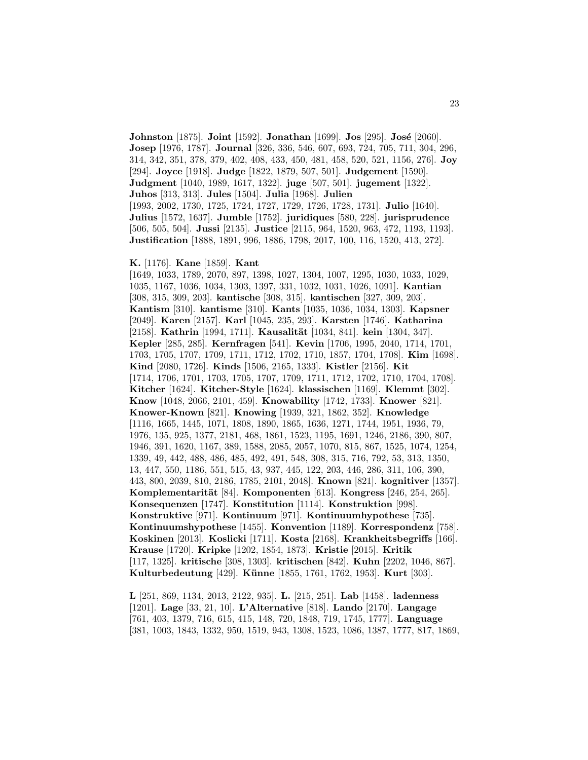**Johnston** [1875]. **Joint** [1592]. **Jonathan** [1699]. **Jos** [295]. **José** [2060]. **Josep** [1976, 1787]. **Journal** [326, 336, 546, 607, 693, 724, 705, 711, 304, 296, 314, 342, 351, 378, 379, 402, 408, 433, 450, 481, 458, 520, 521, 1156, 276]. **Joy** [294]. **Joyce** [1918]. **Judge** [1822, 1879, 507, 501]. **Judgement** [1590]. **Judgment** [1040, 1989, 1617, 1322]. **juge** [507, 501]. **jugement** [1322]. **Juhos** [313, 313]. **Jules** [1504]. **Julia** [1968]. **Julien** [1993, 2002, 1730, 1725, 1724, 1727, 1729, 1726, 1728, 1731]. **Julio** [1640]. **Julius** [1572, 1637]. **Jumble** [1752]. **juridiques** [580, 228]. **jurisprudence** [506, 505, 504]. **Jussi** [2135]. **Justice** [2115, 964, 1520, 963, 472, 1193, 1193]. **Justification** [1888, 1891, 996, 1886, 1798, 2017, 100, 116, 1520, 413, 272].

**K.** [1176]. **Kane** [1859]. **Kant** [1649, 1033, 1789, 2070, 897, 1398, 1027, 1304, 1007, 1295, 1030, 1033, 1029, 1035, 1167, 1036, 1034, 1303, 1397, 331, 1032, 1031, 1026, 1091]. **Kantian** [308, 315, 309, 203]. **kantische** [308, 315]. **kantischen** [327, 309, 203]. **Kantism** [310]. **kantisme** [310]. **Kants** [1035, 1036, 1034, 1303]. **Kapsner** [2049]. **Karen** [2157]. **Karl** [1045, 235, 293]. **Karsten** [1746]. **Katharina** [2158]. **Kathrin** [1994, 1711]. **Kausalität** [1034, 841]. **kein** [1304, 347]. **Kepler** [285, 285]. **Kernfragen** [541]. **Kevin** [1706, 1995, 2040, 1714, 1701, 1703, 1705, 1707, 1709, 1711, 1712, 1702, 1710, 1857, 1704, 1708]. **Kim** [1698]. **Kind** [2080, 1726]. **Kinds** [1506, 2165, 1333]. **Kistler** [2156]. **Kit** [1714, 1706, 1701, 1703, 1705, 1707, 1709, 1711, 1712, 1702, 1710, 1704, 1708]. **Kitcher** [1624]. **Kitcher-Style** [1624]. **klassischen** [1169]. **Klemmt** [302]. **Know** [1048, 2066, 2101, 459]. **Knowability** [1742, 1733]. **Knower** [821]. **Knower-Known** [821]. **Knowing** [1939, 321, 1862, 352]. **Knowledge** [1116, 1665, 1445, 1071, 1808, 1890, 1865, 1636, 1271, 1744, 1951, 1936, 79, 1976, 135, 925, 1377, 2181, 468, 1861, 1523, 1195, 1691, 1246, 2186, 390, 807, 1946, 391, 1620, 1167, 389, 1588, 2085, 2057, 1070, 815, 867, 1525, 1074, 1254, 1339, 49, 442, 488, 486, 485, 492, 491, 548, 308, 315, 716, 792, 53, 313, 1350, 13, 447, 550, 1186, 551, 515, 43, 937, 445, 122, 203, 446, 286, 311, 106, 390, 443, 800, 2039, 810, 2186, 1785, 2101, 2048]. **Known** [821]. **kognitiver** [1357]. **Komplementarität** [84]. **Komponenten** [613]. **Kongress** [246, 254, 265]. **Konsequenzen** [1747]. **Konstitution** [1114]. **Konstruktion** [998]. **Konstruktive** [971]. **Kontinuum** [971]. **Kontinuumhypothese** [735]. **Kontinuumshypothese** [1455]. **Konvention** [1189]. **Korrespondenz** [758]. **Koskinen** [2013]. **Koslicki** [1711]. **Kosta** [2168]. **Krankheitsbegriffs** [166]. **Krause** [1720]. **Kripke** [1202, 1854, 1873]. **Kristie** [2015]. **Kritik** [117, 1325]. **kritische** [308, 1303]. **kritischen** [842]. **Kuhn** [2202, 1046, 867]. **Kulturbedeutung** [429]. **Künne** [1855, 1761, 1762, 1953]. **Kurt** [303].

**L** [251, 869, 1134, 2013, 2122, 935]. **L.** [215, 251]. **Lab** [1458]. **ladenness** [1201]. **Lage** [33, 21, 10]. **L'Alternative** [818]. **Lando** [2170]. **Langage** [761, 403, 1379, 716, 615, 415, 148, 720, 1848, 719, 1745, 1777]. **Language** [381, 1003, 1843, 1332, 950, 1519, 943, 1308, 1523, 1086, 1387, 1777, 817, 1869,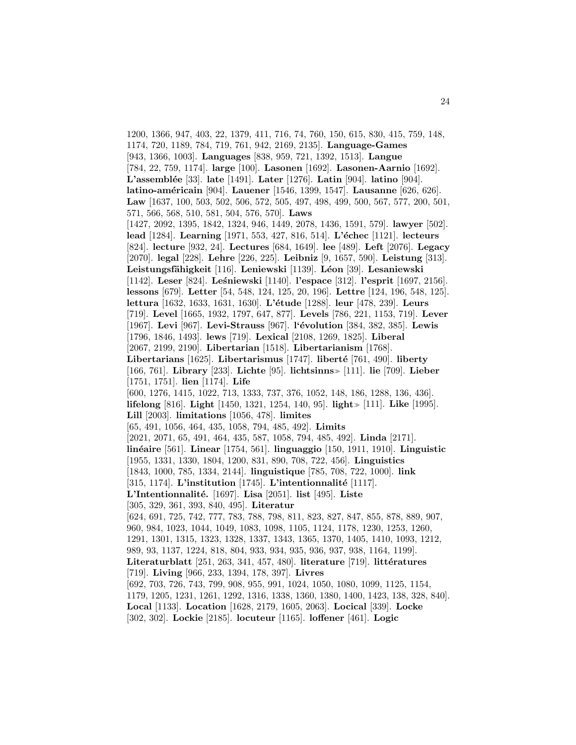1200, 1366, 947, 403, 22, 1379, 411, 716, 74, 760, 150, 615, 830, 415, 759, 148, 1174, 720, 1189, 784, 719, 761, 942, 2169, 2135]. **Language-Games** [943, 1366, 1003]. **Languages** [838, 959, 721, 1392, 1513]. **Langue** [784, 22, 759, 1174]. **large** [100]. **Lasonen** [1692]. **Lasonen-Aarnio** [1692]. **L'assemblée** [33]. **late** [1491]. **Later** [1276]. **Latin** [904]. **latino** [904]. **latino-américain** [904]. **Lauener** [1546, 1399, 1547]. **Lausanne** [626, 626]. **Law** [1637, 100, 503, 502, 506, 572, 505, 497, 498, 499, 500, 567, 577, 200, 501, 571, 566, 568, 510, 581, 504, 576, 570]. **Laws** [1427, 2092, 1395, 1842, 1324, 946, 1449, 2078, 1436, 1591, 579]. **lawyer** [502]. **lead** [1284]. **Learning** [1971, 553, 427, 816, 514]. **L'échec** [1121]. **lecteurs** [824]. **lecture** [932, 24]. **Lectures** [684, 1649]. **lee** [489]. **Left** [2076]. **Legacy** [2070]. **legal** [228]. **Lehre** [226, 225]. **Leibniz** [9, 1657, 590]. **Leistung** [313]. **Leistungsfähigkeit** [116]. **Leniewski** [1139]. **Léon** [39]. **Lesaniewski** [1142]. **Leser** [824]. **Leśniewski** [1140]. **l'espace** [312]. **l'esprit** [1697, 2156]. **lessons** [679]. **Letter** [54, 548, 124, 125, 20, 196]. **Lettre** [124, 196, 548, 125]. **lettura** [1632, 1633, 1631, 1630]. **L'étude** [1288]. **leur** [478, 239]. **Leurs** [719]. **Level** [1665, 1932, 1797, 647, 877]. **Levels** [786, 221, 1153, 719]. **Lever** [1967]. **Levi** [967]. **Levi-Strauss** [967]. **l'évolution** [384, 382, 385]. **Lewis** [1796, 1846, 1493]. **lews** [719]. **Lexical** [2108, 1269, 1825]. **Liberal** [2067, 2199, 2190]. **Libertarian** [1518]. **Libertarianism** [1768]. **Libertarians** [1625]. **Libertarismus** [1747]. **liberté** [761, 490]. **liberty** [166, 761]. **Library** [233]. **Lichte** [95]. **lichtsinns**≫ [111]. **lie** [709]. **Lieber** [1751, 1751]. **lien** [1174]. **Life** [600, 1276, 1415, 1022, 713, 1333, 737, 376, 1052, 148, 186, 1288, 136, 436]. **lifelong** [816]. **Light** [1450, 1321, 1254, 140, 95]. **light**≫ [111]. **Like** [1995]. **Lill** [2003]. **limitations** [1056, 478]. **limites** [65, 491, 1056, 464, 435, 1058, 794, 485, 492]. **Limits** [2021, 2071, 65, 491, 464, 435, 587, 1058, 794, 485, 492]. **Linda** [2171]. **linéaire** [561]. **Linear** [1754, 561]. **linguaggio** [150, 1911, 1910]. **Linguistic** [1955, 1331, 1330, 1804, 1200, 831, 890, 708, 722, 456]. **Linguistics** [1843, 1000, 785, 1334, 2144]. **linguistique** [785, 708, 722, 1000]. **link** [315, 1174]. **L'institution** [1745]. **L'intentionnalité** [1117]. **L'Intentionnalité.** [1697]. **Lisa** [2051]. **list** [495]. **Liste** [305, 329, 361, 393, 840, 495]. **Literatur** [624, 691, 725, 742, 777, 783, 788, 798, 811, 823, 827, 847, 855, 878, 889, 907, 960, 984, 1023, 1044, 1049, 1083, 1098, 1105, 1124, 1178, 1230, 1253, 1260, 1291, 1301, 1315, 1323, 1328, 1337, 1343, 1365, 1370, 1405, 1410, 1093, 1212, 989, 93, 1137, 1224, 818, 804, 933, 934, 935, 936, 937, 938, 1164, 1199]. **Literaturblatt** [251, 263, 341, 457, 480]. **literature** [719]. **littératures** [719]. **Living** [966, 233, 1394, 178, 397]. **Livres** [692, 703, 726, 743, 799, 908, 955, 991, 1024, 1050, 1080, 1099, 1125, 1154, 1179, 1205, 1231, 1261, 1292, 1316, 1338, 1360, 1380, 1400, 1423, 138, 328, 840]. **Local** [1133]. **Location** [1628, 2179, 1605, 2063]. **Locical** [339]. **Locke** [302, 302]. **Lockie** [2185]. **locuteur** [1165]. **loffener** [461]. **Logic**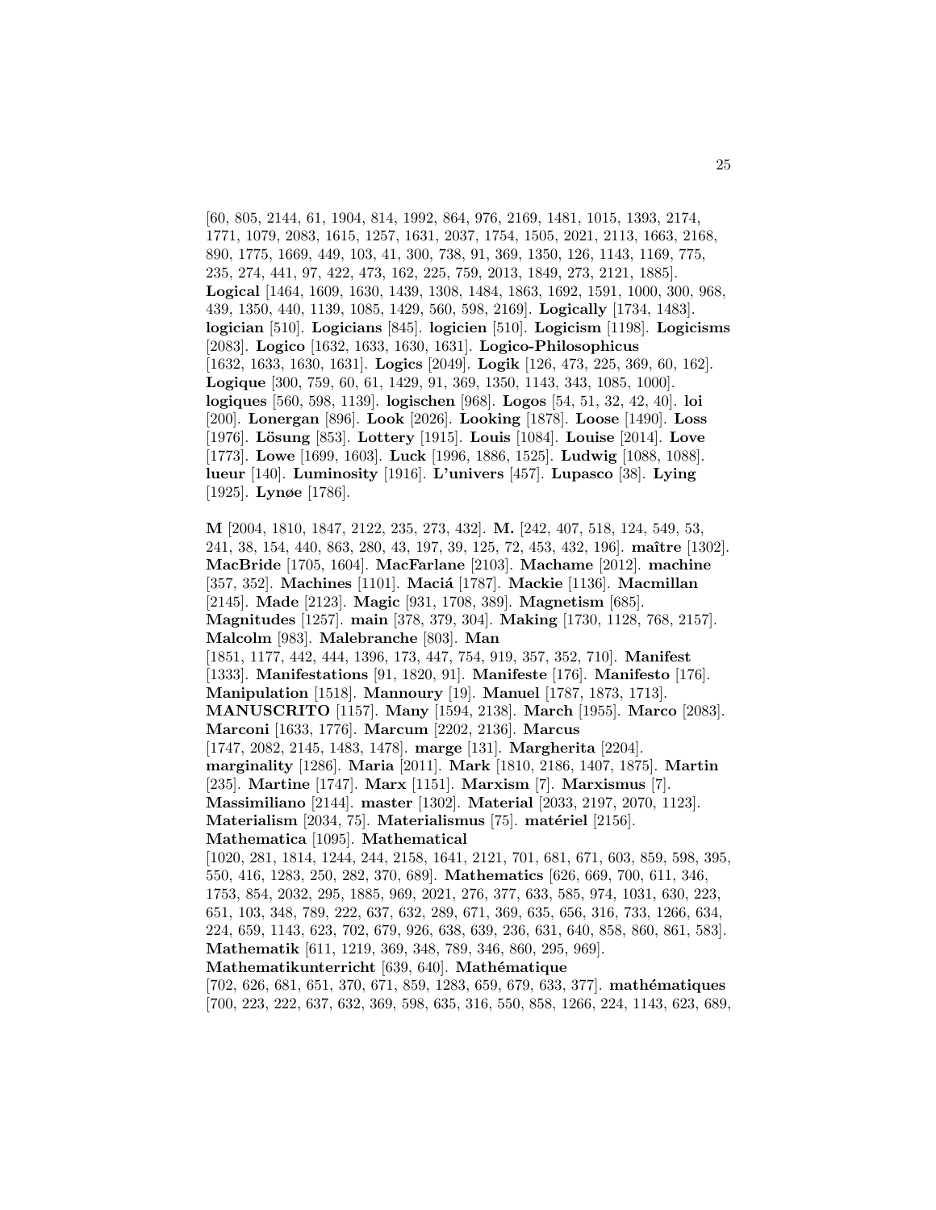[60, 805, 2144, 61, 1904, 814, 1992, 864, 976, 2169, 1481, 1015, 1393, 2174, 1771, 1079, 2083, 1615, 1257, 1631, 2037, 1754, 1505, 2021, 2113, 1663, 2168, 890, 1775, 1669, 449, 103, 41, 300, 738, 91, 369, 1350, 126, 1143, 1169, 775, 235, 274, 441, 97, 422, 473, 162, 225, 759, 2013, 1849, 273, 2121, 1885]. **Logical** [1464, 1609, 1630, 1439, 1308, 1484, 1863, 1692, 1591, 1000, 300, 968, 439, 1350, 440, 1139, 1085, 1429, 560, 598, 2169]. **Logically** [1734, 1483]. **logician** [510]. **Logicians** [845]. **logicien** [510]. **Logicism** [1198]. **Logicisms** [2083]. **Logico** [1632, 1633, 1630, 1631]. **Logico-Philosophicus** [1632, 1633, 1630, 1631]. **Logics** [2049]. **Logik** [126, 473, 225, 369, 60, 162]. **Logique** [300, 759, 60, 61, 1429, 91, 369, 1350, 1143, 343, 1085, 1000]. **logiques** [560, 598, 1139]. **logischen** [968]. **Logos** [54, 51, 32, 42, 40]. **loi** [200]. **Lonergan** [896]. **Look** [2026]. **Looking** [1878]. **Loose** [1490]. **Loss** [1976]. **Lösung** [853]. **Lottery** [1915]. **Louis** [1084]. **Louise** [2014]. **Love** [1773]. **Lowe** [1699, 1603]. **Luck** [1996, 1886, 1525]. **Ludwig** [1088, 1088]. **lueur** [140]. **Luminosity** [1916]. **L'univers** [457]. **Lupasco** [38]. **Lying** [1925]. **Lynøe** [1786].

**M** [2004, 1810, 1847, 2122, 235, 273, 432]. **M.** [242, 407, 518, 124, 549, 53, 241, 38, 154, 440, 863, 280, 43, 197, 39, 125, 72, 453, 432, 196]. **maître** [1302]. **MacBride** [1705, 1604]. **MacFarlane** [2103]. **Machame** [2012]. **machine** [357, 352]. **Machines** [1101]. **Maciá** [1787]. **Mackie** [1136]. **Macmillan** [2145]. **Made** [2123]. **Magic** [931, 1708, 389]. **Magnetism** [685]. **Magnitudes** [1257]. **main** [378, 379, 304]. **Making** [1730, 1128, 768, 2157]. **Malcolm** [983]. **Malebranche** [803]. **Man** [1851, 1177, 442, 444, 1396, 173, 447, 754, 919, 357, 352, 710]. **Manifest** [1333]. **Manifestations** [91, 1820, 91]. **Manifeste** [176]. **Manifesto** [176]. **Manipulation** [1518]. **Mannoury** [19]. **Manuel** [1787, 1873, 1713]. **MANUSCRITO** [1157]. **Many** [1594, 2138]. **March** [1955]. **Marco** [2083]. **Marconi** [1633, 1776]. **Marcum** [2202, 2136]. **Marcus** [1747, 2082, 2145, 1483, 1478]. **marge** [131]. **Margherita** [2204]. **marginality** [1286]. **Maria** [2011]. **Mark** [1810, 2186, 1407, 1875]. **Martin** [235]. **Martine** [1747]. **Marx** [1151]. **Marxism** [7]. **Marxismus** [7]. **Massimiliano** [2144]. **master** [1302]. **Material** [2033, 2197, 2070, 1123]. **Materialism** [2034, 75]. **Materialismus** [75]. **matériel** [2156]. **Mathematica** [1095]. **Mathematical** [1020, 281, 1814, 1244, 244, 2158, 1641, 2121, 701, 681, 671, 603, 859, 598, 395, 550, 416, 1283, 250, 282, 370, 689]. **Mathematics** [626, 669, 700, 611, 346, 1753, 854, 2032, 295, 1885, 969, 2021, 276, 377, 633, 585, 974, 1031, 630, 223, 651, 103, 348, 789, 222, 637, 632, 289, 671, 369, 635, 656, 316, 733, 1266, 634, 224, 659, 1143, 623, 702, 679, 926, 638, 639, 236, 631, 640, 858, 860, 861, 583]. **Mathematik** [611, 1219, 369, 348, 789, 346, 860, 295, 969]. **Mathematikunterricht** [639, 640]. **Mathématique** [702, 626, 681, 651, 370, 671, 859, 1283, 659, 679, 633, 377]. **mathématiques** [700, 223, 222, 637, 632, 369, 598, 635, 316, 550, 858, 1266, 224, 1143, 623, 689,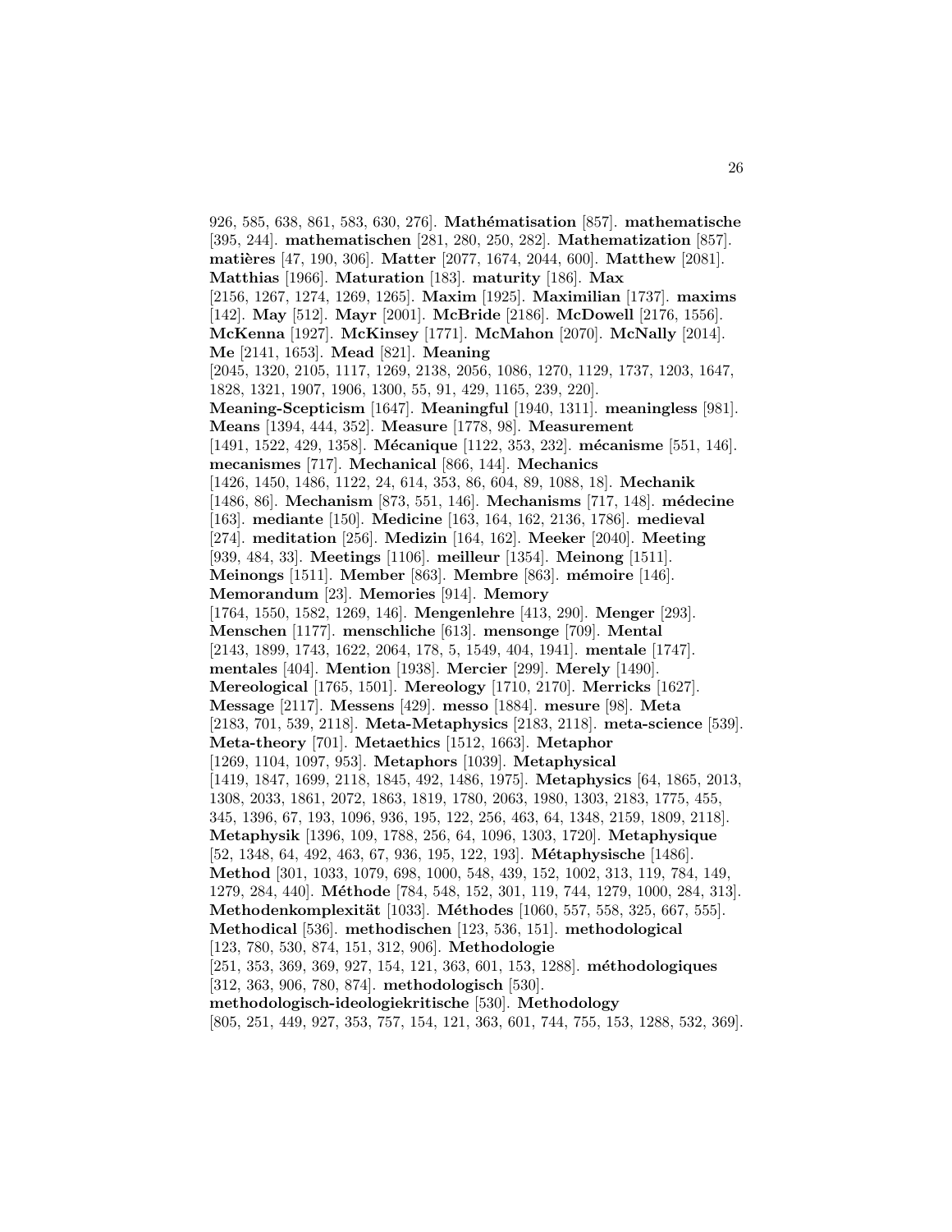926, 585, 638, 861, 583, 630, 276]. **Mathématisation** [857]. **mathematische** [395, 244]. **mathematischen** [281, 280, 250, 282]. **Mathematization** [857]. **matières** [47, 190, 306]. **Matter** [2077, 1674, 2044, 600]. **Matthew** [2081]. **Matthias** [1966]. **Maturation** [183]. **maturity** [186]. **Max** [2156, 1267, 1274, 1269, 1265]. **Maxim** [1925]. **Maximilian** [1737]. **maxims** [142]. **May** [512]. **Mayr** [2001]. **McBride** [2186]. **McDowell** [2176, 1556]. **McKenna** [1927]. **McKinsey** [1771]. **McMahon** [2070]. **McNally** [2014]. **Me** [2141, 1653]. **Mead** [821]. **Meaning** [2045, 1320, 2105, 1117, 1269, 2138, 2056, 1086, 1270, 1129, 1737, 1203, 1647, 1828, 1321, 1907, 1906, 1300, 55, 91, 429, 1165, 239, 220]. **Meaning-Scepticism** [1647]. **Meaningful** [1940, 1311]. **meaningless** [981]. **Means** [1394, 444, 352]. **Measure** [1778, 98]. **Measurement** [1491, 1522, 429, 1358]. **Mécanique** [1122, 353, 232]. **mécanisme** [551, 146]. **mecanismes** [717]. **Mechanical** [866, 144]. **Mechanics** [1426, 1450, 1486, 1122, 24, 614, 353, 86, 604, 89, 1088, 18]. **Mechanik** [1486, 86]. **Mechanism** [873, 551, 146]. **Mechanisms** [717, 148]. **médecine** [163]. **mediante** [150]. **Medicine** [163, 164, 162, 2136, 1786]. **medieval** [274]. **meditation** [256]. **Medizin** [164, 162]. **Meeker** [2040]. **Meeting** [939, 484, 33]. **Meetings** [1106]. **meilleur** [1354]. **Meinong** [1511]. **Meinongs** [1511]. **Member** [863]. **Membre** [863]. **mémoire** [146]. **Memorandum** [23]. **Memories** [914]. **Memory** [1764, 1550, 1582, 1269, 146]. **Mengenlehre** [413, 290]. **Menger** [293]. **Menschen** [1177]. **menschliche** [613]. **mensonge** [709]. **Mental** [2143, 1899, 1743, 1622, 2064, 178, 5, 1549, 404, 1941]. **mentale** [1747]. **mentales** [404]. **Mention** [1938]. **Mercier** [299]. **Merely** [1490]. **Mereological** [1765, 1501]. **Mereology** [1710, 2170]. **Merricks** [1627]. **Message** [2117]. **Messens** [429]. **messo** [1884]. **mesure** [98]. **Meta** [2183, 701, 539, 2118]. **Meta-Metaphysics** [2183, 2118]. **meta-science** [539]. **Meta-theory** [701]. **Metaethics** [1512, 1663]. **Metaphor** [1269, 1104, 1097, 953]. **Metaphors** [1039]. **Metaphysical** [1419, 1847, 1699, 2118, 1845, 492, 1486, 1975]. **Metaphysics** [64, 1865, 2013, 1308, 2033, 1861, 2072, 1863, 1819, 1780, 2063, 1980, 1303, 2183, 1775, 455, 345, 1396, 67, 193, 1096, 936, 195, 122, 256, 463, 64, 1348, 2159, 1809, 2118]. **Metaphysik** [1396, 109, 1788, 256, 64, 1096, 1303, 1720]. **Metaphysique** [52, 1348, 64, 492, 463, 67, 936, 195, 122, 193]. **Métaphysische** [1486]. **Method** [301, 1033, 1079, 698, 1000, 548, 439, 152, 1002, 313, 119, 784, 149, 1279, 284, 440]. **Méthode** [784, 548, 152, 301, 119, 744, 1279, 1000, 284, 313]. **Methodenkomplexität** [1033]. **Méthodes** [1060, 557, 558, 325, 667, 555]. **Methodical** [536]. **methodischen** [123, 536, 151]. **methodological** [123, 780, 530, 874, 151, 312, 906]. **Methodologie** [251, 353, 369, 369, 927, 154, 121, 363, 601, 153, 1288]. **méthodologiques** [312, 363, 906, 780, 874]. **methodologisch** [530]. **methodologisch-ideologiekritische** [530]. **Methodology** [805, 251, 449, 927, 353, 757, 154, 121, 363, 601, 744, 755, 153, 1288, 532, 369].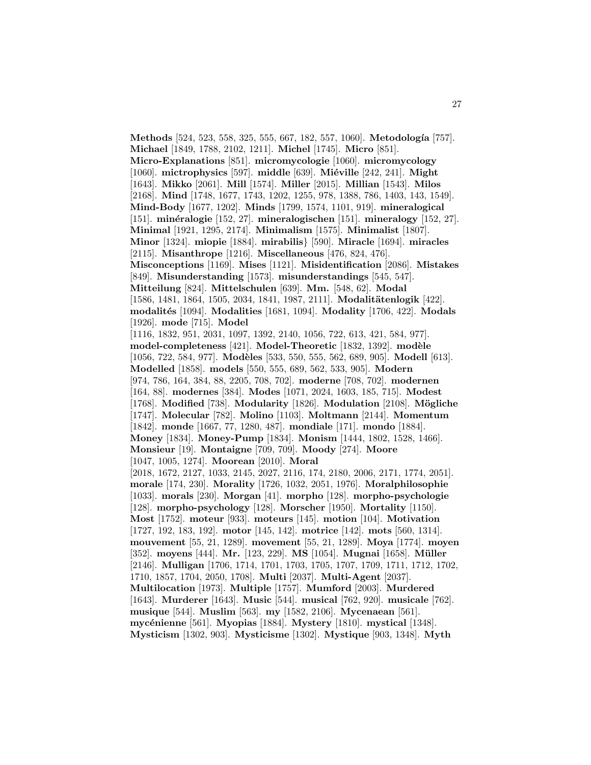**Methods** [524, 523, 558, 325, 555, 667, 182, 557, 1060]. **Metodología** [757]. **Michael** [1849, 1788, 2102, 1211]. **Michel** [1745]. **Micro** [851]. **Micro-Explanations** [851]. **micromycologie** [1060]. **micromycology** [1060]. **mictrophysics** [597]. **middle** [639]. **Miéville** [242, 241]. **Might** [1643]. **Mikko** [2061]. **Mill** [1574]. **Miller** [2015]. **Millian** [1543]. **Milos** [2168]. **Mind** [1748, 1677, 1743, 1202, 1255, 978, 1388, 786, 1403, 143, 1549]. **Mind-Body** [1677, 1202]. **Minds** [1799, 1574, 1101, 919]. **mineralogical** [151]. **minéralogie** [152, 27]. **mineralogischen** [151]. **mineralogy** [152, 27]. **Minimal** [1921, 1295, 2174]. **Minimalism** [1575]. **Minimalist** [1807]. **Minor** [1324]. **miopie** [1884]. **mirabilis}** [590]. **Miracle** [1694]. **miracles** [2115]. **Misanthrope** [1216]. **Miscellaneous** [476, 824, 476]. **Misconceptions** [1169]. **Mises** [1121]. **Misidentification** [2086]. **Mistakes** [849]. **Misunderstanding** [1573]. **misunderstandings** [545, 547]. **Mitteilung** [824]. **Mittelschulen** [639]. **Mm.** [548, 62]. **Modal** [1586, 1481, 1864, 1505, 2034, 1841, 1987, 2111]. **Modalitätenlogik** [422]. **modalités** [1094]. **Modalities** [1681, 1094]. **Modality** [1706, 422]. **Modals** [1926]. **mode** [715]. **Model** [1116, 1832, 951, 2031, 1097, 1392, 2140, 1056, 722, 613, 421, 584, 977]. **model-completeness** [421]. **Model-Theoretic** [1832, 1392]. **modèle** [1056, 722, 584, 977]. **Modèles** [533, 550, 555, 562, 689, 905]. **Modell** [613]. **Modelled** [1858]. **models** [550, 555, 689, 562, 533, 905]. **Modern** [974, 786, 164, 384, 88, 2205, 708, 702]. **moderne** [708, 702]. **modernen** [164, 88]. **modernes** [384]. **Modes** [1071, 2024, 1603, 185, 715]. **Modest** [1768]. **Modified** [738]. **Modularity** [1826]. **Modulation** [2108]. **Mögliche** [1747]. **Molecular** [782]. **Molino** [1103]. **Moltmann** [2144]. **Momentum** [1842]. **monde** [1667, 77, 1280, 487]. **mondiale** [171]. **mondo** [1884]. **Money** [1834]. **Money-Pump** [1834]. **Monism** [1444, 1802, 1528, 1466]. **Monsieur** [19]. **Montaigne** [709, 709]. **Moody** [274]. **Moore** [1047, 1005, 1274]. **Moorean** [2010]. **Moral** [2018, 1672, 2127, 1033, 2145, 2027, 2116, 174, 2180, 2006, 2171, 1774, 2051]. **morale** [174, 230]. **Morality** [1726, 1032, 2051, 1976]. **Moralphilosophie** [1033]. **morals** [230]. **Morgan** [41]. **morpho** [128]. **morpho-psychologie** [128]. **morpho-psychology** [128]. **Morscher** [1950]. **Mortality** [1150]. **Most** [1752]. **moteur** [933]. **moteurs** [145]. **motion** [104]. **Motivation** [1727, 192, 183, 192]. **motor** [145, 142]. **motrice** [142]. **mots** [560, 1314]. **mouvement** [55, 21, 1289]. **movement** [55, 21, 1289]. **Moya** [1774]. **moyen** [352]. **moyens** [444]. **Mr.** [123, 229]. **MS** [1054]. **Mugnai** [1658]. **Müller** [2146]. **Mulligan** [1706, 1714, 1701, 1703, 1705, 1707, 1709, 1711, 1712, 1702, 1710, 1857, 1704, 2050, 1708]. **Multi** [2037]. **Multi-Agent** [2037]. **Multilocation** [1973]. **Multiple** [1757]. **Mumford** [2003]. **Murdered** [1643]. **Murderer** [1643]. **Music** [544]. **musical** [762, 920]. **musicale** [762]. **musique** [544]. **Muslim** [563]. **my** [1582, 2106]. **Mycenaean** [561]. **mycénienne** [561]. **Myopias** [1884]. **Mystery** [1810]. **mystical** [1348]. **Mysticism** [1302, 903]. **Mysticisme** [1302]. **Mystique** [903, 1348]. **Myth**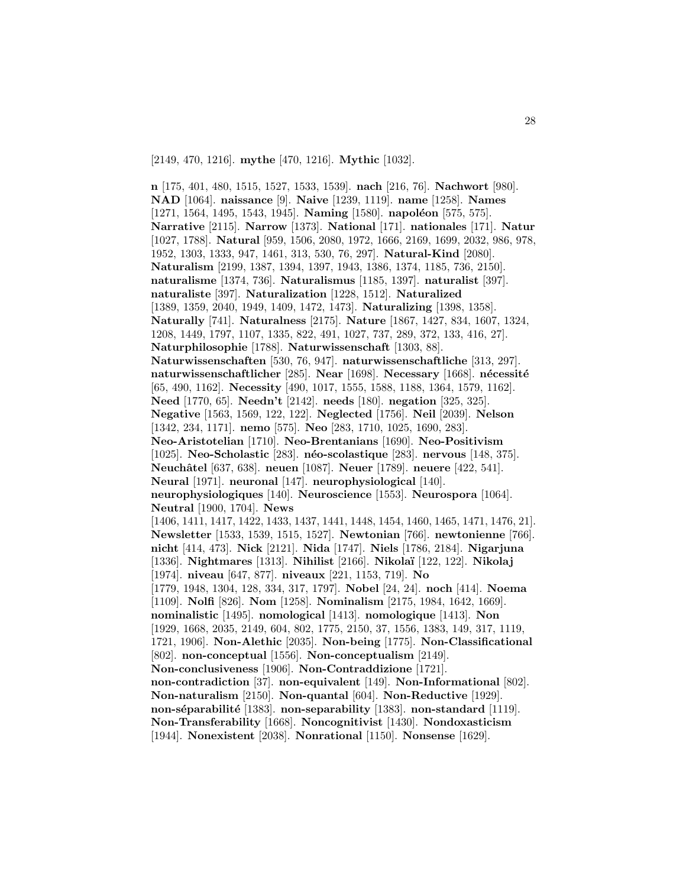[2149, 470, 1216]. **mythe** [470, 1216]. **Mythic** [1032].

**n** [175, 401, 480, 1515, 1527, 1533, 1539]. **nach** [216, 76]. **Nachwort** [980]. **NAD** [1064]. **naissance** [9]. **Naive** [1239, 1119]. **name** [1258]. **Names** [1271, 1564, 1495, 1543, 1945]. **Naming** [1580]. **napoléon** [575, 575]. **Narrative** [2115]. **Narrow** [1373]. **National** [171]. **nationales** [171]. **Natur** [1027, 1788]. **Natural** [959, 1506, 2080, 1972, 1666, 2169, 1699, 2032, 986, 978, 1952, 1303, 1333, 947, 1461, 313, 530, 76, 297]. **Natural-Kind** [2080]. **Naturalism** [2199, 1387, 1394, 1397, 1943, 1386, 1374, 1185, 736, 2150]. **naturalisme** [1374, 736]. **Naturalismus** [1185, 1397]. **naturalist** [397]. **naturaliste** [397]. **Naturalization** [1228, 1512]. **Naturalized** [1389, 1359, 2040, 1949, 1409, 1472, 1473]. **Naturalizing** [1398, 1358]. **Naturally** [741]. **Naturalness** [2175]. **Nature** [1867, 1427, 834, 1607, 1324, 1208, 1449, 1797, 1107, 1335, 822, 491, 1027, 737, 289, 372, 133, 416, 27]. **Naturphilosophie** [1788]. **Naturwissenschaft** [1303, 88]. **Naturwissenschaften** [530, 76, 947]. **naturwissenschaftliche** [313, 297]. **naturwissenschaftlicher** [285]. **Near** [1698]. **Necessary** [1668]. **nécessité** [65, 490, 1162]. **Necessity** [490, 1017, 1555, 1588, 1188, 1364, 1579, 1162]. **Need** [1770, 65]. **Needn't** [2142]. **needs** [180]. **negation** [325, 325]. **Negative** [1563, 1569, 122, 122]. **Neglected** [1756]. **Neil** [2039]. **Nelson** [1342, 234, 1171]. **nemo** [575]. **Neo** [283, 1710, 1025, 1690, 283]. **Neo-Aristotelian** [1710]. **Neo-Brentanians** [1690]. **Neo-Positivism** [1025]. **Neo-Scholastic** [283]. **néo-scolastique** [283]. **nervous** [148, 375]. **Neuchâtel** [637, 638]. **neuen** [1087]. **Neuer** [1789]. **neuere** [422, 541]. **Neural** [1971]. **neuronal** [147]. **neurophysiological** [140]. **neurophysiologiques** [140]. **Neuroscience** [1553]. **Neurospora** [1064]. **Neutral** [1900, 1704]. **News** [1406, 1411, 1417, 1422, 1433, 1437, 1441, 1448, 1454, 1460, 1465, 1471, 1476, 21]. **Newsletter** [1533, 1539, 1515, 1527]. **Newtonian** [766]. **newtonienne** [766]. **nicht** [414, 473]. **Nick** [2121]. **Nida** [1747]. **Niels** [1786, 2184]. **Nigarjuna** [1336]. **Nightmares** [1313]. **Nihilist** [2166]. **Nikolaï** [122, 122]. **Nikolaj** [1974]. **niveau** [647, 877]. **niveaux** [221, 1153, 719]. **No** [1779, 1948, 1304, 128, 334, 317, 1797]. **Nobel** [24, 24]. **noch** [414]. **Noema** [1109]. **Nolfi** [826]. **Nom** [1258]. **Nominalism** [2175, 1984, 1642, 1669]. **nominalistic** [1495]. **nomological** [1413]. **nomologique** [1413]. **Non** [1929, 1668, 2035, 2149, 604, 802, 1775, 2150, 37, 1556, 1383, 149, 317, 1119, 1721, 1906]. **Non-Alethic** [2035]. **Non-being** [1775]. **Non-Classificational** [802]. **non-conceptual** [1556]. **Non-conceptualism** [2149]. **Non-conclusiveness** [1906]. **Non-Contraddizione** [1721]. **non-contradiction** [37]. **non-equivalent** [149]. **Non-Informational** [802]. **Non-naturalism** [2150]. **Non-quantal** [604]. **Non-Reductive** [1929]. **non-séparabilité** [1383]. **non-separability** [1383]. **non-standard** [1119]. **Non-Transferability** [1668]. **Noncognitivist** [1430]. **Nondoxasticism** [1944]. **Nonexistent** [2038]. **Nonrational** [1150]. **Nonsense** [1629].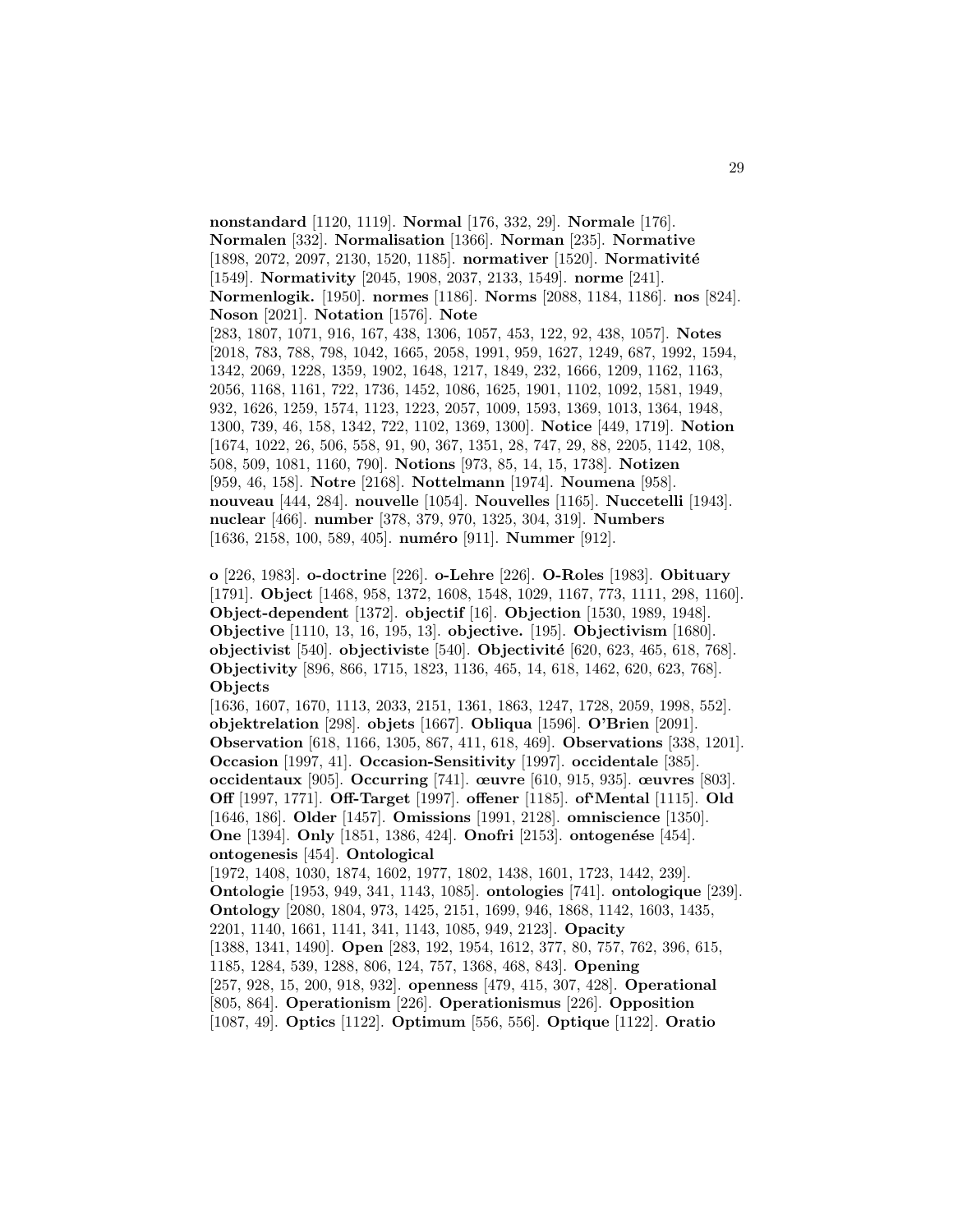**nonstandard** [1120, 1119]. **Normal** [176, 332, 29]. **Normale** [176]. **Normalen** [332]. **Normalisation** [1366]. **Norman** [235]. **Normative** [1898, 2072, 2097, 2130, 1520, 1185]. **normativer** [1520]. **Normativité** [1549]. **Normativity** [2045, 1908, 2037, 2133, 1549]. **norme** [241]. **Normenlogik.** [1950]. **normes** [1186]. **Norms** [2088, 1184, 1186]. **nos** [824]. **Noson** [2021]. **Notation** [1576]. **Note** [283, 1807, 1071, 916, 167, 438, 1306, 1057, 453, 122, 92, 438, 1057]. **Notes** [2018, 783, 788, 798, 1042, 1665, 2058, 1991, 959, 1627, 1249, 687, 1992, 1594, 1342, 2069, 1228, 1359, 1902, 1648, 1217, 1849, 232, 1666, 1209, 1162, 1163, 2056, 1168, 1161, 722, 1736, 1452, 1086, 1625, 1901, 1102, 1092, 1581, 1949, 932, 1626, 1259, 1574, 1123, 1223, 2057, 1009, 1593, 1369, 1013, 1364, 1948, 1300, 739, 46, 158, 1342, 722, 1102, 1369, 1300]. **Notice** [449, 1719]. **Notion** [1674, 1022, 26, 506, 558, 91, 90, 367, 1351, 28, 747, 29, 88, 2205, 1142, 108, 508, 509, 1081, 1160, 790]. **Notions** [973, 85, 14, 15, 1738]. **Notizen** [959, 46, 158]. **Notre** [2168]. **Nottelmann** [1974]. **Noumena** [958]. **nouveau** [444, 284]. **nouvelle** [1054]. **Nouvelles** [1165]. **Nuccetelli** [1943]. **nuclear** [466]. **number** [378, 379, 970, 1325, 304, 319]. **Numbers** [1636, 2158, 100, 589, 405]. **numéro** [911]. **Nummer** [912].

**o** [226, 1983]. **o-doctrine** [226]. **o-Lehre** [226]. **O-Roles** [1983]. **Obituary** [1791]. **Object** [1468, 958, 1372, 1608, 1548, 1029, 1167, 773, 1111, 298, 1160]. **Object-dependent** [1372]. **objectif** [16]. **Objection** [1530, 1989, 1948]. **Objective** [1110, 13, 16, 195, 13]. **objective.** [195]. **Objectivism** [1680]. **objectivist** [540]. **objectiviste** [540]. **Objectivité** [620, 623, 465, 618, 768]. **Objectivity** [896, 866, 1715, 1823, 1136, 465, 14, 618, 1462, 620, 623, 768]. **Objects** [1636, 1607, 1670, 1113, 2033, 2151, 1361, 1863, 1247, 1728, 2059, 1998, 552]. **objektrelation** [298]. **objets** [1667]. **Obliqua** [1596]. **O'Brien** [2091]. **Observation** [618, 1166, 1305, 867, 411, 618, 469]. **Observations** [338, 1201]. **Occasion** [1997, 41]. **Occasion-Sensitivity** [1997]. **occidentale** [385]. **occidentaux** [905]. **Occurring** [741]. **œuvre** [610, 915, 935]. **œuvres** [803]. **Off** [1997, 1771]. **Off-Target** [1997]. **offener** [1185]. **of'Mental** [1115]. **Old** [1646, 186]. **Older** [1457]. **Omissions** [1991, 2128]. **omniscience** [1350]. **One** [1394]. **Only** [1851, 1386, 424]. **Onofri** [2153]. **ontogenése** [454]. **ontogenesis** [454]. **Ontological** [1972, 1408, 1030, 1874, 1602, 1977, 1802, 1438, 1601, 1723, 1442, 239]. **Ontologie** [1953, 949, 341, 1143, 1085]. **ontologies** [741]. **ontologique** [239]. **Ontology** [2080, 1804, 973, 1425, 2151, 1699, 946, 1868, 1142, 1603, 1435, 2201, 1140, 1661, 1141, 341, 1143, 1085, 949, 2123]. **Opacity** [1388, 1341, 1490]. **Open** [283, 192, 1954, 1612, 377, 80, 757, 762, 396, 615, 1185, 1284, 539, 1288, 806, 124, 757, 1368, 468, 843]. **Opening** [257, 928, 15, 200, 918, 932]. **openness** [479, 415, 307, 428]. **Operational** [805, 864]. **Operationism** [226]. **Operationismus** [226]. **Opposition** [1087, 49]. **Optics** [1122]. **Optimum** [556, 556]. **Optique** [1122]. **Oratio**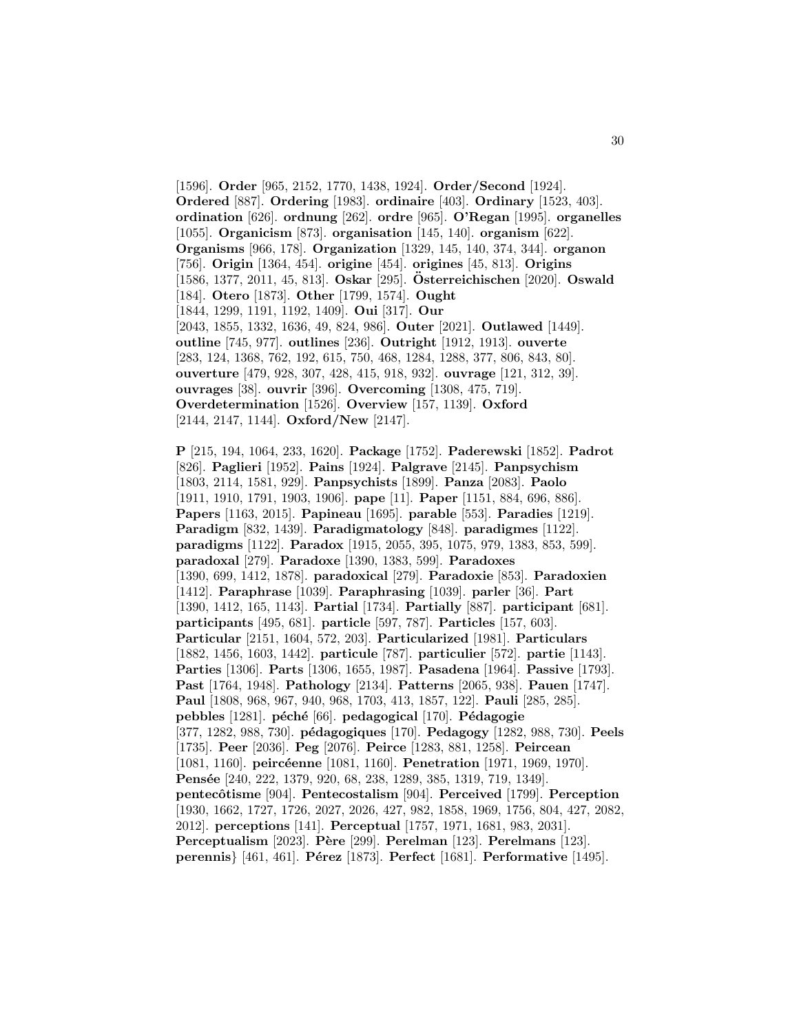[1596]. **Order** [965, 2152, 1770, 1438, 1924]. **Order/Second** [1924]. **Ordered** [887]. **Ordering** [1983]. **ordinaire** [403]. **Ordinary** [1523, 403]. **ordination** [626]. **ordnung** [262]. **ordre** [965]. **O'Regan** [1995]. **organelles** [1055]. **Organicism** [873]. **organisation** [145, 140]. **organism** [622]. **Organisms** [966, 178]. **Organization** [1329, 145, 140, 374, 344]. **organon** [756]. **Origin** [1364, 454]. **origine** [454]. **origines** [45, 813]. **Origins** [1586, 1377, 2011, 45, 813]. **Oskar** [295]. **Österreichischen** [2020]. **Oswald** [184]. **Otero** [1873]. **Other** [1799, 1574]. **Ought** [1844, 1299, 1191, 1192, 1409]. **Oui** [317]. **Our** [2043, 1855, 1332, 1636, 49, 824, 986]. **Outer** [2021]. **Outlawed** [1449]. **outline** [745, 977]. **outlines** [236]. **Outright** [1912, 1913]. **ouverte** [283, 124, 1368, 762, 192, 615, 750, 468, 1284, 1288, 377, 806, 843, 80]. **ouverture** [479, 928, 307, 428, 415, 918, 932]. **ouvrage** [121, 312, 39]. **ouvrages** [38]. **ouvrir** [396]. **Overcoming** [1308, 475, 719]. **Overdetermination** [1526]. **Overview** [157, 1139]. **Oxford** [2144, 2147, 1144]. **Oxford/New** [2147].

**P** [215, 194, 1064, 233, 1620]. **Package** [1752]. **Paderewski** [1852]. **Padrot** [826]. **Paglieri** [1952]. **Pains** [1924]. **Palgrave** [2145]. **Panpsychism** [1803, 2114, 1581, 929]. **Panpsychists** [1899]. **Panza** [2083]. **Paolo** [1911, 1910, 1791, 1903, 1906]. **pape** [11]. **Paper** [1151, 884, 696, 886]. **Papers** [1163, 2015]. **Papineau** [1695]. **parable** [553]. **Paradies** [1219]. **Paradigm** [832, 1439]. **Paradigmatology** [848]. **paradigmes** [1122]. **paradigms** [1122]. **Paradox** [1915, 2055, 395, 1075, 979, 1383, 853, 599]. **paradoxal** [279]. **Paradoxe** [1390, 1383, 599]. **Paradoxes** [1390, 699, 1412, 1878]. **paradoxical** [279]. **Paradoxie** [853]. **Paradoxien** [1412]. **Paraphrase** [1039]. **Paraphrasing** [1039]. **parler** [36]. **Part** [1390, 1412, 165, 1143]. **Partial** [1734]. **Partially** [887]. **participant** [681]. **participants** [495, 681]. **particle** [597, 787]. **Particles** [157, 603]. **Particular** [2151, 1604, 572, 203]. **Particularized** [1981]. **Particulars** [1882, 1456, 1603, 1442]. **particule** [787]. **particulier** [572]. **partie** [1143]. **Parties** [1306]. **Parts** [1306, 1655, 1987]. **Pasadena** [1964]. **Passive** [1793]. **Past** [1764, 1948]. **Pathology** [2134]. **Patterns** [2065, 938]. **Pauen** [1747]. **Paul** [1808, 968, 967, 940, 968, 1703, 413, 1857, 122]. **Pauli** [285, 285]. **pebbles** [1281]. **péché** [66]. **pedagogical** [170]. **Pédagogie** [377, 1282, 988, 730]. **pédagogiques** [170]. **Pedagogy** [1282, 988, 730]. **Peels** [1735]. **Peer** [2036]. **Peg** [2076]. **Peirce** [1283, 881, 1258]. **Peircean** [1081, 1160]. **peircéenne** [1081, 1160]. **Penetration** [1971, 1969, 1970]. **Pensée** [240, 222, 1379, 920, 68, 238, 1289, 385, 1319, 719, 1349]. **pentecôtisme** [904]. **Pentecostalism** [904]. **Perceived** [1799]. **Perception** [1930, 1662, 1727, 1726, 2027, 2026, 427, 982, 1858, 1969, 1756, 804, 427, 2082, 2012]. **perceptions** [141]. **Perceptual** [1757, 1971, 1681, 983, 2031]. **Perceptualism** [2023]. **Père** [299]. **Perelman** [123]. **Perelmans** [123]. **perennis}** [461, 461]. **Pérez** [1873]. **Perfect** [1681]. **Performative** [1495].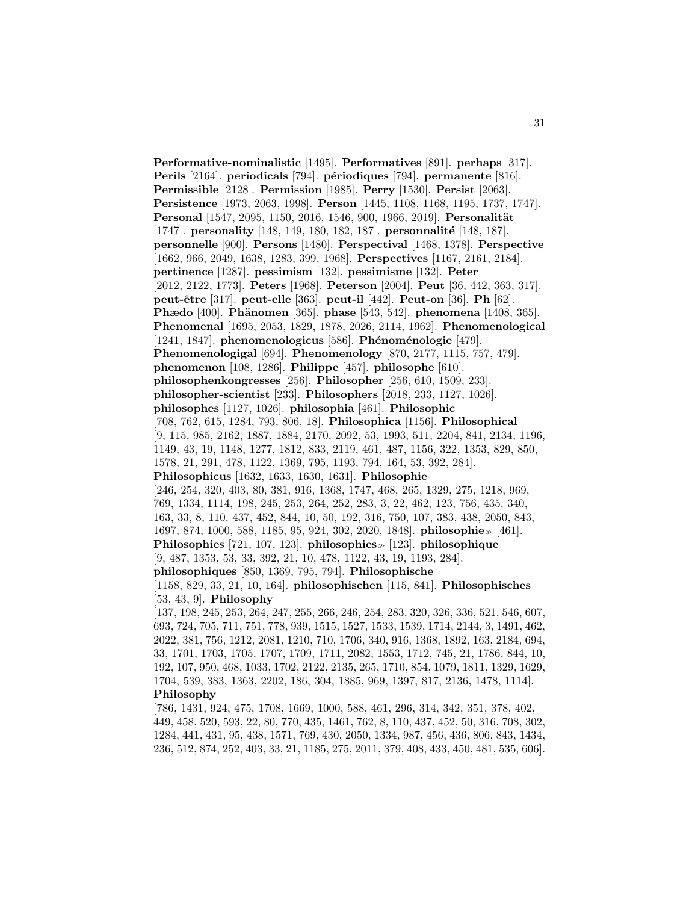**Performative-nominalistic** [1495]. **Performatives** [891]. **perhaps** [317]. **Perils** [2164]. **periodicals** [794]. **périodiques** [794]. **permanente** [816]. **Permissible** [2128]. **Permission** [1985]. **Perry** [1530]. **Persist** [2063]. **Persistence** [1973, 2063, 1998]. **Person** [1445, 1108, 1168, 1195, 1737, 1747]. **Personal** [1547, 2095, 1150, 2016, 1546, 900, 1966, 2019]. **Personalität** [1747]. **personality** [148, 149, 180, 182, 187]. **personnalité** [148, 187]. **personnelle** [900]. **Persons** [1480]. **Perspectival** [1468, 1378]. **Perspective** [1662, 966, 2049, 1638, 1283, 399, 1968]. **Perspectives** [1167, 2161, 2184]. **pertinence** [1287]. **pessimism** [132]. **pessimisme** [132]. **Peter** [2012, 2122, 1773]. **Peters** [1968]. **Peterson** [2004]. **Peut** [36, 442, 363, 317]. **peut-être** [317]. **peut-elle** [363]. **peut-il** [442]. **Peut-on** [36]. **Ph** [62]. **Phædo** [400]. **Phänomen** [365]. **phase** [543, 542]. **phenomena** [1408, 365]. **Phenomenal** [1695, 2053, 1829, 1878, 2026, 2114, 1962]. **Phenomenological** [1241, 1847]. **phenomenologicus** [586]. **Phénoménologie** [479]. **Phenomenologigal** [694]. **Phenomenology** [870, 2177, 1115, 757, 479]. **phenomenon** [108, 1286]. **Philippe** [457]. **philosophe** [610]. **philosophenkongresses** [256]. **Philosopher** [256, 610, 1509, 233]. **philosopher-scientist** [233]. **Philosophers** [2018, 233, 1127, 1026]. **philosophes** [1127, 1026]. **philosophia** [461]. **Philosophic** [708, 762, 615, 1284, 793, 806, 18]. **Philosophica** [1156]. **Philosophical** [9, 115, 985, 2162, 1887, 1884, 2170, 2092, 53, 1993, 511, 2204, 841, 2134, 1196, 1149, 43, 19, 1148, 1277, 1812, 833, 2119, 461, 487, 1156, 322, 1353, 829, 850, 1578, 21, 291, 478, 1122, 1369, 795, 1193, 794, 164, 53, 392, 284]. **Philosophicus** [1632, 1633, 1630, 1631]. **Philosophie** [246, 254, 320, 403, 80, 381, 916, 1368, 1747, 468, 265, 1329, 275, 1218, 969, 769, 1334, 1114, 198, 245, 253, 264, 252, 283, 3, 22, 462, 123, 756, 435, 340, 163, 33, 8, 110, 437, 452, 844, 10, 50, 192, 316, 750, 107, 383, 438, 2050, 843, 1697, 874, 1000, 588, 1185, 95, 924, 302, 2020, 1848]. **philosophie≫** [461]. **Philosophies** [721, 107, 123]. **philosophies≫** [123]. **philosophique** [9, 487, 1353, 53, 33, 392, 21, 10, 478, 1122, 43, 19, 1193, 284]. **philosophiques** [850, 1369, 795, 794]. **Philosophische** [1158, 829, 33, 21, 10, 164]. **philosophischen** [115, 841]. **Philosophisches** [53, 43, 9]. **Philosophy** [137, 198, 245, 253, 264, 247, 255, 266, 246, 254, 283, 320, 326, 336, 521, 546, 607, 693, 724, 705, 711, 751, 778, 939, 1515, 1527, 1533, 1539, 1714, 2144, 3, 1491, 462, 2022, 381, 756, 1212, 2081, 1210, 710, 1706, 340, 916, 1368, 1892, 163, 2184, 694, 33, 1701, 1703, 1705, 1707, 1709, 1711, 2082, 1553, 1712, 745, 21, 1786, 844, 10, 192, 107, 950, 468, 1033, 1702, 2122, 2135, 265, 1710, 854, 1079, 1811, 1329, 1629, 1704, 539, 383, 1363, 2202, 186, 304, 1885, 969, 1397, 817, 2136, 1478, 1114]. **Philosophy** [786, 1431, 924, 475, 1708, 1669, 1000, 588, 461, 296, 314, 342, 351, 378, 402, 449, 458, 520, 593, 22, 80, 770, 435, 1461, 762, 8, 110, 437, 452, 50, 316, 708, 302, 1284, 441, 431, 95, 438, 1571, 769, 430, 2050, 1334, 987, 456, 436, 806, 843, 1434, 236, 512, 874, 252, 403, 33, 21, 1185, 275, 2011, 379, 408, 433, 450, 481, 535, 606].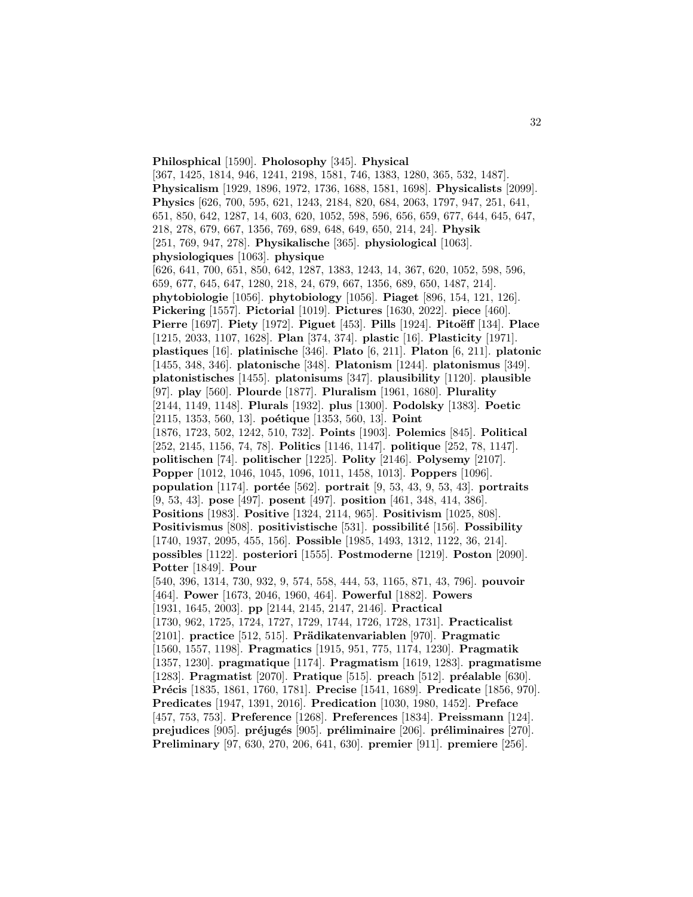**Philosphical** [1590]. **Pholosophy** [345]. **Physical** [367, 1425, 1814, 946, 1241, 2198, 1581, 746, 1383, 1280, 365, 532, 1487]. **Physicalism** [1929, 1896, 1972, 1736, 1688, 1581, 1698]. **Physicalists** [2099]. **Physics** [626, 700, 595, 621, 1243, 2184, 820, 684, 2063, 1797, 947, 251, 641, 651, 850, 642, 1287, 14, 603, 620, 1052, 598, 596, 656, 659, 677, 644, 645, 647, 218, 278, 679, 667, 1356, 769, 689, 648, 649, 650, 214, 24]. **Physik** [251, 769, 947, 278]. **Physikalische** [365]. **physiological** [1063]. **physiologiques** [1063]. **physique** [626, 641, 700, 651, 850, 642, 1287, 1383, 1243, 14, 367, 620, 1052, 598, 596, 659, 677, 645, 647, 1280, 218, 24, 679, 667, 1356, 689, 650, 1487, 214]. **phytobiologie** [1056]. **phytobiology** [1056]. **Piaget** [896, 154, 121, 126]. **Pickering** [1557]. **Pictorial** [1019]. **Pictures** [1630, 2022]. **piece** [460]. **Pierre** [1697]. **Piety** [1972]. **Piguet** [453]. **Pills** [1924]. **Pitoëff** [134]. **Place** [1215, 2033, 1107, 1628]. **Plan** [374, 374]. **plastic** [16]. **Plasticity** [1971]. **plastiques** [16]. **platinische** [346]. **Plato** [6, 211]. **Platon** [6, 211]. **platonic** [1455, 348, 346]. **platonische** [348]. **Platonism** [1244]. **platonismus** [349]. **platonistisches** [1455]. **platonisums** [347]. **plausibility** [1120]. **plausible** [97]. **play** [560]. **Plourde** [1877]. **Pluralism** [1961, 1680]. **Plurality** [2144, 1149, 1148]. **Plurals** [1932]. **plus** [1300]. **Podolsky** [1383]. **Poetic** [2115, 1353, 560, 13]. **poétique** [1353, 560, 13]. **Point** [1876, 1723, 502, 1242, 510, 732]. **Points** [1903]. **Polemics** [845]. **Political** [252, 2145, 1156, 74, 78]. **Politics** [1146, 1147]. **politique** [252, 78, 1147]. **politischen** [74]. **politischer** [1225]. **Polity** [2146]. **Polysemy** [2107]. **Popper** [1012, 1046, 1045, 1096, 1011, 1458, 1013]. **Poppers** [1096]. **population** [1174]. **portée** [562]. **portrait** [9, 53, 43, 9, 53, 43]. **portraits** [9, 53, 43]. **pose** [497]. **posent** [497]. **position** [461, 348, 414, 386]. **Positions** [1983]. **Positive** [1324, 2114, 965]. **Positivism** [1025, 808]. **Positivismus** [808]. **positivistische** [531]. **possibilité** [156]. **Possibility** [1740, 1937, 2095, 455, 156]. **Possible** [1985, 1493, 1312, 1122, 36, 214]. **possibles** [1122]. **posteriori** [1555]. **Postmoderne** [1219]. **Poston** [2090]. **Potter** [1849]. **Pour** [540, 396, 1314, 730, 932, 9, 574, 558, 444, 53, 1165, 871, 43, 796]. **pouvoir** [464]. **Power** [1673, 2046, 1960, 464]. **Powerful** [1882]. **Powers** [1931, 1645, 2003]. **pp** [2144, 2145, 2147, 2146]. **Practical** [1730, 962, 1725, 1724, 1727, 1729, 1744, 1726, 1728, 1731]. **Practicalist** [2101]. **practice** [512, 515]. **Prädikatenvariablen** [970]. **Pragmatic** [1560, 1557, 1198]. **Pragmatics** [1915, 951, 775, 1174, 1230]. **Pragmatik** [1357, 1230]. **pragmatique** [1174]. **Pragmatism** [1619, 1283]. **pragmatisme** [1283]. **Pragmatist** [2070]. **Pratique** [515]. **preach** [512]. **préalable** [630]. **Précis** [1835, 1861, 1760, 1781]. **Precise** [1541, 1689]. **Predicate** [1856, 970]. **Predicates** [1947, 1391, 2016]. **Predication** [1030, 1980, 1452]. **Preface** [457, 753, 753]. **Preference** [1268]. **Preferences** [1834]. **Preissmann** [124]. **prejudices** [905]. **préjugés** [905]. **préliminaire** [206]. **préliminaires** [270]. **Preliminary** [97, 630, 270, 206, 641, 630]. **premier** [911]. **premiere** [256].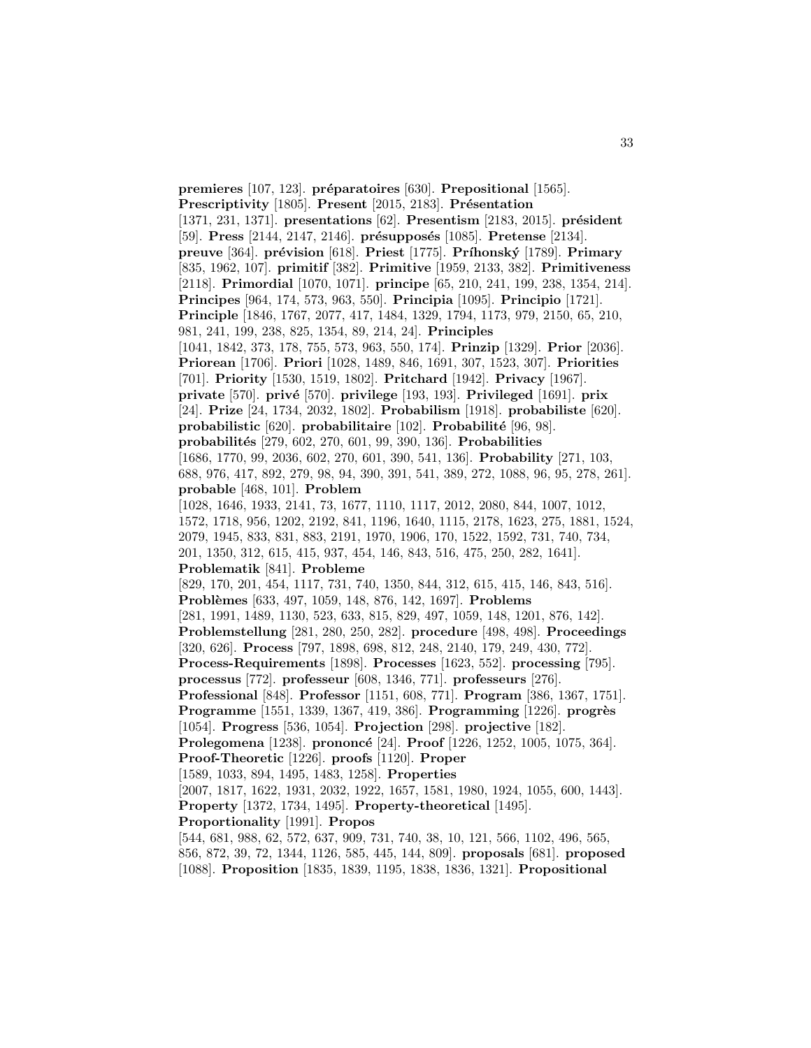**premieres** [107, 123]. **préparatoires** [630]. **Prepositional** [1565]. **Prescriptivity** [1805]. **Present** [2015, 2183]. **Présentation** [1371, 231, 1371]. **presentations** [62]. **Presentism** [2183, 2015]. **président** [59]. **Press** [2144, 2147, 2146]. **présupposés** [1085]. **Pretense** [2134]. **preuve** [364]. **prévision** [618]. **Priest** [1775]. **Príhonský** [1789]. **Primary** [835, 1962, 107]. **primitif** [382]. **Primitive** [1959, 2133, 382]. **Primitiveness** [2118]. **Primordial** [1070, 1071]. **principe** [65, 210, 241, 199, 238, 1354, 214]. **Principes** [964, 174, 573, 963, 550]. **Principia** [1095]. **Principio** [1721]. **Principle** [1846, 1767, 2077, 417, 1484, 1329, 1794, 1173, 979, 2150, 65, 210, 981, 241, 199, 238, 825, 1354, 89, 214, 24]. **Principles** [1041, 1842, 373, 178, 755, 573, 963, 550, 174]. **Prinzip** [1329]. **Prior** [2036]. **Priorean** [1706]. **Priori** [1028, 1489, 846, 1691, 307, 1523, 307]. **Priorities** [701]. **Priority** [1530, 1519, 1802]. **Pritchard** [1942]. **Privacy** [1967]. **private** [570]. **privé** [570]. **privilege** [193, 193]. **Privileged** [1691]. **prix** [24]. **Prize** [24, 1734, 2032, 1802]. **Probabilism** [1918]. **probabiliste** [620]. **probabilistic** [620]. **probabilitaire** [102]. **Probabilité** [96, 98]. **probabilités** [279, 602, 270, 601, 99, 390, 136]. **Probabilities** [1686, 1770, 99, 2036, 602, 270, 601, 390, 541, 136]. **Probability** [271, 103, 688, 976, 417, 892, 279, 98, 94, 390, 391, 541, 389, 272, 1088, 96, 95, 278, 261]. **probable** [468, 101]. **Problem** [1028, 1646, 1933, 2141, 73, 1677, 1110, 1117, 2012, 2080, 844, 1007, 1012, 1572, 1718, 956, 1202, 2192, 841, 1196, 1640, 1115, 2178, 1623, 275, 1881, 1524, 2079, 1945, 833, 831, 883, 2191, 1970, 1906, 170, 1522, 1592, 731, 740, 734, 201, 1350, 312, 615, 415, 937, 454, 146, 843, 516, 475, 250, 282, 1641]. **Problematik** [841]. **Probleme** [829, 170, 201, 454, 1117, 731, 740, 1350, 844, 312, 615, 415, 146, 843, 516]. **Problèmes** [633, 497, 1059, 148, 876, 142, 1697]. **Problems** [281, 1991, 1489, 1130, 523, 633, 815, 829, 497, 1059, 148, 1201, 876, 142]. **Problemstellung** [281, 280, 250, 282]. **procedure** [498, 498]. **Proceedings** [320, 626]. **Process** [797, 1898, 698, 812, 248, 2140, 179, 249, 430, 772]. **Process-Requirements** [1898]. **Processes** [1623, 552]. **processing** [795]. **processus** [772]. **professeur** [608, 1346, 771]. **professeurs** [276]. **Professional** [848]. **Professor** [1151, 608, 771]. **Program** [386, 1367, 1751]. **Programme** [1551, 1339, 1367, 419, 386]. **Programming** [1226]. **progrès** [1054]. **Progress** [536, 1054]. **Projection** [298]. **projective** [182]. **Prolegomena** [1238]. **prononcé** [24]. **Proof** [1226, 1252, 1005, 1075, 364]. **Proof-Theoretic** [1226]. **proofs** [1120]. **Proper** [1589, 1033, 894, 1495, 1483, 1258]. **Properties** [2007, 1817, 1622, 1931, 2032, 1922, 1657, 1581, 1980, 1924, 1055, 600, 1443]. **Property** [1372, 1734, 1495]. **Property-theoretical** [1495]. **Proportionality** [1991]. **Propos** [544, 681, 988, 62, 572, 637, 909, 731, 740, 38, 10, 121, 566, 1102, 496, 565, 856, 872, 39, 72, 1344, 1126, 585, 445, 144, 809]. **proposals** [681]. **proposed** [1088]. **Proposition** [1835, 1839, 1195, 1838, 1836, 1321]. **Propositional**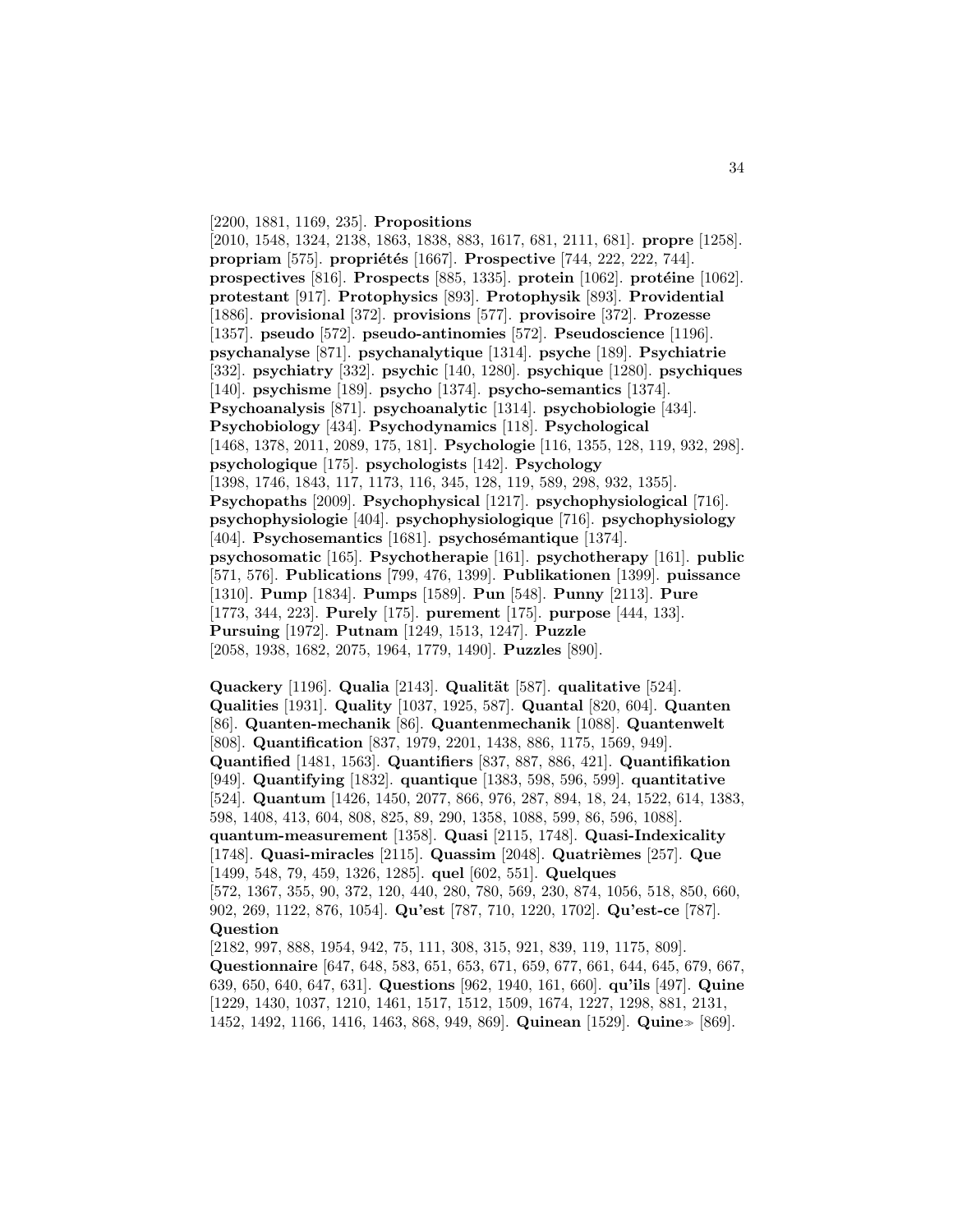[2200, 1881, 1169, 235]. **Propositions** [2010, 1548, 1324, 2138, 1863, 1838, 883, 1617, 681, 2111, 681]. **propre** [1258]. **propriam** [575]. **propriétés** [1667]. **Prospective** [744, 222, 222, 744]. **prospectives** [816]. **Prospects** [885, 1335]. **protein** [1062]. **protéine** [1062]. **protestant** [917]. **Protophysics** [893]. **Protophysik** [893]. **Providential** [1886]. **provisional** [372]. **provisions** [577]. **provisoire** [372]. **Prozesse** [1357]. **pseudo** [572]. **pseudo-antinomies** [572]. **Pseudoscience** [1196]. **psychanalyse** [871]. **psychanalytique** [1314]. **psyche** [189]. **Psychiatrie** [332]. **psychiatry** [332]. **psychic** [140, 1280]. **psychique** [1280]. **psychiques** [140]. **psychisme** [189]. **psycho** [1374]. **psycho-semantics** [1374]. **Psychoanalysis** [871]. **psychoanalytic** [1314]. **psychobiologie** [434]. **Psychobiology** [434]. **Psychodynamics** [118]. **Psychological** [1468, 1378, 2011, 2089, 175, 181]. **Psychologie** [116, 1355, 128, 119, 932, 298]. **psychologique** [175]. **psychologists** [142]. **Psychology** [1398, 1746, 1843, 117, 1173, 116, 345, 128, 119, 589, 298, 932, 1355]. **Psychopaths** [2009]. **Psychophysical** [1217]. **psychophysiological** [716]. **psychophysiologie** [404]. **psychophysiologique** [716]. **psychophysiology** [404]. **Psychosemantics** [1681]. **psychosémantique** [1374]. **psychosomatic** [165]. **Psychotherapie** [161]. **psychotherapy** [161]. **public** [571, 576]. **Publications** [799, 476, 1399]. **Publikationen** [1399]. **puissance** [1310]. **Pump** [1834]. **Pumps** [1589]. **Pun** [548]. **Punny** [2113]. **Pure** [1773, 344, 223]. **Purely** [175]. **purement** [175]. **purpose** [444, 133]. **Pursuing** [1972]. **Putnam** [1249, 1513, 1247]. **Puzzle** [2058, 1938, 1682, 2075, 1964, 1779, 1490]. **Puzzles** [890].

**Quackery** [1196]. **Qualia** [2143]. **Qualität** [587]. **qualitative** [524]. **Qualities** [1931]. **Quality** [1037, 1925, 587]. **Quantal** [820, 604]. **Quanten** [86]. **Quanten-mechanik** [86]. **Quantenmechanik** [1088]. **Quantenwelt** [808]. **Quantification** [837, 1979, 2201, 1438, 886, 1175, 1569, 949]. **Quantified** [1481, 1563]. **Quantifiers** [837, 887, 886, 421]. **Quantifikation** [949]. **Quantifying** [1832]. **quantique** [1383, 598, 596, 599]. **quantitative** [524]. **Quantum** [1426, 1450, 2077, 866, 976, 287, 894, 18, 24, 1522, 614, 1383, 598, 1408, 413, 604, 808, 825, 89, 290, 1358, 1088, 599, 86, 596, 1088]. **quantum-measurement** [1358]. **Quasi** [2115, 1748]. **Quasi-Indexicality** [1748]. **Quasi-miracles** [2115]. **Quassim** [2048]. **Quatrièmes** [257]. **Que** [1499, 548, 79, 459, 1326, 1285]. **quel** [602, 551]. **Quelques** [572, 1367, 355, 90, 372, 120, 440, 280, 780, 569, 230, 874, 1056, 518, 850, 660, 902, 269, 1122, 876, 1054]. **Qu'est** [787, 710, 1220, 1702]. **Qu'est-ce** [787]. **Question** [2182, 997, 888, 1954, 942, 75, 111, 308, 315, 921, 839, 119, 1175, 809]. **Questionnaire** [647, 648, 583, 651, 653, 671, 659, 677, 661, 644, 645, 679, 667, 639, 650, 640, 647, 631]. **Questions** [962, 1940, 161, 660]. **qu'ils** [497]. **Quine** [1229, 1430, 1037, 1210, 1461, 1517, 1512, 1509, 1674, 1227, 1298, 881, 2131, 1452, 1492, 1166, 1416, 1463, 868, 949, 869]. **Quinean** [1529]. **Quine≫** [869].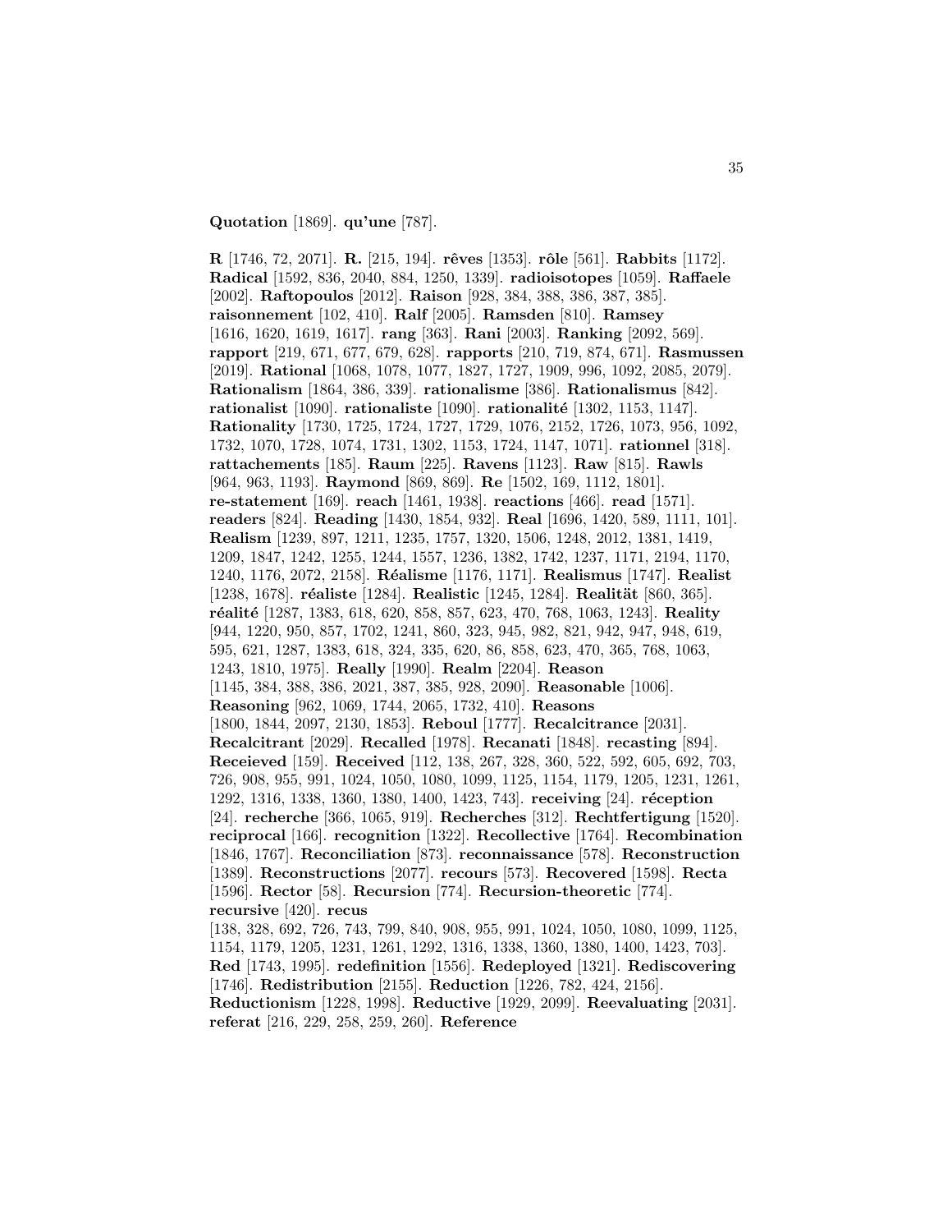**Quotation** [1869]. **qu'une** [787].

**R** [1746, 72, 2071]. **R.** [215, 194]. **rêves** [1353]. **rôle** [561]. **Rabbits** [1172]. **Radical** [1592, 836, 2040, 884, 1250, 1339]. **radioisotopes** [1059]. **Raffaele** [2002]. **Raftopoulos** [2012]. **Raison** [928, 384, 388, 386, 387, 385]. **raisonnement** [102, 410]. **Ralf** [2005]. **Ramsden** [810]. **Ramsey** [1616, 1620, 1619, 1617]. **rang** [363]. **Rani** [2003]. **Ranking** [2092, 569]. **rapport** [219, 671, 677, 679, 628]. **rapports** [210, 719, 874, 671]. **Rasmussen** [2019]. **Rational** [1068, 1078, 1077, 1827, 1727, 1909, 996, 1092, 2085, 2079]. **Rationalism** [1864, 386, 339]. **rationalisme** [386]. **Rationalismus** [842]. **rationalist** [1090]. **rationaliste** [1090]. **rationalité** [1302, 1153, 1147]. **Rationality** [1730, 1725, 1724, 1727, 1729, 1076, 2152, 1726, 1073, 956, 1092, 1732, 1070, 1728, 1074, 1731, 1302, 1153, 1724, 1147, 1071]. **rationnel** [318]. **rattachements** [185]. **Raum** [225]. **Ravens** [1123]. **Raw** [815]. **Rawls** [964, 963, 1193]. **Raymond** [869, 869]. **Re** [1502, 169, 1112, 1801]. **re-statement** [169]. **reach** [1461, 1938]. **reactions** [466]. **read** [1571]. **readers** [824]. **Reading** [1430, 1854, 932]. **Real** [1696, 1420, 589, 1111, 101]. **Realism** [1239, 897, 1211, 1235, 1757, 1320, 1506, 1248, 2012, 1381, 1419, 1209, 1847, 1242, 1255, 1244, 1557, 1236, 1382, 1742, 1237, 1171, 2194, 1170, 1240, 1176, 2072, 2158]. **Réalisme** [1176, 1171]. **Realismus** [1747]. **Realist** [1238, 1678]. **réaliste** [1284]. **Realistic** [1245, 1284]. **Realität** [860, 365]. **réalité** [1287, 1383, 618, 620, 858, 857, 623, 470, 768, 1063, 1243]. **Reality** [944, 1220, 950, 857, 1702, 1241, 860, 323, 945, 982, 821, 942, 947, 948, 619, 595, 621, 1287, 1383, 618, 324, 335, 620, 86, 858, 623, 470, 365, 768, 1063, 1243, 1810, 1975]. **Really** [1990]. **Realm** [2204]. **Reason** [1145, 384, 388, 386, 2021, 387, 385, 928, 2090]. **Reasonable** [1006]. **Reasoning** [962, 1069, 1744, 2065, 1732, 410]. **Reasons** [1800, 1844, 2097, 2130, 1853]. **Reboul** [1777]. **Recalcitrance** [2031]. **Recalcitrant** [2029]. **Recalled** [1978]. **Recanati** [1848]. **recasting** [894]. **Receieved** [159]. **Received** [112, 138, 267, 328, 360, 522, 592, 605, 692, 703, 726, 908, 955, 991, 1024, 1050, 1080, 1099, 1125, 1154, 1179, 1205, 1231, 1261, 1292, 1316, 1338, 1360, 1380, 1400, 1423, 743]. **receiving** [24]. **réception** [24]. **recherche** [366, 1065, 919]. **Recherches** [312]. **Rechtfertigung** [1520]. **reciprocal** [166]. **recognition** [1322]. **Recollective** [1764]. **Recombination** [1846, 1767]. **Reconciliation** [873]. **reconnaissance** [578]. **Reconstruction** [1389]. **Reconstructions** [2077]. **recours** [573]. **Recovered** [1598]. **Recta** [1596]. **Rector** [58]. **Recursion** [774]. **Recursion-theoretic** [774]. **recursive** [420]. **recus** [138, 328, 692, 726, 743, 799, 840, 908, 955, 991, 1024, 1050, 1080, 1099, 1125, 1154, 1179, 1205, 1231, 1261, 1292, 1316, 1338, 1360, 1380, 1400, 1423, 703]. **Red** [1743, 1995]. **redefinition** [1556]. **Redeployed** [1321]. **Rediscovering** [1746]. **Redistribution** [2155]. **Reduction** [1226, 782, 424, 2156]. **Reductionism** [1228, 1998]. **Reductive** [1929, 2099]. **Reevaluating** [2031]. **referat** [216, 229, 258, 259, 260]. **Reference**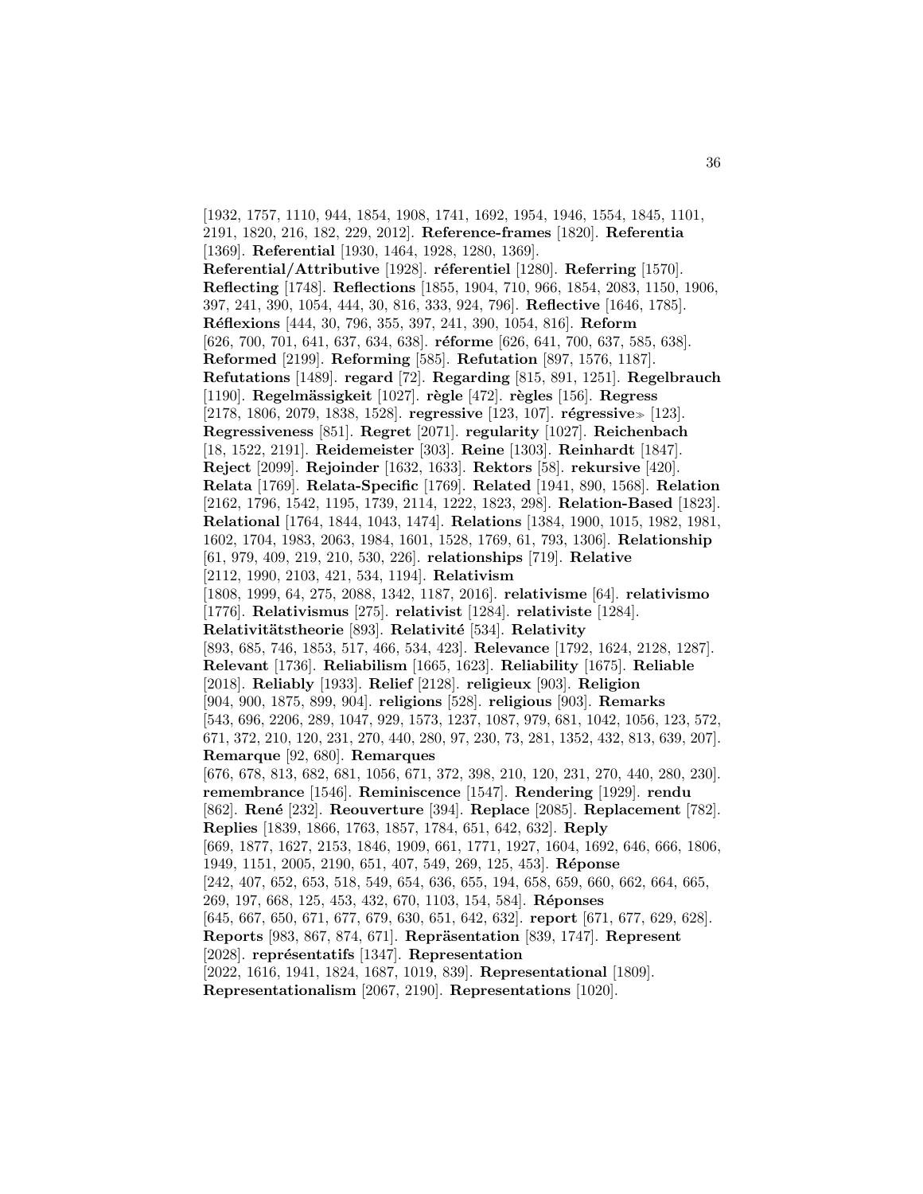[1932, 1757, 1110, 944, 1854, 1908, 1741, 1692, 1954, 1946, 1554, 1845, 1101, 2191, 1820, 216, 182, 229, 2012]. **Reference-frames** [1820]. **Referentia** [1369]. **Referential** [1930, 1464, 1928, 1280, 1369]. **Referential/Attributive** [1928]. **réferentiel** [1280]. **Referring** [1570]. **Reflecting** [1748]. **Reflections** [1855, 1904, 710, 966, 1854, 2083, 1150, 1906, 397, 241, 390, 1054, 444, 30, 816, 333, 924, 796]. **Reflective** [1646, 1785]. **Réflexions** [444, 30, 796, 355, 397, 241, 390, 1054, 816]. **Reform** [626, 700, 701, 641, 637, 634, 638]. **réforme** [626, 641, 700, 637, 585, 638]. **Reformed** [2199]. **Reforming** [585]. **Refutation** [897, 1576, 1187]. **Refutations** [1489]. **regard** [72]. **Regarding** [815, 891, 1251]. **Regelbrauch** [1190]. **Regelmässigkeit** [1027]. **règle** [472]. **règles** [156]. **Regress** [2178, 1806, 2079, 1838, 1528]. **regressive** [123, 107]. **régressive≫** [123]. **Regressiveness** [851]. **Regret** [2071]. **regularity** [1027]. **Reichenbach** [18, 1522, 2191]. **Reidemeister** [303]. **Reine** [1303]. **Reinhardt** [1847]. **Reject** [2099]. **Rejoinder** [1632, 1633]. **Rektors** [58]. **rekursive** [420]. **Relata** [1769]. **Relata-Specific** [1769]. **Related** [1941, 890, 1568]. **Relation** [2162, 1796, 1542, 1195, 1739, 2114, 1222, 1823, 298]. **Relation-Based** [1823]. **Relational** [1764, 1844, 1043, 1474]. **Relations** [1384, 1900, 1015, 1982, 1981, 1602, 1704, 1983, 2063, 1984, 1601, 1528, 1769, 61, 793, 1306]. **Relationship** [61, 979, 409, 219, 210, 530, 226]. **relationships** [719]. **Relative** [2112, 1990, 2103, 421, 534, 1194]. **Relativism** [1808, 1999, 64, 275, 2088, 1342, 1187, 2016]. **relativisme** [64]. **relativismo** [1776]. **Relativismus** [275]. **relativist** [1284]. **relativiste** [1284]. **Relativitätstheorie** [893]. **Relativité** [534]. **Relativity** [893, 685, 746, 1853, 517, 466, 534, 423]. **Relevance** [1792, 1624, 2128, 1287]. **Relevant** [1736]. **Reliabilism** [1665, 1623]. **Reliability** [1675]. **Reliable** [2018]. **Reliably** [1933]. **Relief** [2128]. **religieux** [903]. **Religion** [904, 900, 1875, 899, 904]. **religions** [528]. **religious** [903]. **Remarks** [543, 696, 2206, 289, 1047, 929, 1573, 1237, 1087, 979, 681, 1042, 1056, 123, 572, 671, 372, 210, 120, 231, 270, 440, 280, 97, 230, 73, 281, 1352, 432, 813, 639, 207]. **Remarque** [92, 680]. **Remarques** [676, 678, 813, 682, 681, 1056, 671, 372, 398, 210, 120, 231, 270, 440, 280, 230]. **remembrance** [1546]. **Reminiscence** [1547]. **Rendering** [1929]. **rendu** [862]. **René** [232]. **Reouverture** [394]. **Replace** [2085]. **Replacement** [782]. **Replies** [1839, 1866, 1763, 1857, 1784, 651, 642, 632]. **Reply** [669, 1877, 1627, 2153, 1846, 1909, 661, 1771, 1927, 1604, 1692, 646, 666, 1806, 1949, 1151, 2005, 2190, 651, 407, 549, 269, 125, 453]. **Réponse** [242, 407, 652, 653, 518, 549, 654, 636, 655, 194, 658, 659, 660, 662, 664, 665, 269, 197, 668, 125, 453, 432, 670, 1103, 154, 584]. **Réponses** [645, 667, 650, 671, 677, 679, 630, 651, 642, 632]. **report** [671, 677, 629, 628]. **Reports** [983, 867, 874, 671]. **Repräsentation** [839, 1747]. **Represent** [2028]. **représentatifs** [1347]. **Representation** [2022, 1616, 1941, 1824, 1687, 1019, 839]. **Representational** [1809]. **Representationalism** [2067, 2190]. **Representations** [1020].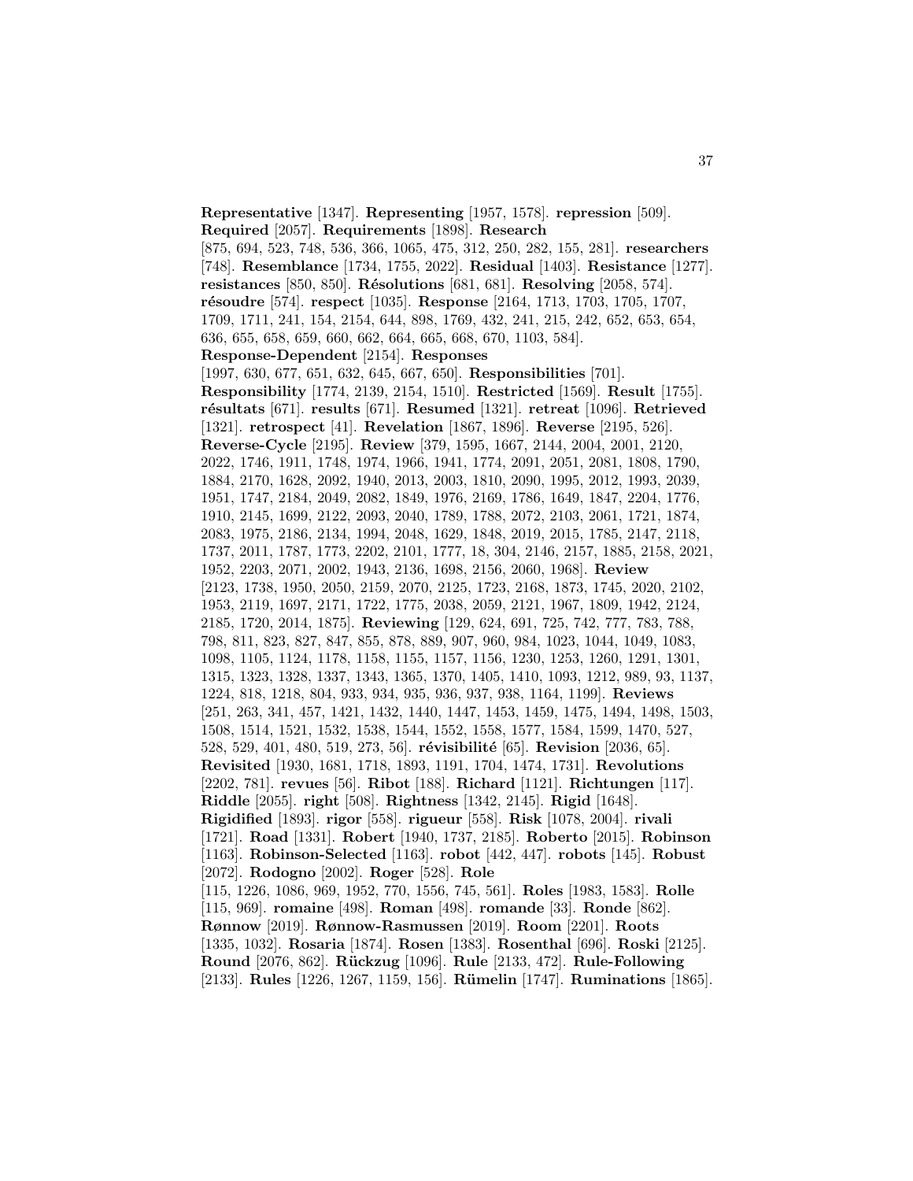**Representative** [1347]. **Representing** [1957, 1578]. **repression** [509]. **Required** [2057]. **Requirements** [1898]. **Research** [875, 694, 523, 748, 536, 366, 1065, 475, 312, 250, 282, 155, 281]. **researchers** [748]. **Resemblance** [1734, 1755, 2022]. **Residual** [1403]. **Resistance** [1277]. **resistances** [850, 850]. **Résolutions** [681, 681]. **Resolving** [2058, 574]. **résoudre** [574]. **respect** [1035]. **Response** [2164, 1713, 1703, 1705, 1707, 1709, 1711, 241, 154, 2154, 644, 898, 1769, 432, 241, 215, 242, 652, 653, 654, 636, 655, 658, 659, 660, 662, 664, 665, 668, 670, 1103, 584]. **Response-Dependent** [2154]. **Responses** [1997, 630, 677, 651, 632, 645, 667, 650]. **Responsibilities** [701]. **Responsibility** [1774, 2139, 2154, 1510]. **Restricted** [1569]. **Result** [1755]. **résultats** [671]. **results** [671]. **Resumed** [1321]. **retreat** [1096]. **Retrieved** [1321]. **retrospect** [41]. **Revelation** [1867, 1896]. **Reverse** [2195, 526]. **Reverse-Cycle** [2195]. **Review** [379, 1595, 1667, 2144, 2004, 2001, 2120, 2022, 1746, 1911, 1748, 1974, 1966, 1941, 1774, 2091, 2051, 2081, 1808, 1790, 1884, 2170, 1628, 2092, 1940, 2013, 2003, 1810, 2090, 1995, 2012, 1993, 2039, 1951, 1747, 2184, 2049, 2082, 1849, 1976, 2169, 1786, 1649, 1847, 2204, 1776, 1910, 2145, 1699, 2122, 2093, 2040, 1789, 1788, 2072, 2103, 2061, 1721, 1874, 2083, 1975, 2186, 2134, 1994, 2048, 1629, 1848, 2019, 2015, 1785, 2147, 2118, 1737, 2011, 1787, 1773, 2202, 2101, 1777, 18, 304, 2146, 2157, 1885, 2158, 2021, 1952, 2203, 2071, 2002, 1943, 2136, 1698, 2156, 2060, 1968]. **Review** [2123, 1738, 1950, 2050, 2159, 2070, 2125, 1723, 2168, 1873, 1745, 2020, 2102, 1953, 2119, 1697, 2171, 1722, 1775, 2038, 2059, 2121, 1967, 1809, 1942, 2124, 2185, 1720, 2014, 1875]. **Reviewing** [129, 624, 691, 725, 742, 777, 783, 788, 798, 811, 823, 827, 847, 855, 878, 889, 907, 960, 984, 1023, 1044, 1049, 1083, 1098, 1105, 1124, 1178, 1158, 1155, 1157, 1156, 1230, 1253, 1260, 1291, 1301, 1315, 1323, 1328, 1337, 1343, 1365, 1370, 1405, 1410, 1093, 1212, 989, 93, 1137, 1224, 818, 1218, 804, 933, 934, 935, 936, 937, 938, 1164, 1199]. **Reviews** [251, 263, 341, 457, 1421, 1432, 1440, 1447, 1453, 1459, 1475, 1494, 1498, 1503, 1508, 1514, 1521, 1532, 1538, 1544, 1552, 1558, 1577, 1584, 1599, 1470, 527, 528, 529, 401, 480, 519, 273, 56]. **révisibilité** [65]. **Revision** [2036, 65]. **Revisited** [1930, 1681, 1718, 1893, 1191, 1704, 1474, 1731]. **Revolutions** [2202, 781]. **revues** [56]. **Ribot** [188]. **Richard** [1121]. **Richtungen** [117]. **Riddle** [2055]. **right** [508]. **Rightness** [1342, 2145]. **Rigid** [1648]. **Rigidified** [1893]. **rigor** [558]. **rigueur** [558]. **Risk** [1078, 2004]. **rivali** [1721]. **Road** [1331]. **Robert** [1940, 1737, 2185]. **Roberto** [2015]. **Robinson** [1163]. **Robinson-Selected** [1163]. **robot** [442, 447]. **robots** [145]. **Robust** [2072]. **Rodogno** [2002]. **Roger** [528]. **Role** [115, 1226, 1086, 969, 1952, 770, 1556, 745, 561]. **Roles** [1983, 1583]. **Rolle** [115, 969]. **romaine** [498]. **Roman** [498]. **romande** [33]. **Ronde** [862]. **Rønnow** [2019]. **Rønnow-Rasmussen** [2019]. **Room** [2201]. **Roots** [1335, 1032]. **Rosaria** [1874]. **Rosen** [1383]. **Rosenthal** [696]. **Roski** [2125]. **Round** [2076, 862]. **Rückzug** [1096]. **Rule** [2133, 472]. **Rule-Following** [2133]. **Rules** [1226, 1267, 1159, 156]. **Rümelin** [1747]. **Ruminations** [1865].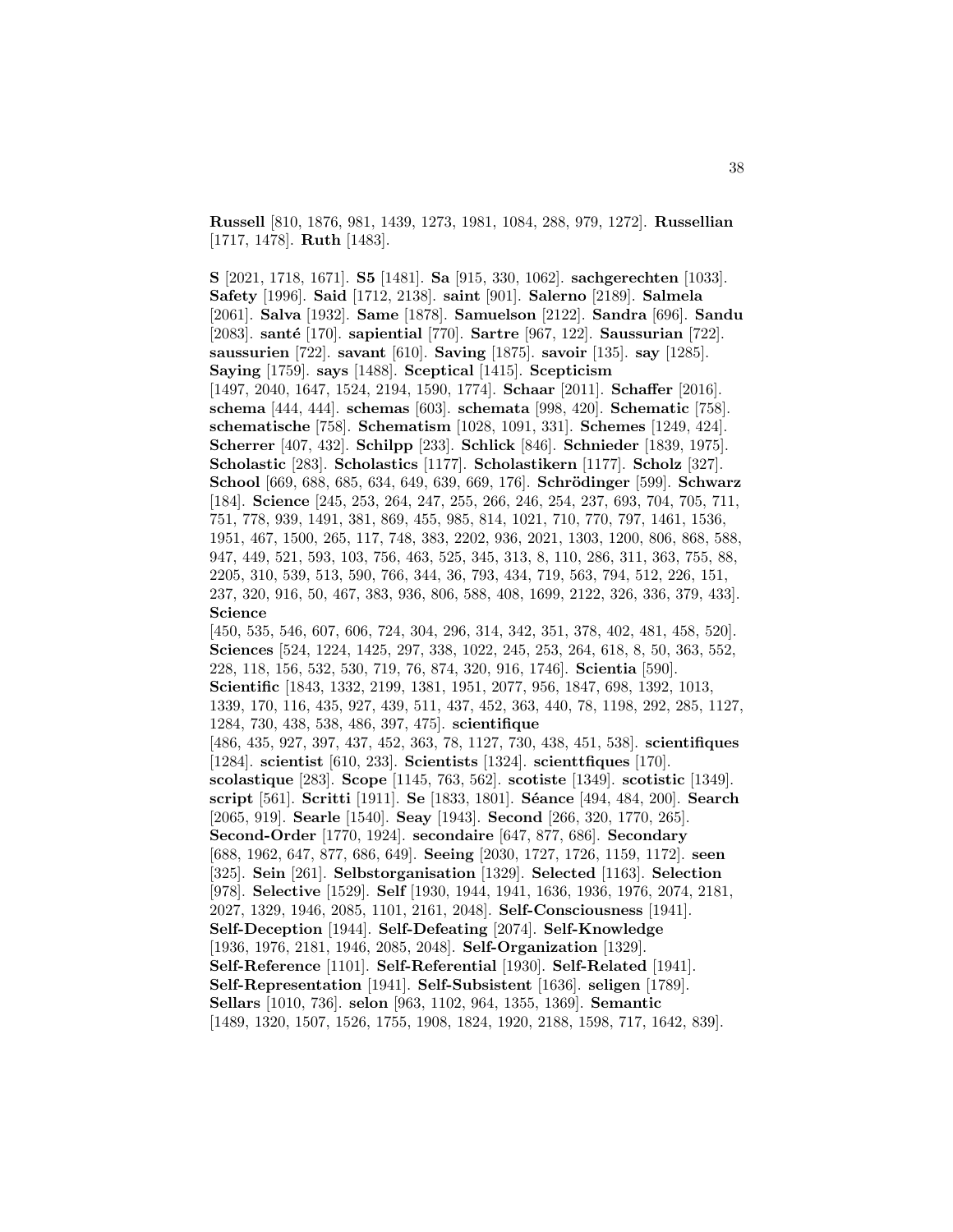**Russell** [810, 1876, 981, 1439, 1273, 1981, 1084, 288, 979, 1272]. **Russellian** [1717, 1478]. **Ruth** [1483].

**S** [2021, 1718, 1671]. **S5** [1481]. **Sa** [915, 330, 1062]. **sachgerechten** [1033]. **Safety** [1996]. **Said** [1712, 2138]. **saint** [901]. **Salerno** [2189]. **Salmela** [2061]. **Salva** [1932]. **Same** [1878]. **Samuelson** [2122]. **Sandra** [696]. **Sandu** [2083]. **santé** [170]. **sapiential** [770]. **Sartre** [967, 122]. **Saussurian** [722]. **saussurien** [722]. **savant** [610]. **Saving** [1875]. **savoir** [135]. **say** [1285]. **Saying** [1759]. **says** [1488]. **Sceptical** [1415]. **Scepticism** [1497, 2040, 1647, 1524, 2194, 1590, 1774]. **Schaar** [2011]. **Schaffer** [2016]. **schema** [444, 444]. **schemas** [603]. **schemata** [998, 420]. **Schematic** [758]. **schematische** [758]. **Schematism** [1028, 1091, 331]. **Schemes** [1249, 424]. **Scherrer** [407, 432]. **Schilpp** [233]. **Schlick** [846]. **Schnieder** [1839, 1975]. **Scholastic** [283]. **Scholastics** [1177]. **Scholastikern** [1177]. **Scholz** [327]. **School** [669, 688, 685, 634, 649, 639, 669, 176]. **Schrödinger** [599]. **Schwarz** [184]. **Science** [245, 253, 264, 247, 255, 266, 246, 254, 237, 693, 704, 705, 711, 751, 778, 939, 1491, 381, 869, 455, 985, 814, 1021, 710, 770, 797, 1461, 1536, 1951, 467, 1500, 265, 117, 748, 383, 2202, 936, 2021, 1303, 1200, 806, 868, 588, 947, 449, 521, 593, 103, 756, 463, 525, 345, 313, 8, 110, 286, 311, 363, 755, 88, 2205, 310, 539, 513, 590, 766, 344, 36, 793, 434, 719, 563, 794, 512, 226, 151, 237, 320, 916, 50, 467, 383, 936, 806, 588, 408, 1699, 2122, 326, 336, 379, 433]. **Science** [450, 535, 546, 607, 606, 724, 304, 296, 314, 342, 351, 378, 402, 481, 458, 520]. **Sciences** [524, 1224, 1425, 297, 338, 1022, 245, 253, 264, 618, 8, 50, 363, 552, 228, 118, 156, 532, 530, 719, 76, 874, 320, 916, 1746]. **Scientia** [590]. **Scientific** [1843, 1332, 2199, 1381, 1951, 2077, 956, 1847, 698, 1392, 1013, 1339, 170, 116, 435, 927, 439, 511, 437, 452, 363, 440, 78, 1198, 292, 285, 1127, 1284, 730, 438, 538, 486, 397, 475]. **scientifique** [486, 435, 927, 397, 437, 452, 363, 78, 1127, 730, 438, 451, 538]. **scientifiques** [1284]. **scientist** [610, 233]. **Scientists** [1324]. **scienttfiques** [170]. **scolastique** [283]. **Scope** [1145, 763, 562]. **scotiste** [1349]. **scotistic** [1349]. **script** [561]. **Scritti** [1911]. **Se** [1833, 1801]. **Séance** [494, 484, 200]. **Search** [2065, 919]. **Searle** [1540]. **Seay** [1943]. **Second** [266, 320, 1770, 265]. **Second-Order** [1770, 1924]. **secondaire** [647, 877, 686]. **Secondary** [688, 1962, 647, 877, 686, 649]. **Seeing** [2030, 1727, 1726, 1159, 1172]. **seen** [325]. **Sein** [261]. **Selbstorganisation** [1329]. **Selected** [1163]. **Selection** [978]. **Selective** [1529]. **Self** [1930, 1944, 1941, 1636, 1936, 1976, 2074, 2181, 2027, 1329, 1946, 2085, 1101, 2161, 2048]. **Self-Consciousness** [1941]. **Self-Deception** [1944]. **Self-Defeating** [2074]. **Self-Knowledge** [1936, 1976, 2181, 1946, 2085, 2048]. **Self-Organization** [1329]. **Self-Reference** [1101]. **Self-Referential** [1930]. **Self-Related** [1941]. **Self-Representation** [1941]. **Self-Subsistent** [1636]. **seligen** [1789]. **Sellars** [1010, 736]. **selon** [963, 1102, 964, 1355, 1369]. **Semantic** [1489, 1320, 1507, 1526, 1755, 1908, 1824, 1920, 2188, 1598, 717, 1642, 839].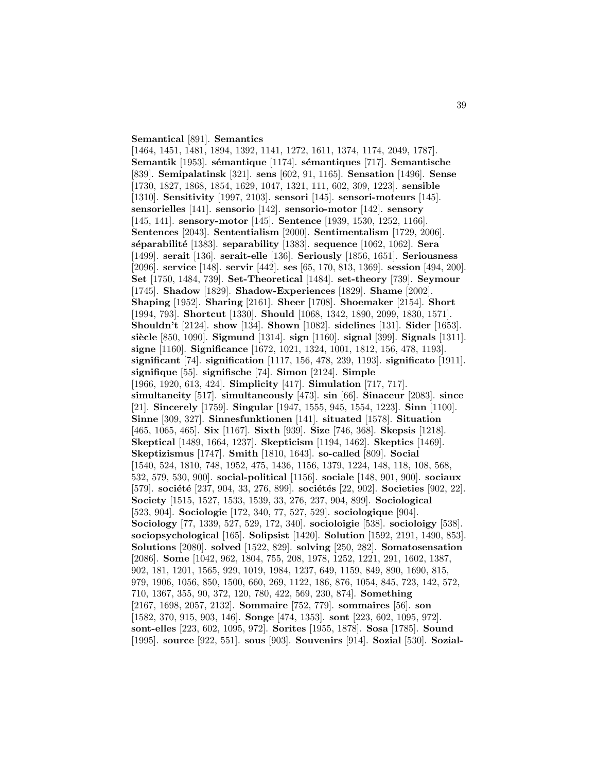**Semantical** [891]. **Semantics** [1464, 1451, 1481, 1894, 1392, 1141, 1272, 1611, 1374, 1174, 2049, 1787]. **Semantik** [1953]. **sémantique** [1174]. **sémantiques** [717]. **Semantische** [839]. **Semipalatinsk** [321]. **sens** [602, 91, 1165]. **Sensation** [1496]. **Sense** [1730, 1827, 1868, 1854, 1629, 1047, 1321, 111, 602, 309, 1223]. **sensible** [1310]. **Sensitivity** [1997, 2103]. **sensori** [145]. **sensori-moteurs** [145]. **sensorielles** [141]. **sensorio** [142]. **sensorio-motor** [142]. **sensory** [145, 141]. **sensory-motor** [145]. **Sentence** [1939, 1530, 1252, 1166]. **Sentences** [2043]. **Sententialism** [2000]. **Sentimentalism** [1729, 2006]. **séparabilité** [1383]. **separability** [1383]. **sequence** [1062, 1062]. **Sera** [1499]. **serait** [136]. **serait-elle** [136]. **Seriously** [1856, 1651]. **Seriousness** [2096]. **service** [148]. **servir** [442]. **ses** [65, 170, 813, 1369]. **session** [494, 200]. **Set** [1750, 1484, 739]. **Set-Theoretical** [1484]. **set-theory** [739]. **Seymour** [1745]. **Shadow** [1829]. **Shadow-Experiences** [1829]. **Shame** [2002]. **Shaping** [1952]. **Sharing** [2161]. **Sheer** [1708]. **Shoemaker** [2154]. **Short** [1994, 793]. **Shortcut** [1330]. **Should** [1068, 1342, 1890, 2099, 1830, 1571]. **Shouldn't** [2124]. **show** [134]. **Shown** [1082]. **sidelines** [131]. **Sider** [1653]. **siècle** [850, 1090]. **Sigmund** [1314]. **sign** [1160]. **signal** [399]. **Signals** [1311]. **signe** [1160]. **Significance** [1672, 1021, 1324, 1001, 1812, 156, 478, 1193]. **significant** [74]. **signification** [1117, 156, 478, 239, 1193]. **significato** [1911]. **signifique** [55]. **signifische** [74]. **Simon** [2124]. **Simple** [1966, 1920, 613, 424]. **Simplicity** [417]. **Simulation** [717, 717]. **simultaneity** [517]. **simultaneously** [473]. **sin** [66]. **Sinaceur** [2083]. **since** [21]. **Sincerely** [1759]. **Singular** [1947, 1555, 945, 1554, 1223]. **Sinn** [1100]. **Sinne** [309, 327]. **Sinnesfunktionen** [141]. **situated** [1578]. **Situation** [465, 1065, 465]. **Six** [1167]. **Sixth** [939]. **Size** [746, 368]. **Skepsis** [1218]. **Skeptical** [1489, 1664, 1237]. **Skepticism** [1194, 1462]. **Skeptics** [1469]. **Skeptizismus** [1747]. **Smith** [1810, 1643]. **so-called** [809]. **Social** [1540, 524, 1810, 748, 1952, 475, 1436, 1156, 1379, 1224, 148, 118, 108, 568, 532, 579, 530, 900]. **social-political** [1156]. **sociale** [148, 901, 900]. **sociaux** [579]. **société** [237, 904, 33, 276, 899]. **sociétés** [22, 902]. **Societies** [902, 22]. **Society** [1515, 1527, 1533, 1539, 33, 276, 237, 904, 899]. **Sociological** [523, 904]. **Sociologie** [172, 340, 77, 527, 529]. **sociologique** [904]. **Sociology** [77, 1339, 527, 529, 172, 340]. **socioloigie** [538]. **socioloigy** [538]. **sociopsychological** [165]. **Solipsist** [1420]. **Solution** [1592, 2191, 1490, 853]. **Solutions** [2080]. **solved** [1522, 829]. **solving** [250, 282]. **Somatosensation** [2086]. **Some** [1042, 962, 1804, 755, 208, 1978, 1252, 1221, 291, 1602, 1387, 902, 181, 1201, 1565, 929, 1019, 1984, 1237, 649, 1159, 849, 890, 1690, 815, 979, 1906, 1056, 850, 1500, 660, 269, 1122, 186, 876, 1054, 845, 723, 142, 572, 710, 1367, 355, 90, 372, 120, 780, 422, 569, 230, 874]. **Something** [2167, 1698, 2057, 2132]. **Sommaire** [752, 779]. **sommaires** [56]. **son** [1582, 370, 915, 903, 146]. **Songe** [474, 1353]. **sont** [223, 602, 1095, 972]. **sont-elles** [223, 602, 1095, 972]. **Sorites** [1955, 1878]. **Sosa** [1785]. **Sound** [1995]. **source** [922, 551]. **sous** [903]. **Souvenirs** [914]. **Sozial** [530]. **Sozial-**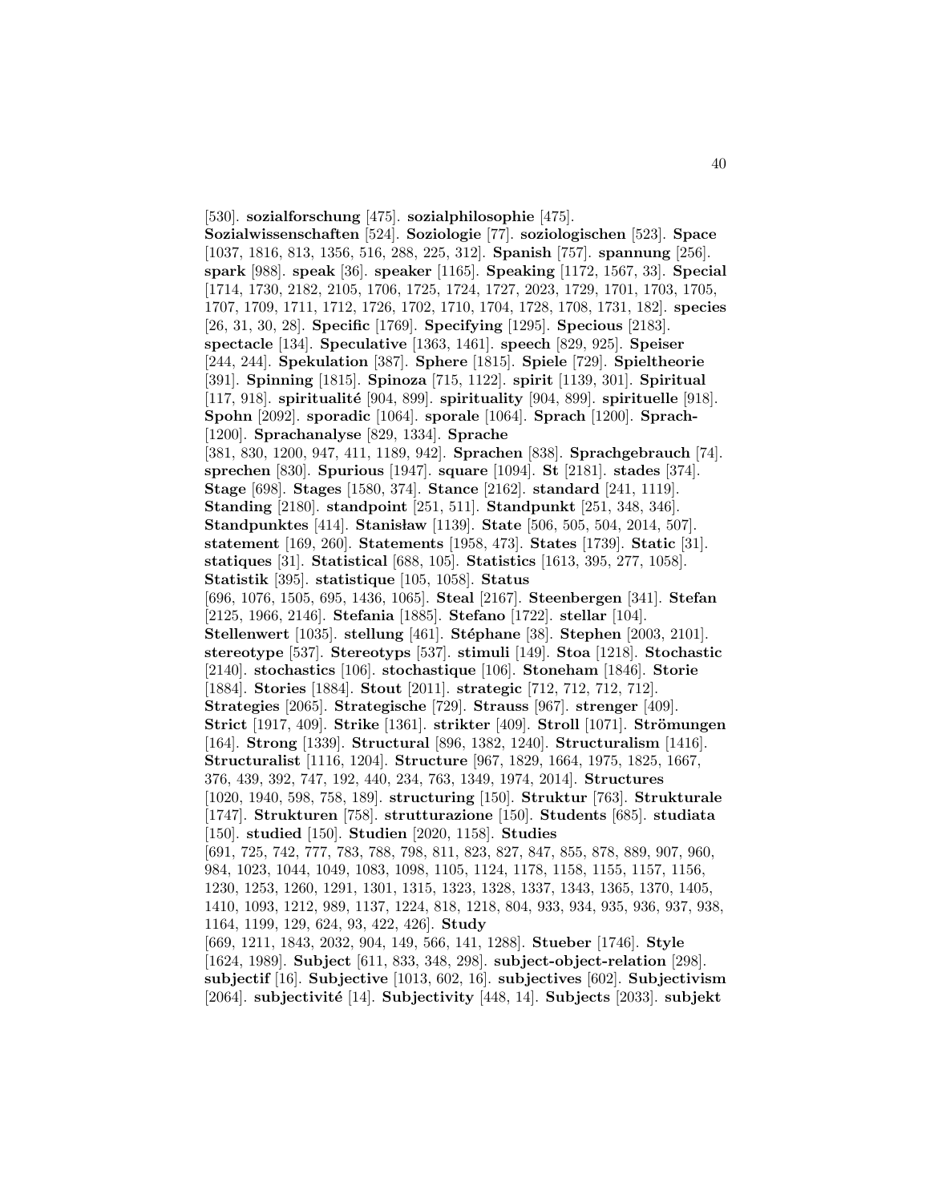[530]. **sozialforschung** [475]. **sozialphilosophie** [475]. **Sozialwissenschaften** [524]. **Soziologie** [77]. **soziologischen** [523]. **Space** [1037, 1816, 813, 1356, 516, 288, 225, 312]. **Spanish** [757]. **spannung** [256]. **spark** [988]. **speak** [36]. **speaker** [1165]. **Speaking** [1172, 1567, 33]. **Special** [1714, 1730, 2182, 2105, 1706, 1725, 1724, 1727, 2023, 1729, 1701, 1703, 1705, 1707, 1709, 1711, 1712, 1726, 1702, 1710, 1704, 1728, 1708, 1731, 182]. **species** [26, 31, 30, 28]. **Specific** [1769]. **Specifying** [1295]. **Specious** [2183]. **spectacle** [134]. **Speculative** [1363, 1461]. **speech** [829, 925]. **Speiser** [244, 244]. **Spekulation** [387]. **Sphere** [1815]. **Spiele** [729]. **Spieltheorie** [391]. **Spinning** [1815]. **Spinoza** [715, 1122]. **spirit** [1139, 301]. **Spiritual** [117, 918]. **spiritualité** [904, 899]. **spirituality** [904, 899]. **spirituelle** [918]. **Spohn** [2092]. **sporadic** [1064]. **sporale** [1064]. **Sprach** [1200]. **Sprach-** [1200]. **Sprachanalyse** [829, 1334]. **Sprache** [381, 830, 1200, 947, 411, 1189, 942]. **Sprachen** [838]. **Sprachgebrauch** [74]. **sprechen** [830]. **Spurious** [1947]. **square** [1094]. **St** [2181]. **stades** [374]. **Stage** [698]. **Stages** [1580, 374]. **Stance** [2162]. **standard** [241, 1119]. **Standing** [2180]. **standpoint** [251, 511]. **Standpunkt** [251, 348, 346]. **Standpunktes** [414]. **Stanisław** [1139]. **State** [506, 505, 504, 2014, 507]. **statement** [169, 260]. **Statements** [1958, 473]. **States** [1739]. **Static** [31]. **statiques** [31]. **Statistical** [688, 105]. **Statistics** [1613, 395, 277, 1058]. **Statistik** [395]. **statistique** [105, 1058]. **Status** [696, 1076, 1505, 695, 1436, 1065]. **Steal** [2167]. **Steenbergen** [341]. **Stefan** [2125, 1966, 2146]. **Stefania** [1885]. **Stefano** [1722]. **stellar** [104]. **Stellenwert** [1035]. **stellung** [461]. **Stéphane** [38]. **Stephen** [2003, 2101]. **stereotype** [537]. **Stereotyps** [537]. **stimuli** [149]. **Stoa** [1218]. **Stochastic** [2140]. **stochastics** [106]. **stochastique** [106]. **Stoneham** [1846]. **Storie** [1884]. **Stories** [1884]. **Stout** [2011]. **strategic** [712, 712, 712, 712]. **Strategies** [2065]. **Strategische** [729]. **Strauss** [967]. **strenger** [409]. **Strict** [1917, 409]. **Strike** [1361]. **strikter** [409]. **Stroll** [1071]. **Strömungen** [164]. **Strong** [1339]. **Structural** [896, 1382, 1240]. **Structuralism** [1416]. **Structuralist** [1116, 1204]. **Structure** [967, 1829, 1664, 1975, 1825, 1667, 376, 439, 392, 747, 192, 440, 234, 763, 1349, 1974, 2014]. **Structures** [1020, 1940, 598, 758, 189]. **structuring** [150]. **Struktur** [763]. **Strukturale** [1747]. **Strukturen** [758]. **strutturazione** [150]. **Students** [685]. **studiata** [150]. **studied** [150]. **Studien** [2020, 1158]. **Studies** [691, 725, 742, 777, 783, 788, 798, 811, 823, 827, 847, 855, 878, 889, 907, 960, 984, 1023, 1044, 1049, 1083, 1098, 1105, 1124, 1178, 1158, 1155, 1157, 1156, 1230, 1253, 1260, 1291, 1301, 1315, 1323, 1328, 1337, 1343, 1365, 1370, 1405, 1410, 1093, 1212, 989, 1137, 1224, 818, 1218, 804, 933, 934, 935, 936, 937, 938, 1164, 1199, 129, 624, 93, 422, 426]. **Study** [669, 1211, 1843, 2032, 904, 149, 566, 141, 1288]. **Stueber** [1746]. **Style** [1624, 1989]. **Subject** [611, 833, 348, 298]. **subject-object-relation** [298]. **subjectif** [16]. **Subjective** [1013, 602, 16]. **subjectives** [602]. **Subjectivism** [2064]. **subjectivité** [14]. **Subjectivity** [448, 14]. **Subjects** [2033]. **subjekt**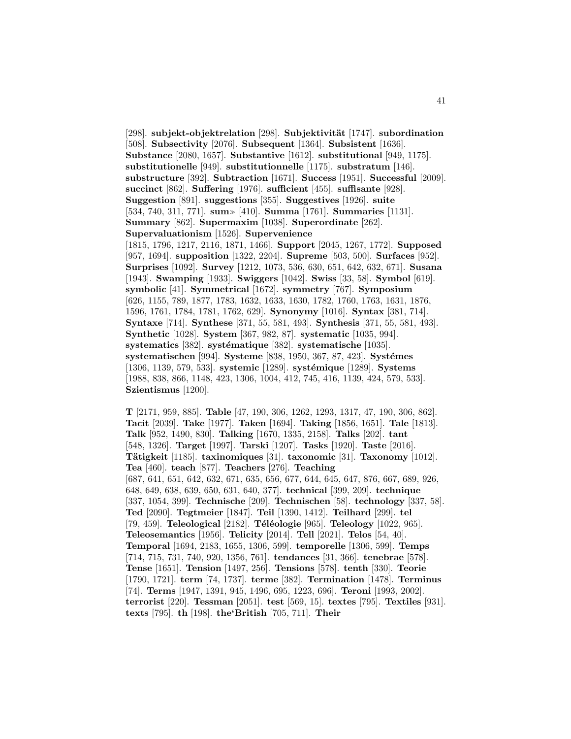[298]. **subjekt-objektrelation** [298]. **Subjektivität** [1747]. **subordination** [508]. **Subsectivity** [2076]. **Subsequent** [1364]. **Subsistent** [1636]. **Substance** [2080, 1657]. **Substantive** [1612]. **substitutional** [949, 1175]. **substitutionelle** [949]. **substitutionnelle** [1175]. **substratum** [146]. **substructure** [392]. **Subtraction** [1671]. **Success** [1951]. **Successful** [2009]. **succinct** [862]. **Suffering** [1976]. **sufficient** [455]. **suffisante** [928]. **Suggestion** [891]. **suggestions** [355]. **Suggestives** [1926]. **suite** [534, 740, 311, 771]. **sum**≫ [410]. **Summa** [1761]. **Summaries** [1131]. **Summary** [862]. **Supermaxim** [1038]. **Superordinate** [262]. **Supervaluationism** [1526]. **Supervenience** [1815, 1796, 1217, 2116, 1871, 1466]. **Support** [2045, 1267, 1772]. **Supposed** [957, 1694]. **supposition** [1322, 2204]. **Supreme** [503, 500]. **Surfaces** [952]. **Surprises** [1092]. **Survey** [1212, 1073, 536, 630, 651, 642, 632, 671]. **Susana** [1943]. **Swamping** [1933]. **Swiggers** [1042]. **Swiss** [33, 58]. **Symbol** [619]. **symbolic** [41]. **Symmetrical** [1672]. **symmetry** [767]. **Symposium** [626, 1155, 789, 1877, 1783, 1632, 1633, 1630, 1782, 1760, 1763, 1631, 1876, 1596, 1761, 1784, 1781, 1762, 629]. **Synonymy** [1016]. **Syntax** [381, 714]. **Syntaxe** [714]. **Synthese** [371, 55, 581, 493]. **Synthesis** [371, 55, 581, 493]. **Synthetic** [1028]. **System** [367, 982, 87]. **systematic** [1035, 994]. **systematics** [382]. **systématique** [382]. **systematische** [1035]. **systematischen** [994]. **Systeme** [838, 1950, 367, 87, 423]. **Systémes** [1306, 1139, 579, 533]. **systemic** [1289]. **systémique** [1289]. **Systems** [1988, 838, 866, 1148, 423, 1306, 1004, 412, 745, 416, 1139, 424, 579, 533]. **Szientismus** [1200].

**T** [2171, 959, 885]. **Table** [47, 190, 306, 1262, 1293, 1317, 47, 190, 306, 862]. **Tacit** [2039]. **Take** [1977]. **Taken** [1694]. **Taking** [1856, 1651]. **Tale** [1813]. **Talk** [952, 1490, 830]. **Talking** [1670, 1335, 2158]. **Talks** [202]. **tant** [548, 1326]. **Target** [1997]. **Tarski** [1207]. **Tasks** [1920]. **Taste** [2016]. **Tätigkeit** [1185]. **taxinomiques** [31]. **taxonomic** [31]. **Taxonomy** [1012]. **Tea** [460]. **teach** [877]. **Teachers** [276]. **Teaching** [687, 641, 651, 642, 632, 671, 635, 656, 677, 644, 645, 647, 876, 667, 689, 926, 648, 649, 638, 639, 650, 631, 640, 377]. **technical** [399, 209]. **technique** [337, 1054, 399]. **Technische** [209]. **Technischen** [58]. **technology** [337, 58]. **Ted** [2090]. **Tegtmeier** [1847]. **Teil** [1390, 1412]. **Teilhard** [299]. **tel** [79, 459]. **Teleological** [2182]. **Téléologie** [965]. **Teleology** [1022, 965]. **Teleosemantics** [1956]. **Telicity** [2014]. **Tell** [2021]. **Telos** [54, 40]. **Temporal** [1694, 2183, 1655, 1306, 599]. **temporelle** [1306, 599]. **Temps** [714, 715, 731, 740, 920, 1356, 761]. **tendances** [31, 366]. **tenebrae** [578]. **Tense** [1651]. **Tension** [1497, 256]. **Tensions** [578]. **tenth** [330]. **Teorie** [1790, 1721]. **term** [74, 1737]. **terme** [382]. **Termination** [1478]. **Terminus** [74]. **Terms** [1947, 1391, 945, 1496, 695, 1223, 696]. **Teroni** [1993, 2002]. **terrorist** [220]. **Tessman** [2051]. **test** [569, 15]. **textes** [795]. **Textiles** [931]. **texts** [795]. **th** [198]. **the'British** [705, 711]. **Their**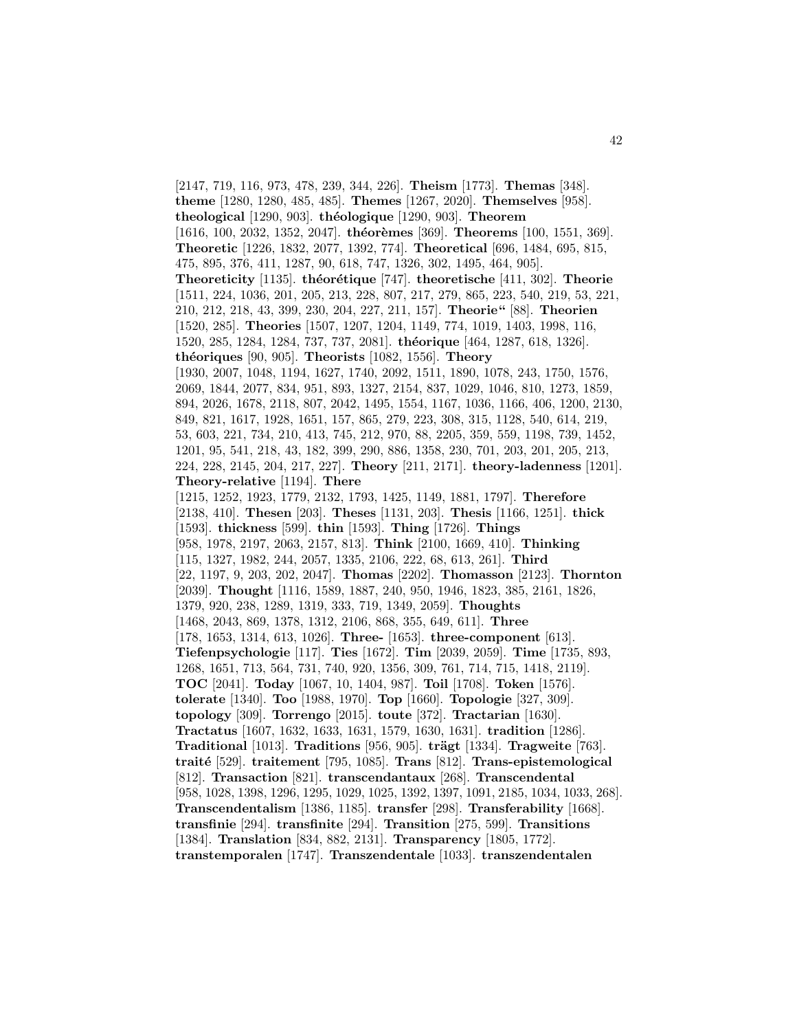[2147, 719, 116, 973, 478, 239, 344, 226]. **Theism** [1773]. **Themas** [348]. **theme** [1280, 1280, 485, 485]. **Themes** [1267, 2020]. **Themselves** [958]. **theological** [1290, 903]. **théologique** [1290, 903]. **Theorem** [1616, 100, 2032, 1352, 2047]. **théorèmes** [369]. **Theorems** [100, 1551, 369]. **Theoretic** [1226, 1832, 2077, 1392, 774]. **Theoretical** [696, 1484, 695, 815, 475, 895, 376, 411, 1287, 90, 618, 747, 1326, 302, 1495, 464, 905]. **Theoreticity** [1135]. **théorétique** [747]. **theoretische** [411, 302]. **Theorie** [1511, 224, 1036, 201, 205, 213, 228, 807, 217, 279, 865, 223, 540, 219, 53, 221, 210, 212, 218, 43, 399, 230, 204, 227, 211, 157]. **Theorie"** [88]. **Theorien** [1520, 285]. **Theories** [1507, 1207, 1204, 1149, 774, 1019, 1403, 1998, 116, 1520, 285, 1284, 1284, 737, 737, 2081]. **théorique** [464, 1287, 618, 1326]. **théoriques** [90, 905]. **Theorists** [1082, 1556]. **Theory** [1930, 2007, 1048, 1194, 1627, 1740, 2092, 1511, 1890, 1078, 243, 1750, 1576, 2069, 1844, 2077, 834, 951, 893, 1327, 2154, 837, 1029, 1046, 810, 1273, 1859, 894, 2026, 1678, 2118, 807, 2042, 1495, 1554, 1167, 1036, 1166, 406, 1200, 2130, 849, 821, 1617, 1928, 1651, 157, 865, 279, 223, 308, 315, 1128, 540, 614, 219, 53, 603, 221, 734, 210, 413, 745, 212, 970, 88, 2205, 359, 559, 1198, 739, 1452, 1201, 95, 541, 218, 43, 182, 399, 290, 886, 1358, 230, 701, 203, 201, 205, 213, 224, 228, 2145, 204, 217, 227]. **Theory** [211, 2171]. **theory-ladenness** [1201]. **Theory-relative** [1194]. **There** [1215, 1252, 1923, 1779, 2132, 1793, 1425, 1149, 1881, 1797]. **Therefore** [2138, 410]. **Thesen** [203]. **Theses** [1131, 203]. **Thesis** [1166, 1251]. **thick** [1593]. **thickness** [599]. **thin** [1593]. **Thing** [1726]. **Things** [958, 1978, 2197, 2063, 2157, 813]. **Think** [2100, 1669, 410]. **Thinking** [115, 1327, 1982, 244, 2057, 1335, 2106, 222, 68, 613, 261]. **Third** [22, 1197, 9, 203, 202, 2047]. **Thomas** [2202]. **Thomasson** [2123]. **Thornton** [2039]. **Thought** [1116, 1589, 1887, 240, 950, 1946, 1823, 385, 2161, 1826, 1379, 920, 238, 1289, 1319, 333, 719, 1349, 2059]. **Thoughts** [1468, 2043, 869, 1378, 1312, 2106, 868, 355, 649, 611]. **Three** [178, 1653, 1314, 613, 1026]. **Three-** [1653]. **three-component** [613]. **Tiefenpsychologie** [117]. **Ties** [1672]. **Tim** [2039, 2059]. **Time** [1735, 893, 1268, 1651, 713, 564, 731, 740, 920, 1356, 309, 761, 714, 715, 1418, 2119]. **TOC** [2041]. **Today** [1067, 10, 1404, 987]. **Toil** [1708]. **Token** [1576]. **tolerate** [1340]. **Too** [1988, 1970]. **Top** [1660]. **Topologie** [327, 309]. **topology** [309]. **Torrengo** [2015]. **toute** [372]. **Tractarian** [1630]. **Tractatus** [1607, 1632, 1633, 1631, 1579, 1630, 1631]. **tradition** [1286]. **Traditional** [1013]. **Traditions** [956, 905]. **trägt** [1334]. **Tragweite** [763]. **traité** [529]. **traitement** [795, 1085]. **Trans** [812]. **Trans-epistemological** [812]. **Transaction** [821]. **transcendantaux** [268]. **Transcendental** [958, 1028, 1398, 1296, 1295, 1029, 1025, 1392, 1397, 1091, 2185, 1034, 1033, 268]. **Transcendentalism** [1386, 1185]. **transfer** [298]. **Transferability** [1668]. **transfinie** [294]. **transfinite** [294]. **Transition** [275, 599]. **Transitions** [1384]. **Translation** [834, 882, 2131]. **Transparency** [1805, 1772]. **transtemporalen** [1747]. **Transzendentale** [1033]. **transzendentalen**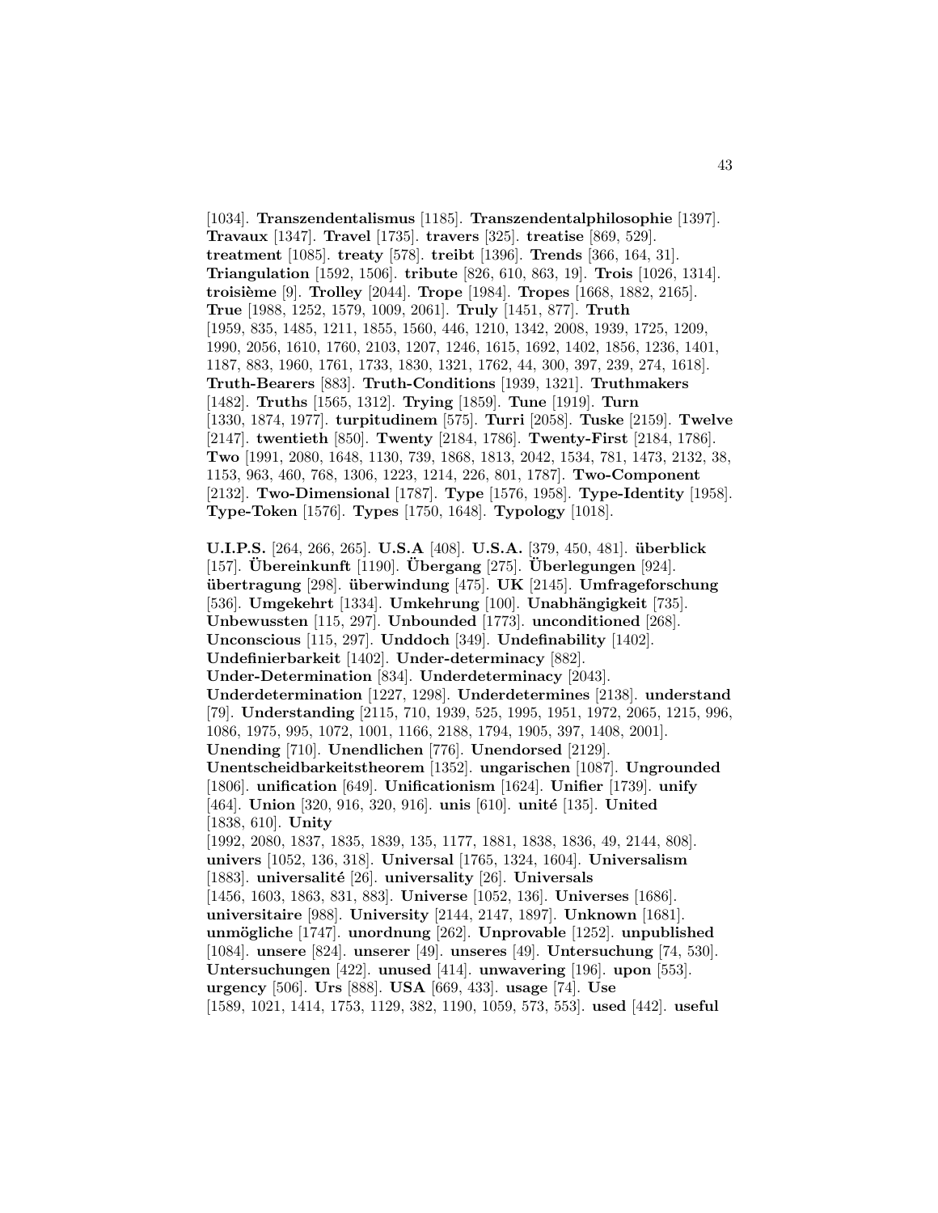[1034]. **Transzendentalismus** [1185]. **Transzendentalphilosophie** [1397]. **Travaux** [1347]. **Travel** [1735]. **travers** [325]. **treatise** [869, 529]. **treatment** [1085]. **treaty** [578]. **treibt** [1396]. **Trends** [366, 164, 31]. **Triangulation** [1592, 1506]. **tribute** [826, 610, 863, 19]. **Trois** [1026, 1314]. **troisième** [9]. **Trolley** [2044]. **Trope** [1984]. **Tropes** [1668, 1882, 2165]. **True** [1988, 1252, 1579, 1009, 2061]. **Truly** [1451, 877]. **Truth** [1959, 835, 1485, 1211, 1855, 1560, 446, 1210, 1342, 2008, 1939, 1725, 1209, 1990, 2056, 1610, 1760, 2103, 1207, 1246, 1615, 1692, 1402, 1856, 1236, 1401, 1187, 883, 1960, 1761, 1733, 1830, 1321, 1762, 44, 300, 397, 239, 274, 1618]. **Truth-Bearers** [883]. **Truth-Conditions** [1939, 1321]. **Truthmakers** [1482]. **Truths** [1565, 1312]. **Trying** [1859]. **Tune** [1919]. **Turn** [1330, 1874, 1977]. **turpitudinem** [575]. **Turri** [2058]. **Tuske** [2159]. **Twelve** [2147]. **twentieth** [850]. **Twenty** [2184, 1786]. **Twenty-First** [2184, 1786]. **Two** [1991, 2080, 1648, 1130, 739, 1868, 1813, 2042, 1534, 781, 1473, 2132, 38, 1153, 963, 460, 768, 1306, 1223, 1214, 226, 801, 1787]. **Two-Component** [2132]. **Two-Dimensional** [1787]. **Type** [1576, 1958]. **Type-Identity** [1958]. **Type-Token** [1576]. **Types** [1750, 1648]. **Typology** [1018].

**U.I.P.S.** [264, 266, 265]. **U.S.A** [408]. **U.S.A.** [379, 450, 481]. **überblick** [157]. **Übereinkunft** [1190]. **Übergang** [275]. **Überlegungen** [924]. **übertragung** [298]. **überwindung** [475]. **UK** [2145]. **Umfrageforschung** [536]. **Umgekehrt** [1334]. **Umkehrung** [100]. **Unabhängigkeit** [735]. **Unbewussten** [115, 297]. **Unbounded** [1773]. **unconditioned** [268]. **Unconscious** [115, 297]. **Unddoch** [349]. **Undefinability** [1402]. **Undefinierbarkeit** [1402]. **Under-determinacy** [882]. **Under-Determination** [834]. **Underdeterminacy** [2043]. **Underdetermination** [1227, 1298]. **Underdetermines** [2138]. **understand** [79]. **Understanding** [2115, 710, 1939, 525, 1995, 1951, 1972, 2065, 1215, 996, 1086, 1975, 995, 1072, 1001, 1166, 2188, 1794, 1905, 397, 1408, 2001]. **Unending** [710]. **Unendlichen** [776]. **Unendorsed** [2129]. **Unentscheidbarkeitstheorem** [1352]. **ungarischen** [1087]. **Ungrounded** [1806]. **unification** [649]. **Unificationism** [1624]. **Unifier** [1739]. **unify** [464]. **Union** [320, 916, 320, 916]. **unis** [610]. **unité** [135]. **United** [1838, 610]. **Unity** [1992, 2080, 1837, 1835, 1839, 135, 1177, 1881, 1838, 1836, 49, 2144, 808]. **univers** [1052, 136, 318]. **Universal** [1765, 1324, 1604]. **Universalism** [1883]. **universalité** [26]. **universality** [26]. **Universals** [1456, 1603, 1863, 831, 883]. **Universe** [1052, 136]. **Universes** [1686]. **universitaire** [988]. **University** [2144, 2147, 1897]. **Unknown** [1681]. **unmögliche** [1747]. **unordnung** [262]. **Unprovable** [1252]. **unpublished** [1084]. **unsere** [824]. **unserer** [49]. **unseres** [49]. **Untersuchung** [74, 530]. **Untersuchungen** [422]. **unused** [414]. **unwavering** [196]. **upon** [553]. **urgency** [506]. **Urs** [888]. **USA** [669, 433]. **usage** [74]. **Use** [1589, 1021, 1414, 1753, 1129, 382, 1190, 1059, 573, 553]. **used** [442]. **useful**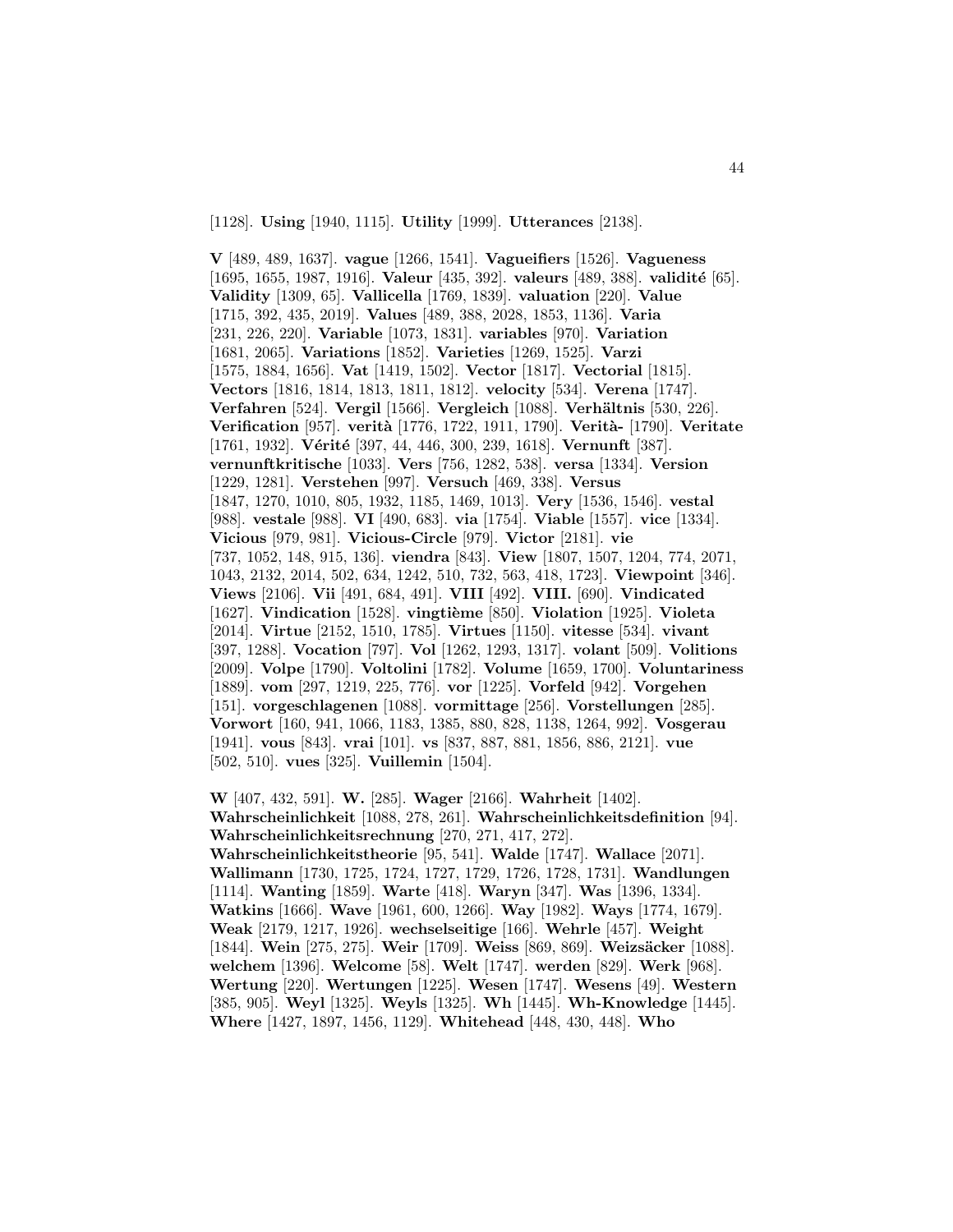[1128]. **Using** [1940, 1115]. **Utility** [1999]. **Utterances** [2138].

**V** [489, 489, 1637]. **vague** [1266, 1541]. **Vagueifiers** [1526]. **Vagueness** [1695, 1655, 1987, 1916]. **Valeur** [435, 392]. **valeurs** [489, 388]. **validité** [65]. **Validity** [1309, 65]. **Vallicella** [1769, 1839]. **valuation** [220]. **Value** [1715, 392, 435, 2019]. **Values** [489, 388, 2028, 1853, 1136]. **Varia** [231, 226, 220]. **Variable** [1073, 1831]. **variables** [970]. **Variation** [1681, 2065]. **Variations** [1852]. **Varieties** [1269, 1525]. **Varzi** [1575, 1884, 1656]. **Vat** [1419, 1502]. **Vector** [1817]. **Vectorial** [1815]. **Vectors** [1816, 1814, 1813, 1811, 1812]. **velocity** [534]. **Verena** [1747]. **Verfahren** [524]. **Vergil** [1566]. **Vergleich** [1088]. **Verhältnis** [530, 226]. **Verification** [957]. **verità** [1776, 1722, 1911, 1790]. **Verità-** [1790]. **Veritate** [1761, 1932]. **Vérité** [397, 44, 446, 300, 239, 1618]. **Vernunft** [387]. **vernunftkritische** [1033]. **Vers** [756, 1282, 538]. **versa** [1334]. **Version** [1229, 1281]. **Verstehen** [997]. **Versuch** [469, 338]. **Versus** [1847, 1270, 1010, 805, 1932, 1185, 1469, 1013]. **Very** [1536, 1546]. **vestal** [988]. **vestale** [988]. **VI** [490, 683]. **via** [1754]. **Viable** [1557]. **vice** [1334]. **Vicious** [979, 981]. **Vicious-Circle** [979]. **Victor** [2181]. **vie** [737, 1052, 148, 915, 136]. **viendra** [843]. **View** [1807, 1507, 1204, 774, 2071, 1043, 2132, 2014, 502, 634, 1242, 510, 732, 563, 418, 1723]. **Viewpoint** [346]. **Views** [2106]. **Vii** [491, 684, 491]. **VIII** [492]. **VIII.** [690]. **Vindicated** [1627]. **Vindication** [1528]. **vingtième** [850]. **Violation** [1925]. **Violeta** [2014]. **Virtue** [2152, 1510, 1785]. **Virtues** [1150]. **vitesse** [534]. **vivant** [397, 1288]. **Vocation** [797]. **Vol** [1262, 1293, 1317]. **volant** [509]. **Volitions** [2009]. **Volpe** [1790]. **Voltolini** [1782]. **Volume** [1659, 1700]. **Voluntariness** [1889]. **vom** [297, 1219, 225, 776]. **vor** [1225]. **Vorfeld** [942]. **Vorgehen** [151]. **vorgeschlagenen** [1088]. **vormittage** [256]. **Vorstellungen** [285]. **Vorwort** [160, 941, 1066, 1183, 1385, 880, 828, 1138, 1264, 992]. **Vosgerau** [1941]. **vous** [843]. **vrai** [101]. **vs** [837, 887, 881, 1856, 886, 2121]. **vue** [502, 510]. **vues** [325]. **Vuillemin** [1504].

**W** [407, 432, 591]. **W.** [285]. **Wager** [2166]. **Wahrheit** [1402]. **Wahrscheinlichkeit** [1088, 278, 261]. **Wahrscheinlichkeitsdefinition** [94]. **Wahrscheinlichkeitsrechnung** [270, 271, 417, 272]. **Wahrscheinlichkeitstheorie** [95, 541]. **Walde** [1747]. **Wallace** [2071]. **Wallimann** [1730, 1725, 1724, 1727, 1729, 1726, 1728, 1731]. **Wandlungen** [1114]. **Wanting** [1859]. **Warte** [418]. **Waryn** [347]. **Was** [1396, 1334]. **Watkins** [1666]. **Wave** [1961, 600, 1266]. **Way** [1982]. **Ways** [1774, 1679]. **Weak** [2179, 1217, 1926]. **wechselseitige** [166]. **Wehrle** [457]. **Weight** [1844]. **Wein** [275, 275]. **Weir** [1709]. **Weiss** [869, 869]. **Weizsäcker** [1088]. **welchem** [1396]. **Welcome** [58]. **Welt** [1747]. **werden** [829]. **Werk** [968]. **Wertung** [220]. **Wertungen** [1225]. **Wesen** [1747]. **Wesens** [49]. **Western** [385, 905]. **Weyl** [1325]. **Weyls** [1325]. **Wh** [1445]. **Wh-Knowledge** [1445]. **Where** [1427, 1897, 1456, 1129]. **Whitehead** [448, 430, 448]. **Who**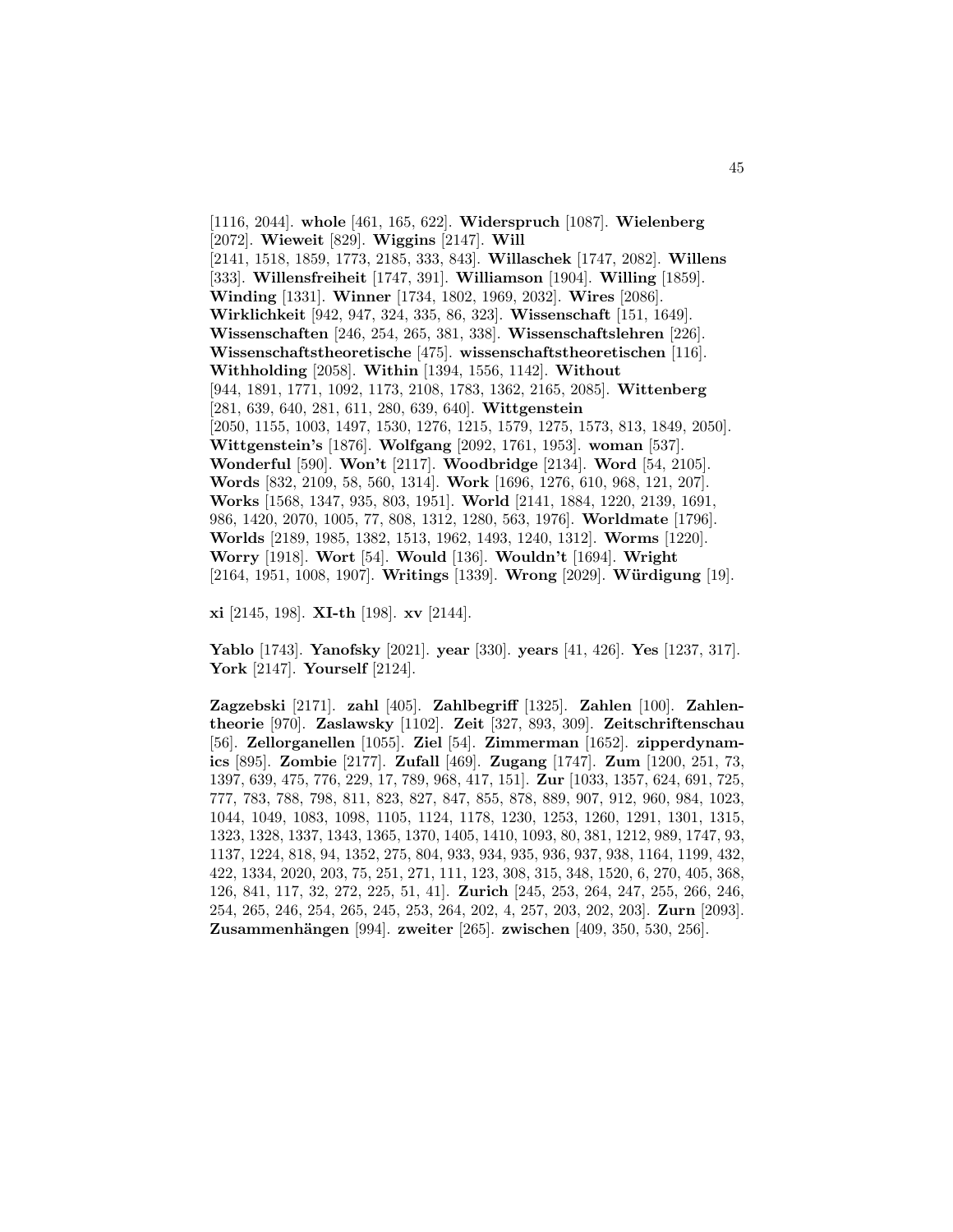[1116, 2044]. **whole** [461, 165, 622]. **Widerspruch** [1087]. **Wielenberg** [2072]. **Wieweit** [829]. **Wiggins** [2147]. **Will** [2141, 1518, 1859, 1773, 2185, 333, 843]. **Willaschek** [1747, 2082]. **Willens** [333]. **Willensfreiheit** [1747, 391]. **Williamson** [1904]. **Willing** [1859]. **Winding** [1331]. **Winner** [1734, 1802, 1969, 2032]. **Wires** [2086]. **Wirklichkeit** [942, 947, 324, 335, 86, 323]. **Wissenschaft** [151, 1649]. **Wissenschaften** [246, 254, 265, 381, 338]. **Wissenschaftslehren** [226]. **Wissenschaftstheoretische** [475]. **wissenschaftstheoretischen** [116]. **Withholding** [2058]. **Within** [1394, 1556, 1142]. **Without** [944, 1891, 1771, 1092, 1173, 2108, 1783, 1362, 2165, 2085]. **Wittenberg** [281, 639, 640, 281, 611, 280, 639, 640]. **Wittgenstein** [2050, 1155, 1003, 1497, 1530, 1276, 1215, 1579, 1275, 1573, 813, 1849, 2050]. **Wittgenstein's** [1876]. **Wolfgang** [2092, 1761, 1953]. **woman** [537]. **Wonderful** [590]. **Won't** [2117]. **Woodbridge** [2134]. **Word** [54, 2105]. **Words** [832, 2109, 58, 560, 1314]. **Work** [1696, 1276, 610, 968, 121, 207]. **Works** [1568, 1347, 935, 803, 1951]. **World** [2141, 1884, 1220, 2139, 1691, 986, 1420, 2070, 1005, 77, 808, 1312, 1280, 563, 1976]. **Worldmate** [1796]. **Worlds** [2189, 1985, 1382, 1513, 1962, 1493, 1240, 1312]. **Worms** [1220]. **Worry** [1918]. **Wort** [54]. **Would** [136]. **Wouldn't** [1694]. **Wright** [2164, 1951, 1008, 1907]. **Writings** [1339]. **Wrong** [2029]. **Würdigung** [19].

**xi** [2145, 198]. **XI-th** [198]. **xv** [2144].

**Yablo** [1743]. **Yanofsky** [2021]. **year** [330]. **years** [41, 426]. **Yes** [1237, 317]. **York** [2147]. **Yourself** [2124].

**Zagzebski** [2171]. **zahl** [405]. **Zahlbegriff** [1325]. **Zahlen** [100]. **Zahlentheorie** [970]. **Zaslawsky** [1102]. **Zeit** [327, 893, 309]. **Zeitschriftenschau** [56]. **Zellorganellen** [1055]. **Ziel** [54]. **Zimmerman** [1652]. **zipperdynamics** [895]. **Zombie** [2177]. **Zufall** [469]. **Zugang** [1747]. **Zum** [1200, 251, 73, 1397, 639, 475, 776, 229, 17, 789, 968, 417, 151]. **Zur** [1033, 1357, 624, 691, 725, 777, 783, 788, 798, 811, 823, 827, 847, 855, 878, 889, 907, 912, 960, 984, 1023, 1044, 1049, 1083, 1098, 1105, 1124, 1178, 1230, 1253, 1260, 1291, 1301, 1315, 1323, 1328, 1337, 1343, 1365, 1370, 1405, 1410, 1093, 80, 381, 1212, 989, 1747, 93, 1137, 1224, 818, 94, 1352, 275, 804, 933, 934, 935, 936, 937, 938, 1164, 1199, 432, 422, 1334, 2020, 203, 75, 251, 271, 111, 123, 308, 315, 348, 1520, 6, 270, 405, 368, 126, 841, 117, 32, 272, 225, 51, 41]. **Zurich** [245, 253, 264, 247, 255, 266, 246, 254, 265, 246, 254, 265, 245, 253, 264, 202, 4, 257, 203, 202, 203]. **Zurn** [2093]. **Zusammenhängen** [994]. **zweiter** [265]. **zwischen** [409, 350, 530, 256].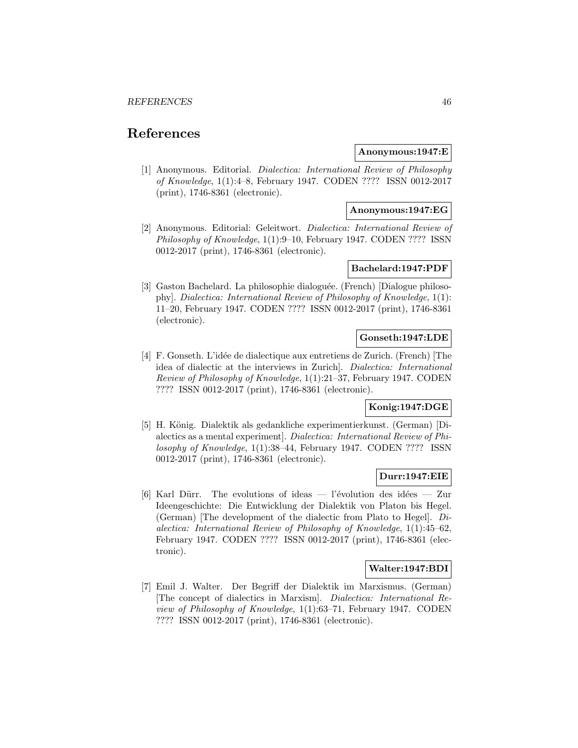# References

**Anonymous:1947:E**

[1] Anonymous. Editorial. *Dialectica: International Review of Philosophy of Knowledge*, 1(1):4–8, February 1947. CODEN ???? ISSN 0012-2017 (print), 1746-8361 (electronic).

**Anonymous:1947:EG**

[2] Anonymous. Editorial: Geleitwort. *Dialectica: International Review of Philosophy of Knowledge*, 1(1):9–10, February 1947. CODEN ???? ISSN 0012-2017 (print), 1746-8361 (electronic).

**Bachelard:1947:PDF**

[3] Gaston Bachelard. La philosophie dialoguée. (French) [Dialogue philosophy]. *Dialectica: International Review of Philosophy of Knowledge*, 1(1): 11–20, February 1947. CODEN ???? ISSN 0012-2017 (print), 1746-8361 (electronic).

**Gonseth:1947:LDE**

[4] F. Gonseth. L'idée de dialectique aux entretiens de Zurich. (French) [The idea of dialectic at the interviews in Zurich]. *Dialectica: International Review of Philosophy of Knowledge*, 1(1):21–37, February 1947. CODEN ???? ISSN 0012-2017 (print), 1746-8361 (electronic).

**Konig:1947:DGE**

[5] H. König. Dialektik als gedankliche experimentierkunst. (German) [Dialectics as a mental experiment]. *Dialectica: International Review of Philosophy of Knowledge*, 1(1):38–44, February 1947. CODEN ???? ISSN 0012-2017 (print), 1746-8361 (electronic).

**Durr:1947:EIE**

[6] Karl Dürr. The evolutions of ideas — l'évolution des idées — Zur Ideengeschichte: Die Entwicklung der Dialektik von Platon bis Hegel. (German) [The development of the dialectic from Plato to Hegel]. *Dialectica: International Review of Philosophy of Knowledge*, 1(1):45–62, February 1947. CODEN ???? ISSN 0012-2017 (print), 1746-8361 (electronic).

**Walter:1947:BDI**

[7] Emil J. Walter. Der Begriff der Dialektik im Marxismus. (German) [The concept of dialectics in Marxism]. *Dialectica: International Review of Philosophy of Knowledge*, 1(1):63–71, February 1947. CODEN ???? ISSN 0012-2017 (print), 1746-8361 (electronic).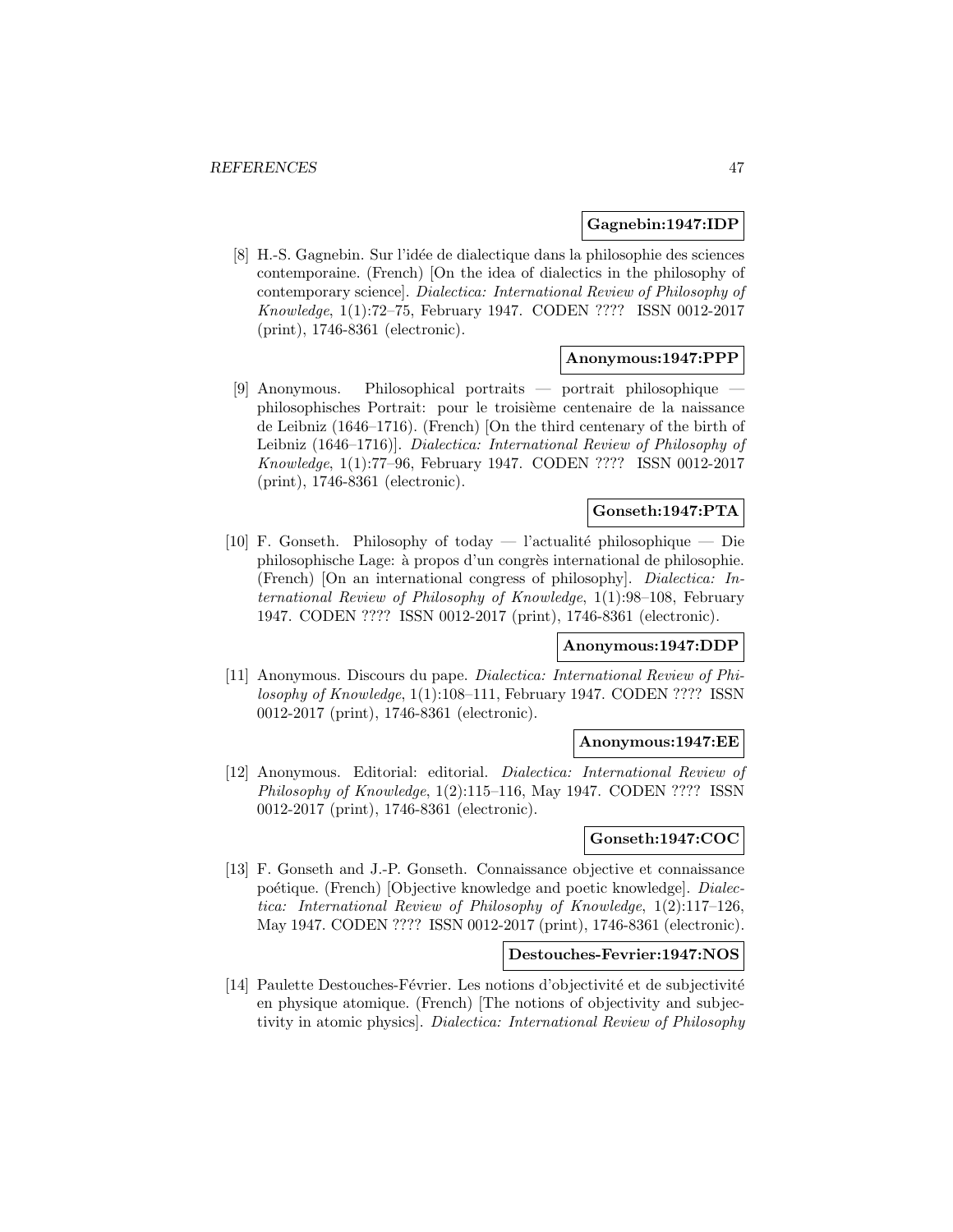**Gagnebin:1947:IDP**

[8] H.-S. Gagnebin. Sur l'idée de dialectique dans la philosophie des sciences contemporaine. (French) [On the idea of dialectics in the philosophy of contemporary science]. *Dialectica: International Review of Philosophy of Knowledge*, 1(1):72–75, February 1947. CODEN ???? ISSN 0012-2017 (print), 1746-8361 (electronic).

**Anonymous:1947:PPP**

[9] Anonymous. Philosophical portraits — portrait philosophique — philosophisches Portrait: pour le troisième centenaire de la naissance de Leibniz (1646–1716). (French) [On the third centenary of the birth of Leibniz (1646–1716)]. *Dialectica: International Review of Philosophy of Knowledge*, 1(1):77–96, February 1947. CODEN ???? ISSN 0012-2017 (print), 1746-8361 (electronic).

**Gonseth:1947:PTA**

[10] F. Gonseth. Philosophy of today — l'actualité philosophique — Die philosophische Lage: à propos d'un congrès international de philosophie. (French) [On an international congress of philosophy]. *Dialectica: International Review of Philosophy of Knowledge*, 1(1):98–108, February 1947. CODEN ???? ISSN 0012-2017 (print), 1746-8361 (electronic).

**Anonymous:1947:DDP**

[11] Anonymous. Discours du pape. *Dialectica: International Review of Philosophy of Knowledge*, 1(1):108–111, February 1947. CODEN ???? ISSN 0012-2017 (print), 1746-8361 (electronic).

**Anonymous:1947:EE**

[12] Anonymous. Editorial: editorial. *Dialectica: International Review of Philosophy of Knowledge*, 1(2):115–116, May 1947. CODEN ???? ISSN 0012-2017 (print), 1746-8361 (electronic).

**Gonseth:1947:COC**

[13] F. Gonseth and J.-P. Gonseth. Connaissance objective et connaissance poétique. (French) [Objective knowledge and poetic knowledge]. *Dialectica: International Review of Philosophy of Knowledge*, 1(2):117–126, May 1947. CODEN ???? ISSN 0012-2017 (print), 1746-8361 (electronic).

**Destouches-Fevrier:1947:NOS**

[14] Paulette Destouches-Février. Les notions d'objectivité et de subjectivité en physique atomique. (French) [The notions of objectivity and subjectivity in atomic physics]. *Dialectica: International Review of Philosophy*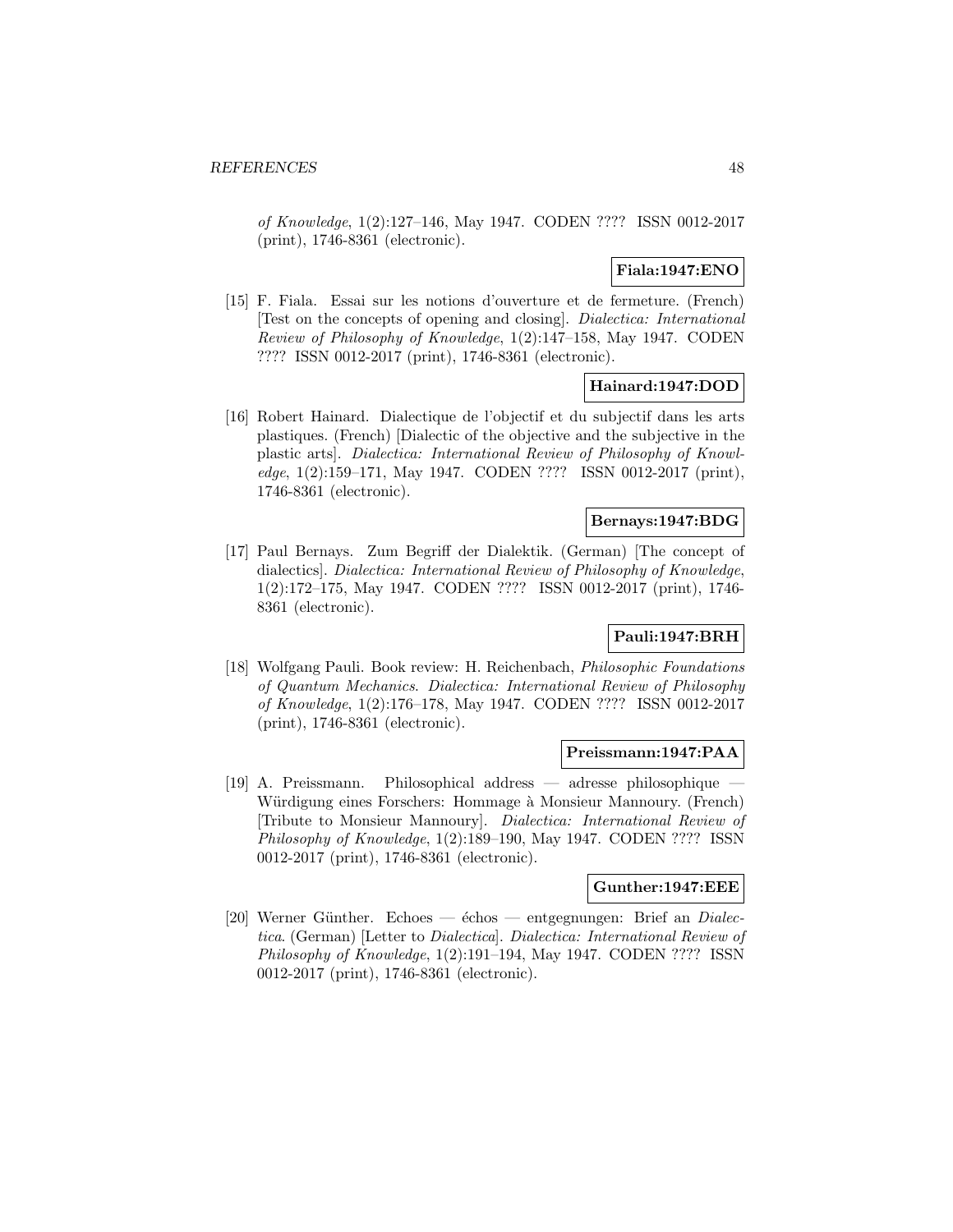*of Knowledge*, 1(2):127–146, May 1947. CODEN ???? ISSN 0012-2017 (print), 1746-8361 (electronic).

**Fiala:1947:ENO**

[15] F. Fiala. Essai sur les notions d'ouverture et de fermeture. (French) [Test on the concepts of opening and closing]. *Dialectica: International Review of Philosophy of Knowledge*, 1(2):147–158, May 1947. CODEN ???? ISSN 0012-2017 (print), 1746-8361 (electronic).

**Hainard:1947:DOD**

[16] Robert Hainard. Dialectique de l'objectif et du subjectif dans les arts plastiques. (French) [Dialectic of the objective and the subjective in the plastic arts]. *Dialectica: International Review of Philosophy of Knowledge*, 1(2):159–171, May 1947. CODEN ???? ISSN 0012-2017 (print), 1746-8361 (electronic).

**Bernays:1947:BDG**

[17] Paul Bernays. Zum Begriff der Dialektik. (German) [The concept of dialectics]. *Dialectica: International Review of Philosophy of Knowledge*, 1(2):172–175, May 1947. CODEN ???? ISSN 0012-2017 (print), 1746-8361 (electronic).

**Pauli:1947:BRH**

[18] Wolfgang Pauli. Book review: H. Reichenbach, *Philosophic Foundations of Quantum Mechanics*. *Dialectica: International Review of Philosophy of Knowledge*, 1(2):176–178, May 1947. CODEN ???? ISSN 0012-2017 (print), 1746-8361 (electronic).

**Preissmann:1947:PAA**

[19] A. Preissmann. Philosophical address — adresse philosophique — Würdigung eines Forschers: Hommage à Monsieur Mannoury. (French) [Tribute to Monsieur Mannoury]. *Dialectica: International Review of Philosophy of Knowledge*, 1(2):189–190, May 1947. CODEN ???? ISSN 0012-2017 (print), 1746-8361 (electronic).

**Gunther:1947:EEE**

[20] Werner Günther. Echoes — échos — entgegnungen: Brief an *Dialectica*. (German) [Letter to *Dialectica*]. *Dialectica: International Review of Philosophy of Knowledge*, 1(2):191–194, May 1947. CODEN ???? ISSN 0012-2017 (print), 1746-8361 (electronic).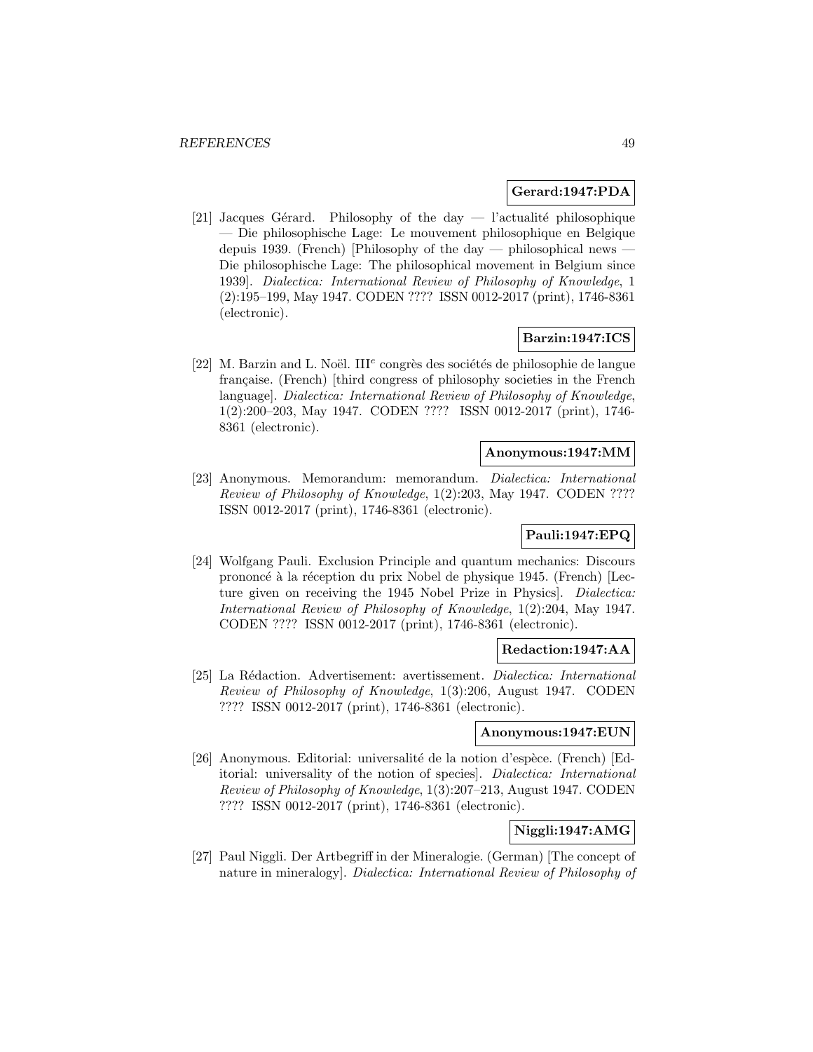**Gerard:1947:PDA**

[21] Jacques Gérard. Philosophy of the day — l'actualité philosophique — Die philosophische Lage: Le mouvement philosophique en Belgique depuis 1939. (French) [Philosophy of the day — philosophical news — Die philosophische Lage: The philosophical movement in Belgium since 1939]. *Dialectica: International Review of Philosophy of Knowledge*, 1 (2):195–199, May 1947. CODEN ???? ISSN 0012-2017 (print), 1746-8361 (electronic).

**Barzin:1947:ICS**

[22] M. Barzin and L. Noël. III$^{e}$ congrès des sociétés de philosophie de langue française. (French) [third congress of philosophy societies in the French language]. *Dialectica: International Review of Philosophy of Knowledge*, 1(2):200–203, May 1947. CODEN ???? ISSN 0012-2017 (print), 1746-8361 (electronic).

**Anonymous:1947:MM**

[23] Anonymous. Memorandum: memorandum. *Dialectica: International Review of Philosophy of Knowledge*, 1(2):203, May 1947. CODEN ???? ISSN 0012-2017 (print), 1746-8361 (electronic).

**Pauli:1947:EPQ**

[24] Wolfgang Pauli. Exclusion Principle and quantum mechanics: Discours prononcé à la réception du prix Nobel de physique 1945. (French) [Lecture given on receiving the 1945 Nobel Prize in Physics]. *Dialectica: International Review of Philosophy of Knowledge*, 1(2):204, May 1947. CODEN ???? ISSN 0012-2017 (print), 1746-8361 (electronic).

**Redaction:1947:AA**

[25] La Rédaction. Advertisement: avertissement. *Dialectica: International Review of Philosophy of Knowledge*, 1(3):206, August 1947. CODEN ???? ISSN 0012-2017 (print), 1746-8361 (electronic).

**Anonymous:1947:EUN**

[26] Anonymous. Editorial: universalité de la notion d'espèce. (French) [Editorial: universality of the notion of species]. *Dialectica: International Review of Philosophy of Knowledge*, 1(3):207–213, August 1947. CODEN ???? ISSN 0012-2017 (print), 1746-8361 (electronic).

**Niggli:1947:AMG**

[27] Paul Niggli. Der Artbegriff in der Mineralogie. (German) [The concept of nature in mineralogy]. *Dialectica: International Review of Philosophy of*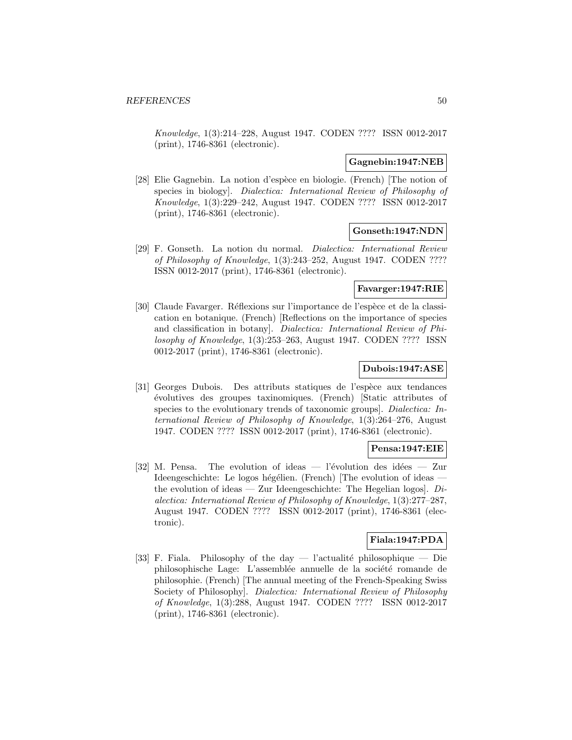*Knowledge*, 1(3):214–228, August 1947. CODEN ???? ISSN 0012-2017 (print), 1746-8361 (electronic).

**Gagnebin:1947:NEB**

[28] Elie Gagnebin. La notion d'espèce en biologie. (French) [The notion of species in biology]. *Dialectica: International Review of Philosophy of Knowledge*, 1(3):229–242, August 1947. CODEN ???? ISSN 0012-2017 (print), 1746-8361 (electronic).

**Gonseth:1947:NDN**

[29] F. Gonseth. La notion du normal. *Dialectica: International Review of Philosophy of Knowledge*, 1(3):243–252, August 1947. CODEN ???? ISSN 0012-2017 (print), 1746-8361 (electronic).

**Favarger:1947:RIE**

[30] Claude Favarger. Réflexions sur l'importance de l'espèce et de la classication en botanique. (French) [Reflections on the importance of species and classification in botany]. *Dialectica: International Review of Philosophy of Knowledge*, 1(3):253–263, August 1947. CODEN ???? ISSN 0012-2017 (print), 1746-8361 (electronic).

**Dubois:1947:ASE**

[31] Georges Dubois. Des attributs statiques de l'espèce aux tendances évolutives des groupes taxinomiques. (French) [Static attributes of species to the evolutionary trends of taxonomic groups]. *Dialectica: International Review of Philosophy of Knowledge*, 1(3):264–276, August 1947. CODEN ???? ISSN 0012-2017 (print), 1746-8361 (electronic).

**Pensa:1947:EIE**

[32] M. Pensa. The evolution of ideas — l'évolution des idées — Zur Ideengeschichte: Le logos hégélien. (French) [The evolution of ideas — the evolution of ideas — Zur Ideengeschichte: The Hegelian logos]. *Dialectica: International Review of Philosophy of Knowledge*, 1(3):277–287, August 1947. CODEN ???? ISSN 0012-2017 (print), 1746-8361 (electronic).

**Fiala:1947:PDA**

[33] F. Fiala. Philosophy of the day — l'actualité philosophique — Die philosophische Lage: L'assemblée annuelle de la société romande de philosophie. (French) [The annual meeting of the French-Speaking Swiss Society of Philosophy]. *Dialectica: International Review of Philosophy of Knowledge*, 1(3):288, August 1947. CODEN ???? ISSN 0012-2017 (print), 1746-8361 (electronic).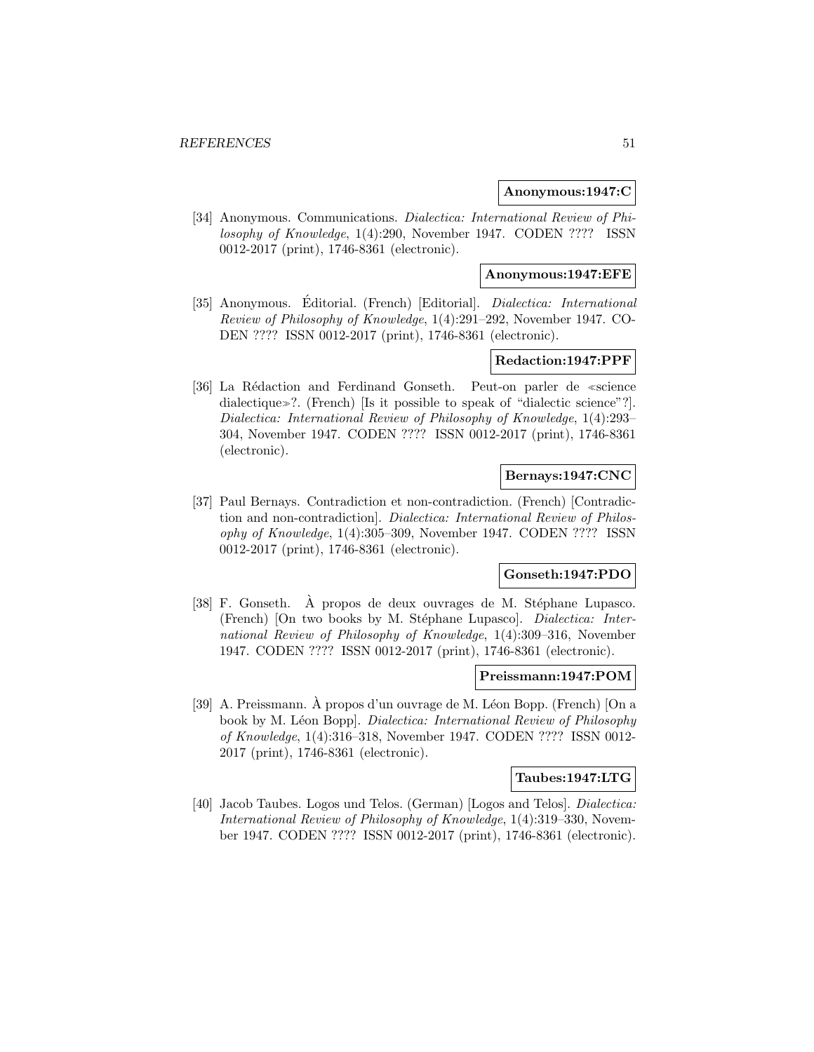**Anonymous:1947:C**

[34] Anonymous. Communications. *Dialectica: International Review of Philosophy of Knowledge*, 1(4):290, November 1947. CODEN ???? ISSN 0012-2017 (print), 1746-8361 (electronic).

**Anonymous:1947:EFE**

[35] Anonymous. Éditorial. (French) [Editorial]. *Dialectica: International Review of Philosophy of Knowledge*, 1(4):291–292, November 1947. CODEN ???? ISSN 0012-2017 (print), 1746-8361 (electronic).

**Redaction:1947:PPF**

[36] La Rédaction and Ferdinand Gonseth. Peut-on parler de ≪science dialectique≫?. (French) [Is it possible to speak of "dialectic science"?]. *Dialectica: International Review of Philosophy of Knowledge*, 1(4):293–304, November 1947. CODEN ???? ISSN 0012-2017 (print), 1746-8361 (electronic).

**Bernays:1947:CNC**

[37] Paul Bernays. Contradiction et non-contradiction. (French) [Contradiction and non-contradiction]. *Dialectica: International Review of Philosophy of Knowledge*, 1(4):305–309, November 1947. CODEN ???? ISSN 0012-2017 (print), 1746-8361 (electronic).

**Gonseth:1947:PDO**

[38] F. Gonseth. À propos de deux ouvrages de M. Stéphane Lupasco. (French) [On two books by M. Stéphane Lupasco]. *Dialectica: International Review of Philosophy of Knowledge*, 1(4):309–316, November 1947. CODEN ???? ISSN 0012-2017 (print), 1746-8361 (electronic).

**Preissmann:1947:POM**

[39] A. Preissmann. À propos d'un ouvrage de M. Léon Bopp. (French) [On a book by M. Léon Bopp]. *Dialectica: International Review of Philosophy of Knowledge*, 1(4):316–318, November 1947. CODEN ???? ISSN 0012-2017 (print), 1746-8361 (electronic).

**Taubes:1947:LTG**

[40] Jacob Taubes. Logos und Telos. (German) [Logos and Telos]. *Dialectica: International Review of Philosophy of Knowledge*, 1(4):319–330, November 1947. CODEN ???? ISSN 0012-2017 (print), 1746-8361 (electronic).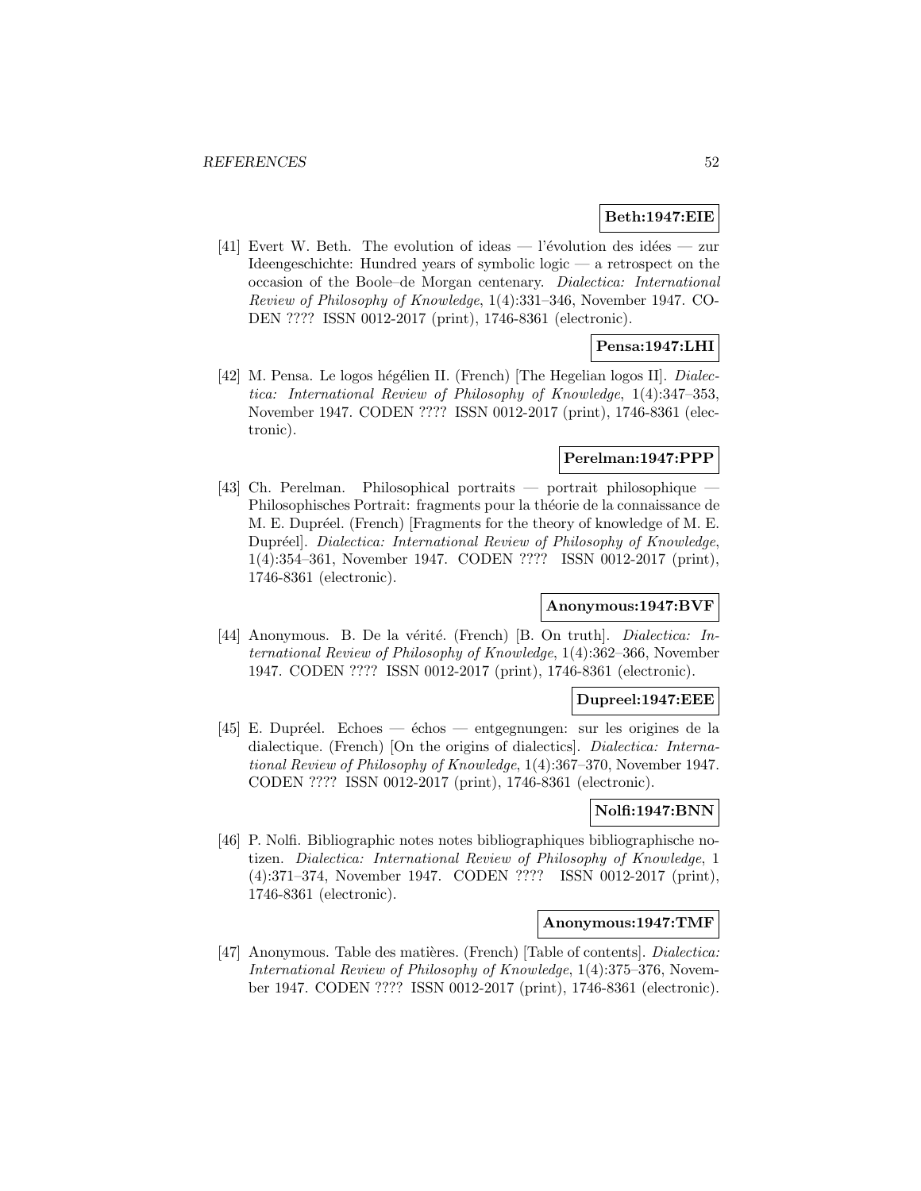**Beth:1947:EIE**

[41] Evert W. Beth. The evolution of ideas — l'évolution des idées — zur Ideengeschichte: Hundred years of symbolic logic — a retrospect on the occasion of the Boole–de Morgan centenary. *Dialectica: International Review of Philosophy of Knowledge*, 1(4):331–346, November 1947. CODEN ???? ISSN 0012-2017 (print), 1746-8361 (electronic).

**Pensa:1947:LHI**

[42] M. Pensa. Le logos hégélien II. (French) [The Hegelian logos II]. *Dialectica: International Review of Philosophy of Knowledge*, 1(4):347–353, November 1947. CODEN ???? ISSN 0012-2017 (print), 1746-8361 (electronic).

**Perelman:1947:PPP**

[43] Ch. Perelman. Philosophical portraits — portrait philosophique — Philosophisches Portrait: fragments pour la théorie de la connaissance de M. E. Dupréel. (French) [Fragments for the theory of knowledge of M. E. Dupréel]. *Dialectica: International Review of Philosophy of Knowledge*, 1(4):354–361, November 1947. CODEN ???? ISSN 0012-2017 (print), 1746-8361 (electronic).

**Anonymous:1947:BVF**

[44] Anonymous. B. De la vérité. (French) [B. On truth]. *Dialectica: International Review of Philosophy of Knowledge*, 1(4):362–366, November 1947. CODEN ???? ISSN 0012-2017 (print), 1746-8361 (electronic).

**Dupreel:1947:EEE**

[45] E. Dupréel. Echoes — échos — entgegnungen: sur les origines de la dialectique. (French) [On the origins of dialectics]. *Dialectica: International Review of Philosophy of Knowledge*, 1(4):367–370, November 1947. CODEN ???? ISSN 0012-2017 (print), 1746-8361 (electronic).

**Nolfi:1947:BNN**

[46] P. Nolfi. Bibliographic notes notes bibliographiques bibliographische notizen. *Dialectica: International Review of Philosophy of Knowledge*, 1 (4):371–374, November 1947. CODEN ???? ISSN 0012-2017 (print), 1746-8361 (electronic).

**Anonymous:1947:TMF**

[47] Anonymous. Table des matières. (French) [Table of contents]. *Dialectica: International Review of Philosophy of Knowledge*, 1(4):375–376, November 1947. CODEN ???? ISSN 0012-2017 (print), 1746-8361 (electronic).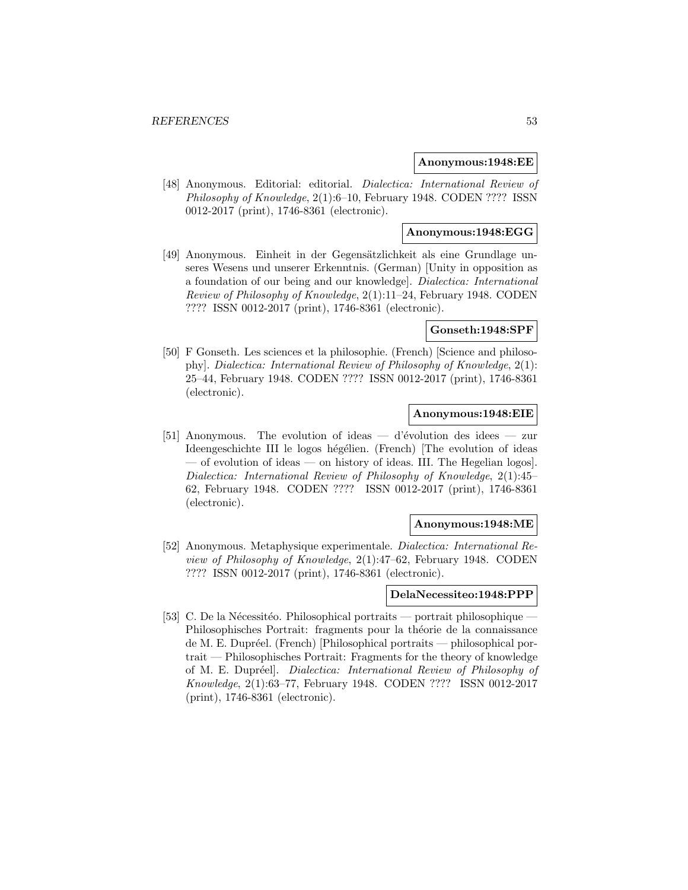**Anonymous:1948:EE**

[48] Anonymous. Editorial: editorial. *Dialectica: International Review of Philosophy of Knowledge*, 2(1):6–10, February 1948. CODEN ???? ISSN 0012-2017 (print), 1746-8361 (electronic).

**Anonymous:1948:EGG**

[49] Anonymous. Einheit in der Gegensätzlichkeit als eine Grundlage unseres Wesens und unserer Erkenntnis. (German) [Unity in opposition as a foundation of our being and our knowledge]. *Dialectica: International Review of Philosophy of Knowledge*, 2(1):11–24, February 1948. CODEN ???? ISSN 0012-2017 (print), 1746-8361 (electronic).

**Gonseth:1948:SPF**

[50] F Gonseth. Les sciences et la philosophie. (French) [Science and philosophy]. *Dialectica: International Review of Philosophy of Knowledge*, 2(1): 25–44, February 1948. CODEN ???? ISSN 0012-2017 (print), 1746-8361 (electronic).

**Anonymous:1948:EIE**

[51] Anonymous. The evolution of ideas — d'évolution des idees — zur Ideengeschichte III le logos hégélien. (French) [The evolution of ideas — of evolution of ideas — on history of ideas. III. The Hegelian logos]. *Dialectica: International Review of Philosophy of Knowledge*, 2(1):45–62, February 1948. CODEN ???? ISSN 0012-2017 (print), 1746-8361 (electronic).

**Anonymous:1948:ME**

[52] Anonymous. Metaphysique experimentale. *Dialectica: International Review of Philosophy of Knowledge*, 2(1):47–62, February 1948. CODEN ???? ISSN 0012-2017 (print), 1746-8361 (electronic).

**DelaNecessiteo:1948:PPP**

[53] C. De la Nécessitéo. Philosophical portraits — portrait philosophique — Philosophisches Portrait: fragments pour la théorie de la connaissance de M. E. Dupréel. (French) [Philosophical portraits — philosophical portrait — Philosophisches Portrait: Fragments for the theory of knowledge of M. E. Dupréel]. *Dialectica: International Review of Philosophy of Knowledge*, 2(1):63–77, February 1948. CODEN ???? ISSN 0012-2017 (print), 1746-8361 (electronic).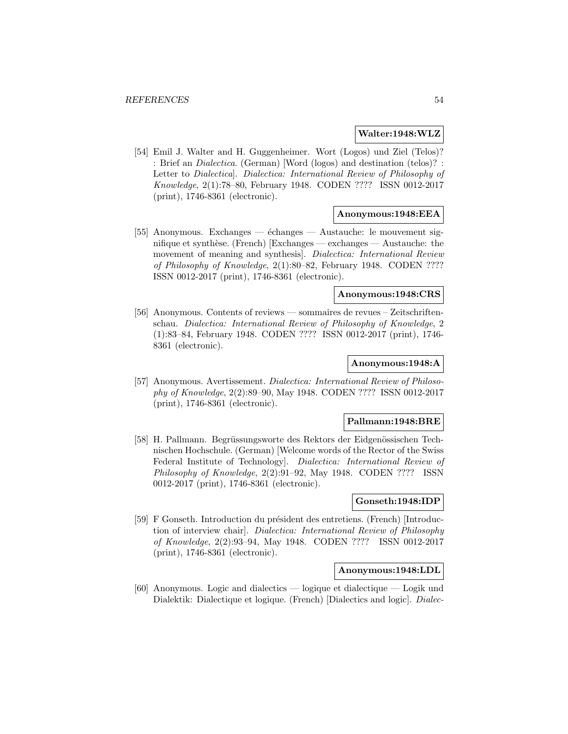**Walter:1948:WLZ**

[54] Emil J. Walter and H. Guggenheimer. Wort (Logos) und Ziel (Telos)? : Brief an *Dialectica*. (German) [Word (logos) and destination (telos)? : Letter to *Dialectica*]. *Dialectica: International Review of Philosophy of Knowledge*, 2(1):78–80, February 1948. CODEN ???? ISSN 0012-2017 (print), 1746-8361 (electronic).

**Anonymous:1948:EEA**

[55] Anonymous. Exchanges — échanges — Austauche: le mouvement signifique et synthèse. (French) [Exchanges — exchanges — Austauche: the movement of meaning and synthesis]. *Dialectica: International Review of Philosophy of Knowledge*, 2(1):80–82, February 1948. CODEN ???? ISSN 0012-2017 (print), 1746-8361 (electronic).

**Anonymous:1948:CRS**

[56] Anonymous. Contents of reviews — sommaires de revues – Zeitschriftenschau. *Dialectica: International Review of Philosophy of Knowledge*, 2 (1):83–84, February 1948. CODEN ???? ISSN 0012-2017 (print), 1746-8361 (electronic).

**Anonymous:1948:A**

[57] Anonymous. Avertissement. *Dialectica: International Review of Philosophy of Knowledge*, 2(2):89–90, May 1948. CODEN ???? ISSN 0012-2017 (print), 1746-8361 (electronic).

**Pallmann:1948:BRE**

[58] H. Pallmann. Begrüssungsworte des Rektors der Eidgenössischen Technischen Hochschule. (German) [Welcome words of the Rector of the Swiss Federal Institute of Technology]. *Dialectica: International Review of Philosophy of Knowledge*, 2(2):91–92, May 1948. CODEN ???? ISSN 0012-2017 (print), 1746-8361 (electronic).

**Gonseth:1948:IDP**

[59] F Gonseth. Introduction du président des entretiens. (French) [Introduction of interview chair]. *Dialectica: International Review of Philosophy of Knowledge*, 2(2):93–94, May 1948. CODEN ???? ISSN 0012-2017 (print), 1746-8361 (electronic).

**Anonymous:1948:LDL**

[60] Anonymous. Logic and dialectics — logique et dialectique — Logik und Dialektik: Dialectique et logique. (French) [Dialectics and logic]. *Dialec-*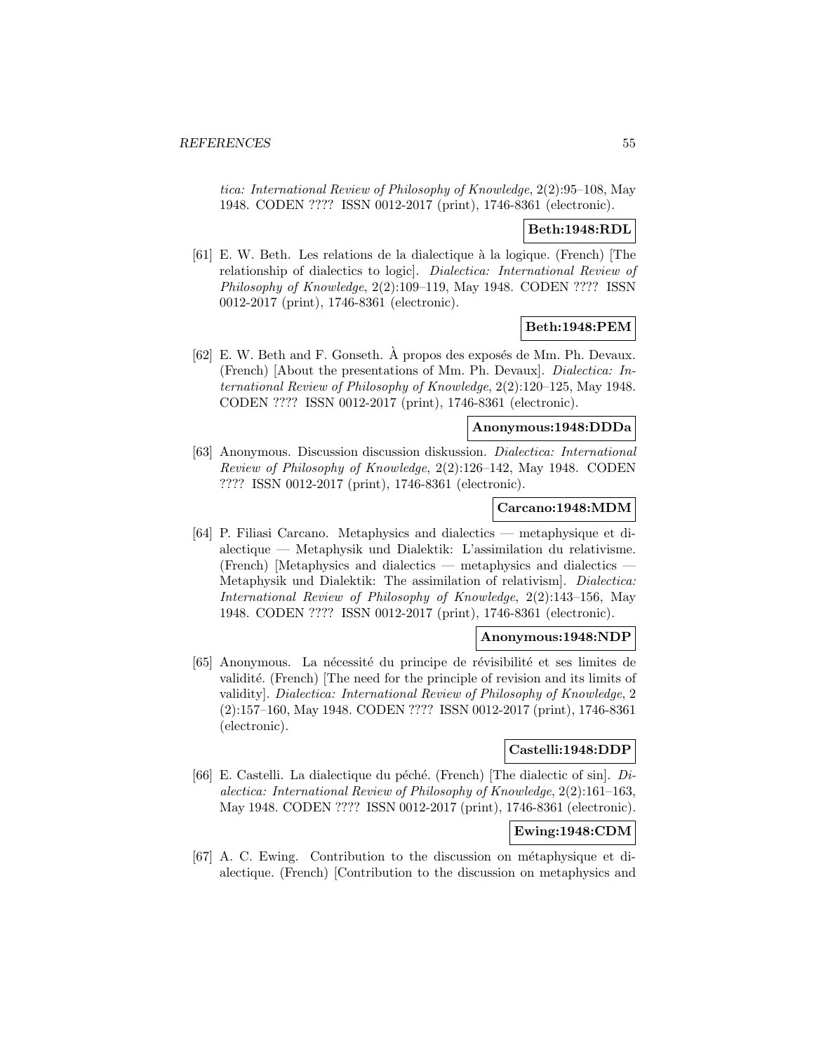*tica: International Review of Philosophy of Knowledge*, 2(2):95–108, May 1948. CODEN ???? ISSN 0012-2017 (print), 1746-8361 (electronic).

**Beth:1948:RDL**

[61] E. W. Beth. Les relations de la dialectique à la logique. (French) [The relationship of dialectics to logic]. *Dialectica: International Review of Philosophy of Knowledge*, 2(2):109–119, May 1948. CODEN ???? ISSN 0012-2017 (print), 1746-8361 (electronic).

**Beth:1948:PEM**

[62] E. W. Beth and F. Gonseth. À propos des exposés de Mm. Ph. Devaux. (French) [About the presentations of Mm. Ph. Devaux]. *Dialectica: International Review of Philosophy of Knowledge*, 2(2):120–125, May 1948. CODEN ???? ISSN 0012-2017 (print), 1746-8361 (electronic).

**Anonymous:1948:DDDa**

[63] Anonymous. Discussion discussion diskussion. *Dialectica: International Review of Philosophy of Knowledge*, 2(2):126–142, May 1948. CODEN ???? ISSN 0012-2017 (print), 1746-8361 (electronic).

**Carcano:1948:MDM**

[64] P. Filiasi Carcano. Metaphysics and dialectics — metaphysique et dialectique — Metaphysik und Dialektik: L'assimilation du relativisme. (French) [Metaphysics and dialectics — metaphysics and dialectics — Metaphysik und Dialektik: The assimilation of relativism]. *Dialectica: International Review of Philosophy of Knowledge*, 2(2):143–156, May 1948. CODEN ???? ISSN 0012-2017 (print), 1746-8361 (electronic).

**Anonymous:1948:NDP**

[65] Anonymous. La nécessité du principe de révisibilité et ses limites de validité. (French) [The need for the principle of revision and its limits of validity]. *Dialectica: International Review of Philosophy of Knowledge*, 2 (2):157–160, May 1948. CODEN ???? ISSN 0012-2017 (print), 1746-8361 (electronic).

**Castelli:1948:DDP**

[66] E. Castelli. La dialectique du péché. (French) [The dialectic of sin]. *Dialectica: International Review of Philosophy of Knowledge*, 2(2):161–163, May 1948. CODEN ???? ISSN 0012-2017 (print), 1746-8361 (electronic).

**Ewing:1948:CDM**

[67] A. C. Ewing. Contribution to the discussion on métaphysique et dialectique. (French) [Contribution to the discussion on metaphysics and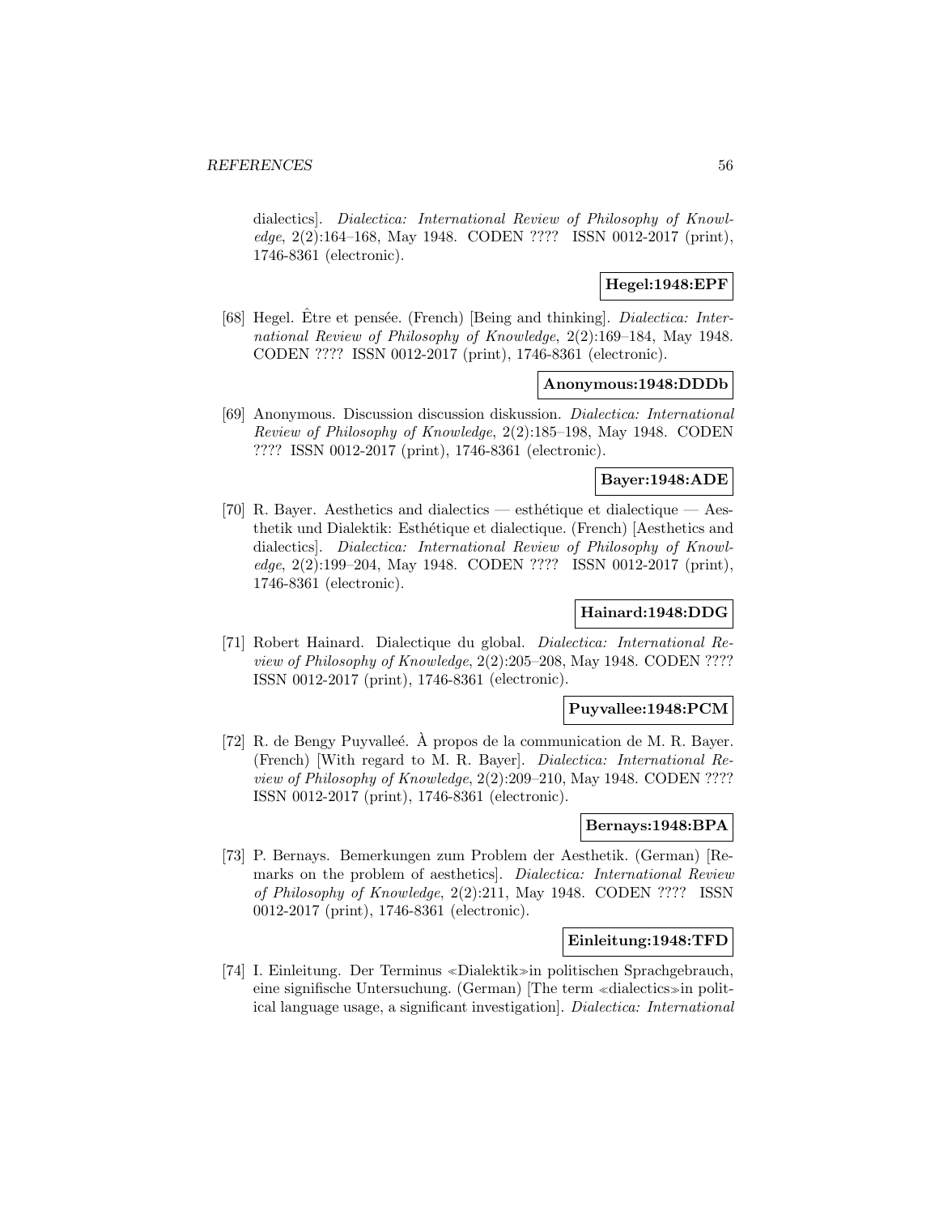dialectics]. *Dialectica: International Review of Philosophy of Knowledge*, 2(2):164–168, May 1948. CODEN ???? ISSN 0012-2017 (print), 1746-8361 (electronic).

**Hegel:1948:EPF**

[68] Hegel. Être et pensée. (French) [Being and thinking]. *Dialectica: International Review of Philosophy of Knowledge*, 2(2):169–184, May 1948. CODEN ???? ISSN 0012-2017 (print), 1746-8361 (electronic).

**Anonymous:1948:DDDb**

[69] Anonymous. Discussion discussion diskussion. *Dialectica: International Review of Philosophy of Knowledge*, 2(2):185–198, May 1948. CODEN ???? ISSN 0012-2017 (print), 1746-8361 (electronic).

**Bayer:1948:ADE**

[70] R. Bayer. Aesthetics and dialectics — esthétique et dialectique — Aesthetik und Dialektik: Esthétique et dialectique. (French) [Aesthetics and dialectics]. *Dialectica: International Review of Philosophy of Knowledge*, 2(2):199–204, May 1948. CODEN ???? ISSN 0012-2017 (print), 1746-8361 (electronic).

**Hainard:1948:DDG**

[71] Robert Hainard. Dialectique du global. *Dialectica: International Review of Philosophy of Knowledge*, 2(2):205–208, May 1948. CODEN ???? ISSN 0012-2017 (print), 1746-8361 (electronic).

**Puyvallee:1948:PCM**

[72] R. de Bengy Puyvalleé. À propos de la communication de M. R. Bayer. (French) [With regard to M. R. Bayer]. *Dialectica: International Review of Philosophy of Knowledge*, 2(2):209–210, May 1948. CODEN ???? ISSN 0012-2017 (print), 1746-8361 (electronic).

**Bernays:1948:BPA**

[73] P. Bernays. Bemerkungen zum Problem der Aesthetik. (German) [Remarks on the problem of aesthetics]. *Dialectica: International Review of Philosophy of Knowledge*, 2(2):211, May 1948. CODEN ???? ISSN 0012-2017 (print), 1746-8361 (electronic).

**Einleitung:1948:TFD**

[74] I. Einleitung. Der Terminus ≪Dialektik≫in politischen Sprachgebrauch, eine signifische Untersuchung. (German) [The term ≪dialectics≫in political language usage, a significant investigation]. *Dialectica: International*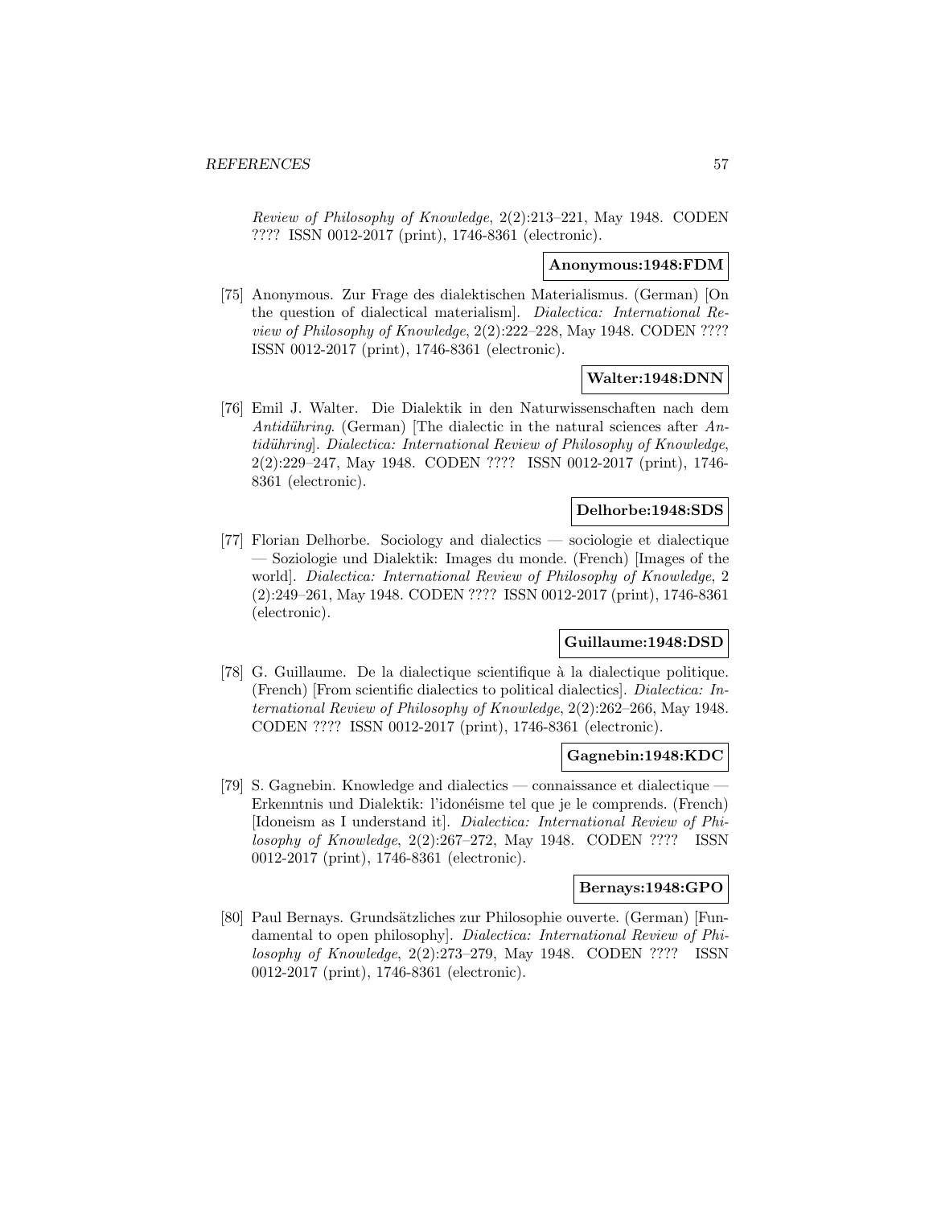*Review of Philosophy of Knowledge*, 2(2):213–221, May 1948. CODEN ???? ISSN 0012-2017 (print), 1746-8361 (electronic).

**Anonymous:1948:FDM**

[75] Anonymous. Zur Frage des dialektischen Materialismus. (German) [On the question of dialectical materialism]. *Dialectica: International Review of Philosophy of Knowledge*, 2(2):222–228, May 1948. CODEN ???? ISSN 0012-2017 (print), 1746-8361 (electronic).

**Walter:1948:DNN**

[76] Emil J. Walter. Die Dialektik in den Naturwissenschaften nach dem *Antidühring*. (German) [The dialectic in the natural sciences after *Antidühring*]. *Dialectica: International Review of Philosophy of Knowledge*, 2(2):229–247, May 1948. CODEN ???? ISSN 0012-2017 (print), 1746-8361 (electronic).

**Delhorbe:1948:SDS**

[77] Florian Delhorbe. Sociology and dialectics — sociologie et dialectique — Soziologie und Dialektik: Images du monde. (French) [Images of the world]. *Dialectica: International Review of Philosophy of Knowledge*, 2 (2):249–261, May 1948. CODEN ???? ISSN 0012-2017 (print), 1746-8361 (electronic).

**Guillaume:1948:DSD**

[78] G. Guillaume. De la dialectique scientifique à la dialectique politique. (French) [From scientific dialectics to political dialectics]. *Dialectica: International Review of Philosophy of Knowledge*, 2(2):262–266, May 1948. CODEN ???? ISSN 0012-2017 (print), 1746-8361 (electronic).

**Gagnebin:1948:KDC**

[79] S. Gagnebin. Knowledge and dialectics — connaissance et dialectique — Erkenntnis und Dialektik: l'idonéisme tel que je le comprends. (French) [Idoneism as I understand it]. *Dialectica: International Review of Philosophy of Knowledge*, 2(2):267–272, May 1948. CODEN ???? ISSN 0012-2017 (print), 1746-8361 (electronic).

**Bernays:1948:GPO**

[80] Paul Bernays. Grundsätzliches zur Philosophie ouverte. (German) [Fundamental to open philosophy]. *Dialectica: International Review of Philosophy of Knowledge*, 2(2):273–279, May 1948. CODEN ???? ISSN 0012-2017 (print), 1746-8361 (electronic).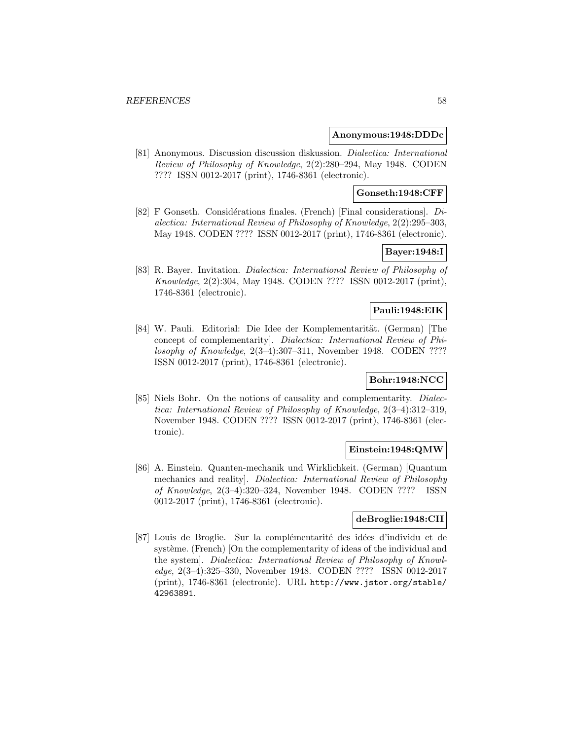**Anonymous:1948:DDDc**

[81] Anonymous. Discussion discussion diskussion. *Dialectica: International Review of Philosophy of Knowledge*, 2(2):280–294, May 1948. CODEN ???? ISSN 0012-2017 (print), 1746-8361 (electronic).

**Gonseth:1948:CFF**

[82] F Gonseth. Considérations finales. (French) [Final considerations]. *Dialectica: International Review of Philosophy of Knowledge*, 2(2):295–303, May 1948. CODEN ???? ISSN 0012-2017 (print), 1746-8361 (electronic).

**Bayer:1948:I**

[83] R. Bayer. Invitation. *Dialectica: International Review of Philosophy of Knowledge*, 2(2):304, May 1948. CODEN ???? ISSN 0012-2017 (print), 1746-8361 (electronic).

**Pauli:1948:EIK**

[84] W. Pauli. Editorial: Die Idee der Komplementarität. (German) [The concept of complementarity]. *Dialectica: International Review of Philosophy of Knowledge*, 2(3–4):307–311, November 1948. CODEN ???? ISSN 0012-2017 (print), 1746-8361 (electronic).

**Bohr:1948:NCC**

[85] Niels Bohr. On the notions of causality and complementarity. *Dialectica: International Review of Philosophy of Knowledge*, 2(3–4):312–319, November 1948. CODEN ???? ISSN 0012-2017 (print), 1746-8361 (electronic).

**Einstein:1948:QMW**

[86] A. Einstein. Quanten-mechanik und Wirklichkeit. (German) [Quantum mechanics and reality]. *Dialectica: International Review of Philosophy of Knowledge*, 2(3–4):320–324, November 1948. CODEN ???? ISSN 0012-2017 (print), 1746-8361 (electronic).

**deBroglie:1948:CII**

[87] Louis de Broglie. Sur la complémentarité des idées d'individu et de système. (French) [On the complementarity of ideas of the individual and the system]. *Dialectica: International Review of Philosophy of Knowledge*, 2(3–4):325–330, November 1948. CODEN ???? ISSN 0012-2017 (print), 1746-8361 (electronic). URL http://www.jstor.org/stable/42963891.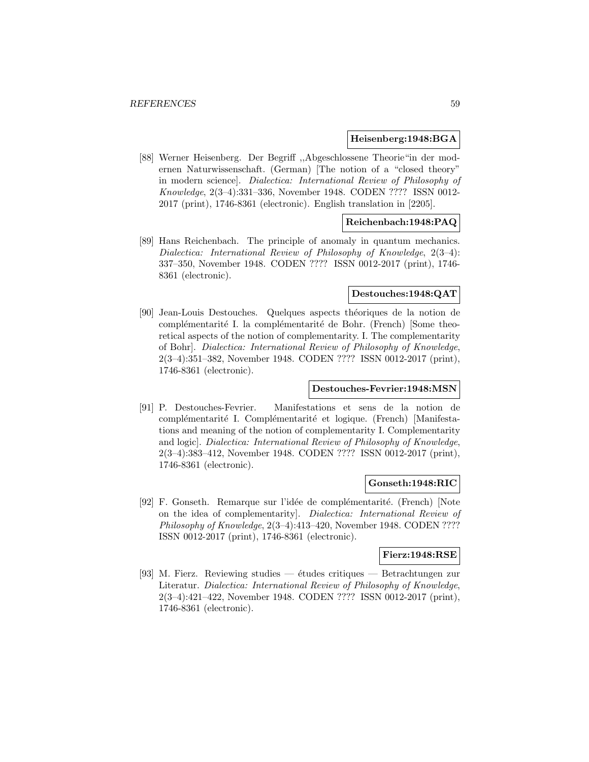**Heisenberg:1948:BGA**

[88] Werner Heisenberg. Der Begriff ,,Abgeschlossene Theorie"in der modernen Naturwissenschaft. (German) [The notion of a "closed theory" in modern science]. *Dialectica: International Review of Philosophy of Knowledge*, 2(3–4):331–336, November 1948. CODEN ???? ISSN 0012-2017 (print), 1746-8361 (electronic). English translation in [2205].

**Reichenbach:1948:PAQ**

[89] Hans Reichenbach. The principle of anomaly in quantum mechanics. *Dialectica: International Review of Philosophy of Knowledge*, 2(3–4): 337–350, November 1948. CODEN ???? ISSN 0012-2017 (print), 1746-8361 (electronic).

**Destouches:1948:QAT**

[90] Jean-Louis Destouches. Quelques aspects théoriques de la notion de complémentarité I. la complémentarité de Bohr. (French) [Some theoretical aspects of the notion of complementarity. I. The complementarity of Bohr]. *Dialectica: International Review of Philosophy of Knowledge*, 2(3–4):351–382, November 1948. CODEN ???? ISSN 0012-2017 (print), 1746-8361 (electronic).

**Destouches-Fevrier:1948:MSN**

[91] P. Destouches-Fevrier. Manifestations et sens de la notion de complémentarité I. Complémentarité et logique. (French) [Manifestations and meaning of the notion of complementarity I. Complementarity and logic]. *Dialectica: International Review of Philosophy of Knowledge*, 2(3–4):383–412, November 1948. CODEN ???? ISSN 0012-2017 (print), 1746-8361 (electronic).

**Gonseth:1948:RIC**

[92] F. Gonseth. Remarque sur l'idée de complémentarité. (French) [Note on the idea of complementarity]. *Dialectica: International Review of Philosophy of Knowledge*, 2(3–4):413–420, November 1948. CODEN ???? ISSN 0012-2017 (print), 1746-8361 (electronic).

**Fierz:1948:RSE**

[93] M. Fierz. Reviewing studies — études critiques — Betrachtungen zur Literatur. *Dialectica: International Review of Philosophy of Knowledge*, 2(3–4):421–422, November 1948. CODEN ???? ISSN 0012-2017 (print), 1746-8361 (electronic).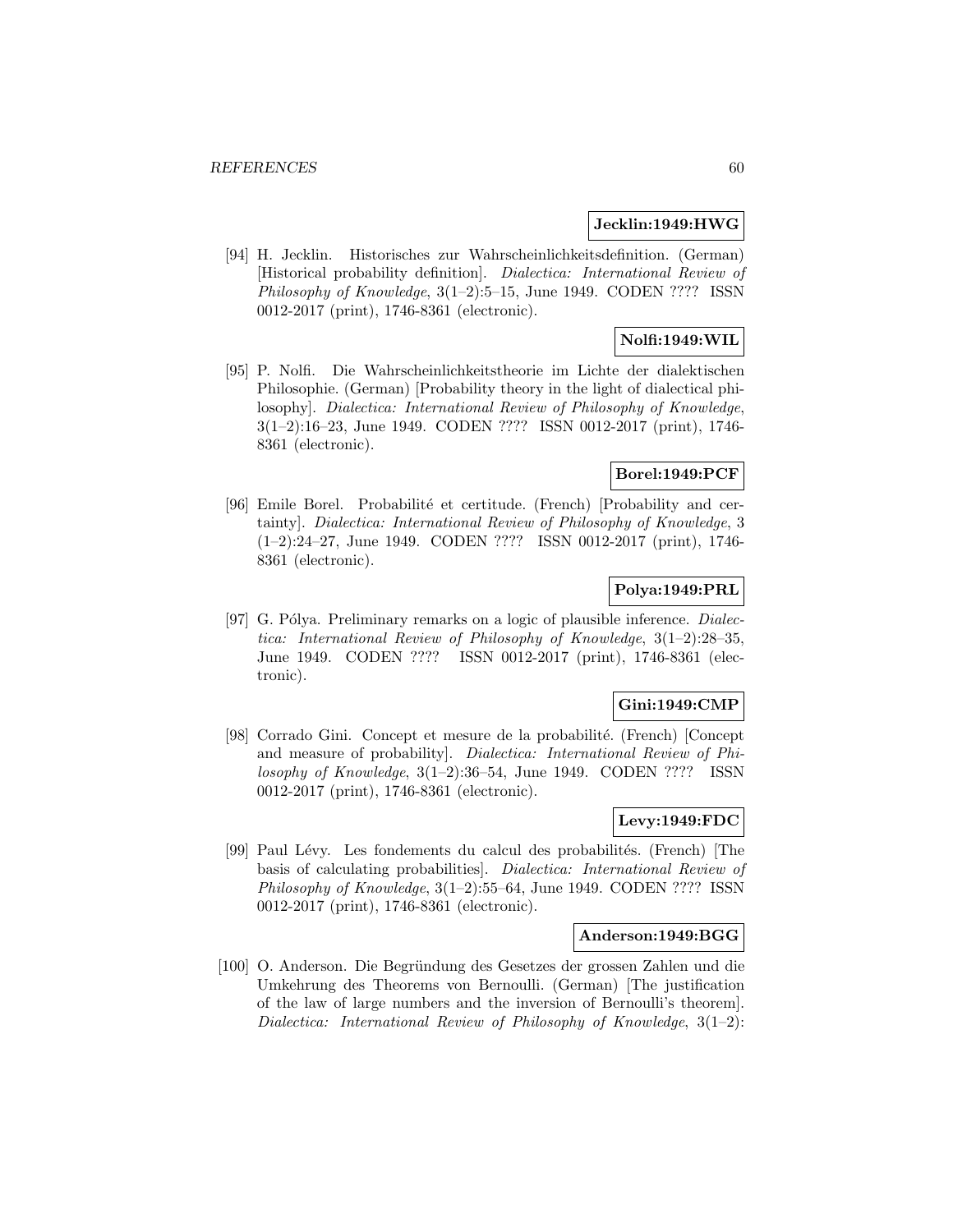**Jecklin:1949:HWG**

[94] H. Jecklin. Historisches zur Wahrscheinlichkeitsdefinition. (German) [Historical probability definition]. *Dialectica: International Review of Philosophy of Knowledge*, 3(1–2):5–15, June 1949. CODEN ???? ISSN 0012-2017 (print), 1746-8361 (electronic).

**Nolfi:1949:WIL**

[95] P. Nolfi. Die Wahrscheinlichkeitstheorie im Lichte der dialektischen Philosophie. (German) [Probability theory in the light of dialectical philosophy]. *Dialectica: International Review of Philosophy of Knowledge*, 3(1–2):16–23, June 1949. CODEN ???? ISSN 0012-2017 (print), 1746-8361 (electronic).

**Borel:1949:PCF**

[96] Emile Borel. Probabilité et certitude. (French) [Probability and certainty]. *Dialectica: International Review of Philosophy of Knowledge*, 3 (1–2):24–27, June 1949. CODEN ???? ISSN 0012-2017 (print), 1746-8361 (electronic).

**Polya:1949:PRL**

[97] G. Pólya. Preliminary remarks on a logic of plausible inference. *Dialectica: International Review of Philosophy of Knowledge*, 3(1–2):28–35, June 1949. CODEN ???? ISSN 0012-2017 (print), 1746-8361 (electronic).

**Gini:1949:CMP**

[98] Corrado Gini. Concept et mesure de la probabilité. (French) [Concept and measure of probability]. *Dialectica: International Review of Philosophy of Knowledge*, 3(1–2):36–54, June 1949. CODEN ???? ISSN 0012-2017 (print), 1746-8361 (electronic).

**Levy:1949:FDC**

[99] Paul Lévy. Les fondements du calcul des probabilités. (French) [The basis of calculating probabilities]. *Dialectica: International Review of Philosophy of Knowledge*, 3(1–2):55–64, June 1949. CODEN ???? ISSN 0012-2017 (print), 1746-8361 (electronic).

**Anderson:1949:BGG**

[100] O. Anderson. Die Begründung des Gesetzes der grossen Zahlen und die Umkehrung des Theorems von Bernoulli. (German) [The justification of the law of large numbers and the inversion of Bernoulli's theorem]. *Dialectica: International Review of Philosophy of Knowledge*, 3(1–2):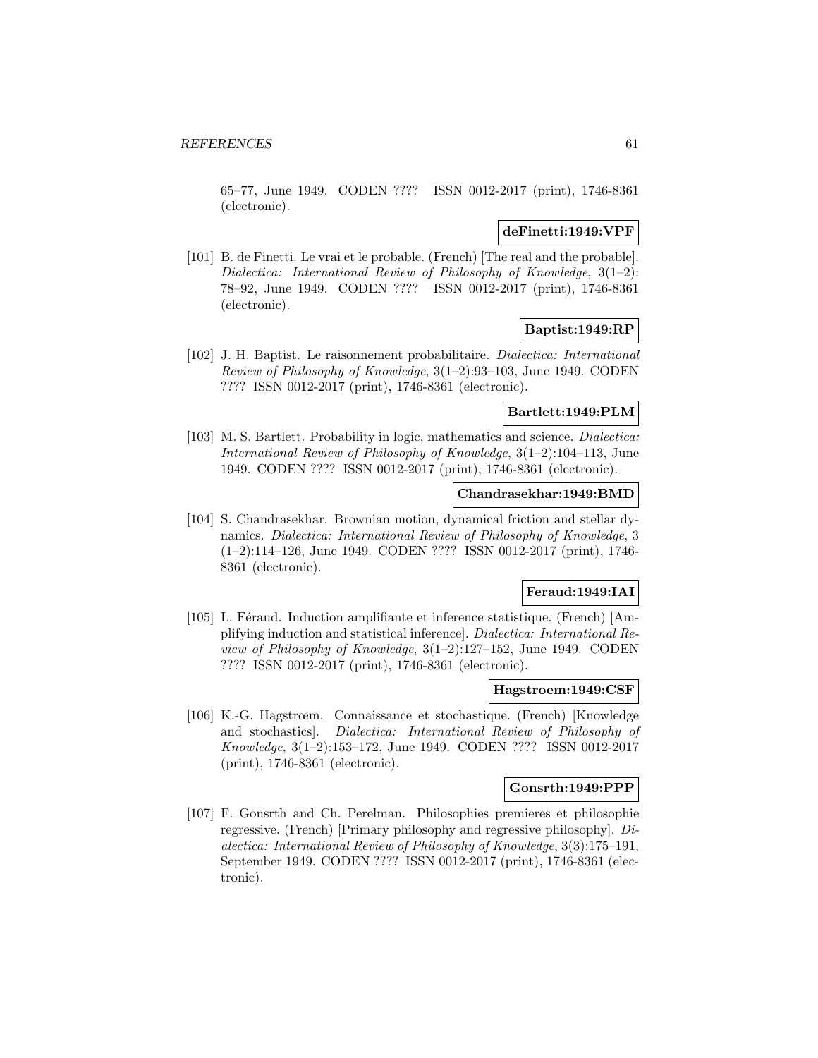65–77, June 1949. CODEN ???? ISSN 0012-2017 (print), 1746-8361 (electronic).

**deFinetti:1949:VPF**

[101] B. de Finetti. Le vrai et le probable. (French) [The real and the probable]. *Dialectica: International Review of Philosophy of Knowledge*, 3(1–2): 78–92, June 1949. CODEN ???? ISSN 0012-2017 (print), 1746-8361 (electronic).

**Baptist:1949:RP**

[102] J. H. Baptist. Le raisonnement probabilitaire. *Dialectica: International Review of Philosophy of Knowledge*, 3(1–2):93–103, June 1949. CODEN ???? ISSN 0012-2017 (print), 1746-8361 (electronic).

**Bartlett:1949:PLM**

[103] M. S. Bartlett. Probability in logic, mathematics and science. *Dialectica: International Review of Philosophy of Knowledge*, 3(1–2):104–113, June 1949. CODEN ???? ISSN 0012-2017 (print), 1746-8361 (electronic).

**Chandrasekhar:1949:BMD**

[104] S. Chandrasekhar. Brownian motion, dynamical friction and stellar dynamics. *Dialectica: International Review of Philosophy of Knowledge*, 3 (1–2):114–126, June 1949. CODEN ???? ISSN 0012-2017 (print), 1746-8361 (electronic).

**Feraud:1949:IAI**

[105] L. Féraud. Induction amplifiante et inference statistique. (French) [Amplifying induction and statistical inference]. *Dialectica: International Review of Philosophy of Knowledge*, 3(1–2):127–152, June 1949. CODEN ???? ISSN 0012-2017 (print), 1746-8361 (electronic).

**Hagstroem:1949:CSF**

[106] K.-G. Hagstrœm. Connaissance et stochastique. (French) [Knowledge and stochastics]. *Dialectica: International Review of Philosophy of Knowledge*, 3(1–2):153–172, June 1949. CODEN ???? ISSN 0012-2017 (print), 1746-8361 (electronic).

**Gonsrth:1949:PPP**

[107] F. Gonsrth and Ch. Perelman. Philosophies premieres et philosophie regressive. (French) [Primary philosophy and regressive philosophy]. *Dialectica: International Review of Philosophy of Knowledge*, 3(3):175–191, September 1949. CODEN ???? ISSN 0012-2017 (print), 1746-8361 (electronic).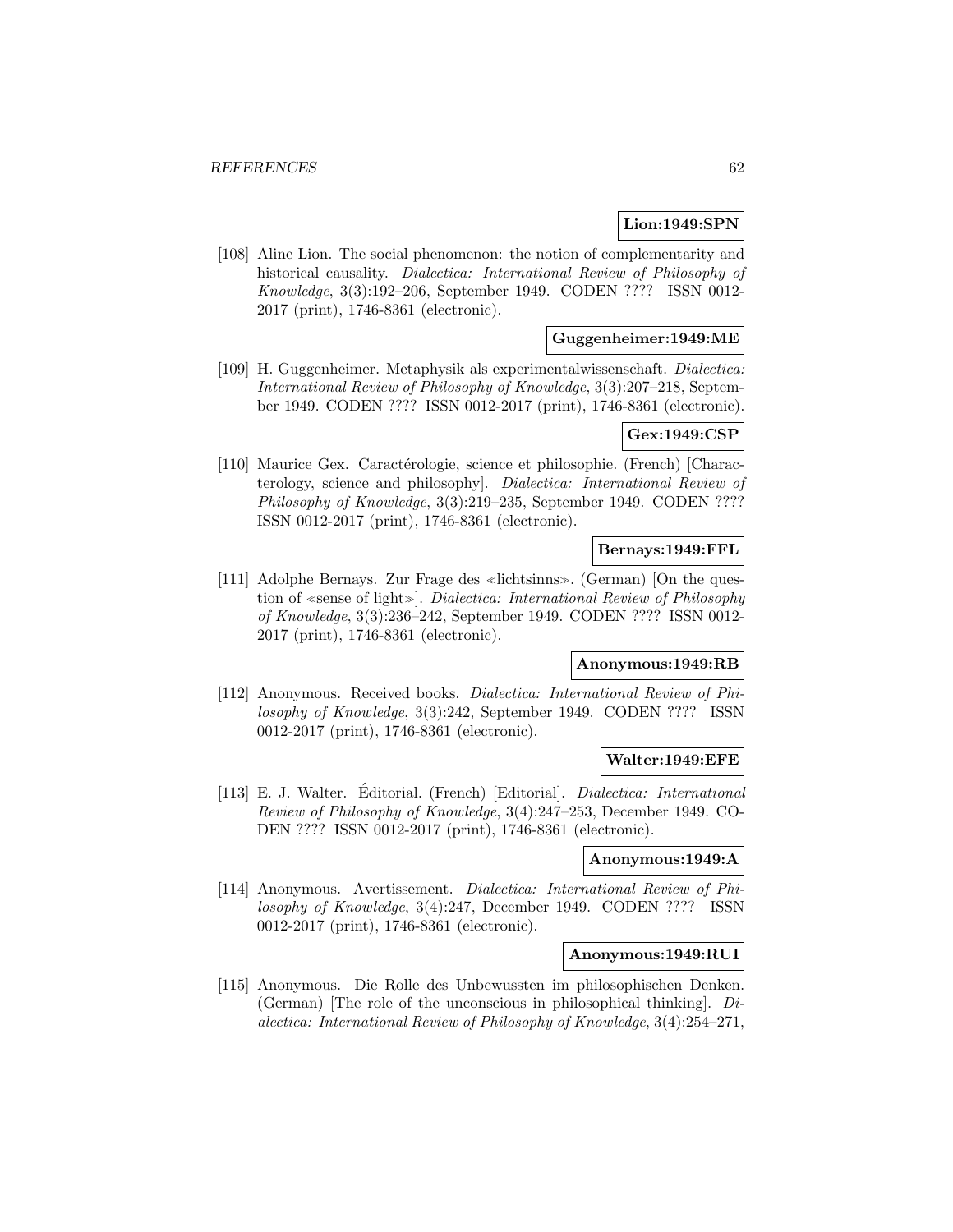**Lion:1949:SPN**

[108] Aline Lion. The social phenomenon: the notion of complementarity and historical causality. *Dialectica: International Review of Philosophy of Knowledge*, 3(3):192–206, September 1949. CODEN ???? ISSN 0012-2017 (print), 1746-8361 (electronic).

**Guggenheimer:1949:ME**

[109] H. Guggenheimer. Metaphysik als experimentalwissenschaft. *Dialectica: International Review of Philosophy of Knowledge*, 3(3):207–218, September 1949. CODEN ???? ISSN 0012-2017 (print), 1746-8361 (electronic).

**Gex:1949:CSP**

[110] Maurice Gex. Caractérologie, science et philosophie. (French) [Characterology, science and philosophy]. *Dialectica: International Review of Philosophy of Knowledge*, 3(3):219–235, September 1949. CODEN ???? ISSN 0012-2017 (print), 1746-8361 (electronic).

**Bernays:1949:FFL**

[111] Adolphe Bernays. Zur Frage des ≪lichtsinns≫. (German) [On the question of ≪sense of light≫]. *Dialectica: International Review of Philosophy of Knowledge*, 3(3):236–242, September 1949. CODEN ???? ISSN 0012-2017 (print), 1746-8361 (electronic).

**Anonymous:1949:RB**

[112] Anonymous. Received books. *Dialectica: International Review of Philosophy of Knowledge*, 3(3):242, September 1949. CODEN ???? ISSN 0012-2017 (print), 1746-8361 (electronic).

**Walter:1949:EFE**

[113] E. J. Walter. Éditorial. (French) [Editorial]. *Dialectica: International Review of Philosophy of Knowledge*, 3(4):247–253, December 1949. CODEN ???? ISSN 0012-2017 (print), 1746-8361 (electronic).

**Anonymous:1949:A**

[114] Anonymous. Avertissement. *Dialectica: International Review of Philosophy of Knowledge*, 3(4):247, December 1949. CODEN ???? ISSN 0012-2017 (print), 1746-8361 (electronic).

**Anonymous:1949:RUI**

[115] Anonymous. Die Rolle des Unbewussten im philosophischen Denken. (German) [The role of the unconscious in philosophical thinking]. *Dialectica: International Review of Philosophy of Knowledge*, 3(4):254–271,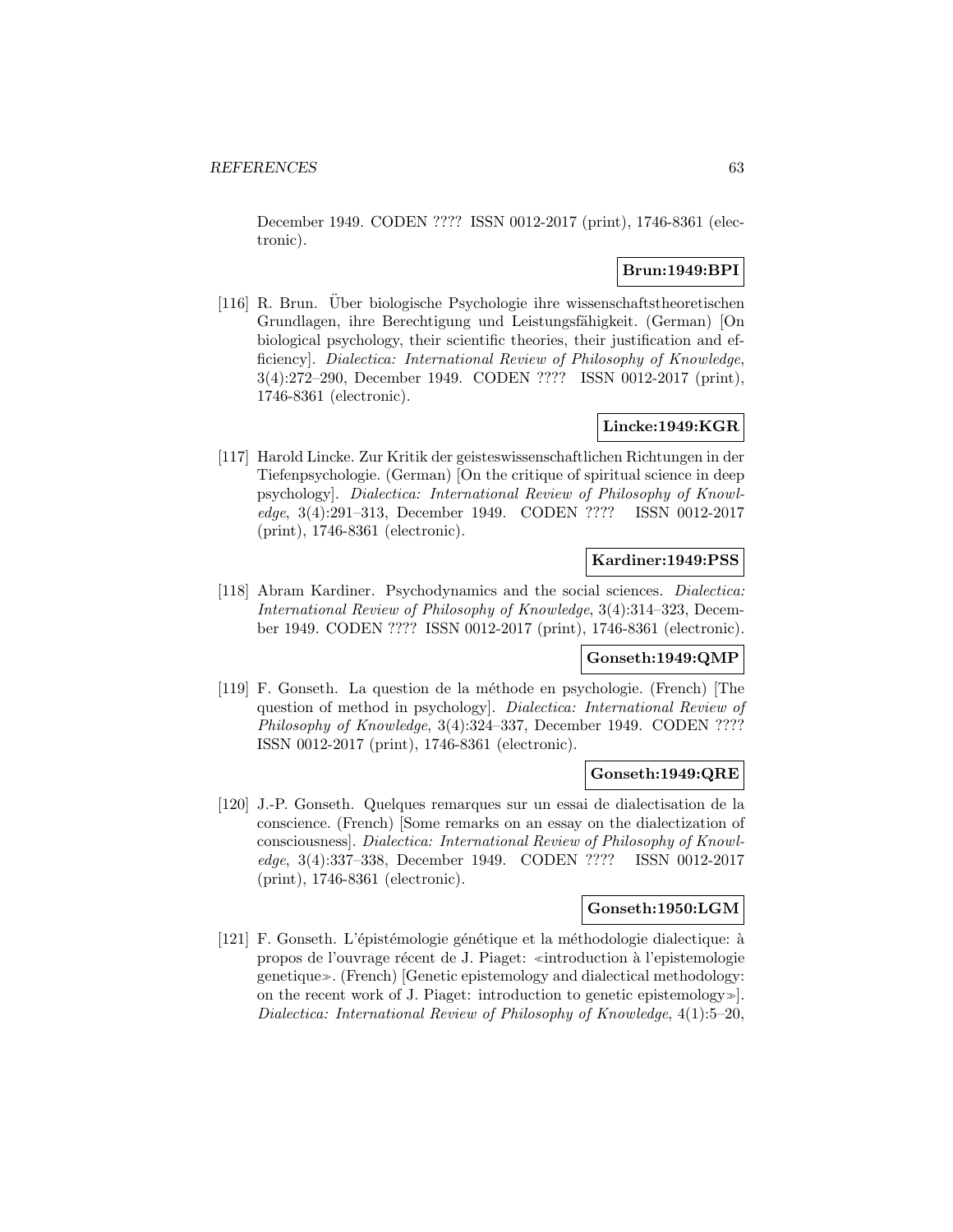December 1949. CODEN ???? ISSN 0012-2017 (print), 1746-8361 (electronic).

**Brun:1949:BPI**

[116] R. Brun. Über biologische Psychologie ihre wissenschaftstheoretischen Grundlagen, ihre Berechtigung und Leistungsfähigkeit. (German) [On biological psychology, their scientific theories, their justification and efficiency]. *Dialectica: International Review of Philosophy of Knowledge*, 3(4):272–290, December 1949. CODEN ???? ISSN 0012-2017 (print), 1746-8361 (electronic).

**Lincke:1949:KGR**

[117] Harold Lincke. Zur Kritik der geisteswissenschaftlichen Richtungen in der Tiefenpsychologie. (German) [On the critique of spiritual science in deep psychology]. *Dialectica: International Review of Philosophy of Knowledge*, 3(4):291–313, December 1949. CODEN ???? ISSN 0012-2017 (print), 1746-8361 (electronic).

**Kardiner:1949:PSS**

[118] Abram Kardiner. Psychodynamics and the social sciences. *Dialectica: International Review of Philosophy of Knowledge*, 3(4):314–323, December 1949. CODEN ???? ISSN 0012-2017 (print), 1746-8361 (electronic).

**Gonseth:1949:QMP**

[119] F. Gonseth. La question de la méthode en psychologie. (French) [The question of method in psychology]. *Dialectica: International Review of Philosophy of Knowledge*, 3(4):324–337, December 1949. CODEN ???? ISSN 0012-2017 (print), 1746-8361 (electronic).

**Gonseth:1949:QRE**

[120] J.-P. Gonseth. Quelques remarques sur un essai de dialectisation de la conscience. (French) [Some remarks on an essay on the dialectization of consciousness]. *Dialectica: International Review of Philosophy of Knowledge*, 3(4):337–338, December 1949. CODEN ???? ISSN 0012-2017 (print), 1746-8361 (electronic).

**Gonseth:1950:LGM**

[121] F. Gonseth. L'épistémologie génétique et la méthodologie dialectique: à propos de l'ouvrage récent de J. Piaget: ≪introduction à l'epistemologie genetique≫. (French) [Genetic epistemology and dialectical methodology: on the recent work of J. Piaget: introduction to genetic epistemology≫]. *Dialectica: International Review of Philosophy of Knowledge*, 4(1):5–20,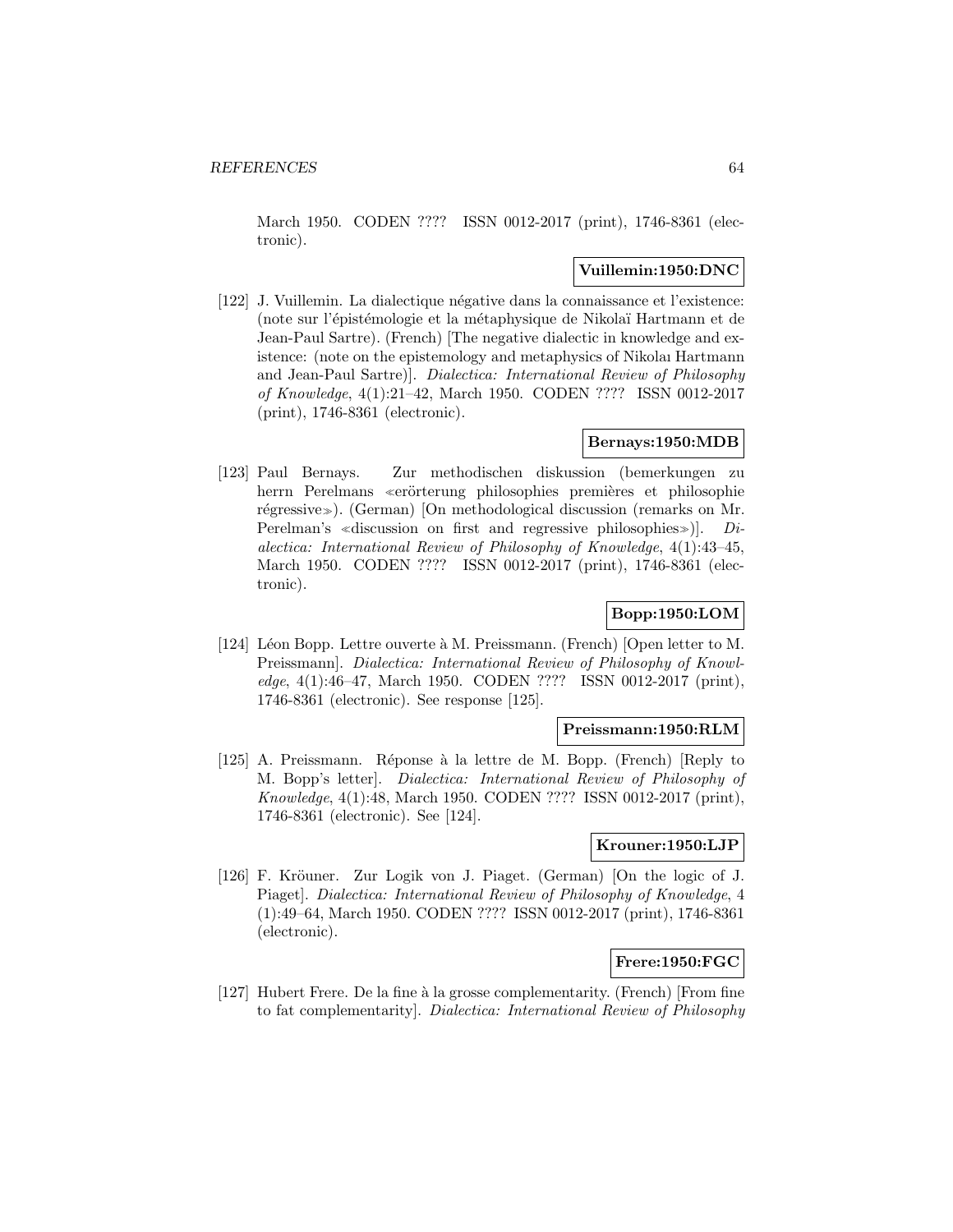March 1950. CODEN ???? ISSN 0012-2017 (print), 1746-8361 (electronic).

**Vuillemin:1950:DNC**

[122] J. Vuillemin. La dialectique négative dans la connaissance et l'existence: (note sur l'épistémologie et la métaphysique de Nikolaï Hartmann et de Jean-Paul Sartre). (French) [The negative dialectic in knowledge and existence: (note on the epistemology and metaphysics of Nikolaı Hartmann and Jean-Paul Sartre)]. *Dialectica: International Review of Philosophy of Knowledge*, 4(1):21–42, March 1950. CODEN ???? ISSN 0012-2017 (print), 1746-8361 (electronic).

**Bernays:1950:MDB**

[123] Paul Bernays. Zur methodischen diskussion (bemerkungen zu herrn Perelmans ≪erörterung philosophies premières et philosophie régressive≫). (German) [On methodological discussion (remarks on Mr. Perelman's ≪discussion on first and regressive philosophies≫)]. *Dialectica: International Review of Philosophy of Knowledge*, 4(1):43–45, March 1950. CODEN ???? ISSN 0012-2017 (print), 1746-8361 (electronic).

**Bopp:1950:LOM**

[124] Léon Bopp. Lettre ouverte à M. Preissmann. (French) [Open letter to M. Preissmann]. *Dialectica: International Review of Philosophy of Knowledge*, 4(1):46–47, March 1950. CODEN ???? ISSN 0012-2017 (print), 1746-8361 (electronic). See response [125].

**Preissmann:1950:RLM**

[125] A. Preissmann. Réponse à la lettre de M. Bopp. (French) [Reply to M. Bopp's letter]. *Dialectica: International Review of Philosophy of Knowledge*, 4(1):48, March 1950. CODEN ???? ISSN 0012-2017 (print), 1746-8361 (electronic). See [124].

**Krouner:1950:LJP**

[126] F. Kröuner. Zur Logik von J. Piaget. (German) [On the logic of J. Piaget]. *Dialectica: International Review of Philosophy of Knowledge*, 4 (1):49–64, March 1950. CODEN ???? ISSN 0012-2017 (print), 1746-8361 (electronic).

**Frere:1950:FGC**

[127] Hubert Frere. De la fine à la grosse complementarity. (French) [From fine to fat complementarity]. *Dialectica: International Review of Philosophy*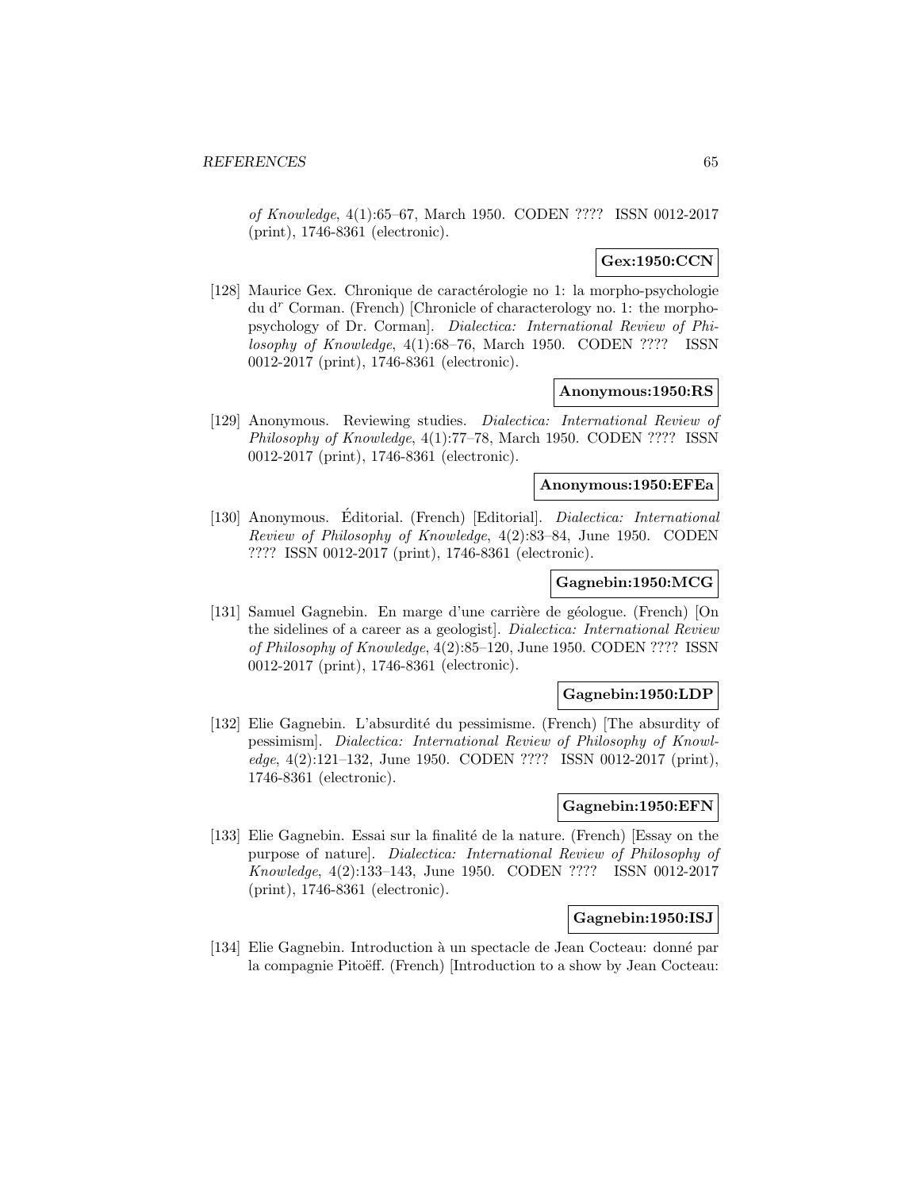*of Knowledge*, 4(1):65–67, March 1950. CODEN ???? ISSN 0012-2017 (print), 1746-8361 (electronic).

**Gex:1950:CCN**

[128] Maurice Gex. Chronique de caractérologie no 1: la morpho-psychologie du d$^r$ Corman. (French) [Chronicle of characterology no. 1: the morpho-psychology of Dr. Corman]. *Dialectica: International Review of Philosophy of Knowledge*, 4(1):68–76, March 1950. CODEN ???? ISSN 0012-2017 (print), 1746-8361 (electronic).

**Anonymous:1950:RS**

[129] Anonymous. Reviewing studies. *Dialectica: International Review of Philosophy of Knowledge*, 4(1):77–78, March 1950. CODEN ???? ISSN 0012-2017 (print), 1746-8361 (electronic).

**Anonymous:1950:EFEa**

[130] Anonymous. Éditorial. (French) [Editorial]. *Dialectica: International Review of Philosophy of Knowledge*, 4(2):83–84, June 1950. CODEN ???? ISSN 0012-2017 (print), 1746-8361 (electronic).

**Gagnebin:1950:MCG**

[131] Samuel Gagnebin. En marge d'une carrière de géologue. (French) [On the sidelines of a career as a geologist]. *Dialectica: International Review of Philosophy of Knowledge*, 4(2):85–120, June 1950. CODEN ???? ISSN 0012-2017 (print), 1746-8361 (electronic).

**Gagnebin:1950:LDP**

[132] Elie Gagnebin. L'absurdité du pessimisme. (French) [The absurdity of pessimism]. *Dialectica: International Review of Philosophy of Knowledge*, 4(2):121–132, June 1950. CODEN ???? ISSN 0012-2017 (print), 1746-8361 (electronic).

**Gagnebin:1950:EFN**

[133] Elie Gagnebin. Essai sur la finalité de la nature. (French) [Essay on the purpose of nature]. *Dialectica: International Review of Philosophy of Knowledge*, 4(2):133–143, June 1950. CODEN ???? ISSN 0012-2017 (print), 1746-8361 (electronic).

**Gagnebin:1950:ISJ**

[134] Elie Gagnebin. Introduction à un spectacle de Jean Cocteau: donné par la compagnie Pitoëff. (French) [Introduction to a show by Jean Cocteau: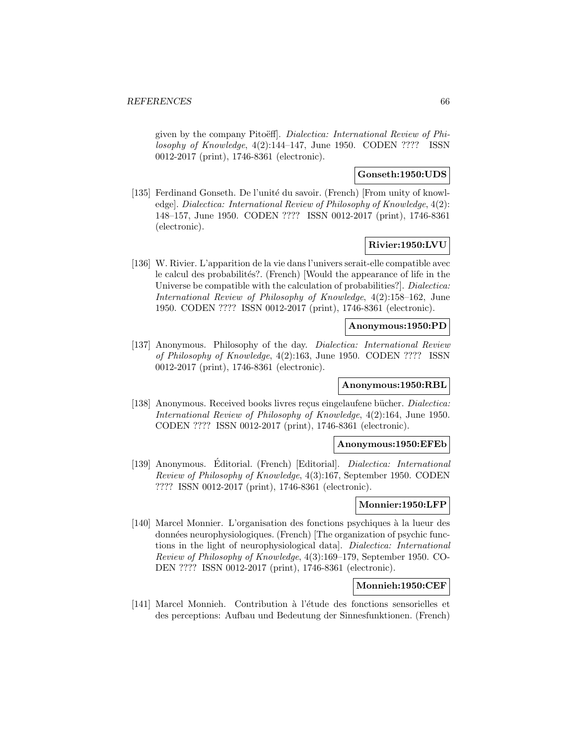given by the company Pitoëff]. *Dialectica: International Review of Philosophy of Knowledge*, 4(2):144–147, June 1950. CODEN ???? ISSN 0012-2017 (print), 1746-8361 (electronic).

**Gonseth:1950:UDS**

[135] Ferdinand Gonseth. De l'unité du savoir. (French) [From unity of knowledge]. *Dialectica: International Review of Philosophy of Knowledge*, 4(2): 148–157, June 1950. CODEN ???? ISSN 0012-2017 (print), 1746-8361 (electronic).

**Rivier:1950:LVU**

[136] W. Rivier. L'apparition de la vie dans l'univers serait-elle compatible avec le calcul des probabilités?. (French) [Would the appearance of life in the Universe be compatible with the calculation of probabilities?]. *Dialectica: International Review of Philosophy of Knowledge*, 4(2):158–162, June 1950. CODEN ???? ISSN 0012-2017 (print), 1746-8361 (electronic).

**Anonymous:1950:PD**

[137] Anonymous. Philosophy of the day. *Dialectica: International Review of Philosophy of Knowledge*, 4(2):163, June 1950. CODEN ???? ISSN 0012-2017 (print), 1746-8361 (electronic).

**Anonymous:1950:RBL**

[138] Anonymous. Received books livres reçus eingelaufene bücher. *Dialectica: International Review of Philosophy of Knowledge*, 4(2):164, June 1950. CODEN ???? ISSN 0012-2017 (print), 1746-8361 (electronic).

**Anonymous:1950:EFEb**

[139] Anonymous. Éditorial. (French) [Editorial]. *Dialectica: International Review of Philosophy of Knowledge*, 4(3):167, September 1950. CODEN ???? ISSN 0012-2017 (print), 1746-8361 (electronic).

**Monnier:1950:LFP**

[140] Marcel Monnier. L'organisation des fonctions psychiques à la lueur des données neurophysiologiques. (French) [The organization of psychic functions in the light of neurophysiological data]. *Dialectica: International Review of Philosophy of Knowledge*, 4(3):169–179, September 1950. CODEN ???? ISSN 0012-2017 (print), 1746-8361 (electronic).

**Monnieh:1950:CEF**

[141] Marcel Monnieh. Contribution à l'étude des fonctions sensorielles et des perceptions: Aufbau und Bedeutung der Sinnesfunktionen. (French)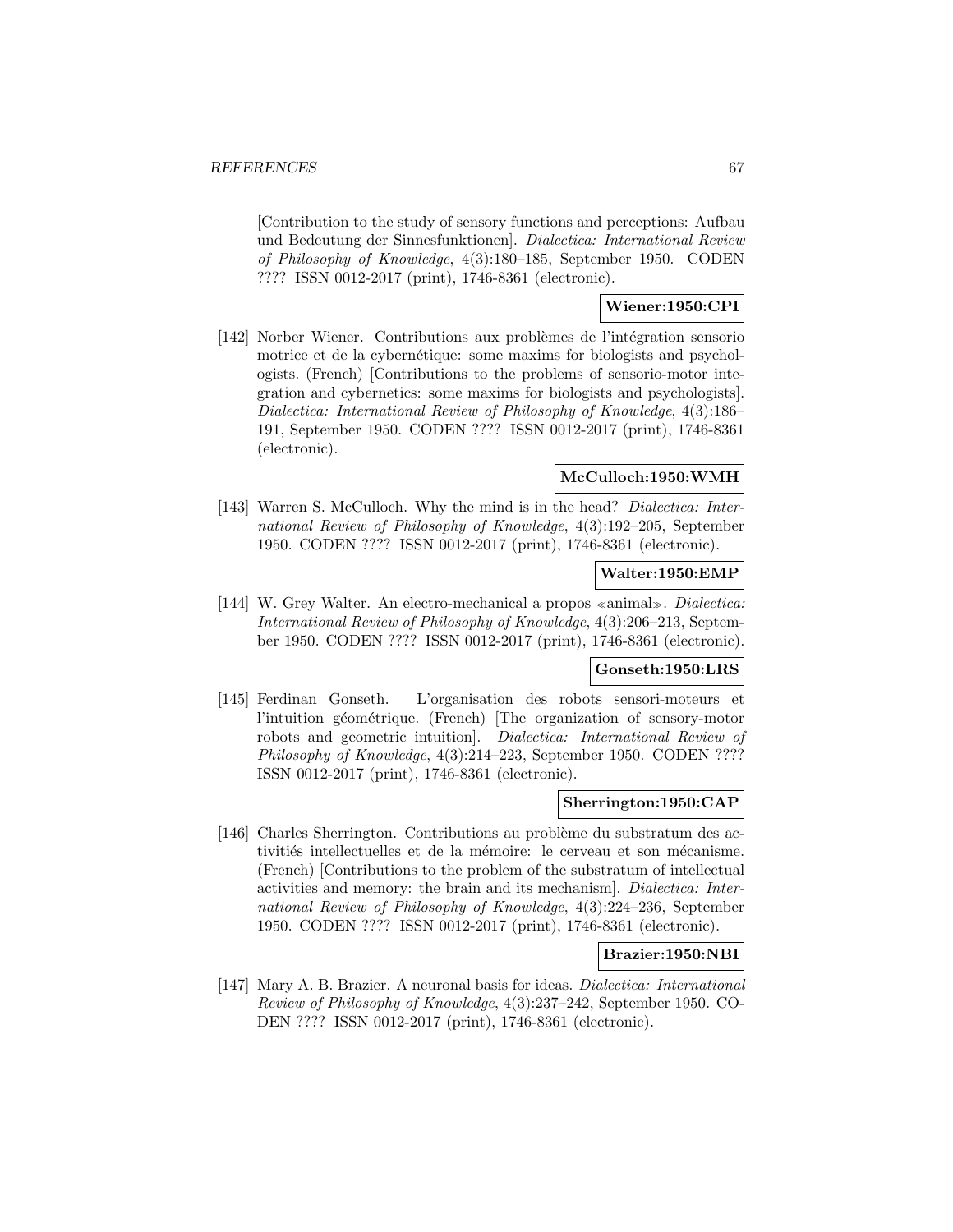[Contribution to the study of sensory functions and perceptions: Aufbau und Bedeutung der Sinnesfunktionen]. *Dialectica: International Review of Philosophy of Knowledge*, 4(3):180–185, September 1950. CODEN ???? ISSN 0012-2017 (print), 1746-8361 (electronic).

**Wiener:1950:CPI**

[142] Norber Wiener. Contributions aux problèmes de l'intégration sensorio motrice et de la cybernétique: some maxims for biologists and psychologists. (French) [Contributions to the problems of sensorio-motor integration and cybernetics: some maxims for biologists and psychologists]. *Dialectica: International Review of Philosophy of Knowledge*, 4(3):186–191, September 1950. CODEN ???? ISSN 0012-2017 (print), 1746-8361 (electronic).

**McCulloch:1950:WMH**

[143] Warren S. McCulloch. Why the mind is in the head? *Dialectica: International Review of Philosophy of Knowledge*, 4(3):192–205, September 1950. CODEN ???? ISSN 0012-2017 (print), 1746-8361 (electronic).

**Walter:1950:EMP**

[144] W. Grey Walter. An electro-mechanical a propos ≪animal≫. *Dialectica: International Review of Philosophy of Knowledge*, 4(3):206–213, September 1950. CODEN ???? ISSN 0012-2017 (print), 1746-8361 (electronic).

**Gonseth:1950:LRS**

[145] Ferdinan Gonseth. L'organisation des robots sensori-moteurs et l'intuition géométrique. (French) [The organization of sensory-motor robots and geometric intuition]. *Dialectica: International Review of Philosophy of Knowledge*, 4(3):214–223, September 1950. CODEN ???? ISSN 0012-2017 (print), 1746-8361 (electronic).

**Sherrington:1950:CAP**

[146] Charles Sherrington. Contributions au problème du substratum des activitiés intellectuelles et de la mémoire: le cerveau et son mécanisme. (French) [Contributions to the problem of the substratum of intellectual activities and memory: the brain and its mechanism]. *Dialectica: International Review of Philosophy of Knowledge*, 4(3):224–236, September 1950. CODEN ???? ISSN 0012-2017 (print), 1746-8361 (electronic).

**Brazier:1950:NBI**

[147] Mary A. B. Brazier. A neuronal basis for ideas. *Dialectica: International Review of Philosophy of Knowledge*, 4(3):237–242, September 1950. CODEN ???? ISSN 0012-2017 (print), 1746-8361 (electronic).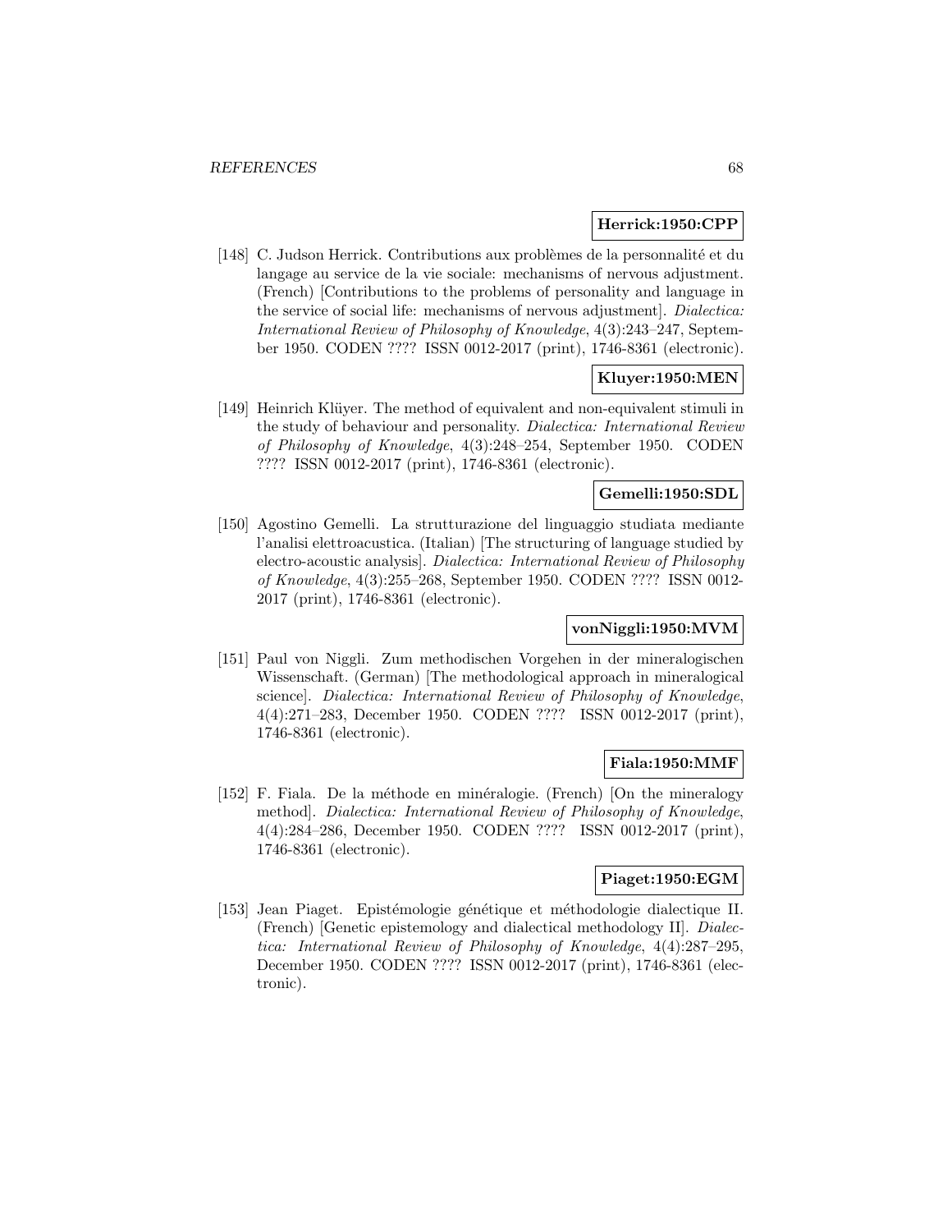**Herrick:1950:CPP**

[148] C. Judson Herrick. Contributions aux problèmes de la personnalité et du langage au service de la vie sociale: mechanisms of nervous adjustment. (French) [Contributions to the problems of personality and language in the service of social life: mechanisms of nervous adjustment]. *Dialectica: International Review of Philosophy of Knowledge*, 4(3):243–247, September 1950. CODEN ???? ISSN 0012-2017 (print), 1746-8361 (electronic).

**Kluyer:1950:MEN**

[149] Heinrich Klüyer. The method of equivalent and non-equivalent stimuli in the study of behaviour and personality. *Dialectica: International Review of Philosophy of Knowledge*, 4(3):248–254, September 1950. CODEN ???? ISSN 0012-2017 (print), 1746-8361 (electronic).

**Gemelli:1950:SDL**

[150] Agostino Gemelli. La strutturazione del linguaggio studiata mediante l'analisi elettroacustica. (Italian) [The structuring of language studied by electro-acoustic analysis]. *Dialectica: International Review of Philosophy of Knowledge*, 4(3):255–268, September 1950. CODEN ???? ISSN 0012-2017 (print), 1746-8361 (electronic).

**vonNiggli:1950:MVM**

[151] Paul von Niggli. Zum methodischen Vorgehen in der mineralogischen Wissenschaft. (German) [The methodological approach in mineralogical science]. *Dialectica: International Review of Philosophy of Knowledge*, 4(4):271–283, December 1950. CODEN ???? ISSN 0012-2017 (print), 1746-8361 (electronic).

**Fiala:1950:MMF**

[152] F. Fiala. De la méthode en minéralogie. (French) [On the mineralogy method]. *Dialectica: International Review of Philosophy of Knowledge*, 4(4):284–286, December 1950. CODEN ???? ISSN 0012-2017 (print), 1746-8361 (electronic).

**Piaget:1950:EGM**

[153] Jean Piaget. Epistémologie génétique et méthodologie dialectique II. (French) [Genetic epistemology and dialectical methodology II]. *Dialectica: International Review of Philosophy of Knowledge*, 4(4):287–295, December 1950. CODEN ???? ISSN 0012-2017 (print), 1746-8361 (electronic).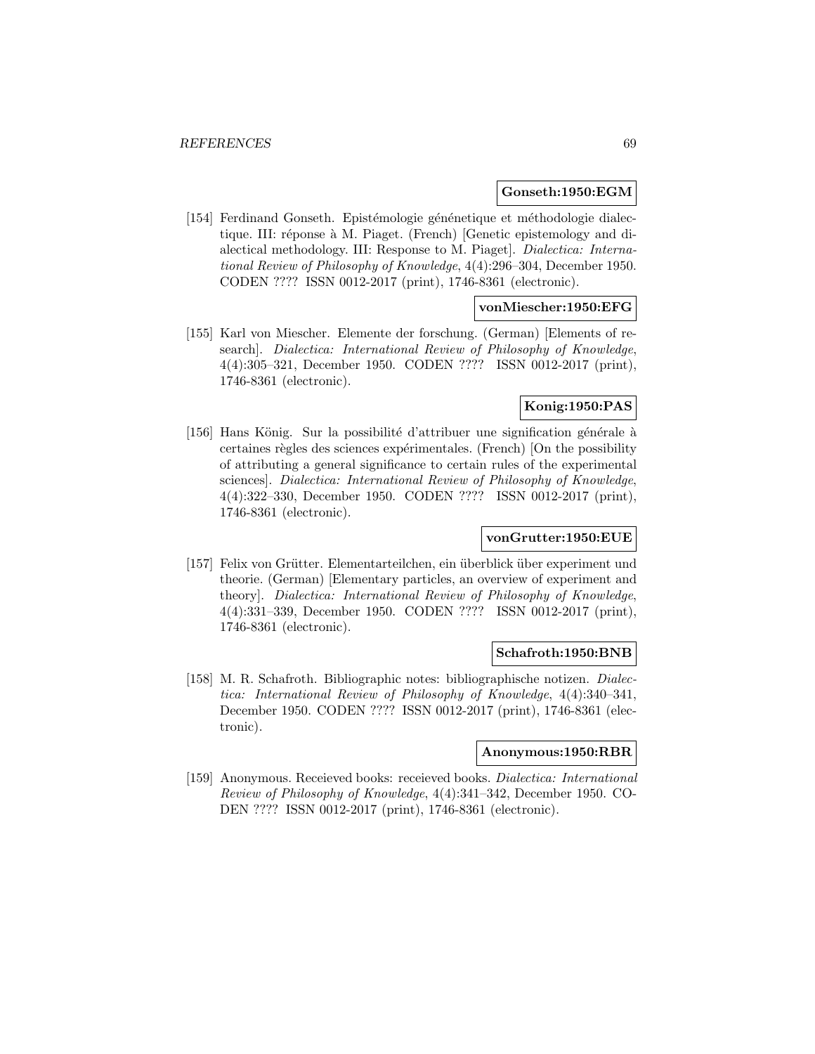**Gonseth:1950:EGM**

[154] Ferdinand Gonseth. Epistémologie génénetique et méthodologie dialectique. III: réponse à M. Piaget. (French) [Genetic epistemology and dialectical methodology. III: Response to M. Piaget]. *Dialectica: International Review of Philosophy of Knowledge*, 4(4):296–304, December 1950. CODEN ???? ISSN 0012-2017 (print), 1746-8361 (electronic).

**vonMiescher:1950:EFG**

[155] Karl von Miescher. Elemente der forschung. (German) [Elements of research]. *Dialectica: International Review of Philosophy of Knowledge*, 4(4):305–321, December 1950. CODEN ???? ISSN 0012-2017 (print), 1746-8361 (electronic).

**Konig:1950:PAS**

[156] Hans König. Sur la possibilité d'attribuer une signification générale à certaines règles des sciences expérimentales. (French) [On the possibility of attributing a general significance to certain rules of the experimental sciences]. *Dialectica: International Review of Philosophy of Knowledge*, 4(4):322–330, December 1950. CODEN ???? ISSN 0012-2017 (print), 1746-8361 (electronic).

**vonGrutter:1950:EUE**

[157] Felix von Grütter. Elementarteilchen, ein überblick über experiment und theorie. (German) [Elementary particles, an overview of experiment and theory]. *Dialectica: International Review of Philosophy of Knowledge*, 4(4):331–339, December 1950. CODEN ???? ISSN 0012-2017 (print), 1746-8361 (electronic).

**Schafroth:1950:BNB**

[158] M. R. Schafroth. Bibliographic notes: bibliographische notizen. *Dialectica: International Review of Philosophy of Knowledge*, 4(4):340–341, December 1950. CODEN ???? ISSN 0012-2017 (print), 1746-8361 (electronic).

**Anonymous:1950:RBR**

[159] Anonymous. Receieved books: receieved books. *Dialectica: International Review of Philosophy of Knowledge*, 4(4):341–342, December 1950. CODEN ???? ISSN 0012-2017 (print), 1746-8361 (electronic).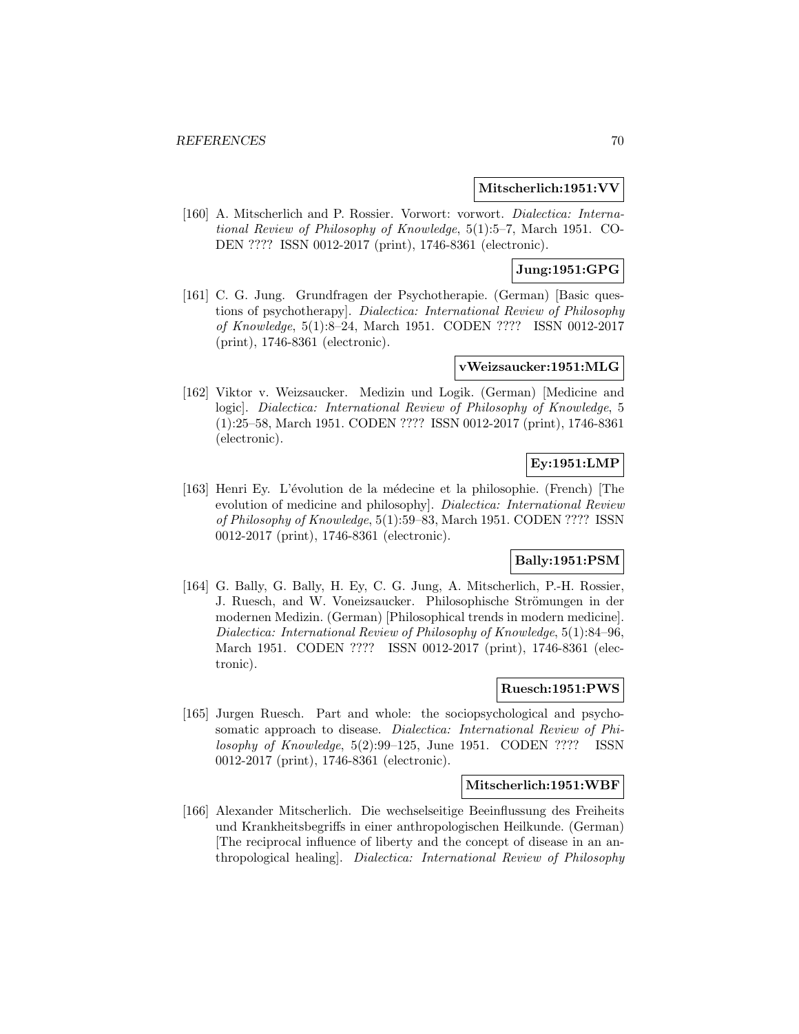**Mitscherlich:1951:VV**

[160] A. Mitscherlich and P. Rossier. Vorwort: vorwort. *Dialectica: International Review of Philosophy of Knowledge*, 5(1):5–7, March 1951. CODEN ???? ISSN 0012-2017 (print), 1746-8361 (electronic).

**Jung:1951:GPG**

[161] C. G. Jung. Grundfragen der Psychotherapie. (German) [Basic questions of psychotherapy]. *Dialectica: International Review of Philosophy of Knowledge*, 5(1):8–24, March 1951. CODEN ???? ISSN 0012-2017 (print), 1746-8361 (electronic).

**vWeizsaucker:1951:MLG**

[162] Viktor v. Weizsaucker. Medizin und Logik. (German) [Medicine and logic]. *Dialectica: International Review of Philosophy of Knowledge*, 5 (1):25–58, March 1951. CODEN ???? ISSN 0012-2017 (print), 1746-8361 (electronic).

**Ey:1951:LMP**

[163] Henri Ey. L'évolution de la médecine et la philosophie. (French) [The evolution of medicine and philosophy]. *Dialectica: International Review of Philosophy of Knowledge*, 5(1):59–83, March 1951. CODEN ???? ISSN 0012-2017 (print), 1746-8361 (electronic).

**Bally:1951:PSM**

[164] G. Bally, G. Bally, H. Ey, C. G. Jung, A. Mitscherlich, P.-H. Rossier, J. Ruesch, and W. Voneizsaucker. Philosophische Strömungen in der modernen Medizin. (German) [Philosophical trends in modern medicine]. *Dialectica: International Review of Philosophy of Knowledge*, 5(1):84–96, March 1951. CODEN ???? ISSN 0012-2017 (print), 1746-8361 (electronic).

**Ruesch:1951:PWS**

[165] Jurgen Ruesch. Part and whole: the sociopsychological and psychosomatic approach to disease. *Dialectica: International Review of Philosophy of Knowledge*, 5(2):99–125, June 1951. CODEN ???? ISSN 0012-2017 (print), 1746-8361 (electronic).

**Mitscherlich:1951:WBF**

[166] Alexander Mitscherlich. Die wechselseitige Beeinflussung des Freiheits und Krankheitsbegriffs in einer anthropologischen Heilkunde. (German) [The reciprocal influence of liberty and the concept of disease in an anthropological healing]. *Dialectica: International Review of Philosophy*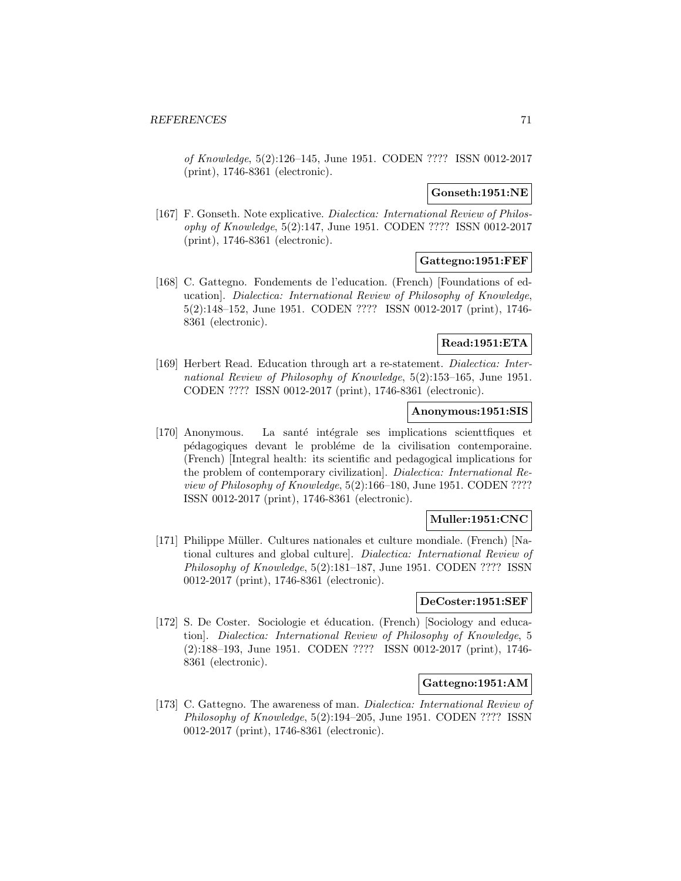*of Knowledge*, 5(2):126–145, June 1951. CODEN ???? ISSN 0012-2017 (print), 1746-8361 (electronic).

**Gonseth:1951:NE**

[167] F. Gonseth. Note explicative. *Dialectica: International Review of Philosophy of Knowledge*, 5(2):147, June 1951. CODEN ???? ISSN 0012-2017 (print), 1746-8361 (electronic).

**Gattegno:1951:FEF**

[168] C. Gattegno. Fondements de l'education. (French) [Foundations of education]. *Dialectica: International Review of Philosophy of Knowledge*, 5(2):148–152, June 1951. CODEN ???? ISSN 0012-2017 (print), 1746-8361 (electronic).

**Read:1951:ETA**

[169] Herbert Read. Education through art a re-statement. *Dialectica: International Review of Philosophy of Knowledge*, 5(2):153–165, June 1951. CODEN ???? ISSN 0012-2017 (print), 1746-8361 (electronic).

**Anonymous:1951:SIS**

[170] Anonymous. La santé intégrale ses implications scienttfiques et pédagogiques devant le probléme de la civilisation contemporaine. (French) [Integral health: its scientific and pedagogical implications for the problem of contemporary civilization]. *Dialectica: International Review of Philosophy of Knowledge*, 5(2):166–180, June 1951. CODEN ???? ISSN 0012-2017 (print), 1746-8361 (electronic).

**Muller:1951:CNC**

[171] Philippe Müller. Cultures nationales et culture mondiale. (French) [National cultures and global culture]. *Dialectica: International Review of Philosophy of Knowledge*, 5(2):181–187, June 1951. CODEN ???? ISSN 0012-2017 (print), 1746-8361 (electronic).

**DeCoster:1951:SEF**

[172] S. De Coster. Sociologie et éducation. (French) [Sociology and education]. *Dialectica: International Review of Philosophy of Knowledge*, 5 (2):188–193, June 1951. CODEN ???? ISSN 0012-2017 (print), 1746-8361 (electronic).

**Gattegno:1951:AM**

[173] C. Gattegno. The awareness of man. *Dialectica: International Review of Philosophy of Knowledge*, 5(2):194–205, June 1951. CODEN ???? ISSN 0012-2017 (print), 1746-8361 (electronic).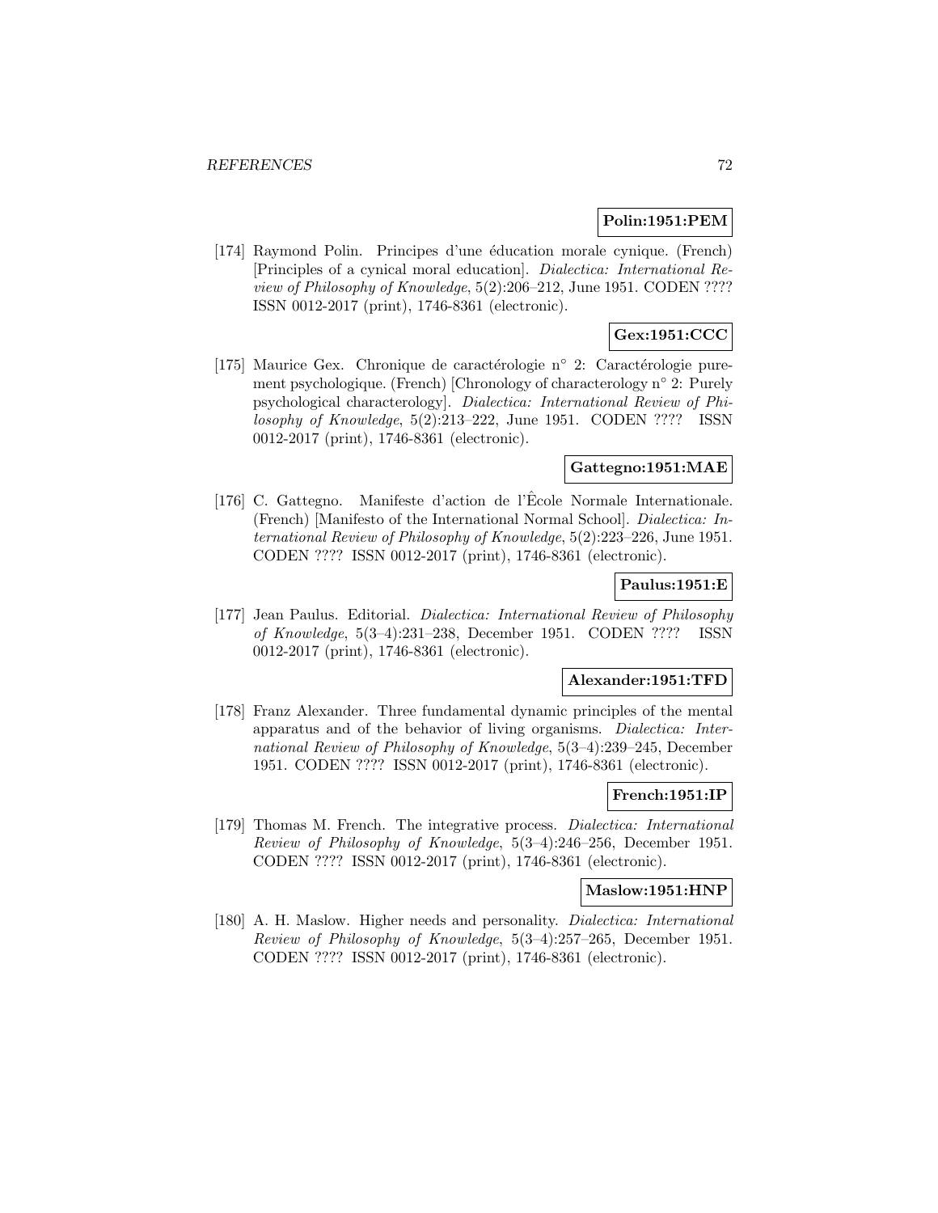**Polin:1951:PEM**

[174] Raymond Polin. Principes d'une éducation morale cynique. (French) [Principles of a cynical moral education]. *Dialectica: International Review of Philosophy of Knowledge*, 5(2):206–212, June 1951. CODEN ???? ISSN 0012-2017 (print), 1746-8361 (electronic).

**Gex:1951:CCC**

[175] Maurice Gex. Chronique de caractérologie n° 2: Caractérologie purement psychologique. (French) [Chronology of characterology n° 2: Purely psychological characterology]. *Dialectica: International Review of Philosophy of Knowledge*, 5(2):213–222, June 1951. CODEN ???? ISSN 0012-2017 (print), 1746-8361 (electronic).

**Gattegno:1951:MAE**

[176] C. Gattegno. Manifeste d'action de l'École Normale Internationale. (French) [Manifesto of the International Normal School]. *Dialectica: International Review of Philosophy of Knowledge*, 5(2):223–226, June 1951. CODEN ???? ISSN 0012-2017 (print), 1746-8361 (electronic).

**Paulus:1951:E**

[177] Jean Paulus. Editorial. *Dialectica: International Review of Philosophy of Knowledge*, 5(3–4):231–238, December 1951. CODEN ???? ISSN 0012-2017 (print), 1746-8361 (electronic).

**Alexander:1951:TFD**

[178] Franz Alexander. Three fundamental dynamic principles of the mental apparatus and of the behavior of living organisms. *Dialectica: International Review of Philosophy of Knowledge*, 5(3–4):239–245, December 1951. CODEN ???? ISSN 0012-2017 (print), 1746-8361 (electronic).

**French:1951:IP**

[179] Thomas M. French. The integrative process. *Dialectica: International Review of Philosophy of Knowledge*, 5(3–4):246–256, December 1951. CODEN ???? ISSN 0012-2017 (print), 1746-8361 (electronic).

**Maslow:1951:HNP**

[180] A. H. Maslow. Higher needs and personality. *Dialectica: International Review of Philosophy of Knowledge*, 5(3–4):257–265, December 1951. CODEN ???? ISSN 0012-2017 (print), 1746-8361 (electronic).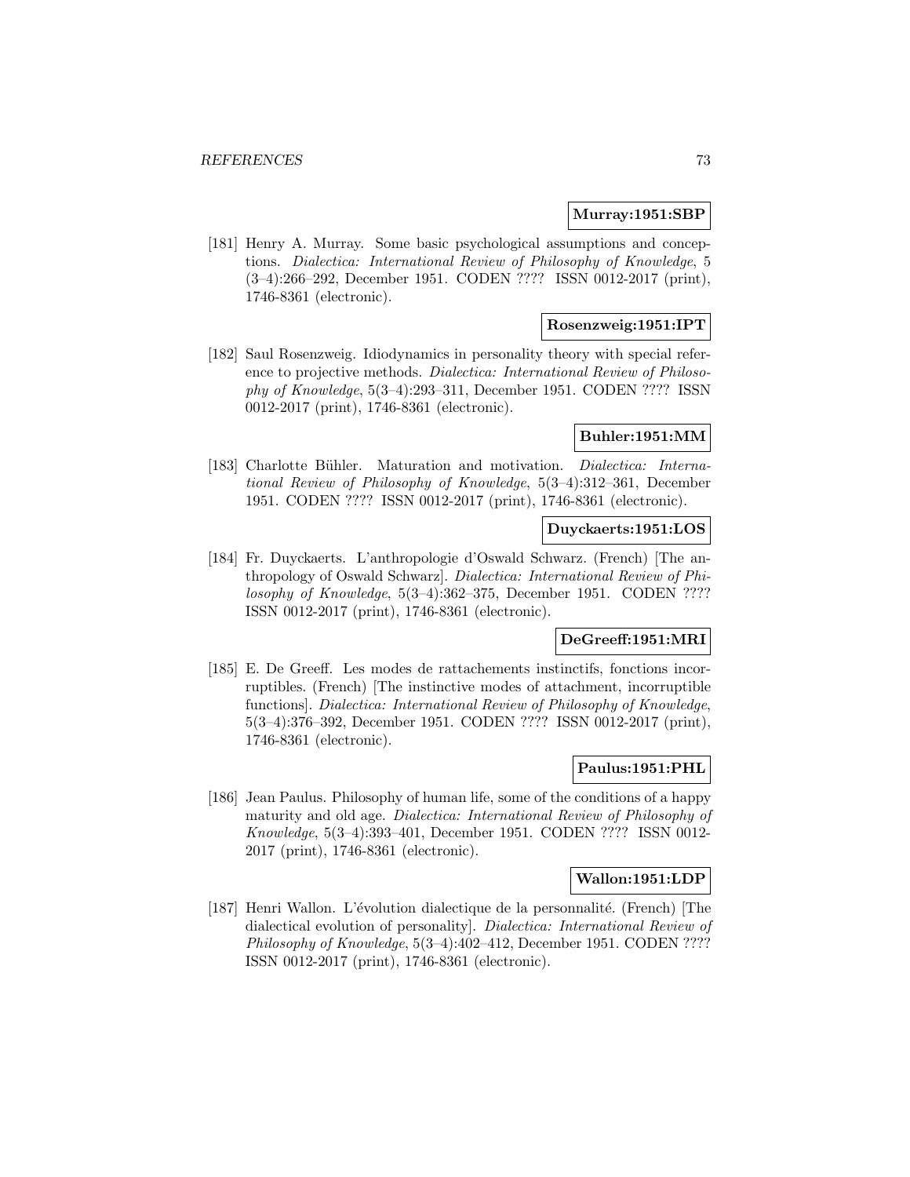**Murray:1951:SBP**

[181] Henry A. Murray. Some basic psychological assumptions and conceptions. *Dialectica: International Review of Philosophy of Knowledge*, 5 (3–4):266–292, December 1951. CODEN ???? ISSN 0012-2017 (print), 1746-8361 (electronic).

**Rosenzweig:1951:IPT**

[182] Saul Rosenzweig. Idiodynamics in personality theory with special reference to projective methods. *Dialectica: International Review of Philosophy of Knowledge*, 5(3–4):293–311, December 1951. CODEN ???? ISSN 0012-2017 (print), 1746-8361 (electronic).

**Buhler:1951:MM**

[183] Charlotte Bühler. Maturation and motivation. *Dialectica: International Review of Philosophy of Knowledge*, 5(3–4):312–361, December 1951. CODEN ???? ISSN 0012-2017 (print), 1746-8361 (electronic).

**Duyckaerts:1951:LOS**

[184] Fr. Duyckaerts. L'anthropologie d'Oswald Schwarz. (French) [The anthropology of Oswald Schwarz]. *Dialectica: International Review of Philosophy of Knowledge*, 5(3–4):362–375, December 1951. CODEN ???? ISSN 0012-2017 (print), 1746-8361 (electronic).

**DeGreeff:1951:MRI**

[185] E. De Greeff. Les modes de rattachements instinctifs, fonctions incorruptibles. (French) [The instinctive modes of attachment, incorruptible functions]. *Dialectica: International Review of Philosophy of Knowledge*, 5(3–4):376–392, December 1951. CODEN ???? ISSN 0012-2017 (print), 1746-8361 (electronic).

**Paulus:1951:PHL**

[186] Jean Paulus. Philosophy of human life, some of the conditions of a happy maturity and old age. *Dialectica: International Review of Philosophy of Knowledge*, 5(3–4):393–401, December 1951. CODEN ???? ISSN 0012-2017 (print), 1746-8361 (electronic).

**Wallon:1951:LDP**

[187] Henri Wallon. L'évolution dialectique de la personnalité. (French) [The dialectical evolution of personality]. *Dialectica: International Review of Philosophy of Knowledge*, 5(3–4):402–412, December 1951. CODEN ???? ISSN 0012-2017 (print), 1746-8361 (electronic).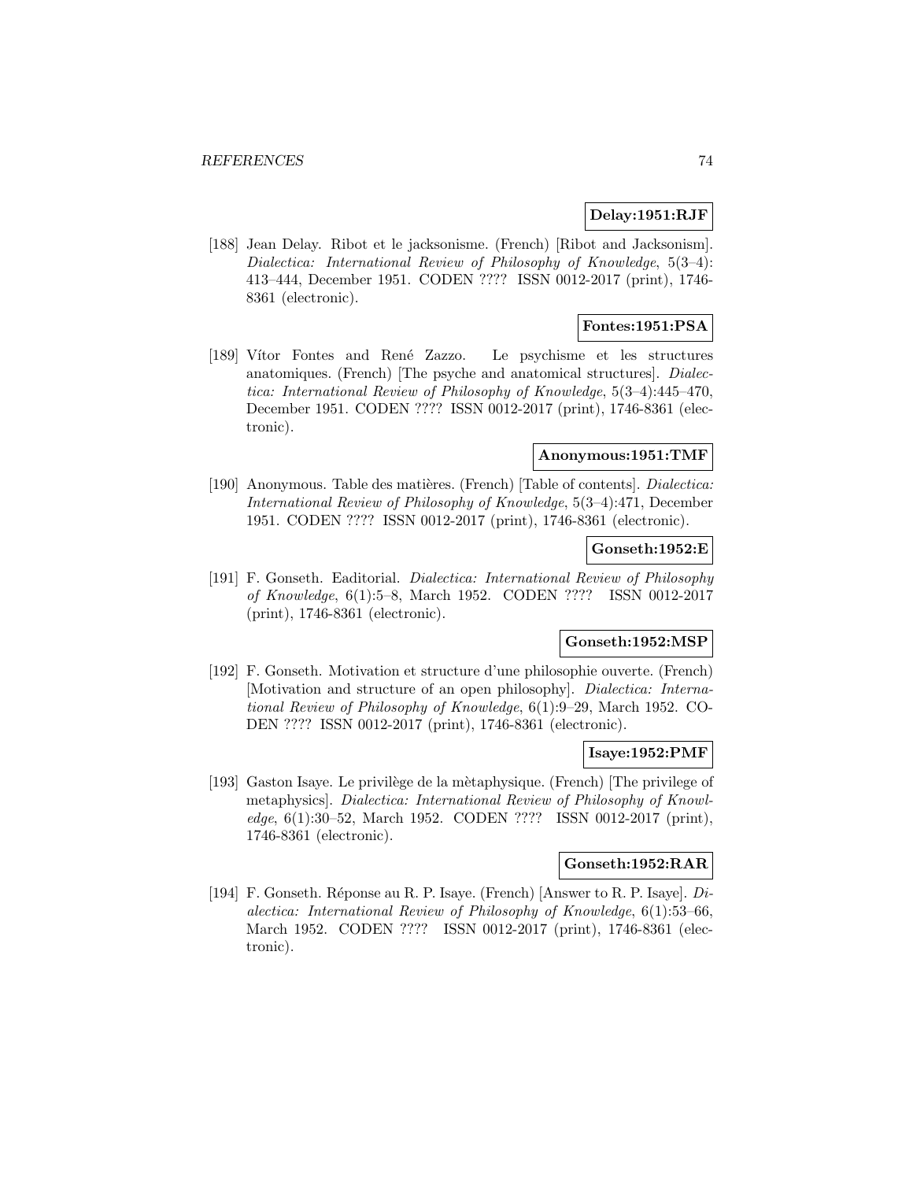**Delay:1951:RJF**

[188] Jean Delay. Ribot et le jacksonisme. (French) [Ribot and Jacksonism]. *Dialectica: International Review of Philosophy of Knowledge*, 5(3–4): 413–444, December 1951. CODEN ???? ISSN 0012-2017 (print), 1746-8361 (electronic).

**Fontes:1951:PSA**

[189] Vítor Fontes and René Zazzo. Le psychisme et les structures anatomiques. (French) [The psyche and anatomical structures]. *Dialectica: International Review of Philosophy of Knowledge*, 5(3–4):445–470, December 1951. CODEN ???? ISSN 0012-2017 (print), 1746-8361 (electronic).

**Anonymous:1951:TMF**

[190] Anonymous. Table des matières. (French) [Table of contents]. *Dialectica: International Review of Philosophy of Knowledge*, 5(3–4):471, December 1951. CODEN ???? ISSN 0012-2017 (print), 1746-8361 (electronic).

**Gonseth:1952:E**

[191] F. Gonseth. Eaditorial. *Dialectica: International Review of Philosophy of Knowledge*, 6(1):5–8, March 1952. CODEN ???? ISSN 0012-2017 (print), 1746-8361 (electronic).

**Gonseth:1952:MSP**

[192] F. Gonseth. Motivation et structure d'une philosophie ouverte. (French) [Motivation and structure of an open philosophy]. *Dialectica: International Review of Philosophy of Knowledge*, 6(1):9–29, March 1952. CODEN ???? ISSN 0012-2017 (print), 1746-8361 (electronic).

**Isaye:1952:PMF**

[193] Gaston Isaye. Le privilège de la mètaphysique. (French) [The privilege of metaphysics]. *Dialectica: International Review of Philosophy of Knowledge*, 6(1):30–52, March 1952. CODEN ???? ISSN 0012-2017 (print), 1746-8361 (electronic).

**Gonseth:1952:RAR**

[194] F. Gonseth. Réponse au R. P. Isaye. (French) [Answer to R. P. Isaye]. *Dialectica: International Review of Philosophy of Knowledge*, 6(1):53–66, March 1952. CODEN ???? ISSN 0012-2017 (print), 1746-8361 (electronic).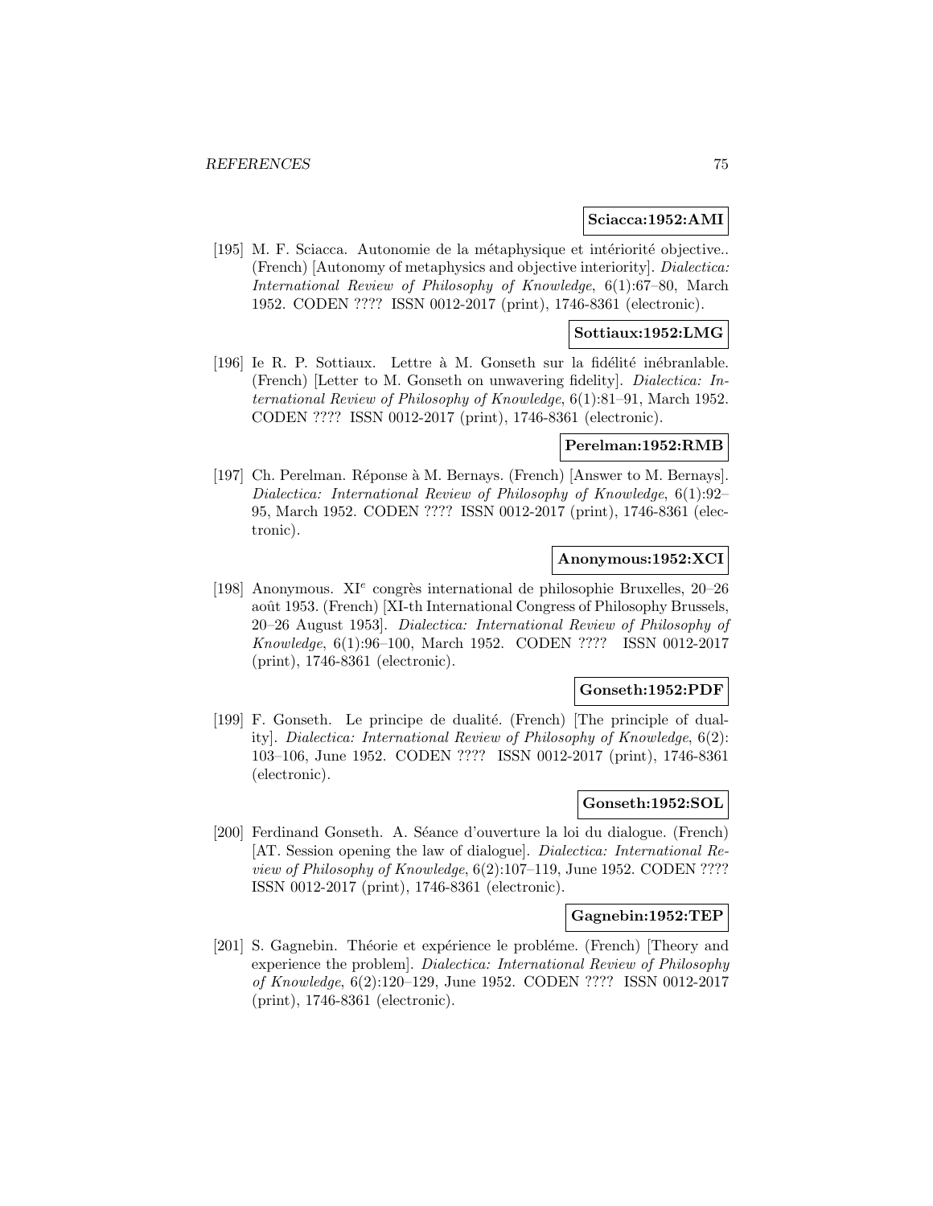**Sciacca:1952:AMI**

[195] M. F. Sciacca. Autonomie de la métaphysique et intériorité objective.. (French) [Autonomy of metaphysics and objective interiority]. *Dialectica: International Review of Philosophy of Knowledge*, 6(1):67–80, March 1952. CODEN ???? ISSN 0012-2017 (print), 1746-8361 (electronic).

**Sottiaux:1952:LMG**

[196] Ie R. P. Sottiaux. Lettre à M. Gonseth sur la fidélité inébranlable. (French) [Letter to M. Gonseth on unwavering fidelity]. *Dialectica: International Review of Philosophy of Knowledge*, 6(1):81–91, March 1952. CODEN ???? ISSN 0012-2017 (print), 1746-8361 (electronic).

**Perelman:1952:RMB**

[197] Ch. Perelman. Réponse à M. Bernays. (French) [Answer to M. Bernays]. *Dialectica: International Review of Philosophy of Knowledge*, 6(1):92–95, March 1952. CODEN ???? ISSN 0012-2017 (print), 1746-8361 (electronic).

**Anonymous:1952:XCI**

[198] Anonymous. XI$^{e}$ congrès international de philosophie Bruxelles, 20–26 août 1953. (French) [XI-th International Congress of Philosophy Brussels, 20–26 August 1953]. *Dialectica: International Review of Philosophy of Knowledge*, 6(1):96–100, March 1952. CODEN ???? ISSN 0012-2017 (print), 1746-8361 (electronic).

**Gonseth:1952:PDF**

[199] F. Gonseth. Le principe de dualité. (French) [The principle of duality]. *Dialectica: International Review of Philosophy of Knowledge*, 6(2): 103–106, June 1952. CODEN ???? ISSN 0012-2017 (print), 1746-8361 (electronic).

**Gonseth:1952:SOL**

[200] Ferdinand Gonseth. A. Séance d'ouverture la loi du dialogue. (French) [AT. Session opening the law of dialogue]. *Dialectica: International Review of Philosophy of Knowledge*, 6(2):107–119, June 1952. CODEN ???? ISSN 0012-2017 (print), 1746-8361 (electronic).

**Gagnebin:1952:TEP**

[201] S. Gagnebin. Théorie et expérience le probléme. (French) [Theory and experience the problem]. *Dialectica: International Review of Philosophy of Knowledge*, 6(2):120–129, June 1952. CODEN ???? ISSN 0012-2017 (print), 1746-8361 (electronic).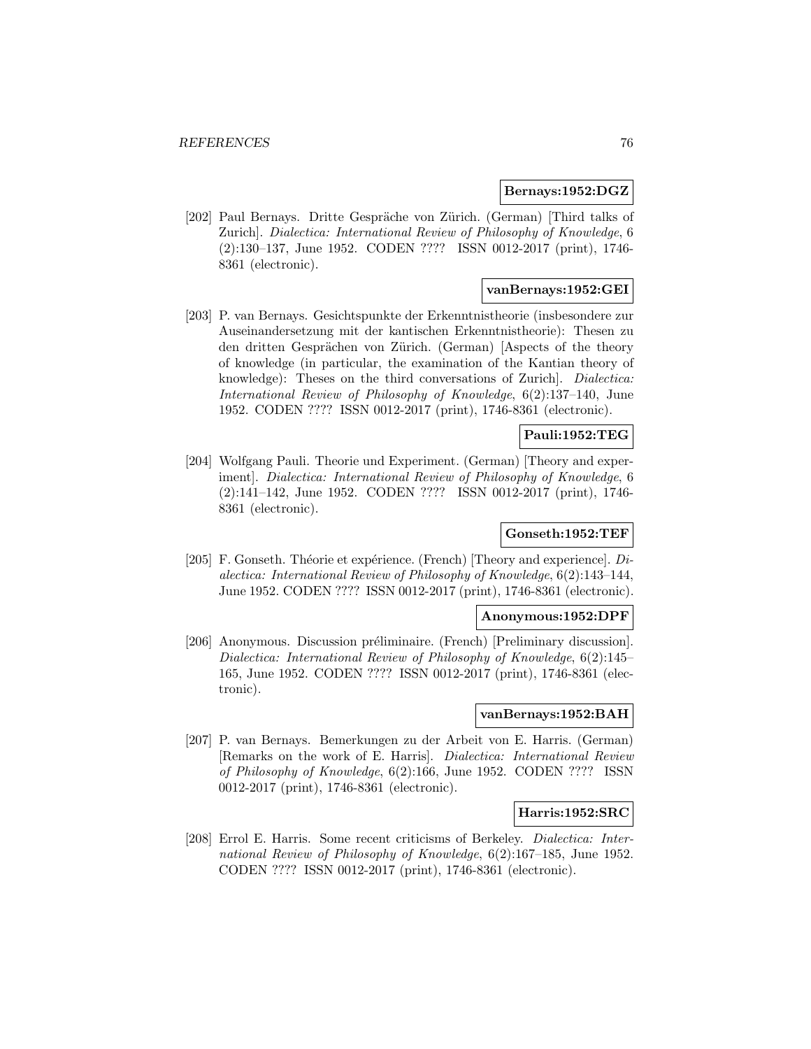**Bernays:1952:DGZ**

[202] Paul Bernays. Dritte Gespräche von Zürich. (German) [Third talks of Zurich]. *Dialectica: International Review of Philosophy of Knowledge*, 6 (2):130–137, June 1952. CODEN ???? ISSN 0012-2017 (print), 1746-8361 (electronic).

**vanBernays:1952:GEI**

[203] P. van Bernays. Gesichtspunkte der Erkenntnistheorie (insbesondere zur Auseinandersetzung mit der kantischen Erkenntnistheorie): Thesen zu den dritten Gesprächen von Zürich. (German) [Aspects of the theory of knowledge (in particular, the examination of the Kantian theory of knowledge): Theses on the third conversations of Zurich]. *Dialectica: International Review of Philosophy of Knowledge*, 6(2):137–140, June 1952. CODEN ???? ISSN 0012-2017 (print), 1746-8361 (electronic).

**Pauli:1952:TEG**

[204] Wolfgang Pauli. Theorie und Experiment. (German) [Theory and experiment]. *Dialectica: International Review of Philosophy of Knowledge*, 6 (2):141–142, June 1952. CODEN ???? ISSN 0012-2017 (print), 1746-8361 (electronic).

**Gonseth:1952:TEF**

[205] F. Gonseth. Théorie et expérience. (French) [Theory and experience]. *Dialectica: International Review of Philosophy of Knowledge*, 6(2):143–144, June 1952. CODEN ???? ISSN 0012-2017 (print), 1746-8361 (electronic).

**Anonymous:1952:DPF**

[206] Anonymous. Discussion préliminaire. (French) [Preliminary discussion]. *Dialectica: International Review of Philosophy of Knowledge*, 6(2):145–165, June 1952. CODEN ???? ISSN 0012-2017 (print), 1746-8361 (electronic).

**vanBernays:1952:BAH**

[207] P. van Bernays. Bemerkungen zu der Arbeit von E. Harris. (German) [Remarks on the work of E. Harris]. *Dialectica: International Review of Philosophy of Knowledge*, 6(2):166, June 1952. CODEN ???? ISSN 0012-2017 (print), 1746-8361 (electronic).

**Harris:1952:SRC**

[208] Errol E. Harris. Some recent criticisms of Berkeley. *Dialectica: International Review of Philosophy of Knowledge*, 6(2):167–185, June 1952. CODEN ???? ISSN 0012-2017 (print), 1746-8361 (electronic).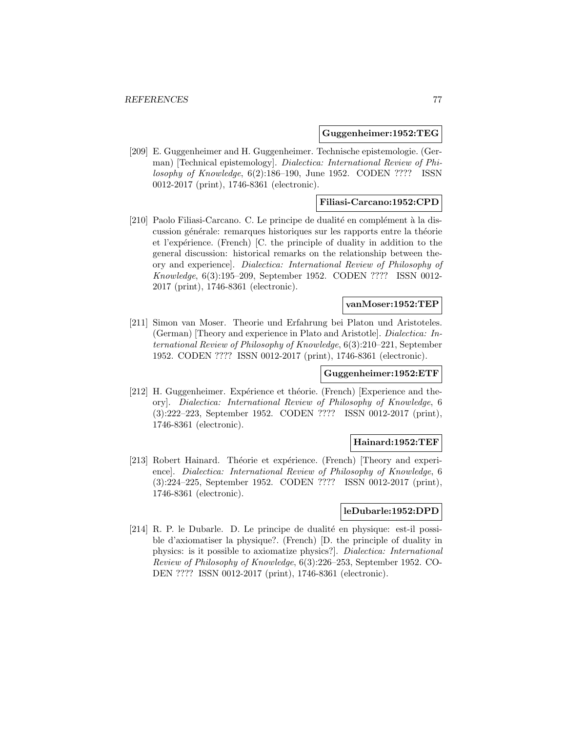**Guggenheimer:1952:TEG**

[209] E. Guggenheimer and H. Guggenheimer. Technische epistemologie. (German) [Technical epistemology]. *Dialectica: International Review of Philosophy of Knowledge*, 6(2):186–190, June 1952. CODEN ???? ISSN 0012-2017 (print), 1746-8361 (electronic).

**Filiasi-Carcano:1952:CPD**

[210] Paolo Filiasi-Carcano. C. Le principe de dualité en complément à la discussion générale: remarques historiques sur les rapports entre la théorie et l'expérience. (French) [C. the principle of duality in addition to the general discussion: historical remarks on the relationship between theory and experience]. *Dialectica: International Review of Philosophy of Knowledge*, 6(3):195–209, September 1952. CODEN ???? ISSN 0012-2017 (print), 1746-8361 (electronic).

**vanMoser:1952:TEP**

[211] Simon van Moser. Theorie und Erfahrung bei Platon und Aristoteles. (German) [Theory and experience in Plato and Aristotle]. *Dialectica: International Review of Philosophy of Knowledge*, 6(3):210–221, September 1952. CODEN ???? ISSN 0012-2017 (print), 1746-8361 (electronic).

**Guggenheimer:1952:ETF**

[212] H. Guggenheimer. Expérience et théorie. (French) [Experience and theory]. *Dialectica: International Review of Philosophy of Knowledge*, 6 (3):222–223, September 1952. CODEN ???? ISSN 0012-2017 (print), 1746-8361 (electronic).

**Hainard:1952:TEF**

[213] Robert Hainard. Théorie et expérience. (French) [Theory and experience]. *Dialectica: International Review of Philosophy of Knowledge*, 6 (3):224–225, September 1952. CODEN ???? ISSN 0012-2017 (print), 1746-8361 (electronic).

**leDubarle:1952:DPD**

[214] R. P. le Dubarle. D. Le principe de dualité en physique: est-il possible d'axiomatiser la physique?. (French) [D. the principle of duality in physics: is it possible to axiomatize physics?]. *Dialectica: International Review of Philosophy of Knowledge*, 6(3):226–253, September 1952. CODEN ???? ISSN 0012-2017 (print), 1746-8361 (electronic).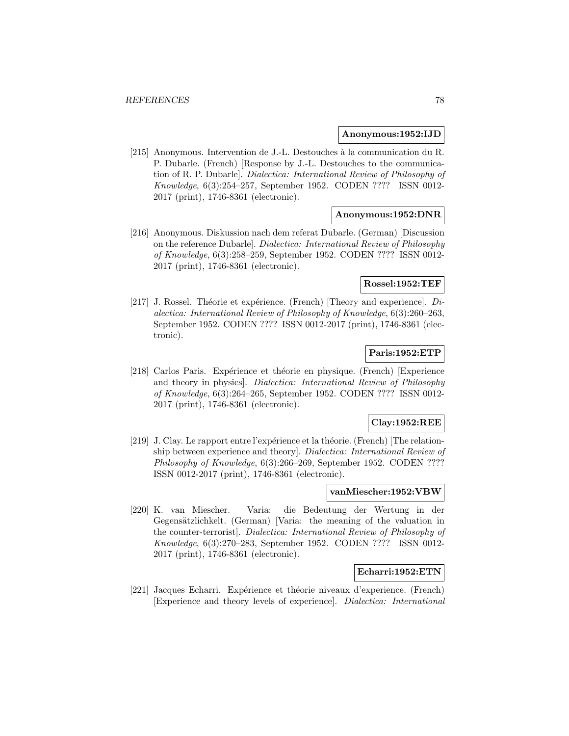**Anonymous:1952:IJD**

[215] Anonymous. Intervention de J.-L. Destouches à la communication du R. P. Dubarle. (French) [Response by J.-L. Destouches to the communication of R. P. Dubarle]. *Dialectica: International Review of Philosophy of Knowledge*, 6(3):254–257, September 1952. CODEN ???? ISSN 0012-2017 (print), 1746-8361 (electronic).

**Anonymous:1952:DNR**

[216] Anonymous. Diskussion nach dem referat Dubarle. (German) [Discussion on the reference Dubarle]. *Dialectica: International Review of Philosophy of Knowledge*, 6(3):258–259, September 1952. CODEN ???? ISSN 0012-2017 (print), 1746-8361 (electronic).

**Rossel:1952:TEF**

[217] J. Rossel. Théorie et expérience. (French) [Theory and experience]. *Dialectica: International Review of Philosophy of Knowledge*, 6(3):260–263, September 1952. CODEN ???? ISSN 0012-2017 (print), 1746-8361 (electronic).

**Paris:1952:ETP**

[218] Carlos Paris. Expérience et théorie en physique. (French) [Experience and theory in physics]. *Dialectica: International Review of Philosophy of Knowledge*, 6(3):264–265, September 1952. CODEN ???? ISSN 0012-2017 (print), 1746-8361 (electronic).

**Clay:1952:REE**

[219] J. Clay. Le rapport entre l'expérience et la théorie. (French) [The relationship between experience and theory]. *Dialectica: International Review of Philosophy of Knowledge*, 6(3):266–269, September 1952. CODEN ???? ISSN 0012-2017 (print), 1746-8361 (electronic).

**vanMiescher:1952:VBW**

[220] K. van Miescher. Varia: die Bedeutung der Wertung in der Gegensätzlichkelt. (German) [Varia: the meaning of the valuation in the counter-terrorist]. *Dialectica: International Review of Philosophy of Knowledge*, 6(3):270–283, September 1952. CODEN ???? ISSN 0012-2017 (print), 1746-8361 (electronic).

**Echarri:1952:ETN**

[221] Jacques Echarri. Expérience et théorie niveaux d'experience. (French) [Experience and theory levels of experience]. *Dialectica: International*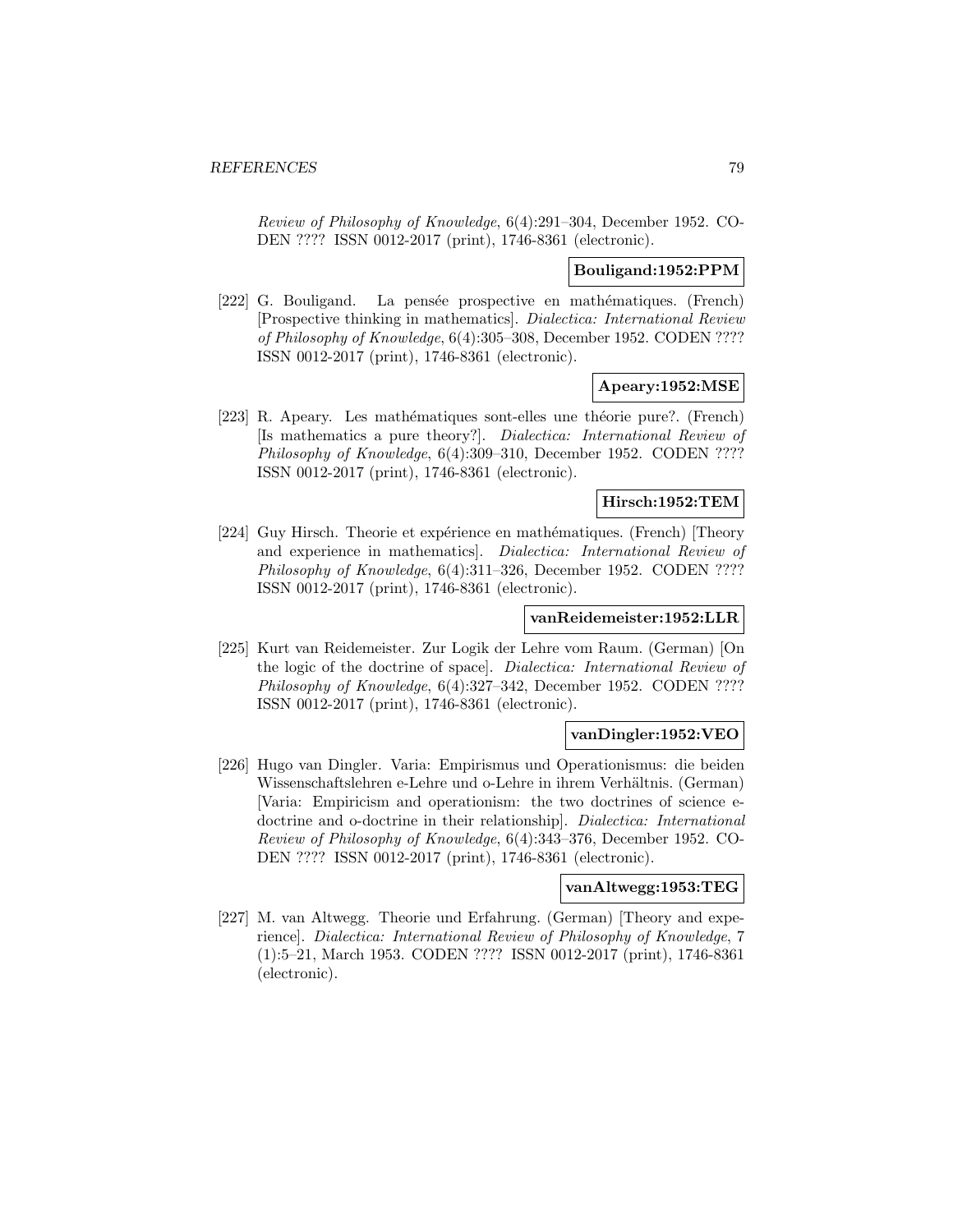*Review of Philosophy of Knowledge*, 6(4):291–304, December 1952. CODEN ???? ISSN 0012-2017 (print), 1746-8361 (electronic).

**Bouligand:1952:PPM**

[222] G. Bouligand. La pensée prospective en mathématiques. (French) [Prospective thinking in mathematics]. *Dialectica: International Review of Philosophy of Knowledge*, 6(4):305–308, December 1952. CODEN ???? ISSN 0012-2017 (print), 1746-8361 (electronic).

**Apeary:1952:MSE**

[223] R. Apeary. Les mathématiques sont-elles une théorie pure?. (French) [Is mathematics a pure theory?]. *Dialectica: International Review of Philosophy of Knowledge*, 6(4):309–310, December 1952. CODEN ???? ISSN 0012-2017 (print), 1746-8361 (electronic).

**Hirsch:1952:TEM**

[224] Guy Hirsch. Theorie et expérience en mathématiques. (French) [Theory and experience in mathematics]. *Dialectica: International Review of Philosophy of Knowledge*, 6(4):311–326, December 1952. CODEN ???? ISSN 0012-2017 (print), 1746-8361 (electronic).

**vanReidemeister:1952:LLR**

[225] Kurt van Reidemeister. Zur Logik der Lehre vom Raum. (German) [On the logic of the doctrine of space]. *Dialectica: International Review of Philosophy of Knowledge*, 6(4):327–342, December 1952. CODEN ???? ISSN 0012-2017 (print), 1746-8361 (electronic).

**vanDingler:1952:VEO**

[226] Hugo van Dingler. Varia: Empirismus und Operationismus: die beiden Wissenschaftslehren e-Lehre und o-Lehre in ihrem Verhältnis. (German) [Varia: Empiricism and operationism: the two doctrines of science e-doctrine and o-doctrine in their relationship]. *Dialectica: International Review of Philosophy of Knowledge*, 6(4):343–376, December 1952. CODEN ???? ISSN 0012-2017 (print), 1746-8361 (electronic).

**vanAltwegg:1953:TEG**

[227] M. van Altwegg. Theorie und Erfahrung. (German) [Theory and experience]. *Dialectica: International Review of Philosophy of Knowledge*, 7 (1):5–21, March 1953. CODEN ???? ISSN 0012-2017 (print), 1746-8361 (electronic).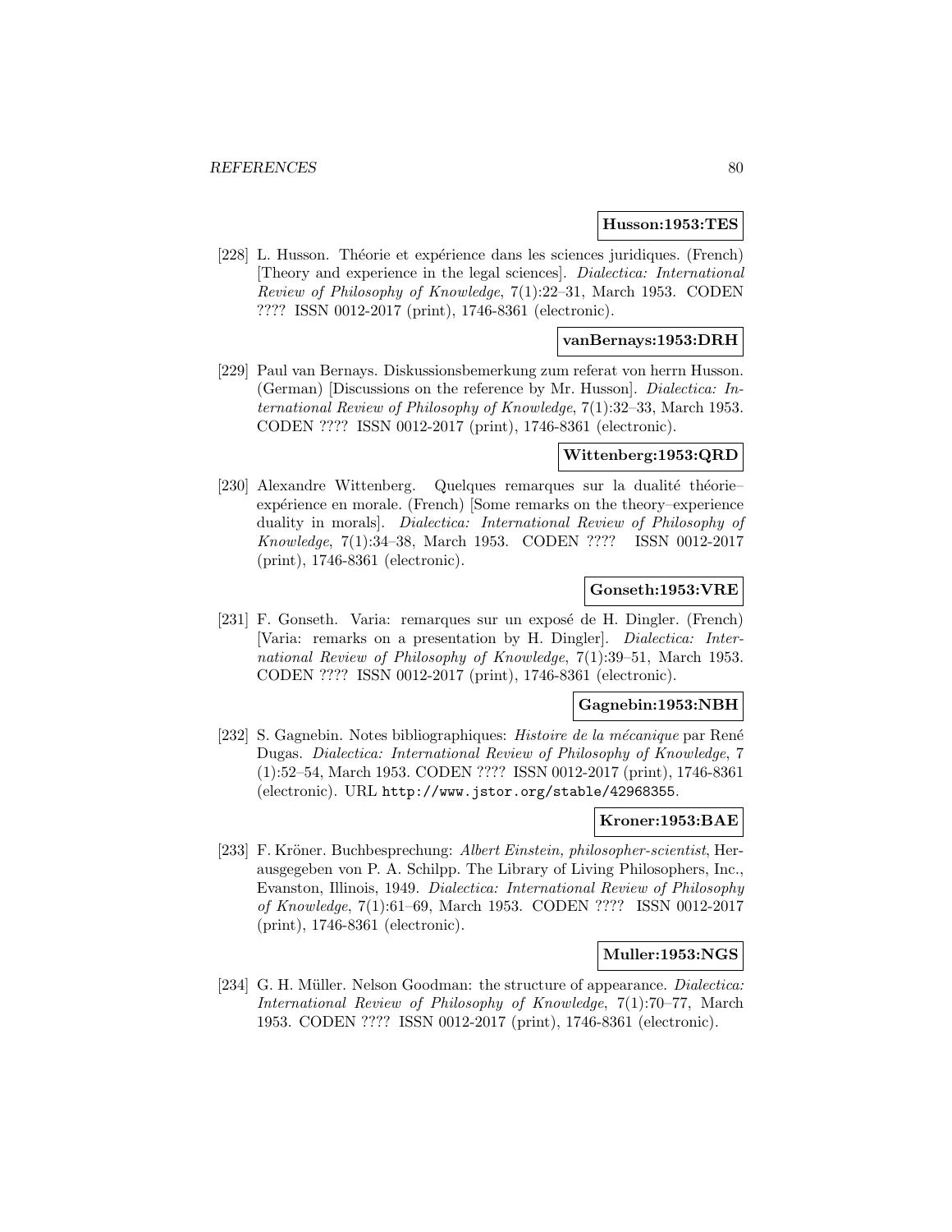**Husson:1953:TES**

[228] L. Husson. Théorie et expérience dans les sciences juridiques. (French) [Theory and experience in the legal sciences]. *Dialectica: International Review of Philosophy of Knowledge*, 7(1):22–31, March 1953. CODEN ???? ISSN 0012-2017 (print), 1746-8361 (electronic).

**vanBernays:1953:DRH**

[229] Paul van Bernays. Diskussionsbemerkung zum referat von herrn Husson. (German) [Discussions on the reference by Mr. Husson]. *Dialectica: International Review of Philosophy of Knowledge*, 7(1):32–33, March 1953. CODEN ???? ISSN 0012-2017 (print), 1746-8361 (electronic).

**Wittenberg:1953:QRD**

[230] Alexandre Wittenberg. Quelques remarques sur la dualité théorie–expérience en morale. (French) [Some remarks on the theory–experience duality in morals]. *Dialectica: International Review of Philosophy of Knowledge*, 7(1):34–38, March 1953. CODEN ???? ISSN 0012-2017 (print), 1746-8361 (electronic).

**Gonseth:1953:VRE**

[231] F. Gonseth. Varia: remarques sur un exposé de H. Dingler. (French) [Varia: remarks on a presentation by H. Dingler]. *Dialectica: International Review of Philosophy of Knowledge*, 7(1):39–51, March 1953. CODEN ???? ISSN 0012-2017 (print), 1746-8361 (electronic).

**Gagnebin:1953:NBH**

[232] S. Gagnebin. Notes bibliographiques: *Histoire de la mécanique* par René Dugas. *Dialectica: International Review of Philosophy of Knowledge*, 7 (1):52–54, March 1953. CODEN ???? ISSN 0012-2017 (print), 1746-8361 (electronic). URL http://www.jstor.org/stable/42968355.

**Kroner:1953:BAE**

[233] F. Kröner. Buchbesprechung: *Albert Einstein, philosopher-scientist*, Herausgegeben von P. A. Schilpp. The Library of Living Philosophers, Inc., Evanston, Illinois, 1949. *Dialectica: International Review of Philosophy of Knowledge*, 7(1):61–69, March 1953. CODEN ???? ISSN 0012-2017 (print), 1746-8361 (electronic).

**Muller:1953:NGS**

[234] G. H. Müller. Nelson Goodman: the structure of appearance. *Dialectica: International Review of Philosophy of Knowledge*, 7(1):70–77, March 1953. CODEN ???? ISSN 0012-2017 (print), 1746-8361 (electronic).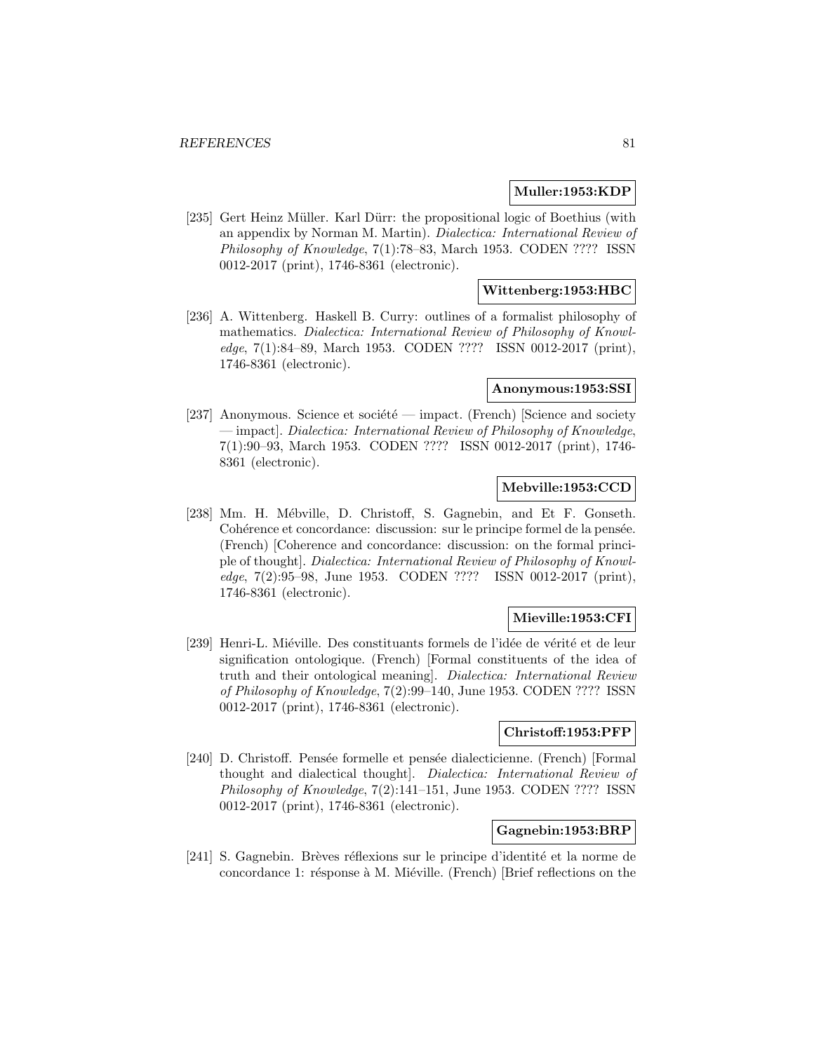**Muller:1953:KDP**

[235] Gert Heinz Müller. Karl Dürr: the propositional logic of Boethius (with an appendix by Norman M. Martin). *Dialectica: International Review of Philosophy of Knowledge*, 7(1):78–83, March 1953. CODEN ???? ISSN 0012-2017 (print), 1746-8361 (electronic).

**Wittenberg:1953:HBC**

[236] A. Wittenberg. Haskell B. Curry: outlines of a formalist philosophy of mathematics. *Dialectica: International Review of Philosophy of Knowledge*, 7(1):84–89, March 1953. CODEN ???? ISSN 0012-2017 (print), 1746-8361 (electronic).

**Anonymous:1953:SSI**

[237] Anonymous. Science et société — impact. (French) [Science and society — impact]. *Dialectica: International Review of Philosophy of Knowledge*, 7(1):90–93, March 1953. CODEN ???? ISSN 0012-2017 (print), 1746-8361 (electronic).

**Mebville:1953:CCD**

[238] Mm. H. Mébville, D. Christoff, S. Gagnebin, and Et F. Gonseth. Cohérence et concordance: discussion: sur le principe formel de la pensée. (French) [Coherence and concordance: discussion: on the formal principle of thought]. *Dialectica: International Review of Philosophy of Knowledge*, 7(2):95–98, June 1953. CODEN ???? ISSN 0012-2017 (print), 1746-8361 (electronic).

**Mieville:1953:CFI**

[239] Henri-L. Miéville. Des constituants formels de l'idée de vérité et de leur signification ontologique. (French) [Formal constituents of the idea of truth and their ontological meaning]. *Dialectica: International Review of Philosophy of Knowledge*, 7(2):99–140, June 1953. CODEN ???? ISSN 0012-2017 (print), 1746-8361 (electronic).

**Christoff:1953:PFP**

[240] D. Christoff. Pensée formelle et pensée dialecticienne. (French) [Formal thought and dialectical thought]. *Dialectica: International Review of Philosophy of Knowledge*, 7(2):141–151, June 1953. CODEN ???? ISSN 0012-2017 (print), 1746-8361 (electronic).

**Gagnebin:1953:BRP**

[241] S. Gagnebin. Brèves réflexions sur le principe d'identité et la norme de concordance 1: résponse à M. Miéville. (French) [Brief reflections on the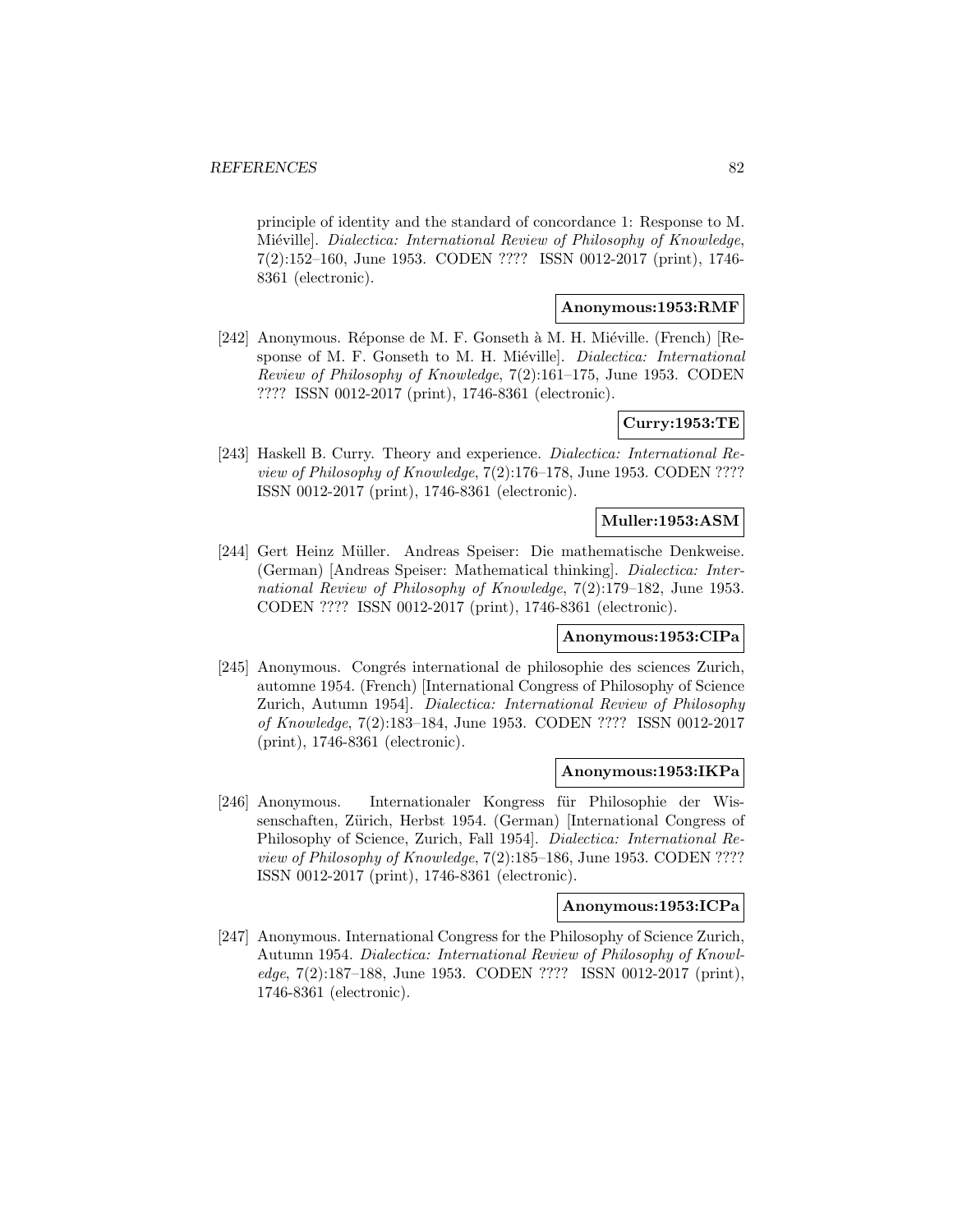principle of identity and the standard of concordance 1: Response to M. Miéville]. *Dialectica: International Review of Philosophy of Knowledge*, 7(2):152–160, June 1953. CODEN ???? ISSN 0012-2017 (print), 1746-8361 (electronic).

**Anonymous:1953:RMF**

[242] Anonymous. Réponse de M. F. Gonseth à M. H. Miéville. (French) [Response of M. F. Gonseth to M. H. Miéville]. *Dialectica: International Review of Philosophy of Knowledge*, 7(2):161–175, June 1953. CODEN ???? ISSN 0012-2017 (print), 1746-8361 (electronic).

**Curry:1953:TE**

[243] Haskell B. Curry. Theory and experience. *Dialectica: International Review of Philosophy of Knowledge*, 7(2):176–178, June 1953. CODEN ???? ISSN 0012-2017 (print), 1746-8361 (electronic).

**Muller:1953:ASM**

[244] Gert Heinz Müller. Andreas Speiser: Die mathematische Denkweise. (German) [Andreas Speiser: Mathematical thinking]. *Dialectica: International Review of Philosophy of Knowledge*, 7(2):179–182, June 1953. CODEN ???? ISSN 0012-2017 (print), 1746-8361 (electronic).

**Anonymous:1953:CIPa**

[245] Anonymous. Congrés international de philosophie des sciences Zurich, automne 1954. (French) [International Congress of Philosophy of Science Zurich, Autumn 1954]. *Dialectica: International Review of Philosophy of Knowledge*, 7(2):183–184, June 1953. CODEN ???? ISSN 0012-2017 (print), 1746-8361 (electronic).

**Anonymous:1953:IKPa**

[246] Anonymous. Internationaler Kongress für Philosophie der Wissenschaften, Zürich, Herbst 1954. (German) [International Congress of Philosophy of Science, Zurich, Fall 1954]. *Dialectica: International Review of Philosophy of Knowledge*, 7(2):185–186, June 1953. CODEN ???? ISSN 0012-2017 (print), 1746-8361 (electronic).

**Anonymous:1953:ICPa**

[247] Anonymous. International Congress for the Philosophy of Science Zurich, Autumn 1954. *Dialectica: International Review of Philosophy of Knowledge*, 7(2):187–188, June 1953. CODEN ???? ISSN 0012-2017 (print), 1746-8361 (electronic).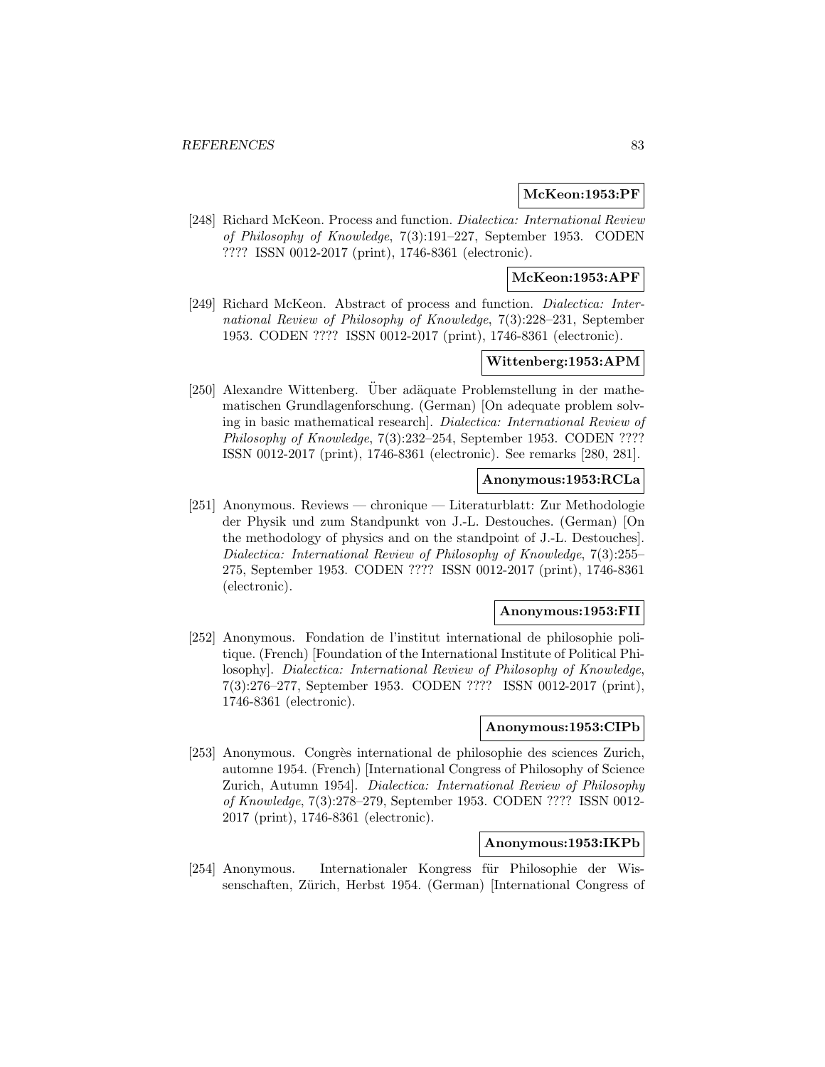**McKeon:1953:PF**

[248] Richard McKeon. Process and function. *Dialectica: International Review of Philosophy of Knowledge*, 7(3):191–227, September 1953. CODEN ???? ISSN 0012-2017 (print), 1746-8361 (electronic).

**McKeon:1953:APF**

[249] Richard McKeon. Abstract of process and function. *Dialectica: International Review of Philosophy of Knowledge*, 7(3):228–231, September 1953. CODEN ???? ISSN 0012-2017 (print), 1746-8361 (electronic).

**Wittenberg:1953:APM**

[250] Alexandre Wittenberg. Über adäquate Problemstellung in der mathematischen Grundlagenforschung. (German) [On adequate problem solving in basic mathematical research]. *Dialectica: International Review of Philosophy of Knowledge*, 7(3):232–254, September 1953. CODEN ???? ISSN 0012-2017 (print), 1746-8361 (electronic). See remarks [280, 281].

**Anonymous:1953:RCLa**

[251] Anonymous. Reviews — chronique — Literaturblatt: Zur Methodologie der Physik und zum Standpunkt von J.-L. Destouches. (German) [On the methodology of physics and on the standpoint of J.-L. Destouches]. *Dialectica: International Review of Philosophy of Knowledge*, 7(3):255–275, September 1953. CODEN ???? ISSN 0012-2017 (print), 1746-8361 (electronic).

**Anonymous:1953:FII**

[252] Anonymous. Fondation de l'institut international de philosophie politique. (French) [Foundation of the International Institute of Political Philosophy]. *Dialectica: International Review of Philosophy of Knowledge*, 7(3):276–277, September 1953. CODEN ???? ISSN 0012-2017 (print), 1746-8361 (electronic).

**Anonymous:1953:CIPb**

[253] Anonymous. Congrès international de philosophie des sciences Zurich, automne 1954. (French) [International Congress of Philosophy of Science Zurich, Autumn 1954]. *Dialectica: International Review of Philosophy of Knowledge*, 7(3):278–279, September 1953. CODEN ???? ISSN 0012-2017 (print), 1746-8361 (electronic).

**Anonymous:1953:IKPb**

[254] Anonymous. Internationaler Kongress für Philosophie der Wissenschaften, Zürich, Herbst 1954. (German) [International Congress of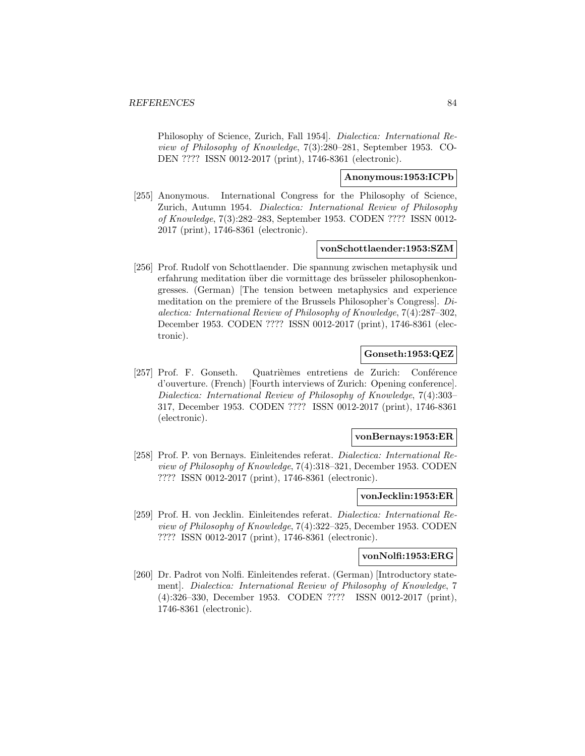Philosophy of Science, Zurich, Fall 1954]. *Dialectica: International Review of Philosophy of Knowledge*, 7(3):280–281, September 1953. CODEN ???? ISSN 0012-2017 (print), 1746-8361 (electronic).

**Anonymous:1953:ICPb**

[255] Anonymous. International Congress for the Philosophy of Science, Zurich, Autumn 1954. *Dialectica: International Review of Philosophy of Knowledge*, 7(3):282–283, September 1953. CODEN ???? ISSN 0012-2017 (print), 1746-8361 (electronic).

**vonSchottlaender:1953:SZM**

[256] Prof. Rudolf von Schottlaender. Die spannung zwischen metaphysik und erfahrung meditation über die vormittage des brüsseler philosophenkongresses. (German) [The tension between metaphysics and experience meditation on the premiere of the Brussels Philosopher's Congress]. *Dialectica: International Review of Philosophy of Knowledge*, 7(4):287–302, December 1953. CODEN ???? ISSN 0012-2017 (print), 1746-8361 (electronic).

**Gonseth:1953:QEZ**

[257] Prof. F. Gonseth. Quatrièmes entretiens de Zurich: Conférence d'ouverture. (French) [Fourth interviews of Zurich: Opening conference]. *Dialectica: International Review of Philosophy of Knowledge*, 7(4):303–317, December 1953. CODEN ???? ISSN 0012-2017 (print), 1746-8361 (electronic).

**vonBernays:1953:ER**

[258] Prof. P. von Bernays. Einleitendes referat. *Dialectica: International Review of Philosophy of Knowledge*, 7(4):318–321, December 1953. CODEN ???? ISSN 0012-2017 (print), 1746-8361 (electronic).

**vonJecklin:1953:ER**

[259] Prof. H. von Jecklin. Einleitendes referat. *Dialectica: International Review of Philosophy of Knowledge*, 7(4):322–325, December 1953. CODEN ???? ISSN 0012-2017 (print), 1746-8361 (electronic).

**vonNolfi:1953:ERG**

[260] Dr. Padrot von Nolfi. Einleitendes referat. (German) [Introductory statement]. *Dialectica: International Review of Philosophy of Knowledge*, 7 (4):326–330, December 1953. CODEN ???? ISSN 0012-2017 (print), 1746-8361 (electronic).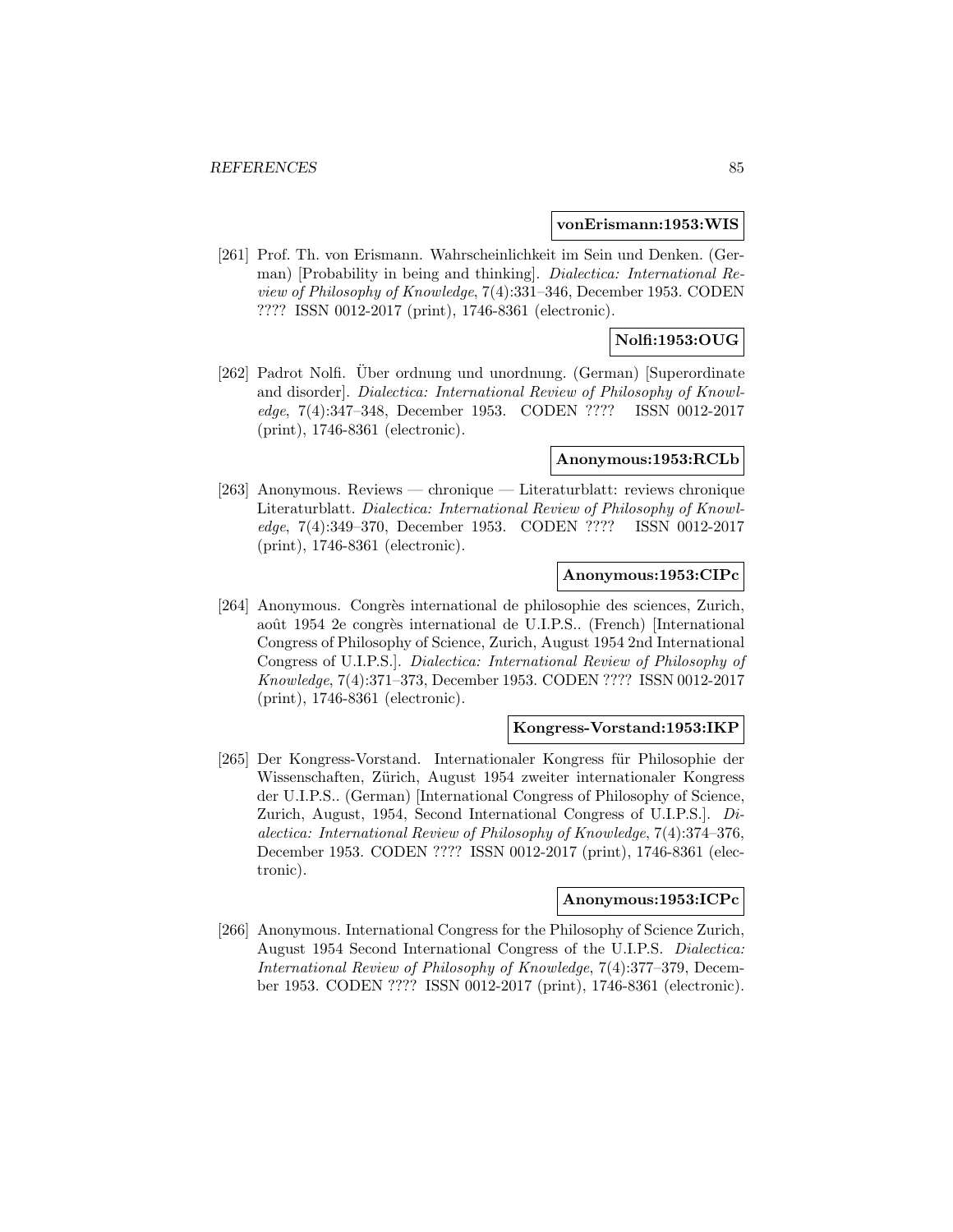**vonErismann:1953:WIS**

[261] Prof. Th. von Erismann. Wahrscheinlichkeit im Sein und Denken. (German) [Probability in being and thinking]. *Dialectica: International Review of Philosophy of Knowledge*, 7(4):331–346, December 1953. CODEN ???? ISSN 0012-2017 (print), 1746-8361 (electronic).

**Nolfi:1953:OUG**

[262] Padrot Nolfi. Über ordnung und unordnung. (German) [Superordinate and disorder]. *Dialectica: International Review of Philosophy of Knowledge*, 7(4):347–348, December 1953. CODEN ???? ISSN 0012-2017 (print), 1746-8361 (electronic).

**Anonymous:1953:RCLb**

[263] Anonymous. Reviews — chronique — Literaturblatt: reviews chronique Literaturblatt. *Dialectica: International Review of Philosophy of Knowledge*, 7(4):349–370, December 1953. CODEN ???? ISSN 0012-2017 (print), 1746-8361 (electronic).

**Anonymous:1953:CIPc**

[264] Anonymous. Congrès international de philosophie des sciences, Zurich, août 1954 2e congrès international de U.I.P.S.. (French) [International Congress of Philosophy of Science, Zurich, August 1954 2nd International Congress of U.I.P.S.]. *Dialectica: International Review of Philosophy of Knowledge*, 7(4):371–373, December 1953. CODEN ???? ISSN 0012-2017 (print), 1746-8361 (electronic).

**Kongress-Vorstand:1953:IKP**

[265] Der Kongress-Vorstand. Internationaler Kongress für Philosophie der Wissenschaften, Zürich, August 1954 zweiter internationaler Kongress der U.I.P.S.. (German) [International Congress of Philosophy of Science, Zurich, August, 1954, Second International Congress of U.I.P.S.]. *Dialectica: International Review of Philosophy of Knowledge*, 7(4):374–376, December 1953. CODEN ???? ISSN 0012-2017 (print), 1746-8361 (electronic).

**Anonymous:1953:ICPc**

[266] Anonymous. International Congress for the Philosophy of Science Zurich, August 1954 Second International Congress of the U.I.P.S. *Dialectica: International Review of Philosophy of Knowledge*, 7(4):377–379, December 1953. CODEN ???? ISSN 0012-2017 (print), 1746-8361 (electronic).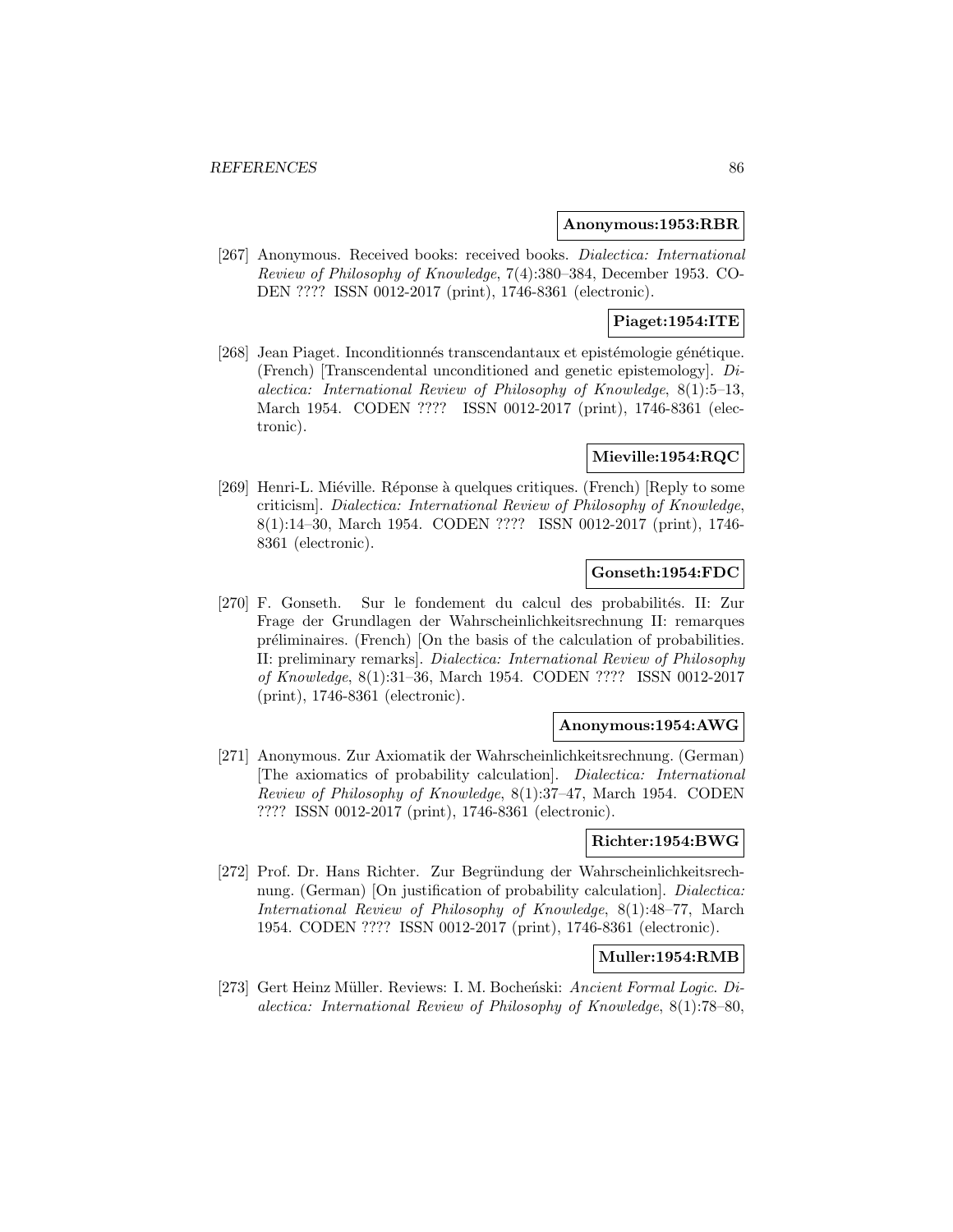**Anonymous:1953:RBR**

[267] Anonymous. Received books: received books. *Dialectica: International Review of Philosophy of Knowledge*, 7(4):380–384, December 1953. CODEN ???? ISSN 0012-2017 (print), 1746-8361 (electronic).

**Piaget:1954:ITE**

[268] Jean Piaget. Inconditionnés transcendantaux et epistémologie génétique. (French) [Transcendental unconditioned and genetic epistemology]. *Dialectica: International Review of Philosophy of Knowledge*, 8(1):5–13, March 1954. CODEN ???? ISSN 0012-2017 (print), 1746-8361 (electronic).

**Mieville:1954:RQC**

[269] Henri-L. Miéville. Réponse à quelques critiques. (French) [Reply to some criticism]. *Dialectica: International Review of Philosophy of Knowledge*, 8(1):14–30, March 1954. CODEN ???? ISSN 0012-2017 (print), 1746-8361 (electronic).

**Gonseth:1954:FDC**

[270] F. Gonseth. Sur le fondement du calcul des probabilités. II: Zur Frage der Grundlagen der Wahrscheinlichkeitsrechnung II: remarques préliminaires. (French) [On the basis of the calculation of probabilities. II: preliminary remarks]. *Dialectica: International Review of Philosophy of Knowledge*, 8(1):31–36, March 1954. CODEN ???? ISSN 0012-2017 (print), 1746-8361 (electronic).

**Anonymous:1954:AWG**

[271] Anonymous. Zur Axiomatik der Wahrscheinlichkeitsrechnung. (German) [The axiomatics of probability calculation]. *Dialectica: International Review of Philosophy of Knowledge*, 8(1):37–47, March 1954. CODEN ???? ISSN 0012-2017 (print), 1746-8361 (electronic).

**Richter:1954:BWG**

[272] Prof. Dr. Hans Richter. Zur Begründung der Wahrscheinlichkeitsrechnung. (German) [On justification of probability calculation]. *Dialectica: International Review of Philosophy of Knowledge*, 8(1):48–77, March 1954. CODEN ???? ISSN 0012-2017 (print), 1746-8361 (electronic).

**Muller:1954:RMB**

[273] Gert Heinz Müller. Reviews: I. M. Bocheński: *Ancient Formal Logic*. *Dialectica: International Review of Philosophy of Knowledge*, 8(1):78–80,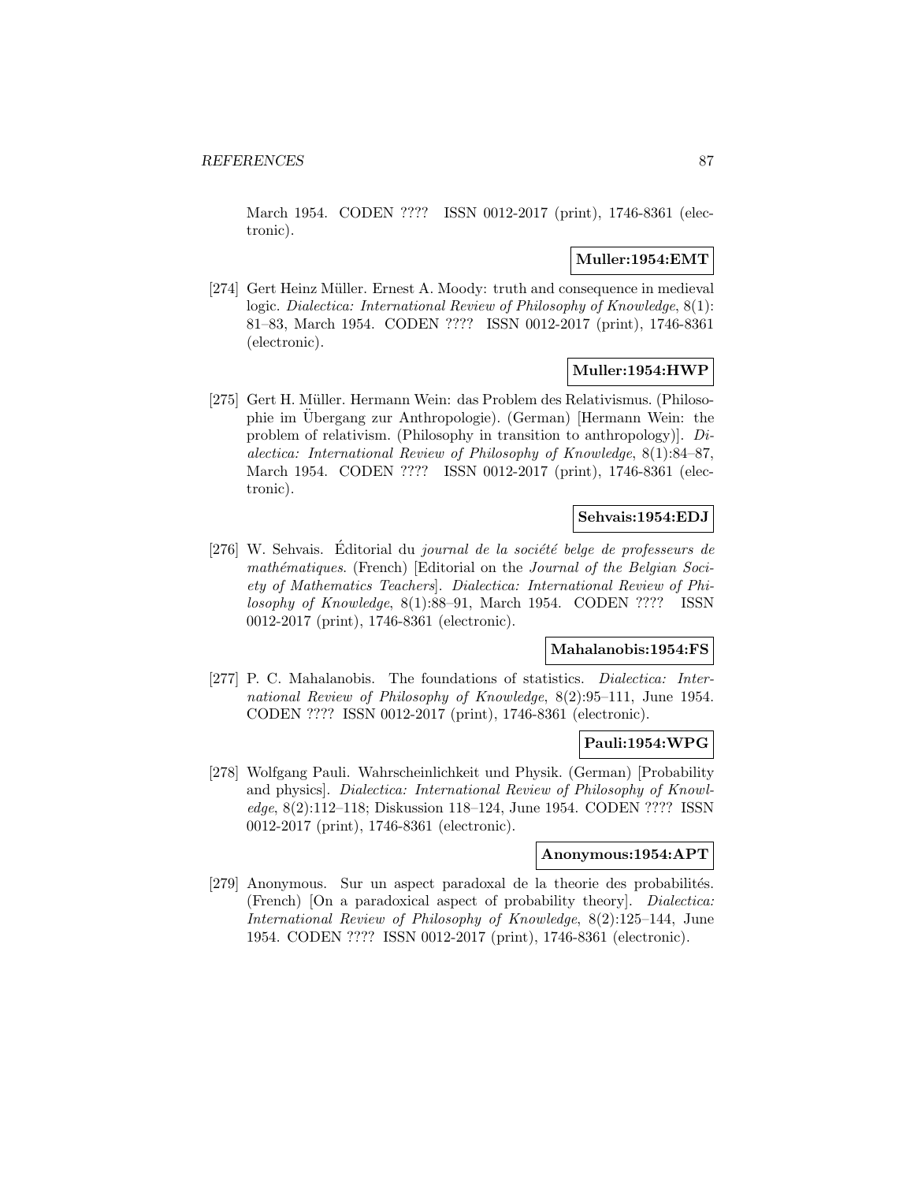March 1954. CODEN ???? ISSN 0012-2017 (print), 1746-8361 (electronic).

**Muller:1954:EMT**

[274] Gert Heinz Müller. Ernest A. Moody: truth and consequence in medieval logic. *Dialectica: International Review of Philosophy of Knowledge*, 8(1): 81–83, March 1954. CODEN ???? ISSN 0012-2017 (print), 1746-8361 (electronic).

**Muller:1954:HWP**

[275] Gert H. Müller. Hermann Wein: das Problem des Relativismus. (Philosophie im Übergang zur Anthropologie). (German) [Hermann Wein: the problem of relativism. (Philosophy in transition to anthropology)]. *Dialectica: International Review of Philosophy of Knowledge*, 8(1):84–87, March 1954. CODEN ???? ISSN 0012-2017 (print), 1746-8361 (electronic).

**Sehvais:1954:EDJ**

[276] W. Sehvais. Éditorial du *journal de la société belge de professeurs de mathématiques*. (French) [Editorial on the *Journal of the Belgian Society of Mathematics Teachers*]. *Dialectica: International Review of Philosophy of Knowledge*, 8(1):88–91, March 1954. CODEN ???? ISSN 0012-2017 (print), 1746-8361 (electronic).

**Mahalanobis:1954:FS**

[277] P. C. Mahalanobis. The foundations of statistics. *Dialectica: International Review of Philosophy of Knowledge*, 8(2):95–111, June 1954. CODEN ???? ISSN 0012-2017 (print), 1746-8361 (electronic).

**Pauli:1954:WPG**

[278] Wolfgang Pauli. Wahrscheinlichkeit und Physik. (German) [Probability and physics]. *Dialectica: International Review of Philosophy of Knowledge*, 8(2):112–118; Diskussion 118–124, June 1954. CODEN ???? ISSN 0012-2017 (print), 1746-8361 (electronic).

**Anonymous:1954:APT**

[279] Anonymous. Sur un aspect paradoxal de la theorie des probabilités. (French) [On a paradoxical aspect of probability theory]. *Dialectica: International Review of Philosophy of Knowledge*, 8(2):125–144, June 1954. CODEN ???? ISSN 0012-2017 (print), 1746-8361 (electronic).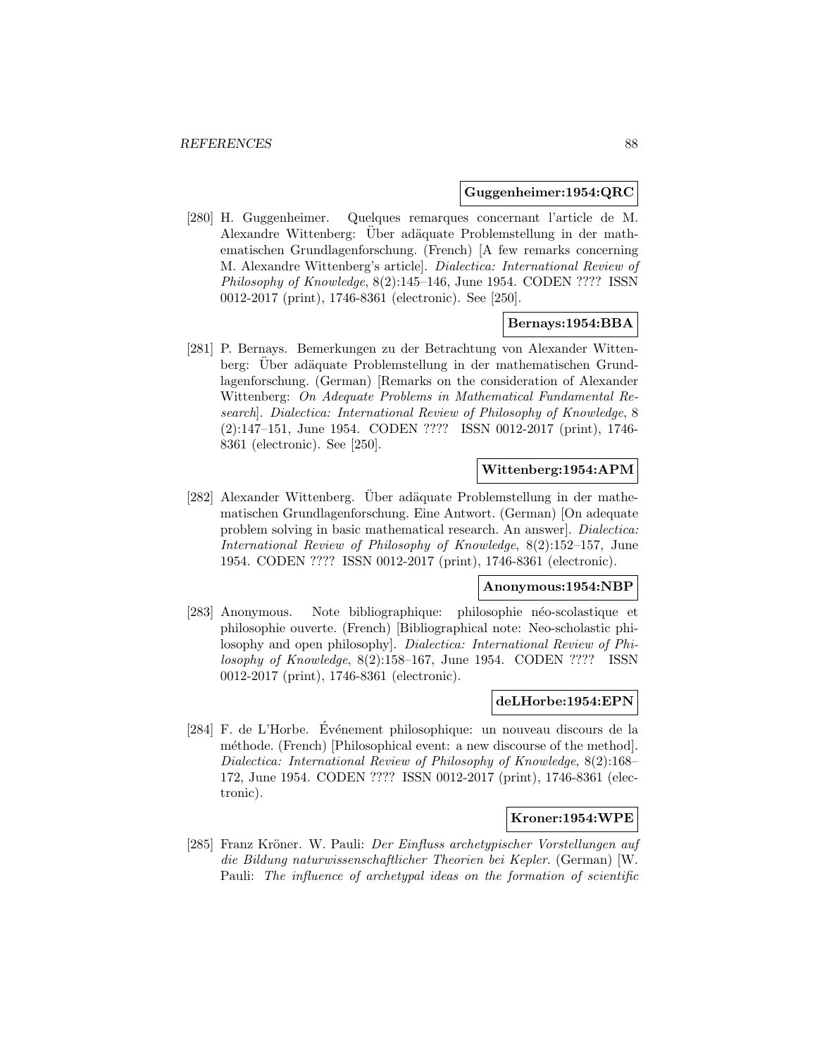**Guggenheimer:1954:QRC**

[280] H. Guggenheimer. Quelques remarques concernant l'article de M. Alexandre Wittenberg: Über adäquate Problemstellung in der mathematischen Grundlagenforschung. (French) [A few remarks concerning M. Alexandre Wittenberg's article]. *Dialectica: International Review of Philosophy of Knowledge*, 8(2):145–146, June 1954. CODEN ???? ISSN 0012-2017 (print), 1746-8361 (electronic). See [250].

**Bernays:1954:BBA**

[281] P. Bernays. Bemerkungen zu der Betrachtung von Alexander Wittenberg: Über adäquate Problemstellung in der mathematischen Grundlagenforschung. (German) [Remarks on the consideration of Alexander Wittenberg: *On Adequate Problems in Mathematical Fundamental Research*]. *Dialectica: International Review of Philosophy of Knowledge*, 8 (2):147–151, June 1954. CODEN ???? ISSN 0012-2017 (print), 1746-8361 (electronic). See [250].

**Wittenberg:1954:APM**

[282] Alexander Wittenberg. Über adäquate Problemstellung in der mathematischen Grundlagenforschung. Eine Antwort. (German) [On adequate problem solving in basic mathematical research. An answer]. *Dialectica: International Review of Philosophy of Knowledge*, 8(2):152–157, June 1954. CODEN ???? ISSN 0012-2017 (print), 1746-8361 (electronic).

**Anonymous:1954:NBP**

[283] Anonymous. Note bibliographique: philosophie néo-scolastique et philosophie ouverte. (French) [Bibliographical note: Neo-scholastic philosophy and open philosophy]. *Dialectica: International Review of Philosophy of Knowledge*, 8(2):158–167, June 1954. CODEN ???? ISSN 0012-2017 (print), 1746-8361 (electronic).

**deLHorbe:1954:EPN**

[284] F. de L'Horbe. Événement philosophique: un nouveau discours de la méthode. (French) [Philosophical event: a new discourse of the method]. *Dialectica: International Review of Philosophy of Knowledge*, 8(2):168–172, June 1954. CODEN ???? ISSN 0012-2017 (print), 1746-8361 (electronic).

**Kroner:1954:WPE**

[285] Franz Kröner. W. Pauli: *Der Einfluss archetypischer Vorstellungen auf die Bildung naturwissenschaftlicher Theorien bei Kepler*. (German) [W. Pauli: *The influence of archetypal ideas on the formation of scientific*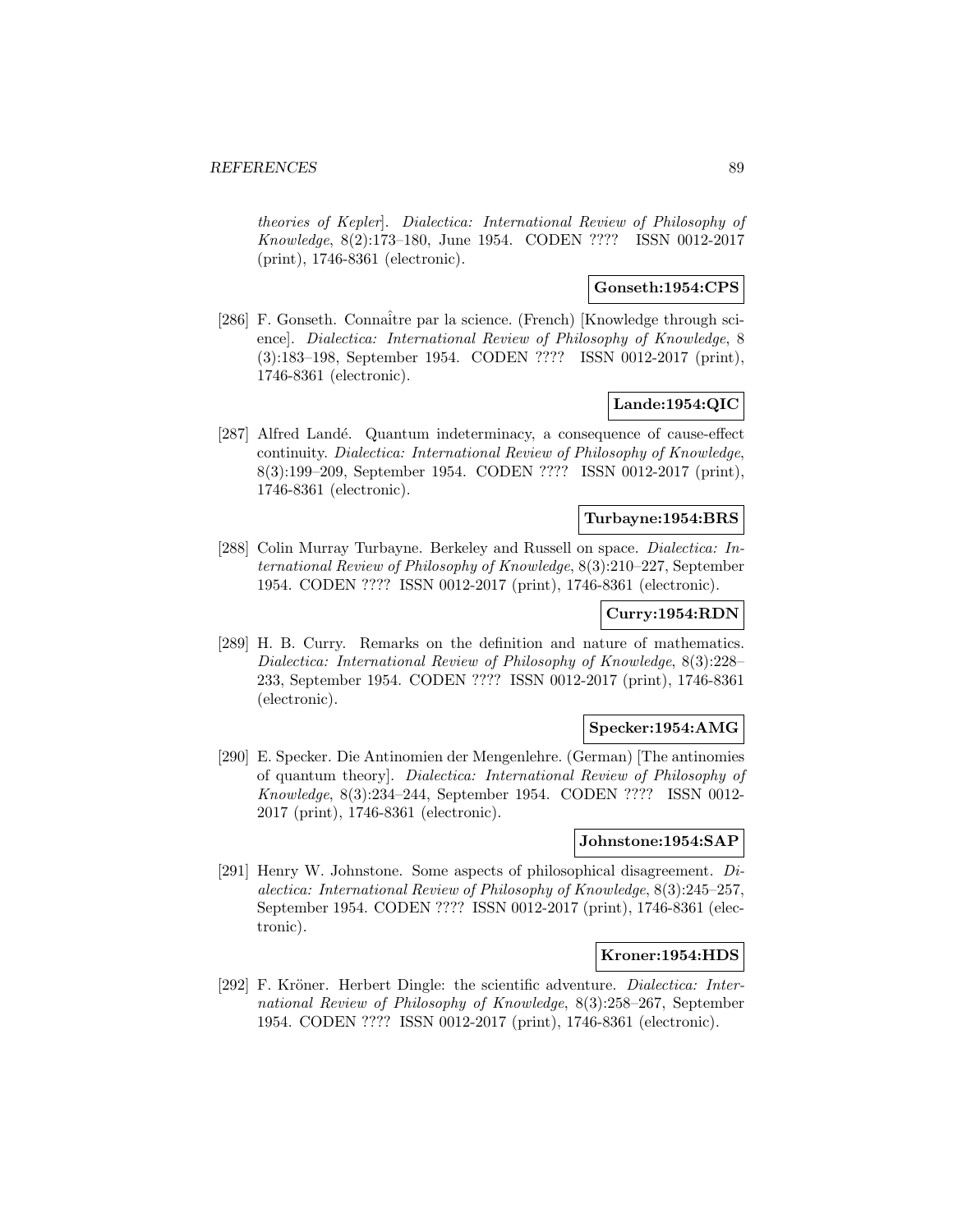theories of Kepler]. *Dialectica: International Review of Philosophy of Knowledge*, 8(2):173–180, June 1954. CODEN ???? ISSN 0012-2017 (print), 1746-8361 (electronic).

**Gonseth:1954:CPS**

[286] F. Gonseth. Connaître par la science. (French) [Knowledge through science]. *Dialectica: International Review of Philosophy of Knowledge*, 8 (3):183–198, September 1954. CODEN ???? ISSN 0012-2017 (print), 1746-8361 (electronic).

**Lande:1954:QIC**

[287] Alfred Landé. Quantum indeterminacy, a consequence of cause-effect continuity. *Dialectica: International Review of Philosophy of Knowledge*, 8(3):199–209, September 1954. CODEN ???? ISSN 0012-2017 (print), 1746-8361 (electronic).

**Turbayne:1954:BRS**

[288] Colin Murray Turbayne. Berkeley and Russell on space. *Dialectica: International Review of Philosophy of Knowledge*, 8(3):210–227, September 1954. CODEN ???? ISSN 0012-2017 (print), 1746-8361 (electronic).

**Curry:1954:RDN**

[289] H. B. Curry. Remarks on the definition and nature of mathematics. *Dialectica: International Review of Philosophy of Knowledge*, 8(3):228–233, September 1954. CODEN ???? ISSN 0012-2017 (print), 1746-8361 (electronic).

**Specker:1954:AMG**

[290] E. Specker. Die Antinomien der Mengenlehre. (German) [The antinomies of quantum theory]. *Dialectica: International Review of Philosophy of Knowledge*, 8(3):234–244, September 1954. CODEN ???? ISSN 0012-2017 (print), 1746-8361 (electronic).

**Johnstone:1954:SAP**

[291] Henry W. Johnstone. Some aspects of philosophical disagreement. *Dialectica: International Review of Philosophy of Knowledge*, 8(3):245–257, September 1954. CODEN ???? ISSN 0012-2017 (print), 1746-8361 (electronic).

**Kroner:1954:HDS**

[292] F. Kröner. Herbert Dingle: the scientific adventure. *Dialectica: International Review of Philosophy of Knowledge*, 8(3):258–267, September 1954. CODEN ???? ISSN 0012-2017 (print), 1746-8361 (electronic).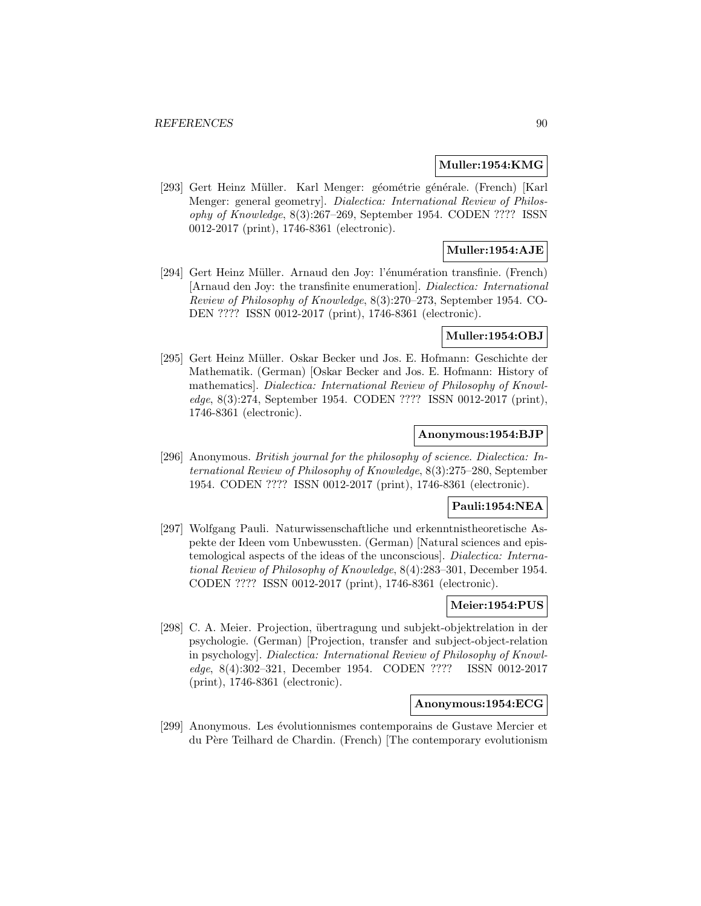**Muller:1954:KMG**

[293] Gert Heinz Müller. Karl Menger: géométrie générale. (French) [Karl Menger: general geometry]. *Dialectica: International Review of Philosophy of Knowledge*, 8(3):267–269, September 1954. CODEN ???? ISSN 0012-2017 (print), 1746-8361 (electronic).

**Muller:1954:AJE**

[294] Gert Heinz Müller. Arnaud den Joy: l'énumération transfinie. (French) [Arnaud den Joy: the transfinite enumeration]. *Dialectica: International Review of Philosophy of Knowledge*, 8(3):270–273, September 1954. CODEN ???? ISSN 0012-2017 (print), 1746-8361 (electronic).

**Muller:1954:OBJ**

[295] Gert Heinz Müller. Oskar Becker und Jos. E. Hofmann: Geschichte der Mathematik. (German) [Oskar Becker and Jos. E. Hofmann: History of mathematics]. *Dialectica: International Review of Philosophy of Knowledge*, 8(3):274, September 1954. CODEN ???? ISSN 0012-2017 (print), 1746-8361 (electronic).

**Anonymous:1954:BJP**

[296] Anonymous. *British journal for the philosophy of science*. *Dialectica: International Review of Philosophy of Knowledge*, 8(3):275–280, September 1954. CODEN ???? ISSN 0012-2017 (print), 1746-8361 (electronic).

**Pauli:1954:NEA**

[297] Wolfgang Pauli. Naturwissenschaftliche und erkenntnistheoretische Aspekte der Ideen vom Unbewussten. (German) [Natural sciences and epistemological aspects of the ideas of the unconscious]. *Dialectica: International Review of Philosophy of Knowledge*, 8(4):283–301, December 1954. CODEN ???? ISSN 0012-2017 (print), 1746-8361 (electronic).

**Meier:1954:PUS**

[298] C. A. Meier. Projection, übertragung und subjekt-objektrelation in der psychologie. (German) [Projection, transfer and subject-object-relation in psychology]. *Dialectica: International Review of Philosophy of Knowledge*, 8(4):302–321, December 1954. CODEN ???? ISSN 0012-2017 (print), 1746-8361 (electronic).

**Anonymous:1954:ECG**

[299] Anonymous. Les évolutionnismes contemporains de Gustave Mercier et du Père Teilhard de Chardin. (French) [The contemporary evolutionism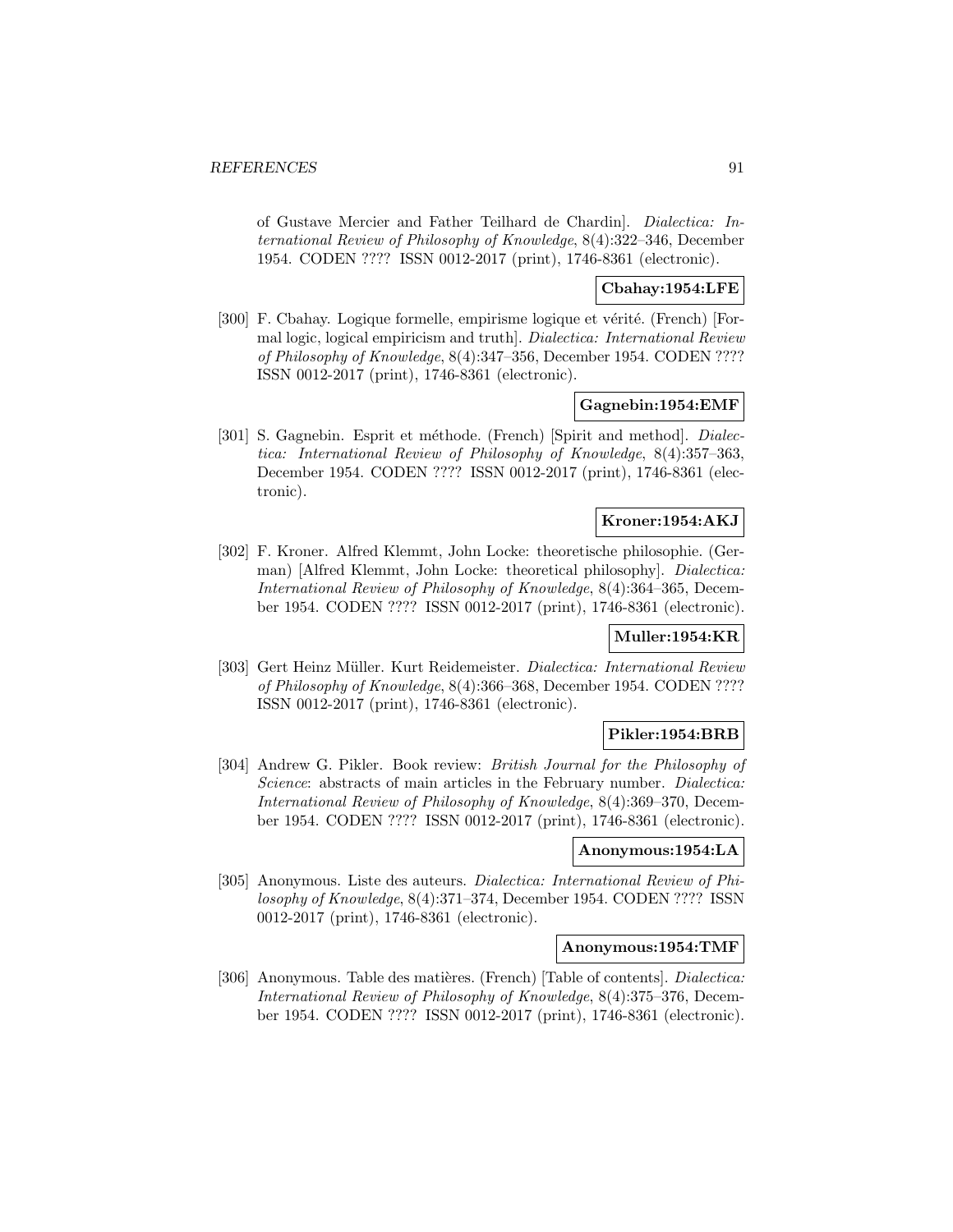of Gustave Mercier and Father Teilhard de Chardin]. *Dialectica: International Review of Philosophy of Knowledge*, 8(4):322–346, December 1954. CODEN ???? ISSN 0012-2017 (print), 1746-8361 (electronic).

**Cbahay:1954:LFE**

[300] F. Cbahay. Logique formelle, empirisme logique et vérité. (French) [Formal logic, logical empiricism and truth]. *Dialectica: International Review of Philosophy of Knowledge*, 8(4):347–356, December 1954. CODEN ???? ISSN 0012-2017 (print), 1746-8361 (electronic).

**Gagnebin:1954:EMF**

[301] S. Gagnebin. Esprit et méthode. (French) [Spirit and method]. *Dialectica: International Review of Philosophy of Knowledge*, 8(4):357–363, December 1954. CODEN ???? ISSN 0012-2017 (print), 1746-8361 (electronic).

**Kroner:1954:AKJ**

[302] F. Kroner. Alfred Klemmt, John Locke: theoretische philosophie. (German) [Alfred Klemmt, John Locke: theoretical philosophy]. *Dialectica: International Review of Philosophy of Knowledge*, 8(4):364–365, December 1954. CODEN ???? ISSN 0012-2017 (print), 1746-8361 (electronic).

**Muller:1954:KR**

[303] Gert Heinz Müller. Kurt Reidemeister. *Dialectica: International Review of Philosophy of Knowledge*, 8(4):366–368, December 1954. CODEN ???? ISSN 0012-2017 (print), 1746-8361 (electronic).

**Pikler:1954:BRB**

[304] Andrew G. Pikler. Book review: *British Journal for the Philosophy of Science*: abstracts of main articles in the February number. *Dialectica: International Review of Philosophy of Knowledge*, 8(4):369–370, December 1954. CODEN ???? ISSN 0012-2017 (print), 1746-8361 (electronic).

**Anonymous:1954:LA**

[305] Anonymous. Liste des auteurs. *Dialectica: International Review of Philosophy of Knowledge*, 8(4):371–374, December 1954. CODEN ???? ISSN 0012-2017 (print), 1746-8361 (electronic).

**Anonymous:1954:TMF**

[306] Anonymous. Table des matières. (French) [Table of contents]. *Dialectica: International Review of Philosophy of Knowledge*, 8(4):375–376, December 1954. CODEN ???? ISSN 0012-2017 (print), 1746-8361 (electronic).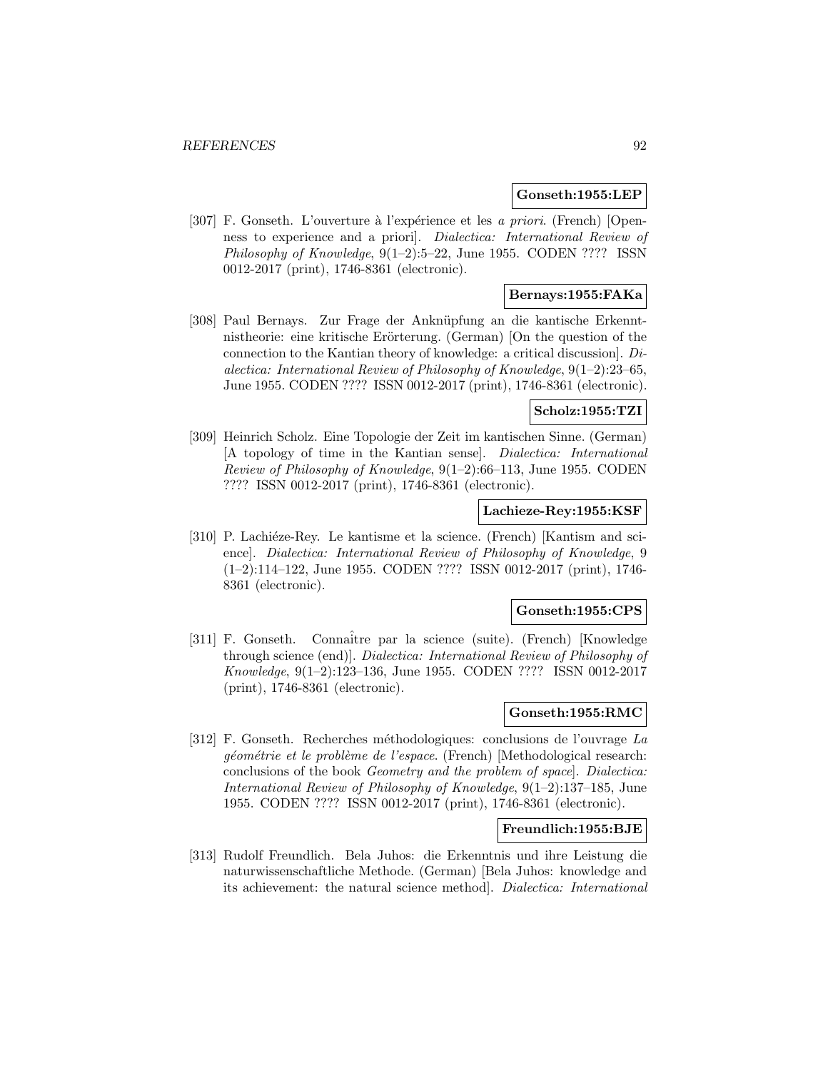**Gonseth:1955:LEP**

[307] F. Gonseth. L'ouverture à l'expérience et les *a priori*. (French) [Openness to experience and a priori]. *Dialectica: International Review of Philosophy of Knowledge*, 9(1–2):5–22, June 1955. CODEN ???? ISSN 0012-2017 (print), 1746-8361 (electronic).

**Bernays:1955:FAKa**

[308] Paul Bernays. Zur Frage der Anknüpfung an die kantische Erkenntnistheorie: eine kritische Erörterung. (German) [On the question of the connection to the Kantian theory of knowledge: a critical discussion]. *Dialectica: International Review of Philosophy of Knowledge*, 9(1–2):23–65, June 1955. CODEN ???? ISSN 0012-2017 (print), 1746-8361 (electronic).

**Scholz:1955:TZI**

[309] Heinrich Scholz. Eine Topologie der Zeit im kantischen Sinne. (German) [A topology of time in the Kantian sense]. *Dialectica: International Review of Philosophy of Knowledge*, 9(1–2):66–113, June 1955. CODEN ???? ISSN 0012-2017 (print), 1746-8361 (electronic).

**Lachieze-Rey:1955:KSF**

[310] P. Lachiéze-Rey. Le kantisme et la science. (French) [Kantism and science]. *Dialectica: International Review of Philosophy of Knowledge*, 9 (1–2):114–122, June 1955. CODEN ???? ISSN 0012-2017 (print), 1746-8361 (electronic).

**Gonseth:1955:CPS**

[311] F. Gonseth. Connaître par la science (suite). (French) [Knowledge through science (end)]. *Dialectica: International Review of Philosophy of Knowledge*, 9(1–2):123–136, June 1955. CODEN ???? ISSN 0012-2017 (print), 1746-8361 (electronic).

**Gonseth:1955:RMC**

[312] F. Gonseth. Recherches méthodologiques: conclusions de l'ouvrage *La géométrie et le problème de l'espace*. (French) [Methodological research: conclusions of the book *Geometry and the problem of space*]. *Dialectica: International Review of Philosophy of Knowledge*, 9(1–2):137–185, June 1955. CODEN ???? ISSN 0012-2017 (print), 1746-8361 (electronic).

**Freundlich:1955:BJE**

[313] Rudolf Freundlich. Bela Juhos: die Erkenntnis und ihre Leistung die naturwissenschaftliche Methode. (German) [Bela Juhos: knowledge and its achievement: the natural science method]. *Dialectica: International*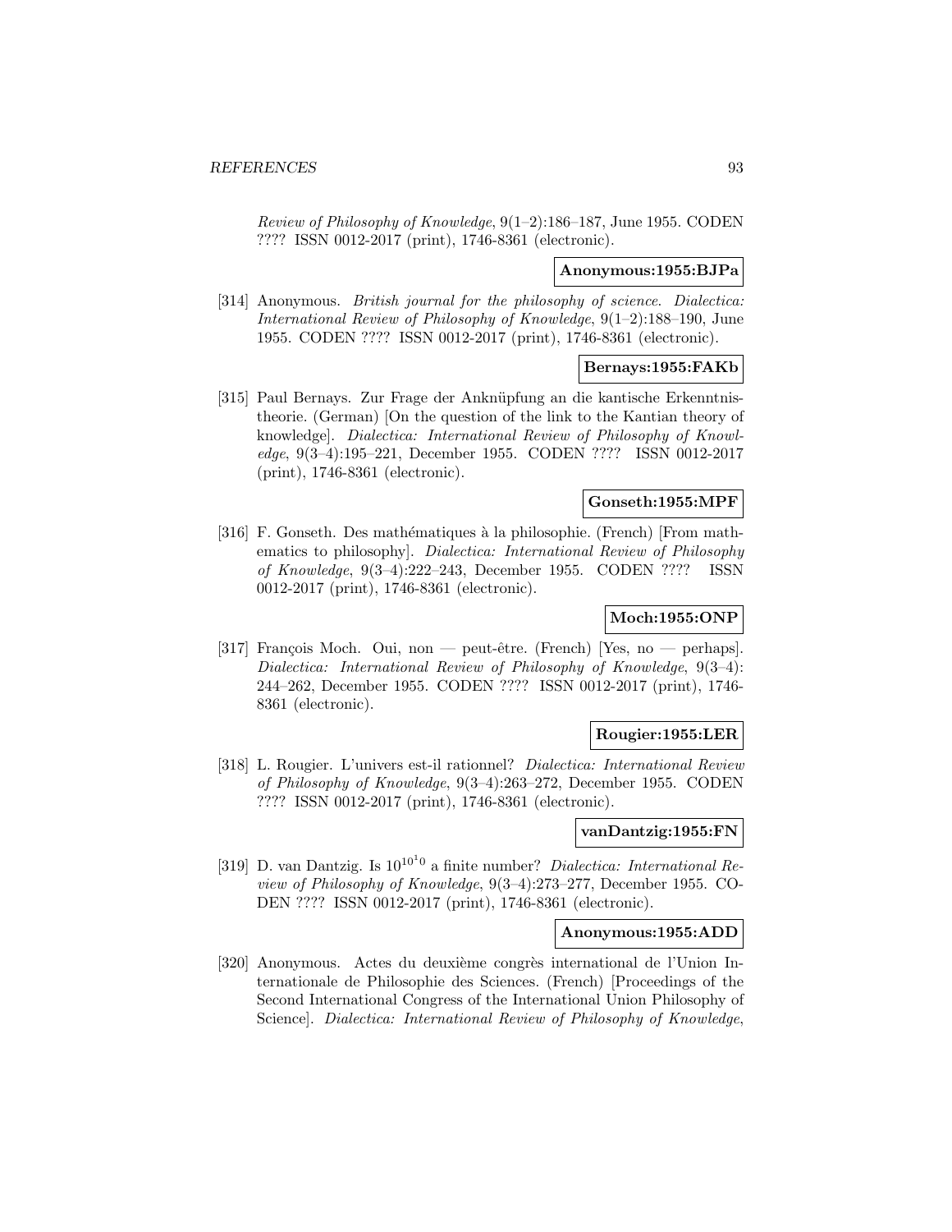*Review of Philosophy of Knowledge*, 9(1–2):186–187, June 1955. CODEN ???? ISSN 0012-2017 (print), 1746-8361 (electronic).

**Anonymous:1955:BJPa**

[314] Anonymous. *British journal for the philosophy of science*. *Dialectica: International Review of Philosophy of Knowledge*, 9(1–2):188–190, June 1955. CODEN ???? ISSN 0012-2017 (print), 1746-8361 (electronic).

**Bernays:1955:FAKb**

[315] Paul Bernays. Zur Frage der Anknüpfung an die kantische Erkenntnistheorie. (German) [On the question of the link to the Kantian theory of knowledge]. *Dialectica: International Review of Philosophy of Knowledge*, 9(3–4):195–221, December 1955. CODEN ???? ISSN 0012-2017 (print), 1746-8361 (electronic).

**Gonseth:1955:MPF**

[316] F. Gonseth. Des mathématiques à la philosophie. (French) [From mathematics to philosophy]. *Dialectica: International Review of Philosophy of Knowledge*, 9(3–4):222–243, December 1955. CODEN ???? ISSN 0012-2017 (print), 1746-8361 (electronic).

**Moch:1955:ONP**

[317] François Moch. Oui, non — peut-être. (French) [Yes, no — perhaps]. *Dialectica: International Review of Philosophy of Knowledge*, 9(3–4): 244–262, December 1955. CODEN ???? ISSN 0012-2017 (print), 1746-8361 (electronic).

**Rougier:1955:LER**

[318] L. Rougier. L'univers est-il rationnel? *Dialectica: International Review of Philosophy of Knowledge*, 9(3–4):263–272, December 1955. CODEN ???? ISSN 0012-2017 (print), 1746-8361 (electronic).

**vanDantzig:1955:FN**

[319] D. van Dantzig. Is $10^{10^{10}}$ a finite number? *Dialectica: International Review of Philosophy of Knowledge*, 9(3–4):273–277, December 1955. CODEN ???? ISSN 0012-2017 (print), 1746-8361 (electronic).

**Anonymous:1955:ADD**

[320] Anonymous. Actes du deuxième congrès international de l'Union Internationale de Philosophie des Sciences. (French) [Proceedings of the Second International Congress of the International Union Philosophy of Science]. *Dialectica: International Review of Philosophy of Knowledge*,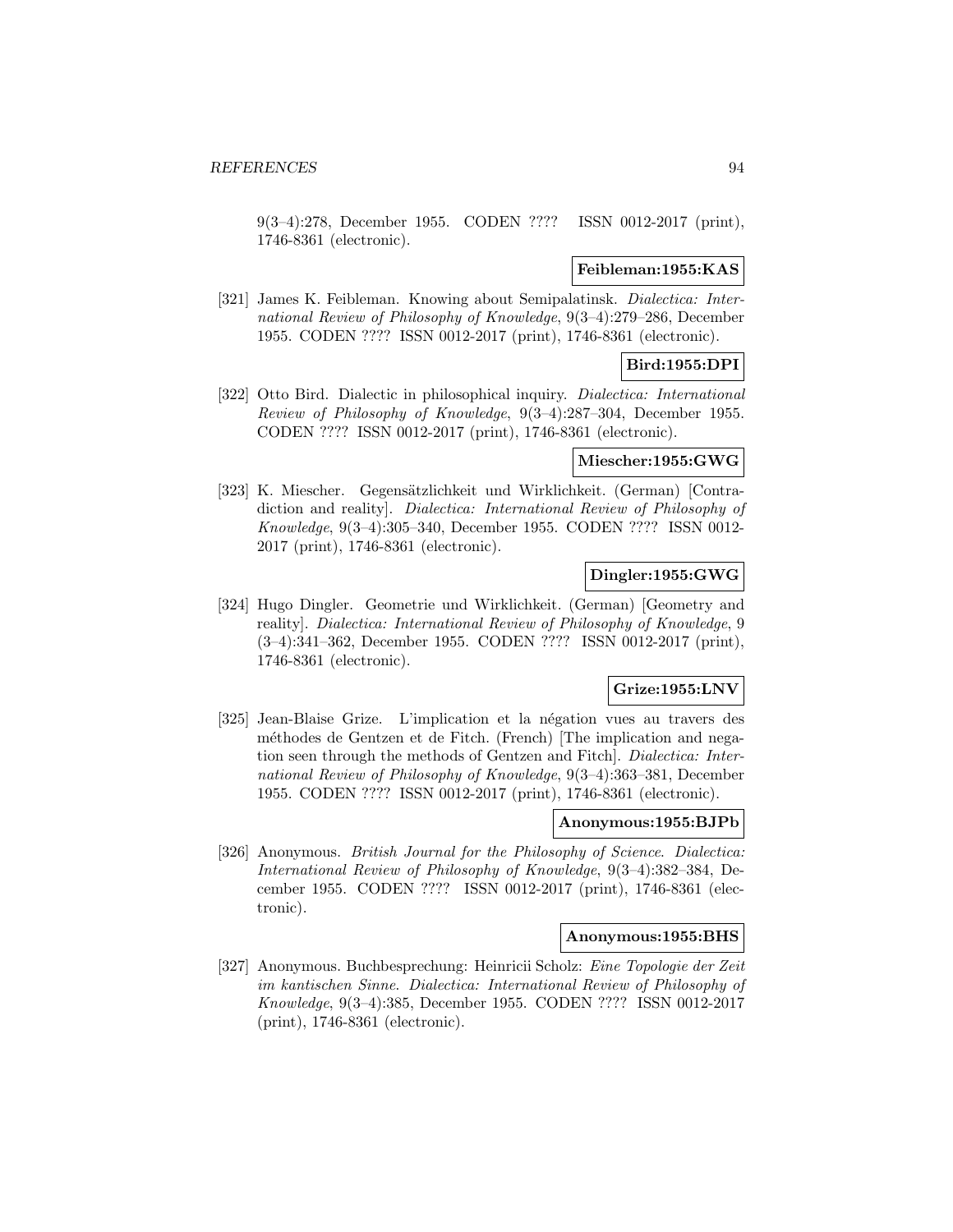9(3–4):278, December 1955. CODEN ???? ISSN 0012-2017 (print), 1746-8361 (electronic).

**Feibleman:1955:KAS**

[321] James K. Feibleman. Knowing about Semipalatinsk. *Dialectica: International Review of Philosophy of Knowledge*, 9(3–4):279–286, December 1955. CODEN ???? ISSN 0012-2017 (print), 1746-8361 (electronic).

**Bird:1955:DPI**

[322] Otto Bird. Dialectic in philosophical inquiry. *Dialectica: International Review of Philosophy of Knowledge*, 9(3–4):287–304, December 1955. CODEN ???? ISSN 0012-2017 (print), 1746-8361 (electronic).

**Miescher:1955:GWG**

[323] K. Miescher. Gegensätzlichkeit und Wirklichkeit. (German) [Contradiction and reality]. *Dialectica: International Review of Philosophy of Knowledge*, 9(3–4):305–340, December 1955. CODEN ???? ISSN 0012-2017 (print), 1746-8361 (electronic).

**Dingler:1955:GWG**

[324] Hugo Dingler. Geometrie und Wirklichkeit. (German) [Geometry and reality]. *Dialectica: International Review of Philosophy of Knowledge*, 9 (3–4):341–362, December 1955. CODEN ???? ISSN 0012-2017 (print), 1746-8361 (electronic).

**Grize:1955:LNV**

[325] Jean-Blaise Grize. L'implication et la négation vues au travers des méthodes de Gentzen et de Fitch. (French) [The implication and negation seen through the methods of Gentzen and Fitch]. *Dialectica: International Review of Philosophy of Knowledge*, 9(3–4):363–381, December 1955. CODEN ???? ISSN 0012-2017 (print), 1746-8361 (electronic).

**Anonymous:1955:BJPb**

[326] Anonymous. *British Journal for the Philosophy of Science*. *Dialectica: International Review of Philosophy of Knowledge*, 9(3–4):382–384, December 1955. CODEN ???? ISSN 0012-2017 (print), 1746-8361 (electronic).

**Anonymous:1955:BHS**

[327] Anonymous. Buchbesprechung: Heinricii Scholz: *Eine Topologie der Zeit im kantischen Sinne*. *Dialectica: International Review of Philosophy of Knowledge*, 9(3–4):385, December 1955. CODEN ???? ISSN 0012-2017 (print), 1746-8361 (electronic).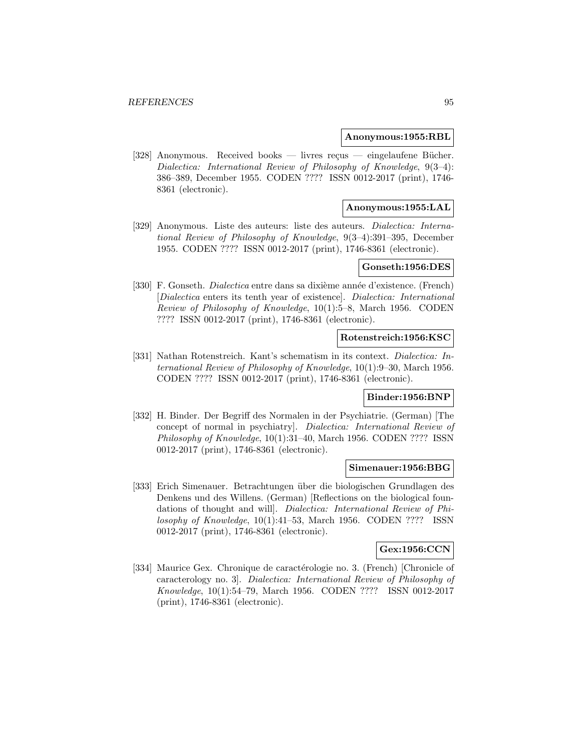**Anonymous:1955:RBL**

[328] Anonymous. Received books — livres reçus — eingelaufene Bücher. *Dialectica: International Review of Philosophy of Knowledge*, 9(3–4): 386–389, December 1955. CODEN ???? ISSN 0012-2017 (print), 1746-8361 (electronic).

**Anonymous:1955:LAL**

[329] Anonymous. Liste des auteurs: liste des auteurs. *Dialectica: International Review of Philosophy of Knowledge*, 9(3–4):391–395, December 1955. CODEN ???? ISSN 0012-2017 (print), 1746-8361 (electronic).

**Gonseth:1956:DES**

[330] F. Gonseth. *Dialectica* entre dans sa dixième année d'existence. (French) [*Dialectica* enters its tenth year of existence]. *Dialectica: International Review of Philosophy of Knowledge*, 10(1):5–8, March 1956. CODEN ???? ISSN 0012-2017 (print), 1746-8361 (electronic).

**Rotenstreich:1956:KSC**

[331] Nathan Rotenstreich. Kant's schematism in its context. *Dialectica: International Review of Philosophy of Knowledge*, 10(1):9–30, March 1956. CODEN ???? ISSN 0012-2017 (print), 1746-8361 (electronic).

**Binder:1956:BNP**

[332] H. Binder. Der Begriff des Normalen in der Psychiatrie. (German) [The concept of normal in psychiatry]. *Dialectica: International Review of Philosophy of Knowledge*, 10(1):31–40, March 1956. CODEN ???? ISSN 0012-2017 (print), 1746-8361 (electronic).

**Simenauer:1956:BBG**

[333] Erich Simenauer. Betrachtungen über die biologischen Grundlagen des Denkens und des Willens. (German) [Reflections on the biological foundations of thought and will]. *Dialectica: International Review of Philosophy of Knowledge*, 10(1):41–53, March 1956. CODEN ???? ISSN 0012-2017 (print), 1746-8361 (electronic).

**Gex:1956:CCN**

[334] Maurice Gex. Chronique de caractérologie no. 3. (French) [Chronicle of caracterology no. 3]. *Dialectica: International Review of Philosophy of Knowledge*, 10(1):54–79, March 1956. CODEN ???? ISSN 0012-2017 (print), 1746-8361 (electronic).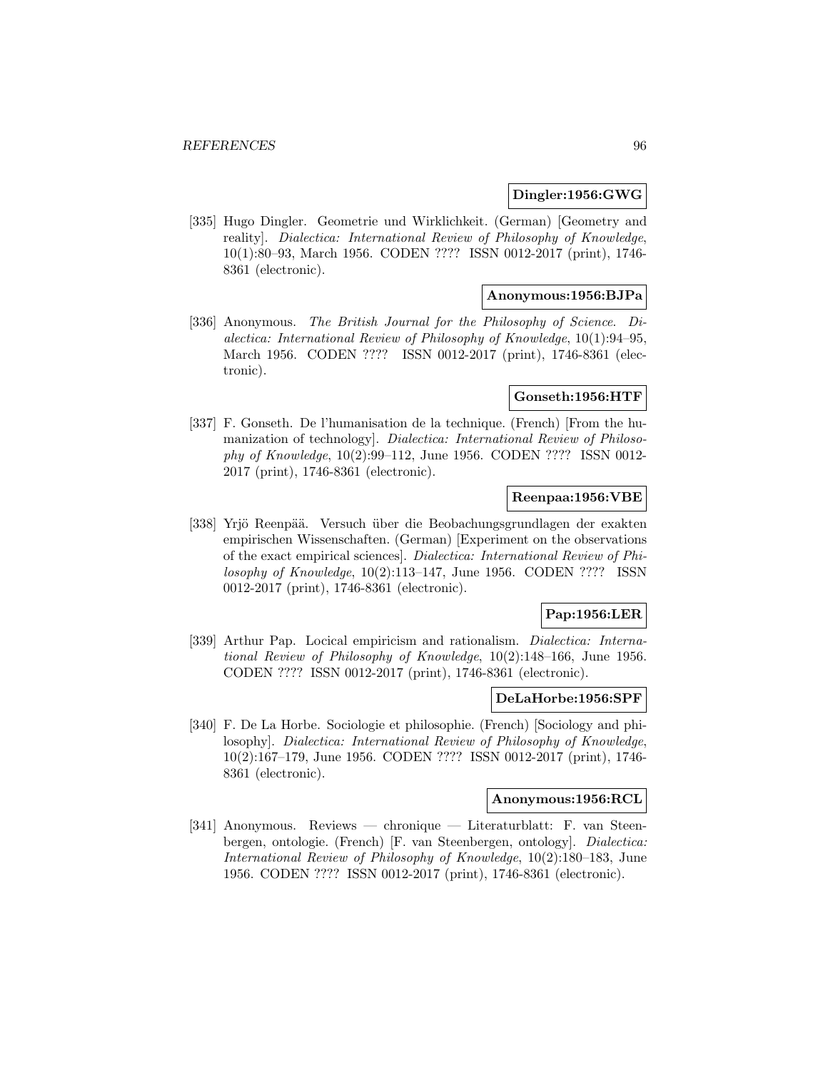**Dingler:1956:GWG**

[335] Hugo Dingler. Geometrie und Wirklichkeit. (German) [Geometry and reality]. *Dialectica: International Review of Philosophy of Knowledge*, 10(1):80–93, March 1956. CODEN ???? ISSN 0012-2017 (print), 1746-8361 (electronic).

**Anonymous:1956:BJPa**

[336] Anonymous. *The British Journal for the Philosophy of Science*. *Dialectica: International Review of Philosophy of Knowledge*, 10(1):94–95, March 1956. CODEN ???? ISSN 0012-2017 (print), 1746-8361 (electronic).

**Gonseth:1956:HTF**

[337] F. Gonseth. De l'humanisation de la technique. (French) [From the humanization of technology]. *Dialectica: International Review of Philosophy of Knowledge*, 10(2):99–112, June 1956. CODEN ???? ISSN 0012-2017 (print), 1746-8361 (electronic).

**Reenpaa:1956:VBE**

[338] Yrjö Reenpää. Versuch über die Beobachungsgrundlagen der exakten empirischen Wissenschaften. (German) [Experiment on the observations of the exact empirical sciences]. *Dialectica: International Review of Philosophy of Knowledge*, 10(2):113–147, June 1956. CODEN ???? ISSN 0012-2017 (print), 1746-8361 (electronic).

**Pap:1956:LER**

[339] Arthur Pap. Locical empiricism and rationalism. *Dialectica: International Review of Philosophy of Knowledge*, 10(2):148–166, June 1956. CODEN ???? ISSN 0012-2017 (print), 1746-8361 (electronic).

**DeLaHorbe:1956:SPF**

[340] F. De La Horbe. Sociologie et philosophie. (French) [Sociology and philosophy]. *Dialectica: International Review of Philosophy of Knowledge*, 10(2):167–179, June 1956. CODEN ???? ISSN 0012-2017 (print), 1746-8361 (electronic).

**Anonymous:1956:RCL**

[341] Anonymous. Reviews — chronique — Literaturblatt: F. van Steenbergen, ontologie. (French) [F. van Steenbergen, ontology]. *Dialectica: International Review of Philosophy of Knowledge*, 10(2):180–183, June 1956. CODEN ???? ISSN 0012-2017 (print), 1746-8361 (electronic).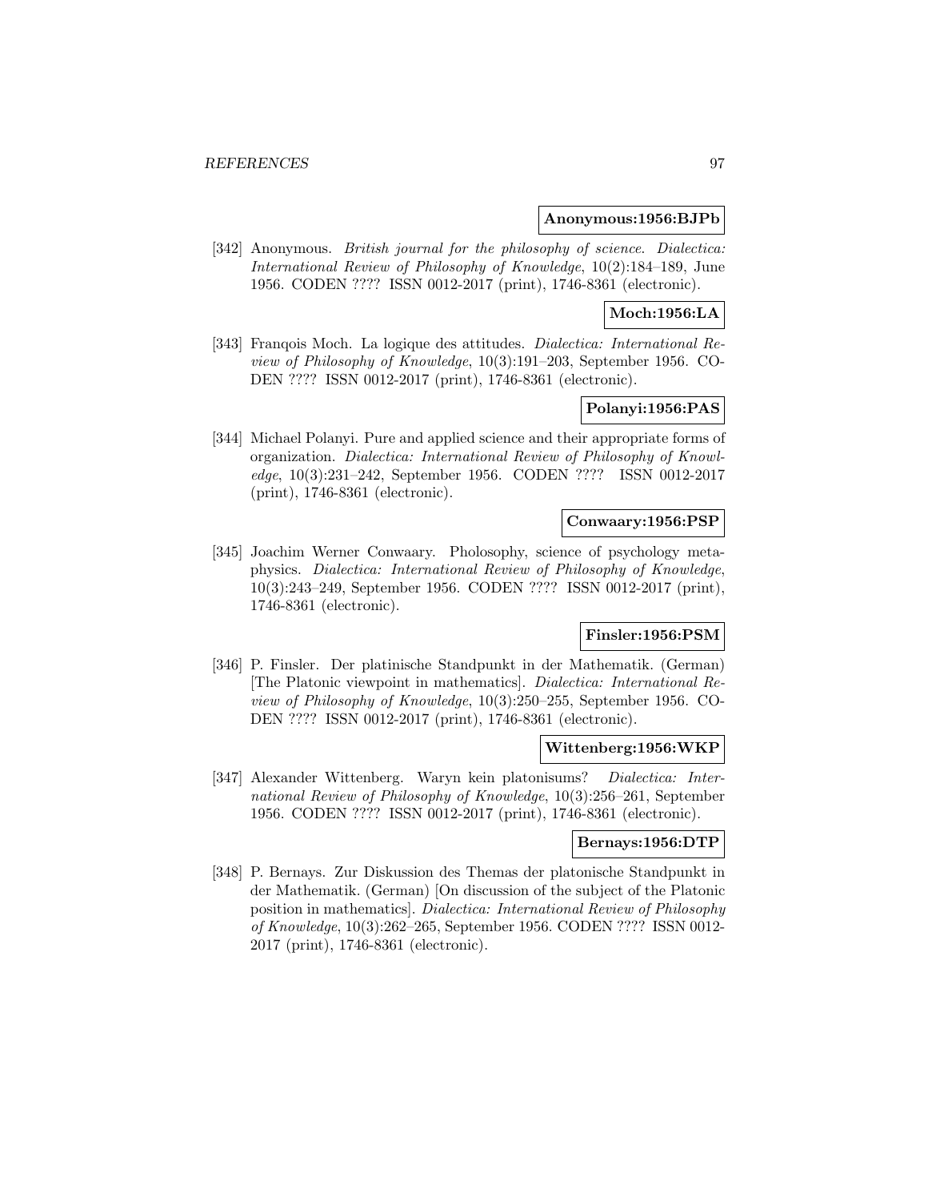**Anonymous:1956:BJPb**

[342] Anonymous. *British journal for the philosophy of science*. *Dialectica: International Review of Philosophy of Knowledge*, 10(2):184–189, June 1956. CODEN ???? ISSN 0012-2017 (print), 1746-8361 (electronic).

**Moch:1956:LA**

[343] Franqois Moch. La logique des attitudes. *Dialectica: International Review of Philosophy of Knowledge*, 10(3):191–203, September 1956. CODEN ???? ISSN 0012-2017 (print), 1746-8361 (electronic).

**Polanyi:1956:PAS**

[344] Michael Polanyi. Pure and applied science and their appropriate forms of organization. *Dialectica: International Review of Philosophy of Knowledge*, 10(3):231–242, September 1956. CODEN ???? ISSN 0012-2017 (print), 1746-8361 (electronic).

**Conwaary:1956:PSP**

[345] Joachim Werner Conwaary. Pholosophy, science of psychology metaphysics. *Dialectica: International Review of Philosophy of Knowledge*, 10(3):243–249, September 1956. CODEN ???? ISSN 0012-2017 (print), 1746-8361 (electronic).

**Finsler:1956:PSM**

[346] P. Finsler. Der platinische Standpunkt in der Mathematik. (German) [The Platonic viewpoint in mathematics]. *Dialectica: International Review of Philosophy of Knowledge*, 10(3):250–255, September 1956. CODEN ???? ISSN 0012-2017 (print), 1746-8361 (electronic).

**Wittenberg:1956:WKP**

[347] Alexander Wittenberg. Waryn kein platonisums? *Dialectica: International Review of Philosophy of Knowledge*, 10(3):256–261, September 1956. CODEN ???? ISSN 0012-2017 (print), 1746-8361 (electronic).

**Bernays:1956:DTP**

[348] P. Bernays. Zur Diskussion des Themas der platonische Standpunkt in der Mathematik. (German) [On discussion of the subject of the Platonic position in mathematics]. *Dialectica: International Review of Philosophy of Knowledge*, 10(3):262–265, September 1956. CODEN ???? ISSN 0012-2017 (print), 1746-8361 (electronic).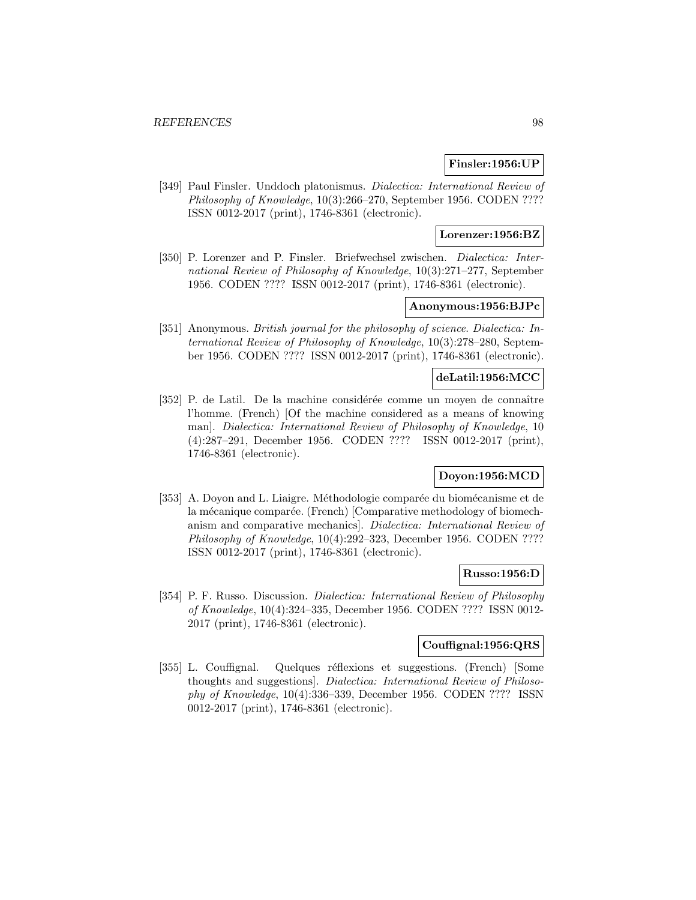**Finsler:1956:UP**

[349] Paul Finsler. Unddoch platonismus. *Dialectica: International Review of Philosophy of Knowledge*, 10(3):266–270, September 1956. CODEN ???? ISSN 0012-2017 (print), 1746-8361 (electronic).

**Lorenzer:1956:BZ**

[350] P. Lorenzer and P. Finsler. Briefwechsel zwischen. *Dialectica: International Review of Philosophy of Knowledge*, 10(3):271–277, September 1956. CODEN ???? ISSN 0012-2017 (print), 1746-8361 (electronic).

**Anonymous:1956:BJPc**

[351] Anonymous. *British journal for the philosophy of science*. *Dialectica: International Review of Philosophy of Knowledge*, 10(3):278–280, September 1956. CODEN ???? ISSN 0012-2017 (print), 1746-8361 (electronic).

**deLatil:1956:MCC**

[352] P. de Latil. De la machine considérée comme un moyen de connaître l'homme. (French) [Of the machine considered as a means of knowing man]. *Dialectica: International Review of Philosophy of Knowledge*, 10 (4):287–291, December 1956. CODEN ???? ISSN 0012-2017 (print), 1746-8361 (electronic).

**Doyon:1956:MCD**

[353] A. Doyon and L. Liaigre. Méthodologie comparée du biomécanisme et de la mécanique comparée. (French) [Comparative methodology of biomechanism and comparative mechanics]. *Dialectica: International Review of Philosophy of Knowledge*, 10(4):292–323, December 1956. CODEN ???? ISSN 0012-2017 (print), 1746-8361 (electronic).

**Russo:1956:D**

[354] P. F. Russo. Discussion. *Dialectica: International Review of Philosophy of Knowledge*, 10(4):324–335, December 1956. CODEN ???? ISSN 0012-2017 (print), 1746-8361 (electronic).

**Couffignal:1956:QRS**

[355] L. Couffignal. Quelques réflexions et suggestions. (French) [Some thoughts and suggestions]. *Dialectica: International Review of Philosophy of Knowledge*, 10(4):336–339, December 1956. CODEN ???? ISSN 0012-2017 (print), 1746-8361 (electronic).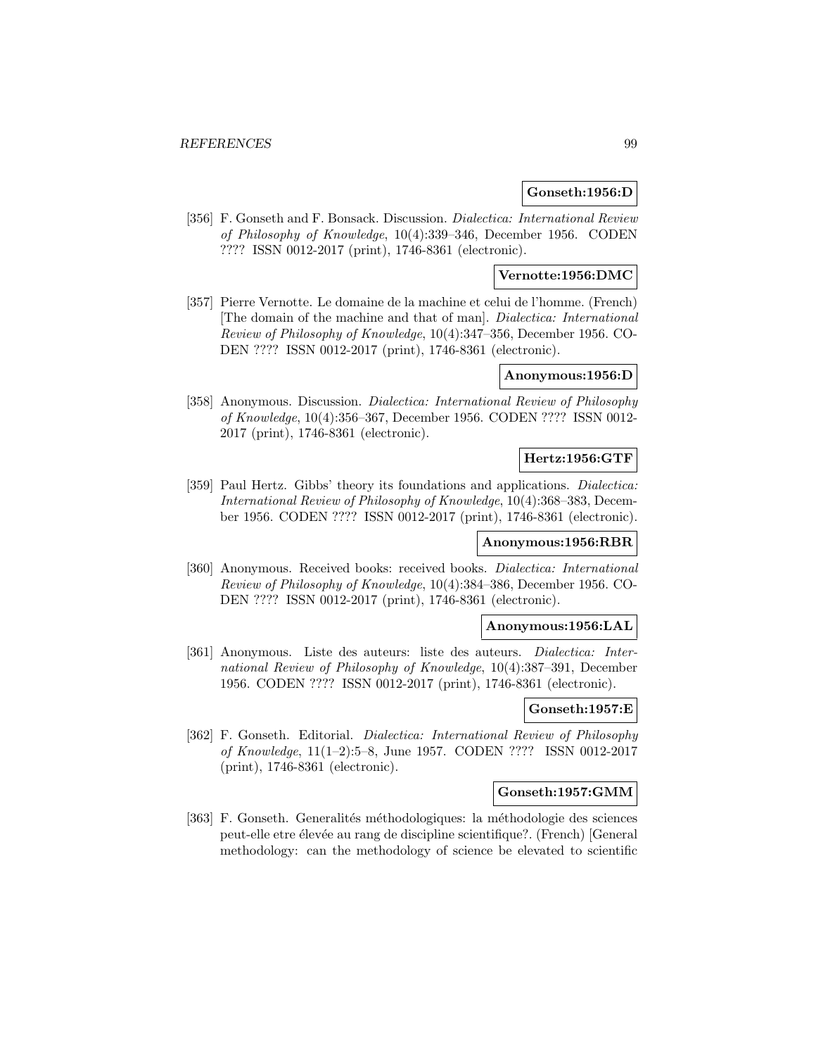**Gonseth:1956:D**

[356] F. Gonseth and F. Bonsack. Discussion. *Dialectica: International Review of Philosophy of Knowledge*, 10(4):339–346, December 1956. CODEN ???? ISSN 0012-2017 (print), 1746-8361 (electronic).

**Vernotte:1956:DMC**

[357] Pierre Vernotte. Le domaine de la machine et celui de l'homme. (French) [The domain of the machine and that of man]. *Dialectica: International Review of Philosophy of Knowledge*, 10(4):347–356, December 1956. CODEN ???? ISSN 0012-2017 (print), 1746-8361 (electronic).

**Anonymous:1956:D**

[358] Anonymous. Discussion. *Dialectica: International Review of Philosophy of Knowledge*, 10(4):356–367, December 1956. CODEN ???? ISSN 0012-2017 (print), 1746-8361 (electronic).

**Hertz:1956:GTF**

[359] Paul Hertz. Gibbs' theory its foundations and applications. *Dialectica: International Review of Philosophy of Knowledge*, 10(4):368–383, December 1956. CODEN ???? ISSN 0012-2017 (print), 1746-8361 (electronic).

**Anonymous:1956:RBR**

[360] Anonymous. Received books: received books. *Dialectica: International Review of Philosophy of Knowledge*, 10(4):384–386, December 1956. CODEN ???? ISSN 0012-2017 (print), 1746-8361 (electronic).

**Anonymous:1956:LAL**

[361] Anonymous. Liste des auteurs: liste des auteurs. *Dialectica: International Review of Philosophy of Knowledge*, 10(4):387–391, December 1956. CODEN ???? ISSN 0012-2017 (print), 1746-8361 (electronic).

**Gonseth:1957:E**

[362] F. Gonseth. Editorial. *Dialectica: International Review of Philosophy of Knowledge*, 11(1–2):5–8, June 1957. CODEN ???? ISSN 0012-2017 (print), 1746-8361 (electronic).

**Gonseth:1957:GMM**

[363] F. Gonseth. Generalités méthodologiques: la méthodologie des sciences peut-elle etre élevée au rang de discipline scientifique?. (French) [General methodology: can the methodology of science be elevated to scientific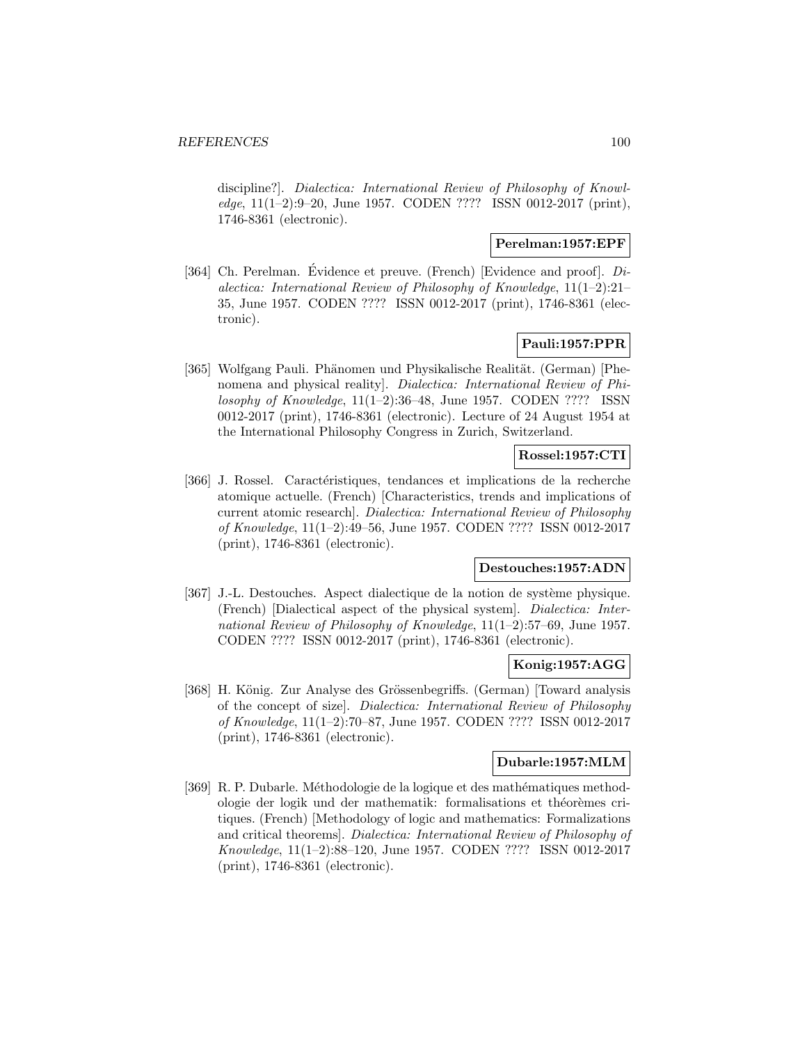discipline?]. *Dialectica: International Review of Philosophy of Knowledge*, 11(1–2):9–20, June 1957. CODEN ???? ISSN 0012-2017 (print), 1746-8361 (electronic).

**Perelman:1957:EPF**

[364] Ch. Perelman. Évidence et preuve. (French) [Evidence and proof]. *Dialectica: International Review of Philosophy of Knowledge*, 11(1–2):21–35, June 1957. CODEN ???? ISSN 0012-2017 (print), 1746-8361 (electronic).

**Pauli:1957:PPR**

[365] Wolfgang Pauli. Phänomen und Physikalische Realität. (German) [Phenomena and physical reality]. *Dialectica: International Review of Philosophy of Knowledge*, 11(1–2):36–48, June 1957. CODEN ???? ISSN 0012-2017 (print), 1746-8361 (electronic). Lecture of 24 August 1954 at the International Philosophy Congress in Zurich, Switzerland.

**Rossel:1957:CTI**

[366] J. Rossel. Caractéristiques, tendances et implications de la recherche atomique actuelle. (French) [Characteristics, trends and implications of current atomic research]. *Dialectica: International Review of Philosophy of Knowledge*, 11(1–2):49–56, June 1957. CODEN ???? ISSN 0012-2017 (print), 1746-8361 (electronic).

**Destouches:1957:ADN**

[367] J.-L. Destouches. Aspect dialectique de la notion de système physique. (French) [Dialectical aspect of the physical system]. *Dialectica: International Review of Philosophy of Knowledge*, 11(1–2):57–69, June 1957. CODEN ???? ISSN 0012-2017 (print), 1746-8361 (electronic).

**Konig:1957:AGG**

[368] H. König. Zur Analyse des Grössenbegriffs. (German) [Toward analysis of the concept of size]. *Dialectica: International Review of Philosophy of Knowledge*, 11(1–2):70–87, June 1957. CODEN ???? ISSN 0012-2017 (print), 1746-8361 (electronic).

**Dubarle:1957:MLM**

[369] R. P. Dubarle. Méthodologie de la logique et des mathématiques methodologie der logik und der mathematik: formalisations et théorèmes critiques. (French) [Methodology of logic and mathematics: Formalizations and critical theorems]. *Dialectica: International Review of Philosophy of Knowledge*, 11(1–2):88–120, June 1957. CODEN ???? ISSN 0012-2017 (print), 1746-8361 (electronic).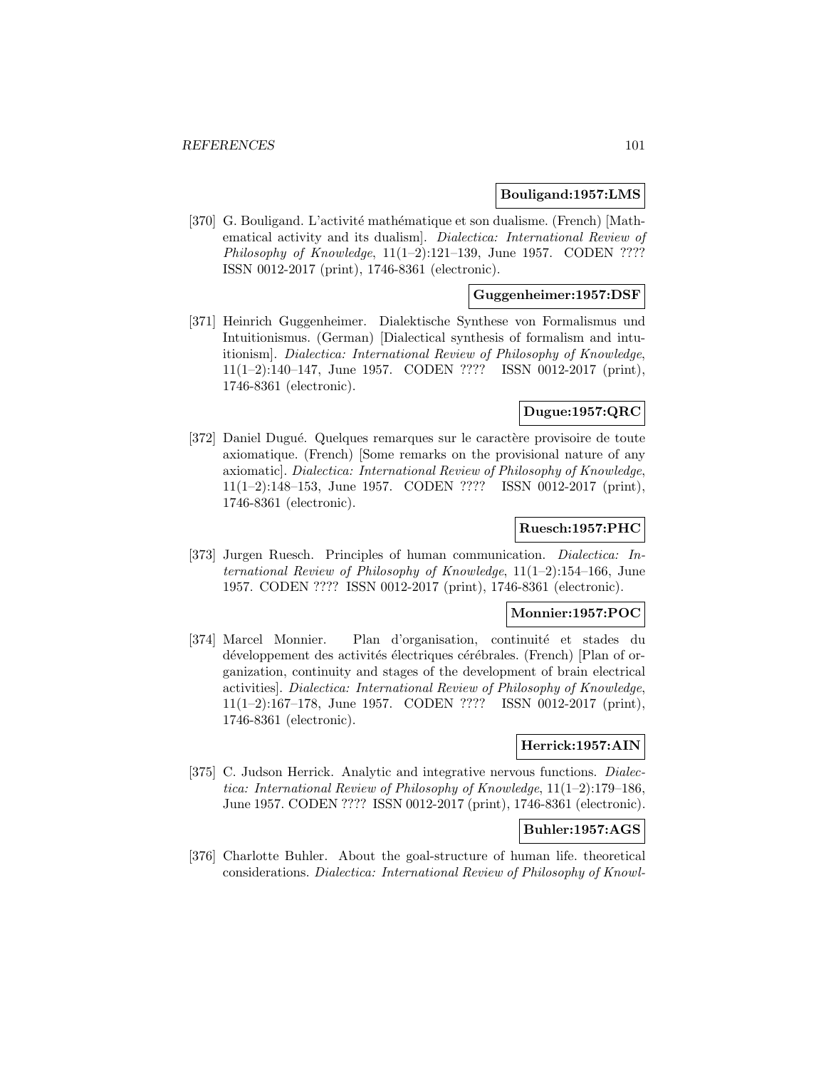**Bouligand:1957:LMS**

[370] G. Bouligand. L'activité mathématique et son dualisme. (French) [Mathematical activity and its dualism]. *Dialectica: International Review of Philosophy of Knowledge*, 11(1–2):121–139, June 1957. CODEN ???? ISSN 0012-2017 (print), 1746-8361 (electronic).

**Guggenheimer:1957:DSF**

[371] Heinrich Guggenheimer. Dialektische Synthese von Formalismus und Intuitionismus. (German) [Dialectical synthesis of formalism and intuitionism]. *Dialectica: International Review of Philosophy of Knowledge*, 11(1–2):140–147, June 1957. CODEN ???? ISSN 0012-2017 (print), 1746-8361 (electronic).

**Dugue:1957:QRC**

[372] Daniel Dugué. Quelques remarques sur le caractère provisoire de toute axiomatique. (French) [Some remarks on the provisional nature of any axiomatic]. *Dialectica: International Review of Philosophy of Knowledge*, 11(1–2):148–153, June 1957. CODEN ???? ISSN 0012-2017 (print), 1746-8361 (electronic).

**Ruesch:1957:PHC**

[373] Jurgen Ruesch. Principles of human communication. *Dialectica: International Review of Philosophy of Knowledge*, 11(1–2):154–166, June 1957. CODEN ???? ISSN 0012-2017 (print), 1746-8361 (electronic).

**Monnier:1957:POC**

[374] Marcel Monnier. Plan d'organisation, continuité et stades du développement des activités électriques cérébrales. (French) [Plan of organization, continuity and stages of the development of brain electrical activities]. *Dialectica: International Review of Philosophy of Knowledge*, 11(1–2):167–178, June 1957. CODEN ???? ISSN 0012-2017 (print), 1746-8361 (electronic).

**Herrick:1957:AIN**

[375] C. Judson Herrick. Analytic and integrative nervous functions. *Dialectica: International Review of Philosophy of Knowledge*, 11(1–2):179–186, June 1957. CODEN ???? ISSN 0012-2017 (print), 1746-8361 (electronic).

**Buhler:1957:AGS**

[376] Charlotte Buhler. About the goal-structure of human life. theoretical considerations. *Dialectica: International Review of Philosophy of Knowl-*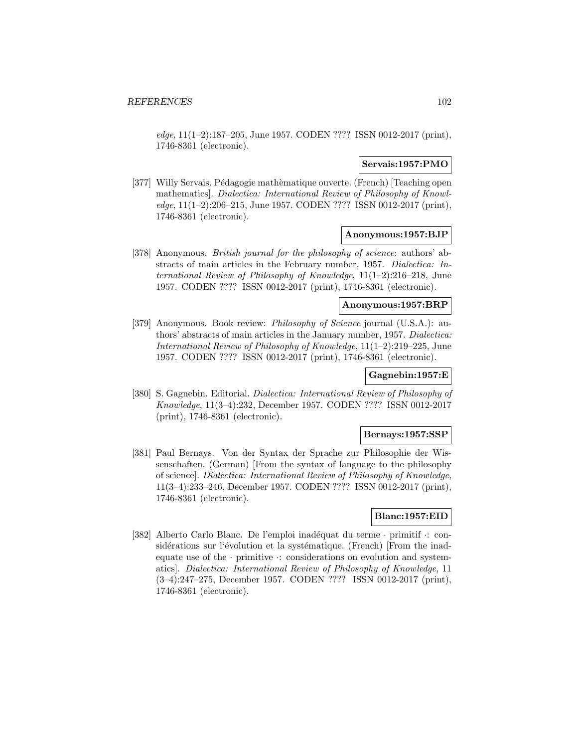*edge*, 11(1–2):187–205, June 1957. CODEN ???? ISSN 0012-2017 (print), 1746-8361 (electronic).

**Servais:1957:PMO**

[377] Willy Servais. Pédagogie mathèmatique ouverte. (French) [Teaching open mathematics]. *Dialectica: International Review of Philosophy of Knowledge*, 11(1–2):206–215, June 1957. CODEN ???? ISSN 0012-2017 (print), 1746-8361 (electronic).

**Anonymous:1957:BJP**

[378] Anonymous. *British journal for the philosophy of science*: authors' abstracts of main articles in the February number, 1957. *Dialectica: International Review of Philosophy of Knowledge*, 11(1–2):216–218, June 1957. CODEN ???? ISSN 0012-2017 (print), 1746-8361 (electronic).

**Anonymous:1957:BRP**

[379] Anonymous. Book review: *Philosophy of Science* journal (U.S.A.): authors' abstracts of main articles in the January number, 1957. *Dialectica: International Review of Philosophy of Knowledge*, 11(1–2):219–225, June 1957. CODEN ???? ISSN 0012-2017 (print), 1746-8361 (electronic).

**Gagnebin:1957:E**

[380] S. Gagnebin. Editorial. *Dialectica: International Review of Philosophy of Knowledge*, 11(3–4):232, December 1957. CODEN ???? ISSN 0012-2017 (print), 1746-8361 (electronic).

**Bernays:1957:SSP**

[381] Paul Bernays. Von der Syntax der Sprache zur Philosophie der Wissenschaften. (German) [From the syntax of language to the philosophy of science]. *Dialectica: International Review of Philosophy of Knowledge*, 11(3–4):233–246, December 1957. CODEN ???? ISSN 0012-2017 (print), 1746-8361 (electronic).

**Blanc:1957:EID**

[382] Alberto Carlo Blanc. De l'emploi inadéquat du terme · primitif ·: considérations sur l'évolution et la systématique. (French) [From the inadequate use of the · primitive ·: considerations on evolution and systematics]. *Dialectica: International Review of Philosophy of Knowledge*, 11 (3–4):247–275, December 1957. CODEN ???? ISSN 0012-2017 (print), 1746-8361 (electronic).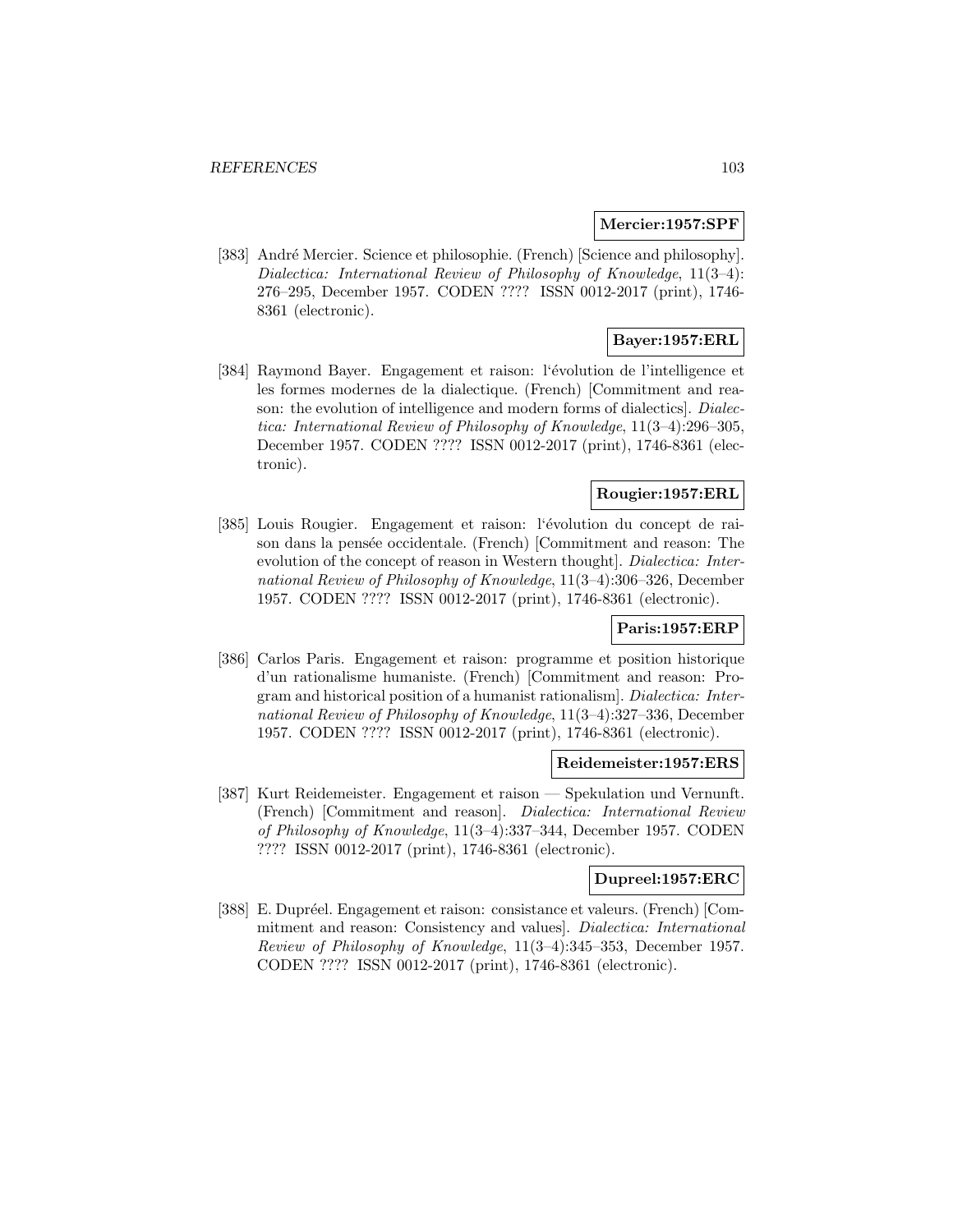**Mercier:1957:SPF**

[383] André Mercier. Science et philosophie. (French) [Science and philosophy]. *Dialectica: International Review of Philosophy of Knowledge*, 11(3–4): 276–295, December 1957. CODEN ???? ISSN 0012-2017 (print), 1746-8361 (electronic).

**Bayer:1957:ERL**

[384] Raymond Bayer. Engagement et raison: l'évolution de l'intelligence et les formes modernes de la dialectique. (French) [Commitment and reason: the evolution of intelligence and modern forms of dialectics]. *Dialectica: International Review of Philosophy of Knowledge*, 11(3–4):296–305, December 1957. CODEN ???? ISSN 0012-2017 (print), 1746-8361 (electronic).

**Rougier:1957:ERL**

[385] Louis Rougier. Engagement et raison: l'évolution du concept de raison dans la pensée occidentale. (French) [Commitment and reason: The evolution of the concept of reason in Western thought]. *Dialectica: International Review of Philosophy of Knowledge*, 11(3–4):306–326, December 1957. CODEN ???? ISSN 0012-2017 (print), 1746-8361 (electronic).

**Paris:1957:ERP**

[386] Carlos Paris. Engagement et raison: programme et position historique d'un rationalisme humaniste. (French) [Commitment and reason: Program and historical position of a humanist rationalism]. *Dialectica: International Review of Philosophy of Knowledge*, 11(3–4):327–336, December 1957. CODEN ???? ISSN 0012-2017 (print), 1746-8361 (electronic).

**Reidemeister:1957:ERS**

[387] Kurt Reidemeister. Engagement et raison — Spekulation und Vernunft. (French) [Commitment and reason]. *Dialectica: International Review of Philosophy of Knowledge*, 11(3–4):337–344, December 1957. CODEN ???? ISSN 0012-2017 (print), 1746-8361 (electronic).

**Dupreel:1957:ERC**

[388] E. Dupréel. Engagement et raison: consistance et valeurs. (French) [Commitment and reason: Consistency and values]. *Dialectica: International Review of Philosophy of Knowledge*, 11(3–4):345–353, December 1957. CODEN ???? ISSN 0012-2017 (print), 1746-8361 (electronic).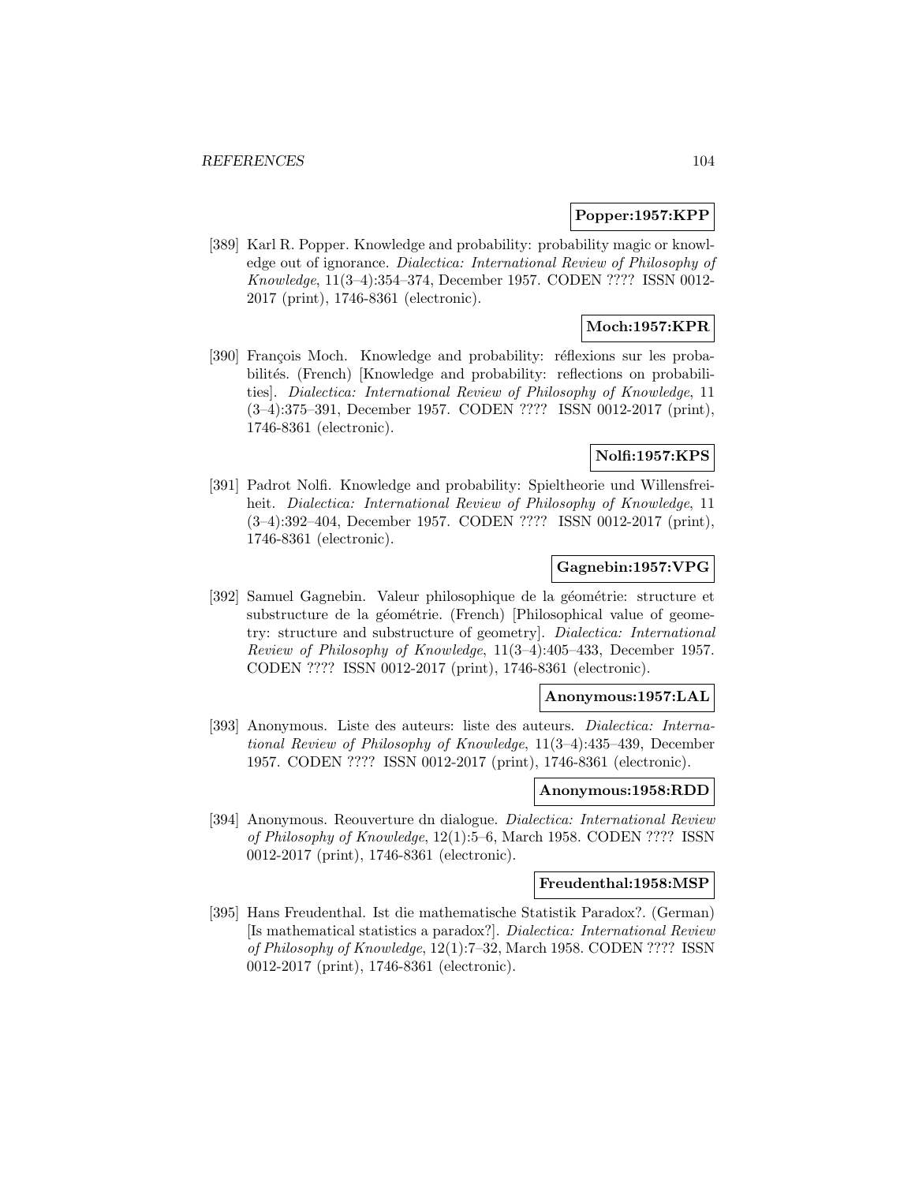**Popper:1957:KPP**

[389] Karl R. Popper. Knowledge and probability: probability magic or knowledge out of ignorance. *Dialectica: International Review of Philosophy of Knowledge*, 11(3–4):354–374, December 1957. CODEN ???? ISSN 0012-2017 (print), 1746-8361 (electronic).

**Moch:1957:KPR**

[390] François Moch. Knowledge and probability: réflexions sur les probabilités. (French) [Knowledge and probability: reflections on probabilities]. *Dialectica: International Review of Philosophy of Knowledge*, 11 (3–4):375–391, December 1957. CODEN ???? ISSN 0012-2017 (print), 1746-8361 (electronic).

**Nolfi:1957:KPS**

[391] Padrot Nolfi. Knowledge and probability: Spieltheorie und Willensfreiheit. *Dialectica: International Review of Philosophy of Knowledge*, 11 (3–4):392–404, December 1957. CODEN ???? ISSN 0012-2017 (print), 1746-8361 (electronic).

**Gagnebin:1957:VPG**

[392] Samuel Gagnebin. Valeur philosophique de la géométrie: structure et substructure de la géométrie. (French) [Philosophical value of geometry: structure and substructure of geometry]. *Dialectica: International Review of Philosophy of Knowledge*, 11(3–4):405–433, December 1957. CODEN ???? ISSN 0012-2017 (print), 1746-8361 (electronic).

**Anonymous:1957:LAL**

[393] Anonymous. Liste des auteurs: liste des auteurs. *Dialectica: International Review of Philosophy of Knowledge*, 11(3–4):435–439, December 1957. CODEN ???? ISSN 0012-2017 (print), 1746-8361 (electronic).

**Anonymous:1958:RDD**

[394] Anonymous. Reouverture dn dialogue. *Dialectica: International Review of Philosophy of Knowledge*, 12(1):5–6, March 1958. CODEN ???? ISSN 0012-2017 (print), 1746-8361 (electronic).

**Freudenthal:1958:MSP**

[395] Hans Freudenthal. Ist die mathematische Statistik Paradox?. (German) [Is mathematical statistics a paradox?]. *Dialectica: International Review of Philosophy of Knowledge*, 12(1):7–32, March 1958. CODEN ???? ISSN 0012-2017 (print), 1746-8361 (electronic).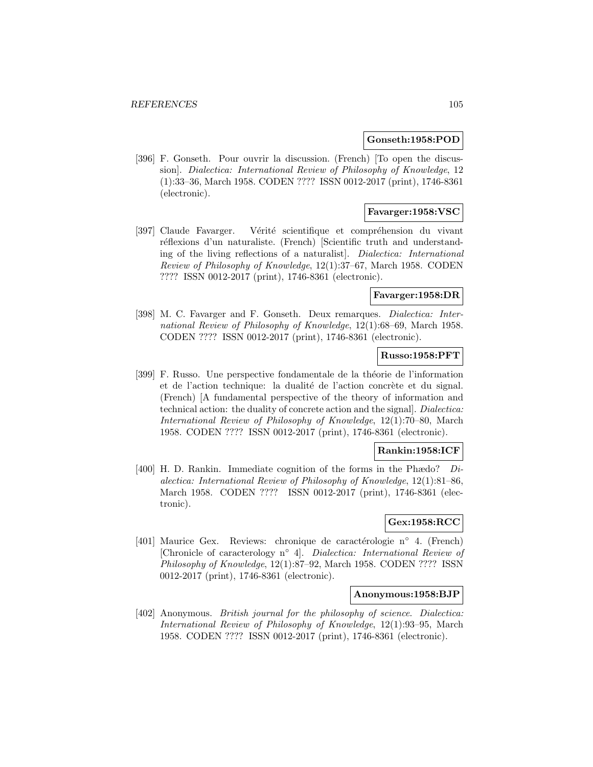**Gonseth:1958:POD**

[396] F. Gonseth. Pour ouvrir la discussion. (French) [To open the discussion]. *Dialectica: International Review of Philosophy of Knowledge*, 12 (1):33–36, March 1958. CODEN ???? ISSN 0012-2017 (print), 1746-8361 (electronic).

**Favarger:1958:VSC**

[397] Claude Favarger. Vérité scientifique et compréhension du vivant réflexions d'un naturaliste. (French) [Scientific truth and understanding of the living reflections of a naturalist]. *Dialectica: International Review of Philosophy of Knowledge*, 12(1):37–67, March 1958. CODEN ???? ISSN 0012-2017 (print), 1746-8361 (electronic).

**Favarger:1958:DR**

[398] M. C. Favarger and F. Gonseth. Deux remarques. *Dialectica: International Review of Philosophy of Knowledge*, 12(1):68–69, March 1958. CODEN ???? ISSN 0012-2017 (print), 1746-8361 (electronic).

**Russo:1958:PFT**

[399] F. Russo. Une perspective fondamentale de la théorie de l'information et de l'action technique: la dualité de l'action concrète et du signal. (French) [A fundamental perspective of the theory of information and technical action: the duality of concrete action and the signal]. *Dialectica: International Review of Philosophy of Knowledge*, 12(1):70–80, March 1958. CODEN ???? ISSN 0012-2017 (print), 1746-8361 (electronic).

**Rankin:1958:ICF**

[400] H. D. Rankin. Immediate cognition of the forms in the Phædo? *Dialectica: International Review of Philosophy of Knowledge*, 12(1):81–86, March 1958. CODEN ???? ISSN 0012-2017 (print), 1746-8361 (electronic).

**Gex:1958:RCC**

[401] Maurice Gex. Reviews: chronique de caractérologie n° 4. (French) [Chronicle of caracterology n° 4]. *Dialectica: International Review of Philosophy of Knowledge*, 12(1):87–92, March 1958. CODEN ???? ISSN 0012-2017 (print), 1746-8361 (electronic).

**Anonymous:1958:BJP**

[402] Anonymous. *British journal for the philosophy of science*. *Dialectica: International Review of Philosophy of Knowledge*, 12(1):93–95, March 1958. CODEN ???? ISSN 0012-2017 (print), 1746-8361 (electronic).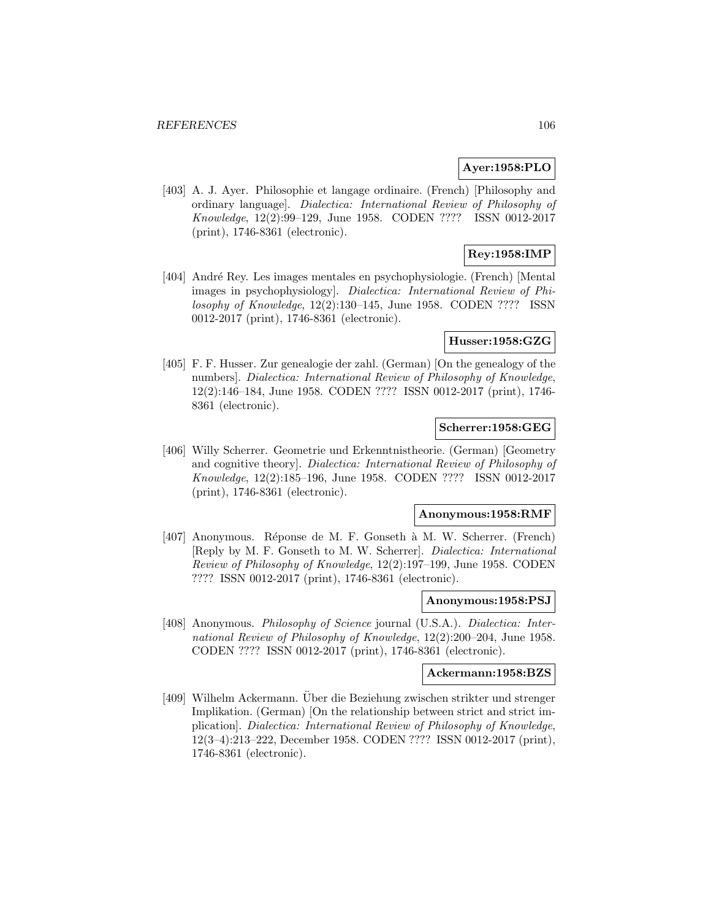**Ayer:1958:PLO**

[403] A. J. Ayer. Philosophie et langage ordinaire. (French) [Philosophy and ordinary language]. *Dialectica: International Review of Philosophy of Knowledge*, 12(2):99–129, June 1958. CODEN ???? ISSN 0012-2017 (print), 1746-8361 (electronic).

**Rey:1958:IMP**

[404] André Rey. Les images mentales en psychophysiologie. (French) [Mental images in psychophysiology]. *Dialectica: International Review of Philosophy of Knowledge*, 12(2):130–145, June 1958. CODEN ???? ISSN 0012-2017 (print), 1746-8361 (electronic).

**Husser:1958:GZG**

[405] F. F. Husser. Zur genealogie der zahl. (German) [On the genealogy of the numbers]. *Dialectica: International Review of Philosophy of Knowledge*, 12(2):146–184, June 1958. CODEN ???? ISSN 0012-2017 (print), 1746-8361 (electronic).

**Scherrer:1958:GEG**

[406] Willy Scherrer. Geometrie und Erkenntnistheorie. (German) [Geometry and cognitive theory]. *Dialectica: International Review of Philosophy of Knowledge*, 12(2):185–196, June 1958. CODEN ???? ISSN 0012-2017 (print), 1746-8361 (electronic).

**Anonymous:1958:RMF**

[407] Anonymous. Réponse de M. F. Gonseth à M. W. Scherrer. (French) [Reply by M. F. Gonseth to M. W. Scherrer]. *Dialectica: International Review of Philosophy of Knowledge*, 12(2):197–199, June 1958. CODEN ???? ISSN 0012-2017 (print), 1746-8361 (electronic).

**Anonymous:1958:PSJ**

[408] Anonymous. *Philosophy of Science* journal (U.S.A.). *Dialectica: International Review of Philosophy of Knowledge*, 12(2):200–204, June 1958. CODEN ???? ISSN 0012-2017 (print), 1746-8361 (electronic).

**Ackermann:1958:BZS**

[409] Wilhelm Ackermann. Über die Beziehung zwischen strikter und strenger Implikation. (German) [On the relationship between strict and strict implication]. *Dialectica: International Review of Philosophy of Knowledge*, 12(3–4):213–222, December 1958. CODEN ???? ISSN 0012-2017 (print), 1746-8361 (electronic).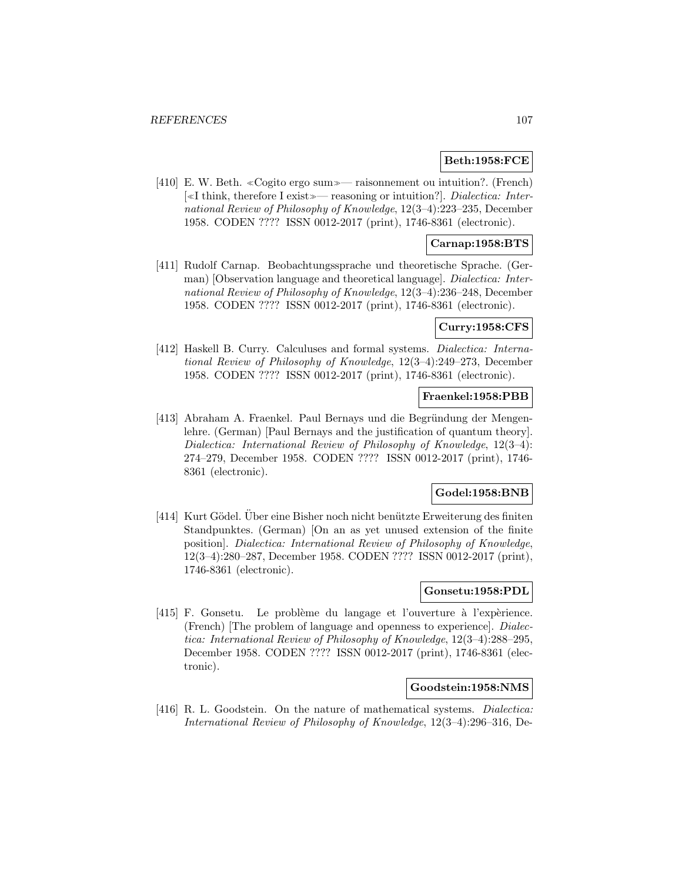**Beth:1958:FCE**

[410] E. W. Beth. ≪Cogito ergo sum≫— raisonnement ou intuition?. (French) [≪I think, therefore I exist≫— reasoning or intuition?]. *Dialectica: International Review of Philosophy of Knowledge*, 12(3–4):223–235, December 1958. CODEN ???? ISSN 0012-2017 (print), 1746-8361 (electronic).

**Carnap:1958:BTS**

[411] Rudolf Carnap. Beobachtungssprache und theoretische Sprache. (German) [Observation language and theoretical language]. *Dialectica: International Review of Philosophy of Knowledge*, 12(3–4):236–248, December 1958. CODEN ???? ISSN 0012-2017 (print), 1746-8361 (electronic).

**Curry:1958:CFS**

[412] Haskell B. Curry. Calculuses and formal systems. *Dialectica: International Review of Philosophy of Knowledge*, 12(3–4):249–273, December 1958. CODEN ???? ISSN 0012-2017 (print), 1746-8361 (electronic).

**Fraenkel:1958:PBB**

[413] Abraham A. Fraenkel. Paul Bernays und die Begründung der Mengenlehre. (German) [Paul Bernays and the justification of quantum theory]. *Dialectica: International Review of Philosophy of Knowledge*, 12(3–4): 274–279, December 1958. CODEN ???? ISSN 0012-2017 (print), 1746-8361 (electronic).

**Godel:1958:BNB**

[414] Kurt Gödel. Über eine Bisher noch nicht benützte Erweiterung des finiten Standpunktes. (German) [On an as yet unused extension of the finite position]. *Dialectica: International Review of Philosophy of Knowledge*, 12(3–4):280–287, December 1958. CODEN ???? ISSN 0012-2017 (print), 1746-8361 (electronic).

**Gonsetu:1958:PDL**

[415] F. Gonsetu. Le problème du langage et l'ouverture à l'expèrience. (French) [The problem of language and openness to experience]. *Dialectica: International Review of Philosophy of Knowledge*, 12(3–4):288–295, December 1958. CODEN ???? ISSN 0012-2017 (print), 1746-8361 (electronic).

**Goodstein:1958:NMS**

[416] R. L. Goodstein. On the nature of mathematical systems. *Dialectica: International Review of Philosophy of Knowledge*, 12(3–4):296–316, De-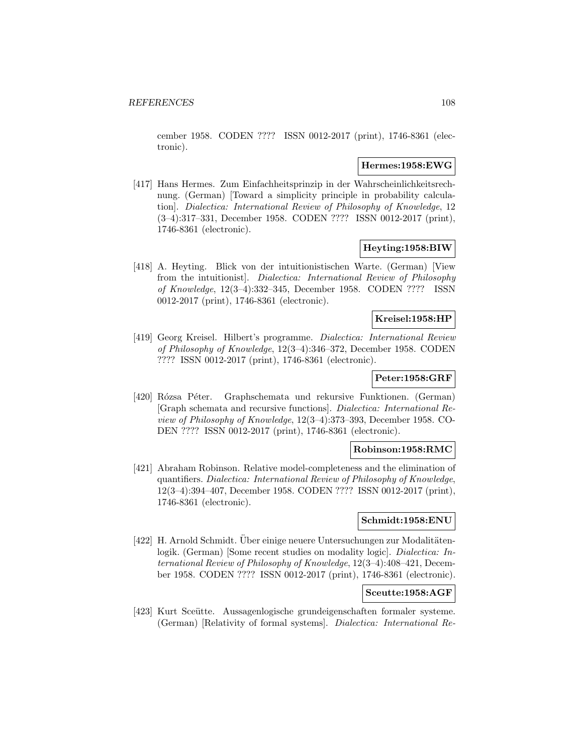cember 1958. CODEN ???? ISSN 0012-2017 (print), 1746-8361 (electronic).

**Hermes:1958:EWG**

[417] Hans Hermes. Zum Einfachheitsprinzip in der Wahrscheinlichkeitsrechnung. (German) [Toward a simplicity principle in probability calculation]. *Dialectica: International Review of Philosophy of Knowledge*, 12 (3–4):317–331, December 1958. CODEN ???? ISSN 0012-2017 (print), 1746-8361 (electronic).

**Heyting:1958:BIW**

[418] A. Heyting. Blick von der intuitionistischen Warte. (German) [View from the intuitionist]. *Dialectica: International Review of Philosophy of Knowledge*, 12(3–4):332–345, December 1958. CODEN ???? ISSN 0012-2017 (print), 1746-8361 (electronic).

**Kreisel:1958:HP**

[419] Georg Kreisel. Hilbert's programme. *Dialectica: International Review of Philosophy of Knowledge*, 12(3–4):346–372, December 1958. CODEN ???? ISSN 0012-2017 (print), 1746-8361 (electronic).

**Peter:1958:GRF**

[420] Rózsa Péter. Graphschemata und rekursive Funktionen. (German) [Graph schemata and recursive functions]. *Dialectica: International Review of Philosophy of Knowledge*, 12(3–4):373–393, December 1958. CODEN ???? ISSN 0012-2017 (print), 1746-8361 (electronic).

**Robinson:1958:RMC**

[421] Abraham Robinson. Relative model-completeness and the elimination of quantifiers. *Dialectica: International Review of Philosophy of Knowledge*, 12(3–4):394–407, December 1958. CODEN ???? ISSN 0012-2017 (print), 1746-8361 (electronic).

**Schmidt:1958:ENU**

[422] H. Arnold Schmidt. Über einige neuere Untersuchungen zur Modalitätenlogik. (German) [Some recent studies on modality logic]. *Dialectica: International Review of Philosophy of Knowledge*, 12(3–4):408–421, December 1958. CODEN ???? ISSN 0012-2017 (print), 1746-8361 (electronic).

**Sceutte:1958:AGF**

[423] Kurt Sceütte. Aussagenlogische grundeigenschaften formaler systeme. (German) [Relativity of formal systems]. *Dialectica: International Re-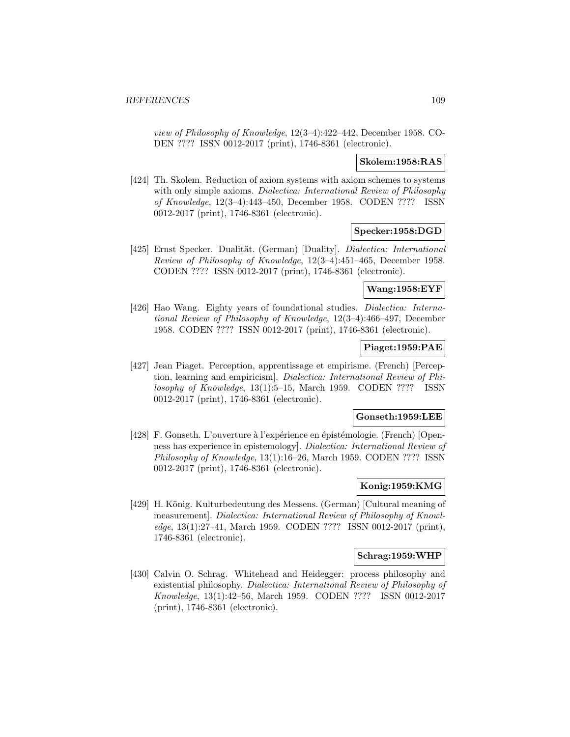view of Philosophy of Knowledge, 12(3–4):422–442, December 1958. CODEN ???? ISSN 0012-2017 (print), 1746-8361 (electronic).

**Skolem:1958:RAS**

[424] Th. Skolem. Reduction of axiom systems with axiom schemes to systems with only simple axioms. *Dialectica: International Review of Philosophy of Knowledge*, 12(3–4):443–450, December 1958. CODEN ???? ISSN 0012-2017 (print), 1746-8361 (electronic).

**Specker:1958:DGD**

[425] Ernst Specker. Dualität. (German) [Duality]. *Dialectica: International Review of Philosophy of Knowledge*, 12(3–4):451–465, December 1958. CODEN ???? ISSN 0012-2017 (print), 1746-8361 (electronic).

**Wang:1958:EYF**

[426] Hao Wang. Eighty years of foundational studies. *Dialectica: International Review of Philosophy of Knowledge*, 12(3–4):466–497, December 1958. CODEN ???? ISSN 0012-2017 (print), 1746-8361 (electronic).

**Piaget:1959:PAE**

[427] Jean Piaget. Perception, apprentissage et empirisme. (French) [Perception, learning and empiricism]. *Dialectica: International Review of Philosophy of Knowledge*, 13(1):5–15, March 1959. CODEN ???? ISSN 0012-2017 (print), 1746-8361 (electronic).

**Gonseth:1959:LEE**

[428] F. Gonseth. L'ouverture à l'expérience en épistémologie. (French) [Openness has experience in epistemology]. *Dialectica: International Review of Philosophy of Knowledge*, 13(1):16–26, March 1959. CODEN ???? ISSN 0012-2017 (print), 1746-8361 (electronic).

**Konig:1959:KMG**

[429] H. König. Kulturbedeutung des Messens. (German) [Cultural meaning of measurement]. *Dialectica: International Review of Philosophy of Knowledge*, 13(1):27–41, March 1959. CODEN ???? ISSN 0012-2017 (print), 1746-8361 (electronic).

**Schrag:1959:WHP**

[430] Calvin O. Schrag. Whitehead and Heidegger: process philosophy and existential philosophy. *Dialectica: International Review of Philosophy of Knowledge*, 13(1):42–56, March 1959. CODEN ???? ISSN 0012-2017 (print), 1746-8361 (electronic).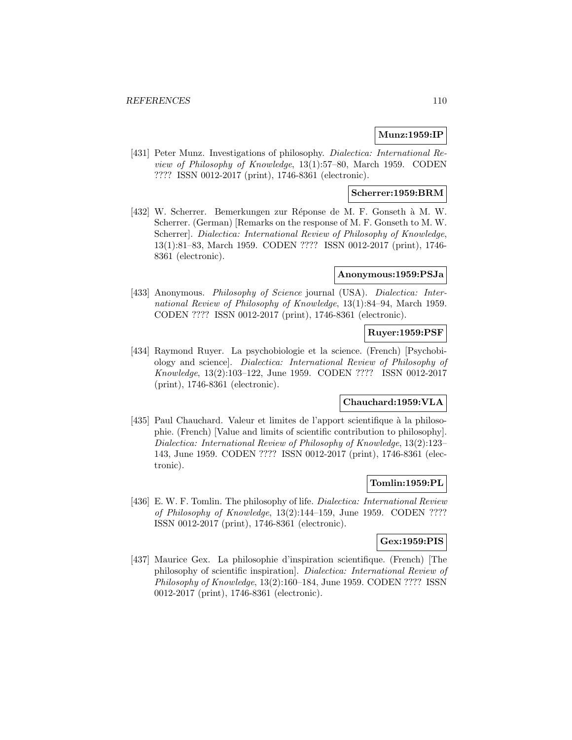**Munz:1959:IP**

[431] Peter Munz. Investigations of philosophy. *Dialectica: International Review of Philosophy of Knowledge*, 13(1):57–80, March 1959. CODEN ???? ISSN 0012-2017 (print), 1746-8361 (electronic).

**Scherrer:1959:BRM**

[432] W. Scherrer. Bemerkungen zur Réponse de M. F. Gonseth à M. W. Scherrer. (German) [Remarks on the response of M. F. Gonseth to M. W. Scherrer]. *Dialectica: International Review of Philosophy of Knowledge*, 13(1):81–83, March 1959. CODEN ???? ISSN 0012-2017 (print), 1746-8361 (electronic).

**Anonymous:1959:PSJa**

[433] Anonymous. *Philosophy of Science* journal (USA). *Dialectica: International Review of Philosophy of Knowledge*, 13(1):84–94, March 1959. CODEN ???? ISSN 0012-2017 (print), 1746-8361 (electronic).

**Ruyer:1959:PSF**

[434] Raymond Ruyer. La psychobiologie et la science. (French) [Psychobiology and science]. *Dialectica: International Review of Philosophy of Knowledge*, 13(2):103–122, June 1959. CODEN ???? ISSN 0012-2017 (print), 1746-8361 (electronic).

**Chauchard:1959:VLA**

[435] Paul Chauchard. Valeur et limites de l'apport scientifique à la philosophie. (French) [Value and limits of scientific contribution to philosophy]. *Dialectica: International Review of Philosophy of Knowledge*, 13(2):123–143, June 1959. CODEN ???? ISSN 0012-2017 (print), 1746-8361 (electronic).

**Tomlin:1959:PL**

[436] E. W. F. Tomlin. The philosophy of life. *Dialectica: International Review of Philosophy of Knowledge*, 13(2):144–159, June 1959. CODEN ???? ISSN 0012-2017 (print), 1746-8361 (electronic).

**Gex:1959:PIS**

[437] Maurice Gex. La philosophie d'inspiration scientifique. (French) [The philosophy of scientific inspiration]. *Dialectica: International Review of Philosophy of Knowledge*, 13(2):160–184, June 1959. CODEN ???? ISSN 0012-2017 (print), 1746-8361 (electronic).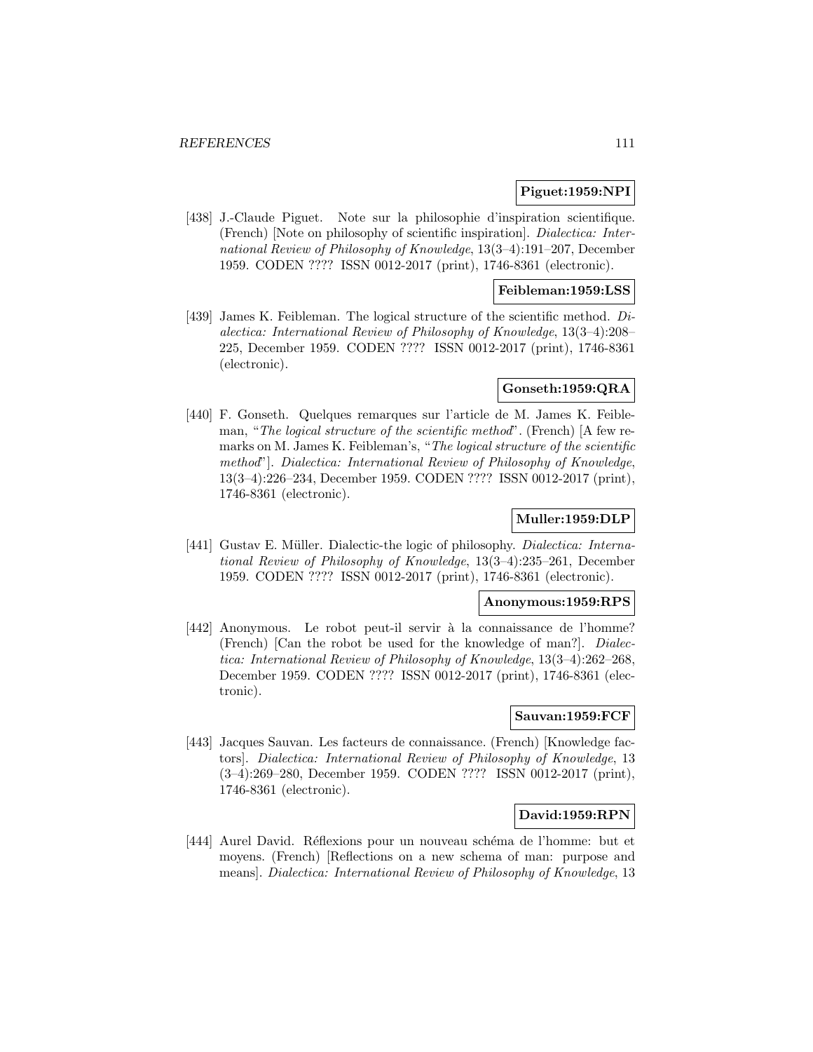**Piguet:1959:NPI**

[438] J.-Claude Piguet. Note sur la philosophie d'inspiration scientifique. (French) [Note on philosophy of scientific inspiration]. *Dialectica: International Review of Philosophy of Knowledge*, 13(3–4):191–207, December 1959. CODEN ???? ISSN 0012-2017 (print), 1746-8361 (electronic).

**Feibleman:1959:LSS**

[439] James K. Feibleman. The logical structure of the scientific method. *Dialectica: International Review of Philosophy of Knowledge*, 13(3–4):208–225, December 1959. CODEN ???? ISSN 0012-2017 (print), 1746-8361 (electronic).

**Gonseth:1959:QRA**

[440] F. Gonseth. Quelques remarques sur l'article de M. James K. Feibleman, "*The logical structure of the scientific method*". (French) [A few remarks on M. James K. Feibleman's, "*The logical structure of the scientific method*"]. *Dialectica: International Review of Philosophy of Knowledge*, 13(3–4):226–234, December 1959. CODEN ???? ISSN 0012-2017 (print), 1746-8361 (electronic).

**Muller:1959:DLP**

[441] Gustav E. Müller. Dialectic-the logic of philosophy. *Dialectica: International Review of Philosophy of Knowledge*, 13(3–4):235–261, December 1959. CODEN ???? ISSN 0012-2017 (print), 1746-8361 (electronic).

**Anonymous:1959:RPS**

[442] Anonymous. Le robot peut-il servir à la connaissance de l'homme? (French) [Can the robot be used for the knowledge of man?]. *Dialectica: International Review of Philosophy of Knowledge*, 13(3–4):262–268, December 1959. CODEN ???? ISSN 0012-2017 (print), 1746-8361 (electronic).

**Sauvan:1959:FCF**

[443] Jacques Sauvan. Les facteurs de connaissance. (French) [Knowledge factors]. *Dialectica: International Review of Philosophy of Knowledge*, 13 (3–4):269–280, December 1959. CODEN ???? ISSN 0012-2017 (print), 1746-8361 (electronic).

**David:1959:RPN**

[444] Aurel David. Réflexions pour un nouveau schéma de l'homme: but et moyens. (French) [Reflections on a new schema of man: purpose and means]. *Dialectica: International Review of Philosophy of Knowledge*, 13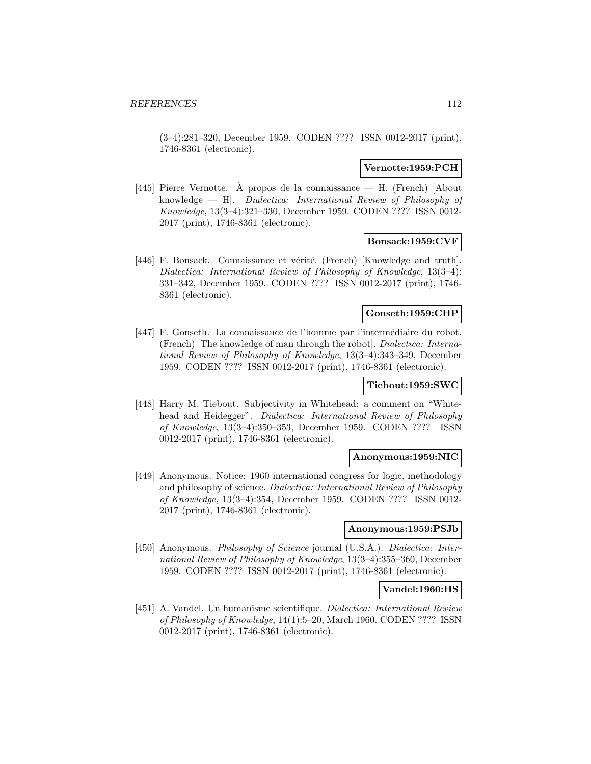(3–4):281–320, December 1959. CODEN ???? ISSN 0012-2017 (print), 1746-8361 (electronic).

**Vernotte:1959:PCH**

[445] Pierre Vernotte. À propos de la connaissance — H. (French) [About knowledge — H]. *Dialectica: International Review of Philosophy of Knowledge*, 13(3–4):321–330, December 1959. CODEN ???? ISSN 0012-2017 (print), 1746-8361 (electronic).

**Bonsack:1959:CVF**

[446] F. Bonsack. Connaissance et vérité. (French) [Knowledge and truth]. *Dialectica: International Review of Philosophy of Knowledge*, 13(3–4): 331–342, December 1959. CODEN ???? ISSN 0012-2017 (print), 1746-8361 (electronic).

**Gonseth:1959:CHP**

[447] F. Gonseth. La connaissance de l'homme par l'intermédiaire du robot. (French) [The knowledge of man through the robot]. *Dialectica: International Review of Philosophy of Knowledge*, 13(3–4):343–349, December 1959. CODEN ???? ISSN 0012-2017 (print), 1746-8361 (electronic).

**Tiebout:1959:SWC**

[448] Harry M. Tiebout. Subjectivity in Whitehead: a comment on "Whitehead and Heidegger". *Dialectica: International Review of Philosophy of Knowledge*, 13(3–4):350–353, December 1959. CODEN ???? ISSN 0012-2017 (print), 1746-8361 (electronic).

**Anonymous:1959:NIC**

[449] Anonymous. Notice: 1960 international congress for logic, methodology and philosophy of science. *Dialectica: International Review of Philosophy of Knowledge*, 13(3–4):354, December 1959. CODEN ???? ISSN 0012-2017 (print), 1746-8361 (electronic).

**Anonymous:1959:PSJb**

[450] Anonymous. *Philosophy of Science* journal (U.S.A.). *Dialectica: International Review of Philosophy of Knowledge*, 13(3–4):355–360, December 1959. CODEN ???? ISSN 0012-2017 (print), 1746-8361 (electronic).

**Vandel:1960:HS**

[451] A. Vandel. Un humanisme scientifique. *Dialectica: International Review of Philosophy of Knowledge*, 14(1):5–20, March 1960. CODEN ???? ISSN 0012-2017 (print), 1746-8361 (electronic).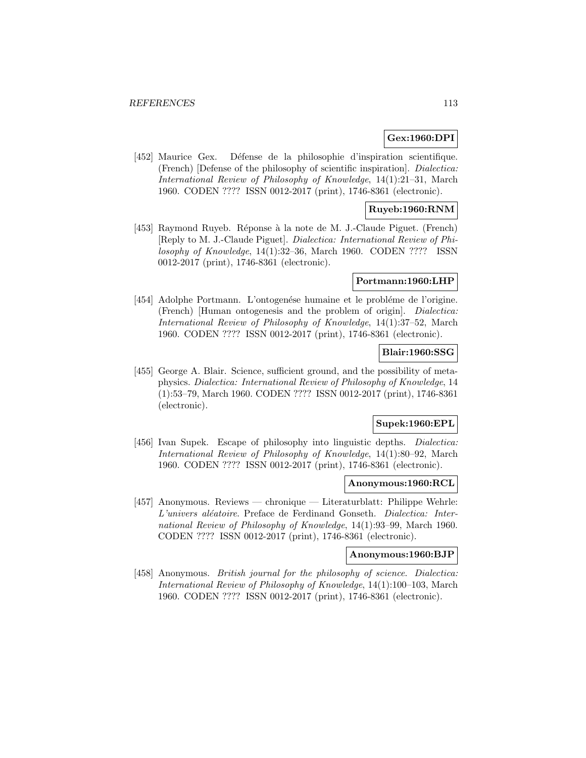**Gex:1960:DPI**

[452] Maurice Gex. Défense de la philosophie d'inspiration scientifique. (French) [Defense of the philosophy of scientific inspiration]. *Dialectica: International Review of Philosophy of Knowledge*, 14(1):21–31, March 1960. CODEN ???? ISSN 0012-2017 (print), 1746-8361 (electronic).

**Ruyeb:1960:RNM**

[453] Raymond Ruyeb. Réponse à la note de M. J.-Claude Piguet. (French) [Reply to M. J.-Claude Piguet]. *Dialectica: International Review of Philosophy of Knowledge*, 14(1):32–36, March 1960. CODEN ???? ISSN 0012-2017 (print), 1746-8361 (electronic).

**Portmann:1960:LHP**

[454] Adolphe Portmann. L'ontogenése humaine et le probléme de l'origine. (French) [Human ontogenesis and the problem of origin]. *Dialectica: International Review of Philosophy of Knowledge*, 14(1):37–52, March 1960. CODEN ???? ISSN 0012-2017 (print), 1746-8361 (electronic).

**Blair:1960:SSG**

[455] George A. Blair. Science, sufficient ground, and the possibility of metaphysics. *Dialectica: International Review of Philosophy of Knowledge*, 14 (1):53–79, March 1960. CODEN ???? ISSN 0012-2017 (print), 1746-8361 (electronic).

**Supek:1960:EPL**

[456] Ivan Supek. Escape of philosophy into linguistic depths. *Dialectica: International Review of Philosophy of Knowledge*, 14(1):80–92, March 1960. CODEN ???? ISSN 0012-2017 (print), 1746-8361 (electronic).

**Anonymous:1960:RCL**

[457] Anonymous. Reviews — chronique — Literaturblatt: Philippe Wehrle: *L'univers aléatoire*. Preface de Ferdinand Gonseth. *Dialectica: International Review of Philosophy of Knowledge*, 14(1):93–99, March 1960. CODEN ???? ISSN 0012-2017 (print), 1746-8361 (electronic).

**Anonymous:1960:BJP**

[458] Anonymous. *British journal for the philosophy of science*. *Dialectica: International Review of Philosophy of Knowledge*, 14(1):100–103, March 1960. CODEN ???? ISSN 0012-2017 (print), 1746-8361 (electronic).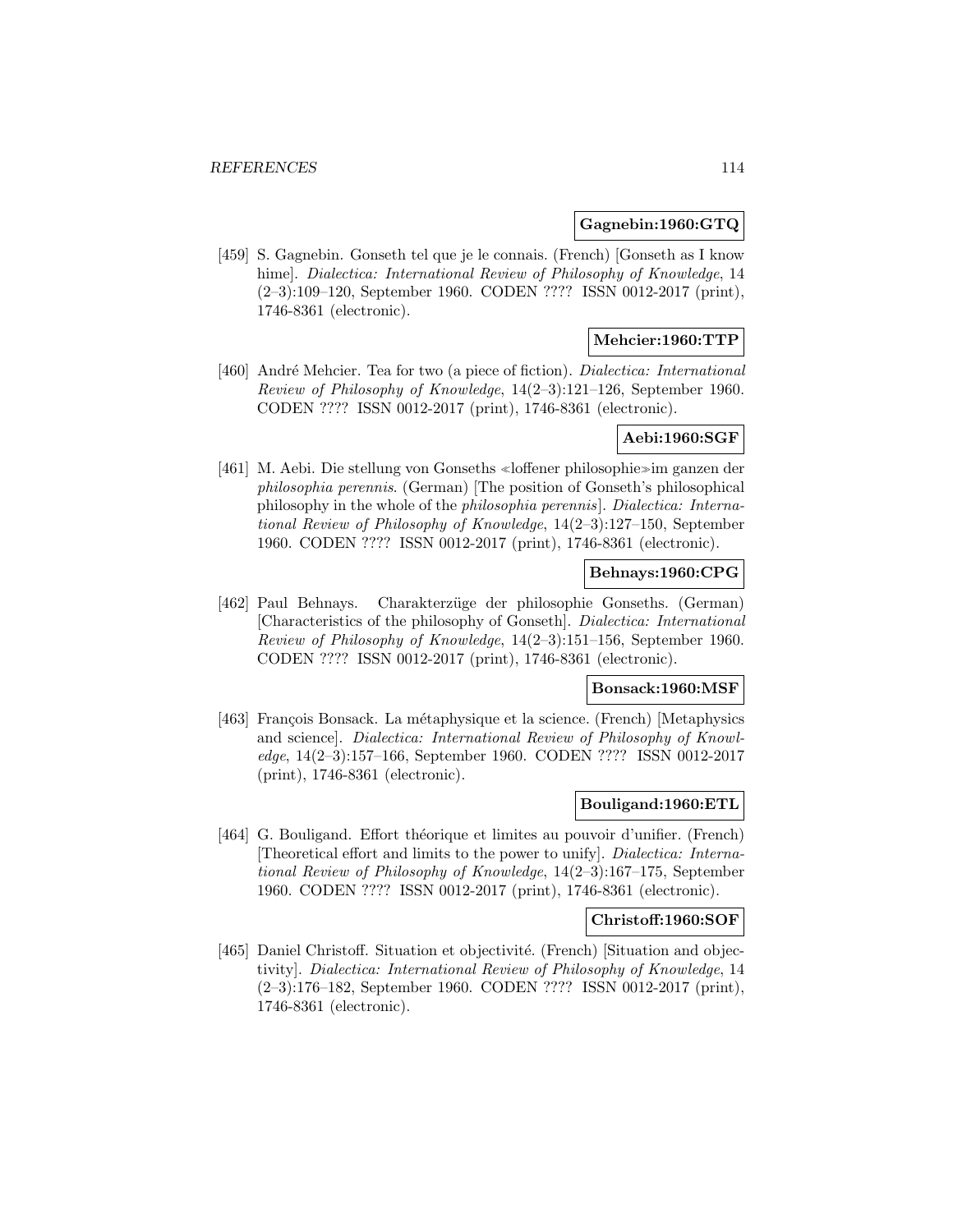**Gagnebin:1960:GTQ**

[459] S. Gagnebin. Gonseth tel que je le connais. (French) [Gonseth as I know hime]. *Dialectica: International Review of Philosophy of Knowledge*, 14 (2–3):109–120, September 1960. CODEN ???? ISSN 0012-2017 (print), 1746-8361 (electronic).

**Mehcier:1960:TTP**

[460] André Mehcier. Tea for two (a piece of fiction). *Dialectica: International Review of Philosophy of Knowledge*, 14(2–3):121–126, September 1960. CODEN ???? ISSN 0012-2017 (print), 1746-8361 (electronic).

**Aebi:1960:SGF**

[461] M. Aebi. Die stellung von Gonseths ≪loffener philosophie≫im ganzen der *philosophia perennis*. (German) [The position of Gonseth's philosophical philosophy in the whole of the *philosophia perennis*]. *Dialectica: International Review of Philosophy of Knowledge*, 14(2–3):127–150, September 1960. CODEN ???? ISSN 0012-2017 (print), 1746-8361 (electronic).

**Behnays:1960:CPG**

[462] Paul Behnays. Charakterzüge der philosophie Gonseths. (German) [Characteristics of the philosophy of Gonseth]. *Dialectica: International Review of Philosophy of Knowledge*, 14(2–3):151–156, September 1960. CODEN ???? ISSN 0012-2017 (print), 1746-8361 (electronic).

**Bonsack:1960:MSF**

[463] François Bonsack. La métaphysique et la science. (French) [Metaphysics and science]. *Dialectica: International Review of Philosophy of Knowledge*, 14(2–3):157–166, September 1960. CODEN ???? ISSN 0012-2017 (print), 1746-8361 (electronic).

**Bouligand:1960:ETL**

[464] G. Bouligand. Effort théorique et limites au pouvoir d'unifier. (French) [Theoretical effort and limits to the power to unify]. *Dialectica: International Review of Philosophy of Knowledge*, 14(2–3):167–175, September 1960. CODEN ???? ISSN 0012-2017 (print), 1746-8361 (electronic).

**Christoff:1960:SOF**

[465] Daniel Christoff. Situation et objectivité. (French) [Situation and objectivity]. *Dialectica: International Review of Philosophy of Knowledge*, 14 (2–3):176–182, September 1960. CODEN ???? ISSN 0012-2017 (print), 1746-8361 (electronic).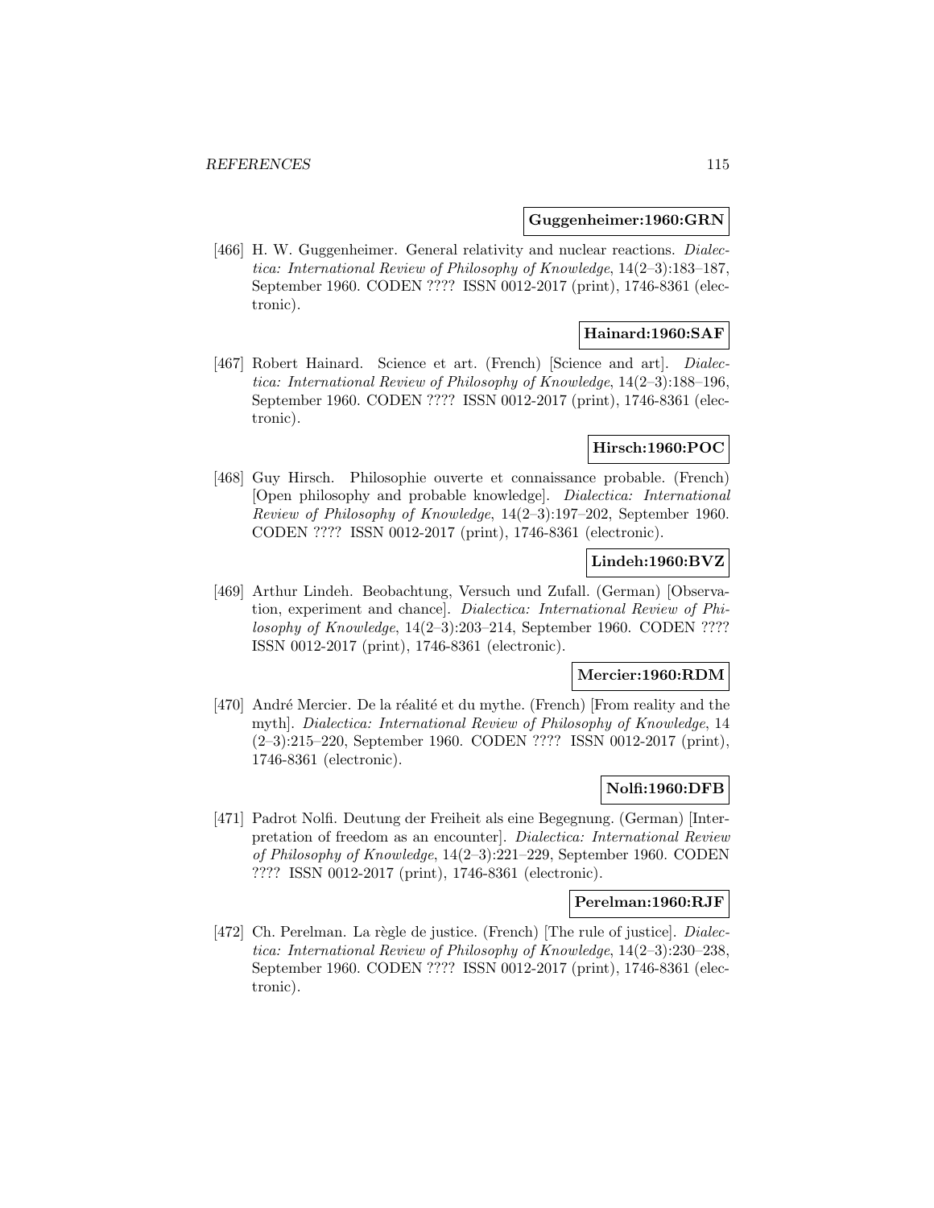**Guggenheimer:1960:GRN**

[466] H. W. Guggenheimer. General relativity and nuclear reactions. *Dialectica: International Review of Philosophy of Knowledge*, 14(2–3):183–187, September 1960. CODEN ???? ISSN 0012-2017 (print), 1746-8361 (electronic).

**Hainard:1960:SAF**

[467] Robert Hainard. Science et art. (French) [Science and art]. *Dialectica: International Review of Philosophy of Knowledge*, 14(2–3):188–196, September 1960. CODEN ???? ISSN 0012-2017 (print), 1746-8361 (electronic).

**Hirsch:1960:POC**

[468] Guy Hirsch. Philosophie ouverte et connaissance probable. (French) [Open philosophy and probable knowledge]. *Dialectica: International Review of Philosophy of Knowledge*, 14(2–3):197–202, September 1960. CODEN ???? ISSN 0012-2017 (print), 1746-8361 (electronic).

**Lindeh:1960:BVZ**

[469] Arthur Lindeh. Beobachtung, Versuch und Zufall. (German) [Observation, experiment and chance]. *Dialectica: International Review of Philosophy of Knowledge*, 14(2–3):203–214, September 1960. CODEN ???? ISSN 0012-2017 (print), 1746-8361 (electronic).

**Mercier:1960:RDM**

[470] André Mercier. De la réalité et du mythe. (French) [From reality and the myth]. *Dialectica: International Review of Philosophy of Knowledge*, 14 (2–3):215–220, September 1960. CODEN ???? ISSN 0012-2017 (print), 1746-8361 (electronic).

**Nolfi:1960:DFB**

[471] Padrot Nolfi. Deutung der Freiheit als eine Begegnung. (German) [Interpretation of freedom as an encounter]. *Dialectica: International Review of Philosophy of Knowledge*, 14(2–3):221–229, September 1960. CODEN ???? ISSN 0012-2017 (print), 1746-8361 (electronic).

**Perelman:1960:RJF**

[472] Ch. Perelman. La règle de justice. (French) [The rule of justice]. *Dialectica: International Review of Philosophy of Knowledge*, 14(2–3):230–238, September 1960. CODEN ???? ISSN 0012-2017 (print), 1746-8361 (electronic).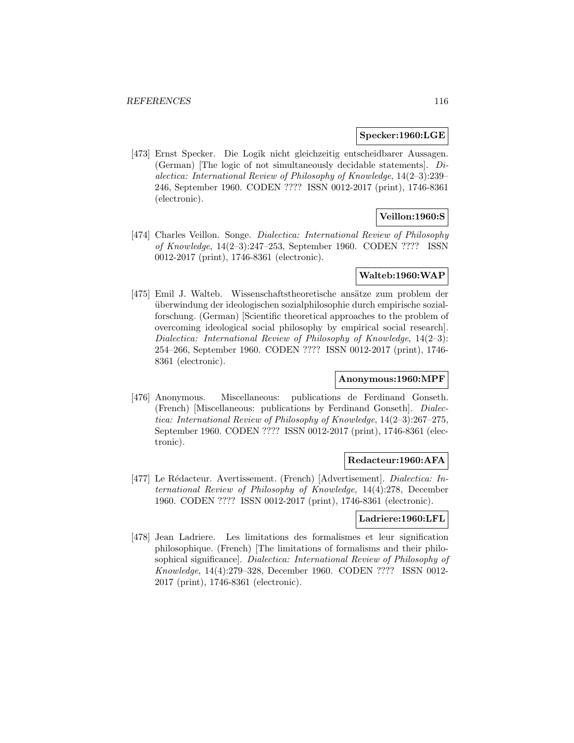**Specker:1960:LGE**

[473] Ernst Specker. Die Logik nicht gleichzeitig entscheidbarer Aussagen. (German) [The logic of not simultaneously decidable statements]. *Dialectica: International Review of Philosophy of Knowledge*, 14(2–3):239–246, September 1960. CODEN ???? ISSN 0012-2017 (print), 1746-8361 (electronic).

**Veillon:1960:S**

[474] Charles Veillon. Songe. *Dialectica: International Review of Philosophy of Knowledge*, 14(2–3):247–253, September 1960. CODEN ???? ISSN 0012-2017 (print), 1746-8361 (electronic).

**Walteb:1960:WAP**

[475] Emil J. Walteb. Wissenschaftstheoretische ansätze zum problem der überwindung der ideologischen sozialphilosophie durch empirische sozialforschung. (German) [Scientific theoretical approaches to the problem of overcoming ideological social philosophy by empirical social research]. *Dialectica: International Review of Philosophy of Knowledge*, 14(2–3):254–266, September 1960. CODEN ???? ISSN 0012-2017 (print), 1746-8361 (electronic).

**Anonymous:1960:MPF**

[476] Anonymous. Miscellaneous: publications de Ferdinand Gonseth. (French) [Miscellaneous: publications by Ferdinand Gonseth]. *Dialectica: International Review of Philosophy of Knowledge*, 14(2–3):267–275, September 1960. CODEN ???? ISSN 0012-2017 (print), 1746-8361 (electronic).

**Redacteur:1960:AFA**

[477] Le Rédacteur. Avertissement. (French) [Advertisement]. *Dialectica: International Review of Philosophy of Knowledge*, 14(4):278, December 1960. CODEN ???? ISSN 0012-2017 (print), 1746-8361 (electronic).

**Ladriere:1960:LFL**

[478] Jean Ladriere. Les limitations des formalismes et leur signification philosophique. (French) [The limitations of formalisms and their philosophical significance]. *Dialectica: International Review of Philosophy of Knowledge*, 14(4):279–328, December 1960. CODEN ???? ISSN 0012-2017 (print), 1746-8361 (electronic).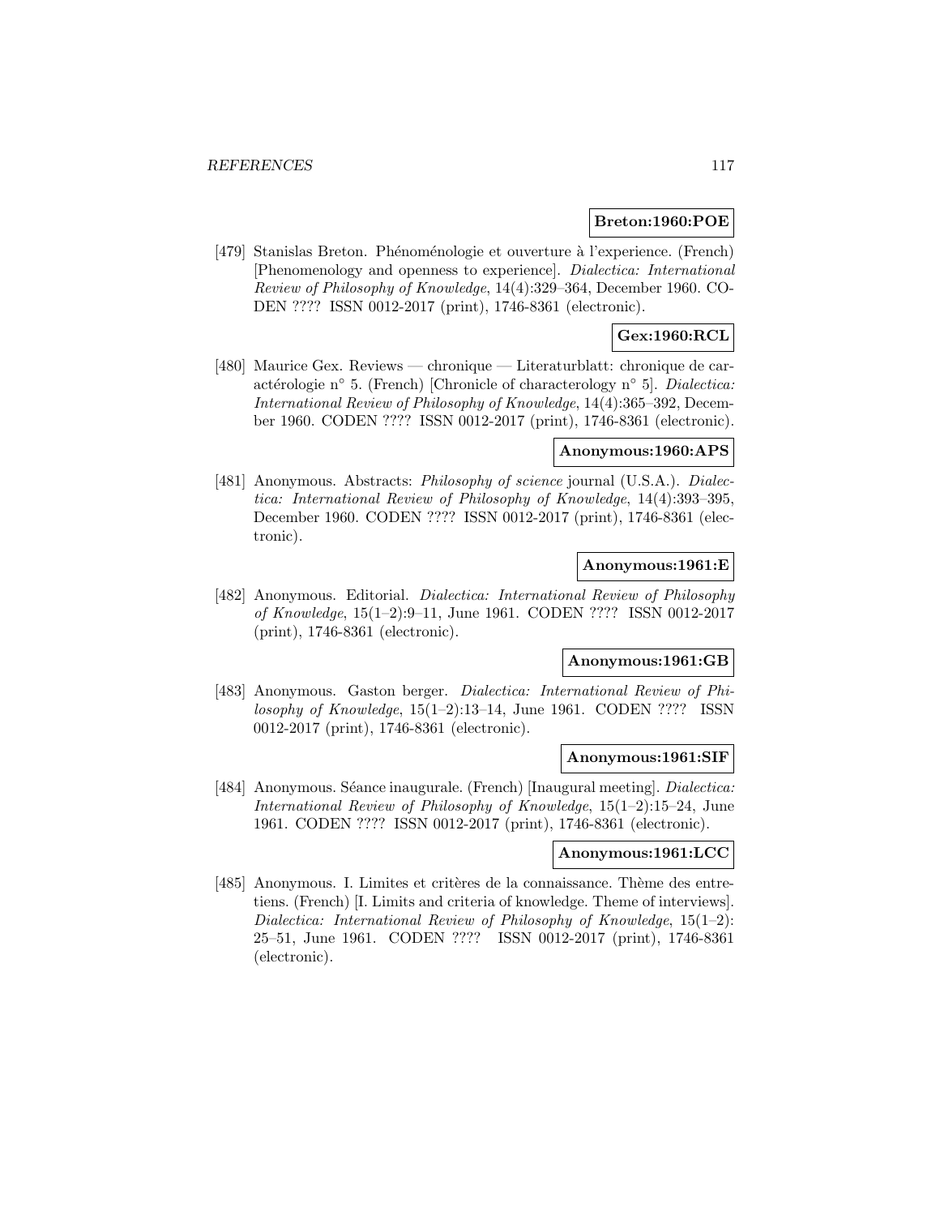**Breton:1960:POE**

[479] Stanislas Breton. Phénoménologie et ouverture à l'experience. (French) [Phenomenology and openness to experience]. *Dialectica: International Review of Philosophy of Knowledge*, 14(4):329–364, December 1960. CODEN ???? ISSN 0012-2017 (print), 1746-8361 (electronic).

**Gex:1960:RCL**

[480] Maurice Gex. Reviews — chronique — Literaturblatt: chronique de caractérologie n° 5. (French) [Chronicle of characterology n° 5]. *Dialectica: International Review of Philosophy of Knowledge*, 14(4):365–392, December 1960. CODEN ???? ISSN 0012-2017 (print), 1746-8361 (electronic).

**Anonymous:1960:APS**

[481] Anonymous. Abstracts: *Philosophy of science* journal (U.S.A.). *Dialectica: International Review of Philosophy of Knowledge*, 14(4):393–395, December 1960. CODEN ???? ISSN 0012-2017 (print), 1746-8361 (electronic).

**Anonymous:1961:E**

[482] Anonymous. Editorial. *Dialectica: International Review of Philosophy of Knowledge*, 15(1–2):9–11, June 1961. CODEN ???? ISSN 0012-2017 (print), 1746-8361 (electronic).

**Anonymous:1961:GB**

[483] Anonymous. Gaston berger. *Dialectica: International Review of Philosophy of Knowledge*, 15(1–2):13–14, June 1961. CODEN ???? ISSN 0012-2017 (print), 1746-8361 (electronic).

**Anonymous:1961:SIF**

[484] Anonymous. Séance inaugurale. (French) [Inaugural meeting]. *Dialectica: International Review of Philosophy of Knowledge*, 15(1–2):15–24, June 1961. CODEN ???? ISSN 0012-2017 (print), 1746-8361 (electronic).

**Anonymous:1961:LCC**

[485] Anonymous. I. Limites et critères de la connaissance. Thème des entretiens. (French) [I. Limits and criteria of knowledge. Theme of interviews]. *Dialectica: International Review of Philosophy of Knowledge*, 15(1–2): 25–51, June 1961. CODEN ???? ISSN 0012-2017 (print), 1746-8361 (electronic).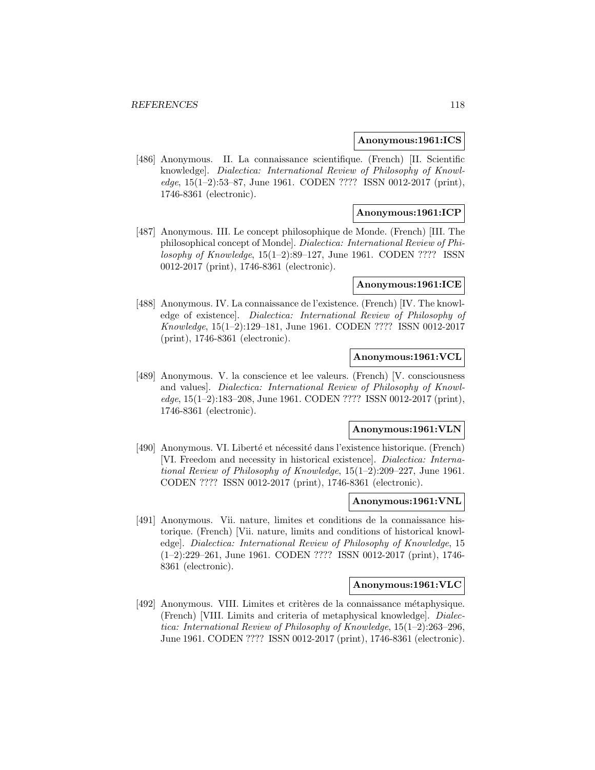**Anonymous:1961:ICS**

[486] Anonymous. II. La connaissance scientifique. (French) [II. Scientific knowledge]. *Dialectica: International Review of Philosophy of Knowledge*, 15(1–2):53–87, June 1961. CODEN ???? ISSN 0012-2017 (print), 1746-8361 (electronic).

**Anonymous:1961:ICP**

[487] Anonymous. III. Le concept philosophique de Monde. (French) [III. The philosophical concept of Monde]. *Dialectica: International Review of Philosophy of Knowledge*, 15(1–2):89–127, June 1961. CODEN ???? ISSN 0012-2017 (print), 1746-8361 (electronic).

**Anonymous:1961:ICE**

[488] Anonymous. IV. La connaissance de l'existence. (French) [IV. The knowledge of existence]. *Dialectica: International Review of Philosophy of Knowledge*, 15(1–2):129–181, June 1961. CODEN ???? ISSN 0012-2017 (print), 1746-8361 (electronic).

**Anonymous:1961:VCL**

[489] Anonymous. V. la conscience et lee valeurs. (French) [V. consciousness and values]. *Dialectica: International Review of Philosophy of Knowledge*, 15(1–2):183–208, June 1961. CODEN ???? ISSN 0012-2017 (print), 1746-8361 (electronic).

**Anonymous:1961:VLN**

[490] Anonymous. VI. Liberté et nécessité dans l'existence historique. (French) [VI. Freedom and necessity in historical existence]. *Dialectica: International Review of Philosophy of Knowledge*, 15(1–2):209–227, June 1961. CODEN ???? ISSN 0012-2017 (print), 1746-8361 (electronic).

**Anonymous:1961:VNL**

[491] Anonymous. Vii. nature, limites et conditions de la connaissance historique. (French) [Vii. nature, limits and conditions of historical knowledge]. *Dialectica: International Review of Philosophy of Knowledge*, 15 (1–2):229–261, June 1961. CODEN ???? ISSN 0012-2017 (print), 1746-8361 (electronic).

**Anonymous:1961:VLC**

[492] Anonymous. VIII. Limites et critères de la connaissance métaphysique. (French) [VIII. Limits and criteria of metaphysical knowledge]. *Dialectica: International Review of Philosophy of Knowledge*, 15(1–2):263–296, June 1961. CODEN ???? ISSN 0012-2017 (print), 1746-8361 (electronic).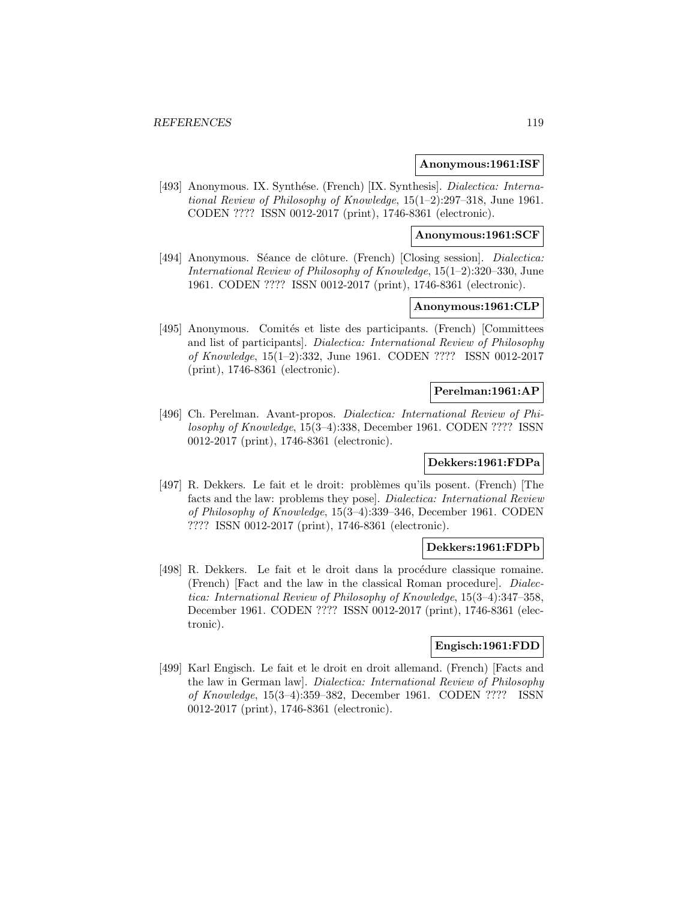**Anonymous:1961:ISF**

[493] Anonymous. IX. Synthése. (French) [IX. Synthesis]. *Dialectica: International Review of Philosophy of Knowledge*, 15(1–2):297–318, June 1961. CODEN ???? ISSN 0012-2017 (print), 1746-8361 (electronic).

**Anonymous:1961:SCF**

[494] Anonymous. Séance de clôture. (French) [Closing session]. *Dialectica: International Review of Philosophy of Knowledge*, 15(1–2):320–330, June 1961. CODEN ???? ISSN 0012-2017 (print), 1746-8361 (electronic).

**Anonymous:1961:CLP**

[495] Anonymous. Comités et liste des participants. (French) [Committees and list of participants]. *Dialectica: International Review of Philosophy of Knowledge*, 15(1–2):332, June 1961. CODEN ???? ISSN 0012-2017 (print), 1746-8361 (electronic).

**Perelman:1961:AP**

[496] Ch. Perelman. Avant-propos. *Dialectica: International Review of Philosophy of Knowledge*, 15(3–4):338, December 1961. CODEN ???? ISSN 0012-2017 (print), 1746-8361 (electronic).

**Dekkers:1961:FDPa**

[497] R. Dekkers. Le fait et le droit: problèmes qu'ils posent. (French) [The facts and the law: problems they pose]. *Dialectica: International Review of Philosophy of Knowledge*, 15(3–4):339–346, December 1961. CODEN ???? ISSN 0012-2017 (print), 1746-8361 (electronic).

**Dekkers:1961:FDPb**

[498] R. Dekkers. Le fait et le droit dans la procédure classique romaine. (French) [Fact and the law in the classical Roman procedure]. *Dialectica: International Review of Philosophy of Knowledge*, 15(3–4):347–358, December 1961. CODEN ???? ISSN 0012-2017 (print), 1746-8361 (electronic).

**Engisch:1961:FDD**

[499] Karl Engisch. Le fait et le droit en droit allemand. (French) [Facts and the law in German law]. *Dialectica: International Review of Philosophy of Knowledge*, 15(3–4):359–382, December 1961. CODEN ???? ISSN 0012-2017 (print), 1746-8361 (electronic).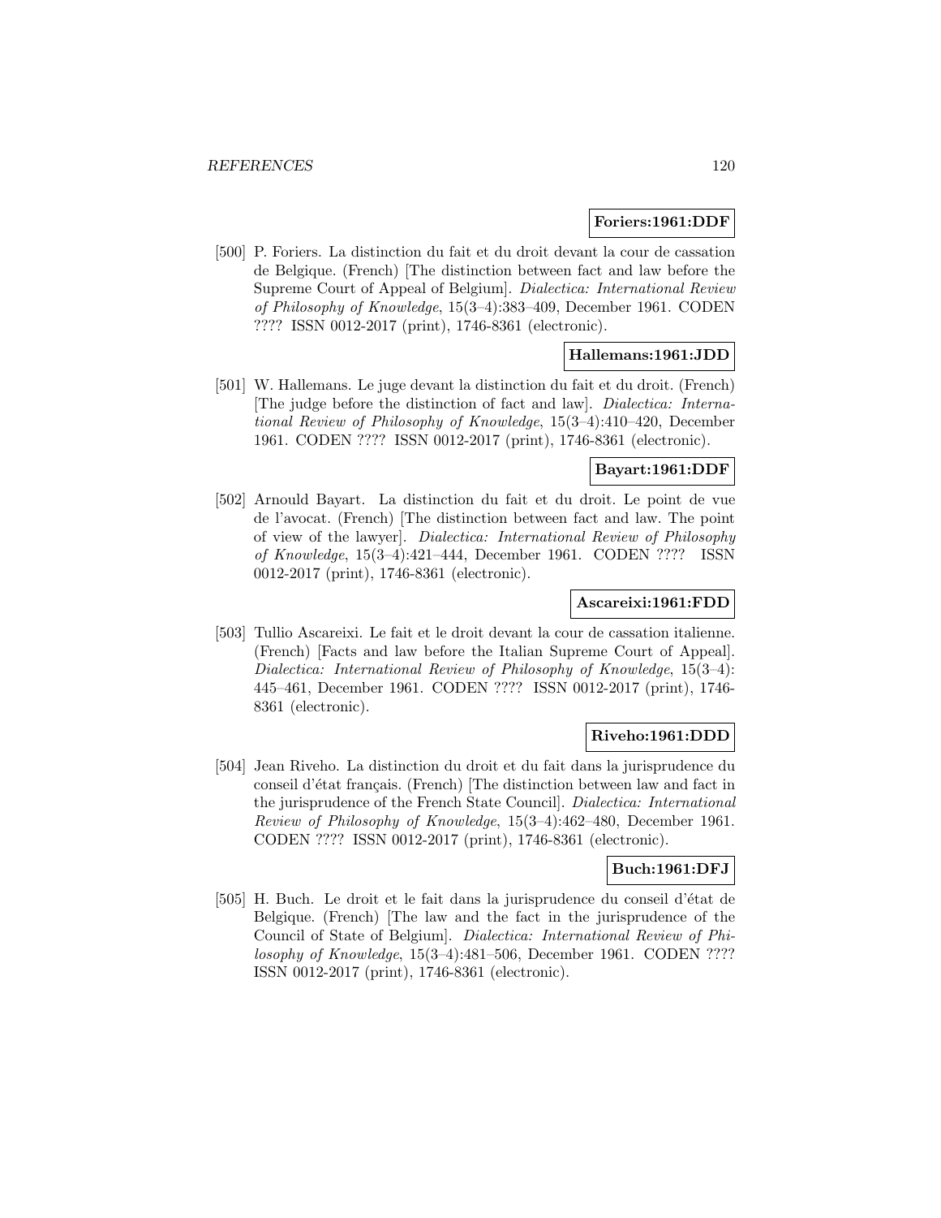**Foriers:1961:DDF**

[500] P. Foriers. La distinction du fait et du droit devant la cour de cassation de Belgique. (French) [The distinction between fact and law before the Supreme Court of Appeal of Belgium]. *Dialectica: International Review of Philosophy of Knowledge*, 15(3–4):383–409, December 1961. CODEN ???? ISSN 0012-2017 (print), 1746-8361 (electronic).

**Hallemans:1961:JDD**

[501] W. Hallemans. Le juge devant la distinction du fait et du droit. (French) [The judge before the distinction of fact and law]. *Dialectica: International Review of Philosophy of Knowledge*, 15(3–4):410–420, December 1961. CODEN ???? ISSN 0012-2017 (print), 1746-8361 (electronic).

**Bayart:1961:DDF**

[502] Arnould Bayart. La distinction du fait et du droit. Le point de vue de l'avocat. (French) [The distinction between fact and law. The point of view of the lawyer]. *Dialectica: International Review of Philosophy of Knowledge*, 15(3–4):421–444, December 1961. CODEN ???? ISSN 0012-2017 (print), 1746-8361 (electronic).

**Ascareixi:1961:FDD**

[503] Tullio Ascareixi. Le fait et le droit devant la cour de cassation italienne. (French) [Facts and law before the Italian Supreme Court of Appeal]. *Dialectica: International Review of Philosophy of Knowledge*, 15(3–4): 445–461, December 1961. CODEN ???? ISSN 0012-2017 (print), 1746-8361 (electronic).

**Riveho:1961:DDD**

[504] Jean Riveho. La distinction du droit et du fait dans la jurisprudence du conseil d'état français. (French) [The distinction between law and fact in the jurisprudence of the French State Council]. *Dialectica: International Review of Philosophy of Knowledge*, 15(3–4):462–480, December 1961. CODEN ???? ISSN 0012-2017 (print), 1746-8361 (electronic).

**Buch:1961:DFJ**

[505] H. Buch. Le droit et le fait dans la jurisprudence du conseil d'état de Belgique. (French) [The law and the fact in the jurisprudence of the Council of State of Belgium]. *Dialectica: International Review of Philosophy of Knowledge*, 15(3–4):481–506, December 1961. CODEN ???? ISSN 0012-2017 (print), 1746-8361 (electronic).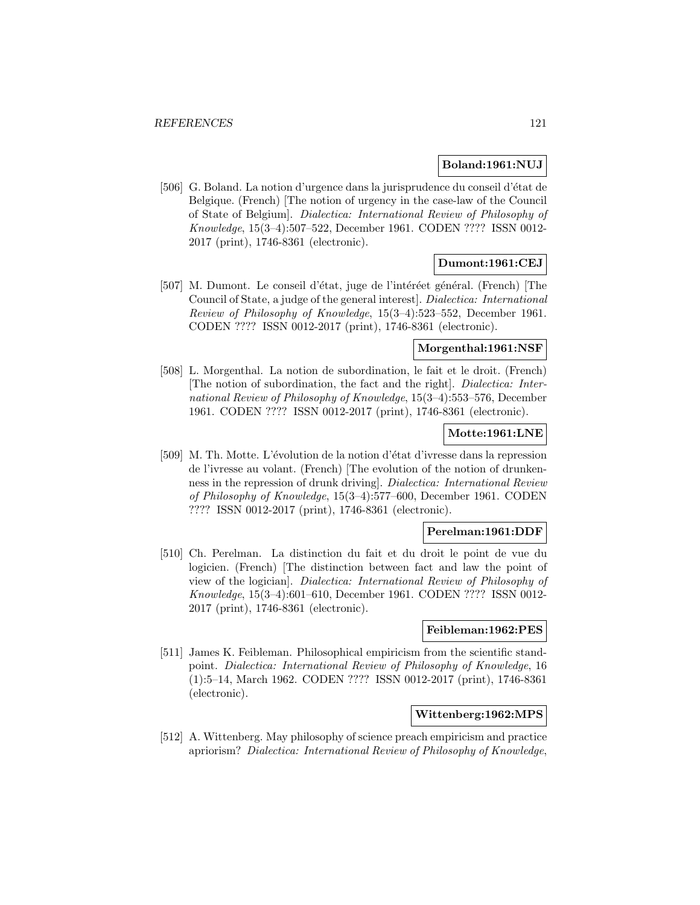**Boland:1961:NUJ**

[506] G. Boland. La notion d'urgence dans la jurisprudence du conseil d'état de Belgique. (French) [The notion of urgency in the case-law of the Council of State of Belgium]. *Dialectica: International Review of Philosophy of Knowledge*, 15(3–4):507–522, December 1961. CODEN ???? ISSN 0012-2017 (print), 1746-8361 (electronic).

**Dumont:1961:CEJ**

[507] M. Dumont. Le conseil d'état, juge de l'intéréet général. (French) [The Council of State, a judge of the general interest]. *Dialectica: International Review of Philosophy of Knowledge*, 15(3–4):523–552, December 1961. CODEN ???? ISSN 0012-2017 (print), 1746-8361 (electronic).

**Morgenthal:1961:NSF**

[508] L. Morgenthal. La notion de subordination, le fait et le droit. (French) [The notion of subordination, the fact and the right]. *Dialectica: International Review of Philosophy of Knowledge*, 15(3–4):553–576, December 1961. CODEN ???? ISSN 0012-2017 (print), 1746-8361 (electronic).

**Motte:1961:LNE**

[509] M. Th. Motte. L'évolution de la notion d'état d'ivresse dans la repression de l'ivresse au volant. (French) [The evolution of the notion of drunkenness in the repression of drunk driving]. *Dialectica: International Review of Philosophy of Knowledge*, 15(3–4):577–600, December 1961. CODEN ???? ISSN 0012-2017 (print), 1746-8361 (electronic).

**Perelman:1961:DDF**

[510] Ch. Perelman. La distinction du fait et du droit le point de vue du logicien. (French) [The distinction between fact and law the point of view of the logician]. *Dialectica: International Review of Philosophy of Knowledge*, 15(3–4):601–610, December 1961. CODEN ???? ISSN 0012-2017 (print), 1746-8361 (electronic).

**Feibleman:1962:PES**

[511] James K. Feibleman. Philosophical empiricism from the scientific standpoint. *Dialectica: International Review of Philosophy of Knowledge*, 16 (1):5–14, March 1962. CODEN ???? ISSN 0012-2017 (print), 1746-8361 (electronic).

**Wittenberg:1962:MPS**

[512] A. Wittenberg. May philosophy of science preach empiricism and practice apriorism? *Dialectica: International Review of Philosophy of Knowledge*,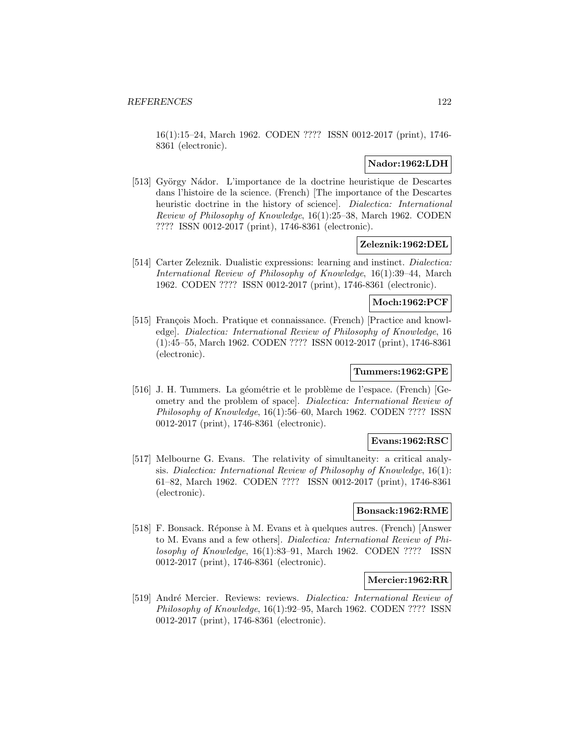16(1):15–24, March 1962. CODEN ???? ISSN 0012-2017 (print), 1746-8361 (electronic).

**Nador:1962:LDH**

[513] György Nádor. L'importance de la doctrine heuristique de Descartes dans l'histoire de la science. (French) [The importance of the Descartes heuristic doctrine in the history of science]. *Dialectica: International Review of Philosophy of Knowledge*, 16(1):25–38, March 1962. CODEN ???? ISSN 0012-2017 (print), 1746-8361 (electronic).

**Zeleznik:1962:DEL**

[514] Carter Zeleznik. Dualistic expressions: learning and instinct. *Dialectica: International Review of Philosophy of Knowledge*, 16(1):39–44, March 1962. CODEN ???? ISSN 0012-2017 (print), 1746-8361 (electronic).

**Moch:1962:PCF**

[515] François Moch. Pratique et connaissance. (French) [Practice and knowledge]. *Dialectica: International Review of Philosophy of Knowledge*, 16 (1):45–55, March 1962. CODEN ???? ISSN 0012-2017 (print), 1746-8361 (electronic).

**Tummers:1962:GPE**

[516] J. H. Tummers. La géométrie et le problème de l'espace. (French) [Geometry and the problem of space]. *Dialectica: International Review of Philosophy of Knowledge*, 16(1):56–60, March 1962. CODEN ???? ISSN 0012-2017 (print), 1746-8361 (electronic).

**Evans:1962:RSC**

[517] Melbourne G. Evans. The relativity of simultaneity: a critical analysis. *Dialectica: International Review of Philosophy of Knowledge*, 16(1): 61–82, March 1962. CODEN ???? ISSN 0012-2017 (print), 1746-8361 (electronic).

**Bonsack:1962:RME**

[518] F. Bonsack. Réponse à M. Evans et à quelques autres. (French) [Answer to M. Evans and a few others]. *Dialectica: International Review of Philosophy of Knowledge*, 16(1):83–91, March 1962. CODEN ???? ISSN 0012-2017 (print), 1746-8361 (electronic).

**Mercier:1962:RR**

[519] André Mercier. Reviews: reviews. *Dialectica: International Review of Philosophy of Knowledge*, 16(1):92–95, March 1962. CODEN ???? ISSN 0012-2017 (print), 1746-8361 (electronic).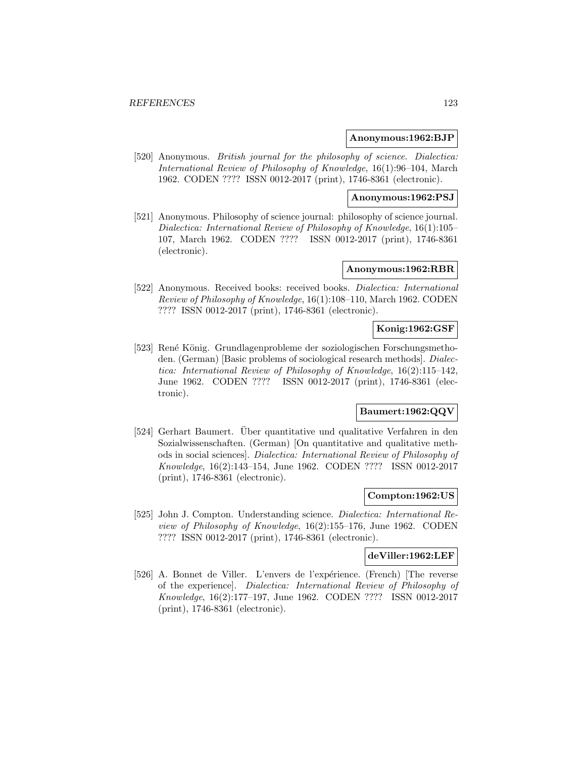**Anonymous:1962:BJP**

[520] Anonymous. *British journal for the philosophy of science*. *Dialectica: International Review of Philosophy of Knowledge*, 16(1):96–104, March 1962. CODEN ???? ISSN 0012-2017 (print), 1746-8361 (electronic).

**Anonymous:1962:PSJ**

[521] Anonymous. Philosophy of science journal: philosophy of science journal. *Dialectica: International Review of Philosophy of Knowledge*, 16(1):105–107, March 1962. CODEN ???? ISSN 0012-2017 (print), 1746-8361 (electronic).

**Anonymous:1962:RBR**

[522] Anonymous. Received books: received books. *Dialectica: International Review of Philosophy of Knowledge*, 16(1):108–110, March 1962. CODEN ???? ISSN 0012-2017 (print), 1746-8361 (electronic).

**Konig:1962:GSF**

[523] René König. Grundlagenprobleme der soziologischen Forschungsmethoden. (German) [Basic problems of sociological research methods]. *Dialectica: International Review of Philosophy of Knowledge*, 16(2):115–142, June 1962. CODEN ???? ISSN 0012-2017 (print), 1746-8361 (electronic).

**Baumert:1962:QQV**

[524] Gerhart Baumert. Über quantitative und qualitative Verfahren in den Sozialwissenschaften. (German) [On quantitative and qualitative methods in social sciences]. *Dialectica: International Review of Philosophy of Knowledge*, 16(2):143–154, June 1962. CODEN ???? ISSN 0012-2017 (print), 1746-8361 (electronic).

**Compton:1962:US**

[525] John J. Compton. Understanding science. *Dialectica: International Review of Philosophy of Knowledge*, 16(2):155–176, June 1962. CODEN ???? ISSN 0012-2017 (print), 1746-8361 (electronic).

**deViller:1962:LEF**

[526] A. Bonnet de Viller. L'envers de l'expérience. (French) [The reverse of the experience]. *Dialectica: International Review of Philosophy of Knowledge*, 16(2):177–197, June 1962. CODEN ???? ISSN 0012-2017 (print), 1746-8361 (electronic).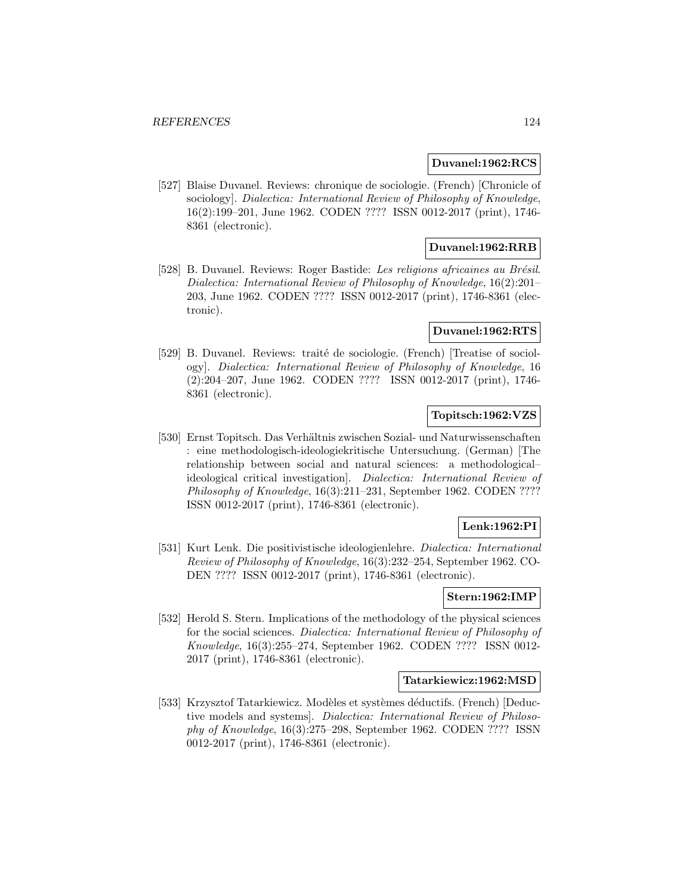**Duvanel:1962:RCS**

[527] Blaise Duvanel. Reviews: chronique de sociologie. (French) [Chronicle of sociology]. *Dialectica: International Review of Philosophy of Knowledge*, 16(2):199–201, June 1962. CODEN ???? ISSN 0012-2017 (print), 1746-8361 (electronic).

**Duvanel:1962:RRB**

[528] B. Duvanel. Reviews: Roger Bastide: *Les religions africaines au Brésil*. *Dialectica: International Review of Philosophy of Knowledge*, 16(2):201–203, June 1962. CODEN ???? ISSN 0012-2017 (print), 1746-8361 (electronic).

**Duvanel:1962:RTS**

[529] B. Duvanel. Reviews: traité de sociologie. (French) [Treatise of sociology]. *Dialectica: International Review of Philosophy of Knowledge*, 16 (2):204–207, June 1962. CODEN ???? ISSN 0012-2017 (print), 1746-8361 (electronic).

**Topitsch:1962:VZS**

[530] Ernst Topitsch. Das Verhältnis zwischen Sozial- und Naturwissenschaften : eine methodologisch-ideologiekritische Untersuchung. (German) [The relationship between social and natural sciences: a methodological–ideological critical investigation]. *Dialectica: International Review of Philosophy of Knowledge*, 16(3):211–231, September 1962. CODEN ???? ISSN 0012-2017 (print), 1746-8361 (electronic).

**Lenk:1962:PI**

[531] Kurt Lenk. Die positivistische ideologienlehre. *Dialectica: International Review of Philosophy of Knowledge*, 16(3):232–254, September 1962. CODEN ???? ISSN 0012-2017 (print), 1746-8361 (electronic).

**Stern:1962:IMP**

[532] Herold S. Stern. Implications of the methodology of the physical sciences for the social sciences. *Dialectica: International Review of Philosophy of Knowledge*, 16(3):255–274, September 1962. CODEN ???? ISSN 0012-2017 (print), 1746-8361 (electronic).

**Tatarkiewicz:1962:MSD**

[533] Krzysztof Tatarkiewicz. Modèles et systèmes déductifs. (French) [Deductive models and systems]. *Dialectica: International Review of Philosophy of Knowledge*, 16(3):275–298, September 1962. CODEN ???? ISSN 0012-2017 (print), 1746-8361 (electronic).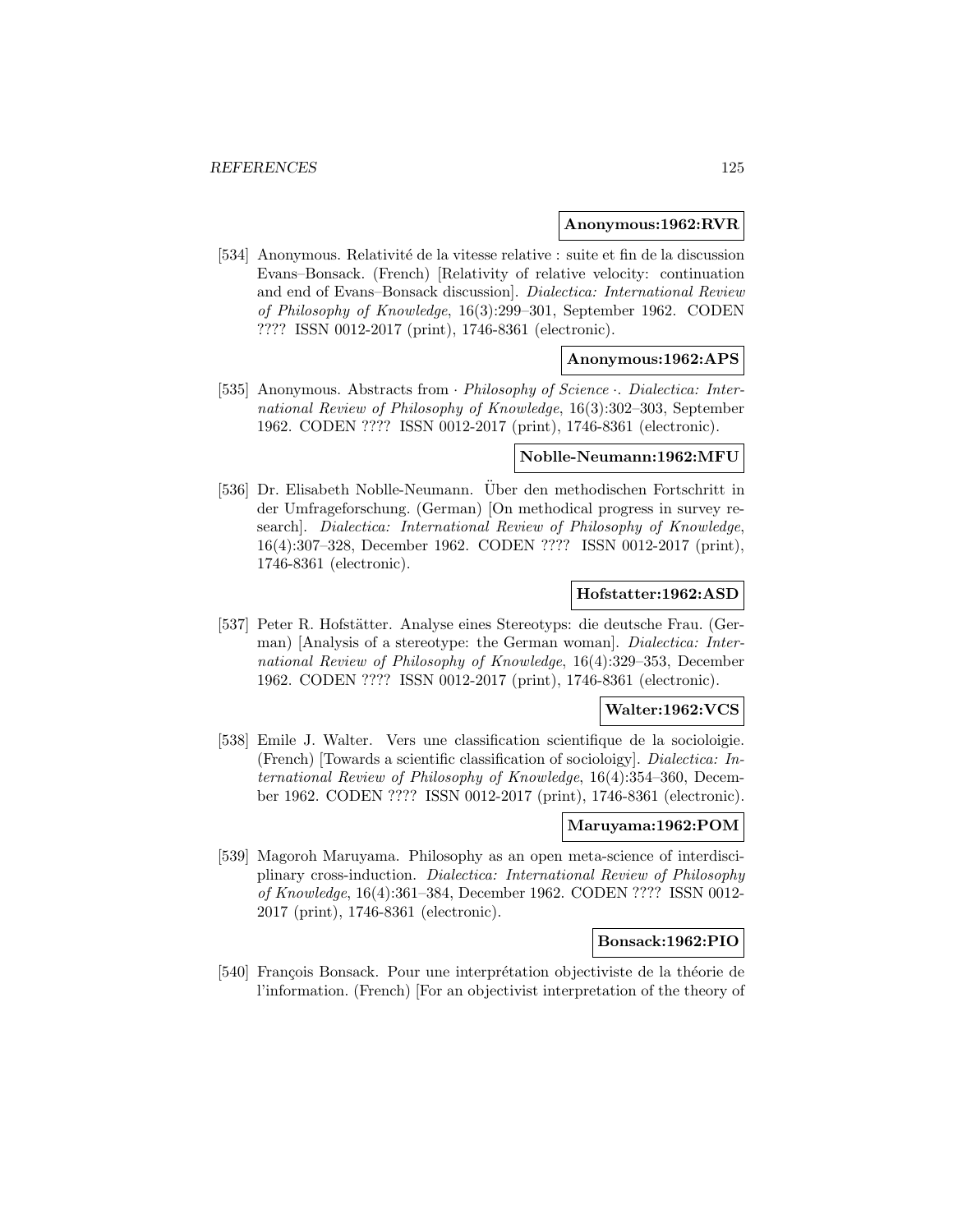**Anonymous:1962:RVR**

[534] Anonymous. Relativité de la vitesse relative : suite et fin de la discussion Evans–Bonsack. (French) [Relativity of relative velocity: continuation and end of Evans–Bonsack discussion]. *Dialectica: International Review of Philosophy of Knowledge*, 16(3):299–301, September 1962. CODEN ???? ISSN 0012-2017 (print), 1746-8361 (electronic).

**Anonymous:1962:APS**

[535] Anonymous. Abstracts from · *Philosophy of Science* ·. *Dialectica: International Review of Philosophy of Knowledge*, 16(3):302–303, September 1962. CODEN ???? ISSN 0012-2017 (print), 1746-8361 (electronic).

**Noblle-Neumann:1962:MFU**

[536] Dr. Elisabeth Noblle-Neumann. Über den methodischen Fortschritt in der Umfrageforschung. (German) [On methodical progress in survey research]. *Dialectica: International Review of Philosophy of Knowledge*, 16(4):307–328, December 1962. CODEN ???? ISSN 0012-2017 (print), 1746-8361 (electronic).

**Hofstatter:1962:ASD**

[537] Peter R. Hofstätter. Analyse eines Stereotyps: die deutsche Frau. (German) [Analysis of a stereotype: the German woman]. *Dialectica: International Review of Philosophy of Knowledge*, 16(4):329–353, December 1962. CODEN ???? ISSN 0012-2017 (print), 1746-8361 (electronic).

**Walter:1962:VCS**

[538] Emile J. Walter. Vers une classification scientifique de la socioloigie. (French) [Towards a scientific classification of socioloigy]. *Dialectica: International Review of Philosophy of Knowledge*, 16(4):354–360, December 1962. CODEN ???? ISSN 0012-2017 (print), 1746-8361 (electronic).

**Maruyama:1962:POM**

[539] Magoroh Maruyama. Philosophy as an open meta-science of interdisciplinary cross-induction. *Dialectica: International Review of Philosophy of Knowledge*, 16(4):361–384, December 1962. CODEN ???? ISSN 0012-2017 (print), 1746-8361 (electronic).

**Bonsack:1962:PIO**

[540] François Bonsack. Pour une interprétation objectiviste de la théorie de l'information. (French) [For an objectivist interpretation of the theory of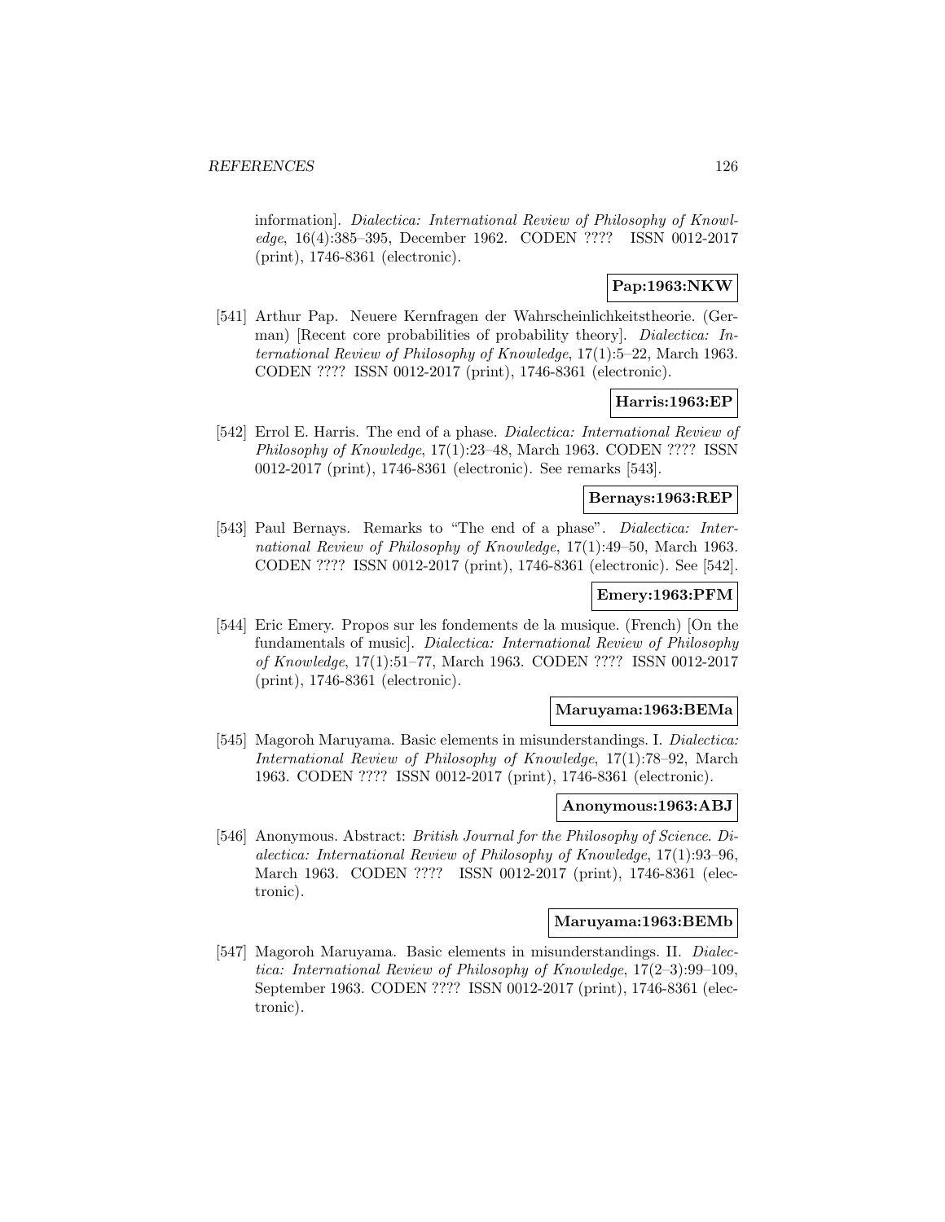information]. *Dialectica: International Review of Philosophy of Knowledge*, 16(4):385–395, December 1962. CODEN ???? ISSN 0012-2017 (print), 1746-8361 (electronic).

**Pap:1963:NKW**

[541] Arthur Pap. Neuere Kernfragen der Wahrscheinlichkeitstheorie. (German) [Recent core probabilities of probability theory]. *Dialectica: International Review of Philosophy of Knowledge*, 17(1):5–22, March 1963. CODEN ???? ISSN 0012-2017 (print), 1746-8361 (electronic).

**Harris:1963:EP**

[542] Errol E. Harris. The end of a phase. *Dialectica: International Review of Philosophy of Knowledge*, 17(1):23–48, March 1963. CODEN ???? ISSN 0012-2017 (print), 1746-8361 (electronic). See remarks [543].

**Bernays:1963:REP**

[543] Paul Bernays. Remarks to "The end of a phase". *Dialectica: International Review of Philosophy of Knowledge*, 17(1):49–50, March 1963. CODEN ???? ISSN 0012-2017 (print), 1746-8361 (electronic). See [542].

**Emery:1963:PFM**

[544] Eric Emery. Propos sur les fondements de la musique. (French) [On the fundamentals of music]. *Dialectica: International Review of Philosophy of Knowledge*, 17(1):51–77, March 1963. CODEN ???? ISSN 0012-2017 (print), 1746-8361 (electronic).

**Maruyama:1963:BEMa**

[545] Magoroh Maruyama. Basic elements in misunderstandings. I. *Dialectica: International Review of Philosophy of Knowledge*, 17(1):78–92, March 1963. CODEN ???? ISSN 0012-2017 (print), 1746-8361 (electronic).

**Anonymous:1963:ABJ**

[546] Anonymous. Abstract: *British Journal for the Philosophy of Science*. *Dialectica: International Review of Philosophy of Knowledge*, 17(1):93–96, March 1963. CODEN ???? ISSN 0012-2017 (print), 1746-8361 (electronic).

**Maruyama:1963:BEMb**

[547] Magoroh Maruyama. Basic elements in misunderstandings. II. *Dialectica: International Review of Philosophy of Knowledge*, 17(2–3):99–109, September 1963. CODEN ???? ISSN 0012-2017 (print), 1746-8361 (electronic).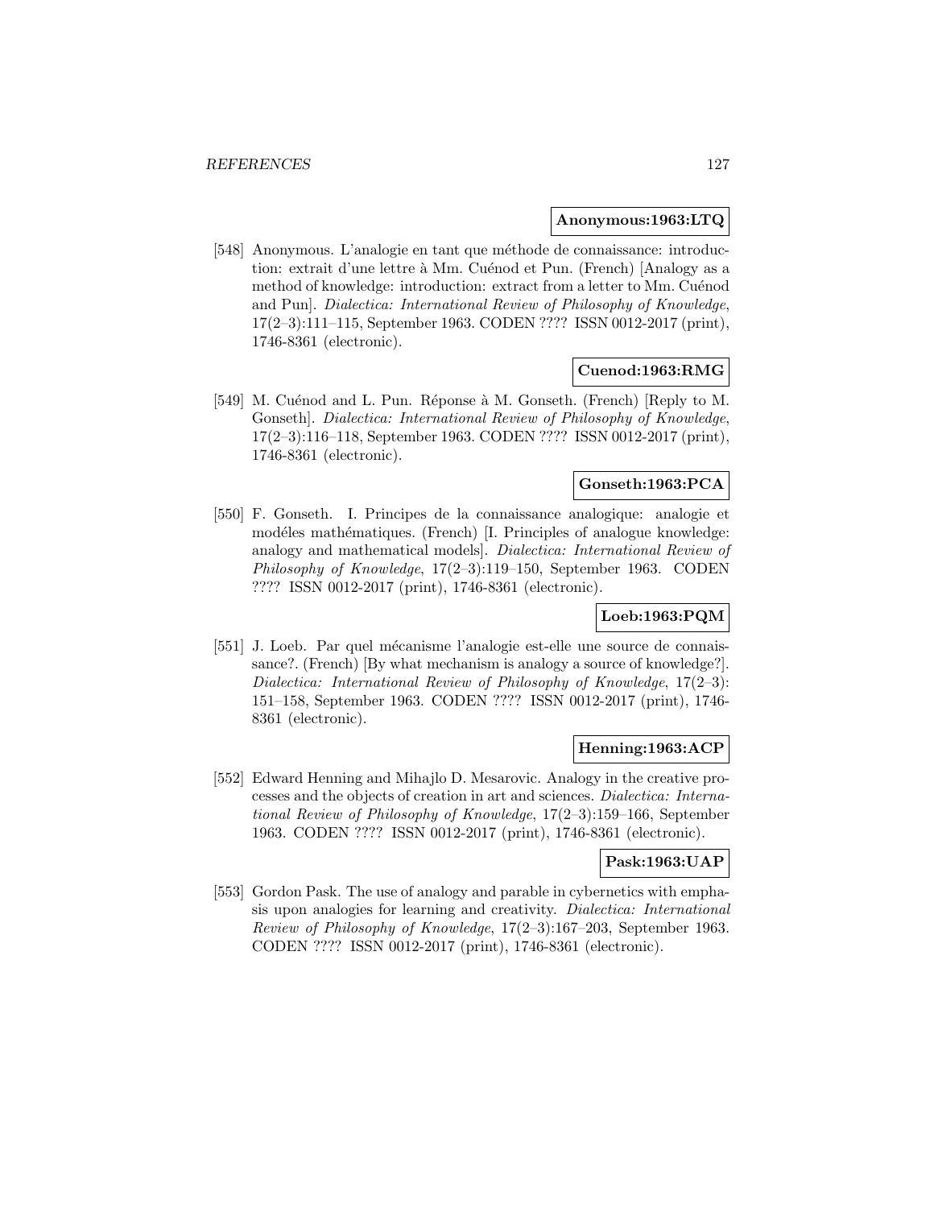**Anonymous:1963:LTQ**

[548] Anonymous. L'analogie en tant que méthode de connaissance: introduction: extrait d'une lettre à Mm. Cuénod et Pun. (French) [Analogy as a method of knowledge: introduction: extract from a letter to Mm. Cuénod and Pun]. *Dialectica: International Review of Philosophy of Knowledge*, 17(2–3):111–115, September 1963. CODEN ???? ISSN 0012-2017 (print), 1746-8361 (electronic).

**Cuenod:1963:RMG**

[549] M. Cuénod and L. Pun. Réponse à M. Gonseth. (French) [Reply to M. Gonseth]. *Dialectica: International Review of Philosophy of Knowledge*, 17(2–3):116–118, September 1963. CODEN ???? ISSN 0012-2017 (print), 1746-8361 (electronic).

**Gonseth:1963:PCA**

[550] F. Gonseth. I. Principes de la connaissance analogique: analogie et modéles mathématiques. (French) [I. Principles of analogue knowledge: analogy and mathematical models]. *Dialectica: International Review of Philosophy of Knowledge*, 17(2–3):119–150, September 1963. CODEN ???? ISSN 0012-2017 (print), 1746-8361 (electronic).

**Loeb:1963:PQM**

[551] J. Loeb. Par quel mécanisme l'analogie est-elle une source de connaissance?. (French) [By what mechanism is analogy a source of knowledge?]. *Dialectica: International Review of Philosophy of Knowledge*, 17(2–3): 151–158, September 1963. CODEN ???? ISSN 0012-2017 (print), 1746-8361 (electronic).

**Henning:1963:ACP**

[552] Edward Henning and Mihajlo D. Mesarovic. Analogy in the creative processes and the objects of creation in art and sciences. *Dialectica: International Review of Philosophy of Knowledge*, 17(2–3):159–166, September 1963. CODEN ???? ISSN 0012-2017 (print), 1746-8361 (electronic).

**Pask:1963:UAP**

[553] Gordon Pask. The use of analogy and parable in cybernetics with emphasis upon analogies for learning and creativity. *Dialectica: International Review of Philosophy of Knowledge*, 17(2–3):167–203, September 1963. CODEN ???? ISSN 0012-2017 (print), 1746-8361 (electronic).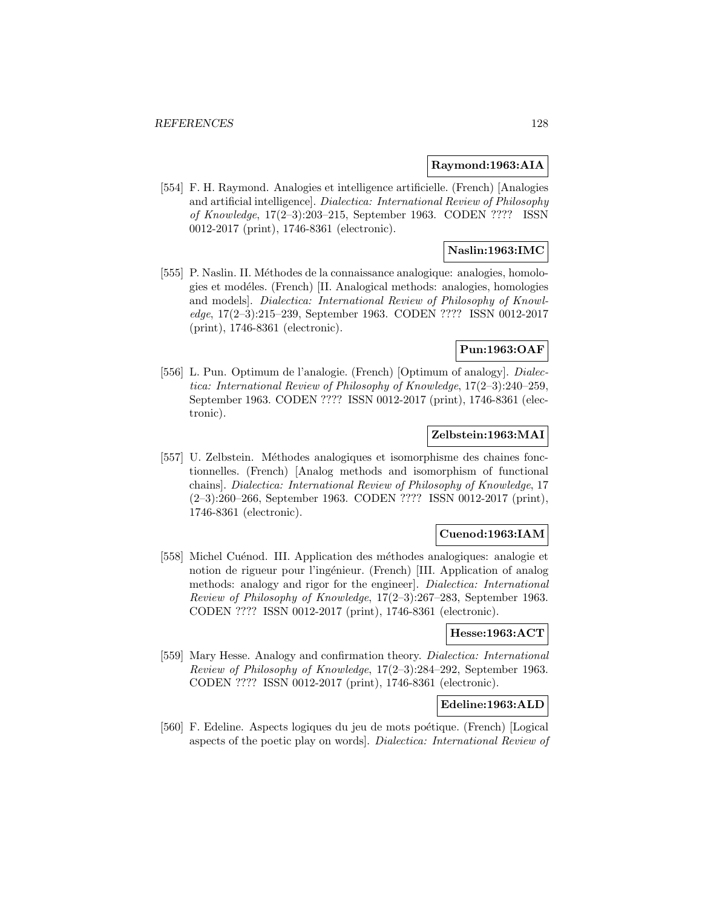**Raymond:1963:AIA**

[554] F. H. Raymond. Analogies et intelligence artificielle. (French) [Analogies and artificial intelligence]. *Dialectica: International Review of Philosophy of Knowledge*, 17(2–3):203–215, September 1963. CODEN ???? ISSN 0012-2017 (print), 1746-8361 (electronic).

**Naslin:1963:IMC**

[555] P. Naslin. II. Méthodes de la connaissance analogique: analogies, homologies et modéles. (French) [II. Analogical methods: analogies, homologies and models]. *Dialectica: International Review of Philosophy of Knowledge*, 17(2–3):215–239, September 1963. CODEN ???? ISSN 0012-2017 (print), 1746-8361 (electronic).

**Pun:1963:OAF**

[556] L. Pun. Optimum de l'analogie. (French) [Optimum of analogy]. *Dialectica: International Review of Philosophy of Knowledge*, 17(2–3):240–259, September 1963. CODEN ???? ISSN 0012-2017 (print), 1746-8361 (electronic).

**Zelbstein:1963:MAI**

[557] U. Zelbstein. Méthodes analogiques et isomorphisme des chaines fonctionnelles. (French) [Analog methods and isomorphism of functional chains]. *Dialectica: International Review of Philosophy of Knowledge*, 17 (2–3):260–266, September 1963. CODEN ???? ISSN 0012-2017 (print), 1746-8361 (electronic).

**Cuenod:1963:IAM**

[558] Michel Cuénod. III. Application des méthodes analogiques: analogie et notion de rigueur pour l'ingénieur. (French) [III. Application of analog methods: analogy and rigor for the engineer]. *Dialectica: International Review of Philosophy of Knowledge*, 17(2–3):267–283, September 1963. CODEN ???? ISSN 0012-2017 (print), 1746-8361 (electronic).

**Hesse:1963:ACT**

[559] Mary Hesse. Analogy and confirmation theory. *Dialectica: International Review of Philosophy of Knowledge*, 17(2–3):284–292, September 1963. CODEN ???? ISSN 0012-2017 (print), 1746-8361 (electronic).

**Edeline:1963:ALD**

[560] F. Edeline. Aspects logiques du jeu de mots poétique. (French) [Logical aspects of the poetic play on words]. *Dialectica: International Review of*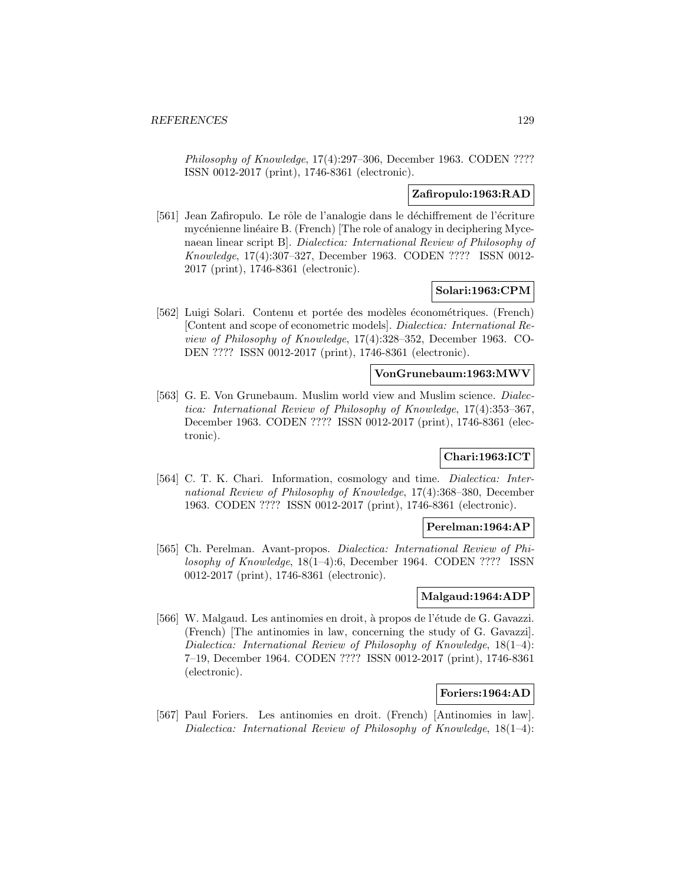*Philosophy of Knowledge*, 17(4):297–306, December 1963. CODEN ???? ISSN 0012-2017 (print), 1746-8361 (electronic).

**Zafiropulo:1963:RAD**

[561] Jean Zafiropulo. Le rôle de l'analogie dans le déchiffrement de l'écriture mycénienne linéaire B. (French) [The role of analogy in deciphering Mycenaean linear script B]. *Dialectica: International Review of Philosophy of Knowledge*, 17(4):307–327, December 1963. CODEN ???? ISSN 0012-2017 (print), 1746-8361 (electronic).

**Solari:1963:CPM**

[562] Luigi Solari. Contenu et portée des modèles économétriques. (French) [Content and scope of econometric models]. *Dialectica: International Review of Philosophy of Knowledge*, 17(4):328–352, December 1963. CODEN ???? ISSN 0012-2017 (print), 1746-8361 (electronic).

**VonGrunebaum:1963:MWV**

[563] G. E. Von Grunebaum. Muslim world view and Muslim science. *Dialectica: International Review of Philosophy of Knowledge*, 17(4):353–367, December 1963. CODEN ???? ISSN 0012-2017 (print), 1746-8361 (electronic).

**Chari:1963:ICT**

[564] C. T. K. Chari. Information, cosmology and time. *Dialectica: International Review of Philosophy of Knowledge*, 17(4):368–380, December 1963. CODEN ???? ISSN 0012-2017 (print), 1746-8361 (electronic).

**Perelman:1964:AP**

[565] Ch. Perelman. Avant-propos. *Dialectica: International Review of Philosophy of Knowledge*, 18(1–4):6, December 1964. CODEN ???? ISSN 0012-2017 (print), 1746-8361 (electronic).

**Malgaud:1964:ADP**

[566] W. Malgaud. Les antinomies en droit, à propos de l'étude de G. Gavazzi. (French) [The antinomies in law, concerning the study of G. Gavazzi]. *Dialectica: International Review of Philosophy of Knowledge*, 18(1–4): 7–19, December 1964. CODEN ???? ISSN 0012-2017 (print), 1746-8361 (electronic).

**Foriers:1964:AD**

[567] Paul Foriers. Les antinomies en droit. (French) [Antinomies in law]. *Dialectica: International Review of Philosophy of Knowledge*, 18(1–4):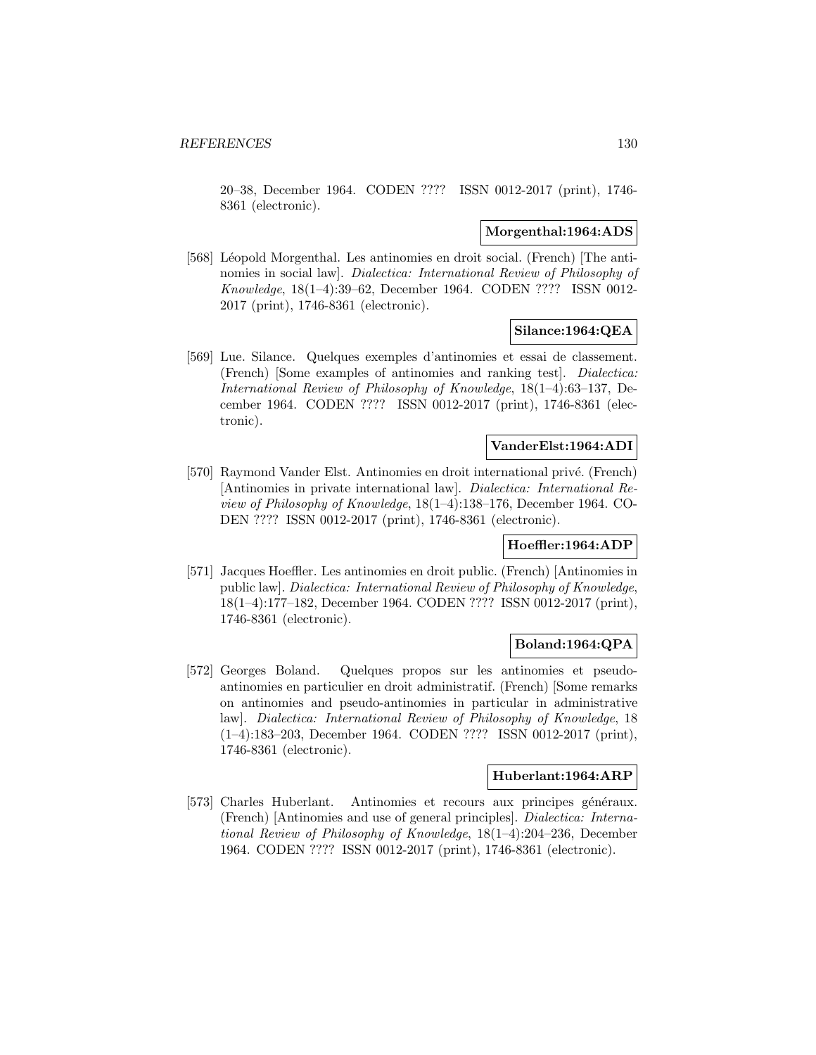20–38, December 1964. CODEN ???? ISSN 0012-2017 (print), 1746-8361 (electronic).

**Morgenthal:1964:ADS**

[568] Léopold Morgenthal. Les antinomies en droit social. (French) [The antinomies in social law]. *Dialectica: International Review of Philosophy of Knowledge*, 18(1–4):39–62, December 1964. CODEN ???? ISSN 0012-2017 (print), 1746-8361 (electronic).

**Silance:1964:QEA**

[569] Lue. Silance. Quelques exemples d'antinomies et essai de classement. (French) [Some examples of antinomies and ranking test]. *Dialectica: International Review of Philosophy of Knowledge*, 18(1–4):63–137, December 1964. CODEN ???? ISSN 0012-2017 (print), 1746-8361 (electronic).

**VanderElst:1964:ADI**

[570] Raymond Vander Elst. Antinomies en droit international privé. (French) [Antinomies in private international law]. *Dialectica: International Review of Philosophy of Knowledge*, 18(1–4):138–176, December 1964. CODEN ???? ISSN 0012-2017 (print), 1746-8361 (electronic).

**Hoeffler:1964:ADP**

[571] Jacques Hoeffler. Les antinomies en droit public. (French) [Antinomies in public law]. *Dialectica: International Review of Philosophy of Knowledge*, 18(1–4):177–182, December 1964. CODEN ???? ISSN 0012-2017 (print), 1746-8361 (electronic).

**Boland:1964:QPA**

[572] Georges Boland. Quelques propos sur les antinomies et pseudo-antinomies en particulier en droit administratif. (French) [Some remarks on antinomies and pseudo-antinomies in particular in administrative law]. *Dialectica: International Review of Philosophy of Knowledge*, 18 (1–4):183–203, December 1964. CODEN ???? ISSN 0012-2017 (print), 1746-8361 (electronic).

**Huberlant:1964:ARP**

[573] Charles Huberlant. Antinomies et recours aux principes généraux. (French) [Antinomies and use of general principles]. *Dialectica: International Review of Philosophy of Knowledge*, 18(1–4):204–236, December 1964. CODEN ???? ISSN 0012-2017 (print), 1746-8361 (electronic).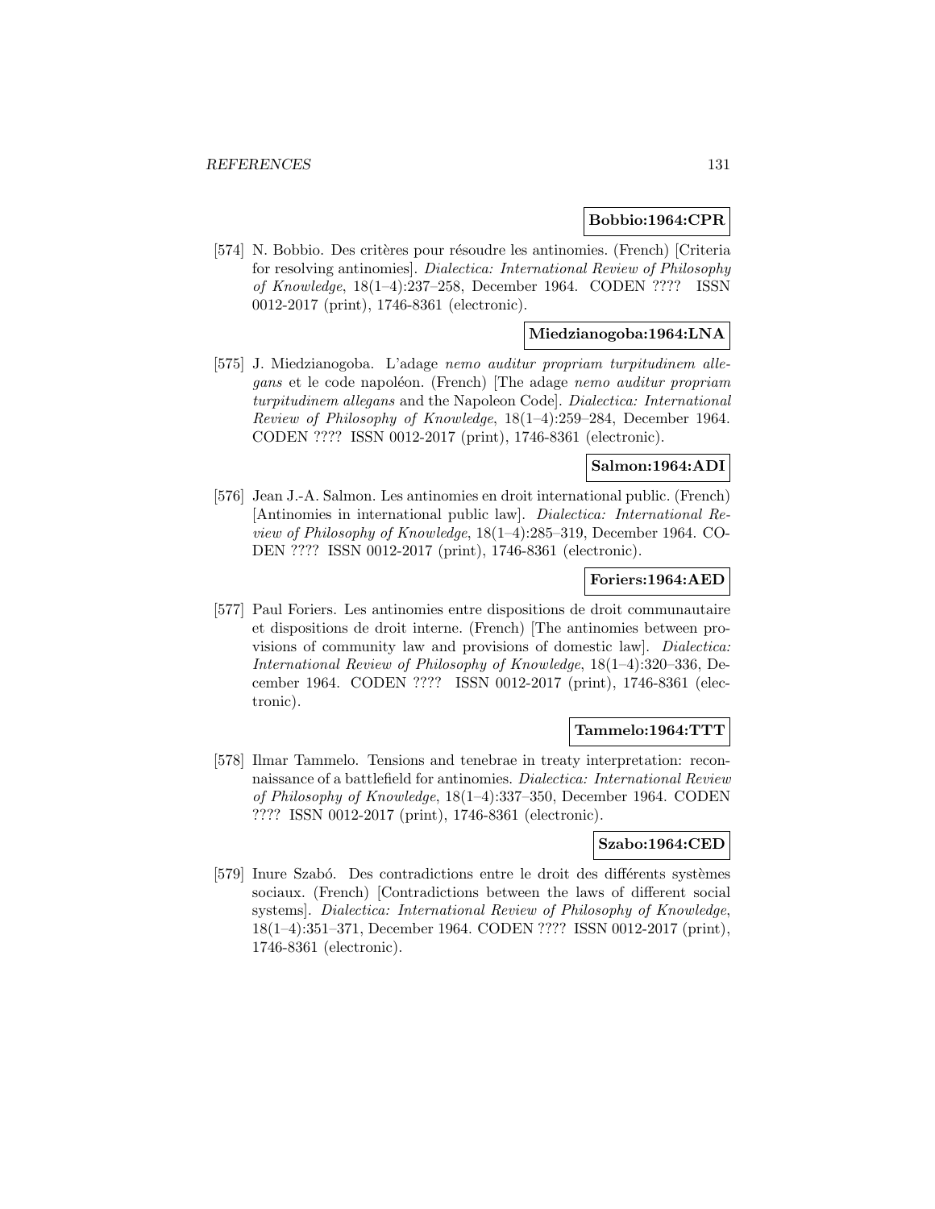**Bobbio:1964:CPR**

[574] N. Bobbio. Des critères pour résoudre les antinomies. (French) [Criteria for resolving antinomies]. *Dialectica: International Review of Philosophy of Knowledge*, 18(1–4):237–258, December 1964. CODEN ???? ISSN 0012-2017 (print), 1746-8361 (electronic).

**Miedzianogoba:1964:LNA**

[575] J. Miedzianogoba. L'adage *nemo auditur propriam turpitudinem allegans* et le code napoléon. (French) [The adage *nemo auditur propriam turpitudinem allegans* and the Napoleon Code]. *Dialectica: International Review of Philosophy of Knowledge*, 18(1–4):259–284, December 1964. CODEN ???? ISSN 0012-2017 (print), 1746-8361 (electronic).

**Salmon:1964:ADI**

[576] Jean J.-A. Salmon. Les antinomies en droit international public. (French) [Antinomies in international public law]. *Dialectica: International Review of Philosophy of Knowledge*, 18(1–4):285–319, December 1964. CODEN ???? ISSN 0012-2017 (print), 1746-8361 (electronic).

**Foriers:1964:AED**

[577] Paul Foriers. Les antinomies entre dispositions de droit communautaire et dispositions de droit interne. (French) [The antinomies between provisions of community law and provisions of domestic law]. *Dialectica: International Review of Philosophy of Knowledge*, 18(1–4):320–336, December 1964. CODEN ???? ISSN 0012-2017 (print), 1746-8361 (electronic).

**Tammelo:1964:TTT**

[578] Ilmar Tammelo. Tensions and tenebrae in treaty interpretation: reconnaissance of a battlefield for antinomies. *Dialectica: International Review of Philosophy of Knowledge*, 18(1–4):337–350, December 1964. CODEN ???? ISSN 0012-2017 (print), 1746-8361 (electronic).

**Szabo:1964:CED**

[579] Inure Szabó. Des contradictions entre le droit des différents systèmes sociaux. (French) [Contradictions between the laws of different social systems]. *Dialectica: International Review of Philosophy of Knowledge*, 18(1–4):351–371, December 1964. CODEN ???? ISSN 0012-2017 (print), 1746-8361 (electronic).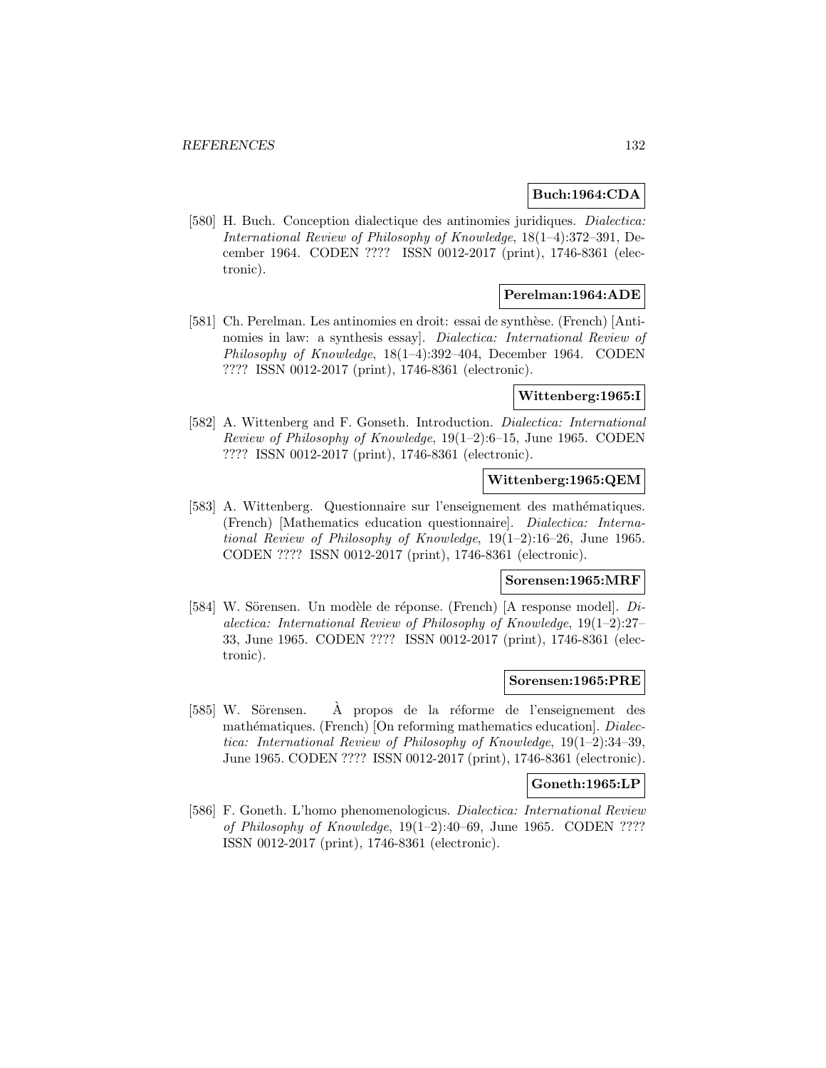**Buch:1964:CDA**

[580] H. Buch. Conception dialectique des antinomies juridiques. *Dialectica: International Review of Philosophy of Knowledge*, 18(1–4):372–391, December 1964. CODEN ???? ISSN 0012-2017 (print), 1746-8361 (electronic).

**Perelman:1964:ADE**

[581] Ch. Perelman. Les antinomies en droit: essai de synthèse. (French) [Antinomies in law: a synthesis essay]. *Dialectica: International Review of Philosophy of Knowledge*, 18(1–4):392–404, December 1964. CODEN ???? ISSN 0012-2017 (print), 1746-8361 (electronic).

**Wittenberg:1965:I**

[582] A. Wittenberg and F. Gonseth. Introduction. *Dialectica: International Review of Philosophy of Knowledge*, 19(1–2):6–15, June 1965. CODEN ???? ISSN 0012-2017 (print), 1746-8361 (electronic).

**Wittenberg:1965:QEM**

[583] A. Wittenberg. Questionnaire sur l'enseignement des mathématiques. (French) [Mathematics education questionnaire]. *Dialectica: International Review of Philosophy of Knowledge*, 19(1–2):16–26, June 1965. CODEN ???? ISSN 0012-2017 (print), 1746-8361 (electronic).

**Sorensen:1965:MRF**

[584] W. Sörensen. Un modèle de réponse. (French) [A response model]. *Dialectica: International Review of Philosophy of Knowledge*, 19(1–2):27–33, June 1965. CODEN ???? ISSN 0012-2017 (print), 1746-8361 (electronic).

**Sorensen:1965:PRE**

[585] W. Sörensen. À propos de la réforme de l'enseignement des mathématiques. (French) [On reforming mathematics education]. *Dialectica: International Review of Philosophy of Knowledge*, 19(1–2):34–39, June 1965. CODEN ???? ISSN 0012-2017 (print), 1746-8361 (electronic).

**Goneth:1965:LP**

[586] F. Goneth. L'homo phenomenologicus. *Dialectica: International Review of Philosophy of Knowledge*, 19(1–2):40–69, June 1965. CODEN ???? ISSN 0012-2017 (print), 1746-8361 (electronic).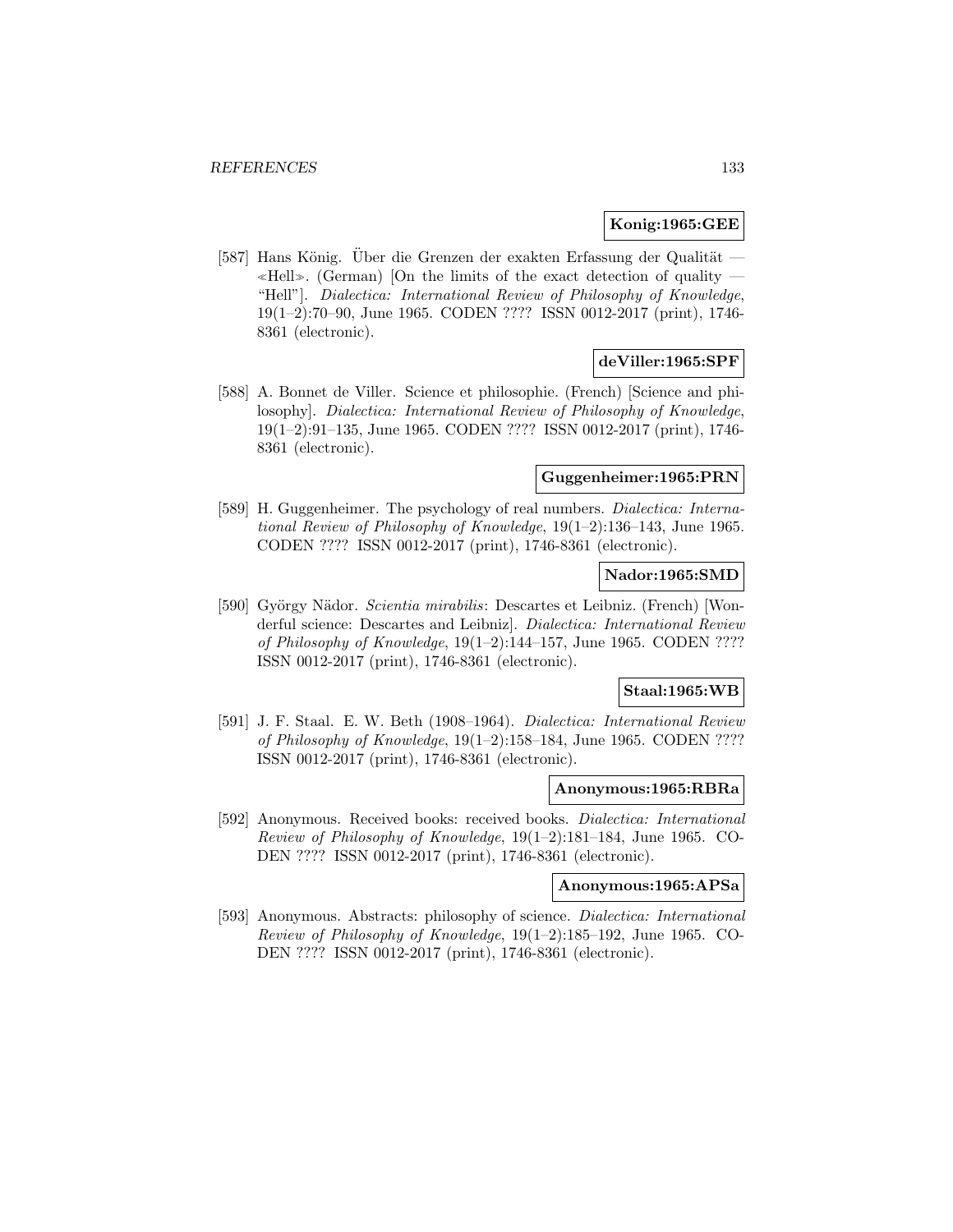**Konig:1965:GEE**

[587] Hans König. Über die Grenzen der exakten Erfassung der Qualität — ≪Hell≫. (German) [On the limits of the exact detection of quality — "Hell"]. *Dialectica: International Review of Philosophy of Knowledge*, 19(1–2):70–90, June 1965. CODEN ???? ISSN 0012-2017 (print), 1746-8361 (electronic).

**deViller:1965:SPF**

[588] A. Bonnet de Viller. Science et philosophie. (French) [Science and philosophy]. *Dialectica: International Review of Philosophy of Knowledge*, 19(1–2):91–135, June 1965. CODEN ???? ISSN 0012-2017 (print), 1746-8361 (electronic).

**Guggenheimer:1965:PRN**

[589] H. Guggenheimer. The psychology of real numbers. *Dialectica: International Review of Philosophy of Knowledge*, 19(1–2):136–143, June 1965. CODEN ???? ISSN 0012-2017 (print), 1746-8361 (electronic).

**Nador:1965:SMD**

[590] György Nädor. *Scientia mirabilis*: Descartes et Leibniz. (French) [Wonderful science: Descartes and Leibniz]. *Dialectica: International Review of Philosophy of Knowledge*, 19(1–2):144–157, June 1965. CODEN ???? ISSN 0012-2017 (print), 1746-8361 (electronic).

**Staal:1965:WB**

[591] J. F. Staal. E. W. Beth (1908–1964). *Dialectica: International Review of Philosophy of Knowledge*, 19(1–2):158–184, June 1965. CODEN ???? ISSN 0012-2017 (print), 1746-8361 (electronic).

**Anonymous:1965:RBRa**

[592] Anonymous. Received books: received books. *Dialectica: International Review of Philosophy of Knowledge*, 19(1–2):181–184, June 1965. CODEN ???? ISSN 0012-2017 (print), 1746-8361 (electronic).

**Anonymous:1965:APSa**

[593] Anonymous. Abstracts: philosophy of science. *Dialectica: International Review of Philosophy of Knowledge*, 19(1–2):185–192, June 1965. CODEN ???? ISSN 0012-2017 (print), 1746-8361 (electronic).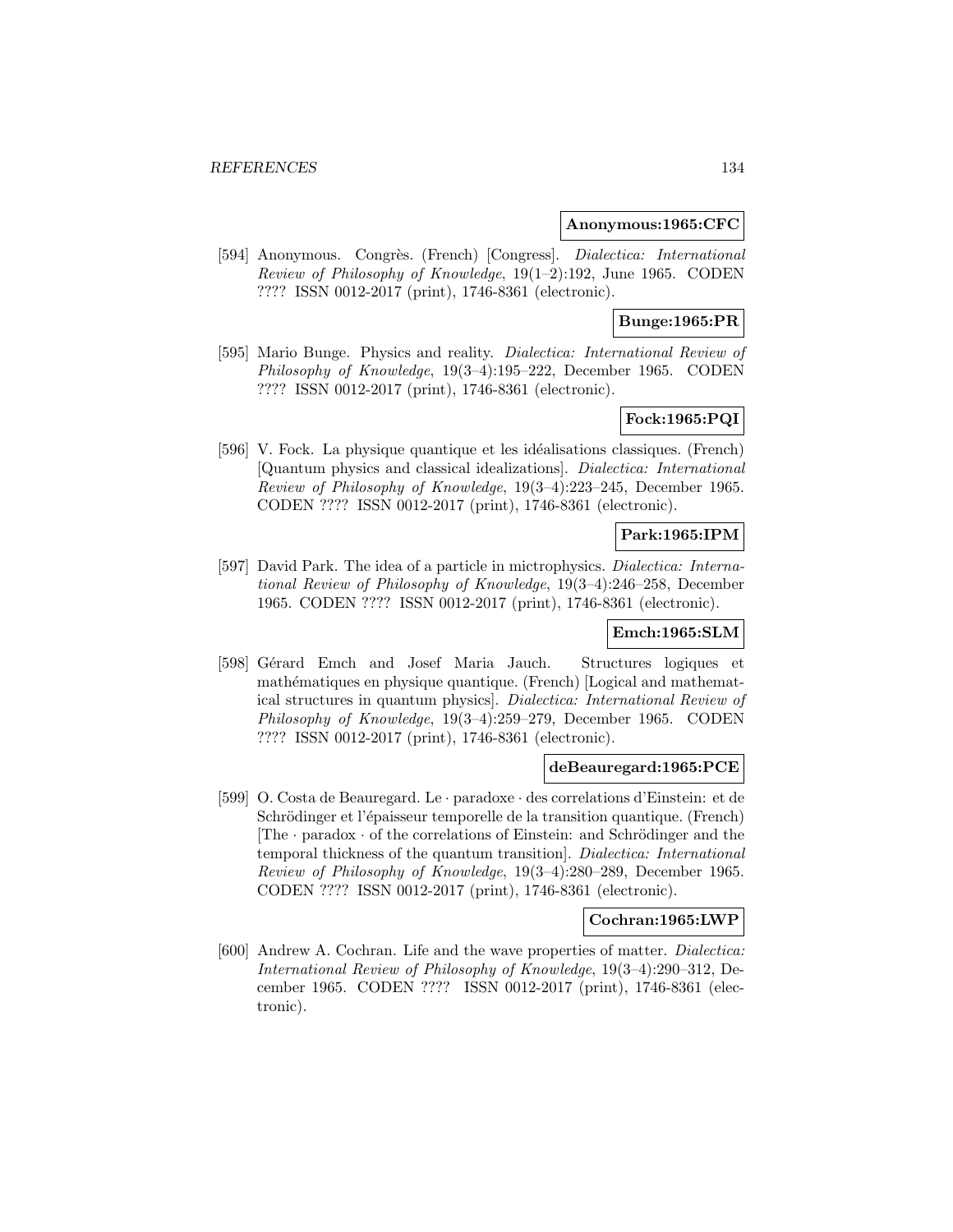**Anonymous:1965:CFC**

[594] Anonymous. Congrès. (French) [Congress]. *Dialectica: International Review of Philosophy of Knowledge*, 19(1–2):192, June 1965. CODEN ???? ISSN 0012-2017 (print), 1746-8361 (electronic).

**Bunge:1965:PR**

[595] Mario Bunge. Physics and reality. *Dialectica: International Review of Philosophy of Knowledge*, 19(3–4):195–222, December 1965. CODEN ???? ISSN 0012-2017 (print), 1746-8361 (electronic).

**Fock:1965:PQI**

[596] V. Fock. La physique quantique et les idéalisations classiques. (French) [Quantum physics and classical idealizations]. *Dialectica: International Review of Philosophy of Knowledge*, 19(3–4):223–245, December 1965. CODEN ???? ISSN 0012-2017 (print), 1746-8361 (electronic).

**Park:1965:IPM**

[597] David Park. The idea of a particle in mictrophysics. *Dialectica: International Review of Philosophy of Knowledge*, 19(3–4):246–258, December 1965. CODEN ???? ISSN 0012-2017 (print), 1746-8361 (electronic).

**Emch:1965:SLM**

[598] Gérard Emch and Josef Maria Jauch. Structures logiques et mathématiques en physique quantique. (French) [Logical and mathematical structures in quantum physics]. *Dialectica: International Review of Philosophy of Knowledge*, 19(3–4):259–279, December 1965. CODEN ???? ISSN 0012-2017 (print), 1746-8361 (electronic).

**deBeauregard:1965:PCE**

[599] O. Costa de Beauregard. Le · paradoxe · des correlations d'Einstein: et de Schrödinger et l'épaisseur temporelle de la transition quantique. (French) [The · paradox · of the correlations of Einstein: and Schrödinger and the temporal thickness of the quantum transition]. *Dialectica: International Review of Philosophy of Knowledge*, 19(3–4):280–289, December 1965. CODEN ???? ISSN 0012-2017 (print), 1746-8361 (electronic).

**Cochran:1965:LWP**

[600] Andrew A. Cochran. Life and the wave properties of matter. *Dialectica: International Review of Philosophy of Knowledge*, 19(3–4):290–312, December 1965. CODEN ???? ISSN 0012-2017 (print), 1746-8361 (electronic).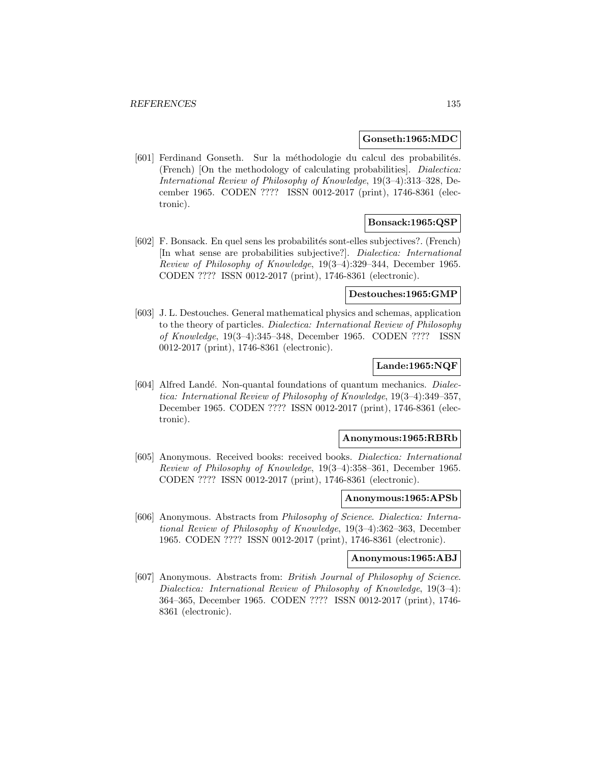**Gonseth:1965:MDC**

[601] Ferdinand Gonseth. Sur la méthodologie du calcul des probabilités. (French) [On the methodology of calculating probabilities]. *Dialectica: International Review of Philosophy of Knowledge*, 19(3–4):313–328, December 1965. CODEN ???? ISSN 0012-2017 (print), 1746-8361 (electronic).

**Bonsack:1965:QSP**

[602] F. Bonsack. En quel sens les probabilités sont-elles subjectives?. (French) [In what sense are probabilities subjective?]. *Dialectica: International Review of Philosophy of Knowledge*, 19(3–4):329–344, December 1965. CODEN ???? ISSN 0012-2017 (print), 1746-8361 (electronic).

**Destouches:1965:GMP**

[603] J. L. Destouches. General mathematical physics and schemas, application to the theory of particles. *Dialectica: International Review of Philosophy of Knowledge*, 19(3–4):345–348, December 1965. CODEN ???? ISSN 0012-2017 (print), 1746-8361 (electronic).

**Lande:1965:NQF**

[604] Alfred Landé. Non-quantal foundations of quantum mechanics. *Dialectica: International Review of Philosophy of Knowledge*, 19(3–4):349–357, December 1965. CODEN ???? ISSN 0012-2017 (print), 1746-8361 (electronic).

**Anonymous:1965:RBRb**

[605] Anonymous. Received books: received books. *Dialectica: International Review of Philosophy of Knowledge*, 19(3–4):358–361, December 1965. CODEN ???? ISSN 0012-2017 (print), 1746-8361 (electronic).

**Anonymous:1965:APSb**

[606] Anonymous. Abstracts from *Philosophy of Science*. *Dialectica: International Review of Philosophy of Knowledge*, 19(3–4):362–363, December 1965. CODEN ???? ISSN 0012-2017 (print), 1746-8361 (electronic).

**Anonymous:1965:ABJ**

[607] Anonymous. Abstracts from: *British Journal of Philosophy of Science*. *Dialectica: International Review of Philosophy of Knowledge*, 19(3–4): 364–365, December 1965. CODEN ???? ISSN 0012-2017 (print), 1746-8361 (electronic).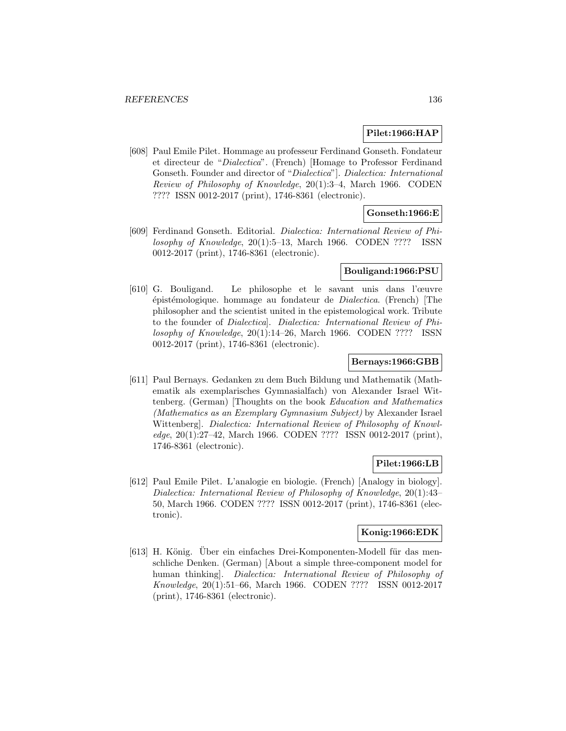**Pilet:1966:HAP**

[608] Paul Emile Pilet. Hommage au professeur Ferdinand Gonseth. Fondateur et directeur de "*Dialectica*". (French) [Homage to Professor Ferdinand Gonseth. Founder and director of "*Dialectica*"]. *Dialectica: International Review of Philosophy of Knowledge*, 20(1):3–4, March 1966. CODEN ???? ISSN 0012-2017 (print), 1746-8361 (electronic).

**Gonseth:1966:E**

[609] Ferdinand Gonseth. Editorial. *Dialectica: International Review of Philosophy of Knowledge*, 20(1):5–13, March 1966. CODEN ???? ISSN 0012-2017 (print), 1746-8361 (electronic).

**Bouligand:1966:PSU**

[610] G. Bouligand. Le philosophe et le savant unis dans l'œuvre épistémologique. hommage au fondateur de *Dialectica*. (French) [The philosopher and the scientist united in the epistemological work. Tribute to the founder of *Dialectica*]. *Dialectica: International Review of Philosophy of Knowledge*, 20(1):14–26, March 1966. CODEN ???? ISSN 0012-2017 (print), 1746-8361 (electronic).

**Bernays:1966:GBB**

[611] Paul Bernays. Gedanken zu dem Buch Bildung und Mathematik (Mathematik als exemplarisches Gymnasialfach) von Alexander Israel Wittenberg. (German) [Thoughts on the book *Education and Mathematics (Mathematics as an Exemplary Gymnasium Subject)* by Alexander Israel Wittenberg]. *Dialectica: International Review of Philosophy of Knowledge*, 20(1):27–42, March 1966. CODEN ???? ISSN 0012-2017 (print), 1746-8361 (electronic).

**Pilet:1966:LB**

[612] Paul Emile Pilet. L'analogie en biologie. (French) [Analogy in biology]. *Dialectica: International Review of Philosophy of Knowledge*, 20(1):43–50, March 1966. CODEN ???? ISSN 0012-2017 (print), 1746-8361 (electronic).

**Konig:1966:EDK**

[613] H. König. Über ein einfaches Drei-Komponenten-Modell für das menschliche Denken. (German) [About a simple three-component model for human thinking]. *Dialectica: International Review of Philosophy of Knowledge*, 20(1):51–66, March 1966. CODEN ???? ISSN 0012-2017 (print), 1746-8361 (electronic).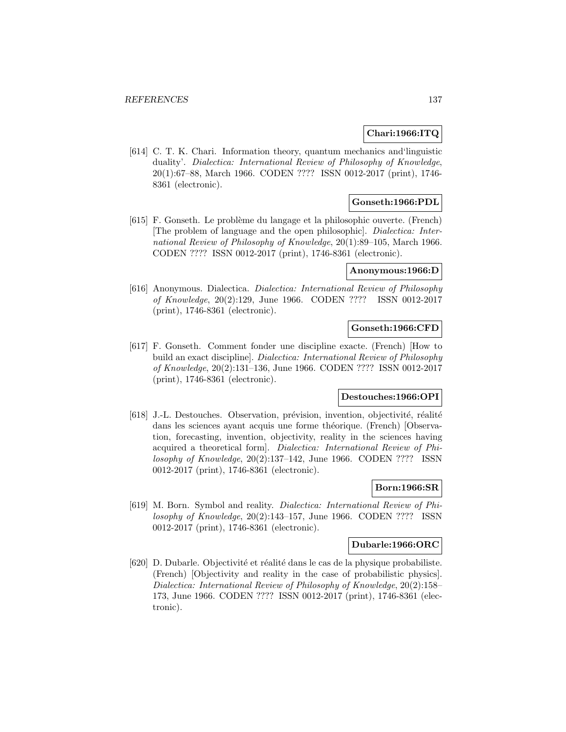**Chari:1966:ITQ**

[614] C. T. K. Chari. Information theory, quantum mechanics and'linguistic duality'. *Dialectica: International Review of Philosophy of Knowledge*, 20(1):67–88, March 1966. CODEN ???? ISSN 0012-2017 (print), 1746-8361 (electronic).

**Gonseth:1966:PDL**

[615] F. Gonseth. Le problème du langage et la philosophic ouverte. (French) [The problem of language and the open philosophic]. *Dialectica: International Review of Philosophy of Knowledge*, 20(1):89–105, March 1966. CODEN ???? ISSN 0012-2017 (print), 1746-8361 (electronic).

**Anonymous:1966:D**

[616] Anonymous. Dialectica. *Dialectica: International Review of Philosophy of Knowledge*, 20(2):129, June 1966. CODEN ???? ISSN 0012-2017 (print), 1746-8361 (electronic).

**Gonseth:1966:CFD**

[617] F. Gonseth. Comment fonder une discipline exacte. (French) [How to build an exact discipline]. *Dialectica: International Review of Philosophy of Knowledge*, 20(2):131–136, June 1966. CODEN ???? ISSN 0012-2017 (print), 1746-8361 (electronic).

**Destouches:1966:OPI**

[618] J.-L. Destouches. Observation, prévision, invention, objectivité, réalité dans les sciences ayant acquis une forme théorique. (French) [Observation, forecasting, invention, objectivity, reality in the sciences having acquired a theoretical form]. *Dialectica: International Review of Philosophy of Knowledge*, 20(2):137–142, June 1966. CODEN ???? ISSN 0012-2017 (print), 1746-8361 (electronic).

**Born:1966:SR**

[619] M. Born. Symbol and reality. *Dialectica: International Review of Philosophy of Knowledge*, 20(2):143–157, June 1966. CODEN ???? ISSN 0012-2017 (print), 1746-8361 (electronic).

**Dubarle:1966:ORC**

[620] D. Dubarle. Objectivité et réalité dans le cas de la physique probabiliste. (French) [Objectivity and reality in the case of probabilistic physics]. *Dialectica: International Review of Philosophy of Knowledge*, 20(2):158–173, June 1966. CODEN ???? ISSN 0012-2017 (print), 1746-8361 (electronic).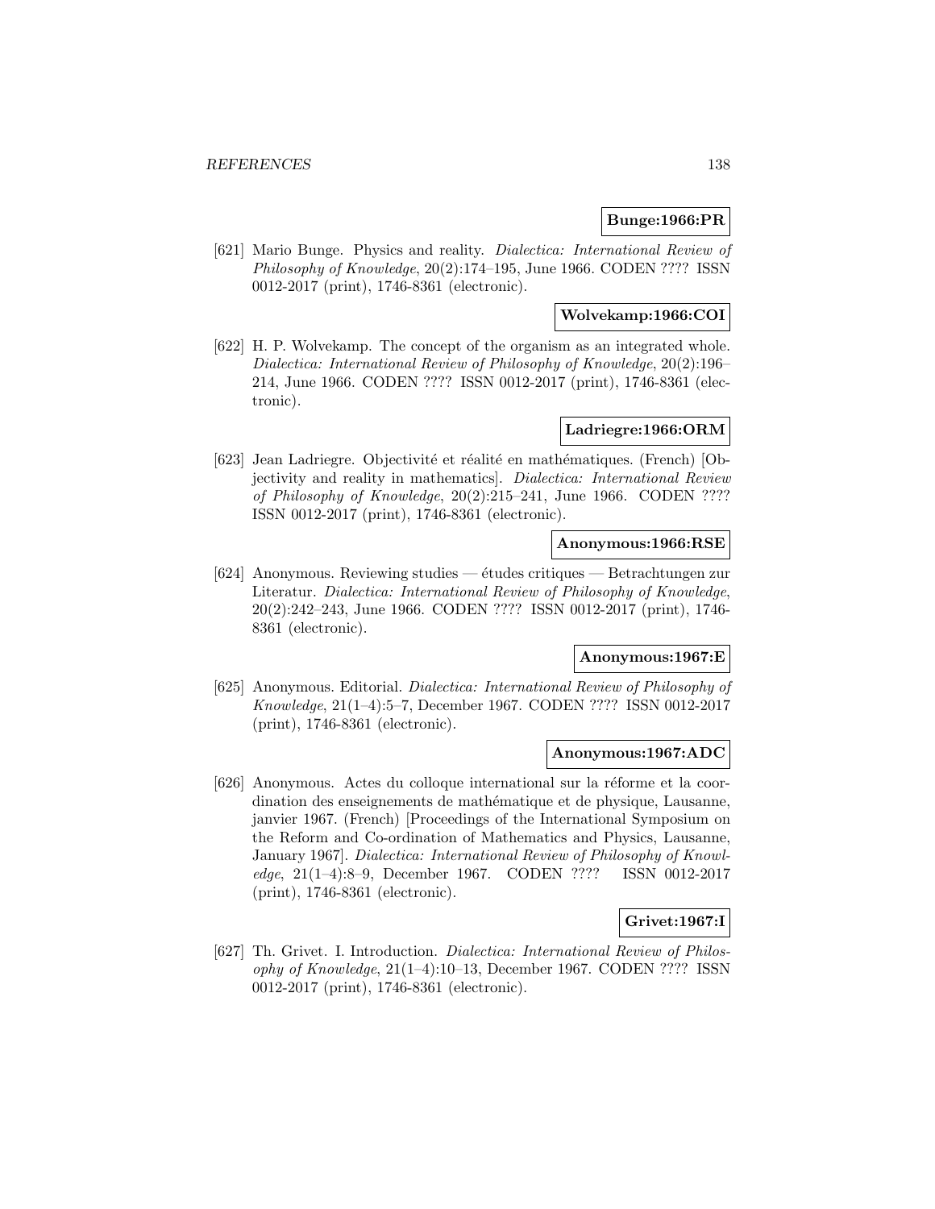**Bunge:1966:PR**

[621] Mario Bunge. Physics and reality. *Dialectica: International Review of Philosophy of Knowledge*, 20(2):174–195, June 1966. CODEN ???? ISSN 0012-2017 (print), 1746-8361 (electronic).

**Wolvekamp:1966:COI**

[622] H. P. Wolvekamp. The concept of the organism as an integrated whole. *Dialectica: International Review of Philosophy of Knowledge*, 20(2):196–214, June 1966. CODEN ???? ISSN 0012-2017 (print), 1746-8361 (electronic).

**Ladriegre:1966:ORM**

[623] Jean Ladriegre. Objectivité et réalité en mathématiques. (French) [Objectivity and reality in mathematics]. *Dialectica: International Review of Philosophy of Knowledge*, 20(2):215–241, June 1966. CODEN ???? ISSN 0012-2017 (print), 1746-8361 (electronic).

**Anonymous:1966:RSE**

[624] Anonymous. Reviewing studies — études critiques — Betrachtungen zur Literatur. *Dialectica: International Review of Philosophy of Knowledge*, 20(2):242–243, June 1966. CODEN ???? ISSN 0012-2017 (print), 1746-8361 (electronic).

**Anonymous:1967:E**

[625] Anonymous. Editorial. *Dialectica: International Review of Philosophy of Knowledge*, 21(1–4):5–7, December 1967. CODEN ???? ISSN 0012-2017 (print), 1746-8361 (electronic).

**Anonymous:1967:ADC**

[626] Anonymous. Actes du colloque international sur la réforme et la coordination des enseignements de mathématique et de physique, Lausanne, janvier 1967. (French) [Proceedings of the International Symposium on the Reform and Co-ordination of Mathematics and Physics, Lausanne, January 1967]. *Dialectica: International Review of Philosophy of Knowledge*, 21(1–4):8–9, December 1967. CODEN ???? ISSN 0012-2017 (print), 1746-8361 (electronic).

**Grivet:1967:I**

[627] Th. Grivet. I. Introduction. *Dialectica: International Review of Philosophy of Knowledge*, 21(1–4):10–13, December 1967. CODEN ???? ISSN 0012-2017 (print), 1746-8361 (electronic).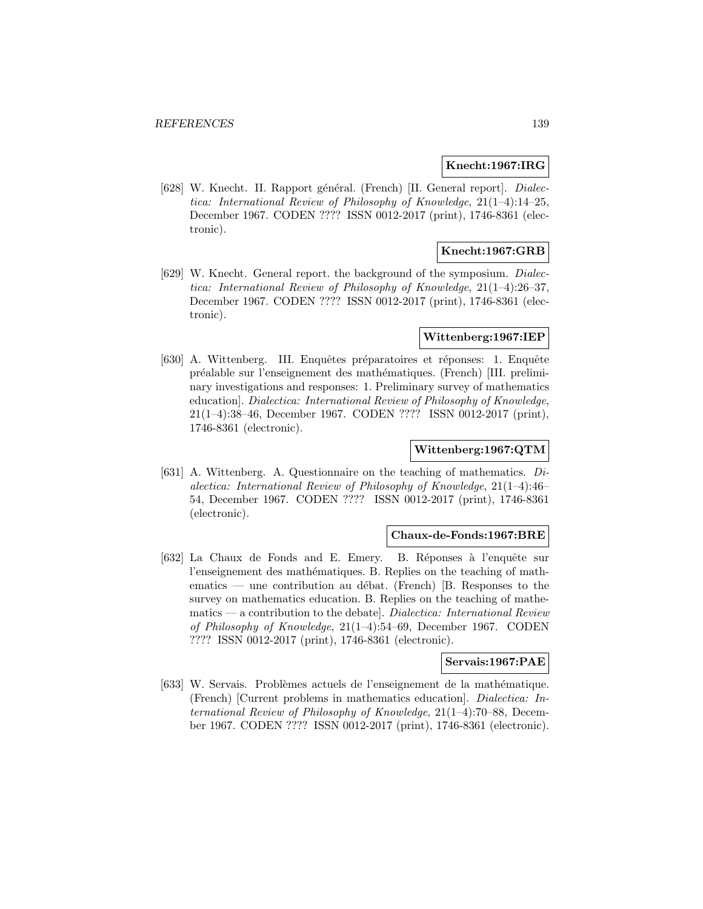**Knecht:1967:IRG**

[628] W. Knecht. II. Rapport général. (French) [II. General report]. *Dialectica: International Review of Philosophy of Knowledge*, 21(1–4):14–25, December 1967. CODEN ???? ISSN 0012-2017 (print), 1746-8361 (electronic).

**Knecht:1967:GRB**

[629] W. Knecht. General report. the background of the symposium. *Dialectica: International Review of Philosophy of Knowledge*, 21(1–4):26–37, December 1967. CODEN ???? ISSN 0012-2017 (print), 1746-8361 (electronic).

**Wittenberg:1967:IEP**

[630] A. Wittenberg. III. Enquêtes préparatoires et réponses: 1. Enquête préalable sur l'enseignement des mathématiques. (French) [III. preliminary investigations and responses: 1. Preliminary survey of mathematics education]. *Dialectica: International Review of Philosophy of Knowledge*, 21(1–4):38–46, December 1967. CODEN ???? ISSN 0012-2017 (print), 1746-8361 (electronic).

**Wittenberg:1967:QTM**

[631] A. Wittenberg. A. Questionnaire on the teaching of mathematics. *Dialectica: International Review of Philosophy of Knowledge*, 21(1–4):46–54, December 1967. CODEN ???? ISSN 0012-2017 (print), 1746-8361 (electronic).

**Chaux-de-Fonds:1967:BRE**

[632] La Chaux de Fonds and E. Emery. B. Réponses à l'enquête sur l'enseignement des mathématiques. B. Replies on the teaching of mathematics — une contribution au débat. (French) [B. Responses to the survey on mathematics education. B. Replies on the teaching of mathematics — a contribution to the debate]. *Dialectica: International Review of Philosophy of Knowledge*, 21(1–4):54–69, December 1967. CODEN ???? ISSN 0012-2017 (print), 1746-8361 (electronic).

**Servais:1967:PAE**

[633] W. Servais. Problèmes actuels de l'enseignement de la mathématique. (French) [Current problems in mathematics education]. *Dialectica: International Review of Philosophy of Knowledge*, 21(1–4):70–88, December 1967. CODEN ???? ISSN 0012-2017 (print), 1746-8361 (electronic).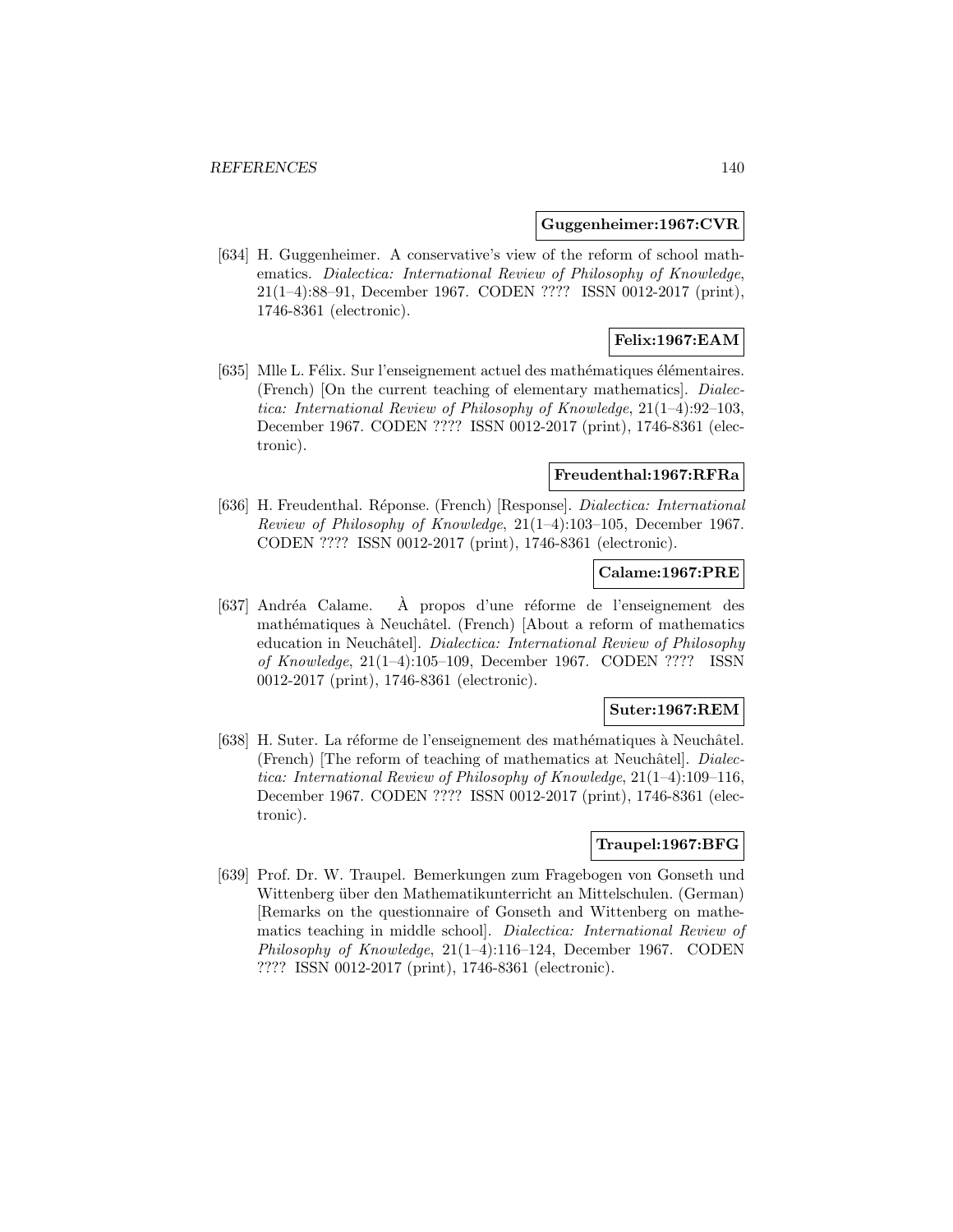**Guggenheimer:1967:CVR**

[634] H. Guggenheimer. A conservative's view of the reform of school mathematics. *Dialectica: International Review of Philosophy of Knowledge*, 21(1–4):88–91, December 1967. CODEN ???? ISSN 0012-2017 (print), 1746-8361 (electronic).

**Felix:1967:EAM**

[635] Mlle L. Félix. Sur l'enseignement actuel des mathématiques élémentaires. (French) [On the current teaching of elementary mathematics]. *Dialectica: International Review of Philosophy of Knowledge*, 21(1–4):92–103, December 1967. CODEN ???? ISSN 0012-2017 (print), 1746-8361 (electronic).

**Freudenthal:1967:RFRa**

[636] H. Freudenthal. Réponse. (French) [Response]. *Dialectica: International Review of Philosophy of Knowledge*, 21(1–4):103–105, December 1967. CODEN ???? ISSN 0012-2017 (print), 1746-8361 (electronic).

**Calame:1967:PRE**

[637] Andréa Calame. À propos d'une réforme de l'enseignement des mathématiques à Neuchâtel. (French) [About a reform of mathematics education in Neuchâtel]. *Dialectica: International Review of Philosophy of Knowledge*, 21(1–4):105–109, December 1967. CODEN ???? ISSN 0012-2017 (print), 1746-8361 (electronic).

**Suter:1967:REM**

[638] H. Suter. La réforme de l'enseignement des mathématiques à Neuchâtel. (French) [The reform of teaching of mathematics at Neuchâtel]. *Dialectica: International Review of Philosophy of Knowledge*, 21(1–4):109–116, December 1967. CODEN ???? ISSN 0012-2017 (print), 1746-8361 (electronic).

**Traupel:1967:BFG**

[639] Prof. Dr. W. Traupel. Bemerkungen zum Fragebogen von Gonseth und Wittenberg über den Mathematikunterricht an Mittelschulen. (German) [Remarks on the questionnaire of Gonseth and Wittenberg on mathematics teaching in middle school]. *Dialectica: International Review of Philosophy of Knowledge*, 21(1–4):116–124, December 1967. CODEN ???? ISSN 0012-2017 (print), 1746-8361 (electronic).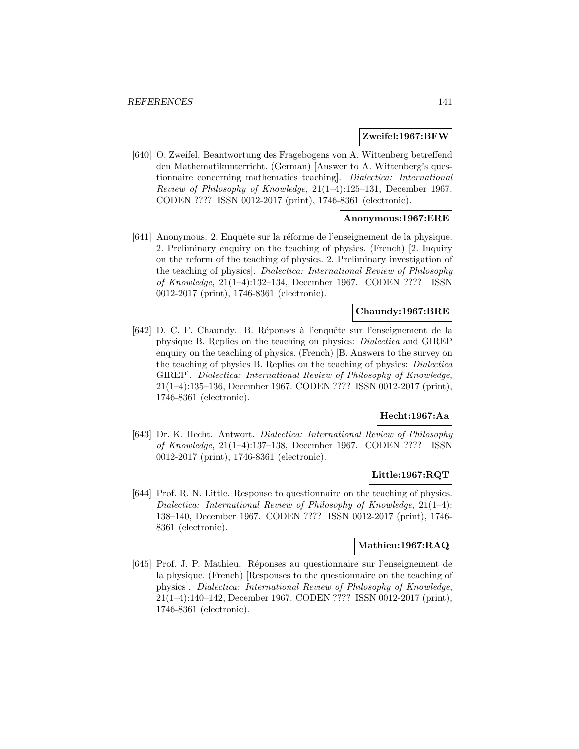**Zweifel:1967:BFW**

[640] O. Zweifel. Beantwortung des Fragebogens von A. Wittenberg betreffend den Mathematikunterricht. (German) [Answer to A. Wittenberg's questionnaire concerning mathematics teaching]. *Dialectica: International Review of Philosophy of Knowledge*, 21(1–4):125–131, December 1967. CODEN ???? ISSN 0012-2017 (print), 1746-8361 (electronic).

**Anonymous:1967:ERE**

[641] Anonymous. 2. Enquête sur la réforme de l'enseignement de la physique. 2. Preliminary enquiry on the teaching of physics. (French) [2. Inquiry on the reform of the teaching of physics. 2. Preliminary investigation of the teaching of physics]. *Dialectica: International Review of Philosophy of Knowledge*, 21(1–4):132–134, December 1967. CODEN ???? ISSN 0012-2017 (print), 1746-8361 (electronic).

**Chaundy:1967:BRE**

[642] D. C. F. Chaundy. B. Réponses à l'enquête sur l'enseignement de la physique B. Replies on the teaching on physics: *Dialectica* and GIREP enquiry on the teaching of physics. (French) [B. Answers to the survey on the teaching of physics B. Replies on the teaching of physics: *Dialectica* GIREP]. *Dialectica: International Review of Philosophy of Knowledge*, 21(1–4):135–136, December 1967. CODEN ???? ISSN 0012-2017 (print), 1746-8361 (electronic).

**Hecht:1967:Aa**

[643] Dr. K. Hecht. Antwort. *Dialectica: International Review of Philosophy of Knowledge*, 21(1–4):137–138, December 1967. CODEN ???? ISSN 0012-2017 (print), 1746-8361 (electronic).

**Little:1967:RQT**

[644] Prof. R. N. Little. Response to questionnaire on the teaching of physics. *Dialectica: International Review of Philosophy of Knowledge*, 21(1–4): 138–140, December 1967. CODEN ???? ISSN 0012-2017 (print), 1746-8361 (electronic).

**Mathieu:1967:RAQ**

[645] Prof. J. P. Mathieu. Réponses au questionnaire sur l'enseignement de la physique. (French) [Responses to the questionnaire on the teaching of physics]. *Dialectica: International Review of Philosophy of Knowledge*, 21(1–4):140–142, December 1967. CODEN ???? ISSN 0012-2017 (print), 1746-8361 (electronic).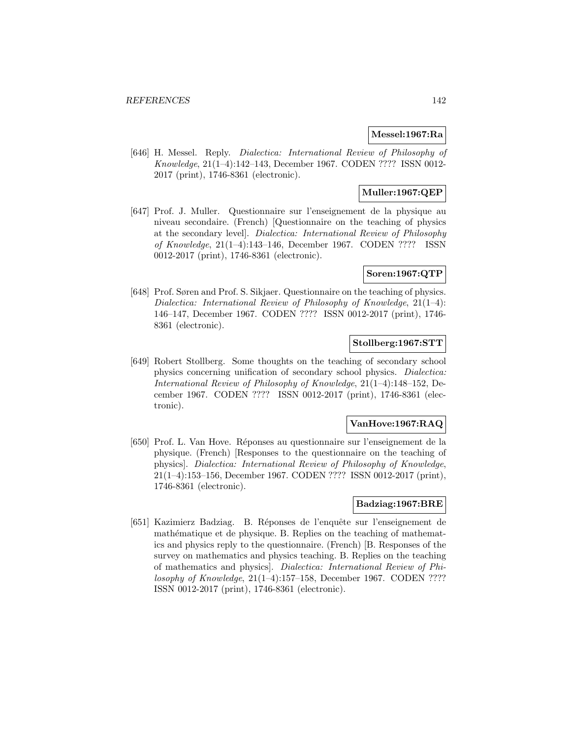**Messel:1967:Ra**

[646] H. Messel. Reply. *Dialectica: International Review of Philosophy of Knowledge*, 21(1–4):142–143, December 1967. CODEN ???? ISSN 0012-2017 (print), 1746-8361 (electronic).

**Muller:1967:QEP**

[647] Prof. J. Muller. Questionnaire sur l'enseignement de la physique au niveau secondaire. (French) [Questionnaire on the teaching of physics at the secondary level]. *Dialectica: International Review of Philosophy of Knowledge*, 21(1–4):143–146, December 1967. CODEN ???? ISSN 0012-2017 (print), 1746-8361 (electronic).

**Soren:1967:QTP**

[648] Prof. Søren and Prof. S. Sikjaer. Questionnaire on the teaching of physics. *Dialectica: International Review of Philosophy of Knowledge*, 21(1–4): 146–147, December 1967. CODEN ???? ISSN 0012-2017 (print), 1746-8361 (electronic).

**Stollberg:1967:STT**

[649] Robert Stollberg. Some thoughts on the teaching of secondary school physics concerning unification of secondary school physics. *Dialectica: International Review of Philosophy of Knowledge*, 21(1–4):148–152, December 1967. CODEN ???? ISSN 0012-2017 (print), 1746-8361 (electronic).

**VanHove:1967:RAQ**

[650] Prof. L. Van Hove. Réponses au questionnaire sur l'enseignement de la physique. (French) [Responses to the questionnaire on the teaching of physics]. *Dialectica: International Review of Philosophy of Knowledge*, 21(1–4):153–156, December 1967. CODEN ???? ISSN 0012-2017 (print), 1746-8361 (electronic).

**Badziag:1967:BRE**

[651] Kazimierz Badziag. B. Réponses de l'enquête sur l'enseignement de mathématique et de physique. B. Replies on the teaching of mathematics and physics reply to the questionnaire. (French) [B. Responses of the survey on mathematics and physics teaching. B. Replies on the teaching of mathematics and physics]. *Dialectica: International Review of Philosophy of Knowledge*, 21(1–4):157–158, December 1967. CODEN ???? ISSN 0012-2017 (print), 1746-8361 (electronic).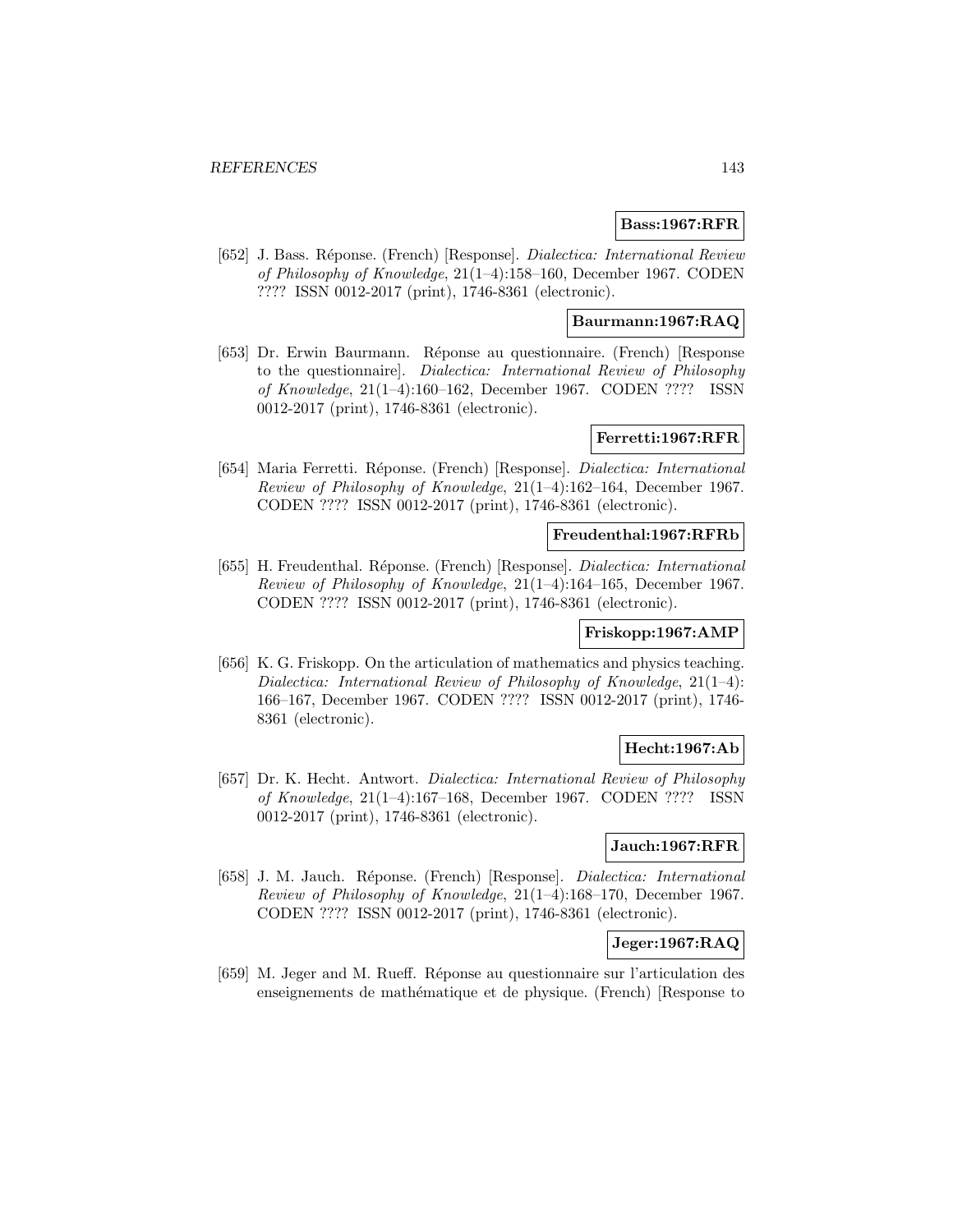**Bass:1967:RFR**

[652] J. Bass. Réponse. (French) [Response]. *Dialectica: International Review of Philosophy of Knowledge*, 21(1–4):158–160, December 1967. CODEN ???? ISSN 0012-2017 (print), 1746-8361 (electronic).

**Baurmann:1967:RAQ**

[653] Dr. Erwin Baurmann. Réponse au questionnaire. (French) [Response to the questionnaire]. *Dialectica: International Review of Philosophy of Knowledge*, 21(1–4):160–162, December 1967. CODEN ???? ISSN 0012-2017 (print), 1746-8361 (electronic).

**Ferretti:1967:RFR**

[654] Maria Ferretti. Réponse. (French) [Response]. *Dialectica: International Review of Philosophy of Knowledge*, 21(1–4):162–164, December 1967. CODEN ???? ISSN 0012-2017 (print), 1746-8361 (electronic).

**Freudenthal:1967:RFRb**

[655] H. Freudenthal. Réponse. (French) [Response]. *Dialectica: International Review of Philosophy of Knowledge*, 21(1–4):164–165, December 1967. CODEN ???? ISSN 0012-2017 (print), 1746-8361 (electronic).

**Friskopp:1967:AMP**

[656] K. G. Friskopp. On the articulation of mathematics and physics teaching. *Dialectica: International Review of Philosophy of Knowledge*, 21(1–4): 166–167, December 1967. CODEN ???? ISSN 0012-2017 (print), 1746-8361 (electronic).

**Hecht:1967:Ab**

[657] Dr. K. Hecht. Antwort. *Dialectica: International Review of Philosophy of Knowledge*, 21(1–4):167–168, December 1967. CODEN ???? ISSN 0012-2017 (print), 1746-8361 (electronic).

**Jauch:1967:RFR**

[658] J. M. Jauch. Réponse. (French) [Response]. *Dialectica: International Review of Philosophy of Knowledge*, 21(1–4):168–170, December 1967. CODEN ???? ISSN 0012-2017 (print), 1746-8361 (electronic).

**Jeger:1967:RAQ**

[659] M. Jeger and M. Rueff. Réponse au questionnaire sur l'articulation des enseignements de mathématique et de physique. (French) [Response to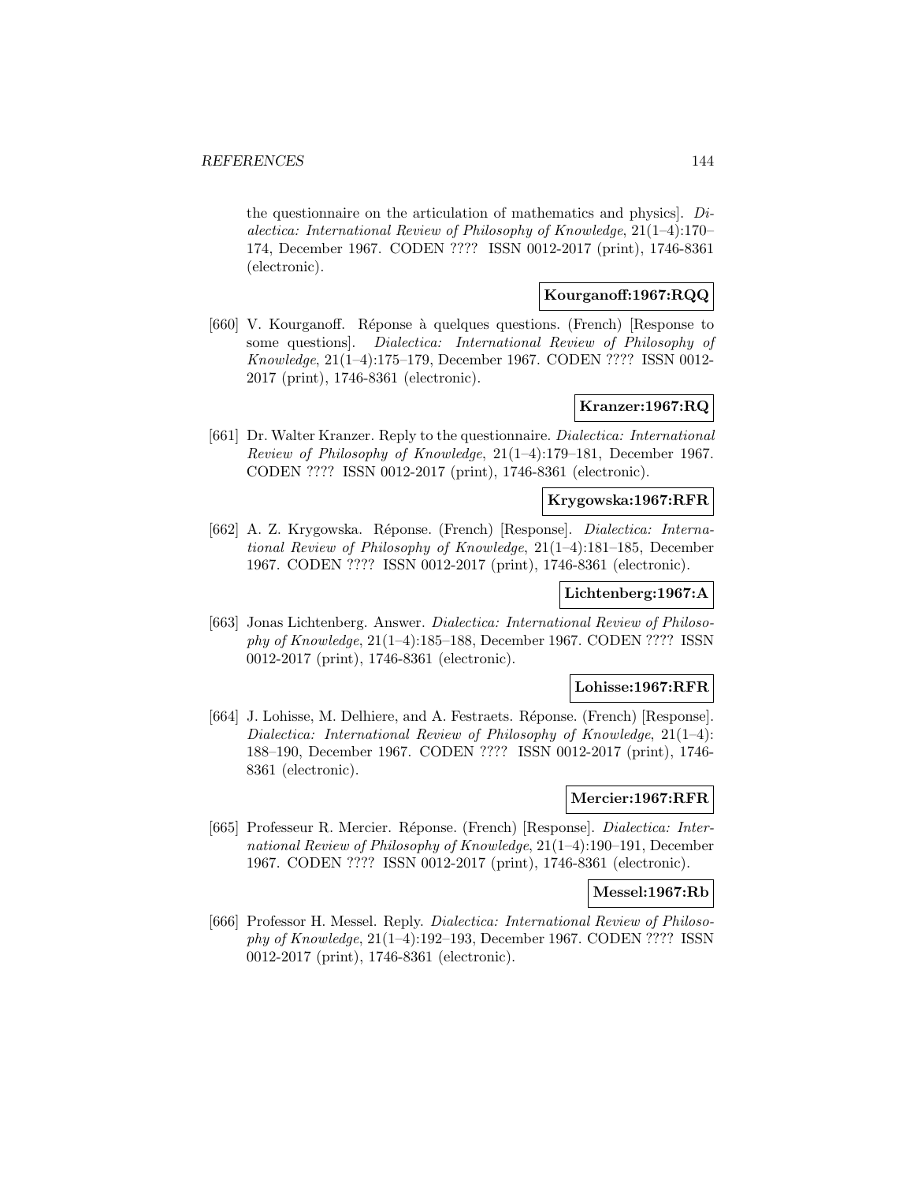the questionnaire on the articulation of mathematics and physics]. *Dialectica: International Review of Philosophy of Knowledge*, 21(1–4):170–174, December 1967. CODEN ???? ISSN 0012-2017 (print), 1746-8361 (electronic).

**Kourganoff:1967:RQQ**

[660] V. Kourganoff. Réponse à quelques questions. (French) [Response to some questions]. *Dialectica: International Review of Philosophy of Knowledge*, 21(1–4):175–179, December 1967. CODEN ???? ISSN 0012-2017 (print), 1746-8361 (electronic).

**Kranzer:1967:RQ**

[661] Dr. Walter Kranzer. Reply to the questionnaire. *Dialectica: International Review of Philosophy of Knowledge*, 21(1–4):179–181, December 1967. CODEN ???? ISSN 0012-2017 (print), 1746-8361 (electronic).

**Krygowska:1967:RFR**

[662] A. Z. Krygowska. Réponse. (French) [Response]. *Dialectica: International Review of Philosophy of Knowledge*, 21(1–4):181–185, December 1967. CODEN ???? ISSN 0012-2017 (print), 1746-8361 (electronic).

**Lichtenberg:1967:A**

[663] Jonas Lichtenberg. Answer. *Dialectica: International Review of Philosophy of Knowledge*, 21(1–4):185–188, December 1967. CODEN ???? ISSN 0012-2017 (print), 1746-8361 (electronic).

**Lohisse:1967:RFR**

[664] J. Lohisse, M. Delhiere, and A. Festraets. Réponse. (French) [Response]. *Dialectica: International Review of Philosophy of Knowledge*, 21(1–4): 188–190, December 1967. CODEN ???? ISSN 0012-2017 (print), 1746-8361 (electronic).

**Mercier:1967:RFR**

[665] Professeur R. Mercier. Réponse. (French) [Response]. *Dialectica: International Review of Philosophy of Knowledge*, 21(1–4):190–191, December 1967. CODEN ???? ISSN 0012-2017 (print), 1746-8361 (electronic).

**Messel:1967:Rb**

[666] Professor H. Messel. Reply. *Dialectica: International Review of Philosophy of Knowledge*, 21(1–4):192–193, December 1967. CODEN ???? ISSN 0012-2017 (print), 1746-8361 (electronic).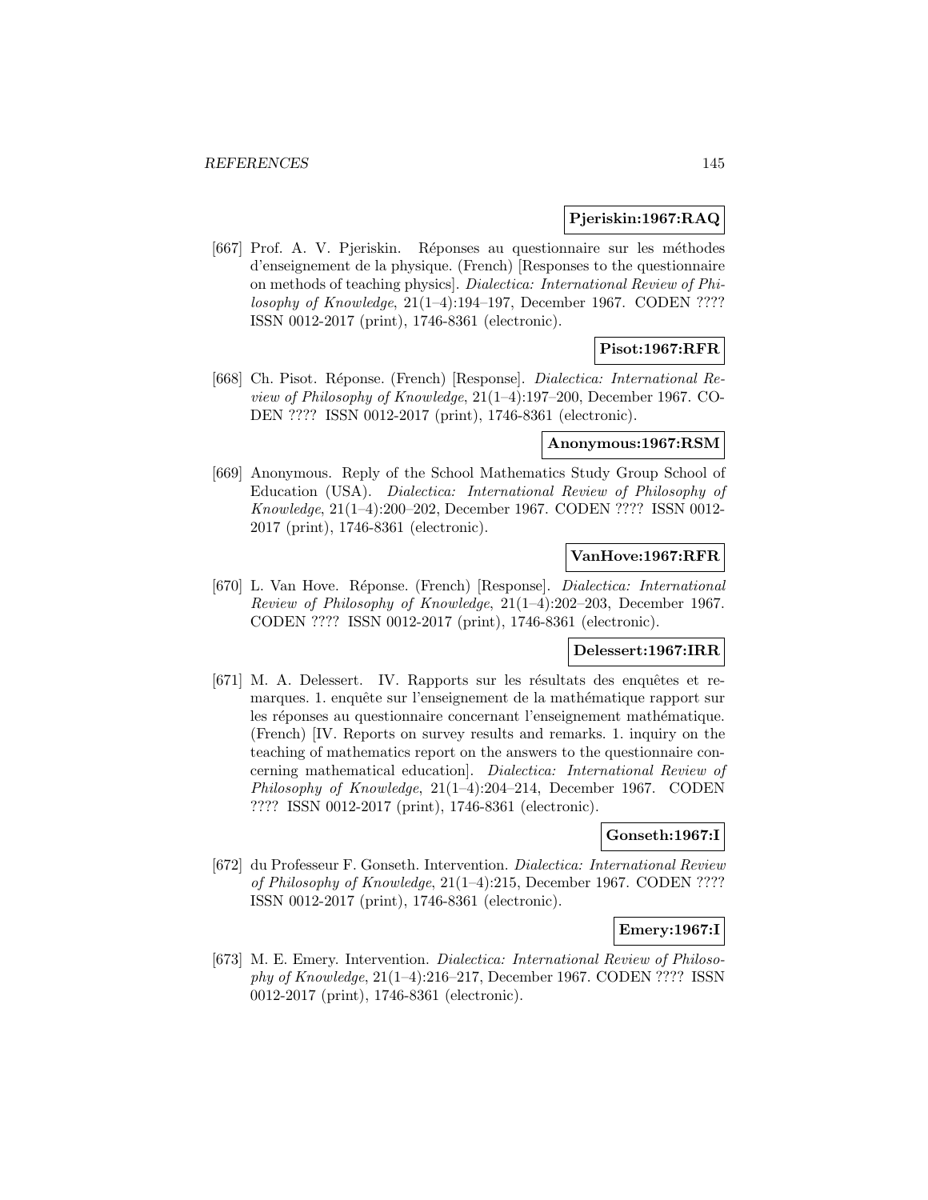**Pjeriskin:1967:RAQ**

[667] Prof. A. V. Pjeriskin. Réponses au questionnaire sur les méthodes d'enseignement de la physique. (French) [Responses to the questionnaire on methods of teaching physics]. *Dialectica: International Review of Philosophy of Knowledge*, 21(1–4):194–197, December 1967. CODEN ???? ISSN 0012-2017 (print), 1746-8361 (electronic).

**Pisot:1967:RFR**

[668] Ch. Pisot. Réponse. (French) [Response]. *Dialectica: International Review of Philosophy of Knowledge*, 21(1–4):197–200, December 1967. CODEN ???? ISSN 0012-2017 (print), 1746-8361 (electronic).

**Anonymous:1967:RSM**

[669] Anonymous. Reply of the School Mathematics Study Group School of Education (USA). *Dialectica: International Review of Philosophy of Knowledge*, 21(1–4):200–202, December 1967. CODEN ???? ISSN 0012-2017 (print), 1746-8361 (electronic).

**VanHove:1967:RFR**

[670] L. Van Hove. Réponse. (French) [Response]. *Dialectica: International Review of Philosophy of Knowledge*, 21(1–4):202–203, December 1967. CODEN ???? ISSN 0012-2017 (print), 1746-8361 (electronic).

**Delessert:1967:IRR**

[671] M. A. Delessert. IV. Rapports sur les résultats des enquêtes et remarques. 1. enquête sur l'enseignement de la mathématique rapport sur les réponses au questionnaire concernant l'enseignement mathématique. (French) [IV. Reports on survey results and remarks. 1. inquiry on the teaching of mathematics report on the answers to the questionnaire concerning mathematical education]. *Dialectica: International Review of Philosophy of Knowledge*, 21(1–4):204–214, December 1967. CODEN ???? ISSN 0012-2017 (print), 1746-8361 (electronic).

**Gonseth:1967:I**

[672] du Professeur F. Gonseth. Intervention. *Dialectica: International Review of Philosophy of Knowledge*, 21(1–4):215, December 1967. CODEN ???? ISSN 0012-2017 (print), 1746-8361 (electronic).

**Emery:1967:I**

[673] M. E. Emery. Intervention. *Dialectica: International Review of Philosophy of Knowledge*, 21(1–4):216–217, December 1967. CODEN ???? ISSN 0012-2017 (print), 1746-8361 (electronic).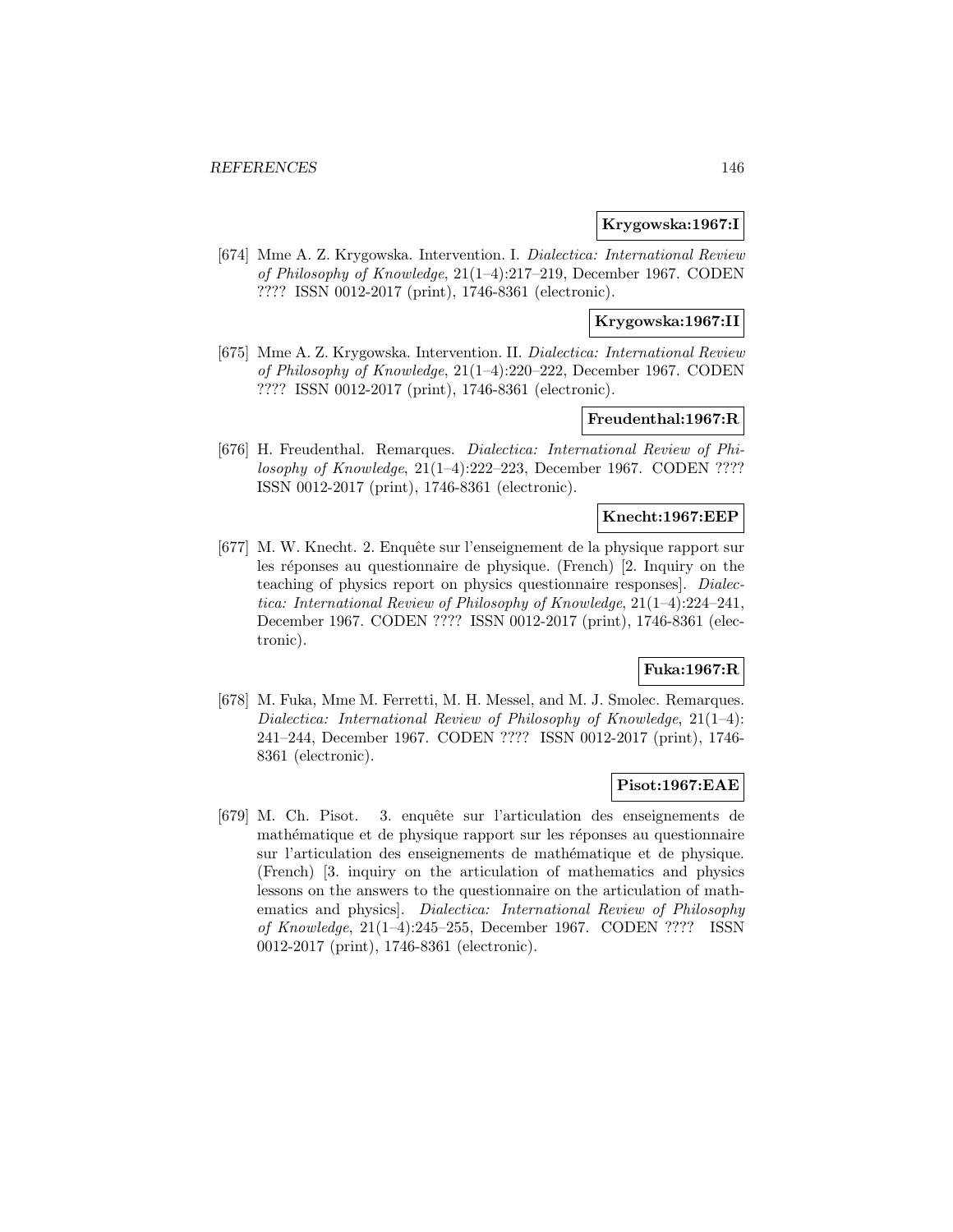**Krygowska:1967:I**

[674] Mme A. Z. Krygowska. Intervention. I. *Dialectica: International Review of Philosophy of Knowledge*, 21(1–4):217–219, December 1967. CODEN ???? ISSN 0012-2017 (print), 1746-8361 (electronic).

**Krygowska:1967:II**

[675] Mme A. Z. Krygowska. Intervention. II. *Dialectica: International Review of Philosophy of Knowledge*, 21(1–4):220–222, December 1967. CODEN ???? ISSN 0012-2017 (print), 1746-8361 (electronic).

**Freudenthal:1967:R**

[676] H. Freudenthal. Remarques. *Dialectica: International Review of Philosophy of Knowledge*, 21(1–4):222–223, December 1967. CODEN ???? ISSN 0012-2017 (print), 1746-8361 (electronic).

**Knecht:1967:EEP**

[677] M. W. Knecht. 2. Enquête sur l'enseignement de la physique rapport sur les réponses au questionnaire de physique. (French) [2. Inquiry on the teaching of physics report on physics questionnaire responses]. *Dialectica: International Review of Philosophy of Knowledge*, 21(1–4):224–241, December 1967. CODEN ???? ISSN 0012-2017 (print), 1746-8361 (electronic).

**Fuka:1967:R**

[678] M. Fuka, Mme M. Ferretti, M. H. Messel, and M. J. Smolec. Remarques. *Dialectica: International Review of Philosophy of Knowledge*, 21(1–4): 241–244, December 1967. CODEN ???? ISSN 0012-2017 (print), 1746-8361 (electronic).

**Pisot:1967:EAE**

[679] M. Ch. Pisot. 3. enquête sur l'articulation des enseignements de mathématique et de physique rapport sur les réponses au questionnaire sur l'articulation des enseignements de mathématique et de physique. (French) [3. inquiry on the articulation of mathematics and physics lessons on the answers to the questionnaire on the articulation of mathematics and physics]. *Dialectica: International Review of Philosophy of Knowledge*, 21(1–4):245–255, December 1967. CODEN ???? ISSN 0012-2017 (print), 1746-8361 (electronic).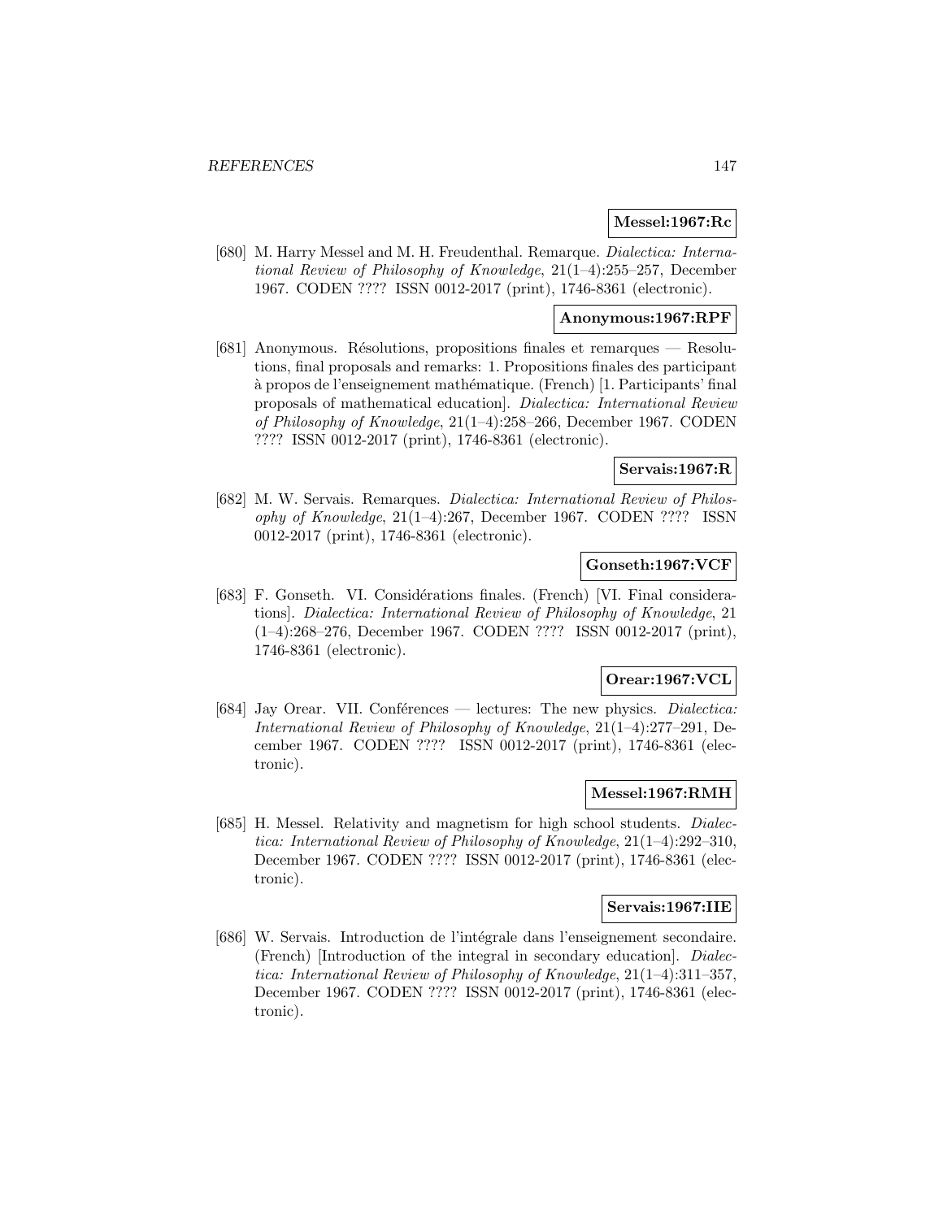**Messel:1967:Rc**

[680] M. Harry Messel and M. H. Freudenthal. Remarque. *Dialectica: International Review of Philosophy of Knowledge*, 21(1–4):255–257, December 1967. CODEN ???? ISSN 0012-2017 (print), 1746-8361 (electronic).

**Anonymous:1967:RPF**

[681] Anonymous. Résolutions, propositions finales et remarques — Resolutions, final proposals and remarks: 1. Propositions finales des participant à propos de l'enseignement mathématique. (French) [1. Participants' final proposals of mathematical education]. *Dialectica: International Review of Philosophy of Knowledge*, 21(1–4):258–266, December 1967. CODEN ???? ISSN 0012-2017 (print), 1746-8361 (electronic).

**Servais:1967:R**

[682] M. W. Servais. Remarques. *Dialectica: International Review of Philosophy of Knowledge*, 21(1–4):267, December 1967. CODEN ???? ISSN 0012-2017 (print), 1746-8361 (electronic).

**Gonseth:1967:VCF**

[683] F. Gonseth. VI. Considérations finales. (French) [VI. Final considerations]. *Dialectica: International Review of Philosophy of Knowledge*, 21 (1–4):268–276, December 1967. CODEN ???? ISSN 0012-2017 (print), 1746-8361 (electronic).

**Orear:1967:VCL**

[684] Jay Orear. VII. Conférences — lectures: The new physics. *Dialectica: International Review of Philosophy of Knowledge*, 21(1–4):277–291, December 1967. CODEN ???? ISSN 0012-2017 (print), 1746-8361 (electronic).

**Messel:1967:RMH**

[685] H. Messel. Relativity and magnetism for high school students. *Dialectica: International Review of Philosophy of Knowledge*, 21(1–4):292–310, December 1967. CODEN ???? ISSN 0012-2017 (print), 1746-8361 (electronic).

**Servais:1967:IIE**

[686] W. Servais. Introduction de l'intégrale dans l'enseignement secondaire. (French) [Introduction of the integral in secondary education]. *Dialectica: International Review of Philosophy of Knowledge*, 21(1–4):311–357, December 1967. CODEN ???? ISSN 0012-2017 (print), 1746-8361 (electronic).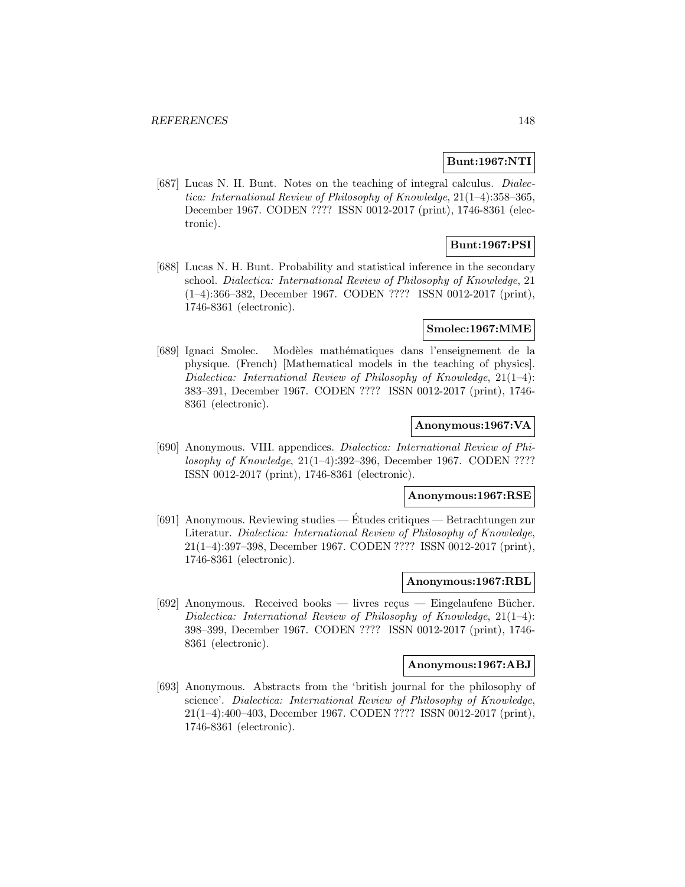**Bunt:1967:NTI**

[687] Lucas N. H. Bunt. Notes on the teaching of integral calculus. *Dialectica: International Review of Philosophy of Knowledge*, 21(1–4):358–365, December 1967. CODEN ???? ISSN 0012-2017 (print), 1746-8361 (electronic).

**Bunt:1967:PSI**

[688] Lucas N. H. Bunt. Probability and statistical inference in the secondary school. *Dialectica: International Review of Philosophy of Knowledge*, 21 (1–4):366–382, December 1967. CODEN ???? ISSN 0012-2017 (print), 1746-8361 (electronic).

**Smolec:1967:MME**

[689] Ignaci Smolec. Modèles mathématiques dans l'enseignement de la physique. (French) [Mathematical models in the teaching of physics]. *Dialectica: International Review of Philosophy of Knowledge*, 21(1–4): 383–391, December 1967. CODEN ???? ISSN 0012-2017 (print), 1746-8361 (electronic).

**Anonymous:1967:VA**

[690] Anonymous. VIII. appendices. *Dialectica: International Review of Philosophy of Knowledge*, 21(1–4):392–396, December 1967. CODEN ???? ISSN 0012-2017 (print), 1746-8361 (electronic).

**Anonymous:1967:RSE**

[691] Anonymous. Reviewing studies — Études critiques — Betrachtungen zur Literatur. *Dialectica: International Review of Philosophy of Knowledge*, 21(1–4):397–398, December 1967. CODEN ???? ISSN 0012-2017 (print), 1746-8361 (electronic).

**Anonymous:1967:RBL**

[692] Anonymous. Received books — livres reçus — Eingelaufene Bücher. *Dialectica: International Review of Philosophy of Knowledge*, 21(1–4): 398–399, December 1967. CODEN ???? ISSN 0012-2017 (print), 1746-8361 (electronic).

**Anonymous:1967:ABJ**

[693] Anonymous. Abstracts from the 'british journal for the philosophy of science'. *Dialectica: International Review of Philosophy of Knowledge*, 21(1–4):400–403, December 1967. CODEN ???? ISSN 0012-2017 (print), 1746-8361 (electronic).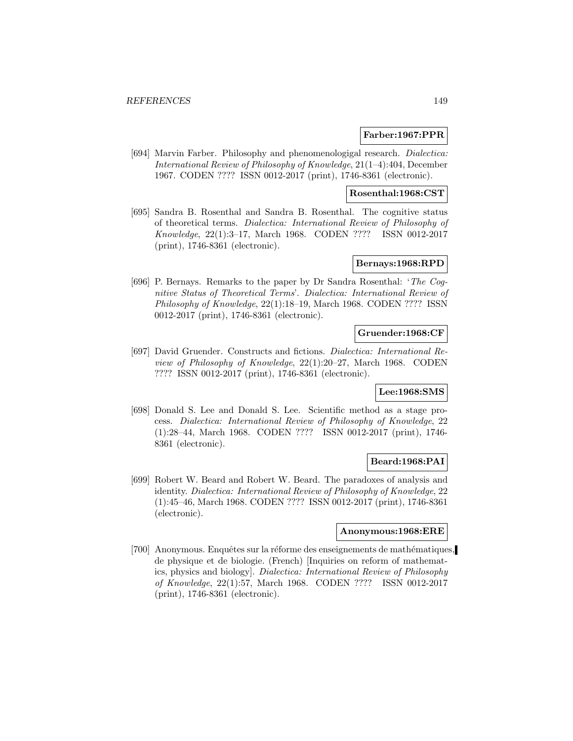**Farber:1967:PPR**

[694] Marvin Farber. Philosophy and phenomenologigal research. *Dialectica: International Review of Philosophy of Knowledge*, 21(1–4):404, December 1967. CODEN ???? ISSN 0012-2017 (print), 1746-8361 (electronic).

**Rosenthal:1968:CST**

[695] Sandra B. Rosenthal and Sandra B. Rosenthal. The cognitive status of theoretical terms. *Dialectica: International Review of Philosophy of Knowledge*, 22(1):3–17, March 1968. CODEN ???? ISSN 0012-2017 (print), 1746-8361 (electronic).

**Bernays:1968:RPD**

[696] P. Bernays. Remarks to the paper by Dr Sandra Rosenthal: '*The Cognitive Status of Theoretical Terms*'. *Dialectica: International Review of Philosophy of Knowledge*, 22(1):18–19, March 1968. CODEN ???? ISSN 0012-2017 (print), 1746-8361 (electronic).

**Gruender:1968:CF**

[697] David Gruender. Constructs and fictions. *Dialectica: International Review of Philosophy of Knowledge*, 22(1):20–27, March 1968. CODEN ???? ISSN 0012-2017 (print), 1746-8361 (electronic).

**Lee:1968:SMS**

[698] Donald S. Lee and Donald S. Lee. Scientific method as a stage process. *Dialectica: International Review of Philosophy of Knowledge*, 22 (1):28–44, March 1968. CODEN ???? ISSN 0012-2017 (print), 1746-8361 (electronic).

**Beard:1968:PAI**

[699] Robert W. Beard and Robert W. Beard. The paradoxes of analysis and identity. *Dialectica: International Review of Philosophy of Knowledge*, 22 (1):45–46, March 1968. CODEN ???? ISSN 0012-2017 (print), 1746-8361 (electronic).

**Anonymous:1968:ERE**

[700] Anonymous. Enquêtes sur la réforme des enseignements de mathématiques, de physique et de biologie. (French) [Inquiries on reform of mathematics, physics and biology]. *Dialectica: International Review of Philosophy of Knowledge*, 22(1):57, March 1968. CODEN ???? ISSN 0012-2017 (print), 1746-8361 (electronic).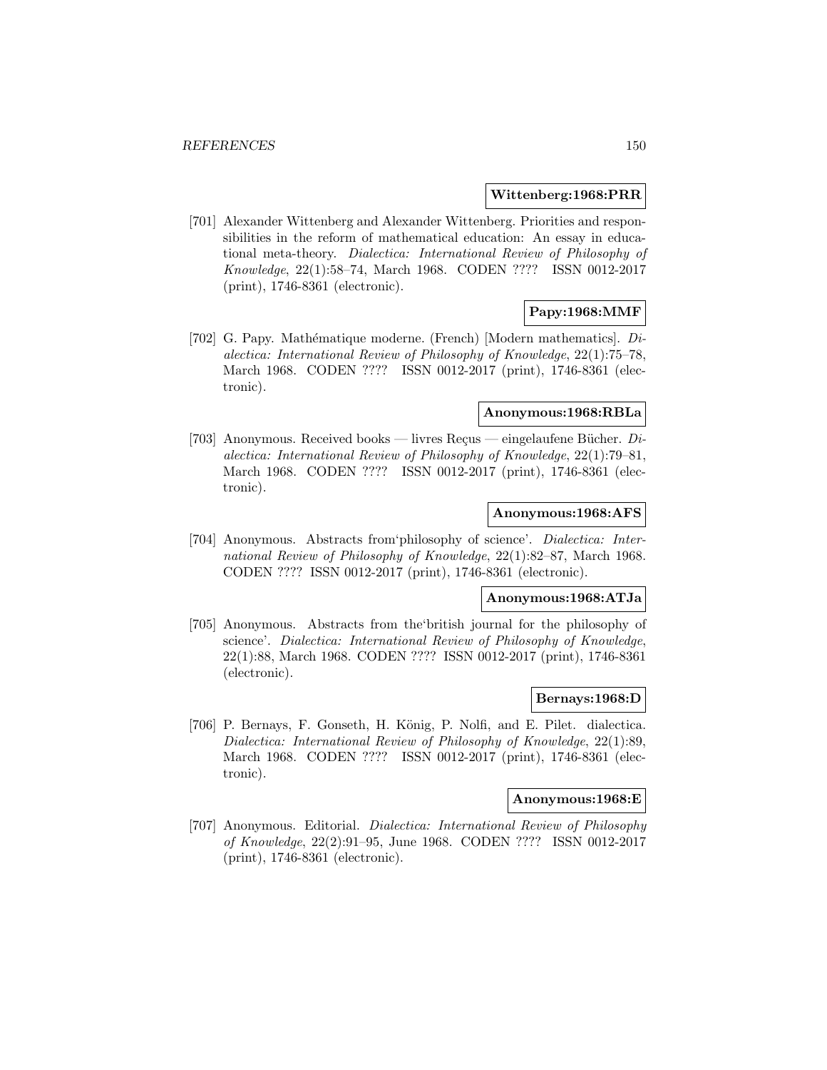**Wittenberg:1968:PRR**

[701] Alexander Wittenberg and Alexander Wittenberg. Priorities and responsibilities in the reform of mathematical education: An essay in educational meta-theory. *Dialectica: International Review of Philosophy of Knowledge*, 22(1):58–74, March 1968. CODEN ???? ISSN 0012-2017 (print), 1746-8361 (electronic).

**Papy:1968:MMF**

[702] G. Papy. Mathématique moderne. (French) [Modern mathematics]. *Dialectica: International Review of Philosophy of Knowledge*, 22(1):75–78, March 1968. CODEN ???? ISSN 0012-2017 (print), 1746-8361 (electronic).

**Anonymous:1968:RBLa**

[703] Anonymous. Received books — livres Reçus — eingelaufene Bücher. *Dialectica: International Review of Philosophy of Knowledge*, 22(1):79–81, March 1968. CODEN ???? ISSN 0012-2017 (print), 1746-8361 (electronic).

**Anonymous:1968:AFS**

[704] Anonymous. Abstracts from'philosophy of science'. *Dialectica: International Review of Philosophy of Knowledge*, 22(1):82–87, March 1968. CODEN ???? ISSN 0012-2017 (print), 1746-8361 (electronic).

**Anonymous:1968:ATJa**

[705] Anonymous. Abstracts from the'british journal for the philosophy of science'. *Dialectica: International Review of Philosophy of Knowledge*, 22(1):88, March 1968. CODEN ???? ISSN 0012-2017 (print), 1746-8361 (electronic).

**Bernays:1968:D**

[706] P. Bernays, F. Gonseth, H. König, P. Nolfi, and E. Pilet. dialectica. *Dialectica: International Review of Philosophy of Knowledge*, 22(1):89, March 1968. CODEN ???? ISSN 0012-2017 (print), 1746-8361 (electronic).

**Anonymous:1968:E**

[707] Anonymous. Editorial. *Dialectica: International Review of Philosophy of Knowledge*, 22(2):91–95, June 1968. CODEN ???? ISSN 0012-2017 (print), 1746-8361 (electronic).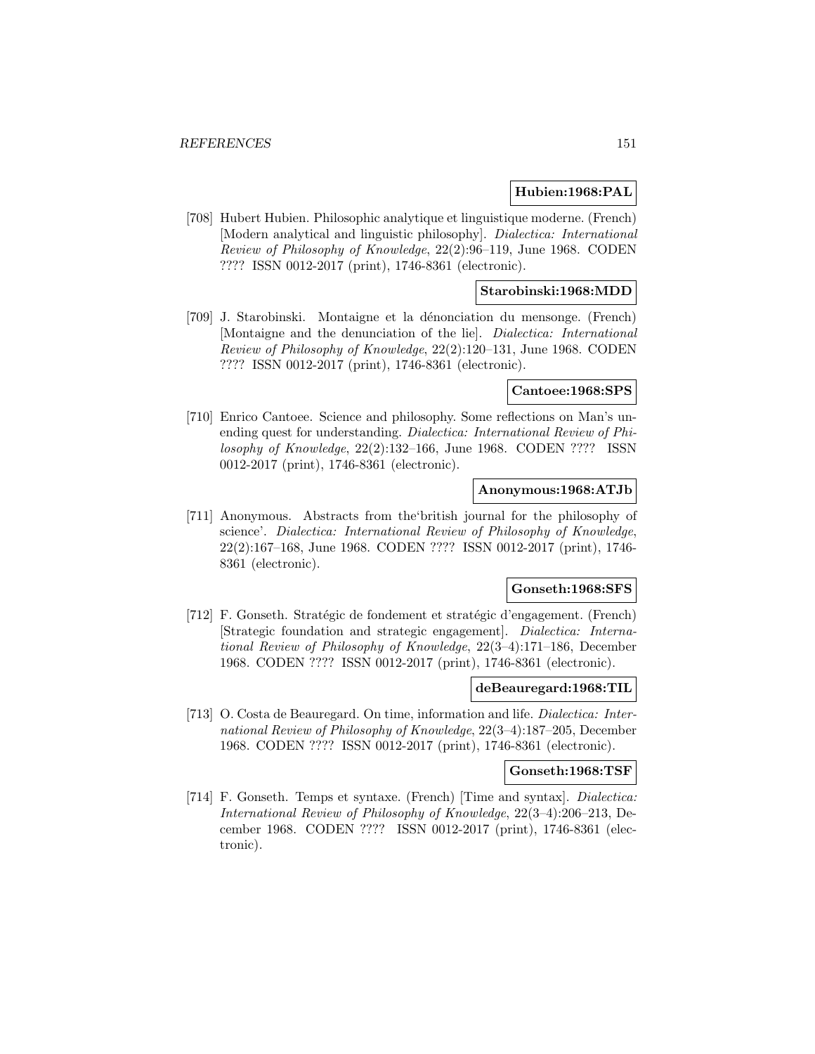**Hubien:1968:PAL**

[708] Hubert Hubien. Philosophic analytique et linguistique moderne. (French) [Modern analytical and linguistic philosophy]. *Dialectica: International Review of Philosophy of Knowledge*, 22(2):96–119, June 1968. CODEN ???? ISSN 0012-2017 (print), 1746-8361 (electronic).

**Starobinski:1968:MDD**

[709] J. Starobinski. Montaigne et la dénonciation du mensonge. (French) [Montaigne and the denunciation of the lie]. *Dialectica: International Review of Philosophy of Knowledge*, 22(2):120–131, June 1968. CODEN ???? ISSN 0012-2017 (print), 1746-8361 (electronic).

**Cantoee:1968:SPS**

[710] Enrico Cantoee. Science and philosophy. Some reflections on Man's unending quest for understanding. *Dialectica: International Review of Philosophy of Knowledge*, 22(2):132–166, June 1968. CODEN ???? ISSN 0012-2017 (print), 1746-8361 (electronic).

**Anonymous:1968:ATJb**

[711] Anonymous. Abstracts from the'british journal for the philosophy of science'. *Dialectica: International Review of Philosophy of Knowledge*, 22(2):167–168, June 1968. CODEN ???? ISSN 0012-2017 (print), 1746-8361 (electronic).

**Gonseth:1968:SFS**

[712] F. Gonseth. Stratégic de fondement et stratégic d'engagement. (French) [Strategic foundation and strategic engagement]. *Dialectica: International Review of Philosophy of Knowledge*, 22(3–4):171–186, December 1968. CODEN ???? ISSN 0012-2017 (print), 1746-8361 (electronic).

**deBeauregard:1968:TIL**

[713] O. Costa de Beauregard. On time, information and life. *Dialectica: International Review of Philosophy of Knowledge*, 22(3–4):187–205, December 1968. CODEN ???? ISSN 0012-2017 (print), 1746-8361 (electronic).

**Gonseth:1968:TSF**

[714] F. Gonseth. Temps et syntaxe. (French) [Time and syntax]. *Dialectica: International Review of Philosophy of Knowledge*, 22(3–4):206–213, December 1968. CODEN ???? ISSN 0012-2017 (print), 1746-8361 (electronic).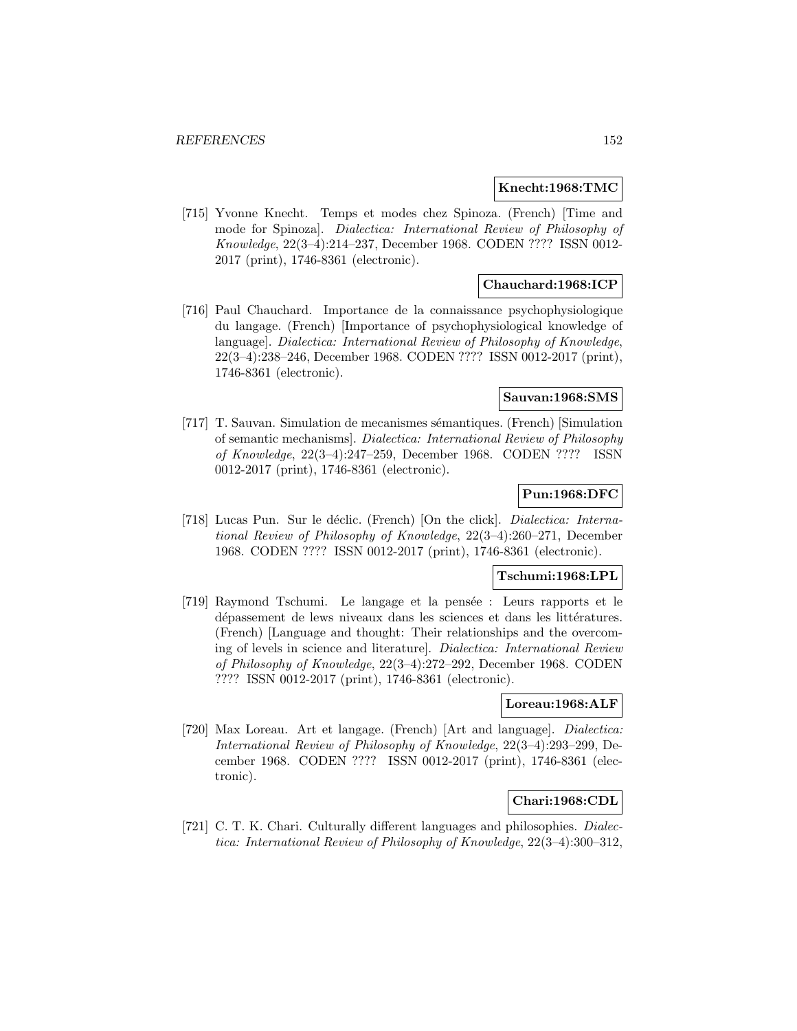**Knecht:1968:TMC**

[715] Yvonne Knecht. Temps et modes chez Spinoza. (French) [Time and mode for Spinoza]. *Dialectica: International Review of Philosophy of Knowledge*, 22(3–4):214–237, December 1968. CODEN ???? ISSN 0012-2017 (print), 1746-8361 (electronic).

**Chauchard:1968:ICP**

[716] Paul Chauchard. Importance de la connaissance psychophysiologique du langage. (French) [Importance of psychophysiological knowledge of language]. *Dialectica: International Review of Philosophy of Knowledge*, 22(3–4):238–246, December 1968. CODEN ???? ISSN 0012-2017 (print), 1746-8361 (electronic).

**Sauvan:1968:SMS**

[717] T. Sauvan. Simulation de mecanismes sémantiques. (French) [Simulation of semantic mechanisms]. *Dialectica: International Review of Philosophy of Knowledge*, 22(3–4):247–259, December 1968. CODEN ???? ISSN 0012-2017 (print), 1746-8361 (electronic).

**Pun:1968:DFC**

[718] Lucas Pun. Sur le déclic. (French) [On the click]. *Dialectica: International Review of Philosophy of Knowledge*, 22(3–4):260–271, December 1968. CODEN ???? ISSN 0012-2017 (print), 1746-8361 (electronic).

**Tschumi:1968:LPL**

[719] Raymond Tschumi. Le langage et la pensée : Leurs rapports et le dépassement de lews niveaux dans les sciences et dans les littératures. (French) [Language and thought: Their relationships and the overcoming of levels in science and literature]. *Dialectica: International Review of Philosophy of Knowledge*, 22(3–4):272–292, December 1968. CODEN ???? ISSN 0012-2017 (print), 1746-8361 (electronic).

**Loreau:1968:ALF**

[720] Max Loreau. Art et langage. (French) [Art and language]. *Dialectica: International Review of Philosophy of Knowledge*, 22(3–4):293–299, December 1968. CODEN ???? ISSN 0012-2017 (print), 1746-8361 (electronic).

**Chari:1968:CDL**

[721] C. T. K. Chari. Culturally different languages and philosophies. *Dialectica: International Review of Philosophy of Knowledge*, 22(3–4):300–312,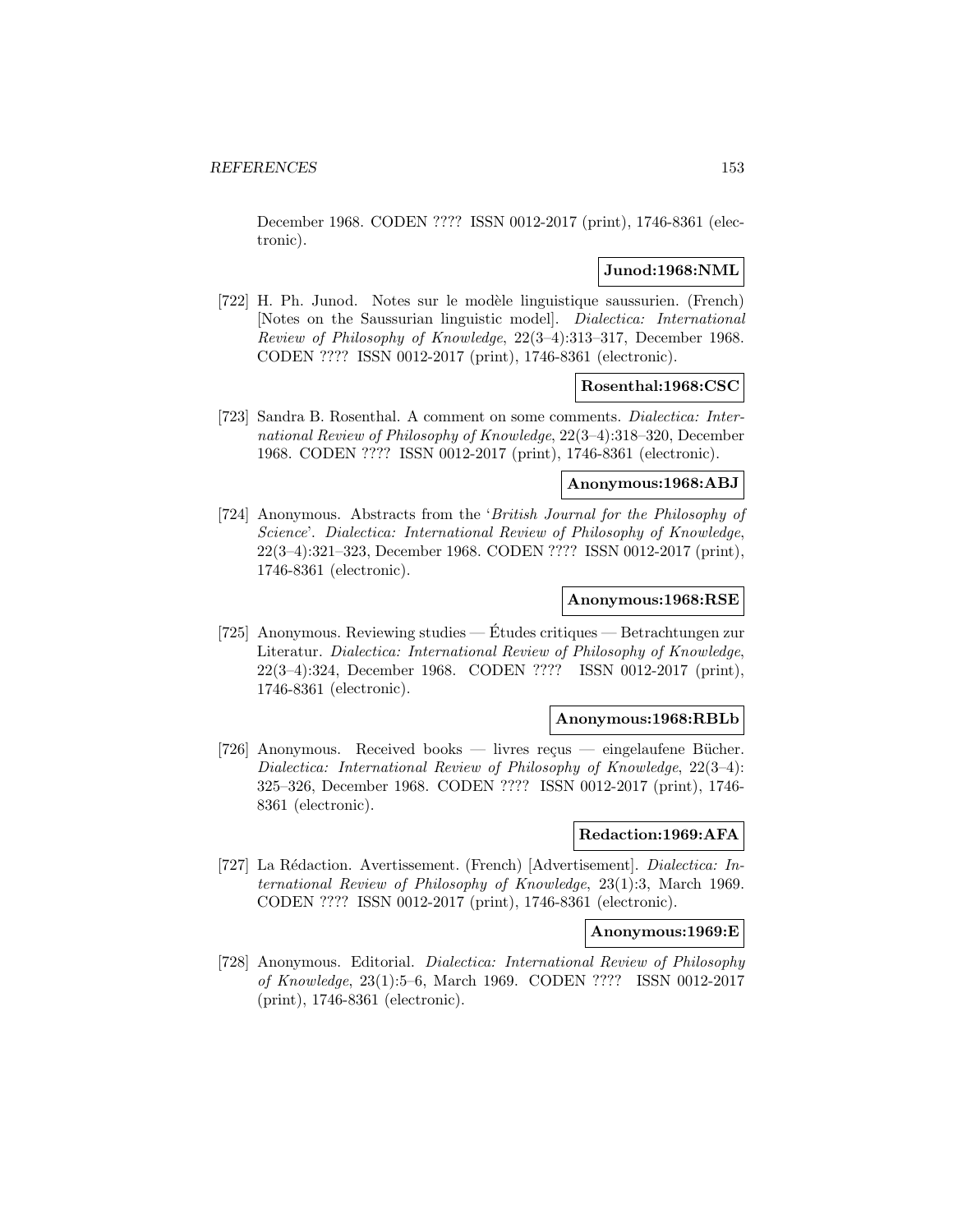December 1968. CODEN ???? ISSN 0012-2017 (print), 1746-8361 (electronic).

**Junod:1968:NML**

[722] H. Ph. Junod. Notes sur le modèle linguistique saussurien. (French) [Notes on the Saussurian linguistic model]. *Dialectica: International Review of Philosophy of Knowledge*, 22(3–4):313–317, December 1968. CODEN ???? ISSN 0012-2017 (print), 1746-8361 (electronic).

**Rosenthal:1968:CSC**

[723] Sandra B. Rosenthal. A comment on some comments. *Dialectica: International Review of Philosophy of Knowledge*, 22(3–4):318–320, December 1968. CODEN ???? ISSN 0012-2017 (print), 1746-8361 (electronic).

**Anonymous:1968:ABJ**

[724] Anonymous. Abstracts from the '*British Journal for the Philosophy of Science*'. *Dialectica: International Review of Philosophy of Knowledge*, 22(3–4):321–323, December 1968. CODEN ???? ISSN 0012-2017 (print), 1746-8361 (electronic).

**Anonymous:1968:RSE**

[725] Anonymous. Reviewing studies — Études critiques — Betrachtungen zur Literatur. *Dialectica: International Review of Philosophy of Knowledge*, 22(3–4):324, December 1968. CODEN ???? ISSN 0012-2017 (print), 1746-8361 (electronic).

**Anonymous:1968:RBLb**

[726] Anonymous. Received books — livres reçus — eingelaufene Bücher. *Dialectica: International Review of Philosophy of Knowledge*, 22(3–4): 325–326, December 1968. CODEN ???? ISSN 0012-2017 (print), 1746-8361 (electronic).

**Redaction:1969:AFA**

[727] La Rédaction. Avertissement. (French) [Advertisement]. *Dialectica: International Review of Philosophy of Knowledge*, 23(1):3, March 1969. CODEN ???? ISSN 0012-2017 (print), 1746-8361 (electronic).

**Anonymous:1969:E**

[728] Anonymous. Editorial. *Dialectica: International Review of Philosophy of Knowledge*, 23(1):5–6, March 1969. CODEN ???? ISSN 0012-2017 (print), 1746-8361 (electronic).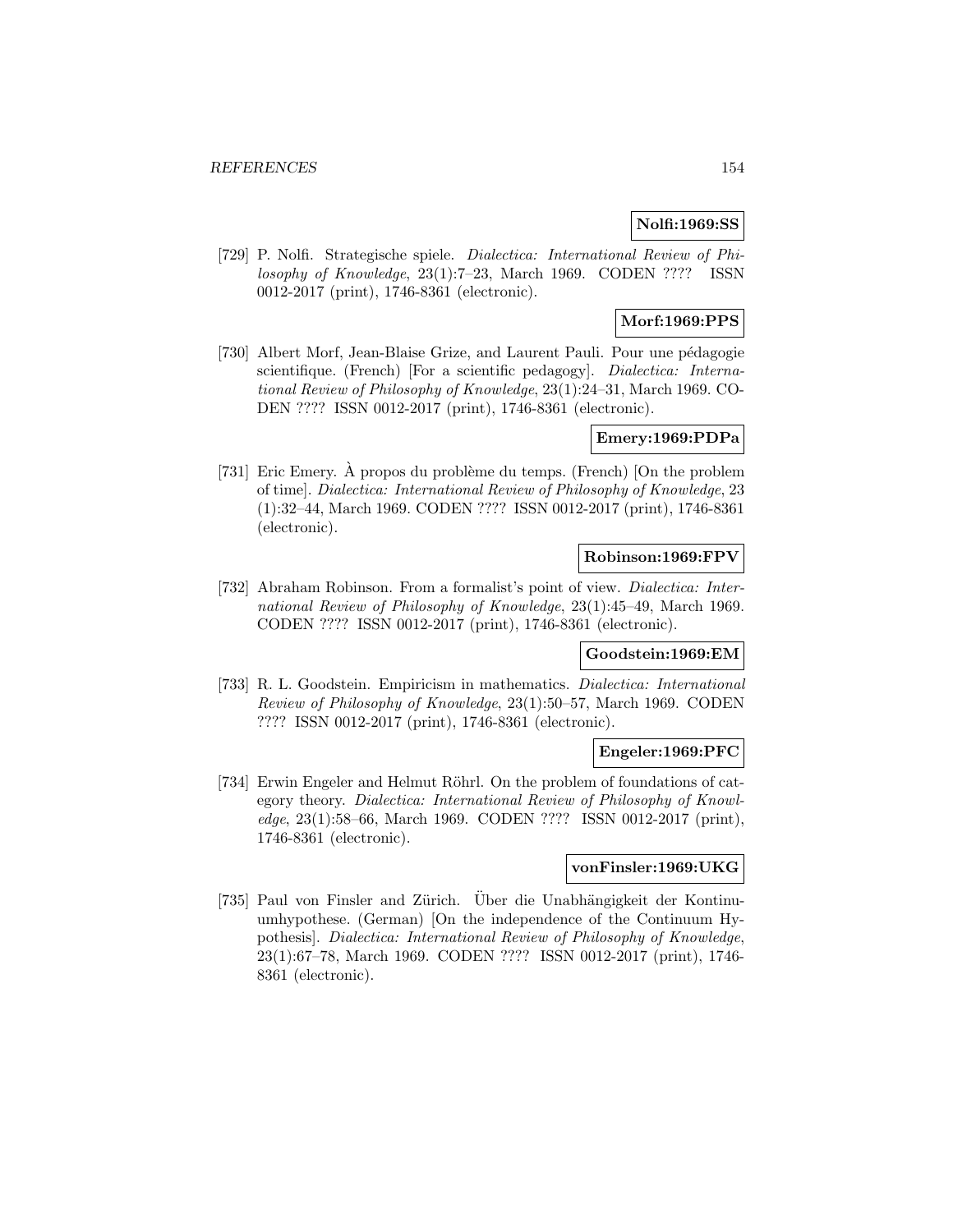**Nolfi:1969:SS**

[729] P. Nolfi. Strategische spiele. *Dialectica: International Review of Philosophy of Knowledge*, 23(1):7–23, March 1969. CODEN ???? ISSN 0012-2017 (print), 1746-8361 (electronic).

**Morf:1969:PPS**

[730] Albert Morf, Jean-Blaise Grize, and Laurent Pauli. Pour une pédagogie scientifique. (French) [For a scientific pedagogy]. *Dialectica: International Review of Philosophy of Knowledge*, 23(1):24–31, March 1969. CODEN ???? ISSN 0012-2017 (print), 1746-8361 (electronic).

**Emery:1969:PDPa**

[731] Eric Emery. À propos du problème du temps. (French) [On the problem of time]. *Dialectica: International Review of Philosophy of Knowledge*, 23 (1):32–44, March 1969. CODEN ???? ISSN 0012-2017 (print), 1746-8361 (electronic).

**Robinson:1969:FPV**

[732] Abraham Robinson. From a formalist's point of view. *Dialectica: International Review of Philosophy of Knowledge*, 23(1):45–49, March 1969. CODEN ???? ISSN 0012-2017 (print), 1746-8361 (electronic).

**Goodstein:1969:EM**

[733] R. L. Goodstein. Empiricism in mathematics. *Dialectica: International Review of Philosophy of Knowledge*, 23(1):50–57, March 1969. CODEN ???? ISSN 0012-2017 (print), 1746-8361 (electronic).

**Engeler:1969:PFC**

[734] Erwin Engeler and Helmut Röhrl. On the problem of foundations of category theory. *Dialectica: International Review of Philosophy of Knowledge*, 23(1):58–66, March 1969. CODEN ???? ISSN 0012-2017 (print), 1746-8361 (electronic).

**vonFinsler:1969:UKG**

[735] Paul von Finsler and Zürich. Über die Unabhängigkeit der Kontinuumhypothese. (German) [On the independence of the Continuum Hypothesis]. *Dialectica: International Review of Philosophy of Knowledge*, 23(1):67–78, March 1969. CODEN ???? ISSN 0012-2017 (print), 1746-8361 (electronic).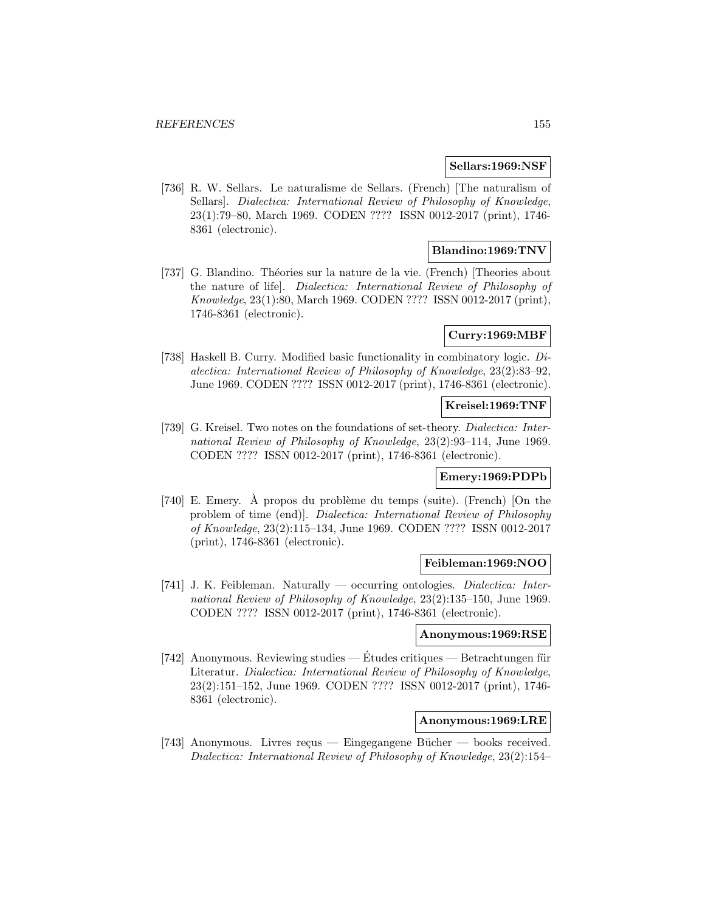**Sellars:1969:NSF**

[736] R. W. Sellars. Le naturalisme de Sellars. (French) [The naturalism of Sellars]. *Dialectica: International Review of Philosophy of Knowledge*, 23(1):79–80, March 1969. CODEN ???? ISSN 0012-2017 (print), 1746-8361 (electronic).

**Blandino:1969:TNV**

[737] G. Blandino. Théories sur la nature de la vie. (French) [Theories about the nature of life]. *Dialectica: International Review of Philosophy of Knowledge*, 23(1):80, March 1969. CODEN ???? ISSN 0012-2017 (print), 1746-8361 (electronic).

**Curry:1969:MBF**

[738] Haskell B. Curry. Modified basic functionality in combinatory logic. *Dialectica: International Review of Philosophy of Knowledge*, 23(2):83–92, June 1969. CODEN ???? ISSN 0012-2017 (print), 1746-8361 (electronic).

**Kreisel:1969:TNF**

[739] G. Kreisel. Two notes on the foundations of set-theory. *Dialectica: International Review of Philosophy of Knowledge*, 23(2):93–114, June 1969. CODEN ???? ISSN 0012-2017 (print), 1746-8361 (electronic).

**Emery:1969:PDPb**

[740] E. Emery. À propos du problème du temps (suite). (French) [On the problem of time (end)]. *Dialectica: International Review of Philosophy of Knowledge*, 23(2):115–134, June 1969. CODEN ???? ISSN 0012-2017 (print), 1746-8361 (electronic).

**Feibleman:1969:NOO**

[741] J. K. Feibleman. Naturally — occurring ontologies. *Dialectica: International Review of Philosophy of Knowledge*, 23(2):135–150, June 1969. CODEN ???? ISSN 0012-2017 (print), 1746-8361 (electronic).

**Anonymous:1969:RSE**

[742] Anonymous. Reviewing studies — Études critiques — Betrachtungen für Literatur. *Dialectica: International Review of Philosophy of Knowledge*, 23(2):151–152, June 1969. CODEN ???? ISSN 0012-2017 (print), 1746-8361 (electronic).

**Anonymous:1969:LRE**

[743] Anonymous. Livres reçus — Eingegangene Bücher — books received. *Dialectica: International Review of Philosophy of Knowledge*, 23(2):154–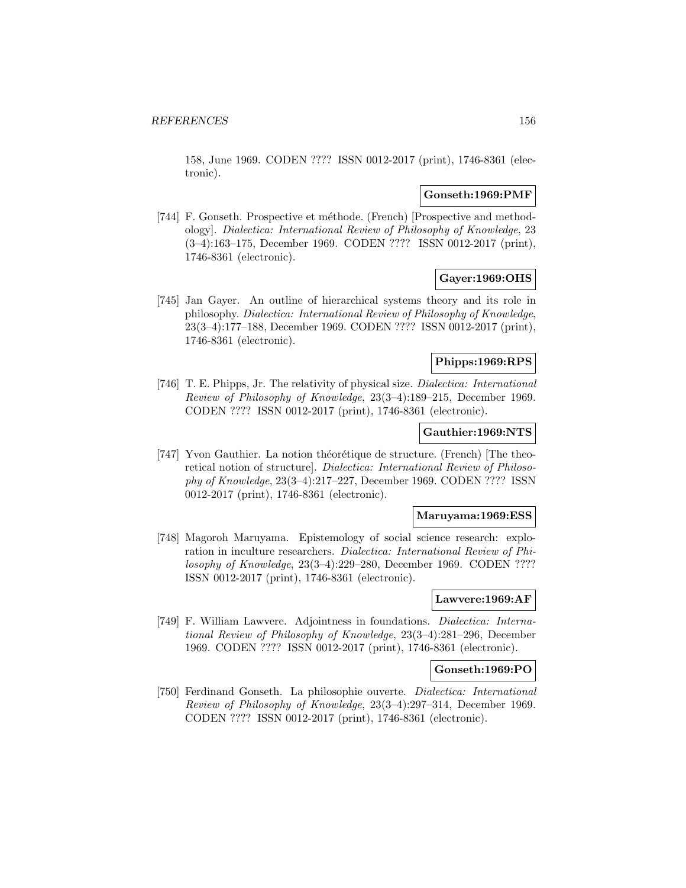158, June 1969. CODEN ???? ISSN 0012-2017 (print), 1746-8361 (electronic).

**Gonseth:1969:PMF**

[744] F. Gonseth. Prospective et méthode. (French) [Prospective and methodology]. *Dialectica: International Review of Philosophy of Knowledge*, 23 (3–4):163–175, December 1969. CODEN ???? ISSN 0012-2017 (print), 1746-8361 (electronic).

**Gayer:1969:OHS**

[745] Jan Gayer. An outline of hierarchical systems theory and its role in philosophy. *Dialectica: International Review of Philosophy of Knowledge*, 23(3–4):177–188, December 1969. CODEN ???? ISSN 0012-2017 (print), 1746-8361 (electronic).

**Phipps:1969:RPS**

[746] T. E. Phipps, Jr. The relativity of physical size. *Dialectica: International Review of Philosophy of Knowledge*, 23(3–4):189–215, December 1969. CODEN ???? ISSN 0012-2017 (print), 1746-8361 (electronic).

**Gauthier:1969:NTS**

[747] Yvon Gauthier. La notion théorétique de structure. (French) [The theoretical notion of structure]. *Dialectica: International Review of Philosophy of Knowledge*, 23(3–4):217–227, December 1969. CODEN ???? ISSN 0012-2017 (print), 1746-8361 (electronic).

**Maruyama:1969:ESS**

[748] Magoroh Maruyama. Epistemology of social science research: exploration in inculture researchers. *Dialectica: International Review of Philosophy of Knowledge*, 23(3–4):229–280, December 1969. CODEN ???? ISSN 0012-2017 (print), 1746-8361 (electronic).

**Lawvere:1969:AF**

[749] F. William Lawvere. Adjointness in foundations. *Dialectica: International Review of Philosophy of Knowledge*, 23(3–4):281–296, December 1969. CODEN ???? ISSN 0012-2017 (print), 1746-8361 (electronic).

**Gonseth:1969:PO**

[750] Ferdinand Gonseth. La philosophie ouverte. *Dialectica: International Review of Philosophy of Knowledge*, 23(3–4):297–314, December 1969. CODEN ???? ISSN 0012-2017 (print), 1746-8361 (electronic).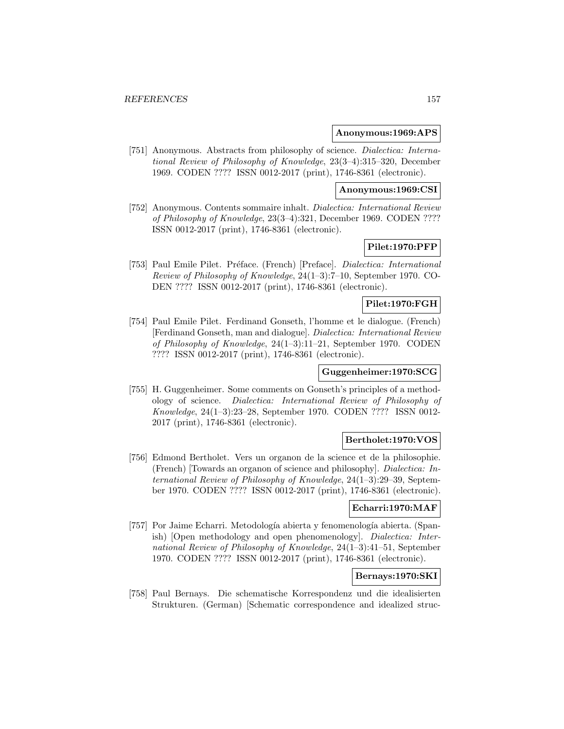**Anonymous:1969:APS**

[751] Anonymous. Abstracts from philosophy of science. *Dialectica: International Review of Philosophy of Knowledge*, 23(3–4):315–320, December 1969. CODEN ???? ISSN 0012-2017 (print), 1746-8361 (electronic).

**Anonymous:1969:CSI**

[752] Anonymous. Contents sommaire inhalt. *Dialectica: International Review of Philosophy of Knowledge*, 23(3–4):321, December 1969. CODEN ???? ISSN 0012-2017 (print), 1746-8361 (electronic).

**Pilet:1970:PFP**

[753] Paul Emile Pilet. Préface. (French) [Preface]. *Dialectica: International Review of Philosophy of Knowledge*, 24(1–3):7–10, September 1970. CODEN ???? ISSN 0012-2017 (print), 1746-8361 (electronic).

**Pilet:1970:FGH**

[754] Paul Emile Pilet. Ferdinand Gonseth, l'homme et le dialogue. (French) [Ferdinand Gonseth, man and dialogue]. *Dialectica: International Review of Philosophy of Knowledge*, 24(1–3):11–21, September 1970. CODEN ???? ISSN 0012-2017 (print), 1746-8361 (electronic).

**Guggenheimer:1970:SCG**

[755] H. Guggenheimer. Some comments on Gonseth's principles of a methodology of science. *Dialectica: International Review of Philosophy of Knowledge*, 24(1–3):23–28, September 1970. CODEN ???? ISSN 0012-2017 (print), 1746-8361 (electronic).

**Bertholet:1970:VOS**

[756] Edmond Bertholet. Vers un organon de la science et de la philosophie. (French) [Towards an organon of science and philosophy]. *Dialectica: International Review of Philosophy of Knowledge*, 24(1–3):29–39, September 1970. CODEN ???? ISSN 0012-2017 (print), 1746-8361 (electronic).

**Echarri:1970:MAF**

[757] Por Jaime Echarri. Metodología abierta y fenomenología abierta. (Spanish) [Open methodology and open phenomenology]. *Dialectica: International Review of Philosophy of Knowledge*, 24(1–3):41–51, September 1970. CODEN ???? ISSN 0012-2017 (print), 1746-8361 (electronic).

**Bernays:1970:SKI**

[758] Paul Bernays. Die schematische Korrespondenz und die idealisierten Strukturen. (German) [Schematic correspondence and idealized struc-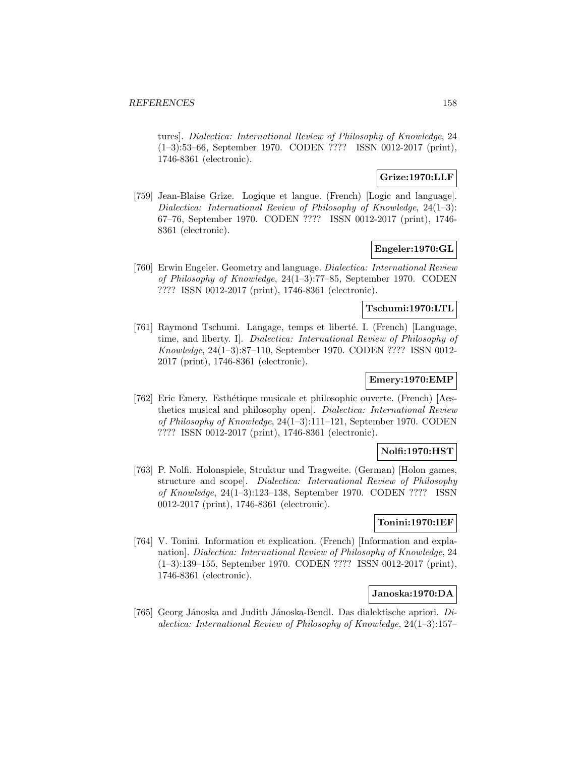tures]. *Dialectica: International Review of Philosophy of Knowledge*, 24 (1–3):53–66, September 1970. CODEN ???? ISSN 0012-2017 (print), 1746-8361 (electronic).

**Grize:1970:LLF**

[759] Jean-Blaise Grize. Logique et langue. (French) [Logic and language]. *Dialectica: International Review of Philosophy of Knowledge*, 24(1–3): 67–76, September 1970. CODEN ???? ISSN 0012-2017 (print), 1746-8361 (electronic).

**Engeler:1970:GL**

[760] Erwin Engeler. Geometry and language. *Dialectica: International Review of Philosophy of Knowledge*, 24(1–3):77–85, September 1970. CODEN ???? ISSN 0012-2017 (print), 1746-8361 (electronic).

**Tschumi:1970:LTL**

[761] Raymond Tschumi. Langage, temps et liberté. I. (French) [Language, time, and liberty. I]. *Dialectica: International Review of Philosophy of Knowledge*, 24(1–3):87–110, September 1970. CODEN ???? ISSN 0012-2017 (print), 1746-8361 (electronic).

**Emery:1970:EMP**

[762] Eric Emery. Esthétique musicale et philosophic ouverte. (French) [Aesthetics musical and philosophy open]. *Dialectica: International Review of Philosophy of Knowledge*, 24(1–3):111–121, September 1970. CODEN ???? ISSN 0012-2017 (print), 1746-8361 (electronic).

**Nolfi:1970:HST**

[763] P. Nolfi. Holonspiele, Struktur und Tragweite. (German) [Holon games, structure and scope]. *Dialectica: International Review of Philosophy of Knowledge*, 24(1–3):123–138, September 1970. CODEN ???? ISSN 0012-2017 (print), 1746-8361 (electronic).

**Tonini:1970:IEF**

[764] V. Tonini. Information et explication. (French) [Information and explanation]. *Dialectica: International Review of Philosophy of Knowledge*, 24 (1–3):139–155, September 1970. CODEN ???? ISSN 0012-2017 (print), 1746-8361 (electronic).

**Janoska:1970:DA**

[765] Georg Jánoska and Judith Jánoska-Bendl. Das dialektische apriori. *Dialectica: International Review of Philosophy of Knowledge*, 24(1–3):157–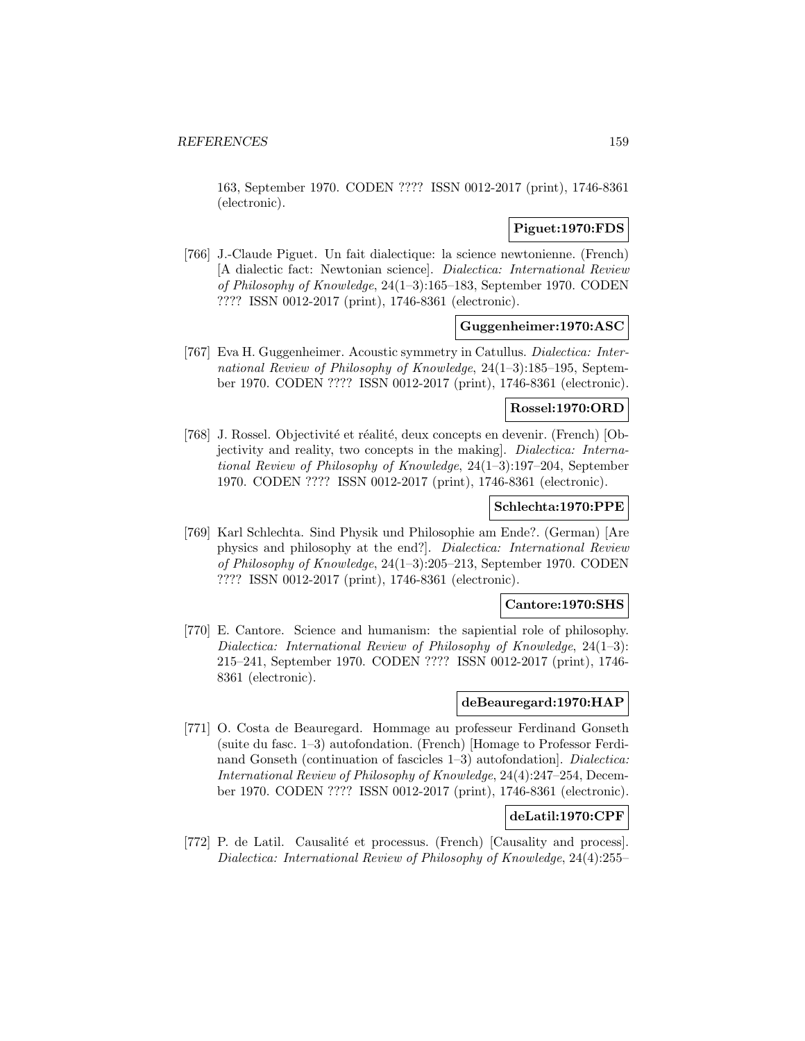163, September 1970. CODEN ???? ISSN 0012-2017 (print), 1746-8361 (electronic).

**Piguet:1970:FDS**

[766] J.-Claude Piguet. Un fait dialectique: la science newtonienne. (French) [A dialectic fact: Newtonian science]. *Dialectica: International Review of Philosophy of Knowledge*, 24(1–3):165–183, September 1970. CODEN ???? ISSN 0012-2017 (print), 1746-8361 (electronic).

**Guggenheimer:1970:ASC**

[767] Eva H. Guggenheimer. Acoustic symmetry in Catullus. *Dialectica: International Review of Philosophy of Knowledge*, 24(1–3):185–195, September 1970. CODEN ???? ISSN 0012-2017 (print), 1746-8361 (electronic).

**Rossel:1970:ORD**

[768] J. Rossel. Objectivité et réalité, deux concepts en devenir. (French) [Objectivity and reality, two concepts in the making]. *Dialectica: International Review of Philosophy of Knowledge*, 24(1–3):197–204, September 1970. CODEN ???? ISSN 0012-2017 (print), 1746-8361 (electronic).

**Schlechta:1970:PPE**

[769] Karl Schlechta. Sind Physik und Philosophie am Ende?. (German) [Are physics and philosophy at the end?]. *Dialectica: International Review of Philosophy of Knowledge*, 24(1–3):205–213, September 1970. CODEN ???? ISSN 0012-2017 (print), 1746-8361 (electronic).

**Cantore:1970:SHS**

[770] E. Cantore. Science and humanism: the sapiential role of philosophy. *Dialectica: International Review of Philosophy of Knowledge*, 24(1–3): 215–241, September 1970. CODEN ???? ISSN 0012-2017 (print), 1746-8361 (electronic).

**deBeauregard:1970:HAP**

[771] O. Costa de Beauregard. Hommage au professeur Ferdinand Gonseth (suite du fasc. 1–3) autofondation. (French) [Homage to Professor Ferdinand Gonseth (continuation of fascicles 1–3) autofondation]. *Dialectica: International Review of Philosophy of Knowledge*, 24(4):247–254, December 1970. CODEN ???? ISSN 0012-2017 (print), 1746-8361 (electronic).

**deLatil:1970:CPF**

[772] P. de Latil. Causalité et processus. (French) [Causality and process]. *Dialectica: International Review of Philosophy of Knowledge*, 24(4):255–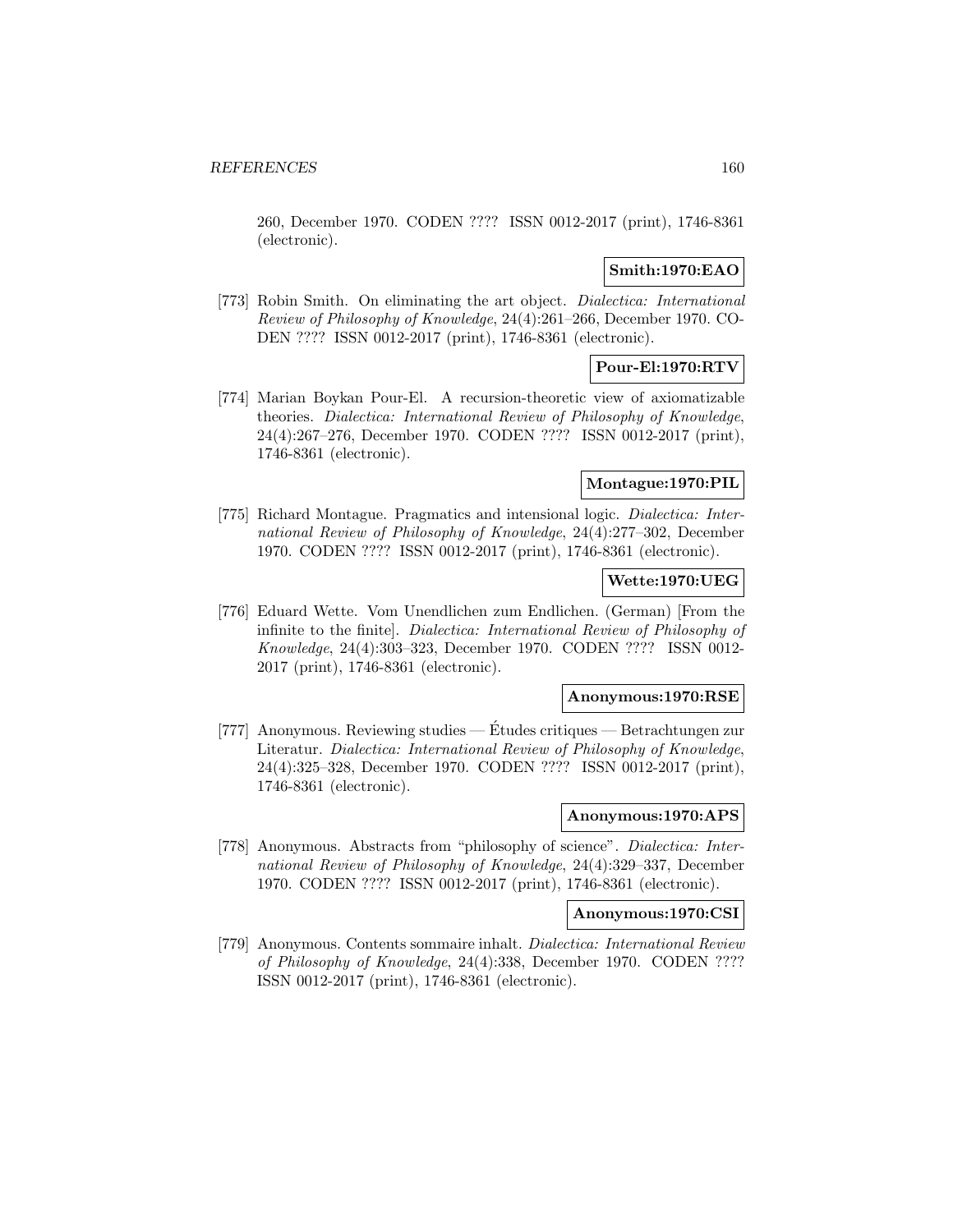260, December 1970. CODEN ???? ISSN 0012-2017 (print), 1746-8361 (electronic).

**Smith:1970:EAO**

[773] Robin Smith. On eliminating the art object. *Dialectica: International Review of Philosophy of Knowledge*, 24(4):261–266, December 1970. CODEN ???? ISSN 0012-2017 (print), 1746-8361 (electronic).

**Pour-El:1970:RTV**

[774] Marian Boykan Pour-El. A recursion-theoretic view of axiomatizable theories. *Dialectica: International Review of Philosophy of Knowledge*, 24(4):267–276, December 1970. CODEN ???? ISSN 0012-2017 (print), 1746-8361 (electronic).

**Montague:1970:PIL**

[775] Richard Montague. Pragmatics and intensional logic. *Dialectica: International Review of Philosophy of Knowledge*, 24(4):277–302, December 1970. CODEN ???? ISSN 0012-2017 (print), 1746-8361 (electronic).

**Wette:1970:UEG**

[776] Eduard Wette. Vom Unendlichen zum Endlichen. (German) [From the infinite to the finite]. *Dialectica: International Review of Philosophy of Knowledge*, 24(4):303–323, December 1970. CODEN ???? ISSN 0012-2017 (print), 1746-8361 (electronic).

**Anonymous:1970:RSE**

[777] Anonymous. Reviewing studies — Études critiques — Betrachtungen zur Literatur. *Dialectica: International Review of Philosophy of Knowledge*, 24(4):325–328, December 1970. CODEN ???? ISSN 0012-2017 (print), 1746-8361 (electronic).

**Anonymous:1970:APS**

[778] Anonymous. Abstracts from "philosophy of science". *Dialectica: International Review of Philosophy of Knowledge*, 24(4):329–337, December 1970. CODEN ???? ISSN 0012-2017 (print), 1746-8361 (electronic).

**Anonymous:1970:CSI**

[779] Anonymous. Contents sommaire inhalt. *Dialectica: International Review of Philosophy of Knowledge*, 24(4):338, December 1970. CODEN ???? ISSN 0012-2017 (print), 1746-8361 (electronic).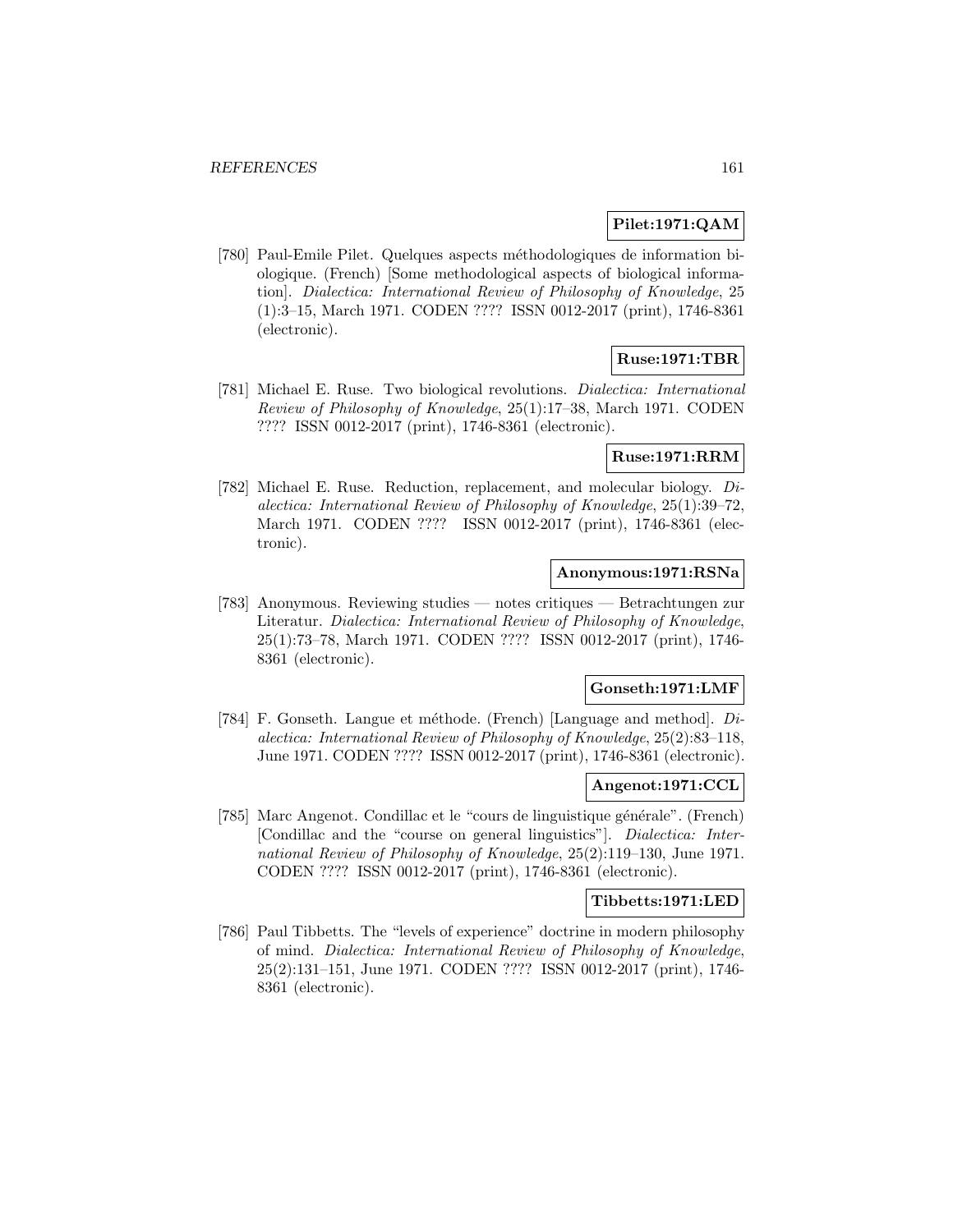**Pilet:1971:QAM**

[780] Paul-Emile Pilet. Quelques aspects méthodologiques de information biologique. (French) [Some methodological aspects of biological information]. *Dialectica: International Review of Philosophy of Knowledge*, 25 (1):3–15, March 1971. CODEN ???? ISSN 0012-2017 (print), 1746-8361 (electronic).

**Ruse:1971:TBR**

[781] Michael E. Ruse. Two biological revolutions. *Dialectica: International Review of Philosophy of Knowledge*, 25(1):17–38, March 1971. CODEN ???? ISSN 0012-2017 (print), 1746-8361 (electronic).

**Ruse:1971:RRM**

[782] Michael E. Ruse. Reduction, replacement, and molecular biology. *Dialectica: International Review of Philosophy of Knowledge*, 25(1):39–72, March 1971. CODEN ???? ISSN 0012-2017 (print), 1746-8361 (electronic).

**Anonymous:1971:RSNa**

[783] Anonymous. Reviewing studies — notes critiques — Betrachtungen zur Literatur. *Dialectica: International Review of Philosophy of Knowledge*, 25(1):73–78, March 1971. CODEN ???? ISSN 0012-2017 (print), 1746-8361 (electronic).

**Gonseth:1971:LMF**

[784] F. Gonseth. Langue et méthode. (French) [Language and method]. *Dialectica: International Review of Philosophy of Knowledge*, 25(2):83–118, June 1971. CODEN ???? ISSN 0012-2017 (print), 1746-8361 (electronic).

**Angenot:1971:CCL**

[785] Marc Angenot. Condillac et le "cours de linguistique générale". (French) [Condillac and the "course on general linguistics"]. *Dialectica: International Review of Philosophy of Knowledge*, 25(2):119–130, June 1971. CODEN ???? ISSN 0012-2017 (print), 1746-8361 (electronic).

**Tibbetts:1971:LED**

[786] Paul Tibbetts. The "levels of experience" doctrine in modern philosophy of mind. *Dialectica: International Review of Philosophy of Knowledge*, 25(2):131–151, June 1971. CODEN ???? ISSN 0012-2017 (print), 1746-8361 (electronic).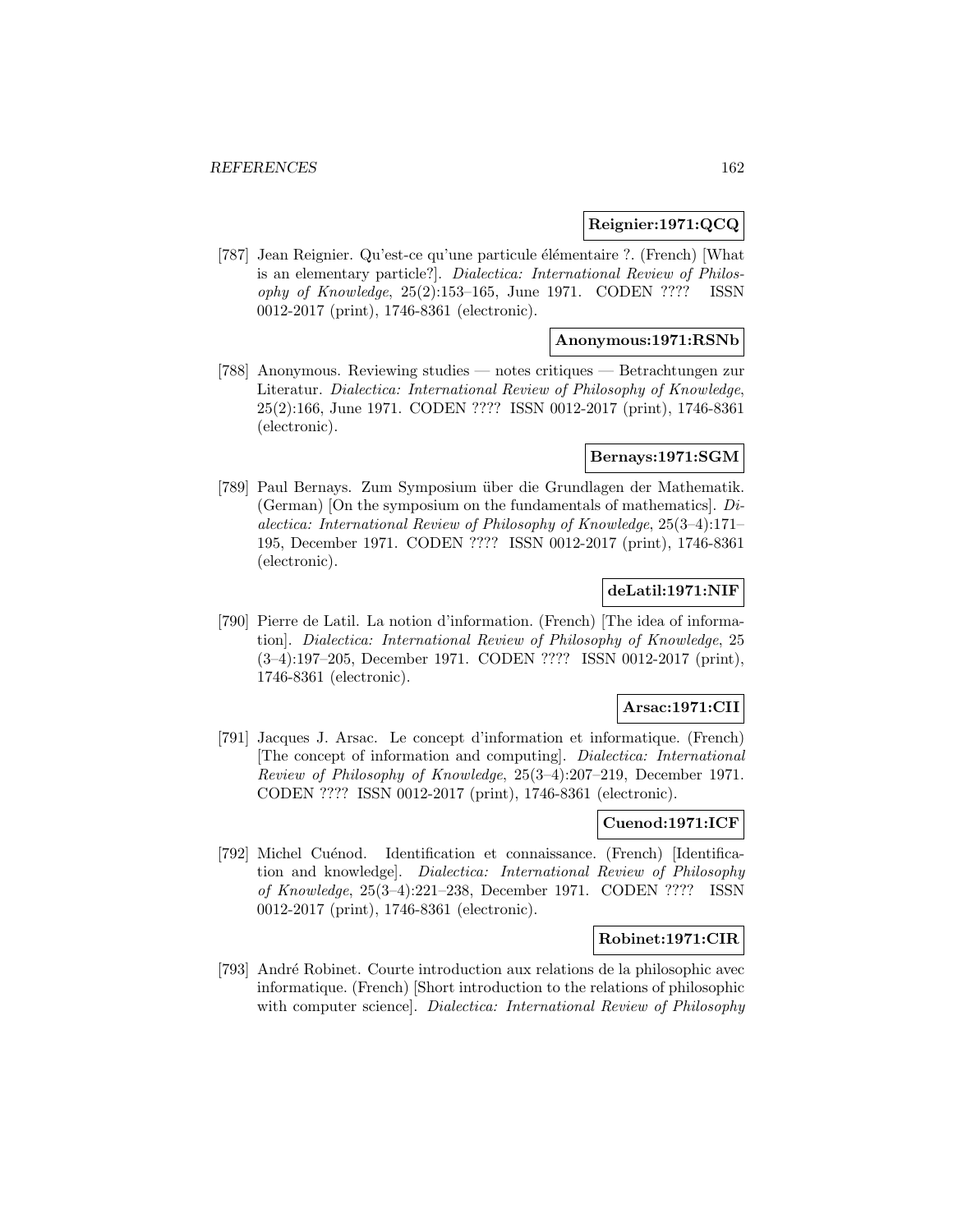**Reignier:1971:QCQ**

[787] Jean Reignier. Qu'est-ce qu'une particule élémentaire ?. (French) [What is an elementary particle?]. *Dialectica: International Review of Philosophy of Knowledge*, 25(2):153–165, June 1971. CODEN ???? ISSN 0012-2017 (print), 1746-8361 (electronic).

**Anonymous:1971:RSNb**

[788] Anonymous. Reviewing studies — notes critiques — Betrachtungen zur Literatur. *Dialectica: International Review of Philosophy of Knowledge*, 25(2):166, June 1971. CODEN ???? ISSN 0012-2017 (print), 1746-8361 (electronic).

**Bernays:1971:SGM**

[789] Paul Bernays. Zum Symposium über die Grundlagen der Mathematik. (German) [On the symposium on the fundamentals of mathematics]. *Dialectica: International Review of Philosophy of Knowledge*, 25(3–4):171–195, December 1971. CODEN ???? ISSN 0012-2017 (print), 1746-8361 (electronic).

**deLatil:1971:NIF**

[790] Pierre de Latil. La notion d'information. (French) [The idea of information]. *Dialectica: International Review of Philosophy of Knowledge*, 25 (3–4):197–205, December 1971. CODEN ???? ISSN 0012-2017 (print), 1746-8361 (electronic).

**Arsac:1971:CII**

[791] Jacques J. Arsac. Le concept d'information et informatique. (French) [The concept of information and computing]. *Dialectica: International Review of Philosophy of Knowledge*, 25(3–4):207–219, December 1971. CODEN ???? ISSN 0012-2017 (print), 1746-8361 (electronic).

**Cuenod:1971:ICF**

[792] Michel Cuénod. Identification et connaissance. (French) [Identification and knowledge]. *Dialectica: International Review of Philosophy of Knowledge*, 25(3–4):221–238, December 1971. CODEN ???? ISSN 0012-2017 (print), 1746-8361 (electronic).

**Robinet:1971:CIR**

[793] André Robinet. Courte introduction aux relations de la philosophic avec informatique. (French) [Short introduction to the relations of philosophic with computer science]. *Dialectica: International Review of Philosophy*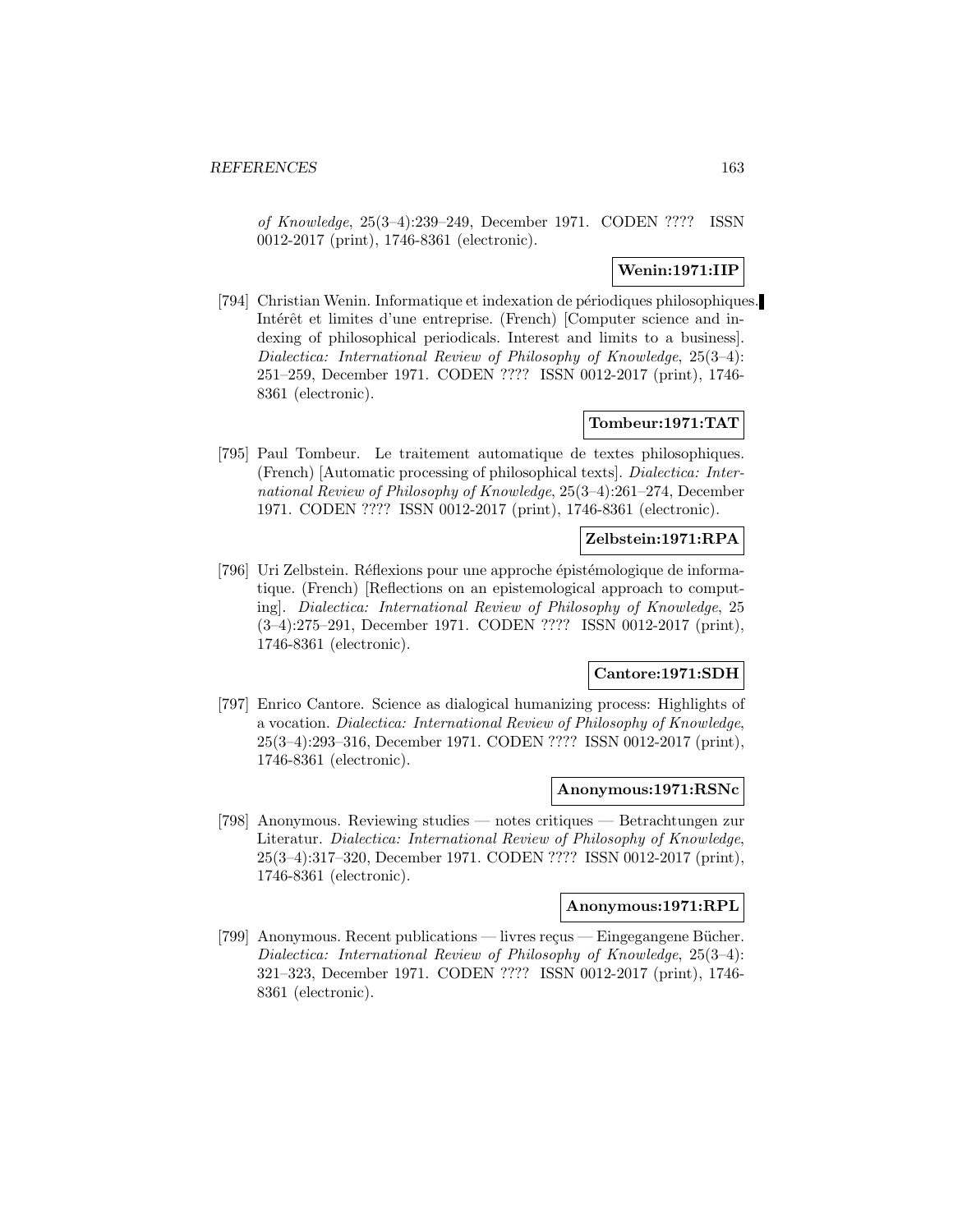*of Knowledge*, 25(3–4):239–249, December 1971. CODEN ???? ISSN 0012-2017 (print), 1746-8361 (electronic).

**Wenin:1971:IIP**

[794] Christian Wenin. Informatique et indexation de périodiques philosophiques. Intérêt et limites d'une entreprise. (French) [Computer science and indexing of philosophical periodicals. Interest and limits to a business]. *Dialectica: International Review of Philosophy of Knowledge*, 25(3–4): 251–259, December 1971. CODEN ???? ISSN 0012-2017 (print), 1746-8361 (electronic).

**Tombeur:1971:TAT**

[795] Paul Tombeur. Le traitement automatique de textes philosophiques. (French) [Automatic processing of philosophical texts]. *Dialectica: International Review of Philosophy of Knowledge*, 25(3–4):261–274, December 1971. CODEN ???? ISSN 0012-2017 (print), 1746-8361 (electronic).

**Zelbstein:1971:RPA**

[796] Uri Zelbstein. Réflexions pour une approche épistémologique de informatique. (French) [Reflections on an epistemological approach to computing]. *Dialectica: International Review of Philosophy of Knowledge*, 25 (3–4):275–291, December 1971. CODEN ???? ISSN 0012-2017 (print), 1746-8361 (electronic).

**Cantore:1971:SDH**

[797] Enrico Cantore. Science as dialogical humanizing process: Highlights of a vocation. *Dialectica: International Review of Philosophy of Knowledge*, 25(3–4):293–316, December 1971. CODEN ???? ISSN 0012-2017 (print), 1746-8361 (electronic).

**Anonymous:1971:RSNc**

[798] Anonymous. Reviewing studies — notes critiques — Betrachtungen zur Literatur. *Dialectica: International Review of Philosophy of Knowledge*, 25(3–4):317–320, December 1971. CODEN ???? ISSN 0012-2017 (print), 1746-8361 (electronic).

**Anonymous:1971:RPL**

[799] Anonymous. Recent publications — livres reçus — Eingegangene Bücher. *Dialectica: International Review of Philosophy of Knowledge*, 25(3–4): 321–323, December 1971. CODEN ???? ISSN 0012-2017 (print), 1746-8361 (electronic).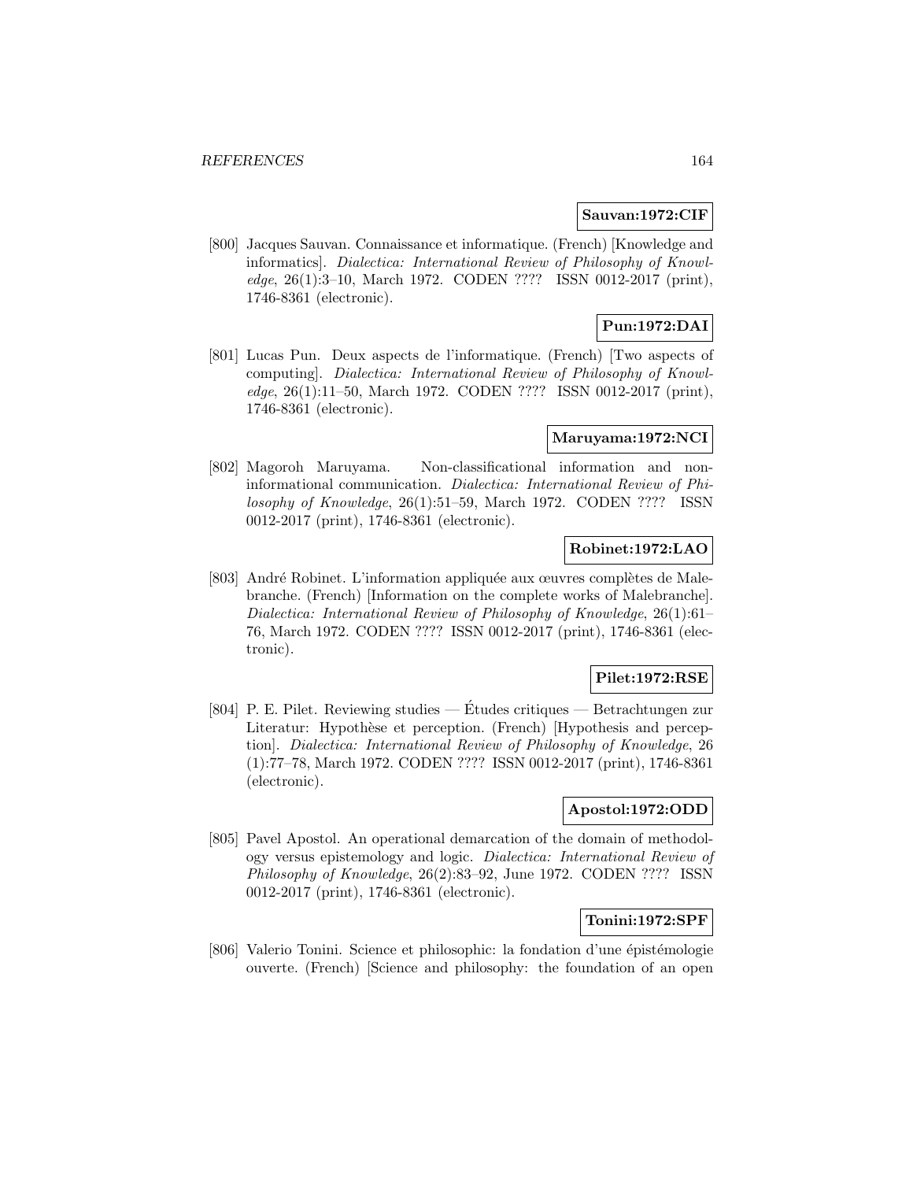**Sauvan:1972:CIF**

[800] Jacques Sauvan. Connaissance et informatique. (French) [Knowledge and informatics]. *Dialectica: International Review of Philosophy of Knowledge*, 26(1):3–10, March 1972. CODEN ???? ISSN 0012-2017 (print), 1746-8361 (electronic).

**Pun:1972:DAI**

[801] Lucas Pun. Deux aspects de l'informatique. (French) [Two aspects of computing]. *Dialectica: International Review of Philosophy of Knowledge*, 26(1):11–50, March 1972. CODEN ???? ISSN 0012-2017 (print), 1746-8361 (electronic).

**Maruyama:1972:NCI**

[802] Magoroh Maruyama. Non-classificational information and non-informational communication. *Dialectica: International Review of Philosophy of Knowledge*, 26(1):51–59, March 1972. CODEN ???? ISSN 0012-2017 (print), 1746-8361 (electronic).

**Robinet:1972:LAO**

[803] André Robinet. L'information appliquée aux œuvres complètes de Malebranche. (French) [Information on the complete works of Malebranche]. *Dialectica: International Review of Philosophy of Knowledge*, 26(1):61–76, March 1972. CODEN ???? ISSN 0012-2017 (print), 1746-8361 (electronic).

**Pilet:1972:RSE**

[804] P. E. Pilet. Reviewing studies — Études critiques — Betrachtungen zur Literatur: Hypothèse et perception. (French) [Hypothesis and perception]. *Dialectica: International Review of Philosophy of Knowledge*, 26 (1):77–78, March 1972. CODEN ???? ISSN 0012-2017 (print), 1746-8361 (electronic).

**Apostol:1972:ODD**

[805] Pavel Apostol. An operational demarcation of the domain of methodology versus epistemology and logic. *Dialectica: International Review of Philosophy of Knowledge*, 26(2):83–92, June 1972. CODEN ???? ISSN 0012-2017 (print), 1746-8361 (electronic).

**Tonini:1972:SPF**

[806] Valerio Tonini. Science et philosophic: la fondation d'une épistémologie ouverte. (French) [Science and philosophy: the foundation of an open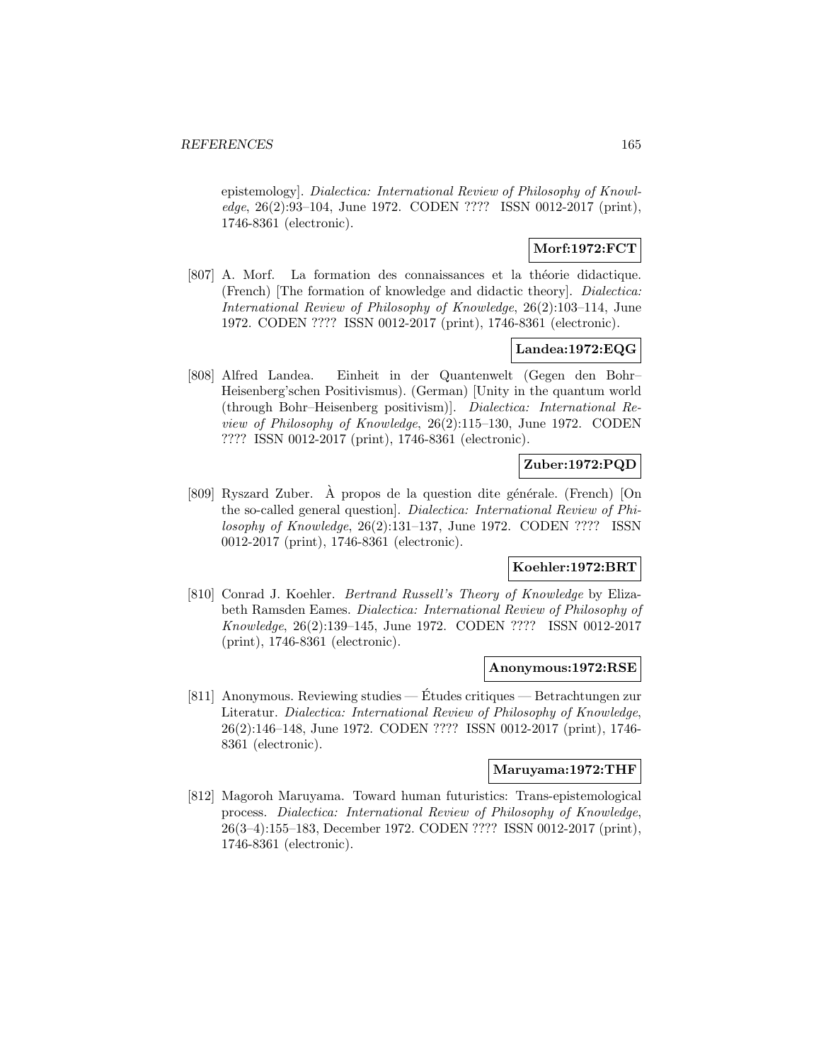epistemology]. *Dialectica: International Review of Philosophy of Knowledge*, 26(2):93–104, June 1972. CODEN ???? ISSN 0012-2017 (print), 1746-8361 (electronic).

**Morf:1972:FCT**

[807] A. Morf. La formation des connaissances et la théorie didactique. (French) [The formation of knowledge and didactic theory]. *Dialectica: International Review of Philosophy of Knowledge*, 26(2):103–114, June 1972. CODEN ???? ISSN 0012-2017 (print), 1746-8361 (electronic).

**Landea:1972:EQG**

[808] Alfred Landea. Einheit in der Quantenwelt (Gegen den Bohr–Heisenberg'schen Positivismus). (German) [Unity in the quantum world (through Bohr–Heisenberg positivism)]. *Dialectica: International Review of Philosophy of Knowledge*, 26(2):115–130, June 1972. CODEN ???? ISSN 0012-2017 (print), 1746-8361 (electronic).

**Zuber:1972:PQD**

[809] Ryszard Zuber. À propos de la question dite générale. (French) [On the so-called general question]. *Dialectica: International Review of Philosophy of Knowledge*, 26(2):131–137, June 1972. CODEN ???? ISSN 0012-2017 (print), 1746-8361 (electronic).

**Koehler:1972:BRT**

[810] Conrad J. Koehler. *Bertrand Russell's Theory of Knowledge* by Elizabeth Ramsden Eames. *Dialectica: International Review of Philosophy of Knowledge*, 26(2):139–145, June 1972. CODEN ???? ISSN 0012-2017 (print), 1746-8361 (electronic).

**Anonymous:1972:RSE**

[811] Anonymous. Reviewing studies — Études critiques — Betrachtungen zur Literatur. *Dialectica: International Review of Philosophy of Knowledge*, 26(2):146–148, June 1972. CODEN ???? ISSN 0012-2017 (print), 1746-8361 (electronic).

**Maruyama:1972:THF**

[812] Magoroh Maruyama. Toward human futuristics: Trans-epistemological process. *Dialectica: International Review of Philosophy of Knowledge*, 26(3–4):155–183, December 1972. CODEN ???? ISSN 0012-2017 (print), 1746-8361 (electronic).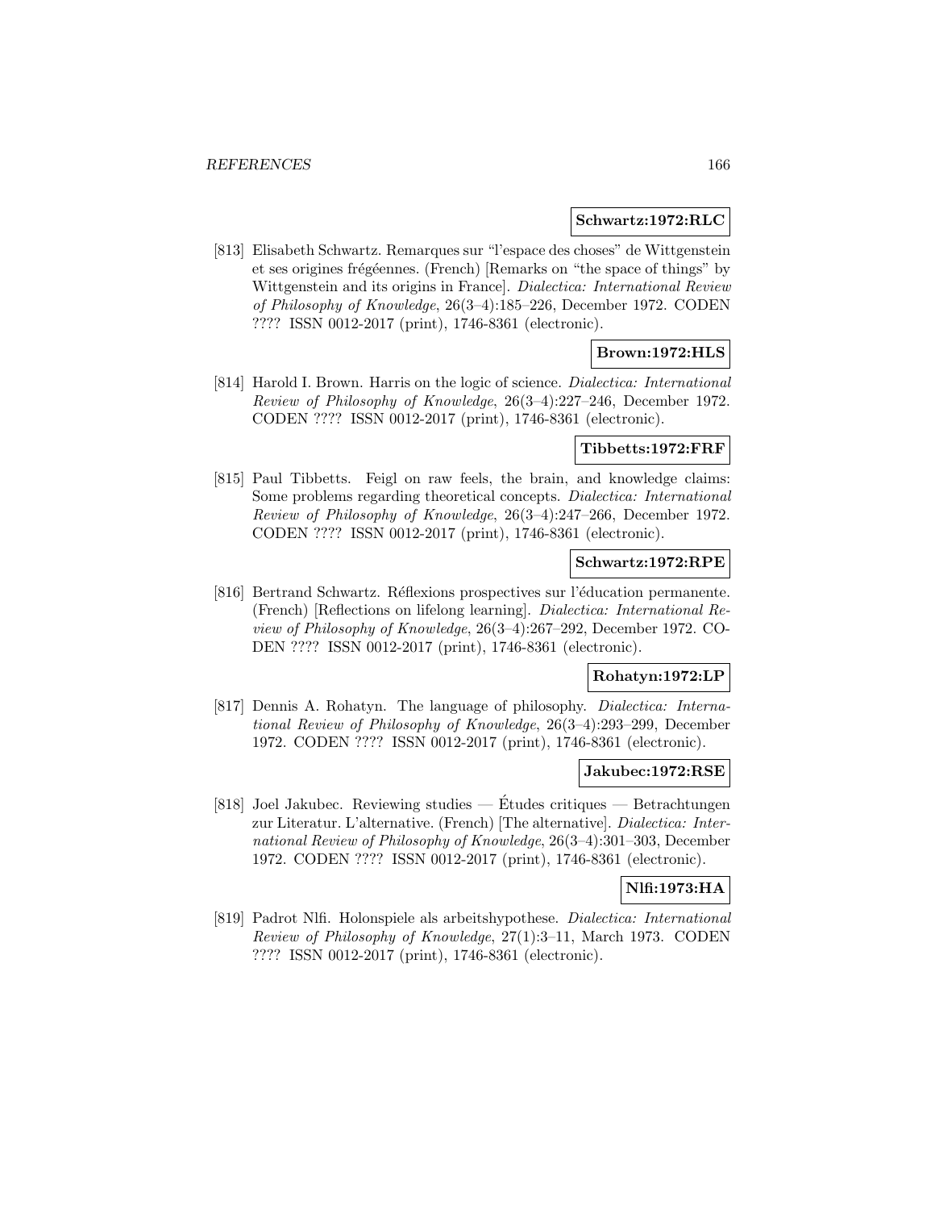**Schwartz:1972:RLC**

[813] Elisabeth Schwartz. Remarques sur "l'espace des choses" de Wittgenstein et ses origines frégéennes. (French) [Remarks on "the space of things" by Wittgenstein and its origins in France]. *Dialectica: International Review of Philosophy of Knowledge*, 26(3–4):185–226, December 1972. CODEN ???? ISSN 0012-2017 (print), 1746-8361 (electronic).

**Brown:1972:HLS**

[814] Harold I. Brown. Harris on the logic of science. *Dialectica: International Review of Philosophy of Knowledge*, 26(3–4):227–246, December 1972. CODEN ???? ISSN 0012-2017 (print), 1746-8361 (electronic).

**Tibbetts:1972:FRF**

[815] Paul Tibbetts. Feigl on raw feels, the brain, and knowledge claims: Some problems regarding theoretical concepts. *Dialectica: International Review of Philosophy of Knowledge*, 26(3–4):247–266, December 1972. CODEN ???? ISSN 0012-2017 (print), 1746-8361 (electronic).

**Schwartz:1972:RPE**

[816] Bertrand Schwartz. Réflexions prospectives sur l'éducation permanente. (French) [Reflections on lifelong learning]. *Dialectica: International Review of Philosophy of Knowledge*, 26(3–4):267–292, December 1972. CODEN ???? ISSN 0012-2017 (print), 1746-8361 (electronic).

**Rohatyn:1972:LP**

[817] Dennis A. Rohatyn. The language of philosophy. *Dialectica: International Review of Philosophy of Knowledge*, 26(3–4):293–299, December 1972. CODEN ???? ISSN 0012-2017 (print), 1746-8361 (electronic).

**Jakubec:1972:RSE**

[818] Joel Jakubec. Reviewing studies — Études critiques — Betrachtungen zur Literatur. L'alternative. (French) [The alternative]. *Dialectica: International Review of Philosophy of Knowledge*, 26(3–4):301–303, December 1972. CODEN ???? ISSN 0012-2017 (print), 1746-8361 (electronic).

**Nlfi:1973:HA**

[819] Padrot Nlfi. Holonspiele als arbeitshypothese. *Dialectica: International Review of Philosophy of Knowledge*, 27(1):3–11, March 1973. CODEN ???? ISSN 0012-2017 (print), 1746-8361 (electronic).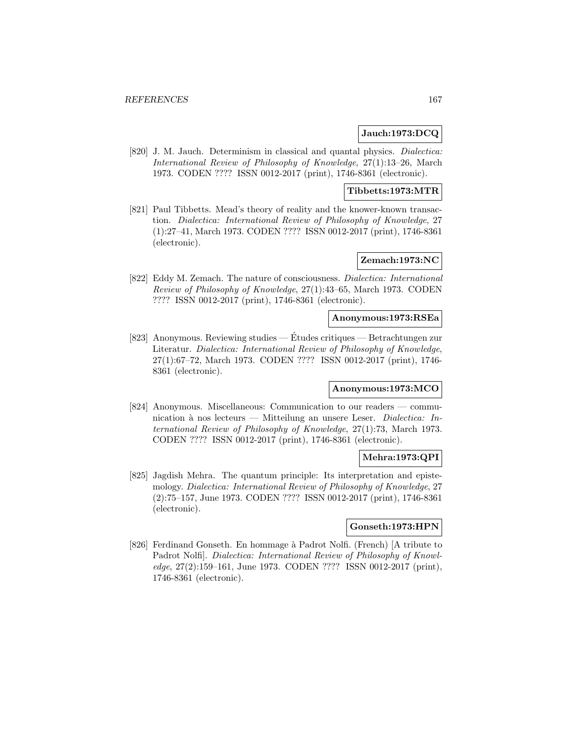**Jauch:1973:DCQ**

[820] J. M. Jauch. Determinism in classical and quantal physics. *Dialectica: International Review of Philosophy of Knowledge*, 27(1):13–26, March 1973. CODEN ???? ISSN 0012-2017 (print), 1746-8361 (electronic).

**Tibbetts:1973:MTR**

[821] Paul Tibbetts. Mead's theory of reality and the knower-known transaction. *Dialectica: International Review of Philosophy of Knowledge*, 27 (1):27–41, March 1973. CODEN ???? ISSN 0012-2017 (print), 1746-8361 (electronic).

**Zemach:1973:NC**

[822] Eddy M. Zemach. The nature of consciousness. *Dialectica: International Review of Philosophy of Knowledge*, 27(1):43–65, March 1973. CODEN ???? ISSN 0012-2017 (print), 1746-8361 (electronic).

**Anonymous:1973:RSEa**

[823] Anonymous. Reviewing studies — Études critiques — Betrachtungen zur Literatur. *Dialectica: International Review of Philosophy of Knowledge*, 27(1):67–72, March 1973. CODEN ???? ISSN 0012-2017 (print), 1746-8361 (electronic).

**Anonymous:1973:MCO**

[824] Anonymous. Miscellaneous: Communication to our readers — communication à nos lecteurs — Mitteilung an unsere Leser. *Dialectica: International Review of Philosophy of Knowledge*, 27(1):73, March 1973. CODEN ???? ISSN 0012-2017 (print), 1746-8361 (electronic).

**Mehra:1973:QPI**

[825] Jagdish Mehra. The quantum principle: Its interpretation and epistemology. *Dialectica: International Review of Philosophy of Knowledge*, 27 (2):75–157, June 1973. CODEN ???? ISSN 0012-2017 (print), 1746-8361 (electronic).

**Gonseth:1973:HPN**

[826] Ferdinand Gonseth. En hommage à Padrot Nolfi. (French) [A tribute to Padrot Nolfi]. *Dialectica: International Review of Philosophy of Knowledge*, 27(2):159–161, June 1973. CODEN ???? ISSN 0012-2017 (print), 1746-8361 (electronic).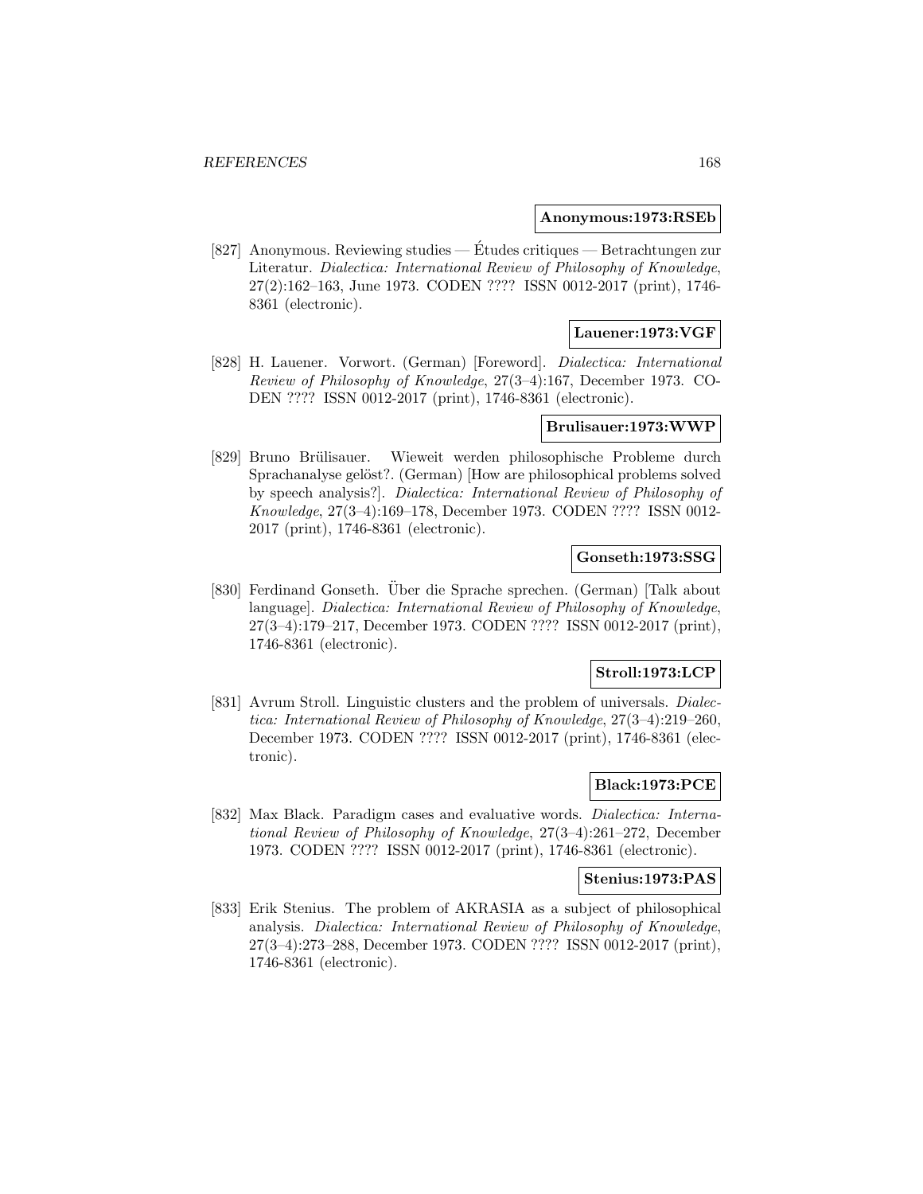**Anonymous:1973:RSEb**

[827] Anonymous. Reviewing studies — Études critiques — Betrachtungen zur Literatur. *Dialectica: International Review of Philosophy of Knowledge*, 27(2):162–163, June 1973. CODEN ???? ISSN 0012-2017 (print), 1746-8361 (electronic).

**Lauener:1973:VGF**

[828] H. Lauener. Vorwort. (German) [Foreword]. *Dialectica: International Review of Philosophy of Knowledge*, 27(3–4):167, December 1973. CODEN ???? ISSN 0012-2017 (print), 1746-8361 (electronic).

**Brulisauer:1973:WWP**

[829] Bruno Brülisauer. Wieweit werden philosophische Probleme durch Sprachanalyse gelöst?. (German) [How are philosophical problems solved by speech analysis?]. *Dialectica: International Review of Philosophy of Knowledge*, 27(3–4):169–178, December 1973. CODEN ???? ISSN 0012-2017 (print), 1746-8361 (electronic).

**Gonseth:1973:SSG**

[830] Ferdinand Gonseth. Über die Sprache sprechen. (German) [Talk about language]. *Dialectica: International Review of Philosophy of Knowledge*, 27(3–4):179–217, December 1973. CODEN ???? ISSN 0012-2017 (print), 1746-8361 (electronic).

**Stroll:1973:LCP**

[831] Avrum Stroll. Linguistic clusters and the problem of universals. *Dialectica: International Review of Philosophy of Knowledge*, 27(3–4):219–260, December 1973. CODEN ???? ISSN 0012-2017 (print), 1746-8361 (electronic).

**Black:1973:PCE**

[832] Max Black. Paradigm cases and evaluative words. *Dialectica: International Review of Philosophy of Knowledge*, 27(3–4):261–272, December 1973. CODEN ???? ISSN 0012-2017 (print), 1746-8361 (electronic).

**Stenius:1973:PAS**

[833] Erik Stenius. The problem of AKRASIA as a subject of philosophical analysis. *Dialectica: International Review of Philosophy of Knowledge*, 27(3–4):273–288, December 1973. CODEN ???? ISSN 0012-2017 (print), 1746-8361 (electronic).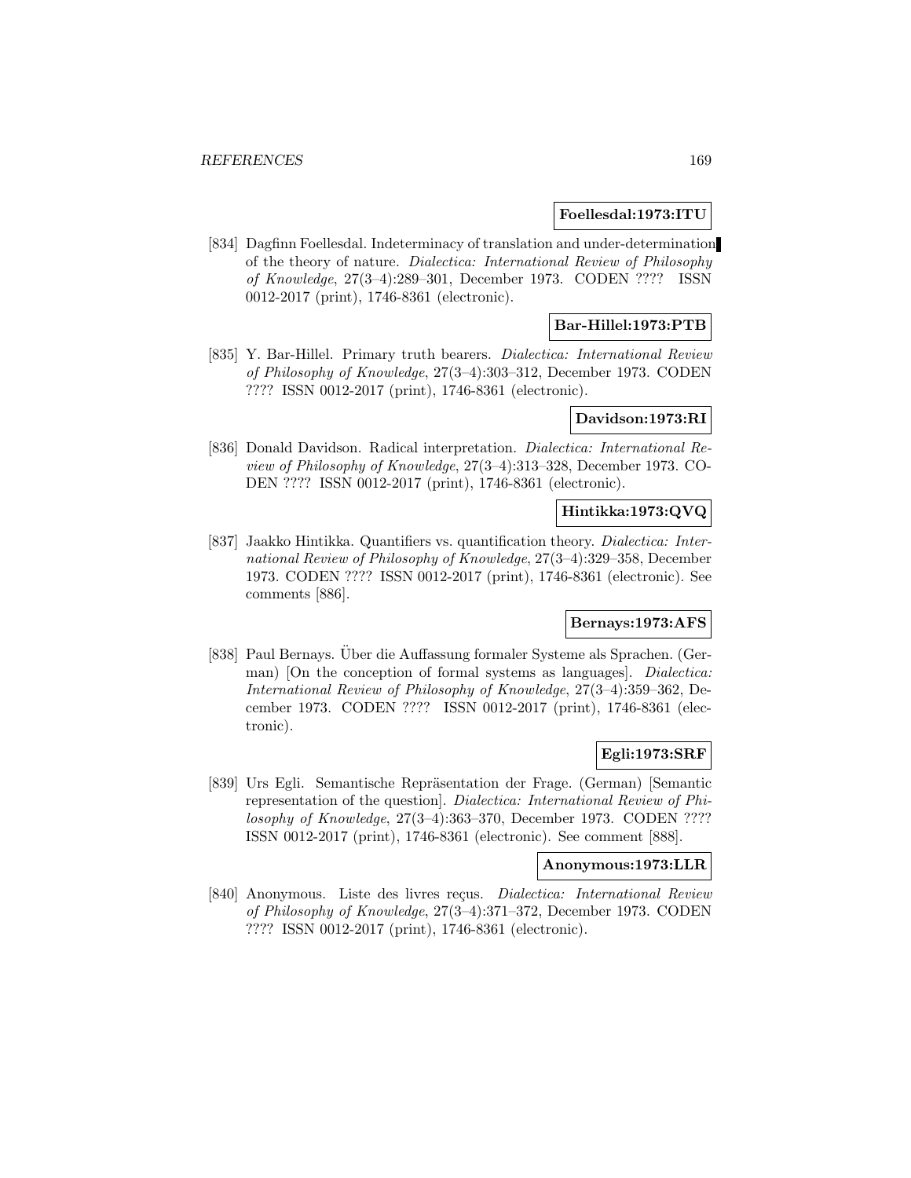**Foellesdal:1973:ITU**

[834] Dagfinn Foellesdal. Indeterminacy of translation and under-determination of the theory of nature. *Dialectica: International Review of Philosophy of Knowledge*, 27(3–4):289–301, December 1973. CODEN ???? ISSN 0012-2017 (print), 1746-8361 (electronic).

**Bar-Hillel:1973:PTB**

[835] Y. Bar-Hillel. Primary truth bearers. *Dialectica: International Review of Philosophy of Knowledge*, 27(3–4):303–312, December 1973. CODEN ???? ISSN 0012-2017 (print), 1746-8361 (electronic).

**Davidson:1973:RI**

[836] Donald Davidson. Radical interpretation. *Dialectica: International Review of Philosophy of Knowledge*, 27(3–4):313–328, December 1973. CODEN ???? ISSN 0012-2017 (print), 1746-8361 (electronic).

**Hintikka:1973:QVQ**

[837] Jaakko Hintikka. Quantifiers vs. quantification theory. *Dialectica: International Review of Philosophy of Knowledge*, 27(3–4):329–358, December 1973. CODEN ???? ISSN 0012-2017 (print), 1746-8361 (electronic). See comments [886].

**Bernays:1973:AFS**

[838] Paul Bernays. Über die Auffassung formaler Systeme als Sprachen. (German) [On the conception of formal systems as languages]. *Dialectica: International Review of Philosophy of Knowledge*, 27(3–4):359–362, December 1973. CODEN ???? ISSN 0012-2017 (print), 1746-8361 (electronic).

**Egli:1973:SRF**

[839] Urs Egli. Semantische Repräsentation der Frage. (German) [Semantic representation of the question]. *Dialectica: International Review of Philosophy of Knowledge*, 27(3–4):363–370, December 1973. CODEN ???? ISSN 0012-2017 (print), 1746-8361 (electronic). See comment [888].

**Anonymous:1973:LLR**

[840] Anonymous. Liste des livres reçus. *Dialectica: International Review of Philosophy of Knowledge*, 27(3–4):371–372, December 1973. CODEN ???? ISSN 0012-2017 (print), 1746-8361 (electronic).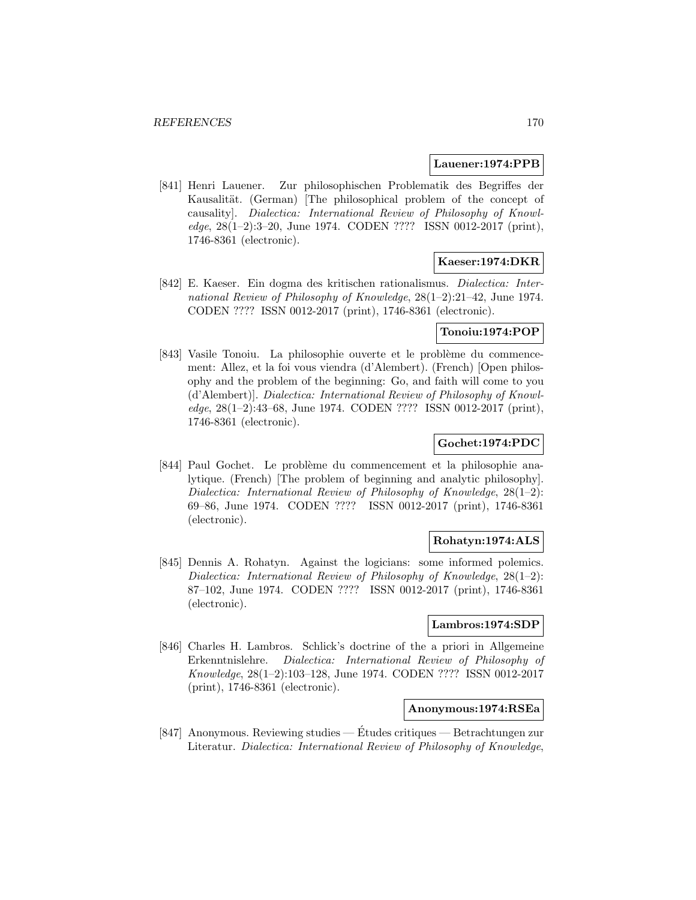**Lauener:1974:PPB**

[841] Henri Lauener. Zur philosophischen Problematik des Begriffes der Kausalität. (German) [The philosophical problem of the concept of causality]. *Dialectica: International Review of Philosophy of Knowledge*, 28(1–2):3–20, June 1974. CODEN ???? ISSN 0012-2017 (print), 1746-8361 (electronic).

**Kaeser:1974:DKR**

[842] E. Kaeser. Ein dogma des kritischen rationalismus. *Dialectica: International Review of Philosophy of Knowledge*, 28(1–2):21–42, June 1974. CODEN ???? ISSN 0012-2017 (print), 1746-8361 (electronic).

**Tonoiu:1974:POP**

[843] Vasile Tonoiu. La philosophie ouverte et le problème du commencement: Allez, et la foi vous viendra (d'Alembert). (French) [Open philosophy and the problem of the beginning: Go, and faith will come to you (d'Alembert)]. *Dialectica: International Review of Philosophy of Knowledge*, 28(1–2):43–68, June 1974. CODEN ???? ISSN 0012-2017 (print), 1746-8361 (electronic).

**Gochet:1974:PDC**

[844] Paul Gochet. Le problème du commencement et la philosophie analytique. (French) [The problem of beginning and analytic philosophy]. *Dialectica: International Review of Philosophy of Knowledge*, 28(1–2): 69–86, June 1974. CODEN ???? ISSN 0012-2017 (print), 1746-8361 (electronic).

**Rohatyn:1974:ALS**

[845] Dennis A. Rohatyn. Against the logicians: some informed polemics. *Dialectica: International Review of Philosophy of Knowledge*, 28(1–2): 87–102, June 1974. CODEN ???? ISSN 0012-2017 (print), 1746-8361 (electronic).

**Lambros:1974:SDP**

[846] Charles H. Lambros. Schlick's doctrine of the a priori in Allgemeine Erkenntnislehre. *Dialectica: International Review of Philosophy of Knowledge*, 28(1–2):103–128, June 1974. CODEN ???? ISSN 0012-2017 (print), 1746-8361 (electronic).

**Anonymous:1974:RSEa**

[847] Anonymous. Reviewing studies — Études critiques — Betrachtungen zur Literatur. *Dialectica: International Review of Philosophy of Knowledge*,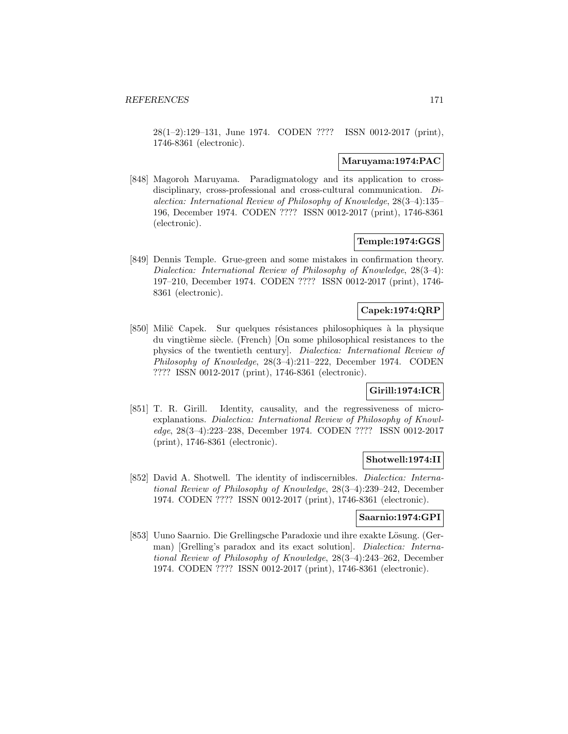28(1–2):129–131, June 1974. CODEN ???? ISSN 0012-2017 (print), 1746-8361 (electronic).

**Maruyama:1974:PAC**

[848] Magoroh Maruyama. Paradigmatology and its application to cross-disciplinary, cross-professional and cross-cultural communication. *Dialectica: International Review of Philosophy of Knowledge*, 28(3–4):135–196, December 1974. CODEN ???? ISSN 0012-2017 (print), 1746-8361 (electronic).

**Temple:1974:GGS**

[849] Dennis Temple. Grue-green and some mistakes in confirmation theory. *Dialectica: International Review of Philosophy of Knowledge*, 28(3–4): 197–210, December 1974. CODEN ???? ISSN 0012-2017 (print), 1746-8361 (electronic).

**Capek:1974:QRP**

[850] Milič Capek. Sur quelques résistances philosophiques à la physique du vingtième siècle. (French) [On some philosophical resistances to the physics of the twentieth century]. *Dialectica: International Review of Philosophy of Knowledge*, 28(3–4):211–222, December 1974. CODEN ???? ISSN 0012-2017 (print), 1746-8361 (electronic).

**Girill:1974:ICR**

[851] T. R. Girill. Identity, causality, and the regressiveness of micro-explanations. *Dialectica: International Review of Philosophy of Knowledge*, 28(3–4):223–238, December 1974. CODEN ???? ISSN 0012-2017 (print), 1746-8361 (electronic).

**Shotwell:1974:II**

[852] David A. Shotwell. The identity of indiscernibles. *Dialectica: International Review of Philosophy of Knowledge*, 28(3–4):239–242, December 1974. CODEN ???? ISSN 0012-2017 (print), 1746-8361 (electronic).

**Saarnio:1974:GPI**

[853] Uuno Saarnio. Die Grellingsche Paradoxie und ihre exakte Lösung. (German) [Grelling's paradox and its exact solution]. *Dialectica: International Review of Philosophy of Knowledge*, 28(3–4):243–262, December 1974. CODEN ???? ISSN 0012-2017 (print), 1746-8361 (electronic).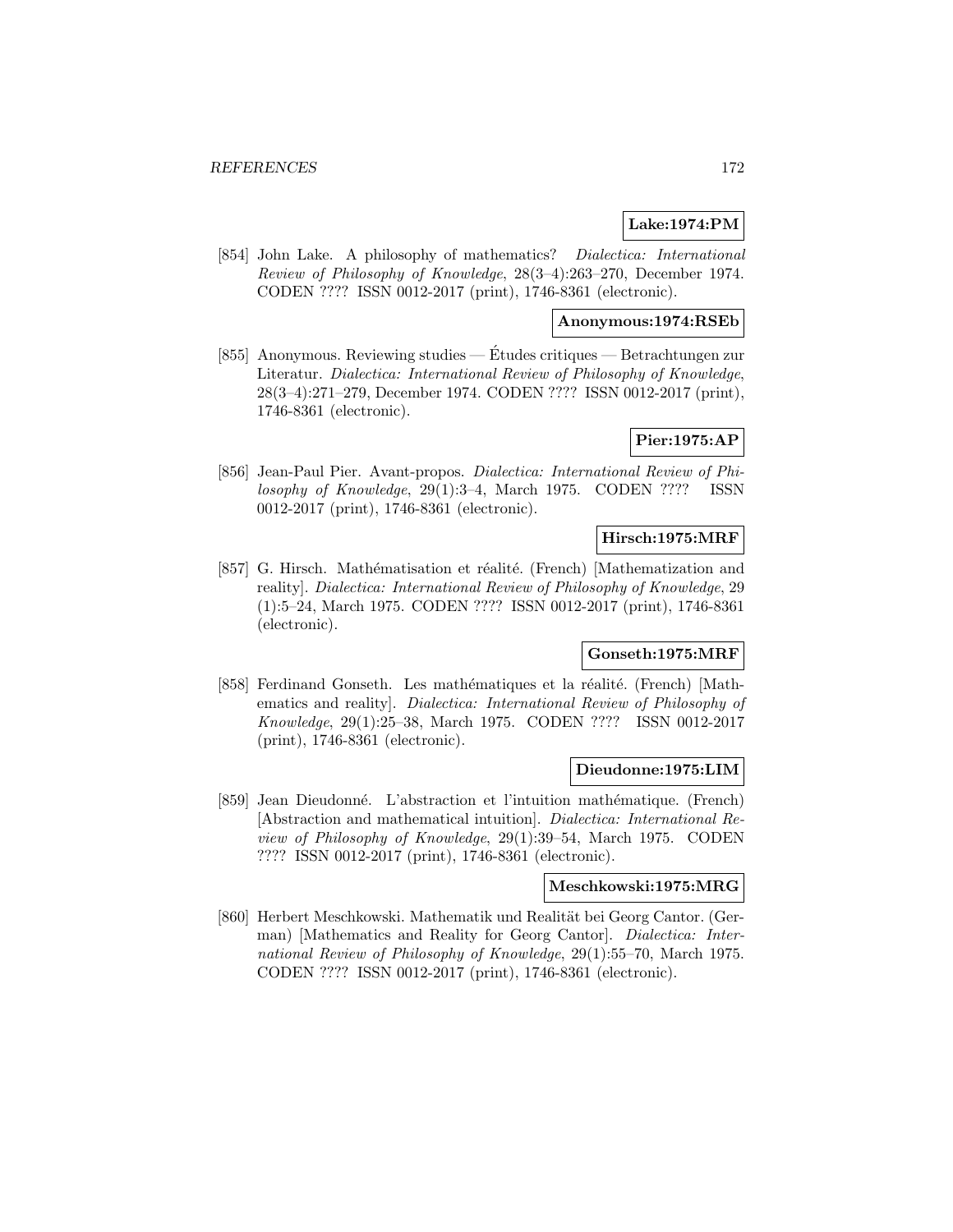**Lake:1974:PM**

[854] John Lake. A philosophy of mathematics? *Dialectica: International Review of Philosophy of Knowledge*, 28(3–4):263–270, December 1974. CODEN ???? ISSN 0012-2017 (print), 1746-8361 (electronic).

**Anonymous:1974:RSEb**

[855] Anonymous. Reviewing studies — Études critiques — Betrachtungen zur Literatur. *Dialectica: International Review of Philosophy of Knowledge*, 28(3–4):271–279, December 1974. CODEN ???? ISSN 0012-2017 (print), 1746-8361 (electronic).

**Pier:1975:AP**

[856] Jean-Paul Pier. Avant-propos. *Dialectica: International Review of Philosophy of Knowledge*, 29(1):3–4, March 1975. CODEN ???? ISSN 0012-2017 (print), 1746-8361 (electronic).

**Hirsch:1975:MRF**

[857] G. Hirsch. Mathématisation et réalité. (French) [Mathematization and reality]. *Dialectica: International Review of Philosophy of Knowledge*, 29 (1):5–24, March 1975. CODEN ???? ISSN 0012-2017 (print), 1746-8361 (electronic).

**Gonseth:1975:MRF**

[858] Ferdinand Gonseth. Les mathématiques et la réalité. (French) [Mathematics and reality]. *Dialectica: International Review of Philosophy of Knowledge*, 29(1):25–38, March 1975. CODEN ???? ISSN 0012-2017 (print), 1746-8361 (electronic).

**Dieudonne:1975:LIM**

[859] Jean Dieudonné. L'abstraction et l'intuition mathématique. (French) [Abstraction and mathematical intuition]. *Dialectica: International Review of Philosophy of Knowledge*, 29(1):39–54, March 1975. CODEN ???? ISSN 0012-2017 (print), 1746-8361 (electronic).

**Meschkowski:1975:MRG**

[860] Herbert Meschkowski. Mathematik und Realität bei Georg Cantor. (German) [Mathematics and Reality for Georg Cantor]. *Dialectica: International Review of Philosophy of Knowledge*, 29(1):55–70, March 1975. CODEN ???? ISSN 0012-2017 (print), 1746-8361 (electronic).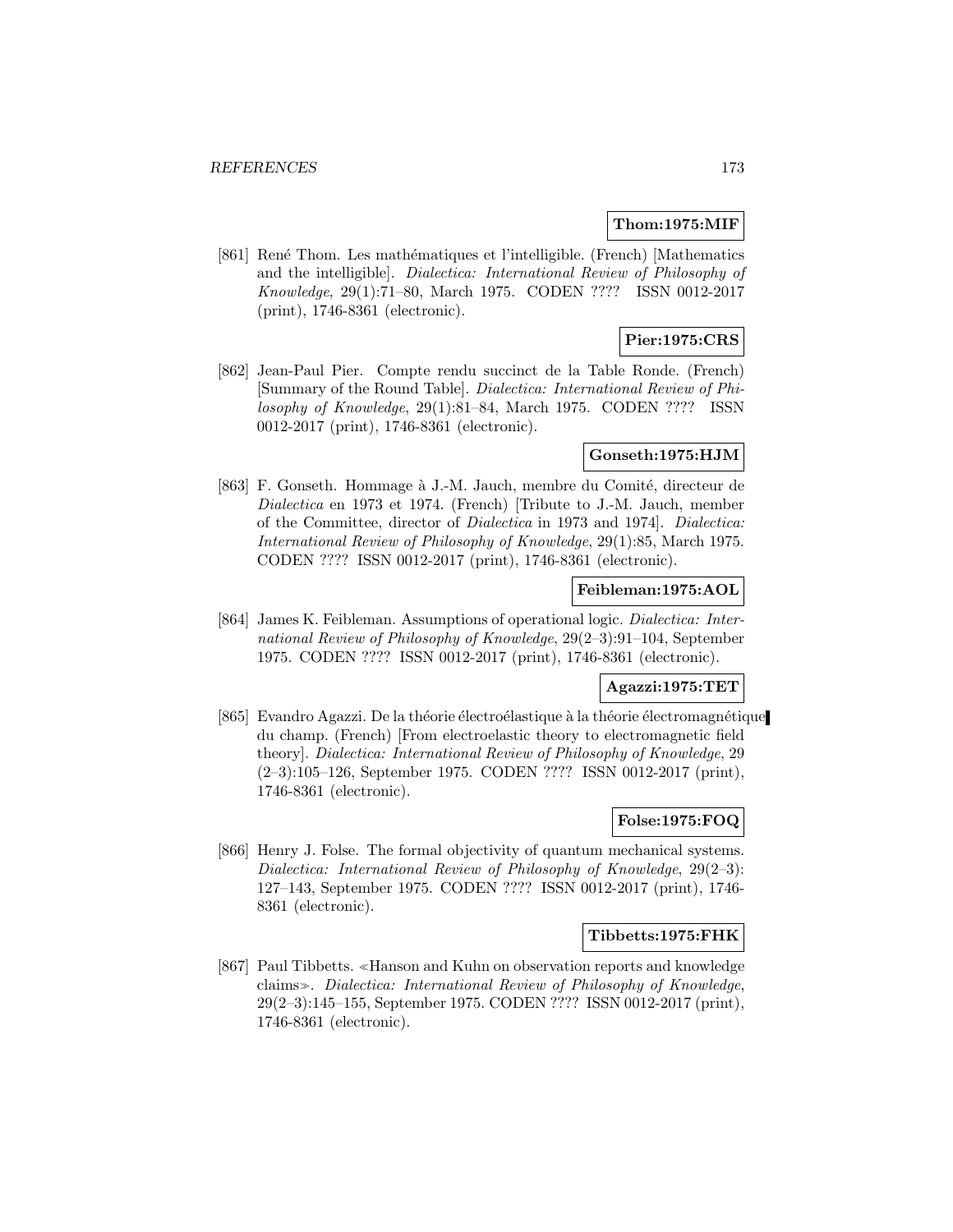**Thom:1975:MIF**

[861] René Thom. Les mathématiques et l'intelligible. (French) [Mathematics and the intelligible]. *Dialectica: International Review of Philosophy of Knowledge*, 29(1):71–80, March 1975. CODEN ???? ISSN 0012-2017 (print), 1746-8361 (electronic).

**Pier:1975:CRS**

[862] Jean-Paul Pier. Compte rendu succinct de la Table Ronde. (French) [Summary of the Round Table]. *Dialectica: International Review of Philosophy of Knowledge*, 29(1):81–84, March 1975. CODEN ???? ISSN 0012-2017 (print), 1746-8361 (electronic).

**Gonseth:1975:HJM**

[863] F. Gonseth. Hommage à J.-M. Jauch, membre du Comité, directeur de *Dialectica* en 1973 et 1974. (French) [Tribute to J.-M. Jauch, member of the Committee, director of *Dialectica* in 1973 and 1974]. *Dialectica: International Review of Philosophy of Knowledge*, 29(1):85, March 1975. CODEN ???? ISSN 0012-2017 (print), 1746-8361 (electronic).

**Feibleman:1975:AOL**

[864] James K. Feibleman. Assumptions of operational logic. *Dialectica: International Review of Philosophy of Knowledge*, 29(2–3):91–104, September 1975. CODEN ???? ISSN 0012-2017 (print), 1746-8361 (electronic).

**Agazzi:1975:TET**

[865] Evandro Agazzi. De la théorie électroélastique à la théorie électromagnétique du champ. (French) [From electroelastic theory to electromagnetic field theory]. *Dialectica: International Review of Philosophy of Knowledge*, 29 (2–3):105–126, September 1975. CODEN ???? ISSN 0012-2017 (print), 1746-8361 (electronic).

**Folse:1975:FOQ**

[866] Henry J. Folse. The formal objectivity of quantum mechanical systems. *Dialectica: International Review of Philosophy of Knowledge*, 29(2–3): 127–143, September 1975. CODEN ???? ISSN 0012-2017 (print), 1746-8361 (electronic).

**Tibbetts:1975:FHK**

[867] Paul Tibbetts. ≪Hanson and Kuhn on observation reports and knowledge claims≫. *Dialectica: International Review of Philosophy of Knowledge*, 29(2–3):145–155, September 1975. CODEN ???? ISSN 0012-2017 (print), 1746-8361 (electronic).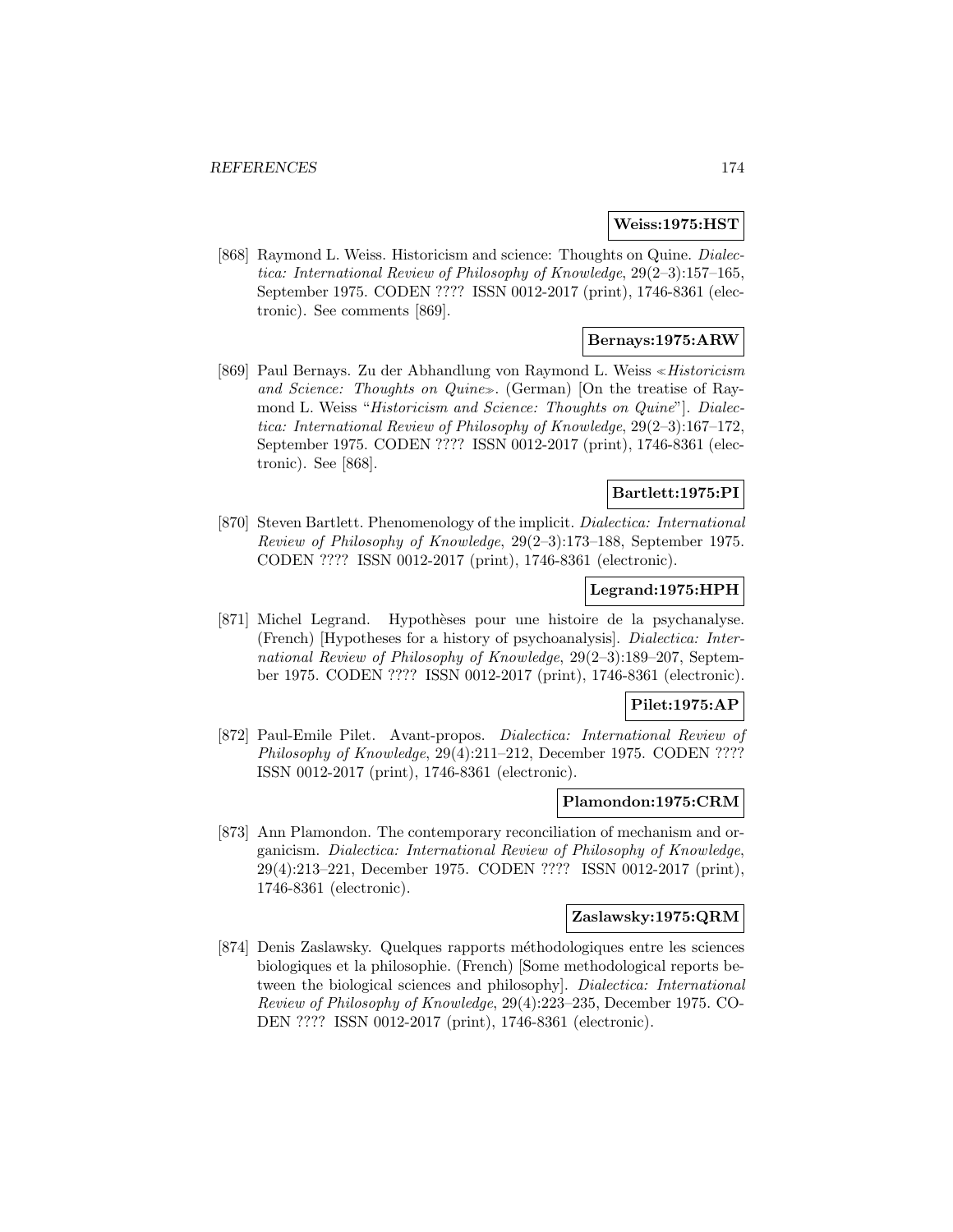**Weiss:1975:HST**

[868] Raymond L. Weiss. Historicism and science: Thoughts on Quine. *Dialectica: International Review of Philosophy of Knowledge*, 29(2–3):157–165, September 1975. CODEN ???? ISSN 0012-2017 (print), 1746-8361 (electronic). See comments [869].

**Bernays:1975:ARW**

[869] Paul Bernays. Zu der Abhandlung von Raymond L. Weiss ≪*Historicism and Science: Thoughts on Quine*≫. (German) [On the treatise of Raymond L. Weiss "*Historicism and Science: Thoughts on Quine*"]. *Dialectica: International Review of Philosophy of Knowledge*, 29(2–3):167–172, September 1975. CODEN ???? ISSN 0012-2017 (print), 1746-8361 (electronic). See [868].

**Bartlett:1975:PI**

[870] Steven Bartlett. Phenomenology of the implicit. *Dialectica: International Review of Philosophy of Knowledge*, 29(2–3):173–188, September 1975. CODEN ???? ISSN 0012-2017 (print), 1746-8361 (electronic).

**Legrand:1975:HPH**

[871] Michel Legrand. Hypothèses pour une histoire de la psychanalyse. (French) [Hypotheses for a history of psychoanalysis]. *Dialectica: International Review of Philosophy of Knowledge*, 29(2–3):189–207, September 1975. CODEN ???? ISSN 0012-2017 (print), 1746-8361 (electronic).

**Pilet:1975:AP**

[872] Paul-Emile Pilet. Avant-propos. *Dialectica: International Review of Philosophy of Knowledge*, 29(4):211–212, December 1975. CODEN ???? ISSN 0012-2017 (print), 1746-8361 (electronic).

**Plamondon:1975:CRM**

[873] Ann Plamondon. The contemporary reconciliation of mechanism and organicism. *Dialectica: International Review of Philosophy of Knowledge*, 29(4):213–221, December 1975. CODEN ???? ISSN 0012-2017 (print), 1746-8361 (electronic).

**Zaslawsky:1975:QRM**

[874] Denis Zaslawsky. Quelques rapports méthodologiques entre les sciences biologiques et la philosophie. (French) [Some methodological reports between the biological sciences and philosophy]. *Dialectica: International Review of Philosophy of Knowledge*, 29(4):223–235, December 1975. CODEN ???? ISSN 0012-2017 (print), 1746-8361 (electronic).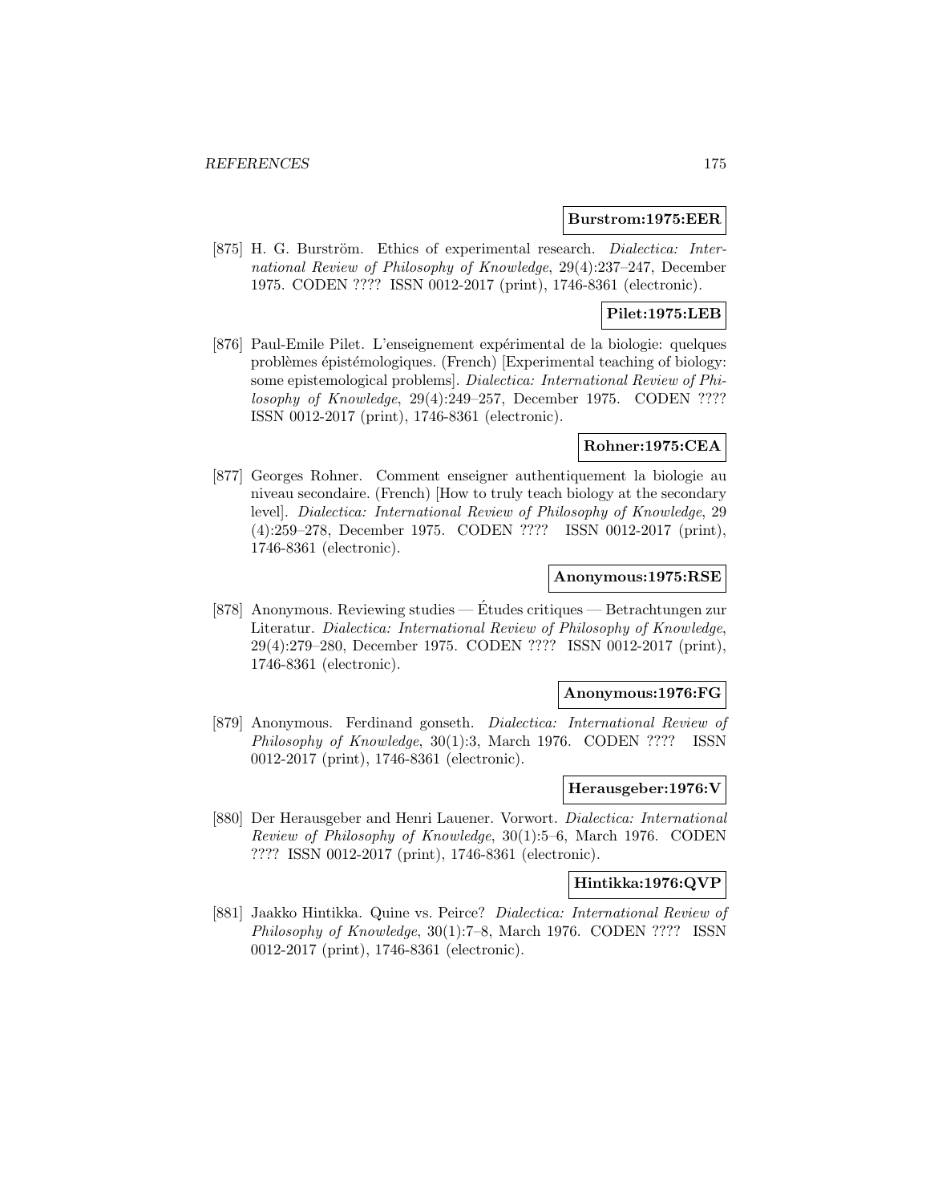**Burstrom:1975:EER**

[875] H. G. Burström. Ethics of experimental research. *Dialectica: International Review of Philosophy of Knowledge*, 29(4):237–247, December 1975. CODEN ???? ISSN 0012-2017 (print), 1746-8361 (electronic).

**Pilet:1975:LEB**

[876] Paul-Emile Pilet. L'enseignement expérimental de la biologie: quelques problèmes épistémologiques. (French) [Experimental teaching of biology: some epistemological problems]. *Dialectica: International Review of Philosophy of Knowledge*, 29(4):249–257, December 1975. CODEN ???? ISSN 0012-2017 (print), 1746-8361 (electronic).

**Rohner:1975:CEA**

[877] Georges Rohner. Comment enseigner authentiquement la biologie au niveau secondaire. (French) [How to truly teach biology at the secondary level]. *Dialectica: International Review of Philosophy of Knowledge*, 29 (4):259–278, December 1975. CODEN ???? ISSN 0012-2017 (print), 1746-8361 (electronic).

**Anonymous:1975:RSE**

[878] Anonymous. Reviewing studies — Études critiques — Betrachtungen zur Literatur. *Dialectica: International Review of Philosophy of Knowledge*, 29(4):279–280, December 1975. CODEN ???? ISSN 0012-2017 (print), 1746-8361 (electronic).

**Anonymous:1976:FG**

[879] Anonymous. Ferdinand gonseth. *Dialectica: International Review of Philosophy of Knowledge*, 30(1):3, March 1976. CODEN ???? ISSN 0012-2017 (print), 1746-8361 (electronic).

**Herausgeber:1976:V**

[880] Der Herausgeber and Henri Lauener. Vorwort. *Dialectica: International Review of Philosophy of Knowledge*, 30(1):5–6, March 1976. CODEN ???? ISSN 0012-2017 (print), 1746-8361 (electronic).

**Hintikka:1976:QVP**

[881] Jaakko Hintikka. Quine vs. Peirce? *Dialectica: International Review of Philosophy of Knowledge*, 30(1):7–8, March 1976. CODEN ???? ISSN 0012-2017 (print), 1746-8361 (electronic).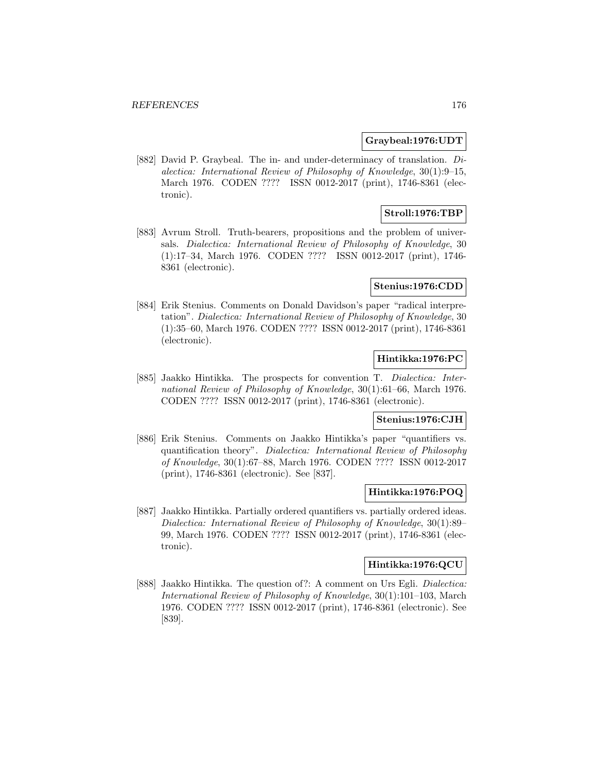**Graybeal:1976:UDT**

[882] David P. Graybeal. The in- and under-determinacy of translation. *Dialectica: International Review of Philosophy of Knowledge*, 30(1):9–15, March 1976. CODEN ???? ISSN 0012-2017 (print), 1746-8361 (electronic).

**Stroll:1976:TBP**

[883] Avrum Stroll. Truth-bearers, propositions and the problem of universals. *Dialectica: International Review of Philosophy of Knowledge*, 30 (1):17–34, March 1976. CODEN ???? ISSN 0012-2017 (print), 1746-8361 (electronic).

**Stenius:1976:CDD**

[884] Erik Stenius. Comments on Donald Davidson's paper "radical interpretation". *Dialectica: International Review of Philosophy of Knowledge*, 30 (1):35–60, March 1976. CODEN ???? ISSN 0012-2017 (print), 1746-8361 (electronic).

**Hintikka:1976:PC**

[885] Jaakko Hintikka. The prospects for convention T. *Dialectica: International Review of Philosophy of Knowledge*, 30(1):61–66, March 1976. CODEN ???? ISSN 0012-2017 (print), 1746-8361 (electronic).

**Stenius:1976:CJH**

[886] Erik Stenius. Comments on Jaakko Hintikka's paper "quantifiers vs. quantification theory". *Dialectica: International Review of Philosophy of Knowledge*, 30(1):67–88, March 1976. CODEN ???? ISSN 0012-2017 (print), 1746-8361 (electronic). See [837].

**Hintikka:1976:POQ**

[887] Jaakko Hintikka. Partially ordered quantifiers vs. partially ordered ideas. *Dialectica: International Review of Philosophy of Knowledge*, 30(1):89–99, March 1976. CODEN ???? ISSN 0012-2017 (print), 1746-8361 (electronic).

**Hintikka:1976:QCU**

[888] Jaakko Hintikka. The question of?: A comment on Urs Egli. *Dialectica: International Review of Philosophy of Knowledge*, 30(1):101–103, March 1976. CODEN ???? ISSN 0012-2017 (print), 1746-8361 (electronic). See [839].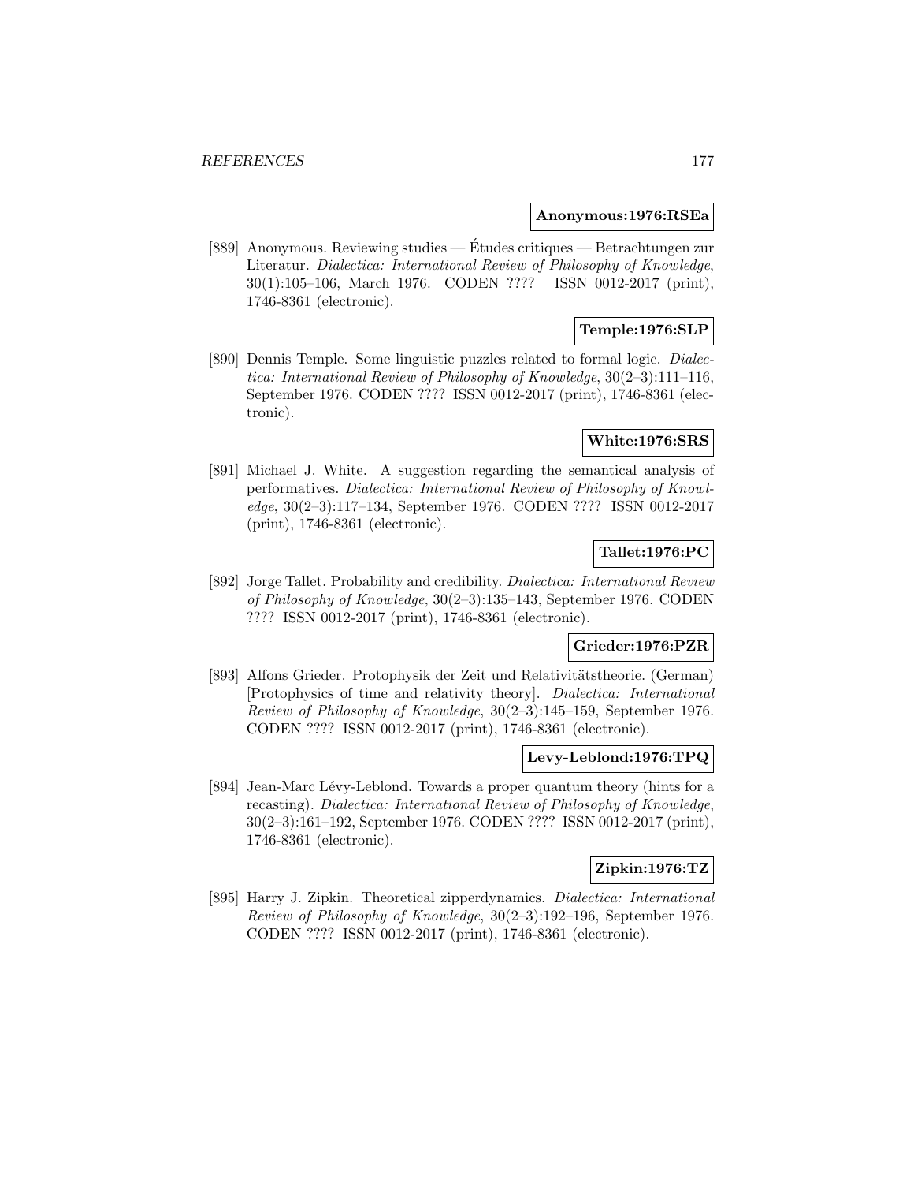**Anonymous:1976:RSEa**

[889] Anonymous. Reviewing studies — Études critiques — Betrachtungen zur Literatur. *Dialectica: International Review of Philosophy of Knowledge*, 30(1):105–106, March 1976. CODEN ???? ISSN 0012-2017 (print), 1746-8361 (electronic).

**Temple:1976:SLP**

[890] Dennis Temple. Some linguistic puzzles related to formal logic. *Dialectica: International Review of Philosophy of Knowledge*, 30(2–3):111–116, September 1976. CODEN ???? ISSN 0012-2017 (print), 1746-8361 (electronic).

**White:1976:SRS**

[891] Michael J. White. A suggestion regarding the semantical analysis of performatives. *Dialectica: International Review of Philosophy of Knowledge*, 30(2–3):117–134, September 1976. CODEN ???? ISSN 0012-2017 (print), 1746-8361 (electronic).

**Tallet:1976:PC**

[892] Jorge Tallet. Probability and credibility. *Dialectica: International Review of Philosophy of Knowledge*, 30(2–3):135–143, September 1976. CODEN ???? ISSN 0012-2017 (print), 1746-8361 (electronic).

**Grieder:1976:PZR**

[893] Alfons Grieder. Protophysik der Zeit und Relativitätstheorie. (German) [Protophysics of time and relativity theory]. *Dialectica: International Review of Philosophy of Knowledge*, 30(2–3):145–159, September 1976. CODEN ???? ISSN 0012-2017 (print), 1746-8361 (electronic).

**Levy-Leblond:1976:TPQ**

[894] Jean-Marc Lévy-Leblond. Towards a proper quantum theory (hints for a recasting). *Dialectica: International Review of Philosophy of Knowledge*, 30(2–3):161–192, September 1976. CODEN ???? ISSN 0012-2017 (print), 1746-8361 (electronic).

**Zipkin:1976:TZ**

[895] Harry J. Zipkin. Theoretical zipperdynamics. *Dialectica: International Review of Philosophy of Knowledge*, 30(2–3):192–196, September 1976. CODEN ???? ISSN 0012-2017 (print), 1746-8361 (electronic).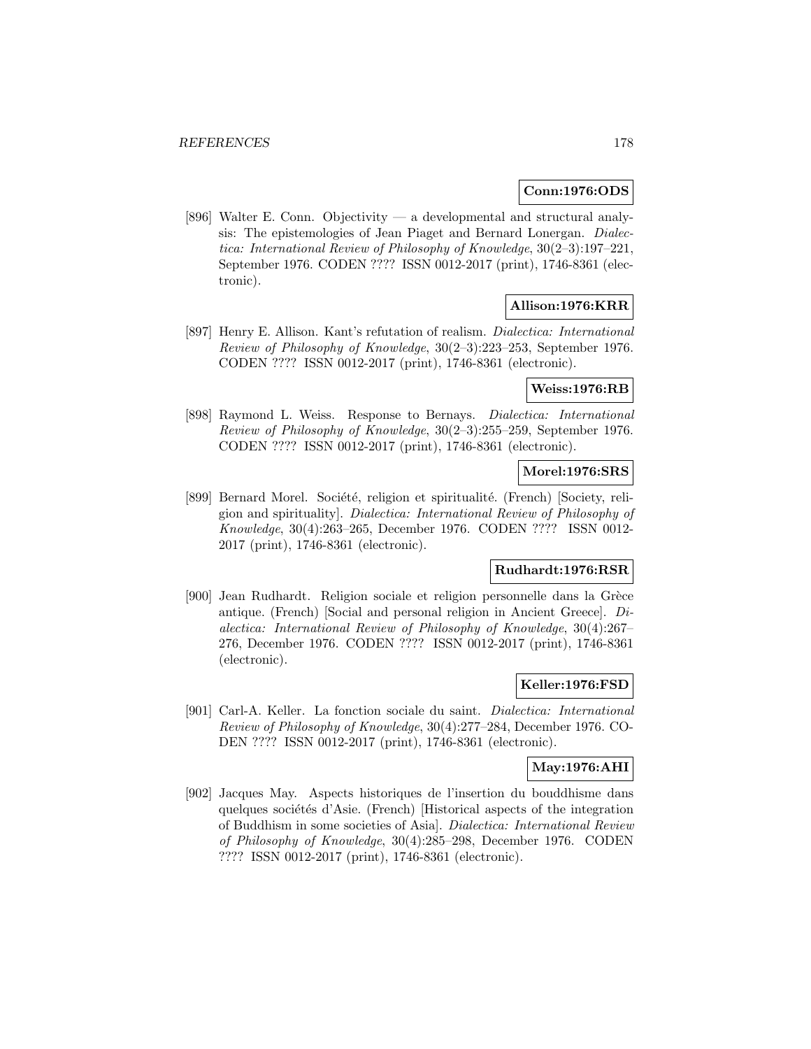**Conn:1976:ODS**

[896] Walter E. Conn. Objectivity — a developmental and structural analysis: The epistemologies of Jean Piaget and Bernard Lonergan. *Dialectica: International Review of Philosophy of Knowledge*, 30(2–3):197–221, September 1976. CODEN ???? ISSN 0012-2017 (print), 1746-8361 (electronic).

**Allison:1976:KRR**

[897] Henry E. Allison. Kant's refutation of realism. *Dialectica: International Review of Philosophy of Knowledge*, 30(2–3):223–253, September 1976. CODEN ???? ISSN 0012-2017 (print), 1746-8361 (electronic).

**Weiss:1976:RB**

[898] Raymond L. Weiss. Response to Bernays. *Dialectica: International Review of Philosophy of Knowledge*, 30(2–3):255–259, September 1976. CODEN ???? ISSN 0012-2017 (print), 1746-8361 (electronic).

**Morel:1976:SRS**

[899] Bernard Morel. Société, religion et spiritualité. (French) [Society, religion and spirituality]. *Dialectica: International Review of Philosophy of Knowledge*, 30(4):263–265, December 1976. CODEN ???? ISSN 0012-2017 (print), 1746-8361 (electronic).

**Rudhardt:1976:RSR**

[900] Jean Rudhardt. Religion sociale et religion personnelle dans la Grèce antique. (French) [Social and personal religion in Ancient Greece]. *Dialectica: International Review of Philosophy of Knowledge*, 30(4):267–276, December 1976. CODEN ???? ISSN 0012-2017 (print), 1746-8361 (electronic).

**Keller:1976:FSD**

[901] Carl-A. Keller. La fonction sociale du saint. *Dialectica: International Review of Philosophy of Knowledge*, 30(4):277–284, December 1976. CODEN ???? ISSN 0012-2017 (print), 1746-8361 (electronic).

**May:1976:AHI**

[902] Jacques May. Aspects historiques de l'insertion du bouddhisme dans quelques sociétés d'Asie. (French) [Historical aspects of the integration of Buddhism in some societies of Asia]. *Dialectica: International Review of Philosophy of Knowledge*, 30(4):285–298, December 1976. CODEN ???? ISSN 0012-2017 (print), 1746-8361 (electronic).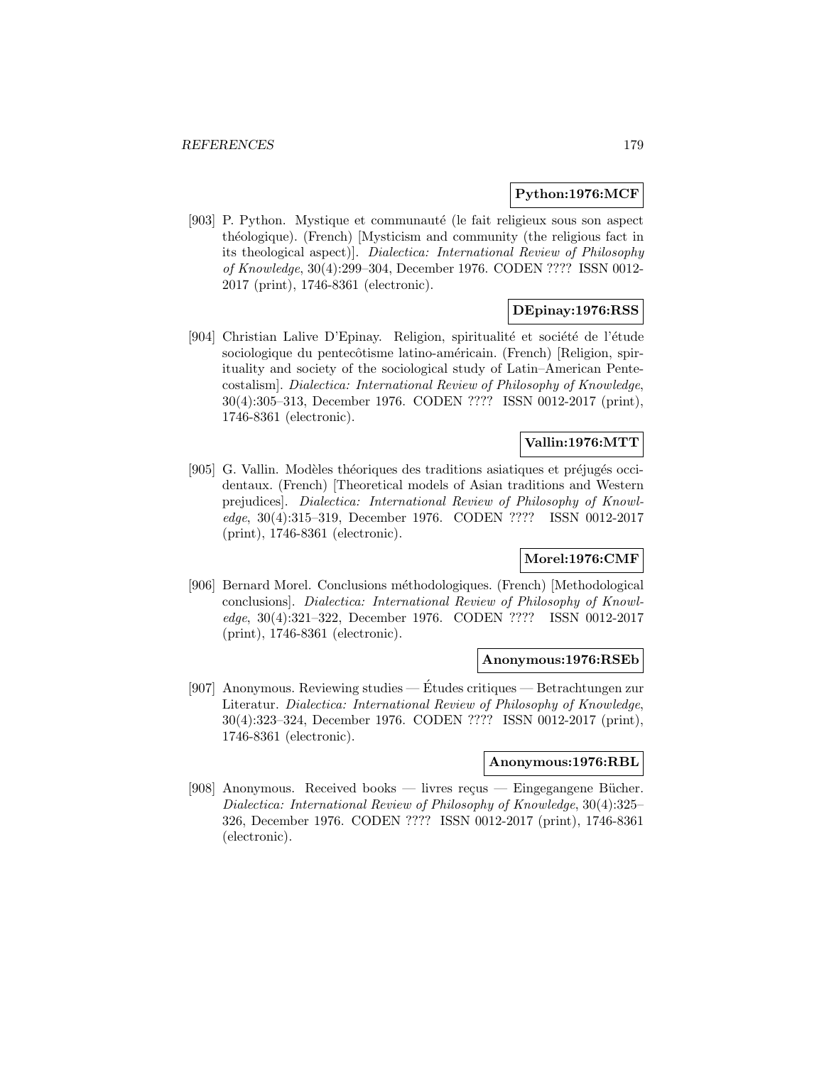**Python:1976:MCF**

[903] P. Python. Mystique et communauté (le fait religieux sous son aspect théologique). (French) [Mysticism and community (the religious fact in its theological aspect)]. *Dialectica: International Review of Philosophy of Knowledge*, 30(4):299–304, December 1976. CODEN ???? ISSN 0012-2017 (print), 1746-8361 (electronic).

**DEpinay:1976:RSS**

[904] Christian Lalive D'Epinay. Religion, spiritualité et société de l'étude sociologique du pentecôtisme latino-américain. (French) [Religion, spirituality and society of the sociological study of Latin–American Pentecostalism]. *Dialectica: International Review of Philosophy of Knowledge*, 30(4):305–313, December 1976. CODEN ???? ISSN 0012-2017 (print), 1746-8361 (electronic).

**Vallin:1976:MTT**

[905] G. Vallin. Modèles théoriques des traditions asiatiques et préjugés occidentaux. (French) [Theoretical models of Asian traditions and Western prejudices]. *Dialectica: International Review of Philosophy of Knowledge*, 30(4):315–319, December 1976. CODEN ???? ISSN 0012-2017 (print), 1746-8361 (electronic).

**Morel:1976:CMF**

[906] Bernard Morel. Conclusions méthodologiques. (French) [Methodological conclusions]. *Dialectica: International Review of Philosophy of Knowledge*, 30(4):321–322, December 1976. CODEN ???? ISSN 0012-2017 (print), 1746-8361 (electronic).

**Anonymous:1976:RSEb**

[907] Anonymous. Reviewing studies — Études critiques — Betrachtungen zur Literatur. *Dialectica: International Review of Philosophy of Knowledge*, 30(4):323–324, December 1976. CODEN ???? ISSN 0012-2017 (print), 1746-8361 (electronic).

**Anonymous:1976:RBL**

[908] Anonymous. Received books — livres reçus — Eingegangene Bücher. *Dialectica: International Review of Philosophy of Knowledge*, 30(4):325–326, December 1976. CODEN ???? ISSN 0012-2017 (print), 1746-8361 (electronic).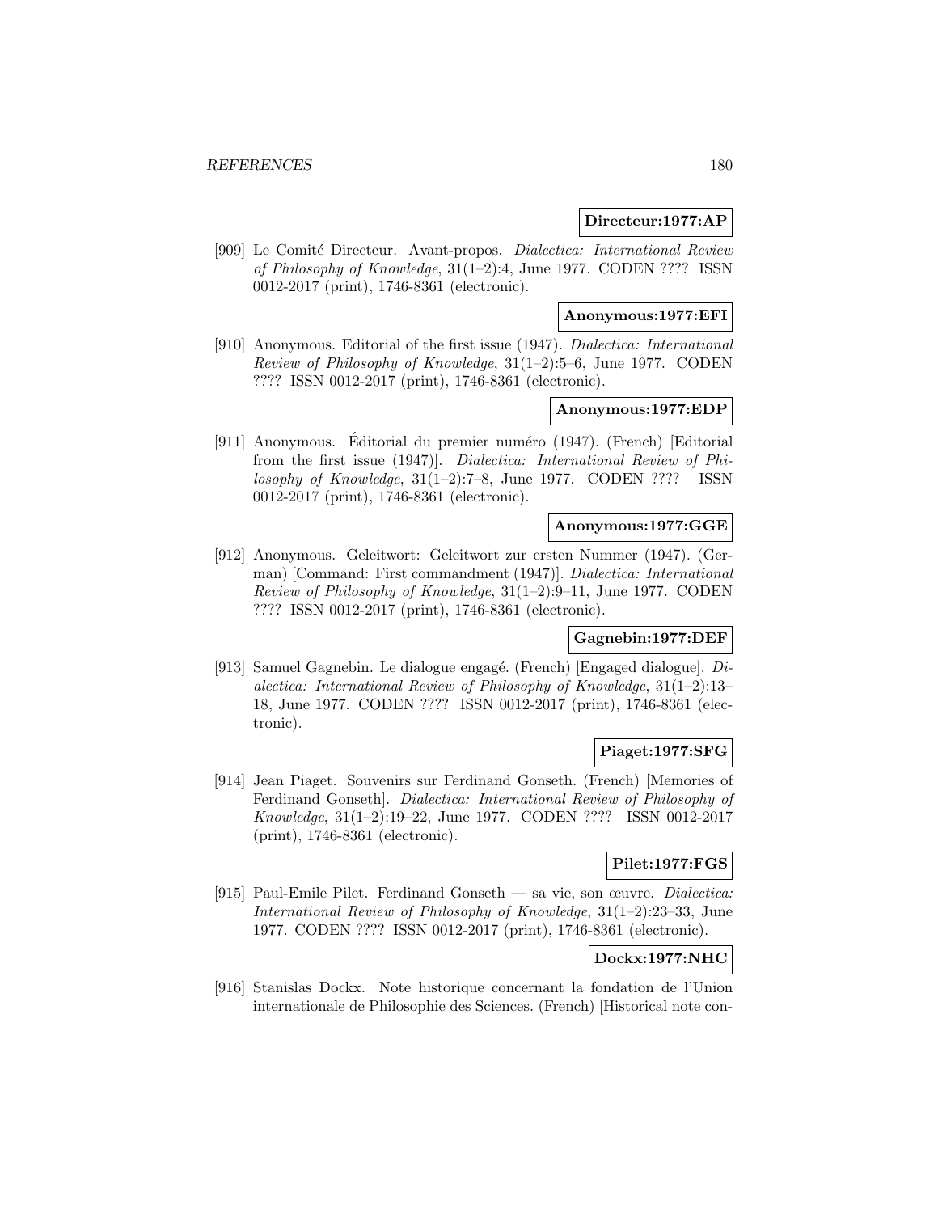**Directeur:1977:AP**

[909] Le Comité Directeur. Avant-propos. *Dialectica: International Review of Philosophy of Knowledge*, 31(1–2):4, June 1977. CODEN ???? ISSN 0012-2017 (print), 1746-8361 (electronic).

**Anonymous:1977:EFI**

[910] Anonymous. Editorial of the first issue (1947). *Dialectica: International Review of Philosophy of Knowledge*, 31(1–2):5–6, June 1977. CODEN ???? ISSN 0012-2017 (print), 1746-8361 (electronic).

**Anonymous:1977:EDP**

[911] Anonymous. Éditorial du premier numéro (1947). (French) [Editorial from the first issue (1947)]. *Dialectica: International Review of Philosophy of Knowledge*, 31(1–2):7–8, June 1977. CODEN ???? ISSN 0012-2017 (print), 1746-8361 (electronic).

**Anonymous:1977:GGE**

[912] Anonymous. Geleitwort: Geleitwort zur ersten Nummer (1947). (German) [Command: First commandment (1947)]. *Dialectica: International Review of Philosophy of Knowledge*, 31(1–2):9–11, June 1977. CODEN ???? ISSN 0012-2017 (print), 1746-8361 (electronic).

**Gagnebin:1977:DEF**

[913] Samuel Gagnebin. Le dialogue engagé. (French) [Engaged dialogue]. *Dialectica: International Review of Philosophy of Knowledge*, 31(1–2):13–18, June 1977. CODEN ???? ISSN 0012-2017 (print), 1746-8361 (electronic).

**Piaget:1977:SFG**

[914] Jean Piaget. Souvenirs sur Ferdinand Gonseth. (French) [Memories of Ferdinand Gonseth]. *Dialectica: International Review of Philosophy of Knowledge*, 31(1–2):19–22, June 1977. CODEN ???? ISSN 0012-2017 (print), 1746-8361 (electronic).

**Pilet:1977:FGS**

[915] Paul-Emile Pilet. Ferdinand Gonseth — sa vie, son œuvre. *Dialectica: International Review of Philosophy of Knowledge*, 31(1–2):23–33, June 1977. CODEN ???? ISSN 0012-2017 (print), 1746-8361 (electronic).

**Dockx:1977:NHC**

[916] Stanislas Dockx. Note historique concernant la fondation de l'Union internationale de Philosophie des Sciences. (French) [Historical note con-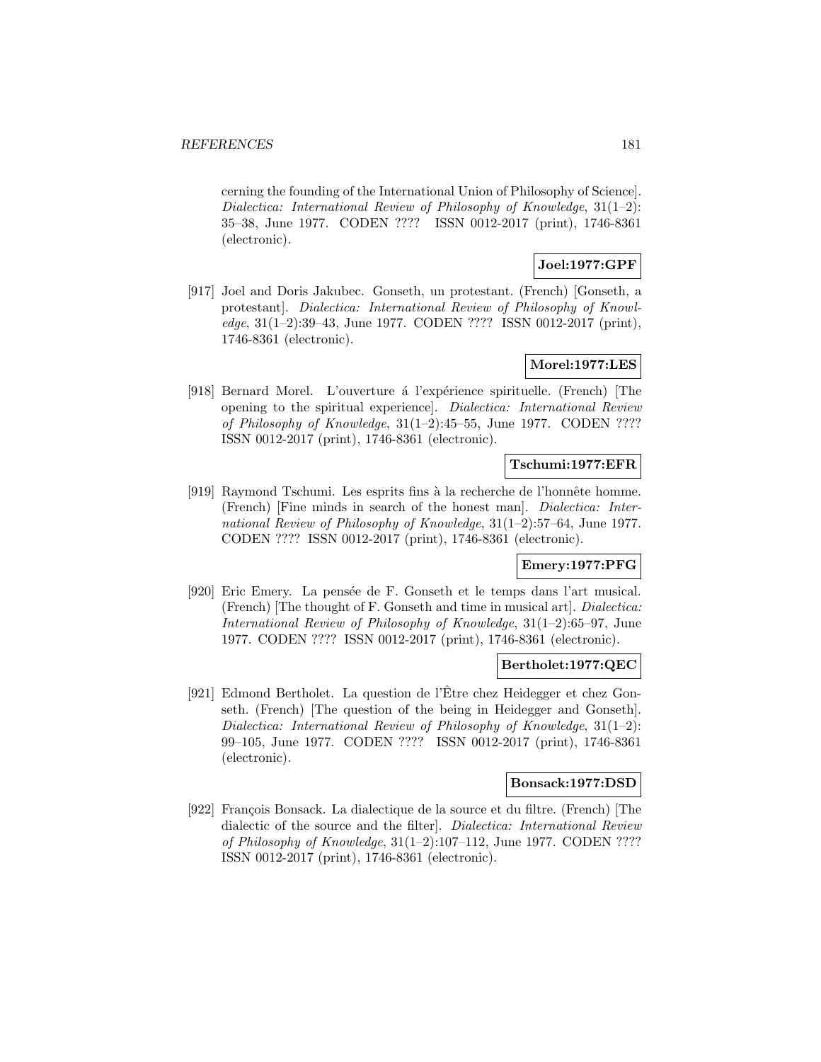cerning the founding of the International Union of Philosophy of Science]. *Dialectica: International Review of Philosophy of Knowledge*, 31(1–2): 35–38, June 1977. CODEN ???? ISSN 0012-2017 (print), 1746-8361 (electronic).

**Joel:1977:GPF**

[917] Joel and Doris Jakubec. Gonseth, un protestant. (French) [Gonseth, a protestant]. *Dialectica: International Review of Philosophy of Knowledge*, 31(1–2):39–43, June 1977. CODEN ???? ISSN 0012-2017 (print), 1746-8361 (electronic).

**Morel:1977:LES**

[918] Bernard Morel. L'ouverture á l'expérience spirituelle. (French) [The opening to the spiritual experience]. *Dialectica: International Review of Philosophy of Knowledge*, 31(1–2):45–55, June 1977. CODEN ???? ISSN 0012-2017 (print), 1746-8361 (electronic).

**Tschumi:1977:EFR**

[919] Raymond Tschumi. Les esprits fins à la recherche de l'honnête homme. (French) [Fine minds in search of the honest man]. *Dialectica: International Review of Philosophy of Knowledge*, 31(1–2):57–64, June 1977. CODEN ???? ISSN 0012-2017 (print), 1746-8361 (electronic).

**Emery:1977:PFG**

[920] Eric Emery. La pensée de F. Gonseth et le temps dans l'art musical. (French) [The thought of F. Gonseth and time in musical art]. *Dialectica: International Review of Philosophy of Knowledge*, 31(1–2):65–97, June 1977. CODEN ???? ISSN 0012-2017 (print), 1746-8361 (electronic).

**Bertholet:1977:QEC**

[921] Edmond Bertholet. La question de l'Être chez Heidegger et chez Gonseth. (French) [The question of the being in Heidegger and Gonseth]. *Dialectica: International Review of Philosophy of Knowledge*, 31(1–2): 99–105, June 1977. CODEN ???? ISSN 0012-2017 (print), 1746-8361 (electronic).

**Bonsack:1977:DSD**

[922] François Bonsack. La dialectique de la source et du filtre. (French) [The dialectic of the source and the filter]. *Dialectica: International Review of Philosophy of Knowledge*, 31(1–2):107–112, June 1977. CODEN ???? ISSN 0012-2017 (print), 1746-8361 (electronic).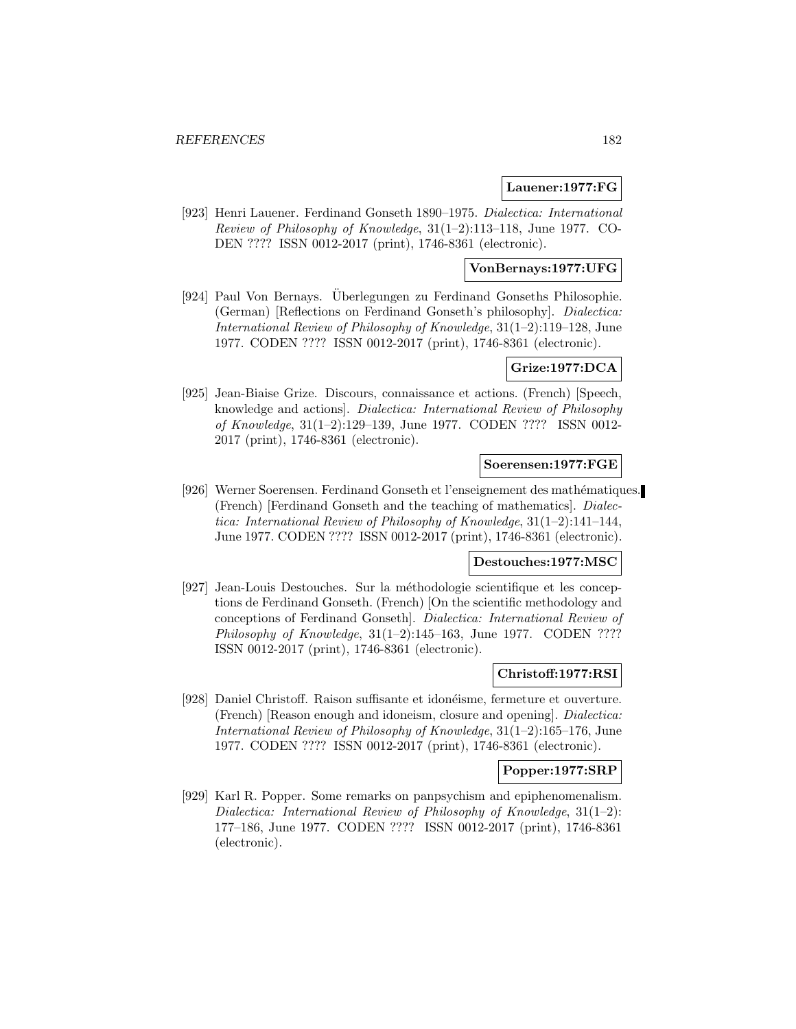**Lauener:1977:FG**

[923] Henri Lauener. Ferdinand Gonseth 1890–1975. *Dialectica: International Review of Philosophy of Knowledge*, 31(1–2):113–118, June 1977. CODEN ???? ISSN 0012-2017 (print), 1746-8361 (electronic).

**VonBernays:1977:UFG**

[924] Paul Von Bernays. Überlegungen zu Ferdinand Gonseths Philosophie. (German) [Reflections on Ferdinand Gonseth's philosophy]. *Dialectica: International Review of Philosophy of Knowledge*, 31(1–2):119–128, June 1977. CODEN ???? ISSN 0012-2017 (print), 1746-8361 (electronic).

**Grize:1977:DCA**

[925] Jean-Biaise Grize. Discours, connaissance et actions. (French) [Speech, knowledge and actions]. *Dialectica: International Review of Philosophy of Knowledge*, 31(1–2):129–139, June 1977. CODEN ???? ISSN 0012-2017 (print), 1746-8361 (electronic).

**Soerensen:1977:FGE**

[926] Werner Soerensen. Ferdinand Gonseth et l'enseignement des mathématiques. (French) [Ferdinand Gonseth and the teaching of mathematics]. *Dialectica: International Review of Philosophy of Knowledge*, 31(1–2):141–144, June 1977. CODEN ???? ISSN 0012-2017 (print), 1746-8361 (electronic).

**Destouches:1977:MSC**

[927] Jean-Louis Destouches. Sur la méthodologie scientifique et les conceptions de Ferdinand Gonseth. (French) [On the scientific methodology and conceptions of Ferdinand Gonseth]. *Dialectica: International Review of Philosophy of Knowledge*, 31(1–2):145–163, June 1977. CODEN ???? ISSN 0012-2017 (print), 1746-8361 (electronic).

**Christoff:1977:RSI**

[928] Daniel Christoff. Raison suffisante et idonéisme, fermeture et ouverture. (French) [Reason enough and idoneism, closure and opening]. *Dialectica: International Review of Philosophy of Knowledge*, 31(1–2):165–176, June 1977. CODEN ???? ISSN 0012-2017 (print), 1746-8361 (electronic).

**Popper:1977:SRP**

[929] Karl R. Popper. Some remarks on panpsychism and epiphenomenalism. *Dialectica: International Review of Philosophy of Knowledge*, 31(1–2): 177–186, June 1977. CODEN ???? ISSN 0012-2017 (print), 1746-8361 (electronic).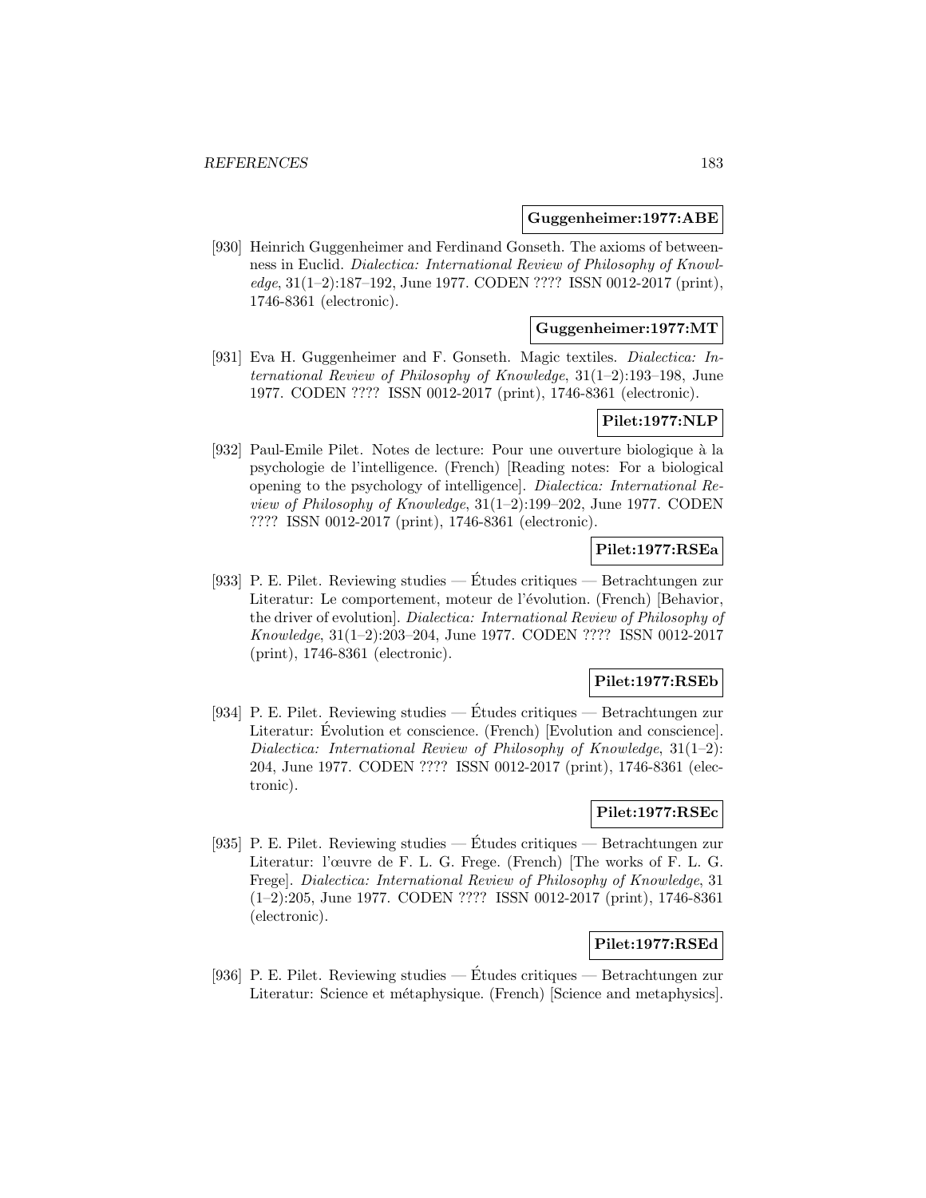**Guggenheimer:1977:ABE**

[930] Heinrich Guggenheimer and Ferdinand Gonseth. The axioms of betweenness in Euclid. *Dialectica: International Review of Philosophy of Knowledge*, 31(1–2):187–192, June 1977. CODEN ???? ISSN 0012-2017 (print), 1746-8361 (electronic).

**Guggenheimer:1977:MT**

[931] Eva H. Guggenheimer and F. Gonseth. Magic textiles. *Dialectica: International Review of Philosophy of Knowledge*, 31(1–2):193–198, June 1977. CODEN ???? ISSN 0012-2017 (print), 1746-8361 (electronic).

**Pilet:1977:NLP**

[932] Paul-Emile Pilet. Notes de lecture: Pour une ouverture biologique à la psychologie de l'intelligence. (French) [Reading notes: For a biological opening to the psychology of intelligence]. *Dialectica: International Review of Philosophy of Knowledge*, 31(1–2):199–202, June 1977. CODEN ???? ISSN 0012-2017 (print), 1746-8361 (electronic).

**Pilet:1977:RSEa**

[933] P. E. Pilet. Reviewing studies — Études critiques — Betrachtungen zur Literatur: Le comportement, moteur de l'évolution. (French) [Behavior, the driver of evolution]. *Dialectica: International Review of Philosophy of Knowledge*, 31(1–2):203–204, June 1977. CODEN ???? ISSN 0012-2017 (print), 1746-8361 (electronic).

**Pilet:1977:RSEb**

[934] P. E. Pilet. Reviewing studies — Études critiques — Betrachtungen zur Literatur: Évolution et conscience. (French) [Evolution and conscience]. *Dialectica: International Review of Philosophy of Knowledge*, 31(1–2): 204, June 1977. CODEN ???? ISSN 0012-2017 (print), 1746-8361 (electronic).

**Pilet:1977:RSEc**

[935] P. E. Pilet. Reviewing studies — Études critiques — Betrachtungen zur Literatur: l'œuvre de F. L. G. Frege. (French) [The works of F. L. G. Frege]. *Dialectica: International Review of Philosophy of Knowledge*, 31 (1–2):205, June 1977. CODEN ???? ISSN 0012-2017 (print), 1746-8361 (electronic).

**Pilet:1977:RSEd**

[936] P. E. Pilet. Reviewing studies — Études critiques — Betrachtungen zur Literatur: Science et métaphysique. (French) [Science and metaphysics].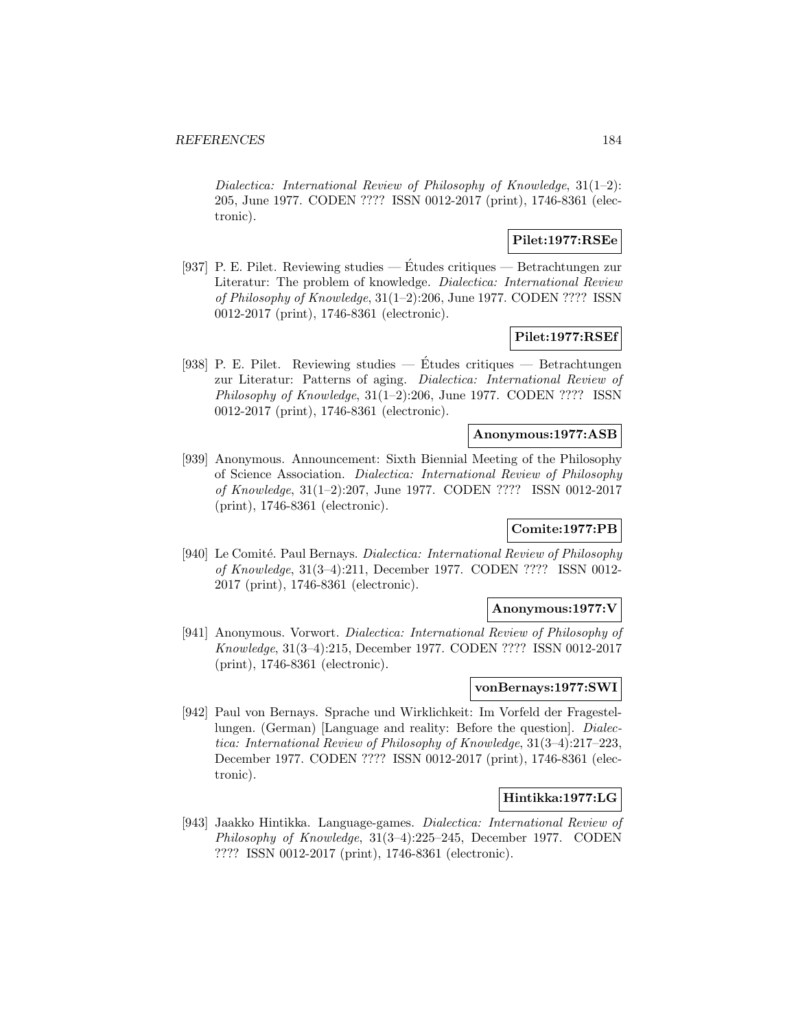*Dialectica: International Review of Philosophy of Knowledge*, 31(1–2): 205, June 1977. CODEN ???? ISSN 0012-2017 (print), 1746-8361 (electronic).

**Pilet:1977:RSEe**

[937] P. E. Pilet. Reviewing studies — Études critiques — Betrachtungen zur Literatur: The problem of knowledge. *Dialectica: International Review of Philosophy of Knowledge*, 31(1–2):206, June 1977. CODEN ???? ISSN 0012-2017 (print), 1746-8361 (electronic).

**Pilet:1977:RSEf**

[938] P. E. Pilet. Reviewing studies — Études critiques — Betrachtungen zur Literatur: Patterns of aging. *Dialectica: International Review of Philosophy of Knowledge*, 31(1–2):206, June 1977. CODEN ???? ISSN 0012-2017 (print), 1746-8361 (electronic).

**Anonymous:1977:ASB**

[939] Anonymous. Announcement: Sixth Biennial Meeting of the Philosophy of Science Association. *Dialectica: International Review of Philosophy of Knowledge*, 31(1–2):207, June 1977. CODEN ???? ISSN 0012-2017 (print), 1746-8361 (electronic).

**Comite:1977:PB**

[940] Le Comité. Paul Bernays. *Dialectica: International Review of Philosophy of Knowledge*, 31(3–4):211, December 1977. CODEN ???? ISSN 0012-2017 (print), 1746-8361 (electronic).

**Anonymous:1977:V**

[941] Anonymous. Vorwort. *Dialectica: International Review of Philosophy of Knowledge*, 31(3–4):215, December 1977. CODEN ???? ISSN 0012-2017 (print), 1746-8361 (electronic).

**vonBernays:1977:SWI**

[942] Paul von Bernays. Sprache und Wirklichkeit: Im Vorfeld der Fragestellungen. (German) [Language and reality: Before the question]. *Dialectica: International Review of Philosophy of Knowledge*, 31(3–4):217–223, December 1977. CODEN ???? ISSN 0012-2017 (print), 1746-8361 (electronic).

**Hintikka:1977:LG**

[943] Jaakko Hintikka. Language-games. *Dialectica: International Review of Philosophy of Knowledge*, 31(3–4):225–245, December 1977. CODEN ???? ISSN 0012-2017 (print), 1746-8361 (electronic).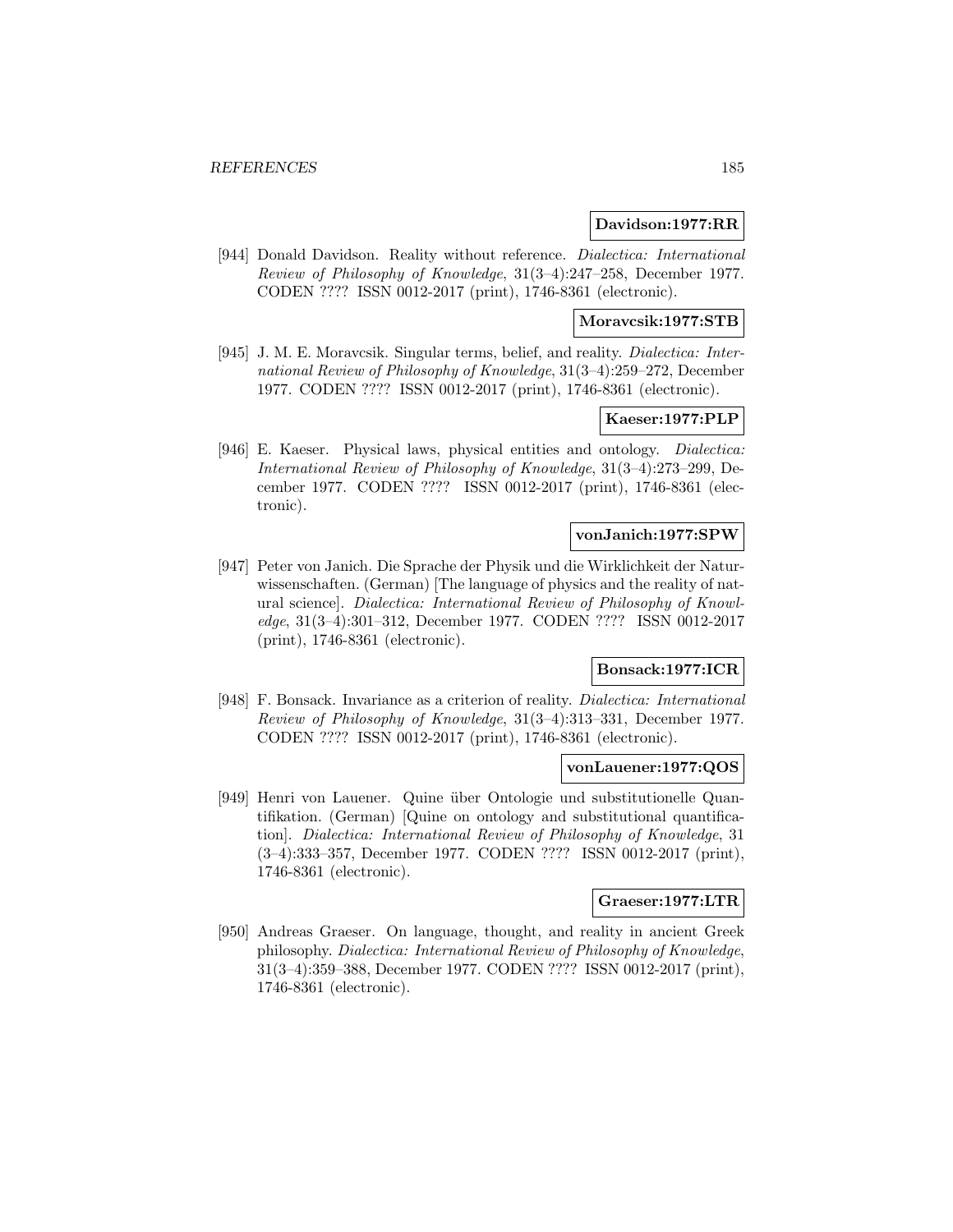**Davidson:1977:RR**

[944] Donald Davidson. Reality without reference. *Dialectica: International Review of Philosophy of Knowledge*, 31(3–4):247–258, December 1977. CODEN ???? ISSN 0012-2017 (print), 1746-8361 (electronic).

**Moravcsik:1977:STB**

[945] J. M. E. Moravcsik. Singular terms, belief, and reality. *Dialectica: International Review of Philosophy of Knowledge*, 31(3–4):259–272, December 1977. CODEN ???? ISSN 0012-2017 (print), 1746-8361 (electronic).

**Kaeser:1977:PLP**

[946] E. Kaeser. Physical laws, physical entities and ontology. *Dialectica: International Review of Philosophy of Knowledge*, 31(3–4):273–299, December 1977. CODEN ???? ISSN 0012-2017 (print), 1746-8361 (electronic).

**vonJanich:1977:SPW**

[947] Peter von Janich. Die Sprache der Physik und die Wirklichkeit der Naturwissenschaften. (German) [The language of physics and the reality of natural science]. *Dialectica: International Review of Philosophy of Knowledge*, 31(3–4):301–312, December 1977. CODEN ???? ISSN 0012-2017 (print), 1746-8361 (electronic).

**Bonsack:1977:ICR**

[948] F. Bonsack. Invariance as a criterion of reality. *Dialectica: International Review of Philosophy of Knowledge*, 31(3–4):313–331, December 1977. CODEN ???? ISSN 0012-2017 (print), 1746-8361 (electronic).

**vonLauener:1977:QOS**

[949] Henri von Lauener. Quine über Ontologie und substitutionelle Quantifikation. (German) [Quine on ontology and substitutional quantification]. *Dialectica: International Review of Philosophy of Knowledge*, 31 (3–4):333–357, December 1977. CODEN ???? ISSN 0012-2017 (print), 1746-8361 (electronic).

**Graeser:1977:LTR**

[950] Andreas Graeser. On language, thought, and reality in ancient Greek philosophy. *Dialectica: International Review of Philosophy of Knowledge*, 31(3–4):359–388, December 1977. CODEN ???? ISSN 0012-2017 (print), 1746-8361 (electronic).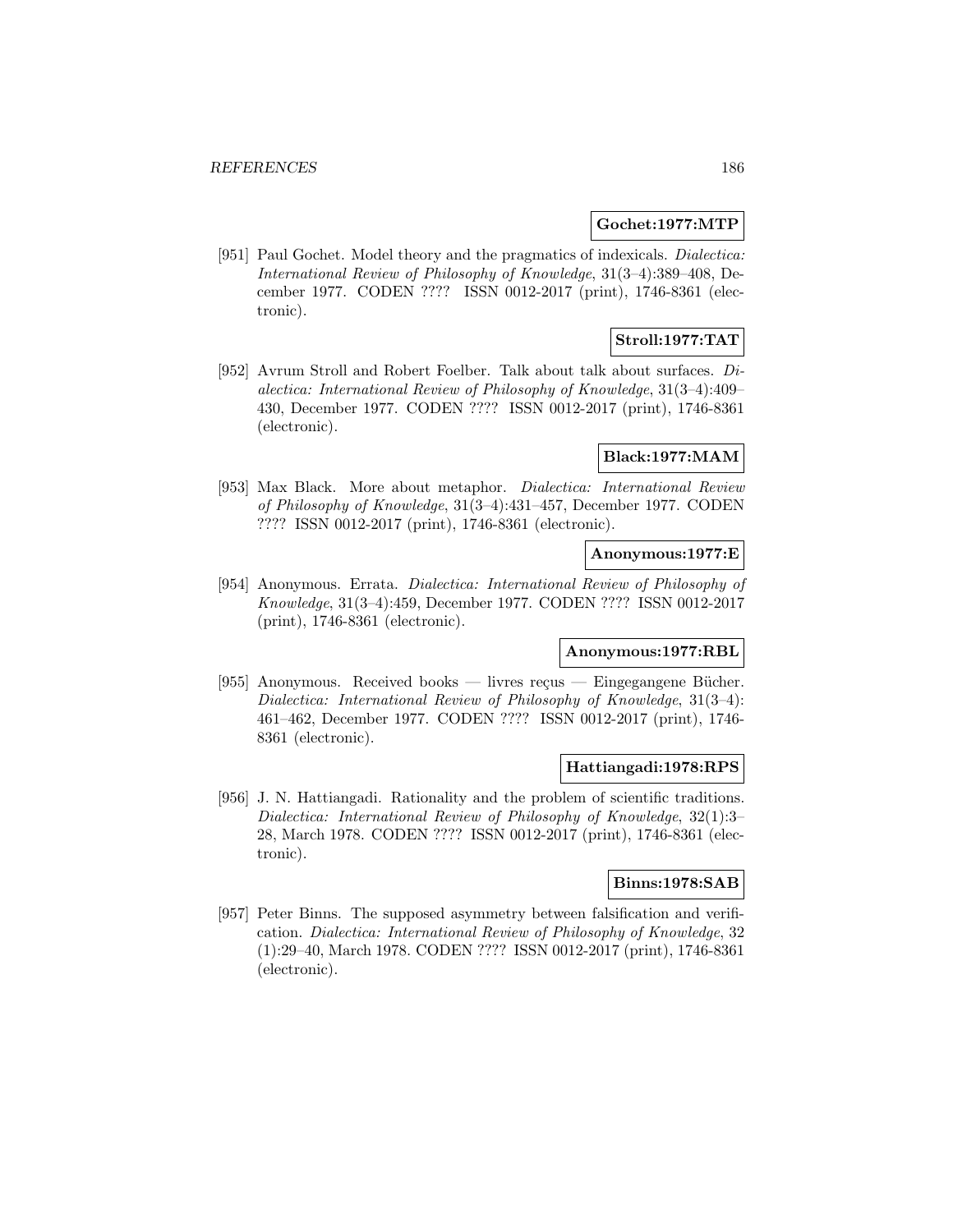**Gochet:1977:MTP**

[951] Paul Gochet. Model theory and the pragmatics of indexicals. *Dialectica: International Review of Philosophy of Knowledge*, 31(3–4):389–408, December 1977. CODEN ???? ISSN 0012-2017 (print), 1746-8361 (electronic).

**Stroll:1977:TAT**

[952] Avrum Stroll and Robert Foelber. Talk about talk about surfaces. *Dialectica: International Review of Philosophy of Knowledge*, 31(3–4):409–430, December 1977. CODEN ???? ISSN 0012-2017 (print), 1746-8361 (electronic).

**Black:1977:MAM**

[953] Max Black. More about metaphor. *Dialectica: International Review of Philosophy of Knowledge*, 31(3–4):431–457, December 1977. CODEN ???? ISSN 0012-2017 (print), 1746-8361 (electronic).

**Anonymous:1977:E**

[954] Anonymous. Errata. *Dialectica: International Review of Philosophy of Knowledge*, 31(3–4):459, December 1977. CODEN ???? ISSN 0012-2017 (print), 1746-8361 (electronic).

**Anonymous:1977:RBL**

[955] Anonymous. Received books — livres reçus — Eingegangene Bücher. *Dialectica: International Review of Philosophy of Knowledge*, 31(3–4):461–462, December 1977. CODEN ???? ISSN 0012-2017 (print), 1746-8361 (electronic).

**Hattiangadi:1978:RPS**

[956] J. N. Hattiangadi. Rationality and the problem of scientific traditions. *Dialectica: International Review of Philosophy of Knowledge*, 32(1):3–28, March 1978. CODEN ???? ISSN 0012-2017 (print), 1746-8361 (electronic).

**Binns:1978:SAB**

[957] Peter Binns. The supposed asymmetry between falsification and verification. *Dialectica: International Review of Philosophy of Knowledge*, 32(1):29–40, March 1978. CODEN ???? ISSN 0012-2017 (print), 1746-8361 (electronic).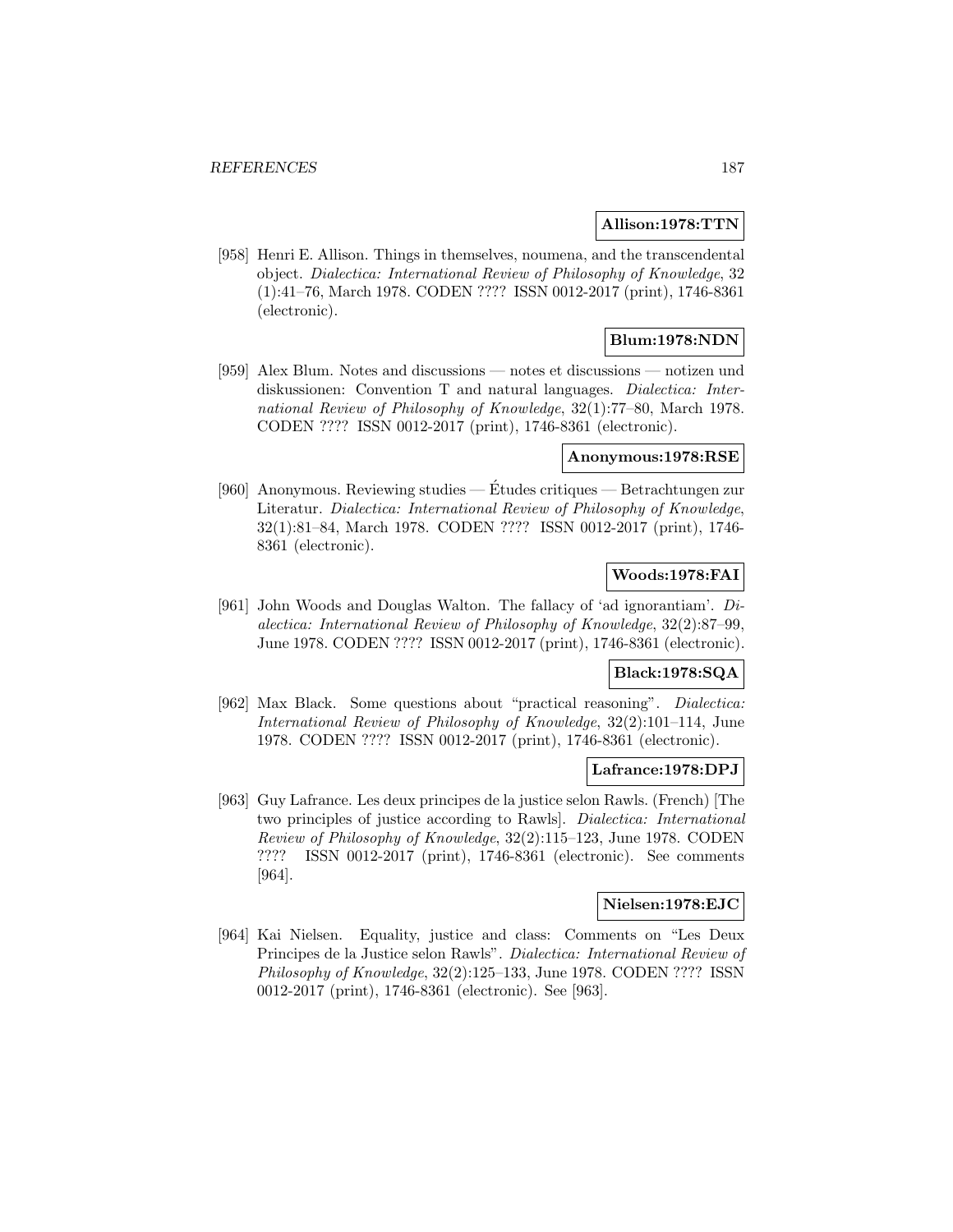**Allison:1978:TTN**

[958] Henri E. Allison. Things in themselves, noumena, and the transcendental object. *Dialectica: International Review of Philosophy of Knowledge*, 32 (1):41–76, March 1978. CODEN ???? ISSN 0012-2017 (print), 1746-8361 (electronic).

**Blum:1978:NDN**

[959] Alex Blum. Notes and discussions — notes et discussions — notizen und diskussionen: Convention T and natural languages. *Dialectica: International Review of Philosophy of Knowledge*, 32(1):77–80, March 1978. CODEN ???? ISSN 0012-2017 (print), 1746-8361 (electronic).

**Anonymous:1978:RSE**

[960] Anonymous. Reviewing studies — Études critiques — Betrachtungen zur Literatur. *Dialectica: International Review of Philosophy of Knowledge*, 32(1):81–84, March 1978. CODEN ???? ISSN 0012-2017 (print), 1746-8361 (electronic).

**Woods:1978:FAI**

[961] John Woods and Douglas Walton. The fallacy of 'ad ignorantiam'. *Dialectica: International Review of Philosophy of Knowledge*, 32(2):87–99, June 1978. CODEN ???? ISSN 0012-2017 (print), 1746-8361 (electronic).

**Black:1978:SQA**

[962] Max Black. Some questions about "practical reasoning". *Dialectica: International Review of Philosophy of Knowledge*, 32(2):101–114, June 1978. CODEN ???? ISSN 0012-2017 (print), 1746-8361 (electronic).

**Lafrance:1978:DPJ**

[963] Guy Lafrance. Les deux principes de la justice selon Rawls. (French) [The two principles of justice according to Rawls]. *Dialectica: International Review of Philosophy of Knowledge*, 32(2):115–123, June 1978. CODEN ???? ISSN 0012-2017 (print), 1746-8361 (electronic). See comments [964].

**Nielsen:1978:EJC**

[964] Kai Nielsen. Equality, justice and class: Comments on "Les Deux Principes de la Justice selon Rawls". *Dialectica: International Review of Philosophy of Knowledge*, 32(2):125–133, June 1978. CODEN ???? ISSN 0012-2017 (print), 1746-8361 (electronic). See [963].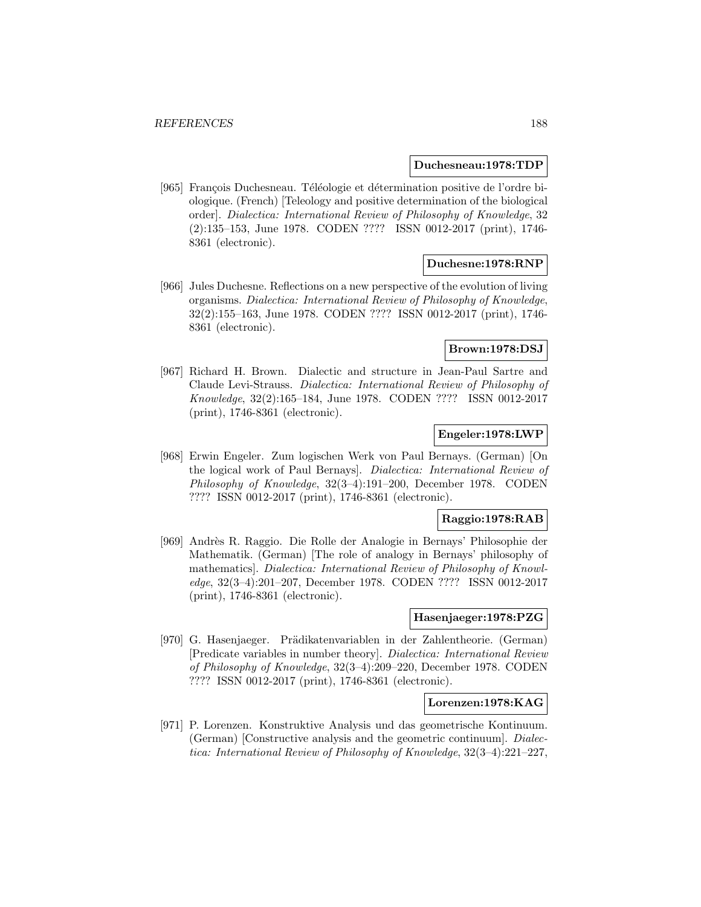**Duchesneau:1978:TDP**

[965] François Duchesneau. Téléologie et détermination positive de l'ordre biologique. (French) [Teleology and positive determination of the biological order]. *Dialectica: International Review of Philosophy of Knowledge*, 32 (2):135–153, June 1978. CODEN ???? ISSN 0012-2017 (print), 1746-8361 (electronic).

**Duchesne:1978:RNP**

[966] Jules Duchesne. Reflections on a new perspective of the evolution of living organisms. *Dialectica: International Review of Philosophy of Knowledge*, 32(2):155–163, June 1978. CODEN ???? ISSN 0012-2017 (print), 1746-8361 (electronic).

**Brown:1978:DSJ**

[967] Richard H. Brown. Dialectic and structure in Jean-Paul Sartre and Claude Levi-Strauss. *Dialectica: International Review of Philosophy of Knowledge*, 32(2):165–184, June 1978. CODEN ???? ISSN 0012-2017 (print), 1746-8361 (electronic).

**Engeler:1978:LWP**

[968] Erwin Engeler. Zum logischen Werk von Paul Bernays. (German) [On the logical work of Paul Bernays]. *Dialectica: International Review of Philosophy of Knowledge*, 32(3–4):191–200, December 1978. CODEN ???? ISSN 0012-2017 (print), 1746-8361 (electronic).

**Raggio:1978:RAB**

[969] Andrès R. Raggio. Die Rolle der Analogie in Bernays' Philosophie der Mathematik. (German) [The role of analogy in Bernays' philosophy of mathematics]. *Dialectica: International Review of Philosophy of Knowledge*, 32(3–4):201–207, December 1978. CODEN ???? ISSN 0012-2017 (print), 1746-8361 (electronic).

**Hasenjaeger:1978:PZG**

[970] G. Hasenjaeger. Prädikatenvariablen in der Zahlentheorie. (German) [Predicate variables in number theory]. *Dialectica: International Review of Philosophy of Knowledge*, 32(3–4):209–220, December 1978. CODEN ???? ISSN 0012-2017 (print), 1746-8361 (electronic).

**Lorenzen:1978:KAG**

[971] P. Lorenzen. Konstruktive Analysis und das geometrische Kontinuum. (German) [Constructive analysis and the geometric continuum]. *Dialectica: International Review of Philosophy of Knowledge*, 32(3–4):221–227,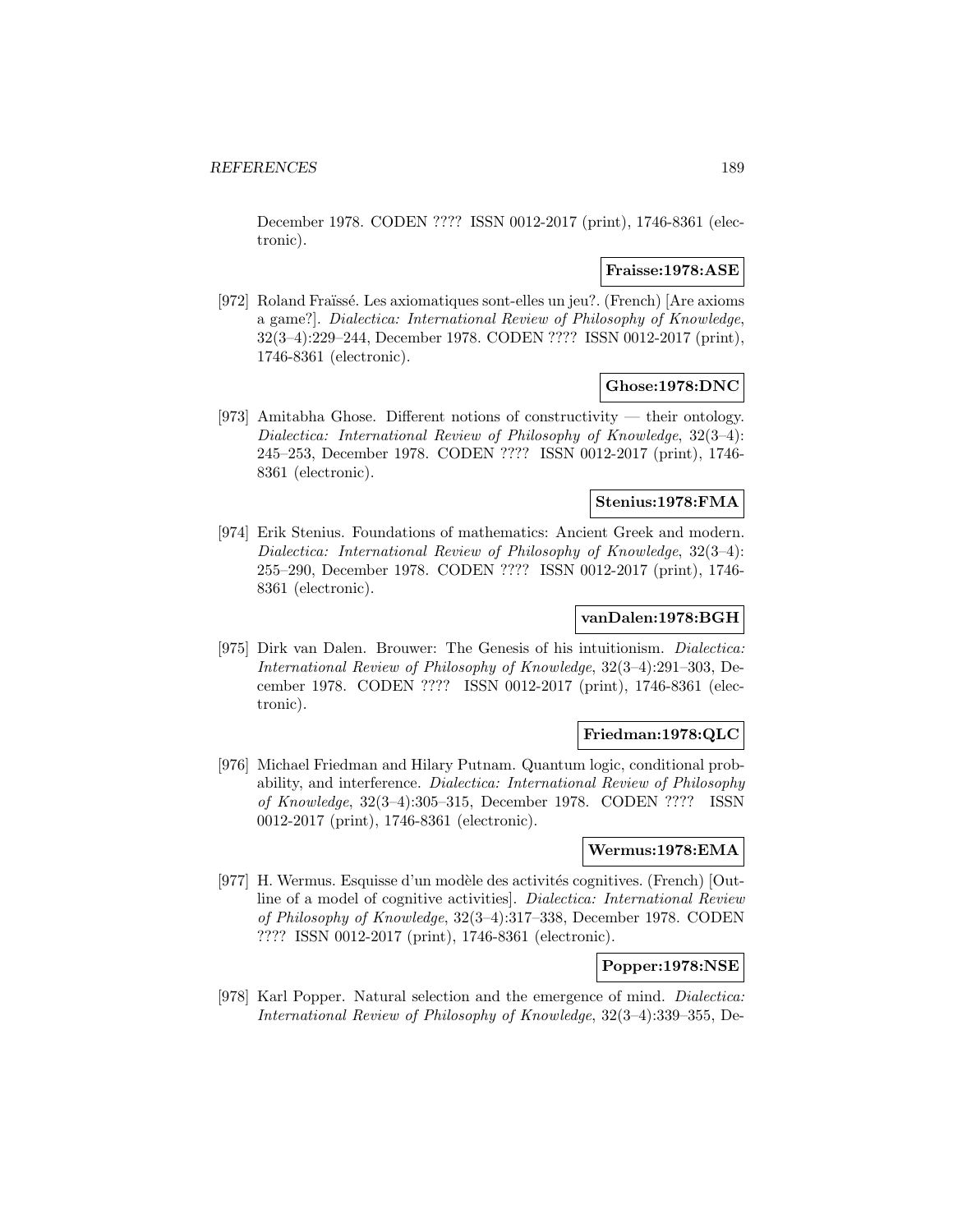December 1978. CODEN ???? ISSN 0012-2017 (print), 1746-8361 (electronic).

**Fraisse:1978:ASE**

[972] Roland Fraïssé. Les axiomatiques sont-elles un jeu?. (French) [Are axioms a game?]. *Dialectica: International Review of Philosophy of Knowledge*, 32(3–4):229–244, December 1978. CODEN ???? ISSN 0012-2017 (print), 1746-8361 (electronic).

**Ghose:1978:DNC**

[973] Amitabha Ghose. Different notions of constructivity — their ontology. *Dialectica: International Review of Philosophy of Knowledge*, 32(3–4): 245–253, December 1978. CODEN ???? ISSN 0012-2017 (print), 1746-8361 (electronic).

**Stenius:1978:FMA**

[974] Erik Stenius. Foundations of mathematics: Ancient Greek and modern. *Dialectica: International Review of Philosophy of Knowledge*, 32(3–4): 255–290, December 1978. CODEN ???? ISSN 0012-2017 (print), 1746-8361 (electronic).

**vanDalen:1978:BGH**

[975] Dirk van Dalen. Brouwer: The Genesis of his intuitionism. *Dialectica: International Review of Philosophy of Knowledge*, 32(3–4):291–303, December 1978. CODEN ???? ISSN 0012-2017 (print), 1746-8361 (electronic).

**Friedman:1978:QLC**

[976] Michael Friedman and Hilary Putnam. Quantum logic, conditional probability, and interference. *Dialectica: International Review of Philosophy of Knowledge*, 32(3–4):305–315, December 1978. CODEN ???? ISSN 0012-2017 (print), 1746-8361 (electronic).

**Wermus:1978:EMA**

[977] H. Wermus. Esquisse d'un modèle des activités cognitives. (French) [Outline of a model of cognitive activities]. *Dialectica: International Review of Philosophy of Knowledge*, 32(3–4):317–338, December 1978. CODEN ???? ISSN 0012-2017 (print), 1746-8361 (electronic).

**Popper:1978:NSE**

[978] Karl Popper. Natural selection and the emergence of mind. *Dialectica: International Review of Philosophy of Knowledge*, 32(3–4):339–355, De-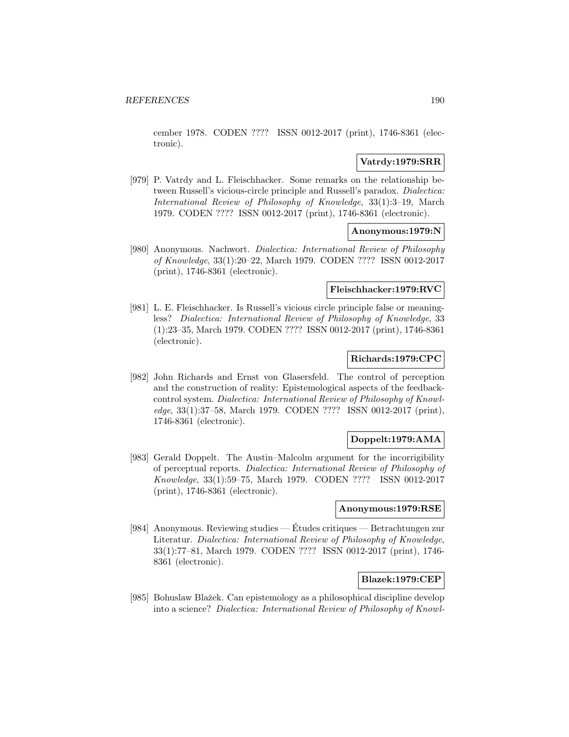cember 1978. CODEN ???? ISSN 0012-2017 (print), 1746-8361 (electronic).

**Vatrdy:1979:SRR**

[979] P. Vatrdy and L. Fleischhacker. Some remarks on the relationship between Russell's vicious-circle principle and Russell's paradox. *Dialectica: International Review of Philosophy of Knowledge*, 33(1):3–19, March 1979. CODEN ???? ISSN 0012-2017 (print), 1746-8361 (electronic).

**Anonymous:1979:N**

[980] Anonymous. Nachwort. *Dialectica: International Review of Philosophy of Knowledge*, 33(1):20–22, March 1979. CODEN ???? ISSN 0012-2017 (print), 1746-8361 (electronic).

**Fleischhacker:1979:RVC**

[981] L. E. Fleischhacker. Is Russell's vicious circle principle false or meaningless? *Dialectica: International Review of Philosophy of Knowledge*, 33 (1):23–35, March 1979. CODEN ???? ISSN 0012-2017 (print), 1746-8361 (electronic).

**Richards:1979:CPC**

[982] John Richards and Ernst von Glasersfeld. The control of perception and the construction of reality: Epistemological aspects of the feedback-control system. *Dialectica: International Review of Philosophy of Knowledge*, 33(1):37–58, March 1979. CODEN ???? ISSN 0012-2017 (print), 1746-8361 (electronic).

**Doppelt:1979:AMA**

[983] Gerald Doppelt. The Austin–Malcolm argument for the incorrigibility of perceptual reports. *Dialectica: International Review of Philosophy of Knowledge*, 33(1):59–75, March 1979. CODEN ???? ISSN 0012-2017 (print), 1746-8361 (electronic).

**Anonymous:1979:RSE**

[984] Anonymous. Reviewing studies — Études critiques — Betrachtungen zur Literatur. *Dialectica: International Review of Philosophy of Knowledge*, 33(1):77–81, March 1979. CODEN ???? ISSN 0012-2017 (print), 1746-8361 (electronic).

**Blazek:1979:CEP**

[985] Bohuslaw Blažek. Can epistemology as a philosophical discipline develop into a science? *Dialectica: International Review of Philosophy of Knowl-*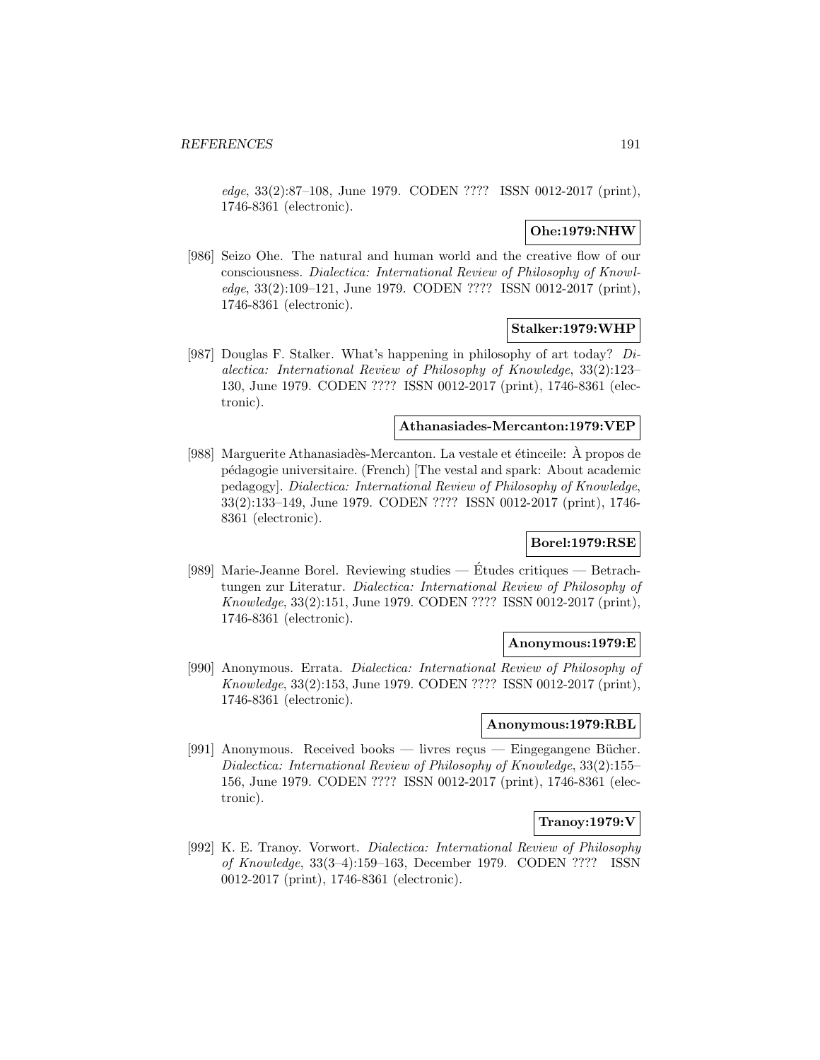*edge*, 33(2):87–108, June 1979. CODEN ???? ISSN 0012-2017 (print), 1746-8361 (electronic).

**Ohe:1979:NHW**

[986] Seizo Ohe. The natural and human world and the creative flow of our consciousness. *Dialectica: International Review of Philosophy of Knowledge*, 33(2):109–121, June 1979. CODEN ???? ISSN 0012-2017 (print), 1746-8361 (electronic).

**Stalker:1979:WHP**

[987] Douglas F. Stalker. What's happening in philosophy of art today? *Dialectica: International Review of Philosophy of Knowledge*, 33(2):123–130, June 1979. CODEN ???? ISSN 0012-2017 (print), 1746-8361 (electronic).

**Athanasiades-Mercanton:1979:VEP**

[988] Marguerite Athanasiadès-Mercanton. La vestale et étinceile: À propos de pédagogie universitaire. (French) [The vestal and spark: About academic pedagogy]. *Dialectica: International Review of Philosophy of Knowledge*, 33(2):133–149, June 1979. CODEN ???? ISSN 0012-2017 (print), 1746-8361 (electronic).

**Borel:1979:RSE**

[989] Marie-Jeanne Borel. Reviewing studies — Études critiques — Betrachtungen zur Literatur. *Dialectica: International Review of Philosophy of Knowledge*, 33(2):151, June 1979. CODEN ???? ISSN 0012-2017 (print), 1746-8361 (electronic).

**Anonymous:1979:E**

[990] Anonymous. Errata. *Dialectica: International Review of Philosophy of Knowledge*, 33(2):153, June 1979. CODEN ???? ISSN 0012-2017 (print), 1746-8361 (electronic).

**Anonymous:1979:RBL**

[991] Anonymous. Received books — livres reçus — Eingegangene Bücher. *Dialectica: International Review of Philosophy of Knowledge*, 33(2):155–156, June 1979. CODEN ???? ISSN 0012-2017 (print), 1746-8361 (electronic).

**Tranoy:1979:V**

[992] K. E. Tranoy. Vorwort. *Dialectica: International Review of Philosophy of Knowledge*, 33(3–4):159–163, December 1979. CODEN ???? ISSN 0012-2017 (print), 1746-8361 (electronic).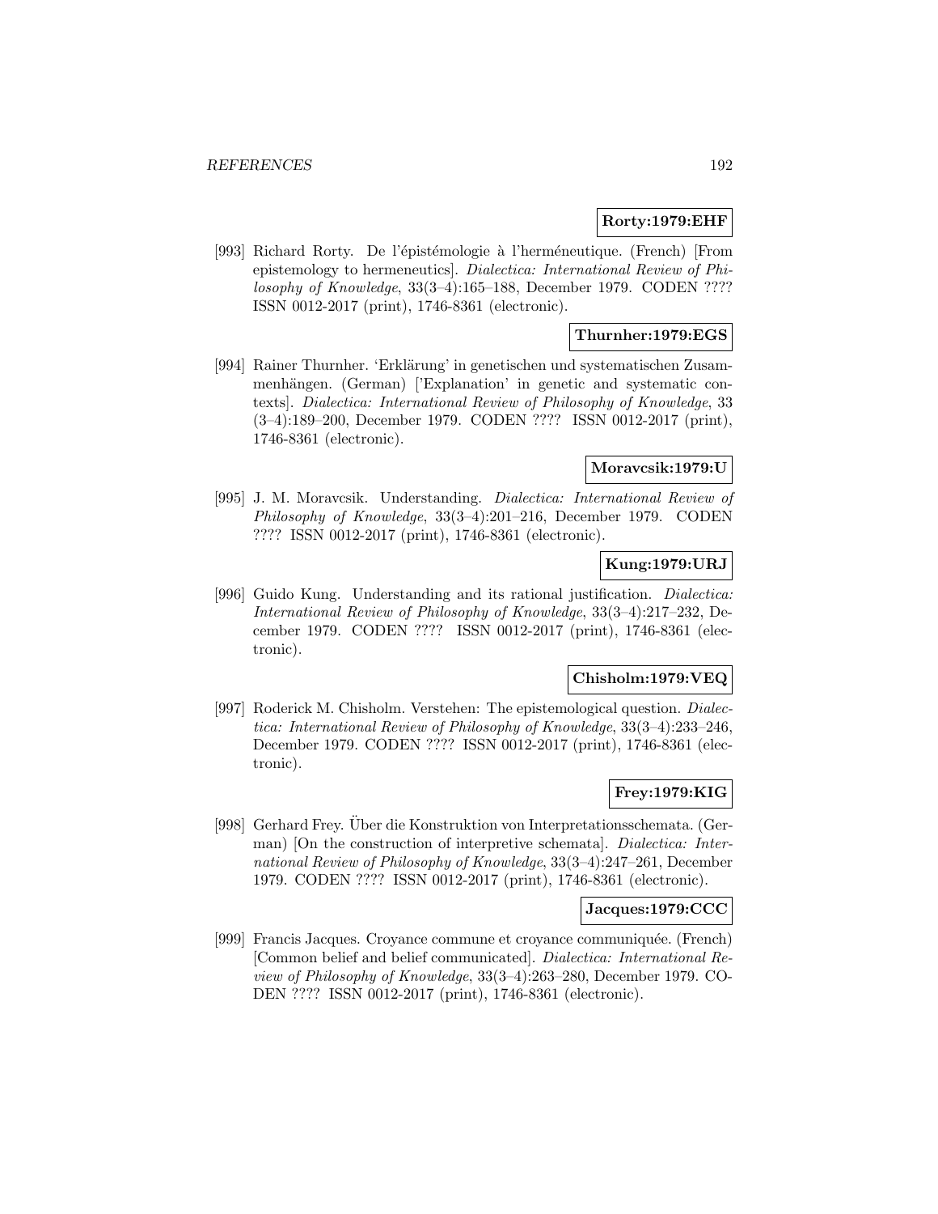**Rorty:1979:EHF**

[993] Richard Rorty. De l'épistémologie à l'herméneutique. (French) [From epistemology to hermeneutics]. *Dialectica: International Review of Philosophy of Knowledge*, 33(3–4):165–188, December 1979. CODEN ???? ISSN 0012-2017 (print), 1746-8361 (electronic).

**Thurnher:1979:EGS**

[994] Rainer Thurnher. 'Erklärung' in genetischen und systematischen Zusammenhängen. (German) ['Explanation' in genetic and systematic contexts]. *Dialectica: International Review of Philosophy of Knowledge*, 33 (3–4):189–200, December 1979. CODEN ???? ISSN 0012-2017 (print), 1746-8361 (electronic).

**Moravcsik:1979:U**

[995] J. M. Moravcsik. Understanding. *Dialectica: International Review of Philosophy of Knowledge*, 33(3–4):201–216, December 1979. CODEN ???? ISSN 0012-2017 (print), 1746-8361 (electronic).

**Kung:1979:URJ**

[996] Guido Kung. Understanding and its rational justification. *Dialectica: International Review of Philosophy of Knowledge*, 33(3–4):217–232, December 1979. CODEN ???? ISSN 0012-2017 (print), 1746-8361 (electronic).

**Chisholm:1979:VEQ**

[997] Roderick M. Chisholm. Verstehen: The epistemological question. *Dialectica: International Review of Philosophy of Knowledge*, 33(3–4):233–246, December 1979. CODEN ???? ISSN 0012-2017 (print), 1746-8361 (electronic).

**Frey:1979:KIG**

[998] Gerhard Frey. Über die Konstruktion von Interpretationsschemata. (German) [On the construction of interpretive schemata]. *Dialectica: International Review of Philosophy of Knowledge*, 33(3–4):247–261, December 1979. CODEN ???? ISSN 0012-2017 (print), 1746-8361 (electronic).

**Jacques:1979:CCC**

[999] Francis Jacques. Croyance commune et croyance communiquée. (French) [Common belief and belief communicated]. *Dialectica: International Review of Philosophy of Knowledge*, 33(3–4):263–280, December 1979. CODEN ???? ISSN 0012-2017 (print), 1746-8361 (electronic).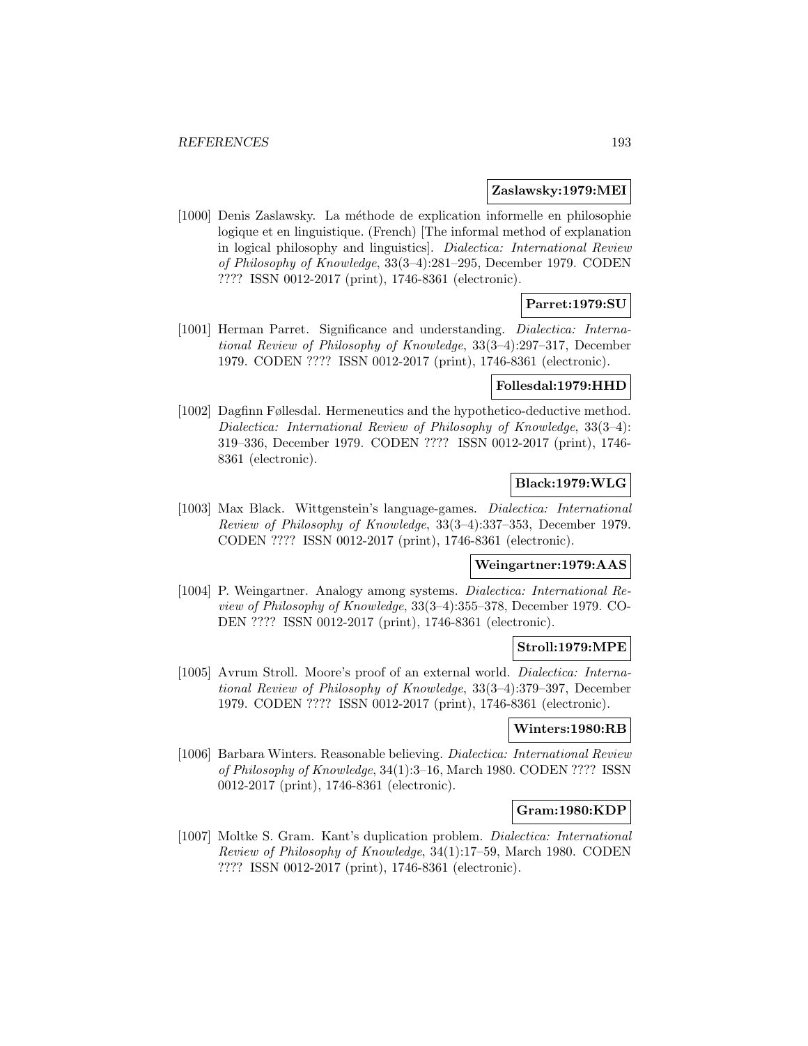**Zaslawsky:1979:MEI**

[1000] Denis Zaslawsky. La méthode de explication informelle en philosophie logique et en linguistique. (French) [The informal method of explanation in logical philosophy and linguistics]. *Dialectica: International Review of Philosophy of Knowledge*, 33(3–4):281–295, December 1979. CODEN ???? ISSN 0012-2017 (print), 1746-8361 (electronic).

**Parret:1979:SU**

[1001] Herman Parret. Significance and understanding. *Dialectica: International Review of Philosophy of Knowledge*, 33(3–4):297–317, December 1979. CODEN ???? ISSN 0012-2017 (print), 1746-8361 (electronic).

**Follesdal:1979:HHD**

[1002] Dagfinn Føllesdal. Hermeneutics and the hypothetico-deductive method. *Dialectica: International Review of Philosophy of Knowledge*, 33(3–4): 319–336, December 1979. CODEN ???? ISSN 0012-2017 (print), 1746-8361 (electronic).

**Black:1979:WLG**

[1003] Max Black. Wittgenstein's language-games. *Dialectica: International Review of Philosophy of Knowledge*, 33(3–4):337–353, December 1979. CODEN ???? ISSN 0012-2017 (print), 1746-8361 (electronic).

**Weingartner:1979:AAS**

[1004] P. Weingartner. Analogy among systems. *Dialectica: International Review of Philosophy of Knowledge*, 33(3–4):355–378, December 1979. CODEN ???? ISSN 0012-2017 (print), 1746-8361 (electronic).

**Stroll:1979:MPE**

[1005] Avrum Stroll. Moore's proof of an external world. *Dialectica: International Review of Philosophy of Knowledge*, 33(3–4):379–397, December 1979. CODEN ???? ISSN 0012-2017 (print), 1746-8361 (electronic).

**Winters:1980:RB**

[1006] Barbara Winters. Reasonable believing. *Dialectica: International Review of Philosophy of Knowledge*, 34(1):3–16, March 1980. CODEN ???? ISSN 0012-2017 (print), 1746-8361 (electronic).

**Gram:1980:KDP**

[1007] Moltke S. Gram. Kant's duplication problem. *Dialectica: International Review of Philosophy of Knowledge*, 34(1):17–59, March 1980. CODEN ???? ISSN 0012-2017 (print), 1746-8361 (electronic).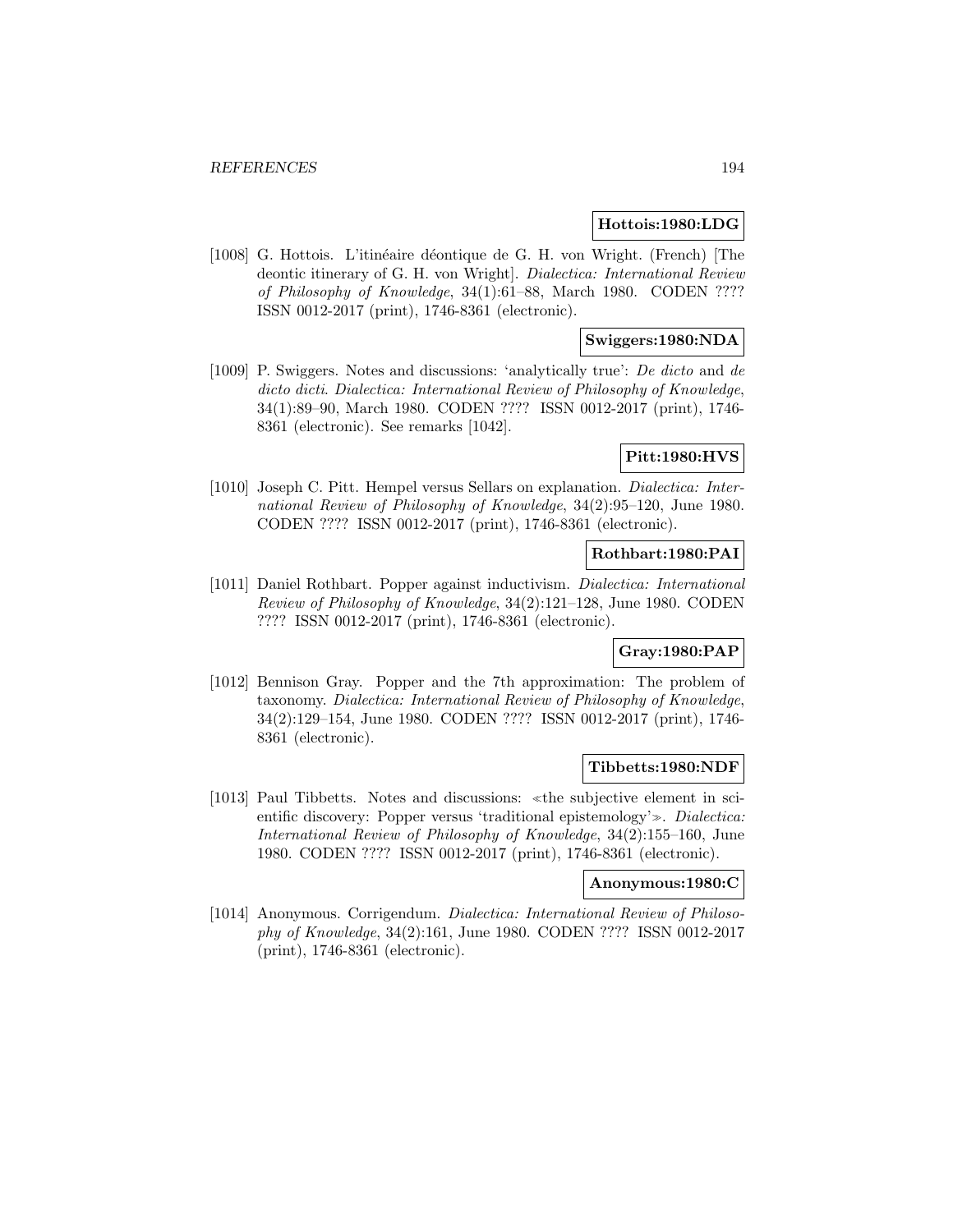**Hottois:1980:LDG**

[1008] G. Hottois. L'itinéaire déontique de G. H. von Wright. (French) [The deontic itinerary of G. H. von Wright]. *Dialectica: International Review of Philosophy of Knowledge*, 34(1):61–88, March 1980. CODEN ???? ISSN 0012-2017 (print), 1746-8361 (electronic).

**Swiggers:1980:NDA**

[1009] P. Swiggers. Notes and discussions: 'analytically true': *De dicto* and *de dicto dicti*. *Dialectica: International Review of Philosophy of Knowledge*, 34(1):89–90, March 1980. CODEN ???? ISSN 0012-2017 (print), 1746-8361 (electronic). See remarks [1042].

**Pitt:1980:HVS**

[1010] Joseph C. Pitt. Hempel versus Sellars on explanation. *Dialectica: International Review of Philosophy of Knowledge*, 34(2):95–120, June 1980. CODEN ???? ISSN 0012-2017 (print), 1746-8361 (electronic).

**Rothbart:1980:PAI**

[1011] Daniel Rothbart. Popper against inductivism. *Dialectica: International Review of Philosophy of Knowledge*, 34(2):121–128, June 1980. CODEN ???? ISSN 0012-2017 (print), 1746-8361 (electronic).

**Gray:1980:PAP**

[1012] Bennison Gray. Popper and the 7th approximation: The problem of taxonomy. *Dialectica: International Review of Philosophy of Knowledge*, 34(2):129–154, June 1980. CODEN ???? ISSN 0012-2017 (print), 1746-8361 (electronic).

**Tibbetts:1980:NDF**

[1013] Paul Tibbetts. Notes and discussions: ≪the subjective element in scientific discovery: Popper versus 'traditional epistemology'≫. *Dialectica: International Review of Philosophy of Knowledge*, 34(2):155–160, June 1980. CODEN ???? ISSN 0012-2017 (print), 1746-8361 (electronic).

**Anonymous:1980:C**

[1014] Anonymous. Corrigendum. *Dialectica: International Review of Philosophy of Knowledge*, 34(2):161, June 1980. CODEN ???? ISSN 0012-2017 (print), 1746-8361 (electronic).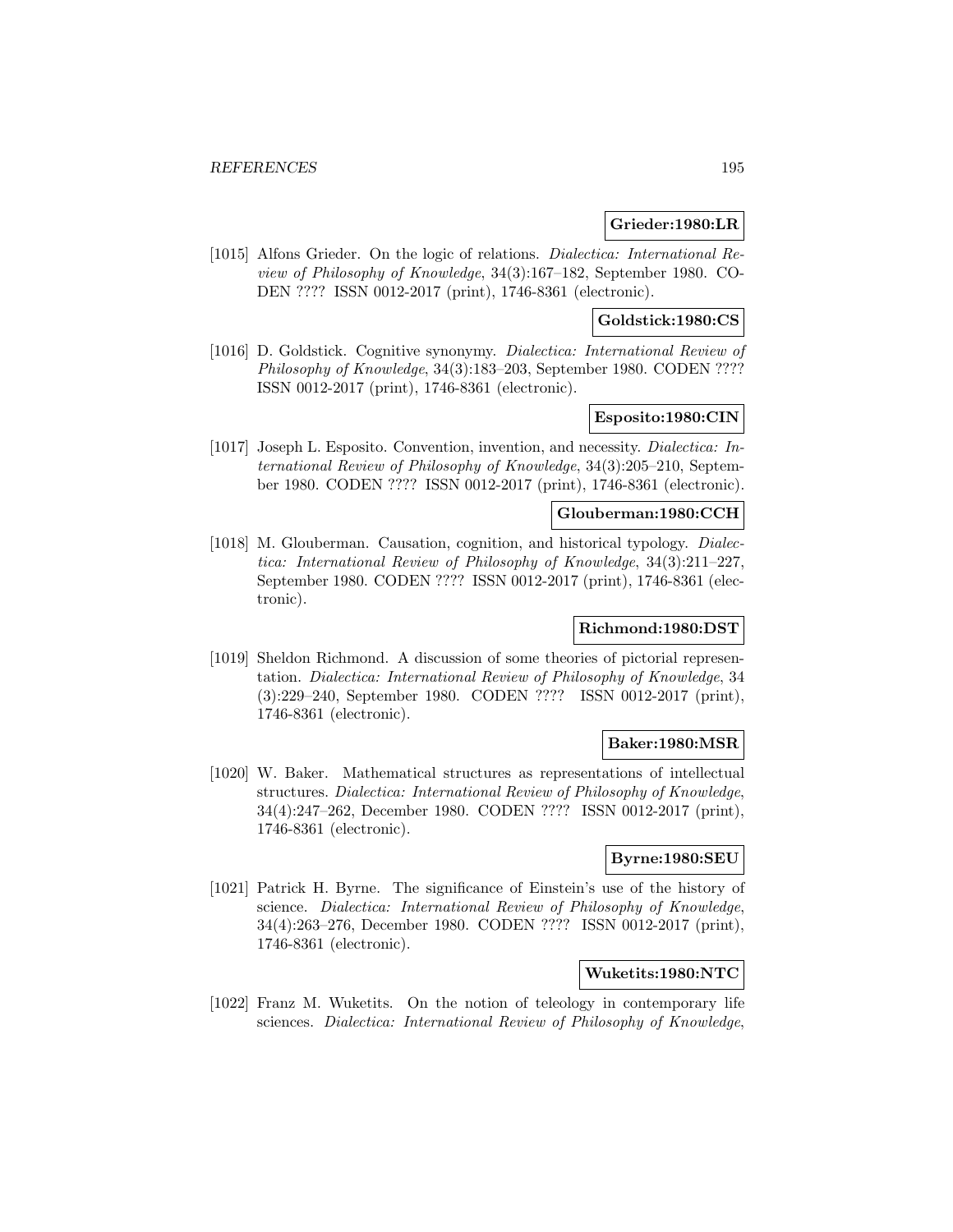**Grieder:1980:LR**

[1015] Alfons Grieder. On the logic of relations. *Dialectica: International Review of Philosophy of Knowledge*, 34(3):167–182, September 1980. CODEN ???? ISSN 0012-2017 (print), 1746-8361 (electronic).

**Goldstick:1980:CS**

[1016] D. Goldstick. Cognitive synonymy. *Dialectica: International Review of Philosophy of Knowledge*, 34(3):183–203, September 1980. CODEN ???? ISSN 0012-2017 (print), 1746-8361 (electronic).

**Esposito:1980:CIN**

[1017] Joseph L. Esposito. Convention, invention, and necessity. *Dialectica: International Review of Philosophy of Knowledge*, 34(3):205–210, September 1980. CODEN ???? ISSN 0012-2017 (print), 1746-8361 (electronic).

**Glouberman:1980:CCH**

[1018] M. Glouberman. Causation, cognition, and historical typology. *Dialectica: International Review of Philosophy of Knowledge*, 34(3):211–227, September 1980. CODEN ???? ISSN 0012-2017 (print), 1746-8361 (electronic).

**Richmond:1980:DST**

[1019] Sheldon Richmond. A discussion of some theories of pictorial representation. *Dialectica: International Review of Philosophy of Knowledge*, 34 (3):229–240, September 1980. CODEN ???? ISSN 0012-2017 (print), 1746-8361 (electronic).

**Baker:1980:MSR**

[1020] W. Baker. Mathematical structures as representations of intellectual structures. *Dialectica: International Review of Philosophy of Knowledge*, 34(4):247–262, December 1980. CODEN ???? ISSN 0012-2017 (print), 1746-8361 (electronic).

**Byrne:1980:SEU**

[1021] Patrick H. Byrne. The significance of Einstein's use of the history of science. *Dialectica: International Review of Philosophy of Knowledge*, 34(4):263–276, December 1980. CODEN ???? ISSN 0012-2017 (print), 1746-8361 (electronic).

**Wuketits:1980:NTC**

[1022] Franz M. Wuketits. On the notion of teleology in contemporary life sciences. *Dialectica: International Review of Philosophy of Knowledge*,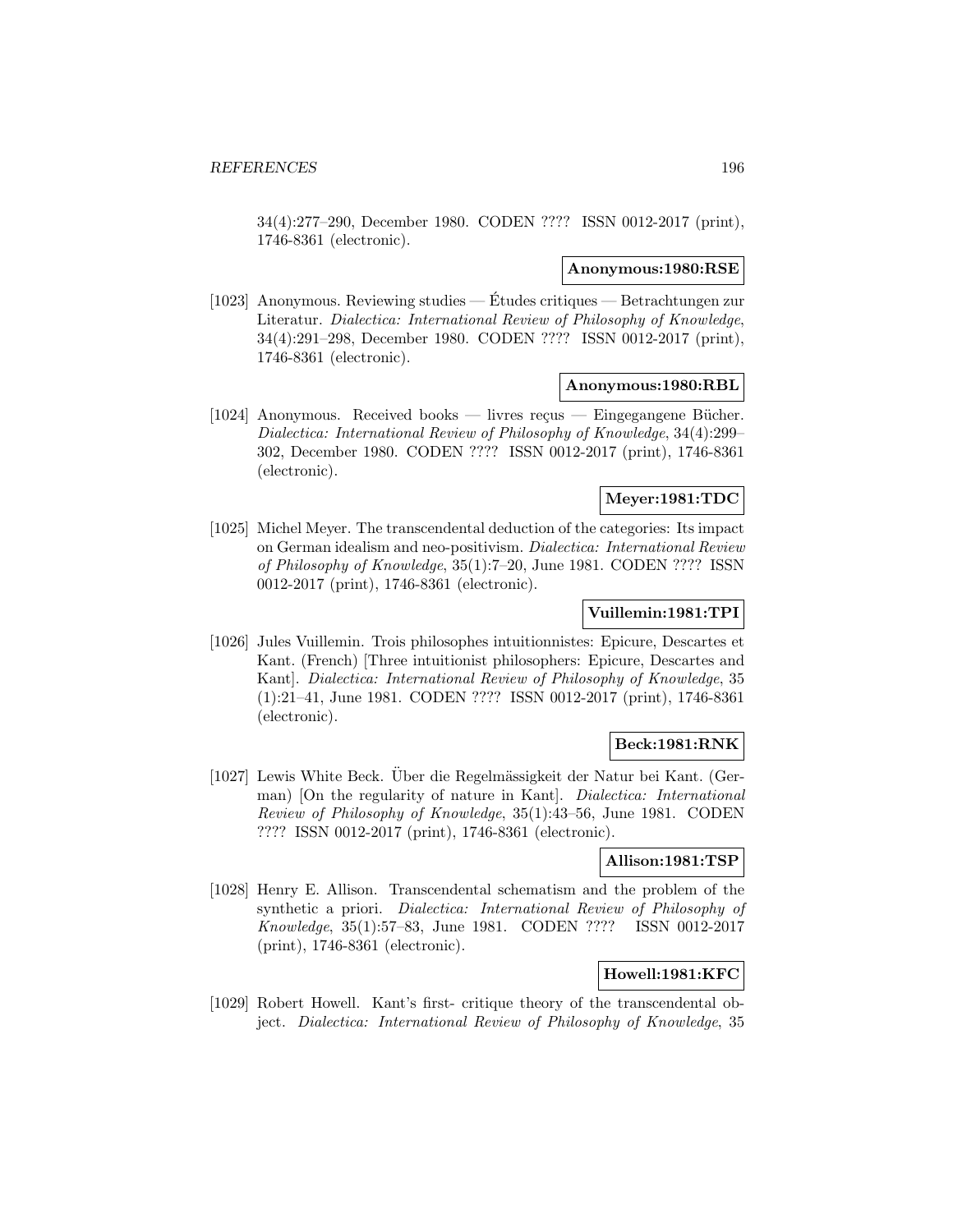34(4):277–290, December 1980. CODEN ???? ISSN 0012-2017 (print), 1746-8361 (electronic).

**Anonymous:1980:RSE**

[1023] Anonymous. Reviewing studies — Études critiques — Betrachtungen zur Literatur. *Dialectica: International Review of Philosophy of Knowledge*, 34(4):291–298, December 1980. CODEN ???? ISSN 0012-2017 (print), 1746-8361 (electronic).

**Anonymous:1980:RBL**

[1024] Anonymous. Received books — livres reçus — Eingegangene Bücher. *Dialectica: International Review of Philosophy of Knowledge*, 34(4):299–302, December 1980. CODEN ???? ISSN 0012-2017 (print), 1746-8361 (electronic).

**Meyer:1981:TDC**

[1025] Michel Meyer. The transcendental deduction of the categories: Its impact on German idealism and neo-positivism. *Dialectica: International Review of Philosophy of Knowledge*, 35(1):7–20, June 1981. CODEN ???? ISSN 0012-2017 (print), 1746-8361 (electronic).

**Vuillemin:1981:TPI**

[1026] Jules Vuillemin. Trois philosophes intuitionnistes: Epicure, Descartes et Kant. (French) [Three intuitionist philosophers: Epicure, Descartes and Kant]. *Dialectica: International Review of Philosophy of Knowledge*, 35 (1):21–41, June 1981. CODEN ???? ISSN 0012-2017 (print), 1746-8361 (electronic).

**Beck:1981:RNK**

[1027] Lewis White Beck. Über die Regelmässigkeit der Natur bei Kant. (German) [On the regularity of nature in Kant]. *Dialectica: International Review of Philosophy of Knowledge*, 35(1):43–56, June 1981. CODEN ???? ISSN 0012-2017 (print), 1746-8361 (electronic).

**Allison:1981:TSP**

[1028] Henry E. Allison. Transcendental schematism and the problem of the synthetic a priori. *Dialectica: International Review of Philosophy of Knowledge*, 35(1):57–83, June 1981. CODEN ???? ISSN 0012-2017 (print), 1746-8361 (electronic).

**Howell:1981:KFC**

[1029] Robert Howell. Kant's first- critique theory of the transcendental object. *Dialectica: International Review of Philosophy of Knowledge*, 35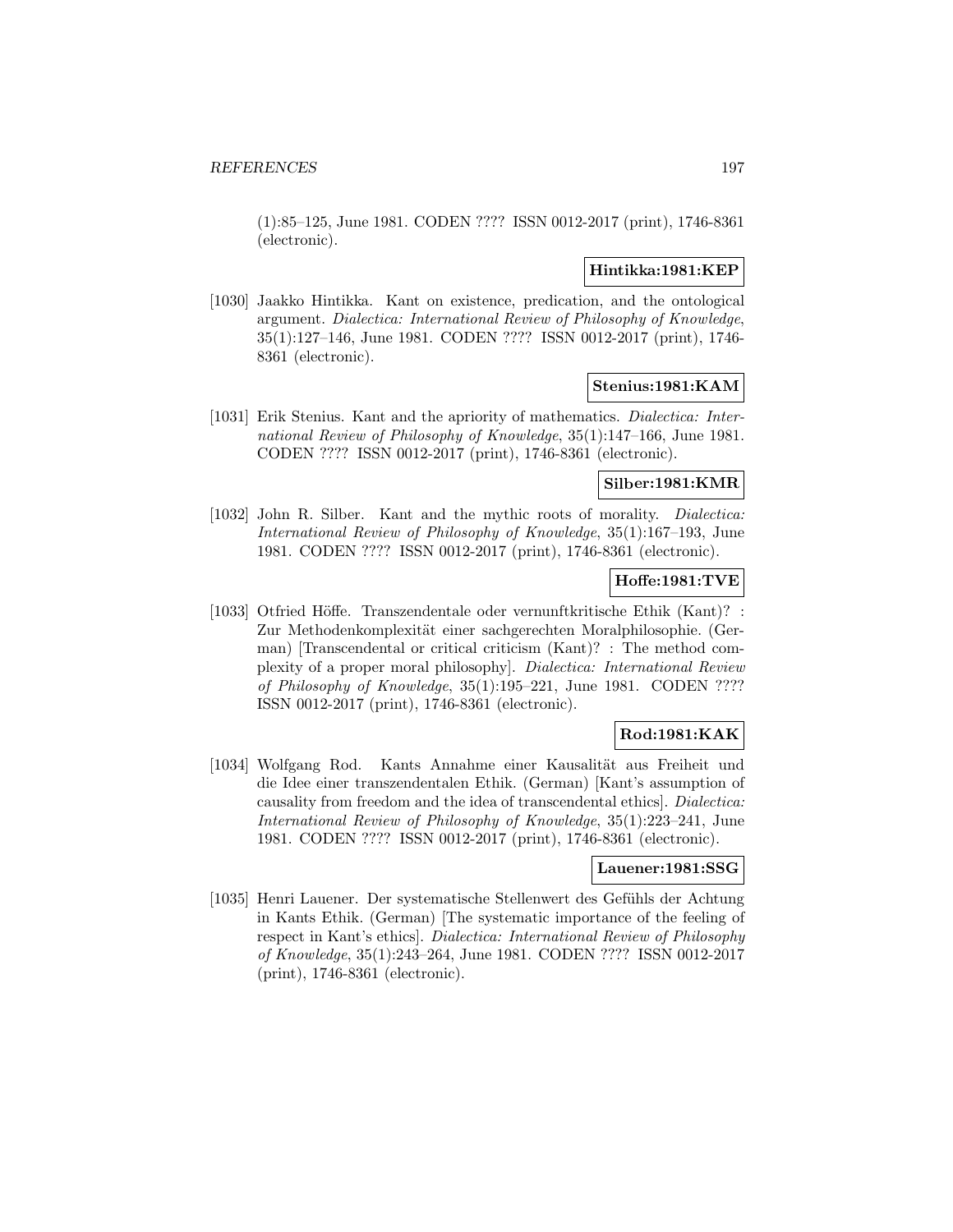(1):85–125, June 1981. CODEN ???? ISSN 0012-2017 (print), 1746-8361 (electronic).

**Hintikka:1981:KEP**

[1030] Jaakko Hintikka. Kant on existence, predication, and the ontological argument. *Dialectica: International Review of Philosophy of Knowledge*, 35(1):127–146, June 1981. CODEN ???? ISSN 0012-2017 (print), 1746-8361 (electronic).

**Stenius:1981:KAM**

[1031] Erik Stenius. Kant and the apriority of mathematics. *Dialectica: International Review of Philosophy of Knowledge*, 35(1):147–166, June 1981. CODEN ???? ISSN 0012-2017 (print), 1746-8361 (electronic).

**Silber:1981:KMR**

[1032] John R. Silber. Kant and the mythic roots of morality. *Dialectica: International Review of Philosophy of Knowledge*, 35(1):167–193, June 1981. CODEN ???? ISSN 0012-2017 (print), 1746-8361 (electronic).

**Hoffe:1981:TVE**

[1033] Otfried Höffe. Transzendentale oder vernunftkritische Ethik (Kant)? : Zur Methodenkomplexität einer sachgerechten Moralphilosophie. (German) [Transcendental or critical criticism (Kant)? : The method complexity of a proper moral philosophy]. *Dialectica: International Review of Philosophy of Knowledge*, 35(1):195–221, June 1981. CODEN ???? ISSN 0012-2017 (print), 1746-8361 (electronic).

**Rod:1981:KAK**

[1034] Wolfgang Rod. Kants Annahme einer Kausalität aus Freiheit und die Idee einer transzendentalen Ethik. (German) [Kant's assumption of causality from freedom and the idea of transcendental ethics]. *Dialectica: International Review of Philosophy of Knowledge*, 35(1):223–241, June 1981. CODEN ???? ISSN 0012-2017 (print), 1746-8361 (electronic).

**Lauener:1981:SSG**

[1035] Henri Lauener. Der systematische Stellenwert des Gefühls der Achtung in Kants Ethik. (German) [The systematic importance of the feeling of respect in Kant's ethics]. *Dialectica: International Review of Philosophy of Knowledge*, 35(1):243–264, June 1981. CODEN ???? ISSN 0012-2017 (print), 1746-8361 (electronic).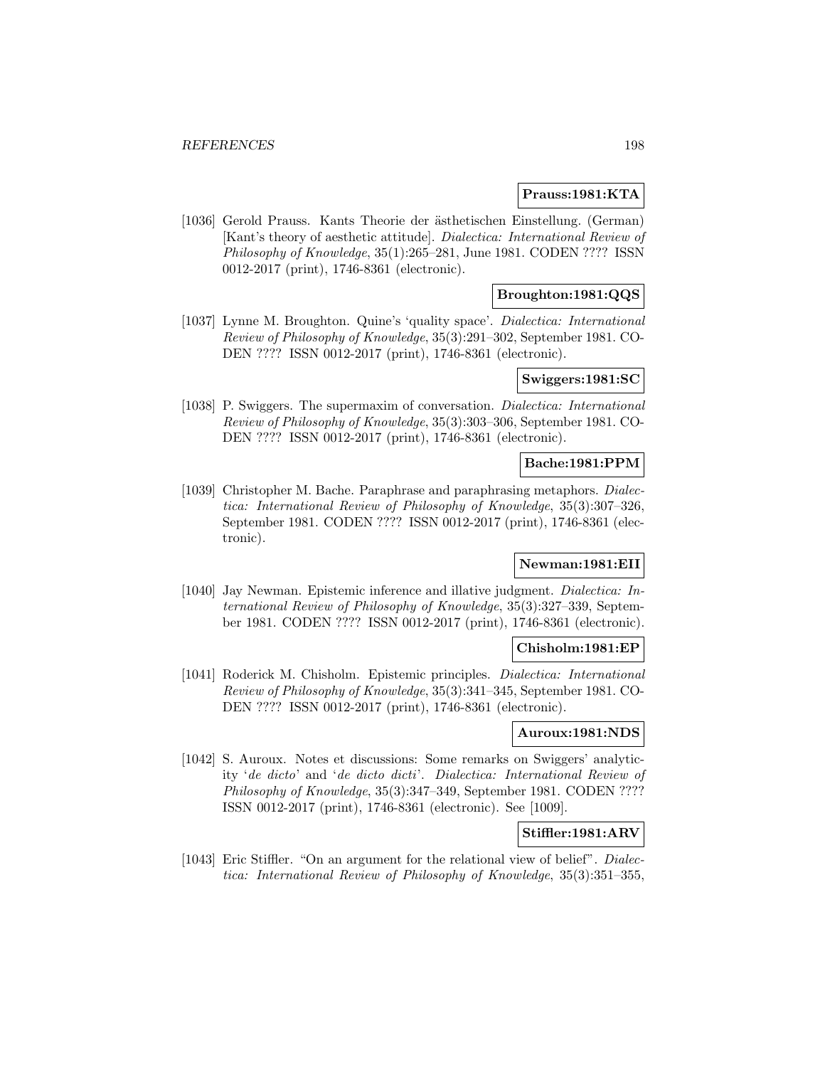**Prauss:1981:KTA**

[1036] Gerold Prauss. Kants Theorie der ästhetischen Einstellung. (German) [Kant's theory of aesthetic attitude]. *Dialectica: International Review of Philosophy of Knowledge*, 35(1):265–281, June 1981. CODEN ???? ISSN 0012-2017 (print), 1746-8361 (electronic).

**Broughton:1981:QQS**

[1037] Lynne M. Broughton. Quine's 'quality space'. *Dialectica: International Review of Philosophy of Knowledge*, 35(3):291–302, September 1981. CODEN ???? ISSN 0012-2017 (print), 1746-8361 (electronic).

**Swiggers:1981:SC**

[1038] P. Swiggers. The supermaxim of conversation. *Dialectica: International Review of Philosophy of Knowledge*, 35(3):303–306, September 1981. CODEN ???? ISSN 0012-2017 (print), 1746-8361 (electronic).

**Bache:1981:PPM**

[1039] Christopher M. Bache. Paraphrase and paraphrasing metaphors. *Dialectica: International Review of Philosophy of Knowledge*, 35(3):307–326, September 1981. CODEN ???? ISSN 0012-2017 (print), 1746-8361 (electronic).

**Newman:1981:EII**

[1040] Jay Newman. Epistemic inference and illative judgment. *Dialectica: International Review of Philosophy of Knowledge*, 35(3):327–339, September 1981. CODEN ???? ISSN 0012-2017 (print), 1746-8361 (electronic).

**Chisholm:1981:EP**

[1041] Roderick M. Chisholm. Epistemic principles. *Dialectica: International Review of Philosophy of Knowledge*, 35(3):341–345, September 1981. CODEN ???? ISSN 0012-2017 (print), 1746-8361 (electronic).

**Auroux:1981:NDS**

[1042] S. Auroux. Notes et discussions: Some remarks on Swiggers' analyticity '*de dicto*' and '*de dicto dicti*'. *Dialectica: International Review of Philosophy of Knowledge*, 35(3):347–349, September 1981. CODEN ???? ISSN 0012-2017 (print), 1746-8361 (electronic). See [1009].

**Stiffler:1981:ARV**

[1043] Eric Stiffler. "On an argument for the relational view of belief". *Dialectica: International Review of Philosophy of Knowledge*, 35(3):351–355,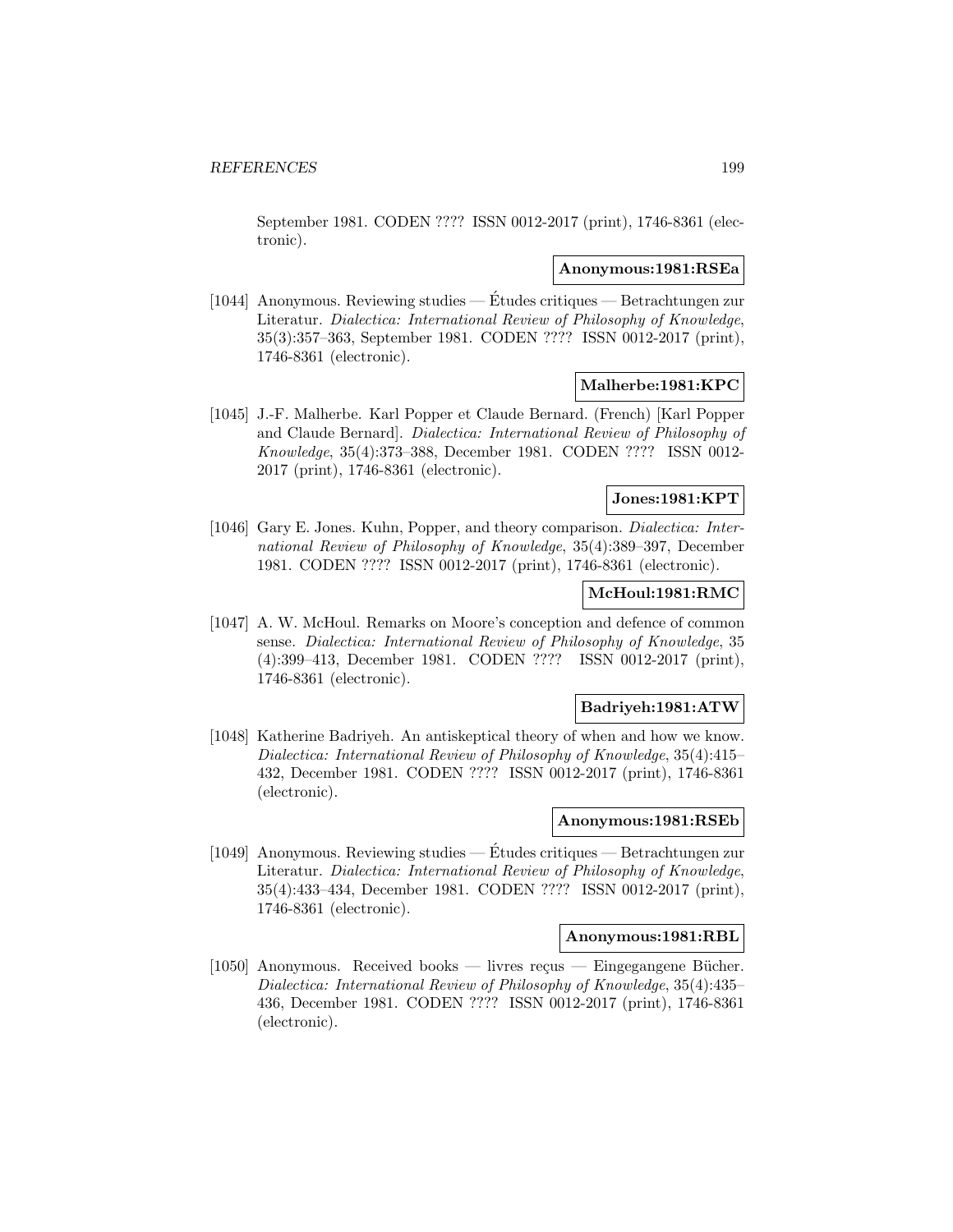September 1981. CODEN ???? ISSN 0012-2017 (print), 1746-8361 (electronic).

**Anonymous:1981:RSEa**

[1044] Anonymous. Reviewing studies — Études critiques — Betrachtungen zur Literatur. *Dialectica: International Review of Philosophy of Knowledge*, 35(3):357–363, September 1981. CODEN ???? ISSN 0012-2017 (print), 1746-8361 (electronic).

**Malherbe:1981:KPC**

[1045] J.-F. Malherbe. Karl Popper et Claude Bernard. (French) [Karl Popper and Claude Bernard]. *Dialectica: International Review of Philosophy of Knowledge*, 35(4):373–388, December 1981. CODEN ???? ISSN 0012-2017 (print), 1746-8361 (electronic).

**Jones:1981:KPT**

[1046] Gary E. Jones. Kuhn, Popper, and theory comparison. *Dialectica: International Review of Philosophy of Knowledge*, 35(4):389–397, December 1981. CODEN ???? ISSN 0012-2017 (print), 1746-8361 (electronic).

**McHoul:1981:RMC**

[1047] A. W. McHoul. Remarks on Moore's conception and defence of common sense. *Dialectica: International Review of Philosophy of Knowledge*, 35 (4):399–413, December 1981. CODEN ???? ISSN 0012-2017 (print), 1746-8361 (electronic).

**Badriyeh:1981:ATW**

[1048] Katherine Badriyeh. An antiskeptical theory of when and how we know. *Dialectica: International Review of Philosophy of Knowledge*, 35(4):415–432, December 1981. CODEN ???? ISSN 0012-2017 (print), 1746-8361 (electronic).

**Anonymous:1981:RSEb**

[1049] Anonymous. Reviewing studies — Études critiques — Betrachtungen zur Literatur. *Dialectica: International Review of Philosophy of Knowledge*, 35(4):433–434, December 1981. CODEN ???? ISSN 0012-2017 (print), 1746-8361 (electronic).

**Anonymous:1981:RBL**

[1050] Anonymous. Received books — livres reçus — Eingegangene Bücher. *Dialectica: International Review of Philosophy of Knowledge*, 35(4):435–436, December 1981. CODEN ???? ISSN 0012-2017 (print), 1746-8361 (electronic).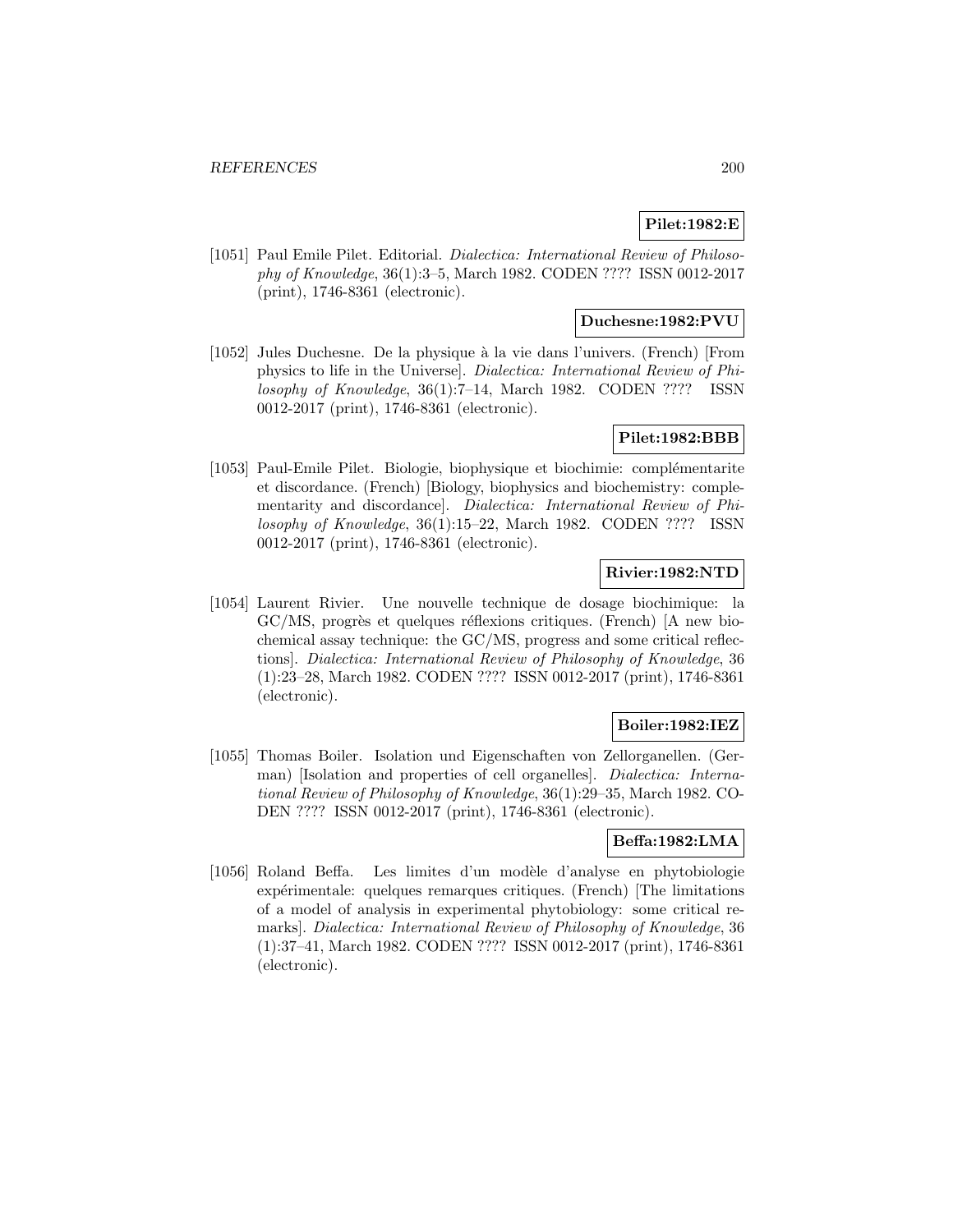**Pilet:1982:E**

[1051] Paul Emile Pilet. Editorial. *Dialectica: International Review of Philosophy of Knowledge*, 36(1):3–5, March 1982. CODEN ???? ISSN 0012-2017 (print), 1746-8361 (electronic).

**Duchesne:1982:PVU**

[1052] Jules Duchesne. De la physique à la vie dans l'univers. (French) [From physics to life in the Universe]. *Dialectica: International Review of Philosophy of Knowledge*, 36(1):7–14, March 1982. CODEN ???? ISSN 0012-2017 (print), 1746-8361 (electronic).

**Pilet:1982:BBB**

[1053] Paul-Emile Pilet. Biologie, biophysique et biochimie: complémentarite et discordance. (French) [Biology, biophysics and biochemistry: complementarity and discordance]. *Dialectica: International Review of Philosophy of Knowledge*, 36(1):15–22, March 1982. CODEN ???? ISSN 0012-2017 (print), 1746-8361 (electronic).

**Rivier:1982:NTD**

[1054] Laurent Rivier. Une nouvelle technique de dosage biochimique: la GC/MS, progrès et quelques réflexions critiques. (French) [A new biochemical assay technique: the GC/MS, progress and some critical reflections]. *Dialectica: International Review of Philosophy of Knowledge*, 36 (1):23–28, March 1982. CODEN ???? ISSN 0012-2017 (print), 1746-8361 (electronic).

**Boiler:1982:IEZ**

[1055] Thomas Boiler. Isolation und Eigenschaften von Zellorganellen. (German) [Isolation and properties of cell organelles]. *Dialectica: International Review of Philosophy of Knowledge*, 36(1):29–35, March 1982. CODEN ???? ISSN 0012-2017 (print), 1746-8361 (electronic).

**Beffa:1982:LMA**

[1056] Roland Beffa. Les limites d'un modèle d'analyse en phytobiologie expérimentale: quelques remarques critiques. (French) [The limitations of a model of analysis in experimental phytobiology: some critical remarks]. *Dialectica: International Review of Philosophy of Knowledge*, 36 (1):37–41, March 1982. CODEN ???? ISSN 0012-2017 (print), 1746-8361 (electronic).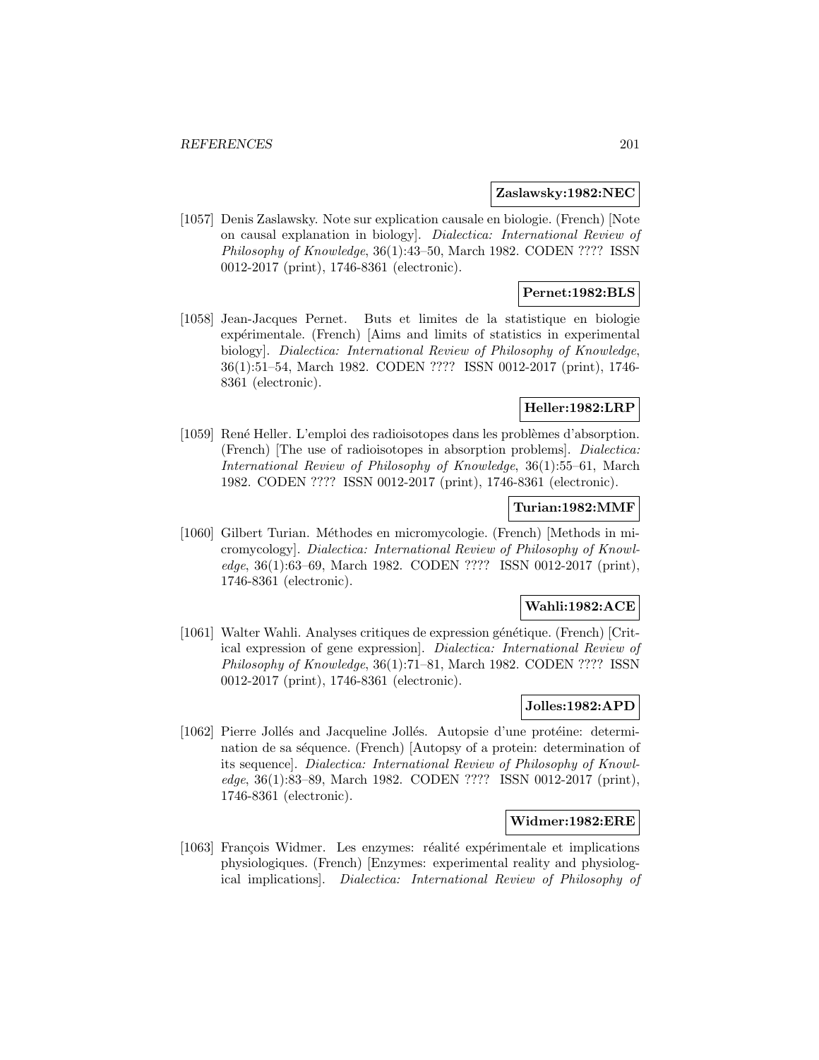**Zaslawsky:1982:NEC**

[1057] Denis Zaslawsky. Note sur explication causale en biologie. (French) [Note on causal explanation in biology]. *Dialectica: International Review of Philosophy of Knowledge*, 36(1):43–50, March 1982. CODEN ???? ISSN 0012-2017 (print), 1746-8361 (electronic).

**Pernet:1982:BLS**

[1058] Jean-Jacques Pernet. Buts et limites de la statistique en biologie expérimentale. (French) [Aims and limits of statistics in experimental biology]. *Dialectica: International Review of Philosophy of Knowledge*, 36(1):51–54, March 1982. CODEN ???? ISSN 0012-2017 (print), 1746-8361 (electronic).

**Heller:1982:LRP**

[1059] René Heller. L'emploi des radioisotopes dans les problèmes d'absorption. (French) [The use of radioisotopes in absorption problems]. *Dialectica: International Review of Philosophy of Knowledge*, 36(1):55–61, March 1982. CODEN ???? ISSN 0012-2017 (print), 1746-8361 (electronic).

**Turian:1982:MMF**

[1060] Gilbert Turian. Méthodes en micromycologie. (French) [Methods in micromycology]. *Dialectica: International Review of Philosophy of Knowledge*, 36(1):63–69, March 1982. CODEN ???? ISSN 0012-2017 (print), 1746-8361 (electronic).

**Wahli:1982:ACE**

[1061] Walter Wahli. Analyses critiques de expression génétique. (French) [Critical expression of gene expression]. *Dialectica: International Review of Philosophy of Knowledge*, 36(1):71–81, March 1982. CODEN ???? ISSN 0012-2017 (print), 1746-8361 (electronic).

**Jolles:1982:APD**

[1062] Pierre Jollés and Jacqueline Jollés. Autopsie d'une protéine: determination de sa séquence. (French) [Autopsy of a protein: determination of its sequence]. *Dialectica: International Review of Philosophy of Knowledge*, 36(1):83–89, March 1982. CODEN ???? ISSN 0012-2017 (print), 1746-8361 (electronic).

**Widmer:1982:ERE**

[1063] François Widmer. Les enzymes: réalité expérimentale et implications physiologiques. (French) [Enzymes: experimental reality and physiological implications]. *Dialectica: International Review of Philosophy of*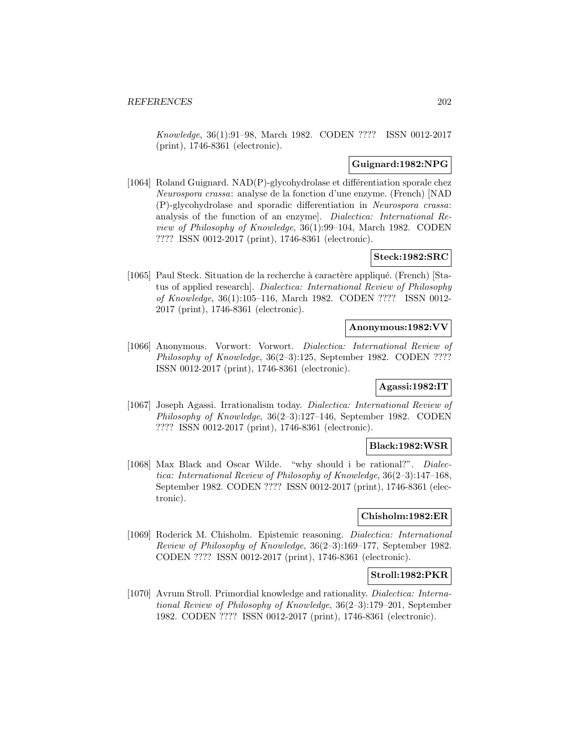*Knowledge*, 36(1):91–98, March 1982. CODEN ???? ISSN 0012-2017 (print), 1746-8361 (electronic).

**Guignard:1982:NPG**

[1064] Roland Guignard. NAD(P)-glycohydrolase et différentiation sporale chez *Neurospora crassa*: analyse de la fonction d'une enzyme. (French) [NAD (P)-glycohydrolase and sporadic differentiation in *Neurospora crassa*: analysis of the function of an enzyme]. *Dialectica: International Review of Philosophy of Knowledge*, 36(1):99–104, March 1982. CODEN ???? ISSN 0012-2017 (print), 1746-8361 (electronic).

**Steck:1982:SRC**

[1065] Paul Steck. Situation de la recherche à caractère appliqué. (French) [Status of applied research]. *Dialectica: International Review of Philosophy of Knowledge*, 36(1):105–116, March 1982. CODEN ???? ISSN 0012-2017 (print), 1746-8361 (electronic).

**Anonymous:1982:VV**

[1066] Anonymous. Vorwort: Vorwort. *Dialectica: International Review of Philosophy of Knowledge*, 36(2–3):125, September 1982. CODEN ???? ISSN 0012-2017 (print), 1746-8361 (electronic).

**Agassi:1982:IT**

[1067] Joseph Agassi. Irrationalism today. *Dialectica: International Review of Philosophy of Knowledge*, 36(2–3):127–146, September 1982. CODEN ???? ISSN 0012-2017 (print), 1746-8361 (electronic).

**Black:1982:WSR**

[1068] Max Black and Oscar Wilde. "why should i be rational?". *Dialectica: International Review of Philosophy of Knowledge*, 36(2–3):147–168, September 1982. CODEN ???? ISSN 0012-2017 (print), 1746-8361 (electronic).

**Chisholm:1982:ER**

[1069] Roderick M. Chisholm. Epistemic reasoning. *Dialectica: International Review of Philosophy of Knowledge*, 36(2–3):169–177, September 1982. CODEN ???? ISSN 0012-2017 (print), 1746-8361 (electronic).

**Stroll:1982:PKR**

[1070] Avrum Stroll. Primordial knowledge and rationality. *Dialectica: International Review of Philosophy of Knowledge*, 36(2–3):179–201, September 1982. CODEN ???? ISSN 0012-2017 (print), 1746-8361 (electronic).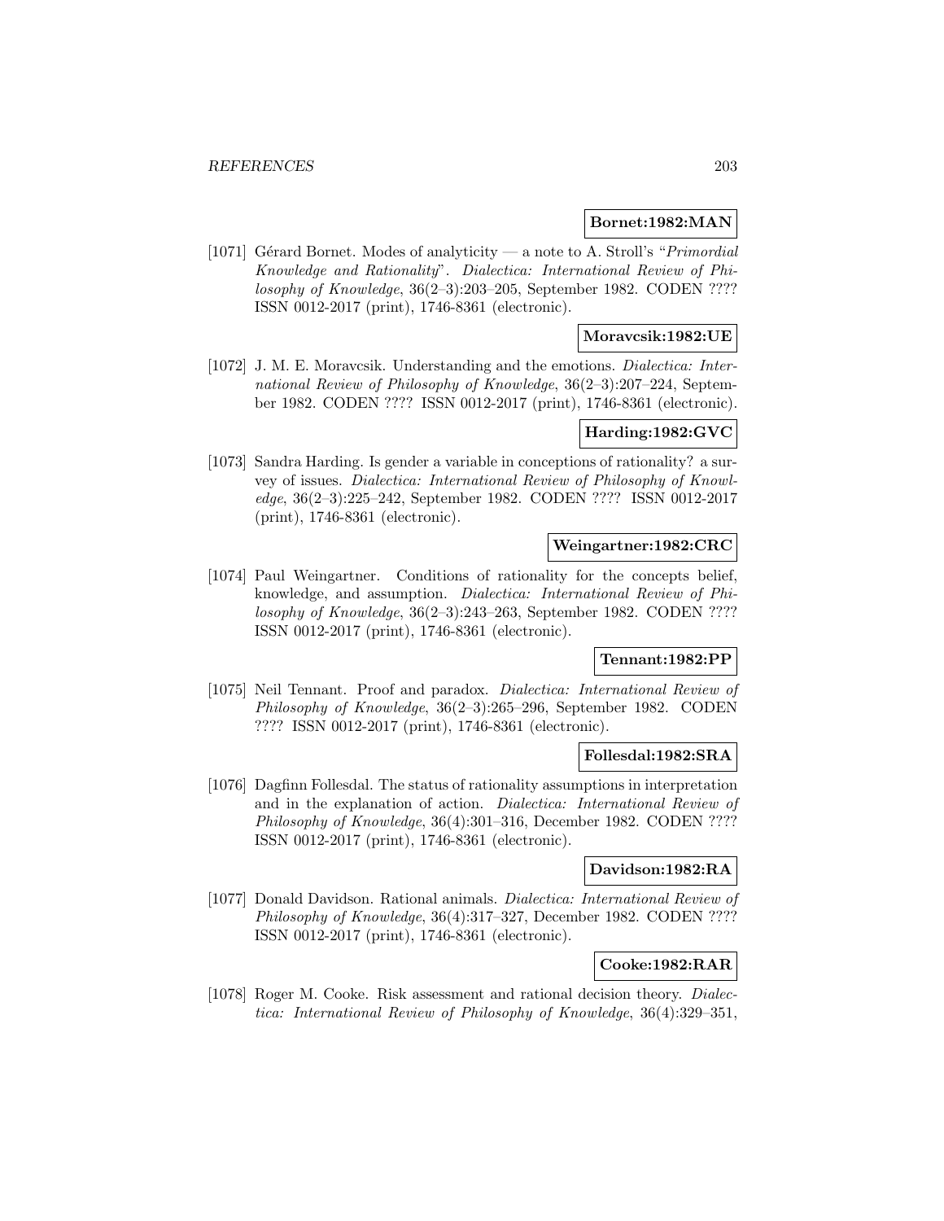**Bornet:1982:MAN**

[1071] Gérard Bornet. Modes of analyticity — a note to A. Stroll's "*Primordial Knowledge and Rationality*". *Dialectica: International Review of Philosophy of Knowledge*, 36(2–3):203–205, September 1982. CODEN ???? ISSN 0012-2017 (print), 1746-8361 (electronic).

**Moravcsik:1982:UE**

[1072] J. M. E. Moravcsik. Understanding and the emotions. *Dialectica: International Review of Philosophy of Knowledge*, 36(2–3):207–224, September 1982. CODEN ???? ISSN 0012-2017 (print), 1746-8361 (electronic).

**Harding:1982:GVC**

[1073] Sandra Harding. Is gender a variable in conceptions of rationality? a survey of issues. *Dialectica: International Review of Philosophy of Knowledge*, 36(2–3):225–242, September 1982. CODEN ???? ISSN 0012-2017 (print), 1746-8361 (electronic).

**Weingartner:1982:CRC**

[1074] Paul Weingartner. Conditions of rationality for the concepts belief, knowledge, and assumption. *Dialectica: International Review of Philosophy of Knowledge*, 36(2–3):243–263, September 1982. CODEN ???? ISSN 0012-2017 (print), 1746-8361 (electronic).

**Tennant:1982:PP**

[1075] Neil Tennant. Proof and paradox. *Dialectica: International Review of Philosophy of Knowledge*, 36(2–3):265–296, September 1982. CODEN ???? ISSN 0012-2017 (print), 1746-8361 (electronic).

**Follesdal:1982:SRA**

[1076] Dagfinn Follesdal. The status of rationality assumptions in interpretation and in the explanation of action. *Dialectica: International Review of Philosophy of Knowledge*, 36(4):301–316, December 1982. CODEN ???? ISSN 0012-2017 (print), 1746-8361 (electronic).

**Davidson:1982:RA**

[1077] Donald Davidson. Rational animals. *Dialectica: International Review of Philosophy of Knowledge*, 36(4):317–327, December 1982. CODEN ???? ISSN 0012-2017 (print), 1746-8361 (electronic).

**Cooke:1982:RAR**

[1078] Roger M. Cooke. Risk assessment and rational decision theory. *Dialectica: International Review of Philosophy of Knowledge*, 36(4):329–351,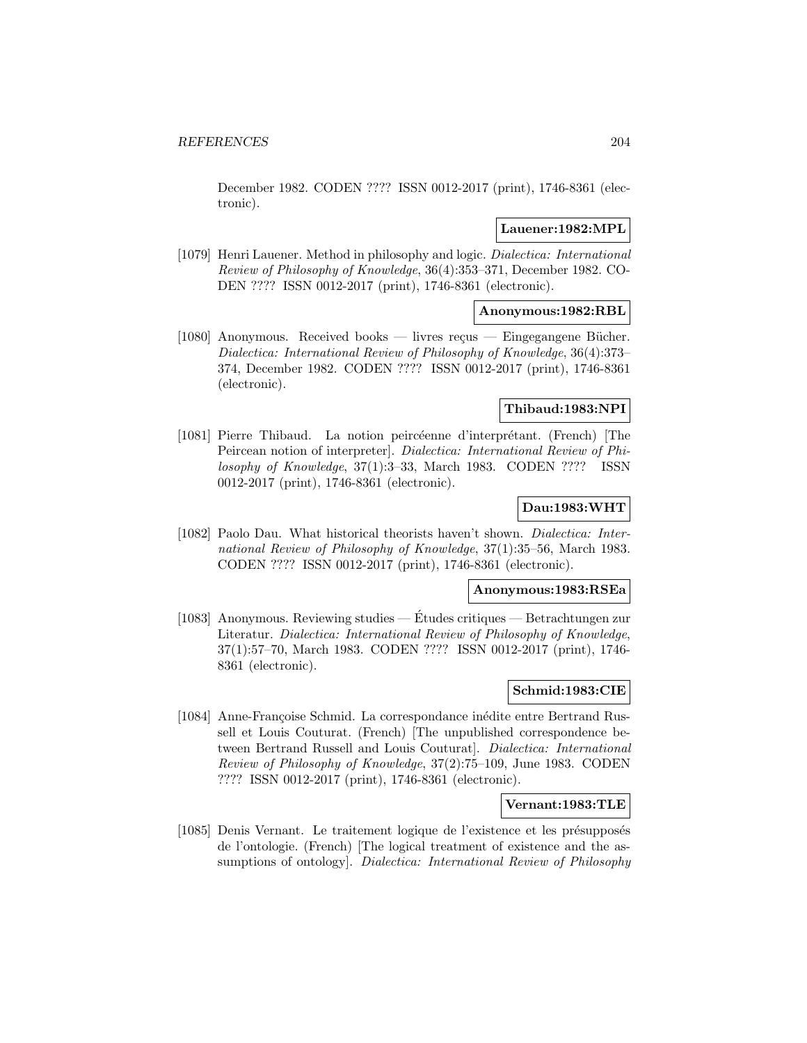December 1982. CODEN ???? ISSN 0012-2017 (print), 1746-8361 (electronic).

**Lauener:1982:MPL**

[1079] Henri Lauener. Method in philosophy and logic. *Dialectica: International Review of Philosophy of Knowledge*, 36(4):353–371, December 1982. CODEN ???? ISSN 0012-2017 (print), 1746-8361 (electronic).

**Anonymous:1982:RBL**

[1080] Anonymous. Received books — livres reçus — Eingegangene Bücher. *Dialectica: International Review of Philosophy of Knowledge*, 36(4):373–374, December 1982. CODEN ???? ISSN 0012-2017 (print), 1746-8361 (electronic).

**Thibaud:1983:NPI**

[1081] Pierre Thibaud. La notion peircéenne d'interprétant. (French) [The Peircean notion of interpreter]. *Dialectica: International Review of Philosophy of Knowledge*, 37(1):3–33, March 1983. CODEN ???? ISSN 0012-2017 (print), 1746-8361 (electronic).

**Dau:1983:WHT**

[1082] Paolo Dau. What historical theorists haven't shown. *Dialectica: International Review of Philosophy of Knowledge*, 37(1):35–56, March 1983. CODEN ???? ISSN 0012-2017 (print), 1746-8361 (electronic).

**Anonymous:1983:RSEa**

[1083] Anonymous. Reviewing studies — Études critiques — Betrachtungen zur Literatur. *Dialectica: International Review of Philosophy of Knowledge*, 37(1):57–70, March 1983. CODEN ???? ISSN 0012-2017 (print), 1746-8361 (electronic).

**Schmid:1983:CIE**

[1084] Anne-Françoise Schmid. La correspondance inédite entre Bertrand Russell et Louis Couturat. (French) [The unpublished correspondence between Bertrand Russell and Louis Couturat]. *Dialectica: International Review of Philosophy of Knowledge*, 37(2):75–109, June 1983. CODEN ???? ISSN 0012-2017 (print), 1746-8361 (electronic).

**Vernant:1983:TLE**

[1085] Denis Vernant. Le traitement logique de l'existence et les présupposés de l'ontologie. (French) [The logical treatment of existence and the assumptions of ontology]. *Dialectica: International Review of Philosophy*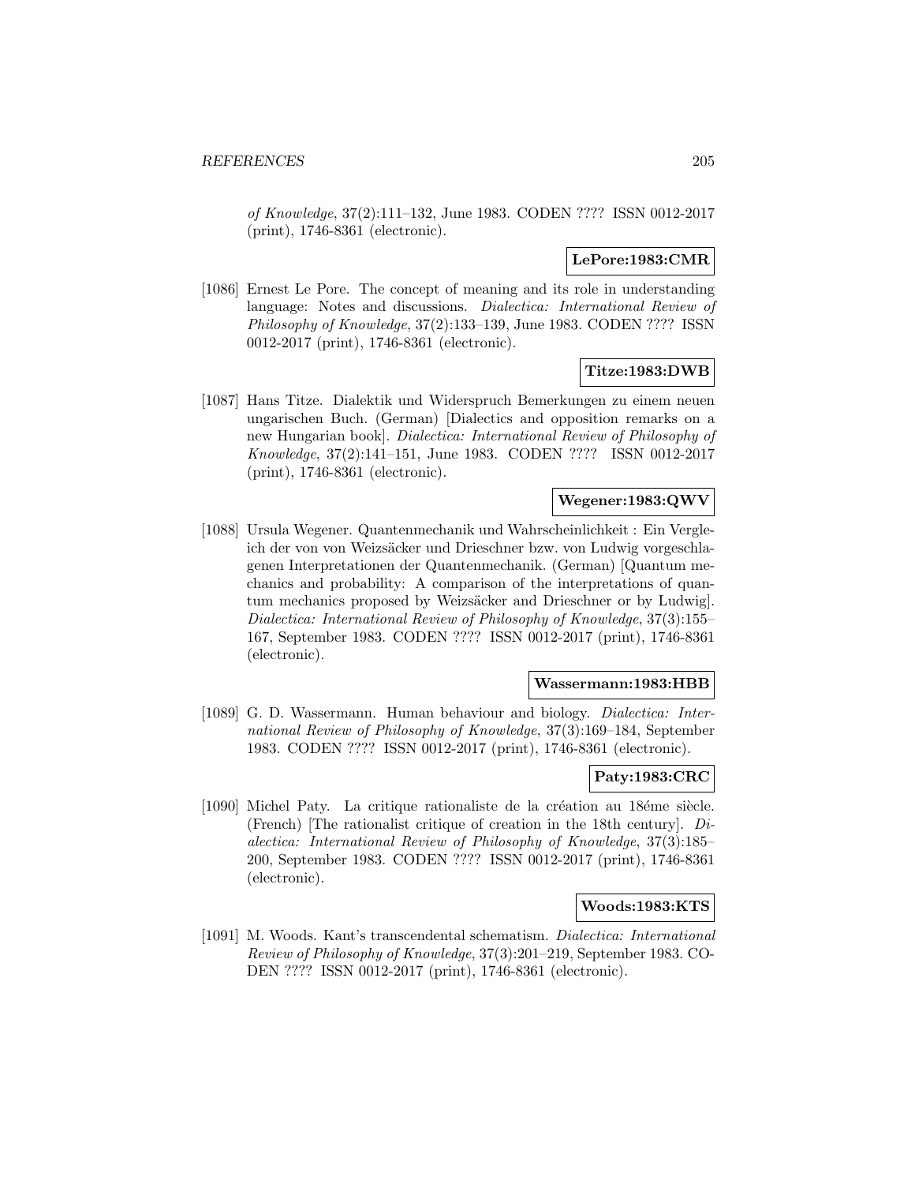*of Knowledge*, 37(2):111–132, June 1983. CODEN ???? ISSN 0012-2017 (print), 1746-8361 (electronic).

**LePore:1983:CMR**

[1086] Ernest Le Pore. The concept of meaning and its role in understanding language: Notes and discussions. *Dialectica: International Review of Philosophy of Knowledge*, 37(2):133–139, June 1983. CODEN ???? ISSN 0012-2017 (print), 1746-8361 (electronic).

**Titze:1983:DWB**

[1087] Hans Titze. Dialektik und Widerspruch Bemerkungen zu einem neuen ungarischen Buch. (German) [Dialectics and opposition remarks on a new Hungarian book]. *Dialectica: International Review of Philosophy of Knowledge*, 37(2):141–151, June 1983. CODEN ???? ISSN 0012-2017 (print), 1746-8361 (electronic).

**Wegener:1983:QWV**

[1088] Ursula Wegener. Quantenmechanik und Wahrscheinlichkeit : Ein Vergleich der von von Weizsäcker und Drieschner bzw. von Ludwig vorgeschlagenen Interpretationen der Quantenmechanik. (German) [Quantum mechanics and probability: A comparison of the interpretations of quantum mechanics proposed by Weizsäcker and Drieschner or by Ludwig]. *Dialectica: International Review of Philosophy of Knowledge*, 37(3):155–167, September 1983. CODEN ???? ISSN 0012-2017 (print), 1746-8361 (electronic).

**Wassermann:1983:HBB**

[1089] G. D. Wassermann. Human behaviour and biology. *Dialectica: International Review of Philosophy of Knowledge*, 37(3):169–184, September 1983. CODEN ???? ISSN 0012-2017 (print), 1746-8361 (electronic).

**Paty:1983:CRC**

[1090] Michel Paty. La critique rationaliste de la création au 18éme siècle. (French) [The rationalist critique of creation in the 18th century]. *Dialectica: International Review of Philosophy of Knowledge*, 37(3):185–200, September 1983. CODEN ???? ISSN 0012-2017 (print), 1746-8361 (electronic).

**Woods:1983:KTS**

[1091] M. Woods. Kant's transcendental schematism. *Dialectica: International Review of Philosophy of Knowledge*, 37(3):201–219, September 1983. CODEN ???? ISSN 0012-2017 (print), 1746-8361 (electronic).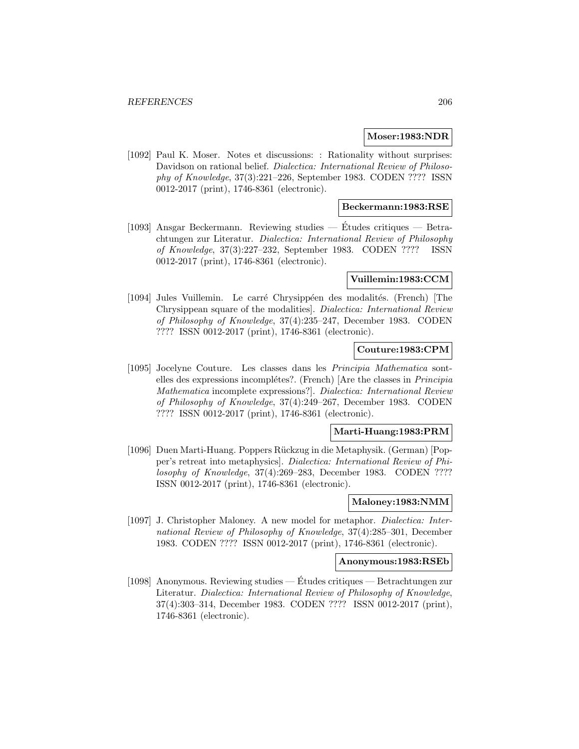**Moser:1983:NDR**

[1092] Paul K. Moser. Notes et discussions: : Rationality without surprises: Davidson on rational belief. *Dialectica: International Review of Philosophy of Knowledge*, 37(3):221–226, September 1983. CODEN ???? ISSN 0012-2017 (print), 1746-8361 (electronic).

**Beckermann:1983:RSE**

[1093] Ansgar Beckermann. Reviewing studies — Études critiques — Betrachtungen zur Literatur. *Dialectica: International Review of Philosophy of Knowledge*, 37(3):227–232, September 1983. CODEN ???? ISSN 0012-2017 (print), 1746-8361 (electronic).

**Vuillemin:1983:CCM**

[1094] Jules Vuillemin. Le carré Chrysippéen des modalités. (French) [The Chrysippean square of the modalities]. *Dialectica: International Review of Philosophy of Knowledge*, 37(4):235–247, December 1983. CODEN ???? ISSN 0012-2017 (print), 1746-8361 (electronic).

**Couture:1983:CPM**

[1095] Jocelyne Couture. Les classes dans les *Principia Mathematica* sontelles des expressions incomplétes?. (French) [Are the classes in *Principia Mathematica* incomplete expressions?]. *Dialectica: International Review of Philosophy of Knowledge*, 37(4):249–267, December 1983. CODEN ???? ISSN 0012-2017 (print), 1746-8361 (electronic).

**Marti-Huang:1983:PRM**

[1096] Duen Marti-Huang. Poppers Rückzug in die Metaphysik. (German) [Popper's retreat into metaphysics]. *Dialectica: International Review of Philosophy of Knowledge*, 37(4):269–283, December 1983. CODEN ???? ISSN 0012-2017 (print), 1746-8361 (electronic).

**Maloney:1983:NMM**

[1097] J. Christopher Maloney. A new model for metaphor. *Dialectica: International Review of Philosophy of Knowledge*, 37(4):285–301, December 1983. CODEN ???? ISSN 0012-2017 (print), 1746-8361 (electronic).

**Anonymous:1983:RSEb**

[1098] Anonymous. Reviewing studies — Études critiques — Betrachtungen zur Literatur. *Dialectica: International Review of Philosophy of Knowledge*, 37(4):303–314, December 1983. CODEN ???? ISSN 0012-2017 (print), 1746-8361 (electronic).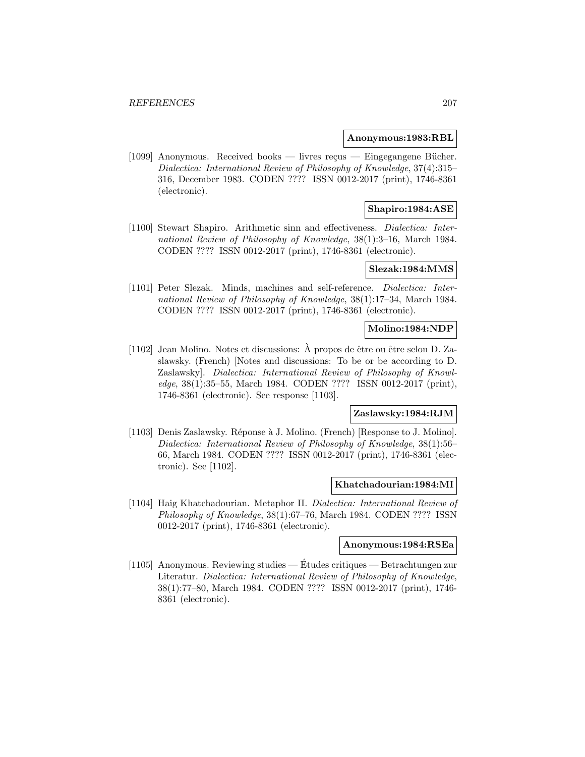**Anonymous:1983:RBL**

[1099] Anonymous. Received books — livres reçus — Eingegangene Bücher. *Dialectica: International Review of Philosophy of Knowledge*, 37(4):315–316, December 1983. CODEN ???? ISSN 0012-2017 (print), 1746-8361 (electronic).

**Shapiro:1984:ASE**

[1100] Stewart Shapiro. Arithmetic sinn and effectiveness. *Dialectica: International Review of Philosophy of Knowledge*, 38(1):3–16, March 1984. CODEN ???? ISSN 0012-2017 (print), 1746-8361 (electronic).

**Slezak:1984:MMS**

[1101] Peter Slezak. Minds, machines and self-reference. *Dialectica: International Review of Philosophy of Knowledge*, 38(1):17–34, March 1984. CODEN ???? ISSN 0012-2017 (print), 1746-8361 (electronic).

**Molino:1984:NDP**

[1102] Jean Molino. Notes et discussions: À propos de être ou être selon D. Zaslawsky. (French) [Notes and discussions: To be or be according to D. Zaslawsky]. *Dialectica: International Review of Philosophy of Knowledge*, 38(1):35–55, March 1984. CODEN ???? ISSN 0012-2017 (print), 1746-8361 (electronic). See response [1103].

**Zaslawsky:1984:RJM**

[1103] Denis Zaslawsky. Réponse à J. Molino. (French) [Response to J. Molino]. *Dialectica: International Review of Philosophy of Knowledge*, 38(1):56–66, March 1984. CODEN ???? ISSN 0012-2017 (print), 1746-8361 (electronic). See [1102].

**Khatchadourian:1984:MI**

[1104] Haig Khatchadourian. Metaphor II. *Dialectica: International Review of Philosophy of Knowledge*, 38(1):67–76, March 1984. CODEN ???? ISSN 0012-2017 (print), 1746-8361 (electronic).

**Anonymous:1984:RSEa**

[1105] Anonymous. Reviewing studies — Études critiques — Betrachtungen zur Literatur. *Dialectica: International Review of Philosophy of Knowledge*, 38(1):77–80, March 1984. CODEN ???? ISSN 0012-2017 (print), 1746-8361 (electronic).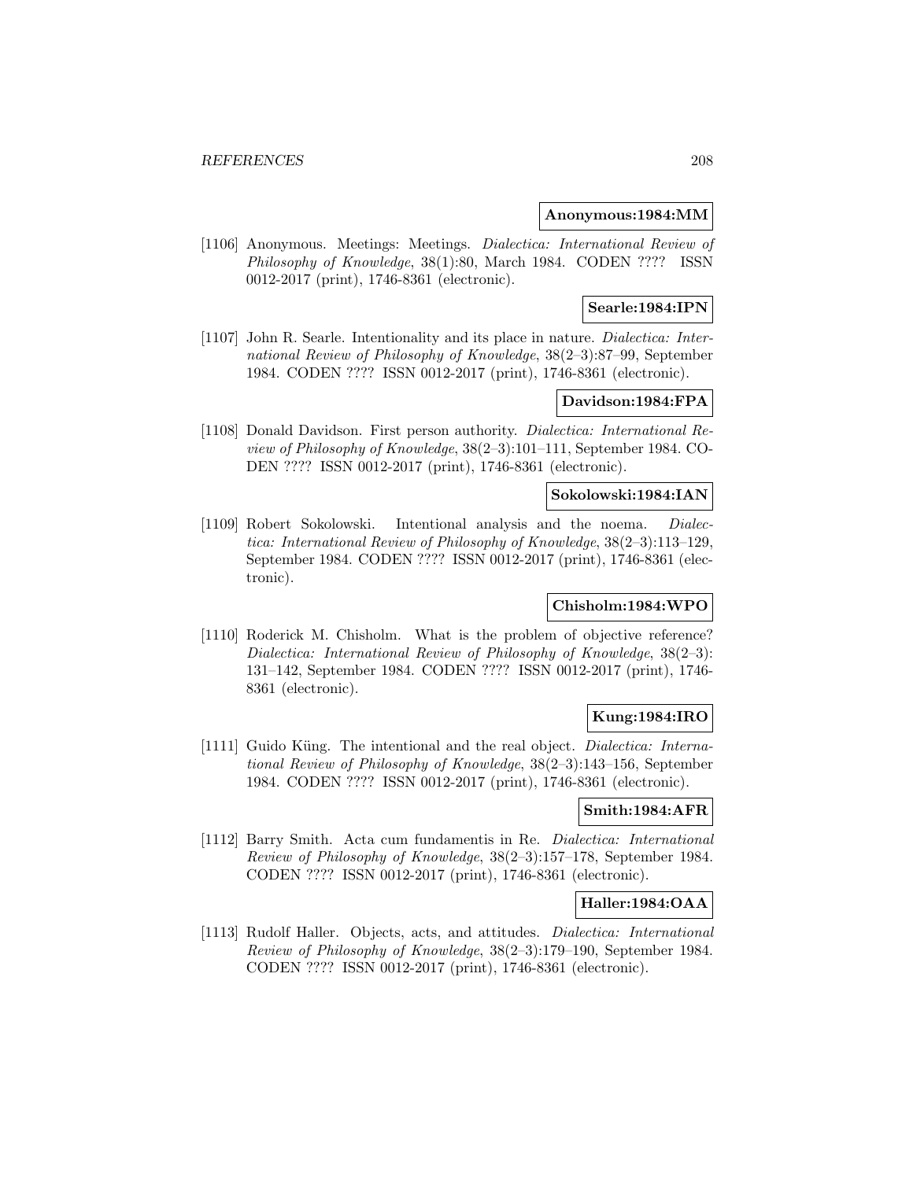**Anonymous:1984:MM**

[1106] Anonymous. Meetings: Meetings. *Dialectica: International Review of Philosophy of Knowledge*, 38(1):80, March 1984. CODEN ???? ISSN 0012-2017 (print), 1746-8361 (electronic).

**Searle:1984:IPN**

[1107] John R. Searle. Intentionality and its place in nature. *Dialectica: International Review of Philosophy of Knowledge*, 38(2–3):87–99, September 1984. CODEN ???? ISSN 0012-2017 (print), 1746-8361 (electronic).

**Davidson:1984:FPA**

[1108] Donald Davidson. First person authority. *Dialectica: International Review of Philosophy of Knowledge*, 38(2–3):101–111, September 1984. CODEN ???? ISSN 0012-2017 (print), 1746-8361 (electronic).

**Sokolowski:1984:IAN**

[1109] Robert Sokolowski. Intentional analysis and the noema. *Dialectica: International Review of Philosophy of Knowledge*, 38(2–3):113–129, September 1984. CODEN ???? ISSN 0012-2017 (print), 1746-8361 (electronic).

**Chisholm:1984:WPO**

[1110] Roderick M. Chisholm. What is the problem of objective reference? *Dialectica: International Review of Philosophy of Knowledge*, 38(2–3): 131–142, September 1984. CODEN ???? ISSN 0012-2017 (print), 1746-8361 (electronic).

**Kung:1984:IRO**

[1111] Guido Küng. The intentional and the real object. *Dialectica: International Review of Philosophy of Knowledge*, 38(2–3):143–156, September 1984. CODEN ???? ISSN 0012-2017 (print), 1746-8361 (electronic).

**Smith:1984:AFR**

[1112] Barry Smith. Acta cum fundamentis in Re. *Dialectica: International Review of Philosophy of Knowledge*, 38(2–3):157–178, September 1984. CODEN ???? ISSN 0012-2017 (print), 1746-8361 (electronic).

**Haller:1984:OAA**

[1113] Rudolf Haller. Objects, acts, and attitudes. *Dialectica: International Review of Philosophy of Knowledge*, 38(2–3):179–190, September 1984. CODEN ???? ISSN 0012-2017 (print), 1746-8361 (electronic).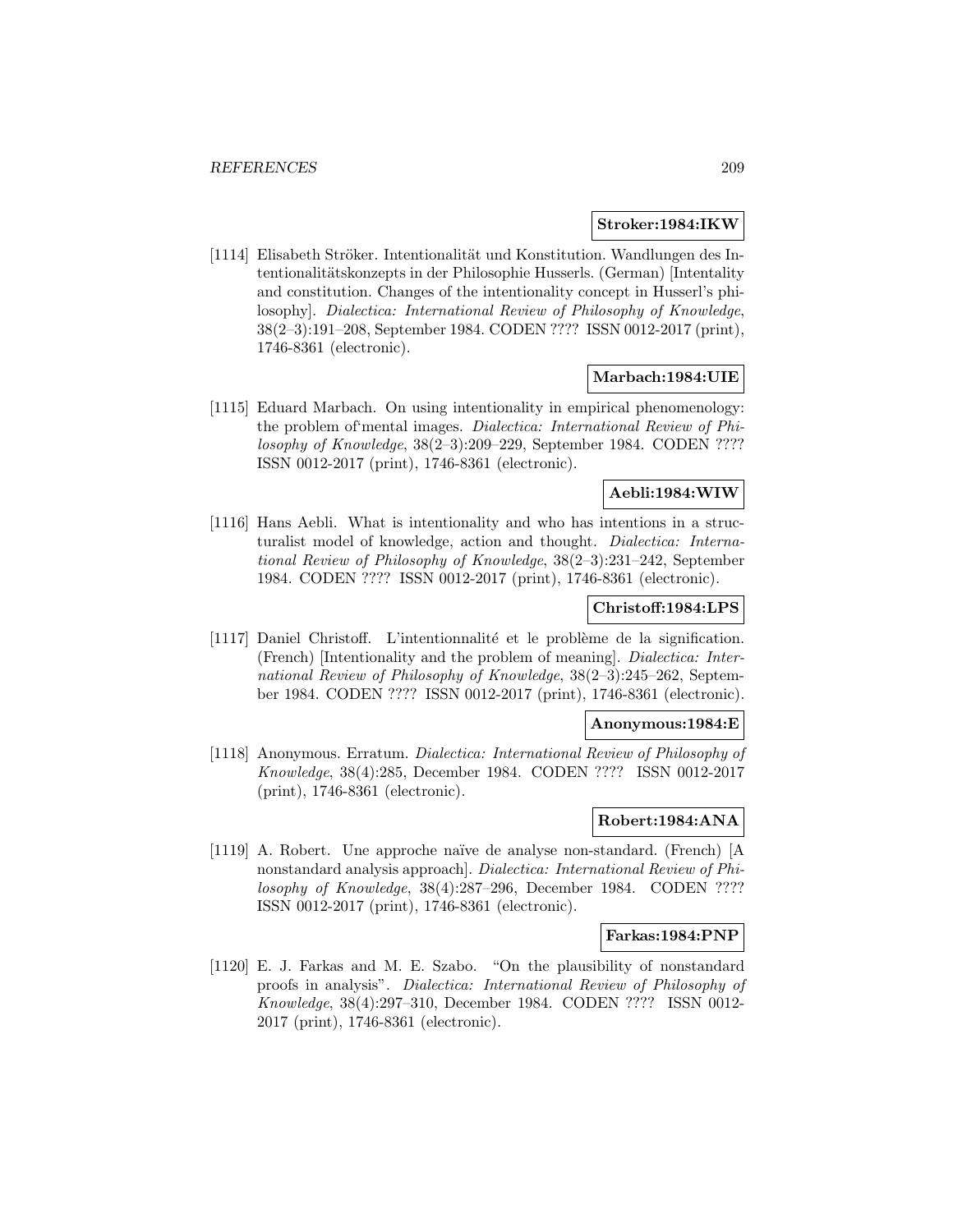**Stroker:1984:IKW**

[1114] Elisabeth Ströker. Intentionalität und Konstitution. Wandlungen des Intentionalitätskonzepts in der Philosophie Husserls. (German) [Intentality and constitution. Changes of the intentionality concept in Husserl's philosophy]. *Dialectica: International Review of Philosophy of Knowledge*, 38(2–3):191–208, September 1984. CODEN ???? ISSN 0012-2017 (print), 1746-8361 (electronic).

**Marbach:1984:UIE**

[1115] Eduard Marbach. On using intentionality in empirical phenomenology: the problem of'mental images. *Dialectica: International Review of Philosophy of Knowledge*, 38(2–3):209–229, September 1984. CODEN ???? ISSN 0012-2017 (print), 1746-8361 (electronic).

**Aebli:1984:WIW**

[1116] Hans Aebli. What is intentionality and who has intentions in a structuralist model of knowledge, action and thought. *Dialectica: International Review of Philosophy of Knowledge*, 38(2–3):231–242, September 1984. CODEN ???? ISSN 0012-2017 (print), 1746-8361 (electronic).

**Christoff:1984:LPS**

[1117] Daniel Christoff. L'intentionnalité et le problème de la signification. (French) [Intentionality and the problem of meaning]. *Dialectica: International Review of Philosophy of Knowledge*, 38(2–3):245–262, September 1984. CODEN ???? ISSN 0012-2017 (print), 1746-8361 (electronic).

**Anonymous:1984:E**

[1118] Anonymous. Erratum. *Dialectica: International Review of Philosophy of Knowledge*, 38(4):285, December 1984. CODEN ???? ISSN 0012-2017 (print), 1746-8361 (electronic).

**Robert:1984:ANA**

[1119] A. Robert. Une approche naïve de analyse non-standard. (French) [A nonstandard analysis approach]. *Dialectica: International Review of Philosophy of Knowledge*, 38(4):287–296, December 1984. CODEN ???? ISSN 0012-2017 (print), 1746-8361 (electronic).

**Farkas:1984:PNP**

[1120] E. J. Farkas and M. E. Szabo. "On the plausibility of nonstandard proofs in analysis". *Dialectica: International Review of Philosophy of Knowledge*, 38(4):297–310, December 1984. CODEN ???? ISSN 0012-2017 (print), 1746-8361 (electronic).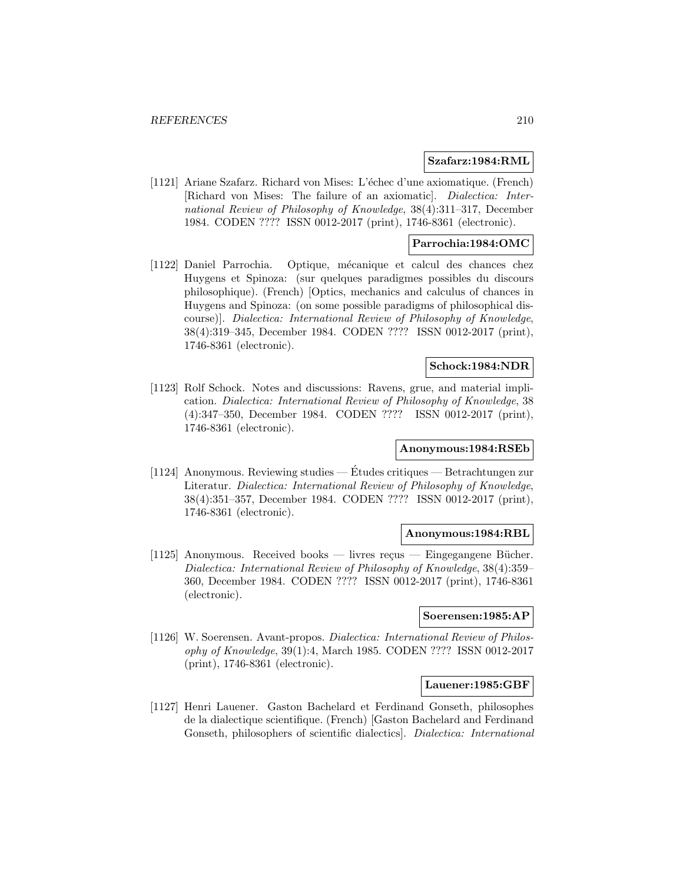**Szafarz:1984:RML**

[1121] Ariane Szafarz. Richard von Mises: L'échec d'une axiomatique. (French) [Richard von Mises: The failure of an axiomatic]. *Dialectica: International Review of Philosophy of Knowledge*, 38(4):311–317, December 1984. CODEN ???? ISSN 0012-2017 (print), 1746-8361 (electronic).

**Parrochia:1984:OMC**

[1122] Daniel Parrochia. Optique, mécanique et calcul des chances chez Huygens et Spinoza: (sur quelques paradigmes possibles du discours philosophique). (French) [Optics, mechanics and calculus of chances in Huygens and Spinoza: (on some possible paradigms of philosophical discourse)]. *Dialectica: International Review of Philosophy of Knowledge*, 38(4):319–345, December 1984. CODEN ???? ISSN 0012-2017 (print), 1746-8361 (electronic).

**Schock:1984:NDR**

[1123] Rolf Schock. Notes and discussions: Ravens, grue, and material implication. *Dialectica: International Review of Philosophy of Knowledge*, 38 (4):347–350, December 1984. CODEN ???? ISSN 0012-2017 (print), 1746-8361 (electronic).

**Anonymous:1984:RSEb**

[1124] Anonymous. Reviewing studies — Études critiques — Betrachtungen zur Literatur. *Dialectica: International Review of Philosophy of Knowledge*, 38(4):351–357, December 1984. CODEN ???? ISSN 0012-2017 (print), 1746-8361 (electronic).

**Anonymous:1984:RBL**

[1125] Anonymous. Received books — livres reçus — Eingegangene Bücher. *Dialectica: International Review of Philosophy of Knowledge*, 38(4):359–360, December 1984. CODEN ???? ISSN 0012-2017 (print), 1746-8361 (electronic).

**Soerensen:1985:AP**

[1126] W. Soerensen. Avant-propos. *Dialectica: International Review of Philosophy of Knowledge*, 39(1):4, March 1985. CODEN ???? ISSN 0012-2017 (print), 1746-8361 (electronic).

**Lauener:1985:GBF**

[1127] Henri Lauener. Gaston Bachelard et Ferdinand Gonseth, philosophes de la dialectique scientifique. (French) [Gaston Bachelard and Ferdinand Gonseth, philosophers of scientific dialectics]. *Dialectica: International*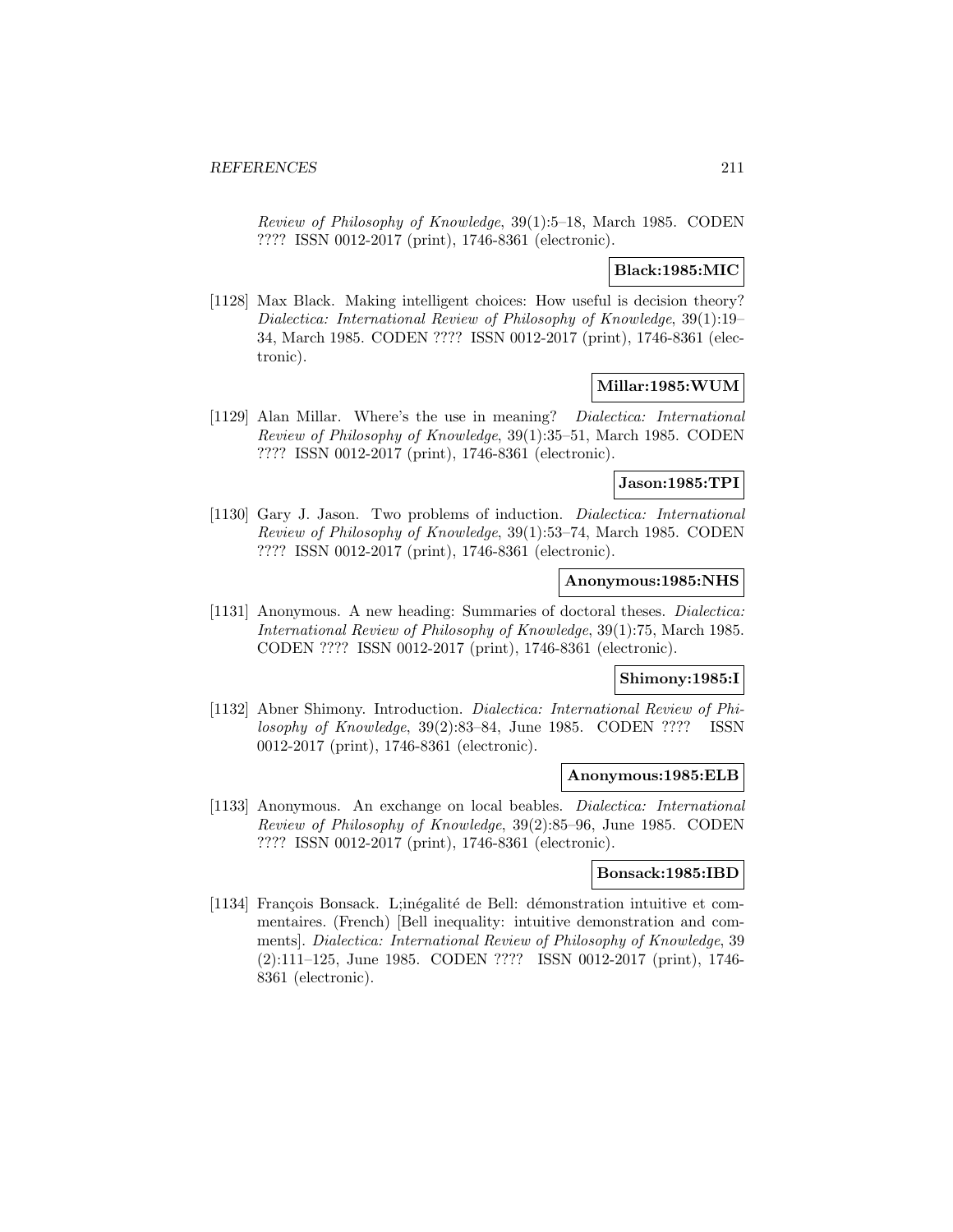*Review of Philosophy of Knowledge*, 39(1):5–18, March 1985. CODEN ???? ISSN 0012-2017 (print), 1746-8361 (electronic).

**Black:1985:MIC**

[1128] Max Black. Making intelligent choices: How useful is decision theory? *Dialectica: International Review of Philosophy of Knowledge*, 39(1):19–34, March 1985. CODEN ???? ISSN 0012-2017 (print), 1746-8361 (electronic).

**Millar:1985:WUM**

[1129] Alan Millar. Where's the use in meaning? *Dialectica: International Review of Philosophy of Knowledge*, 39(1):35–51, March 1985. CODEN ???? ISSN 0012-2017 (print), 1746-8361 (electronic).

**Jason:1985:TPI**

[1130] Gary J. Jason. Two problems of induction. *Dialectica: International Review of Philosophy of Knowledge*, 39(1):53–74, March 1985. CODEN ???? ISSN 0012-2017 (print), 1746-8361 (electronic).

**Anonymous:1985:NHS**

[1131] Anonymous. A new heading: Summaries of doctoral theses. *Dialectica: International Review of Philosophy of Knowledge*, 39(1):75, March 1985. CODEN ???? ISSN 0012-2017 (print), 1746-8361 (electronic).

**Shimony:1985:I**

[1132] Abner Shimony. Introduction. *Dialectica: International Review of Philosophy of Knowledge*, 39(2):83–84, June 1985. CODEN ???? ISSN 0012-2017 (print), 1746-8361 (electronic).

**Anonymous:1985:ELB**

[1133] Anonymous. An exchange on local beables. *Dialectica: International Review of Philosophy of Knowledge*, 39(2):85–96, June 1985. CODEN ???? ISSN 0012-2017 (print), 1746-8361 (electronic).

**Bonsack:1985:IBD**

[1134] François Bonsack. L;inégalité de Bell: démonstration intuitive et commentaires. (French) [Bell inequality: intuitive demonstration and comments]. *Dialectica: International Review of Philosophy of Knowledge*, 39 (2):111–125, June 1985. CODEN ???? ISSN 0012-2017 (print), 1746-8361 (electronic).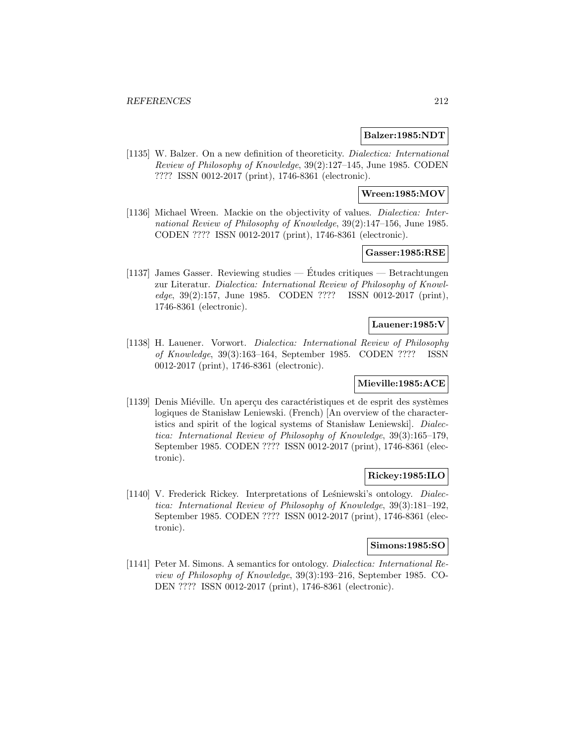**Balzer:1985:NDT**

[1135] W. Balzer. On a new definition of theoreticity. *Dialectica: International Review of Philosophy of Knowledge*, 39(2):127–145, June 1985. CODEN ???? ISSN 0012-2017 (print), 1746-8361 (electronic).

**Wreen:1985:MOV**

[1136] Michael Wreen. Mackie on the objectivity of values. *Dialectica: International Review of Philosophy of Knowledge*, 39(2):147–156, June 1985. CODEN ???? ISSN 0012-2017 (print), 1746-8361 (electronic).

**Gasser:1985:RSE**

[1137] James Gasser. Reviewing studies — Études critiques — Betrachtungen zur Literatur. *Dialectica: International Review of Philosophy of Knowledge*, 39(2):157, June 1985. CODEN ???? ISSN 0012-2017 (print), 1746-8361 (electronic).

**Lauener:1985:V**

[1138] H. Lauener. Vorwort. *Dialectica: International Review of Philosophy of Knowledge*, 39(3):163–164, September 1985. CODEN ???? ISSN 0012-2017 (print), 1746-8361 (electronic).

**Mieville:1985:ACE**

[1139] Denis Miéville. Un aperçu des caractéristiques et de esprit des systèmes logiques de Stanisław Leniewski. (French) [An overview of the characteristics and spirit of the logical systems of Stanisław Leniewski]. *Dialectica: International Review of Philosophy of Knowledge*, 39(3):165–179, September 1985. CODEN ???? ISSN 0012-2017 (print), 1746-8361 (electronic).

**Rickey:1985:ILO**

[1140] V. Frederick Rickey. Interpretations of Leśniewski's ontology. *Dialectica: International Review of Philosophy of Knowledge*, 39(3):181–192, September 1985. CODEN ???? ISSN 0012-2017 (print), 1746-8361 (electronic).

**Simons:1985:SO**

[1141] Peter M. Simons. A semantics for ontology. *Dialectica: International Review of Philosophy of Knowledge*, 39(3):193–216, September 1985. CODEN ???? ISSN 0012-2017 (print), 1746-8361 (electronic).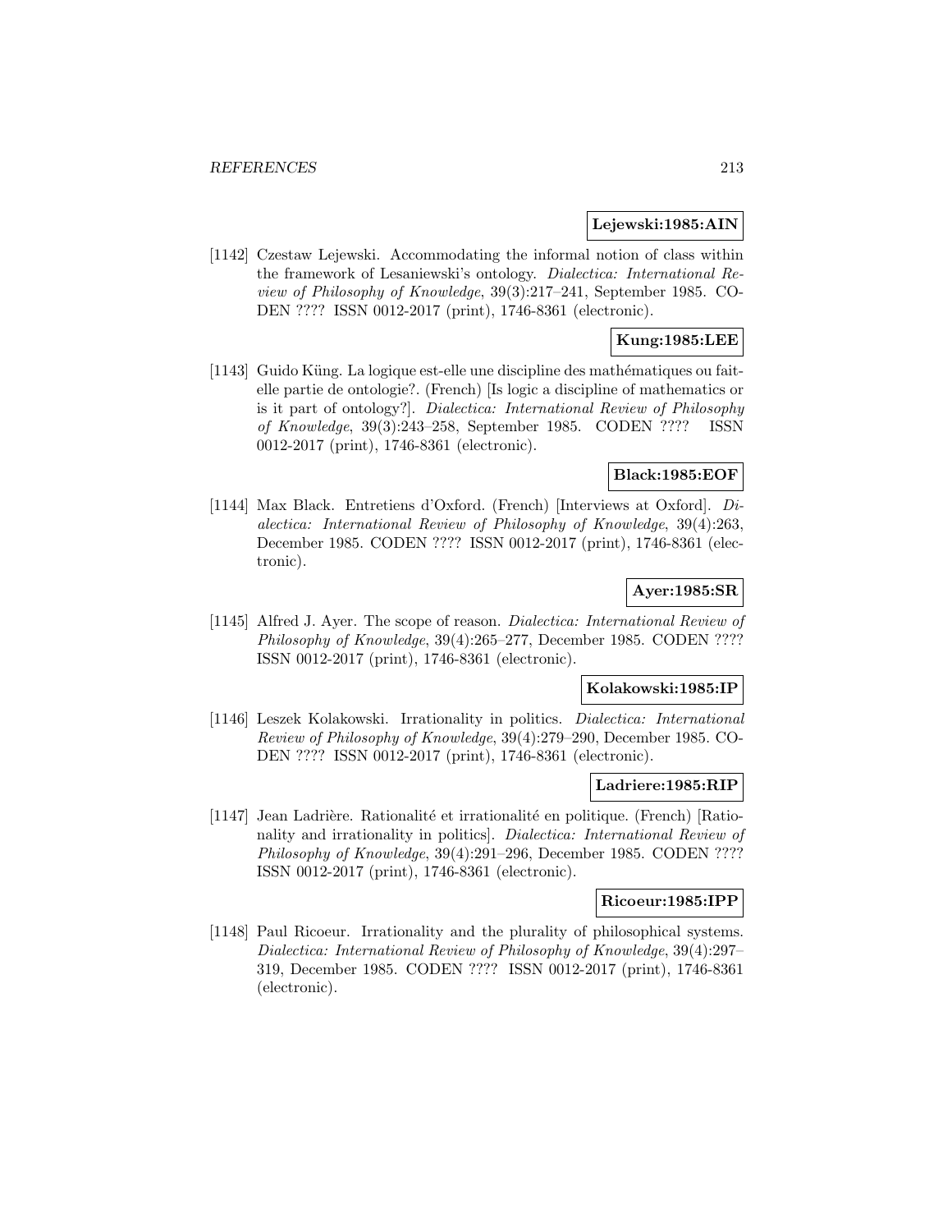**Lejewski:1985:AIN**

[1142] Czestaw Lejewski. Accommodating the informal notion of class within the framework of Lesaniewski's ontology. *Dialectica: International Review of Philosophy of Knowledge*, 39(3):217–241, September 1985. CODEN ???? ISSN 0012-2017 (print), 1746-8361 (electronic).

**Kung:1985:LEE**

[1143] Guido Küng. La logique est-elle une discipline des mathématiques ou fait-elle partie de ontologie?. (French) [Is logic a discipline of mathematics or is it part of ontology?]. *Dialectica: International Review of Philosophy of Knowledge*, 39(3):243–258, September 1985. CODEN ???? ISSN 0012-2017 (print), 1746-8361 (electronic).

**Black:1985:EOF**

[1144] Max Black. Entretiens d'Oxford. (French) [Interviews at Oxford]. *Dialectica: International Review of Philosophy of Knowledge*, 39(4):263, December 1985. CODEN ???? ISSN 0012-2017 (print), 1746-8361 (electronic).

**Ayer:1985:SR**

[1145] Alfred J. Ayer. The scope of reason. *Dialectica: International Review of Philosophy of Knowledge*, 39(4):265–277, December 1985. CODEN ???? ISSN 0012-2017 (print), 1746-8361 (electronic).

**Kolakowski:1985:IP**

[1146] Leszek Kolakowski. Irrationality in politics. *Dialectica: International Review of Philosophy of Knowledge*, 39(4):279–290, December 1985. CODEN ???? ISSN 0012-2017 (print), 1746-8361 (electronic).

**Ladriere:1985:RIP**

[1147] Jean Ladrière. Rationalité et irrationalité en politique. (French) [Rationality and irrationality in politics]. *Dialectica: International Review of Philosophy of Knowledge*, 39(4):291–296, December 1985. CODEN ???? ISSN 0012-2017 (print), 1746-8361 (electronic).

**Ricoeur:1985:IPP**

[1148] Paul Ricoeur. Irrationality and the plurality of philosophical systems. *Dialectica: International Review of Philosophy of Knowledge*, 39(4):297–319, December 1985. CODEN ???? ISSN 0012-2017 (print), 1746-8361 (electronic).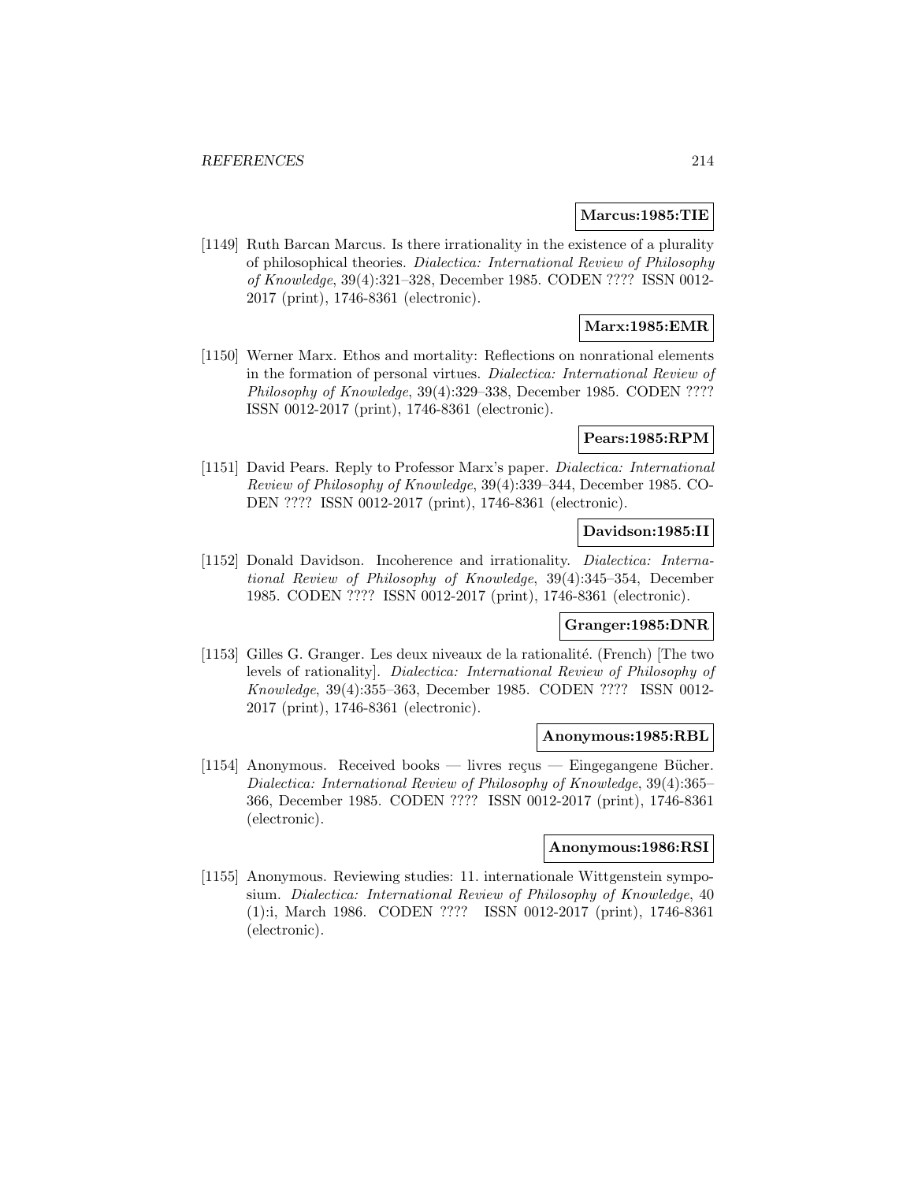**Marcus:1985:TIE**

[1149] Ruth Barcan Marcus. Is there irrationality in the existence of a plurality of philosophical theories. *Dialectica: International Review of Philosophy of Knowledge*, 39(4):321–328, December 1985. CODEN ???? ISSN 0012-2017 (print), 1746-8361 (electronic).

**Marx:1985:EMR**

[1150] Werner Marx. Ethos and mortality: Reflections on nonrational elements in the formation of personal virtues. *Dialectica: International Review of Philosophy of Knowledge*, 39(4):329–338, December 1985. CODEN ???? ISSN 0012-2017 (print), 1746-8361 (electronic).

**Pears:1985:RPM**

[1151] David Pears. Reply to Professor Marx's paper. *Dialectica: International Review of Philosophy of Knowledge*, 39(4):339–344, December 1985. CODEN ???? ISSN 0012-2017 (print), 1746-8361 (electronic).

**Davidson:1985:II**

[1152] Donald Davidson. Incoherence and irrationality. *Dialectica: International Review of Philosophy of Knowledge*, 39(4):345–354, December 1985. CODEN ???? ISSN 0012-2017 (print), 1746-8361 (electronic).

**Granger:1985:DNR**

[1153] Gilles G. Granger. Les deux niveaux de la rationalité. (French) [The two levels of rationality]. *Dialectica: International Review of Philosophy of Knowledge*, 39(4):355–363, December 1985. CODEN ???? ISSN 0012-2017 (print), 1746-8361 (electronic).

**Anonymous:1985:RBL**

[1154] Anonymous. Received books — livres reçus — Eingegangene Bücher. *Dialectica: International Review of Philosophy of Knowledge*, 39(4):365–366, December 1985. CODEN ???? ISSN 0012-2017 (print), 1746-8361 (electronic).

**Anonymous:1986:RSI**

[1155] Anonymous. Reviewing studies: 11. internationale Wittgenstein symposium. *Dialectica: International Review of Philosophy of Knowledge*, 40 (1):i, March 1986. CODEN ???? ISSN 0012-2017 (print), 1746-8361 (electronic).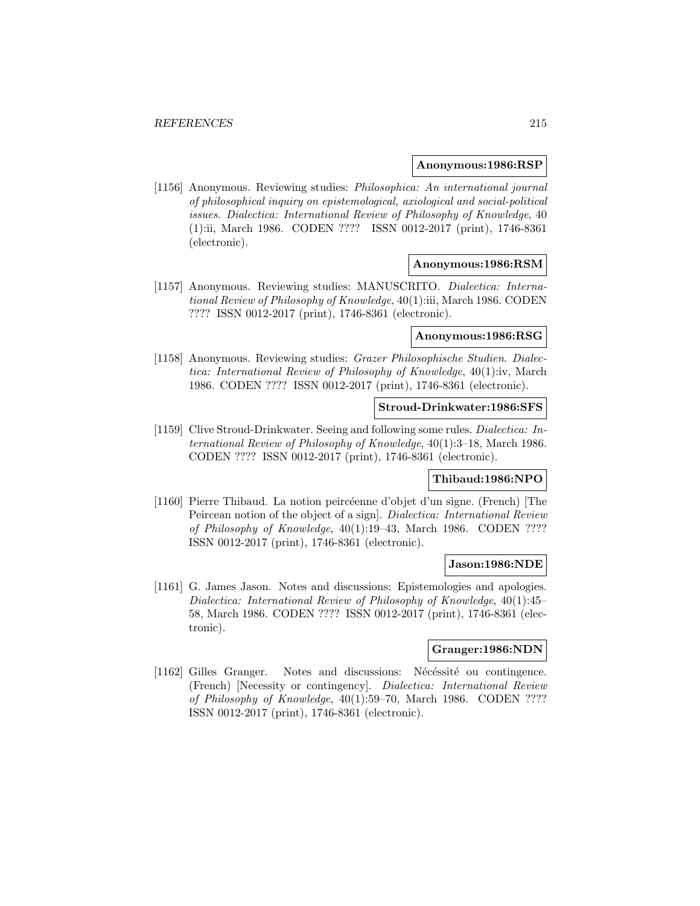**Anonymous:1986:RSP**

[1156] Anonymous. Reviewing studies: *Philosophica: An international journal of philosophical inquiry on epistemological, axiological and social-political issues*. *Dialectica: International Review of Philosophy of Knowledge*, 40 (1):ii, March 1986. CODEN ???? ISSN 0012-2017 (print), 1746-8361 (electronic).

**Anonymous:1986:RSM**

[1157] Anonymous. Reviewing studies: MANUSCRITO. *Dialectica: International Review of Philosophy of Knowledge*, 40(1):iii, March 1986. CODEN ???? ISSN 0012-2017 (print), 1746-8361 (electronic).

**Anonymous:1986:RSG**

[1158] Anonymous. Reviewing studies: *Grazer Philosophische Studien*. *Dialectica: International Review of Philosophy of Knowledge*, 40(1):iv, March 1986. CODEN ???? ISSN 0012-2017 (print), 1746-8361 (electronic).

**Stroud-Drinkwater:1986:SFS**

[1159] Clive Stroud-Drinkwater. Seeing and following some rules. *Dialectica: International Review of Philosophy of Knowledge*, 40(1):3–18, March 1986. CODEN ???? ISSN 0012-2017 (print), 1746-8361 (electronic).

**Thibaud:1986:NPO**

[1160] Pierre Thibaud. La notion peircéenne d'objet d'un signe. (French) [The Peircean notion of the object of a sign]. *Dialectica: International Review of Philosophy of Knowledge*, 40(1):19–43, March 1986. CODEN ???? ISSN 0012-2017 (print), 1746-8361 (electronic).

**Jason:1986:NDE**

[1161] G. James Jason. Notes and discussions: Epistemologies and apologies. *Dialectica: International Review of Philosophy of Knowledge*, 40(1):45–58, March 1986. CODEN ???? ISSN 0012-2017 (print), 1746-8361 (electronic).

**Granger:1986:NDN**

[1162] Gilles Granger. Notes and discussions: Nécéssité ou contingence. (French) [Necessity or contingency]. *Dialectica: International Review of Philosophy of Knowledge*, 40(1):59–70, March 1986. CODEN ???? ISSN 0012-2017 (print), 1746-8361 (electronic).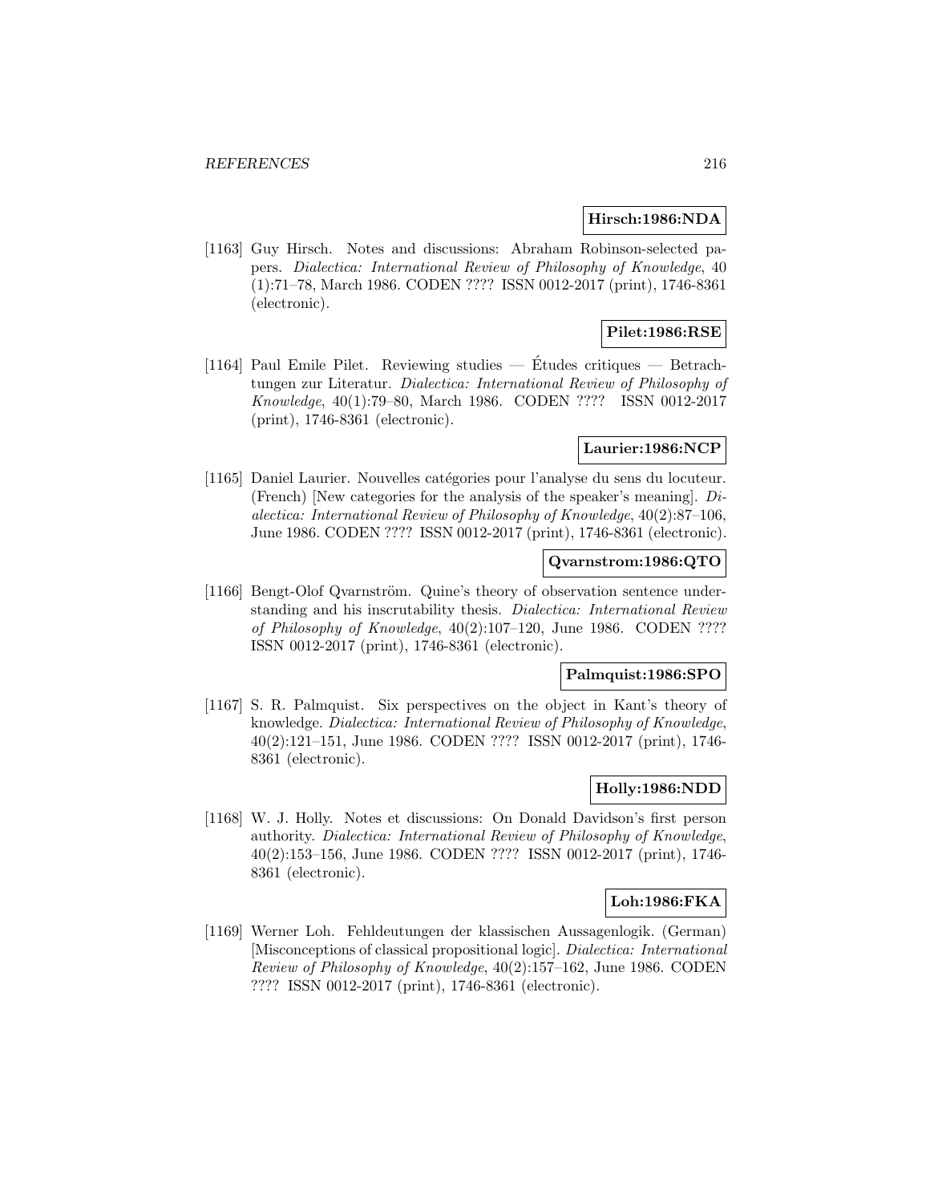**Hirsch:1986:NDA**

[1163] Guy Hirsch. Notes and discussions: Abraham Robinson-selected papers. *Dialectica: International Review of Philosophy of Knowledge*, 40 (1):71–78, March 1986. CODEN ???? ISSN 0012-2017 (print), 1746-8361 (electronic).

**Pilet:1986:RSE**

[1164] Paul Emile Pilet. Reviewing studies — Études critiques — Betrachtungen zur Literatur. *Dialectica: International Review of Philosophy of Knowledge*, 40(1):79–80, March 1986. CODEN ???? ISSN 0012-2017 (print), 1746-8361 (electronic).

**Laurier:1986:NCP**

[1165] Daniel Laurier. Nouvelles catégories pour l'analyse du sens du locuteur. (French) [New categories for the analysis of the speaker's meaning]. *Dialectica: International Review of Philosophy of Knowledge*, 40(2):87–106, June 1986. CODEN ???? ISSN 0012-2017 (print), 1746-8361 (electronic).

**Qvarnstrom:1986:QTO**

[1166] Bengt-Olof Qvarnström. Quine's theory of observation sentence understanding and his inscrutability thesis. *Dialectica: International Review of Philosophy of Knowledge*, 40(2):107–120, June 1986. CODEN ???? ISSN 0012-2017 (print), 1746-8361 (electronic).

**Palmquist:1986:SPO**

[1167] S. R. Palmquist. Six perspectives on the object in Kant's theory of knowledge. *Dialectica: International Review of Philosophy of Knowledge*, 40(2):121–151, June 1986. CODEN ???? ISSN 0012-2017 (print), 1746-8361 (electronic).

**Holly:1986:NDD**

[1168] W. J. Holly. Notes et discussions: On Donald Davidson's first person authority. *Dialectica: International Review of Philosophy of Knowledge*, 40(2):153–156, June 1986. CODEN ???? ISSN 0012-2017 (print), 1746-8361 (electronic).

**Loh:1986:FKA**

[1169] Werner Loh. Fehldeutungen der klassischen Aussagenlogik. (German) [Misconceptions of classical propositional logic]. *Dialectica: International Review of Philosophy of Knowledge*, 40(2):157–162, June 1986. CODEN ???? ISSN 0012-2017 (print), 1746-8361 (electronic).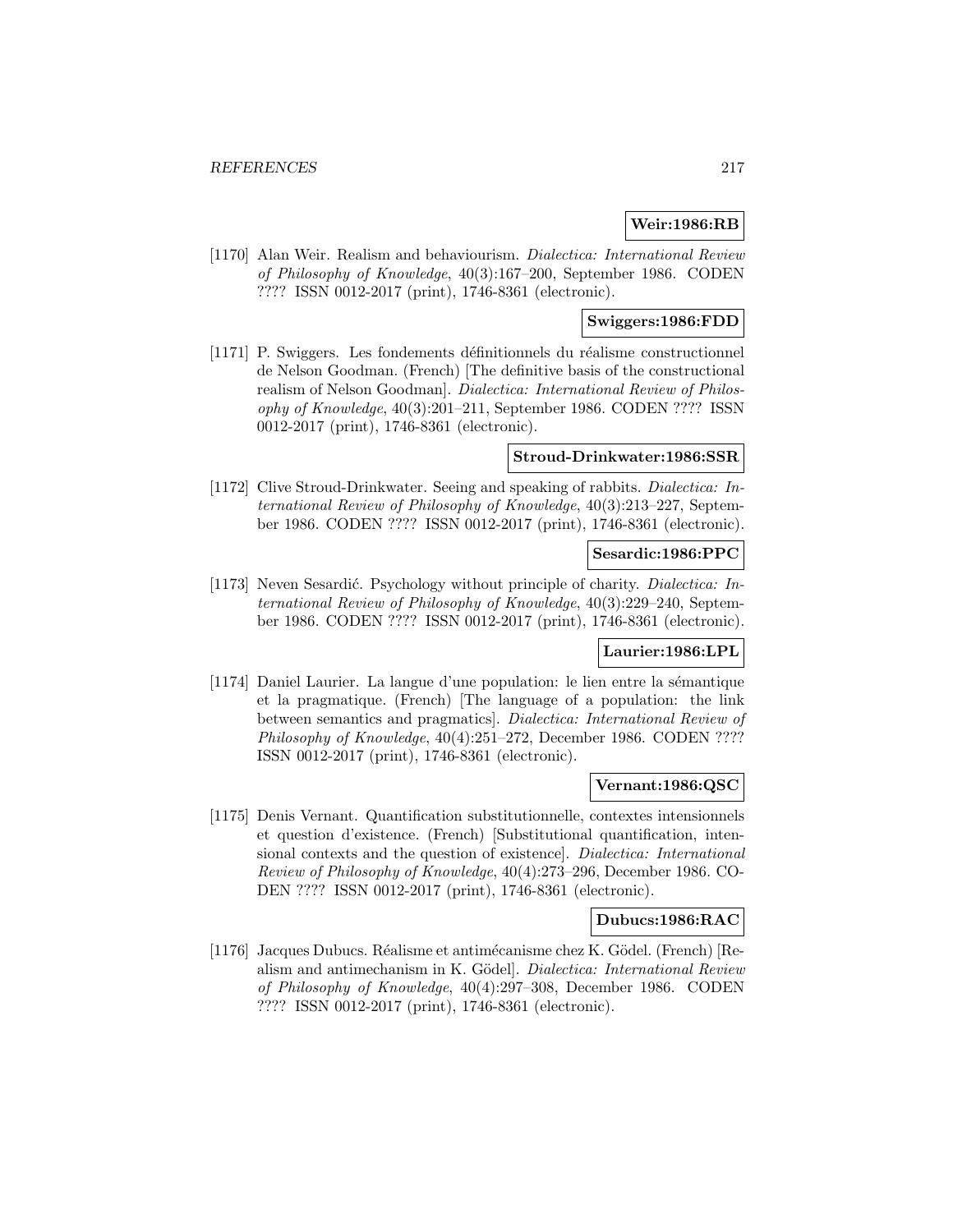**Weir:1986:RB**

[1170] Alan Weir. Realism and behaviourism. *Dialectica: International Review of Philosophy of Knowledge*, 40(3):167–200, September 1986. CODEN ???? ISSN 0012-2017 (print), 1746-8361 (electronic).

**Swiggers:1986:FDD**

[1171] P. Swiggers. Les fondements définitionnels du réalisme constructionnel de Nelson Goodman. (French) [The definitive basis of the constructional realism of Nelson Goodman]. *Dialectica: International Review of Philosophy of Knowledge*, 40(3):201–211, September 1986. CODEN ???? ISSN 0012-2017 (print), 1746-8361 (electronic).

**Stroud-Drinkwater:1986:SSR**

[1172] Clive Stroud-Drinkwater. Seeing and speaking of rabbits. *Dialectica: International Review of Philosophy of Knowledge*, 40(3):213–227, September 1986. CODEN ???? ISSN 0012-2017 (print), 1746-8361 (electronic).

**Sesardic:1986:PPC**

[1173] Neven Sesardić. Psychology without principle of charity. *Dialectica: International Review of Philosophy of Knowledge*, 40(3):229–240, September 1986. CODEN ???? ISSN 0012-2017 (print), 1746-8361 (electronic).

**Laurier:1986:LPL**

[1174] Daniel Laurier. La langue d'une population: le lien entre la sémantique et la pragmatique. (French) [The language of a population: the link between semantics and pragmatics]. *Dialectica: International Review of Philosophy of Knowledge*, 40(4):251–272, December 1986. CODEN ???? ISSN 0012-2017 (print), 1746-8361 (electronic).

**Vernant:1986:QSC**

[1175] Denis Vernant. Quantification substitutionnelle, contextes intensionnels et question d'existence. (French) [Substitutional quantification, intensional contexts and the question of existence]. *Dialectica: International Review of Philosophy of Knowledge*, 40(4):273–296, December 1986. CODEN ???? ISSN 0012-2017 (print), 1746-8361 (electronic).

**Dubucs:1986:RAC**

[1176] Jacques Dubucs. Réalisme et antimécanisme chez K. Gödel. (French) [Realism and antimechanism in K. Gödel]. *Dialectica: International Review of Philosophy of Knowledge*, 40(4):297–308, December 1986. CODEN ???? ISSN 0012-2017 (print), 1746-8361 (electronic).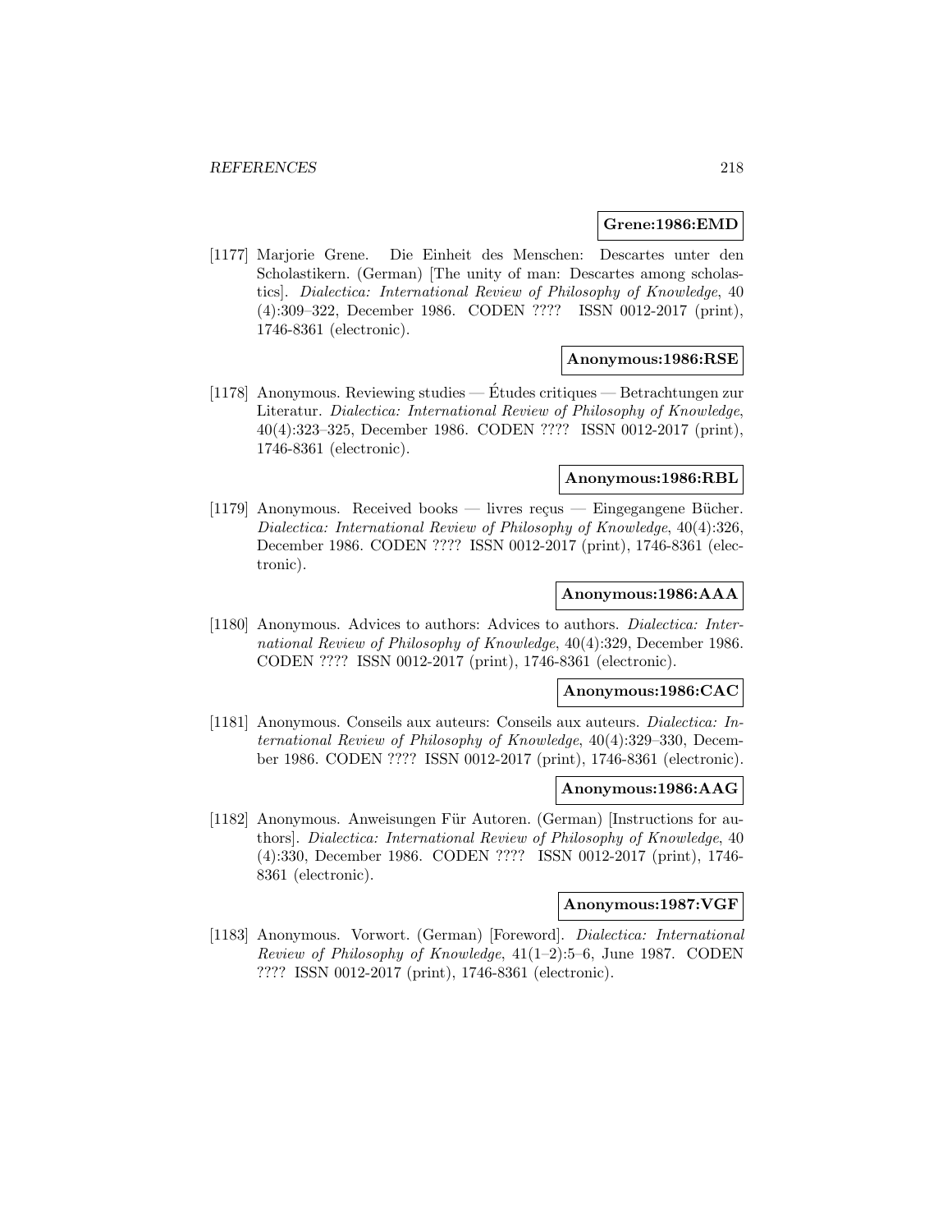**Grene:1986:EMD**

[1177] Marjorie Grene. Die Einheit des Menschen: Descartes unter den Scholastikern. (German) [The unity of man: Descartes among scholastics]. *Dialectica: International Review of Philosophy of Knowledge*, 40 (4):309–322, December 1986. CODEN ???? ISSN 0012-2017 (print), 1746-8361 (electronic).

**Anonymous:1986:RSE**

[1178] Anonymous. Reviewing studies — Études critiques — Betrachtungen zur Literatur. *Dialectica: International Review of Philosophy of Knowledge*, 40(4):323–325, December 1986. CODEN ???? ISSN 0012-2017 (print), 1746-8361 (electronic).

**Anonymous:1986:RBL**

[1179] Anonymous. Received books — livres reçus — Eingegangene Bücher. *Dialectica: International Review of Philosophy of Knowledge*, 40(4):326, December 1986. CODEN ???? ISSN 0012-2017 (print), 1746-8361 (electronic).

**Anonymous:1986:AAA**

[1180] Anonymous. Advices to authors: Advices to authors. *Dialectica: International Review of Philosophy of Knowledge*, 40(4):329, December 1986. CODEN ???? ISSN 0012-2017 (print), 1746-8361 (electronic).

**Anonymous:1986:CAC**

[1181] Anonymous. Conseils aux auteurs: Conseils aux auteurs. *Dialectica: International Review of Philosophy of Knowledge*, 40(4):329–330, December 1986. CODEN ???? ISSN 0012-2017 (print), 1746-8361 (electronic).

**Anonymous:1986:AAG**

[1182] Anonymous. Anweisungen Für Autoren. (German) [Instructions for authors]. *Dialectica: International Review of Philosophy of Knowledge*, 40 (4):330, December 1986. CODEN ???? ISSN 0012-2017 (print), 1746-8361 (electronic).

**Anonymous:1987:VGF**

[1183] Anonymous. Vorwort. (German) [Foreword]. *Dialectica: International Review of Philosophy of Knowledge*, 41(1–2):5–6, June 1987. CODEN ???? ISSN 0012-2017 (print), 1746-8361 (electronic).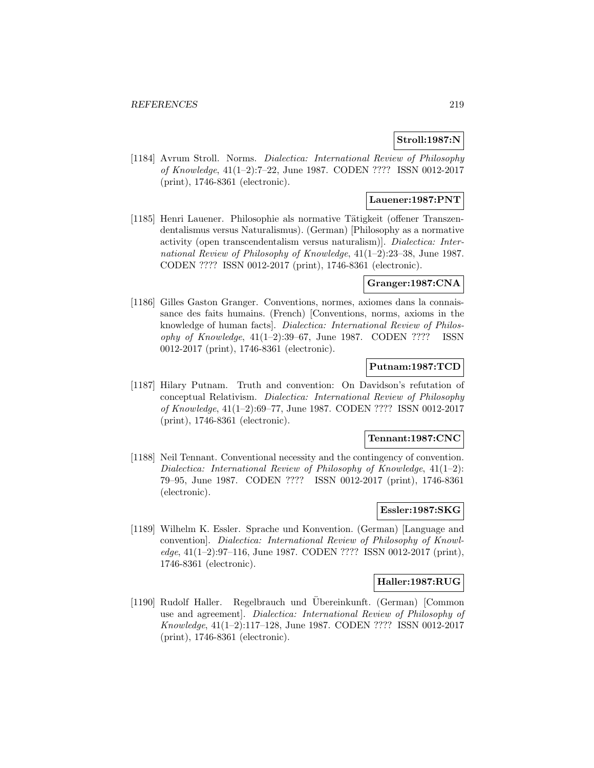**Stroll:1987:N**

[1184] Avrum Stroll. Norms. *Dialectica: International Review of Philosophy of Knowledge*, 41(1–2):7–22, June 1987. CODEN ???? ISSN 0012-2017 (print), 1746-8361 (electronic).

**Lauener:1987:PNT**

[1185] Henri Lauener. Philosophie als normative Tätigkeit (offener Transzendentalismus versus Naturalismus). (German) [Philosophy as a normative activity (open transcendentalism versus naturalism)]. *Dialectica: International Review of Philosophy of Knowledge*, 41(1–2):23–38, June 1987. CODEN ???? ISSN 0012-2017 (print), 1746-8361 (electronic).

**Granger:1987:CNA**

[1186] Gilles Gaston Granger. Conventions, normes, axiomes dans la connaissance des faits humains. (French) [Conventions, norms, axioms in the knowledge of human facts]. *Dialectica: International Review of Philosophy of Knowledge*, 41(1–2):39–67, June 1987. CODEN ???? ISSN 0012-2017 (print), 1746-8361 (electronic).

**Putnam:1987:TCD**

[1187] Hilary Putnam. Truth and convention: On Davidson's refutation of conceptual Relativism. *Dialectica: International Review of Philosophy of Knowledge*, 41(1–2):69–77, June 1987. CODEN ???? ISSN 0012-2017 (print), 1746-8361 (electronic).

**Tennant:1987:CNC**

[1188] Neil Tennant. Conventional necessity and the contingency of convention. *Dialectica: International Review of Philosophy of Knowledge*, 41(1–2): 79–95, June 1987. CODEN ???? ISSN 0012-2017 (print), 1746-8361 (electronic).

**Essler:1987:SKG**

[1189] Wilhelm K. Essler. Sprache und Konvention. (German) [Language and convention]. *Dialectica: International Review of Philosophy of Knowledge*, 41(1–2):97–116, June 1987. CODEN ???? ISSN 0012-2017 (print), 1746-8361 (electronic).

**Haller:1987:RUG**

[1190] Rudolf Haller. Regelbrauch und Übereinkunft. (German) [Common use and agreement]. *Dialectica: International Review of Philosophy of Knowledge*, 41(1–2):117–128, June 1987. CODEN ???? ISSN 0012-2017 (print), 1746-8361 (electronic).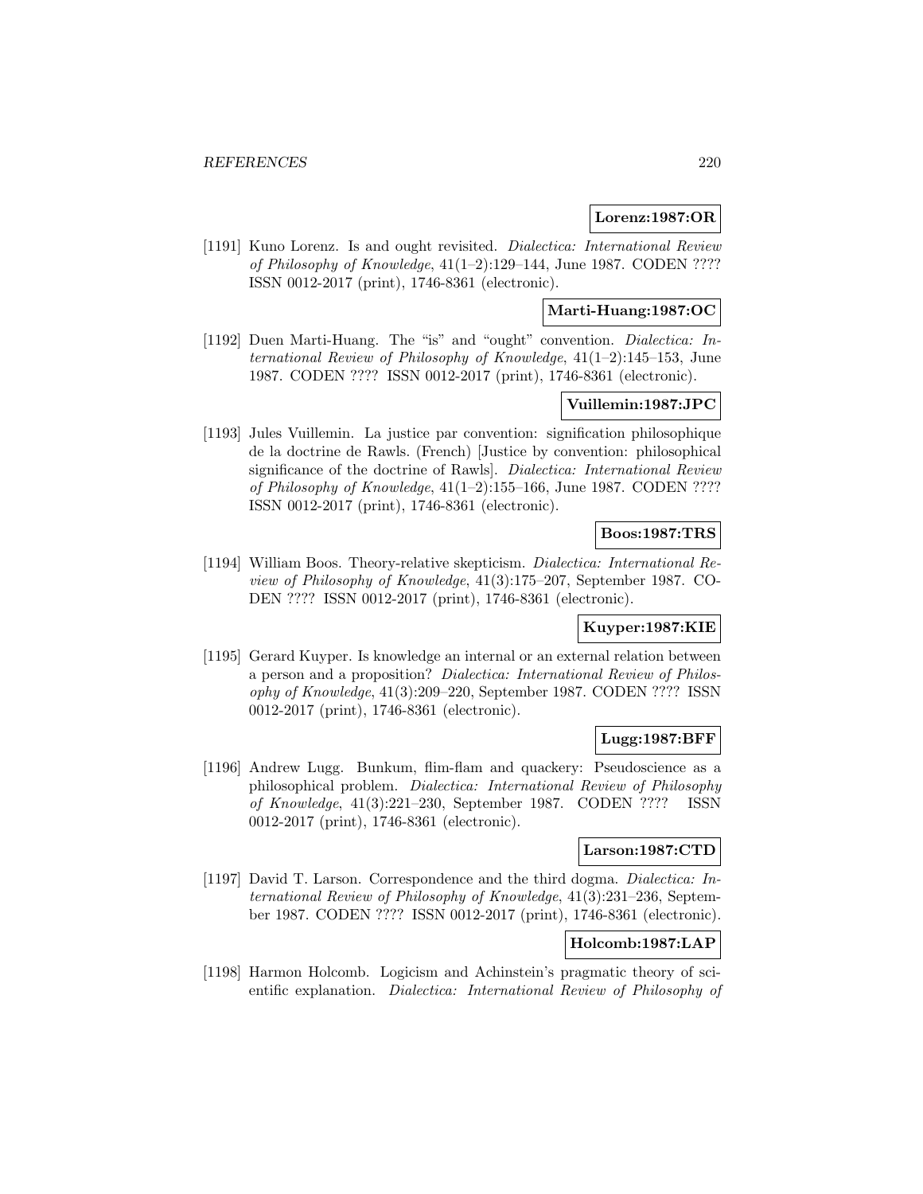**Lorenz:1987:OR**

[1191] Kuno Lorenz. Is and ought revisited. *Dialectica: International Review of Philosophy of Knowledge*, 41(1–2):129–144, June 1987. CODEN ???? ISSN 0012-2017 (print), 1746-8361 (electronic).

**Marti-Huang:1987:OC**

[1192] Duen Marti-Huang. The "is" and "ought" convention. *Dialectica: International Review of Philosophy of Knowledge*, 41(1–2):145–153, June 1987. CODEN ???? ISSN 0012-2017 (print), 1746-8361 (electronic).

**Vuillemin:1987:JPC**

[1193] Jules Vuillemin. La justice par convention: signification philosophique de la doctrine de Rawls. (French) [Justice by convention: philosophical significance of the doctrine of Rawls]. *Dialectica: International Review of Philosophy of Knowledge*, 41(1–2):155–166, June 1987. CODEN ???? ISSN 0012-2017 (print), 1746-8361 (electronic).

**Boos:1987:TRS**

[1194] William Boos. Theory-relative skepticism. *Dialectica: International Review of Philosophy of Knowledge*, 41(3):175–207, September 1987. CODEN ???? ISSN 0012-2017 (print), 1746-8361 (electronic).

**Kuyper:1987:KIE**

[1195] Gerard Kuyper. Is knowledge an internal or an external relation between a person and a proposition? *Dialectica: International Review of Philosophy of Knowledge*, 41(3):209–220, September 1987. CODEN ???? ISSN 0012-2017 (print), 1746-8361 (electronic).

**Lugg:1987:BFF**

[1196] Andrew Lugg. Bunkum, flim-flam and quackery: Pseudoscience as a philosophical problem. *Dialectica: International Review of Philosophy of Knowledge*, 41(3):221–230, September 1987. CODEN ???? ISSN 0012-2017 (print), 1746-8361 (electronic).

**Larson:1987:CTD**

[1197] David T. Larson. Correspondence and the third dogma. *Dialectica: International Review of Philosophy of Knowledge*, 41(3):231–236, September 1987. CODEN ???? ISSN 0012-2017 (print), 1746-8361 (electronic).

**Holcomb:1987:LAP**

[1198] Harmon Holcomb. Logicism and Achinstein's pragmatic theory of scientific explanation. *Dialectica: International Review of Philosophy of*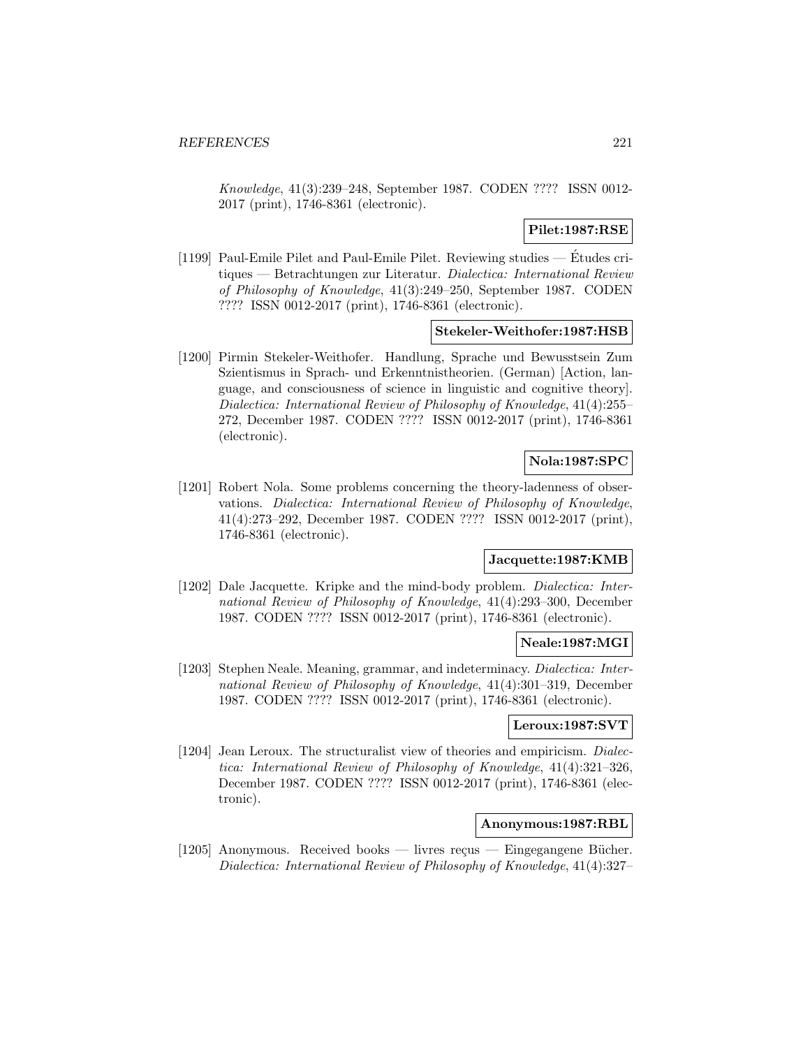*Knowledge*, 41(3):239–248, September 1987. CODEN ???? ISSN 0012-2017 (print), 1746-8361 (electronic).

**Pilet:1987:RSE**

[1199] Paul-Emile Pilet and Paul-Emile Pilet. Reviewing studies — Études critiques — Betrachtungen zur Literatur. *Dialectica: International Review of Philosophy of Knowledge*, 41(3):249–250, September 1987. CODEN ???? ISSN 0012-2017 (print), 1746-8361 (electronic).

**Stekeler-Weithofer:1987:HSB**

[1200] Pirmin Stekeler-Weithofer. Handlung, Sprache und Bewusstsein Zum Szientismus in Sprach- und Erkenntnistheorien. (German) [Action, language, and consciousness of science in linguistic and cognitive theory]. *Dialectica: International Review of Philosophy of Knowledge*, 41(4):255–272, December 1987. CODEN ???? ISSN 0012-2017 (print), 1746-8361 (electronic).

**Nola:1987:SPC**

[1201] Robert Nola. Some problems concerning the theory-ladenness of observations. *Dialectica: International Review of Philosophy of Knowledge*, 41(4):273–292, December 1987. CODEN ???? ISSN 0012-2017 (print), 1746-8361 (electronic).

**Jacquette:1987:KMB**

[1202] Dale Jacquette. Kripke and the mind-body problem. *Dialectica: International Review of Philosophy of Knowledge*, 41(4):293–300, December 1987. CODEN ???? ISSN 0012-2017 (print), 1746-8361 (electronic).

**Neale:1987:MGI**

[1203] Stephen Neale. Meaning, grammar, and indeterminacy. *Dialectica: International Review of Philosophy of Knowledge*, 41(4):301–319, December 1987. CODEN ???? ISSN 0012-2017 (print), 1746-8361 (electronic).

**Leroux:1987:SVT**

[1204] Jean Leroux. The structuralist view of theories and empiricism. *Dialectica: International Review of Philosophy of Knowledge*, 41(4):321–326, December 1987. CODEN ???? ISSN 0012-2017 (print), 1746-8361 (electronic).

**Anonymous:1987:RBL**

[1205] Anonymous. Received books — livres reçus — Eingegangene Bücher. *Dialectica: International Review of Philosophy of Knowledge*, 41(4):327–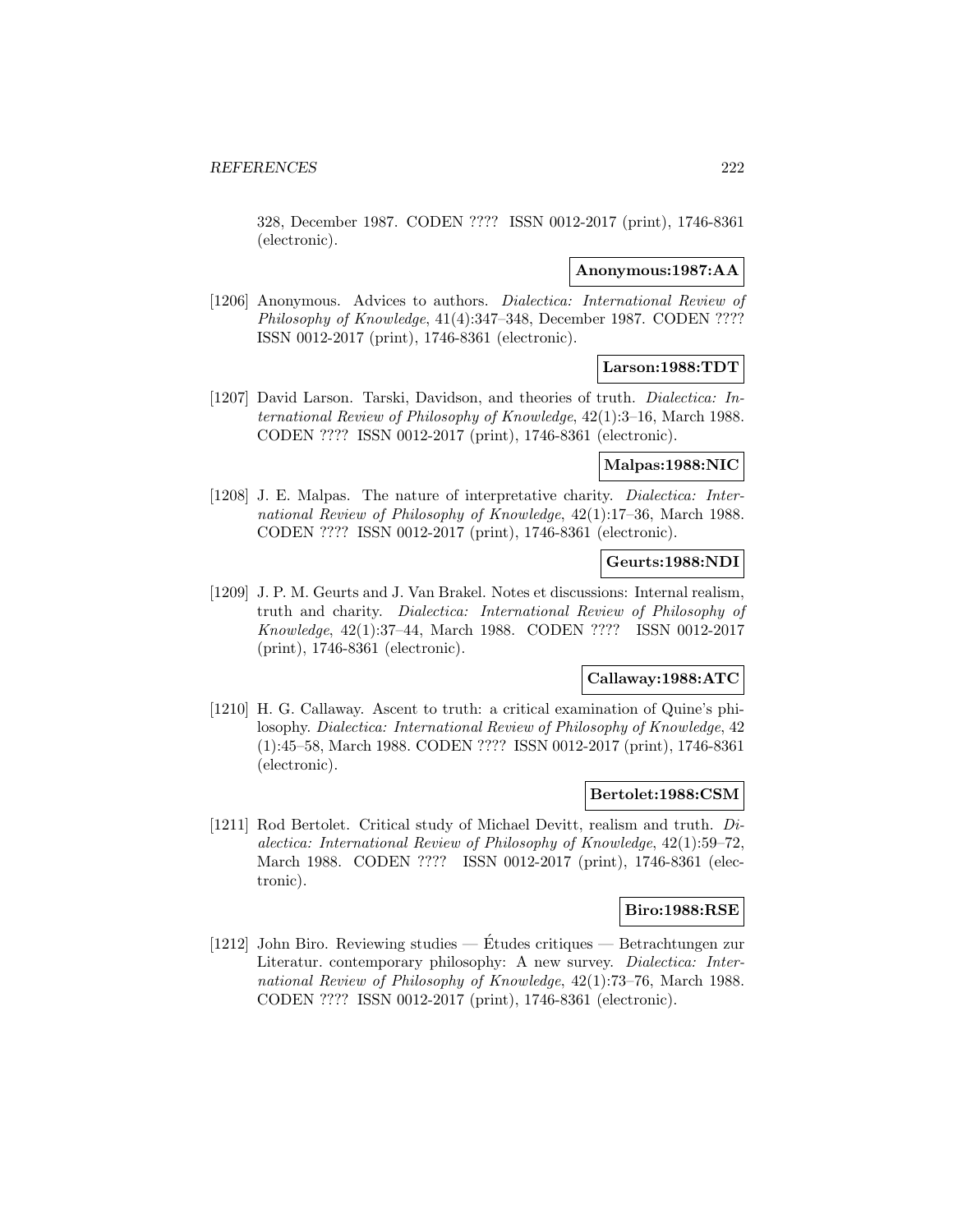328, December 1987. CODEN ???? ISSN 0012-2017 (print), 1746-8361 (electronic).

**Anonymous:1987:AA**

[1206] Anonymous. Advices to authors. *Dialectica: International Review of Philosophy of Knowledge*, 41(4):347–348, December 1987. CODEN ???? ISSN 0012-2017 (print), 1746-8361 (electronic).

**Larson:1988:TDT**

[1207] David Larson. Tarski, Davidson, and theories of truth. *Dialectica: International Review of Philosophy of Knowledge*, 42(1):3–16, March 1988. CODEN ???? ISSN 0012-2017 (print), 1746-8361 (electronic).

**Malpas:1988:NIC**

[1208] J. E. Malpas. The nature of interpretative charity. *Dialectica: International Review of Philosophy of Knowledge*, 42(1):17–36, March 1988. CODEN ???? ISSN 0012-2017 (print), 1746-8361 (electronic).

**Geurts:1988:NDI**

[1209] J. P. M. Geurts and J. Van Brakel. Notes et discussions: Internal realism, truth and charity. *Dialectica: International Review of Philosophy of Knowledge*, 42(1):37–44, March 1988. CODEN ???? ISSN 0012-2017 (print), 1746-8361 (electronic).

**Callaway:1988:ATC**

[1210] H. G. Callaway. Ascent to truth: a critical examination of Quine's philosophy. *Dialectica: International Review of Philosophy of Knowledge*, 42 (1):45–58, March 1988. CODEN ???? ISSN 0012-2017 (print), 1746-8361 (electronic).

**Bertolet:1988:CSM**

[1211] Rod Bertolet. Critical study of Michael Devitt, realism and truth. *Dialectica: International Review of Philosophy of Knowledge*, 42(1):59–72, March 1988. CODEN ???? ISSN 0012-2017 (print), 1746-8361 (electronic).

**Biro:1988:RSE**

[1212] John Biro. Reviewing studies — Études critiques — Betrachtungen zur Literatur. contemporary philosophy: A new survey. *Dialectica: International Review of Philosophy of Knowledge*, 42(1):73–76, March 1988. CODEN ???? ISSN 0012-2017 (print), 1746-8361 (electronic).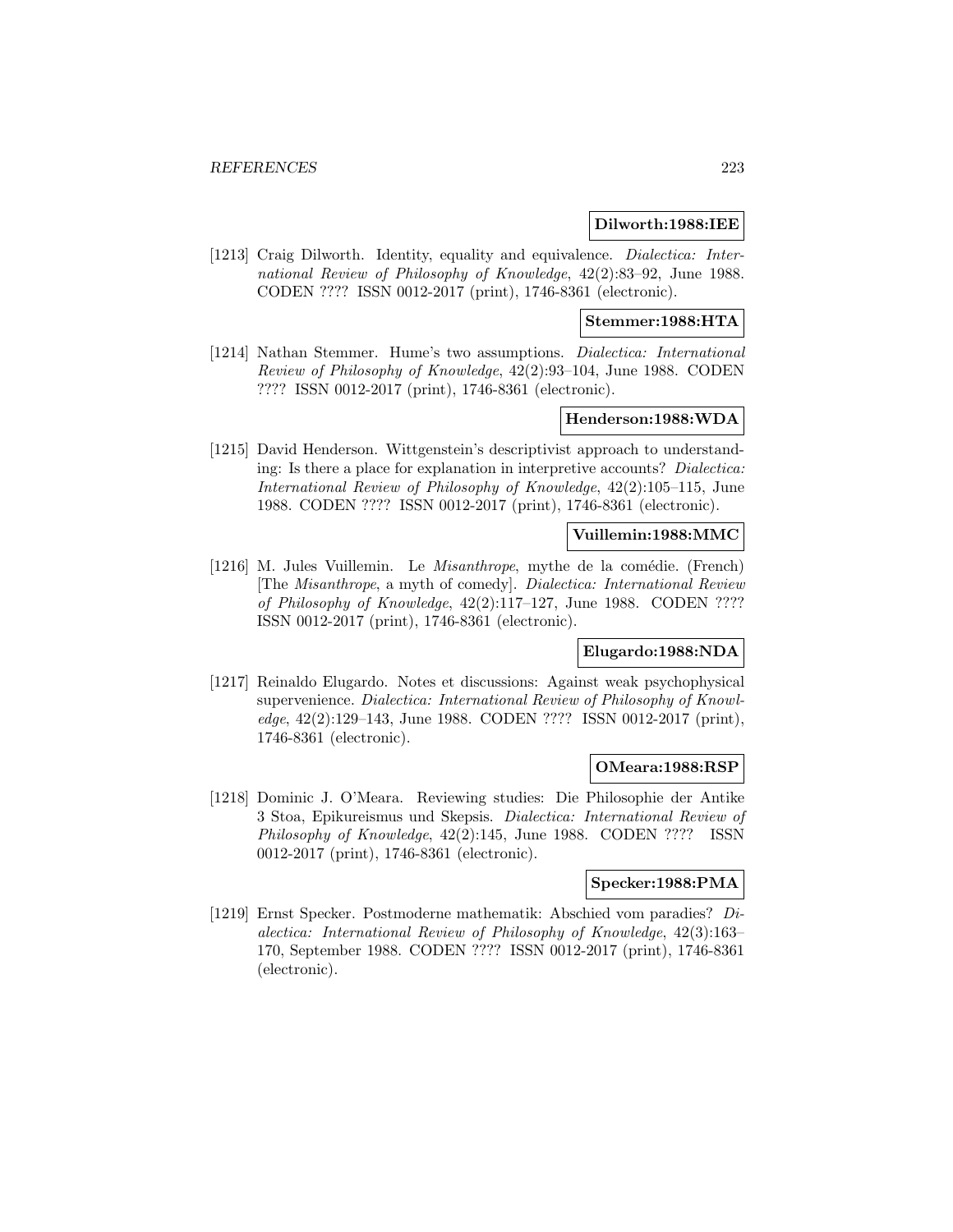**Dilworth:1988:IEE**

[1213] Craig Dilworth. Identity, equality and equivalence. *Dialectica: International Review of Philosophy of Knowledge*, 42(2):83–92, June 1988. CODEN ???? ISSN 0012-2017 (print), 1746-8361 (electronic).

**Stemmer:1988:HTA**

[1214] Nathan Stemmer. Hume's two assumptions. *Dialectica: International Review of Philosophy of Knowledge*, 42(2):93–104, June 1988. CODEN ???? ISSN 0012-2017 (print), 1746-8361 (electronic).

**Henderson:1988:WDA**

[1215] David Henderson. Wittgenstein's descriptivist approach to understanding: Is there a place for explanation in interpretive accounts? *Dialectica: International Review of Philosophy of Knowledge*, 42(2):105–115, June 1988. CODEN ???? ISSN 0012-2017 (print), 1746-8361 (electronic).

**Vuillemin:1988:MMC**

[1216] M. Jules Vuillemin. Le *Misanthrope*, mythe de la comédie. (French) [The *Misanthrope*, a myth of comedy]. *Dialectica: International Review of Philosophy of Knowledge*, 42(2):117–127, June 1988. CODEN ???? ISSN 0012-2017 (print), 1746-8361 (electronic).

**Elugardo:1988:NDA**

[1217] Reinaldo Elugardo. Notes et discussions: Against weak psychophysical supervenience. *Dialectica: International Review of Philosophy of Knowledge*, 42(2):129–143, June 1988. CODEN ???? ISSN 0012-2017 (print), 1746-8361 (electronic).

**OMeara:1988:RSP**

[1218] Dominic J. O'Meara. Reviewing studies: Die Philosophie der Antike 3 Stoa, Epikureismus und Skepsis. *Dialectica: International Review of Philosophy of Knowledge*, 42(2):145, June 1988. CODEN ???? ISSN 0012-2017 (print), 1746-8361 (electronic).

**Specker:1988:PMA**

[1219] Ernst Specker. Postmoderne mathematik: Abschied vom paradies? *Dialectica: International Review of Philosophy of Knowledge*, 42(3):163–170, September 1988. CODEN ???? ISSN 0012-2017 (print), 1746-8361 (electronic).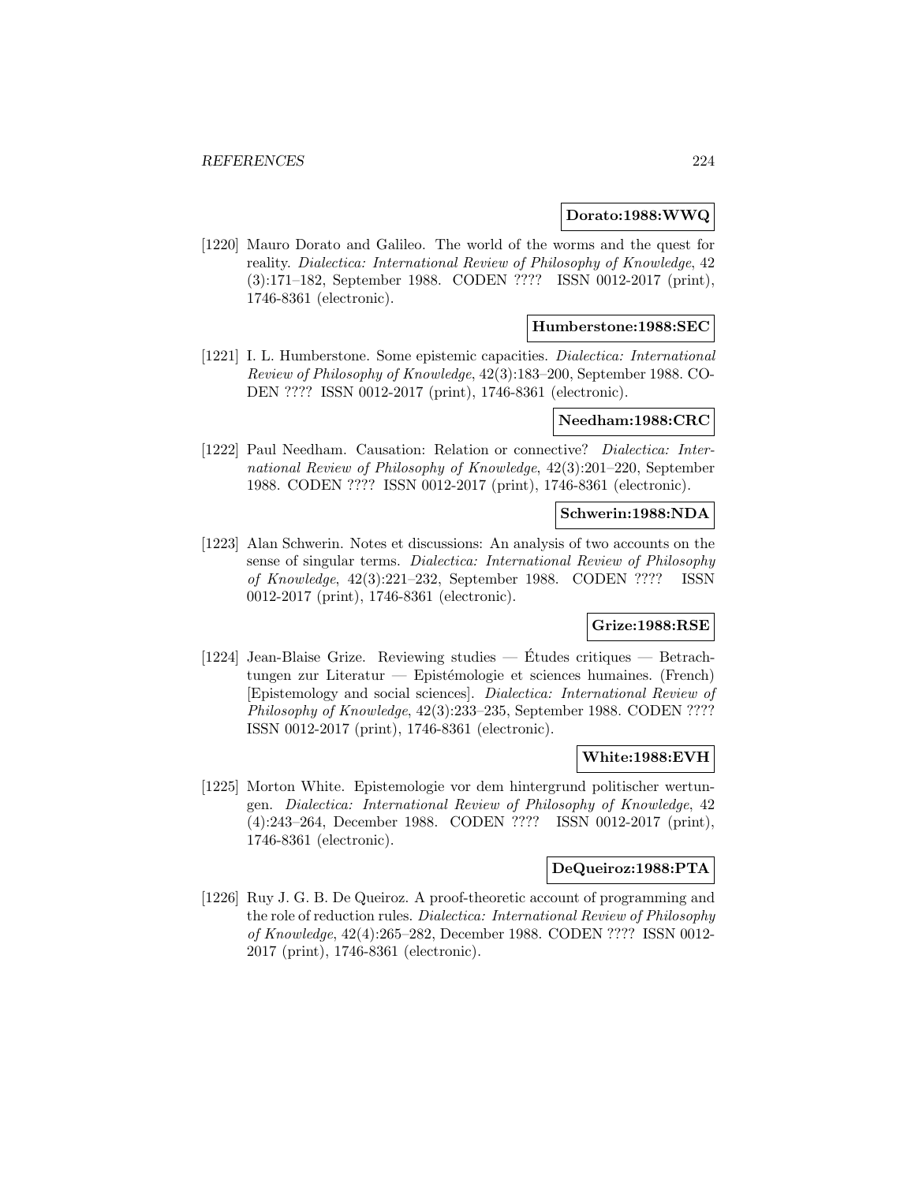**Dorato:1988:WWQ**

[1220] Mauro Dorato and Galileo. The world of the worms and the quest for reality. *Dialectica: International Review of Philosophy of Knowledge*, 42 (3):171–182, September 1988. CODEN ???? ISSN 0012-2017 (print), 1746-8361 (electronic).

**Humberstone:1988:SEC**

[1221] I. L. Humberstone. Some epistemic capacities. *Dialectica: International Review of Philosophy of Knowledge*, 42(3):183–200, September 1988. CODEN ???? ISSN 0012-2017 (print), 1746-8361 (electronic).

**Needham:1988:CRC**

[1222] Paul Needham. Causation: Relation or connective? *Dialectica: International Review of Philosophy of Knowledge*, 42(3):201–220, September 1988. CODEN ???? ISSN 0012-2017 (print), 1746-8361 (electronic).

**Schwerin:1988:NDA**

[1223] Alan Schwerin. Notes et discussions: An analysis of two accounts on the sense of singular terms. *Dialectica: International Review of Philosophy of Knowledge*, 42(3):221–232, September 1988. CODEN ???? ISSN 0012-2017 (print), 1746-8361 (electronic).

**Grize:1988:RSE**

[1224] Jean-Blaise Grize. Reviewing studies — Études critiques — Betrachtungen zur Literatur — Epistémologie et sciences humaines. (French) [Epistemology and social sciences]. *Dialectica: International Review of Philosophy of Knowledge*, 42(3):233–235, September 1988. CODEN ???? ISSN 0012-2017 (print), 1746-8361 (electronic).

**White:1988:EVH**

[1225] Morton White. Epistemologie vor dem hintergrund politischer wertungen. *Dialectica: International Review of Philosophy of Knowledge*, 42 (4):243–264, December 1988. CODEN ???? ISSN 0012-2017 (print), 1746-8361 (electronic).

**DeQueiroz:1988:PTA**

[1226] Ruy J. G. B. De Queiroz. A proof-theoretic account of programming and the role of reduction rules. *Dialectica: International Review of Philosophy of Knowledge*, 42(4):265–282, December 1988. CODEN ???? ISSN 0012-2017 (print), 1746-8361 (electronic).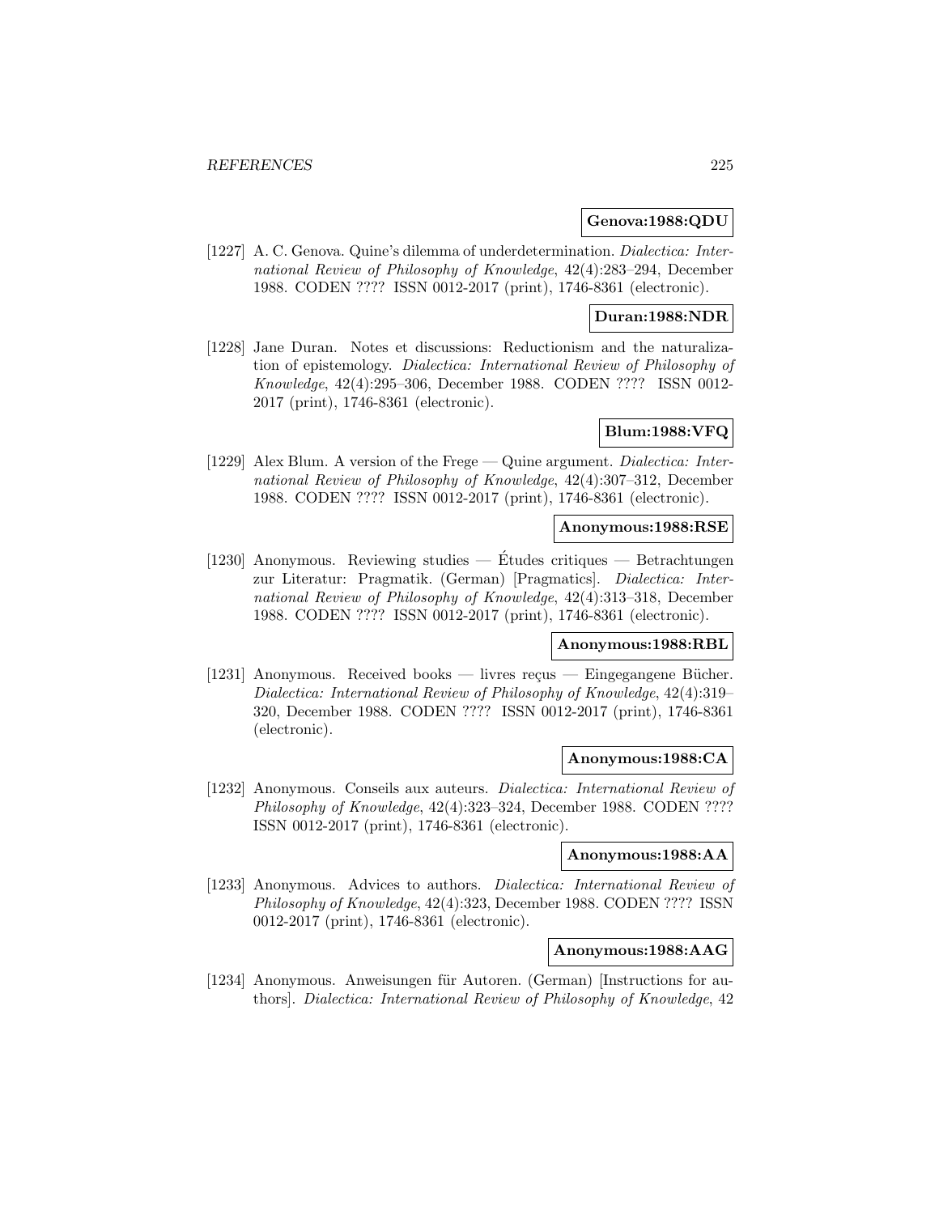**Genova:1988:QDU**

[1227] A. C. Genova. Quine's dilemma of underdetermination. *Dialectica: International Review of Philosophy of Knowledge*, 42(4):283–294, December 1988. CODEN ???? ISSN 0012-2017 (print), 1746-8361 (electronic).

**Duran:1988:NDR**

[1228] Jane Duran. Notes et discussions: Reductionism and the naturalization of epistemology. *Dialectica: International Review of Philosophy of Knowledge*, 42(4):295–306, December 1988. CODEN ???? ISSN 0012-2017 (print), 1746-8361 (electronic).

**Blum:1988:VFQ**

[1229] Alex Blum. A version of the Frege — Quine argument. *Dialectica: International Review of Philosophy of Knowledge*, 42(4):307–312, December 1988. CODEN ???? ISSN 0012-2017 (print), 1746-8361 (electronic).

**Anonymous:1988:RSE**

[1230] Anonymous. Reviewing studies — Études critiques — Betrachtungen zur Literatur: Pragmatik. (German) [Pragmatics]. *Dialectica: International Review of Philosophy of Knowledge*, 42(4):313–318, December 1988. CODEN ???? ISSN 0012-2017 (print), 1746-8361 (electronic).

**Anonymous:1988:RBL**

[1231] Anonymous. Received books — livres reçus — Eingegangene Bücher. *Dialectica: International Review of Philosophy of Knowledge*, 42(4):319–320, December 1988. CODEN ???? ISSN 0012-2017 (print), 1746-8361 (electronic).

**Anonymous:1988:CA**

[1232] Anonymous. Conseils aux auteurs. *Dialectica: International Review of Philosophy of Knowledge*, 42(4):323–324, December 1988. CODEN ???? ISSN 0012-2017 (print), 1746-8361 (electronic).

**Anonymous:1988:AA**

[1233] Anonymous. Advices to authors. *Dialectica: International Review of Philosophy of Knowledge*, 42(4):323, December 1988. CODEN ???? ISSN 0012-2017 (print), 1746-8361 (electronic).

**Anonymous:1988:AAG**

[1234] Anonymous. Anweisungen für Autoren. (German) [Instructions for authors]. *Dialectica: International Review of Philosophy of Knowledge*, 42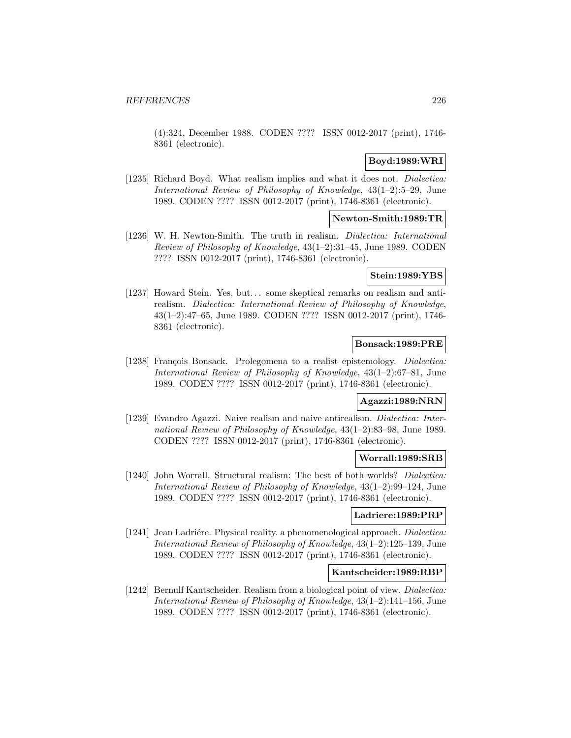(4):324, December 1988. CODEN ???? ISSN 0012-2017 (print), 1746-8361 (electronic).

**Boyd:1989:WRI**

[1235] Richard Boyd. What realism implies and what it does not. *Dialectica: International Review of Philosophy of Knowledge*, 43(1–2):5–29, June 1989. CODEN ???? ISSN 0012-2017 (print), 1746-8361 (electronic).

**Newton-Smith:1989:TR**

[1236] W. H. Newton-Smith. The truth in realism. *Dialectica: International Review of Philosophy of Knowledge*, 43(1–2):31–45, June 1989. CODEN ???? ISSN 0012-2017 (print), 1746-8361 (electronic).

**Stein:1989:YBS**

[1237] Howard Stein. Yes, but... some skeptical remarks on realism and anti-realism. *Dialectica: International Review of Philosophy of Knowledge*, 43(1–2):47–65, June 1989. CODEN ???? ISSN 0012-2017 (print), 1746-8361 (electronic).

**Bonsack:1989:PRE**

[1238] François Bonsack. Prolegomena to a realist epistemology. *Dialectica: International Review of Philosophy of Knowledge*, 43(1–2):67–81, June 1989. CODEN ???? ISSN 0012-2017 (print), 1746-8361 (electronic).

**Agazzi:1989:NRN**

[1239] Evandro Agazzi. Naive realism and naive antirealism. *Dialectica: International Review of Philosophy of Knowledge*, 43(1–2):83–98, June 1989. CODEN ???? ISSN 0012-2017 (print), 1746-8361 (electronic).

**Worrall:1989:SRB**

[1240] John Worrall. Structural realism: The best of both worlds? *Dialectica: International Review of Philosophy of Knowledge*, 43(1–2):99–124, June 1989. CODEN ???? ISSN 0012-2017 (print), 1746-8361 (electronic).

**Ladriere:1989:PRP**

[1241] Jean Ladriére. Physical reality. a phenomenological approach. *Dialectica: International Review of Philosophy of Knowledge*, 43(1–2):125–139, June 1989. CODEN ???? ISSN 0012-2017 (print), 1746-8361 (electronic).

**Kantscheider:1989:RBP**

[1242] Bernulf Kantscheider. Realism from a biological point of view. *Dialectica: International Review of Philosophy of Knowledge*, 43(1–2):141–156, June 1989. CODEN ???? ISSN 0012-2017 (print), 1746-8361 (electronic).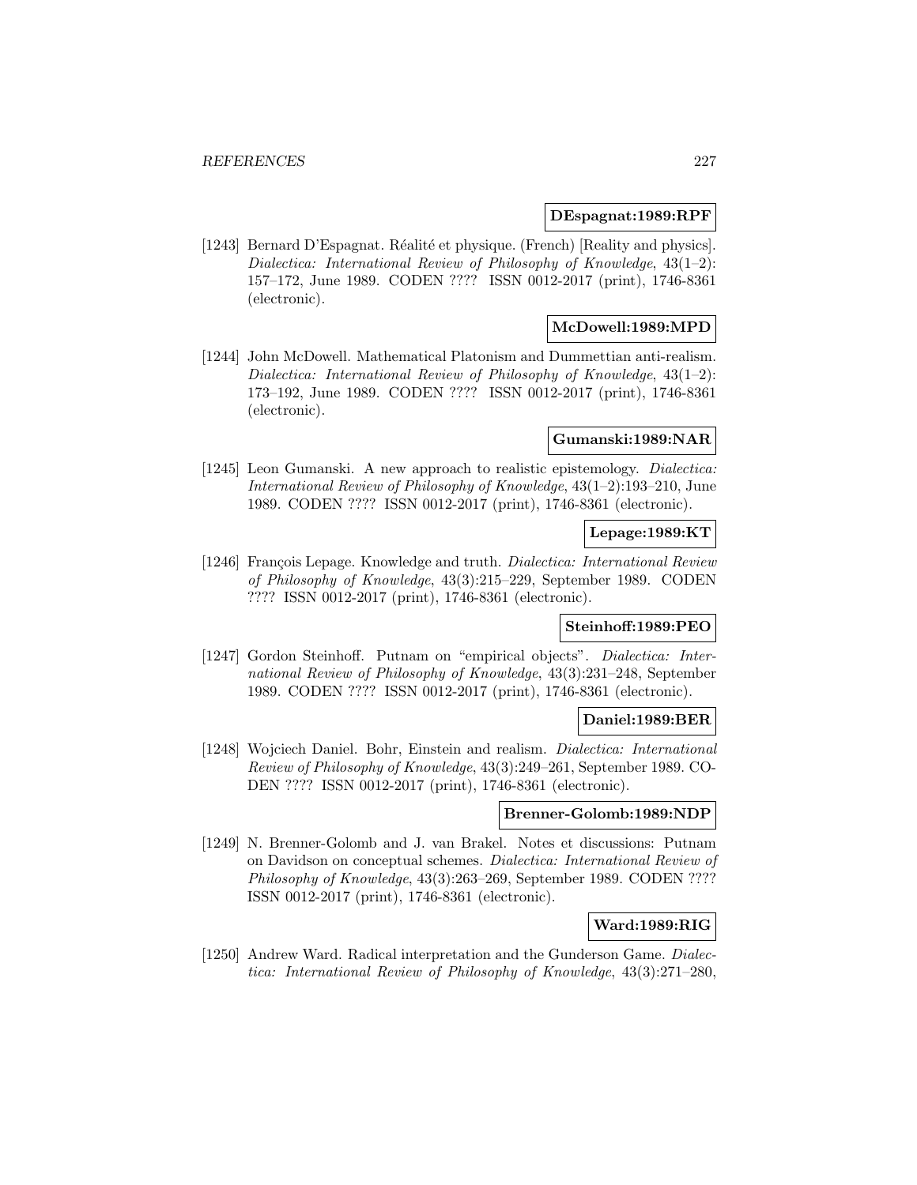**DEspagnat:1989:RPF**

[1243] Bernard D'Espagnat. Réalité et physique. (French) [Reality and physics]. *Dialectica: International Review of Philosophy of Knowledge*, 43(1–2): 157–172, June 1989. CODEN ???? ISSN 0012-2017 (print), 1746-8361 (electronic).

**McDowell:1989:MPD**

[1244] John McDowell. Mathematical Platonism and Dummettian anti-realism. *Dialectica: International Review of Philosophy of Knowledge*, 43(1–2): 173–192, June 1989. CODEN ???? ISSN 0012-2017 (print), 1746-8361 (electronic).

**Gumanski:1989:NAR**

[1245] Leon Gumanski. A new approach to realistic epistemology. *Dialectica: International Review of Philosophy of Knowledge*, 43(1–2):193–210, June 1989. CODEN ???? ISSN 0012-2017 (print), 1746-8361 (electronic).

**Lepage:1989:KT**

[1246] François Lepage. Knowledge and truth. *Dialectica: International Review of Philosophy of Knowledge*, 43(3):215–229, September 1989. CODEN ???? ISSN 0012-2017 (print), 1746-8361 (electronic).

**Steinhoff:1989:PEO**

[1247] Gordon Steinhoff. Putnam on "empirical objects". *Dialectica: International Review of Philosophy of Knowledge*, 43(3):231–248, September 1989. CODEN ???? ISSN 0012-2017 (print), 1746-8361 (electronic).

**Daniel:1989:BER**

[1248] Wojciech Daniel. Bohr, Einstein and realism. *Dialectica: International Review of Philosophy of Knowledge*, 43(3):249–261, September 1989. CODEN ???? ISSN 0012-2017 (print), 1746-8361 (electronic).

**Brenner-Golomb:1989:NDP**

[1249] N. Brenner-Golomb and J. van Brakel. Notes et discussions: Putnam on Davidson on conceptual schemes. *Dialectica: International Review of Philosophy of Knowledge*, 43(3):263–269, September 1989. CODEN ???? ISSN 0012-2017 (print), 1746-8361 (electronic).

**Ward:1989:RIG**

[1250] Andrew Ward. Radical interpretation and the Gunderson Game. *Dialectica: International Review of Philosophy of Knowledge*, 43(3):271–280,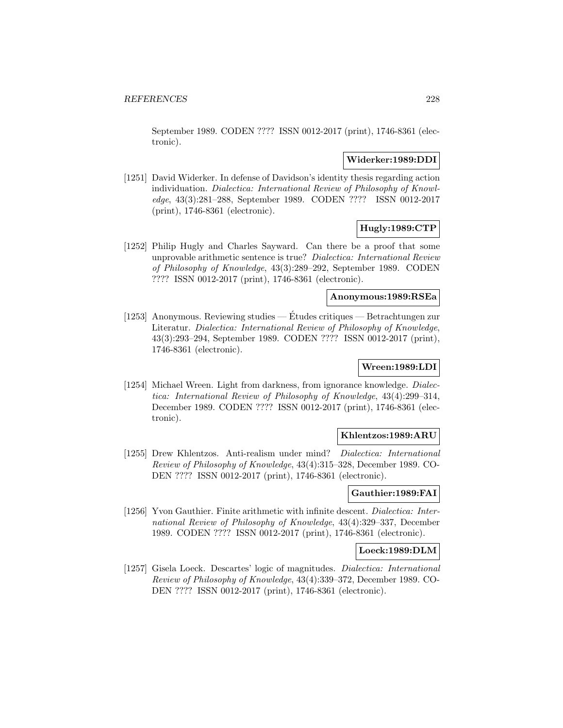September 1989. CODEN ???? ISSN 0012-2017 (print), 1746-8361 (electronic).

**Widerker:1989:DDI**

[1251] David Widerker. In defense of Davidson's identity thesis regarding action individuation. *Dialectica: International Review of Philosophy of Knowledge*, 43(3):281–288, September 1989. CODEN ???? ISSN 0012-2017 (print), 1746-8361 (electronic).

**Hugly:1989:CTP**

[1252] Philip Hugly and Charles Sayward. Can there be a proof that some unprovable arithmetic sentence is true? *Dialectica: International Review of Philosophy of Knowledge*, 43(3):289–292, September 1989. CODEN ???? ISSN 0012-2017 (print), 1746-8361 (electronic).

**Anonymous:1989:RSEa**

[1253] Anonymous. Reviewing studies — Études critiques — Betrachtungen zur Literatur. *Dialectica: International Review of Philosophy of Knowledge*, 43(3):293–294, September 1989. CODEN ???? ISSN 0012-2017 (print), 1746-8361 (electronic).

**Wreen:1989:LDI**

[1254] Michael Wreen. Light from darkness, from ignorance knowledge. *Dialectica: International Review of Philosophy of Knowledge*, 43(4):299–314, December 1989. CODEN ???? ISSN 0012-2017 (print), 1746-8361 (electronic).

**Khlentzos:1989:ARU**

[1255] Drew Khlentzos. Anti-realism under mind? *Dialectica: International Review of Philosophy of Knowledge*, 43(4):315–328, December 1989. CODEN ???? ISSN 0012-2017 (print), 1746-8361 (electronic).

**Gauthier:1989:FAI**

[1256] Yvon Gauthier. Finite arithmetic with infinite descent. *Dialectica: International Review of Philosophy of Knowledge*, 43(4):329–337, December 1989. CODEN ???? ISSN 0012-2017 (print), 1746-8361 (electronic).

**Loeck:1989:DLM**

[1257] Gisela Loeck. Descartes' logic of magnitudes. *Dialectica: International Review of Philosophy of Knowledge*, 43(4):339–372, December 1989. CODEN ???? ISSN 0012-2017 (print), 1746-8361 (electronic).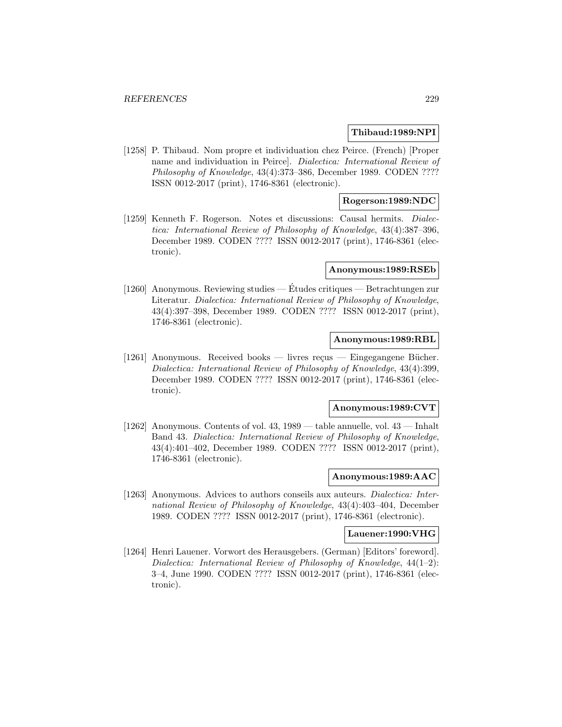**Thibaud:1989:NPI**

[1258] P. Thibaud. Nom propre et individuation chez Peirce. (French) [Proper name and individuation in Peirce]. *Dialectica: International Review of Philosophy of Knowledge*, 43(4):373–386, December 1989. CODEN ???? ISSN 0012-2017 (print), 1746-8361 (electronic).

**Rogerson:1989:NDC**

[1259] Kenneth F. Rogerson. Notes et discussions: Causal hermits. *Dialectica: International Review of Philosophy of Knowledge*, 43(4):387–396, December 1989. CODEN ???? ISSN 0012-2017 (print), 1746-8361 (electronic).

**Anonymous:1989:RSEb**

[1260] Anonymous. Reviewing studies — Études critiques — Betrachtungen zur Literatur. *Dialectica: International Review of Philosophy of Knowledge*, 43(4):397–398, December 1989. CODEN ???? ISSN 0012-2017 (print), 1746-8361 (electronic).

**Anonymous:1989:RBL**

[1261] Anonymous. Received books — livres reçus — Eingegangene Bücher. *Dialectica: International Review of Philosophy of Knowledge*, 43(4):399, December 1989. CODEN ???? ISSN 0012-2017 (print), 1746-8361 (electronic).

**Anonymous:1989:CVT**

[1262] Anonymous. Contents of vol. 43, 1989 — table annuelle, vol. 43 — Inhalt Band 43. *Dialectica: International Review of Philosophy of Knowledge*, 43(4):401–402, December 1989. CODEN ???? ISSN 0012-2017 (print), 1746-8361 (electronic).

**Anonymous:1989:AAC**

[1263] Anonymous. Advices to authors conseils aux auteurs. *Dialectica: International Review of Philosophy of Knowledge*, 43(4):403–404, December 1989. CODEN ???? ISSN 0012-2017 (print), 1746-8361 (electronic).

**Lauener:1990:VHG**

[1264] Henri Lauener. Vorwort des Herausgebers. (German) [Editors' foreword]. *Dialectica: International Review of Philosophy of Knowledge*, 44(1–2): 3–4, June 1990. CODEN ???? ISSN 0012-2017 (print), 1746-8361 (electronic).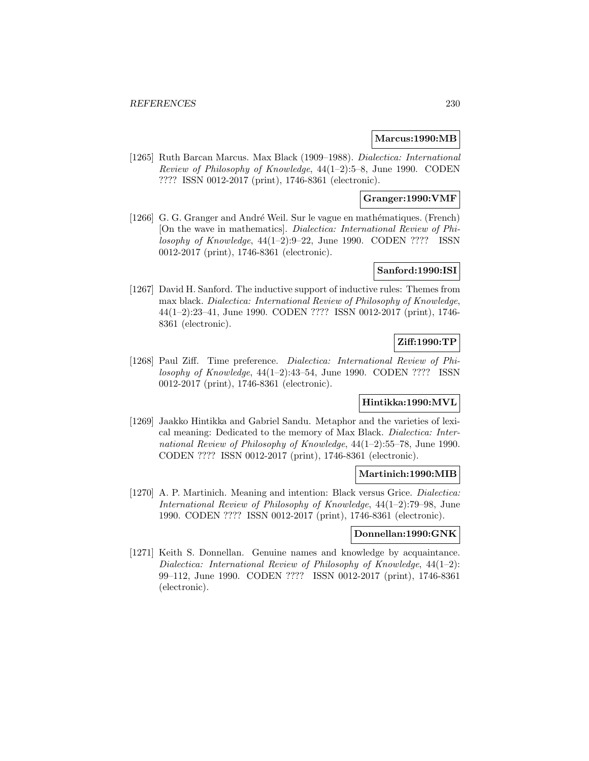**Marcus:1990:MB**

[1265] Ruth Barcan Marcus. Max Black (1909–1988). *Dialectica: International Review of Philosophy of Knowledge*, 44(1–2):5–8, June 1990. CODEN ???? ISSN 0012-2017 (print), 1746-8361 (electronic).

**Granger:1990:VMF**

[1266] G. G. Granger and André Weil. Sur le vague en mathématiques. (French) [On the wave in mathematics]. *Dialectica: International Review of Philosophy of Knowledge*, 44(1–2):9–22, June 1990. CODEN ???? ISSN 0012-2017 (print), 1746-8361 (electronic).

**Sanford:1990:ISI**

[1267] David H. Sanford. The inductive support of inductive rules: Themes from max black. *Dialectica: International Review of Philosophy of Knowledge*, 44(1–2):23–41, June 1990. CODEN ???? ISSN 0012-2017 (print), 1746-8361 (electronic).

**Ziff:1990:TP**

[1268] Paul Ziff. Time preference. *Dialectica: International Review of Philosophy of Knowledge*, 44(1–2):43–54, June 1990. CODEN ???? ISSN 0012-2017 (print), 1746-8361 (electronic).

**Hintikka:1990:MVL**

[1269] Jaakko Hintikka and Gabriel Sandu. Metaphor and the varieties of lexical meaning: Dedicated to the memory of Max Black. *Dialectica: International Review of Philosophy of Knowledge*, 44(1–2):55–78, June 1990. CODEN ???? ISSN 0012-2017 (print), 1746-8361 (electronic).

**Martinich:1990:MIB**

[1270] A. P. Martinich. Meaning and intention: Black versus Grice. *Dialectica: International Review of Philosophy of Knowledge*, 44(1–2):79–98, June 1990. CODEN ???? ISSN 0012-2017 (print), 1746-8361 (electronic).

**Donnellan:1990:GNK**

[1271] Keith S. Donnellan. Genuine names and knowledge by acquaintance. *Dialectica: International Review of Philosophy of Knowledge*, 44(1–2): 99–112, June 1990. CODEN ???? ISSN 0012-2017 (print), 1746-8361 (electronic).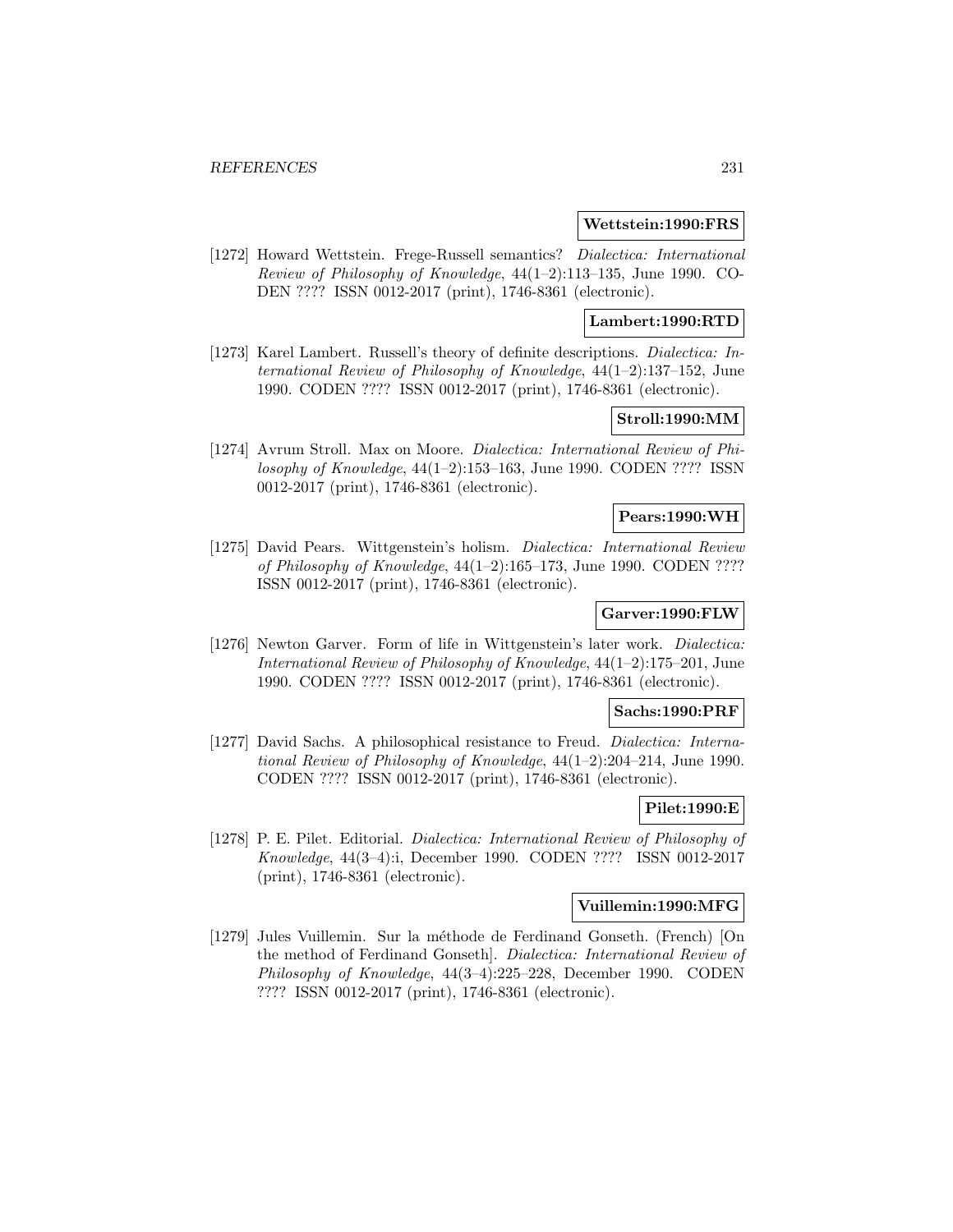**Wettstein:1990:FRS**

[1272] Howard Wettstein. Frege-Russell semantics? *Dialectica: International Review of Philosophy of Knowledge*, 44(1–2):113–135, June 1990. CODEN ???? ISSN 0012-2017 (print), 1746-8361 (electronic).

**Lambert:1990:RTD**

[1273] Karel Lambert. Russell's theory of definite descriptions. *Dialectica: International Review of Philosophy of Knowledge*, 44(1–2):137–152, June 1990. CODEN ???? ISSN 0012-2017 (print), 1746-8361 (electronic).

**Stroll:1990:MM**

[1274] Avrum Stroll. Max on Moore. *Dialectica: International Review of Philosophy of Knowledge*, 44(1–2):153–163, June 1990. CODEN ???? ISSN 0012-2017 (print), 1746-8361 (electronic).

**Pears:1990:WH**

[1275] David Pears. Wittgenstein's holism. *Dialectica: International Review of Philosophy of Knowledge*, 44(1–2):165–173, June 1990. CODEN ???? ISSN 0012-2017 (print), 1746-8361 (electronic).

**Garver:1990:FLW**

[1276] Newton Garver. Form of life in Wittgenstein's later work. *Dialectica: International Review of Philosophy of Knowledge*, 44(1–2):175–201, June 1990. CODEN ???? ISSN 0012-2017 (print), 1746-8361 (electronic).

**Sachs:1990:PRF**

[1277] David Sachs. A philosophical resistance to Freud. *Dialectica: International Review of Philosophy of Knowledge*, 44(1–2):204–214, June 1990. CODEN ???? ISSN 0012-2017 (print), 1746-8361 (electronic).

**Pilet:1990:E**

[1278] P. E. Pilet. Editorial. *Dialectica: International Review of Philosophy of Knowledge*, 44(3–4):i, December 1990. CODEN ???? ISSN 0012-2017 (print), 1746-8361 (electronic).

**Vuillemin:1990:MFG**

[1279] Jules Vuillemin. Sur la méthode de Ferdinand Gonseth. (French) [On the method of Ferdinand Gonseth]. *Dialectica: International Review of Philosophy of Knowledge*, 44(3–4):225–228, December 1990. CODEN ???? ISSN 0012-2017 (print), 1746-8361 (electronic).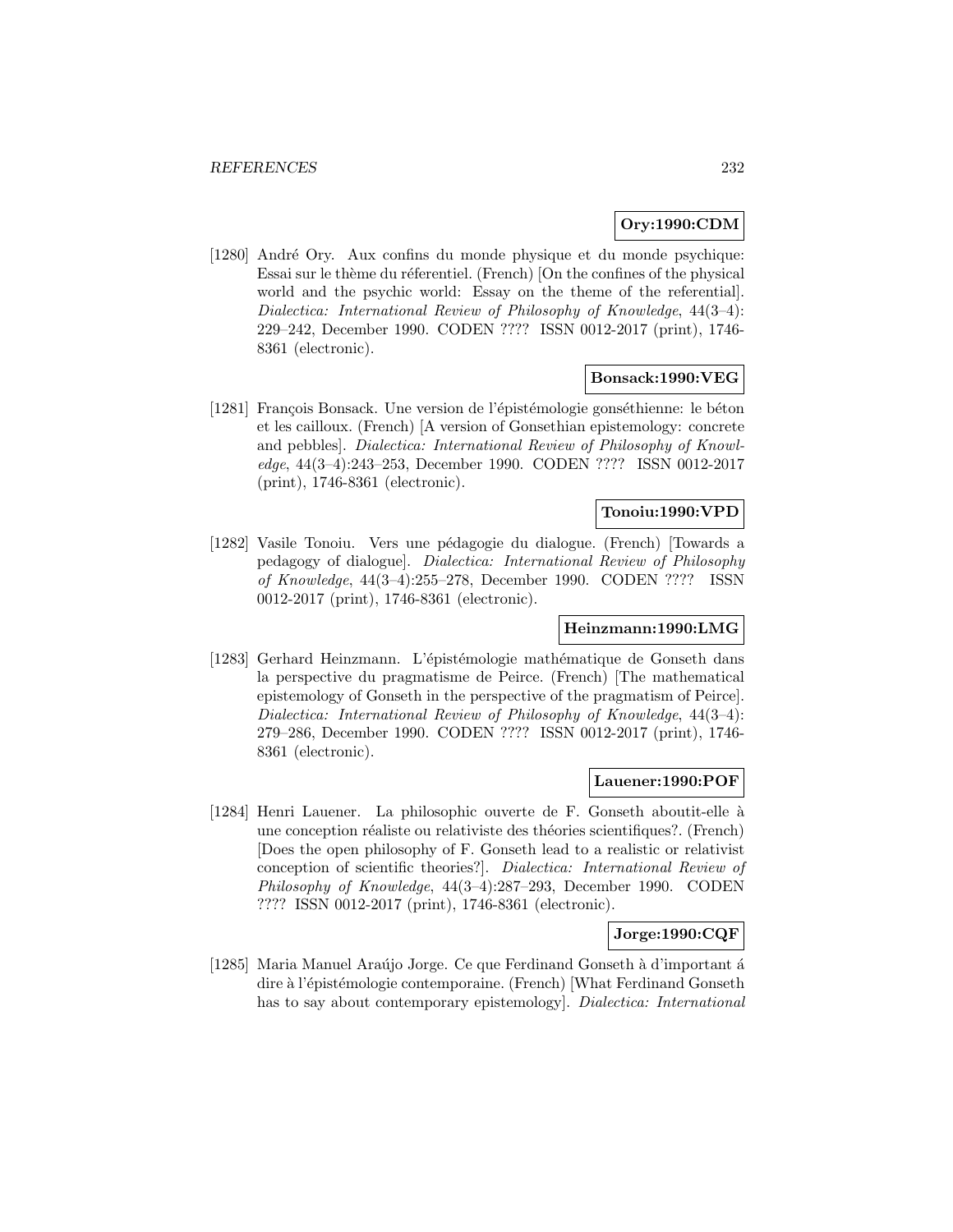**Ory:1990:CDM**

[1280] André Ory. Aux confins du monde physique et du monde psychique: Essai sur le thème du réferentiel. (French) [On the confines of the physical world and the psychic world: Essay on the theme of the referential]. *Dialectica: International Review of Philosophy of Knowledge*, 44(3–4): 229–242, December 1990. CODEN ???? ISSN 0012-2017 (print), 1746-8361 (electronic).

**Bonsack:1990:VEG**

[1281] François Bonsack. Une version de l'épistémologie gonséthienne: le béton et les cailloux. (French) [A version of Gonsethian epistemology: concrete and pebbles]. *Dialectica: International Review of Philosophy of Knowledge*, 44(3–4):243–253, December 1990. CODEN ???? ISSN 0012-2017 (print), 1746-8361 (electronic).

**Tonoiu:1990:VPD**

[1282] Vasile Tonoiu. Vers une pédagogie du dialogue. (French) [Towards a pedagogy of dialogue]. *Dialectica: International Review of Philosophy of Knowledge*, 44(3–4):255–278, December 1990. CODEN ???? ISSN 0012-2017 (print), 1746-8361 (electronic).

**Heinzmann:1990:LMG**

[1283] Gerhard Heinzmann. L'épistémologie mathématique de Gonseth dans la perspective du pragmatisme de Peirce. (French) [The mathematical epistemology of Gonseth in the perspective of the pragmatism of Peirce]. *Dialectica: International Review of Philosophy of Knowledge*, 44(3–4): 279–286, December 1990. CODEN ???? ISSN 0012-2017 (print), 1746-8361 (electronic).

**Lauener:1990:POF**

[1284] Henri Lauener. La philosophic ouverte de F. Gonseth aboutit-elle à une conception réaliste ou relativiste des théories scientifiques?. (French) [Does the open philosophy of F. Gonseth lead to a realistic or relativist conception of scientific theories?]. *Dialectica: International Review of Philosophy of Knowledge*, 44(3–4):287–293, December 1990. CODEN ???? ISSN 0012-2017 (print), 1746-8361 (electronic).

**Jorge:1990:CQF**

[1285] Maria Manuel Araújo Jorge. Ce que Ferdinand Gonseth à d'important á dire à l'épistémologie contemporaine. (French) [What Ferdinand Gonseth has to say about contemporary epistemology]. *Dialectica: International*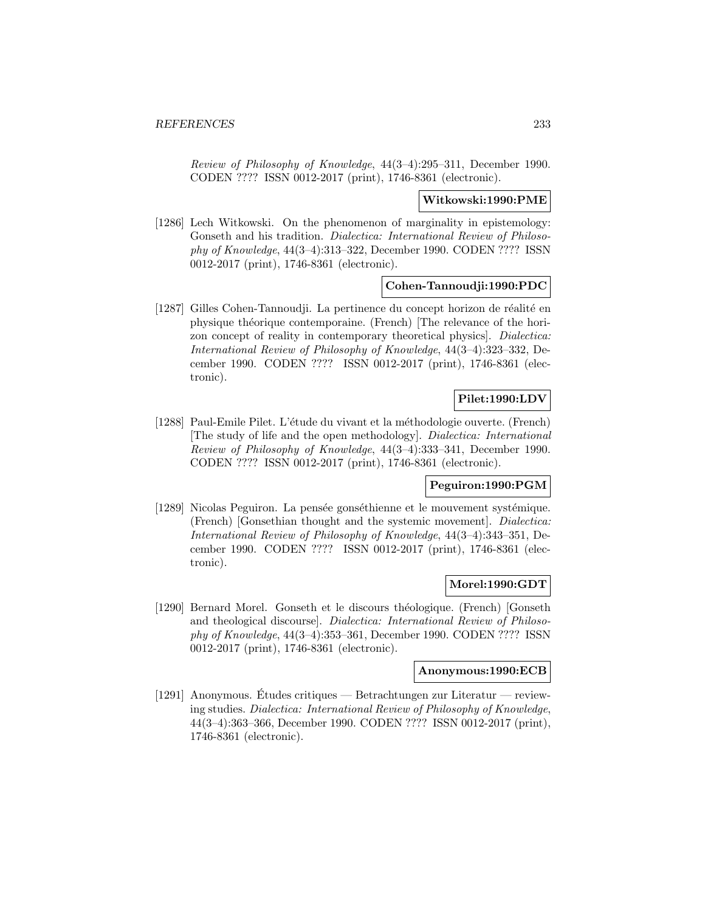*Review of Philosophy of Knowledge*, 44(3–4):295–311, December 1990. CODEN ???? ISSN 0012-2017 (print), 1746-8361 (electronic).

**Witkowski:1990:PME**

[1286] Lech Witkowski. On the phenomenon of marginality in epistemology: Gonseth and his tradition. *Dialectica: International Review of Philosophy of Knowledge*, 44(3–4):313–322, December 1990. CODEN ???? ISSN 0012-2017 (print), 1746-8361 (electronic).

**Cohen-Tannoudji:1990:PDC**

[1287] Gilles Cohen-Tannoudji. La pertinence du concept horizon de réalité en physique théorique contemporaine. (French) [The relevance of the horizon concept of reality in contemporary theoretical physics]. *Dialectica: International Review of Philosophy of Knowledge*, 44(3–4):323–332, December 1990. CODEN ???? ISSN 0012-2017 (print), 1746-8361 (electronic).

**Pilet:1990:LDV**

[1288] Paul-Emile Pilet. L'étude du vivant et la méthodologie ouverte. (French) [The study of life and the open methodology]. *Dialectica: International Review of Philosophy of Knowledge*, 44(3–4):333–341, December 1990. CODEN ???? ISSN 0012-2017 (print), 1746-8361 (electronic).

**Peguiron:1990:PGM**

[1289] Nicolas Peguiron. La pensée gonséthienne et le mouvement systémique. (French) [Gonsethian thought and the systemic movement]. *Dialectica: International Review of Philosophy of Knowledge*, 44(3–4):343–351, December 1990. CODEN ???? ISSN 0012-2017 (print), 1746-8361 (electronic).

**Morel:1990:GDT**

[1290] Bernard Morel. Gonseth et le discours théologique. (French) [Gonseth and theological discourse]. *Dialectica: International Review of Philosophy of Knowledge*, 44(3–4):353–361, December 1990. CODEN ???? ISSN 0012-2017 (print), 1746-8361 (electronic).

**Anonymous:1990:ECB**

[1291] Anonymous. Études critiques — Betrachtungen zur Literatur — reviewing studies. *Dialectica: International Review of Philosophy of Knowledge*, 44(3–4):363–366, December 1990. CODEN ???? ISSN 0012-2017 (print), 1746-8361 (electronic).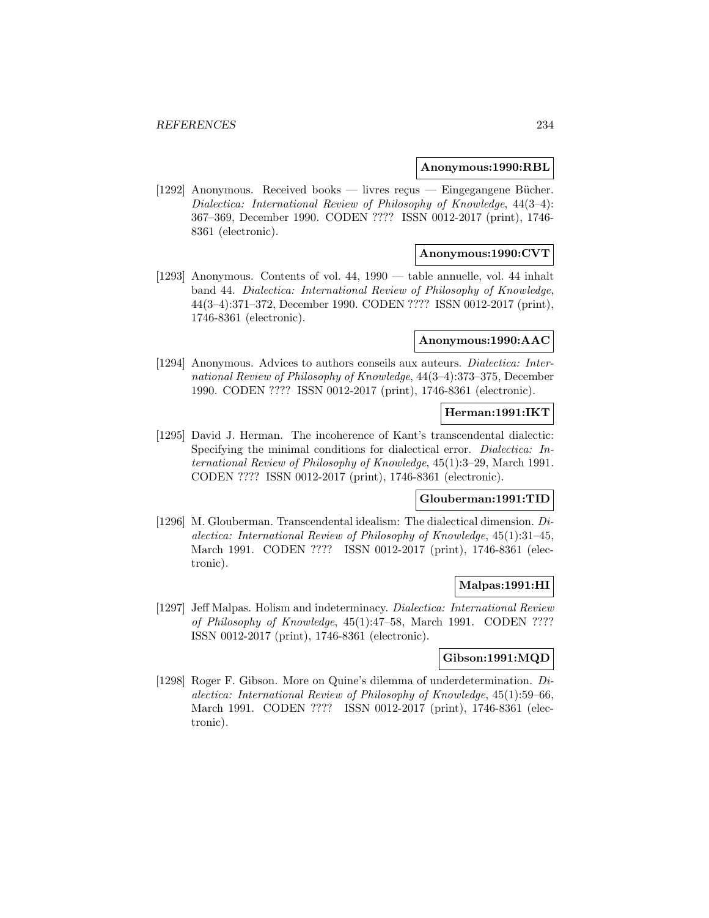**Anonymous:1990:RBL**

[1292] Anonymous. Received books — livres reçus — Eingegangene Bücher. *Dialectica: International Review of Philosophy of Knowledge*, 44(3–4): 367–369, December 1990. CODEN ???? ISSN 0012-2017 (print), 1746-8361 (electronic).

**Anonymous:1990:CVT**

[1293] Anonymous. Contents of vol. 44, 1990 — table annuelle, vol. 44 inhalt band 44. *Dialectica: International Review of Philosophy of Knowledge*, 44(3–4):371–372, December 1990. CODEN ???? ISSN 0012-2017 (print), 1746-8361 (electronic).

**Anonymous:1990:AAC**

[1294] Anonymous. Advices to authors conseils aux auteurs. *Dialectica: International Review of Philosophy of Knowledge*, 44(3–4):373–375, December 1990. CODEN ???? ISSN 0012-2017 (print), 1746-8361 (electronic).

**Herman:1991:IKT**

[1295] David J. Herman. The incoherence of Kant's transcendental dialectic: Specifying the minimal conditions for dialectical error. *Dialectica: International Review of Philosophy of Knowledge*, 45(1):3–29, March 1991. CODEN ???? ISSN 0012-2017 (print), 1746-8361 (electronic).

**Glouberman:1991:TID**

[1296] M. Glouberman. Transcendental idealism: The dialectical dimension. *Dialectica: International Review of Philosophy of Knowledge*, 45(1):31–45, March 1991. CODEN ???? ISSN 0012-2017 (print), 1746-8361 (electronic).

**Malpas:1991:HI**

[1297] Jeff Malpas. Holism and indeterminacy. *Dialectica: International Review of Philosophy of Knowledge*, 45(1):47–58, March 1991. CODEN ???? ISSN 0012-2017 (print), 1746-8361 (electronic).

**Gibson:1991:MQD**

[1298] Roger F. Gibson. More on Quine's dilemma of underdetermination. *Dialectica: International Review of Philosophy of Knowledge*, 45(1):59–66, March 1991. CODEN ???? ISSN 0012-2017 (print), 1746-8361 (electronic).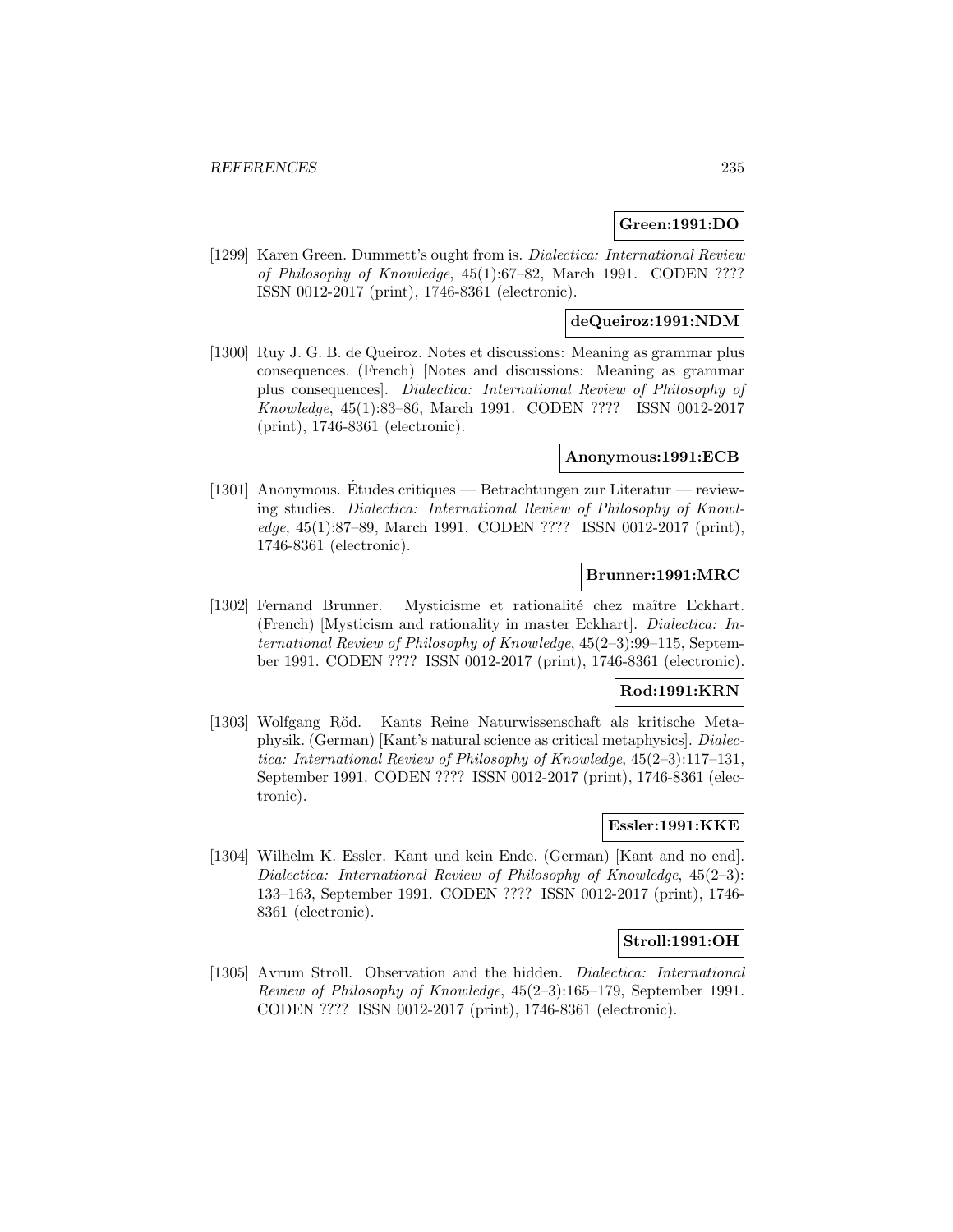**Green:1991:DO**

[1299] Karen Green. Dummett's ought from is. *Dialectica: International Review of Philosophy of Knowledge*, 45(1):67–82, March 1991. CODEN ???? ISSN 0012-2017 (print), 1746-8361 (electronic).

**deQueiroz:1991:NDM**

[1300] Ruy J. G. B. de Queiroz. Notes et discussions: Meaning as grammar plus consequences. (French) [Notes and discussions: Meaning as grammar plus consequences]. *Dialectica: International Review of Philosophy of Knowledge*, 45(1):83–86, March 1991. CODEN ???? ISSN 0012-2017 (print), 1746-8361 (electronic).

**Anonymous:1991:ECB**

[1301] Anonymous. Études critiques — Betrachtungen zur Literatur — reviewing studies. *Dialectica: International Review of Philosophy of Knowledge*, 45(1):87–89, March 1991. CODEN ???? ISSN 0012-2017 (print), 1746-8361 (electronic).

**Brunner:1991:MRC**

[1302] Fernand Brunner. Mysticisme et rationalité chez maître Eckhart. (French) [Mysticism and rationality in master Eckhart]. *Dialectica: International Review of Philosophy of Knowledge*, 45(2–3):99–115, September 1991. CODEN ???? ISSN 0012-2017 (print), 1746-8361 (electronic).

**Rod:1991:KRN**

[1303] Wolfgang Röd. Kants Reine Naturwissenschaft als kritische Metaphysik. (German) [Kant's natural science as critical metaphysics]. *Dialectica: International Review of Philosophy of Knowledge*, 45(2–3):117–131, September 1991. CODEN ???? ISSN 0012-2017 (print), 1746-8361 (electronic).

**Essler:1991:KKE**

[1304] Wilhelm K. Essler. Kant und kein Ende. (German) [Kant and no end]. *Dialectica: International Review of Philosophy of Knowledge*, 45(2–3):133–163, September 1991. CODEN ???? ISSN 0012-2017 (print), 1746-8361 (electronic).

**Stroll:1991:OH**

[1305] Avrum Stroll. Observation and the hidden. *Dialectica: International Review of Philosophy of Knowledge*, 45(2–3):165–179, September 1991. CODEN ???? ISSN 0012-2017 (print), 1746-8361 (electronic).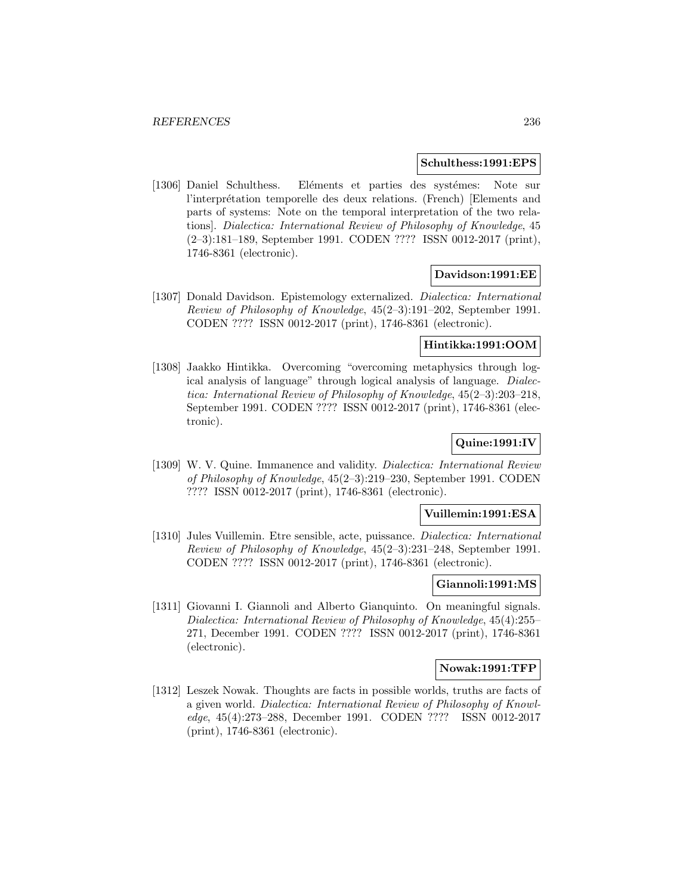**Schulthess:1991:EPS**

[1306] Daniel Schulthess. Eléments et parties des systémes: Note sur l'interprétation temporelle des deux relations. (French) [Elements and parts of systems: Note on the temporal interpretation of the two relations]. *Dialectica: International Review of Philosophy of Knowledge*, 45 (2–3):181–189, September 1991. CODEN ???? ISSN 0012-2017 (print), 1746-8361 (electronic).

**Davidson:1991:EE**

[1307] Donald Davidson. Epistemology externalized. *Dialectica: International Review of Philosophy of Knowledge*, 45(2–3):191–202, September 1991. CODEN ???? ISSN 0012-2017 (print), 1746-8361 (electronic).

**Hintikka:1991:OOM**

[1308] Jaakko Hintikka. Overcoming "overcoming metaphysics through logical analysis of language" through logical analysis of language. *Dialectica: International Review of Philosophy of Knowledge*, 45(2–3):203–218, September 1991. CODEN ???? ISSN 0012-2017 (print), 1746-8361 (electronic).

**Quine:1991:IV**

[1309] W. V. Quine. Immanence and validity. *Dialectica: International Review of Philosophy of Knowledge*, 45(2–3):219–230, September 1991. CODEN ???? ISSN 0012-2017 (print), 1746-8361 (electronic).

**Vuillemin:1991:ESA**

[1310] Jules Vuillemin. Etre sensible, acte, puissance. *Dialectica: International Review of Philosophy of Knowledge*, 45(2–3):231–248, September 1991. CODEN ???? ISSN 0012-2017 (print), 1746-8361 (electronic).

**Giannoli:1991:MS**

[1311] Giovanni I. Giannoli and Alberto Gianquinto. On meaningful signals. *Dialectica: International Review of Philosophy of Knowledge*, 45(4):255–271, December 1991. CODEN ???? ISSN 0012-2017 (print), 1746-8361 (electronic).

**Nowak:1991:TFP**

[1312] Leszek Nowak. Thoughts are facts in possible worlds, truths are facts of a given world. *Dialectica: International Review of Philosophy of Knowledge*, 45(4):273–288, December 1991. CODEN ???? ISSN 0012-2017 (print), 1746-8361 (electronic).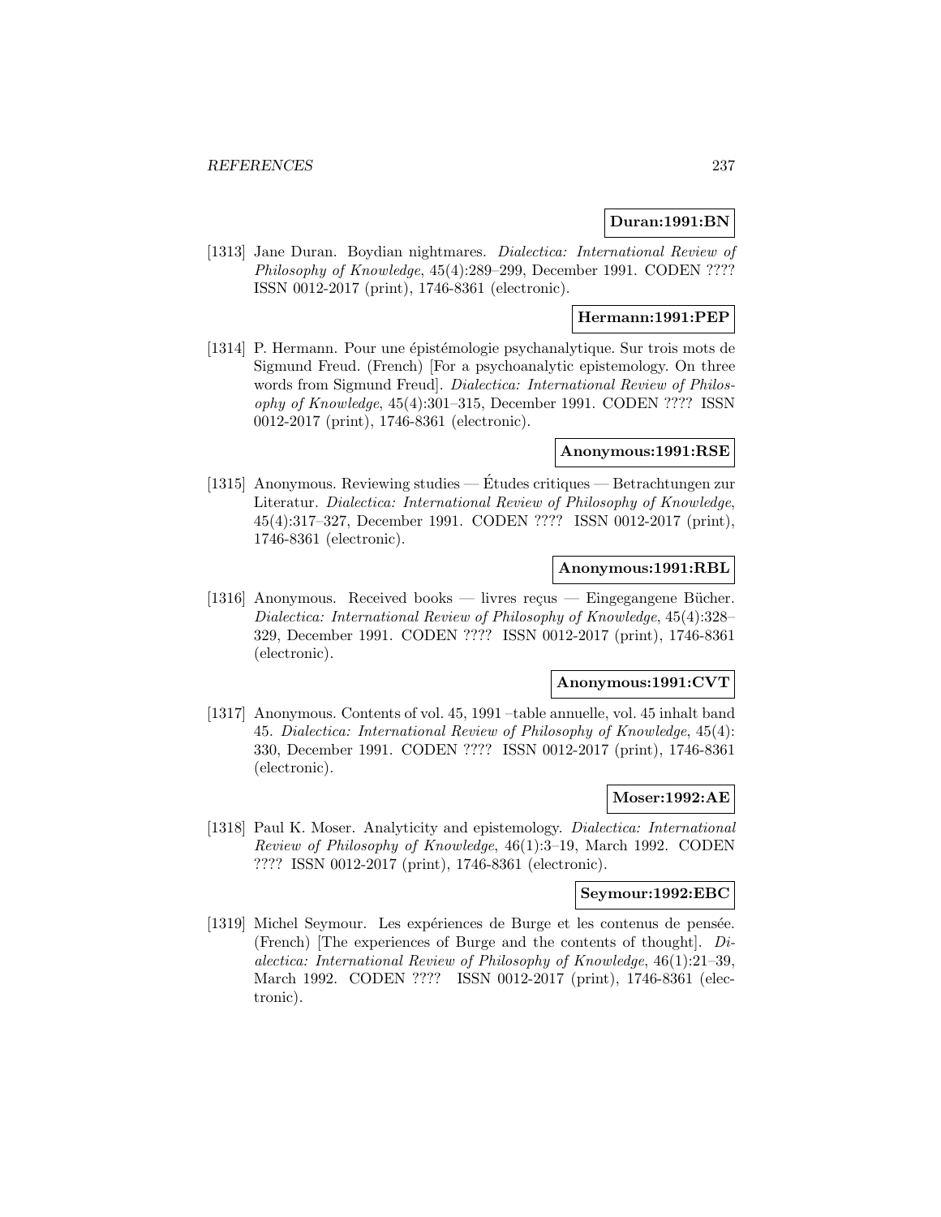**Duran:1991:BN**

[1313] Jane Duran. Boydian nightmares. *Dialectica: International Review of Philosophy of Knowledge*, 45(4):289–299, December 1991. CODEN ???? ISSN 0012-2017 (print), 1746-8361 (electronic).

**Hermann:1991:PEP**

[1314] P. Hermann. Pour une épistémologie psychanalytique. Sur trois mots de Sigmund Freud. (French) [For a psychoanalytic epistemology. On three words from Sigmund Freud]. *Dialectica: International Review of Philosophy of Knowledge*, 45(4):301–315, December 1991. CODEN ???? ISSN 0012-2017 (print), 1746-8361 (electronic).

**Anonymous:1991:RSE**

[1315] Anonymous. Reviewing studies — Études critiques — Betrachtungen zur Literatur. *Dialectica: International Review of Philosophy of Knowledge*, 45(4):317–327, December 1991. CODEN ???? ISSN 0012-2017 (print), 1746-8361 (electronic).

**Anonymous:1991:RBL**

[1316] Anonymous. Received books — livres reçus — Eingegangene Bücher. *Dialectica: International Review of Philosophy of Knowledge*, 45(4):328–329, December 1991. CODEN ???? ISSN 0012-2017 (print), 1746-8361 (electronic).

**Anonymous:1991:CVT**

[1317] Anonymous. Contents of vol. 45, 1991 –table annuelle, vol. 45 inhalt band 45. *Dialectica: International Review of Philosophy of Knowledge*, 45(4): 330, December 1991. CODEN ???? ISSN 0012-2017 (print), 1746-8361 (electronic).

**Moser:1992:AE**

[1318] Paul K. Moser. Analyticity and epistemology. *Dialectica: International Review of Philosophy of Knowledge*, 46(1):3–19, March 1992. CODEN ???? ISSN 0012-2017 (print), 1746-8361 (electronic).

**Seymour:1992:EBC**

[1319] Michel Seymour. Les expériences de Burge et les contenus de pensée. (French) [The experiences of Burge and the contents of thought]. *Dialectica: International Review of Philosophy of Knowledge*, 46(1):21–39, March 1992. CODEN ???? ISSN 0012-2017 (print), 1746-8361 (electronic).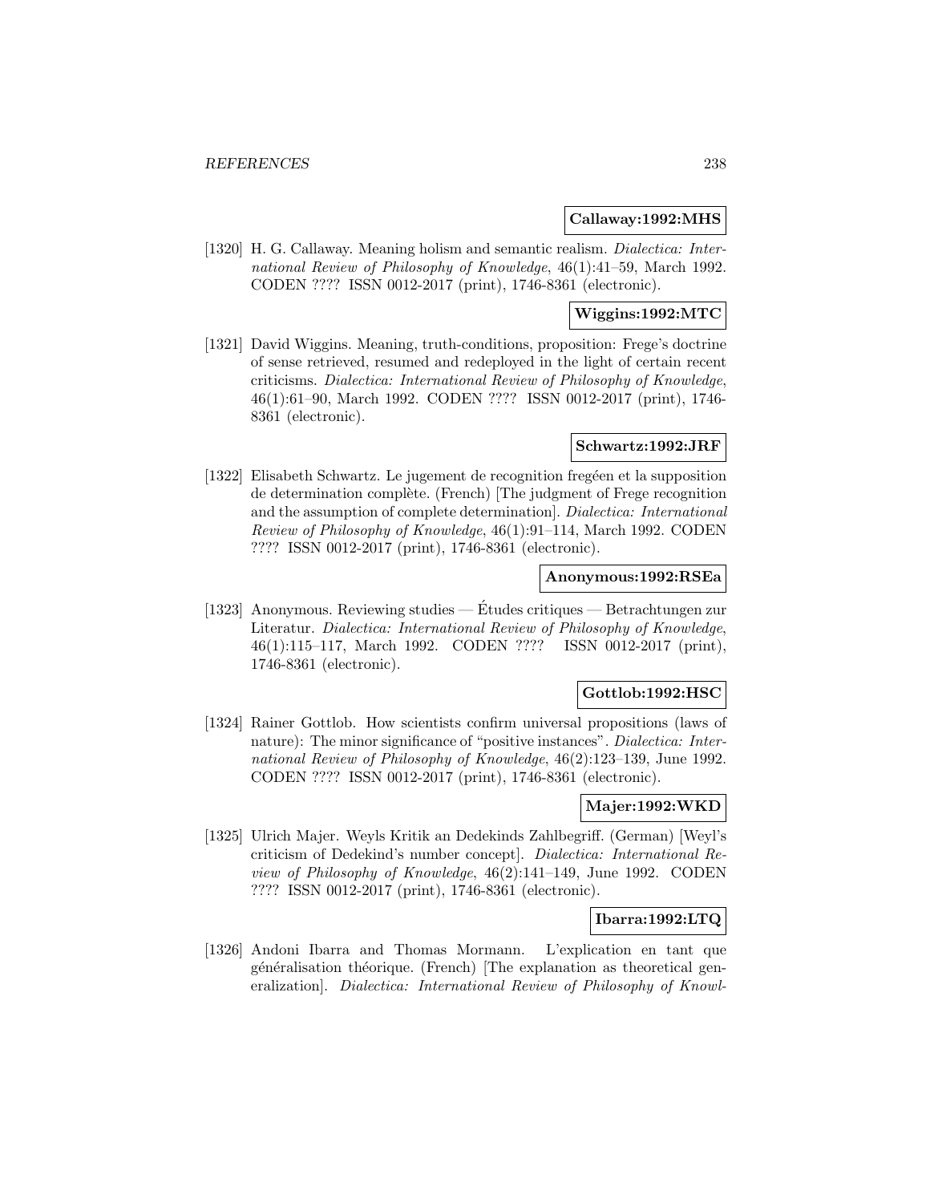**Callaway:1992:MHS**

[1320] H. G. Callaway. Meaning holism and semantic realism. *Dialectica: International Review of Philosophy of Knowledge*, 46(1):41–59, March 1992. CODEN ???? ISSN 0012-2017 (print), 1746-8361 (electronic).

**Wiggins:1992:MTC**

[1321] David Wiggins. Meaning, truth-conditions, proposition: Frege's doctrine of sense retrieved, resumed and redeployed in the light of certain recent criticisms. *Dialectica: International Review of Philosophy of Knowledge*, 46(1):61–90, March 1992. CODEN ???? ISSN 0012-2017 (print), 1746-8361 (electronic).

**Schwartz:1992:JRF**

[1322] Elisabeth Schwartz. Le jugement de recognition fregéen et la supposition de determination complète. (French) [The judgment of Frege recognition and the assumption of complete determination]. *Dialectica: International Review of Philosophy of Knowledge*, 46(1):91–114, March 1992. CODEN ???? ISSN 0012-2017 (print), 1746-8361 (electronic).

**Anonymous:1992:RSEa**

[1323] Anonymous. Reviewing studies — Études critiques — Betrachtungen zur Literatur. *Dialectica: International Review of Philosophy of Knowledge*, 46(1):115–117, March 1992. CODEN ???? ISSN 0012-2017 (print), 1746-8361 (electronic).

**Gottlob:1992:HSC**

[1324] Rainer Gottlob. How scientists confirm universal propositions (laws of nature): The minor significance of "positive instances". *Dialectica: International Review of Philosophy of Knowledge*, 46(2):123–139, June 1992. CODEN ???? ISSN 0012-2017 (print), 1746-8361 (electronic).

**Majer:1992:WKD**

[1325] Ulrich Majer. Weyls Kritik an Dedekinds Zahlbegriff. (German) [Weyl's criticism of Dedekind's number concept]. *Dialectica: International Review of Philosophy of Knowledge*, 46(2):141–149, June 1992. CODEN ???? ISSN 0012-2017 (print), 1746-8361 (electronic).

**Ibarra:1992:LTQ**

[1326] Andoni Ibarra and Thomas Mormann. L'explication en tant que généralisation théorique. (French) [The explanation as theoretical generalization]. *Dialectica: International Review of Philosophy of Knowl-*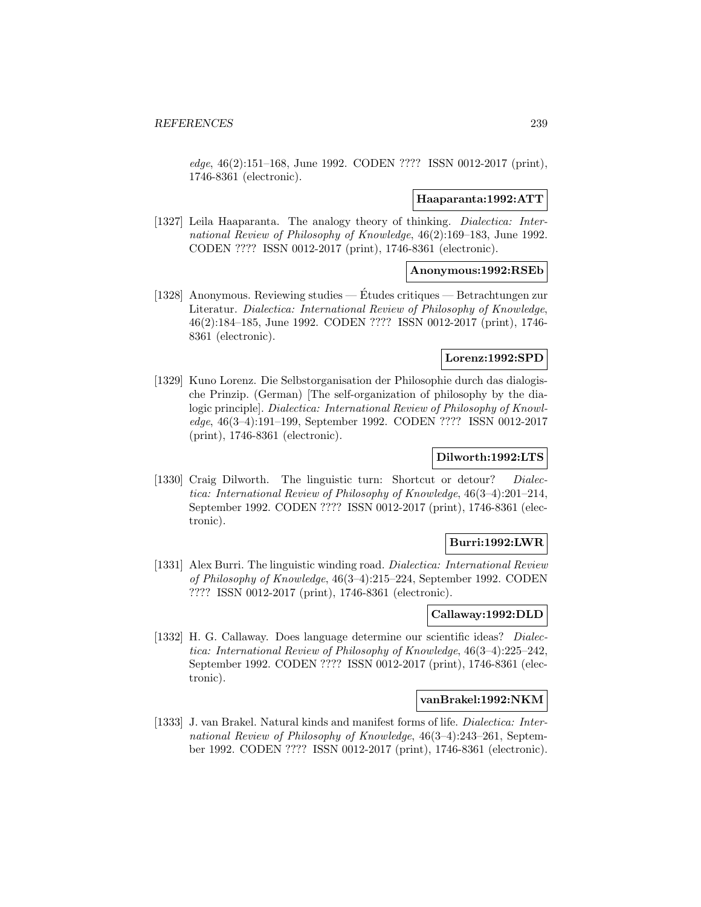*edge*, 46(2):151–168, June 1992. CODEN ???? ISSN 0012-2017 (print), 1746-8361 (electronic).

**Haaparanta:1992:ATT**

[1327] Leila Haaparanta. The analogy theory of thinking. *Dialectica: International Review of Philosophy of Knowledge*, 46(2):169–183, June 1992. CODEN ???? ISSN 0012-2017 (print), 1746-8361 (electronic).

**Anonymous:1992:RSEb**

[1328] Anonymous. Reviewing studies — Études critiques — Betrachtungen zur Literatur. *Dialectica: International Review of Philosophy of Knowledge*, 46(2):184–185, June 1992. CODEN ???? ISSN 0012-2017 (print), 1746-8361 (electronic).

**Lorenz:1992:SPD**

[1329] Kuno Lorenz. Die Selbstorganisation der Philosophie durch das dialogische Prinzip. (German) [The self-organization of philosophy by the dialogic principle]. *Dialectica: International Review of Philosophy of Knowledge*, 46(3–4):191–199, September 1992. CODEN ???? ISSN 0012-2017 (print), 1746-8361 (electronic).

**Dilworth:1992:LTS**

[1330] Craig Dilworth. The linguistic turn: Shortcut or detour? *Dialectica: International Review of Philosophy of Knowledge*, 46(3–4):201–214, September 1992. CODEN ???? ISSN 0012-2017 (print), 1746-8361 (electronic).

**Burri:1992:LWR**

[1331] Alex Burri. The linguistic winding road. *Dialectica: International Review of Philosophy of Knowledge*, 46(3–4):215–224, September 1992. CODEN ???? ISSN 0012-2017 (print), 1746-8361 (electronic).

**Callaway:1992:DLD**

[1332] H. G. Callaway. Does language determine our scientific ideas? *Dialectica: International Review of Philosophy of Knowledge*, 46(3–4):225–242, September 1992. CODEN ???? ISSN 0012-2017 (print), 1746-8361 (electronic).

**vanBrakel:1992:NKM**

[1333] J. van Brakel. Natural kinds and manifest forms of life. *Dialectica: International Review of Philosophy of Knowledge*, 46(3–4):243–261, September 1992. CODEN ???? ISSN 0012-2017 (print), 1746-8361 (electronic).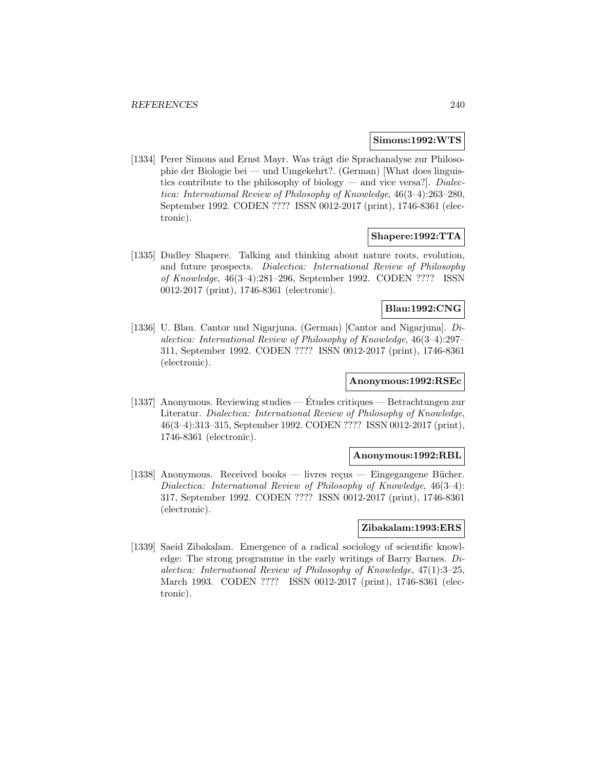**Simons:1992:WTS**

[1334] Perer Simons and Ernst Mayr. Was trägt die Sprachanalyse zur Philosophie der Biologie bei — und Umgekehrt?. (German) [What does linguistics contribute to the philosophy of biology — and vice versa?]. *Dialectica: International Review of Philosophy of Knowledge*, 46(3–4):263–280, September 1992. CODEN ???? ISSN 0012-2017 (print), 1746-8361 (electronic).

**Shapere:1992:TTA**

[1335] Dudley Shapere. Talking and thinking about nature roots, evolution, and future prospects. *Dialectica: International Review of Philosophy of Knowledge*, 46(3–4):281–296, September 1992. CODEN ???? ISSN 0012-2017 (print), 1746-8361 (electronic).

**Blau:1992:CNG**

[1336] U. Blau. Cantor und Nigarjuna. (German) [Cantor and Nigarjuna]. *Dialectica: International Review of Philosophy of Knowledge*, 46(3–4):297–311, September 1992. CODEN ???? ISSN 0012-2017 (print), 1746-8361 (electronic).

**Anonymous:1992:RSEc**

[1337] Anonymous. Reviewing studies — Études critiques — Betrachtungen zur Literatur. *Dialectica: International Review of Philosophy of Knowledge*, 46(3–4):313–315, September 1992. CODEN ???? ISSN 0012-2017 (print), 1746-8361 (electronic).

**Anonymous:1992:RBL**

[1338] Anonymous. Received books — livres reçus — Eingegangene Bücher. *Dialectica: International Review of Philosophy of Knowledge*, 46(3–4): 317, September 1992. CODEN ???? ISSN 0012-2017 (print), 1746-8361 (electronic).

**Zibakalam:1993:ERS**

[1339] Saeid Zibakalam. Emergence of a radical sociology of scientific knowledge: The strong programme in the early writings of Barry Barnes. *Dialectica: International Review of Philosophy of Knowledge*, 47(1):3–25, March 1993. CODEN ???? ISSN 0012-2017 (print), 1746-8361 (electronic).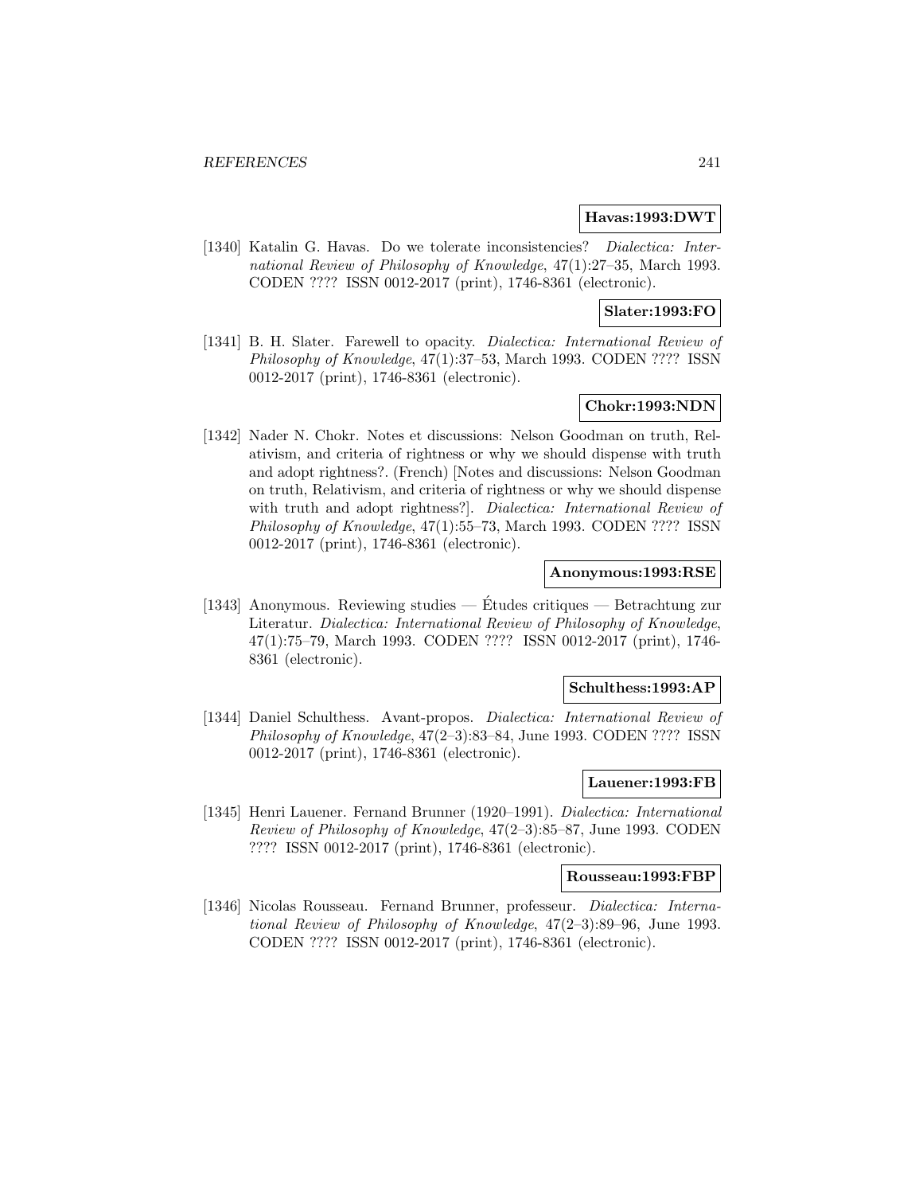**Havas:1993:DWT**

[1340] Katalin G. Havas. Do we tolerate inconsistencies? *Dialectica: International Review of Philosophy of Knowledge*, 47(1):27–35, March 1993. CODEN ???? ISSN 0012-2017 (print), 1746-8361 (electronic).

**Slater:1993:FO**

[1341] B. H. Slater. Farewell to opacity. *Dialectica: International Review of Philosophy of Knowledge*, 47(1):37–53, March 1993. CODEN ???? ISSN 0012-2017 (print), 1746-8361 (electronic).

**Chokr:1993:NDN**

[1342] Nader N. Chokr. Notes et discussions: Nelson Goodman on truth, Relativism, and criteria of rightness or why we should dispense with truth and adopt rightness?. (French) [Notes and discussions: Nelson Goodman on truth, Relativism, and criteria of rightness or why we should dispense with truth and adopt rightness?]. *Dialectica: International Review of Philosophy of Knowledge*, 47(1):55–73, March 1993. CODEN ???? ISSN 0012-2017 (print), 1746-8361 (electronic).

**Anonymous:1993:RSE**

[1343] Anonymous. Reviewing studies — Études critiques — Betrachtung zur Literatur. *Dialectica: International Review of Philosophy of Knowledge*, 47(1):75–79, March 1993. CODEN ???? ISSN 0012-2017 (print), 1746-8361 (electronic).

**Schulthess:1993:AP**

[1344] Daniel Schulthess. Avant-propos. *Dialectica: International Review of Philosophy of Knowledge*, 47(2–3):83–84, June 1993. CODEN ???? ISSN 0012-2017 (print), 1746-8361 (electronic).

**Lauener:1993:FB**

[1345] Henri Lauener. Fernand Brunner (1920–1991). *Dialectica: International Review of Philosophy of Knowledge*, 47(2–3):85–87, June 1993. CODEN ???? ISSN 0012-2017 (print), 1746-8361 (electronic).

**Rousseau:1993:FBP**

[1346] Nicolas Rousseau. Fernand Brunner, professeur. *Dialectica: International Review of Philosophy of Knowledge*, 47(2–3):89–96, June 1993. CODEN ???? ISSN 0012-2017 (print), 1746-8361 (electronic).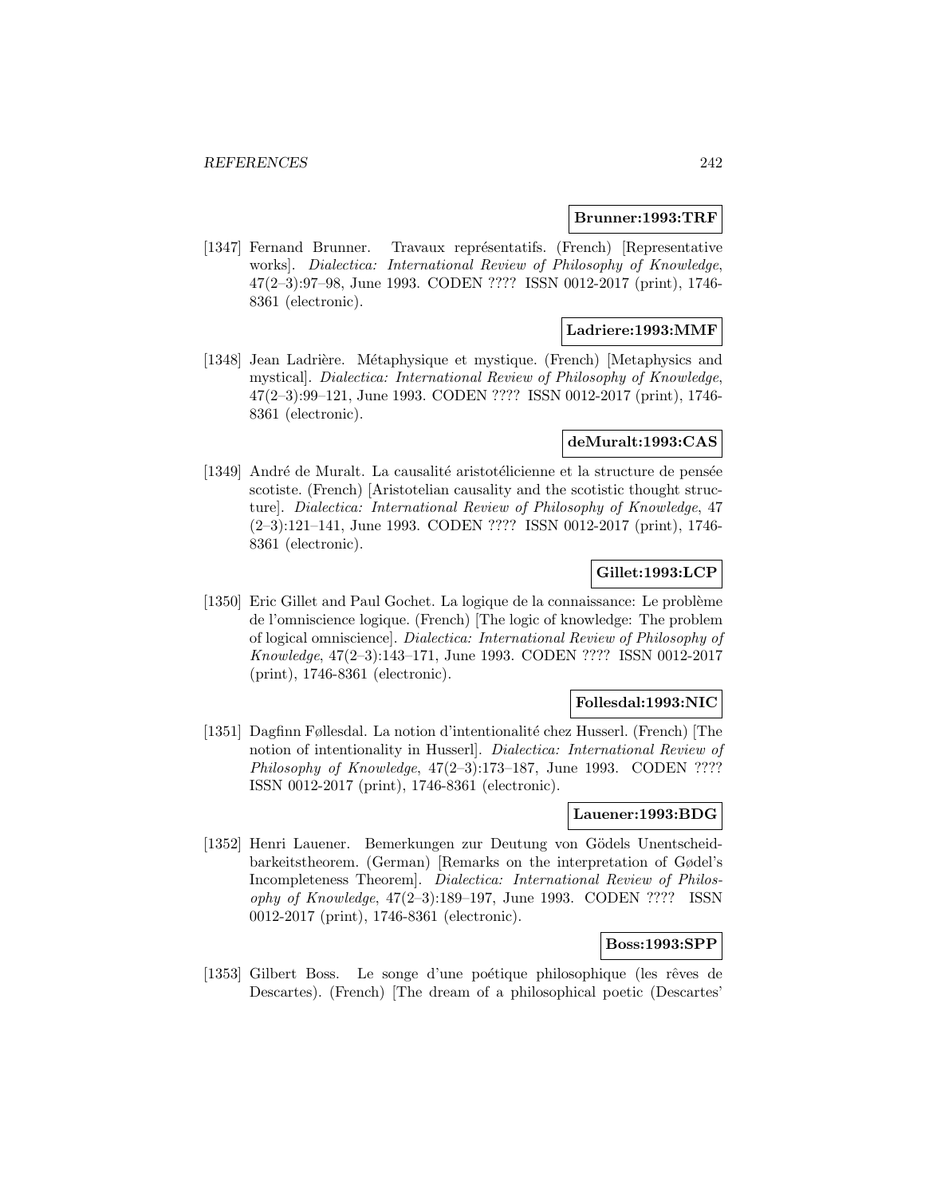**Brunner:1993:TRF**

[1347] Fernand Brunner. Travaux représentatifs. (French) [Representative works]. *Dialectica: International Review of Philosophy of Knowledge*, 47(2–3):97–98, June 1993. CODEN ???? ISSN 0012-2017 (print), 1746-8361 (electronic).

**Ladriere:1993:MMF**

[1348] Jean Ladrière. Métaphysique et mystique. (French) [Metaphysics and mystical]. *Dialectica: International Review of Philosophy of Knowledge*, 47(2–3):99–121, June 1993. CODEN ???? ISSN 0012-2017 (print), 1746-8361 (electronic).

**deMuralt:1993:CAS**

[1349] André de Muralt. La causalité aristotélicienne et la structure de pensée scotiste. (French) [Aristotelian causality and the scotistic thought structure]. *Dialectica: International Review of Philosophy of Knowledge*, 47 (2–3):121–141, June 1993. CODEN ???? ISSN 0012-2017 (print), 1746-8361 (electronic).

**Gillet:1993:LCP**

[1350] Eric Gillet and Paul Gochet. La logique de la connaissance: Le problème de l'omniscience logique. (French) [The logic of knowledge: The problem of logical omniscience]. *Dialectica: International Review of Philosophy of Knowledge*, 47(2–3):143–171, June 1993. CODEN ???? ISSN 0012-2017 (print), 1746-8361 (electronic).

**Follesdal:1993:NIC**

[1351] Dagfinn Føllesdal. La notion d'intentionalité chez Husserl. (French) [The notion of intentionality in Husserl]. *Dialectica: International Review of Philosophy of Knowledge*, 47(2–3):173–187, June 1993. CODEN ???? ISSN 0012-2017 (print), 1746-8361 (electronic).

**Lauener:1993:BDG**

[1352] Henri Lauener. Bemerkungen zur Deutung von Gödels Unentscheidbarkeitstheorem. (German) [Remarks on the interpretation of Gødel's Incompleteness Theorem]. *Dialectica: International Review of Philosophy of Knowledge*, 47(2–3):189–197, June 1993. CODEN ???? ISSN 0012-2017 (print), 1746-8361 (electronic).

**Boss:1993:SPP**

[1353] Gilbert Boss. Le songe d'une poétique philosophique (les rêves de Descartes). (French) [The dream of a philosophical poetic (Descartes'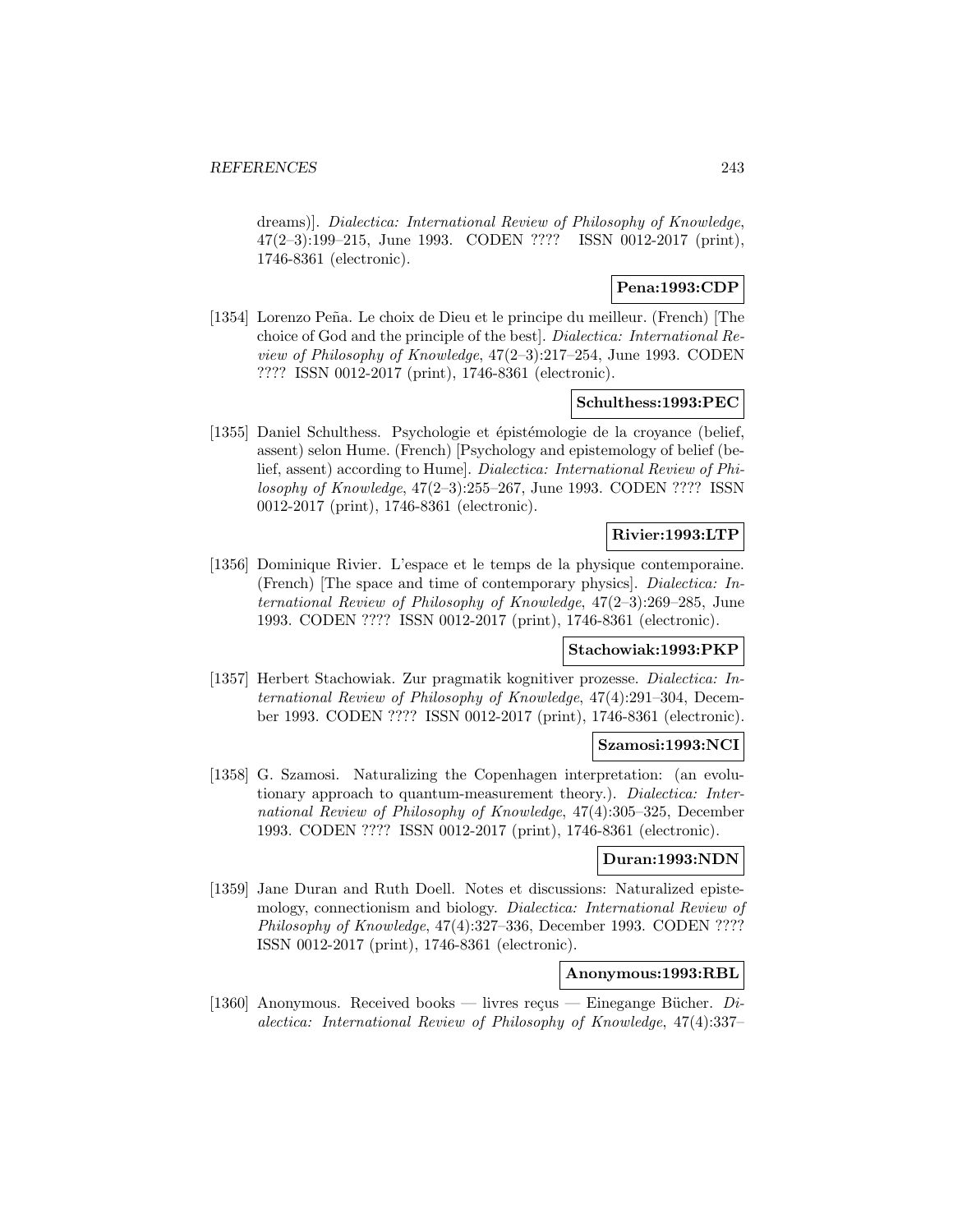dreams)]. *Dialectica: International Review of Philosophy of Knowledge*, 47(2–3):199–215, June 1993. CODEN ???? ISSN 0012-2017 (print), 1746-8361 (electronic).

**Pena:1993:CDP**

[1354] Lorenzo Peña. Le choix de Dieu et le principe du meilleur. (French) [The choice of God and the principle of the best]. *Dialectica: International Review of Philosophy of Knowledge*, 47(2–3):217–254, June 1993. CODEN ???? ISSN 0012-2017 (print), 1746-8361 (electronic).

**Schulthess:1993:PEC**

[1355] Daniel Schulthess. Psychologie et épistémologie de la croyance (belief, assent) selon Hume. (French) [Psychology and epistemology of belief (belief, assent) according to Hume]. *Dialectica: International Review of Philosophy of Knowledge*, 47(2–3):255–267, June 1993. CODEN ???? ISSN 0012-2017 (print), 1746-8361 (electronic).

**Rivier:1993:LTP**

[1356] Dominique Rivier. L'espace et le temps de la physique contemporaine. (French) [The space and time of contemporary physics]. *Dialectica: International Review of Philosophy of Knowledge*, 47(2–3):269–285, June 1993. CODEN ???? ISSN 0012-2017 (print), 1746-8361 (electronic).

**Stachowiak:1993:PKP**

[1357] Herbert Stachowiak. Zur pragmatik kognitiver prozesse. *Dialectica: International Review of Philosophy of Knowledge*, 47(4):291–304, December 1993. CODEN ???? ISSN 0012-2017 (print), 1746-8361 (electronic).

**Szamosi:1993:NCI**

[1358] G. Szamosi. Naturalizing the Copenhagen interpretation: (an evolutionary approach to quantum-measurement theory.). *Dialectica: International Review of Philosophy of Knowledge*, 47(4):305–325, December 1993. CODEN ???? ISSN 0012-2017 (print), 1746-8361 (electronic).

**Duran:1993:NDN**

[1359] Jane Duran and Ruth Doell. Notes et discussions: Naturalized epistemology, connectionism and biology. *Dialectica: International Review of Philosophy of Knowledge*, 47(4):327–336, December 1993. CODEN ???? ISSN 0012-2017 (print), 1746-8361 (electronic).

**Anonymous:1993:RBL**

[1360] Anonymous. Received books — livres reçus — Einegange Bücher. *Dialectica: International Review of Philosophy of Knowledge*, 47(4):337–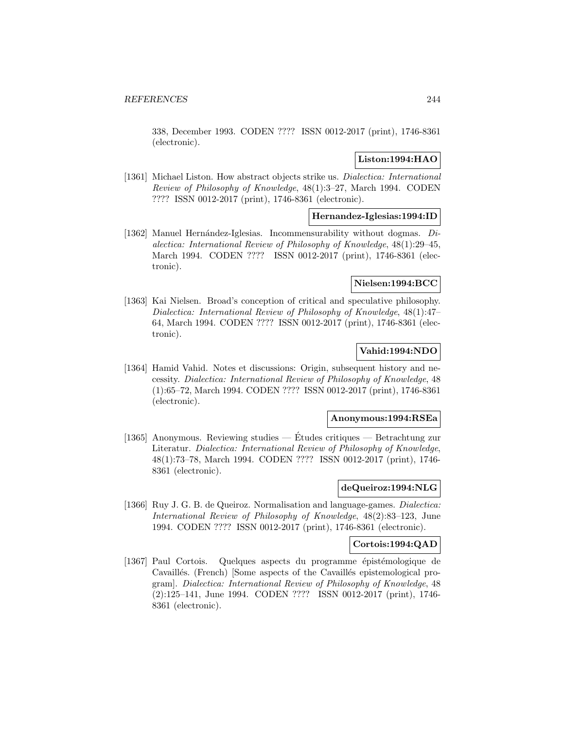338, December 1993. CODEN ???? ISSN 0012-2017 (print), 1746-8361 (electronic).

**Liston:1994:HAO**

[1361] Michael Liston. How abstract objects strike us. *Dialectica: International Review of Philosophy of Knowledge*, 48(1):3–27, March 1994. CODEN ???? ISSN 0012-2017 (print), 1746-8361 (electronic).

**Hernandez-Iglesias:1994:ID**

[1362] Manuel Hernández-Iglesias. Incommensurability without dogmas. *Dialectica: International Review of Philosophy of Knowledge*, 48(1):29–45, March 1994. CODEN ???? ISSN 0012-2017 (print), 1746-8361 (electronic).

**Nielsen:1994:BCC**

[1363] Kai Nielsen. Broad's conception of critical and speculative philosophy. *Dialectica: International Review of Philosophy of Knowledge*, 48(1):47–64, March 1994. CODEN ???? ISSN 0012-2017 (print), 1746-8361 (electronic).

**Vahid:1994:NDO**

[1364] Hamid Vahid. Notes et discussions: Origin, subsequent history and necessity. *Dialectica: International Review of Philosophy of Knowledge*, 48 (1):65–72, March 1994. CODEN ???? ISSN 0012-2017 (print), 1746-8361 (electronic).

**Anonymous:1994:RSEa**

[1365] Anonymous. Reviewing studies — Études critiques — Betrachtung zur Literatur. *Dialectica: International Review of Philosophy of Knowledge*, 48(1):73–78, March 1994. CODEN ???? ISSN 0012-2017 (print), 1746-8361 (electronic).

**deQueiroz:1994:NLG**

[1366] Ruy J. G. B. de Queiroz. Normalisation and language-games. *Dialectica: International Review of Philosophy of Knowledge*, 48(2):83–123, June 1994. CODEN ???? ISSN 0012-2017 (print), 1746-8361 (electronic).

**Cortois:1994:QAD**

[1367] Paul Cortois. Quelques aspects du programme épistémologique de Cavaillés. (French) [Some aspects of the Cavaillés epistemological program]. *Dialectica: International Review of Philosophy of Knowledge*, 48 (2):125–141, June 1994. CODEN ???? ISSN 0012-2017 (print), 1746-8361 (electronic).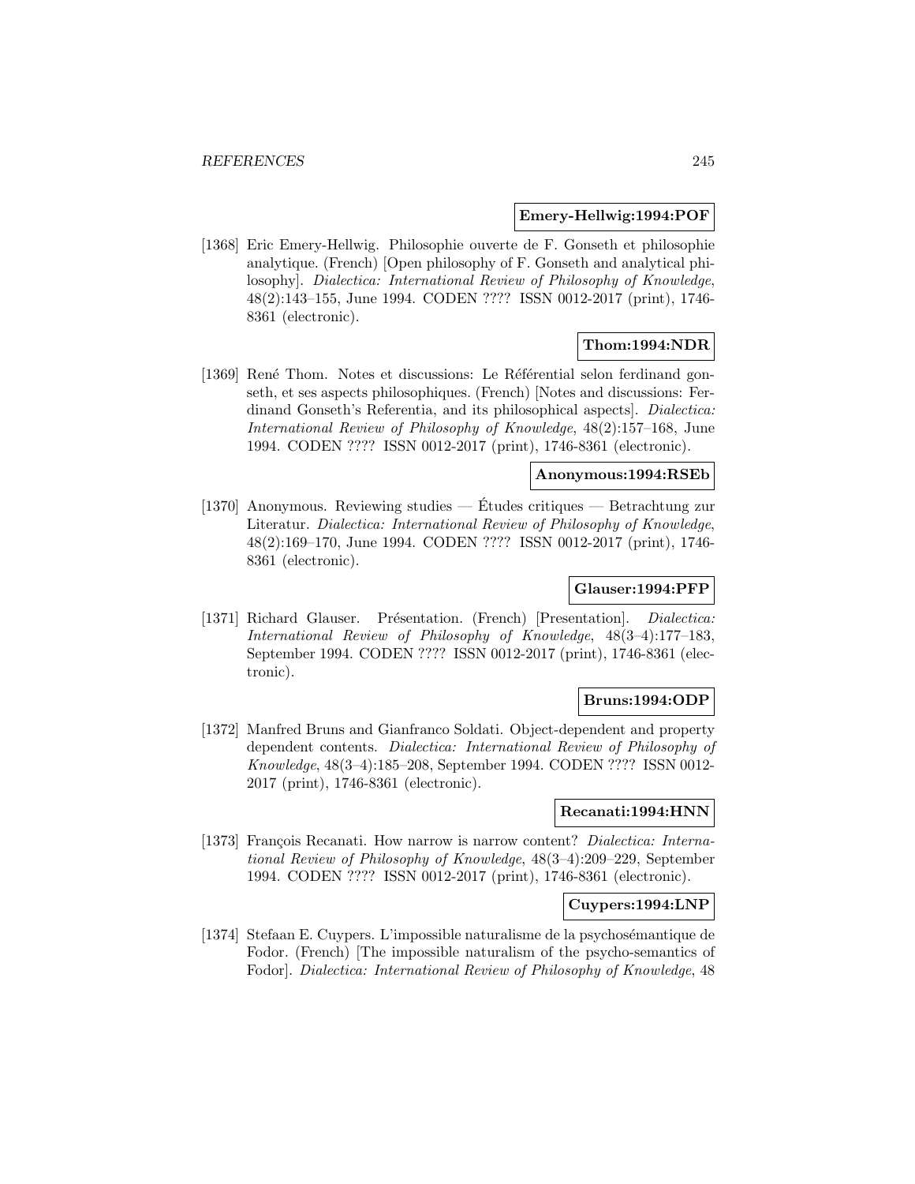**Emery-Hellwig:1994:POF**

[1368] Eric Emery-Hellwig. Philosophie ouverte de F. Gonseth et philosophie analytique. (French) [Open philosophy of F. Gonseth and analytical philosophy]. *Dialectica: International Review of Philosophy of Knowledge*, 48(2):143–155, June 1994. CODEN ???? ISSN 0012-2017 (print), 1746-8361 (electronic).

**Thom:1994:NDR**

[1369] René Thom. Notes et discussions: Le Référential selon ferdinand gonseth, et ses aspects philosophiques. (French) [Notes and discussions: Ferdinand Gonseth's Referentia, and its philosophical aspects]. *Dialectica: International Review of Philosophy of Knowledge*, 48(2):157–168, June 1994. CODEN ???? ISSN 0012-2017 (print), 1746-8361 (electronic).

**Anonymous:1994:RSEb**

[1370] Anonymous. Reviewing studies — Études critiques — Betrachtung zur Literatur. *Dialectica: International Review of Philosophy of Knowledge*, 48(2):169–170, June 1994. CODEN ???? ISSN 0012-2017 (print), 1746-8361 (electronic).

**Glauser:1994:PFP**

[1371] Richard Glauser. Présentation. (French) [Presentation]. *Dialectica: International Review of Philosophy of Knowledge*, 48(3–4):177–183, September 1994. CODEN ???? ISSN 0012-2017 (print), 1746-8361 (electronic).

**Bruns:1994:ODP**

[1372] Manfred Bruns and Gianfranco Soldati. Object-dependent and property dependent contents. *Dialectica: International Review of Philosophy of Knowledge*, 48(3–4):185–208, September 1994. CODEN ???? ISSN 0012-2017 (print), 1746-8361 (electronic).

**Recanati:1994:HNN**

[1373] François Recanati. How narrow is narrow content? *Dialectica: International Review of Philosophy of Knowledge*, 48(3–4):209–229, September 1994. CODEN ???? ISSN 0012-2017 (print), 1746-8361 (electronic).

**Cuypers:1994:LNP**

[1374] Stefaan E. Cuypers. L'impossible naturalisme de la psychosémantique de Fodor. (French) [The impossible naturalism of the psycho-semantics of Fodor]. *Dialectica: International Review of Philosophy of Knowledge*, 48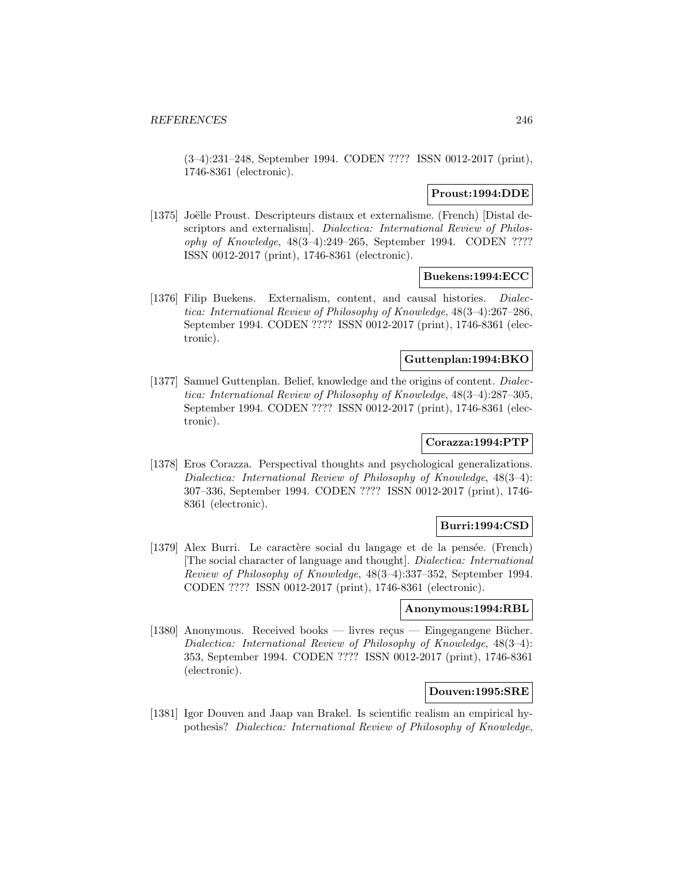(3–4):231–248, September 1994. CODEN ???? ISSN 0012-2017 (print), 1746-8361 (electronic).

**Proust:1994:DDE**

[1375] Joëlle Proust. Descripteurs distaux et externalisme. (French) [Distal descriptors and externalism]. *Dialectica: International Review of Philosophy of Knowledge*, 48(3–4):249–265, September 1994. CODEN ???? ISSN 0012-2017 (print), 1746-8361 (electronic).

**Buekens:1994:ECC**

[1376] Filip Buekens. Externalism, content, and causal histories. *Dialectica: International Review of Philosophy of Knowledge*, 48(3–4):267–286, September 1994. CODEN ???? ISSN 0012-2017 (print), 1746-8361 (electronic).

**Guttenplan:1994:BKO**

[1377] Samuel Guttenplan. Belief, knowledge and the origins of content. *Dialectica: International Review of Philosophy of Knowledge*, 48(3–4):287–305, September 1994. CODEN ???? ISSN 0012-2017 (print), 1746-8361 (electronic).

**Corazza:1994:PTP**

[1378] Eros Corazza. Perspectival thoughts and psychological generalizations. *Dialectica: International Review of Philosophy of Knowledge*, 48(3–4): 307–336, September 1994. CODEN ???? ISSN 0012-2017 (print), 1746-8361 (electronic).

**Burri:1994:CSD**

[1379] Alex Burri. Le caractère social du langage et de la pensée. (French) [The social character of language and thought]. *Dialectica: International Review of Philosophy of Knowledge*, 48(3–4):337–352, September 1994. CODEN ???? ISSN 0012-2017 (print), 1746-8361 (electronic).

**Anonymous:1994:RBL**

[1380] Anonymous. Received books — livres reçus — Eingegangene Bücher. *Dialectica: International Review of Philosophy of Knowledge*, 48(3–4): 353, September 1994. CODEN ???? ISSN 0012-2017 (print), 1746-8361 (electronic).

**Douven:1995:SRE**

[1381] Igor Douven and Jaap van Brakel. Is scientific realism an empirical hypothesis? *Dialectica: International Review of Philosophy of Knowledge*,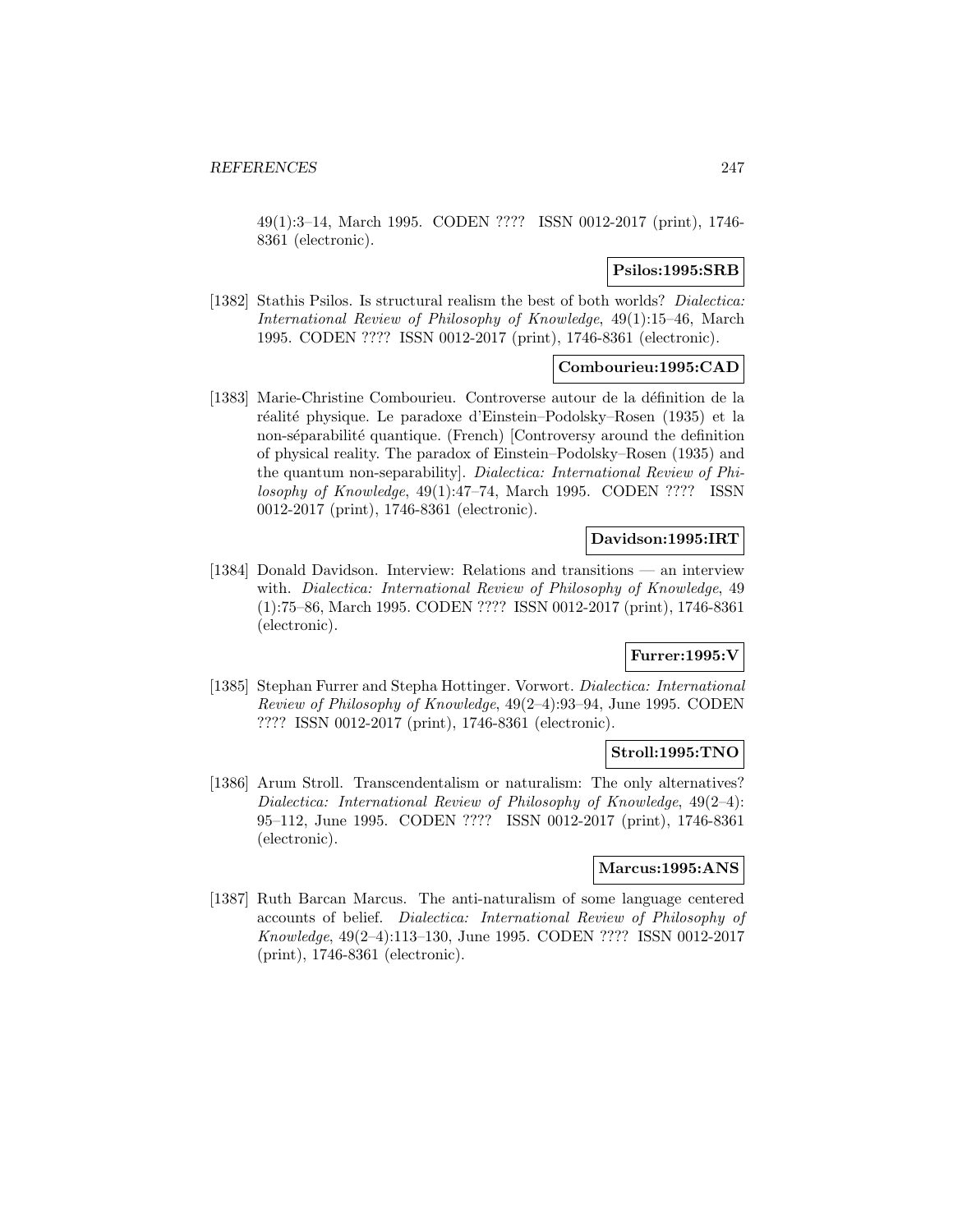49(1):3–14, March 1995. CODEN ???? ISSN 0012-2017 (print), 1746-8361 (electronic).

**Psilos:1995:SRB**

[1382] Stathis Psilos. Is structural realism the best of both worlds? *Dialectica: International Review of Philosophy of Knowledge*, 49(1):15–46, March 1995. CODEN ???? ISSN 0012-2017 (print), 1746-8361 (electronic).

**Combourieu:1995:CAD**

[1383] Marie-Christine Combourieu. Controverse autour de la définition de la réalité physique. Le paradoxe d'Einstein–Podolsky–Rosen (1935) et la non-séparabilité quantique. (French) [Controversy around the definition of physical reality. The paradox of Einstein–Podolsky–Rosen (1935) and the quantum non-separability]. *Dialectica: International Review of Philosophy of Knowledge*, 49(1):47–74, March 1995. CODEN ???? ISSN 0012-2017 (print), 1746-8361 (electronic).

**Davidson:1995:IRT**

[1384] Donald Davidson. Interview: Relations and transitions — an interview with. *Dialectica: International Review of Philosophy of Knowledge*, 49 (1):75–86, March 1995. CODEN ???? ISSN 0012-2017 (print), 1746-8361 (electronic).

**Furrer:1995:V**

[1385] Stephan Furrer and Stepha Hottinger. Vorwort. *Dialectica: International Review of Philosophy of Knowledge*, 49(2–4):93–94, June 1995. CODEN ???? ISSN 0012-2017 (print), 1746-8361 (electronic).

**Stroll:1995:TNO**

[1386] Arum Stroll. Transcendentalism or naturalism: The only alternatives? *Dialectica: International Review of Philosophy of Knowledge*, 49(2–4): 95–112, June 1995. CODEN ???? ISSN 0012-2017 (print), 1746-8361 (electronic).

**Marcus:1995:ANS**

[1387] Ruth Barcan Marcus. The anti-naturalism of some language centered accounts of belief. *Dialectica: International Review of Philosophy of Knowledge*, 49(2–4):113–130, June 1995. CODEN ???? ISSN 0012-2017 (print), 1746-8361 (electronic).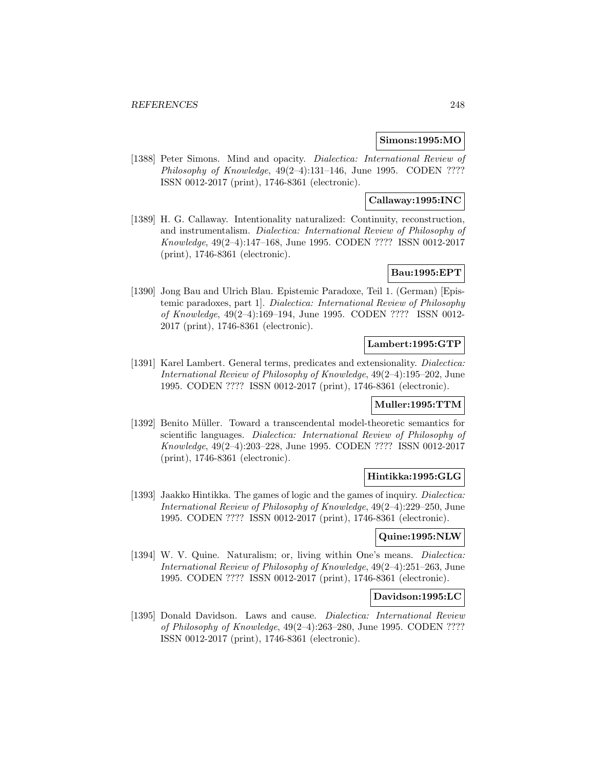**Simons:1995:MO**

[1388] Peter Simons. Mind and opacity. *Dialectica: International Review of Philosophy of Knowledge*, 49(2–4):131–146, June 1995. CODEN ???? ISSN 0012-2017 (print), 1746-8361 (electronic).

**Callaway:1995:INC**

[1389] H. G. Callaway. Intentionality naturalized: Continuity, reconstruction, and instrumentalism. *Dialectica: International Review of Philosophy of Knowledge*, 49(2–4):147–168, June 1995. CODEN ???? ISSN 0012-2017 (print), 1746-8361 (electronic).

**Bau:1995:EPT**

[1390] Jong Bau and Ulrich Blau. Epistemic Paradoxe, Teil 1. (German) [Epistemic paradoxes, part 1]. *Dialectica: International Review of Philosophy of Knowledge*, 49(2–4):169–194, June 1995. CODEN ???? ISSN 0012-2017 (print), 1746-8361 (electronic).

**Lambert:1995:GTP**

[1391] Karel Lambert. General terms, predicates and extensionality. *Dialectica: International Review of Philosophy of Knowledge*, 49(2–4):195–202, June 1995. CODEN ???? ISSN 0012-2017 (print), 1746-8361 (electronic).

**Muller:1995:TTM**

[1392] Benito Müller. Toward a transcendental model-theoretic semantics for scientific languages. *Dialectica: International Review of Philosophy of Knowledge*, 49(2–4):203–228, June 1995. CODEN ???? ISSN 0012-2017 (print), 1746-8361 (electronic).

**Hintikka:1995:GLG**

[1393] Jaakko Hintikka. The games of logic and the games of inquiry. *Dialectica: International Review of Philosophy of Knowledge*, 49(2–4):229–250, June 1995. CODEN ???? ISSN 0012-2017 (print), 1746-8361 (electronic).

**Quine:1995:NLW**

[1394] W. V. Quine. Naturalism; or, living within One's means. *Dialectica: International Review of Philosophy of Knowledge*, 49(2–4):251–263, June 1995. CODEN ???? ISSN 0012-2017 (print), 1746-8361 (electronic).

**Davidson:1995:LC**

[1395] Donald Davidson. Laws and cause. *Dialectica: International Review of Philosophy of Knowledge*, 49(2–4):263–280, June 1995. CODEN ???? ISSN 0012-2017 (print), 1746-8361 (electronic).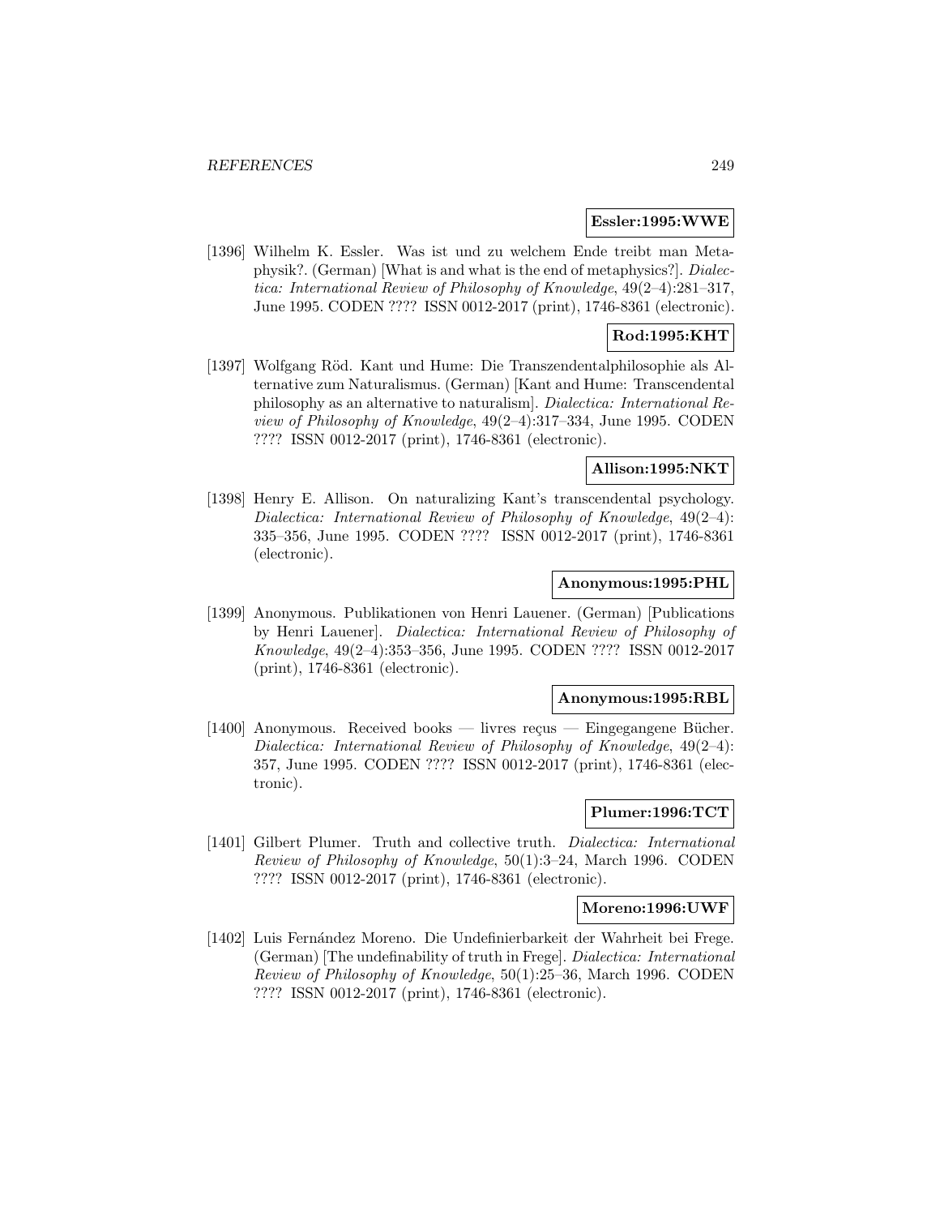**Essler:1995:WWE**

[1396] Wilhelm K. Essler. Was ist und zu welchem Ende treibt man Metaphysik?. (German) [What is and what is the end of metaphysics?]. *Dialectica: International Review of Philosophy of Knowledge*, 49(2–4):281–317, June 1995. CODEN ???? ISSN 0012-2017 (print), 1746-8361 (electronic).

**Rod:1995:KHT**

[1397] Wolfgang Röd. Kant und Hume: Die Transzendentalphilosophie als Alternative zum Naturalismus. (German) [Kant and Hume: Transcendental philosophy as an alternative to naturalism]. *Dialectica: International Review of Philosophy of Knowledge*, 49(2–4):317–334, June 1995. CODEN ???? ISSN 0012-2017 (print), 1746-8361 (electronic).

**Allison:1995:NKT**

[1398] Henry E. Allison. On naturalizing Kant's transcendental psychology. *Dialectica: International Review of Philosophy of Knowledge*, 49(2–4): 335–356, June 1995. CODEN ???? ISSN 0012-2017 (print), 1746-8361 (electronic).

**Anonymous:1995:PHL**

[1399] Anonymous. Publikationen von Henri Lauener. (German) [Publications by Henri Lauener]. *Dialectica: International Review of Philosophy of Knowledge*, 49(2–4):353–356, June 1995. CODEN ???? ISSN 0012-2017 (print), 1746-8361 (electronic).

**Anonymous:1995:RBL**

[1400] Anonymous. Received books — livres reçus — Eingegangene Bücher. *Dialectica: International Review of Philosophy of Knowledge*, 49(2–4): 357, June 1995. CODEN ???? ISSN 0012-2017 (print), 1746-8361 (electronic).

**Plumer:1996:TCT**

[1401] Gilbert Plumer. Truth and collective truth. *Dialectica: International Review of Philosophy of Knowledge*, 50(1):3–24, March 1996. CODEN ???? ISSN 0012-2017 (print), 1746-8361 (electronic).

**Moreno:1996:UWF**

[1402] Luis Fernández Moreno. Die Undefinierbarkeit der Wahrheit bei Frege. (German) [The undefinability of truth in Frege]. *Dialectica: International Review of Philosophy of Knowledge*, 50(1):25–36, March 1996. CODEN ???? ISSN 0012-2017 (print), 1746-8361 (electronic).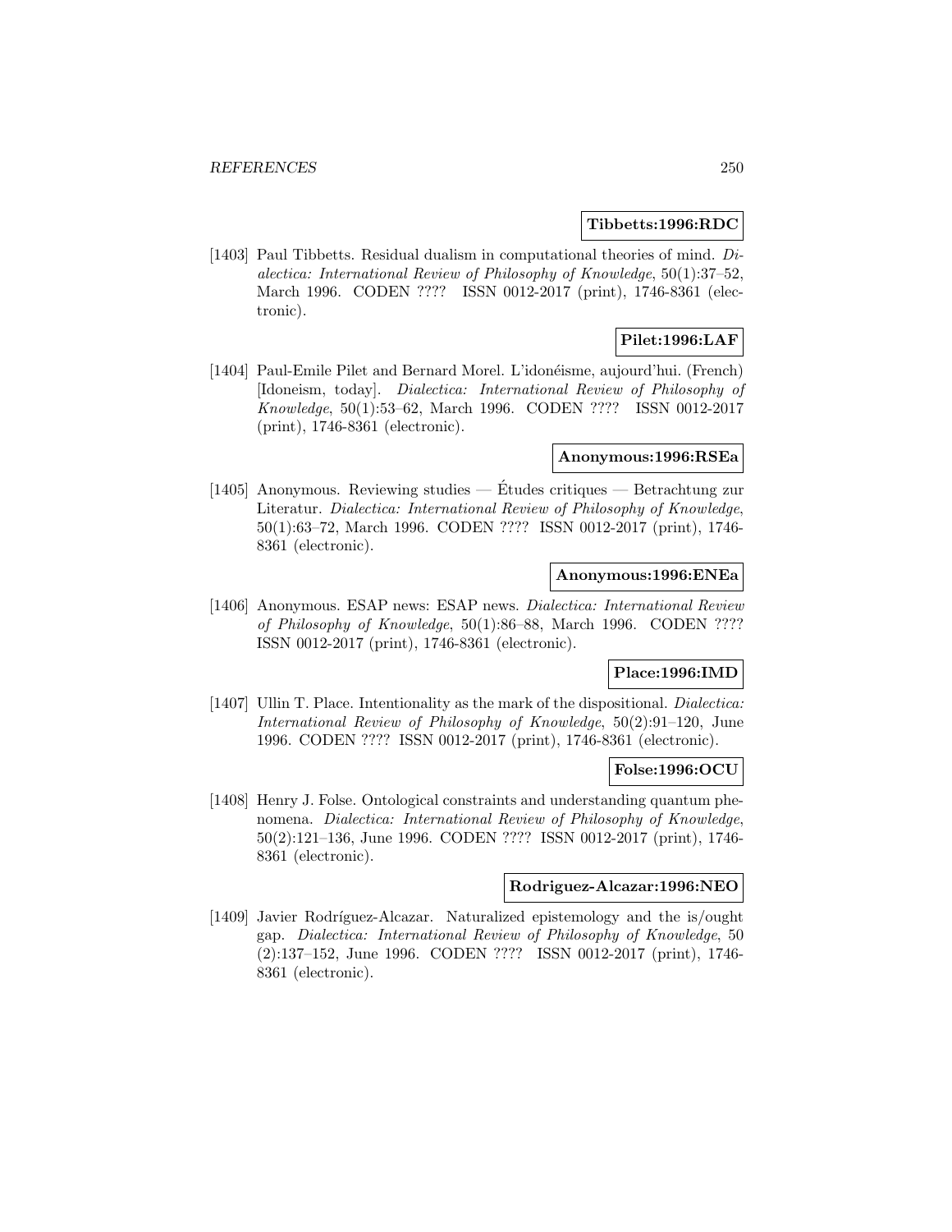**Tibbetts:1996:RDC**

[1403] Paul Tibbetts. Residual dualism in computational theories of mind. *Dialectica: International Review of Philosophy of Knowledge*, 50(1):37–52, March 1996. CODEN ???? ISSN 0012-2017 (print), 1746-8361 (electronic).

**Pilet:1996:LAF**

[1404] Paul-Emile Pilet and Bernard Morel. L'idonéisme, aujourd'hui. (French) [Idoneism, today]. *Dialectica: International Review of Philosophy of Knowledge*, 50(1):53–62, March 1996. CODEN ???? ISSN 0012-2017 (print), 1746-8361 (electronic).

**Anonymous:1996:RSEa**

[1405] Anonymous. Reviewing studies — Études critiques — Betrachtung zur Literatur. *Dialectica: International Review of Philosophy of Knowledge*, 50(1):63–72, March 1996. CODEN ???? ISSN 0012-2017 (print), 1746-8361 (electronic).

**Anonymous:1996:ENEa**

[1406] Anonymous. ESAP news: ESAP news. *Dialectica: International Review of Philosophy of Knowledge*, 50(1):86–88, March 1996. CODEN ???? ISSN 0012-2017 (print), 1746-8361 (electronic).

**Place:1996:IMD**

[1407] Ullin T. Place. Intentionality as the mark of the dispositional. *Dialectica: International Review of Philosophy of Knowledge*, 50(2):91–120, June 1996. CODEN ???? ISSN 0012-2017 (print), 1746-8361 (electronic).

**Folse:1996:OCU**

[1408] Henry J. Folse. Ontological constraints and understanding quantum phenomena. *Dialectica: International Review of Philosophy of Knowledge*, 50(2):121–136, June 1996. CODEN ???? ISSN 0012-2017 (print), 1746-8361 (electronic).

**Rodriguez-Alcazar:1996:NEO**

[1409] Javier Rodríguez-Alcazar. Naturalized epistemology and the is/ought gap. *Dialectica: International Review of Philosophy of Knowledge*, 50 (2):137–152, June 1996. CODEN ???? ISSN 0012-2017 (print), 1746-8361 (electronic).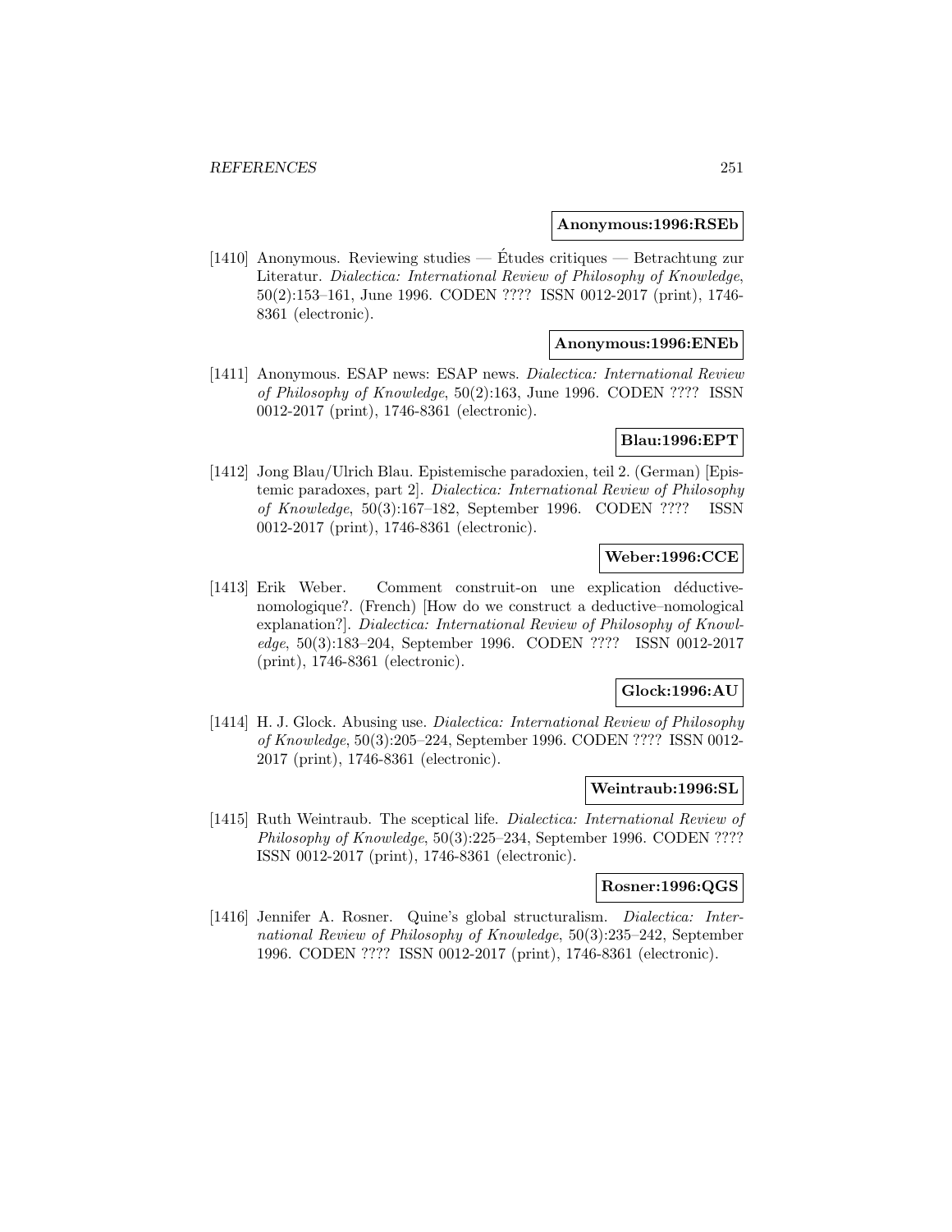**Anonymous:1996:RSEb**

[1410] Anonymous. Reviewing studies — Études critiques — Betrachtung zur Literatur. *Dialectica: International Review of Philosophy of Knowledge*, 50(2):153–161, June 1996. CODEN ???? ISSN 0012-2017 (print), 1746-8361 (electronic).

**Anonymous:1996:ENEb**

[1411] Anonymous. ESAP news: ESAP news. *Dialectica: International Review of Philosophy of Knowledge*, 50(2):163, June 1996. CODEN ???? ISSN 0012-2017 (print), 1746-8361 (electronic).

**Blau:1996:EPT**

[1412] Jong Blau/Ulrich Blau. Epistemische paradoxien, teil 2. (German) [Epistemic paradoxes, part 2]. *Dialectica: International Review of Philosophy of Knowledge*, 50(3):167–182, September 1996. CODEN ???? ISSN 0012-2017 (print), 1746-8361 (electronic).

**Weber:1996:CCE**

[1413] Erik Weber. Comment construit-on une explication déductive-nomologique?. (French) [How do we construct a deductive–nomological explanation?]. *Dialectica: International Review of Philosophy of Knowledge*, 50(3):183–204, September 1996. CODEN ???? ISSN 0012-2017 (print), 1746-8361 (electronic).

**Glock:1996:AU**

[1414] H. J. Glock. Abusing use. *Dialectica: International Review of Philosophy of Knowledge*, 50(3):205–224, September 1996. CODEN ???? ISSN 0012-2017 (print), 1746-8361 (electronic).

**Weintraub:1996:SL**

[1415] Ruth Weintraub. The sceptical life. *Dialectica: International Review of Philosophy of Knowledge*, 50(3):225–234, September 1996. CODEN ???? ISSN 0012-2017 (print), 1746-8361 (electronic).

**Rosner:1996:QGS**

[1416] Jennifer A. Rosner. Quine's global structuralism. *Dialectica: International Review of Philosophy of Knowledge*, 50(3):235–242, September 1996. CODEN ???? ISSN 0012-2017 (print), 1746-8361 (electronic).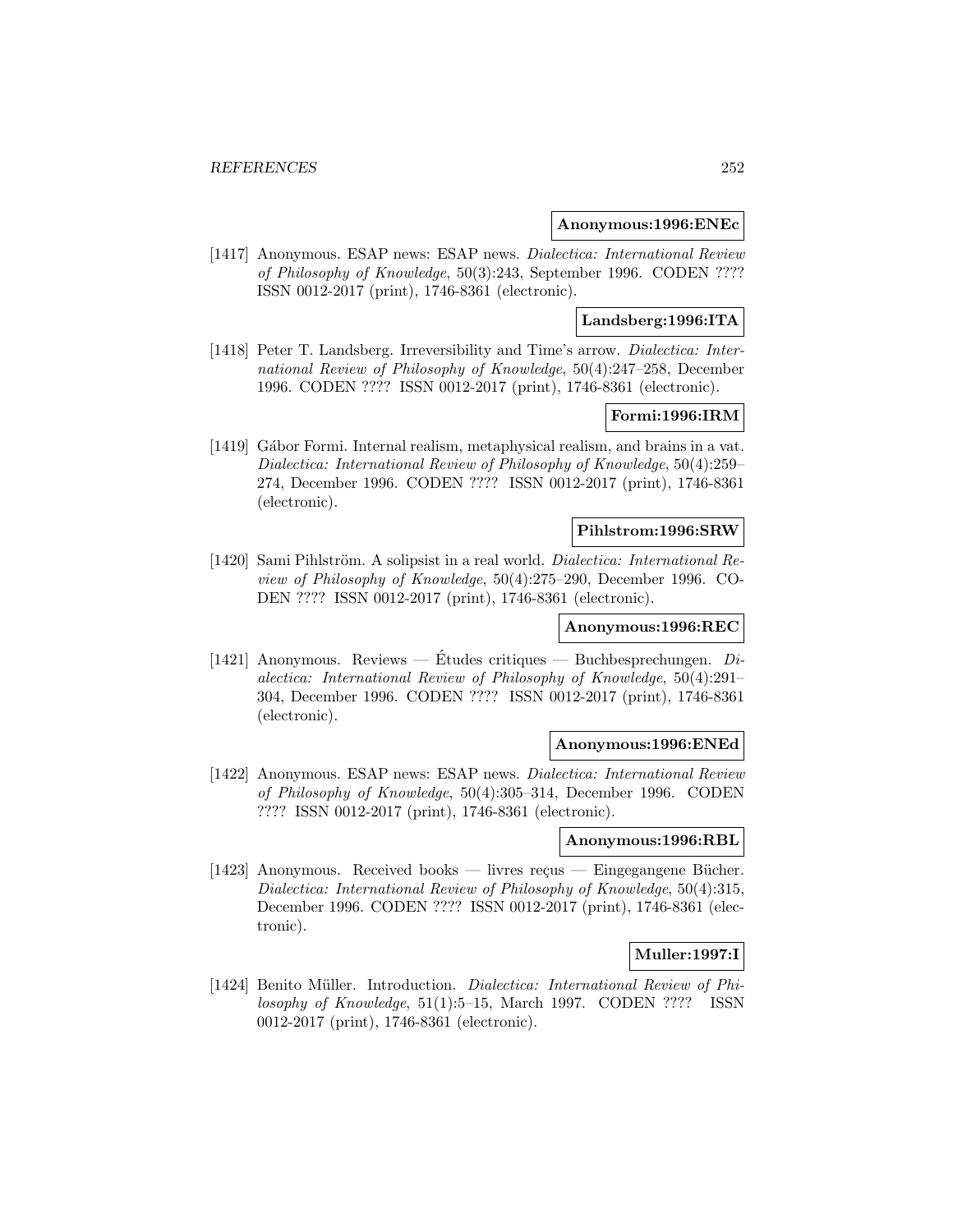**Anonymous:1996:ENEc**

[1417] Anonymous. ESAP news: ESAP news. *Dialectica: International Review of Philosophy of Knowledge*, 50(3):243, September 1996. CODEN ???? ISSN 0012-2017 (print), 1746-8361 (electronic).

**Landsberg:1996:ITA**

[1418] Peter T. Landsberg. Irreversibility and Time's arrow. *Dialectica: International Review of Philosophy of Knowledge*, 50(4):247–258, December 1996. CODEN ???? ISSN 0012-2017 (print), 1746-8361 (electronic).

**Formi:1996:IRM**

[1419] Gábor Formi. Internal realism, metaphysical realism, and brains in a vat. *Dialectica: International Review of Philosophy of Knowledge*, 50(4):259–274, December 1996. CODEN ???? ISSN 0012-2017 (print), 1746-8361 (electronic).

**Pihlstrom:1996:SRW**

[1420] Sami Pihlström. A solipsist in a real world. *Dialectica: International Review of Philosophy of Knowledge*, 50(4):275–290, December 1996. CODEN ???? ISSN 0012-2017 (print), 1746-8361 (electronic).

**Anonymous:1996:REC**

[1421] Anonymous. Reviews — Études critiques — Buchbesprechungen. *Dialectica: International Review of Philosophy of Knowledge*, 50(4):291–304, December 1996. CODEN ???? ISSN 0012-2017 (print), 1746-8361 (electronic).

**Anonymous:1996:ENEd**

[1422] Anonymous. ESAP news: ESAP news. *Dialectica: International Review of Philosophy of Knowledge*, 50(4):305–314, December 1996. CODEN ???? ISSN 0012-2017 (print), 1746-8361 (electronic).

**Anonymous:1996:RBL**

[1423] Anonymous. Received books — livres reçus — Eingegangene Bücher. *Dialectica: International Review of Philosophy of Knowledge*, 50(4):315, December 1996. CODEN ???? ISSN 0012-2017 (print), 1746-8361 (electronic).

**Muller:1997:I**

[1424] Benito Müller. Introduction. *Dialectica: International Review of Philosophy of Knowledge*, 51(1):5–15, March 1997. CODEN ???? ISSN 0012-2017 (print), 1746-8361 (electronic).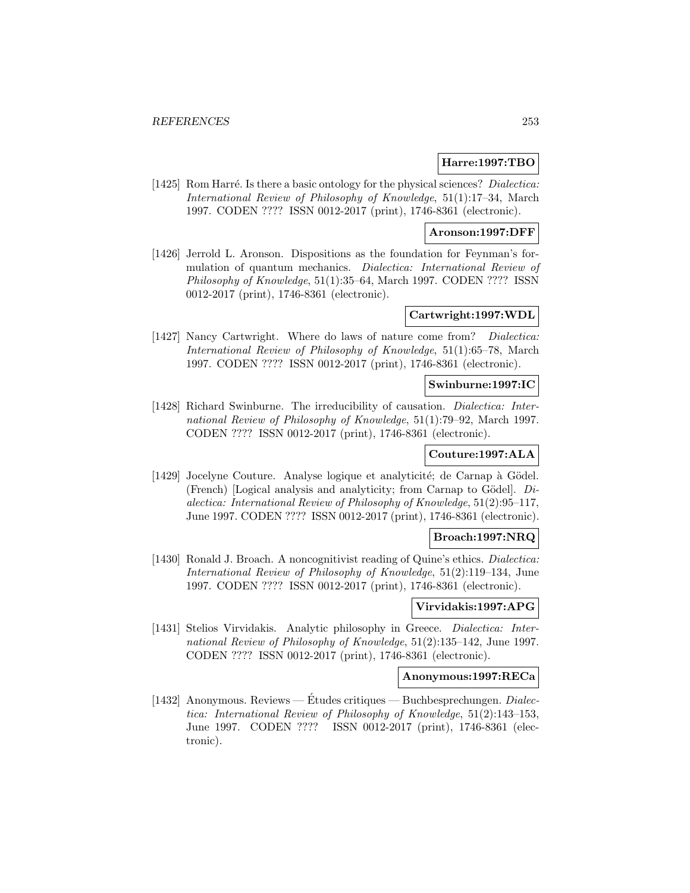**Harre:1997:TBO**

[1425] Rom Harré. Is there a basic ontology for the physical sciences? *Dialectica: International Review of Philosophy of Knowledge*, 51(1):17–34, March 1997. CODEN ???? ISSN 0012-2017 (print), 1746-8361 (electronic).

**Aronson:1997:DFF**

[1426] Jerrold L. Aronson. Dispositions as the foundation for Feynman's formulation of quantum mechanics. *Dialectica: International Review of Philosophy of Knowledge*, 51(1):35–64, March 1997. CODEN ???? ISSN 0012-2017 (print), 1746-8361 (electronic).

**Cartwright:1997:WDL**

[1427] Nancy Cartwright. Where do laws of nature come from? *Dialectica: International Review of Philosophy of Knowledge*, 51(1):65–78, March 1997. CODEN ???? ISSN 0012-2017 (print), 1746-8361 (electronic).

**Swinburne:1997:IC**

[1428] Richard Swinburne. The irreducibility of causation. *Dialectica: International Review of Philosophy of Knowledge*, 51(1):79–92, March 1997. CODEN ???? ISSN 0012-2017 (print), 1746-8361 (electronic).

**Couture:1997:ALA**

[1429] Jocelyne Couture. Analyse logique et analyticité; de Carnap à Gödel. (French) [Logical analysis and analyticity; from Carnap to Gödel]. *Dialectica: International Review of Philosophy of Knowledge*, 51(2):95–117, June 1997. CODEN ???? ISSN 0012-2017 (print), 1746-8361 (electronic).

**Broach:1997:NRQ**

[1430] Ronald J. Broach. A noncognitivist reading of Quine's ethics. *Dialectica: International Review of Philosophy of Knowledge*, 51(2):119–134, June 1997. CODEN ???? ISSN 0012-2017 (print), 1746-8361 (electronic).

**Virvidakis:1997:APG**

[1431] Stelios Virvidakis. Analytic philosophy in Greece. *Dialectica: International Review of Philosophy of Knowledge*, 51(2):135–142, June 1997. CODEN ???? ISSN 0012-2017 (print), 1746-8361 (electronic).

**Anonymous:1997:RECa**

[1432] Anonymous. Reviews — Études critiques — Buchbesprechungen. *Dialectica: International Review of Philosophy of Knowledge*, 51(2):143–153, June 1997. CODEN ???? ISSN 0012-2017 (print), 1746-8361 (electronic).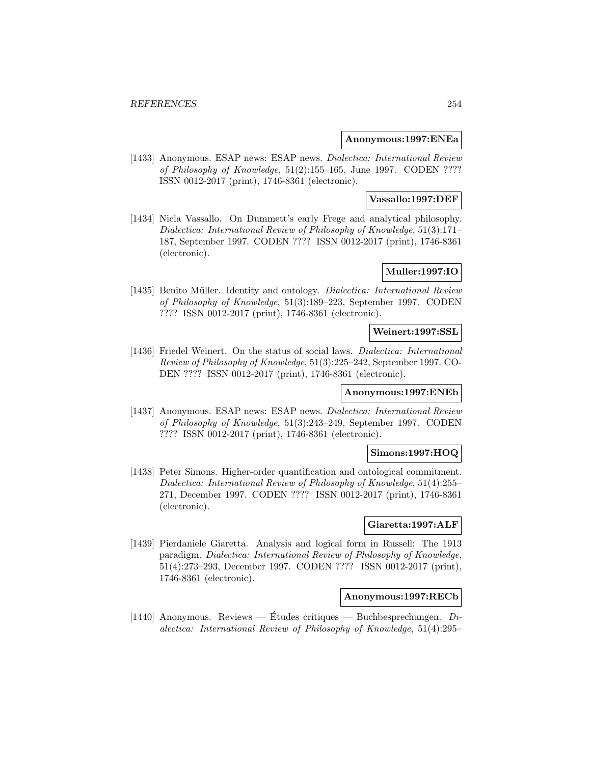**Anonymous:1997:ENEa**

[1433] Anonymous. ESAP news: ESAP news. *Dialectica: International Review of Philosophy of Knowledge*, 51(2):155–165, June 1997. CODEN ???? ISSN 0012-2017 (print), 1746-8361 (electronic).

**Vassallo:1997:DEF**

[1434] Nicla Vassallo. On Dummett's early Frege and analytical philosophy. *Dialectica: International Review of Philosophy of Knowledge*, 51(3):171–187, September 1997. CODEN ???? ISSN 0012-2017 (print), 1746-8361 (electronic).

**Muller:1997:IO**

[1435] Benito Müller. Identity and ontology. *Dialectica: International Review of Philosophy of Knowledge*, 51(3):189–223, September 1997. CODEN ???? ISSN 0012-2017 (print), 1746-8361 (electronic).

**Weinert:1997:SSL**

[1436] Friedel Weinert. On the status of social laws. *Dialectica: International Review of Philosophy of Knowledge*, 51(3):225–242, September 1997. CODEN ???? ISSN 0012-2017 (print), 1746-8361 (electronic).

**Anonymous:1997:ENEb**

[1437] Anonymous. ESAP news: ESAP news. *Dialectica: International Review of Philosophy of Knowledge*, 51(3):243–249, September 1997. CODEN ???? ISSN 0012-2017 (print), 1746-8361 (electronic).

**Simons:1997:HOQ**

[1438] Peter Simons. Higher-order quantification and ontological commitment. *Dialectica: International Review of Philosophy of Knowledge*, 51(4):255–271, December 1997. CODEN ???? ISSN 0012-2017 (print), 1746-8361 (electronic).

**Giaretta:1997:ALF**

[1439] Pierdaniele Giaretta. Analysis and logical form in Russell: The 1913 paradigm. *Dialectica: International Review of Philosophy of Knowledge*, 51(4):273–293, December 1997. CODEN ???? ISSN 0012-2017 (print), 1746-8361 (electronic).

**Anonymous:1997:RECb**

[1440] Anonymous. Reviews — Études critiques — Buchbesprechungen. *Dialectica: International Review of Philosophy of Knowledge*, 51(4):295–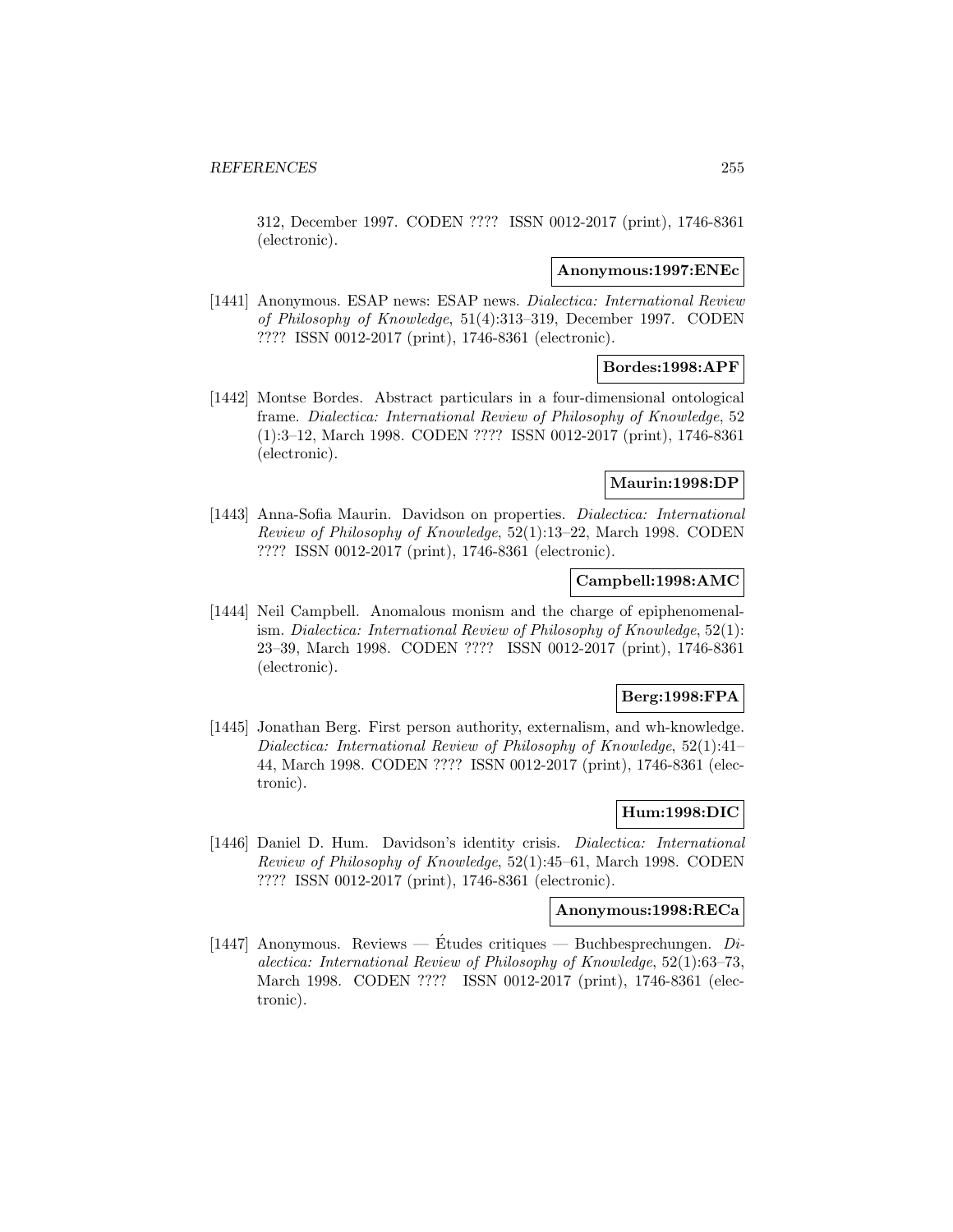312, December 1997. CODEN ???? ISSN 0012-2017 (print), 1746-8361 (electronic).

**Anonymous:1997:ENEc**

[1441] Anonymous. ESAP news: ESAP news. *Dialectica: International Review of Philosophy of Knowledge*, 51(4):313–319, December 1997. CODEN ???? ISSN 0012-2017 (print), 1746-8361 (electronic).

**Bordes:1998:APF**

[1442] Montse Bordes. Abstract particulars in a four-dimensional ontological frame. *Dialectica: International Review of Philosophy of Knowledge*, 52 (1):3–12, March 1998. CODEN ???? ISSN 0012-2017 (print), 1746-8361 (electronic).

**Maurin:1998:DP**

[1443] Anna-Sofia Maurin. Davidson on properties. *Dialectica: International Review of Philosophy of Knowledge*, 52(1):13–22, March 1998. CODEN ???? ISSN 0012-2017 (print), 1746-8361 (electronic).

**Campbell:1998:AMC**

[1444] Neil Campbell. Anomalous monism and the charge of epiphenomenalism. *Dialectica: International Review of Philosophy of Knowledge*, 52(1): 23–39, March 1998. CODEN ???? ISSN 0012-2017 (print), 1746-8361 (electronic).

**Berg:1998:FPA**

[1445] Jonathan Berg. First person authority, externalism, and wh-knowledge. *Dialectica: International Review of Philosophy of Knowledge*, 52(1):41–44, March 1998. CODEN ???? ISSN 0012-2017 (print), 1746-8361 (electronic).

**Hum:1998:DIC**

[1446] Daniel D. Hum. Davidson's identity crisis. *Dialectica: International Review of Philosophy of Knowledge*, 52(1):45–61, March 1998. CODEN ???? ISSN 0012-2017 (print), 1746-8361 (electronic).

**Anonymous:1998:RECa**

[1447] Anonymous. Reviews — Études critiques — Buchbesprechungen. *Dialectica: International Review of Philosophy of Knowledge*, 52(1):63–73, March 1998. CODEN ???? ISSN 0012-2017 (print), 1746-8361 (electronic).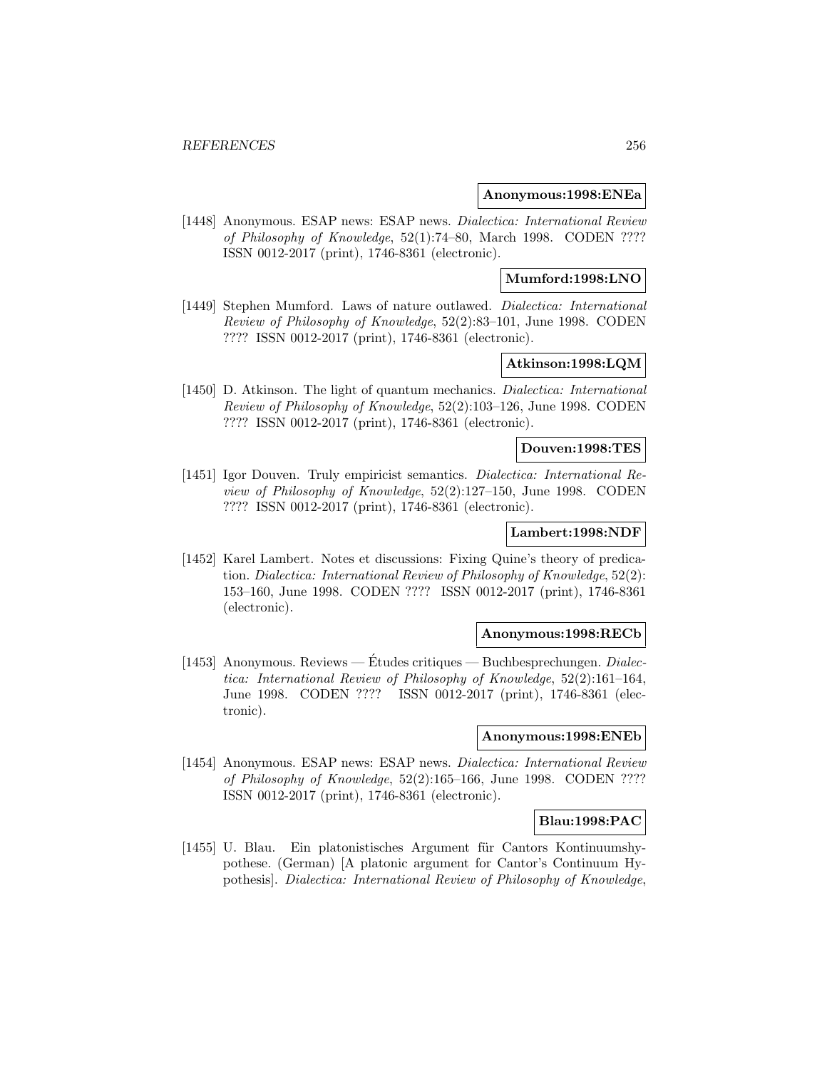**Anonymous:1998:ENEa**

[1448] Anonymous. ESAP news: ESAP news. *Dialectica: International Review of Philosophy of Knowledge*, 52(1):74–80, March 1998. CODEN ???? ISSN 0012-2017 (print), 1746-8361 (electronic).

**Mumford:1998:LNO**

[1449] Stephen Mumford. Laws of nature outlawed. *Dialectica: International Review of Philosophy of Knowledge*, 52(2):83–101, June 1998. CODEN ???? ISSN 0012-2017 (print), 1746-8361 (electronic).

**Atkinson:1998:LQM**

[1450] D. Atkinson. The light of quantum mechanics. *Dialectica: International Review of Philosophy of Knowledge*, 52(2):103–126, June 1998. CODEN ???? ISSN 0012-2017 (print), 1746-8361 (electronic).

**Douven:1998:TES**

[1451] Igor Douven. Truly empiricist semantics. *Dialectica: International Review of Philosophy of Knowledge*, 52(2):127–150, June 1998. CODEN ???? ISSN 0012-2017 (print), 1746-8361 (electronic).

**Lambert:1998:NDF**

[1452] Karel Lambert. Notes et discussions: Fixing Quine's theory of predication. *Dialectica: International Review of Philosophy of Knowledge*, 52(2): 153–160, June 1998. CODEN ???? ISSN 0012-2017 (print), 1746-8361 (electronic).

**Anonymous:1998:RECb**

[1453] Anonymous. Reviews — Études critiques — Buchbesprechungen. *Dialectica: International Review of Philosophy of Knowledge*, 52(2):161–164, June 1998. CODEN ???? ISSN 0012-2017 (print), 1746-8361 (electronic).

**Anonymous:1998:ENEb**

[1454] Anonymous. ESAP news: ESAP news. *Dialectica: International Review of Philosophy of Knowledge*, 52(2):165–166, June 1998. CODEN ???? ISSN 0012-2017 (print), 1746-8361 (electronic).

**Blau:1998:PAC**

[1455] U. Blau. Ein platonistisches Argument für Cantors Kontinuumshypothese. (German) [A platonic argument for Cantor's Continuum Hypothesis]. *Dialectica: International Review of Philosophy of Knowledge*,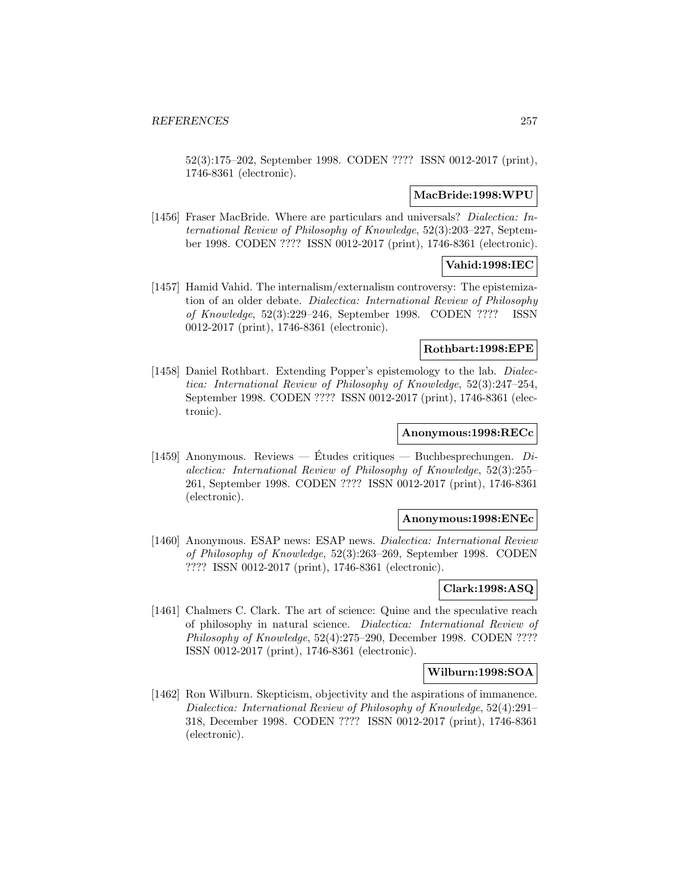52(3):175–202, September 1998. CODEN ???? ISSN 0012-2017 (print), 1746-8361 (electronic).

**MacBride:1998:WPU**

[1456] Fraser MacBride. Where are particulars and universals? *Dialectica: International Review of Philosophy of Knowledge*, 52(3):203–227, September 1998. CODEN ???? ISSN 0012-2017 (print), 1746-8361 (electronic).

**Vahid:1998:IEC**

[1457] Hamid Vahid. The internalism/externalism controversy: The epistemization of an older debate. *Dialectica: International Review of Philosophy of Knowledge*, 52(3):229–246, September 1998. CODEN ???? ISSN 0012-2017 (print), 1746-8361 (electronic).

**Rothbart:1998:EPE**

[1458] Daniel Rothbart. Extending Popper's epistemology to the lab. *Dialectica: International Review of Philosophy of Knowledge*, 52(3):247–254, September 1998. CODEN ???? ISSN 0012-2017 (print), 1746-8361 (electronic).

**Anonymous:1998:RECc**

[1459] Anonymous. Reviews — Études critiques — Buchbesprechungen. *Dialectica: International Review of Philosophy of Knowledge*, 52(3):255–261, September 1998. CODEN ???? ISSN 0012-2017 (print), 1746-8361 (electronic).

**Anonymous:1998:ENEc**

[1460] Anonymous. ESAP news: ESAP news. *Dialectica: International Review of Philosophy of Knowledge*, 52(3):263–269, September 1998. CODEN ???? ISSN 0012-2017 (print), 1746-8361 (electronic).

**Clark:1998:ASQ**

[1461] Chalmers C. Clark. The art of science: Quine and the speculative reach of philosophy in natural science. *Dialectica: International Review of Philosophy of Knowledge*, 52(4):275–290, December 1998. CODEN ???? ISSN 0012-2017 (print), 1746-8361 (electronic).

**Wilburn:1998:SOA**

[1462] Ron Wilburn. Skepticism, objectivity and the aspirations of immanence. *Dialectica: International Review of Philosophy of Knowledge*, 52(4):291–318, December 1998. CODEN ???? ISSN 0012-2017 (print), 1746-8361 (electronic).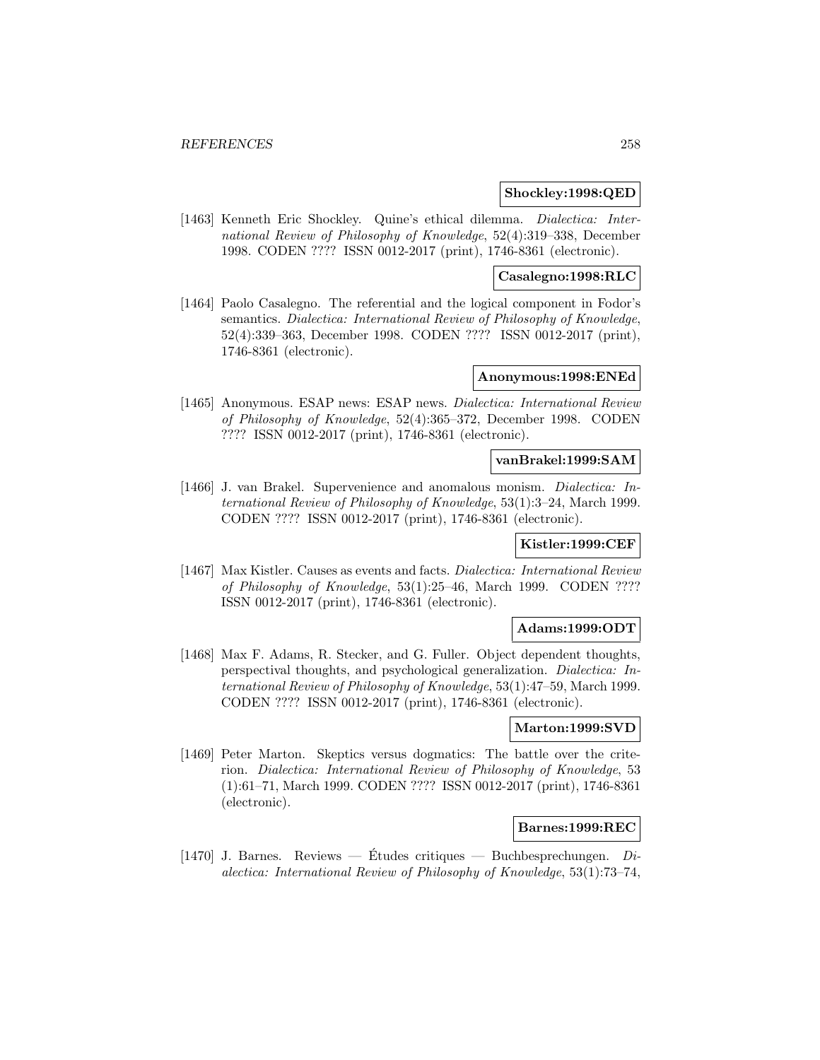**Shockley:1998:QED**

[1463] Kenneth Eric Shockley. Quine's ethical dilemma. *Dialectica: International Review of Philosophy of Knowledge*, 52(4):319–338, December 1998. CODEN ???? ISSN 0012-2017 (print), 1746-8361 (electronic).

**Casalegno:1998:RLC**

[1464] Paolo Casalegno. The referential and the logical component in Fodor's semantics. *Dialectica: International Review of Philosophy of Knowledge*, 52(4):339–363, December 1998. CODEN ???? ISSN 0012-2017 (print), 1746-8361 (electronic).

**Anonymous:1998:ENEd**

[1465] Anonymous. ESAP news: ESAP news. *Dialectica: International Review of Philosophy of Knowledge*, 52(4):365–372, December 1998. CODEN ???? ISSN 0012-2017 (print), 1746-8361 (electronic).

**vanBrakel:1999:SAM**

[1466] J. van Brakel. Supervenience and anomalous monism. *Dialectica: International Review of Philosophy of Knowledge*, 53(1):3–24, March 1999. CODEN ???? ISSN 0012-2017 (print), 1746-8361 (electronic).

**Kistler:1999:CEF**

[1467] Max Kistler. Causes as events and facts. *Dialectica: International Review of Philosophy of Knowledge*, 53(1):25–46, March 1999. CODEN ???? ISSN 0012-2017 (print), 1746-8361 (electronic).

**Adams:1999:ODT**

[1468] Max F. Adams, R. Stecker, and G. Fuller. Object dependent thoughts, perspectival thoughts, and psychological generalization. *Dialectica: International Review of Philosophy of Knowledge*, 53(1):47–59, March 1999. CODEN ???? ISSN 0012-2017 (print), 1746-8361 (electronic).

**Marton:1999:SVD**

[1469] Peter Marton. Skeptics versus dogmatics: The battle over the criterion. *Dialectica: International Review of Philosophy of Knowledge*, 53 (1):61–71, March 1999. CODEN ???? ISSN 0012-2017 (print), 1746-8361 (electronic).

**Barnes:1999:REC**

[1470] J. Barnes. Reviews — Études critiques — Buchbesprechungen. *Dialectica: International Review of Philosophy of Knowledge*, 53(1):73–74,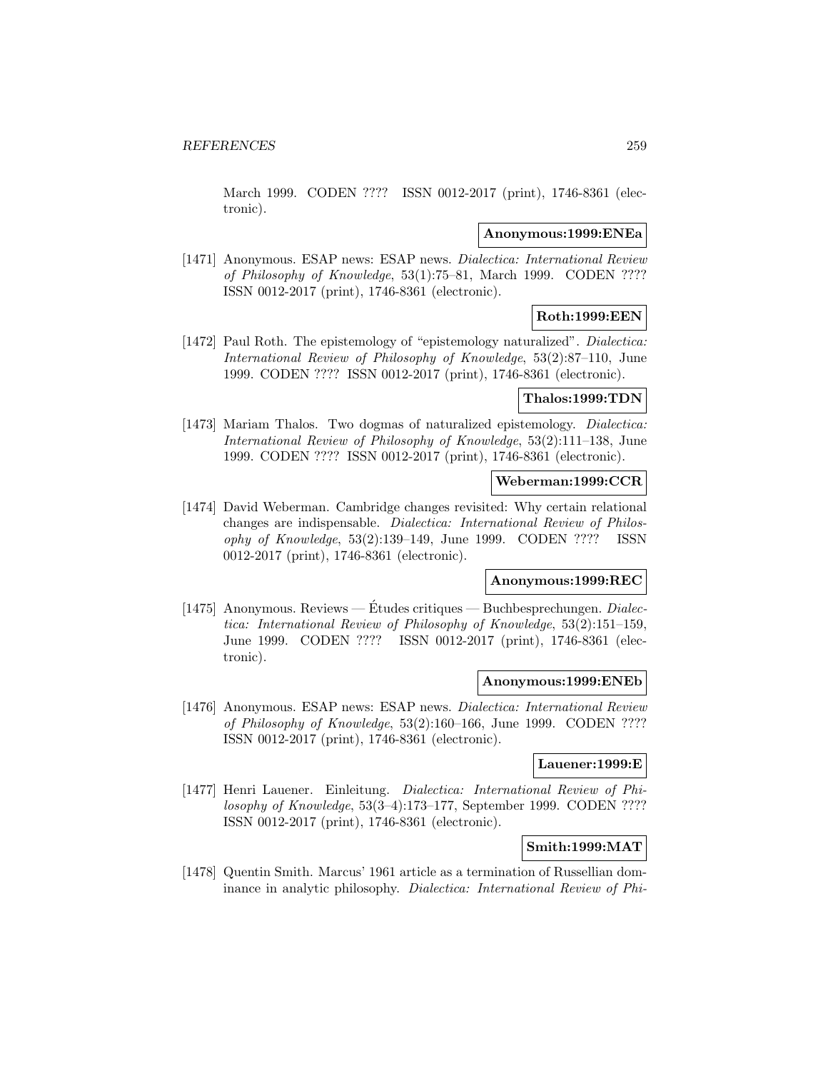March 1999. CODEN ???? ISSN 0012-2017 (print), 1746-8361 (electronic).

**Anonymous:1999:ENEa**

[1471] Anonymous. ESAP news: ESAP news. *Dialectica: International Review of Philosophy of Knowledge*, 53(1):75–81, March 1999. CODEN ???? ISSN 0012-2017 (print), 1746-8361 (electronic).

**Roth:1999:EEN**

[1472] Paul Roth. The epistemology of "epistemology naturalized". *Dialectica: International Review of Philosophy of Knowledge*, 53(2):87–110, June 1999. CODEN ???? ISSN 0012-2017 (print), 1746-8361 (electronic).

**Thalos:1999:TDN**

[1473] Mariam Thalos. Two dogmas of naturalized epistemology. *Dialectica: International Review of Philosophy of Knowledge*, 53(2):111–138, June 1999. CODEN ???? ISSN 0012-2017 (print), 1746-8361 (electronic).

**Weberman:1999:CCR**

[1474] David Weberman. Cambridge changes revisited: Why certain relational changes are indispensable. *Dialectica: International Review of Philosophy of Knowledge*, 53(2):139–149, June 1999. CODEN ???? ISSN 0012-2017 (print), 1746-8361 (electronic).

**Anonymous:1999:REC**

[1475] Anonymous. Reviews — Études critiques — Buchbesprechungen. *Dialectica: International Review of Philosophy of Knowledge*, 53(2):151–159, June 1999. CODEN ???? ISSN 0012-2017 (print), 1746-8361 (electronic).

**Anonymous:1999:ENEb**

[1476] Anonymous. ESAP news: ESAP news. *Dialectica: International Review of Philosophy of Knowledge*, 53(2):160–166, June 1999. CODEN ???? ISSN 0012-2017 (print), 1746-8361 (electronic).

**Lauener:1999:E**

[1477] Henri Lauener. Einleitung. *Dialectica: International Review of Philosophy of Knowledge*, 53(3–4):173–177, September 1999. CODEN ???? ISSN 0012-2017 (print), 1746-8361 (electronic).

**Smith:1999:MAT**

[1478] Quentin Smith. Marcus' 1961 article as a termination of Russellian dominance in analytic philosophy. *Dialectica: International Review of Phi-*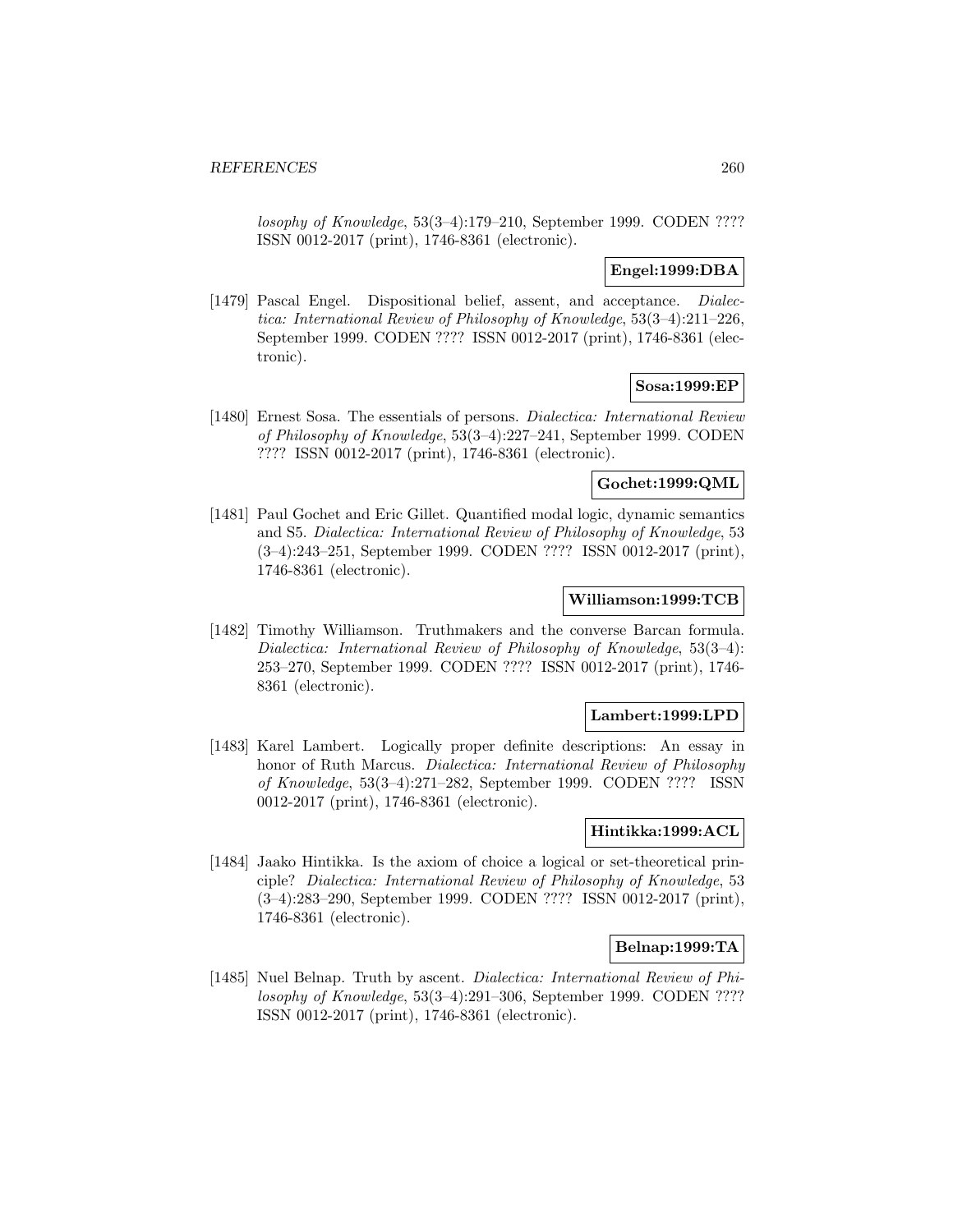*losophy of Knowledge*, 53(3–4):179–210, September 1999. CODEN ???? ISSN 0012-2017 (print), 1746-8361 (electronic).

**Engel:1999:DBA**

[1479] Pascal Engel. Dispositional belief, assent, and acceptance. *Dialectica: International Review of Philosophy of Knowledge*, 53(3–4):211–226, September 1999. CODEN ???? ISSN 0012-2017 (print), 1746-8361 (electronic).

**Sosa:1999:EP**

[1480] Ernest Sosa. The essentials of persons. *Dialectica: International Review of Philosophy of Knowledge*, 53(3–4):227–241, September 1999. CODEN ???? ISSN 0012-2017 (print), 1746-8361 (electronic).

**Gochet:1999:QML**

[1481] Paul Gochet and Eric Gillet. Quantified modal logic, dynamic semantics and S5. *Dialectica: International Review of Philosophy of Knowledge*, 53 (3–4):243–251, September 1999. CODEN ???? ISSN 0012-2017 (print), 1746-8361 (electronic).

**Williamson:1999:TCB**

[1482] Timothy Williamson. Truthmakers and the converse Barcan formula. *Dialectica: International Review of Philosophy of Knowledge*, 53(3–4): 253–270, September 1999. CODEN ???? ISSN 0012-2017 (print), 1746-8361 (electronic).

**Lambert:1999:LPD**

[1483] Karel Lambert. Logically proper definite descriptions: An essay in honor of Ruth Marcus. *Dialectica: International Review of Philosophy of Knowledge*, 53(3–4):271–282, September 1999. CODEN ???? ISSN 0012-2017 (print), 1746-8361 (electronic).

**Hintikka:1999:ACL**

[1484] Jaako Hintikka. Is the axiom of choice a logical or set-theoretical principle? *Dialectica: International Review of Philosophy of Knowledge*, 53 (3–4):283–290, September 1999. CODEN ???? ISSN 0012-2017 (print), 1746-8361 (electronic).

**Belnap:1999:TA**

[1485] Nuel Belnap. Truth by ascent. *Dialectica: International Review of Philosophy of Knowledge*, 53(3–4):291–306, September 1999. CODEN ???? ISSN 0012-2017 (print), 1746-8361 (electronic).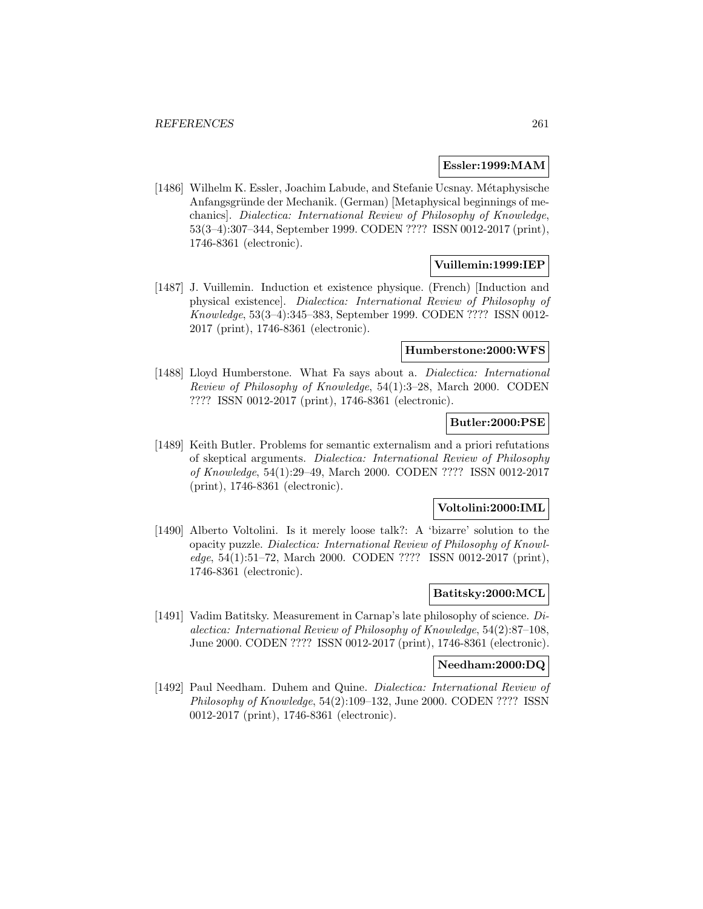**Essler:1999:MAM**

[1486] Wilhelm K. Essler, Joachim Labude, and Stefanie Ucsnay. Métaphysische Anfangsgründe der Mechanik. (German) [Metaphysical beginnings of mechanics]. *Dialectica: International Review of Philosophy of Knowledge*, 53(3–4):307–344, September 1999. CODEN ???? ISSN 0012-2017 (print), 1746-8361 (electronic).

**Vuillemin:1999:IEP**

[1487] J. Vuillemin. Induction et existence physique. (French) [Induction and physical existence]. *Dialectica: International Review of Philosophy of Knowledge*, 53(3–4):345–383, September 1999. CODEN ???? ISSN 0012-2017 (print), 1746-8361 (electronic).

**Humberstone:2000:WFS**

[1488] Lloyd Humberstone. What Fa says about a. *Dialectica: International Review of Philosophy of Knowledge*, 54(1):3–28, March 2000. CODEN ???? ISSN 0012-2017 (print), 1746-8361 (electronic).

**Butler:2000:PSE**

[1489] Keith Butler. Problems for semantic externalism and a priori refutations of skeptical arguments. *Dialectica: International Review of Philosophy of Knowledge*, 54(1):29–49, March 2000. CODEN ???? ISSN 0012-2017 (print), 1746-8361 (electronic).

**Voltolini:2000:IML**

[1490] Alberto Voltolini. Is it merely loose talk?: A 'bizarre' solution to the opacity puzzle. *Dialectica: International Review of Philosophy of Knowledge*, 54(1):51–72, March 2000. CODEN ???? ISSN 0012-2017 (print), 1746-8361 (electronic).

**Batitsky:2000:MCL**

[1491] Vadim Batitsky. Measurement in Carnap's late philosophy of science. *Dialectica: International Review of Philosophy of Knowledge*, 54(2):87–108, June 2000. CODEN ???? ISSN 0012-2017 (print), 1746-8361 (electronic).

**Needham:2000:DQ**

[1492] Paul Needham. Duhem and Quine. *Dialectica: International Review of Philosophy of Knowledge*, 54(2):109–132, June 2000. CODEN ???? ISSN 0012-2017 (print), 1746-8361 (electronic).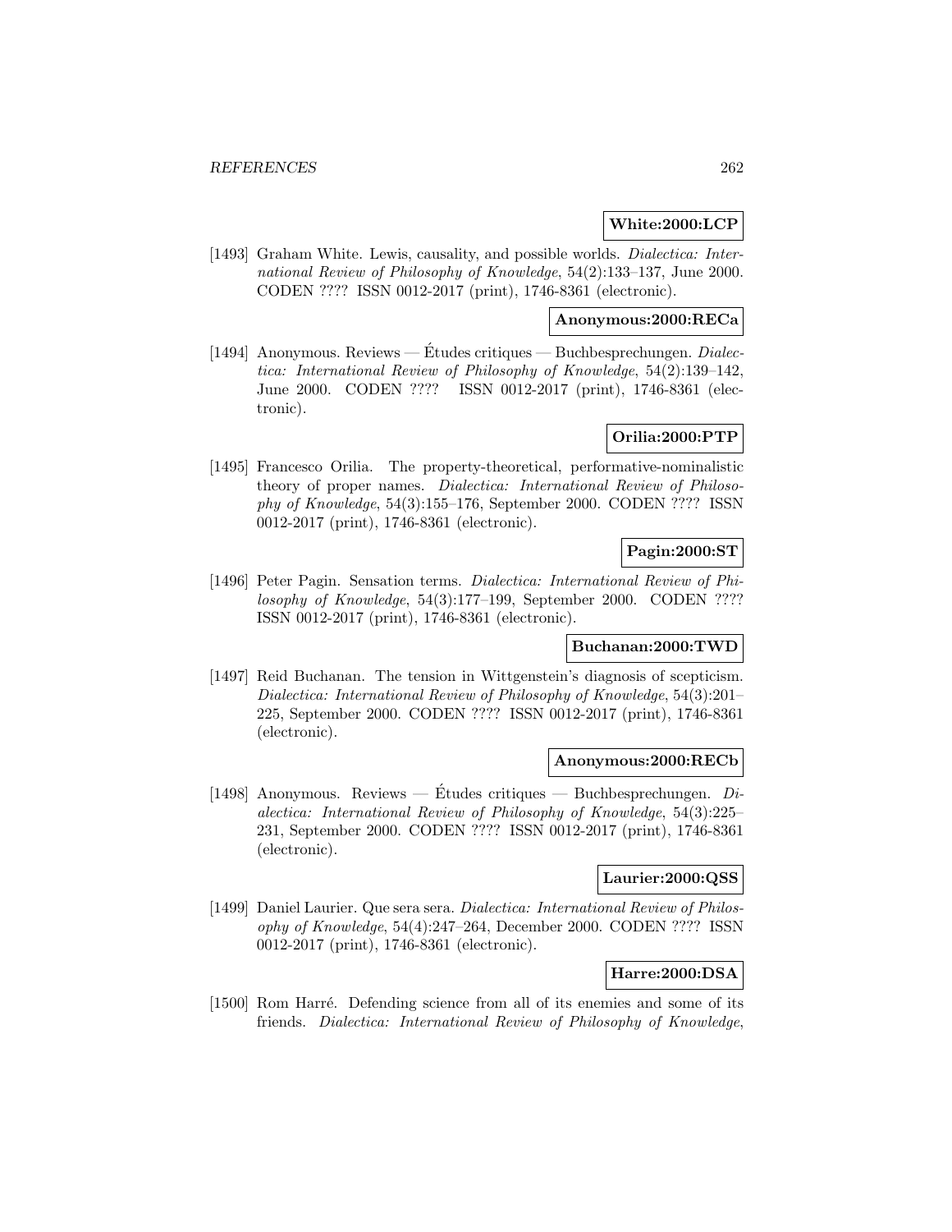**White:2000:LCP**

[1493] Graham White. Lewis, causality, and possible worlds. *Dialectica: International Review of Philosophy of Knowledge*, 54(2):133–137, June 2000. CODEN ???? ISSN 0012-2017 (print), 1746-8361 (electronic).

**Anonymous:2000:RECa**

[1494] Anonymous. Reviews — Études critiques — Buchbesprechungen. *Dialectica: International Review of Philosophy of Knowledge*, 54(2):139–142, June 2000. CODEN ???? ISSN 0012-2017 (print), 1746-8361 (electronic).

**Orilia:2000:PTP**

[1495] Francesco Orilia. The property-theoretical, performative-nominalistic theory of proper names. *Dialectica: International Review of Philosophy of Knowledge*, 54(3):155–176, September 2000. CODEN ???? ISSN 0012-2017 (print), 1746-8361 (electronic).

**Pagin:2000:ST**

[1496] Peter Pagin. Sensation terms. *Dialectica: International Review of Philosophy of Knowledge*, 54(3):177–199, September 2000. CODEN ???? ISSN 0012-2017 (print), 1746-8361 (electronic).

**Buchanan:2000:TWD**

[1497] Reid Buchanan. The tension in Wittgenstein's diagnosis of scepticism. *Dialectica: International Review of Philosophy of Knowledge*, 54(3):201–225, September 2000. CODEN ???? ISSN 0012-2017 (print), 1746-8361 (electronic).

**Anonymous:2000:RECb**

[1498] Anonymous. Reviews — Études critiques — Buchbesprechungen. *Dialectica: International Review of Philosophy of Knowledge*, 54(3):225–231, September 2000. CODEN ???? ISSN 0012-2017 (print), 1746-8361 (electronic).

**Laurier:2000:QSS**

[1499] Daniel Laurier. Que sera sera. *Dialectica: International Review of Philosophy of Knowledge*, 54(4):247–264, December 2000. CODEN ???? ISSN 0012-2017 (print), 1746-8361 (electronic).

**Harre:2000:DSA**

[1500] Rom Harré. Defending science from all of its enemies and some of its friends. *Dialectica: International Review of Philosophy of Knowledge*,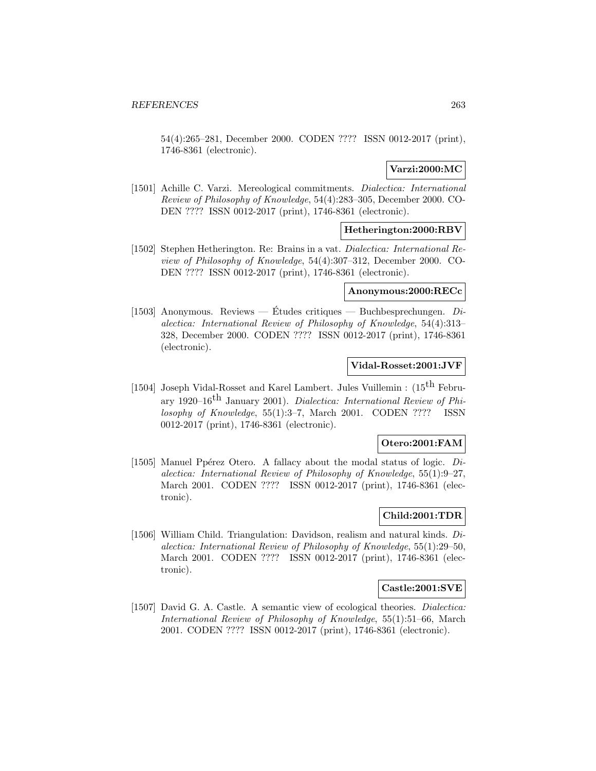54(4):265–281, December 2000. CODEN ???? ISSN 0012-2017 (print), 1746-8361 (electronic).

**Varzi:2000:MC**

[1501] Achille C. Varzi. Mereological commitments. *Dialectica: International Review of Philosophy of Knowledge*, 54(4):283–305, December 2000. CODEN ???? ISSN 0012-2017 (print), 1746-8361 (electronic).

**Hetherington:2000:RBV**

[1502] Stephen Hetherington. Re: Brains in a vat. *Dialectica: International Review of Philosophy of Knowledge*, 54(4):307–312, December 2000. CODEN ???? ISSN 0012-2017 (print), 1746-8361 (electronic).

**Anonymous:2000:RECc**

[1503] Anonymous. Reviews — Études critiques — Buchbesprechungen. *Dialectica: International Review of Philosophy of Knowledge*, 54(4):313–328, December 2000. CODEN ???? ISSN 0012-2017 (print), 1746-8361 (electronic).

**Vidal-Rosset:2001:JVF**

[1504] Joseph Vidal-Rosset and Karel Lambert. Jules Vuillemin : ($15^{\text{th}}$ February 1920–$16^{\text{th}}$ January 2001). *Dialectica: International Review of Philosophy of Knowledge*, 55(1):3–7, March 2001. CODEN ???? ISSN 0012-2017 (print), 1746-8361 (electronic).

**Otero:2001:FAM**

[1505] Manuel Ppérez Otero. A fallacy about the modal status of logic. *Dialectica: International Review of Philosophy of Knowledge*, 55(1):9–27, March 2001. CODEN ???? ISSN 0012-2017 (print), 1746-8361 (electronic).

**Child:2001:TDR**

[1506] William Child. Triangulation: Davidson, realism and natural kinds. *Dialectica: International Review of Philosophy of Knowledge*, 55(1):29–50, March 2001. CODEN ???? ISSN 0012-2017 (print), 1746-8361 (electronic).

**Castle:2001:SVE**

[1507] David G. A. Castle. A semantic view of ecological theories. *Dialectica: International Review of Philosophy of Knowledge*, 55(1):51–66, March 2001. CODEN ???? ISSN 0012-2017 (print), 1746-8361 (electronic).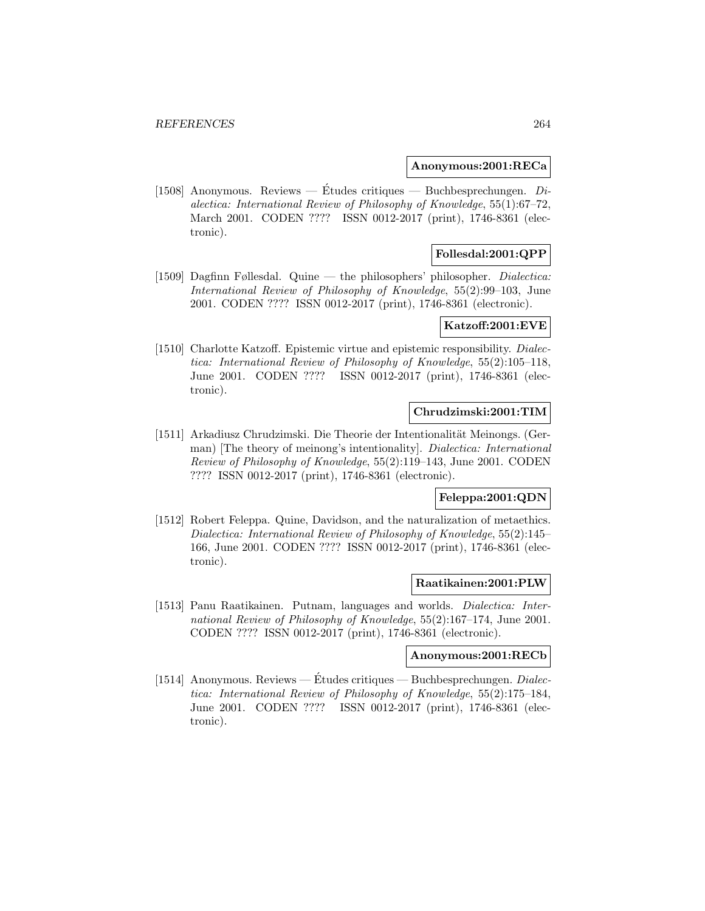**Anonymous:2001:RECa**

[1508] Anonymous. Reviews — Études critiques — Buchbesprechungen. *Dialectica: International Review of Philosophy of Knowledge*, 55(1):67–72, March 2001. CODEN ???? ISSN 0012-2017 (print), 1746-8361 (electronic).

**Follesdal:2001:QPP**

[1509] Dagfinn Føllesdal. Quine — the philosophers' philosopher. *Dialectica: International Review of Philosophy of Knowledge*, 55(2):99–103, June 2001. CODEN ???? ISSN 0012-2017 (print), 1746-8361 (electronic).

**Katzoff:2001:EVE**

[1510] Charlotte Katzoff. Epistemic virtue and epistemic responsibility. *Dialectica: International Review of Philosophy of Knowledge*, 55(2):105–118, June 2001. CODEN ???? ISSN 0012-2017 (print), 1746-8361 (electronic).

**Chrudzimski:2001:TIM**

[1511] Arkadiusz Chrudzimski. Die Theorie der Intentionalität Meinongs. (German) [The theory of meinong's intentionality]. *Dialectica: International Review of Philosophy of Knowledge*, 55(2):119–143, June 2001. CODEN ???? ISSN 0012-2017 (print), 1746-8361 (electronic).

**Feleppa:2001:QDN**

[1512] Robert Feleppa. Quine, Davidson, and the naturalization of metaethics. *Dialectica: International Review of Philosophy of Knowledge*, 55(2):145–166, June 2001. CODEN ???? ISSN 0012-2017 (print), 1746-8361 (electronic).

**Raatikainen:2001:PLW**

[1513] Panu Raatikainen. Putnam, languages and worlds. *Dialectica: International Review of Philosophy of Knowledge*, 55(2):167–174, June 2001. CODEN ???? ISSN 0012-2017 (print), 1746-8361 (electronic).

**Anonymous:2001:RECb**

[1514] Anonymous. Reviews — Études critiques — Buchbesprechungen. *Dialectica: International Review of Philosophy of Knowledge*, 55(2):175–184, June 2001. CODEN ???? ISSN 0012-2017 (print), 1746-8361 (electronic).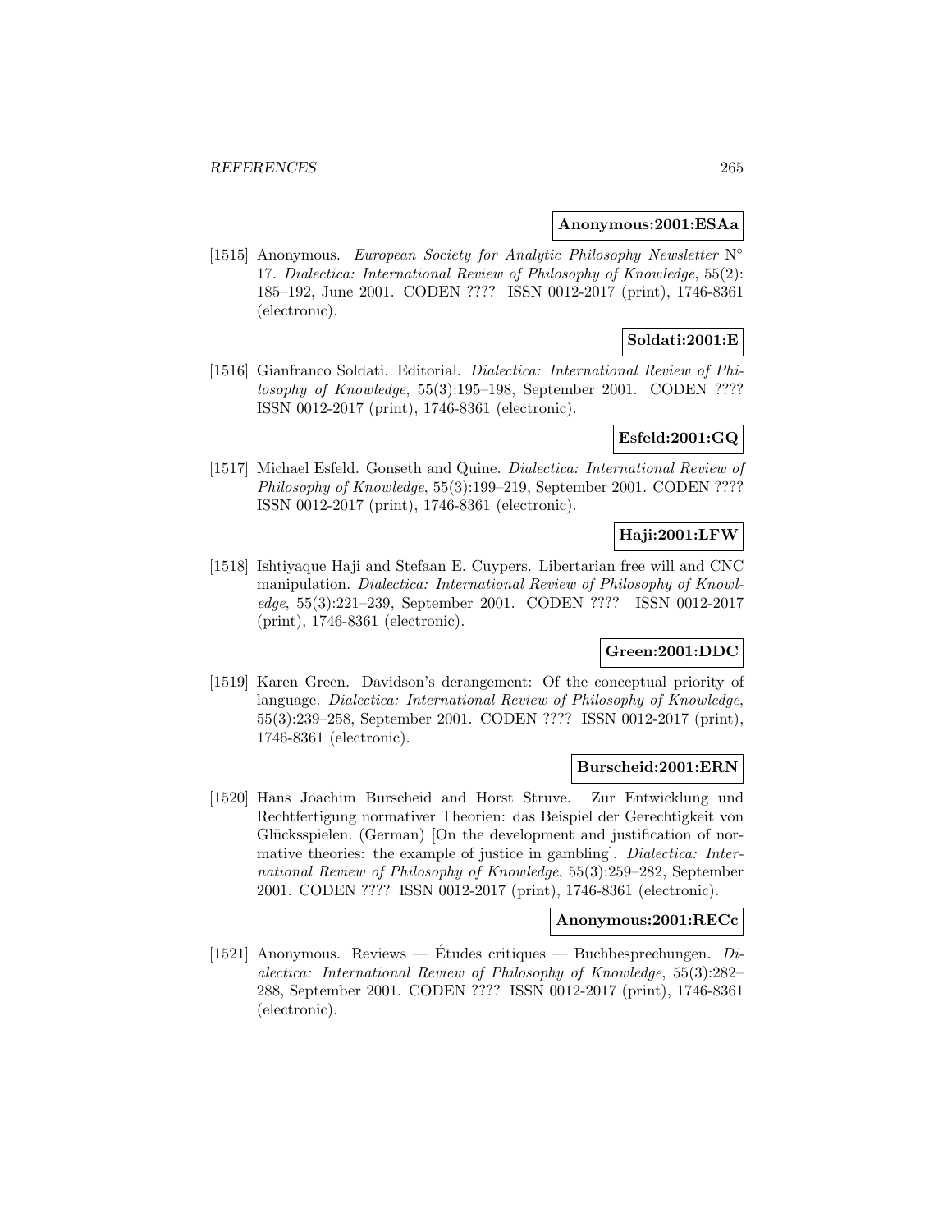**Anonymous:2001:ESAa**

[1515] Anonymous. *European Society for Analytic Philosophy Newsletter N° 17*. *Dialectica: International Review of Philosophy of Knowledge*, 55(2): 185–192, June 2001. CODEN ???? ISSN 0012-2017 (print), 1746-8361 (electronic).

**Soldati:2001:E**

[1516] Gianfranco Soldati. Editorial. *Dialectica: International Review of Philosophy of Knowledge*, 55(3):195–198, September 2001. CODEN ???? ISSN 0012-2017 (print), 1746-8361 (electronic).

**Esfeld:2001:GQ**

[1517] Michael Esfeld. Gonseth and Quine. *Dialectica: International Review of Philosophy of Knowledge*, 55(3):199–219, September 2001. CODEN ???? ISSN 0012-2017 (print), 1746-8361 (electronic).

**Haji:2001:LFW**

[1518] Ishtiyaque Haji and Stefaan E. Cuypers. Libertarian free will and CNC manipulation. *Dialectica: International Review of Philosophy of Knowledge*, 55(3):221–239, September 2001. CODEN ???? ISSN 0012-2017 (print), 1746-8361 (electronic).

**Green:2001:DDC**

[1519] Karen Green. Davidson's derangement: Of the conceptual priority of language. *Dialectica: International Review of Philosophy of Knowledge*, 55(3):239–258, September 2001. CODEN ???? ISSN 0012-2017 (print), 1746-8361 (electronic).

**Burscheid:2001:ERN**

[1520] Hans Joachim Burscheid and Horst Struve. Zur Entwicklung und Rechtfertigung normativer Theorien: das Beispiel der Gerechtigkeit von Glücksspielen. (German) [On the development and justification of normative theories: the example of justice in gambling]. *Dialectica: International Review of Philosophy of Knowledge*, 55(3):259–282, September 2001. CODEN ???? ISSN 0012-2017 (print), 1746-8361 (electronic).

**Anonymous:2001:RECc**

[1521] Anonymous. Reviews — Études critiques — Buchbesprechungen. *Dialectica: International Review of Philosophy of Knowledge*, 55(3):282–288, September 2001. CODEN ???? ISSN 0012-2017 (print), 1746-8361 (electronic).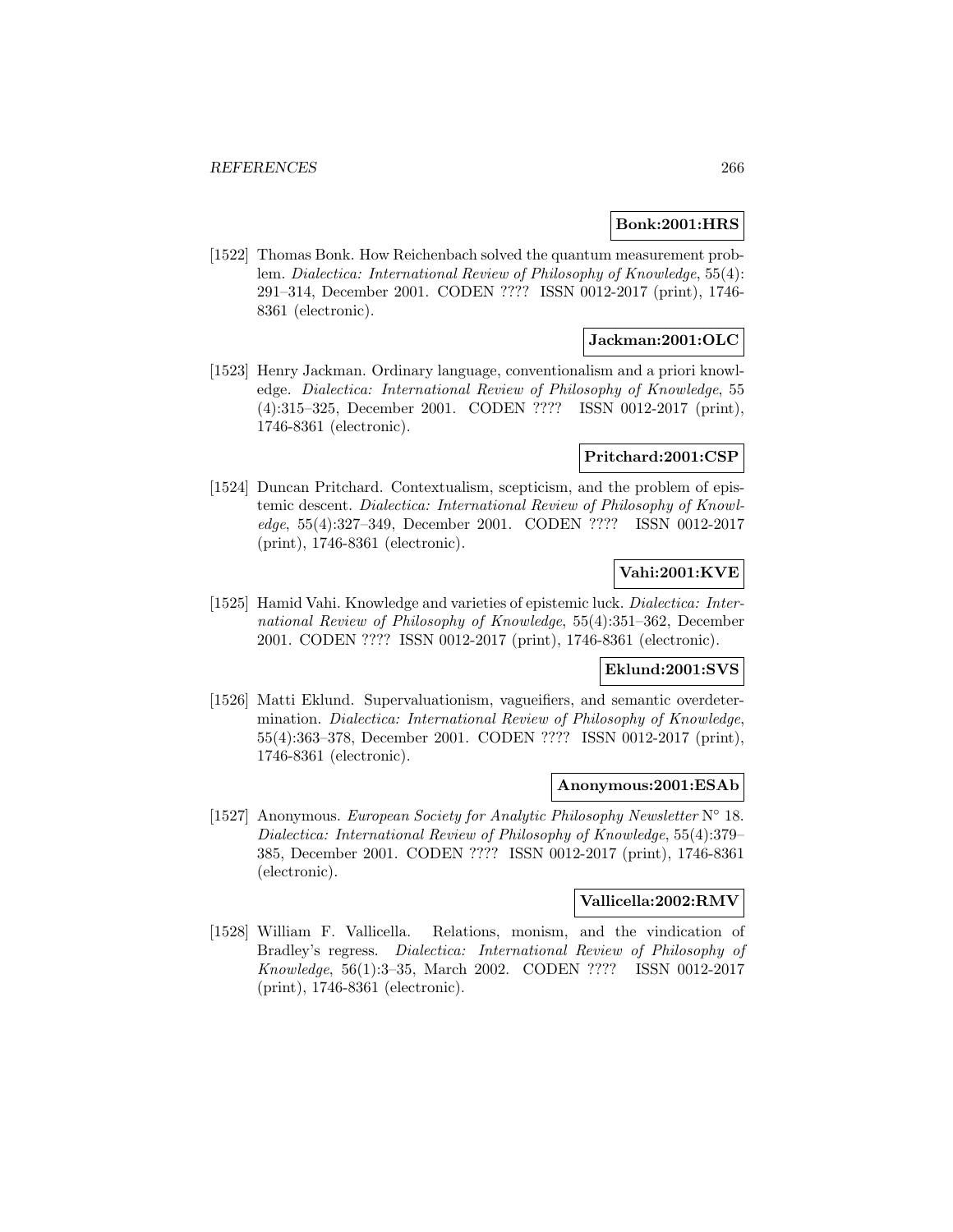**Bonk:2001:HRS**

[1522] Thomas Bonk. How Reichenbach solved the quantum measurement problem. *Dialectica: International Review of Philosophy of Knowledge*, 55(4): 291–314, December 2001. CODEN ???? ISSN 0012-2017 (print), 1746-8361 (electronic).

**Jackman:2001:OLC**

[1523] Henry Jackman. Ordinary language, conventionalism and a priori knowledge. *Dialectica: International Review of Philosophy of Knowledge*, 55 (4):315–325, December 2001. CODEN ???? ISSN 0012-2017 (print), 1746-8361 (electronic).

**Pritchard:2001:CSP**

[1524] Duncan Pritchard. Contextualism, scepticism, and the problem of epistemic descent. *Dialectica: International Review of Philosophy of Knowledge*, 55(4):327–349, December 2001. CODEN ???? ISSN 0012-2017 (print), 1746-8361 (electronic).

**Vahi:2001:KVE**

[1525] Hamid Vahi. Knowledge and varieties of epistemic luck. *Dialectica: International Review of Philosophy of Knowledge*, 55(4):351–362, December 2001. CODEN ???? ISSN 0012-2017 (print), 1746-8361 (electronic).

**Eklund:2001:SVS**

[1526] Matti Eklund. Supervaluationism, vagueifiers, and semantic overdetermination. *Dialectica: International Review of Philosophy of Knowledge*, 55(4):363–378, December 2001. CODEN ???? ISSN 0012-2017 (print), 1746-8361 (electronic).

**Anonymous:2001:ESAb**

[1527] Anonymous. *European Society for Analytic Philosophy Newsletter* N° 18. *Dialectica: International Review of Philosophy of Knowledge*, 55(4):379–385, December 2001. CODEN ???? ISSN 0012-2017 (print), 1746-8361 (electronic).

**Vallicella:2002:RMV**

[1528] William F. Vallicella. Relations, monism, and the vindication of Bradley's regress. *Dialectica: International Review of Philosophy of Knowledge*, 56(1):3–35, March 2002. CODEN ???? ISSN 0012-2017 (print), 1746-8361 (electronic).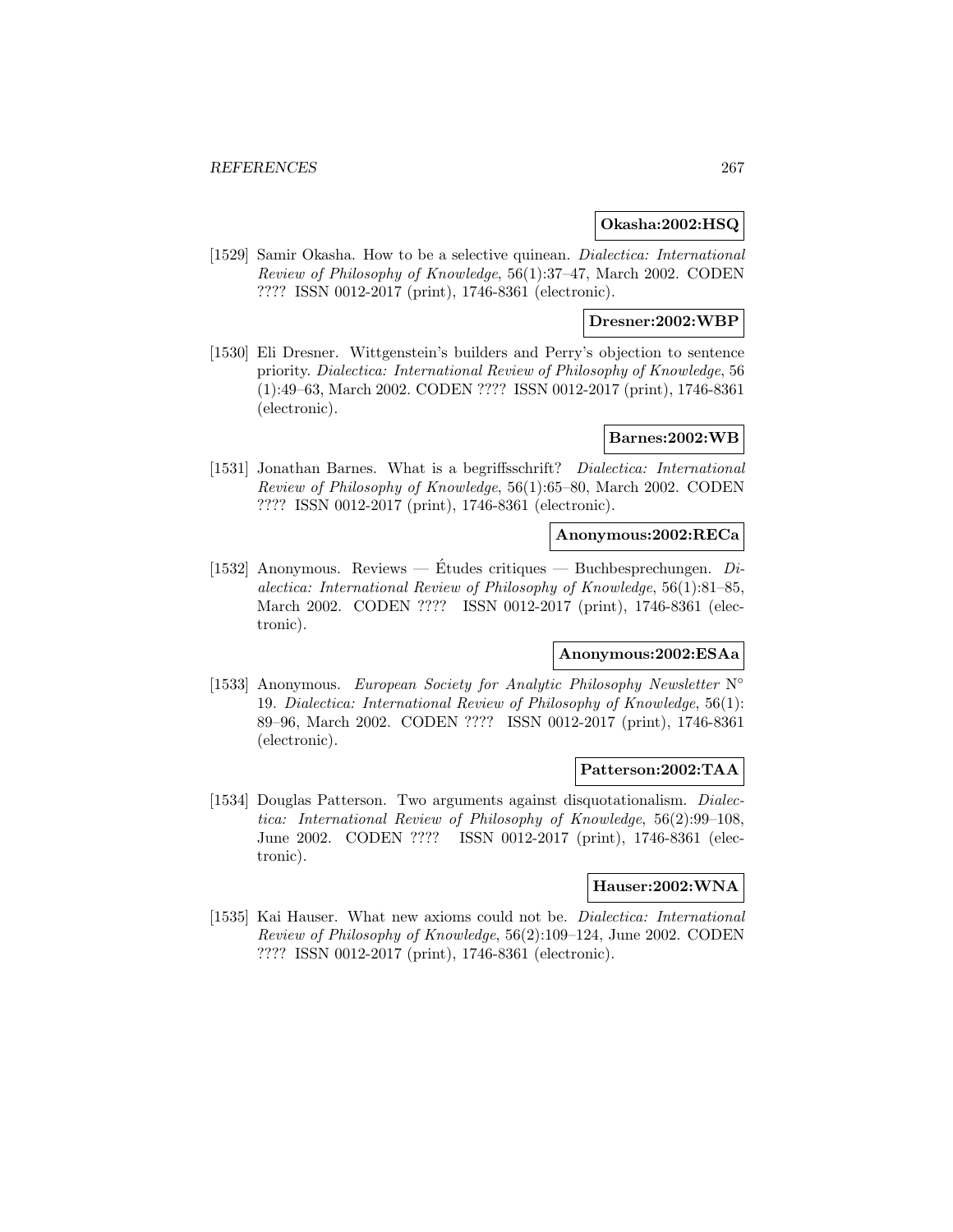**Okasha:2002:HSQ**

[1529] Samir Okasha. How to be a selective quinean. *Dialectica: International Review of Philosophy of Knowledge*, 56(1):37–47, March 2002. CODEN ???? ISSN 0012-2017 (print), 1746-8361 (electronic).

**Dresner:2002:WBP**

[1530] Eli Dresner. Wittgenstein's builders and Perry's objection to sentence priority. *Dialectica: International Review of Philosophy of Knowledge*, 56 (1):49–63, March 2002. CODEN ???? ISSN 0012-2017 (print), 1746-8361 (electronic).

**Barnes:2002:WB**

[1531] Jonathan Barnes. What is a begriffsschrift? *Dialectica: International Review of Philosophy of Knowledge*, 56(1):65–80, March 2002. CODEN ???? ISSN 0012-2017 (print), 1746-8361 (electronic).

**Anonymous:2002:RECa**

[1532] Anonymous. Reviews — Études critiques — Buchbesprechungen. *Dialectica: International Review of Philosophy of Knowledge*, 56(1):81–85, March 2002. CODEN ???? ISSN 0012-2017 (print), 1746-8361 (electronic).

**Anonymous:2002:ESAa**

[1533] Anonymous. *European Society for Analytic Philosophy Newsletter* N° 19. *Dialectica: International Review of Philosophy of Knowledge*, 56(1): 89–96, March 2002. CODEN ???? ISSN 0012-2017 (print), 1746-8361 (electronic).

**Patterson:2002:TAA**

[1534] Douglas Patterson. Two arguments against disquotationalism. *Dialectica: International Review of Philosophy of Knowledge*, 56(2):99–108, June 2002. CODEN ???? ISSN 0012-2017 (print), 1746-8361 (electronic).

**Hauser:2002:WNA**

[1535] Kai Hauser. What new axioms could not be. *Dialectica: International Review of Philosophy of Knowledge*, 56(2):109–124, June 2002. CODEN ???? ISSN 0012-2017 (print), 1746-8361 (electronic).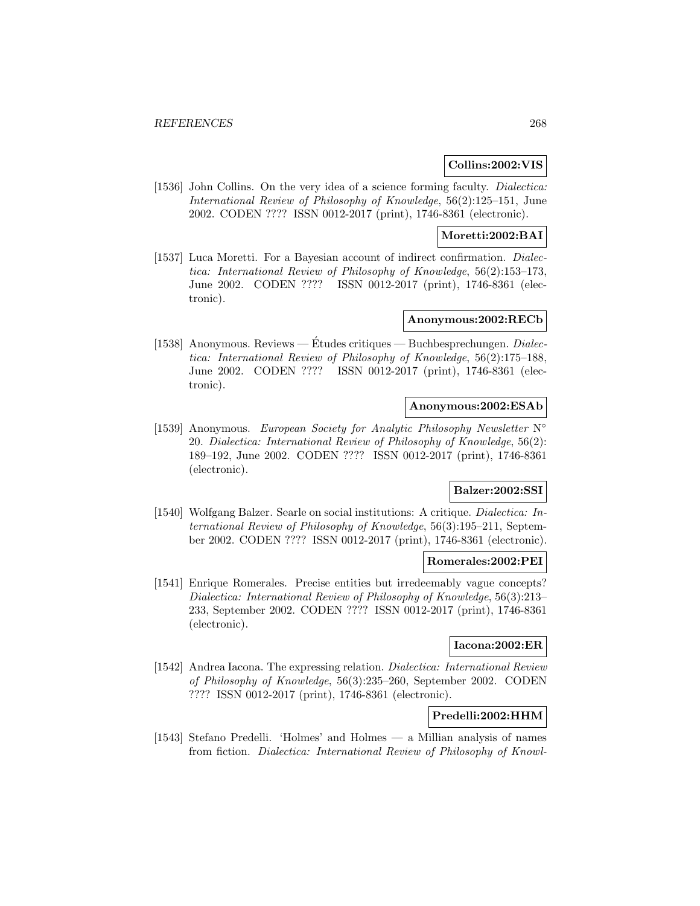**Collins:2002:VIS**

[1536] John Collins. On the very idea of a science forming faculty. *Dialectica: International Review of Philosophy of Knowledge*, 56(2):125–151, June 2002. CODEN ???? ISSN 0012-2017 (print), 1746-8361 (electronic).

**Moretti:2002:BAI**

[1537] Luca Moretti. For a Bayesian account of indirect confirmation. *Dialectica: International Review of Philosophy of Knowledge*, 56(2):153–173, June 2002. CODEN ???? ISSN 0012-2017 (print), 1746-8361 (electronic).

**Anonymous:2002:RECb**

[1538] Anonymous. Reviews — Études critiques — Buchbesprechungen. *Dialectica: International Review of Philosophy of Knowledge*, 56(2):175–188, June 2002. CODEN ???? ISSN 0012-2017 (print), 1746-8361 (electronic).

**Anonymous:2002:ESAb**

[1539] Anonymous. *European Society for Analytic Philosophy Newsletter* N° 20. *Dialectica: International Review of Philosophy of Knowledge*, 56(2): 189–192, June 2002. CODEN ???? ISSN 0012-2017 (print), 1746-8361 (electronic).

**Balzer:2002:SSI**

[1540] Wolfgang Balzer. Searle on social institutions: A critique. *Dialectica: International Review of Philosophy of Knowledge*, 56(3):195–211, September 2002. CODEN ???? ISSN 0012-2017 (print), 1746-8361 (electronic).

**Romerales:2002:PEI**

[1541] Enrique Romerales. Precise entities but irredeemably vague concepts? *Dialectica: International Review of Philosophy of Knowledge*, 56(3):213–233, September 2002. CODEN ???? ISSN 0012-2017 (print), 1746-8361 (electronic).

**Iacona:2002:ER**

[1542] Andrea Iacona. The expressing relation. *Dialectica: International Review of Philosophy of Knowledge*, 56(3):235–260, September 2002. CODEN ???? ISSN 0012-2017 (print), 1746-8361 (electronic).

**Predelli:2002:HHM**

[1543] Stefano Predelli. 'Holmes' and Holmes — a Millian analysis of names from fiction. *Dialectica: International Review of Philosophy of Knowl-*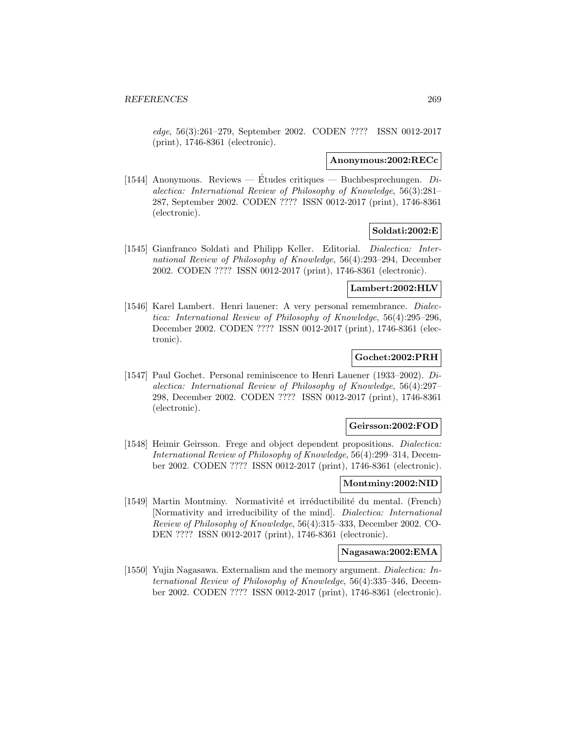*edge*, 56(3):261–279, September 2002. CODEN ???? ISSN 0012-2017 (print), 1746-8361 (electronic).

**Anonymous:2002:RECc**

[1544] Anonymous. Reviews — Études critiques — Buchbesprechungen. *Dialectica: International Review of Philosophy of Knowledge*, 56(3):281–287, September 2002. CODEN ???? ISSN 0012-2017 (print), 1746-8361 (electronic).

**Soldati:2002:E**

[1545] Gianfranco Soldati and Philipp Keller. Editorial. *Dialectica: International Review of Philosophy of Knowledge*, 56(4):293–294, December 2002. CODEN ???? ISSN 0012-2017 (print), 1746-8361 (electronic).

**Lambert:2002:HLV**

[1546] Karel Lambert. Henri lauener: A very personal remembrance. *Dialectica: International Review of Philosophy of Knowledge*, 56(4):295–296, December 2002. CODEN ???? ISSN 0012-2017 (print), 1746-8361 (electronic).

**Gochet:2002:PRH**

[1547] Paul Gochet. Personal reminiscence to Henri Lauener (1933–2002). *Dialectica: International Review of Philosophy of Knowledge*, 56(4):297–298, December 2002. CODEN ???? ISSN 0012-2017 (print), 1746-8361 (electronic).

**Geirsson:2002:FOD**

[1548] Heimir Geirsson. Frege and object dependent propositions. *Dialectica: International Review of Philosophy of Knowledge*, 56(4):299–314, December 2002. CODEN ???? ISSN 0012-2017 (print), 1746-8361 (electronic).

**Montminy:2002:NID**

[1549] Martin Montminy. Normativité et irréductibilité du mental. (French) [Normativity and irreducibility of the mind]. *Dialectica: International Review of Philosophy of Knowledge*, 56(4):315–333, December 2002. CODEN ???? ISSN 0012-2017 (print), 1746-8361 (electronic).

**Nagasawa:2002:EMA**

[1550] Yujin Nagasawa. Externalism and the memory argument. *Dialectica: International Review of Philosophy of Knowledge*, 56(4):335–346, December 2002. CODEN ???? ISSN 0012-2017 (print), 1746-8361 (electronic).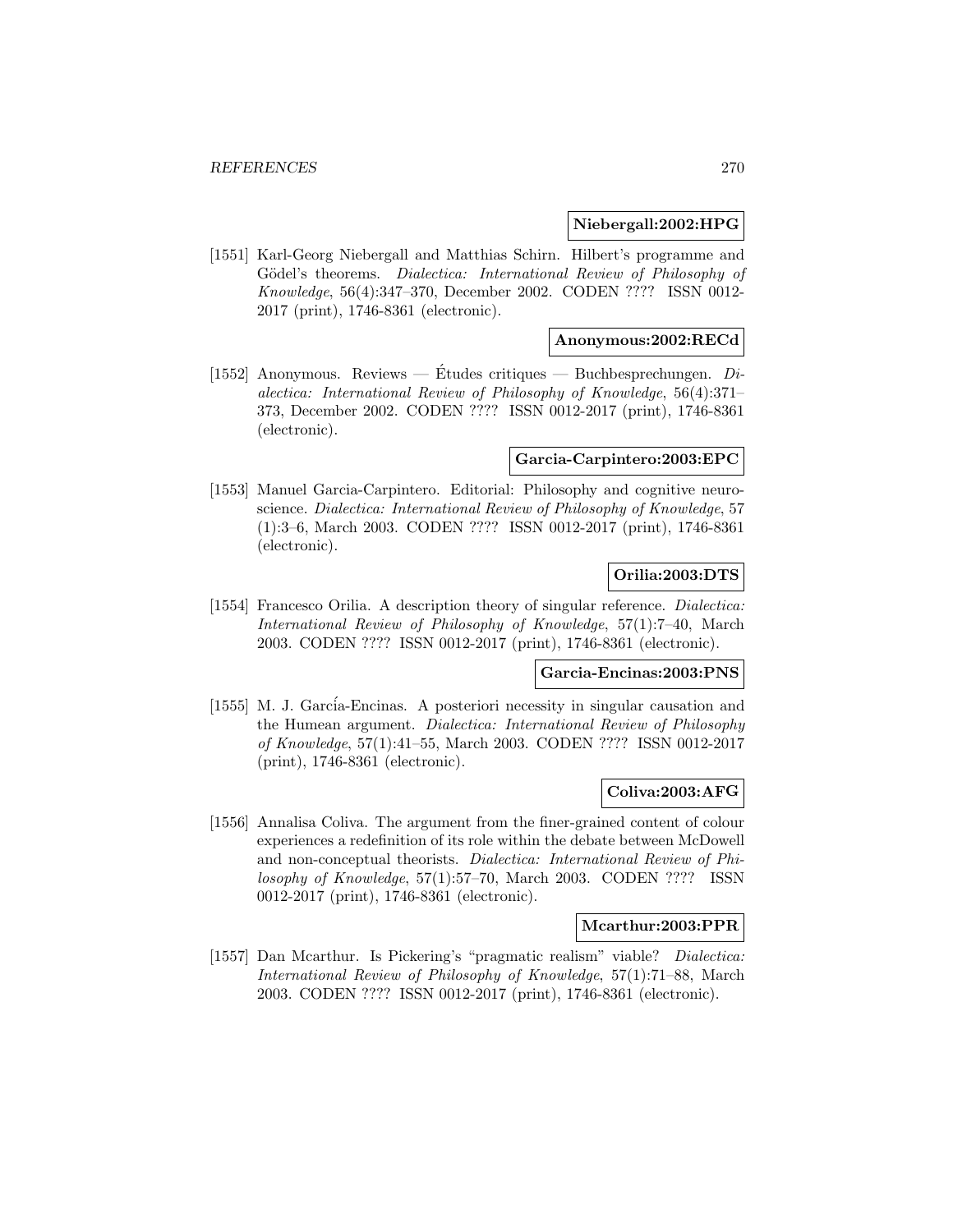**Niebergall:2002:HPG**

[1551] Karl-Georg Niebergall and Matthias Schirn. Hilbert's programme and Gödel's theorems. *Dialectica: International Review of Philosophy of Knowledge*, 56(4):347–370, December 2002. CODEN ???? ISSN 0012-2017 (print), 1746-8361 (electronic).

**Anonymous:2002:RECd**

[1552] Anonymous. Reviews — Études critiques — Buchbesprechungen. *Dialectica: International Review of Philosophy of Knowledge*, 56(4):371–373, December 2002. CODEN ???? ISSN 0012-2017 (print), 1746-8361 (electronic).

**Garcia-Carpintero:2003:EPC**

[1553] Manuel Garcia-Carpintero. Editorial: Philosophy and cognitive neuroscience. *Dialectica: International Review of Philosophy of Knowledge*, 57 (1):3–6, March 2003. CODEN ???? ISSN 0012-2017 (print), 1746-8361 (electronic).

**Orilia:2003:DTS**

[1554] Francesco Orilia. A description theory of singular reference. *Dialectica: International Review of Philosophy of Knowledge*, 57(1):7–40, March 2003. CODEN ???? ISSN 0012-2017 (print), 1746-8361 (electronic).

**Garcia-Encinas:2003:PNS**

[1555] M. J. García-Encinas. A posteriori necessity in singular causation and the Humean argument. *Dialectica: International Review of Philosophy of Knowledge*, 57(1):41–55, March 2003. CODEN ???? ISSN 0012-2017 (print), 1746-8361 (electronic).

**Coliva:2003:AFG**

[1556] Annalisa Coliva. The argument from the finer-grained content of colour experiences a redefinition of its role within the debate between McDowell and non-conceptual theorists. *Dialectica: International Review of Philosophy of Knowledge*, 57(1):57–70, March 2003. CODEN ???? ISSN 0012-2017 (print), 1746-8361 (electronic).

**Mcarthur:2003:PPR**

[1557] Dan Mcarthur. Is Pickering's "pragmatic realism" viable? *Dialectica: International Review of Philosophy of Knowledge*, 57(1):71–88, March 2003. CODEN ???? ISSN 0012-2017 (print), 1746-8361 (electronic).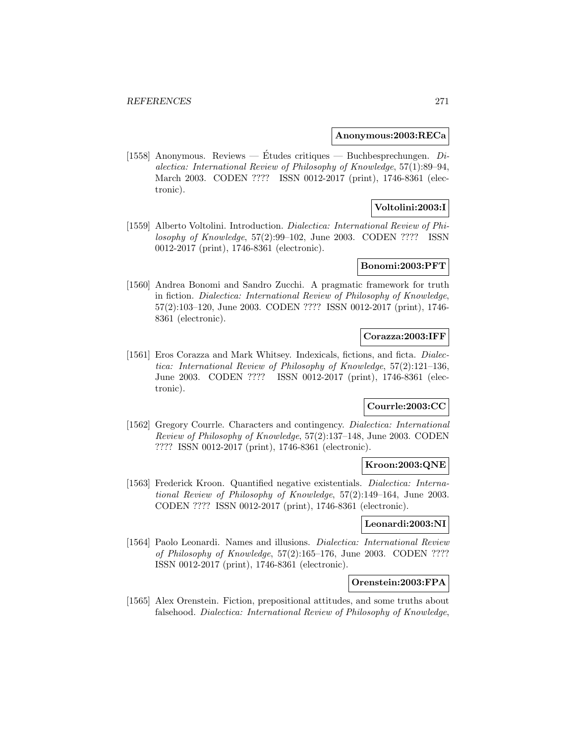**Anonymous:2003:RECa**

[1558] Anonymous. Reviews — Études critiques — Buchbesprechungen. *Dialectica: International Review of Philosophy of Knowledge*, 57(1):89–94, March 2003. CODEN ???? ISSN 0012-2017 (print), 1746-8361 (electronic).

**Voltolini:2003:I**

[1559] Alberto Voltolini. Introduction. *Dialectica: International Review of Philosophy of Knowledge*, 57(2):99–102, June 2003. CODEN ???? ISSN 0012-2017 (print), 1746-8361 (electronic).

**Bonomi:2003:PFT**

[1560] Andrea Bonomi and Sandro Zucchi. A pragmatic framework for truth in fiction. *Dialectica: International Review of Philosophy of Knowledge*, 57(2):103–120, June 2003. CODEN ???? ISSN 0012-2017 (print), 1746-8361 (electronic).

**Corazza:2003:IFF**

[1561] Eros Corazza and Mark Whitsey. Indexicals, fictions, and ficta. *Dialectica: International Review of Philosophy of Knowledge*, 57(2):121–136, June 2003. CODEN ???? ISSN 0012-2017 (print), 1746-8361 (electronic).

**Courrle:2003:CC**

[1562] Gregory Courrle. Characters and contingency. *Dialectica: International Review of Philosophy of Knowledge*, 57(2):137–148, June 2003. CODEN ???? ISSN 0012-2017 (print), 1746-8361 (electronic).

**Kroon:2003:QNE**

[1563] Frederick Kroon. Quantified negative existentials. *Dialectica: International Review of Philosophy of Knowledge*, 57(2):149–164, June 2003. CODEN ???? ISSN 0012-2017 (print), 1746-8361 (electronic).

**Leonardi:2003:NI**

[1564] Paolo Leonardi. Names and illusions. *Dialectica: International Review of Philosophy of Knowledge*, 57(2):165–176, June 2003. CODEN ???? ISSN 0012-2017 (print), 1746-8361 (electronic).

**Orenstein:2003:FPA**

[1565] Alex Orenstein. Fiction, prepositional attitudes, and some truths about falsehood. *Dialectica: International Review of Philosophy of Knowledge*,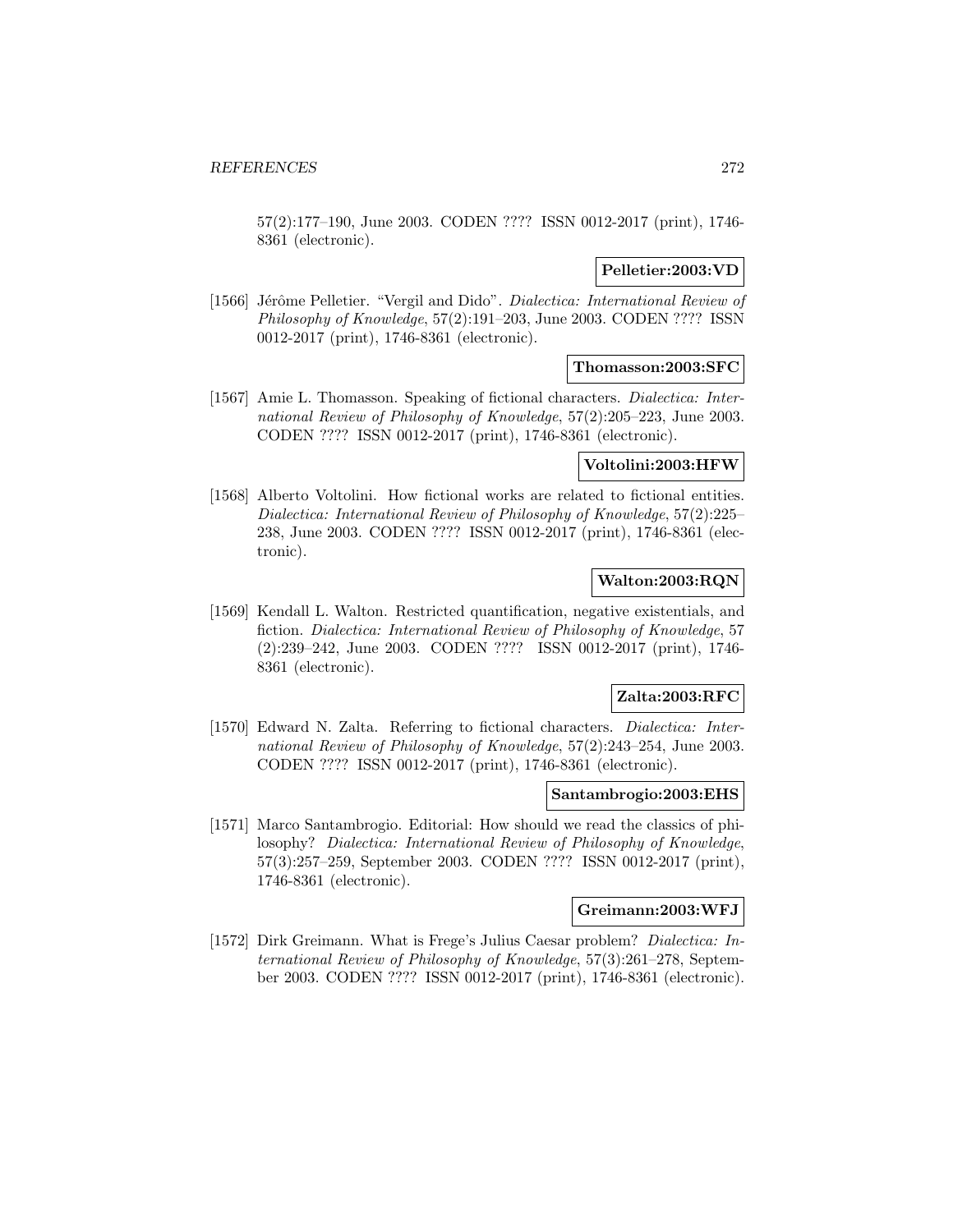57(2):177–190, June 2003. CODEN ???? ISSN 0012-2017 (print), 1746-8361 (electronic).

**Pelletier:2003:VD**

[1566] Jérôme Pelletier. "Vergil and Dido". *Dialectica: International Review of Philosophy of Knowledge*, 57(2):191–203, June 2003. CODEN ???? ISSN 0012-2017 (print), 1746-8361 (electronic).

**Thomasson:2003:SFC**

[1567] Amie L. Thomasson. Speaking of fictional characters. *Dialectica: International Review of Philosophy of Knowledge*, 57(2):205–223, June 2003. CODEN ???? ISSN 0012-2017 (print), 1746-8361 (electronic).

**Voltolini:2003:HFW**

[1568] Alberto Voltolini. How fictional works are related to fictional entities. *Dialectica: International Review of Philosophy of Knowledge*, 57(2):225–238, June 2003. CODEN ???? ISSN 0012-2017 (print), 1746-8361 (electronic).

**Walton:2003:RQN**

[1569] Kendall L. Walton. Restricted quantification, negative existentials, and fiction. *Dialectica: International Review of Philosophy of Knowledge*, 57 (2):239–242, June 2003. CODEN ???? ISSN 0012-2017 (print), 1746-8361 (electronic).

**Zalta:2003:RFC**

[1570] Edward N. Zalta. Referring to fictional characters. *Dialectica: International Review of Philosophy of Knowledge*, 57(2):243–254, June 2003. CODEN ???? ISSN 0012-2017 (print), 1746-8361 (electronic).

**Santambrogio:2003:EHS**

[1571] Marco Santambrogio. Editorial: How should we read the classics of philosophy? *Dialectica: International Review of Philosophy of Knowledge*, 57(3):257–259, September 2003. CODEN ???? ISSN 0012-2017 (print), 1746-8361 (electronic).

**Greimann:2003:WFJ**

[1572] Dirk Greimann. What is Frege's Julius Caesar problem? *Dialectica: International Review of Philosophy of Knowledge*, 57(3):261–278, September 2003. CODEN ???? ISSN 0012-2017 (print), 1746-8361 (electronic).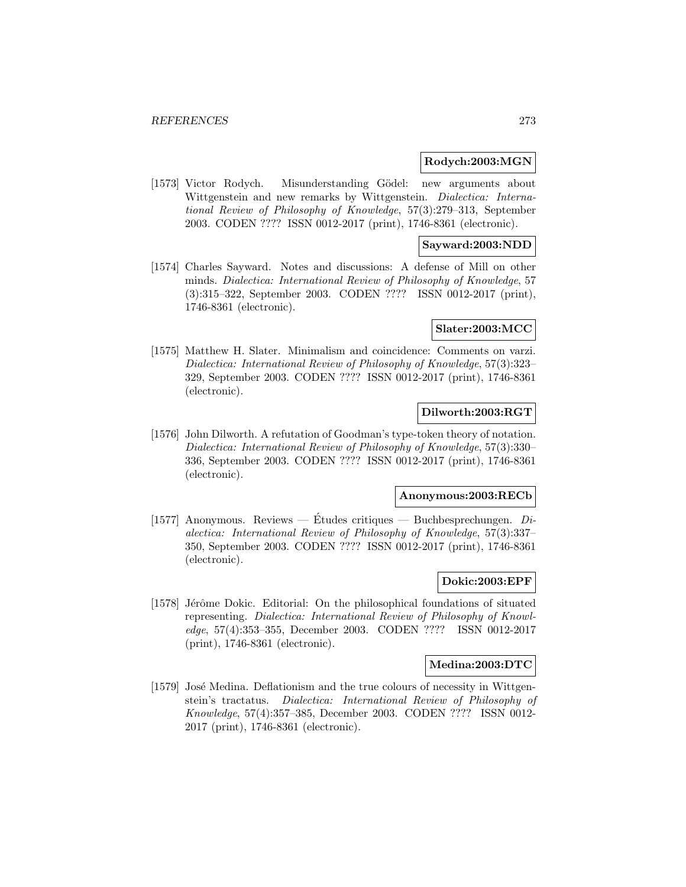**Rodych:2003:MGN**

[1573] Victor Rodych. Misunderstanding Gödel: new arguments about Wittgenstein and new remarks by Wittgenstein. *Dialectica: International Review of Philosophy of Knowledge*, 57(3):279–313, September 2003. CODEN ???? ISSN 0012-2017 (print), 1746-8361 (electronic).

**Sayward:2003:NDD**

[1574] Charles Sayward. Notes and discussions: A defense of Mill on other minds. *Dialectica: International Review of Philosophy of Knowledge*, 57 (3):315–322, September 2003. CODEN ???? ISSN 0012-2017 (print), 1746-8361 (electronic).

**Slater:2003:MCC**

[1575] Matthew H. Slater. Minimalism and coincidence: Comments on varzi. *Dialectica: International Review of Philosophy of Knowledge*, 57(3):323–329, September 2003. CODEN ???? ISSN 0012-2017 (print), 1746-8361 (electronic).

**Dilworth:2003:RGT**

[1576] John Dilworth. A refutation of Goodman's type-token theory of notation. *Dialectica: International Review of Philosophy of Knowledge*, 57(3):330–336, September 2003. CODEN ???? ISSN 0012-2017 (print), 1746-8361 (electronic).

**Anonymous:2003:RECb**

[1577] Anonymous. Reviews — Études critiques — Buchbesprechungen. *Dialectica: International Review of Philosophy of Knowledge*, 57(3):337–350, September 2003. CODEN ???? ISSN 0012-2017 (print), 1746-8361 (electronic).

**Dokic:2003:EPF**

[1578] Jérôme Dokic. Editorial: On the philosophical foundations of situated representing. *Dialectica: International Review of Philosophy of Knowledge*, 57(4):353–355, December 2003. CODEN ???? ISSN 0012-2017 (print), 1746-8361 (electronic).

**Medina:2003:DTC**

[1579] José Medina. Deflationism and the true colours of necessity in Wittgenstein's tractatus. *Dialectica: International Review of Philosophy of Knowledge*, 57(4):357–385, December 2003. CODEN ???? ISSN 0012-2017 (print), 1746-8361 (electronic).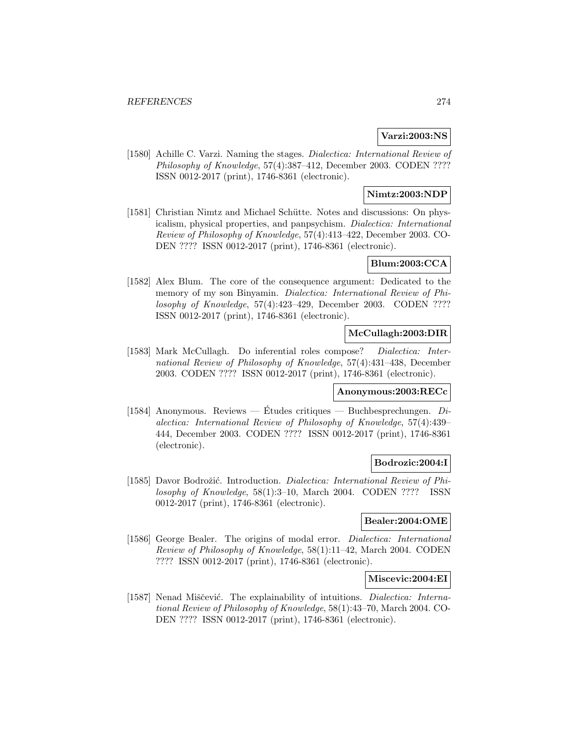**Varzi:2003:NS**

[1580] Achille C. Varzi. Naming the stages. *Dialectica: International Review of Philosophy of Knowledge*, 57(4):387–412, December 2003. CODEN ???? ISSN 0012-2017 (print), 1746-8361 (electronic).

**Nimtz:2003:NDP**

[1581] Christian Nimtz and Michael Schütte. Notes and discussions: On physicalism, physical properties, and panpsychism. *Dialectica: International Review of Philosophy of Knowledge*, 57(4):413–422, December 2003. CODEN ???? ISSN 0012-2017 (print), 1746-8361 (electronic).

**Blum:2003:CCA**

[1582] Alex Blum. The core of the consequence argument: Dedicated to the memory of my son Binyamin. *Dialectica: International Review of Philosophy of Knowledge*, 57(4):423–429, December 2003. CODEN ???? ISSN 0012-2017 (print), 1746-8361 (electronic).

**McCullagh:2003:DIR**

[1583] Mark McCullagh. Do inferential roles compose? *Dialectica: International Review of Philosophy of Knowledge*, 57(4):431–438, December 2003. CODEN ???? ISSN 0012-2017 (print), 1746-8361 (electronic).

**Anonymous:2003:RECc**

[1584] Anonymous. Reviews — Études critiques — Buchbesprechungen. *Dialectica: International Review of Philosophy of Knowledge*, 57(4):439–444, December 2003. CODEN ???? ISSN 0012-2017 (print), 1746-8361 (electronic).

**Bodrozic:2004:I**

[1585] Davor Bodrožić. Introduction. *Dialectica: International Review of Philosophy of Knowledge*, 58(1):3–10, March 2004. CODEN ???? ISSN 0012-2017 (print), 1746-8361 (electronic).

**Bealer:2004:OME**

[1586] George Bealer. The origins of modal error. *Dialectica: International Review of Philosophy of Knowledge*, 58(1):11–42, March 2004. CODEN ???? ISSN 0012-2017 (print), 1746-8361 (electronic).

**Miscevic:2004:EI**

[1587] Nenad Miščević. The explainability of intuitions. *Dialectica: International Review of Philosophy of Knowledge*, 58(1):43–70, March 2004. CODEN ???? ISSN 0012-2017 (print), 1746-8361 (electronic).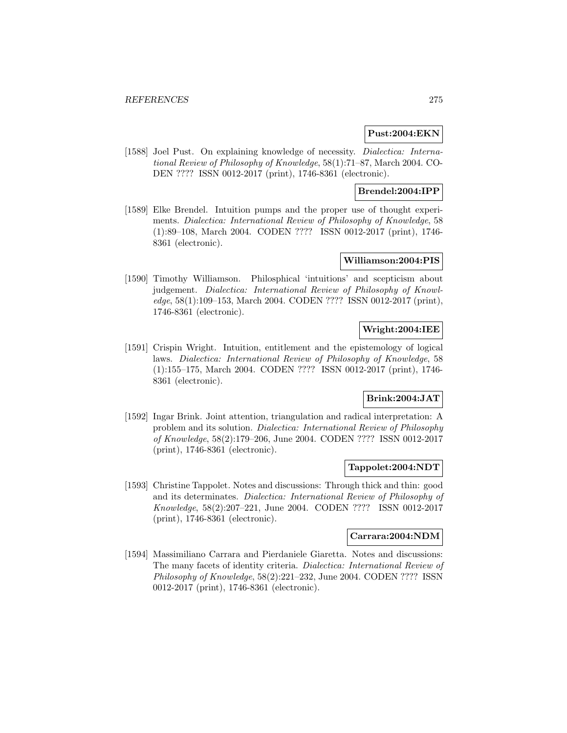**Pust:2004:EKN**

[1588] Joel Pust. On explaining knowledge of necessity. *Dialectica: International Review of Philosophy of Knowledge*, 58(1):71–87, March 2004. CODEN ???? ISSN 0012-2017 (print), 1746-8361 (electronic).

**Brendel:2004:IPP**

[1589] Elke Brendel. Intuition pumps and the proper use of thought experiments. *Dialectica: International Review of Philosophy of Knowledge*, 58 (1):89–108, March 2004. CODEN ???? ISSN 0012-2017 (print), 1746-8361 (electronic).

**Williamson:2004:PIS**

[1590] Timothy Williamson. Philosphical 'intuitions' and scepticism about judgement. *Dialectica: International Review of Philosophy of Knowledge*, 58(1):109–153, March 2004. CODEN ???? ISSN 0012-2017 (print), 1746-8361 (electronic).

**Wright:2004:IEE**

[1591] Crispin Wright. Intuition, entitlement and the epistemology of logical laws. *Dialectica: International Review of Philosophy of Knowledge*, 58 (1):155–175, March 2004. CODEN ???? ISSN 0012-2017 (print), 1746-8361 (electronic).

**Brink:2004:JAT**

[1592] Ingar Brink. Joint attention, triangulation and radical interpretation: A problem and its solution. *Dialectica: International Review of Philosophy of Knowledge*, 58(2):179–206, June 2004. CODEN ???? ISSN 0012-2017 (print), 1746-8361 (electronic).

**Tappolet:2004:NDT**

[1593] Christine Tappolet. Notes and discussions: Through thick and thin: good and its determinates. *Dialectica: International Review of Philosophy of Knowledge*, 58(2):207–221, June 2004. CODEN ???? ISSN 0012-2017 (print), 1746-8361 (electronic).

**Carrara:2004:NDM**

[1594] Massimiliano Carrara and Pierdaniele Giaretta. Notes and discussions: The many facets of identity criteria. *Dialectica: International Review of Philosophy of Knowledge*, 58(2):221–232, June 2004. CODEN ???? ISSN 0012-2017 (print), 1746-8361 (electronic).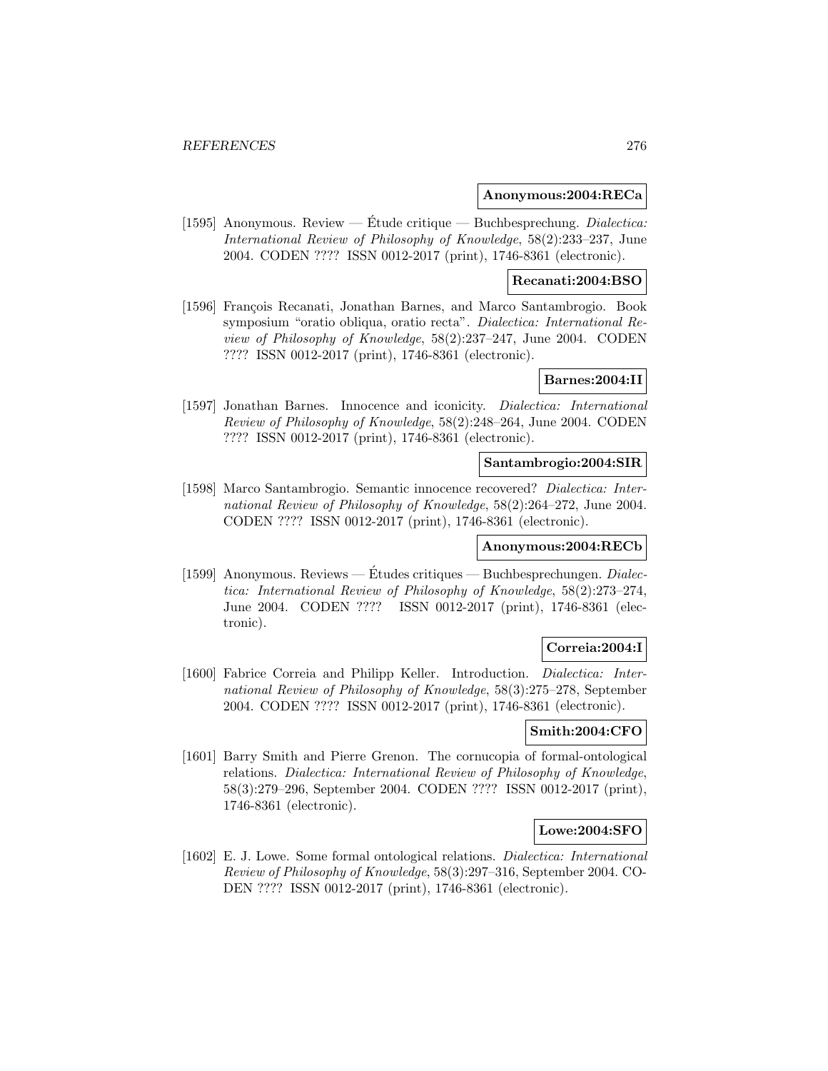**Anonymous:2004:RECa**

[1595] Anonymous. Review — Étude critique — Buchbesprechung. *Dialectica: International Review of Philosophy of Knowledge*, 58(2):233–237, June 2004. CODEN ???? ISSN 0012-2017 (print), 1746-8361 (electronic).

**Recanati:2004:BSO**

[1596] François Recanati, Jonathan Barnes, and Marco Santambrogio. Book symposium "oratio obliqua, oratio recta". *Dialectica: International Review of Philosophy of Knowledge*, 58(2):237–247, June 2004. CODEN ???? ISSN 0012-2017 (print), 1746-8361 (electronic).

**Barnes:2004:II**

[1597] Jonathan Barnes. Innocence and iconicity. *Dialectica: International Review of Philosophy of Knowledge*, 58(2):248–264, June 2004. CODEN ???? ISSN 0012-2017 (print), 1746-8361 (electronic).

**Santambrogio:2004:SIR**

[1598] Marco Santambrogio. Semantic innocence recovered? *Dialectica: International Review of Philosophy of Knowledge*, 58(2):264–272, June 2004. CODEN ???? ISSN 0012-2017 (print), 1746-8361 (electronic).

**Anonymous:2004:RECb**

[1599] Anonymous. Reviews — Études critiques — Buchbesprechungen. *Dialectica: International Review of Philosophy of Knowledge*, 58(2):273–274, June 2004. CODEN ???? ISSN 0012-2017 (print), 1746-8361 (electronic).

**Correia:2004:I**

[1600] Fabrice Correia and Philipp Keller. Introduction. *Dialectica: International Review of Philosophy of Knowledge*, 58(3):275–278, September 2004. CODEN ???? ISSN 0012-2017 (print), 1746-8361 (electronic).

**Smith:2004:CFO**

[1601] Barry Smith and Pierre Grenon. The cornucopia of formal-ontological relations. *Dialectica: International Review of Philosophy of Knowledge*, 58(3):279–296, September 2004. CODEN ???? ISSN 0012-2017 (print), 1746-8361 (electronic).

**Lowe:2004:SFO**

[1602] E. J. Lowe. Some formal ontological relations. *Dialectica: International Review of Philosophy of Knowledge*, 58(3):297–316, September 2004. CODEN ???? ISSN 0012-2017 (print), 1746-8361 (electronic).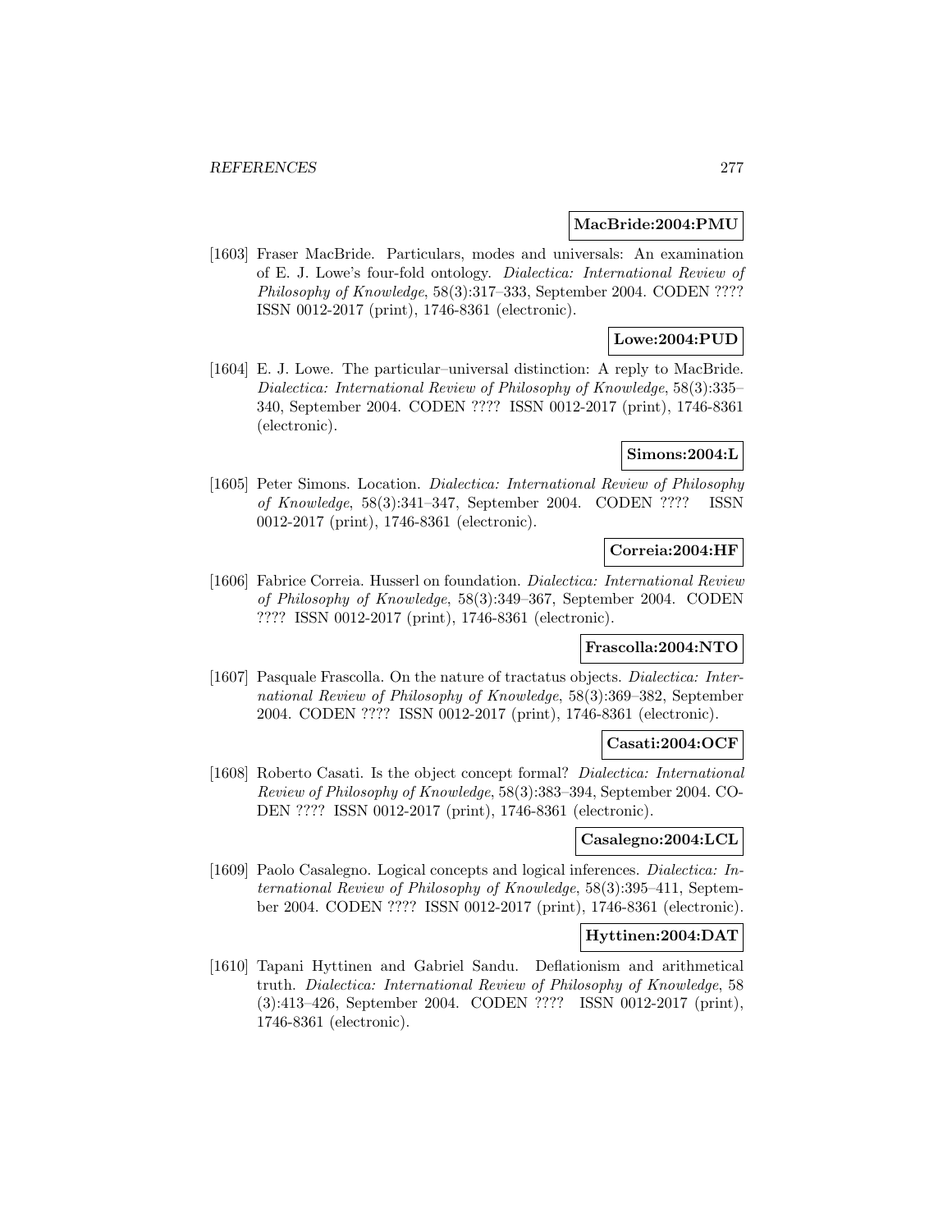**MacBride:2004:PMU**

[1603] Fraser MacBride. Particulars, modes and universals: An examination of E. J. Lowe's four-fold ontology. *Dialectica: International Review of Philosophy of Knowledge*, 58(3):317–333, September 2004. CODEN ???? ISSN 0012-2017 (print), 1746-8361 (electronic).

**Lowe:2004:PUD**

[1604] E. J. Lowe. The particular–universal distinction: A reply to MacBride. *Dialectica: International Review of Philosophy of Knowledge*, 58(3):335–340, September 2004. CODEN ???? ISSN 0012-2017 (print), 1746-8361 (electronic).

**Simons:2004:L**

[1605] Peter Simons. Location. *Dialectica: International Review of Philosophy of Knowledge*, 58(3):341–347, September 2004. CODEN ???? ISSN 0012-2017 (print), 1746-8361 (electronic).

**Correia:2004:HF**

[1606] Fabrice Correia. Husserl on foundation. *Dialectica: International Review of Philosophy of Knowledge*, 58(3):349–367, September 2004. CODEN ???? ISSN 0012-2017 (print), 1746-8361 (electronic).

**Frascolla:2004:NTO**

[1607] Pasquale Frascolla. On the nature of tractatus objects. *Dialectica: International Review of Philosophy of Knowledge*, 58(3):369–382, September 2004. CODEN ???? ISSN 0012-2017 (print), 1746-8361 (electronic).

**Casati:2004:OCF**

[1608] Roberto Casati. Is the object concept formal? *Dialectica: International Review of Philosophy of Knowledge*, 58(3):383–394, September 2004. CODEN ???? ISSN 0012-2017 (print), 1746-8361 (electronic).

**Casalegno:2004:LCL**

[1609] Paolo Casalegno. Logical concepts and logical inferences. *Dialectica: International Review of Philosophy of Knowledge*, 58(3):395–411, September 2004. CODEN ???? ISSN 0012-2017 (print), 1746-8361 (electronic).

**Hyttinen:2004:DAT**

[1610] Tapani Hyttinen and Gabriel Sandu. Deflationism and arithmetical truth. *Dialectica: International Review of Philosophy of Knowledge*, 58 (3):413–426, September 2004. CODEN ???? ISSN 0012-2017 (print), 1746-8361 (electronic).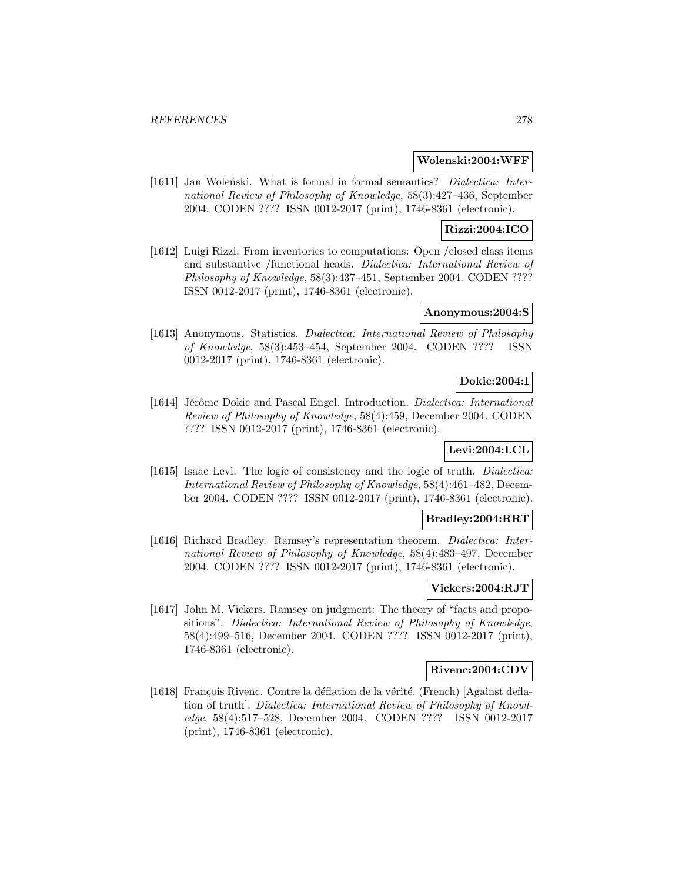**Wolenski:2004:WFF**

[1611] Jan Woleński. What is formal in formal semantics? *Dialectica: International Review of Philosophy of Knowledge*, 58(3):427–436, September 2004. CODEN ???? ISSN 0012-2017 (print), 1746-8361 (electronic).

**Rizzi:2004:ICO**

[1612] Luigi Rizzi. From inventories to computations: Open /closed class items and substantive /functional heads. *Dialectica: International Review of Philosophy of Knowledge*, 58(3):437–451, September 2004. CODEN ???? ISSN 0012-2017 (print), 1746-8361 (electronic).

**Anonymous:2004:S**

[1613] Anonymous. Statistics. *Dialectica: International Review of Philosophy of Knowledge*, 58(3):453–454, September 2004. CODEN ???? ISSN 0012-2017 (print), 1746-8361 (electronic).

**Dokic:2004:I**

[1614] Jérôme Dokic and Pascal Engel. Introduction. *Dialectica: International Review of Philosophy of Knowledge*, 58(4):459, December 2004. CODEN ???? ISSN 0012-2017 (print), 1746-8361 (electronic).

**Levi:2004:LCL**

[1615] Isaac Levi. The logic of consistency and the logic of truth. *Dialectica: International Review of Philosophy of Knowledge*, 58(4):461–482, December 2004. CODEN ???? ISSN 0012-2017 (print), 1746-8361 (electronic).

**Bradley:2004:RRT**

[1616] Richard Bradley. Ramsey's representation theorem. *Dialectica: International Review of Philosophy of Knowledge*, 58(4):483–497, December 2004. CODEN ???? ISSN 0012-2017 (print), 1746-8361 (electronic).

**Vickers:2004:RJT**

[1617] John M. Vickers. Ramsey on judgment: The theory of "facts and propositions". *Dialectica: International Review of Philosophy of Knowledge*, 58(4):499–516, December 2004. CODEN ???? ISSN 0012-2017 (print), 1746-8361 (electronic).

**Rivenc:2004:CDV**

[1618] François Rivenc. Contre la déflation de la vérité. (French) [Against deflation of truth]. *Dialectica: International Review of Philosophy of Knowledge*, 58(4):517–528, December 2004. CODEN ???? ISSN 0012-2017 (print), 1746-8361 (electronic).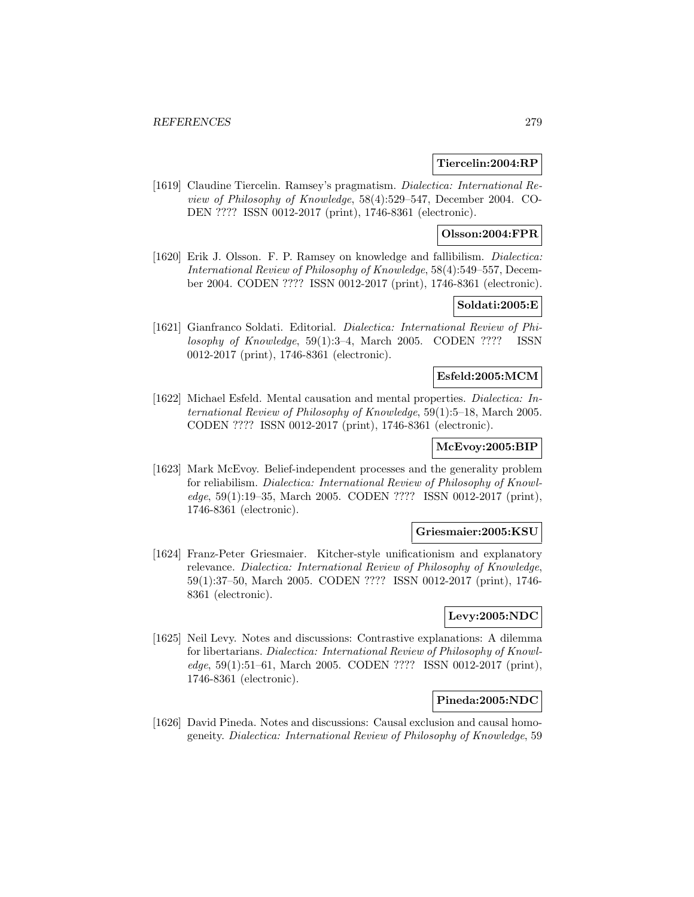**Tiercelin:2004:RP**

[1619] Claudine Tiercelin. Ramsey's pragmatism. *Dialectica: International Review of Philosophy of Knowledge*, 58(4):529–547, December 2004. CODEN ???? ISSN 0012-2017 (print), 1746-8361 (electronic).

**Olsson:2004:FPR**

[1620] Erik J. Olsson. F. P. Ramsey on knowledge and fallibilism. *Dialectica: International Review of Philosophy of Knowledge*, 58(4):549–557, December 2004. CODEN ???? ISSN 0012-2017 (print), 1746-8361 (electronic).

**Soldati:2005:E**

[1621] Gianfranco Soldati. Editorial. *Dialectica: International Review of Philosophy of Knowledge*, 59(1):3–4, March 2005. CODEN ???? ISSN 0012-2017 (print), 1746-8361 (electronic).

**Esfeld:2005:MCM**

[1622] Michael Esfeld. Mental causation and mental properties. *Dialectica: International Review of Philosophy of Knowledge*, 59(1):5–18, March 2005. CODEN ???? ISSN 0012-2017 (print), 1746-8361 (electronic).

**McEvoy:2005:BIP**

[1623] Mark McEvoy. Belief-independent processes and the generality problem for reliabilism. *Dialectica: International Review of Philosophy of Knowledge*, 59(1):19–35, March 2005. CODEN ???? ISSN 0012-2017 (print), 1746-8361 (electronic).

**Griesmaier:2005:KSU**

[1624] Franz-Peter Griesmaier. Kitcher-style unificationism and explanatory relevance. *Dialectica: International Review of Philosophy of Knowledge*, 59(1):37–50, March 2005. CODEN ???? ISSN 0012-2017 (print), 1746-8361 (electronic).

**Levy:2005:NDC**

[1625] Neil Levy. Notes and discussions: Contrastive explanations: A dilemma for libertarians. *Dialectica: International Review of Philosophy of Knowledge*, 59(1):51–61, March 2005. CODEN ???? ISSN 0012-2017 (print), 1746-8361 (electronic).

**Pineda:2005:NDC**

[1626] David Pineda. Notes and discussions: Causal exclusion and causal homogeneity. *Dialectica: International Review of Philosophy of Knowledge*, 59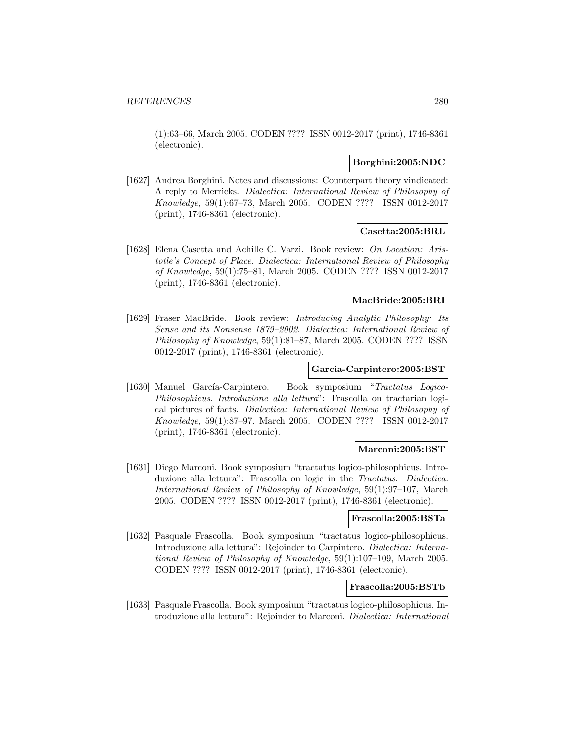(1):63–66, March 2005. CODEN ???? ISSN 0012-2017 (print), 1746-8361 (electronic).

**Borghini:2005:NDC**

[1627] Andrea Borghini. Notes and discussions: Counterpart theory vindicated: A reply to Merricks. *Dialectica: International Review of Philosophy of Knowledge*, 59(1):67–73, March 2005. CODEN ???? ISSN 0012-2017 (print), 1746-8361 (electronic).

**Casetta:2005:BRL**

[1628] Elena Casetta and Achille C. Varzi. Book review: *On Location: Aristotle's Concept of Place*. *Dialectica: International Review of Philosophy of Knowledge*, 59(1):75–81, March 2005. CODEN ???? ISSN 0012-2017 (print), 1746-8361 (electronic).

**MacBride:2005:BRI**

[1629] Fraser MacBride. Book review: *Introducing Analytic Philosophy: Its Sense and its Nonsense 1879–2002*. *Dialectica: International Review of Philosophy of Knowledge*, 59(1):81–87, March 2005. CODEN ???? ISSN 0012-2017 (print), 1746-8361 (electronic).

**Garcia-Carpintero:2005:BST**

[1630] Manuel García-Carpintero. Book symposium "*Tractatus Logico-Philosophicus. Introduzione alla lettura*": Frascolla on tractarian logical pictures of facts. *Dialectica: International Review of Philosophy of Knowledge*, 59(1):87–97, March 2005. CODEN ???? ISSN 0012-2017 (print), 1746-8361 (electronic).

**Marconi:2005:BST**

[1631] Diego Marconi. Book symposium "tractatus logico-philosophicus. Introduzione alla lettura": Frascolla on logic in the *Tractatus*. *Dialectica: International Review of Philosophy of Knowledge*, 59(1):97–107, March 2005. CODEN ???? ISSN 0012-2017 (print), 1746-8361 (electronic).

**Frascolla:2005:BSTa**

[1632] Pasquale Frascolla. Book symposium "tractatus logico-philosophicus. Introduzione alla lettura": Rejoinder to Carpintero. *Dialectica: International Review of Philosophy of Knowledge*, 59(1):107–109, March 2005. CODEN ???? ISSN 0012-2017 (print), 1746-8361 (electronic).

**Frascolla:2005:BSTb**

[1633] Pasquale Frascolla. Book symposium "tractatus logico-philosophicus. Introduzione alla lettura": Rejoinder to Marconi. *Dialectica: International*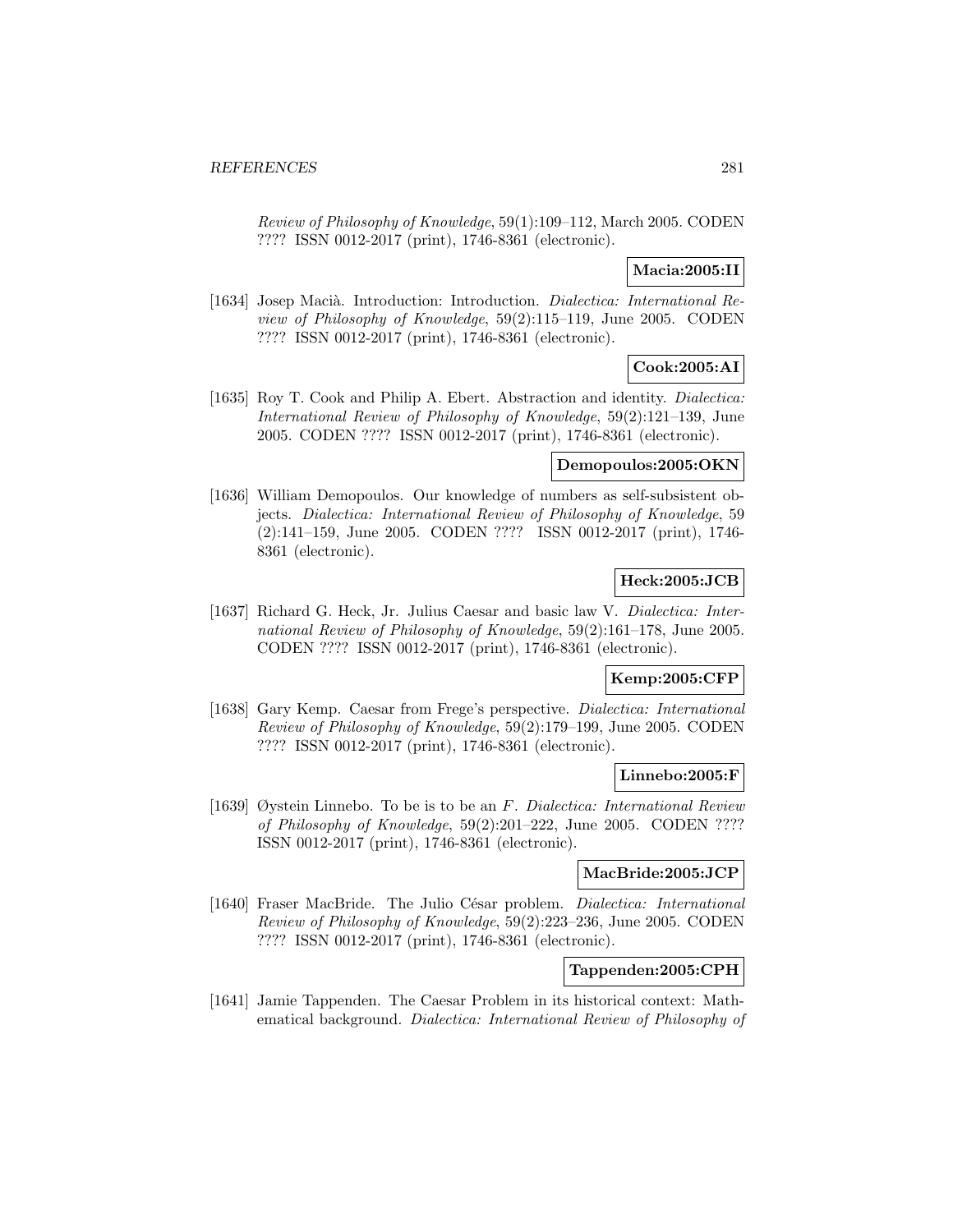*Review of Philosophy of Knowledge*, 59(1):109–112, March 2005. CODEN ???? ISSN 0012-2017 (print), 1746-8361 (electronic).

**Macia:2005:II**

[1634] Josep Macià. Introduction: Introduction. *Dialectica: International Review of Philosophy of Knowledge*, 59(2):115–119, June 2005. CODEN ???? ISSN 0012-2017 (print), 1746-8361 (electronic).

**Cook:2005:AI**

[1635] Roy T. Cook and Philip A. Ebert. Abstraction and identity. *Dialectica: International Review of Philosophy of Knowledge*, 59(2):121–139, June 2005. CODEN ???? ISSN 0012-2017 (print), 1746-8361 (electronic).

**Demopoulos:2005:OKN**

[1636] William Demopoulos. Our knowledge of numbers as self-subsistent objects. *Dialectica: International Review of Philosophy of Knowledge*, 59 (2):141–159, June 2005. CODEN ???? ISSN 0012-2017 (print), 1746-8361 (electronic).

**Heck:2005:JCB**

[1637] Richard G. Heck, Jr. Julius Caesar and basic law V. *Dialectica: International Review of Philosophy of Knowledge*, 59(2):161–178, June 2005. CODEN ???? ISSN 0012-2017 (print), 1746-8361 (electronic).

**Kemp:2005:CFP**

[1638] Gary Kemp. Caesar from Frege's perspective. *Dialectica: International Review of Philosophy of Knowledge*, 59(2):179–199, June 2005. CODEN ???? ISSN 0012-2017 (print), 1746-8361 (electronic).

**Linnebo:2005:F**

[1639] Øystein Linnebo. To be is to be an $F$. *Dialectica: International Review of Philosophy of Knowledge*, 59(2):201–222, June 2005. CODEN ???? ISSN 0012-2017 (print), 1746-8361 (electronic).

**MacBride:2005:JCP**

[1640] Fraser MacBride. The Julio César problem. *Dialectica: International Review of Philosophy of Knowledge*, 59(2):223–236, June 2005. CODEN ???? ISSN 0012-2017 (print), 1746-8361 (electronic).

**Tappenden:2005:CPH**

[1641] Jamie Tappenden. The Caesar Problem in its historical context: Mathematical background. *Dialectica: International Review of Philosophy of*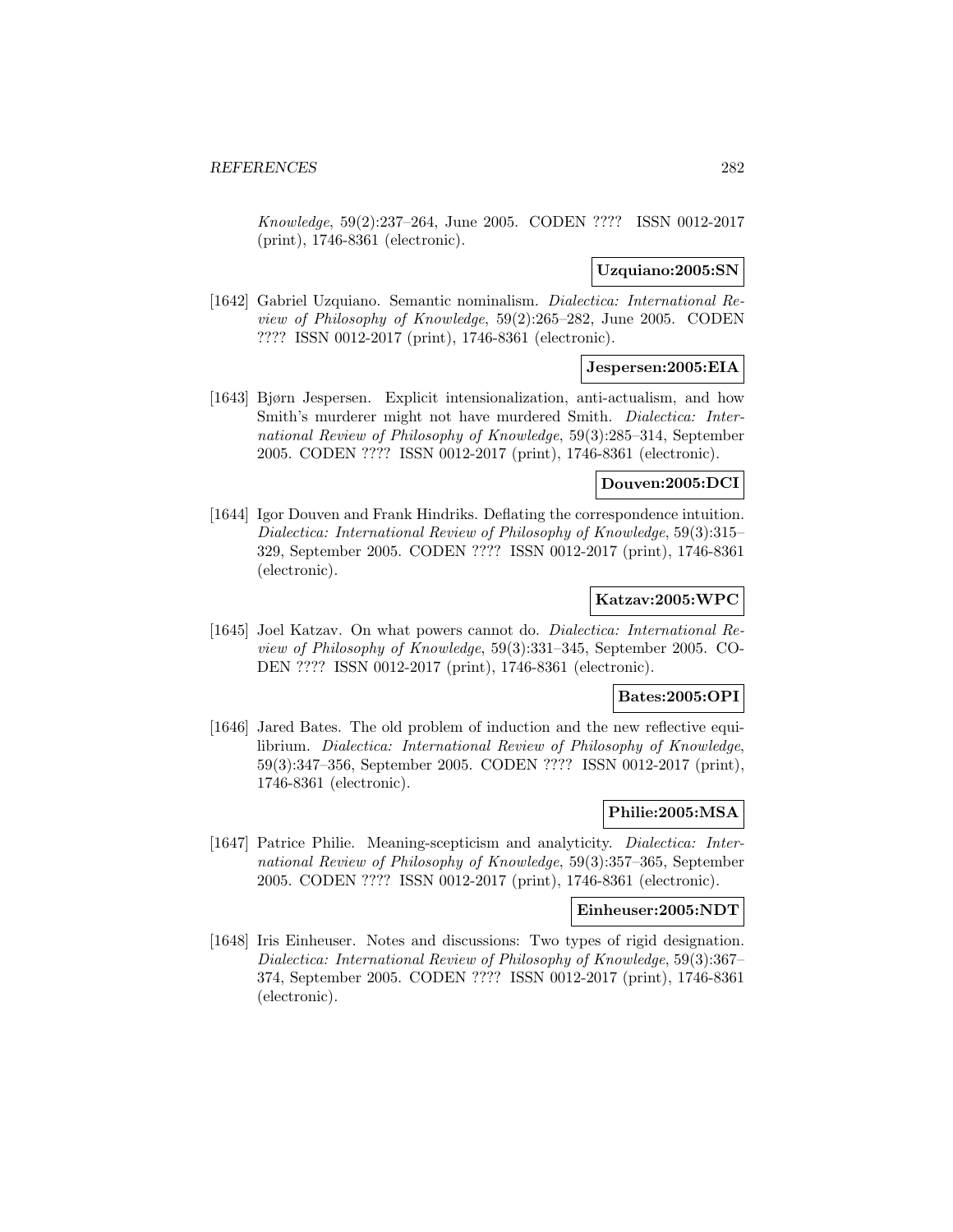Knowledge, 59(2):237–264, June 2005. CODEN ???? ISSN 0012-2017 (print), 1746-8361 (electronic).

**Uzquiano:2005:SN**

[1642] Gabriel Uzquiano. Semantic nominalism. *Dialectica: International Review of Philosophy of Knowledge*, 59(2):265–282, June 2005. CODEN ???? ISSN 0012-2017 (print), 1746-8361 (electronic).

**Jespersen:2005:EIA**

[1643] Bjørn Jespersen. Explicit intensionalization, anti-actualism, and how Smith's murderer might not have murdered Smith. *Dialectica: International Review of Philosophy of Knowledge*, 59(3):285–314, September 2005. CODEN ???? ISSN 0012-2017 (print), 1746-8361 (electronic).

**Douven:2005:DCI**

[1644] Igor Douven and Frank Hindriks. Deflating the correspondence intuition. *Dialectica: International Review of Philosophy of Knowledge*, 59(3):315–329, September 2005. CODEN ???? ISSN 0012-2017 (print), 1746-8361 (electronic).

**Katzav:2005:WPC**

[1645] Joel Katzav. On what powers cannot do. *Dialectica: International Review of Philosophy of Knowledge*, 59(3):331–345, September 2005. CODEN ???? ISSN 0012-2017 (print), 1746-8361 (electronic).

**Bates:2005:OPI**

[1646] Jared Bates. The old problem of induction and the new reflective equilibrium. *Dialectica: International Review of Philosophy of Knowledge*, 59(3):347–356, September 2005. CODEN ???? ISSN 0012-2017 (print), 1746-8361 (electronic).

**Philie:2005:MSA**

[1647] Patrice Philie. Meaning-scepticism and analyticity. *Dialectica: International Review of Philosophy of Knowledge*, 59(3):357–365, September 2005. CODEN ???? ISSN 0012-2017 (print), 1746-8361 (electronic).

**Einheuser:2005:NDT**

[1648] Iris Einheuser. Notes and discussions: Two types of rigid designation. *Dialectica: International Review of Philosophy of Knowledge*, 59(3):367–374, September 2005. CODEN ???? ISSN 0012-2017 (print), 1746-8361 (electronic).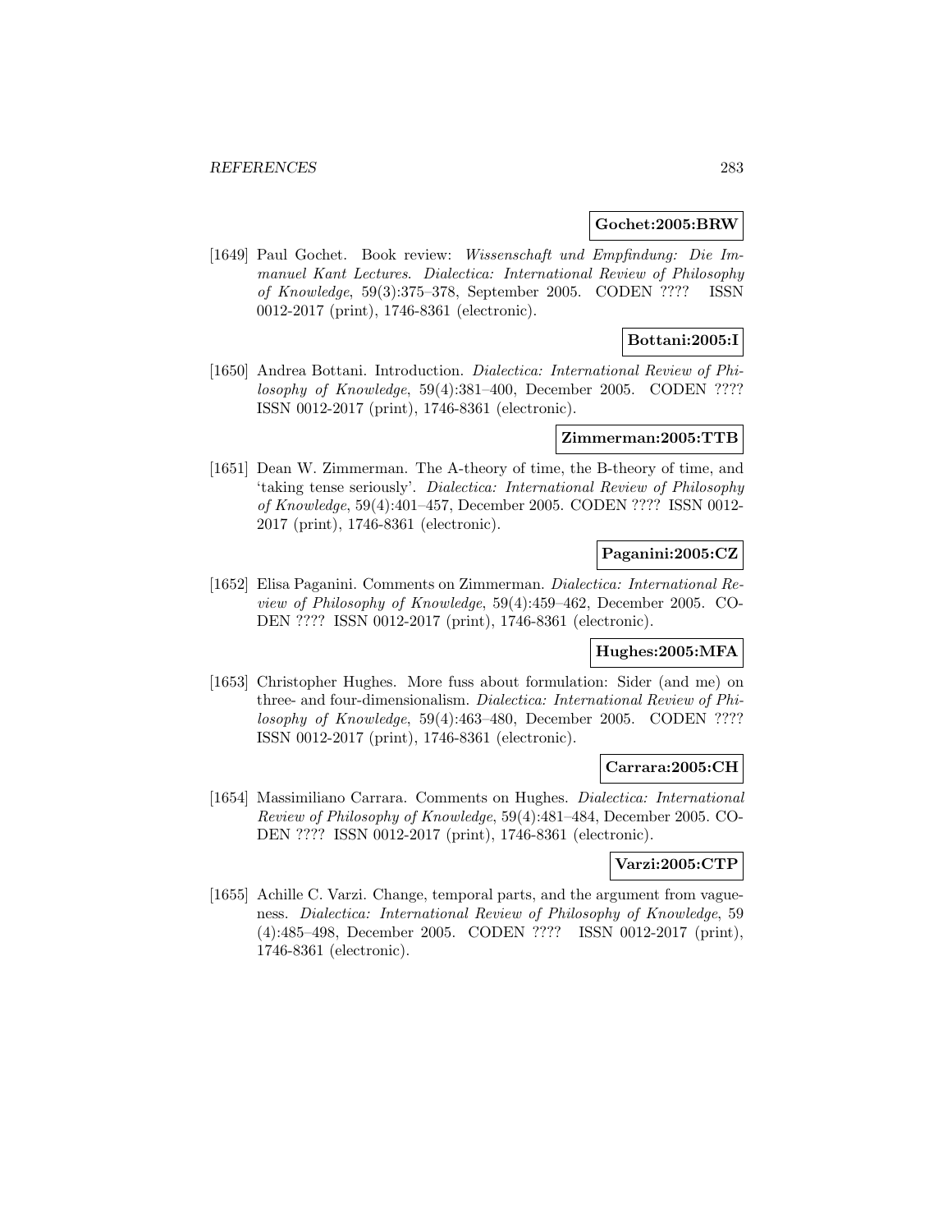**Gochet:2005:BRW**

[1649] Paul Gochet. Book review: *Wissenschaft und Empfindung: Die Immanuel Kant Lectures*. *Dialectica: International Review of Philosophy of Knowledge*, 59(3):375–378, September 2005. CODEN ???? ISSN 0012-2017 (print), 1746-8361 (electronic).

**Bottani:2005:I**

[1650] Andrea Bottani. Introduction. *Dialectica: International Review of Philosophy of Knowledge*, 59(4):381–400, December 2005. CODEN ???? ISSN 0012-2017 (print), 1746-8361 (electronic).

**Zimmerman:2005:TTB**

[1651] Dean W. Zimmerman. The A-theory of time, the B-theory of time, and 'taking tense seriously'. *Dialectica: International Review of Philosophy of Knowledge*, 59(4):401–457, December 2005. CODEN ???? ISSN 0012-2017 (print), 1746-8361 (electronic).

**Paganini:2005:CZ**

[1652] Elisa Paganini. Comments on Zimmerman. *Dialectica: International Review of Philosophy of Knowledge*, 59(4):459–462, December 2005. CODEN ???? ISSN 0012-2017 (print), 1746-8361 (electronic).

**Hughes:2005:MFA**

[1653] Christopher Hughes. More fuss about formulation: Sider (and me) on three- and four-dimensionalism. *Dialectica: International Review of Philosophy of Knowledge*, 59(4):463–480, December 2005. CODEN ???? ISSN 0012-2017 (print), 1746-8361 (electronic).

**Carrara:2005:CH**

[1654] Massimiliano Carrara. Comments on Hughes. *Dialectica: International Review of Philosophy of Knowledge*, 59(4):481–484, December 2005. CODEN ???? ISSN 0012-2017 (print), 1746-8361 (electronic).

**Varzi:2005:CTP**

[1655] Achille C. Varzi. Change, temporal parts, and the argument from vagueness. *Dialectica: International Review of Philosophy of Knowledge*, 59 (4):485–498, December 2005. CODEN ???? ISSN 0012-2017 (print), 1746-8361 (electronic).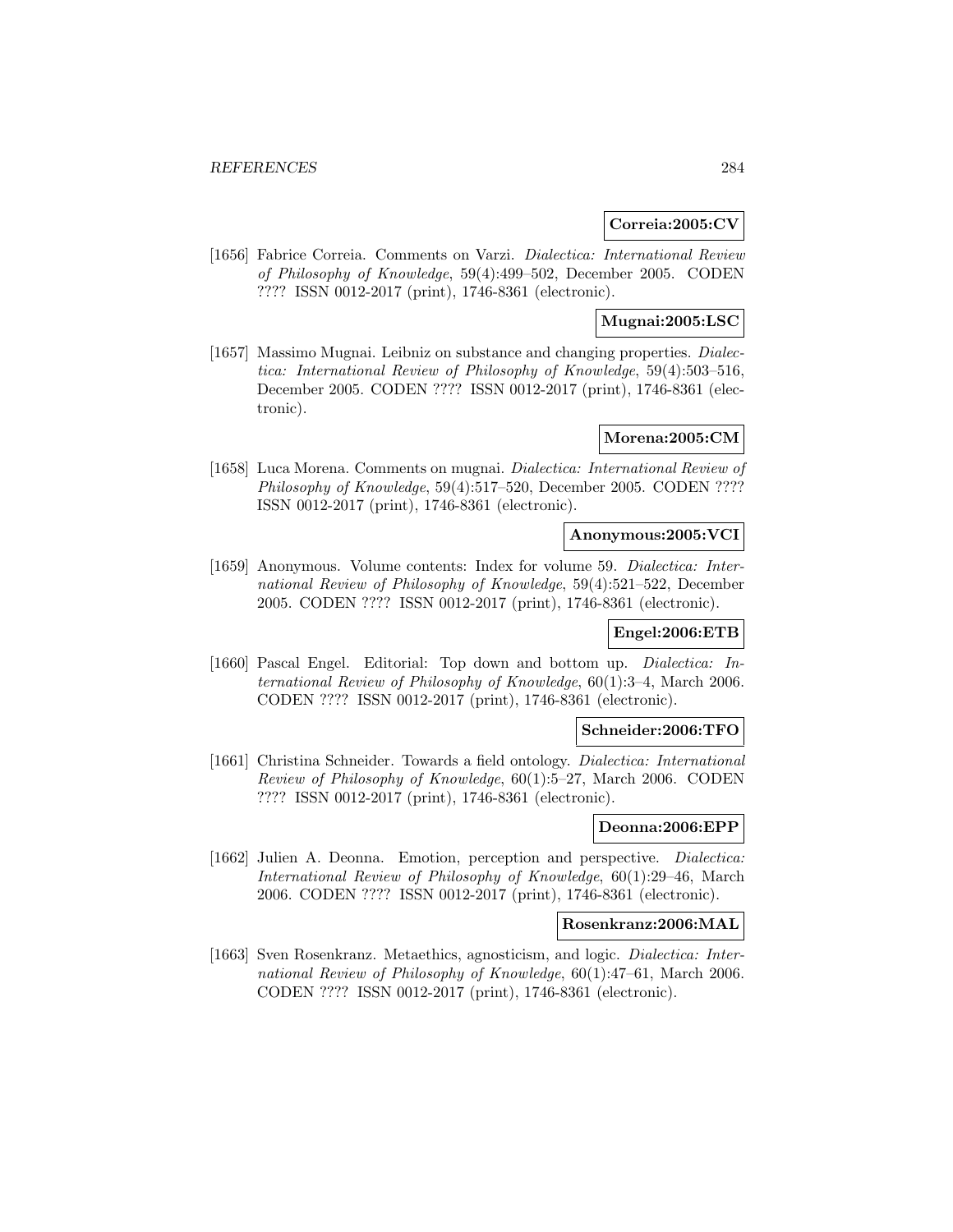**Correia:2005:CV**

[1656] Fabrice Correia. Comments on Varzi. *Dialectica: International Review of Philosophy of Knowledge*, 59(4):499–502, December 2005. CODEN ???? ISSN 0012-2017 (print), 1746-8361 (electronic).

**Mugnai:2005:LSC**

[1657] Massimo Mugnai. Leibniz on substance and changing properties. *Dialectica: International Review of Philosophy of Knowledge*, 59(4):503–516, December 2005. CODEN ???? ISSN 0012-2017 (print), 1746-8361 (electronic).

**Morena:2005:CM**

[1658] Luca Morena. Comments on mugnai. *Dialectica: International Review of Philosophy of Knowledge*, 59(4):517–520, December 2005. CODEN ???? ISSN 0012-2017 (print), 1746-8361 (electronic).

**Anonymous:2005:VCI**

[1659] Anonymous. Volume contents: Index for volume 59. *Dialectica: International Review of Philosophy of Knowledge*, 59(4):521–522, December 2005. CODEN ???? ISSN 0012-2017 (print), 1746-8361 (electronic).

**Engel:2006:ETB**

[1660] Pascal Engel. Editorial: Top down and bottom up. *Dialectica: International Review of Philosophy of Knowledge*, 60(1):3–4, March 2006. CODEN ???? ISSN 0012-2017 (print), 1746-8361 (electronic).

**Schneider:2006:TFO**

[1661] Christina Schneider. Towards a field ontology. *Dialectica: International Review of Philosophy of Knowledge*, 60(1):5–27, March 2006. CODEN ???? ISSN 0012-2017 (print), 1746-8361 (electronic).

**Deonna:2006:EPP**

[1662] Julien A. Deonna. Emotion, perception and perspective. *Dialectica: International Review of Philosophy of Knowledge*, 60(1):29–46, March 2006. CODEN ???? ISSN 0012-2017 (print), 1746-8361 (electronic).

**Rosenkranz:2006:MAL**

[1663] Sven Rosenkranz. Metaethics, agnosticism, and logic. *Dialectica: International Review of Philosophy of Knowledge*, 60(1):47–61, March 2006. CODEN ???? ISSN 0012-2017 (print), 1746-8361 (electronic).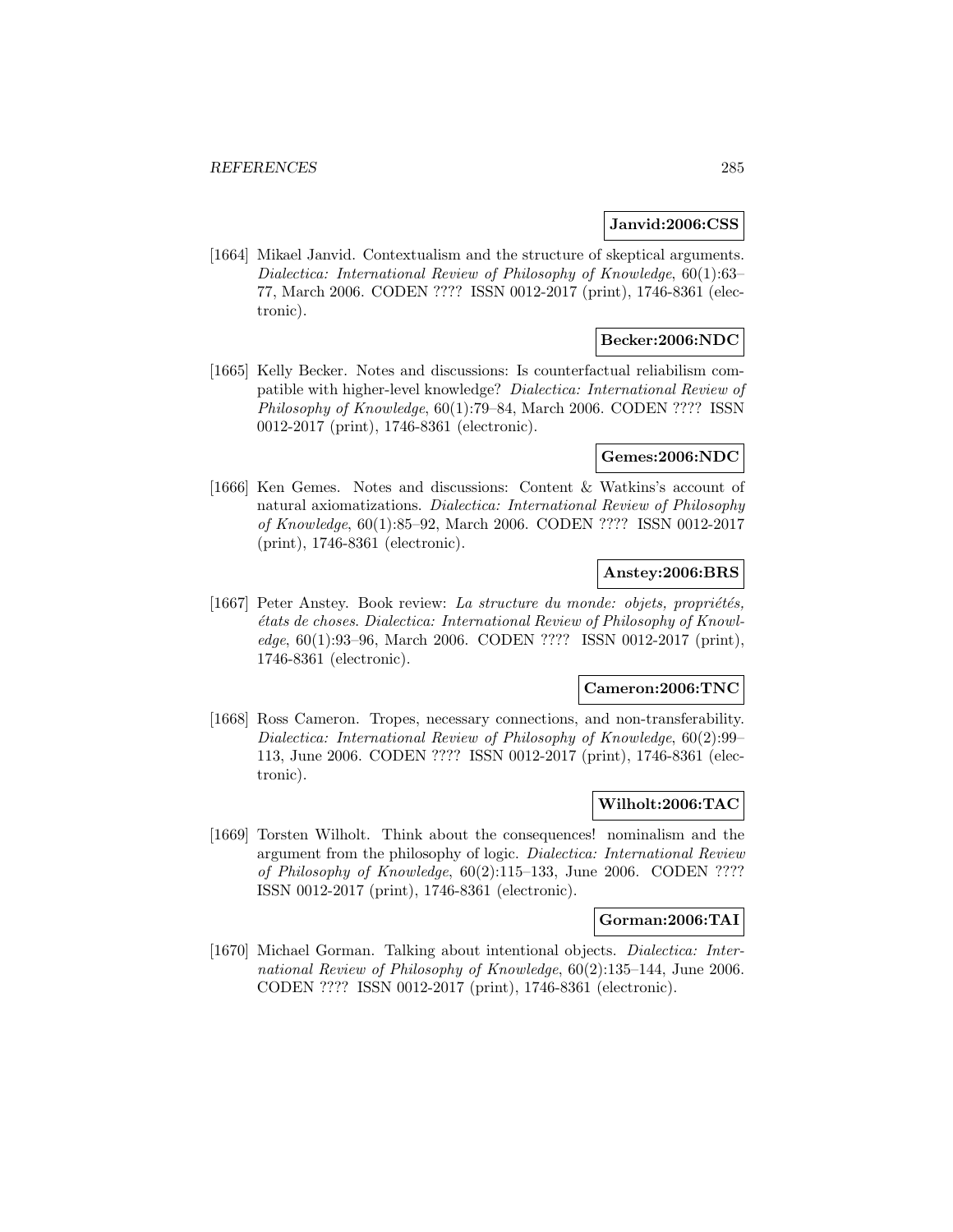**Janvid:2006:CSS**

[1664] Mikael Janvid. Contextualism and the structure of skeptical arguments. *Dialectica: International Review of Philosophy of Knowledge*, 60(1):63–77, March 2006. CODEN ???? ISSN 0012-2017 (print), 1746-8361 (electronic).

**Becker:2006:NDC**

[1665] Kelly Becker. Notes and discussions: Is counterfactual reliabilism compatible with higher-level knowledge? *Dialectica: International Review of Philosophy of Knowledge*, 60(1):79–84, March 2006. CODEN ???? ISSN 0012-2017 (print), 1746-8361 (electronic).

**Gemes:2006:NDC**

[1666] Ken Gemes. Notes and discussions: Content & Watkins's account of natural axiomatizations. *Dialectica: International Review of Philosophy of Knowledge*, 60(1):85–92, March 2006. CODEN ???? ISSN 0012-2017 (print), 1746-8361 (electronic).

**Anstey:2006:BRS**

[1667] Peter Anstey. Book review: *La structure du monde: objets, propriétés, états de choses*. *Dialectica: International Review of Philosophy of Knowledge*, 60(1):93–96, March 2006. CODEN ???? ISSN 0012-2017 (print), 1746-8361 (electronic).

**Cameron:2006:TNC**

[1668] Ross Cameron. Tropes, necessary connections, and non-transferability. *Dialectica: International Review of Philosophy of Knowledge*, 60(2):99–113, June 2006. CODEN ???? ISSN 0012-2017 (print), 1746-8361 (electronic).

**Wilholt:2006:TAC**

[1669] Torsten Wilholt. Think about the consequences! nominalism and the argument from the philosophy of logic. *Dialectica: International Review of Philosophy of Knowledge*, 60(2):115–133, June 2006. CODEN ???? ISSN 0012-2017 (print), 1746-8361 (electronic).

**Gorman:2006:TAI**

[1670] Michael Gorman. Talking about intentional objects. *Dialectica: International Review of Philosophy of Knowledge*, 60(2):135–144, June 2006. CODEN ???? ISSN 0012-2017 (print), 1746-8361 (electronic).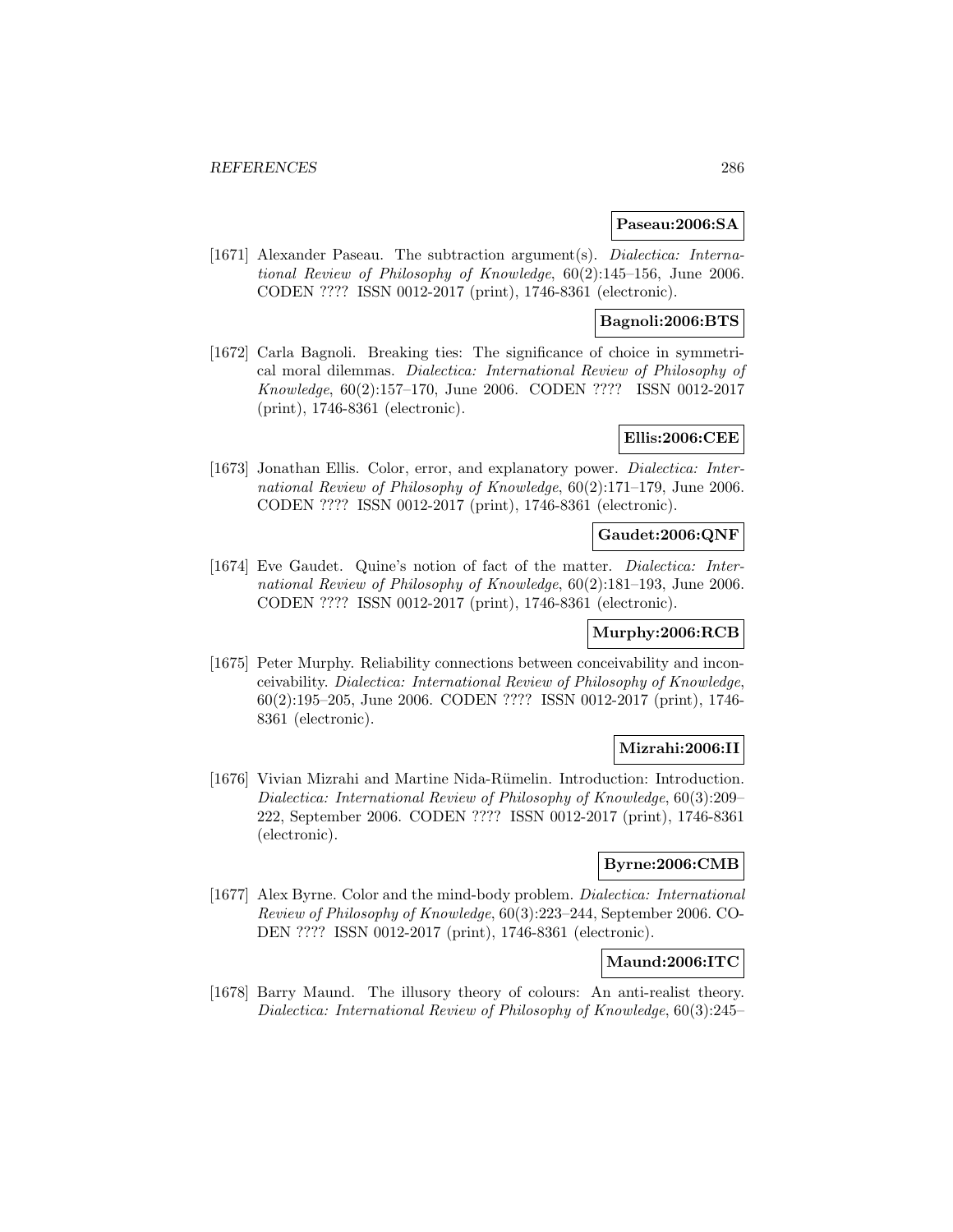**Paseau:2006:SA**

[1671] Alexander Paseau. The subtraction argument(s). *Dialectica: International Review of Philosophy of Knowledge*, 60(2):145–156, June 2006. CODEN ???? ISSN 0012-2017 (print), 1746-8361 (electronic).

**Bagnoli:2006:BTS**

[1672] Carla Bagnoli. Breaking ties: The significance of choice in symmetrical moral dilemmas. *Dialectica: International Review of Philosophy of Knowledge*, 60(2):157–170, June 2006. CODEN ???? ISSN 0012-2017 (print), 1746-8361 (electronic).

**Ellis:2006:CEE**

[1673] Jonathan Ellis. Color, error, and explanatory power. *Dialectica: International Review of Philosophy of Knowledge*, 60(2):171–179, June 2006. CODEN ???? ISSN 0012-2017 (print), 1746-8361 (electronic).

**Gaudet:2006:QNF**

[1674] Eve Gaudet. Quine's notion of fact of the matter. *Dialectica: International Review of Philosophy of Knowledge*, 60(2):181–193, June 2006. CODEN ???? ISSN 0012-2017 (print), 1746-8361 (electronic).

**Murphy:2006:RCB**

[1675] Peter Murphy. Reliability connections between conceivability and inconceivability. *Dialectica: International Review of Philosophy of Knowledge*, 60(2):195–205, June 2006. CODEN ???? ISSN 0012-2017 (print), 1746-8361 (electronic).

**Mizrahi:2006:II**

[1676] Vivian Mizrahi and Martine Nida-Rümelin. Introduction: Introduction. *Dialectica: International Review of Philosophy of Knowledge*, 60(3):209–222, September 2006. CODEN ???? ISSN 0012-2017 (print), 1746-8361 (electronic).

**Byrne:2006:CMB**

[1677] Alex Byrne. Color and the mind-body problem. *Dialectica: International Review of Philosophy of Knowledge*, 60(3):223–244, September 2006. CODEN ???? ISSN 0012-2017 (print), 1746-8361 (electronic).

**Maund:2006:ITC**

[1678] Barry Maund. The illusory theory of colours: An anti-realist theory. *Dialectica: International Review of Philosophy of Knowledge*, 60(3):245–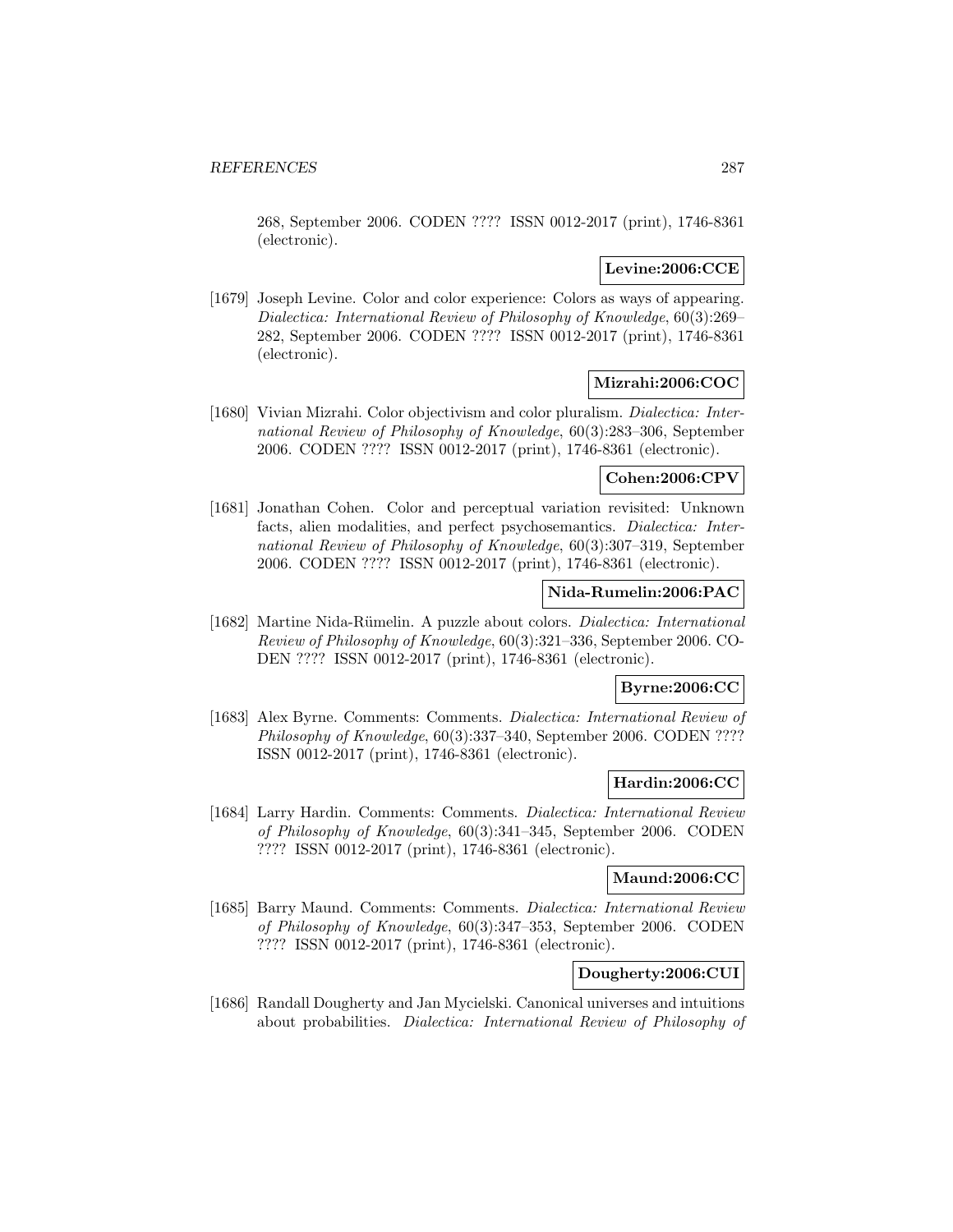268, September 2006. CODEN ???? ISSN 0012-2017 (print), 1746-8361 (electronic).

**Levine:2006:CCE**

[1679] Joseph Levine. Color and color experience: Colors as ways of appearing. *Dialectica: International Review of Philosophy of Knowledge*, 60(3):269–282, September 2006. CODEN ???? ISSN 0012-2017 (print), 1746-8361 (electronic).

**Mizrahi:2006:COC**

[1680] Vivian Mizrahi. Color objectivism and color pluralism. *Dialectica: International Review of Philosophy of Knowledge*, 60(3):283–306, September 2006. CODEN ???? ISSN 0012-2017 (print), 1746-8361 (electronic).

**Cohen:2006:CPV**

[1681] Jonathan Cohen. Color and perceptual variation revisited: Unknown facts, alien modalities, and perfect psychosemantics. *Dialectica: International Review of Philosophy of Knowledge*, 60(3):307–319, September 2006. CODEN ???? ISSN 0012-2017 (print), 1746-8361 (electronic).

**Nida-Rumelin:2006:PAC**

[1682] Martine Nida-Rümelin. A puzzle about colors. *Dialectica: International Review of Philosophy of Knowledge*, 60(3):321–336, September 2006. CODEN ???? ISSN 0012-2017 (print), 1746-8361 (electronic).

**Byrne:2006:CC**

[1683] Alex Byrne. Comments: Comments. *Dialectica: International Review of Philosophy of Knowledge*, 60(3):337–340, September 2006. CODEN ???? ISSN 0012-2017 (print), 1746-8361 (electronic).

**Hardin:2006:CC**

[1684] Larry Hardin. Comments: Comments. *Dialectica: International Review of Philosophy of Knowledge*, 60(3):341–345, September 2006. CODEN ???? ISSN 0012-2017 (print), 1746-8361 (electronic).

**Maund:2006:CC**

[1685] Barry Maund. Comments: Comments. *Dialectica: International Review of Philosophy of Knowledge*, 60(3):347–353, September 2006. CODEN ???? ISSN 0012-2017 (print), 1746-8361 (electronic).

**Dougherty:2006:CUI**

[1686] Randall Dougherty and Jan Mycielski. Canonical universes and intuitions about probabilities. *Dialectica: International Review of Philosophy of*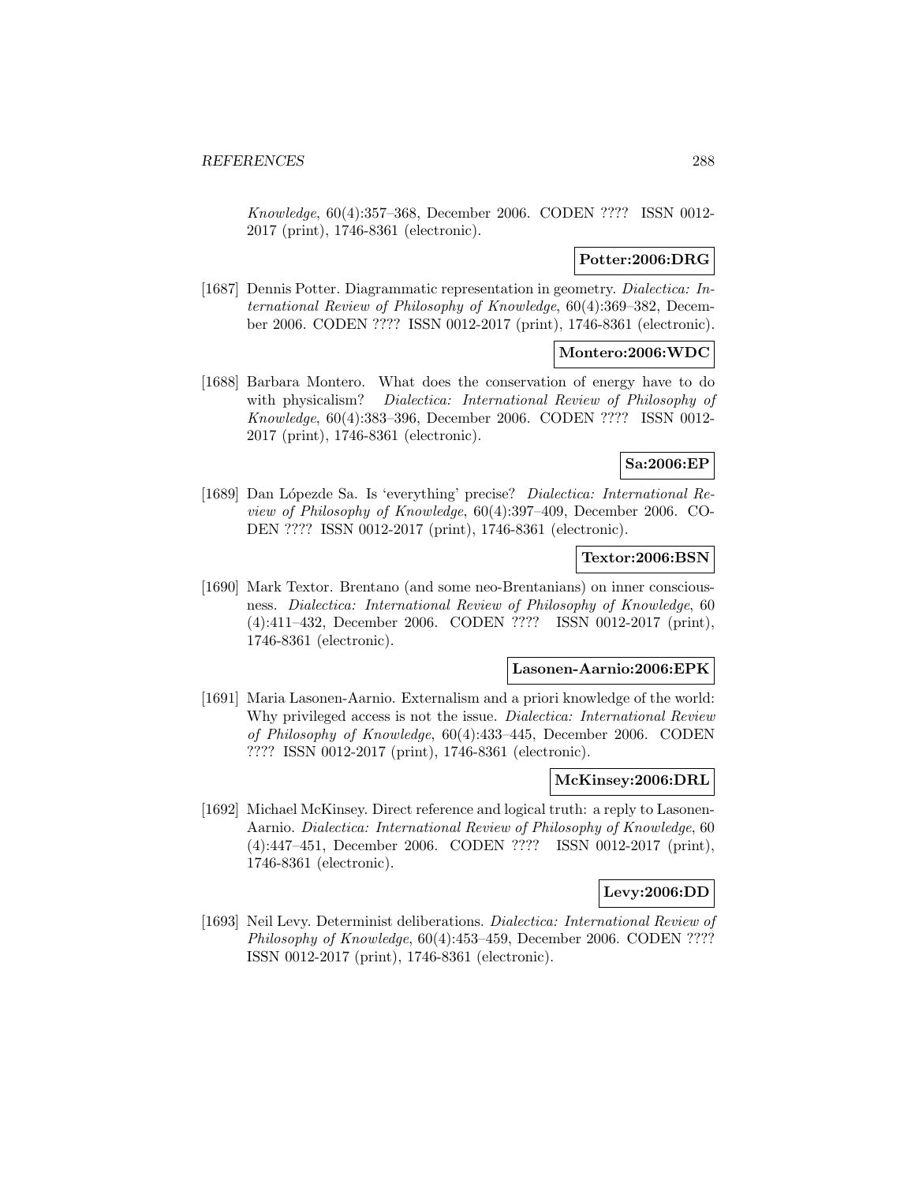*Knowledge*, 60(4):357–368, December 2006. CODEN ???? ISSN 0012-2017 (print), 1746-8361 (electronic).

**Potter:2006:DRG**

[1687] Dennis Potter. Diagrammatic representation in geometry. *Dialectica: International Review of Philosophy of Knowledge*, 60(4):369–382, December 2006. CODEN ???? ISSN 0012-2017 (print), 1746-8361 (electronic).

**Montero:2006:WDC**

[1688] Barbara Montero. What does the conservation of energy have to do with physicalism? *Dialectica: International Review of Philosophy of Knowledge*, 60(4):383–396, December 2006. CODEN ???? ISSN 0012-2017 (print), 1746-8361 (electronic).

**Sa:2006:EP**

[1689] Dan Lópezde Sa. Is 'everything' precise? *Dialectica: International Review of Philosophy of Knowledge*, 60(4):397–409, December 2006. CODEN ???? ISSN 0012-2017 (print), 1746-8361 (electronic).

**Textor:2006:BSN**

[1690] Mark Textor. Brentano (and some neo-Brentanians) on inner consciousness. *Dialectica: International Review of Philosophy of Knowledge*, 60 (4):411–432, December 2006. CODEN ???? ISSN 0012-2017 (print), 1746-8361 (electronic).

**Lasonen-Aarnio:2006:EPK**

[1691] Maria Lasonen-Aarnio. Externalism and a priori knowledge of the world: Why privileged access is not the issue. *Dialectica: International Review of Philosophy of Knowledge*, 60(4):433–445, December 2006. CODEN ???? ISSN 0012-2017 (print), 1746-8361 (electronic).

**McKinsey:2006:DRL**

[1692] Michael McKinsey. Direct reference and logical truth: a reply to Lasonen-Aarnio. *Dialectica: International Review of Philosophy of Knowledge*, 60 (4):447–451, December 2006. CODEN ???? ISSN 0012-2017 (print), 1746-8361 (electronic).

**Levy:2006:DD**

[1693] Neil Levy. Determinist deliberations. *Dialectica: International Review of Philosophy of Knowledge*, 60(4):453–459, December 2006. CODEN ???? ISSN 0012-2017 (print), 1746-8361 (electronic).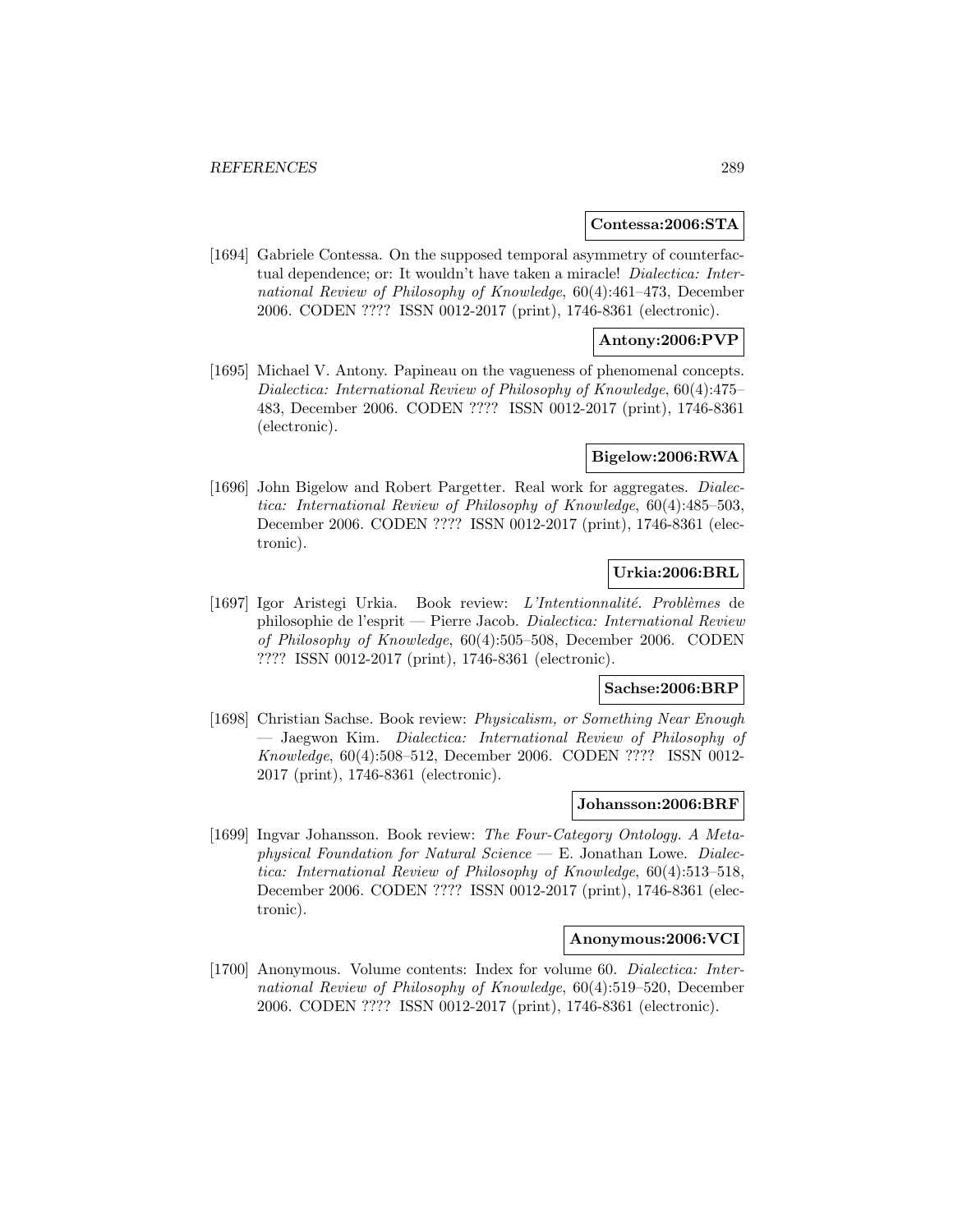**Contessa:2006:STA**

[1694] Gabriele Contessa. On the supposed temporal asymmetry of counterfactual dependence; or: It wouldn't have taken a miracle! *Dialectica: International Review of Philosophy of Knowledge*, 60(4):461–473, December 2006. CODEN ???? ISSN 0012-2017 (print), 1746-8361 (electronic).

**Antony:2006:PVP**

[1695] Michael V. Antony. Papineau on the vagueness of phenomenal concepts. *Dialectica: International Review of Philosophy of Knowledge*, 60(4):475–483, December 2006. CODEN ???? ISSN 0012-2017 (print), 1746-8361 (electronic).

**Bigelow:2006:RWA**

[1696] John Bigelow and Robert Pargetter. Real work for aggregates. *Dialectica: International Review of Philosophy of Knowledge*, 60(4):485–503, December 2006. CODEN ???? ISSN 0012-2017 (print), 1746-8361 (electronic).

**Urkia:2006:BRL**

[1697] Igor Aristegi Urkia. Book review: *L'Intentionnalité. Problèmes* de philosophie de l'esprit — Pierre Jacob. *Dialectica: International Review of Philosophy of Knowledge*, 60(4):505–508, December 2006. CODEN ???? ISSN 0012-2017 (print), 1746-8361 (electronic).

**Sachse:2006:BRP**

[1698] Christian Sachse. Book review: *Physicalism, or Something Near Enough* — Jaegwon Kim. *Dialectica: International Review of Philosophy of Knowledge*, 60(4):508–512, December 2006. CODEN ???? ISSN 0012-2017 (print), 1746-8361 (electronic).

**Johansson:2006:BRF**

[1699] Ingvar Johansson. Book review: *The Four-Category Ontology. A Metaphysical Foundation for Natural Science* — E. Jonathan Lowe. *Dialectica: International Review of Philosophy of Knowledge*, 60(4):513–518, December 2006. CODEN ???? ISSN 0012-2017 (print), 1746-8361 (electronic).

**Anonymous:2006:VCI**

[1700] Anonymous. Volume contents: Index for volume 60. *Dialectica: International Review of Philosophy of Knowledge*, 60(4):519–520, December 2006. CODEN ???? ISSN 0012-2017 (print), 1746-8361 (electronic).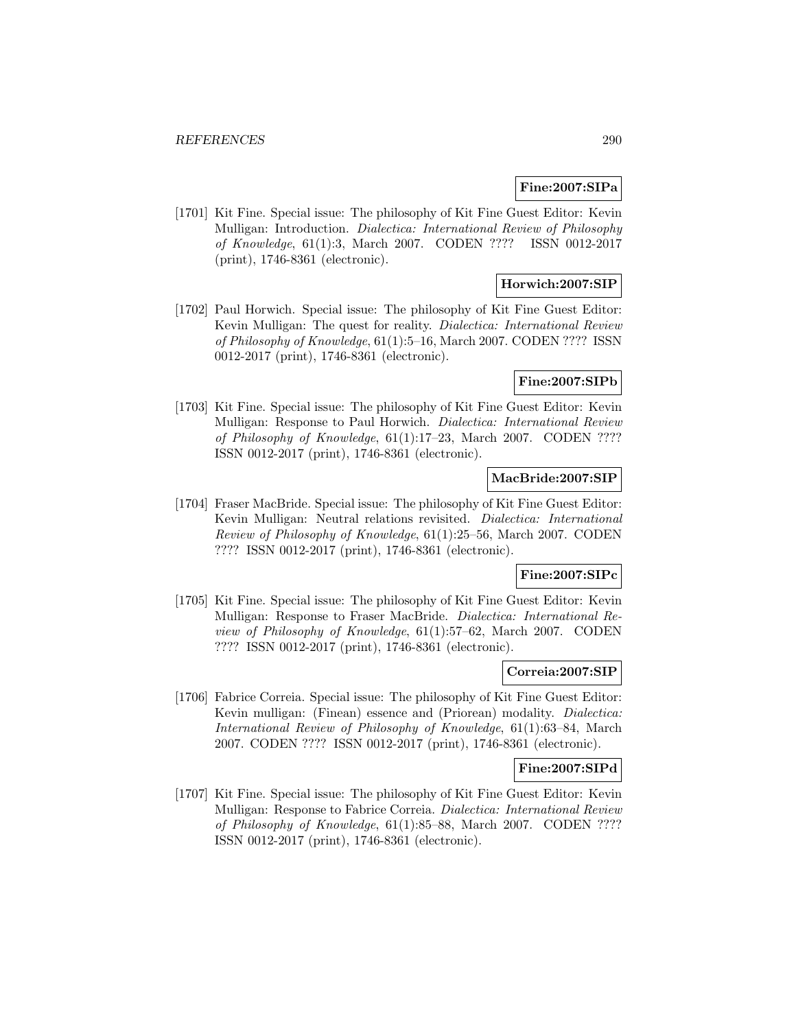**Fine:2007:SIPa**

[1701] Kit Fine. Special issue: The philosophy of Kit Fine Guest Editor: Kevin Mulligan: Introduction. *Dialectica: International Review of Philosophy of Knowledge*, 61(1):3, March 2007. CODEN ???? ISSN 0012-2017 (print), 1746-8361 (electronic).

**Horwich:2007:SIP**

[1702] Paul Horwich. Special issue: The philosophy of Kit Fine Guest Editor: Kevin Mulligan: The quest for reality. *Dialectica: International Review of Philosophy of Knowledge*, 61(1):5–16, March 2007. CODEN ???? ISSN 0012-2017 (print), 1746-8361 (electronic).

**Fine:2007:SIPb**

[1703] Kit Fine. Special issue: The philosophy of Kit Fine Guest Editor: Kevin Mulligan: Response to Paul Horwich. *Dialectica: International Review of Philosophy of Knowledge*, 61(1):17–23, March 2007. CODEN ???? ISSN 0012-2017 (print), 1746-8361 (electronic).

**MacBride:2007:SIP**

[1704] Fraser MacBride. Special issue: The philosophy of Kit Fine Guest Editor: Kevin Mulligan: Neutral relations revisited. *Dialectica: International Review of Philosophy of Knowledge*, 61(1):25–56, March 2007. CODEN ???? ISSN 0012-2017 (print), 1746-8361 (electronic).

**Fine:2007:SIPc**

[1705] Kit Fine. Special issue: The philosophy of Kit Fine Guest Editor: Kevin Mulligan: Response to Fraser MacBride. *Dialectica: International Review of Philosophy of Knowledge*, 61(1):57–62, March 2007. CODEN ???? ISSN 0012-2017 (print), 1746-8361 (electronic).

**Correia:2007:SIP**

[1706] Fabrice Correia. Special issue: The philosophy of Kit Fine Guest Editor: Kevin mulligan: (Finean) essence and (Priorean) modality. *Dialectica: International Review of Philosophy of Knowledge*, 61(1):63–84, March 2007. CODEN ???? ISSN 0012-2017 (print), 1746-8361 (electronic).

**Fine:2007:SIPd**

[1707] Kit Fine. Special issue: The philosophy of Kit Fine Guest Editor: Kevin Mulligan: Response to Fabrice Correia. *Dialectica: International Review of Philosophy of Knowledge*, 61(1):85–88, March 2007. CODEN ???? ISSN 0012-2017 (print), 1746-8361 (electronic).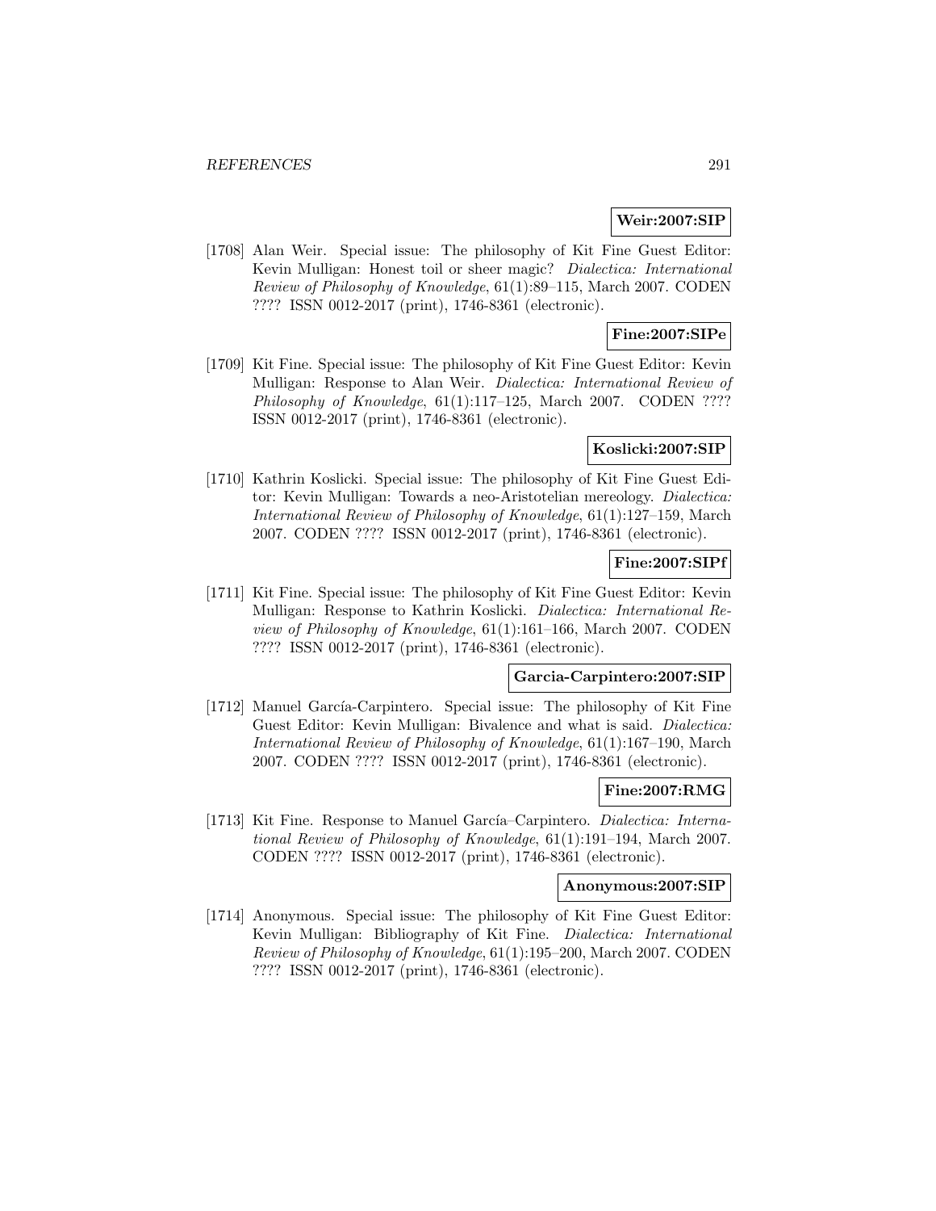**Weir:2007:SIP**

[1708] Alan Weir. Special issue: The philosophy of Kit Fine Guest Editor: Kevin Mulligan: Honest toil or sheer magic? *Dialectica: International Review of Philosophy of Knowledge*, 61(1):89–115, March 2007. CODEN ???? ISSN 0012-2017 (print), 1746-8361 (electronic).

**Fine:2007:SIPe**

[1709] Kit Fine. Special issue: The philosophy of Kit Fine Guest Editor: Kevin Mulligan: Response to Alan Weir. *Dialectica: International Review of Philosophy of Knowledge*, 61(1):117–125, March 2007. CODEN ???? ISSN 0012-2017 (print), 1746-8361 (electronic).

**Koslicki:2007:SIP**

[1710] Kathrin Koslicki. Special issue: The philosophy of Kit Fine Guest Editor: Kevin Mulligan: Towards a neo-Aristotelian mereology. *Dialectica: International Review of Philosophy of Knowledge*, 61(1):127–159, March 2007. CODEN ???? ISSN 0012-2017 (print), 1746-8361 (electronic).

**Fine:2007:SIPf**

[1711] Kit Fine. Special issue: The philosophy of Kit Fine Guest Editor: Kevin Mulligan: Response to Kathrin Koslicki. *Dialectica: International Review of Philosophy of Knowledge*, 61(1):161–166, March 2007. CODEN ???? ISSN 0012-2017 (print), 1746-8361 (electronic).

**Garcia-Carpintero:2007:SIP**

[1712] Manuel García-Carpintero. Special issue: The philosophy of Kit Fine Guest Editor: Kevin Mulligan: Bivalence and what is said. *Dialectica: International Review of Philosophy of Knowledge*, 61(1):167–190, March 2007. CODEN ???? ISSN 0012-2017 (print), 1746-8361 (electronic).

**Fine:2007:RMG**

[1713] Kit Fine. Response to Manuel García–Carpintero. *Dialectica: International Review of Philosophy of Knowledge*, 61(1):191–194, March 2007. CODEN ???? ISSN 0012-2017 (print), 1746-8361 (electronic).

**Anonymous:2007:SIP**

[1714] Anonymous. Special issue: The philosophy of Kit Fine Guest Editor: Kevin Mulligan: Bibliography of Kit Fine. *Dialectica: International Review of Philosophy of Knowledge*, 61(1):195–200, March 2007. CODEN ???? ISSN 0012-2017 (print), 1746-8361 (electronic).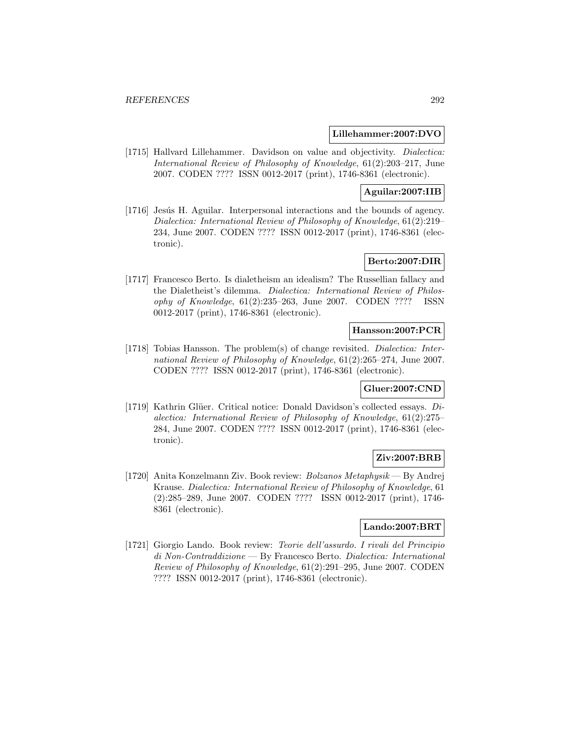**Lillehammer:2007:DVO**

[1715] Hallvard Lillehammer. Davidson on value and objectivity. *Dialectica: International Review of Philosophy of Knowledge*, 61(2):203–217, June 2007. CODEN ???? ISSN 0012-2017 (print), 1746-8361 (electronic).

**Aguilar:2007:IIB**

[1716] Jesús H. Aguilar. Interpersonal interactions and the bounds of agency. *Dialectica: International Review of Philosophy of Knowledge*, 61(2):219–234, June 2007. CODEN ???? ISSN 0012-2017 (print), 1746-8361 (electronic).

**Berto:2007:DIR**

[1717] Francesco Berto. Is dialetheism an idealism? The Russellian fallacy and the Dialetheist's dilemma. *Dialectica: International Review of Philosophy of Knowledge*, 61(2):235–263, June 2007. CODEN ???? ISSN 0012-2017 (print), 1746-8361 (electronic).

**Hansson:2007:PCR**

[1718] Tobias Hansson. The problem(s) of change revisited. *Dialectica: International Review of Philosophy of Knowledge*, 61(2):265–274, June 2007. CODEN ???? ISSN 0012-2017 (print), 1746-8361 (electronic).

**Gluer:2007:CND**

[1719] Kathrin Glüer. Critical notice: Donald Davidson's collected essays. *Dialectica: International Review of Philosophy of Knowledge*, 61(2):275–284, June 2007. CODEN ???? ISSN 0012-2017 (print), 1746-8361 (electronic).

**Ziv:2007:BRB**

[1720] Anita Konzelmann Ziv. Book review: *Bolzanos Metaphysik* — By Andrej Krause. *Dialectica: International Review of Philosophy of Knowledge*, 61 (2):285–289, June 2007. CODEN ???? ISSN 0012-2017 (print), 1746-8361 (electronic).

**Lando:2007:BRT**

[1721] Giorgio Lando. Book review: *Teorie dell'assurdo. I rivali del Principio di Non-Contraddizione* — By Francesco Berto. *Dialectica: International Review of Philosophy of Knowledge*, 61(2):291–295, June 2007. CODEN ???? ISSN 0012-2017 (print), 1746-8361 (electronic).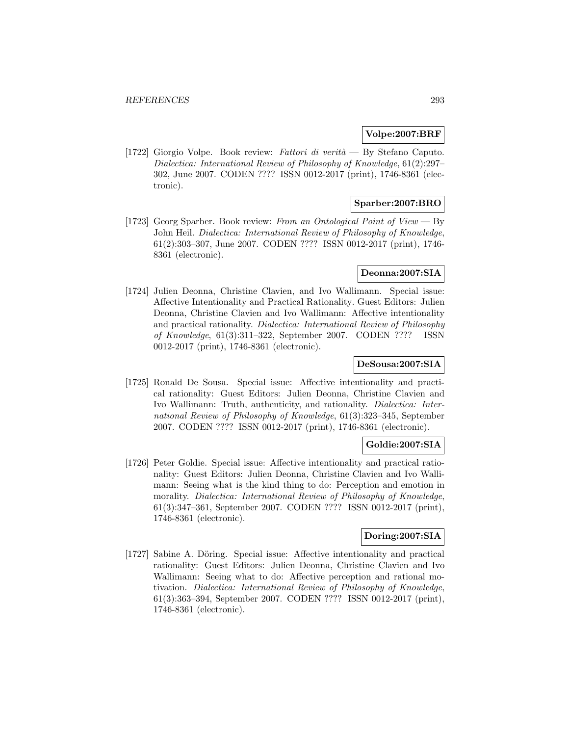**Volpe:2007:BRF**

[1722] Giorgio Volpe. Book review: *Fattori di verità* — By Stefano Caputo. *Dialectica: International Review of Philosophy of Knowledge*, 61(2):297–302, June 2007. CODEN ???? ISSN 0012-2017 (print), 1746-8361 (electronic).

**Sparber:2007:BRO**

[1723] Georg Sparber. Book review: *From an Ontological Point of View* — By John Heil. *Dialectica: International Review of Philosophy of Knowledge*, 61(2):303–307, June 2007. CODEN ???? ISSN 0012-2017 (print), 1746-8361 (electronic).

**Deonna:2007:SIA**

[1724] Julien Deonna, Christine Clavien, and Ivo Wallimann. Special issue: Affective Intentionality and Practical Rationality. Guest Editors: Julien Deonna, Christine Clavien and Ivo Wallimann: Affective intentionality and practical rationality. *Dialectica: International Review of Philosophy of Knowledge*, 61(3):311–322, September 2007. CODEN ???? ISSN 0012-2017 (print), 1746-8361 (electronic).

**DeSousa:2007:SIA**

[1725] Ronald De Sousa. Special issue: Affective intentionality and practical rationality: Guest Editors: Julien Deonna, Christine Clavien and Ivo Wallimann: Truth, authenticity, and rationality. *Dialectica: International Review of Philosophy of Knowledge*, 61(3):323–345, September 2007. CODEN ???? ISSN 0012-2017 (print), 1746-8361 (electronic).

**Goldie:2007:SIA**

[1726] Peter Goldie. Special issue: Affective intentionality and practical rationality: Guest Editors: Julien Deonna, Christine Clavien and Ivo Wallimann: Seeing what is the kind thing to do: Perception and emotion in morality. *Dialectica: International Review of Philosophy of Knowledge*, 61(3):347–361, September 2007. CODEN ???? ISSN 0012-2017 (print), 1746-8361 (electronic).

**Doring:2007:SIA**

[1727] Sabine A. Döring. Special issue: Affective intentionality and practical rationality: Guest Editors: Julien Deonna, Christine Clavien and Ivo Wallimann: Seeing what to do: Affective perception and rational motivation. *Dialectica: International Review of Philosophy of Knowledge*, 61(3):363–394, September 2007. CODEN ???? ISSN 0012-2017 (print), 1746-8361 (electronic).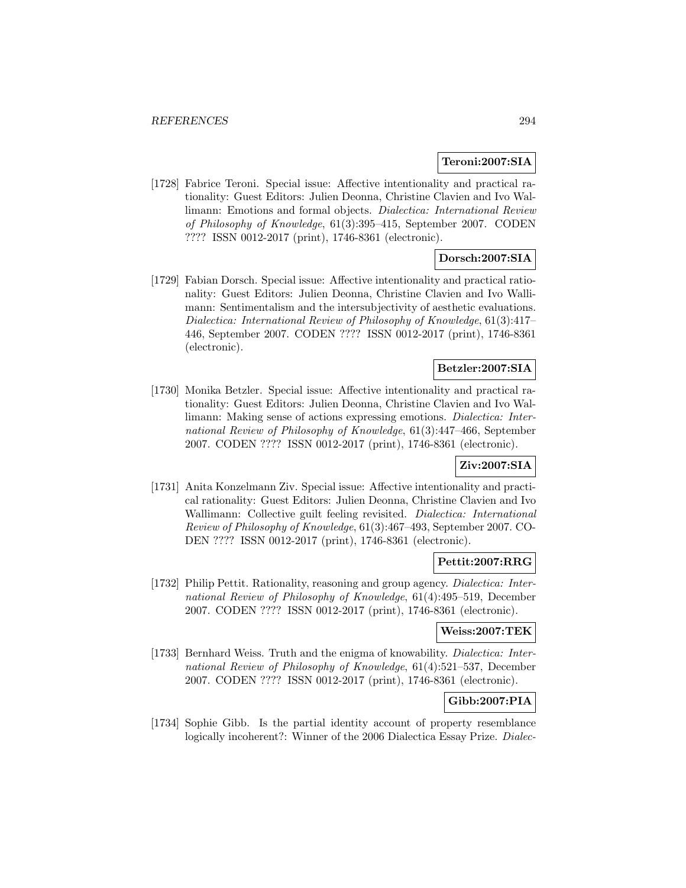**Teroni:2007:SIA**

[1728] Fabrice Teroni. Special issue: Affective intentionality and practical rationality: Guest Editors: Julien Deonna, Christine Clavien and Ivo Wallimann: Emotions and formal objects. *Dialectica: International Review of Philosophy of Knowledge*, 61(3):395–415, September 2007. CODEN ???? ISSN 0012-2017 (print), 1746-8361 (electronic).

**Dorsch:2007:SIA**

[1729] Fabian Dorsch. Special issue: Affective intentionality and practical rationality: Guest Editors: Julien Deonna, Christine Clavien and Ivo Wallimann: Sentimentalism and the intersubjectivity of aesthetic evaluations. *Dialectica: International Review of Philosophy of Knowledge*, 61(3):417–446, September 2007. CODEN ???? ISSN 0012-2017 (print), 1746-8361 (electronic).

**Betzler:2007:SIA**

[1730] Monika Betzler. Special issue: Affective intentionality and practical rationality: Guest Editors: Julien Deonna, Christine Clavien and Ivo Wallimann: Making sense of actions expressing emotions. *Dialectica: International Review of Philosophy of Knowledge*, 61(3):447–466, September 2007. CODEN ???? ISSN 0012-2017 (print), 1746-8361 (electronic).

**Ziv:2007:SIA**

[1731] Anita Konzelmann Ziv. Special issue: Affective intentionality and practical rationality: Guest Editors: Julien Deonna, Christine Clavien and Ivo Wallimann: Collective guilt feeling revisited. *Dialectica: International Review of Philosophy of Knowledge*, 61(3):467–493, September 2007. CODEN ???? ISSN 0012-2017 (print), 1746-8361 (electronic).

**Pettit:2007:RRG**

[1732] Philip Pettit. Rationality, reasoning and group agency. *Dialectica: International Review of Philosophy of Knowledge*, 61(4):495–519, December 2007. CODEN ???? ISSN 0012-2017 (print), 1746-8361 (electronic).

**Weiss:2007:TEK**

[1733] Bernhard Weiss. Truth and the enigma of knowability. *Dialectica: International Review of Philosophy of Knowledge*, 61(4):521–537, December 2007. CODEN ???? ISSN 0012-2017 (print), 1746-8361 (electronic).

**Gibb:2007:PIA**

[1734] Sophie Gibb. Is the partial identity account of property resemblance logically incoherent?: Winner of the 2006 Dialectica Essay Prize. *Dialec-*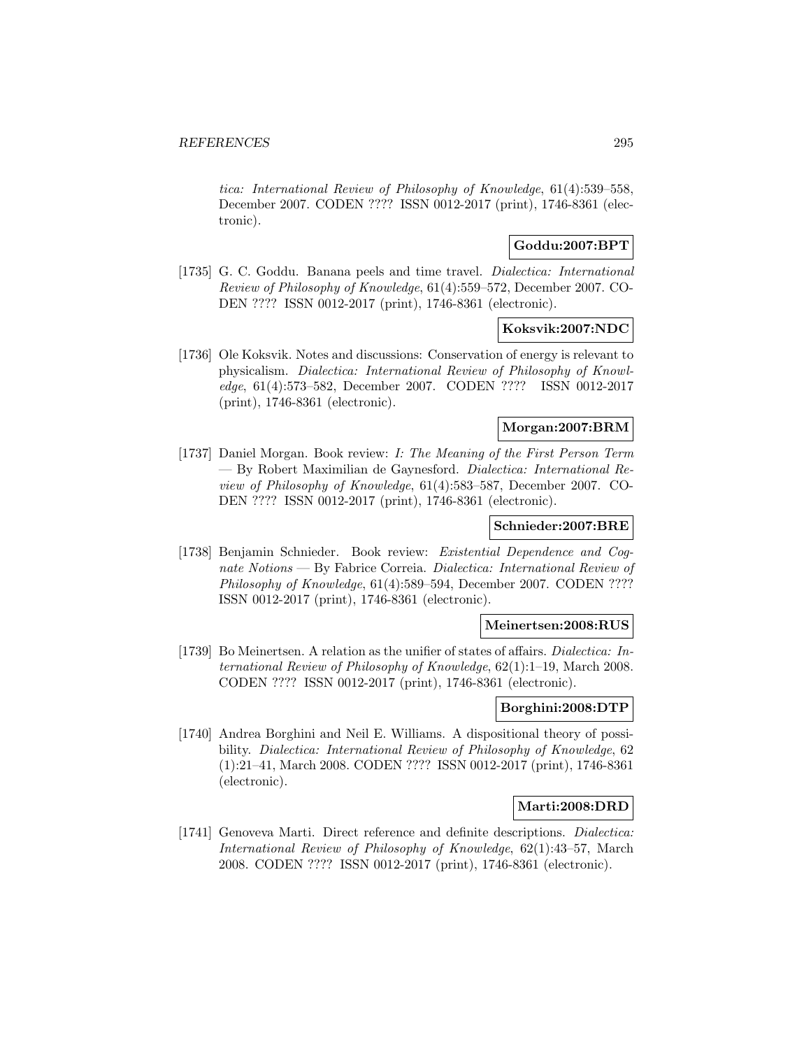*tica: International Review of Philosophy of Knowledge*, 61(4):539–558, December 2007. CODEN ???? ISSN 0012-2017 (print), 1746-8361 (electronic).

**Goddu:2007:BPT**

[1735] G. C. Goddu. Banana peels and time travel. *Dialectica: International Review of Philosophy of Knowledge*, 61(4):559–572, December 2007. CODEN ???? ISSN 0012-2017 (print), 1746-8361 (electronic).

**Koksvik:2007:NDC**

[1736] Ole Koksvik. Notes and discussions: Conservation of energy is relevant to physicalism. *Dialectica: International Review of Philosophy of Knowledge*, 61(4):573–582, December 2007. CODEN ???? ISSN 0012-2017 (print), 1746-8361 (electronic).

**Morgan:2007:BRM**

[1737] Daniel Morgan. Book review: *I: The Meaning of the First Person Term* — By Robert Maximilian de Gaynesford. *Dialectica: International Review of Philosophy of Knowledge*, 61(4):583–587, December 2007. CODEN ???? ISSN 0012-2017 (print), 1746-8361 (electronic).

**Schnieder:2007:BRE**

[1738] Benjamin Schnieder. Book review: *Existential Dependence and Cognate Notions* — By Fabrice Correia. *Dialectica: International Review of Philosophy of Knowledge*, 61(4):589–594, December 2007. CODEN ???? ISSN 0012-2017 (print), 1746-8361 (electronic).

**Meinertsen:2008:RUS**

[1739] Bo Meinertsen. A relation as the unifier of states of affairs. *Dialectica: International Review of Philosophy of Knowledge*, 62(1):1–19, March 2008. CODEN ???? ISSN 0012-2017 (print), 1746-8361 (electronic).

**Borghini:2008:DTP**

[1740] Andrea Borghini and Neil E. Williams. A dispositional theory of possibility. *Dialectica: International Review of Philosophy of Knowledge*, 62 (1):21–41, March 2008. CODEN ???? ISSN 0012-2017 (print), 1746-8361 (electronic).

**Marti:2008:DRD**

[1741] Genoveva Marti. Direct reference and definite descriptions. *Dialectica: International Review of Philosophy of Knowledge*, 62(1):43–57, March 2008. CODEN ???? ISSN 0012-2017 (print), 1746-8361 (electronic).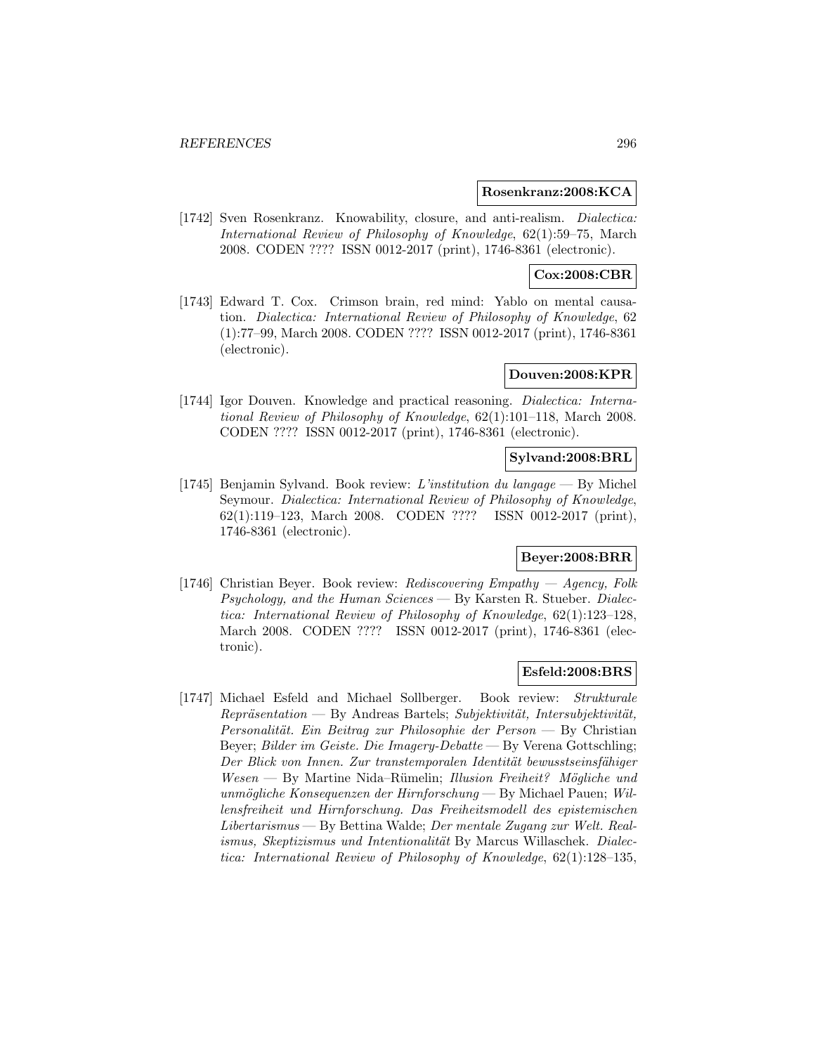**Rosenkranz:2008:KCA**

[1742] Sven Rosenkranz. Knowability, closure, and anti-realism. *Dialectica: International Review of Philosophy of Knowledge*, 62(1):59–75, March 2008. CODEN ???? ISSN 0012-2017 (print), 1746-8361 (electronic).

**Cox:2008:CBR**

[1743] Edward T. Cox. Crimson brain, red mind: Yablo on mental causation. *Dialectica: International Review of Philosophy of Knowledge*, 62 (1):77–99, March 2008. CODEN ???? ISSN 0012-2017 (print), 1746-8361 (electronic).

**Douven:2008:KPR**

[1744] Igor Douven. Knowledge and practical reasoning. *Dialectica: International Review of Philosophy of Knowledge*, 62(1):101–118, March 2008. CODEN ???? ISSN 0012-2017 (print), 1746-8361 (electronic).

**Sylvand:2008:BRL**

[1745] Benjamin Sylvand. Book review: *L'institution du langage* — By Michel Seymour. *Dialectica: International Review of Philosophy of Knowledge*, 62(1):119–123, March 2008. CODEN ???? ISSN 0012-2017 (print), 1746-8361 (electronic).

**Beyer:2008:BRR**

[1746] Christian Beyer. Book review: *Rediscovering Empathy — Agency, Folk Psychology, and the Human Sciences* — By Karsten R. Stueber. *Dialectica: International Review of Philosophy of Knowledge*, 62(1):123–128, March 2008. CODEN ???? ISSN 0012-2017 (print), 1746-8361 (electronic).

**Esfeld:2008:BRS**

[1747] Michael Esfeld and Michael Sollberger. Book review: *Strukturale Repräsentation* — By Andreas Bartels; *Subjektivität, Intersubjektivität, Personalität. Ein Beitrag zur Philosophie der Person* — By Christian Beyer; *Bilder im Geiste. Die Imagery-Debatte* — By Verena Gottschling; *Der Blick von Innen. Zur transtemporalen Identität bewusstseinsfähiger Wesen* — By Martine Nida–Rümelin; *Illusion Freiheit? Mögliche und unmögliche Konsequenzen der Hirnforschung* — By Michael Pauen; *Willensfreiheit und Hirnforschung. Das Freiheitsmodell des epistemischen Libertarismus* — By Bettina Walde; *Der mentale Zugang zur Welt. Realismus, Skeptizismus und Intentionalität* By Marcus Willaschek. *Dialectica: International Review of Philosophy of Knowledge*, 62(1):128–135,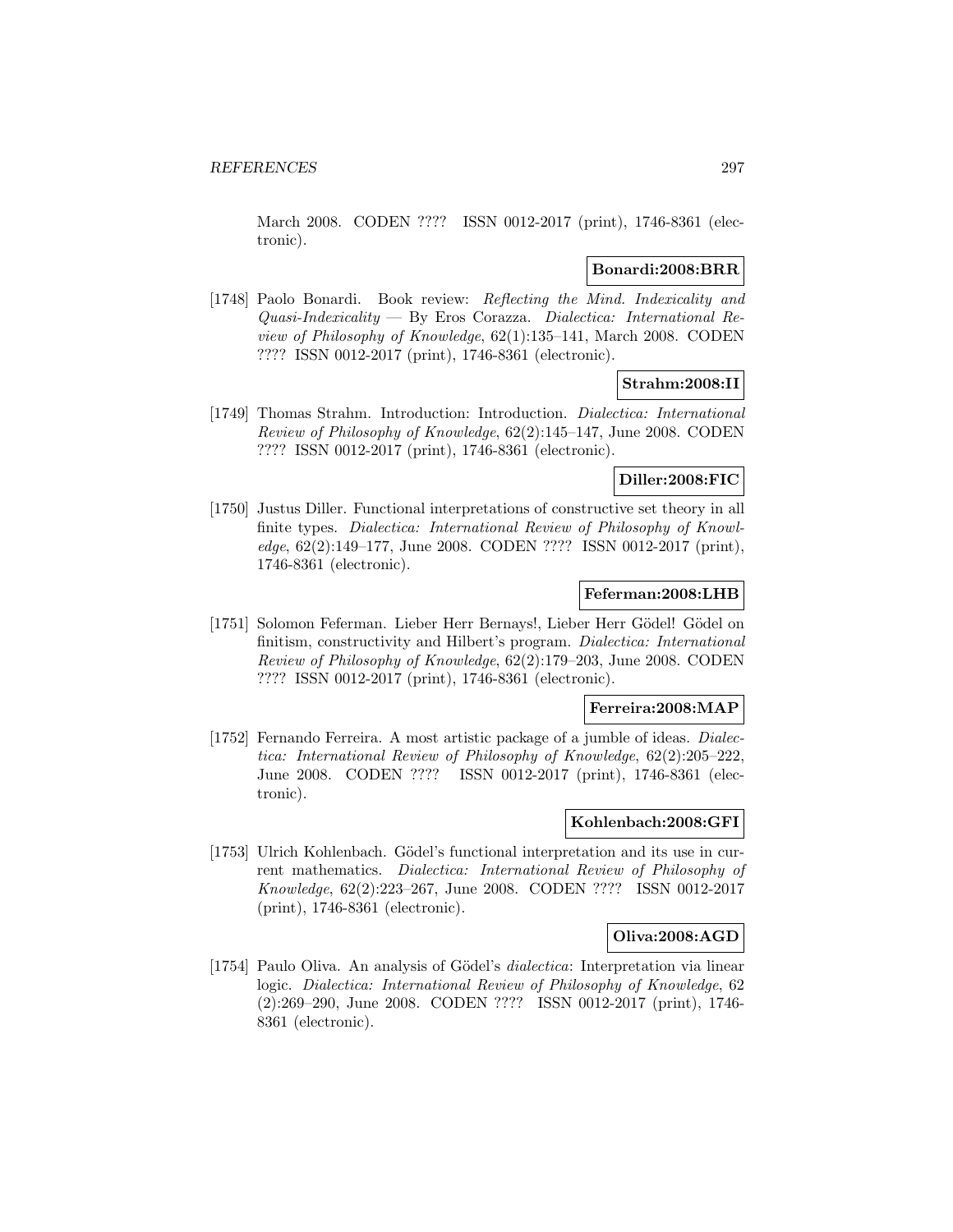March 2008. CODEN ???? ISSN 0012-2017 (print), 1746-8361 (electronic).

**Bonardi:2008:BRR**

[1748] Paolo Bonardi. Book review: *Reflecting the Mind. Indexicality and Quasi-Indexicality* — By Eros Corazza. *Dialectica: International Review of Philosophy of Knowledge*, 62(1):135–141, March 2008. CODEN ???? ISSN 0012-2017 (print), 1746-8361 (electronic).

**Strahm:2008:II**

[1749] Thomas Strahm. Introduction: Introduction. *Dialectica: International Review of Philosophy of Knowledge*, 62(2):145–147, June 2008. CODEN ???? ISSN 0012-2017 (print), 1746-8361 (electronic).

**Diller:2008:FIC**

[1750] Justus Diller. Functional interpretations of constructive set theory in all finite types. *Dialectica: International Review of Philosophy of Knowledge*, 62(2):149–177, June 2008. CODEN ???? ISSN 0012-2017 (print), 1746-8361 (electronic).

**Feferman:2008:LHB**

[1751] Solomon Feferman. Lieber Herr Bernays!, Lieber Herr Gödel! Gödel on finitism, constructivity and Hilbert's program. *Dialectica: International Review of Philosophy of Knowledge*, 62(2):179–203, June 2008. CODEN ???? ISSN 0012-2017 (print), 1746-8361 (electronic).

**Ferreira:2008:MAP**

[1752] Fernando Ferreira. A most artistic package of a jumble of ideas. *Dialectica: International Review of Philosophy of Knowledge*, 62(2):205–222, June 2008. CODEN ???? ISSN 0012-2017 (print), 1746-8361 (electronic).

**Kohlenbach:2008:GFI**

[1753] Ulrich Kohlenbach. Gödel's functional interpretation and its use in current mathematics. *Dialectica: International Review of Philosophy of Knowledge*, 62(2):223–267, June 2008. CODEN ???? ISSN 0012-2017 (print), 1746-8361 (electronic).

**Oliva:2008:AGD**

[1754] Paulo Oliva. An analysis of Gödel's *dialectica*: Interpretation via linear logic. *Dialectica: International Review of Philosophy of Knowledge*, 62 (2):269–290, June 2008. CODEN ???? ISSN 0012-2017 (print), 1746-8361 (electronic).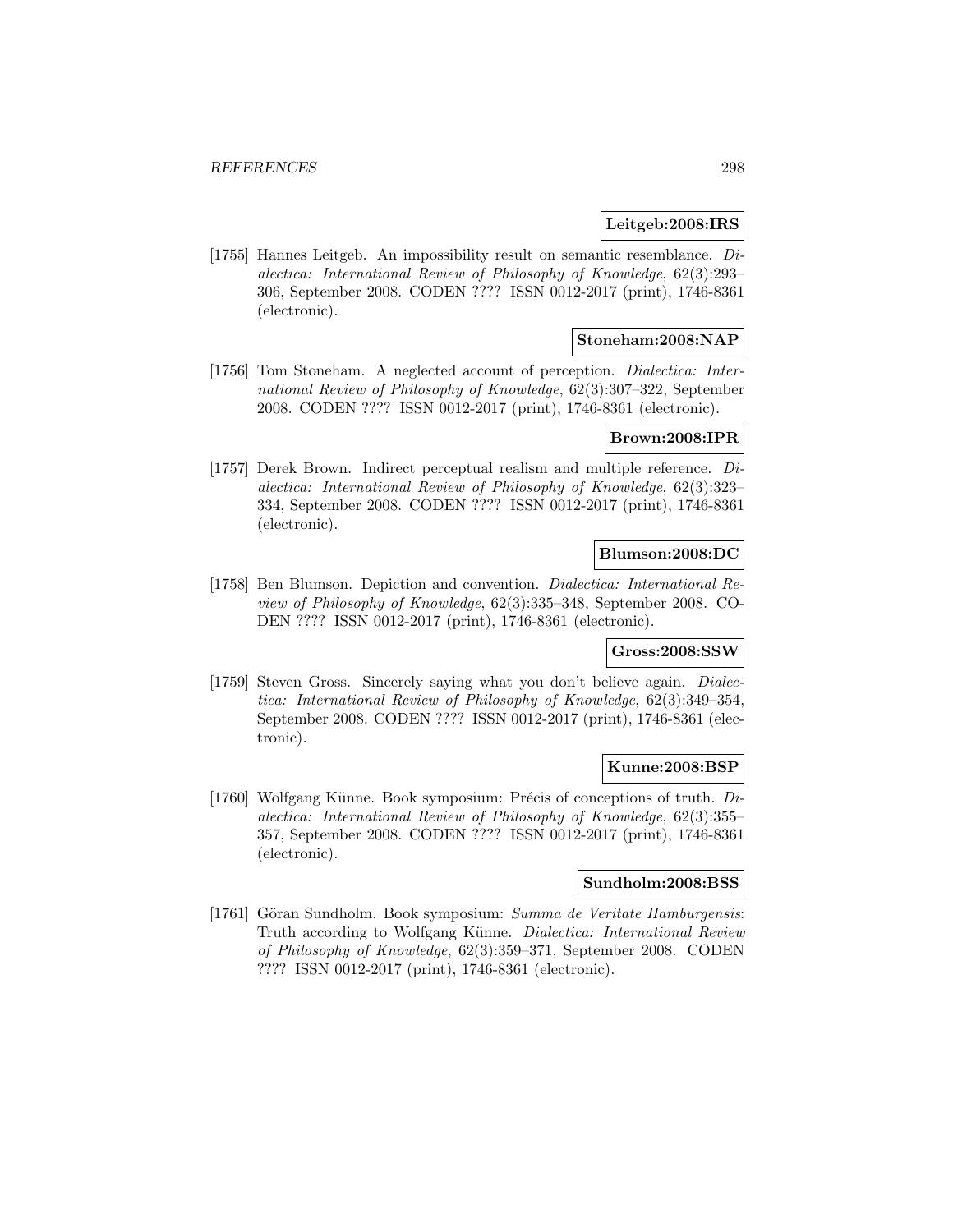**Leitgeb:2008:IRS**

[1755] Hannes Leitgeb. An impossibility result on semantic resemblance. *Dialectica: International Review of Philosophy of Knowledge*, 62(3):293–306, September 2008. CODEN ???? ISSN 0012-2017 (print), 1746-8361 (electronic).

**Stoneham:2008:NAP**

[1756] Tom Stoneham. A neglected account of perception. *Dialectica: International Review of Philosophy of Knowledge*, 62(3):307–322, September 2008. CODEN ???? ISSN 0012-2017 (print), 1746-8361 (electronic).

**Brown:2008:IPR**

[1757] Derek Brown. Indirect perceptual realism and multiple reference. *Dialectica: International Review of Philosophy of Knowledge*, 62(3):323–334, September 2008. CODEN ???? ISSN 0012-2017 (print), 1746-8361 (electronic).

**Blumson:2008:DC**

[1758] Ben Blumson. Depiction and convention. *Dialectica: International Review of Philosophy of Knowledge*, 62(3):335–348, September 2008. CODEN ???? ISSN 0012-2017 (print), 1746-8361 (electronic).

**Gross:2008:SSW**

[1759] Steven Gross. Sincerely saying what you don't believe again. *Dialectica: International Review of Philosophy of Knowledge*, 62(3):349–354, September 2008. CODEN ???? ISSN 0012-2017 (print), 1746-8361 (electronic).

**Kunne:2008:BSP**

[1760] Wolfgang Künne. Book symposium: Précis of conceptions of truth. *Dialectica: International Review of Philosophy of Knowledge*, 62(3):355–357, September 2008. CODEN ???? ISSN 0012-2017 (print), 1746-8361 (electronic).

**Sundholm:2008:BSS**

[1761] Göran Sundholm. Book symposium: *Summa de Veritate Hamburgensis*: Truth according to Wolfgang Künne. *Dialectica: International Review of Philosophy of Knowledge*, 62(3):359–371, September 2008. CODEN ???? ISSN 0012-2017 (print), 1746-8361 (electronic).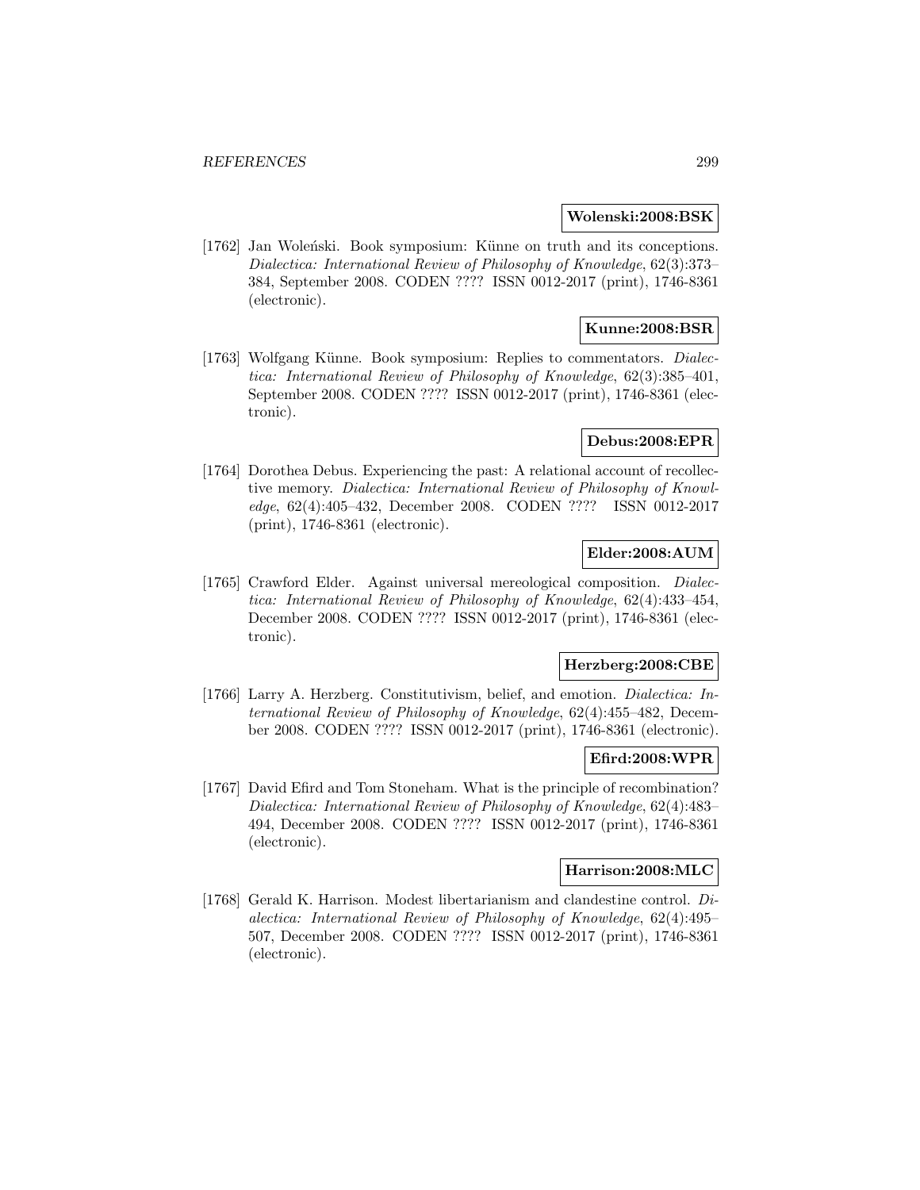**Wolenski:2008:BSK**

[1762] Jan Woleński. Book symposium: Künne on truth and its conceptions. *Dialectica: International Review of Philosophy of Knowledge*, 62(3):373–384, September 2008. CODEN ???? ISSN 0012-2017 (print), 1746-8361 (electronic).

**Kunne:2008:BSR**

[1763] Wolfgang Künne. Book symposium: Replies to commentators. *Dialectica: International Review of Philosophy of Knowledge*, 62(3):385–401, September 2008. CODEN ???? ISSN 0012-2017 (print), 1746-8361 (electronic).

**Debus:2008:EPR**

[1764] Dorothea Debus. Experiencing the past: A relational account of recollective memory. *Dialectica: International Review of Philosophy of Knowledge*, 62(4):405–432, December 2008. CODEN ???? ISSN 0012-2017 (print), 1746-8361 (electronic).

**Elder:2008:AUM**

[1765] Crawford Elder. Against universal mereological composition. *Dialectica: International Review of Philosophy of Knowledge*, 62(4):433–454, December 2008. CODEN ???? ISSN 0012-2017 (print), 1746-8361 (electronic).

**Herzberg:2008:CBE**

[1766] Larry A. Herzberg. Constitutivism, belief, and emotion. *Dialectica: International Review of Philosophy of Knowledge*, 62(4):455–482, December 2008. CODEN ???? ISSN 0012-2017 (print), 1746-8361 (electronic).

**Efird:2008:WPR**

[1767] David Efird and Tom Stoneham. What is the principle of recombination? *Dialectica: International Review of Philosophy of Knowledge*, 62(4):483–494, December 2008. CODEN ???? ISSN 0012-2017 (print), 1746-8361 (electronic).

**Harrison:2008:MLC**

[1768] Gerald K. Harrison. Modest libertarianism and clandestine control. *Dialectica: International Review of Philosophy of Knowledge*, 62(4):495–507, December 2008. CODEN ???? ISSN 0012-2017 (print), 1746-8361 (electronic).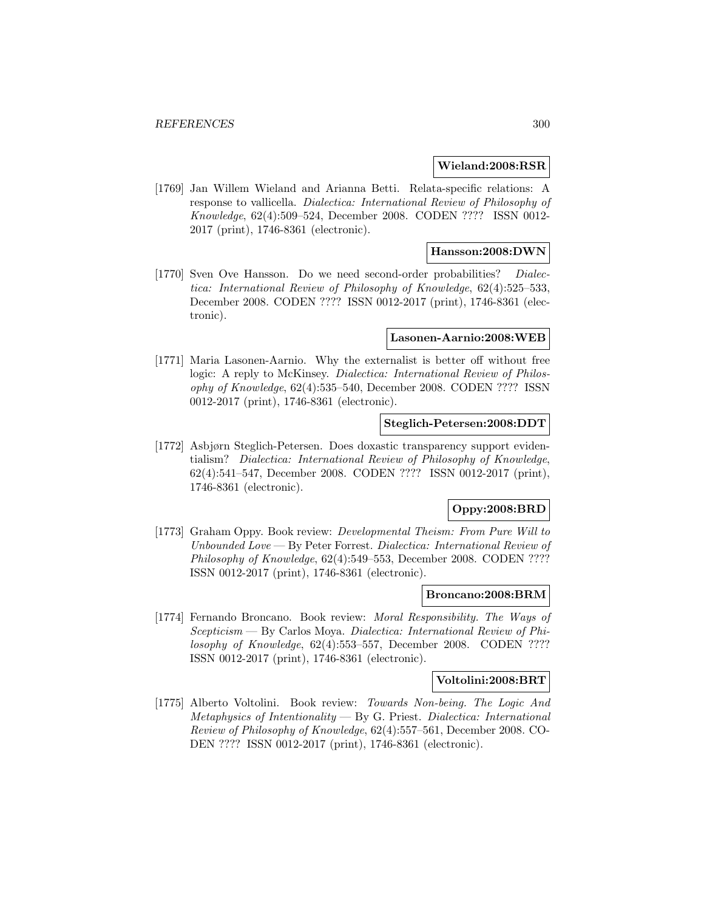**Wieland:2008:RSR**

[1769] Jan Willem Wieland and Arianna Betti. Relata-specific relations: A response to vallicella. *Dialectica: International Review of Philosophy of Knowledge*, 62(4):509–524, December 2008. CODEN ???? ISSN 0012-2017 (print), 1746-8361 (electronic).

**Hansson:2008:DWN**

[1770] Sven Ove Hansson. Do we need second-order probabilities? *Dialectica: International Review of Philosophy of Knowledge*, 62(4):525–533, December 2008. CODEN ???? ISSN 0012-2017 (print), 1746-8361 (electronic).

**Lasonen-Aarnio:2008:WEB**

[1771] Maria Lasonen-Aarnio. Why the externalist is better off without free logic: A reply to McKinsey. *Dialectica: International Review of Philosophy of Knowledge*, 62(4):535–540, December 2008. CODEN ???? ISSN 0012-2017 (print), 1746-8361 (electronic).

**Steglich-Petersen:2008:DDT**

[1772] Asbjørn Steglich-Petersen. Does doxastic transparency support evidentialism? *Dialectica: International Review of Philosophy of Knowledge*, 62(4):541–547, December 2008. CODEN ???? ISSN 0012-2017 (print), 1746-8361 (electronic).

**Oppy:2008:BRD**

[1773] Graham Oppy. Book review: *Developmental Theism: From Pure Will to Unbounded Love* — By Peter Forrest. *Dialectica: International Review of Philosophy of Knowledge*, 62(4):549–553, December 2008. CODEN ???? ISSN 0012-2017 (print), 1746-8361 (electronic).

**Broncano:2008:BRM**

[1774] Fernando Broncano. Book review: *Moral Responsibility. The Ways of Scepticism* — By Carlos Moya. *Dialectica: International Review of Philosophy of Knowledge*, 62(4):553–557, December 2008. CODEN ???? ISSN 0012-2017 (print), 1746-8361 (electronic).

**Voltolini:2008:BRT**

[1775] Alberto Voltolini. Book review: *Towards Non-being. The Logic And Metaphysics of Intentionality* — By G. Priest. *Dialectica: International Review of Philosophy of Knowledge*, 62(4):557–561, December 2008. CODEN ???? ISSN 0012-2017 (print), 1746-8361 (electronic).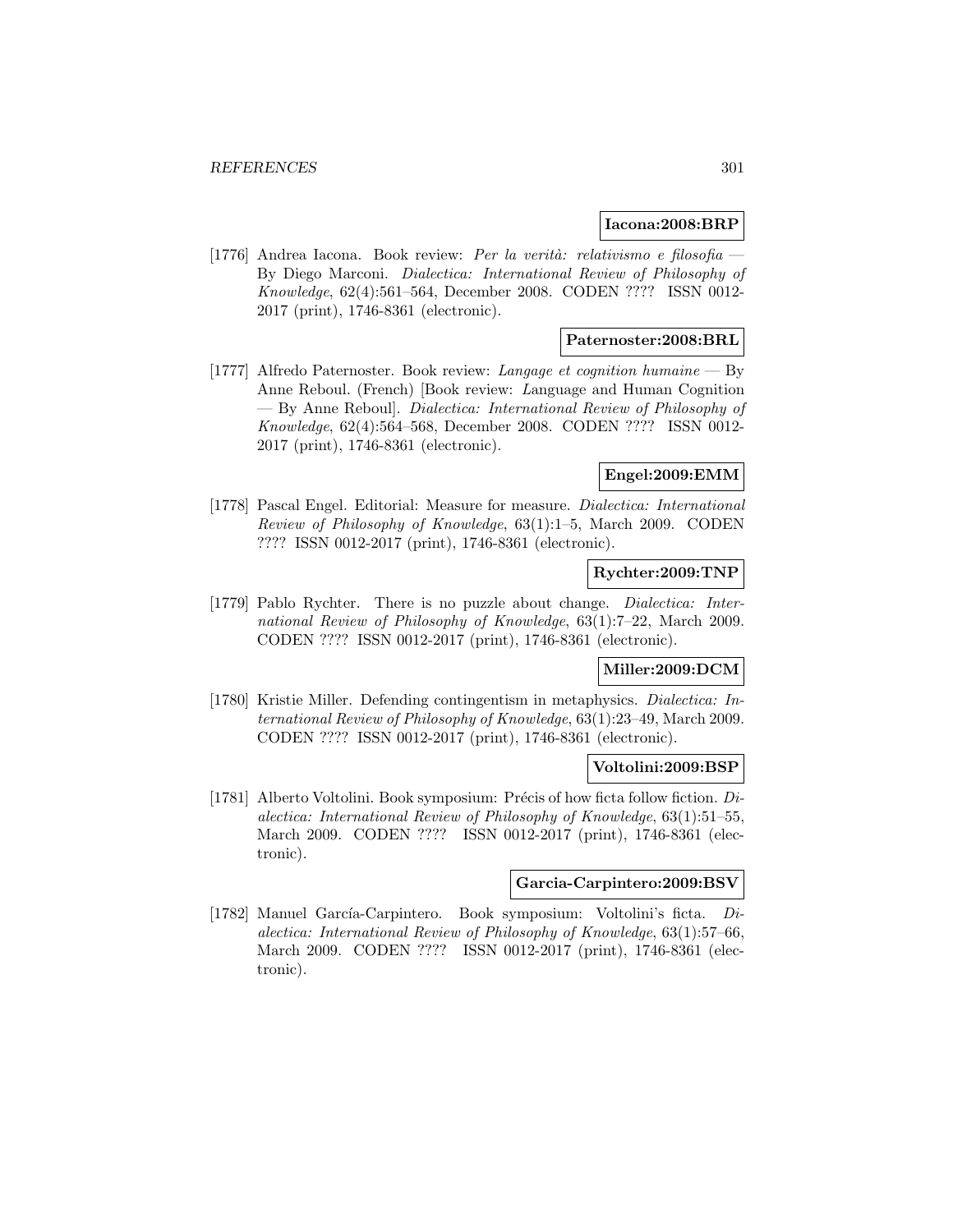**Iacona:2008:BRP**

[1776] Andrea Iacona. Book review: *Per la verità: relativismo e filosofia* — By Diego Marconi. *Dialectica: International Review of Philosophy of Knowledge*, 62(4):561–564, December 2008. CODEN ???? ISSN 0012-2017 (print), 1746-8361 (electronic).

**Paternoster:2008:BRL**

[1777] Alfredo Paternoster. Book review: *Langage et cognition humaine* — By Anne Reboul. (French) [Book review: Language and Human Cognition — By Anne Reboul]. *Dialectica: International Review of Philosophy of Knowledge*, 62(4):564–568, December 2008. CODEN ???? ISSN 0012-2017 (print), 1746-8361 (electronic).

**Engel:2009:EMM**

[1778] Pascal Engel. Editorial: Measure for measure. *Dialectica: International Review of Philosophy of Knowledge*, 63(1):1–5, March 2009. CODEN ???? ISSN 0012-2017 (print), 1746-8361 (electronic).

**Rychter:2009:TNP**

[1779] Pablo Rychter. There is no puzzle about change. *Dialectica: International Review of Philosophy of Knowledge*, 63(1):7–22, March 2009. CODEN ???? ISSN 0012-2017 (print), 1746-8361 (electronic).

**Miller:2009:DCM**

[1780] Kristie Miller. Defending contingentism in metaphysics. *Dialectica: International Review of Philosophy of Knowledge*, 63(1):23–49, March 2009. CODEN ???? ISSN 0012-2017 (print), 1746-8361 (electronic).

**Voltolini:2009:BSP**

[1781] Alberto Voltolini. Book symposium: Précis of how ficta follow fiction. *Dialectica: International Review of Philosophy of Knowledge*, 63(1):51–55, March 2009. CODEN ???? ISSN 0012-2017 (print), 1746-8361 (electronic).

**Garcia-Carpintero:2009:BSV**

[1782] Manuel García-Carpintero. Book symposium: Voltolini's ficta. *Dialectica: International Review of Philosophy of Knowledge*, 63(1):57–66, March 2009. CODEN ???? ISSN 0012-2017 (print), 1746-8361 (electronic).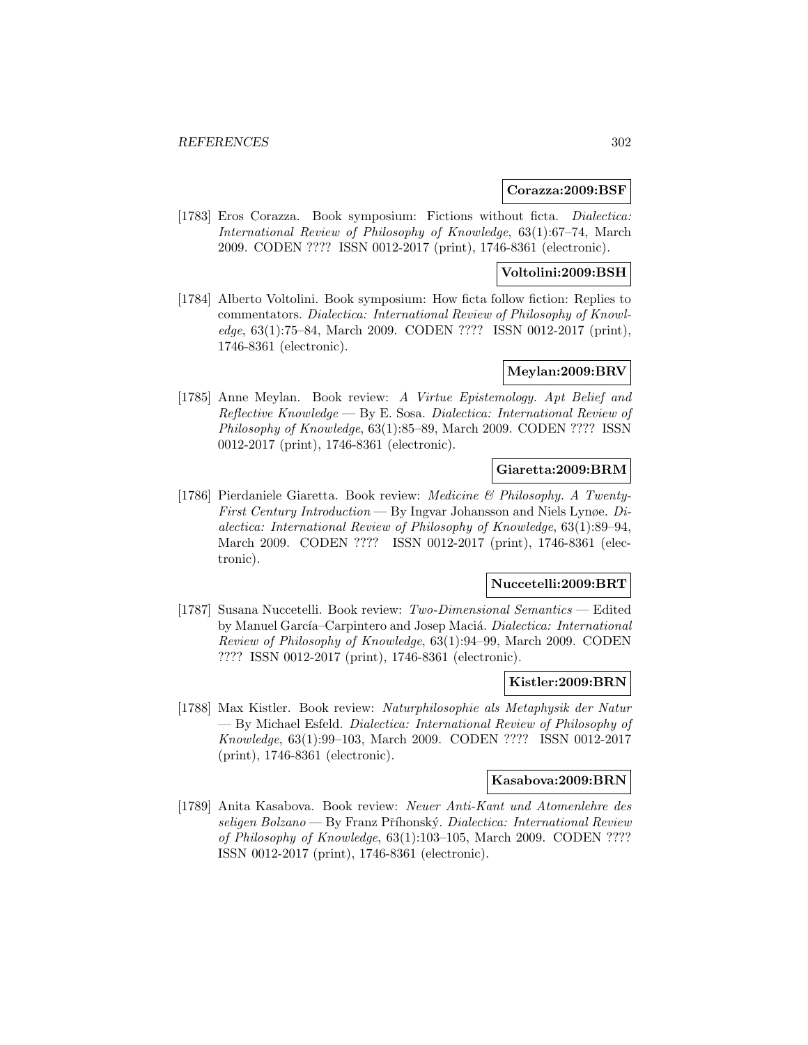**Corazza:2009:BSF**

[1783] Eros Corazza. Book symposium: Fictions without ficta. *Dialectica: International Review of Philosophy of Knowledge*, 63(1):67–74, March 2009. CODEN ???? ISSN 0012-2017 (print), 1746-8361 (electronic).

**Voltolini:2009:BSH**

[1784] Alberto Voltolini. Book symposium: How ficta follow fiction: Replies to commentators. *Dialectica: International Review of Philosophy of Knowledge*, 63(1):75–84, March 2009. CODEN ???? ISSN 0012-2017 (print), 1746-8361 (electronic).

**Meylan:2009:BRV**

[1785] Anne Meylan. Book review: *A Virtue Epistemology. Apt Belief and Reflective Knowledge* — By E. Sosa. *Dialectica: International Review of Philosophy of Knowledge*, 63(1):85–89, March 2009. CODEN ???? ISSN 0012-2017 (print), 1746-8361 (electronic).

**Giaretta:2009:BRM**

[1786] Pierdaniele Giaretta. Book review: *Medicine & Philosophy. A Twenty-First Century Introduction* — By Ingvar Johansson and Niels Lynøe. *Dialectica: International Review of Philosophy of Knowledge*, 63(1):89–94, March 2009. CODEN ???? ISSN 0012-2017 (print), 1746-8361 (electronic).

**Nuccetelli:2009:BRT**

[1787] Susana Nuccetelli. Book review: *Two-Dimensional Semantics* — Edited by Manuel García–Carpintero and Josep Maciá. *Dialectica: International Review of Philosophy of Knowledge*, 63(1):94–99, March 2009. CODEN ???? ISSN 0012-2017 (print), 1746-8361 (electronic).

**Kistler:2009:BRN**

[1788] Max Kistler. Book review: *Naturphilosophie als Metaphysik der Natur* — By Michael Esfeld. *Dialectica: International Review of Philosophy of Knowledge*, 63(1):99–103, March 2009. CODEN ???? ISSN 0012-2017 (print), 1746-8361 (electronic).

**Kasabova:2009:BRN**

[1789] Anita Kasabova. Book review: *Neuer Anti-Kant und Atomenlehre des seligen Bolzano* — By Franz Příhonský. *Dialectica: International Review of Philosophy of Knowledge*, 63(1):103–105, March 2009. CODEN ???? ISSN 0012-2017 (print), 1746-8361 (electronic).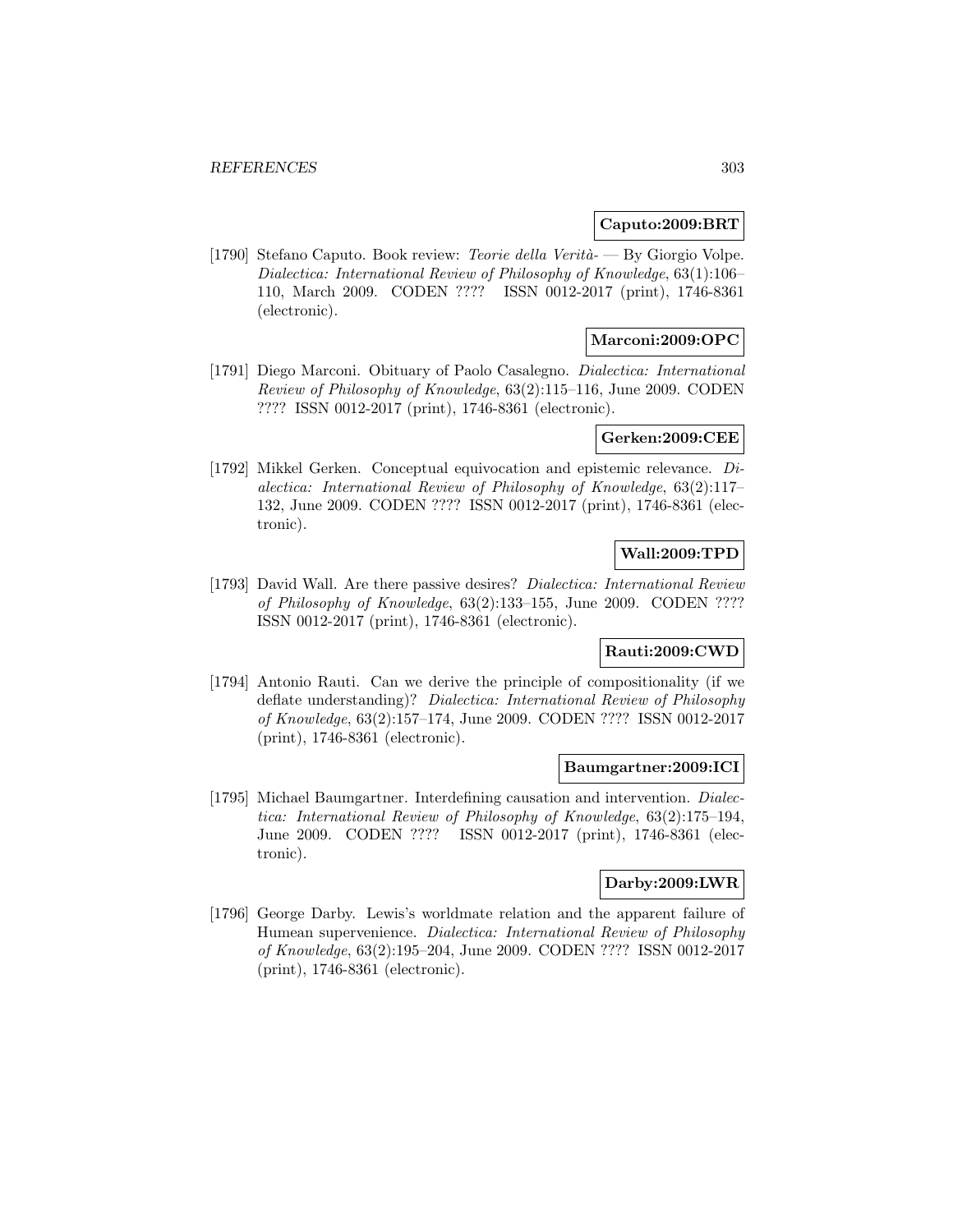**Caputo:2009:BRT**

[1790] Stefano Caputo. Book review: *Teorie della Verità-* — By Giorgio Volpe. *Dialectica: International Review of Philosophy of Knowledge*, 63(1):106–110, March 2009. CODEN ???? ISSN 0012-2017 (print), 1746-8361 (electronic).

**Marconi:2009:OPC**

[1791] Diego Marconi. Obituary of Paolo Casalegno. *Dialectica: International Review of Philosophy of Knowledge*, 63(2):115–116, June 2009. CODEN ???? ISSN 0012-2017 (print), 1746-8361 (electronic).

**Gerken:2009:CEE**

[1792] Mikkel Gerken. Conceptual equivocation and epistemic relevance. *Dialectica: International Review of Philosophy of Knowledge*, 63(2):117–132, June 2009. CODEN ???? ISSN 0012-2017 (print), 1746-8361 (electronic).

**Wall:2009:TPD**

[1793] David Wall. Are there passive desires? *Dialectica: International Review of Philosophy of Knowledge*, 63(2):133–155, June 2009. CODEN ???? ISSN 0012-2017 (print), 1746-8361 (electronic).

**Rauti:2009:CWD**

[1794] Antonio Rauti. Can we derive the principle of compositionality (if we deflate understanding)? *Dialectica: International Review of Philosophy of Knowledge*, 63(2):157–174, June 2009. CODEN ???? ISSN 0012-2017 (print), 1746-8361 (electronic).

**Baumgartner:2009:ICI**

[1795] Michael Baumgartner. Interdefining causation and intervention. *Dialectica: International Review of Philosophy of Knowledge*, 63(2):175–194, June 2009. CODEN ???? ISSN 0012-2017 (print), 1746-8361 (electronic).

**Darby:2009:LWR**

[1796] George Darby. Lewis's worldmate relation and the apparent failure of Humean supervenience. *Dialectica: International Review of Philosophy of Knowledge*, 63(2):195–204, June 2009. CODEN ???? ISSN 0012-2017 (print), 1746-8361 (electronic).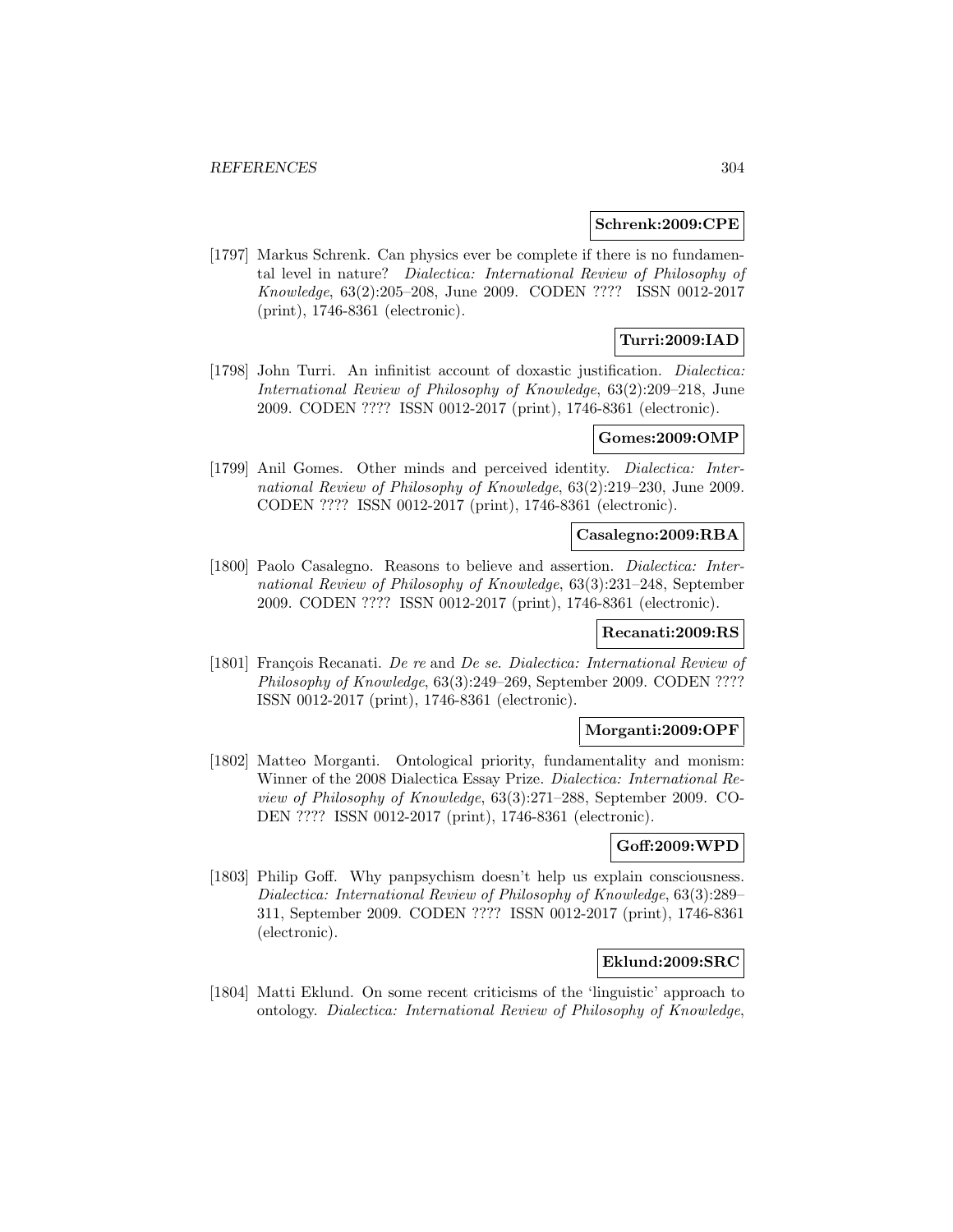**Schrenk:2009:CPE**

[1797] Markus Schrenk. Can physics ever be complete if there is no fundamental level in nature? *Dialectica: International Review of Philosophy of Knowledge*, 63(2):205–208, June 2009. CODEN ???? ISSN 0012-2017 (print), 1746-8361 (electronic).

**Turri:2009:IAD**

[1798] John Turri. An infinitist account of doxastic justification. *Dialectica: International Review of Philosophy of Knowledge*, 63(2):209–218, June 2009. CODEN ???? ISSN 0012-2017 (print), 1746-8361 (electronic).

**Gomes:2009:OMP**

[1799] Anil Gomes. Other minds and perceived identity. *Dialectica: International Review of Philosophy of Knowledge*, 63(2):219–230, June 2009. CODEN ???? ISSN 0012-2017 (print), 1746-8361 (electronic).

**Casalegno:2009:RBA**

[1800] Paolo Casalegno. Reasons to believe and assertion. *Dialectica: International Review of Philosophy of Knowledge*, 63(3):231–248, September 2009. CODEN ???? ISSN 0012-2017 (print), 1746-8361 (electronic).

**Recanati:2009:RS**

[1801] François Recanati. *De re* and *De se*. *Dialectica: International Review of Philosophy of Knowledge*, 63(3):249–269, September 2009. CODEN ???? ISSN 0012-2017 (print), 1746-8361 (electronic).

**Morganti:2009:OPF**

[1802] Matteo Morganti. Ontological priority, fundamentality and monism: Winner of the 2008 Dialectica Essay Prize. *Dialectica: International Review of Philosophy of Knowledge*, 63(3):271–288, September 2009. CODEN ???? ISSN 0012-2017 (print), 1746-8361 (electronic).

**Goff:2009:WPD**

[1803] Philip Goff. Why panpsychism doesn't help us explain consciousness. *Dialectica: International Review of Philosophy of Knowledge*, 63(3):289–311, September 2009. CODEN ???? ISSN 0012-2017 (print), 1746-8361 (electronic).

**Eklund:2009:SRC**

[1804] Matti Eklund. On some recent criticisms of the 'linguistic' approach to ontology. *Dialectica: International Review of Philosophy of Knowledge*,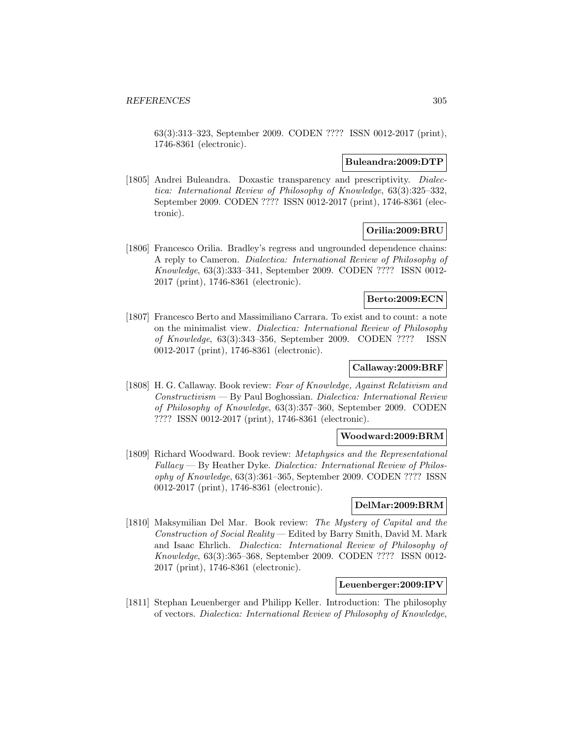63(3):313–323, September 2009. CODEN ???? ISSN 0012-2017 (print), 1746-8361 (electronic).

**Buleandra:2009:DTP**

[1805] Andrei Buleandra. Doxastic transparency and prescriptivity. *Dialectica: International Review of Philosophy of Knowledge*, 63(3):325–332, September 2009. CODEN ???? ISSN 0012-2017 (print), 1746-8361 (electronic).

**Orilia:2009:BRU**

[1806] Francesco Orilia. Bradley's regress and ungrounded dependence chains: A reply to Cameron. *Dialectica: International Review of Philosophy of Knowledge*, 63(3):333–341, September 2009. CODEN ???? ISSN 0012-2017 (print), 1746-8361 (electronic).

**Berto:2009:ECN**

[1807] Francesco Berto and Massimiliano Carrara. To exist and to count: a note on the minimalist view. *Dialectica: International Review of Philosophy of Knowledge*, 63(3):343–356, September 2009. CODEN ???? ISSN 0012-2017 (print), 1746-8361 (electronic).

**Callaway:2009:BRF**

[1808] H. G. Callaway. Book review: *Fear of Knowledge, Against Relativism and Constructivism* — By Paul Boghossian. *Dialectica: International Review of Philosophy of Knowledge*, 63(3):357–360, September 2009. CODEN ???? ISSN 0012-2017 (print), 1746-8361 (electronic).

**Woodward:2009:BRM**

[1809] Richard Woodward. Book review: *Metaphysics and the Representational Fallacy* — By Heather Dyke. *Dialectica: International Review of Philosophy of Knowledge*, 63(3):361–365, September 2009. CODEN ???? ISSN 0012-2017 (print), 1746-8361 (electronic).

**DelMar:2009:BRM**

[1810] Maksymilian Del Mar. Book review: *The Mystery of Capital and the Construction of Social Reality* — Edited by Barry Smith, David M. Mark and Isaac Ehrlich. *Dialectica: International Review of Philosophy of Knowledge*, 63(3):365–368, September 2009. CODEN ???? ISSN 0012-2017 (print), 1746-8361 (electronic).

**Leuenberger:2009:IPV**

[1811] Stephan Leuenberger and Philipp Keller. Introduction: The philosophy of vectors. *Dialectica: International Review of Philosophy of Knowledge*,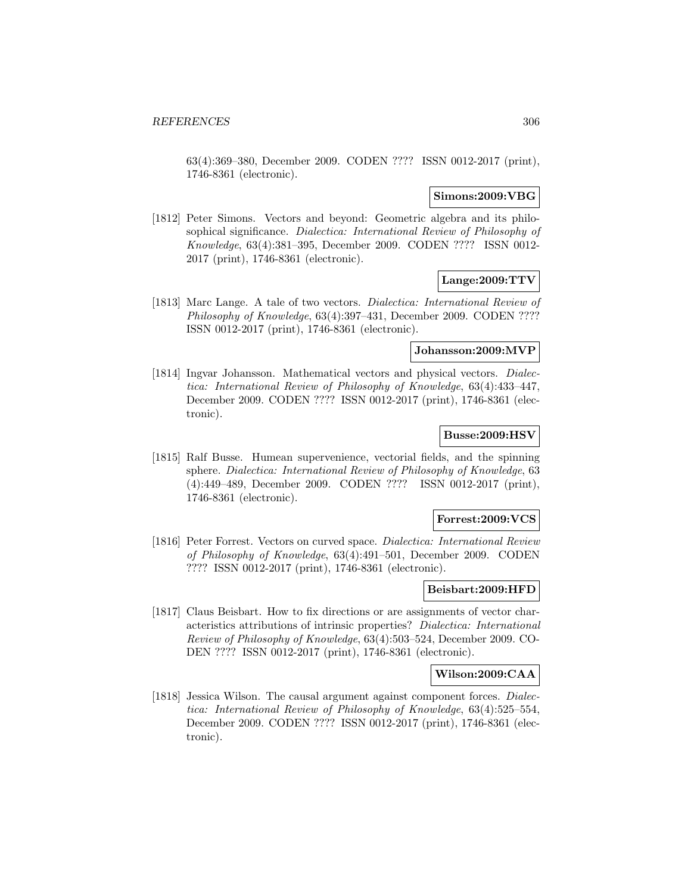63(4):369–380, December 2009. CODEN ???? ISSN 0012-2017 (print), 1746-8361 (electronic).

**Simons:2009:VBG**

[1812] Peter Simons. Vectors and beyond: Geometric algebra and its philosophical significance. *Dialectica: International Review of Philosophy of Knowledge*, 63(4):381–395, December 2009. CODEN ???? ISSN 0012-2017 (print), 1746-8361 (electronic).

**Lange:2009:TTV**

[1813] Marc Lange. A tale of two vectors. *Dialectica: International Review of Philosophy of Knowledge*, 63(4):397–431, December 2009. CODEN ???? ISSN 0012-2017 (print), 1746-8361 (electronic).

**Johansson:2009:MVP**

[1814] Ingvar Johansson. Mathematical vectors and physical vectors. *Dialectica: International Review of Philosophy of Knowledge*, 63(4):433–447, December 2009. CODEN ???? ISSN 0012-2017 (print), 1746-8361 (electronic).

**Busse:2009:HSV**

[1815] Ralf Busse. Humean supervenience, vectorial fields, and the spinning sphere. *Dialectica: International Review of Philosophy of Knowledge*, 63 (4):449–489, December 2009. CODEN ???? ISSN 0012-2017 (print), 1746-8361 (electronic).

**Forrest:2009:VCS**

[1816] Peter Forrest. Vectors on curved space. *Dialectica: International Review of Philosophy of Knowledge*, 63(4):491–501, December 2009. CODEN ???? ISSN 0012-2017 (print), 1746-8361 (electronic).

**Beisbart:2009:HFD**

[1817] Claus Beisbart. How to fix directions or are assignments of vector characteristics attributions of intrinsic properties? *Dialectica: International Review of Philosophy of Knowledge*, 63(4):503–524, December 2009. CODEN ???? ISSN 0012-2017 (print), 1746-8361 (electronic).

**Wilson:2009:CAA**

[1818] Jessica Wilson. The causal argument against component forces. *Dialectica: International Review of Philosophy of Knowledge*, 63(4):525–554, December 2009. CODEN ???? ISSN 0012-2017 (print), 1746-8361 (electronic).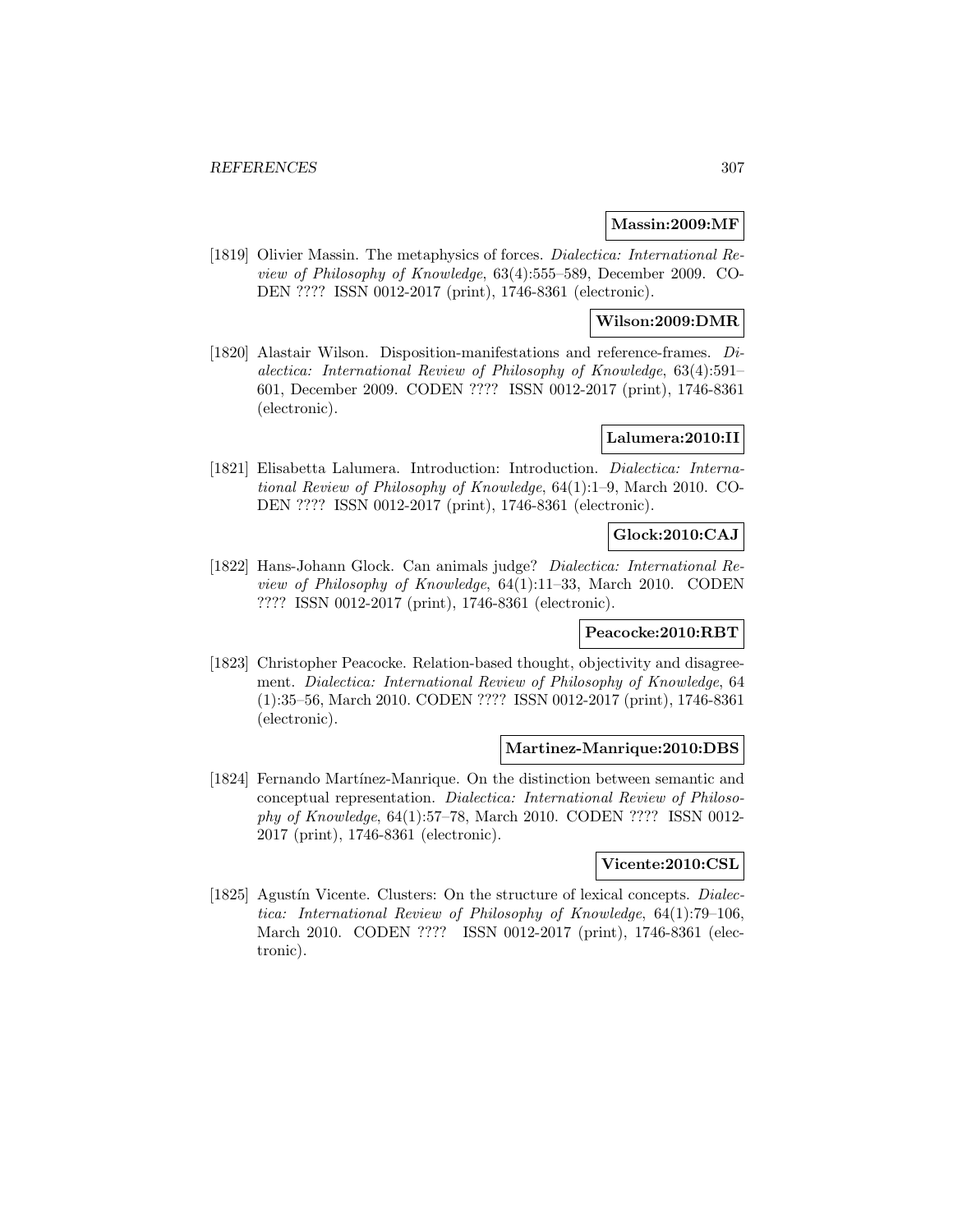**Massin:2009:MF**

[1819] Olivier Massin. The metaphysics of forces. *Dialectica: International Review of Philosophy of Knowledge*, 63(4):555–589, December 2009. CODEN ???? ISSN 0012-2017 (print), 1746-8361 (electronic).

**Wilson:2009:DMR**

[1820] Alastair Wilson. Disposition-manifestations and reference-frames. *Dialectica: International Review of Philosophy of Knowledge*, 63(4):591–601, December 2009. CODEN ???? ISSN 0012-2017 (print), 1746-8361 (electronic).

**Lalumera:2010:II**

[1821] Elisabetta Lalumera. Introduction: Introduction. *Dialectica: International Review of Philosophy of Knowledge*, 64(1):1–9, March 2010. CODEN ???? ISSN 0012-2017 (print), 1746-8361 (electronic).

**Glock:2010:CAJ**

[1822] Hans-Johann Glock. Can animals judge? *Dialectica: International Review of Philosophy of Knowledge*, 64(1):11–33, March 2010. CODEN ???? ISSN 0012-2017 (print), 1746-8361 (electronic).

**Peacocke:2010:RBT**

[1823] Christopher Peacocke. Relation-based thought, objectivity and disagreement. *Dialectica: International Review of Philosophy of Knowledge*, 64 (1):35–56, March 2010. CODEN ???? ISSN 0012-2017 (print), 1746-8361 (electronic).

**Martinez-Manrique:2010:DBS**

[1824] Fernando Martínez-Manrique. On the distinction between semantic and conceptual representation. *Dialectica: International Review of Philosophy of Knowledge*, 64(1):57–78, March 2010. CODEN ???? ISSN 0012-2017 (print), 1746-8361 (electronic).

**Vicente:2010:CSL**

[1825] Agustín Vicente. Clusters: On the structure of lexical concepts. *Dialectica: International Review of Philosophy of Knowledge*, 64(1):79–106, March 2010. CODEN ???? ISSN 0012-2017 (print), 1746-8361 (electronic).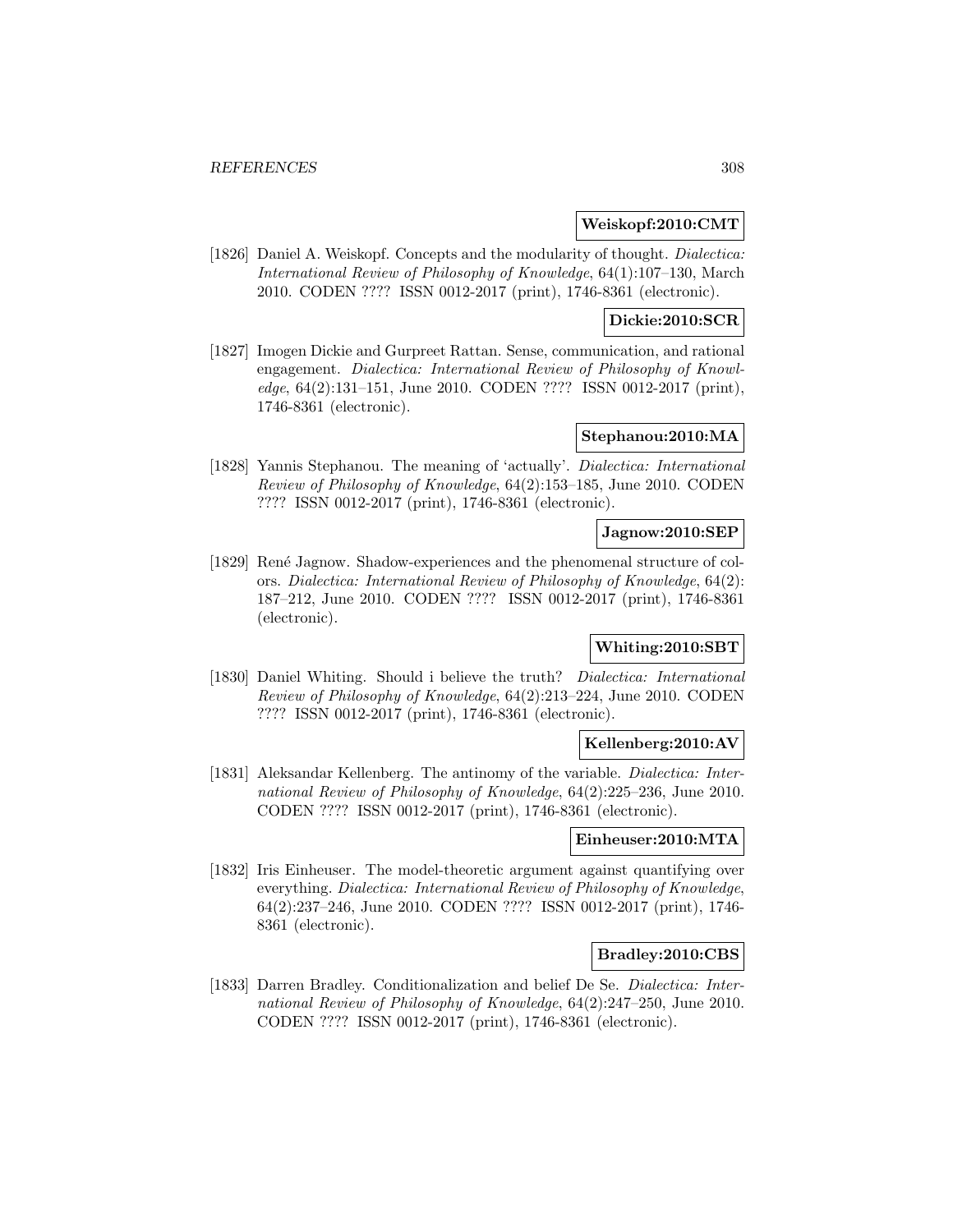**Weiskopf:2010:CMT**

[1826] Daniel A. Weiskopf. Concepts and the modularity of thought. *Dialectica: International Review of Philosophy of Knowledge*, 64(1):107–130, March 2010. CODEN ???? ISSN 0012-2017 (print), 1746-8361 (electronic).

**Dickie:2010:SCR**

[1827] Imogen Dickie and Gurpreet Rattan. Sense, communication, and rational engagement. *Dialectica: International Review of Philosophy of Knowledge*, 64(2):131–151, June 2010. CODEN ???? ISSN 0012-2017 (print), 1746-8361 (electronic).

**Stephanou:2010:MA**

[1828] Yannis Stephanou. The meaning of 'actually'. *Dialectica: International Review of Philosophy of Knowledge*, 64(2):153–185, June 2010. CODEN ???? ISSN 0012-2017 (print), 1746-8361 (electronic).

**Jagnow:2010:SEP**

[1829] René Jagnow. Shadow-experiences and the phenomenal structure of colors. *Dialectica: International Review of Philosophy of Knowledge*, 64(2): 187–212, June 2010. CODEN ???? ISSN 0012-2017 (print), 1746-8361 (electronic).

**Whiting:2010:SBT**

[1830] Daniel Whiting. Should i believe the truth? *Dialectica: International Review of Philosophy of Knowledge*, 64(2):213–224, June 2010. CODEN ???? ISSN 0012-2017 (print), 1746-8361 (electronic).

**Kellenberg:2010:AV**

[1831] Aleksandar Kellenberg. The antinomy of the variable. *Dialectica: International Review of Philosophy of Knowledge*, 64(2):225–236, June 2010. CODEN ???? ISSN 0012-2017 (print), 1746-8361 (electronic).

**Einheuser:2010:MTA**

[1832] Iris Einheuser. The model-theoretic argument against quantifying over everything. *Dialectica: International Review of Philosophy of Knowledge*, 64(2):237–246, June 2010. CODEN ???? ISSN 0012-2017 (print), 1746-8361 (electronic).

**Bradley:2010:CBS**

[1833] Darren Bradley. Conditionalization and belief De Se. *Dialectica: International Review of Philosophy of Knowledge*, 64(2):247–250, June 2010. CODEN ???? ISSN 0012-2017 (print), 1746-8361 (electronic).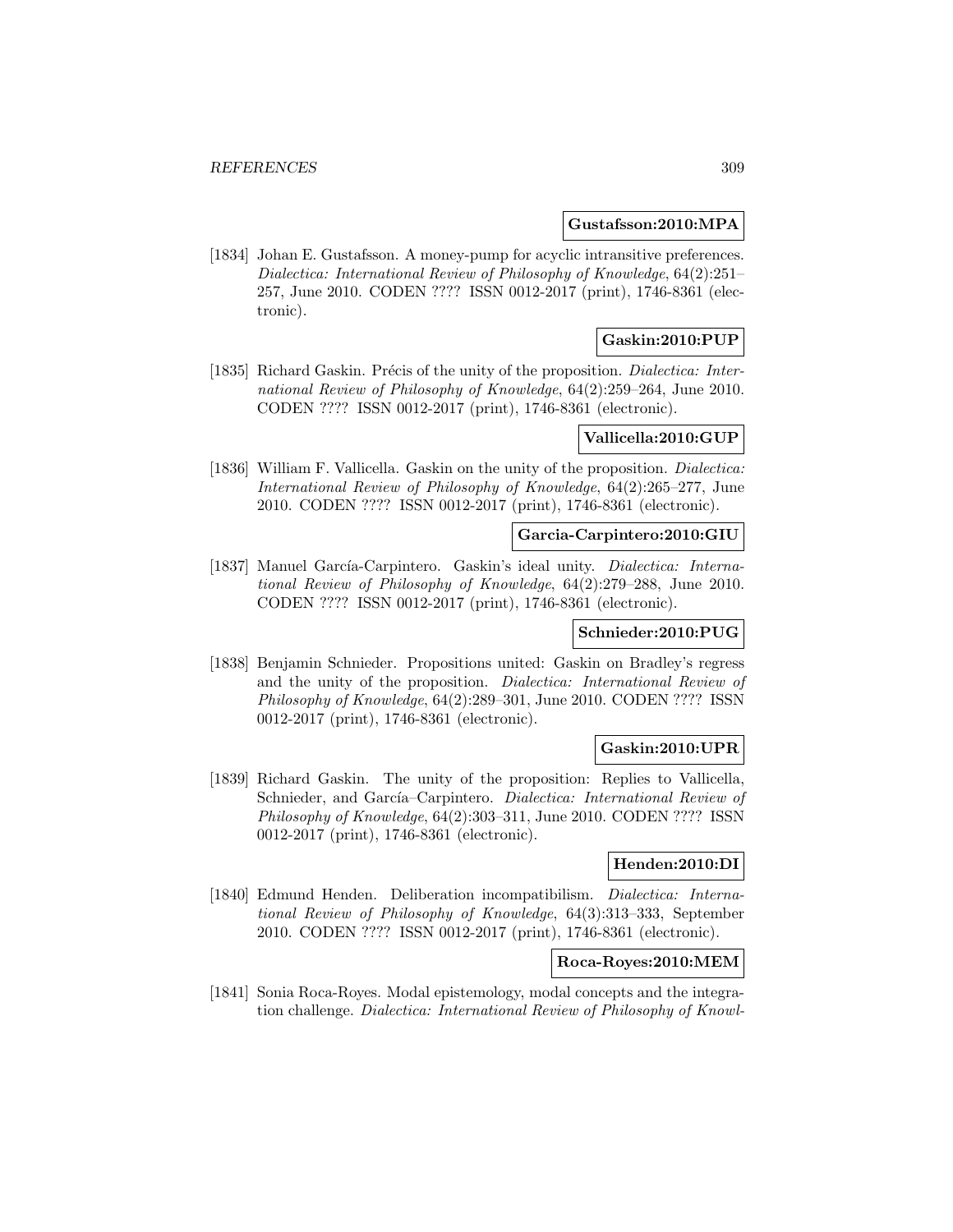**Gustafsson:2010:MPA**

[1834] Johan E. Gustafsson. A money-pump for acyclic intransitive preferences. *Dialectica: International Review of Philosophy of Knowledge*, 64(2):251–257, June 2010. CODEN ???? ISSN 0012-2017 (print), 1746-8361 (electronic).

**Gaskin:2010:PUP**

[1835] Richard Gaskin. Précis of the unity of the proposition. *Dialectica: International Review of Philosophy of Knowledge*, 64(2):259–264, June 2010. CODEN ???? ISSN 0012-2017 (print), 1746-8361 (electronic).

**Vallicella:2010:GUP**

[1836] William F. Vallicella. Gaskin on the unity of the proposition. *Dialectica: International Review of Philosophy of Knowledge*, 64(2):265–277, June 2010. CODEN ???? ISSN 0012-2017 (print), 1746-8361 (electronic).

**Garcia-Carpintero:2010:GIU**

[1837] Manuel García-Carpintero. Gaskin's ideal unity. *Dialectica: International Review of Philosophy of Knowledge*, 64(2):279–288, June 2010. CODEN ???? ISSN 0012-2017 (print), 1746-8361 (electronic).

**Schnieder:2010:PUG**

[1838] Benjamin Schnieder. Propositions united: Gaskin on Bradley's regress and the unity of the proposition. *Dialectica: International Review of Philosophy of Knowledge*, 64(2):289–301, June 2010. CODEN ???? ISSN 0012-2017 (print), 1746-8361 (electronic).

**Gaskin:2010:UPR**

[1839] Richard Gaskin. The unity of the proposition: Replies to Vallicella, Schnieder, and García–Carpintero. *Dialectica: International Review of Philosophy of Knowledge*, 64(2):303–311, June 2010. CODEN ???? ISSN 0012-2017 (print), 1746-8361 (electronic).

**Henden:2010:DI**

[1840] Edmund Henden. Deliberation incompatibilism. *Dialectica: International Review of Philosophy of Knowledge*, 64(3):313–333, September 2010. CODEN ???? ISSN 0012-2017 (print), 1746-8361 (electronic).

**Roca-Royes:2010:MEM**

[1841] Sonia Roca-Royes. Modal epistemology, modal concepts and the integration challenge. *Dialectica: International Review of Philosophy of Knowl-*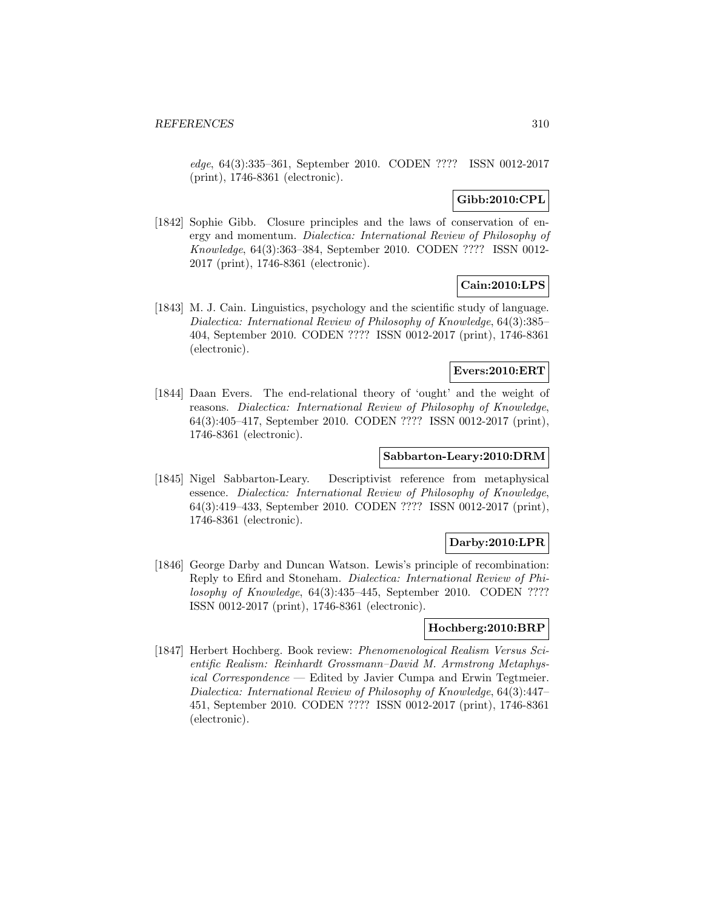*edge*, 64(3):335–361, September 2010. CODEN ???? ISSN 0012-2017 (print), 1746-8361 (electronic).

**Gibb:2010:CPL**

[1842] Sophie Gibb. Closure principles and the laws of conservation of energy and momentum. *Dialectica: International Review of Philosophy of Knowledge*, 64(3):363–384, September 2010. CODEN ???? ISSN 0012-2017 (print), 1746-8361 (electronic).

**Cain:2010:LPS**

[1843] M. J. Cain. Linguistics, psychology and the scientific study of language. *Dialectica: International Review of Philosophy of Knowledge*, 64(3):385–404, September 2010. CODEN ???? ISSN 0012-2017 (print), 1746-8361 (electronic).

**Evers:2010:ERT**

[1844] Daan Evers. The end-relational theory of 'ought' and the weight of reasons. *Dialectica: International Review of Philosophy of Knowledge*, 64(3):405–417, September 2010. CODEN ???? ISSN 0012-2017 (print), 1746-8361 (electronic).

**Sabbarton-Leary:2010:DRM**

[1845] Nigel Sabbarton-Leary. Descriptivist reference from metaphysical essence. *Dialectica: International Review of Philosophy of Knowledge*, 64(3):419–433, September 2010. CODEN ???? ISSN 0012-2017 (print), 1746-8361 (electronic).

**Darby:2010:LPR**

[1846] George Darby and Duncan Watson. Lewis's principle of recombination: Reply to Efird and Stoneham. *Dialectica: International Review of Philosophy of Knowledge*, 64(3):435–445, September 2010. CODEN ???? ISSN 0012-2017 (print), 1746-8361 (electronic).

**Hochberg:2010:BRP**

[1847] Herbert Hochberg. Book review: *Phenomenological Realism Versus Scientific Realism: Reinhardt Grossmann–David M. Armstrong Metaphysical Correspondence* — Edited by Javier Cumpa and Erwin Tegtmeier. *Dialectica: International Review of Philosophy of Knowledge*, 64(3):447–451, September 2010. CODEN ???? ISSN 0012-2017 (print), 1746-8361 (electronic).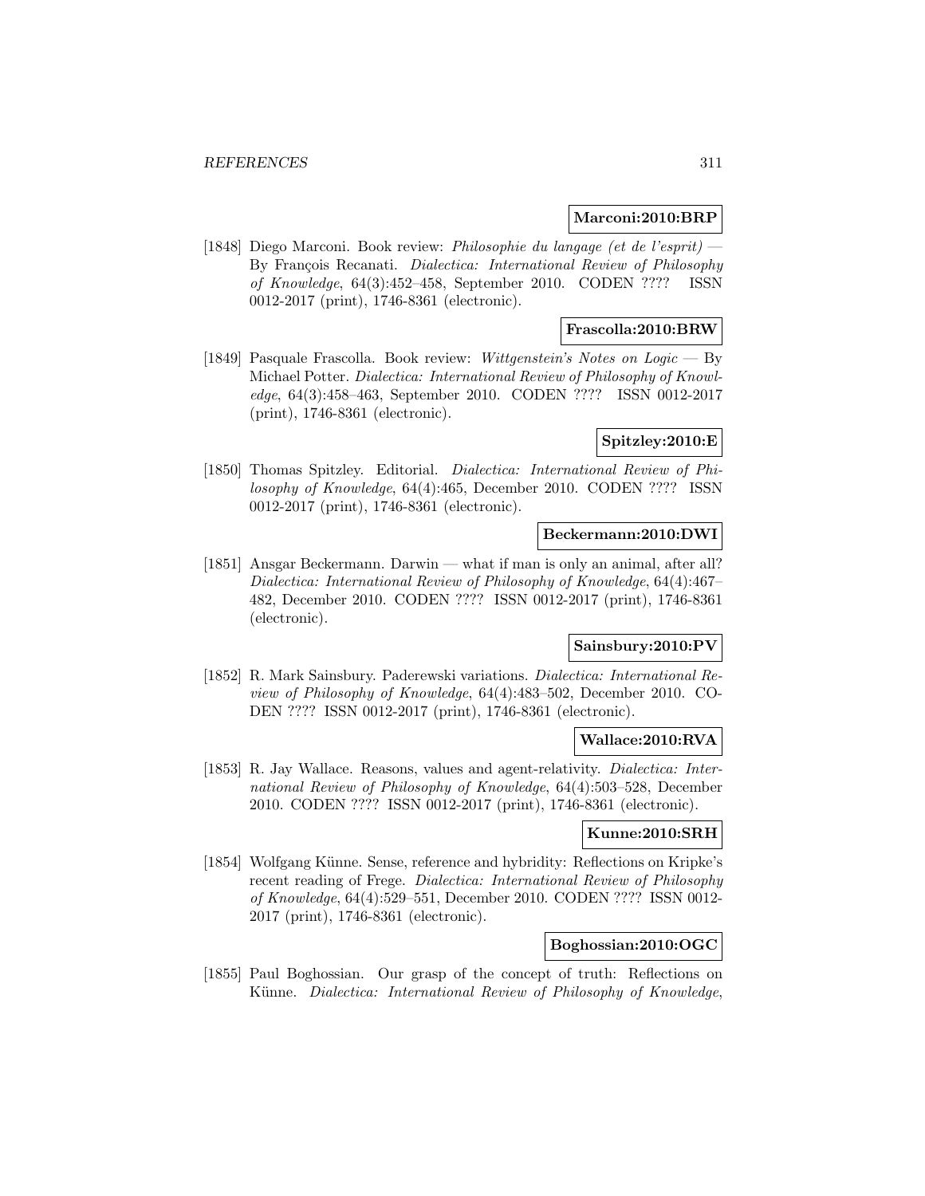**Marconi:2010:BRP**

[1848] Diego Marconi. Book review: *Philosophie du langage (et de l'esprit)* — By François Recanati. *Dialectica: International Review of Philosophy of Knowledge*, 64(3):452–458, September 2010. CODEN ???? ISSN 0012-2017 (print), 1746-8361 (electronic).

**Frascolla:2010:BRW**

[1849] Pasquale Frascolla. Book review: *Wittgenstein's Notes on Logic* — By Michael Potter. *Dialectica: International Review of Philosophy of Knowledge*, 64(3):458–463, September 2010. CODEN ???? ISSN 0012-2017 (print), 1746-8361 (electronic).

**Spitzley:2010:E**

[1850] Thomas Spitzley. Editorial. *Dialectica: International Review of Philosophy of Knowledge*, 64(4):465, December 2010. CODEN ???? ISSN 0012-2017 (print), 1746-8361 (electronic).

**Beckermann:2010:DWI**

[1851] Ansgar Beckermann. Darwin — what if man is only an animal, after all? *Dialectica: International Review of Philosophy of Knowledge*, 64(4):467–482, December 2010. CODEN ???? ISSN 0012-2017 (print), 1746-8361 (electronic).

**Sainsbury:2010:PV**

[1852] R. Mark Sainsbury. Paderewski variations. *Dialectica: International Review of Philosophy of Knowledge*, 64(4):483–502, December 2010. CODEN ???? ISSN 0012-2017 (print), 1746-8361 (electronic).

**Wallace:2010:RVA**

[1853] R. Jay Wallace. Reasons, values and agent-relativity. *Dialectica: International Review of Philosophy of Knowledge*, 64(4):503–528, December 2010. CODEN ???? ISSN 0012-2017 (print), 1746-8361 (electronic).

**Kunne:2010:SRH**

[1854] Wolfgang Künne. Sense, reference and hybridity: Reflections on Kripke's recent reading of Frege. *Dialectica: International Review of Philosophy of Knowledge*, 64(4):529–551, December 2010. CODEN ???? ISSN 0012-2017 (print), 1746-8361 (electronic).

**Boghossian:2010:OGC**

[1855] Paul Boghossian. Our grasp of the concept of truth: Reflections on Künne. *Dialectica: International Review of Philosophy of Knowledge*,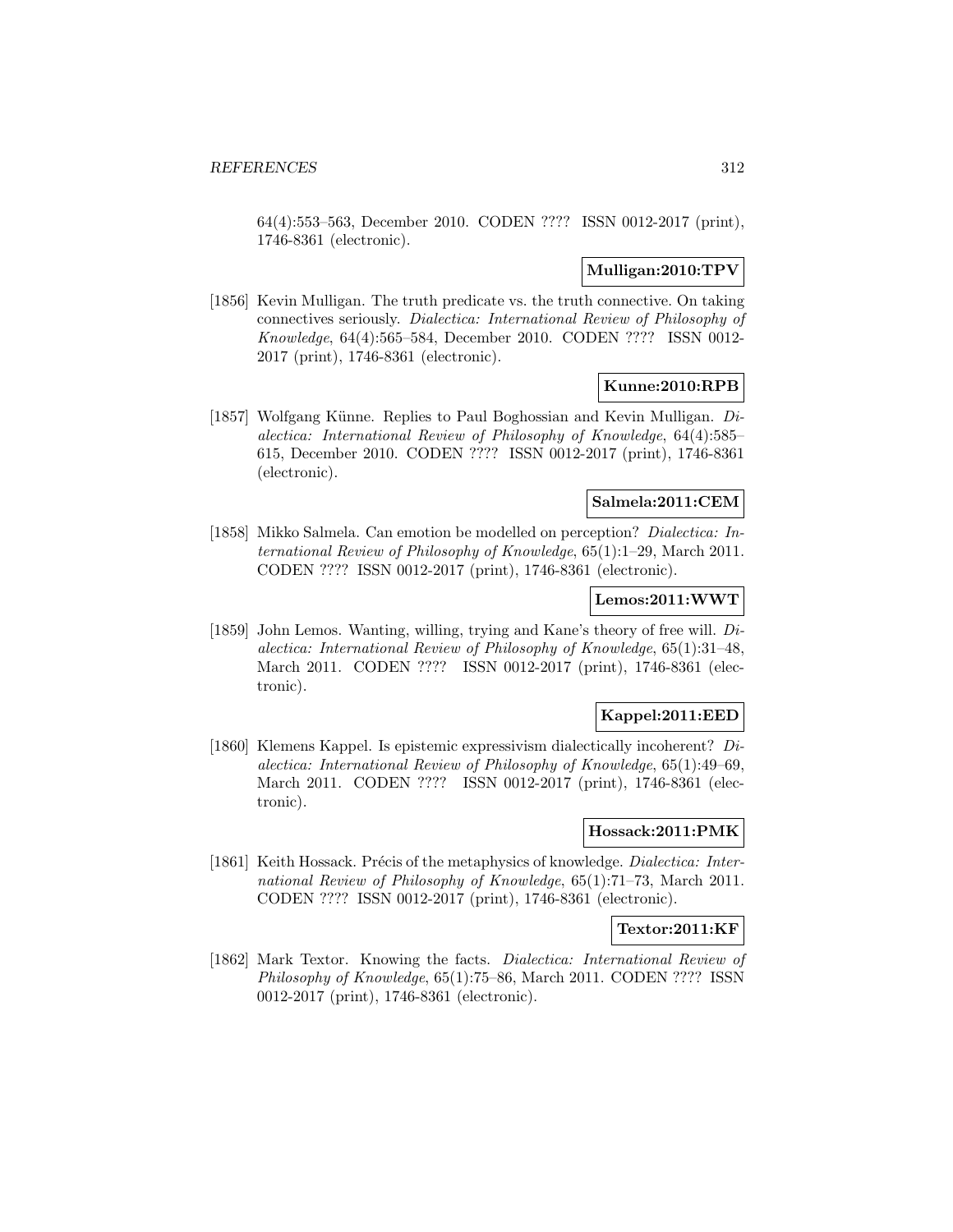64(4):553–563, December 2010. CODEN ???? ISSN 0012-2017 (print), 1746-8361 (electronic).

**Mulligan:2010:TPV**

[1856] Kevin Mulligan. The truth predicate vs. the truth connective. On taking connectives seriously. *Dialectica: International Review of Philosophy of Knowledge*, 64(4):565–584, December 2010. CODEN ???? ISSN 0012-2017 (print), 1746-8361 (electronic).

**Kunne:2010:RPB**

[1857] Wolfgang Künne. Replies to Paul Boghossian and Kevin Mulligan. *Dialectica: International Review of Philosophy of Knowledge*, 64(4):585–615, December 2010. CODEN ???? ISSN 0012-2017 (print), 1746-8361 (electronic).

**Salmela:2011:CEM**

[1858] Mikko Salmela. Can emotion be modelled on perception? *Dialectica: International Review of Philosophy of Knowledge*, 65(1):1–29, March 2011. CODEN ???? ISSN 0012-2017 (print), 1746-8361 (electronic).

**Lemos:2011:WWT**

[1859] John Lemos. Wanting, willing, trying and Kane's theory of free will. *Dialectica: International Review of Philosophy of Knowledge*, 65(1):31–48, March 2011. CODEN ???? ISSN 0012-2017 (print), 1746-8361 (electronic).

**Kappel:2011:EED**

[1860] Klemens Kappel. Is epistemic expressivism dialectically incoherent? *Dialectica: International Review of Philosophy of Knowledge*, 65(1):49–69, March 2011. CODEN ???? ISSN 0012-2017 (print), 1746-8361 (electronic).

**Hossack:2011:PMK**

[1861] Keith Hossack. Précis of the metaphysics of knowledge. *Dialectica: International Review of Philosophy of Knowledge*, 65(1):71–73, March 2011. CODEN ???? ISSN 0012-2017 (print), 1746-8361 (electronic).

**Textor:2011:KF**

[1862] Mark Textor. Knowing the facts. *Dialectica: International Review of Philosophy of Knowledge*, 65(1):75–86, March 2011. CODEN ???? ISSN 0012-2017 (print), 1746-8361 (electronic).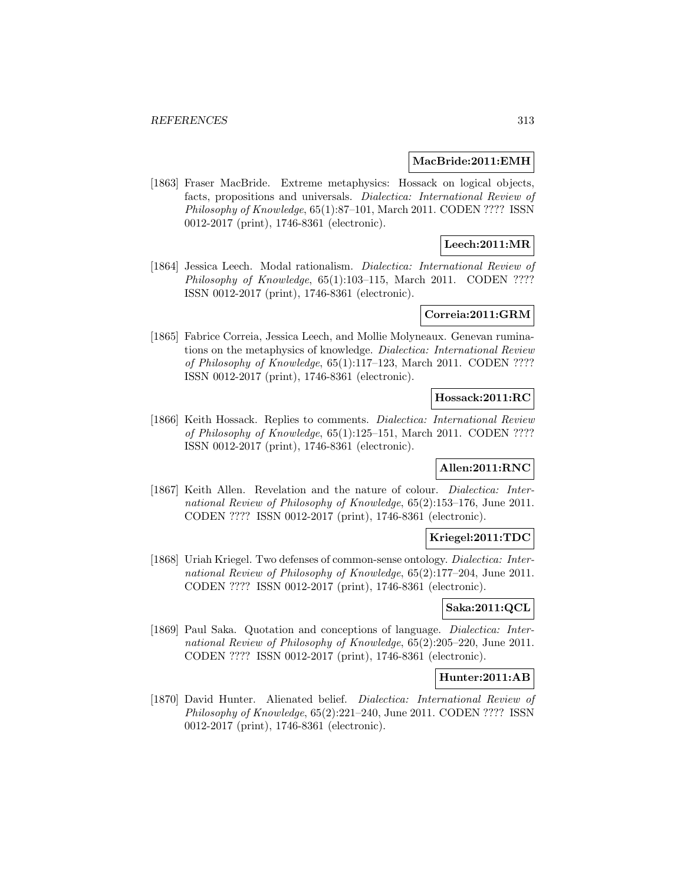**MacBride:2011:EMH**

[1863] Fraser MacBride. Extreme metaphysics: Hossack on logical objects, facts, propositions and universals. *Dialectica: International Review of Philosophy of Knowledge*, 65(1):87–101, March 2011. CODEN ???? ISSN 0012-2017 (print), 1746-8361 (electronic).

**Leech:2011:MR**

[1864] Jessica Leech. Modal rationalism. *Dialectica: International Review of Philosophy of Knowledge*, 65(1):103–115, March 2011. CODEN ???? ISSN 0012-2017 (print), 1746-8361 (electronic).

**Correia:2011:GRM**

[1865] Fabrice Correia, Jessica Leech, and Mollie Molyneaux. Genevan ruminations on the metaphysics of knowledge. *Dialectica: International Review of Philosophy of Knowledge*, 65(1):117–123, March 2011. CODEN ???? ISSN 0012-2017 (print), 1746-8361 (electronic).

**Hossack:2011:RC**

[1866] Keith Hossack. Replies to comments. *Dialectica: International Review of Philosophy of Knowledge*, 65(1):125–151, March 2011. CODEN ???? ISSN 0012-2017 (print), 1746-8361 (electronic).

**Allen:2011:RNC**

[1867] Keith Allen. Revelation and the nature of colour. *Dialectica: International Review of Philosophy of Knowledge*, 65(2):153–176, June 2011. CODEN ???? ISSN 0012-2017 (print), 1746-8361 (electronic).

**Kriegel:2011:TDC**

[1868] Uriah Kriegel. Two defenses of common-sense ontology. *Dialectica: International Review of Philosophy of Knowledge*, 65(2):177–204, June 2011. CODEN ???? ISSN 0012-2017 (print), 1746-8361 (electronic).

**Saka:2011:QCL**

[1869] Paul Saka. Quotation and conceptions of language. *Dialectica: International Review of Philosophy of Knowledge*, 65(2):205–220, June 2011. CODEN ???? ISSN 0012-2017 (print), 1746-8361 (electronic).

**Hunter:2011:AB**

[1870] David Hunter. Alienated belief. *Dialectica: International Review of Philosophy of Knowledge*, 65(2):221–240, June 2011. CODEN ???? ISSN 0012-2017 (print), 1746-8361 (electronic).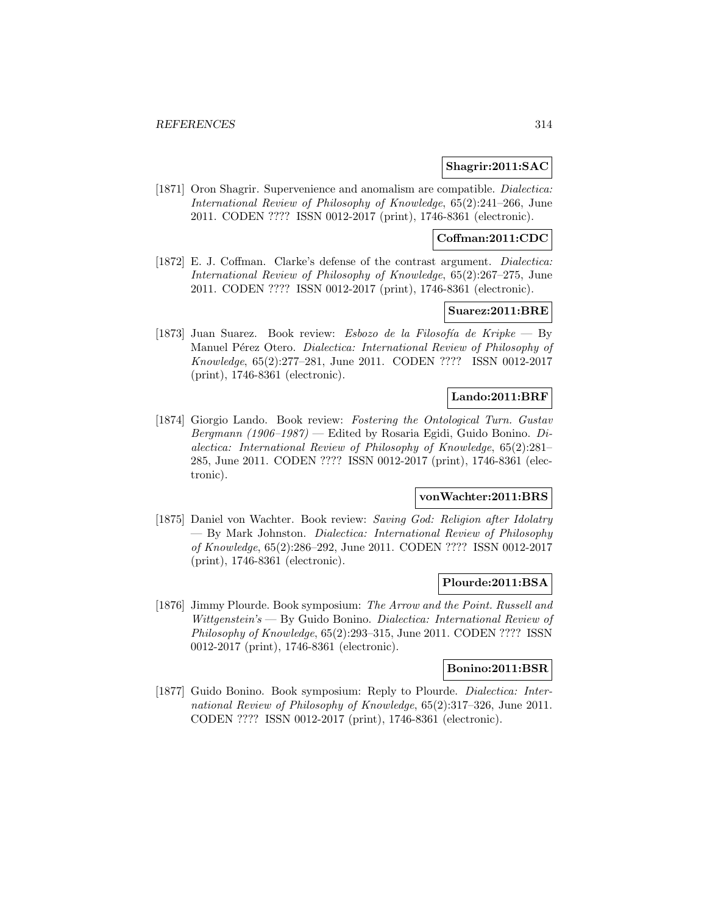**Shagrir:2011:SAC**

[1871] Oron Shagrir. Supervenience and anomalism are compatible. *Dialectica: International Review of Philosophy of Knowledge*, 65(2):241–266, June 2011. CODEN ???? ISSN 0012-2017 (print), 1746-8361 (electronic).

**Coffman:2011:CDC**

[1872] E. J. Coffman. Clarke's defense of the contrast argument. *Dialectica: International Review of Philosophy of Knowledge*, 65(2):267–275, June 2011. CODEN ???? ISSN 0012-2017 (print), 1746-8361 (electronic).

**Suarez:2011:BRE**

[1873] Juan Suarez. Book review: *Esbozo de la Filosofía de Kripke* — By Manuel Pérez Otero. *Dialectica: International Review of Philosophy of Knowledge*, 65(2):277–281, June 2011. CODEN ???? ISSN 0012-2017 (print), 1746-8361 (electronic).

**Lando:2011:BRF**

[1874] Giorgio Lando. Book review: *Fostering the Ontological Turn. Gustav Bergmann (1906–1987)* — Edited by Rosaria Egidi, Guido Bonino. *Dialectica: International Review of Philosophy of Knowledge*, 65(2):281–285, June 2011. CODEN ???? ISSN 0012-2017 (print), 1746-8361 (electronic).

**vonWachter:2011:BRS**

[1875] Daniel von Wachter. Book review: *Saving God: Religion after Idolatry* — By Mark Johnston. *Dialectica: International Review of Philosophy of Knowledge*, 65(2):286–292, June 2011. CODEN ???? ISSN 0012-2017 (print), 1746-8361 (electronic).

**Plourde:2011:BSA**

[1876] Jimmy Plourde. Book symposium: *The Arrow and the Point. Russell and Wittgenstein's* — By Guido Bonino. *Dialectica: International Review of Philosophy of Knowledge*, 65(2):293–315, June 2011. CODEN ???? ISSN 0012-2017 (print), 1746-8361 (electronic).

**Bonino:2011:BSR**

[1877] Guido Bonino. Book symposium: Reply to Plourde. *Dialectica: International Review of Philosophy of Knowledge*, 65(2):317–326, June 2011. CODEN ???? ISSN 0012-2017 (print), 1746-8361 (electronic).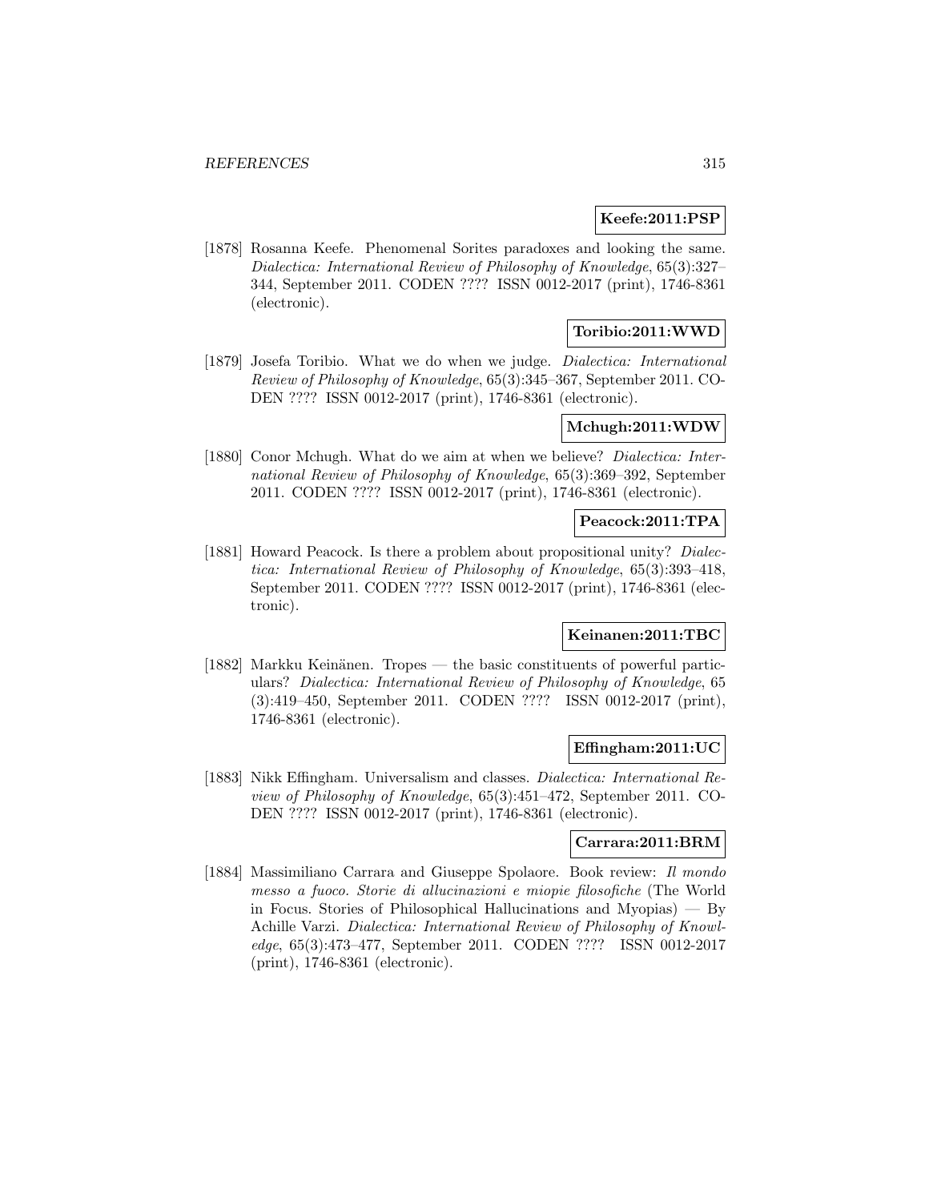**Keefe:2011:PSP**

[1878] Rosanna Keefe. Phenomenal Sorites paradoxes and looking the same. *Dialectica: International Review of Philosophy of Knowledge*, 65(3):327–344, September 2011. CODEN ???? ISSN 0012-2017 (print), 1746-8361 (electronic).

**Toribio:2011:WWD**

[1879] Josefa Toribio. What we do when we judge. *Dialectica: International Review of Philosophy of Knowledge*, 65(3):345–367, September 2011. CODEN ???? ISSN 0012-2017 (print), 1746-8361 (electronic).

**Mchugh:2011:WDW**

[1880] Conor Mchugh. What do we aim at when we believe? *Dialectica: International Review of Philosophy of Knowledge*, 65(3):369–392, September 2011. CODEN ???? ISSN 0012-2017 (print), 1746-8361 (electronic).

**Peacock:2011:TPA**

[1881] Howard Peacock. Is there a problem about propositional unity? *Dialectica: International Review of Philosophy of Knowledge*, 65(3):393–418, September 2011. CODEN ???? ISSN 0012-2017 (print), 1746-8361 (electronic).

**Keinanen:2011:TBC**

[1882] Markku Keinänen. Tropes — the basic constituents of powerful particulars? *Dialectica: International Review of Philosophy of Knowledge*, 65 (3):419–450, September 2011. CODEN ???? ISSN 0012-2017 (print), 1746-8361 (electronic).

**Effingham:2011:UC**

[1883] Nikk Effingham. Universalism and classes. *Dialectica: International Review of Philosophy of Knowledge*, 65(3):451–472, September 2011. CODEN ???? ISSN 0012-2017 (print), 1746-8361 (electronic).

**Carrara:2011:BRM**

[1884] Massimiliano Carrara and Giuseppe Spolaore. Book review: *Il mondo messo a fuoco. Storie di allucinazioni e miopie filosofiche* (The World in Focus. Stories of Philosophical Hallucinations and Myopias) — By Achille Varzi. *Dialectica: International Review of Philosophy of Knowledge*, 65(3):473–477, September 2011. CODEN ???? ISSN 0012-2017 (print), 1746-8361 (electronic).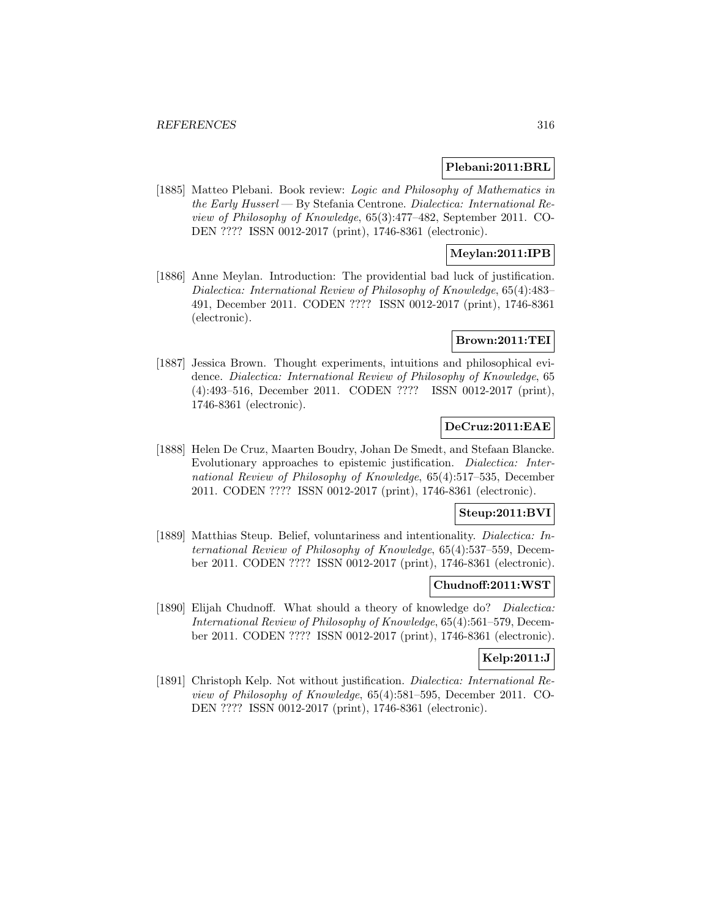**Plebani:2011:BRL**

[1885] Matteo Plebani. Book review: *Logic and Philosophy of Mathematics in the Early Husserl* — By Stefania Centrone. *Dialectica: International Review of Philosophy of Knowledge*, 65(3):477–482, September 2011. CODEN ???? ISSN 0012-2017 (print), 1746-8361 (electronic).

**Meylan:2011:IPB**

[1886] Anne Meylan. Introduction: The providential bad luck of justification. *Dialectica: International Review of Philosophy of Knowledge*, 65(4):483–491, December 2011. CODEN ???? ISSN 0012-2017 (print), 1746-8361 (electronic).

**Brown:2011:TEI**

[1887] Jessica Brown. Thought experiments, intuitions and philosophical evidence. *Dialectica: International Review of Philosophy of Knowledge*, 65 (4):493–516, December 2011. CODEN ???? ISSN 0012-2017 (print), 1746-8361 (electronic).

**DeCruz:2011:EAE**

[1888] Helen De Cruz, Maarten Boudry, Johan De Smedt, and Stefaan Blancke. Evolutionary approaches to epistemic justification. *Dialectica: International Review of Philosophy of Knowledge*, 65(4):517–535, December 2011. CODEN ???? ISSN 0012-2017 (print), 1746-8361 (electronic).

**Steup:2011:BVI**

[1889] Matthias Steup. Belief, voluntariness and intentionality. *Dialectica: International Review of Philosophy of Knowledge*, 65(4):537–559, December 2011. CODEN ???? ISSN 0012-2017 (print), 1746-8361 (electronic).

**Chudnoff:2011:WST**

[1890] Elijah Chudnoff. What should a theory of knowledge do? *Dialectica: International Review of Philosophy of Knowledge*, 65(4):561–579, December 2011. CODEN ???? ISSN 0012-2017 (print), 1746-8361 (electronic).

**Kelp:2011:J**

[1891] Christoph Kelp. Not without justification. *Dialectica: International Review of Philosophy of Knowledge*, 65(4):581–595, December 2011. CODEN ???? ISSN 0012-2017 (print), 1746-8361 (electronic).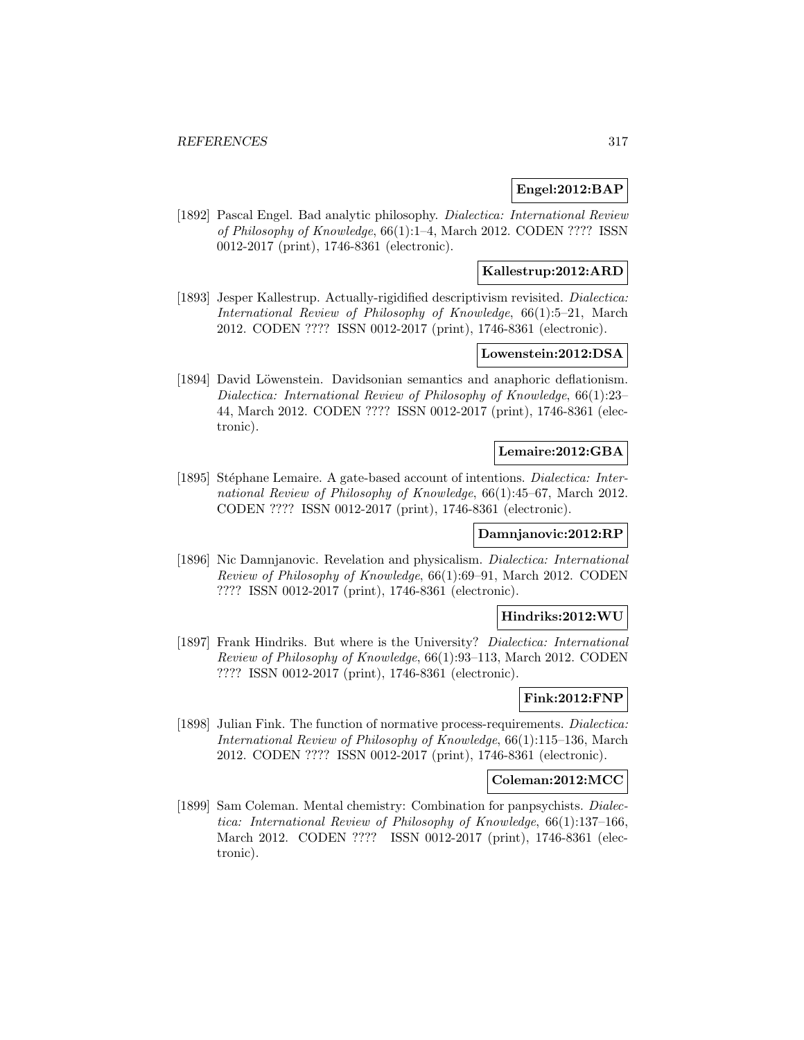**Engel:2012:BAP**

[1892] Pascal Engel. Bad analytic philosophy. *Dialectica: International Review of Philosophy of Knowledge*, 66(1):1–4, March 2012. CODEN ???? ISSN 0012-2017 (print), 1746-8361 (electronic).

**Kallestrup:2012:ARD**

[1893] Jesper Kallestrup. Actually-rigidified descriptivism revisited. *Dialectica: International Review of Philosophy of Knowledge*, 66(1):5–21, March 2012. CODEN ???? ISSN 0012-2017 (print), 1746-8361 (electronic).

**Lowenstein:2012:DSA**

[1894] David Löwenstein. Davidsonian semantics and anaphoric deflationism. *Dialectica: International Review of Philosophy of Knowledge*, 66(1):23–44, March 2012. CODEN ???? ISSN 0012-2017 (print), 1746-8361 (electronic).

**Lemaire:2012:GBA**

[1895] Stéphane Lemaire. A gate-based account of intentions. *Dialectica: International Review of Philosophy of Knowledge*, 66(1):45–67, March 2012. CODEN ???? ISSN 0012-2017 (print), 1746-8361 (electronic).

**Damnjanovic:2012:RP**

[1896] Nic Damnjanovic. Revelation and physicalism. *Dialectica: International Review of Philosophy of Knowledge*, 66(1):69–91, March 2012. CODEN ???? ISSN 0012-2017 (print), 1746-8361 (electronic).

**Hindriks:2012:WU**

[1897] Frank Hindriks. But where is the University? *Dialectica: International Review of Philosophy of Knowledge*, 66(1):93–113, March 2012. CODEN ???? ISSN 0012-2017 (print), 1746-8361 (electronic).

**Fink:2012:FNP**

[1898] Julian Fink. The function of normative process-requirements. *Dialectica: International Review of Philosophy of Knowledge*, 66(1):115–136, March 2012. CODEN ???? ISSN 0012-2017 (print), 1746-8361 (electronic).

**Coleman:2012:MCC**

[1899] Sam Coleman. Mental chemistry: Combination for panpsychists. *Dialectica: International Review of Philosophy of Knowledge*, 66(1):137–166, March 2012. CODEN ???? ISSN 0012-2017 (print), 1746-8361 (electronic).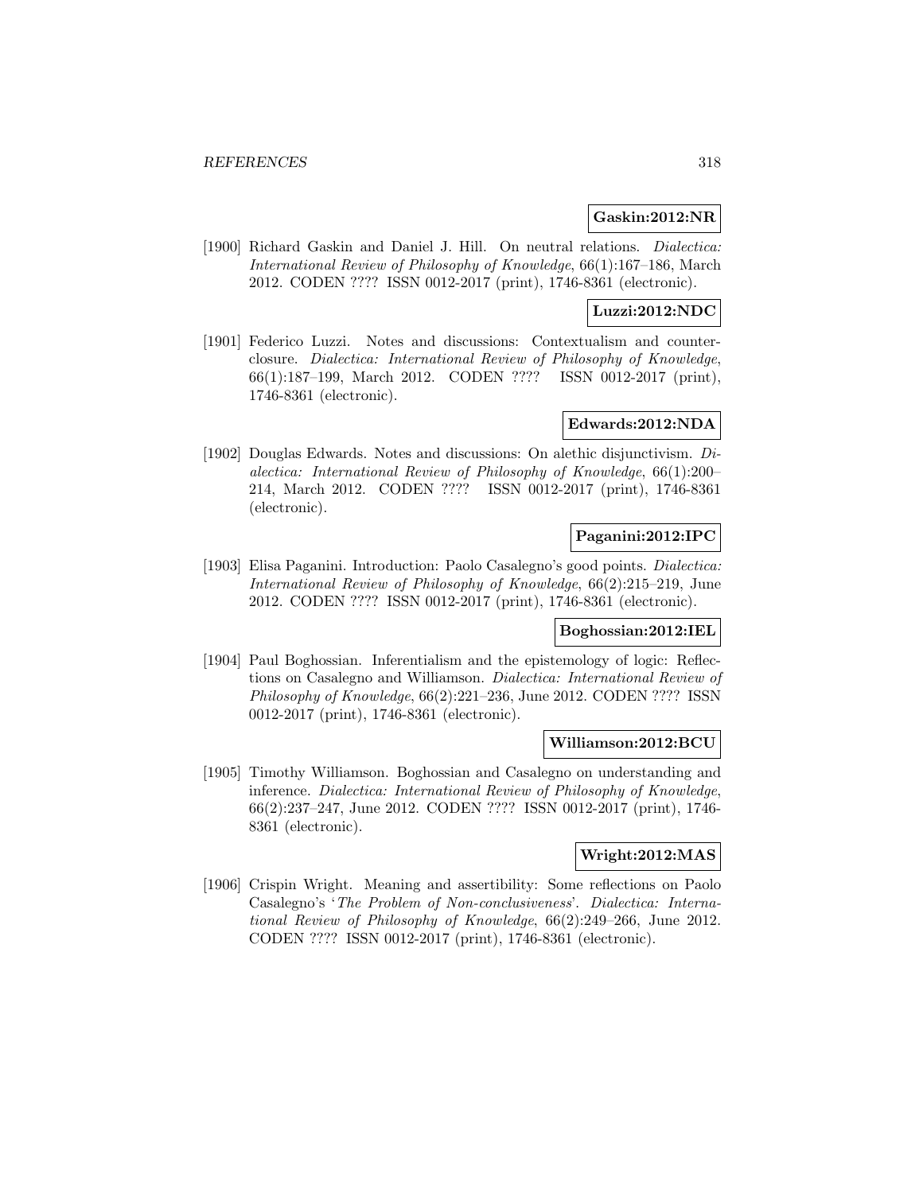**Gaskin:2012:NR**

[1900] Richard Gaskin and Daniel J. Hill. On neutral relations. *Dialectica: International Review of Philosophy of Knowledge*, 66(1):167–186, March 2012. CODEN ???? ISSN 0012-2017 (print), 1746-8361 (electronic).

**Luzzi:2012:NDC**

[1901] Federico Luzzi. Notes and discussions: Contextualism and counter-closure. *Dialectica: International Review of Philosophy of Knowledge*, 66(1):187–199, March 2012. CODEN ???? ISSN 0012-2017 (print), 1746-8361 (electronic).

**Edwards:2012:NDA**

[1902] Douglas Edwards. Notes and discussions: On alethic disjunctivism. *Dialectica: International Review of Philosophy of Knowledge*, 66(1):200–214, March 2012. CODEN ???? ISSN 0012-2017 (print), 1746-8361 (electronic).

**Paganini:2012:IPC**

[1903] Elisa Paganini. Introduction: Paolo Casalegno's good points. *Dialectica: International Review of Philosophy of Knowledge*, 66(2):215–219, June 2012. CODEN ???? ISSN 0012-2017 (print), 1746-8361 (electronic).

**Boghossian:2012:IEL**

[1904] Paul Boghossian. Inferentialism and the epistemology of logic: Reflections on Casalegno and Williamson. *Dialectica: International Review of Philosophy of Knowledge*, 66(2):221–236, June 2012. CODEN ???? ISSN 0012-2017 (print), 1746-8361 (electronic).

**Williamson:2012:BCU**

[1905] Timothy Williamson. Boghossian and Casalegno on understanding and inference. *Dialectica: International Review of Philosophy of Knowledge*, 66(2):237–247, June 2012. CODEN ???? ISSN 0012-2017 (print), 1746-8361 (electronic).

**Wright:2012:MAS**

[1906] Crispin Wright. Meaning and assertibility: Some reflections on Paolo Casalegno's '*The Problem of Non-conclusiveness*'. *Dialectica: International Review of Philosophy of Knowledge*, 66(2):249–266, June 2012. CODEN ???? ISSN 0012-2017 (print), 1746-8361 (electronic).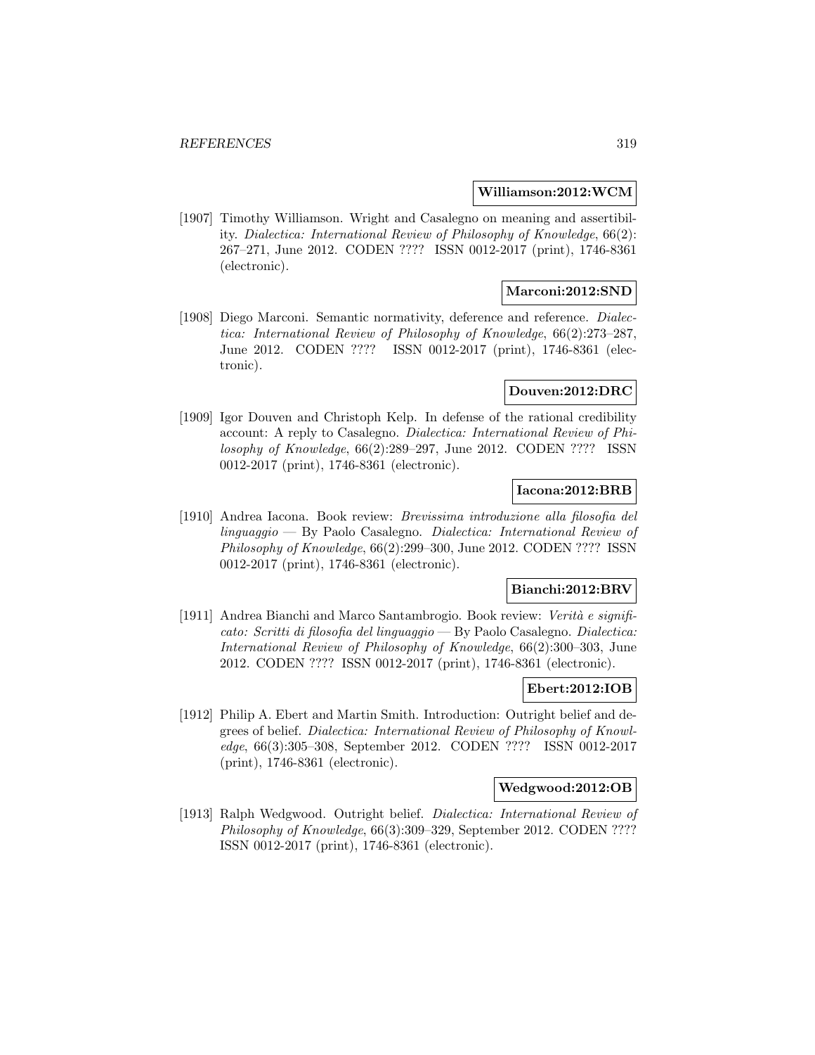**Williamson:2012:WCM**

[1907] Timothy Williamson. Wright and Casalegno on meaning and assertibility. *Dialectica: International Review of Philosophy of Knowledge*, 66(2): 267–271, June 2012. CODEN ???? ISSN 0012-2017 (print), 1746-8361 (electronic).

**Marconi:2012:SND**

[1908] Diego Marconi. Semantic normativity, deference and reference. *Dialectica: International Review of Philosophy of Knowledge*, 66(2):273–287, June 2012. CODEN ???? ISSN 0012-2017 (print), 1746-8361 (electronic).

**Douven:2012:DRC**

[1909] Igor Douven and Christoph Kelp. In defense of the rational credibility account: A reply to Casalegno. *Dialectica: International Review of Philosophy of Knowledge*, 66(2):289–297, June 2012. CODEN ???? ISSN 0012-2017 (print), 1746-8361 (electronic).

**Iacona:2012:BRB**

[1910] Andrea Iacona. Book review: *Brevissima introduzione alla filosofia del linguaggio* — By Paolo Casalegno. *Dialectica: International Review of Philosophy of Knowledge*, 66(2):299–300, June 2012. CODEN ???? ISSN 0012-2017 (print), 1746-8361 (electronic).

**Bianchi:2012:BRV**

[1911] Andrea Bianchi and Marco Santambrogio. Book review: *Verità e significato: Scritti di filosofia del linguaggio* — By Paolo Casalegno. *Dialectica: International Review of Philosophy of Knowledge*, 66(2):300–303, June 2012. CODEN ???? ISSN 0012-2017 (print), 1746-8361 (electronic).

**Ebert:2012:IOB**

[1912] Philip A. Ebert and Martin Smith. Introduction: Outright belief and degrees of belief. *Dialectica: International Review of Philosophy of Knowledge*, 66(3):305–308, September 2012. CODEN ???? ISSN 0012-2017 (print), 1746-8361 (electronic).

**Wedgwood:2012:OB**

[1913] Ralph Wedgwood. Outright belief. *Dialectica: International Review of Philosophy of Knowledge*, 66(3):309–329, September 2012. CODEN ???? ISSN 0012-2017 (print), 1746-8361 (electronic).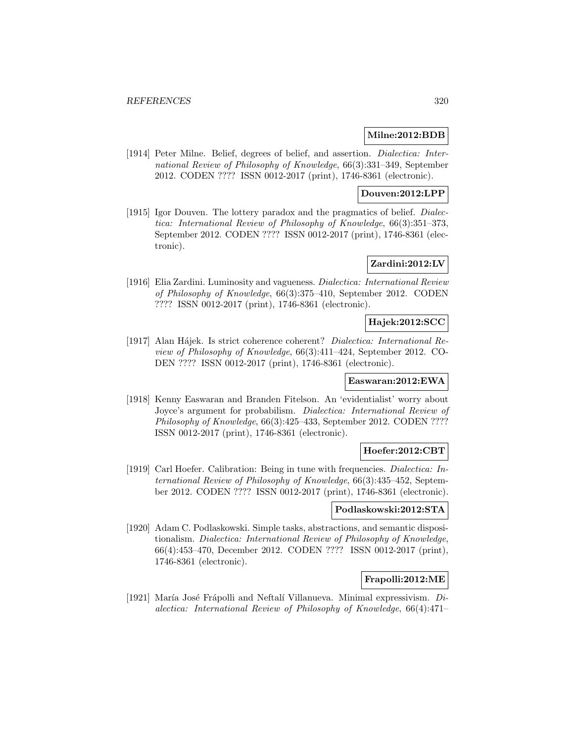**Milne:2012:BDB**

[1914] Peter Milne. Belief, degrees of belief, and assertion. *Dialectica: International Review of Philosophy of Knowledge*, 66(3):331–349, September 2012. CODEN ???? ISSN 0012-2017 (print), 1746-8361 (electronic).

**Douven:2012:LPP**

[1915] Igor Douven. The lottery paradox and the pragmatics of belief. *Dialectica: International Review of Philosophy of Knowledge*, 66(3):351–373, September 2012. CODEN ???? ISSN 0012-2017 (print), 1746-8361 (electronic).

**Zardini:2012:LV**

[1916] Elia Zardini. Luminosity and vagueness. *Dialectica: International Review of Philosophy of Knowledge*, 66(3):375–410, September 2012. CODEN ???? ISSN 0012-2017 (print), 1746-8361 (electronic).

**Hajek:2012:SCC**

[1917] Alan Hájek. Is strict coherence coherent? *Dialectica: International Review of Philosophy of Knowledge*, 66(3):411–424, September 2012. CODEN ???? ISSN 0012-2017 (print), 1746-8361 (electronic).

**Easwaran:2012:EWA**

[1918] Kenny Easwaran and Branden Fitelson. An 'evidentialist' worry about Joyce's argument for probabilism. *Dialectica: International Review of Philosophy of Knowledge*, 66(3):425–433, September 2012. CODEN ???? ISSN 0012-2017 (print), 1746-8361 (electronic).

**Hoefer:2012:CBT**

[1919] Carl Hoefer. Calibration: Being in tune with frequencies. *Dialectica: International Review of Philosophy of Knowledge*, 66(3):435–452, September 2012. CODEN ???? ISSN 0012-2017 (print), 1746-8361 (electronic).

**Podlaskowski:2012:STA**

[1920] Adam C. Podlaskowski. Simple tasks, abstractions, and semantic dispositionalism. *Dialectica: International Review of Philosophy of Knowledge*, 66(4):453–470, December 2012. CODEN ???? ISSN 0012-2017 (print), 1746-8361 (electronic).

**Frapolli:2012:ME**

[1921] María José Frápolli and Neftalí Villanueva. Minimal expressivism. *Dialectica: International Review of Philosophy of Knowledge*, 66(4):471–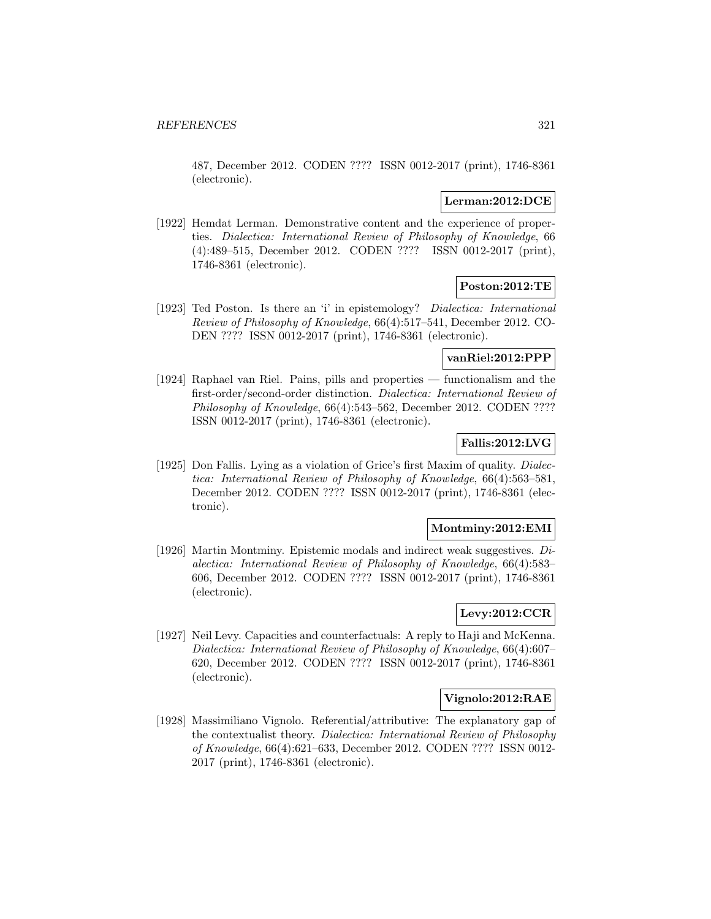487, December 2012. CODEN ???? ISSN 0012-2017 (print), 1746-8361 (electronic).

**Lerman:2012:DCE**

[1922] Hemdat Lerman. Demonstrative content and the experience of properties. *Dialectica: International Review of Philosophy of Knowledge*, 66 (4):489–515, December 2012. CODEN ???? ISSN 0012-2017 (print), 1746-8361 (electronic).

**Poston:2012:TE**

[1923] Ted Poston. Is there an 'i' in epistemology? *Dialectica: International Review of Philosophy of Knowledge*, 66(4):517–541, December 2012. CODEN ???? ISSN 0012-2017 (print), 1746-8361 (electronic).

**vanRiel:2012:PPP**

[1924] Raphael van Riel. Pains, pills and properties — functionalism and the first-order/second-order distinction. *Dialectica: International Review of Philosophy of Knowledge*, 66(4):543–562, December 2012. CODEN ???? ISSN 0012-2017 (print), 1746-8361 (electronic).

**Fallis:2012:LVG**

[1925] Don Fallis. Lying as a violation of Grice's first Maxim of quality. *Dialectica: International Review of Philosophy of Knowledge*, 66(4):563–581, December 2012. CODEN ???? ISSN 0012-2017 (print), 1746-8361 (electronic).

**Montminy:2012:EMI**

[1926] Martin Montminy. Epistemic modals and indirect weak suggestives. *Dialectica: International Review of Philosophy of Knowledge*, 66(4):583–606, December 2012. CODEN ???? ISSN 0012-2017 (print), 1746-8361 (electronic).

**Levy:2012:CCR**

[1927] Neil Levy. Capacities and counterfactuals: A reply to Haji and McKenna. *Dialectica: International Review of Philosophy of Knowledge*, 66(4):607–620, December 2012. CODEN ???? ISSN 0012-2017 (print), 1746-8361 (electronic).

**Vignolo:2012:RAE**

[1928] Massimiliano Vignolo. Referential/attributive: The explanatory gap of the contextualist theory. *Dialectica: International Review of Philosophy of Knowledge*, 66(4):621–633, December 2012. CODEN ???? ISSN 0012-2017 (print), 1746-8361 (electronic).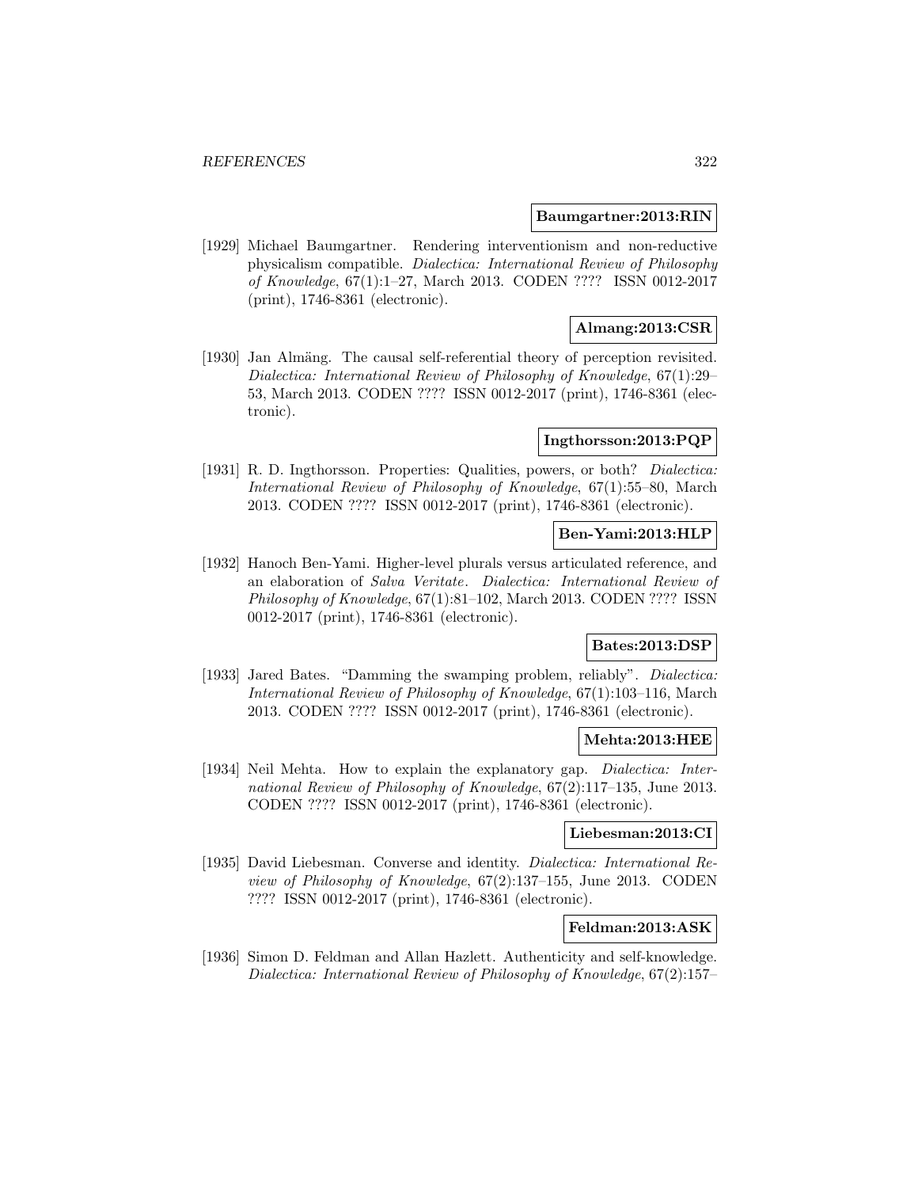**Baumgartner:2013:RIN**

[1929] Michael Baumgartner. Rendering interventionism and non-reductive physicalism compatible. *Dialectica: International Review of Philosophy of Knowledge*, 67(1):1–27, March 2013. CODEN ???? ISSN 0012-2017 (print), 1746-8361 (electronic).

**Almang:2013:CSR**

[1930] Jan Almäng. The causal self-referential theory of perception revisited. *Dialectica: International Review of Philosophy of Knowledge*, 67(1):29–53, March 2013. CODEN ???? ISSN 0012-2017 (print), 1746-8361 (electronic).

**Ingthorsson:2013:PQP**

[1931] R. D. Ingthorsson. Properties: Qualities, powers, or both? *Dialectica: International Review of Philosophy of Knowledge*, 67(1):55–80, March 2013. CODEN ???? ISSN 0012-2017 (print), 1746-8361 (electronic).

**Ben-Yami:2013:HLP**

[1932] Hanoch Ben-Yami. Higher-level plurals versus articulated reference, and an elaboration of *Salva Veritate*. *Dialectica: International Review of Philosophy of Knowledge*, 67(1):81–102, March 2013. CODEN ???? ISSN 0012-2017 (print), 1746-8361 (electronic).

**Bates:2013:DSP**

[1933] Jared Bates. "Damming the swamping problem, reliably". *Dialectica: International Review of Philosophy of Knowledge*, 67(1):103–116, March 2013. CODEN ???? ISSN 0012-2017 (print), 1746-8361 (electronic).

**Mehta:2013:HEE**

[1934] Neil Mehta. How to explain the explanatory gap. *Dialectica: International Review of Philosophy of Knowledge*, 67(2):117–135, June 2013. CODEN ???? ISSN 0012-2017 (print), 1746-8361 (electronic).

**Liebesman:2013:CI**

[1935] David Liebesman. Converse and identity. *Dialectica: International Review of Philosophy of Knowledge*, 67(2):137–155, June 2013. CODEN ???? ISSN 0012-2017 (print), 1746-8361 (electronic).

**Feldman:2013:ASK**

[1936] Simon D. Feldman and Allan Hazlett. Authenticity and self-knowledge. *Dialectica: International Review of Philosophy of Knowledge*, 67(2):157–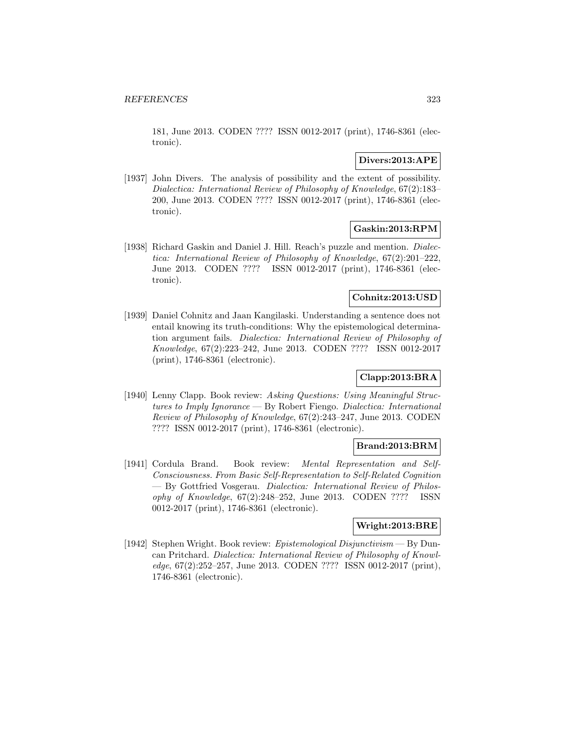181, June 2013. CODEN ???? ISSN 0012-2017 (print), 1746-8361 (electronic).

**Divers:2013:APE**

[1937] John Divers. The analysis of possibility and the extent of possibility. *Dialectica: International Review of Philosophy of Knowledge*, 67(2):183–200, June 2013. CODEN ???? ISSN 0012-2017 (print), 1746-8361 (electronic).

**Gaskin:2013:RPM**

[1938] Richard Gaskin and Daniel J. Hill. Reach's puzzle and mention. *Dialectica: International Review of Philosophy of Knowledge*, 67(2):201–222, June 2013. CODEN ???? ISSN 0012-2017 (print), 1746-8361 (electronic).

**Cohnitz:2013:USD**

[1939] Daniel Cohnitz and Jaan Kangilaski. Understanding a sentence does not entail knowing its truth-conditions: Why the epistemological determination argument fails. *Dialectica: International Review of Philosophy of Knowledge*, 67(2):223–242, June 2013. CODEN ???? ISSN 0012-2017 (print), 1746-8361 (electronic).

**Clapp:2013:BRA**

[1940] Lenny Clapp. Book review: *Asking Questions: Using Meaningful Structures to Imply Ignorance* — By Robert Fiengo. *Dialectica: International Review of Philosophy of Knowledge*, 67(2):243–247, June 2013. CODEN ???? ISSN 0012-2017 (print), 1746-8361 (electronic).

**Brand:2013:BRM**

[1941] Cordula Brand. Book review: *Mental Representation and Self-Consciousness. From Basic Self-Representation to Self-Related Cognition* — By Gottfried Vosgerau. *Dialectica: International Review of Philosophy of Knowledge*, 67(2):248–252, June 2013. CODEN ???? ISSN 0012-2017 (print), 1746-8361 (electronic).

**Wright:2013:BRE**

[1942] Stephen Wright. Book review: *Epistemological Disjunctivism* — By Duncan Pritchard. *Dialectica: International Review of Philosophy of Knowledge*, 67(2):252–257, June 2013. CODEN ???? ISSN 0012-2017 (print), 1746-8361 (electronic).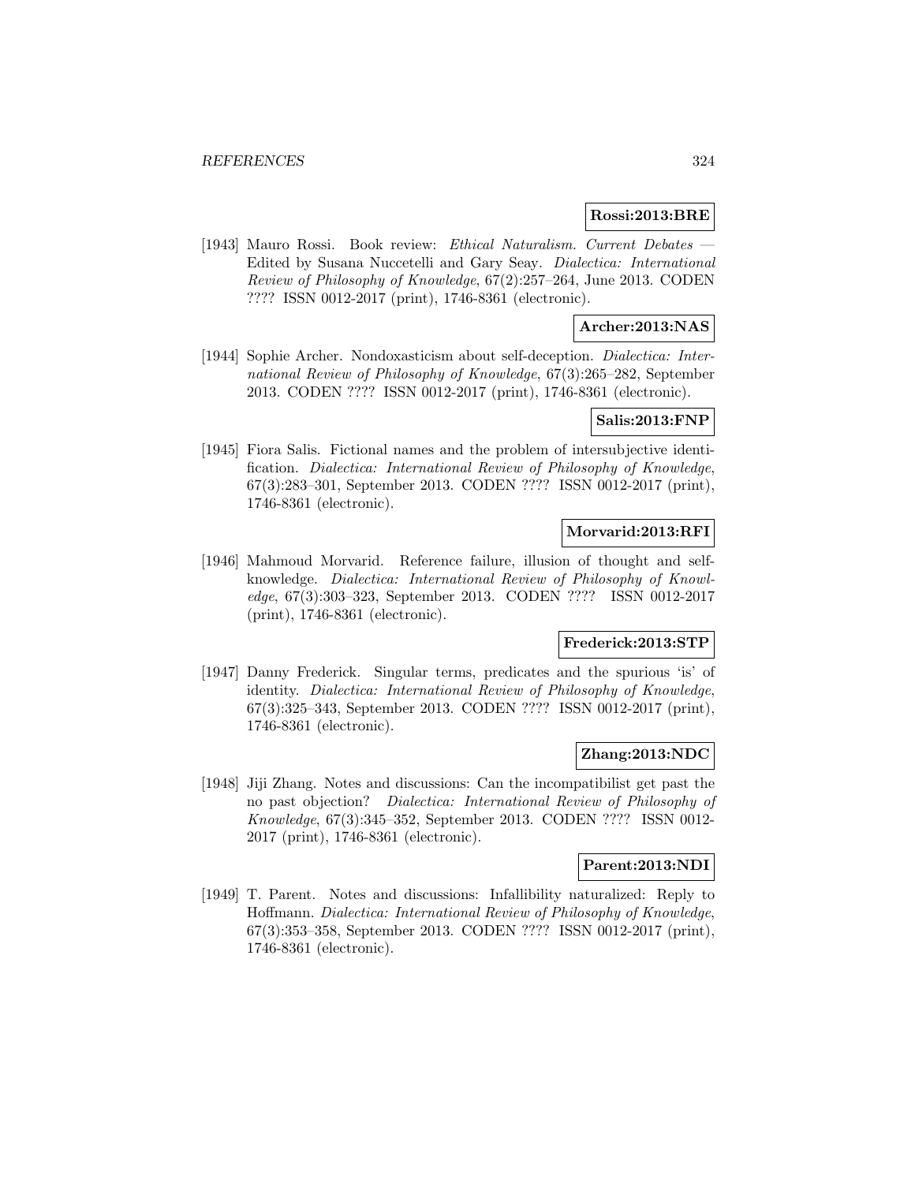**Rossi:2013:BRE**

[1943] Mauro Rossi. Book review: *Ethical Naturalism. Current Debates* — Edited by Susana Nuccetelli and Gary Seay. *Dialectica: International Review of Philosophy of Knowledge*, 67(2):257–264, June 2013. CODEN ???? ISSN 0012-2017 (print), 1746-8361 (electronic).

**Archer:2013:NAS**

[1944] Sophie Archer. Nondoxasticism about self-deception. *Dialectica: International Review of Philosophy of Knowledge*, 67(3):265–282, September 2013. CODEN ???? ISSN 0012-2017 (print), 1746-8361 (electronic).

**Salis:2013:FNP**

[1945] Fiora Salis. Fictional names and the problem of intersubjective identification. *Dialectica: International Review of Philosophy of Knowledge*, 67(3):283–301, September 2013. CODEN ???? ISSN 0012-2017 (print), 1746-8361 (electronic).

**Morvarid:2013:RFI**

[1946] Mahmoud Morvarid. Reference failure, illusion of thought and self-knowledge. *Dialectica: International Review of Philosophy of Knowledge*, 67(3):303–323, September 2013. CODEN ???? ISSN 0012-2017 (print), 1746-8361 (electronic).

**Frederick:2013:STP**

[1947] Danny Frederick. Singular terms, predicates and the spurious 'is' of identity. *Dialectica: International Review of Philosophy of Knowledge*, 67(3):325–343, September 2013. CODEN ???? ISSN 0012-2017 (print), 1746-8361 (electronic).

**Zhang:2013:NDC**

[1948] Jiji Zhang. Notes and discussions: Can the incompatibilist get past the no past objection? *Dialectica: International Review of Philosophy of Knowledge*, 67(3):345–352, September 2013. CODEN ???? ISSN 0012-2017 (print), 1746-8361 (electronic).

**Parent:2013:NDI**

[1949] T. Parent. Notes and discussions: Infallibility naturalized: Reply to Hoffmann. *Dialectica: International Review of Philosophy of Knowledge*, 67(3):353–358, September 2013. CODEN ???? ISSN 0012-2017 (print), 1746-8361 (electronic).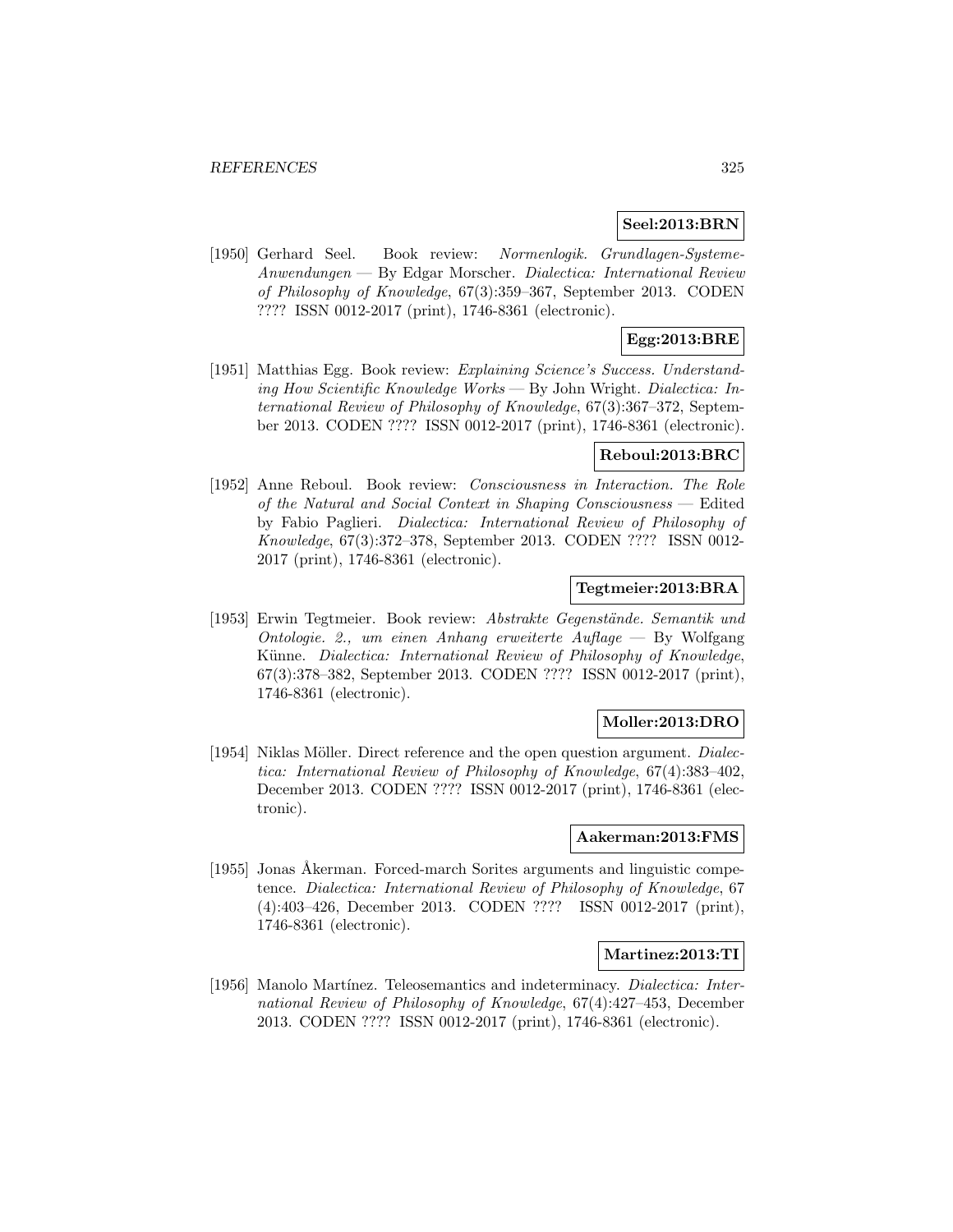**Seel:2013:BRN**

[1950] Gerhard Seel. Book review: *Normenlogik. Grundlagen-Systeme-Anwendungen* — By Edgar Morscher. *Dialectica: International Review of Philosophy of Knowledge*, 67(3):359–367, September 2013. CODEN ???? ISSN 0012-2017 (print), 1746-8361 (electronic).

**Egg:2013:BRE**

[1951] Matthias Egg. Book review: *Explaining Science's Success. Understanding How Scientific Knowledge Works* — By John Wright. *Dialectica: International Review of Philosophy of Knowledge*, 67(3):367–372, September 2013. CODEN ???? ISSN 0012-2017 (print), 1746-8361 (electronic).

**Reboul:2013:BRC**

[1952] Anne Reboul. Book review: *Consciousness in Interaction. The Role of the Natural and Social Context in Shaping Consciousness* — Edited by Fabio Paglieri. *Dialectica: International Review of Philosophy of Knowledge*, 67(3):372–378, September 2013. CODEN ???? ISSN 0012-2017 (print), 1746-8361 (electronic).

**Tegtmeier:2013:BRA**

[1953] Erwin Tegtmeier. Book review: *Abstrakte Gegenstände. Semantik und Ontologie. 2., um einen Anhang erweiterte Auflage* — By Wolfgang Künne. *Dialectica: International Review of Philosophy of Knowledge*, 67(3):378–382, September 2013. CODEN ???? ISSN 0012-2017 (print), 1746-8361 (electronic).

**Moller:2013:DRO**

[1954] Niklas Möller. Direct reference and the open question argument. *Dialectica: International Review of Philosophy of Knowledge*, 67(4):383–402, December 2013. CODEN ???? ISSN 0012-2017 (print), 1746-8361 (electronic).

**Aakerman:2013:FMS**

[1955] Jonas Åkerman. Forced-march Sorites arguments and linguistic competence. *Dialectica: International Review of Philosophy of Knowledge*, 67 (4):403–426, December 2013. CODEN ???? ISSN 0012-2017 (print), 1746-8361 (electronic).

**Martinez:2013:TI**

[1956] Manolo Martínez. Teleosemantics and indeterminacy. *Dialectica: International Review of Philosophy of Knowledge*, 67(4):427–453, December 2013. CODEN ???? ISSN 0012-2017 (print), 1746-8361 (electronic).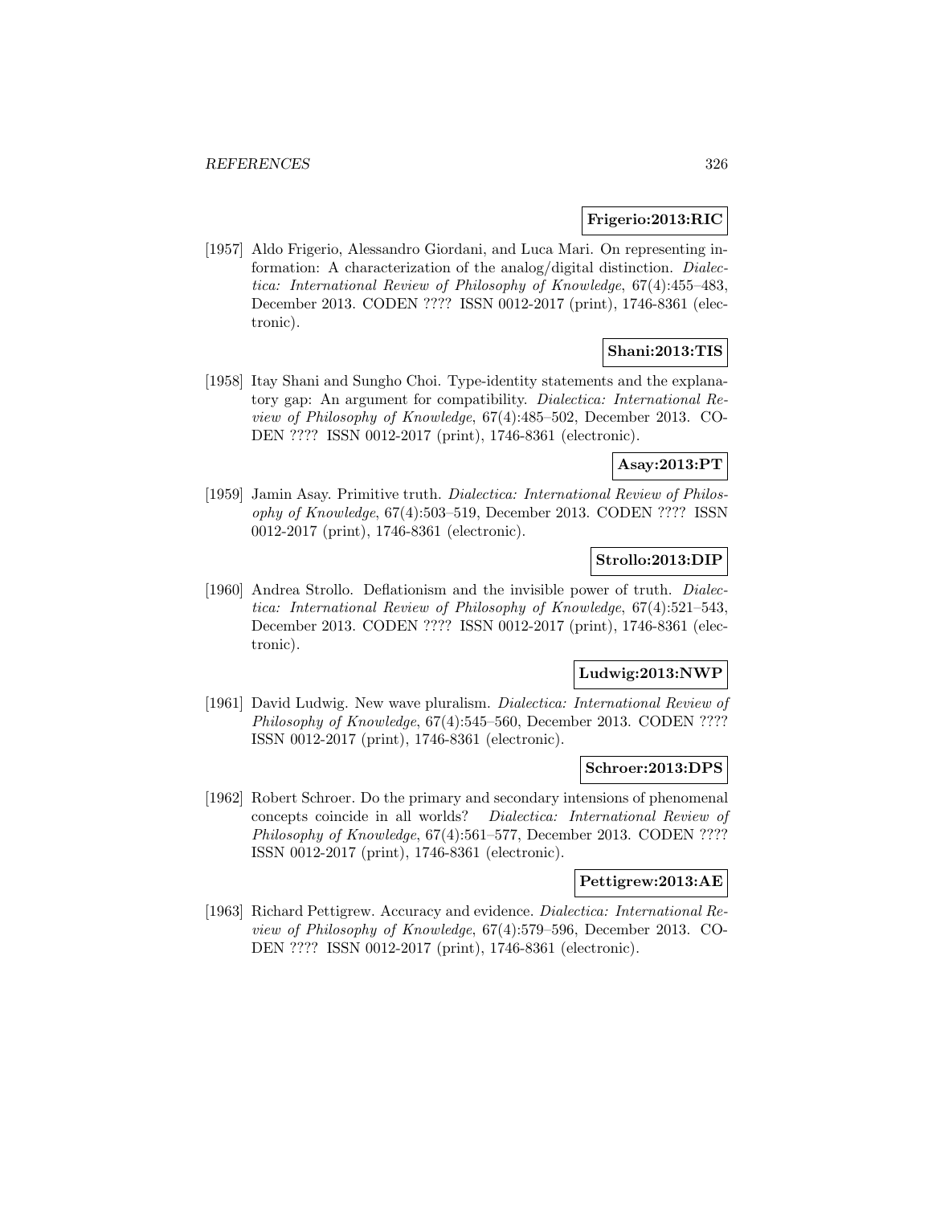**Frigerio:2013:RIC**

[1957] Aldo Frigerio, Alessandro Giordani, and Luca Mari. On representing information: A characterization of the analog/digital distinction. *Dialectica: International Review of Philosophy of Knowledge*, 67(4):455–483, December 2013. CODEN ???? ISSN 0012-2017 (print), 1746-8361 (electronic).

**Shani:2013:TIS**

[1958] Itay Shani and Sungho Choi. Type-identity statements and the explanatory gap: An argument for compatibility. *Dialectica: International Review of Philosophy of Knowledge*, 67(4):485–502, December 2013. CODEN ???? ISSN 0012-2017 (print), 1746-8361 (electronic).

**Asay:2013:PT**

[1959] Jamin Asay. Primitive truth. *Dialectica: International Review of Philosophy of Knowledge*, 67(4):503–519, December 2013. CODEN ???? ISSN 0012-2017 (print), 1746-8361 (electronic).

**Strollo:2013:DIP**

[1960] Andrea Strollo. Deflationism and the invisible power of truth. *Dialectica: International Review of Philosophy of Knowledge*, 67(4):521–543, December 2013. CODEN ???? ISSN 0012-2017 (print), 1746-8361 (electronic).

**Ludwig:2013:NWP**

[1961] David Ludwig. New wave pluralism. *Dialectica: International Review of Philosophy of Knowledge*, 67(4):545–560, December 2013. CODEN ???? ISSN 0012-2017 (print), 1746-8361 (electronic).

**Schroer:2013:DPS**

[1962] Robert Schroer. Do the primary and secondary intensions of phenomenal concepts coincide in all worlds? *Dialectica: International Review of Philosophy of Knowledge*, 67(4):561–577, December 2013. CODEN ???? ISSN 0012-2017 (print), 1746-8361 (electronic).

**Pettigrew:2013:AE**

[1963] Richard Pettigrew. Accuracy and evidence. *Dialectica: International Review of Philosophy of Knowledge*, 67(4):579–596, December 2013. CODEN ???? ISSN 0012-2017 (print), 1746-8361 (electronic).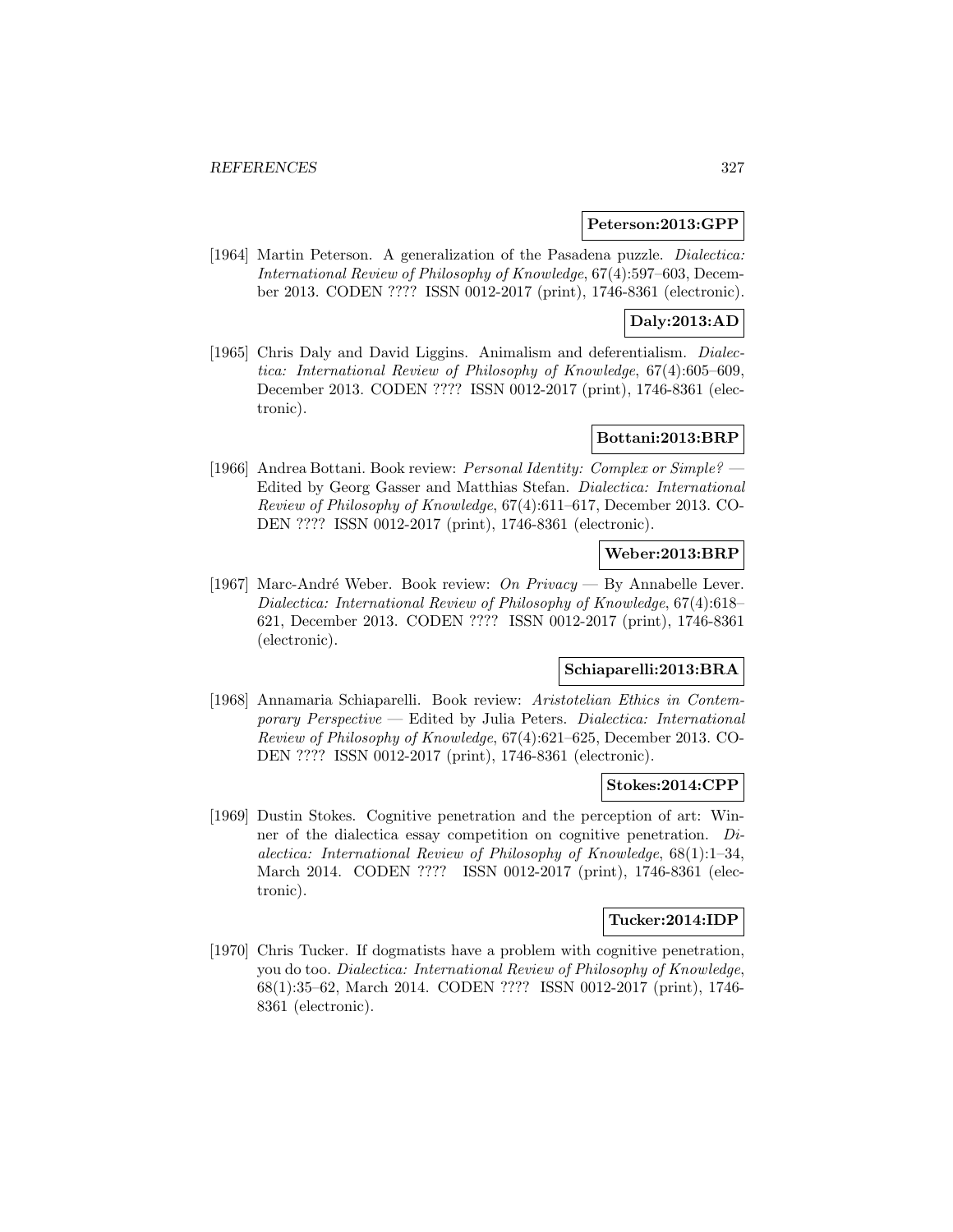**Peterson:2013:GPP**

[1964] Martin Peterson. A generalization of the Pasadena puzzle. *Dialectica: International Review of Philosophy of Knowledge*, 67(4):597–603, December 2013. CODEN ???? ISSN 0012-2017 (print), 1746-8361 (electronic).

**Daly:2013:AD**

[1965] Chris Daly and David Liggins. Animalism and deferentialism. *Dialectica: International Review of Philosophy of Knowledge*, 67(4):605–609, December 2013. CODEN ???? ISSN 0012-2017 (print), 1746-8361 (electronic).

**Bottani:2013:BRP**

[1966] Andrea Bottani. Book review: *Personal Identity: Complex or Simple?* — Edited by Georg Gasser and Matthias Stefan. *Dialectica: International Review of Philosophy of Knowledge*, 67(4):611–617, December 2013. CODEN ???? ISSN 0012-2017 (print), 1746-8361 (electronic).

**Weber:2013:BRP**

[1967] Marc-André Weber. Book review: *On Privacy* — By Annabelle Lever. *Dialectica: International Review of Philosophy of Knowledge*, 67(4):618–621, December 2013. CODEN ???? ISSN 0012-2017 (print), 1746-8361 (electronic).

**Schiaparelli:2013:BRA**

[1968] Annamaria Schiaparelli. Book review: *Aristotelian Ethics in Contemporary Perspective* — Edited by Julia Peters. *Dialectica: International Review of Philosophy of Knowledge*, 67(4):621–625, December 2013. CODEN ???? ISSN 0012-2017 (print), 1746-8361 (electronic).

**Stokes:2014:CPP**

[1969] Dustin Stokes. Cognitive penetration and the perception of art: Winner of the dialectica essay competition on cognitive penetration. *Dialectica: International Review of Philosophy of Knowledge*, 68(1):1–34, March 2014. CODEN ???? ISSN 0012-2017 (print), 1746-8361 (electronic).

**Tucker:2014:IDP**

[1970] Chris Tucker. If dogmatists have a problem with cognitive penetration, you do too. *Dialectica: International Review of Philosophy of Knowledge*, 68(1):35–62, March 2014. CODEN ???? ISSN 0012-2017 (print), 1746-8361 (electronic).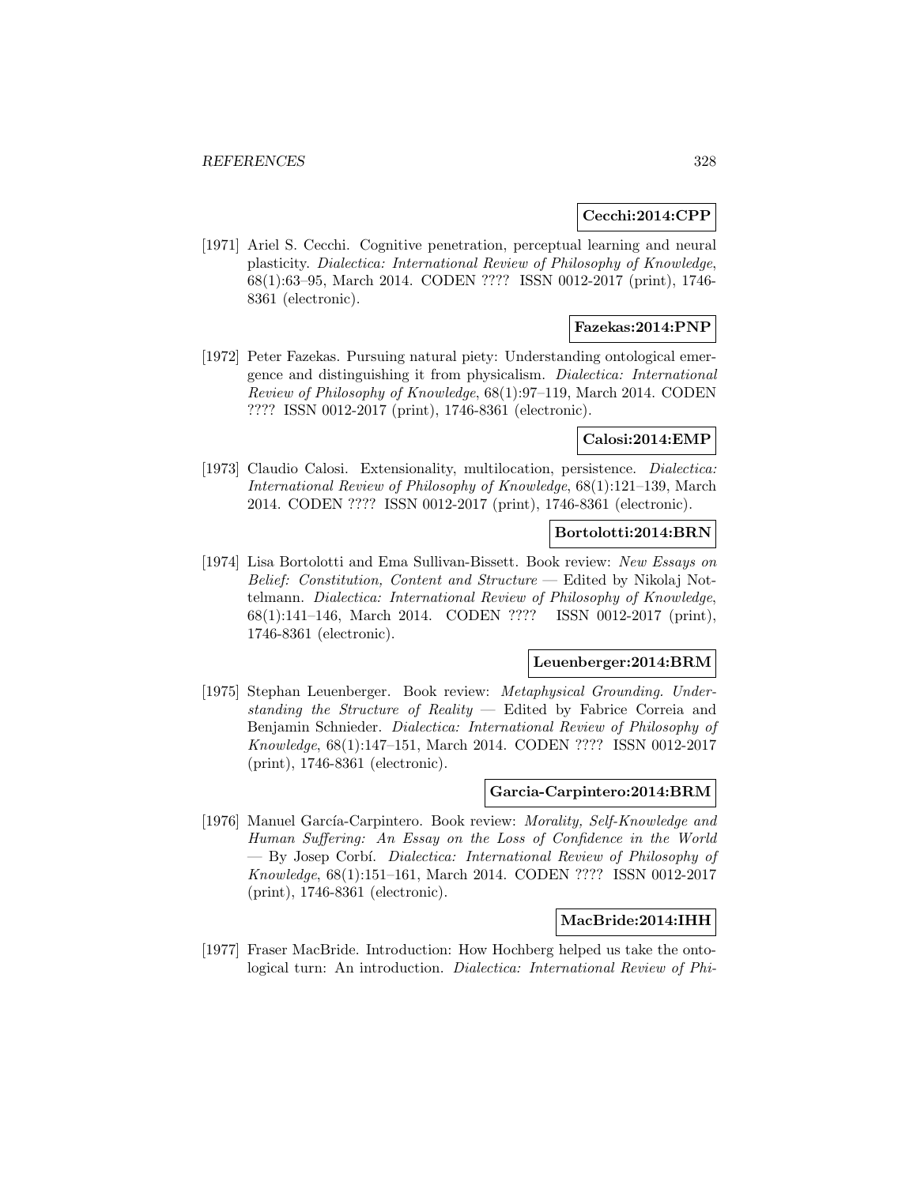**Cecchi:2014:CPP**

[1971] Ariel S. Cecchi. Cognitive penetration, perceptual learning and neural plasticity. *Dialectica: International Review of Philosophy of Knowledge*, 68(1):63–95, March 2014. CODEN ???? ISSN 0012-2017 (print), 1746-8361 (electronic).

**Fazekas:2014:PNP**

[1972] Peter Fazekas. Pursuing natural piety: Understanding ontological emergence and distinguishing it from physicalism. *Dialectica: International Review of Philosophy of Knowledge*, 68(1):97–119, March 2014. CODEN ???? ISSN 0012-2017 (print), 1746-8361 (electronic).

**Calosi:2014:EMP**

[1973] Claudio Calosi. Extensionality, multilocation, persistence. *Dialectica: International Review of Philosophy of Knowledge*, 68(1):121–139, March 2014. CODEN ???? ISSN 0012-2017 (print), 1746-8361 (electronic).

**Bortolotti:2014:BRN**

[1974] Lisa Bortolotti and Ema Sullivan-Bissett. Book review: *New Essays on Belief: Constitution, Content and Structure* — Edited by Nikolaj Nottelmann. *Dialectica: International Review of Philosophy of Knowledge*, 68(1):141–146, March 2014. CODEN ???? ISSN 0012-2017 (print), 1746-8361 (electronic).

**Leuenberger:2014:BRM**

[1975] Stephan Leuenberger. Book review: *Metaphysical Grounding. Understanding the Structure of Reality* — Edited by Fabrice Correia and Benjamin Schnieder. *Dialectica: International Review of Philosophy of Knowledge*, 68(1):147–151, March 2014. CODEN ???? ISSN 0012-2017 (print), 1746-8361 (electronic).

**Garcia-Carpintero:2014:BRM**

[1976] Manuel García-Carpintero. Book review: *Morality, Self-Knowledge and Human Suffering: An Essay on the Loss of Confidence in the World* — By Josep Corbí. *Dialectica: International Review of Philosophy of Knowledge*, 68(1):151–161, March 2014. CODEN ???? ISSN 0012-2017 (print), 1746-8361 (electronic).

**MacBride:2014:IHH**

[1977] Fraser MacBride. Introduction: How Hochberg helped us take the ontological turn: An introduction. *Dialectica: International Review of Phi-*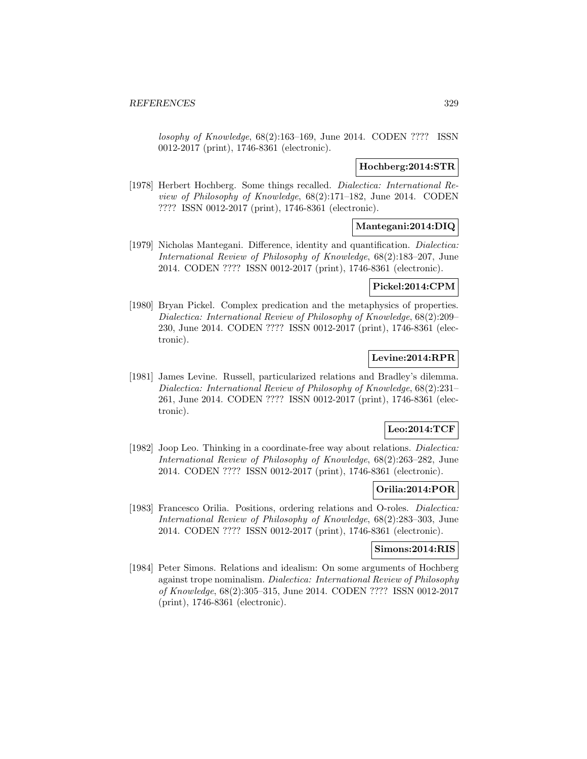*losophy of Knowledge*, 68(2):163–169, June 2014. CODEN ???? ISSN 0012-2017 (print), 1746-8361 (electronic).

**Hochberg:2014:STR**

[1978] Herbert Hochberg. Some things recalled. *Dialectica: International Review of Philosophy of Knowledge*, 68(2):171–182, June 2014. CODEN ???? ISSN 0012-2017 (print), 1746-8361 (electronic).

**Mantegani:2014:DIQ**

[1979] Nicholas Mantegani. Difference, identity and quantification. *Dialectica: International Review of Philosophy of Knowledge*, 68(2):183–207, June 2014. CODEN ???? ISSN 0012-2017 (print), 1746-8361 (electronic).

**Pickel:2014:CPM**

[1980] Bryan Pickel. Complex predication and the metaphysics of properties. *Dialectica: International Review of Philosophy of Knowledge*, 68(2):209–230, June 2014. CODEN ???? ISSN 0012-2017 (print), 1746-8361 (electronic).

**Levine:2014:RPR**

[1981] James Levine. Russell, particularized relations and Bradley's dilemma. *Dialectica: International Review of Philosophy of Knowledge*, 68(2):231–261, June 2014. CODEN ???? ISSN 0012-2017 (print), 1746-8361 (electronic).

**Leo:2014:TCF**

[1982] Joop Leo. Thinking in a coordinate-free way about relations. *Dialectica: International Review of Philosophy of Knowledge*, 68(2):263–282, June 2014. CODEN ???? ISSN 0012-2017 (print), 1746-8361 (electronic).

**Orilia:2014:POR**

[1983] Francesco Orilia. Positions, ordering relations and O-roles. *Dialectica: International Review of Philosophy of Knowledge*, 68(2):283–303, June 2014. CODEN ???? ISSN 0012-2017 (print), 1746-8361 (electronic).

**Simons:2014:RIS**

[1984] Peter Simons. Relations and idealism: On some arguments of Hochberg against trope nominalism. *Dialectica: International Review of Philosophy of Knowledge*, 68(2):305–315, June 2014. CODEN ???? ISSN 0012-2017 (print), 1746-8361 (electronic).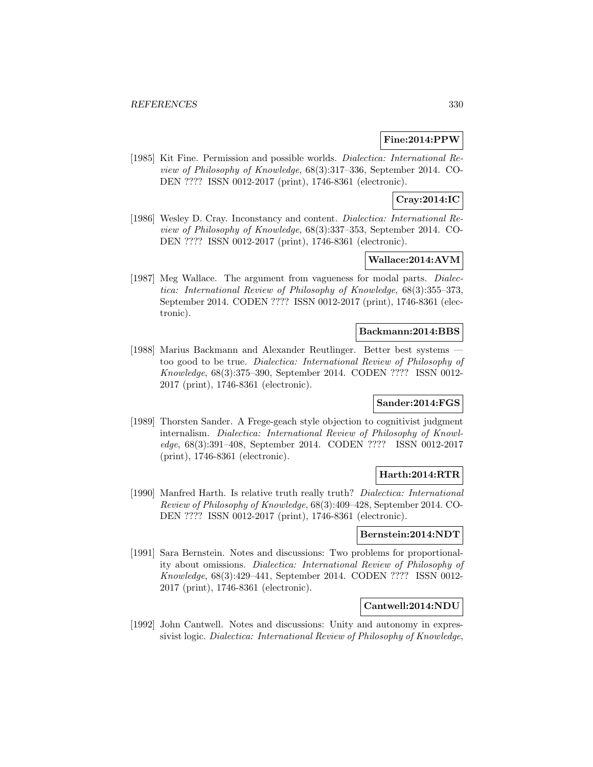**Fine:2014:PPW**

[1985] Kit Fine. Permission and possible worlds. *Dialectica: International Review of Philosophy of Knowledge*, 68(3):317–336, September 2014. CODEN ???? ISSN 0012-2017 (print), 1746-8361 (electronic).

**Cray:2014:IC**

[1986] Wesley D. Cray. Inconstancy and content. *Dialectica: International Review of Philosophy of Knowledge*, 68(3):337–353, September 2014. CODEN ???? ISSN 0012-2017 (print), 1746-8361 (electronic).

**Wallace:2014:AVM**

[1987] Meg Wallace. The argument from vagueness for modal parts. *Dialectica: International Review of Philosophy of Knowledge*, 68(3):355–373, September 2014. CODEN ???? ISSN 0012-2017 (print), 1746-8361 (electronic).

**Backmann:2014:BBS**

[1988] Marius Backmann and Alexander Reutlinger. Better best systems — too good to be true. *Dialectica: International Review of Philosophy of Knowledge*, 68(3):375–390, September 2014. CODEN ???? ISSN 0012-2017 (print), 1746-8361 (electronic).

**Sander:2014:FGS**

[1989] Thorsten Sander. A Frege-geach style objection to cognitivist judgment internalism. *Dialectica: International Review of Philosophy of Knowledge*, 68(3):391–408, September 2014. CODEN ???? ISSN 0012-2017 (print), 1746-8361 (electronic).

**Harth:2014:RTR**

[1990] Manfred Harth. Is relative truth really truth? *Dialectica: International Review of Philosophy of Knowledge*, 68(3):409–428, September 2014. CODEN ???? ISSN 0012-2017 (print), 1746-8361 (electronic).

**Bernstein:2014:NDT**

[1991] Sara Bernstein. Notes and discussions: Two problems for proportionality about omissions. *Dialectica: International Review of Philosophy of Knowledge*, 68(3):429–441, September 2014. CODEN ???? ISSN 0012-2017 (print), 1746-8361 (electronic).

**Cantwell:2014:NDU**

[1992] John Cantwell. Notes and discussions: Unity and autonomy in expressivist logic. *Dialectica: International Review of Philosophy of Knowledge*,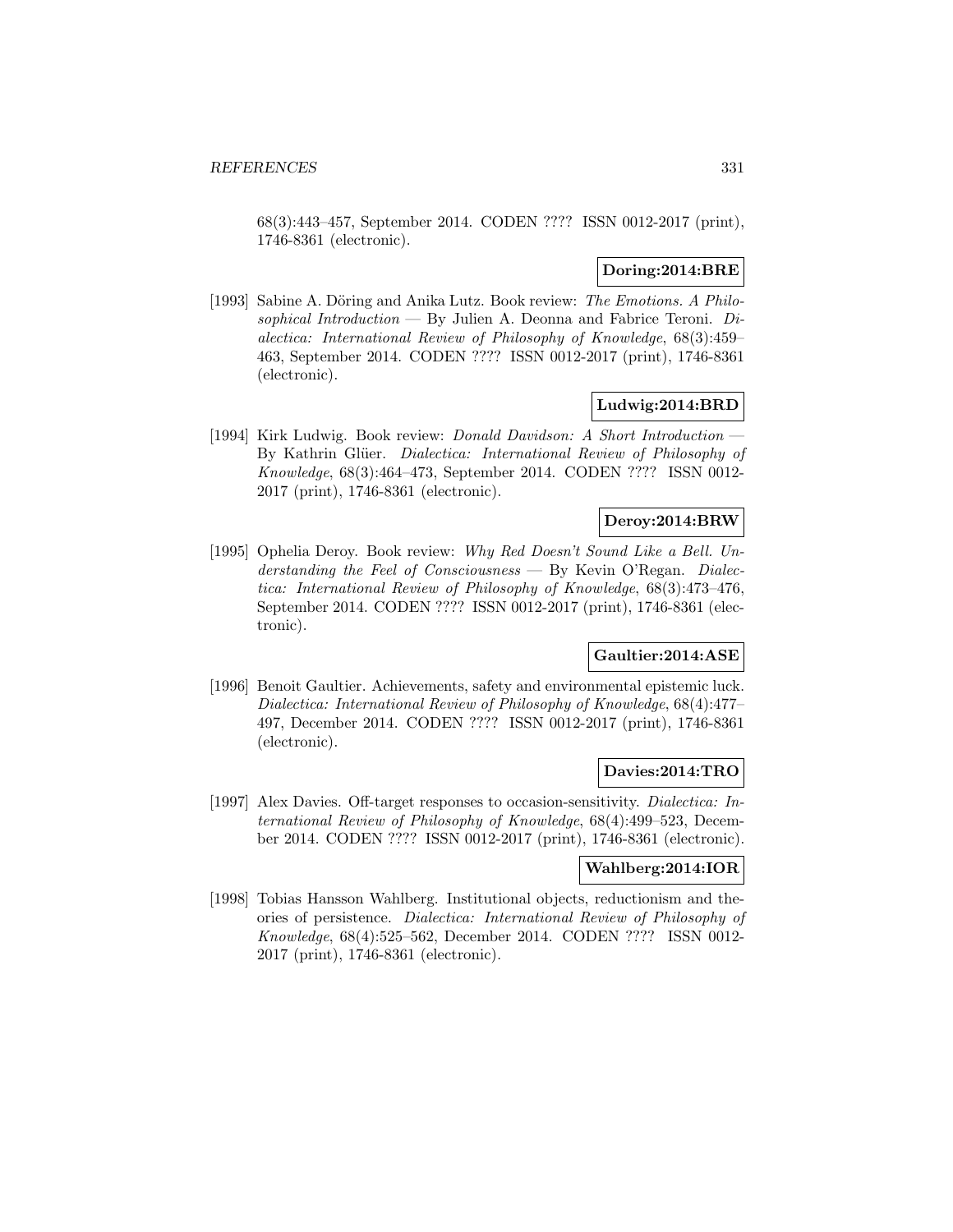68(3):443–457, September 2014. CODEN ???? ISSN 0012-2017 (print), 1746-8361 (electronic).

**Doring:2014:BRE**

[1993] Sabine A. Döring and Anika Lutz. Book review: *The Emotions. A Philosophical Introduction* — By Julien A. Deonna and Fabrice Teroni. *Dialectica: International Review of Philosophy of Knowledge*, 68(3):459–463, September 2014. CODEN ???? ISSN 0012-2017 (print), 1746-8361 (electronic).

**Ludwig:2014:BRD**

[1994] Kirk Ludwig. Book review: *Donald Davidson: A Short Introduction* — By Kathrin Glüer. *Dialectica: International Review of Philosophy of Knowledge*, 68(3):464–473, September 2014. CODEN ???? ISSN 0012-2017 (print), 1746-8361 (electronic).

**Deroy:2014:BRW**

[1995] Ophelia Deroy. Book review: *Why Red Doesn't Sound Like a Bell. Understanding the Feel of Consciousness* — By Kevin O'Regan. *Dialectica: International Review of Philosophy of Knowledge*, 68(3):473–476, September 2014. CODEN ???? ISSN 0012-2017 (print), 1746-8361 (electronic).

**Gaultier:2014:ASE**

[1996] Benoit Gaultier. Achievements, safety and environmental epistemic luck. *Dialectica: International Review of Philosophy of Knowledge*, 68(4):477–497, December 2014. CODEN ???? ISSN 0012-2017 (print), 1746-8361 (electronic).

**Davies:2014:TRO**

[1997] Alex Davies. Off-target responses to occasion-sensitivity. *Dialectica: International Review of Philosophy of Knowledge*, 68(4):499–523, December 2014. CODEN ???? ISSN 0012-2017 (print), 1746-8361 (electronic).

**Wahlberg:2014:IOR**

[1998] Tobias Hansson Wahlberg. Institutional objects, reductionism and theories of persistence. *Dialectica: International Review of Philosophy of Knowledge*, 68(4):525–562, December 2014. CODEN ???? ISSN 0012-2017 (print), 1746-8361 (electronic).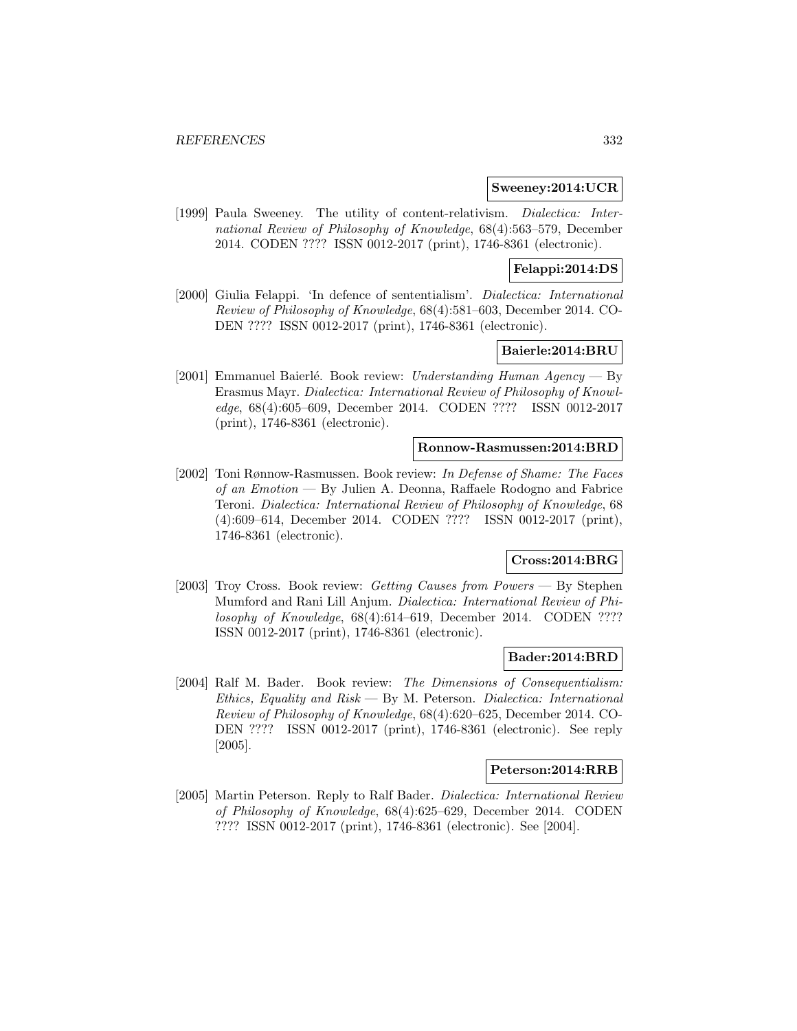**Sweeney:2014:UCR**

[1999] Paula Sweeney. The utility of content-relativism. *Dialectica: International Review of Philosophy of Knowledge*, 68(4):563–579, December 2014. CODEN ???? ISSN 0012-2017 (print), 1746-8361 (electronic).

**Felappi:2014:DS**

[2000] Giulia Felappi. 'In defence of sententialism'. *Dialectica: International Review of Philosophy of Knowledge*, 68(4):581–603, December 2014. CODEN ???? ISSN 0012-2017 (print), 1746-8361 (electronic).

**Baierle:2014:BRU**

[2001] Emmanuel Baierlé. Book review: *Understanding Human Agency* — By Erasmus Mayr. *Dialectica: International Review of Philosophy of Knowledge*, 68(4):605–609, December 2014. CODEN ???? ISSN 0012-2017 (print), 1746-8361 (electronic).

**Ronnow-Rasmussen:2014:BRD**

[2002] Toni Rønnow-Rasmussen. Book review: *In Defense of Shame: The Faces of an Emotion* — By Julien A. Deonna, Raffaele Rodogno and Fabrice Teroni. *Dialectica: International Review of Philosophy of Knowledge*, 68 (4):609–614, December 2014. CODEN ???? ISSN 0012-2017 (print), 1746-8361 (electronic).

**Cross:2014:BRG**

[2003] Troy Cross. Book review: *Getting Causes from Powers* — By Stephen Mumford and Rani Lill Anjum. *Dialectica: International Review of Philosophy of Knowledge*, 68(4):614–619, December 2014. CODEN ???? ISSN 0012-2017 (print), 1746-8361 (electronic).

**Bader:2014:BRD**

[2004] Ralf M. Bader. Book review: *The Dimensions of Consequentialism: Ethics, Equality and Risk* — By M. Peterson. *Dialectica: International Review of Philosophy of Knowledge*, 68(4):620–625, December 2014. CODEN ???? ISSN 0012-2017 (print), 1746-8361 (electronic). See reply [2005].

**Peterson:2014:RRB**

[2005] Martin Peterson. Reply to Ralf Bader. *Dialectica: International Review of Philosophy of Knowledge*, 68(4):625–629, December 2014. CODEN ???? ISSN 0012-2017 (print), 1746-8361 (electronic). See [2004].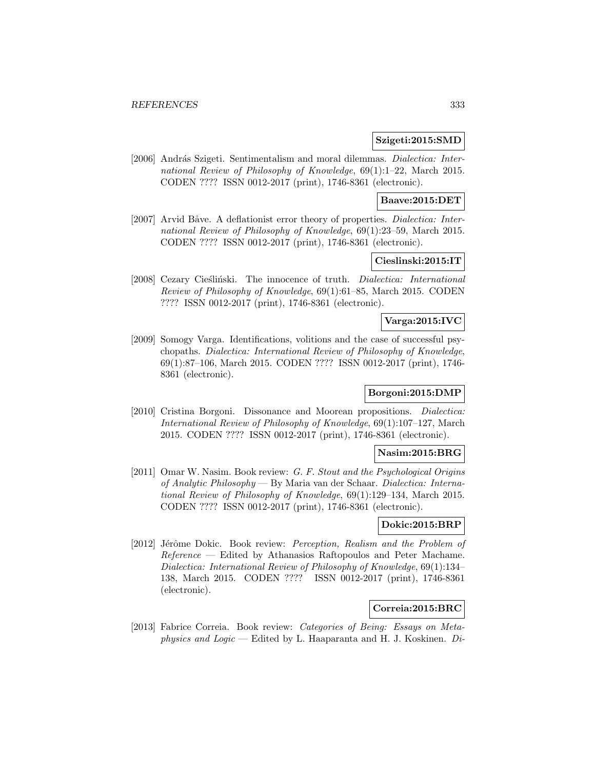**Szigeti:2015:SMD**

[2006] András Szigeti. Sentimentalism and moral dilemmas. *Dialectica: International Review of Philosophy of Knowledge*, 69(1):1–22, March 2015. CODEN ???? ISSN 0012-2017 (print), 1746-8361 (electronic).

**Baave:2015:DET**

[2007] Arvid Båve. A deflationist error theory of properties. *Dialectica: International Review of Philosophy of Knowledge*, 69(1):23–59, March 2015. CODEN ???? ISSN 0012-2017 (print), 1746-8361 (electronic).

**Cieslinski:2015:IT**

[2008] Cezary Cieśliński. The innocence of truth. *Dialectica: International Review of Philosophy of Knowledge*, 69(1):61–85, March 2015. CODEN ???? ISSN 0012-2017 (print), 1746-8361 (electronic).

**Varga:2015:IVC**

[2009] Somogy Varga. Identifications, volitions and the case of successful psychopaths. *Dialectica: International Review of Philosophy of Knowledge*, 69(1):87–106, March 2015. CODEN ???? ISSN 0012-2017 (print), 1746-8361 (electronic).

**Borgoni:2015:DMP**

[2010] Cristina Borgoni. Dissonance and Moorean propositions. *Dialectica: International Review of Philosophy of Knowledge*, 69(1):107–127, March 2015. CODEN ???? ISSN 0012-2017 (print), 1746-8361 (electronic).

**Nasim:2015:BRG**

[2011] Omar W. Nasim. Book review: *G. F. Stout and the Psychological Origins of Analytic Philosophy* — By Maria van der Schaar. *Dialectica: International Review of Philosophy of Knowledge*, 69(1):129–134, March 2015. CODEN ???? ISSN 0012-2017 (print), 1746-8361 (electronic).

**Dokic:2015:BRP**

[2012] Jérôme Dokic. Book review: *Perception, Realism and the Problem of Reference* — Edited by Athanasios Raftopoulos and Peter Machame. *Dialectica: International Review of Philosophy of Knowledge*, 69(1):134–138, March 2015. CODEN ???? ISSN 0012-2017 (print), 1746-8361 (electronic).

**Correia:2015:BRC**

[2013] Fabrice Correia. Book review: *Categories of Being: Essays on Metaphysics and Logic* — Edited by L. Haaparanta and H. J. Koskinen. *Di-*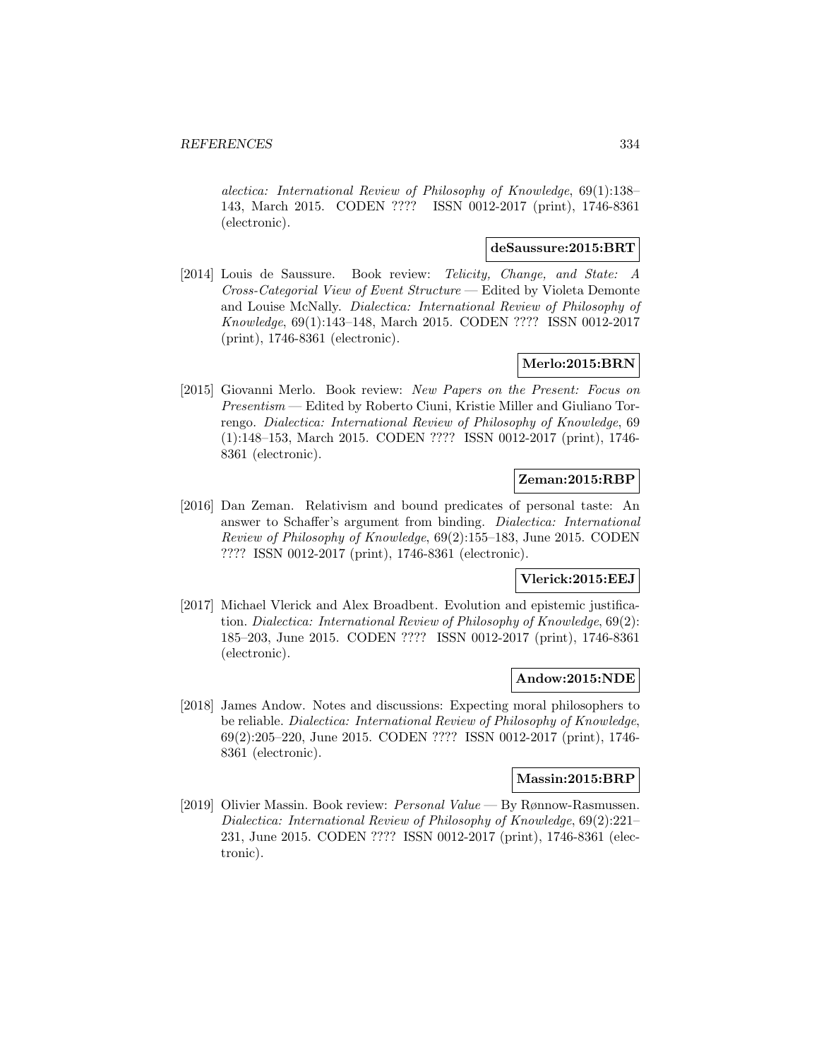alectica: International Review of Philosophy of Knowledge*, 69(1):138–143, March 2015. CODEN ???? ISSN 0012-2017 (print), 1746-8361 (electronic).

**deSaussure:2015:BRT**

[2014] Louis de Saussure. Book review: *Telicity, Change, and State: A Cross-Categorial View of Event Structure* — Edited by Violeta Demonte and Louise McNally. *Dialectica: International Review of Philosophy of Knowledge*, 69(1):143–148, March 2015. CODEN ???? ISSN 0012-2017 (print), 1746-8361 (electronic).

**Merlo:2015:BRN**

[2015] Giovanni Merlo. Book review: *New Papers on the Present: Focus on Presentism* — Edited by Roberto Ciuni, Kristie Miller and Giuliano Torrengo. *Dialectica: International Review of Philosophy of Knowledge*, 69 (1):148–153, March 2015. CODEN ???? ISSN 0012-2017 (print), 1746-8361 (electronic).

**Zeman:2015:RBP**

[2016] Dan Zeman. Relativism and bound predicates of personal taste: An answer to Schaffer's argument from binding. *Dialectica: International Review of Philosophy of Knowledge*, 69(2):155–183, June 2015. CODEN ???? ISSN 0012-2017 (print), 1746-8361 (electronic).

**Vlerick:2015:EEJ**

[2017] Michael Vlerick and Alex Broadbent. Evolution and epistemic justification. *Dialectica: International Review of Philosophy of Knowledge*, 69(2): 185–203, June 2015. CODEN ???? ISSN 0012-2017 (print), 1746-8361 (electronic).

**Andow:2015:NDE**

[2018] James Andow. Notes and discussions: Expecting moral philosophers to be reliable. *Dialectica: International Review of Philosophy of Knowledge*, 69(2):205–220, June 2015. CODEN ???? ISSN 0012-2017 (print), 1746-8361 (electronic).

**Massin:2015:BRP**

[2019] Olivier Massin. Book review: *Personal Value* — By Rønnow-Rasmussen. *Dialectica: International Review of Philosophy of Knowledge*, 69(2):221–231, June 2015. CODEN ???? ISSN 0012-2017 (print), 1746-8361 (electronic).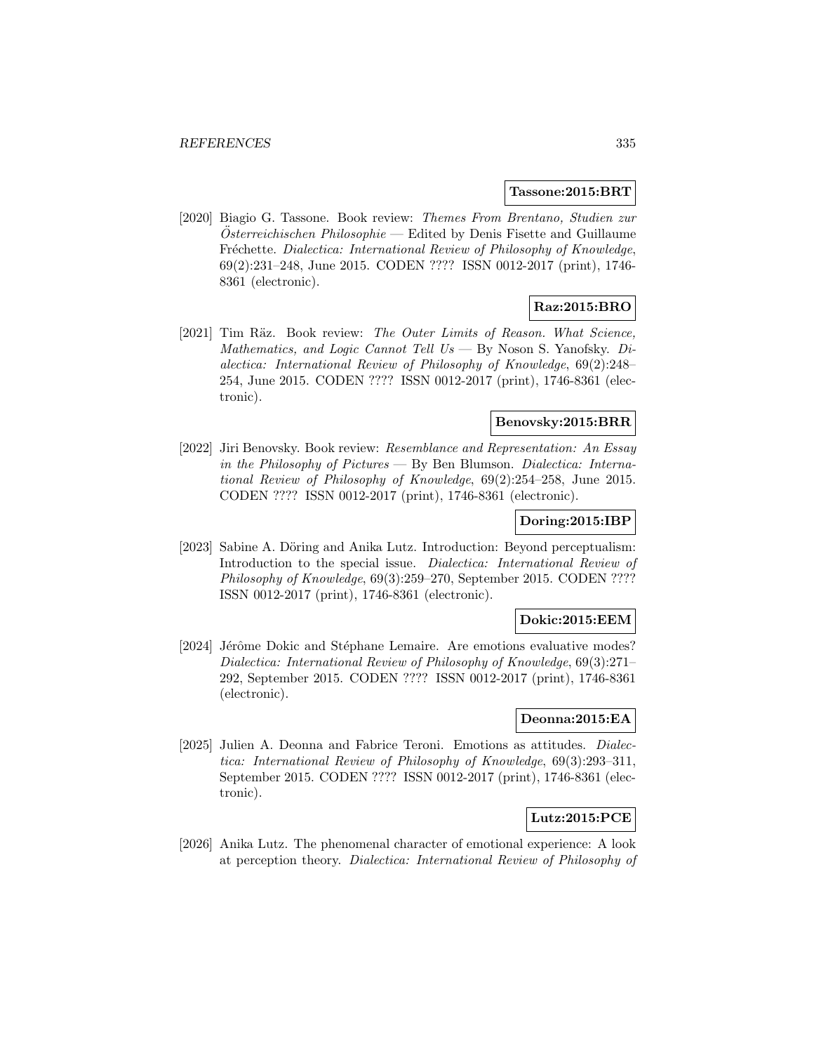**Tassone:2015:BRT**

[2020] Biagio G. Tassone. Book review: *Themes From Brentano, Studien zur Österreichischen Philosophie* — Edited by Denis Fisette and Guillaume Fréchette. *Dialectica: International Review of Philosophy of Knowledge*, 69(2):231–248, June 2015. CODEN ???? ISSN 0012-2017 (print), 1746-8361 (electronic).

**Raz:2015:BRO**

[2021] Tim Räz. Book review: *The Outer Limits of Reason. What Science, Mathematics, and Logic Cannot Tell Us* — By Noson S. Yanofsky. *Dialectica: International Review of Philosophy of Knowledge*, 69(2):248–254, June 2015. CODEN ???? ISSN 0012-2017 (print), 1746-8361 (electronic).

**Benovsky:2015:BRR**

[2022] Jiri Benovsky. Book review: *Resemblance and Representation: An Essay in the Philosophy of Pictures* — By Ben Blumson. *Dialectica: International Review of Philosophy of Knowledge*, 69(2):254–258, June 2015. CODEN ???? ISSN 0012-2017 (print), 1746-8361 (electronic).

**Doring:2015:IBP**

[2023] Sabine A. Döring and Anika Lutz. Introduction: Beyond perceptualism: Introduction to the special issue. *Dialectica: International Review of Philosophy of Knowledge*, 69(3):259–270, September 2015. CODEN ???? ISSN 0012-2017 (print), 1746-8361 (electronic).

**Dokic:2015:EEM**

[2024] Jérôme Dokic and Stéphane Lemaire. Are emotions evaluative modes? *Dialectica: International Review of Philosophy of Knowledge*, 69(3):271–292, September 2015. CODEN ???? ISSN 0012-2017 (print), 1746-8361 (electronic).

**Deonna:2015:EA**

[2025] Julien A. Deonna and Fabrice Teroni. Emotions as attitudes. *Dialectica: International Review of Philosophy of Knowledge*, 69(3):293–311, September 2015. CODEN ???? ISSN 0012-2017 (print), 1746-8361 (electronic).

**Lutz:2015:PCE**

[2026] Anika Lutz. The phenomenal character of emotional experience: A look at perception theory. *Dialectica: International Review of Philosophy of*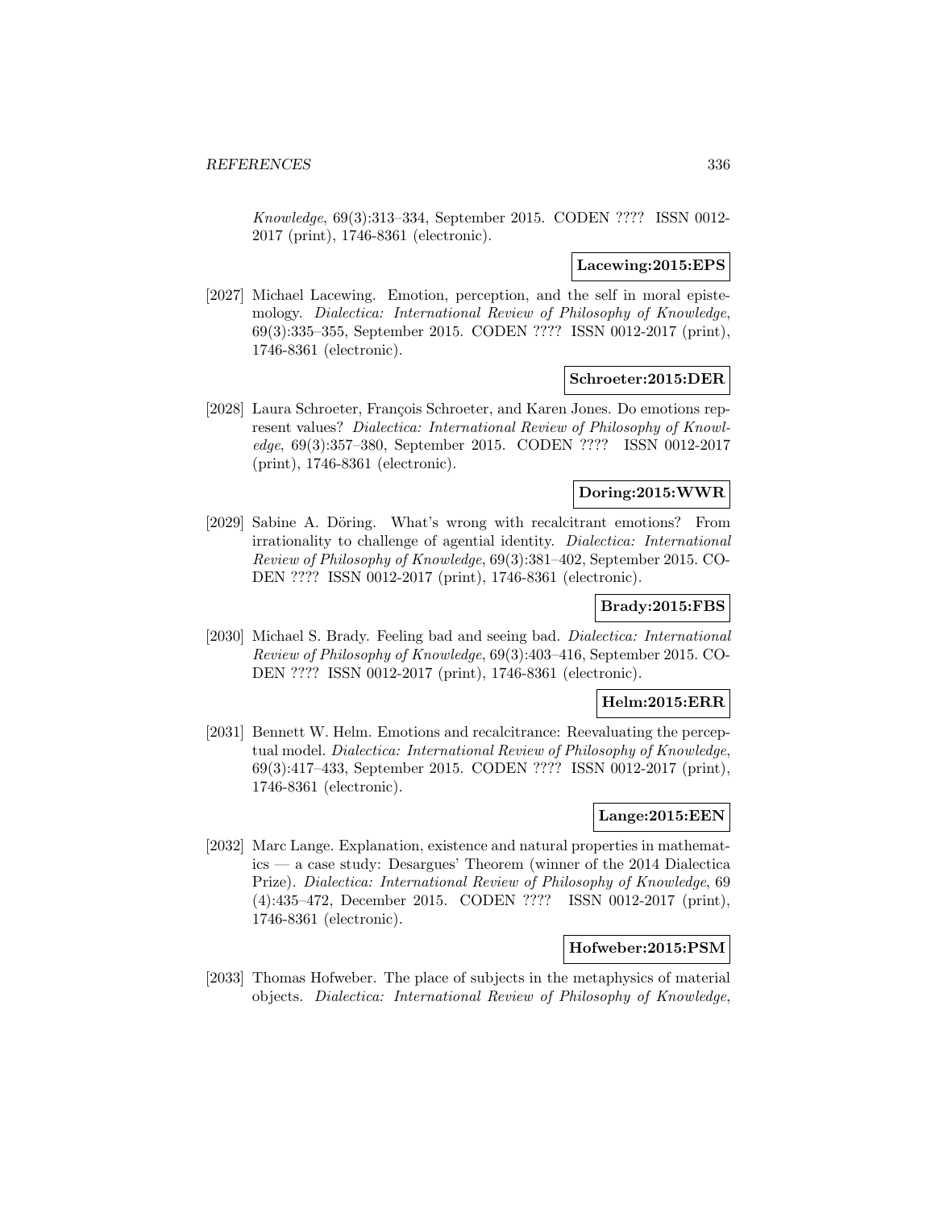*Knowledge*, 69(3):313–334, September 2015. CODEN ???? ISSN 0012-2017 (print), 1746-8361 (electronic).

**Lacewing:2015:EPS**

[2027] Michael Lacewing. Emotion, perception, and the self in moral epistemology. *Dialectica: International Review of Philosophy of Knowledge*, 69(3):335–355, September 2015. CODEN ???? ISSN 0012-2017 (print), 1746-8361 (electronic).

**Schroeter:2015:DER**

[2028] Laura Schroeter, François Schroeter, and Karen Jones. Do emotions represent values? *Dialectica: International Review of Philosophy of Knowledge*, 69(3):357–380, September 2015. CODEN ???? ISSN 0012-2017 (print), 1746-8361 (electronic).

**Doring:2015:WWR**

[2029] Sabine A. Döring. What's wrong with recalcitrant emotions? From irrationality to challenge of agential identity. *Dialectica: International Review of Philosophy of Knowledge*, 69(3):381–402, September 2015. CODEN ???? ISSN 0012-2017 (print), 1746-8361 (electronic).

**Brady:2015:FBS**

[2030] Michael S. Brady. Feeling bad and seeing bad. *Dialectica: International Review of Philosophy of Knowledge*, 69(3):403–416, September 2015. CODEN ???? ISSN 0012-2017 (print), 1746-8361 (electronic).

**Helm:2015:ERR**

[2031] Bennett W. Helm. Emotions and recalcitrance: Reevaluating the perceptual model. *Dialectica: International Review of Philosophy of Knowledge*, 69(3):417–433, September 2015. CODEN ???? ISSN 0012-2017 (print), 1746-8361 (electronic).

**Lange:2015:EEN**

[2032] Marc Lange. Explanation, existence and natural properties in mathematics — a case study: Desargues' Theorem (winner of the 2014 Dialectica Prize). *Dialectica: International Review of Philosophy of Knowledge*, 69 (4):435–472, December 2015. CODEN ???? ISSN 0012-2017 (print), 1746-8361 (electronic).

**Hofweber:2015:PSM**

[2033] Thomas Hofweber. The place of subjects in the metaphysics of material objects. *Dialectica: International Review of Philosophy of Knowledge*,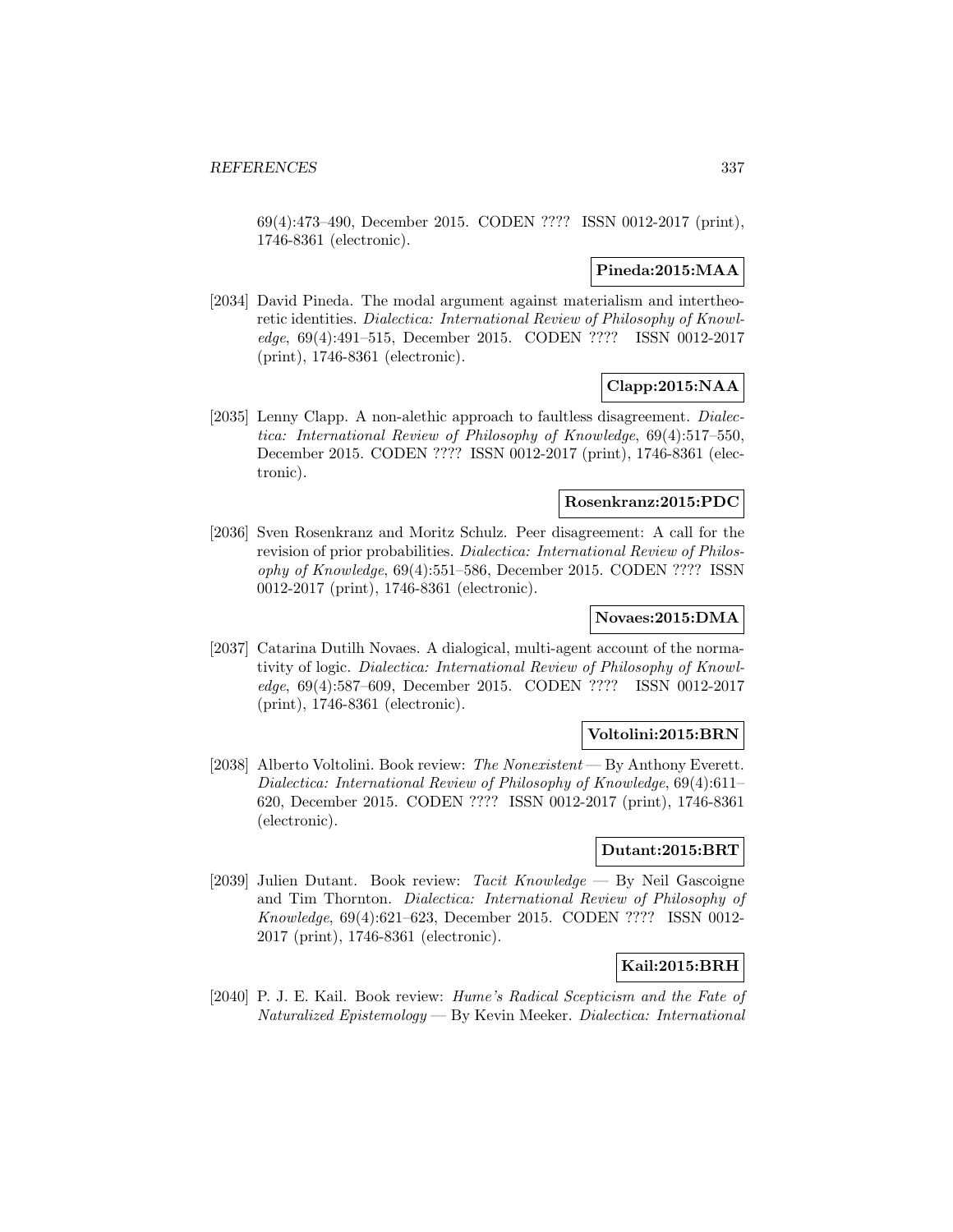69(4):473–490, December 2015. CODEN ???? ISSN 0012-2017 (print), 1746-8361 (electronic).

**Pineda:2015:MAA**

[2034] David Pineda. The modal argument against materialism and intertheoretic identities. *Dialectica: International Review of Philosophy of Knowledge*, 69(4):491–515, December 2015. CODEN ???? ISSN 0012-2017 (print), 1746-8361 (electronic).

**Clapp:2015:NAA**

[2035] Lenny Clapp. A non-alethic approach to faultless disagreement. *Dialectica: International Review of Philosophy of Knowledge*, 69(4):517–550, December 2015. CODEN ???? ISSN 0012-2017 (print), 1746-8361 (electronic).

**Rosenkranz:2015:PDC**

[2036] Sven Rosenkranz and Moritz Schulz. Peer disagreement: A call for the revision of prior probabilities. *Dialectica: International Review of Philosophy of Knowledge*, 69(4):551–586, December 2015. CODEN ???? ISSN 0012-2017 (print), 1746-8361 (electronic).

**Novaes:2015:DMA**

[2037] Catarina Dutilh Novaes. A dialogical, multi-agent account of the normativity of logic. *Dialectica: International Review of Philosophy of Knowledge*, 69(4):587–609, December 2015. CODEN ???? ISSN 0012-2017 (print), 1746-8361 (electronic).

**Voltolini:2015:BRN**

[2038] Alberto Voltolini. Book review: *The Nonexistent* — By Anthony Everett. *Dialectica: International Review of Philosophy of Knowledge*, 69(4):611–620, December 2015. CODEN ???? ISSN 0012-2017 (print), 1746-8361 (electronic).

**Dutant:2015:BRT**

[2039] Julien Dutant. Book review: *Tacit Knowledge* — By Neil Gascoigne and Tim Thornton. *Dialectica: International Review of Philosophy of Knowledge*, 69(4):621–623, December 2015. CODEN ???? ISSN 0012-2017 (print), 1746-8361 (electronic).

**Kail:2015:BRH**

[2040] P. J. E. Kail. Book review: *Hume's Radical Scepticism and the Fate of Naturalized Epistemology* — By Kevin Meeker. *Dialectica: International*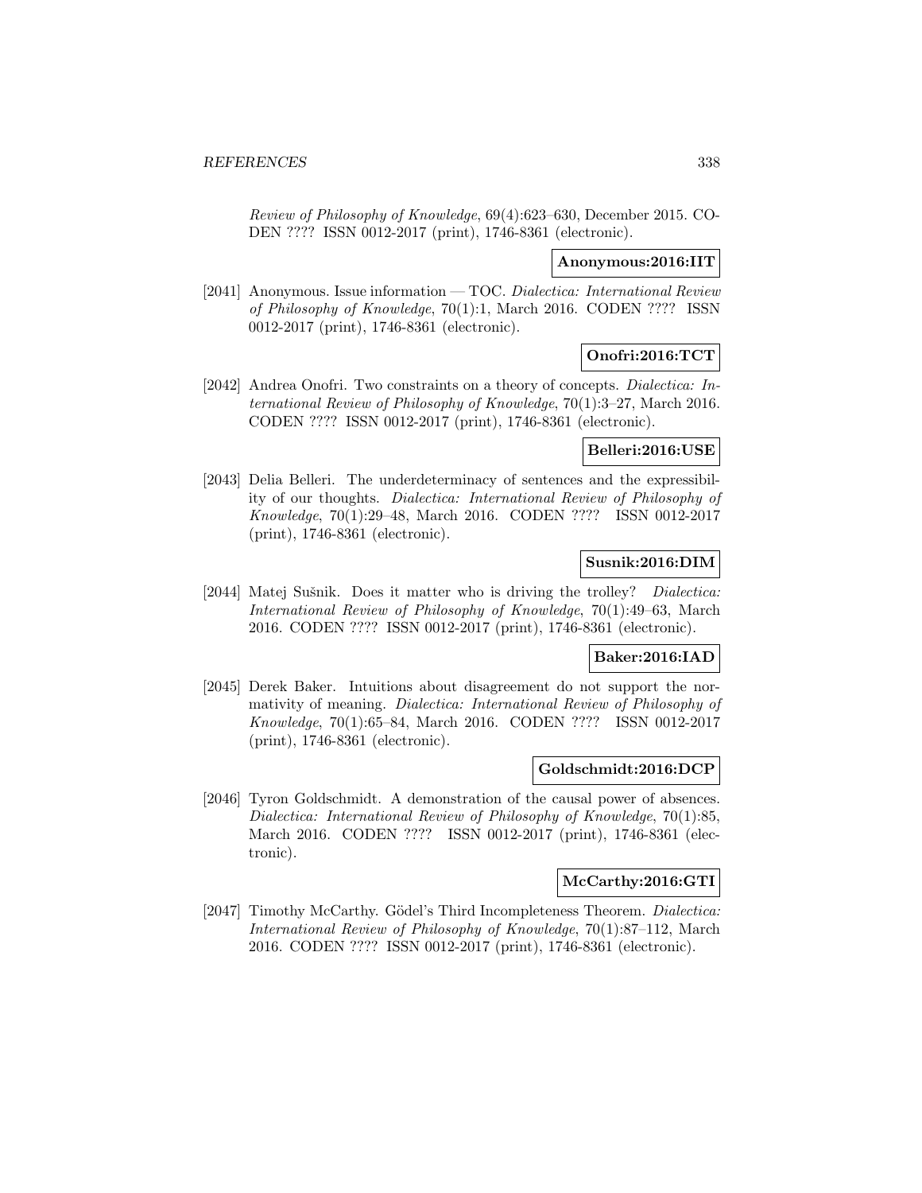*Review of Philosophy of Knowledge*, 69(4):623–630, December 2015. CODEN ???? ISSN 0012-2017 (print), 1746-8361 (electronic).

**Anonymous:2016:IIT**

[2041] Anonymous. Issue information — TOC. *Dialectica: International Review of Philosophy of Knowledge*, 70(1):1, March 2016. CODEN ???? ISSN 0012-2017 (print), 1746-8361 (electronic).

**Onofri:2016:TCT**

[2042] Andrea Onofri. Two constraints on a theory of concepts. *Dialectica: International Review of Philosophy of Knowledge*, 70(1):3–27, March 2016. CODEN ???? ISSN 0012-2017 (print), 1746-8361 (electronic).

**Belleri:2016:USE**

[2043] Delia Belleri. The underdeterminacy of sentences and the expressibility of our thoughts. *Dialectica: International Review of Philosophy of Knowledge*, 70(1):29–48, March 2016. CODEN ???? ISSN 0012-2017 (print), 1746-8361 (electronic).

**Susnik:2016:DIM**

[2044] Matej Sušnik. Does it matter who is driving the trolley? *Dialectica: International Review of Philosophy of Knowledge*, 70(1):49–63, March 2016. CODEN ???? ISSN 0012-2017 (print), 1746-8361 (electronic).

**Baker:2016:IAD**

[2045] Derek Baker. Intuitions about disagreement do not support the normativity of meaning. *Dialectica: International Review of Philosophy of Knowledge*, 70(1):65–84, March 2016. CODEN ???? ISSN 0012-2017 (print), 1746-8361 (electronic).

**Goldschmidt:2016:DCP**

[2046] Tyron Goldschmidt. A demonstration of the causal power of absences. *Dialectica: International Review of Philosophy of Knowledge*, 70(1):85, March 2016. CODEN ???? ISSN 0012-2017 (print), 1746-8361 (electronic).

**McCarthy:2016:GTI**

[2047] Timothy McCarthy. Gödel's Third Incompleteness Theorem. *Dialectica: International Review of Philosophy of Knowledge*, 70(1):87–112, March 2016. CODEN ???? ISSN 0012-2017 (print), 1746-8361 (electronic).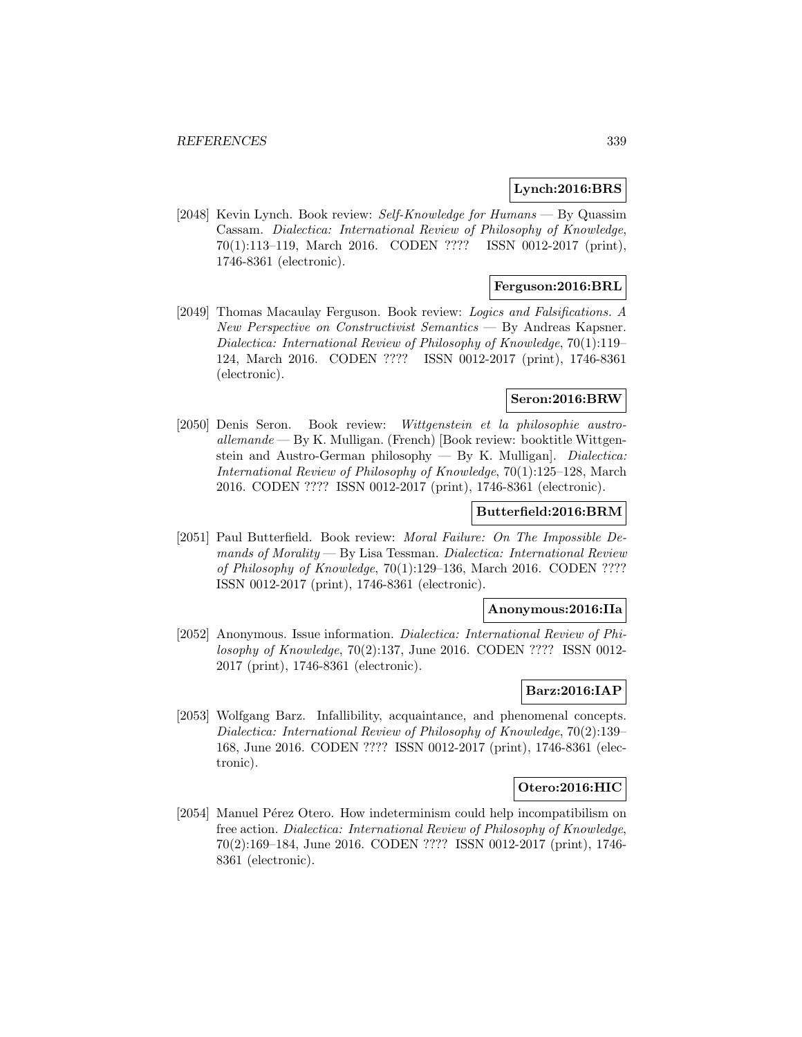**Lynch:2016:BRS**

[2048] Kevin Lynch. Book review: *Self-Knowledge for Humans* — By Quassim Cassam. *Dialectica: International Review of Philosophy of Knowledge*, 70(1):113–119, March 2016. CODEN ???? ISSN 0012-2017 (print), 1746-8361 (electronic).

**Ferguson:2016:BRL**

[2049] Thomas Macaulay Ferguson. Book review: *Logics and Falsifications. A New Perspective on Constructivist Semantics* — By Andreas Kapsner. *Dialectica: International Review of Philosophy of Knowledge*, 70(1):119–124, March 2016. CODEN ???? ISSN 0012-2017 (print), 1746-8361 (electronic).

**Seron:2016:BRW**

[2050] Denis Seron. Book review: *Wittgenstein et la philosophie austro-allemande* — By K. Mulligan. (French) [Book review: booktitle Wittgenstein and Austro-German philosophy — By K. Mulligan]. *Dialectica: International Review of Philosophy of Knowledge*, 70(1):125–128, March 2016. CODEN ???? ISSN 0012-2017 (print), 1746-8361 (electronic).

**Butterfield:2016:BRM**

[2051] Paul Butterfield. Book review: *Moral Failure: On The Impossible Demands of Morality* — By Lisa Tessman. *Dialectica: International Review of Philosophy of Knowledge*, 70(1):129–136, March 2016. CODEN ???? ISSN 0012-2017 (print), 1746-8361 (electronic).

**Anonymous:2016:IIa**

[2052] Anonymous. Issue information. *Dialectica: International Review of Philosophy of Knowledge*, 70(2):137, June 2016. CODEN ???? ISSN 0012-2017 (print), 1746-8361 (electronic).

**Barz:2016:IAP**

[2053] Wolfgang Barz. Infallibility, acquaintance, and phenomenal concepts. *Dialectica: International Review of Philosophy of Knowledge*, 70(2):139–168, June 2016. CODEN ???? ISSN 0012-2017 (print), 1746-8361 (electronic).

**Otero:2016:HIC**

[2054] Manuel Pérez Otero. How indeterminism could help incompatibilism on free action. *Dialectica: International Review of Philosophy of Knowledge*, 70(2):169–184, June 2016. CODEN ???? ISSN 0012-2017 (print), 1746-8361 (electronic).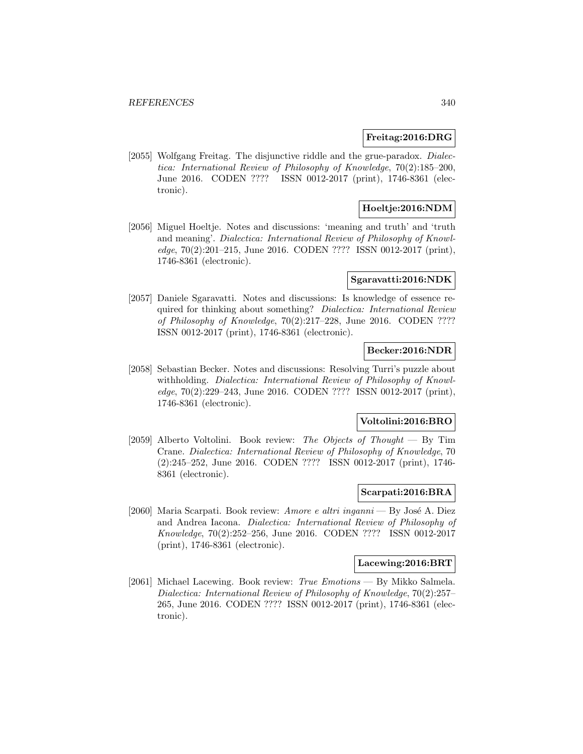**Freitag:2016:DRG**

[2055] Wolfgang Freitag. The disjunctive riddle and the grue-paradox. *Dialectica: International Review of Philosophy of Knowledge*, 70(2):185–200, June 2016. CODEN ???? ISSN 0012-2017 (print), 1746-8361 (electronic).

**Hoeltje:2016:NDM**

[2056] Miguel Hoeltje. Notes and discussions: 'meaning and truth' and 'truth and meaning'. *Dialectica: International Review of Philosophy of Knowledge*, 70(2):201–215, June 2016. CODEN ???? ISSN 0012-2017 (print), 1746-8361 (electronic).

**Sgaravatti:2016:NDK**

[2057] Daniele Sgaravatti. Notes and discussions: Is knowledge of essence required for thinking about something? *Dialectica: International Review of Philosophy of Knowledge*, 70(2):217–228, June 2016. CODEN ???? ISSN 0012-2017 (print), 1746-8361 (electronic).

**Becker:2016:NDR**

[2058] Sebastian Becker. Notes and discussions: Resolving Turri's puzzle about withholding. *Dialectica: International Review of Philosophy of Knowledge*, 70(2):229–243, June 2016. CODEN ???? ISSN 0012-2017 (print), 1746-8361 (electronic).

**Voltolini:2016:BRO**

[2059] Alberto Voltolini. Book review: *The Objects of Thought* — By Tim Crane. *Dialectica: International Review of Philosophy of Knowledge*, 70 (2):245–252, June 2016. CODEN ???? ISSN 0012-2017 (print), 1746-8361 (electronic).

**Scarpati:2016:BRA**

[2060] Maria Scarpati. Book review: *Amore e altri inganni* — By José A. Diez and Andrea Iacona. *Dialectica: International Review of Philosophy of Knowledge*, 70(2):252–256, June 2016. CODEN ???? ISSN 0012-2017 (print), 1746-8361 (electronic).

**Lacewing:2016:BRT**

[2061] Michael Lacewing. Book review: *True Emotions* — By Mikko Salmela. *Dialectica: International Review of Philosophy of Knowledge*, 70(2):257–265, June 2016. CODEN ???? ISSN 0012-2017 (print), 1746-8361 (electronic).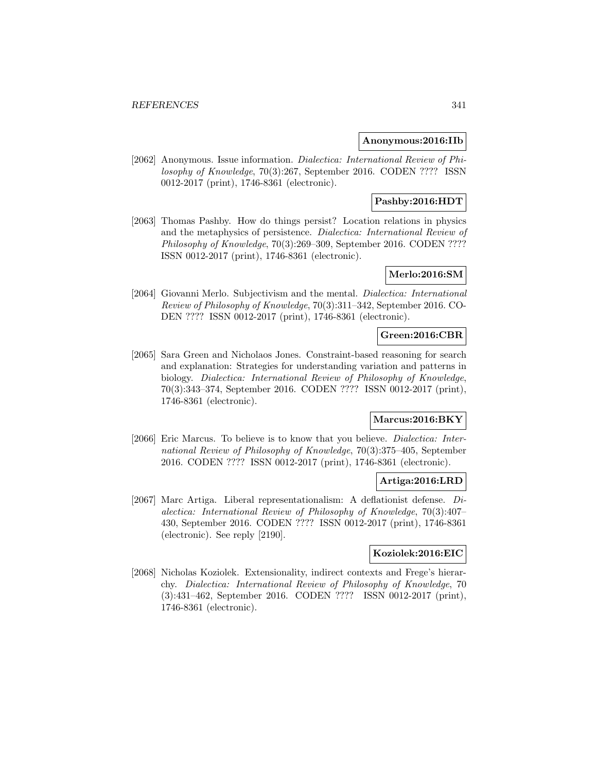**Anonymous:2016:IIb**

[2062] Anonymous. Issue information. *Dialectica: International Review of Philosophy of Knowledge*, 70(3):267, September 2016. CODEN ???? ISSN 0012-2017 (print), 1746-8361 (electronic).

**Pashby:2016:HDT**

[2063] Thomas Pashby. How do things persist? Location relations in physics and the metaphysics of persistence. *Dialectica: International Review of Philosophy of Knowledge*, 70(3):269–309, September 2016. CODEN ???? ISSN 0012-2017 (print), 1746-8361 (electronic).

**Merlo:2016:SM**

[2064] Giovanni Merlo. Subjectivism and the mental. *Dialectica: International Review of Philosophy of Knowledge*, 70(3):311–342, September 2016. CODEN ???? ISSN 0012-2017 (print), 1746-8361 (electronic).

**Green:2016:CBR**

[2065] Sara Green and Nicholaos Jones. Constraint-based reasoning for search and explanation: Strategies for understanding variation and patterns in biology. *Dialectica: International Review of Philosophy of Knowledge*, 70(3):343–374, September 2016. CODEN ???? ISSN 0012-2017 (print), 1746-8361 (electronic).

**Marcus:2016:BKY**

[2066] Eric Marcus. To believe is to know that you believe. *Dialectica: International Review of Philosophy of Knowledge*, 70(3):375–405, September 2016. CODEN ???? ISSN 0012-2017 (print), 1746-8361 (electronic).

**Artiga:2016:LRD**

[2067] Marc Artiga. Liberal representationalism: A deflationist defense. *Dialectica: International Review of Philosophy of Knowledge*, 70(3):407–430, September 2016. CODEN ???? ISSN 0012-2017 (print), 1746-8361 (electronic). See reply [2190].

**Koziolek:2016:EIC**

[2068] Nicholas Koziolek. Extensionality, indirect contexts and Frege's hierarchy. *Dialectica: International Review of Philosophy of Knowledge*, 70(3):431–462, September 2016. CODEN ???? ISSN 0012-2017 (print), 1746-8361 (electronic).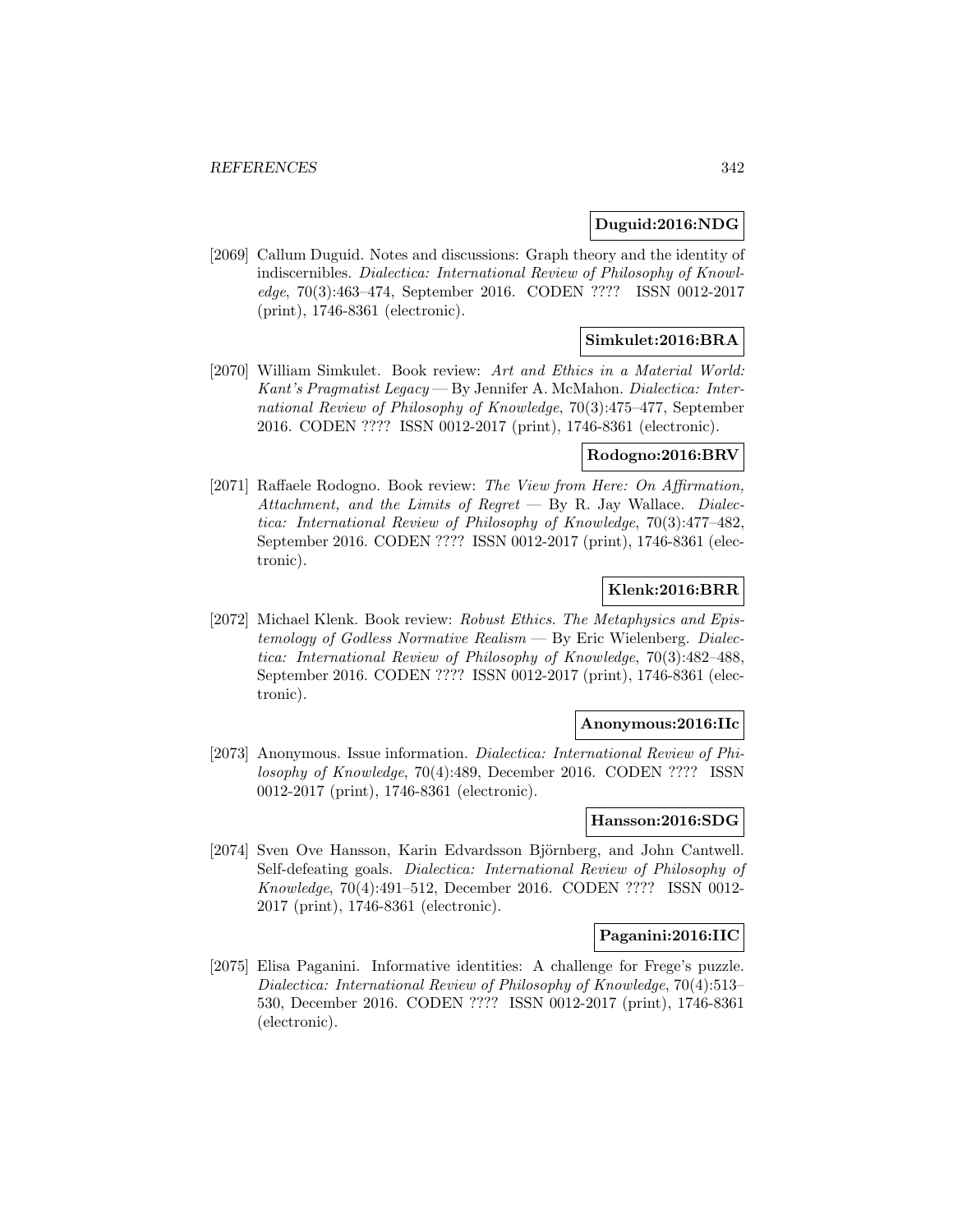**Duguid:2016:NDG**

[2069] Callum Duguid. Notes and discussions: Graph theory and the identity of indiscernibles. *Dialectica: International Review of Philosophy of Knowledge*, 70(3):463–474, September 2016. CODEN ???? ISSN 0012-2017 (print), 1746-8361 (electronic).

**Simkulet:2016:BRA**

[2070] William Simkulet. Book review: *Art and Ethics in a Material World: Kant's Pragmatist Legacy* — By Jennifer A. McMahon. *Dialectica: International Review of Philosophy of Knowledge*, 70(3):475–477, September 2016. CODEN ???? ISSN 0012-2017 (print), 1746-8361 (electronic).

**Rodogno:2016:BRV**

[2071] Raffaele Rodogno. Book review: *The View from Here: On Affirmation, Attachment, and the Limits of Regret* — By R. Jay Wallace. *Dialectica: International Review of Philosophy of Knowledge*, 70(3):477–482, September 2016. CODEN ???? ISSN 0012-2017 (print), 1746-8361 (electronic).

**Klenk:2016:BRR**

[2072] Michael Klenk. Book review: *Robust Ethics. The Metaphysics and Epistemology of Godless Normative Realism* — By Eric Wielenberg. *Dialectica: International Review of Philosophy of Knowledge*, 70(3):482–488, September 2016. CODEN ???? ISSN 0012-2017 (print), 1746-8361 (electronic).

**Anonymous:2016:IIc**

[2073] Anonymous. Issue information. *Dialectica: International Review of Philosophy of Knowledge*, 70(4):489, December 2016. CODEN ???? ISSN 0012-2017 (print), 1746-8361 (electronic).

**Hansson:2016:SDG**

[2074] Sven Ove Hansson, Karin Edvardsson Björnberg, and John Cantwell. Self-defeating goals. *Dialectica: International Review of Philosophy of Knowledge*, 70(4):491–512, December 2016. CODEN ???? ISSN 0012-2017 (print), 1746-8361 (electronic).

**Paganini:2016:IIC**

[2075] Elisa Paganini. Informative identities: A challenge for Frege's puzzle. *Dialectica: International Review of Philosophy of Knowledge*, 70(4):513–530, December 2016. CODEN ???? ISSN 0012-2017 (print), 1746-8361 (electronic).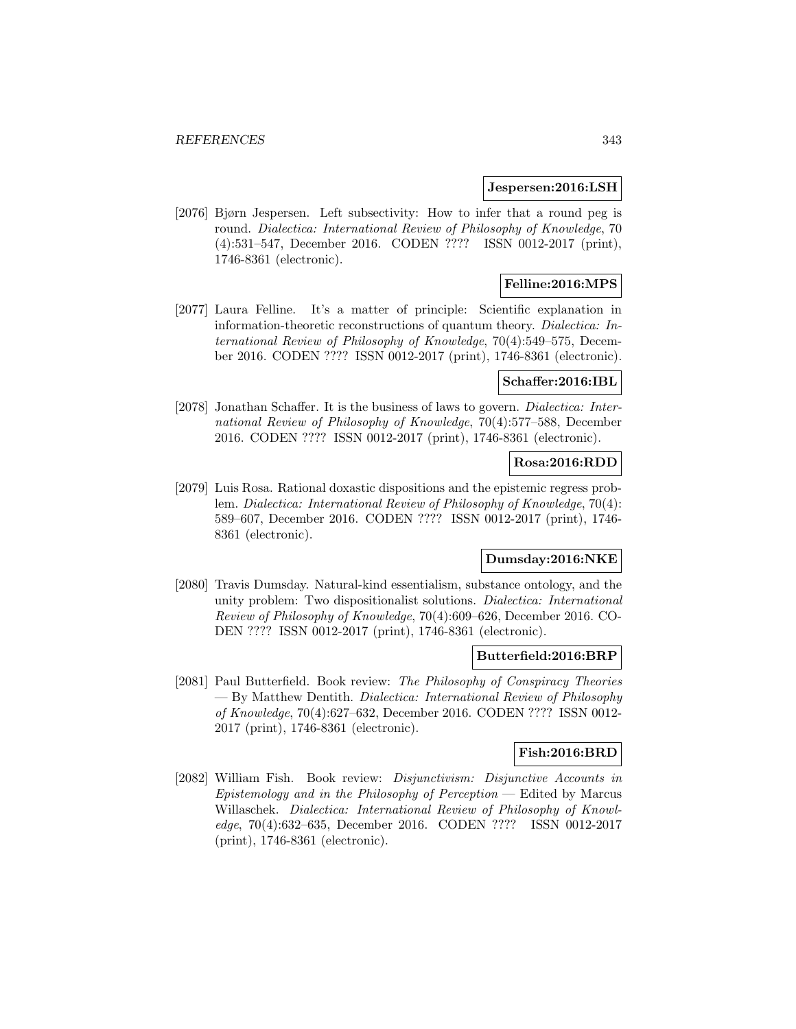**Jespersen:2016:LSH**

[2076] Bjørn Jespersen. Left subsectivity: How to infer that a round peg is round. *Dialectica: International Review of Philosophy of Knowledge*, 70 (4):531–547, December 2016. CODEN ???? ISSN 0012-2017 (print), 1746-8361 (electronic).

**Felline:2016:MPS**

[2077] Laura Felline. It's a matter of principle: Scientific explanation in information-theoretic reconstructions of quantum theory. *Dialectica: International Review of Philosophy of Knowledge*, 70(4):549–575, December 2016. CODEN ???? ISSN 0012-2017 (print), 1746-8361 (electronic).

**Schaffer:2016:IBL**

[2078] Jonathan Schaffer. It is the business of laws to govern. *Dialectica: International Review of Philosophy of Knowledge*, 70(4):577–588, December 2016. CODEN ???? ISSN 0012-2017 (print), 1746-8361 (electronic).

**Rosa:2016:RDD**

[2079] Luis Rosa. Rational doxastic dispositions and the epistemic regress problem. *Dialectica: International Review of Philosophy of Knowledge*, 70(4): 589–607, December 2016. CODEN ???? ISSN 0012-2017 (print), 1746-8361 (electronic).

**Dumsday:2016:NKE**

[2080] Travis Dumsday. Natural-kind essentialism, substance ontology, and the unity problem: Two dispositionalist solutions. *Dialectica: International Review of Philosophy of Knowledge*, 70(4):609–626, December 2016. CODEN ???? ISSN 0012-2017 (print), 1746-8361 (electronic).

**Butterfield:2016:BRP**

[2081] Paul Butterfield. Book review: *The Philosophy of Conspiracy Theories* — By Matthew Dentith. *Dialectica: International Review of Philosophy of Knowledge*, 70(4):627–632, December 2016. CODEN ???? ISSN 0012-2017 (print), 1746-8361 (electronic).

**Fish:2016:BRD**

[2082] William Fish. Book review: *Disjunctivism: Disjunctive Accounts in Epistemology and in the Philosophy of Perception* — Edited by Marcus Willaschek. *Dialectica: International Review of Philosophy of Knowledge*, 70(4):632–635, December 2016. CODEN ???? ISSN 0012-2017 (print), 1746-8361 (electronic).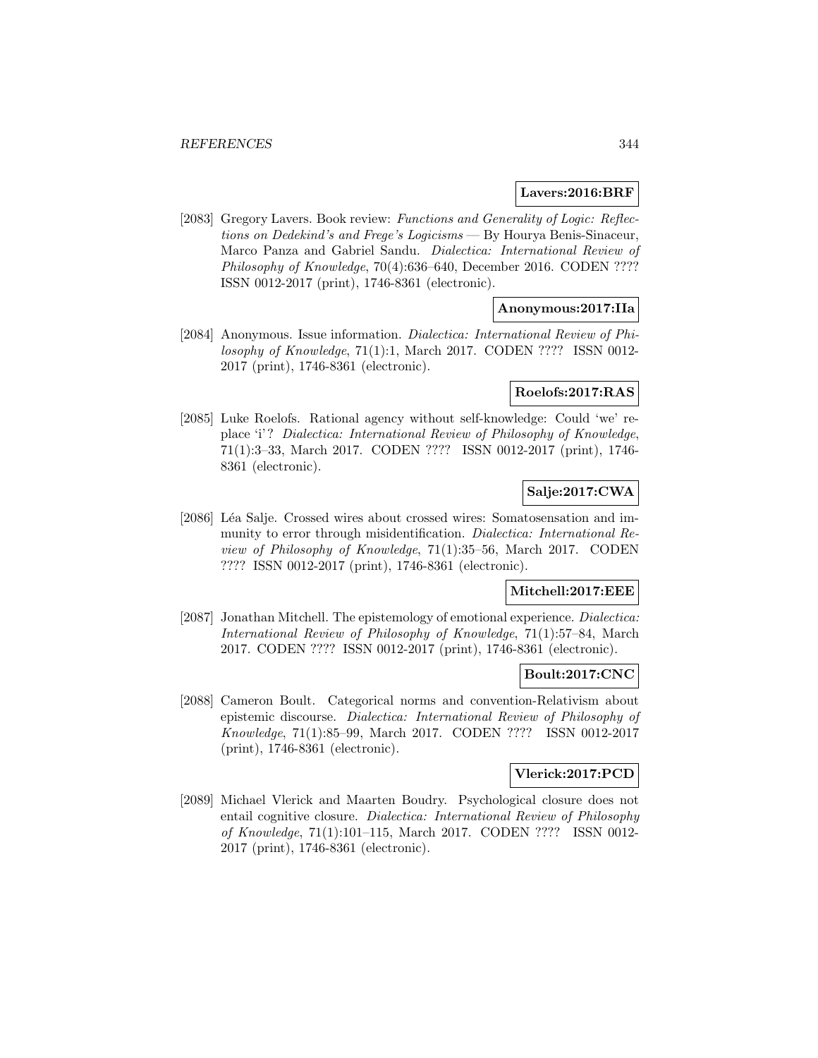**Lavers:2016:BRF**

[2083] Gregory Lavers. Book review: *Functions and Generality of Logic: Reflections on Dedekind's and Frege's Logicisms* — By Hourya Benis-Sinaceur, Marco Panza and Gabriel Sandu. *Dialectica: International Review of Philosophy of Knowledge*, 70(4):636–640, December 2016. CODEN ???? ISSN 0012-2017 (print), 1746-8361 (electronic).

**Anonymous:2017:IIa**

[2084] Anonymous. Issue information. *Dialectica: International Review of Philosophy of Knowledge*, 71(1):1, March 2017. CODEN ???? ISSN 0012-2017 (print), 1746-8361 (electronic).

**Roelofs:2017:RAS**

[2085] Luke Roelofs. Rational agency without self-knowledge: Could 'we' replace 'i'? *Dialectica: International Review of Philosophy of Knowledge*, 71(1):3–33, March 2017. CODEN ???? ISSN 0012-2017 (print), 1746-8361 (electronic).

**Salje:2017:CWA**

[2086] Léa Salje. Crossed wires about crossed wires: Somatosensation and immunity to error through misidentification. *Dialectica: International Review of Philosophy of Knowledge*, 71(1):35–56, March 2017. CODEN ???? ISSN 0012-2017 (print), 1746-8361 (electronic).

**Mitchell:2017:EEE**

[2087] Jonathan Mitchell. The epistemology of emotional experience. *Dialectica: International Review of Philosophy of Knowledge*, 71(1):57–84, March 2017. CODEN ???? ISSN 0012-2017 (print), 1746-8361 (electronic).

**Boult:2017:CNC**

[2088] Cameron Boult. Categorical norms and convention-Relativism about epistemic discourse. *Dialectica: International Review of Philosophy of Knowledge*, 71(1):85–99, March 2017. CODEN ???? ISSN 0012-2017 (print), 1746-8361 (electronic).

**Vlerick:2017:PCD**

[2089] Michael Vlerick and Maarten Boudry. Psychological closure does not entail cognitive closure. *Dialectica: International Review of Philosophy of Knowledge*, 71(1):101–115, March 2017. CODEN ???? ISSN 0012-2017 (print), 1746-8361 (electronic).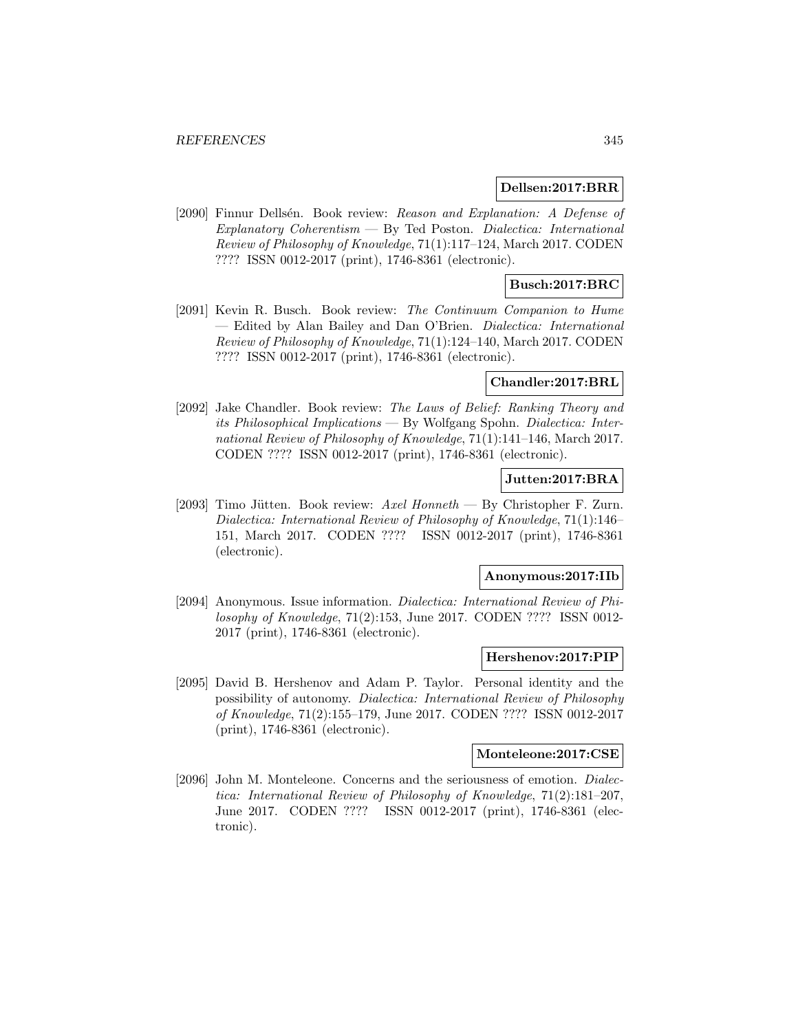**Dellsen:2017:BRR**

[2090] Finnur Dellsén. Book review: *Reason and Explanation: A Defense of Explanatory Coherentism* — By Ted Poston. *Dialectica: International Review of Philosophy of Knowledge*, 71(1):117–124, March 2017. CODEN ???? ISSN 0012-2017 (print), 1746-8361 (electronic).

**Busch:2017:BRC**

[2091] Kevin R. Busch. Book review: *The Continuum Companion to Hume* — Edited by Alan Bailey and Dan O'Brien. *Dialectica: International Review of Philosophy of Knowledge*, 71(1):124–140, March 2017. CODEN ???? ISSN 0012-2017 (print), 1746-8361 (electronic).

**Chandler:2017:BRL**

[2092] Jake Chandler. Book review: *The Laws of Belief: Ranking Theory and its Philosophical Implications* — By Wolfgang Spohn. *Dialectica: International Review of Philosophy of Knowledge*, 71(1):141–146, March 2017. CODEN ???? ISSN 0012-2017 (print), 1746-8361 (electronic).

**Jutten:2017:BRA**

[2093] Timo Jütten. Book review: *Axel Honneth* — By Christopher F. Zurn. *Dialectica: International Review of Philosophy of Knowledge*, 71(1):146–151, March 2017. CODEN ???? ISSN 0012-2017 (print), 1746-8361 (electronic).

**Anonymous:2017:IIb**

[2094] Anonymous. Issue information. *Dialectica: International Review of Philosophy of Knowledge*, 71(2):153, June 2017. CODEN ???? ISSN 0012-2017 (print), 1746-8361 (electronic).

**Hershenov:2017:PIP**

[2095] David B. Hershenov and Adam P. Taylor. Personal identity and the possibility of autonomy. *Dialectica: International Review of Philosophy of Knowledge*, 71(2):155–179, June 2017. CODEN ???? ISSN 0012-2017 (print), 1746-8361 (electronic).

**Monteleone:2017:CSE**

[2096] John M. Monteleone. Concerns and the seriousness of emotion. *Dialectica: International Review of Philosophy of Knowledge*, 71(2):181–207, June 2017. CODEN ???? ISSN 0012-2017 (print), 1746-8361 (electronic).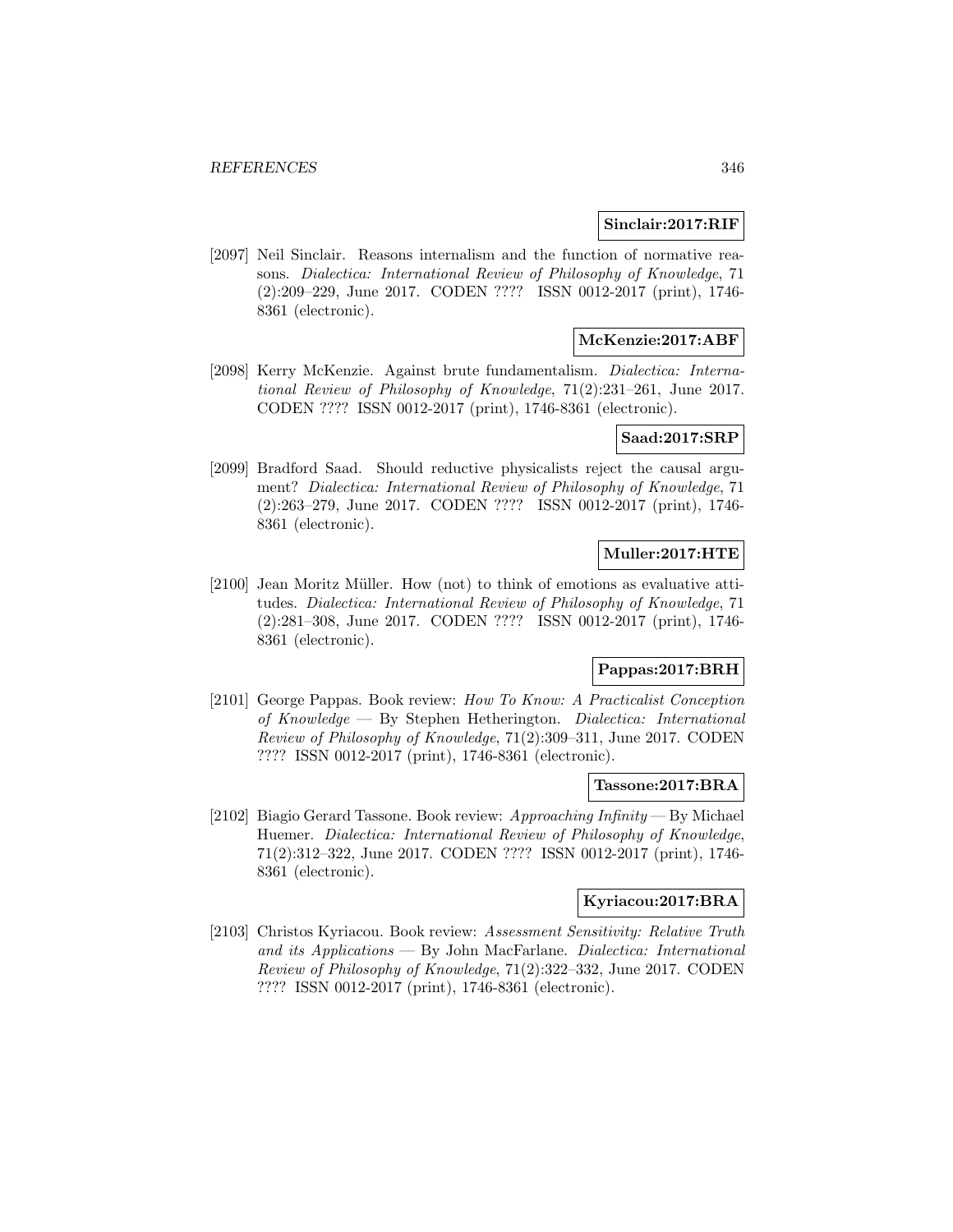**Sinclair:2017:RIF**

[2097] Neil Sinclair. Reasons internalism and the function of normative reasons. *Dialectica: International Review of Philosophy of Knowledge*, 71 (2):209–229, June 2017. CODEN ???? ISSN 0012-2017 (print), 1746-8361 (electronic).

**McKenzie:2017:ABF**

[2098] Kerry McKenzie. Against brute fundamentalism. *Dialectica: International Review of Philosophy of Knowledge*, 71(2):231–261, June 2017. CODEN ???? ISSN 0012-2017 (print), 1746-8361 (electronic).

**Saad:2017:SRP**

[2099] Bradford Saad. Should reductive physicalists reject the causal argument? *Dialectica: International Review of Philosophy of Knowledge*, 71 (2):263–279, June 2017. CODEN ???? ISSN 0012-2017 (print), 1746-8361 (electronic).

**Muller:2017:HTE**

[2100] Jean Moritz Müller. How (not) to think of emotions as evaluative attitudes. *Dialectica: International Review of Philosophy of Knowledge*, 71 (2):281–308, June 2017. CODEN ???? ISSN 0012-2017 (print), 1746-8361 (electronic).

**Pappas:2017:BRH**

[2101] George Pappas. Book review: *How To Know: A Practicalist Conception of Knowledge* — By Stephen Hetherington. *Dialectica: International Review of Philosophy of Knowledge*, 71(2):309–311, June 2017. CODEN ???? ISSN 0012-2017 (print), 1746-8361 (electronic).

**Tassone:2017:BRA**

[2102] Biagio Gerard Tassone. Book review: *Approaching Infinity* — By Michael Huemer. *Dialectica: International Review of Philosophy of Knowledge*, 71(2):312–322, June 2017. CODEN ???? ISSN 0012-2017 (print), 1746-8361 (electronic).

**Kyriacou:2017:BRA**

[2103] Christos Kyriacou. Book review: *Assessment Sensitivity: Relative Truth and its Applications* — By John MacFarlane. *Dialectica: International Review of Philosophy of Knowledge*, 71(2):322–332, June 2017. CODEN ???? ISSN 0012-2017 (print), 1746-8361 (electronic).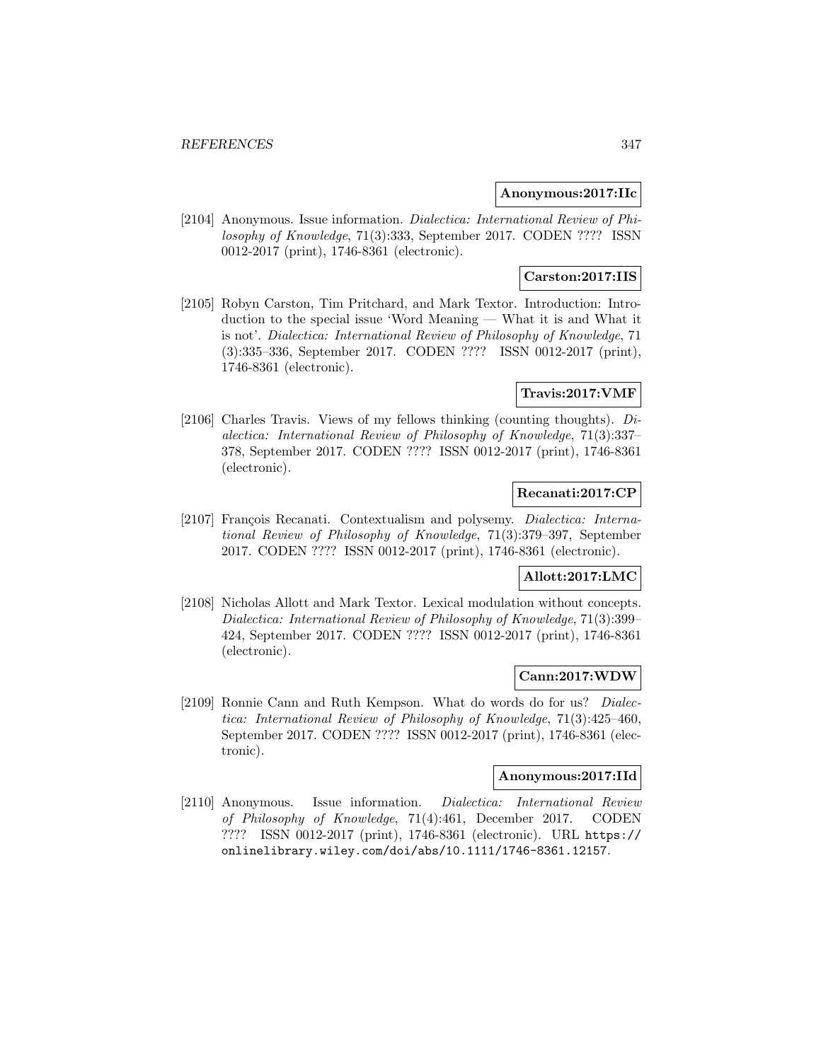**Anonymous:2017:IIc**

[2104] Anonymous. Issue information. *Dialectica: International Review of Philosophy of Knowledge*, 71(3):333, September 2017. CODEN ???? ISSN 0012-2017 (print), 1746-8361 (electronic).

**Carston:2017:IIS**

[2105] Robyn Carston, Tim Pritchard, and Mark Textor. Introduction: Introduction to the special issue 'Word Meaning — What it is and What it is not'. *Dialectica: International Review of Philosophy of Knowledge*, 71 (3):335–336, September 2017. CODEN ???? ISSN 0012-2017 (print), 1746-8361 (electronic).

**Travis:2017:VMF**

[2106] Charles Travis. Views of my fellows thinking (counting thoughts). *Dialectica: International Review of Philosophy of Knowledge*, 71(3):337–378, September 2017. CODEN ???? ISSN 0012-2017 (print), 1746-8361 (electronic).

**Recanati:2017:CP**

[2107] François Recanati. Contextualism and polysemy. *Dialectica: International Review of Philosophy of Knowledge*, 71(3):379–397, September 2017. CODEN ???? ISSN 0012-2017 (print), 1746-8361 (electronic).

**Allott:2017:LMC**

[2108] Nicholas Allott and Mark Textor. Lexical modulation without concepts. *Dialectica: International Review of Philosophy of Knowledge*, 71(3):399–424, September 2017. CODEN ???? ISSN 0012-2017 (print), 1746-8361 (electronic).

**Cann:2017:WDW**

[2109] Ronnie Cann and Ruth Kempson. What do words do for us? *Dialectica: International Review of Philosophy of Knowledge*, 71(3):425–460, September 2017. CODEN ???? ISSN 0012-2017 (print), 1746-8361 (electronic).

**Anonymous:2017:IId**

[2110] Anonymous. Issue information. *Dialectica: International Review of Philosophy of Knowledge*, 71(4):461, December 2017. CODEN ???? ISSN 0012-2017 (print), 1746-8361 (electronic). URL https://onlinelibrary.wiley.com/doi/abs/10.1111/1746-8361.12157.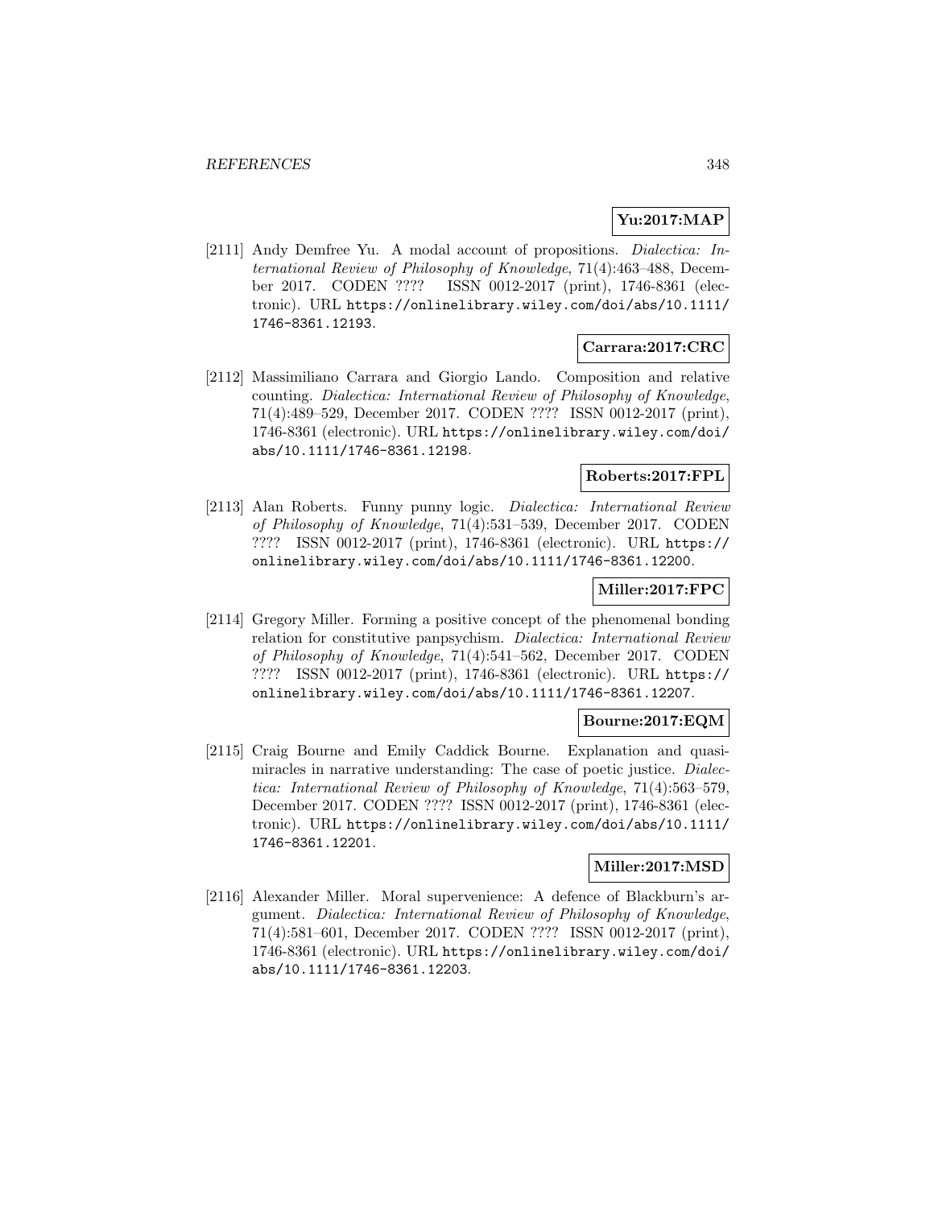**Yu:2017:MAP**

[2111] Andy Demfree Yu. A modal account of propositions. *Dialectica: International Review of Philosophy of Knowledge*, 71(4):463–488, December 2017. CODEN ???? ISSN 0012-2017 (print), 1746-8361 (electronic). URL https://onlinelibrary.wiley.com/doi/abs/10.1111/1746-8361.12193.

**Carrara:2017:CRC**

[2112] Massimiliano Carrara and Giorgio Lando. Composition and relative counting. *Dialectica: International Review of Philosophy of Knowledge*, 71(4):489–529, December 2017. CODEN ???? ISSN 0012-2017 (print), 1746-8361 (electronic). URL https://onlinelibrary.wiley.com/doi/abs/10.1111/1746-8361.12198.

**Roberts:2017:FPL**

[2113] Alan Roberts. Funny punny logic. *Dialectica: International Review of Philosophy of Knowledge*, 71(4):531–539, December 2017. CODEN ???? ISSN 0012-2017 (print), 1746-8361 (electronic). URL https://onlinelibrary.wiley.com/doi/abs/10.1111/1746-8361.12200.

**Miller:2017:FPC**

[2114] Gregory Miller. Forming a positive concept of the phenomenal bonding relation for constitutive panpsychism. *Dialectica: International Review of Philosophy of Knowledge*, 71(4):541–562, December 2017. CODEN ???? ISSN 0012-2017 (print), 1746-8361 (electronic). URL https://onlinelibrary.wiley.com/doi/abs/10.1111/1746-8361.12207.

**Bourne:2017:EQM**

[2115] Craig Bourne and Emily Caddick Bourne. Explanation and quasi-miracles in narrative understanding: The case of poetic justice. *Dialectica: International Review of Philosophy of Knowledge*, 71(4):563–579, December 2017. CODEN ???? ISSN 0012-2017 (print), 1746-8361 (electronic). URL https://onlinelibrary.wiley.com/doi/abs/10.1111/1746-8361.12201.

**Miller:2017:MSD**

[2116] Alexander Miller. Moral supervenience: A defence of Blackburn's argument. *Dialectica: International Review of Philosophy of Knowledge*, 71(4):581–601, December 2017. CODEN ???? ISSN 0012-2017 (print), 1746-8361 (electronic). URL https://onlinelibrary.wiley.com/doi/abs/10.1111/1746-8361.12203.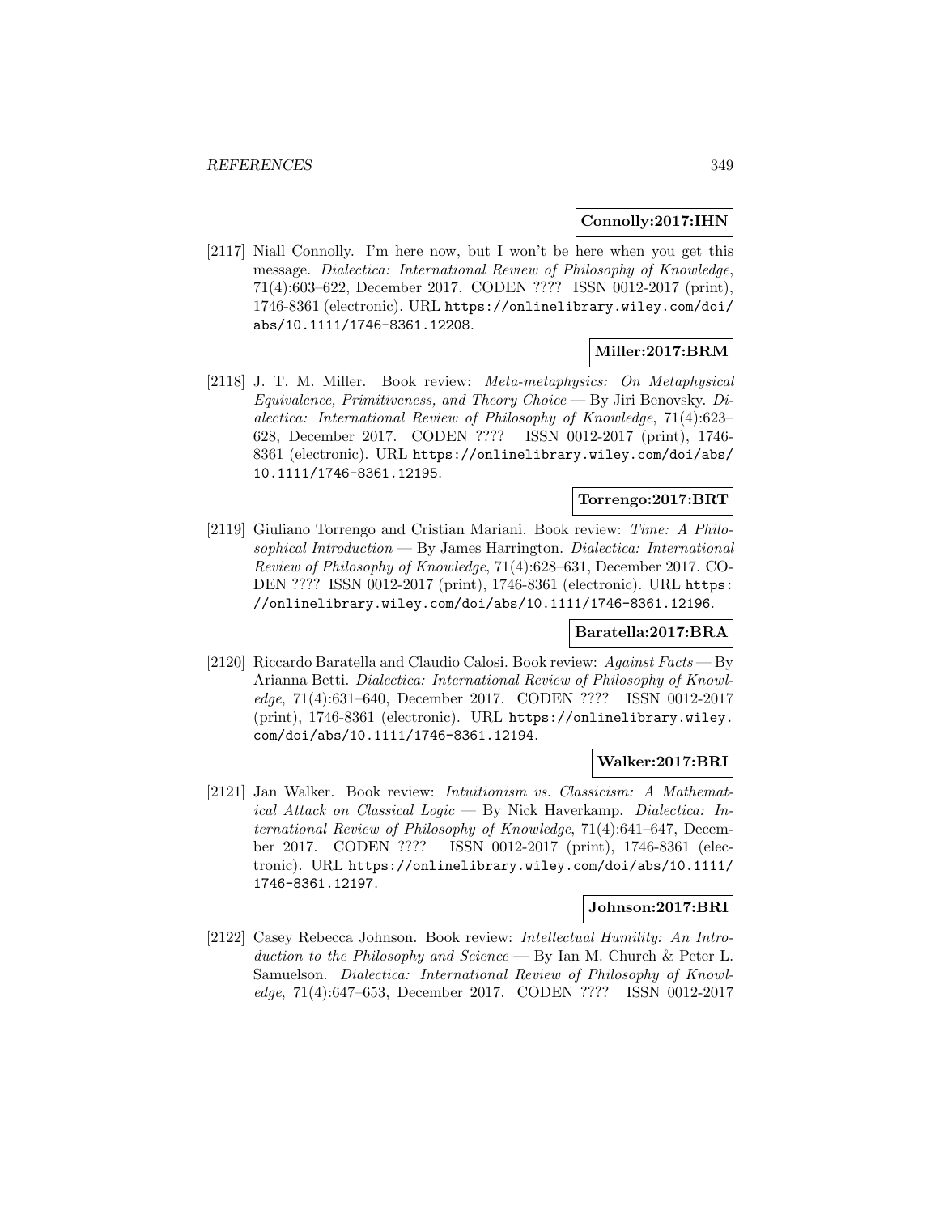**Connolly:2017:IHN**

[2117] Niall Connolly. I'm here now, but I won't be here when you get this message. *Dialectica: International Review of Philosophy of Knowledge*, 71(4):603–622, December 2017. CODEN ???? ISSN 0012-2017 (print), 1746-8361 (electronic). URL https://onlinelibrary.wiley.com/doi/abs/10.1111/1746-8361.12208.

**Miller:2017:BRM**

[2118] J. T. M. Miller. Book review: *Meta-metaphysics: On Metaphysical Equivalence, Primitiveness, and Theory Choice* — By Jiri Benovsky. *Dialectica: International Review of Philosophy of Knowledge*, 71(4):623–628, December 2017. CODEN ???? ISSN 0012-2017 (print), 1746-8361 (electronic). URL https://onlinelibrary.wiley.com/doi/abs/10.1111/1746-8361.12195.

**Torrengo:2017:BRT**

[2119] Giuliano Torrengo and Cristian Mariani. Book review: *Time: A Philosophical Introduction* — By James Harrington. *Dialectica: International Review of Philosophy of Knowledge*, 71(4):628–631, December 2017. CODEN ???? ISSN 0012-2017 (print), 1746-8361 (electronic). URL https://onlinelibrary.wiley.com/doi/abs/10.1111/1746-8361.12196.

**Baratella:2017:BRA**

[2120] Riccardo Baratella and Claudio Calosi. Book review: *Against Facts* — By Arianna Betti. *Dialectica: International Review of Philosophy of Knowledge*, 71(4):631–640, December 2017. CODEN ???? ISSN 0012-2017 (print), 1746-8361 (electronic). URL https://onlinelibrary.wiley.com/doi/abs/10.1111/1746-8361.12194.

**Walker:2017:BRI**

[2121] Jan Walker. Book review: *Intuitionism vs. Classicism: A Mathematical Attack on Classical Logic* — By Nick Haverkamp. *Dialectica: International Review of Philosophy of Knowledge*, 71(4):641–647, December 2017. CODEN ???? ISSN 0012-2017 (print), 1746-8361 (electronic). URL https://onlinelibrary.wiley.com/doi/abs/10.1111/1746-8361.12197.

**Johnson:2017:BRI**

[2122] Casey Rebecca Johnson. Book review: *Intellectual Humility: An Introduction to the Philosophy and Science* — By Ian M. Church & Peter L. Samuelson. *Dialectica: International Review of Philosophy of Knowledge*, 71(4):647–653, December 2017. CODEN ???? ISSN 0012-2017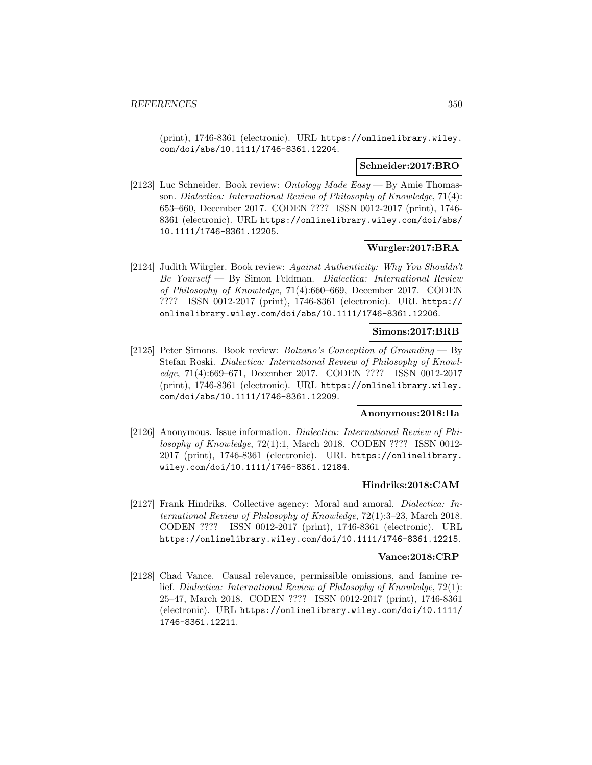(print), 1746-8361 (electronic). URL https://onlinelibrary.wiley.com/doi/abs/10.1111/1746-8361.12204.

**Schneider:2017:BRO**

[2123] Luc Schneider. Book review: *Ontology Made Easy* — By Amie Thomasson. *Dialectica: International Review of Philosophy of Knowledge*, 71(4): 653–660, December 2017. CODEN ???? ISSN 0012-2017 (print), 1746-8361 (electronic). URL https://onlinelibrary.wiley.com/doi/abs/10.1111/1746-8361.12205.

**Wurgler:2017:BRA**

[2124] Judith Würgler. Book review: *Against Authenticity: Why You Shouldn't Be Yourself* — By Simon Feldman. *Dialectica: International Review of Philosophy of Knowledge*, 71(4):660–669, December 2017. CODEN ???? ISSN 0012-2017 (print), 1746-8361 (electronic). URL https://onlinelibrary.wiley.com/doi/abs/10.1111/1746-8361.12206.

**Simons:2017:BRB**

[2125] Peter Simons. Book review: *Bolzano's Conception of Grounding* — By Stefan Roski. *Dialectica: International Review of Philosophy of Knowledge*, 71(4):669–671, December 2017. CODEN ???? ISSN 0012-2017 (print), 1746-8361 (electronic). URL https://onlinelibrary.wiley.com/doi/abs/10.1111/1746-8361.12209.

**Anonymous:2018:IIa**

[2126] Anonymous. Issue information. *Dialectica: International Review of Philosophy of Knowledge*, 72(1):1, March 2018. CODEN ???? ISSN 0012-2017 (print), 1746-8361 (electronic). URL https://onlinelibrary.wiley.com/doi/10.1111/1746-8361.12184.

**Hindriks:2018:CAM**

[2127] Frank Hindriks. Collective agency: Moral and amoral. *Dialectica: International Review of Philosophy of Knowledge*, 72(1):3–23, March 2018. CODEN ???? ISSN 0012-2017 (print), 1746-8361 (electronic). URL https://onlinelibrary.wiley.com/doi/10.1111/1746-8361.12215.

**Vance:2018:CRP**

[2128] Chad Vance. Causal relevance, permissible omissions, and famine relief. *Dialectica: International Review of Philosophy of Knowledge*, 72(1): 25–47, March 2018. CODEN ???? ISSN 0012-2017 (print), 1746-8361 (electronic). URL https://onlinelibrary.wiley.com/doi/10.1111/1746-8361.12211.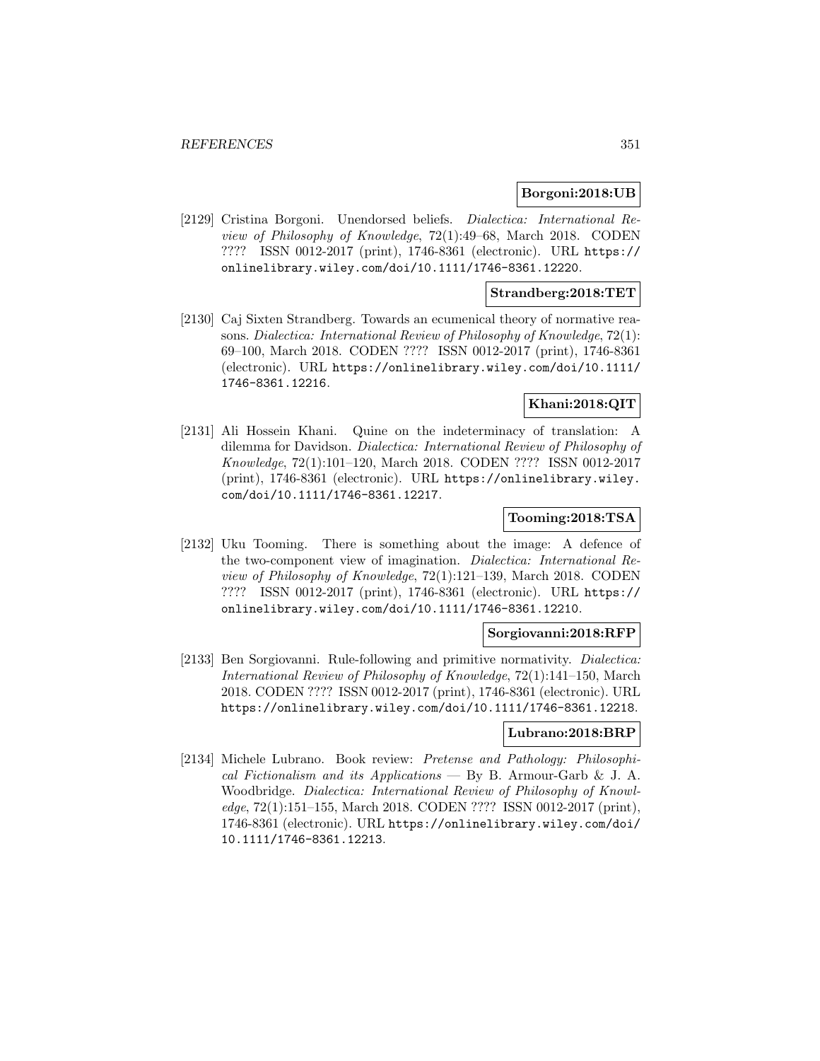**Borgoni:2018:UB**

[2129] Cristina Borgoni. Unendorsed beliefs. *Dialectica: International Review of Philosophy of Knowledge*, 72(1):49–68, March 2018. CODEN ???? ISSN 0012-2017 (print), 1746-8361 (electronic). URL https://onlinelibrary.wiley.com/doi/10.1111/1746-8361.12220.

**Strandberg:2018:TET**

[2130] Caj Sixten Strandberg. Towards an ecumenical theory of normative reasons. *Dialectica: International Review of Philosophy of Knowledge*, 72(1):69–100, March 2018. CODEN ???? ISSN 0012-2017 (print), 1746-8361 (electronic). URL https://onlinelibrary.wiley.com/doi/10.1111/1746-8361.12216.

**Khani:2018:QIT**

[2131] Ali Hossein Khani. Quine on the indeterminacy of translation: A dilemma for Davidson. *Dialectica: International Review of Philosophy of Knowledge*, 72(1):101–120, March 2018. CODEN ???? ISSN 0012-2017 (print), 1746-8361 (electronic). URL https://onlinelibrary.wiley.com/doi/10.1111/1746-8361.12217.

**Tooming:2018:TSA**

[2132] Uku Tooming. There is something about the image: A defence of the two-component view of imagination. *Dialectica: International Review of Philosophy of Knowledge*, 72(1):121–139, March 2018. CODEN ???? ISSN 0012-2017 (print), 1746-8361 (electronic). URL https://onlinelibrary.wiley.com/doi/10.1111/1746-8361.12210.

**Sorgiovanni:2018:RFP**

[2133] Ben Sorgiovanni. Rule-following and primitive normativity. *Dialectica: International Review of Philosophy of Knowledge*, 72(1):141–150, March 2018. CODEN ???? ISSN 0012-2017 (print), 1746-8361 (electronic). URL https://onlinelibrary.wiley.com/doi/10.1111/1746-8361.12218.

**Lubrano:2018:BRP**

[2134] Michele Lubrano. Book review: *Pretense and Pathology: Philosophical Fictionalism and its Applications* — By B. Armour-Garb & J. A. Woodbridge. *Dialectica: International Review of Philosophy of Knowledge*, 72(1):151–155, March 2018. CODEN ???? ISSN 0012-2017 (print), 1746-8361 (electronic). URL https://onlinelibrary.wiley.com/doi/10.1111/1746-8361.12213.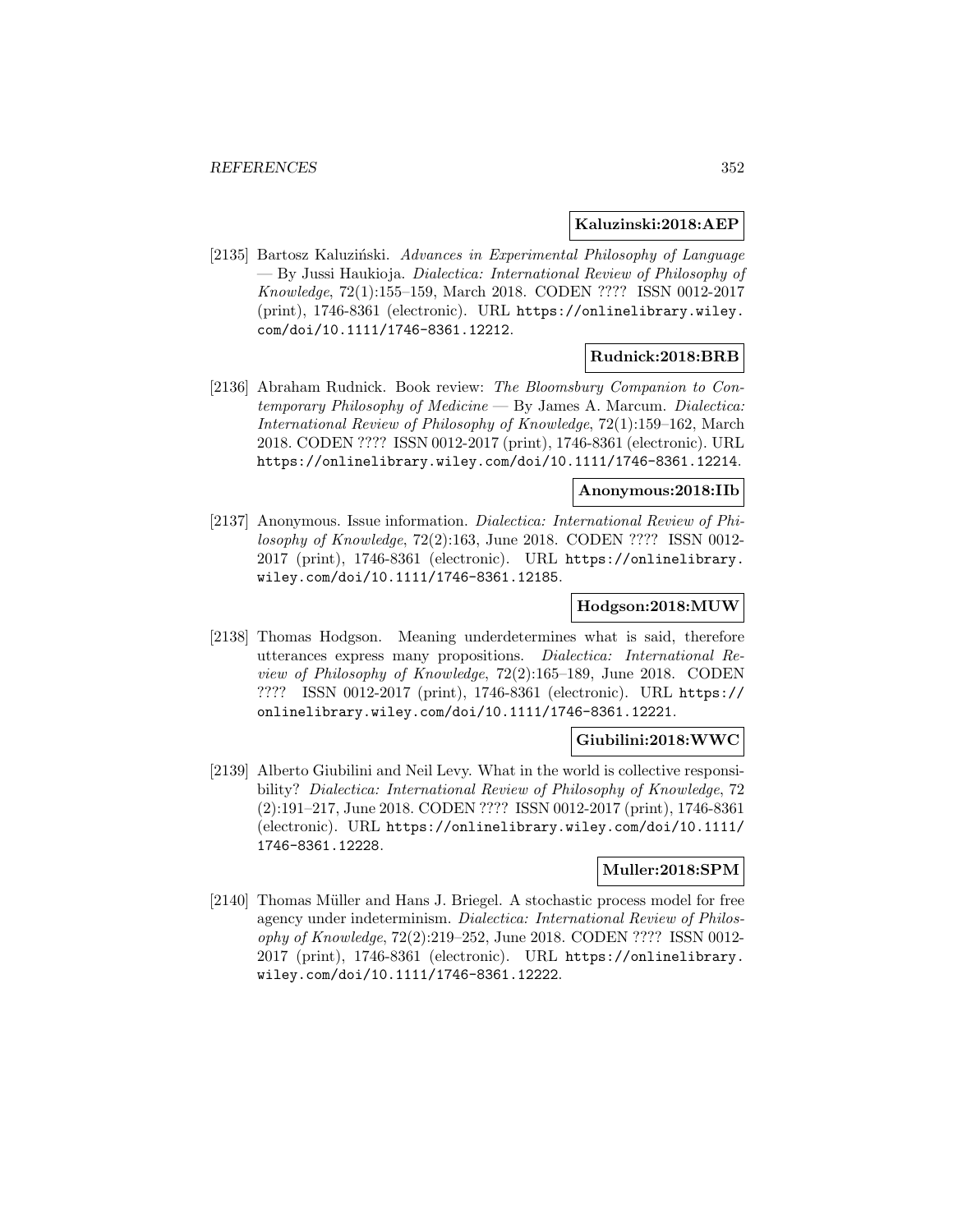**Kaluzinski:2018:AEP**

[2135] Bartosz Kaluziński. *Advances in Experimental Philosophy of Language* — By Jussi Haukioja. *Dialectica: International Review of Philosophy of Knowledge*, 72(1):155–159, March 2018. CODEN ???? ISSN 0012-2017 (print), 1746-8361 (electronic). URL https://onlinelibrary.wiley.com/doi/10.1111/1746-8361.12212.

**Rudnick:2018:BRB**

[2136] Abraham Rudnick. Book review: *The Bloomsbury Companion to Contemporary Philosophy of Medicine* — By James A. Marcum. *Dialectica: International Review of Philosophy of Knowledge*, 72(1):159–162, March 2018. CODEN ???? ISSN 0012-2017 (print), 1746-8361 (electronic). URL https://onlinelibrary.wiley.com/doi/10.1111/1746-8361.12214.

**Anonymous:2018:IIb**

[2137] Anonymous. Issue information. *Dialectica: International Review of Philosophy of Knowledge*, 72(2):163, June 2018. CODEN ???? ISSN 0012-2017 (print), 1746-8361 (electronic). URL https://onlinelibrary.wiley.com/doi/10.1111/1746-8361.12185.

**Hodgson:2018:MUW**

[2138] Thomas Hodgson. Meaning underdetermines what is said, therefore utterances express many propositions. *Dialectica: International Review of Philosophy of Knowledge*, 72(2):165–189, June 2018. CODEN ???? ISSN 0012-2017 (print), 1746-8361 (electronic). URL https://onlinelibrary.wiley.com/doi/10.1111/1746-8361.12221.

**Giubilini:2018:WWC**

[2139] Alberto Giubilini and Neil Levy. What in the world is collective responsibility? *Dialectica: International Review of Philosophy of Knowledge*, 72 (2):191–217, June 2018. CODEN ???? ISSN 0012-2017 (print), 1746-8361 (electronic). URL https://onlinelibrary.wiley.com/doi/10.1111/1746-8361.12228.

**Muller:2018:SPM**

[2140] Thomas Müller and Hans J. Briegel. A stochastic process model for free agency under indeterminism. *Dialectica: International Review of Philosophy of Knowledge*, 72(2):219–252, June 2018. CODEN ???? ISSN 0012-2017 (print), 1746-8361 (electronic). URL https://onlinelibrary.wiley.com/doi/10.1111/1746-8361.12222.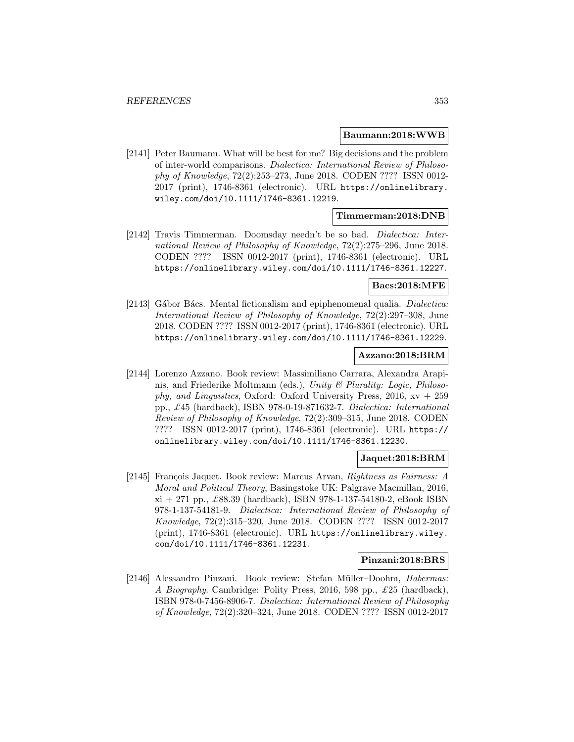**Baumann:2018:WWB**

[2141] Peter Baumann. What will be best for me? Big decisions and the problem of inter-world comparisons. *Dialectica: International Review of Philosophy of Knowledge*, 72(2):253–273, June 2018. CODEN ???? ISSN 0012-2017 (print), 1746-8361 (electronic). URL https://onlinelibrary.wiley.com/doi/10.1111/1746-8361.12219.

**Timmerman:2018:DNB**

[2142] Travis Timmerman. Doomsday needn't be so bad. *Dialectica: International Review of Philosophy of Knowledge*, 72(2):275–296, June 2018. CODEN ???? ISSN 0012-2017 (print), 1746-8361 (electronic). URL https://onlinelibrary.wiley.com/doi/10.1111/1746-8361.12227.

**Bacs:2018:MFE**

[2143] Gábor Bács. Mental fictionalism and epiphenomenal qualia. *Dialectica: International Review of Philosophy of Knowledge*, 72(2):297–308, June 2018. CODEN ???? ISSN 0012-2017 (print), 1746-8361 (electronic). URL https://onlinelibrary.wiley.com/doi/10.1111/1746-8361.12229.

**Azzano:2018:BRM**

[2144] Lorenzo Azzano. Book review: Massimiliano Carrara, Alexandra Arapinis, and Friederike Moltmann (eds.), *Unity & Plurality: Logic, Philosophy, and Linguistics*, Oxford: Oxford University Press, 2016, xv + 259 pp., £45 (hardback), ISBN 978-0-19-871632-7. *Dialectica: International Review of Philosophy of Knowledge*, 72(2):309–315, June 2018. CODEN ???? ISSN 0012-2017 (print), 1746-8361 (electronic). URL https://onlinelibrary.wiley.com/doi/10.1111/1746-8361.12230.

**Jaquet:2018:BRM**

[2145] François Jaquet. Book review: Marcus Arvan, *Rightness as Fairness: A Moral and Political Theory*, Basingstoke UK: Palgrave Macmillan, 2016, xi + 271 pp., £88.39 (hardback), ISBN 978-1-137-54180-2, eBook ISBN 978-1-137-54181-9. *Dialectica: International Review of Philosophy of Knowledge*, 72(2):315–320, June 2018. CODEN ???? ISSN 0012-2017 (print), 1746-8361 (electronic). URL https://onlinelibrary.wiley.com/doi/10.1111/1746-8361.12231.

**Pinzani:2018:BRS**

[2146] Alessandro Pinzani. Book review: Stefan Müller–Doohm, *Habermas: A Biography*. Cambridge: Polity Press, 2016, 598 pp., £25 (hardback), ISBN 978-0-7456-8906-7. *Dialectica: International Review of Philosophy of Knowledge*, 72(2):320–324, June 2018. CODEN ???? ISSN 0012-2017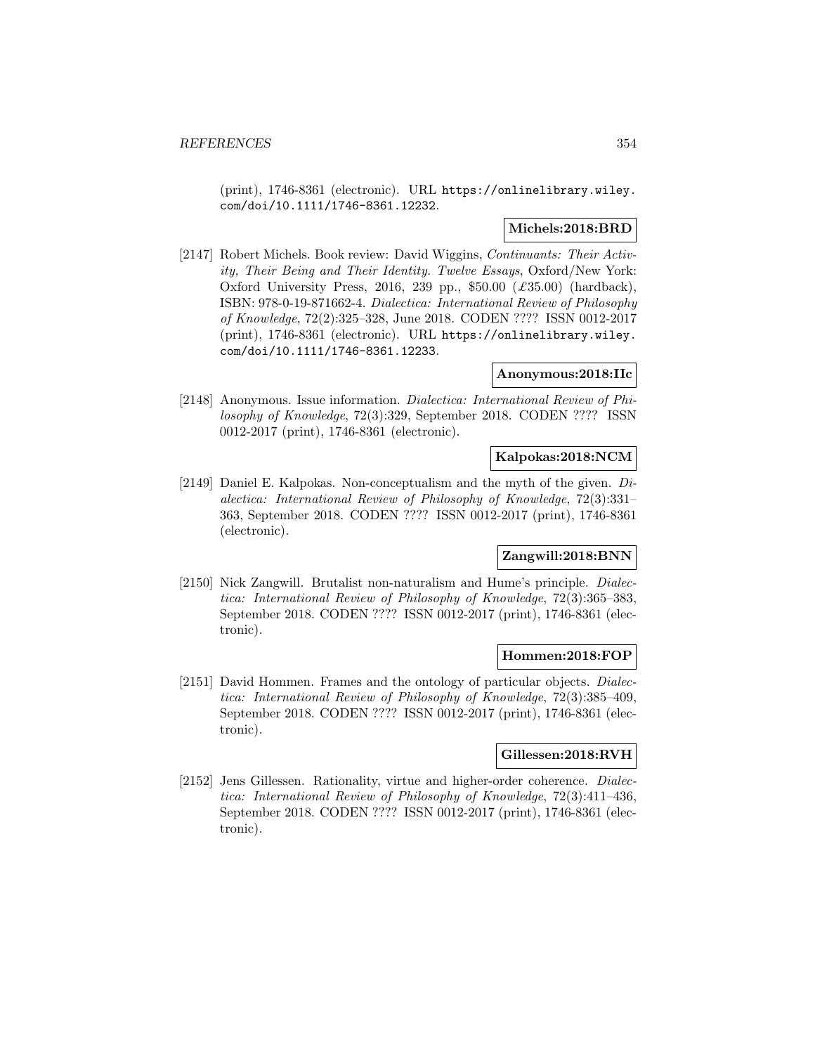(print), 1746-8361 (electronic). URL https://onlinelibrary.wiley.com/doi/10.1111/1746-8361.12232.

**Michels:2018:BRD**

[2147] Robert Michels. Book review: David Wiggins, *Continuants: Their Activity, Their Being and Their Identity. Twelve Essays*, Oxford/New York: Oxford University Press, 2016, 239 pp., $50.00 (£35.00) (hardback), ISBN: 978-0-19-871662-4. *Dialectica: International Review of Philosophy of Knowledge*, 72(2):325–328, June 2018. CODEN ???? ISSN 0012-2017 (print), 1746-8361 (electronic). URL https://onlinelibrary.wiley.com/doi/10.1111/1746-8361.12233.

**Anonymous:2018:IIc**

[2148] Anonymous. Issue information. *Dialectica: International Review of Philosophy of Knowledge*, 72(3):329, September 2018. CODEN ???? ISSN 0012-2017 (print), 1746-8361 (electronic).

**Kalpokas:2018:NCM**

[2149] Daniel E. Kalpokas. Non-conceptualism and the myth of the given. *Dialectica: International Review of Philosophy of Knowledge*, 72(3):331–363, September 2018. CODEN ???? ISSN 0012-2017 (print), 1746-8361 (electronic).

**Zangwill:2018:BNN**

[2150] Nick Zangwill. Brutalist non-naturalism and Hume's principle. *Dialectica: International Review of Philosophy of Knowledge*, 72(3):365–383, September 2018. CODEN ???? ISSN 0012-2017 (print), 1746-8361 (electronic).

**Hommen:2018:FOP**

[2151] David Hommen. Frames and the ontology of particular objects. *Dialectica: International Review of Philosophy of Knowledge*, 72(3):385–409, September 2018. CODEN ???? ISSN 0012-2017 (print), 1746-8361 (electronic).

**Gillessen:2018:RVH**

[2152] Jens Gillessen. Rationality, virtue and higher-order coherence. *Dialectica: International Review of Philosophy of Knowledge*, 72(3):411–436, September 2018. CODEN ???? ISSN 0012-2017 (print), 1746-8361 (electronic).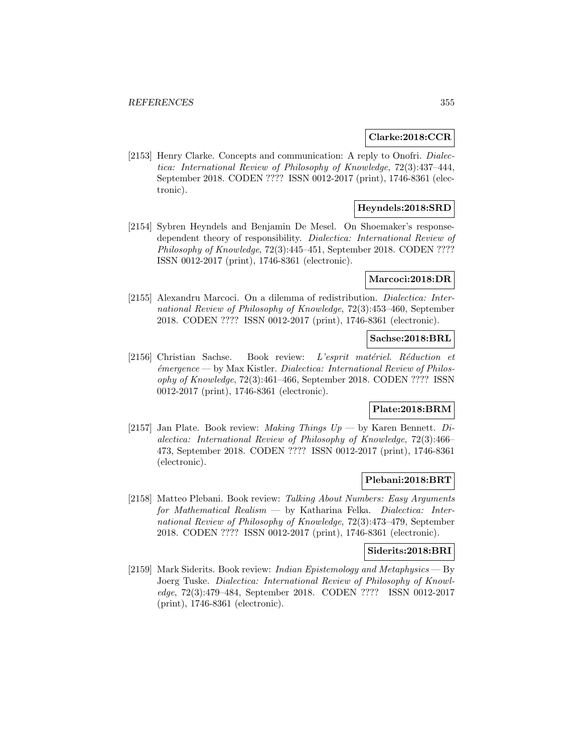**Clarke:2018:CCR**

[2153] Henry Clarke. Concepts and communication: A reply to Onofri. *Dialectica: International Review of Philosophy of Knowledge*, 72(3):437–444, September 2018. CODEN ???? ISSN 0012-2017 (print), 1746-8361 (electronic).

**Heyndels:2018:SRD**

[2154] Sybren Heyndels and Benjamin De Mesel. On Shoemaker's response-dependent theory of responsibility. *Dialectica: International Review of Philosophy of Knowledge*, 72(3):445–451, September 2018. CODEN ???? ISSN 0012-2017 (print), 1746-8361 (electronic).

**Marcoci:2018:DR**

[2155] Alexandru Marcoci. On a dilemma of redistribution. *Dialectica: International Review of Philosophy of Knowledge*, 72(3):453–460, September 2018. CODEN ???? ISSN 0012-2017 (print), 1746-8361 (electronic).

**Sachse:2018:BRL**

[2156] Christian Sachse. Book review: *L'esprit matériel. Réduction et émergence* — by Max Kistler. *Dialectica: International Review of Philosophy of Knowledge*, 72(3):461–466, September 2018. CODEN ???? ISSN 0012-2017 (print), 1746-8361 (electronic).

**Plate:2018:BRM**

[2157] Jan Plate. Book review: *Making Things Up* — by Karen Bennett. *Dialectica: International Review of Philosophy of Knowledge*, 72(3):466–473, September 2018. CODEN ???? ISSN 0012-2017 (print), 1746-8361 (electronic).

**Plebani:2018:BRT**

[2158] Matteo Plebani. Book review: *Talking About Numbers: Easy Arguments for Mathematical Realism* — by Katharina Felka. *Dialectica: International Review of Philosophy of Knowledge*, 72(3):473–479, September 2018. CODEN ???? ISSN 0012-2017 (print), 1746-8361 (electronic).

**Siderits:2018:BRI**

[2159] Mark Siderits. Book review: *Indian Epistemology and Metaphysics* — By Joerg Tuske. *Dialectica: International Review of Philosophy of Knowledge*, 72(3):479–484, September 2018. CODEN ???? ISSN 0012-2017 (print), 1746-8361 (electronic).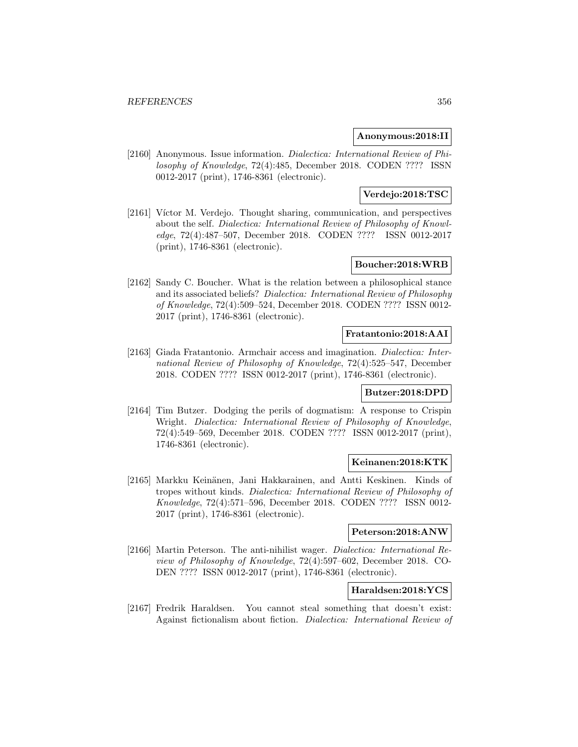**Anonymous:2018:II**

[2160] Anonymous. Issue information. *Dialectica: International Review of Philosophy of Knowledge*, 72(4):485, December 2018. CODEN ???? ISSN 0012-2017 (print), 1746-8361 (electronic).

**Verdejo:2018:TSC**

[2161] Víctor M. Verdejo. Thought sharing, communication, and perspectives about the self. *Dialectica: International Review of Philosophy of Knowledge*, 72(4):487–507, December 2018. CODEN ???? ISSN 0012-2017 (print), 1746-8361 (electronic).

**Boucher:2018:WRB**

[2162] Sandy C. Boucher. What is the relation between a philosophical stance and its associated beliefs? *Dialectica: International Review of Philosophy of Knowledge*, 72(4):509–524, December 2018. CODEN ???? ISSN 0012-2017 (print), 1746-8361 (electronic).

**Fratantonio:2018:AAI**

[2163] Giada Fratantonio. Armchair access and imagination. *Dialectica: International Review of Philosophy of Knowledge*, 72(4):525–547, December 2018. CODEN ???? ISSN 0012-2017 (print), 1746-8361 (electronic).

**Butzer:2018:DPD**

[2164] Tim Butzer. Dodging the perils of dogmatism: A response to Crispin Wright. *Dialectica: International Review of Philosophy of Knowledge*, 72(4):549–569, December 2018. CODEN ???? ISSN 0012-2017 (print), 1746-8361 (electronic).

**Keinanen:2018:KTK**

[2165] Markku Keinänen, Jani Hakkarainen, and Antti Keskinen. Kinds of tropes without kinds. *Dialectica: International Review of Philosophy of Knowledge*, 72(4):571–596, December 2018. CODEN ???? ISSN 0012-2017 (print), 1746-8361 (electronic).

**Peterson:2018:ANW**

[2166] Martin Peterson. The anti-nihilist wager. *Dialectica: International Review of Philosophy of Knowledge*, 72(4):597–602, December 2018. CODEN ???? ISSN 0012-2017 (print), 1746-8361 (electronic).

**Haraldsen:2018:YCS**

[2167] Fredrik Haraldsen. You cannot steal something that doesn't exist: Against fictionalism about fiction. *Dialectica: International Review of*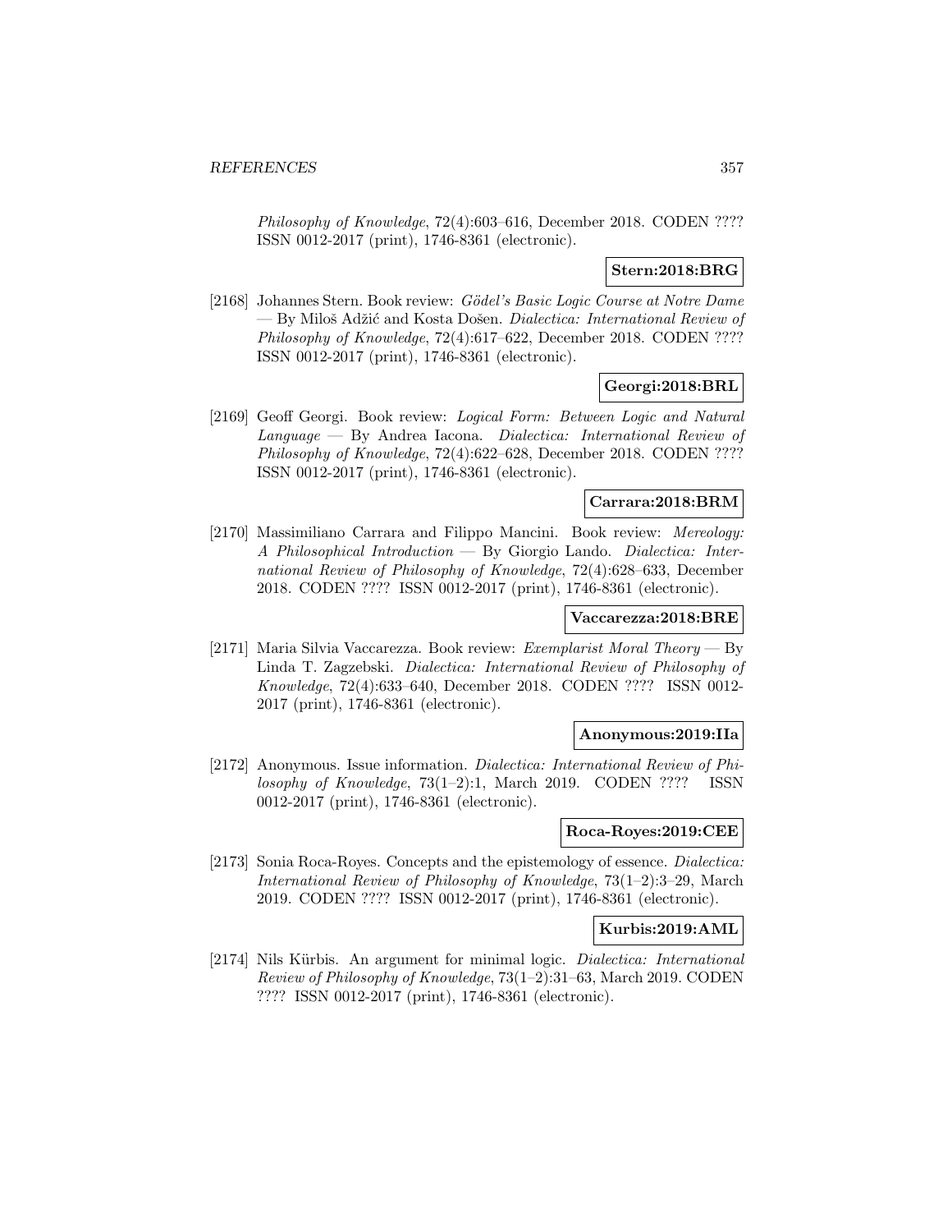*Philosophy of Knowledge*, 72(4):603–616, December 2018. CODEN ???? ISSN 0012-2017 (print), 1746-8361 (electronic).

**Stern:2018:BRG**

[2168] Johannes Stern. Book review: *Gödel's Basic Logic Course at Notre Dame* — By Miloš Adžić and Kosta Došen. *Dialectica: International Review of Philosophy of Knowledge*, 72(4):617–622, December 2018. CODEN ???? ISSN 0012-2017 (print), 1746-8361 (electronic).

**Georgi:2018:BRL**

[2169] Geoff Georgi. Book review: *Logical Form: Between Logic and Natural Language* — By Andrea Iacona. *Dialectica: International Review of Philosophy of Knowledge*, 72(4):622–628, December 2018. CODEN ???? ISSN 0012-2017 (print), 1746-8361 (electronic).

**Carrara:2018:BRM**

[2170] Massimiliano Carrara and Filippo Mancini. Book review: *Mereology: A Philosophical Introduction* — By Giorgio Lando. *Dialectica: International Review of Philosophy of Knowledge*, 72(4):628–633, December 2018. CODEN ???? ISSN 0012-2017 (print), 1746-8361 (electronic).

**Vaccarezza:2018:BRE**

[2171] Maria Silvia Vaccarezza. Book review: *Exemplarist Moral Theory* — By Linda T. Zagzebski. *Dialectica: International Review of Philosophy of Knowledge*, 72(4):633–640, December 2018. CODEN ???? ISSN 0012-2017 (print), 1746-8361 (electronic).

**Anonymous:2019:IIa**

[2172] Anonymous. Issue information. *Dialectica: International Review of Philosophy of Knowledge*, 73(1–2):1, March 2019. CODEN ???? ISSN 0012-2017 (print), 1746-8361 (electronic).

**Roca-Royes:2019:CEE**

[2173] Sonia Roca-Royes. Concepts and the epistemology of essence. *Dialectica: International Review of Philosophy of Knowledge*, 73(1–2):3–29, March 2019. CODEN ???? ISSN 0012-2017 (print), 1746-8361 (electronic).

**Kurbis:2019:AML**

[2174] Nils Kürbis. An argument for minimal logic. *Dialectica: International Review of Philosophy of Knowledge*, 73(1–2):31–63, March 2019. CODEN ???? ISSN 0012-2017 (print), 1746-8361 (electronic).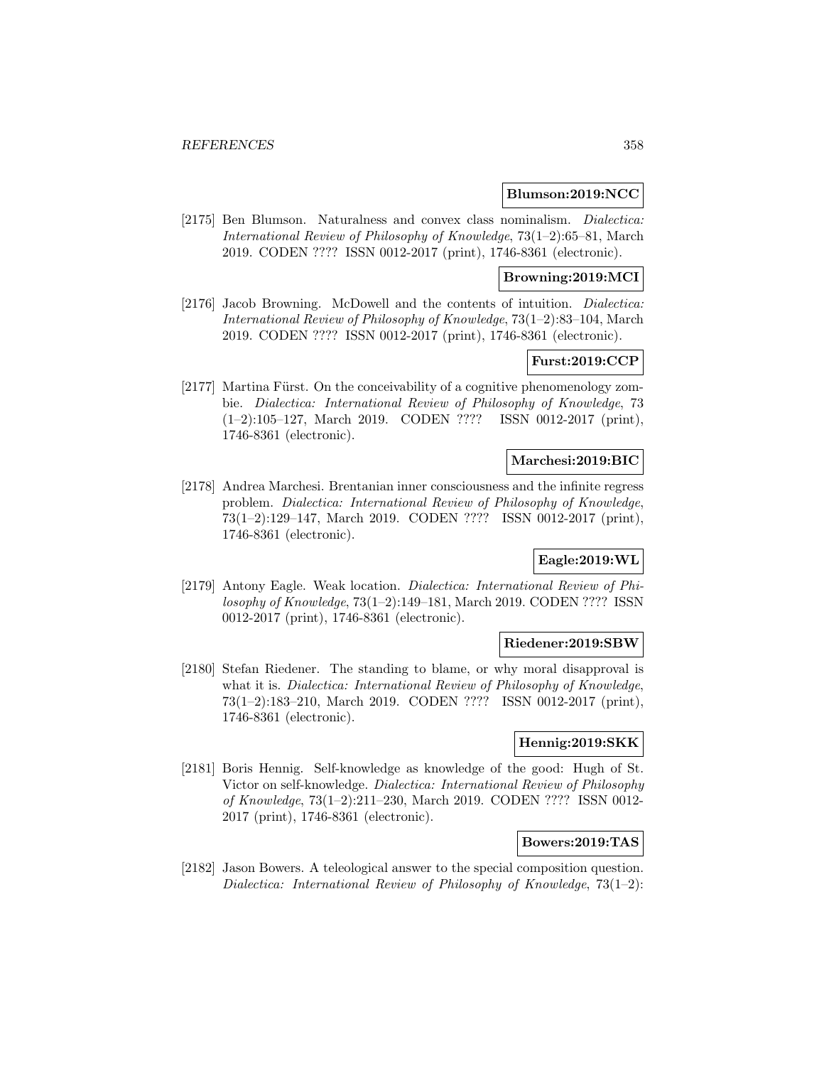**Blumson:2019:NCC**

[2175] Ben Blumson. Naturalness and convex class nominalism. *Dialectica: International Review of Philosophy of Knowledge*, 73(1–2):65–81, March 2019. CODEN ???? ISSN 0012-2017 (print), 1746-8361 (electronic).

**Browning:2019:MCI**

[2176] Jacob Browning. McDowell and the contents of intuition. *Dialectica: International Review of Philosophy of Knowledge*, 73(1–2):83–104, March 2019. CODEN ???? ISSN 0012-2017 (print), 1746-8361 (electronic).

**Furst:2019:CCP**

[2177] Martina Fürst. On the conceivability of a cognitive phenomenology zombie. *Dialectica: International Review of Philosophy of Knowledge*, 73 (1–2):105–127, March 2019. CODEN ???? ISSN 0012-2017 (print), 1746-8361 (electronic).

**Marchesi:2019:BIC**

[2178] Andrea Marchesi. Brentanian inner consciousness and the infinite regress problem. *Dialectica: International Review of Philosophy of Knowledge*, 73(1–2):129–147, March 2019. CODEN ???? ISSN 0012-2017 (print), 1746-8361 (electronic).

**Eagle:2019:WL**

[2179] Antony Eagle. Weak location. *Dialectica: International Review of Philosophy of Knowledge*, 73(1–2):149–181, March 2019. CODEN ???? ISSN 0012-2017 (print), 1746-8361 (electronic).

**Riedener:2019:SBW**

[2180] Stefan Riedener. The standing to blame, or why moral disapproval is what it is. *Dialectica: International Review of Philosophy of Knowledge*, 73(1–2):183–210, March 2019. CODEN ???? ISSN 0012-2017 (print), 1746-8361 (electronic).

**Hennig:2019:SKK**

[2181] Boris Hennig. Self-knowledge as knowledge of the good: Hugh of St. Victor on self-knowledge. *Dialectica: International Review of Philosophy of Knowledge*, 73(1–2):211–230, March 2019. CODEN ???? ISSN 0012-2017 (print), 1746-8361 (electronic).

**Bowers:2019:TAS**

[2182] Jason Bowers. A teleological answer to the special composition question. *Dialectica: International Review of Philosophy of Knowledge*, 73(1–2):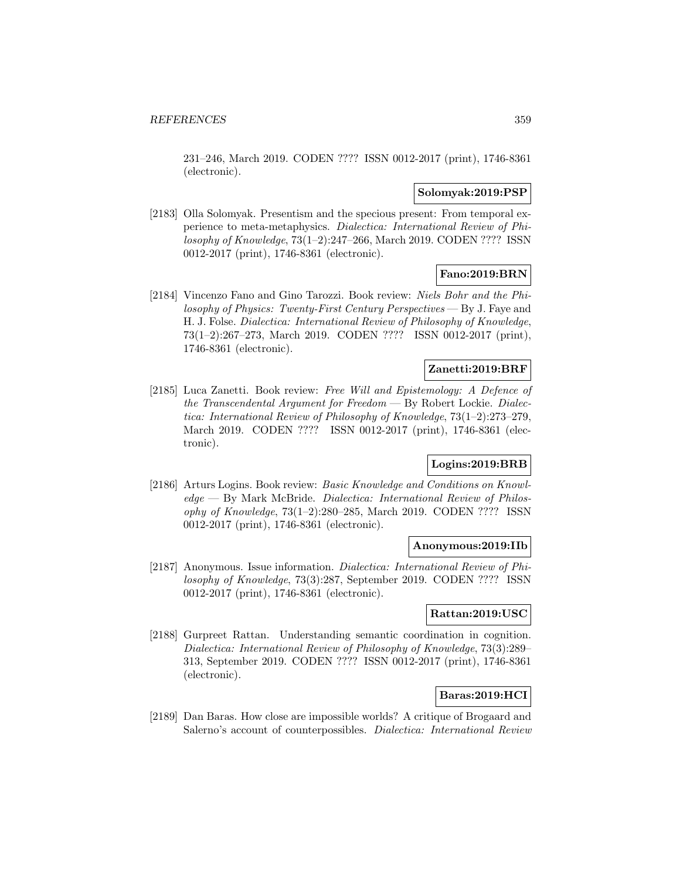231–246, March 2019. CODEN ???? ISSN 0012-2017 (print), 1746-8361 (electronic).

**Solomyak:2019:PSP**

[2183] Olla Solomyak. Presentism and the specious present: From temporal experience to meta-metaphysics. *Dialectica: International Review of Philosophy of Knowledge*, 73(1–2):247–266, March 2019. CODEN ???? ISSN 0012-2017 (print), 1746-8361 (electronic).

**Fano:2019:BRN**

[2184] Vincenzo Fano and Gino Tarozzi. Book review: *Niels Bohr and the Philosophy of Physics: Twenty-First Century Perspectives* — By J. Faye and H. J. Folse. *Dialectica: International Review of Philosophy of Knowledge*, 73(1–2):267–273, March 2019. CODEN ???? ISSN 0012-2017 (print), 1746-8361 (electronic).

**Zanetti:2019:BRF**

[2185] Luca Zanetti. Book review: *Free Will and Epistemology: A Defence of the Transcendental Argument for Freedom* — By Robert Lockie. *Dialectica: International Review of Philosophy of Knowledge*, 73(1–2):273–279, March 2019. CODEN ???? ISSN 0012-2017 (print), 1746-8361 (electronic).

**Logins:2019:BRB**

[2186] Arturs Logins. Book review: *Basic Knowledge and Conditions on Knowledge* — By Mark McBride. *Dialectica: International Review of Philosophy of Knowledge*, 73(1–2):280–285, March 2019. CODEN ???? ISSN 0012-2017 (print), 1746-8361 (electronic).

**Anonymous:2019:IIb**

[2187] Anonymous. Issue information. *Dialectica: International Review of Philosophy of Knowledge*, 73(3):287, September 2019. CODEN ???? ISSN 0012-2017 (print), 1746-8361 (electronic).

**Rattan:2019:USC**

[2188] Gurpreet Rattan. Understanding semantic coordination in cognition. *Dialectica: International Review of Philosophy of Knowledge*, 73(3):289–313, September 2019. CODEN ???? ISSN 0012-2017 (print), 1746-8361 (electronic).

**Baras:2019:HCI**

[2189] Dan Baras. How close are impossible worlds? A critique of Brogaard and Salerno's account of counterpossibles. *Dialectica: International Review*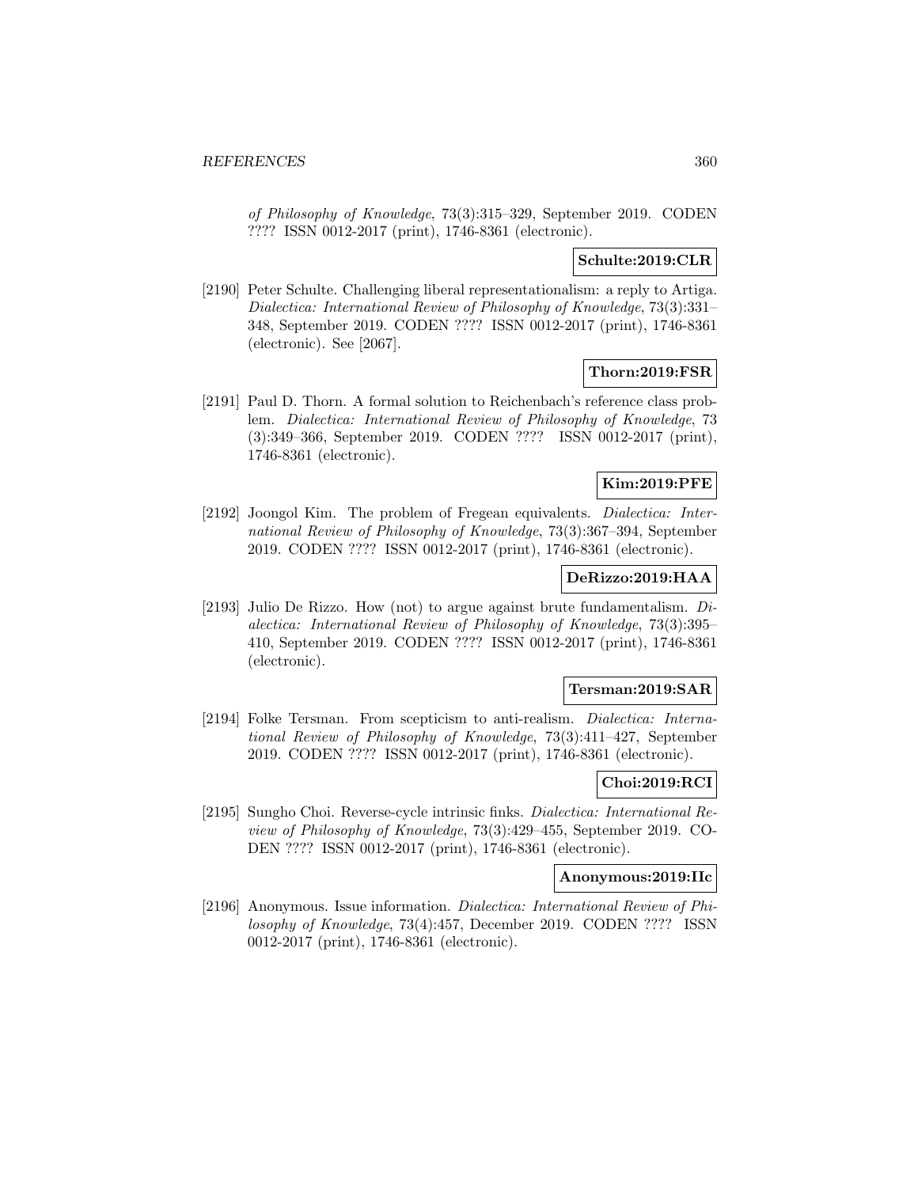*of Philosophy of Knowledge*, 73(3):315–329, September 2019. CODEN ???? ISSN 0012-2017 (print), 1746-8361 (electronic).

**Schulte:2019:CLR**

[2190] Peter Schulte. Challenging liberal representationalism: a reply to Artiga. *Dialectica: International Review of Philosophy of Knowledge*, 73(3):331–348, September 2019. CODEN ???? ISSN 0012-2017 (print), 1746-8361 (electronic). See [2067].

**Thorn:2019:FSR**

[2191] Paul D. Thorn. A formal solution to Reichenbach's reference class problem. *Dialectica: International Review of Philosophy of Knowledge*, 73 (3):349–366, September 2019. CODEN ???? ISSN 0012-2017 (print), 1746-8361 (electronic).

**Kim:2019:PFE**

[2192] Joongol Kim. The problem of Fregean equivalents. *Dialectica: International Review of Philosophy of Knowledge*, 73(3):367–394, September 2019. CODEN ???? ISSN 0012-2017 (print), 1746-8361 (electronic).

**DeRizzo:2019:HAA**

[2193] Julio De Rizzo. How (not) to argue against brute fundamentalism. *Dialectica: International Review of Philosophy of Knowledge*, 73(3):395–410, September 2019. CODEN ???? ISSN 0012-2017 (print), 1746-8361 (electronic).

**Tersman:2019:SAR**

[2194] Folke Tersman. From scepticism to anti-realism. *Dialectica: International Review of Philosophy of Knowledge*, 73(3):411–427, September 2019. CODEN ???? ISSN 0012-2017 (print), 1746-8361 (electronic).

**Choi:2019:RCI**

[2195] Sungho Choi. Reverse-cycle intrinsic finks. *Dialectica: International Review of Philosophy of Knowledge*, 73(3):429–455, September 2019. CODEN ???? ISSN 0012-2017 (print), 1746-8361 (electronic).

**Anonymous:2019:IIc**

[2196] Anonymous. Issue information. *Dialectica: International Review of Philosophy of Knowledge*, 73(4):457, December 2019. CODEN ???? ISSN 0012-2017 (print), 1746-8361 (electronic).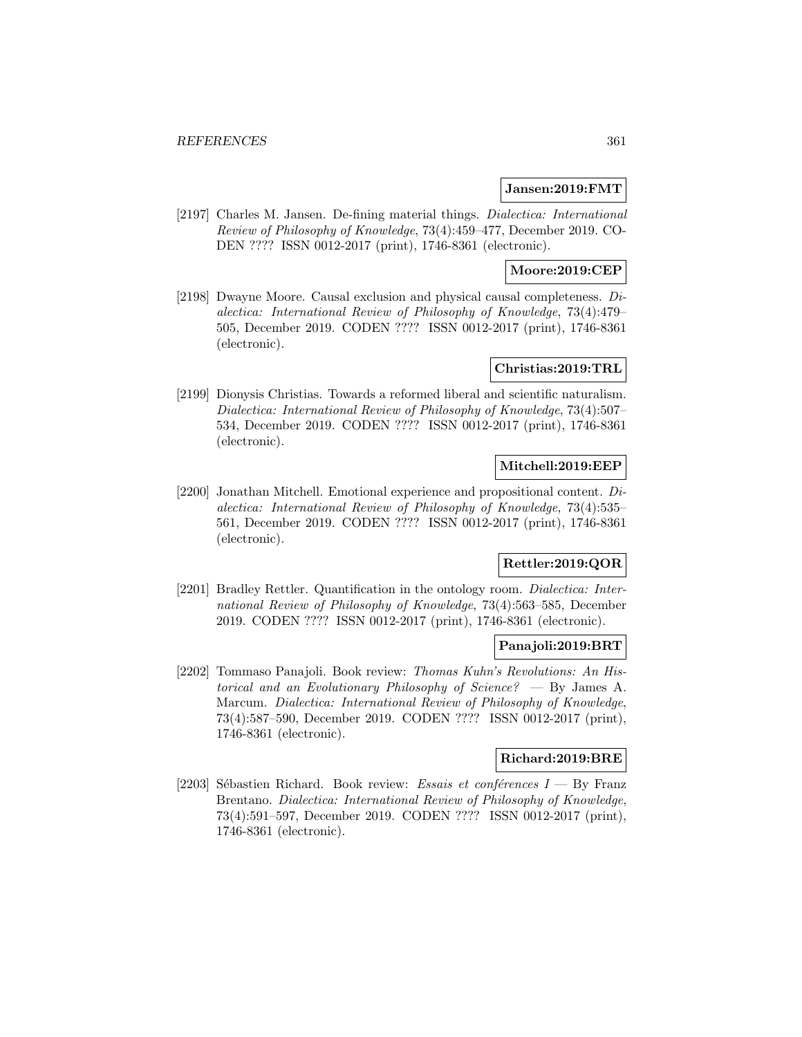**Jansen:2019:FMT**

[2197] Charles M. Jansen. De-fining material things. *Dialectica: International Review of Philosophy of Knowledge*, 73(4):459–477, December 2019. CODEN ???? ISSN 0012-2017 (print), 1746-8361 (electronic).

**Moore:2019:CEP**

[2198] Dwayne Moore. Causal exclusion and physical causal completeness. *Dialectica: International Review of Philosophy of Knowledge*, 73(4):479–505, December 2019. CODEN ???? ISSN 0012-2017 (print), 1746-8361 (electronic).

**Christias:2019:TRL**

[2199] Dionysis Christias. Towards a reformed liberal and scientific naturalism. *Dialectica: International Review of Philosophy of Knowledge*, 73(4):507–534, December 2019. CODEN ???? ISSN 0012-2017 (print), 1746-8361 (electronic).

**Mitchell:2019:EEP**

[2200] Jonathan Mitchell. Emotional experience and propositional content. *Dialectica: International Review of Philosophy of Knowledge*, 73(4):535–561, December 2019. CODEN ???? ISSN 0012-2017 (print), 1746-8361 (electronic).

**Rettler:2019:QOR**

[2201] Bradley Rettler. Quantification in the ontology room. *Dialectica: International Review of Philosophy of Knowledge*, 73(4):563–585, December 2019. CODEN ???? ISSN 0012-2017 (print), 1746-8361 (electronic).

**Panajoli:2019:BRT**

[2202] Tommaso Panajoli. Book review: *Thomas Kuhn's Revolutions: An Historical and an Evolutionary Philosophy of Science?* — By James A. Marcum. *Dialectica: International Review of Philosophy of Knowledge*, 73(4):587–590, December 2019. CODEN ???? ISSN 0012-2017 (print), 1746-8361 (electronic).

**Richard:2019:BRE**

[2203] Sébastien Richard. Book review: *Essais et conférences I* — By Franz Brentano. *Dialectica: International Review of Philosophy of Knowledge*, 73(4):591–597, December 2019. CODEN ???? ISSN 0012-2017 (print), 1746-8361 (electronic).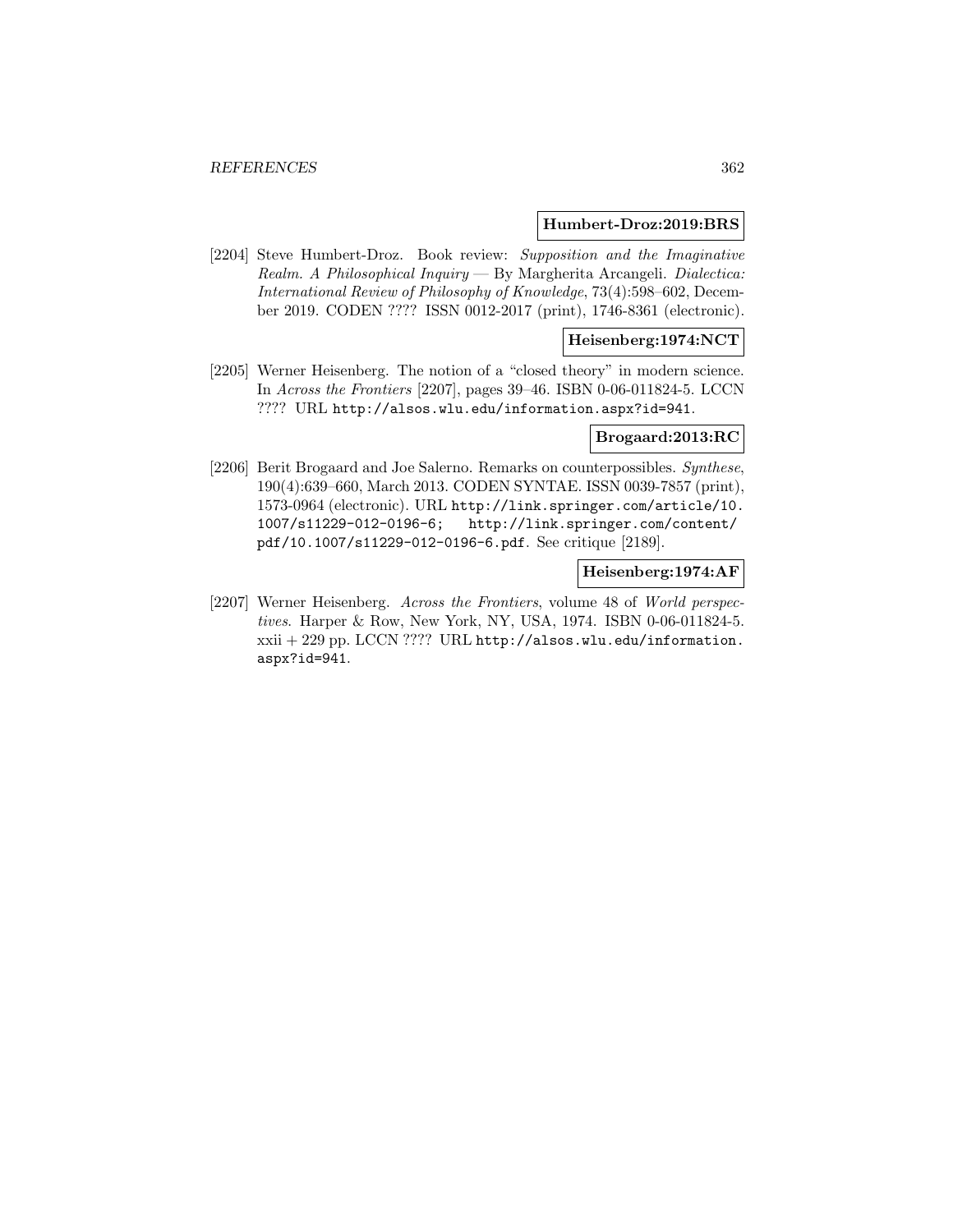**Humbert-Droz:2019:BRS**

[2204] Steve Humbert-Droz. Book review: *Supposition and the Imaginative Realm. A Philosophical Inquiry* — By Margherita Arcangeli. *Dialectica: International Review of Philosophy of Knowledge*, 73(4):598–602, December 2019. CODEN ???? ISSN 0012-2017 (print), 1746-8361 (electronic).

**Heisenberg:1974:NCT**

[2205] Werner Heisenberg. The notion of a "closed theory" in modern science. In *Across the Frontiers* [2207], pages 39–46. ISBN 0-06-011824-5. LCCN ???? URL `http://alsos.wlu.edu/information.aspx?id=941`.

**Brogaard:2013:RC**

[2206] Berit Brogaard and Joe Salerno. Remarks on counterpossibles. *Synthese*, 190(4):639–660, March 2013. CODEN SYNTAE. ISSN 0039-7857 (print), 1573-0964 (electronic). URL `http://link.springer.com/article/10.1007/s11229-012-0196-6; http://link.springer.com/content/pdf/10.1007/s11229-012-0196-6.pdf`. See critique [2189].

**Heisenberg:1974:AF**

[2207] Werner Heisenberg. *Across the Frontiers*, volume 48 of *World perspectives*. Harper & Row, New York, NY, USA, 1974. ISBN 0-06-011824-5. xxii + 229 pp. LCCN ???? URL `http://alsos.wlu.edu/information.aspx?id=941`.